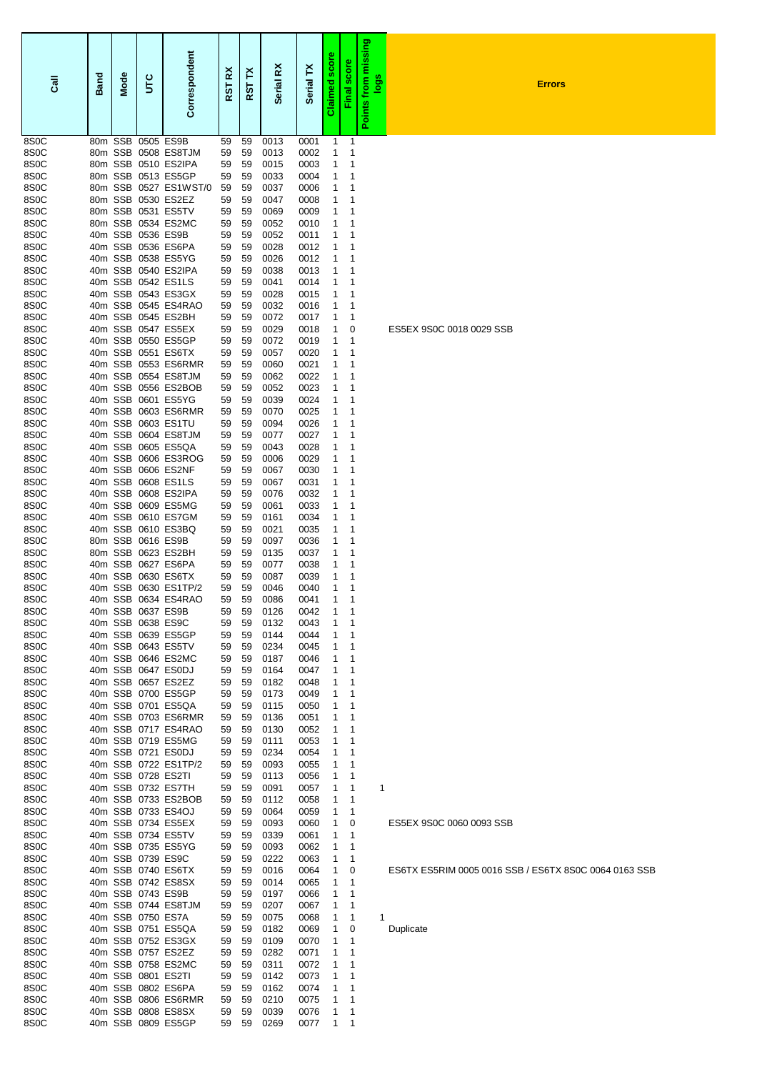| Call | Band | Mode | UTC | Correspondent | RST RX | RST TX | Serial RX | Serial TX | Claimed score | Final score | Points from missing logs | Errors |
|---|---|---|---|---|---|---|---|---|---|---|---|---|
| 8S0C | 80m | SSB | 0505 | ES9B | 59 | 59 | 0013 | 0001 | 1 | 1 | | |
| 8S0C | 80m | SSB | 0508 | ES8TJM | 59 | 59 | 0013 | 0002 | 1 | 1 | | |
| 8S0C | 80m | SSB | 0510 | ES2IPA | 59 | 59 | 0015 | 0003 | 1 | 1 | | |
| 8S0C | 80m | SSB | 0513 | ES5GP | 59 | 59 | 0033 | 0004 | 1 | 1 | | |
| 8S0C | 80m | SSB | 0527 | ES1WST/0 | 59 | 59 | 0037 | 0006 | 1 | 1 | | |
| 8S0C | 80m | SSB | 0530 | ES2EZ | 59 | 59 | 0047 | 0008 | 1 | 1 | | |
| 8S0C | 80m | SSB | 0531 | ES5TV | 59 | 59 | 0069 | 0009 | 1 | 1 | | |
| 8S0C | 80m | SSB | 0534 | ES2MC | 59 | 59 | 0052 | 0010 | 1 | 1 | | |
| 8S0C | 40m | SSB | 0536 | ES9B | 59 | 59 | 0052 | 0011 | 1 | 1 | | |
| 8S0C | 40m | SSB | 0536 | ES6PA | 59 | 59 | 0028 | 0012 | 1 | 1 | | |
| 8S0C | 40m | SSB | 0538 | ES5YG | 59 | 59 | 0026 | 0012 | 1 | 1 | | |
| 8S0C | 40m | SSB | 0540 | ES2IPA | 59 | 59 | 0038 | 0013 | 1 | 1 | | |
| 8S0C | 40m | SSB | 0542 | ES1LS | 59 | 59 | 0041 | 0014 | 1 | 1 | | |
| 8S0C | 40m | SSB | 0543 | ES3GX | 59 | 59 | 0028 | 0015 | 1 | 1 | | |
| 8S0C | 40m | SSB | 0545 | ES4RAO | 59 | 59 | 0032 | 0016 | 1 | 1 | | |
| 8S0C | 40m | SSB | 0545 | ES2BH | 59 | 59 | 0072 | 0017 | 1 | 1 | | |
| 8S0C | 40m | SSB | 0547 | ES5EX | 59 | 59 | 0029 | 0018 | 1 | 0 | | ES5EX 9S0C 0018 0029 SSB |
| 8S0C | 40m | SSB | 0550 | ES5GP | 59 | 59 | 0072 | 0019 | 1 | 1 | | |
| 8S0C | 40m | SSB | 0551 | ES6TX | 59 | 59 | 0057 | 0020 | 1 | 1 | | |
| 8S0C | 40m | SSB | 0553 | ES6RMR | 59 | 59 | 0060 | 0021 | 1 | 1 | | |
| 8S0C | 40m | SSB | 0554 | ES8TJM | 59 | 59 | 0062 | 0022 | 1 | 1 | | |
| 8S0C | 40m | SSB | 0556 | ES2BOB | 59 | 59 | 0052 | 0023 | 1 | 1 | | |
| 8S0C | 40m | SSB | 0601 | ES5YG | 59 | 59 | 0039 | 0024 | 1 | 1 | | |
| 8S0C | 40m | SSB | 0603 | ES6RMR | 59 | 59 | 0070 | 0025 | 1 | 1 | | |
| 8S0C | 40m | SSB | 0603 | ES1TU | 59 | 59 | 0094 | 0026 | 1 | 1 | | |
| 8S0C | 40m | SSB | 0604 | ES8TJM | 59 | 59 | 0077 | 0027 | 1 | 1 | | |
| 8S0C | 40m | SSB | 0605 | ES5QA | 59 | 59 | 0043 | 0028 | 1 | 1 | | |
| 8S0C | 40m | SSB | 0606 | ES3ROG | 59 | 59 | 0006 | 0029 | 1 | 1 | | |
| 8S0C | 40m | SSB | 0606 | ES2NF | 59 | 59 | 0067 | 0030 | 1 | 1 | | |
| 8S0C | 40m | SSB | 0608 | ES1LS | 59 | 59 | 0067 | 0031 | 1 | 1 | | |
| 8S0C | 40m | SSB | 0608 | ES2IPA | 59 | 59 | 0076 | 0032 | 1 | 1 | | |
| 8S0C | 40m | SSB | 0609 | ES5MG | 59 | 59 | 0061 | 0033 | 1 | 1 | | |
| 8S0C | 40m | SSB | 0610 | ES7GM | 59 | 59 | 0161 | 0034 | 1 | 1 | | |
| 8S0C | 40m | SSB | 0610 | ES3BQ | 59 | 59 | 0021 | 0035 | 1 | 1 | | |
| 8S0C | 80m | SSB | 0616 | ES9B | 59 | 59 | 0097 | 0036 | 1 | 1 | | |
| 8S0C | 80m | SSB | 0623 | ES2BH | 59 | 59 | 0135 | 0037 | 1 | 1 | | |
| 8S0C | 40m | SSB | 0627 | ES6PA | 59 | 59 | 0077 | 0038 | 1 | 1 | | |
| 8S0C | 40m | SSB | 0630 | ES6TX | 59 | 59 | 0087 | 0039 | 1 | 1 | | |
| 8S0C | 40m | SSB | 0630 | ES1TP/2 | 59 | 59 | 0046 | 0040 | 1 | 1 | | |
| 8S0C | 40m | SSB | 0634 | ES4RAO | 59 | 59 | 0086 | 0041 | 1 | 1 | | |
| 8S0C | 40m | SSB | 0637 | ES9B | 59 | 59 | 0126 | 0042 | 1 | 1 | | |
| 8S0C | 40m | SSB | 0638 | ES9C | 59 | 59 | 0132 | 0043 | 1 | 1 | | |
| 8S0C | 40m | SSB | 0639 | ES5GP | 59 | 59 | 0144 | 0044 | 1 | 1 | | |
| 8S0C | 40m | SSB | 0643 | ES5TV | 59 | 59 | 0234 | 0045 | 1 | 1 | | |
| 8S0C | 40m | SSB | 0646 | ES2MC | 59 | 59 | 0187 | 0046 | 1 | 1 | | |
| 8S0C | 40m | SSB | 0647 | ES0DJ | 59 | 59 | 0164 | 0047 | 1 | 1 | | |
| 8S0C | 40m | SSB | 0657 | ES2EZ | 59 | 59 | 0182 | 0048 | 1 | 1 | | |
| 8S0C | 40m | SSB | 0700 | ES5GP | 59 | 59 | 0173 | 0049 | 1 | 1 | | |
| 8S0C | 40m | SSB | 0701 | ES5QA | 59 | 59 | 0115 | 0050 | 1 | 1 | | |
| 8S0C | 40m | SSB | 0703 | ES6RMR | 59 | 59 | 0136 | 0051 | 1 | 1 | | |
| 8S0C | 40m | SSB | 0717 | ES4RAO | 59 | 59 | 0130 | 0052 | 1 | 1 | | |
| 8S0C | 40m | SSB | 0719 | ES5MG | 59 | 59 | 0111 | 0053 | 1 | 1 | | |
| 8S0C | 40m | SSB | 0721 | ES0DJ | 59 | 59 | 0234 | 0054 | 1 | 1 | | |
| 8S0C | 40m | SSB | 0722 | ES1TP/2 | 59 | 59 | 0093 | 0055 | 1 | 1 | | |
| 8S0C | 40m | SSB | 0728 | ES2TI | 59 | 59 | 0113 | 0056 | 1 | 1 | | |
| 8S0C | 40m | SSB | 0732 | ES7TH | 59 | 59 | 0091 | 0057 | 1 | 1 | 1 | |
| 8S0C | 40m | SSB | 0733 | ES2BOB | 59 | 59 | 0112 | 0058 | 1 | 1 | | |
| 8S0C | 40m | SSB | 0733 | ES4OJ | 59 | 59 | 0064 | 0059 | 1 | 1 | | |
| 8S0C | 40m | SSB | 0734 | ES5EX | 59 | 59 | 0093 | 0060 | 1 | 0 | | ES5EX 9S0C 0060 0093 SSB |
| 8S0C | 40m | SSB | 0734 | ES5TV | 59 | 59 | 0339 | 0061 | 1 | 1 | | |
| 8S0C | 40m | SSB | 0735 | ES5YG | 59 | 59 | 0093 | 0062 | 1 | 1 | | |
| 8S0C | 40m | SSB | 0739 | ES9C | 59 | 59 | 0222 | 0063 | 1 | 1 | | |
| 8S0C | 40m | SSB | 0740 | ES6TX | 59 | 59 | 0016 | 0064 | 1 | 0 | | ES6TX ES5RIM 0005 0016 SSB / ES6TX 8S0C 0064 0163 SSB |
| 8S0C | 40m | SSB | 0742 | ES8SX | 59 | 59 | 0014 | 0065 | 1 | 1 | | |
| 8S0C | 40m | SSB | 0743 | ES9B | 59 | 59 | 0197 | 0066 | 1 | 1 | | |
| 8S0C | 40m | SSB | 0744 | ES8TJM | 59 | 59 | 0207 | 0067 | 1 | 1 | | |
| 8S0C | 40m | SSB | 0750 | ES7A | 59 | 59 | 0075 | 0068 | 1 | 1 | 1 | |
| 8S0C | 40m | SSB | 0751 | ES5QA | 59 | 59 | 0182 | 0069 | 1 | 0 | | Duplicate |
| 8S0C | 40m | SSB | 0752 | ES3GX | 59 | 59 | 0109 | 0070 | 1 | 1 | | |
| 8S0C | 40m | SSB | 0757 | ES2EZ | 59 | 59 | 0282 | 0071 | 1 | 1 | | |
| 8S0C | 40m | SSB | 0758 | ES2MC | 59 | 59 | 0311 | 0072 | 1 | 1 | | |
| 8S0C | 40m | SSB | 0801 | ES2TI | 59 | 59 | 0142 | 0073 | 1 | 1 | | |
| 8S0C | 40m | SSB | 0802 | ES6PA | 59 | 59 | 0162 | 0074 | 1 | 1 | | |
| 8S0C | 40m | SSB | 0806 | ES6RMR | 59 | 59 | 0210 | 0075 | 1 | 1 | | |
| 8S0C | 40m | SSB | 0808 | ES8SX | 59 | 59 | 0039 | 0076 | 1 | 1 | | |
| 8S0C | 40m | SSB | 0809 | ES5GP | 59 | 59 | 0269 | 0077 | 1 | 1 | | |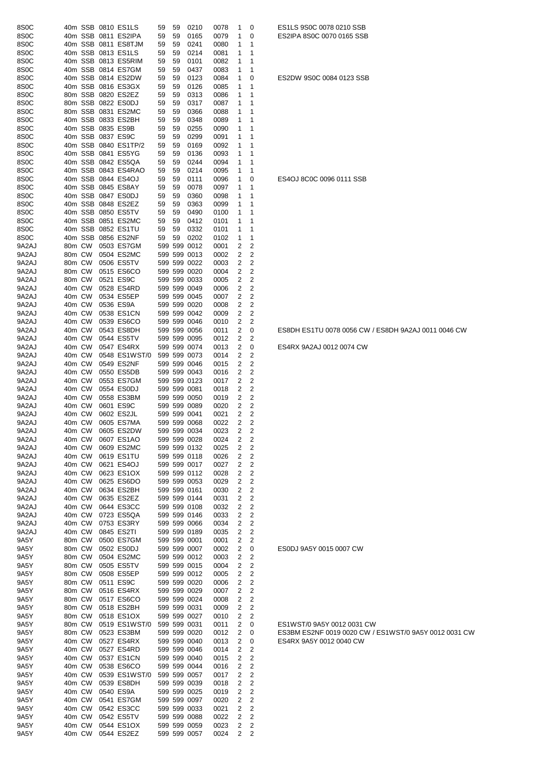| Call | Band | Mode | Time | Worked | RST S | RST R | Rcvd | Sent | | | Note |
|---|---|---|---|---|---|---|---|---|---|---|---|
| 8S0C | 40m | SSB | 0810 | ES1LS | 59 | 59 | 0210 | 0078 | 1 | 0 | ES1LS 9S0C 0078 0210 SSB |
| 8S0C | 40m | SSB | 0811 | ES2IPA | 59 | 59 | 0165 | 0079 | 1 | 0 | ES2IPA 8S0C 0070 0165 SSB |
| 8S0C | 40m | SSB | 0811 | ES8TJM | 59 | 59 | 0241 | 0080 | 1 | 1 | |
| 8S0C | 40m | SSB | 0813 | ES1LS | 59 | 59 | 0214 | 0081 | 1 | 1 | |
| 8S0C | 40m | SSB | 0813 | ES5RIM | 59 | 59 | 0101 | 0082 | 1 | 1 | |
| 8S0C | 40m | SSB | 0814 | ES7GM | 59 | 59 | 0437 | 0083 | 1 | 1 | |
| 8S0C | 40m | SSB | 0814 | ES2DW | 59 | 59 | 0123 | 0084 | 1 | 0 | ES2DW 9S0C 0084 0123 SSB |
| 8S0C | 40m | SSB | 0816 | ES3GX | 59 | 59 | 0126 | 0085 | 1 | 1 | |
| 8S0C | 80m | SSB | 0820 | ES2EZ | 59 | 59 | 0313 | 0086 | 1 | 1 | |
| 8S0C | 80m | SSB | 0822 | ES0DJ | 59 | 59 | 0317 | 0087 | 1 | 1 | |
| 8S0C | 80m | SSB | 0831 | ES2MC | 59 | 59 | 0366 | 0088 | 1 | 1 | |
| 8S0C | 40m | SSB | 0833 | ES2BH | 59 | 59 | 0348 | 0089 | 1 | 1 | |
| 8S0C | 40m | SSB | 0835 | ES9B | 59 | 59 | 0255 | 0090 | 1 | 1 | |
| 8S0C | 40m | SSB | 0837 | ES9C | 59 | 59 | 0299 | 0091 | 1 | 1 | |
| 8S0C | 40m | SSB | 0840 | ES1TP/2 | 59 | 59 | 0169 | 0092 | 1 | 1 | |
| 8S0C | 40m | SSB | 0841 | ES5YG | 59 | 59 | 0136 | 0093 | 1 | 1 | |
| 8S0C | 40m | SSB | 0842 | ES5QA | 59 | 59 | 0244 | 0094 | 1 | 1 | |
| 8S0C | 40m | SSB | 0843 | ES4RAO | 59 | 59 | 0214 | 0095 | 1 | 1 | |
| 8S0C | 40m | SSB | 0844 | ES4OJ | 59 | 59 | 0111 | 0096 | 1 | 0 | ES4OJ 8C0C 0096 0111 SSB |
| 8S0C | 40m | SSB | 0845 | ES8AY | 59 | 59 | 0078 | 0097 | 1 | 1 | |
| 8S0C | 40m | SSB | 0847 | ES0DJ | 59 | 59 | 0360 | 0098 | 1 | 1 | |
| 8S0C | 40m | SSB | 0848 | ES2EZ | 59 | 59 | 0363 | 0099 | 1 | 1 | |
| 8S0C | 40m | SSB | 0850 | ES5TV | 59 | 59 | 0490 | 0100 | 1 | 1 | |
| 8S0C | 40m | SSB | 0851 | ES2MC | 59 | 59 | 0412 | 0101 | 1 | 1 | |
| 8S0C | 40m | SSB | 0852 | ES1TU | 59 | 59 | 0332 | 0101 | 1 | 1 | |
| 8S0C | 40m | SSB | 0856 | ES2NF | 59 | 59 | 0202 | 0102 | 1 | 1 | |
| 9A2AJ | 80m | CW | 0503 | ES7GM | 599 | 599 | 0012 | 0001 | 2 | 2 | |
| 9A2AJ | 80m | CW | 0504 | ES2MC | 599 | 599 | 0013 | 0002 | 2 | 2 | |
| 9A2AJ | 80m | CW | 0506 | ES5TV | 599 | 599 | 0022 | 0003 | 2 | 2 | |
| 9A2AJ | 80m | CW | 0515 | ES6CO | 599 | 599 | 0020 | 0004 | 2 | 2 | |
| 9A2AJ | 80m | CW | 0521 | ES9C | 599 | 599 | 0033 | 0005 | 2 | 2 | |
| 9A2AJ | 40m | CW | 0528 | ES4RD | 599 | 599 | 0049 | 0006 | 2 | 2 | |
| 9A2AJ | 40m | CW | 0534 | ES5EP | 599 | 599 | 0045 | 0007 | 2 | 2 | |
| 9A2AJ | 40m | CW | 0536 | ES9A | 599 | 599 | 0020 | 0008 | 2 | 2 | |
| 9A2AJ | 40m | CW | 0538 | ES1CN | 599 | 599 | 0042 | 0009 | 2 | 2 | |
| 9A2AJ | 40m | CW | 0539 | ES6CO | 599 | 599 | 0046 | 0010 | 2 | 2 | |
| 9A2AJ | 40m | CW | 0543 | ES8DH | 599 | 599 | 0056 | 0011 | 2 | 0 | ES8DH ES1TU 0078 0056 CW / ES8DH 9A2AJ 0011 0046 CW |
| 9A2AJ | 40m | CW | 0544 | ES5TV | 599 | 599 | 0095 | 0012 | 2 | 2 | |
| 9A2AJ | 40m | CW | 0547 | ES4RX | 599 | 599 | 0074 | 0013 | 2 | 0 | ES4RX 9A2AJ 0012 0074 CW |
| 9A2AJ | 40m | CW | 0548 | ES1WST/0 | 599 | 599 | 0073 | 0014 | 2 | 2 | |
| 9A2AJ | 40m | CW | 0549 | ES2NF | 599 | 599 | 0046 | 0015 | 2 | 2 | |
| 9A2AJ | 40m | CW | 0550 | ES5DB | 599 | 599 | 0043 | 0016 | 2 | 2 | |
| 9A2AJ | 40m | CW | 0553 | ES7GM | 599 | 599 | 0123 | 0017 | 2 | 2 | |
| 9A2AJ | 40m | CW | 0554 | ES0DJ | 599 | 599 | 0081 | 0018 | 2 | 2 | |
| 9A2AJ | 40m | CW | 0558 | ES3BM | 599 | 599 | 0050 | 0019 | 2 | 2 | |
| 9A2AJ | 40m | CW | 0601 | ES9C | 599 | 599 | 0089 | 0020 | 2 | 2 | |
| 9A2AJ | 40m | CW | 0602 | ES2JL | 599 | 599 | 0041 | 0021 | 2 | 2 | |
| 9A2AJ | 40m | CW | 0605 | ES7MA | 599 | 599 | 0068 | 0022 | 2 | 2 | |
| 9A2AJ | 40m | CW | 0605 | ES2DW | 599 | 599 | 0034 | 0023 | 2 | 2 | |
| 9A2AJ | 40m | CW | 0607 | ES1AO | 599 | 599 | 0028 | 0024 | 2 | 2 | |
| 9A2AJ | 40m | CW | 0609 | ES2MC | 599 | 599 | 0132 | 0025 | 2 | 2 | |
| 9A2AJ | 40m | CW | 0619 | ES1TU | 599 | 599 | 0118 | 0026 | 2 | 2 | |
| 9A2AJ | 40m | CW | 0621 | ES4OJ | 599 | 599 | 0017 | 0027 | 2 | 2 | |
| 9A2AJ | 40m | CW | 0623 | ES1OX | 599 | 599 | 0112 | 0028 | 2 | 2 | |
| 9A2AJ | 40m | CW | 0625 | ES6DO | 599 | 599 | 0053 | 0029 | 2 | 2 | |
| 9A2AJ | 40m | CW | 0634 | ES2BH | 599 | 599 | 0161 | 0030 | 2 | 2 | |
| 9A2AJ | 40m | CW | 0635 | ES2EZ | 599 | 599 | 0144 | 0031 | 2 | 2 | |
| 9A2AJ | 40m | CW | 0644 | ES3CC | 599 | 599 | 0108 | 0032 | 2 | 2 | |
| 9A2AJ | 40m | CW | 0723 | ES5QA | 599 | 599 | 0146 | 0033 | 2 | 2 | |
| 9A2AJ | 40m | CW | 0753 | ES3RY | 599 | 599 | 0066 | 0034 | 2 | 2 | |
| 9A2AJ | 40m | CW | 0845 | ES2TI | 599 | 599 | 0189 | 0035 | 2 | 2 | |
| 9A5Y | 80m | CW | 0500 | ES7GM | 599 | 599 | 0001 | 0001 | 2 | 2 | |
| 9A5Y | 80m | CW | 0502 | ES0DJ | 599 | 599 | 0007 | 0002 | 2 | 0 | ES0DJ 9A5Y 0015 0007 CW |
| 9A5Y | 80m | CW | 0504 | ES2MC | 599 | 599 | 0012 | 0003 | 2 | 2 | |
| 9A5Y | 80m | CW | 0505 | ES5TV | 599 | 599 | 0015 | 0004 | 2 | 2 | |
| 9A5Y | 80m | CW | 0508 | ES5EP | 599 | 599 | 0012 | 0005 | 2 | 2 | |
| 9A5Y | 80m | CW | 0511 | ES9C | 599 | 599 | 0020 | 0006 | 2 | 2 | |
| 9A5Y | 80m | CW | 0516 | ES4RX | 599 | 599 | 0029 | 0007 | 2 | 2 | |
| 9A5Y | 80m | CW | 0517 | ES6CO | 599 | 599 | 0024 | 0008 | 2 | 2 | |
| 9A5Y | 80m | CW | 0518 | ES2BH | 599 | 599 | 0031 | 0009 | 2 | 2 | |
| 9A5Y | 80m | CW | 0518 | ES1OX | 599 | 599 | 0027 | 0010 | 2 | 2 | |
| 9A5Y | 80m | CW | 0519 | ES1WST/0 | 599 | 599 | 0031 | 0011 | 2 | 0 | ES1WST/0 9A5Y 0012 0031 CW |
| 9A5Y | 80m | CW | 0523 | ES3BM | 599 | 599 | 0020 | 0012 | 2 | 0 | ES3BM ES2NF 0019 0020 CW / ES1WST/0 9A5Y 0012 0031 CW |
| 9A5Y | 40m | CW | 0527 | ES4RX | 599 | 599 | 0040 | 0013 | 2 | 0 | ES4RX 9A5Y 0012 0040 CW |
| 9A5Y | 40m | CW | 0527 | ES4RD | 599 | 599 | 0046 | 0014 | 2 | 2 | |
| 9A5Y | 40m | CW | 0537 | ES1CN | 599 | 599 | 0040 | 0015 | 2 | 2 | |
| 9A5Y | 40m | CW | 0538 | ES6CO | 599 | 599 | 0044 | 0016 | 2 | 2 | |
| 9A5Y | 40m | CW | 0539 | ES1WST/0 | 599 | 599 | 0057 | 0017 | 2 | 2 | |
| 9A5Y | 40m | CW | 0539 | ES8DH | 599 | 599 | 0039 | 0018 | 2 | 2 | |
| 9A5Y | 40m | CW | 0540 | ES9A | 599 | 599 | 0025 | 0019 | 2 | 2 | |
| 9A5Y | 40m | CW | 0541 | ES7GM | 599 | 599 | 0097 | 0020 | 2 | 2 | |
| 9A5Y | 40m | CW | 0542 | ES3CC | 599 | 599 | 0033 | 0021 | 2 | 2 | |
| 9A5Y | 40m | CW | 0542 | ES5TV | 599 | 599 | 0088 | 0022 | 2 | 2 | |
| 9A5Y | 40m | CW | 0544 | ES1OX | 599 | 599 | 0059 | 0023 | 2 | 2 | |
| 9A5Y | 40m | CW | 0544 | ES2EZ | 599 | 599 | 0057 | 0024 | 2 | 2 | |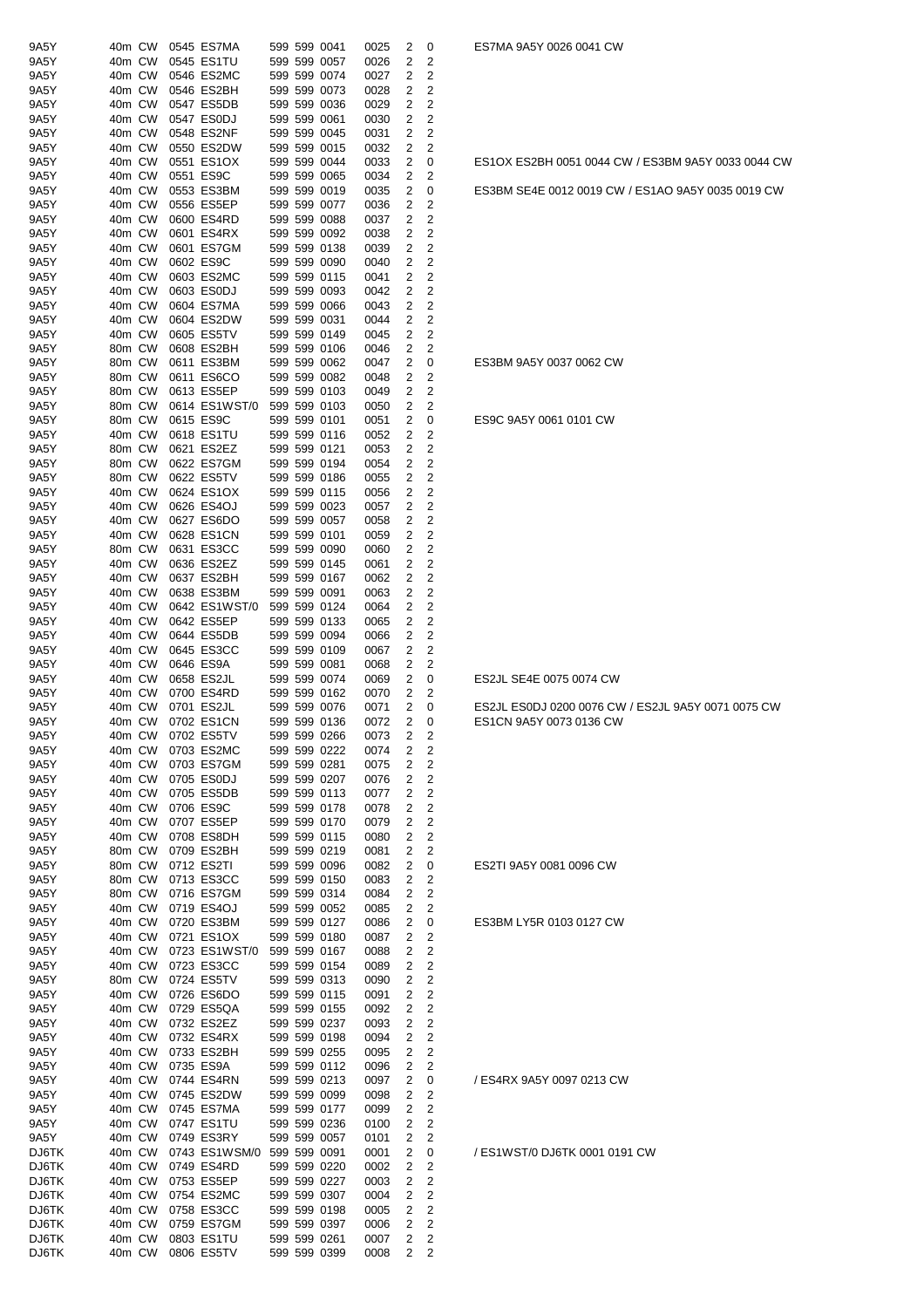| | | | | | | | | | | | | |
|---|---|---|---|---|---|---|---|---|---|---|---|---|
| 9A5Y | 40m | CW | 0545 | ES7MA | 599 | 599 | 0041 | 0025 | 2 | 0 | ES7MA 9A5Y 0026 0041 CW |
| 9A5Y | 40m | CW | 0545 | ES1TU | 599 | 599 | 0057 | 0026 | 2 | 2 | |
| 9A5Y | 40m | CW | 0546 | ES2MC | 599 | 599 | 0074 | 0027 | 2 | 2 | |
| 9A5Y | 40m | CW | 0546 | ES2BH | 599 | 599 | 0073 | 0028 | 2 | 2 | |
| 9A5Y | 40m | CW | 0547 | ES5DB | 599 | 599 | 0036 | 0029 | 2 | 2 | |
| 9A5Y | 40m | CW | 0547 | ES0DJ | 599 | 599 | 0061 | 0030 | 2 | 2 | |
| 9A5Y | 40m | CW | 0548 | ES2NF | 599 | 599 | 0045 | 0031 | 2 | 2 | |
| 9A5Y | 40m | CW | 0550 | ES2DW | 599 | 599 | 0015 | 0032 | 2 | 2 | |
| 9A5Y | 40m | CW | 0551 | ES1OX | 599 | 599 | 0044 | 0033 | 2 | 0 | ES1OX ES2BH 0051 0044 CW / ES3BM 9A5Y 0033 0044 CW |
| 9A5Y | 40m | CW | 0551 | ES9C | 599 | 599 | 0065 | 0034 | 2 | 2 | |
| 9A5Y | 40m | CW | 0553 | ES3BM | 599 | 599 | 0019 | 0035 | 2 | 0 | ES3BM SE4E 0012 0019 CW / ES1AO 9A5Y 0035 0019 CW |
| 9A5Y | 40m | CW | 0556 | ES5EP | 599 | 599 | 0077 | 0036 | 2 | 2 | |
| 9A5Y | 40m | CW | 0600 | ES4RD | 599 | 599 | 0088 | 0037 | 2 | 2 | |
| 9A5Y | 40m | CW | 0601 | ES4RX | 599 | 599 | 0092 | 0038 | 2 | 2 | |
| 9A5Y | 40m | CW | 0601 | ES7GM | 599 | 599 | 0138 | 0039 | 2 | 2 | |
| 9A5Y | 40m | CW | 0602 | ES9C | 599 | 599 | 0090 | 0040 | 2 | 2 | |
| 9A5Y | 40m | CW | 0603 | ES2MC | 599 | 599 | 0115 | 0041 | 2 | 2 | |
| 9A5Y | 40m | CW | 0603 | ES0DJ | 599 | 599 | 0093 | 0042 | 2 | 2 | |
| 9A5Y | 40m | CW | 0604 | ES7MA | 599 | 599 | 0066 | 0043 | 2 | 2 | |
| 9A5Y | 40m | CW | 0604 | ES2DW | 599 | 599 | 0031 | 0044 | 2 | 2 | |
| 9A5Y | 40m | CW | 0605 | ES5TV | 599 | 599 | 0149 | 0045 | 2 | 2 | |
| 9A5Y | 80m | CW | 0608 | ES2BH | 599 | 599 | 0106 | 0046 | 2 | 2 | |
| 9A5Y | 80m | CW | 0611 | ES3BM | 599 | 599 | 0062 | 0047 | 2 | 0 | ES3BM 9A5Y 0037 0062 CW |
| 9A5Y | 80m | CW | 0611 | ES6CO | 599 | 599 | 0082 | 0048 | 2 | 2 | |
| 9A5Y | 80m | CW | 0613 | ES5EP | 599 | 599 | 0103 | 0049 | 2 | 2 | |
| 9A5Y | 80m | CW | 0614 | ES1WST/0 | 599 | 599 | 0103 | 0050 | 2 | 2 | |
| 9A5Y | 80m | CW | 0615 | ES9C | 599 | 599 | 0101 | 0051 | 2 | 0 | ES9C 9A5Y 0061 0101 CW |
| 9A5Y | 40m | CW | 0618 | ES1TU | 599 | 599 | 0116 | 0052 | 2 | 2 | |
| 9A5Y | 80m | CW | 0621 | ES2EZ | 599 | 599 | 0121 | 0053 | 2 | 2 | |
| 9A5Y | 80m | CW | 0622 | ES7GM | 599 | 599 | 0194 | 0054 | 2 | 2 | |
| 9A5Y | 80m | CW | 0622 | ES5TV | 599 | 599 | 0186 | 0055 | 2 | 2 | |
| 9A5Y | 40m | CW | 0624 | ES1OX | 599 | 599 | 0115 | 0056 | 2 | 2 | |
| 9A5Y | 40m | CW | 0626 | ES4OJ | 599 | 599 | 0023 | 0057 | 2 | 2 | |
| 9A5Y | 40m | CW | 0627 | ES6DO | 599 | 599 | 0057 | 0058 | 2 | 2 | |
| 9A5Y | 40m | CW | 0628 | ES1CN | 599 | 599 | 0101 | 0059 | 2 | 2 | |
| 9A5Y | 80m | CW | 0631 | ES3CC | 599 | 599 | 0090 | 0060 | 2 | 2 | |
| 9A5Y | 40m | CW | 0636 | ES2EZ | 599 | 599 | 0145 | 0061 | 2 | 2 | |
| 9A5Y | 40m | CW | 0637 | ES2BH | 599 | 599 | 0167 | 0062 | 2 | 2 | |
| 9A5Y | 40m | CW | 0638 | ES3BM | 599 | 599 | 0091 | 0063 | 2 | 2 | |
| 9A5Y | 40m | CW | 0642 | ES1WST/0 | 599 | 599 | 0124 | 0064 | 2 | 2 | |
| 9A5Y | 40m | CW | 0642 | ES5EP | 599 | 599 | 0133 | 0065 | 2 | 2 | |
| 9A5Y | 40m | CW | 0644 | ES5DB | 599 | 599 | 0094 | 0066 | 2 | 2 | |
| 9A5Y | 40m | CW | 0645 | ES3CC | 599 | 599 | 0109 | 0067 | 2 | 2 | |
| 9A5Y | 40m | CW | 0646 | ES9A | 599 | 599 | 0081 | 0068 | 2 | 2 | |
| 9A5Y | 40m | CW | 0658 | ES2JL | 599 | 599 | 0074 | 0069 | 2 | 0 | ES2JL SE4E 0075 0074 CW |
| 9A5Y | 40m | CW | 0700 | ES4RD | 599 | 599 | 0162 | 0070 | 2 | 2 | |
| 9A5Y | 40m | CW | 0701 | ES2JL | 599 | 599 | 0076 | 0071 | 2 | 0 | ES2JL ES0DJ 0200 0076 CW / ES2JL 9A5Y 0071 0075 CW |
| 9A5Y | 40m | CW | 0702 | ES1CN | 599 | 599 | 0136 | 0072 | 2 | 0 | ES1CN 9A5Y 0073 0136 CW |
| 9A5Y | 40m | CW | 0702 | ES5TV | 599 | 599 | 0266 | 0073 | 2 | 2 | |
| 9A5Y | 40m | CW | 0703 | ES2MC | 599 | 599 | 0222 | 0074 | 2 | 2 | |
| 9A5Y | 40m | CW | 0703 | ES7GM | 599 | 599 | 0281 | 0075 | 2 | 2 | |
| 9A5Y | 40m | CW | 0705 | ES0DJ | 599 | 599 | 0207 | 0076 | 2 | 2 | |
| 9A5Y | 40m | CW | 0705 | ES5DB | 599 | 599 | 0113 | 0077 | 2 | 2 | |
| 9A5Y | 40m | CW | 0706 | ES9C | 599 | 599 | 0178 | 0078 | 2 | 2 | |
| 9A5Y | 40m | CW | 0707 | ES5EP | 599 | 599 | 0170 | 0079 | 2 | 2 | |
| 9A5Y | 40m | CW | 0708 | ES8DH | 599 | 599 | 0115 | 0080 | 2 | 2 | |
| 9A5Y | 80m | CW | 0709 | ES2BH | 599 | 599 | 0219 | 0081 | 2 | 2 | |
| 9A5Y | 80m | CW | 0712 | ES2TI | 599 | 599 | 0096 | 0082 | 2 | 0 | ES2TI 9A5Y 0081 0096 CW |
| 9A5Y | 80m | CW | 0713 | ES3CC | 599 | 599 | 0150 | 0083 | 2 | 2 | |
| 9A5Y | 80m | CW | 0716 | ES7GM | 599 | 599 | 0314 | 0084 | 2 | 2 | |
| 9A5Y | 40m | CW | 0719 | ES4OJ | 599 | 599 | 0052 | 0085 | 2 | 2 | |
| 9A5Y | 40m | CW | 0720 | ES3BM | 599 | 599 | 0127 | 0086 | 2 | 0 | ES3BM LY5R 0103 0127 CW |
| 9A5Y | 40m | CW | 0721 | ES1OX | 599 | 599 | 0180 | 0087 | 2 | 2 | |
| 9A5Y | 40m | CW | 0723 | ES1WST/0 | 599 | 599 | 0167 | 0088 | 2 | 2 | |
| 9A5Y | 40m | CW | 0723 | ES3CC | 599 | 599 | 0154 | 0089 | 2 | 2 | |
| 9A5Y | 80m | CW | 0724 | ES5TV | 599 | 599 | 0313 | 0090 | 2 | 2 | |
| 9A5Y | 40m | CW | 0726 | ES6DO | 599 | 599 | 0115 | 0091 | 2 | 2 | |
| 9A5Y | 40m | CW | 0729 | ES5QA | 599 | 599 | 0155 | 0092 | 2 | 2 | |
| 9A5Y | 40m | CW | 0732 | ES2EZ | 599 | 599 | 0237 | 0093 | 2 | 2 | |
| 9A5Y | 40m | CW | 0732 | ES4RX | 599 | 599 | 0198 | 0094 | 2 | 2 | |
| 9A5Y | 40m | CW | 0733 | ES2BH | 599 | 599 | 0255 | 0095 | 2 | 2 | |
| 9A5Y | 40m | CW | 0735 | ES9A | 599 | 599 | 0112 | 0096 | 2 | 2 | |
| 9A5Y | 40m | CW | 0744 | ES4RN | 599 | 599 | 0213 | 0097 | 2 | 0 | / ES4RX 9A5Y 0097 0213 CW |
| 9A5Y | 40m | CW | 0745 | ES2DW | 599 | 599 | 0099 | 0098 | 2 | 2 | |
| 9A5Y | 40m | CW | 0745 | ES7MA | 599 | 599 | 0177 | 0099 | 2 | 2 | |
| 9A5Y | 40m | CW | 0747 | ES1TU | 599 | 599 | 0236 | 0100 | 2 | 2 | |
| 9A5Y | 40m | CW | 0749 | ES3RY | 599 | 599 | 0057 | 0101 | 2 | 2 | |
| DJ6TK | 40m | CW | 0743 | ES1WSM/0 | 599 | 599 | 0091 | 0001 | 2 | 0 | / ES1WST/0 DJ6TK 0001 0191 CW |
| DJ6TK | 40m | CW | 0749 | ES4RD | 599 | 599 | 0220 | 0002 | 2 | 2 | |
| DJ6TK | 40m | CW | 0753 | ES5EP | 599 | 599 | 0227 | 0003 | 2 | 2 | |
| DJ6TK | 40m | CW | 0754 | ES2MC | 599 | 599 | 0307 | 0004 | 2 | 2 | |
| DJ6TK | 40m | CW | 0758 | ES3CC | 599 | 599 | 0198 | 0005 | 2 | 2 | |
| DJ6TK | 40m | CW | 0759 | ES7GM | 599 | 599 | 0397 | 0006 | 2 | 2 | |
| DJ6TK | 40m | CW | 0803 | ES1TU | 599 | 599 | 0261 | 0007 | 2 | 2 | |
| DJ6TK | 40m | CW | 0806 | ES5TV | 599 | 599 | 0399 | 0008 | 2 | 2 | |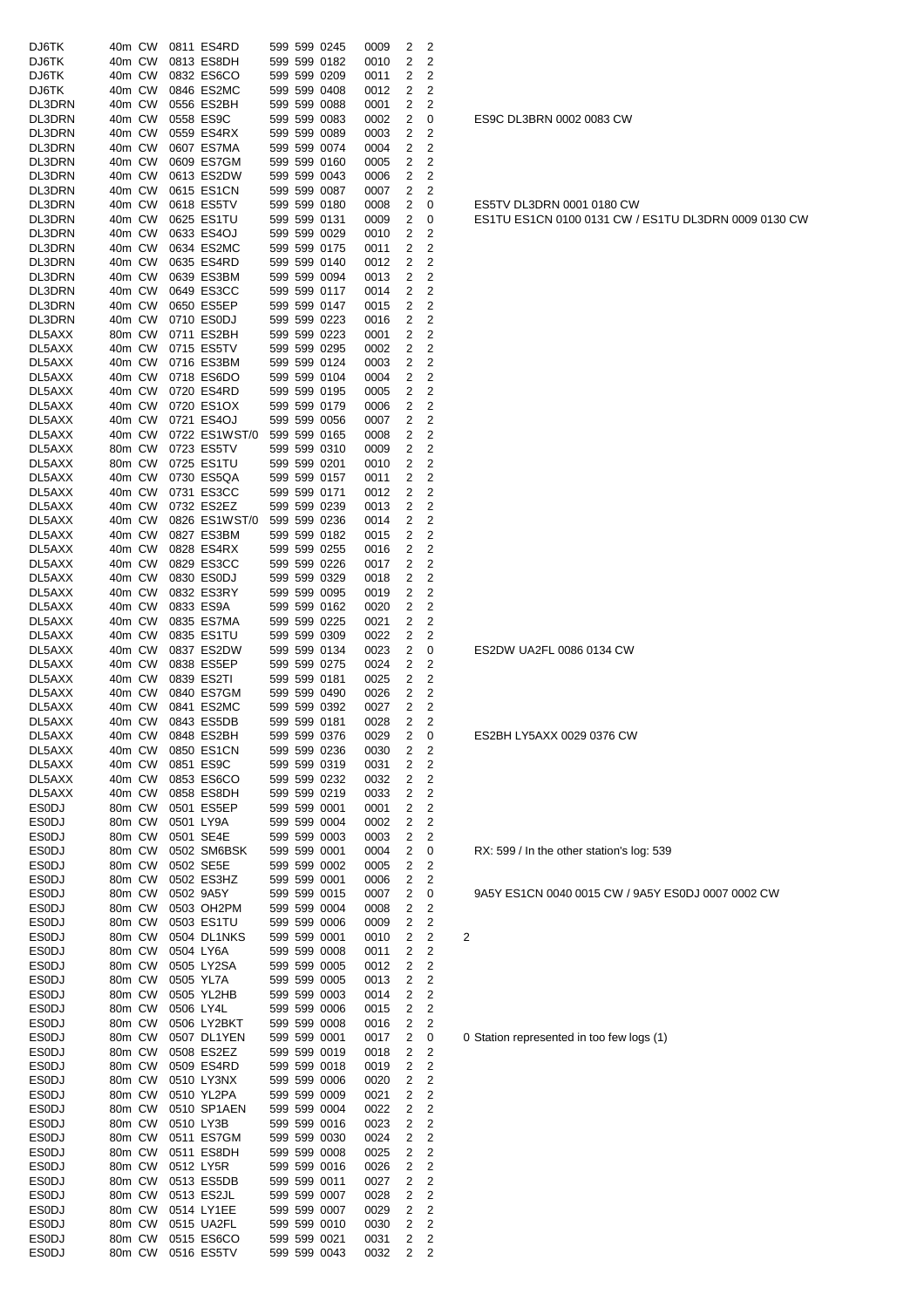| | | | | | | | | | | | |
|---|---|---|---|---|---|---|---|---|---|---|---|
| DJ6TK | 40m | CW | 0811 | ES4RD | 599 | 599 | 0245 | 0009 | 2 | 2 | |
| DJ6TK | 40m | CW | 0813 | ES8DH | 599 | 599 | 0182 | 0010 | 2 | 2 | |
| DJ6TK | 40m | CW | 0832 | ES6CO | 599 | 599 | 0209 | 0011 | 2 | 2 | |
| DJ6TK | 40m | CW | 0846 | ES2MC | 599 | 599 | 0408 | 0012 | 2 | 2 | |
| DL3DRN | 40m | CW | 0556 | ES2BH | 599 | 599 | 0088 | 0001 | 2 | 2 | |
| DL3DRN | 40m | CW | 0558 | ES9C | 599 | 599 | 0083 | 0002 | 2 | 0 | ES9C DL3BRN 0002 0083 CW |
| DL3DRN | 40m | CW | 0559 | ES4RX | 599 | 599 | 0089 | 0003 | 2 | 2 | |
| DL3DRN | 40m | CW | 0607 | ES7MA | 599 | 599 | 0074 | 0004 | 2 | 2 | |
| DL3DRN | 40m | CW | 0609 | ES7GM | 599 | 599 | 0160 | 0005 | 2 | 2 | |
| DL3DRN | 40m | CW | 0613 | ES2DW | 599 | 599 | 0043 | 0006 | 2 | 2 | |
| DL3DRN | 40m | CW | 0615 | ES1CN | 599 | 599 | 0087 | 0007 | 2 | 2 | |
| DL3DRN | 40m | CW | 0618 | ES5TV | 599 | 599 | 0180 | 0008 | 2 | 0 | ES5TV DL3DRN 0001 0180 CW |
| DL3DRN | 40m | CW | 0625 | ES1TU | 599 | 599 | 0131 | 0009 | 2 | 0 | ES1TU ES1CN 0100 0131 CW / ES1TU DL3DRN 0009 0130 CW |
| DL3DRN | 40m | CW | 0633 | ES4OJ | 599 | 599 | 0029 | 0010 | 2 | 2 | |
| DL3DRN | 40m | CW | 0634 | ES2MC | 599 | 599 | 0175 | 0011 | 2 | 2 | |
| DL3DRN | 40m | CW | 0635 | ES4RD | 599 | 599 | 0140 | 0012 | 2 | 2 | |
| DL3DRN | 40m | CW | 0639 | ES3BM | 599 | 599 | 0094 | 0013 | 2 | 2 | |
| DL3DRN | 40m | CW | 0649 | ES3CC | 599 | 599 | 0117 | 0014 | 2 | 2 | |
| DL3DRN | 40m | CW | 0650 | ES5EP | 599 | 599 | 0147 | 0015 | 2 | 2 | |
| DL3DRN | 40m | CW | 0710 | ES0DJ | 599 | 599 | 0223 | 0016 | 2 | 2 | |
| DL5AXX | 80m | CW | 0711 | ES2BH | 599 | 599 | 0223 | 0001 | 2 | 2 | |
| DL5AXX | 40m | CW | 0715 | ES5TV | 599 | 599 | 0295 | 0002 | 2 | 2 | |
| DL5AXX | 40m | CW | 0716 | ES3BM | 599 | 599 | 0124 | 0003 | 2 | 2 | |
| DL5AXX | 40m | CW | 0718 | ES6DO | 599 | 599 | 0104 | 0004 | 2 | 2 | |
| DL5AXX | 40m | CW | 0720 | ES4RD | 599 | 599 | 0195 | 0005 | 2 | 2 | |
| DL5AXX | 40m | CW | 0720 | ES1OX | 599 | 599 | 0179 | 0006 | 2 | 2 | |
| DL5AXX | 40m | CW | 0721 | ES4OJ | 599 | 599 | 0056 | 0007 | 2 | 2 | |
| DL5AXX | 40m | CW | 0722 | ES1WST/0 | 599 | 599 | 0165 | 0008 | 2 | 2 | |
| DL5AXX | 80m | CW | 0723 | ES5TV | 599 | 599 | 0310 | 0009 | 2 | 2 | |
| DL5AXX | 80m | CW | 0725 | ES1TU | 599 | 599 | 0201 | 0010 | 2 | 2 | |
| DL5AXX | 40m | CW | 0730 | ES5QA | 599 | 599 | 0157 | 0011 | 2 | 2 | |
| DL5AXX | 40m | CW | 0731 | ES3CC | 599 | 599 | 0171 | 0012 | 2 | 2 | |
| DL5AXX | 40m | CW | 0732 | ES2EZ | 599 | 599 | 0239 | 0013 | 2 | 2 | |
| DL5AXX | 40m | CW | 0826 | ES1WST/0 | 599 | 599 | 0236 | 0014 | 2 | 2 | |
| DL5AXX | 40m | CW | 0827 | ES3BM | 599 | 599 | 0182 | 0015 | 2 | 2 | |
| DL5AXX | 40m | CW | 0828 | ES4RX | 599 | 599 | 0255 | 0016 | 2 | 2 | |
| DL5AXX | 40m | CW | 0829 | ES3CC | 599 | 599 | 0226 | 0017 | 2 | 2 | |
| DL5AXX | 40m | CW | 0830 | ES0DJ | 599 | 599 | 0329 | 0018 | 2 | 2 | |
| DL5AXX | 40m | CW | 0832 | ES3RY | 599 | 599 | 0095 | 0019 | 2 | 2 | |
| DL5AXX | 40m | CW | 0833 | ES9A | 599 | 599 | 0162 | 0020 | 2 | 2 | |
| DL5AXX | 40m | CW | 0835 | ES7MA | 599 | 599 | 0225 | 0021 | 2 | 2 | |
| DL5AXX | 40m | CW | 0835 | ES1TU | 599 | 599 | 0309 | 0022 | 2 | 2 | |
| DL5AXX | 40m | CW | 0837 | ES2DW | 599 | 599 | 0134 | 0023 | 2 | 0 | ES2DW UA2FL 0086 0134 CW |
| DL5AXX | 40m | CW | 0838 | ES5EP | 599 | 599 | 0275 | 0024 | 2 | 2 | |
| DL5AXX | 40m | CW | 0839 | ES2TI | 599 | 599 | 0181 | 0025 | 2 | 2 | |
| DL5AXX | 40m | CW | 0840 | ES7GM | 599 | 599 | 0490 | 0026 | 2 | 2 | |
| DL5AXX | 40m | CW | 0841 | ES2MC | 599 | 599 | 0392 | 0027 | 2 | 2 | |
| DL5AXX | 40m | CW | 0843 | ES5DB | 599 | 599 | 0181 | 0028 | 2 | 2 | |
| DL5AXX | 40m | CW | 0848 | ES2BH | 599 | 599 | 0376 | 0029 | 2 | 0 | ES2BH LY5AXX 0029 0376 CW |
| DL5AXX | 40m | CW | 0850 | ES1CN | 599 | 599 | 0236 | 0030 | 2 | 2 | |
| DL5AXX | 40m | CW | 0851 | ES9C | 599 | 599 | 0319 | 0031 | 2 | 2 | |
| DL5AXX | 40m | CW | 0853 | ES6CO | 599 | 599 | 0232 | 0032 | 2 | 2 | |
| DL5AXX | 40m | CW | 0858 | ES8DH | 599 | 599 | 0219 | 0033 | 2 | 2 | |
| ES0DJ | 80m | CW | 0501 | ES5EP | 599 | 599 | 0001 | 0001 | 2 | 2 | |
| ES0DJ | 80m | CW | 0501 | LY9A | 599 | 599 | 0004 | 0002 | 2 | 2 | |
| ES0DJ | 80m | CW | 0501 | SE4E | 599 | 599 | 0003 | 0003 | 2 | 2 | |
| ES0DJ | 80m | CW | 0502 | SM6BSK | 599 | 599 | 0001 | 0004 | 2 | 0 | RX: 599 / In the other station's log: 539 |
| ES0DJ | 80m | CW | 0502 | SE5E | 599 | 599 | 0002 | 0005 | 2 | 2 | |
| ES0DJ | 80m | CW | 0502 | ES3HZ | 599 | 599 | 0001 | 0006 | 2 | 2 | |
| ES0DJ | 80m | CW | 0502 | 9A5Y | 599 | 599 | 0015 | 0007 | 2 | 0 | 9A5Y ES1CN 0040 0015 CW / 9A5Y ES0DJ 0007 0002 CW |
| ES0DJ | 80m | CW | 0503 | OH2PM | 599 | 599 | 0004 | 0008 | 2 | 2 | |
| ES0DJ | 80m | CW | 0503 | ES1TU | 599 | 599 | 0006 | 0009 | 2 | 2 | |
| ES0DJ | 80m | CW | 0504 | DL1NKS | 599 | 599 | 0001 | 0010 | 2 | 2 | 2 |
| ES0DJ | 80m | CW | 0504 | LY6A | 599 | 599 | 0008 | 0011 | 2 | 2 | |
| ES0DJ | 80m | CW | 0505 | LY2SA | 599 | 599 | 0005 | 0012 | 2 | 2 | |
| ES0DJ | 80m | CW | 0505 | YL7A | 599 | 599 | 0005 | 0013 | 2 | 2 | |
| ES0DJ | 80m | CW | 0505 | YL2HB | 599 | 599 | 0003 | 0014 | 2 | 2 | |
| ES0DJ | 80m | CW | 0506 | LY4L | 599 | 599 | 0006 | 0015 | 2 | 2 | |
| ES0DJ | 80m | CW | 0506 | LY2BKT | 599 | 599 | 0008 | 0016 | 2 | 2 | |
| ES0DJ | 80m | CW | 0507 | DL1YEN | 599 | 599 | 0001 | 0017 | 2 | 0 | 0 Station represented in too few logs (1) |
| ES0DJ | 80m | CW | 0508 | ES2EZ | 599 | 599 | 0019 | 0018 | 2 | 2 | |
| ES0DJ | 80m | CW | 0509 | ES4RD | 599 | 599 | 0018 | 0019 | 2 | 2 | |
| ES0DJ | 80m | CW | 0510 | LY3NX | 599 | 599 | 0006 | 0020 | 2 | 2 | |
| ES0DJ | 80m | CW | 0510 | YL2PA | 599 | 599 | 0009 | 0021 | 2 | 2 | |
| ES0DJ | 80m | CW | 0510 | SP1AEN | 599 | 599 | 0004 | 0022 | 2 | 2 | |
| ES0DJ | 80m | CW | 0510 | LY3B | 599 | 599 | 0016 | 0023 | 2 | 2 | |
| ES0DJ | 80m | CW | 0511 | ES7GM | 599 | 599 | 0030 | 0024 | 2 | 2 | |
| ES0DJ | 80m | CW | 0511 | ES8DH | 599 | 599 | 0008 | 0025 | 2 | 2 | |
| ES0DJ | 80m | CW | 0512 | LY5R | 599 | 599 | 0016 | 0026 | 2 | 2 | |
| ES0DJ | 80m | CW | 0513 | ES5DB | 599 | 599 | 0011 | 0027 | 2 | 2 | |
| ES0DJ | 80m | CW | 0513 | ES2JL | 599 | 599 | 0007 | 0028 | 2 | 2 | |
| ES0DJ | 80m | CW | 0514 | LY1EE | 599 | 599 | 0007 | 0029 | 2 | 2 | |
| ES0DJ | 80m | CW | 0515 | UA2FL | 599 | 599 | 0010 | 0030 | 2 | 2 | |
| ES0DJ | 80m | CW | 0515 | ES6CO | 599 | 599 | 0021 | 0031 | 2 | 2 | |
| ES0DJ | 80m | CW | 0516 | ES5TV | 599 | 599 | 0043 | 0032 | 2 | 2 | |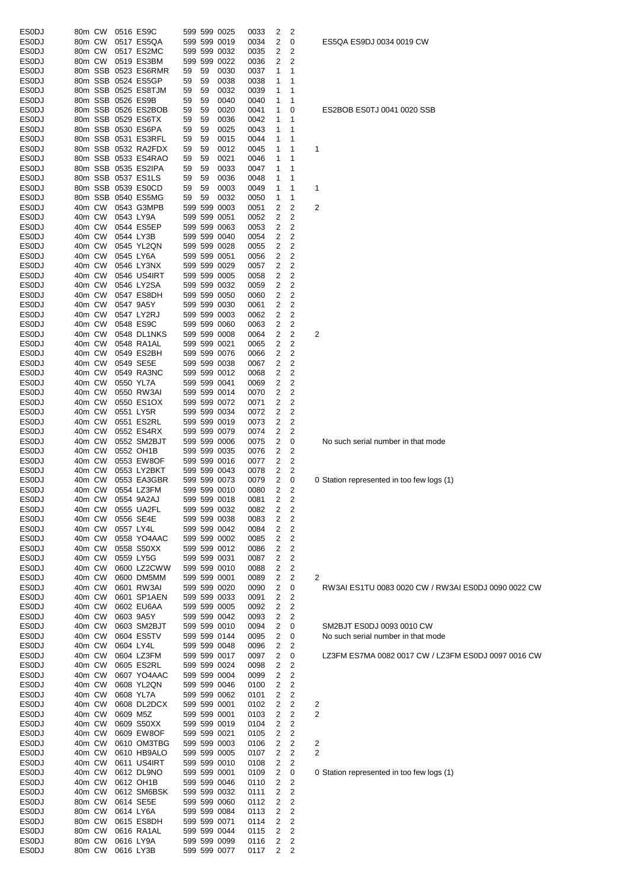| | | | | | | | | | | | | |
|---|---|---|---|---|---|---|---|---|---|---|---|---|
| ES0DJ | 80m | CW | 0516 | ES9C | 599 | 599 | 0025 | 0033 | 2 | 2 | | |
| ES0DJ | 80m | CW | 0517 | ES5QA | 599 | 599 | 0019 | 0034 | 2 | 0 | | ES5QA ES9DJ 0034 0019 CW |
| ES0DJ | 80m | CW | 0517 | ES2MC | 599 | 599 | 0032 | 0035 | 2 | 2 | | |
| ES0DJ | 80m | CW | 0519 | ES3BM | 599 | 599 | 0022 | 0036 | 2 | 2 | | |
| ES0DJ | 80m | SSB | 0523 | ES6RMR | 59 | 59 | 0030 | 0037 | 1 | 1 | | |
| ES0DJ | 80m | SSB | 0524 | ES5GP | 59 | 59 | 0038 | 0038 | 1 | 1 | | |
| ES0DJ | 80m | SSB | 0525 | ES8TJM | 59 | 59 | 0032 | 0039 | 1 | 1 | | |
| ES0DJ | 80m | SSB | 0526 | ES9B | 59 | 59 | 0040 | 0040 | 1 | 1 | | |
| ES0DJ | 80m | SSB | 0526 | ES2BOB | 59 | 59 | 0020 | 0041 | 1 | 0 | | ES2BOB ES0TJ 0041 0020 SSB |
| ES0DJ | 80m | SSB | 0529 | ES6TX | 59 | 59 | 0036 | 0042 | 1 | 1 | | |
| ES0DJ | 80m | SSB | 0530 | ES6PA | 59 | 59 | 0025 | 0043 | 1 | 1 | | |
| ES0DJ | 80m | SSB | 0531 | ES3RFL | 59 | 59 | 0015 | 0044 | 1 | 1 | | |
| ES0DJ | 80m | SSB | 0532 | RA2FDX | 59 | 59 | 0012 | 0045 | 1 | 1 | 1 | |
| ES0DJ | 80m | SSB | 0533 | ES4RAO | 59 | 59 | 0021 | 0046 | 1 | 1 | | |
| ES0DJ | 80m | SSB | 0535 | ES2IPA | 59 | 59 | 0033 | 0047 | 1 | 1 | | |
| ES0DJ | 80m | SSB | 0537 | ES1LS | 59 | 59 | 0036 | 0048 | 1 | 1 | | |
| ES0DJ | 80m | SSB | 0539 | ES0CD | 59 | 59 | 0003 | 0049 | 1 | 1 | 1 | |
| ES0DJ | 80m | SSB | 0540 | ES5MG | 59 | 59 | 0032 | 0050 | 1 | 1 | | |
| ES0DJ | 40m | CW | 0543 | G3MPB | 599 | 599 | 0003 | 0051 | 2 | 2 | 2 | |
| ES0DJ | 40m | CW | 0543 | LY9A | 599 | 599 | 0051 | 0052 | 2 | 2 | | |
| ES0DJ | 40m | CW | 0544 | ES5EP | 599 | 599 | 0063 | 0053 | 2 | 2 | | |
| ES0DJ | 40m | CW | 0544 | LY3B | 599 | 599 | 0040 | 0054 | 2 | 2 | | |
| ES0DJ | 40m | CW | 0545 | YL2QN | 599 | 599 | 0028 | 0055 | 2 | 2 | | |
| ES0DJ | 40m | CW | 0545 | LY6A | 599 | 599 | 0051 | 0056 | 2 | 2 | | |
| ES0DJ | 40m | CW | 0546 | LY3NX | 599 | 599 | 0029 | 0057 | 2 | 2 | | |
| ES0DJ | 40m | CW | 0546 | US4IRT | 599 | 599 | 0005 | 0058 | 2 | 2 | | |
| ES0DJ | 40m | CW | 0546 | LY2SA | 599 | 599 | 0032 | 0059 | 2 | 2 | | |
| ES0DJ | 40m | CW | 0547 | ES8DH | 599 | 599 | 0050 | 0060 | 2 | 2 | | |
| ES0DJ | 40m | CW | 0547 | 9A5Y | 599 | 599 | 0030 | 0061 | 2 | 2 | | |
| ES0DJ | 40m | CW | 0547 | LY2RJ | 599 | 599 | 0003 | 0062 | 2 | 2 | | |
| ES0DJ | 40m | CW | 0548 | ES9C | 599 | 599 | 0060 | 0063 | 2 | 2 | | |
| ES0DJ | 40m | CW | 0548 | DL1NKS | 599 | 599 | 0008 | 0064 | 2 | 2 | 2 | |
| ES0DJ | 40m | CW | 0548 | RA1AL | 599 | 599 | 0021 | 0065 | 2 | 2 | | |
| ES0DJ | 40m | CW | 0549 | ES2BH | 599 | 599 | 0076 | 0066 | 2 | 2 | | |
| ES0DJ | 40m | CW | 0549 | SE5E | 599 | 599 | 0038 | 0067 | 2 | 2 | | |
| ES0DJ | 40m | CW | 0549 | RA3NC | 599 | 599 | 0012 | 0068 | 2 | 2 | | |
| ES0DJ | 40m | CW | 0550 | YL7A | 599 | 599 | 0041 | 0069 | 2 | 2 | | |
| ES0DJ | 40m | CW | 0550 | RW3AI | 599 | 599 | 0014 | 0070 | 2 | 2 | | |
| ES0DJ | 40m | CW | 0550 | ES1OX | 599 | 599 | 0072 | 0071 | 2 | 2 | | |
| ES0DJ | 40m | CW | 0551 | LY5R | 599 | 599 | 0034 | 0072 | 2 | 2 | | |
| ES0DJ | 40m | CW | 0551 | ES2RL | 599 | 599 | 0019 | 0073 | 2 | 2 | | |
| ES0DJ | 40m | CW | 0552 | ES4RX | 599 | 599 | 0079 | 0074 | 2 | 2 | | |
| ES0DJ | 40m | CW | 0552 | SM2BJT | 599 | 599 | 0006 | 0075 | 2 | 0 | | No such serial number in that mode |
| ES0DJ | 40m | CW | 0552 | OH1B | 599 | 599 | 0035 | 0076 | 2 | 2 | | |
| ES0DJ | 40m | CW | 0553 | EW8OF | 599 | 599 | 0016 | 0077 | 2 | 2 | | |
| ES0DJ | 40m | CW | 0553 | LY2BKT | 599 | 599 | 0043 | 0078 | 2 | 2 | | |
| ES0DJ | 40m | CW | 0553 | EA3GBR | 599 | 599 | 0073 | 0079 | 2 | 0 | 0 | Station represented in too few logs (1) |
| ES0DJ | 40m | CW | 0554 | LZ3FM | 599 | 599 | 0010 | 0080 | 2 | 2 | | |
| ES0DJ | 40m | CW | 0554 | 9A2AJ | 599 | 599 | 0018 | 0081 | 2 | 2 | | |
| ES0DJ | 40m | CW | 0555 | UA2FL | 599 | 599 | 0032 | 0082 | 2 | 2 | | |
| ES0DJ | 40m | CW | 0556 | SE4E | 599 | 599 | 0038 | 0083 | 2 | 2 | | |
| ES0DJ | 40m | CW | 0557 | LY4L | 599 | 599 | 0042 | 0084 | 2 | 2 | | |
| ES0DJ | 40m | CW | 0558 | YO4AAC | 599 | 599 | 0002 | 0085 | 2 | 2 | | |
| ES0DJ | 40m | CW | 0558 | S50XX | 599 | 599 | 0012 | 0086 | 2 | 2 | | |
| ES0DJ | 40m | CW | 0559 | LY5G | 599 | 599 | 0031 | 0087 | 2 | 2 | | |
| ES0DJ | 40m | CW | 0600 | LZ2CWW | 599 | 599 | 0010 | 0088 | 2 | 2 | | |
| ES0DJ | 40m | CW | 0600 | DM5MM | 599 | 599 | 0001 | 0089 | 2 | 2 | 2 | |
| ES0DJ | 40m | CW | 0601 | RW3AI | 599 | 599 | 0020 | 0090 | 2 | 0 | | RW3AI ES1TU 0083 0020 CW / RW3AI ES0DJ 0090 0022 CW |
| ES0DJ | 40m | CW | 0601 | SP1AEN | 599 | 599 | 0033 | 0091 | 2 | 2 | | |
| ES0DJ | 40m | CW | 0602 | EU6AA | 599 | 599 | 0005 | 0092 | 2 | 2 | | |
| ES0DJ | 40m | CW | 0603 | 9A5Y | 599 | 599 | 0042 | 0093 | 2 | 2 | | |
| ES0DJ | 40m | CW | 0603 | SM2BJT | 599 | 599 | 0010 | 0094 | 2 | 0 | | SM2BJT ES0DJ 0093 0010 CW |
| ES0DJ | 40m | CW | 0604 | ES5TV | 599 | 599 | 0144 | 0095 | 2 | 0 | | No such serial number in that mode |
| ES0DJ | 40m | CW | 0604 | LY4L | 599 | 599 | 0048 | 0096 | 2 | 2 | | |
| ES0DJ | 40m | CW | 0604 | LZ3FM | 599 | 599 | 0017 | 0097 | 2 | 0 | | LZ3FM ES7MA 0082 0017 CW / LZ3FM ES0DJ 0097 0016 CW |
| ES0DJ | 40m | CW | 0605 | ES2RL | 599 | 599 | 0024 | 0098 | 2 | 2 | | |
| ES0DJ | 40m | CW | 0607 | YO4AAC | 599 | 599 | 0004 | 0099 | 2 | 2 | | |
| ES0DJ | 40m | CW | 0608 | YL2QN | 599 | 599 | 0046 | 0100 | 2 | 2 | | |
| ES0DJ | 40m | CW | 0608 | YL7A | 599 | 599 | 0062 | 0101 | 2 | 2 | | |
| ES0DJ | 40m | CW | 0608 | DL2DCX | 599 | 599 | 0001 | 0102 | 2 | 2 | 2 | |
| ES0DJ | 40m | CW | 0609 | M5Z | 599 | 599 | 0001 | 0103 | 2 | 2 | 2 | |
| ES0DJ | 40m | CW | 0609 | S50XX | 599 | 599 | 0019 | 0104 | 2 | 2 | | |
| ES0DJ | 40m | CW | 0609 | EW8OF | 599 | 599 | 0021 | 0105 | 2 | 2 | | |
| ES0DJ | 40m | CW | 0610 | OM3TBG | 599 | 599 | 0003 | 0106 | 2 | 2 | 2 | |
| ES0DJ | 40m | CW | 0610 | HB9ALO | 599 | 599 | 0005 | 0107 | 2 | 2 | 2 | |
| ES0DJ | 40m | CW | 0611 | US4IRT | 599 | 599 | 0010 | 0108 | 2 | 2 | | |
| ES0DJ | 40m | CW | 0612 | DL9NO | 599 | 599 | 0001 | 0109 | 2 | 0 | 0 | Station represented in too few logs (1) |
| ES0DJ | 40m | CW | 0612 | OH1B | 599 | 599 | 0046 | 0110 | 2 | 2 | | |
| ES0DJ | 40m | CW | 0612 | SM6BSK | 599 | 599 | 0032 | 0111 | 2 | 2 | | |
| ES0DJ | 80m | CW | 0614 | SE5E | 599 | 599 | 0060 | 0112 | 2 | 2 | | |
| ES0DJ | 80m | CW | 0614 | LY6A | 599 | 599 | 0084 | 0113 | 2 | 2 | | |
| ES0DJ | 80m | CW | 0615 | ES8DH | 599 | 599 | 0071 | 0114 | 2 | 2 | | |
| ES0DJ | 80m | CW | 0616 | RA1AL | 599 | 599 | 0044 | 0115 | 2 | 2 | | |
| ES0DJ | 80m | CW | 0616 | LY9A | 599 | 599 | 0099 | 0116 | 2 | 2 | | |
| ES0DJ | 80m | CW | 0616 | LY3B | 599 | 599 | 0077 | 0117 | 2 | 2 | | |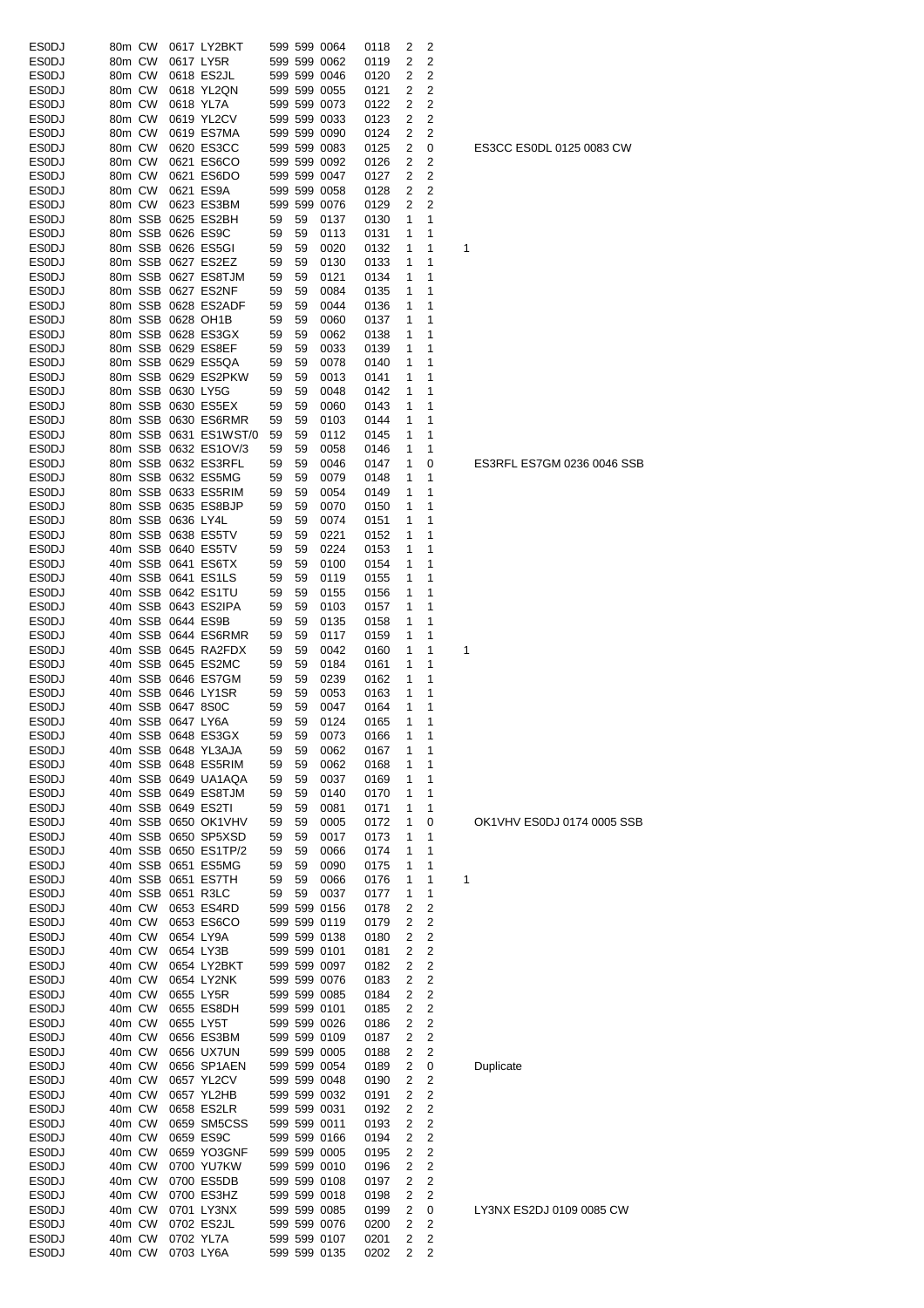| | | | | | | | | | | | | |
|---|---|---|---|---|---|---|---|---|---|---|---|---|
| ES0DJ | 80m | CW | 0617 | LY2BKT | 599 | 599 | 0064 | 0118 | 2 | 2 | | |
| ES0DJ | 80m | CW | 0617 | LY5R | 599 | 599 | 0062 | 0119 | 2 | 2 | | |
| ES0DJ | 80m | CW | 0618 | ES2JL | 599 | 599 | 0046 | 0120 | 2 | 2 | | |
| ES0DJ | 80m | CW | 0618 | YL2QN | 599 | 599 | 0055 | 0121 | 2 | 2 | | |
| ES0DJ | 80m | CW | 0618 | YL7A | 599 | 599 | 0073 | 0122 | 2 | 2 | | |
| ES0DJ | 80m | CW | 0619 | YL2CV | 599 | 599 | 0033 | 0123 | 2 | 2 | | |
| ES0DJ | 80m | CW | 0619 | ES7MA | 599 | 599 | 0090 | 0124 | 2 | 2 | | |
| ES0DJ | 80m | CW | 0620 | ES3CC | 599 | 599 | 0083 | 0125 | 2 | 0 | | ES3CC ES0DL 0125 0083 CW |
| ES0DJ | 80m | CW | 0621 | ES6CO | 599 | 599 | 0092 | 0126 | 2 | 2 | | |
| ES0DJ | 80m | CW | 0621 | ES6DO | 599 | 599 | 0047 | 0127 | 2 | 2 | | |
| ES0DJ | 80m | CW | 0621 | ES9A | 599 | 599 | 0058 | 0128 | 2 | 2 | | |
| ES0DJ | 80m | CW | 0623 | ES3BM | 599 | 599 | 0076 | 0129 | 2 | 2 | | |
| ES0DJ | 80m | SSB | 0625 | ES2BH | 59 | 59 | 0137 | 0130 | 1 | 1 | | |
| ES0DJ | 80m | SSB | 0626 | ES9C | 59 | 59 | 0113 | 0131 | 1 | 1 | | |
| ES0DJ | 80m | SSB | 0626 | ES5GI | 59 | 59 | 0020 | 0132 | 1 | 1 | 1 | |
| ES0DJ | 80m | SSB | 0627 | ES2EZ | 59 | 59 | 0130 | 0133 | 1 | 1 | | |
| ES0DJ | 80m | SSB | 0627 | ES8TJM | 59 | 59 | 0121 | 0134 | 1 | 1 | | |
| ES0DJ | 80m | SSB | 0627 | ES2NF | 59 | 59 | 0084 | 0135 | 1 | 1 | | |
| ES0DJ | 80m | SSB | 0628 | ES2ADF | 59 | 59 | 0044 | 0136 | 1 | 1 | | |
| ES0DJ | 80m | SSB | 0628 | OH1B | 59 | 59 | 0060 | 0137 | 1 | 1 | | |
| ES0DJ | 80m | SSB | 0628 | ES3GX | 59 | 59 | 0062 | 0138 | 1 | 1 | | |
| ES0DJ | 80m | SSB | 0629 | ES8EF | 59 | 59 | 0033 | 0139 | 1 | 1 | | |
| ES0DJ | 80m | SSB | 0629 | ES5QA | 59 | 59 | 0078 | 0140 | 1 | 1 | | |
| ES0DJ | 80m | SSB | 0629 | ES2PKW | 59 | 59 | 0013 | 0141 | 1 | 1 | | |
| ES0DJ | 80m | SSB | 0630 | LY5G | 59 | 59 | 0048 | 0142 | 1 | 1 | | |
| ES0DJ | 80m | SSB | 0630 | ES5EX | 59 | 59 | 0060 | 0143 | 1 | 1 | | |
| ES0DJ | 80m | SSB | 0630 | ES6RMR | 59 | 59 | 0103 | 0144 | 1 | 1 | | |
| ES0DJ | 80m | SSB | 0631 | ES1WST/0 | 59 | 59 | 0112 | 0145 | 1 | 1 | | |
| ES0DJ | 80m | SSB | 0632 | ES1OV/3 | 59 | 59 | 0058 | 0146 | 1 | 1 | | |
| ES0DJ | 80m | SSB | 0632 | ES3RFL | 59 | 59 | 0046 | 0147 | 1 | 0 | | ES3RFL ES7GM 0236 0046 SSB |
| ES0DJ | 80m | SSB | 0632 | ES5MG | 59 | 59 | 0079 | 0148 | 1 | 1 | | |
| ES0DJ | 80m | SSB | 0633 | ES5RIM | 59 | 59 | 0054 | 0149 | 1 | 1 | | |
| ES0DJ | 80m | SSB | 0635 | ES8BJP | 59 | 59 | 0070 | 0150 | 1 | 1 | | |
| ES0DJ | 80m | SSB | 0636 | LY4L | 59 | 59 | 0074 | 0151 | 1 | 1 | | |
| ES0DJ | 80m | SSB | 0638 | ES5TV | 59 | 59 | 0221 | 0152 | 1 | 1 | | |
| ES0DJ | 40m | SSB | 0640 | ES5TV | 59 | 59 | 0224 | 0153 | 1 | 1 | | |
| ES0DJ | 40m | SSB | 0641 | ES6TX | 59 | 59 | 0100 | 0154 | 1 | 1 | | |
| ES0DJ | 40m | SSB | 0641 | ES1LS | 59 | 59 | 0119 | 0155 | 1 | 1 | | |
| ES0DJ | 40m | SSB | 0642 | ES1TU | 59 | 59 | 0155 | 0156 | 1 | 1 | | |
| ES0DJ | 40m | SSB | 0643 | ES2IPA | 59 | 59 | 0103 | 0157 | 1 | 1 | | |
| ES0DJ | 40m | SSB | 0644 | ES9B | 59 | 59 | 0135 | 0158 | 1 | 1 | | |
| ES0DJ | 40m | SSB | 0644 | ES6RMR | 59 | 59 | 0117 | 0159 | 1 | 1 | | |
| ES0DJ | 40m | SSB | 0645 | RA2FDX | 59 | 59 | 0042 | 0160 | 1 | 1 | 1 | |
| ES0DJ | 40m | SSB | 0645 | ES2MC | 59 | 59 | 0184 | 0161 | 1 | 1 | | |
| ES0DJ | 40m | SSB | 0646 | ES7GM | 59 | 59 | 0239 | 0162 | 1 | 1 | | |
| ES0DJ | 40m | SSB | 0646 | LY1SR | 59 | 59 | 0053 | 0163 | 1 | 1 | | |
| ES0DJ | 40m | SSB | 0647 | 8S0C | 59 | 59 | 0047 | 0164 | 1 | 1 | | |
| ES0DJ | 40m | SSB | 0647 | LY6A | 59 | 59 | 0124 | 0165 | 1 | 1 | | |
| ES0DJ | 40m | SSB | 0648 | ES3GX | 59 | 59 | 0073 | 0166 | 1 | 1 | | |
| ES0DJ | 40m | SSB | 0648 | YL3AJA | 59 | 59 | 0062 | 0167 | 1 | 1 | | |
| ES0DJ | 40m | SSB | 0648 | ES5RIM | 59 | 59 | 0062 | 0168 | 1 | 1 | | |
| ES0DJ | 40m | SSB | 0649 | UA1AQA | 59 | 59 | 0037 | 0169 | 1 | 1 | | |
| ES0DJ | 40m | SSB | 0649 | ES8TJM | 59 | 59 | 0140 | 0170 | 1 | 1 | | |
| ES0DJ | 40m | SSB | 0649 | ES2TI | 59 | 59 | 0081 | 0171 | 1 | 1 | | |
| ES0DJ | 40m | SSB | 0650 | OK1VHV | 59 | 59 | 0005 | 0172 | 1 | 0 | | OK1VHV ES0DJ 0174 0005 SSB |
| ES0DJ | 40m | SSB | 0650 | SP5XSD | 59 | 59 | 0017 | 0173 | 1 | 1 | | |
| ES0DJ | 40m | SSB | 0650 | ES1TP/2 | 59 | 59 | 0066 | 0174 | 1 | 1 | | |
| ES0DJ | 40m | SSB | 0651 | ES5MG | 59 | 59 | 0090 | 0175 | 1 | 1 | | |
| ES0DJ | 40m | SSB | 0651 | ES7TH | 59 | 59 | 0066 | 0176 | 1 | 1 | 1 | |
| ES0DJ | 40m | SSB | 0651 | R3LC | 59 | 59 | 0037 | 0177 | 1 | 1 | | |
| ES0DJ | 40m | CW | 0653 | ES4RD | 599 | 599 | 0156 | 0178 | 2 | 2 | | |
| ES0DJ | 40m | CW | 0653 | ES6CO | 599 | 599 | 0119 | 0179 | 2 | 2 | | |
| ES0DJ | 40m | CW | 0654 | LY9A | 599 | 599 | 0138 | 0180 | 2 | 2 | | |
| ES0DJ | 40m | CW | 0654 | LY3B | 599 | 599 | 0101 | 0181 | 2 | 2 | | |
| ES0DJ | 40m | CW | 0654 | LY2BKT | 599 | 599 | 0097 | 0182 | 2 | 2 | | |
| ES0DJ | 40m | CW | 0654 | LY2NK | 599 | 599 | 0076 | 0183 | 2 | 2 | | |
| ES0DJ | 40m | CW | 0655 | LY5R | 599 | 599 | 0085 | 0184 | 2 | 2 | | |
| ES0DJ | 40m | CW | 0655 | ES8DH | 599 | 599 | 0101 | 0185 | 2 | 2 | | |
| ES0DJ | 40m | CW | 0655 | LY5T | 599 | 599 | 0026 | 0186 | 2 | 2 | | |
| ES0DJ | 40m | CW | 0656 | ES3BM | 599 | 599 | 0109 | 0187 | 2 | 2 | | |
| ES0DJ | 40m | CW | 0656 | UX7UN | 599 | 599 | 0005 | 0188 | 2 | 2 | | |
| ES0DJ | 40m | CW | 0656 | SP1AEN | 599 | 599 | 0054 | 0189 | 2 | 0 | | Duplicate |
| ES0DJ | 40m | CW | 0657 | YL2CV | 599 | 599 | 0048 | 0190 | 2 | 2 | | |
| ES0DJ | 40m | CW | 0657 | YL2HB | 599 | 599 | 0032 | 0191 | 2 | 2 | | |
| ES0DJ | 40m | CW | 0658 | ES2LR | 599 | 599 | 0031 | 0192 | 2 | 2 | | |
| ES0DJ | 40m | CW | 0659 | SM5CSS | 599 | 599 | 0011 | 0193 | 2 | 2 | | |
| ES0DJ | 40m | CW | 0659 | ES9C | 599 | 599 | 0166 | 0194 | 2 | 2 | | |
| ES0DJ | 40m | CW | 0659 | YO3GNF | 599 | 599 | 0005 | 0195 | 2 | 2 | | |
| ES0DJ | 40m | CW | 0700 | YU7KW | 599 | 599 | 0010 | 0196 | 2 | 2 | | |
| ES0DJ | 40m | CW | 0700 | ES5DB | 599 | 599 | 0108 | 0197 | 2 | 2 | | |
| ES0DJ | 40m | CW | 0700 | ES3HZ | 599 | 599 | 0018 | 0198 | 2 | 2 | | |
| ES0DJ | 40m | CW | 0701 | LY3NX | 599 | 599 | 0085 | 0199 | 2 | 0 | | LY3NX ES2DJ 0109 0085 CW |
| ES0DJ | 40m | CW | 0702 | ES2JL | 599 | 599 | 0076 | 0200 | 2 | 2 | | |
| ES0DJ | 40m | CW | 0702 | YL7A | 599 | 599 | 0107 | 0201 | 2 | 2 | | |
| ES0DJ | 40m | CW | 0703 | LY6A | 599 | 599 | 0135 | 0202 | 2 | 2 | | |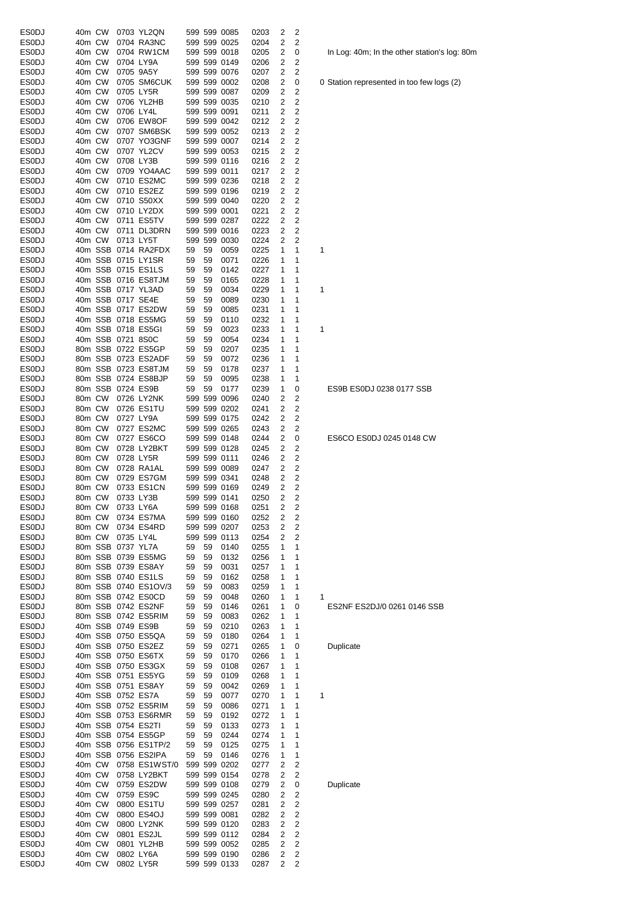| | | | | | | | | | | | | |
|---|---|---|---|---|---|---|---|---|---|---|---|---|
| ES0DJ | 40m | CW | 0703 | YL2QN | 599 | 599 | 0085 | 0203 | 2 | 2 | | |
| ES0DJ | 40m | CW | 0704 | RA3NC | 599 | 599 | 0025 | 0204 | 2 | 2 | | |
| ES0DJ | 40m | CW | 0704 | RW1CM | 599 | 599 | 0018 | 0205 | 2 | 0 | | In Log: 40m; In the other station's log: 80m |
| ES0DJ | 40m | CW | 0704 | LY9A | 599 | 599 | 0149 | 0206 | 2 | 2 | | |
| ES0DJ | 40m | CW | 0705 | 9A5Y | 599 | 599 | 0076 | 0207 | 2 | 2 | | |
| ES0DJ | 40m | CW | 0705 | SM6CUK | 599 | 599 | 0002 | 0208 | 2 | 0 | 0 | Station represented in too few logs (2) |
| ES0DJ | 40m | CW | 0705 | LY5R | 599 | 599 | 0087 | 0209 | 2 | 2 | | |
| ES0DJ | 40m | CW | 0706 | YL2HB | 599 | 599 | 0035 | 0210 | 2 | 2 | | |
| ES0DJ | 40m | CW | 0706 | LY4L | 599 | 599 | 0091 | 0211 | 2 | 2 | | |
| ES0DJ | 40m | CW | 0706 | EW8OF | 599 | 599 | 0042 | 0212 | 2 | 2 | | |
| ES0DJ | 40m | CW | 0707 | SM6BSK | 599 | 599 | 0052 | 0213 | 2 | 2 | | |
| ES0DJ | 40m | CW | 0707 | YO3GNF | 599 | 599 | 0007 | 0214 | 2 | 2 | | |
| ES0DJ | 40m | CW | 0707 | YL2CV | 599 | 599 | 0053 | 0215 | 2 | 2 | | |
| ES0DJ | 40m | CW | 0708 | LY3B | 599 | 599 | 0116 | 0216 | 2 | 2 | | |
| ES0DJ | 40m | CW | 0709 | YO4AAC | 599 | 599 | 0011 | 0217 | 2 | 2 | | |
| ES0DJ | 40m | CW | 0710 | ES2MC | 599 | 599 | 0236 | 0218 | 2 | 2 | | |
| ES0DJ | 40m | CW | 0710 | ES2EZ | 599 | 599 | 0196 | 0219 | 2 | 2 | | |
| ES0DJ | 40m | CW | 0710 | S50XX | 599 | 599 | 0040 | 0220 | 2 | 2 | | |
| ES0DJ | 40m | CW | 0710 | LY2DX | 599 | 599 | 0001 | 0221 | 2 | 2 | | |
| ES0DJ | 40m | CW | 0711 | ES5TV | 599 | 599 | 0287 | 0222 | 2 | 2 | | |
| ES0DJ | 40m | CW | 0711 | DL3DRN | 599 | 599 | 0016 | 0223 | 2 | 2 | | |
| ES0DJ | 40m | CW | 0713 | LY5T | 599 | 599 | 0030 | 0224 | 2 | 2 | | |
| ES0DJ | 40m | SSB | 0714 | RA2FDX | 59 | 59 | 0059 | 0225 | 1 | 1 | 1 | |
| ES0DJ | 40m | SSB | 0715 | LY1SR | 59 | 59 | 0071 | 0226 | 1 | 1 | | |
| ES0DJ | 40m | SSB | 0715 | ES1LS | 59 | 59 | 0142 | 0227 | 1 | 1 | | |
| ES0DJ | 40m | SSB | 0716 | ES8TJM | 59 | 59 | 0165 | 0228 | 1 | 1 | | |
| ES0DJ | 40m | SSB | 0717 | YL3AD | 59 | 59 | 0034 | 0229 | 1 | 1 | 1 | |
| ES0DJ | 40m | SSB | 0717 | SE4E | 59 | 59 | 0089 | 0230 | 1 | 1 | | |
| ES0DJ | 40m | SSB | 0717 | ES2DW | 59 | 59 | 0085 | 0231 | 1 | 1 | | |
| ES0DJ | 40m | SSB | 0718 | ES5MG | 59 | 59 | 0110 | 0232 | 1 | 1 | | |
| ES0DJ | 40m | SSB | 0718 | ES5GI | 59 | 59 | 0023 | 0233 | 1 | 1 | 1 | |
| ES0DJ | 40m | SSB | 0721 | 8S0C | 59 | 59 | 0054 | 0234 | 1 | 1 | | |
| ES0DJ | 80m | SSB | 0722 | ES5GP | 59 | 59 | 0207 | 0235 | 1 | 1 | | |
| ES0DJ | 80m | SSB | 0723 | ES2ADF | 59 | 59 | 0072 | 0236 | 1 | 1 | | |
| ES0DJ | 80m | SSB | 0723 | ES8TJM | 59 | 59 | 0178 | 0237 | 1 | 1 | | |
| ES0DJ | 80m | SSB | 0724 | ES8BJP | 59 | 59 | 0095 | 0238 | 1 | 1 | | |
| ES0DJ | 80m | SSB | 0724 | ES9B | 59 | 59 | 0177 | 0239 | 1 | 0 | | ES9B ES0DJ 0238 0177 SSB |
| ES0DJ | 80m | CW | 0726 | LY2NK | 599 | 599 | 0096 | 0240 | 2 | 2 | | |
| ES0DJ | 80m | CW | 0726 | ES1TU | 599 | 599 | 0202 | 0241 | 2 | 2 | | |
| ES0DJ | 80m | CW | 0727 | LY9A | 599 | 599 | 0175 | 0242 | 2 | 2 | | |
| ES0DJ | 80m | CW | 0727 | ES2MC | 599 | 599 | 0265 | 0243 | 2 | 2 | | |
| ES0DJ | 80m | CW | 0727 | ES6CO | 599 | 599 | 0148 | 0244 | 2 | 0 | | ES6CO ES0DJ 0245 0148 CW |
| ES0DJ | 80m | CW | 0728 | LY2BKT | 599 | 599 | 0128 | 0245 | 2 | 2 | | |
| ES0DJ | 80m | CW | 0728 | LY5R | 599 | 599 | 0111 | 0246 | 2 | 2 | | |
| ES0DJ | 80m | CW | 0728 | RA1AL | 599 | 599 | 0089 | 0247 | 2 | 2 | | |
| ES0DJ | 80m | CW | 0729 | ES7GM | 599 | 599 | 0341 | 0248 | 2 | 2 | | |
| ES0DJ | 80m | CW | 0733 | ES1CN | 599 | 599 | 0169 | 0249 | 2 | 2 | | |
| ES0DJ | 80m | CW | 0733 | LY3B | 599 | 599 | 0141 | 0250 | 2 | 2 | | |
| ES0DJ | 80m | CW | 0733 | LY6A | 599 | 599 | 0168 | 0251 | 2 | 2 | | |
| ES0DJ | 80m | CW | 0734 | ES7MA | 599 | 599 | 0160 | 0252 | 2 | 2 | | |
| ES0DJ | 80m | CW | 0734 | ES4RD | 599 | 599 | 0207 | 0253 | 2 | 2 | | |
| ES0DJ | 80m | CW | 0735 | LY4L | 599 | 599 | 0113 | 0254 | 2 | 2 | | |
| ES0DJ | 80m | SSB | 0737 | YL7A | 59 | 59 | 0140 | 0255 | 1 | 1 | | |
| ES0DJ | 80m | SSB | 0739 | ES5MG | 59 | 59 | 0132 | 0256 | 1 | 1 | | |
| ES0DJ | 80m | SSB | 0739 | ES8AY | 59 | 59 | 0031 | 0257 | 1 | 1 | | |
| ES0DJ | 80m | SSB | 0740 | ES1LS | 59 | 59 | 0162 | 0258 | 1 | 1 | | |
| ES0DJ | 80m | SSB | 0740 | ES1OV/3 | 59 | 59 | 0083 | 0259 | 1 | 1 | | |
| ES0DJ | 80m | SSB | 0742 | ES0CD | 59 | 59 | 0048 | 0260 | 1 | 1 | 1 | |
| ES0DJ | 80m | SSB | 0742 | ES2NF | 59 | 59 | 0146 | 0261 | 1 | 0 | | ES2NF ES2DJ/0 0261 0146 SSB |
| ES0DJ | 80m | SSB | 0742 | ES5RIM | 59 | 59 | 0083 | 0262 | 1 | 1 | | |
| ES0DJ | 40m | SSB | 0749 | ES9B | 59 | 59 | 0210 | 0263 | 1 | 1 | | |
| ES0DJ | 40m | SSB | 0750 | ES5QA | 59 | 59 | 0180 | 0264 | 1 | 1 | | |
| ES0DJ | 40m | SSB | 0750 | ES2EZ | 59 | 59 | 0271 | 0265 | 1 | 0 | | Duplicate |
| ES0DJ | 40m | SSB | 0750 | ES6TX | 59 | 59 | 0170 | 0266 | 1 | 1 | | |
| ES0DJ | 40m | SSB | 0750 | ES3GX | 59 | 59 | 0108 | 0267 | 1 | 1 | | |
| ES0DJ | 40m | SSB | 0751 | ES5YG | 59 | 59 | 0109 | 0268 | 1 | 1 | | |
| ES0DJ | 40m | SSB | 0751 | ES8AY | 59 | 59 | 0042 | 0269 | 1 | 1 | | |
| ES0DJ | 40m | SSB | 0752 | ES7A | 59 | 59 | 0077 | 0270 | 1 | 1 | 1 | |
| ES0DJ | 40m | SSB | 0752 | ES5RIM | 59 | 59 | 0086 | 0271 | 1 | 1 | | |
| ES0DJ | 40m | SSB | 0753 | ES6RMR | 59 | 59 | 0192 | 0272 | 1 | 1 | | |
| ES0DJ | 40m | SSB | 0754 | ES2TI | 59 | 59 | 0133 | 0273 | 1 | 1 | | |
| ES0DJ | 40m | SSB | 0754 | ES5GP | 59 | 59 | 0244 | 0274 | 1 | 1 | | |
| ES0DJ | 40m | SSB | 0756 | ES1TP/2 | 59 | 59 | 0125 | 0275 | 1 | 1 | | |
| ES0DJ | 40m | SSB | 0756 | ES2IPA | 59 | 59 | 0146 | 0276 | 1 | 1 | | |
| ES0DJ | 40m | CW | 0758 | ES1WST/0 | 599 | 599 | 0202 | 0277 | 2 | 2 | | |
| ES0DJ | 40m | CW | 0758 | LY2BKT | 599 | 599 | 0154 | 0278 | 2 | 2 | | |
| ES0DJ | 40m | CW | 0759 | ES2DW | 599 | 599 | 0108 | 0279 | 2 | 0 | | Duplicate |
| ES0DJ | 40m | CW | 0759 | ES9C | 599 | 599 | 0245 | 0280 | 2 | 2 | | |
| ES0DJ | 40m | CW | 0800 | ES1TU | 599 | 599 | 0257 | 0281 | 2 | 2 | | |
| ES0DJ | 40m | CW | 0800 | ES4OJ | 599 | 599 | 0081 | 0282 | 2 | 2 | | |
| ES0DJ | 40m | CW | 0800 | LY2NK | 599 | 599 | 0120 | 0283 | 2 | 2 | | |
| ES0DJ | 40m | CW | 0801 | ES2JL | 599 | 599 | 0112 | 0284 | 2 | 2 | | |
| ES0DJ | 40m | CW | 0801 | YL2HB | 599 | 599 | 0052 | 0285 | 2 | 2 | | |
| ES0DJ | 40m | CW | 0802 | LY6A | 599 | 599 | 0190 | 0286 | 2 | 2 | | |
| ES0DJ | 40m | CW | 0802 | LY5R | 599 | 599 | 0133 | 0287 | 2 | 2 | | |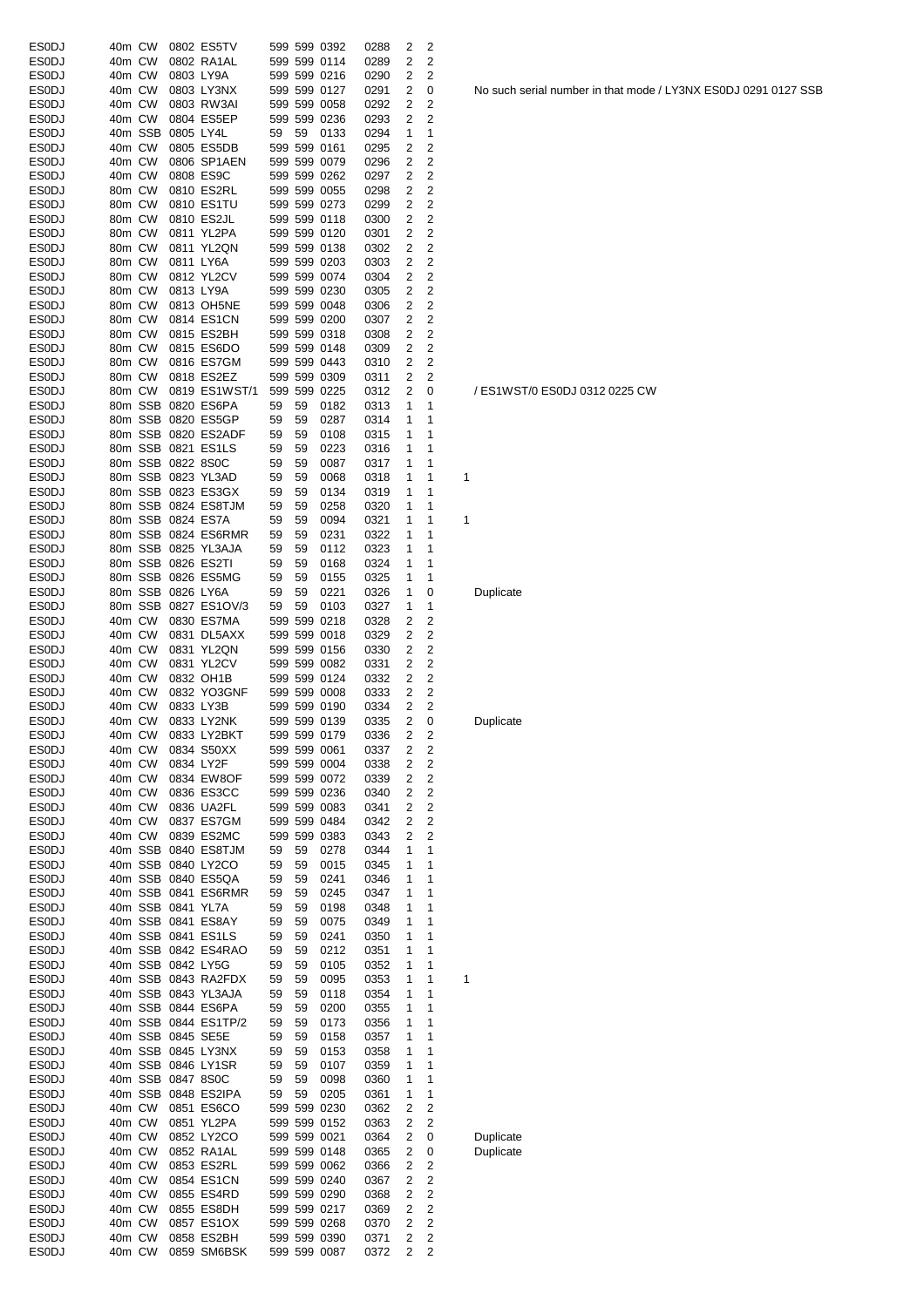| | | | | | | | | | | | | | |
|---|---|---|---|---|---|---|---|---|---|---|---|---|---|
| ES0DJ | 40m | CW | 0802 | ES5TV | 599 | 599 | 0392 | 0288 | 2 | 2 | | |
| ES0DJ | 40m | CW | 0802 | RA1AL | 599 | 599 | 0114 | 0289 | 2 | 2 | | |
| ES0DJ | 40m | CW | 0803 | LY9A | 599 | 599 | 0216 | 0290 | 2 | 2 | | |
| ES0DJ | 40m | CW | 0803 | LY3NX | 599 | 599 | 0127 | 0291 | 2 | 0 | | No such serial number in that mode / LY3NX ES0DJ 0291 0127 SSB |
| ES0DJ | 40m | CW | 0803 | RW3AI | 599 | 599 | 0058 | 0292 | 2 | 2 | | |
| ES0DJ | 40m | CW | 0804 | ES5EP | 599 | 599 | 0236 | 0293 | 2 | 2 | | |
| ES0DJ | 40m | SSB | 0805 | LY4L | 59 | 59 | 0133 | 0294 | 1 | 1 | | |
| ES0DJ | 40m | CW | 0805 | ES5DB | 599 | 599 | 0161 | 0295 | 2 | 2 | | |
| ES0DJ | 40m | CW | 0806 | SP1AEN | 599 | 599 | 0079 | 0296 | 2 | 2 | | |
| ES0DJ | 40m | CW | 0808 | ES9C | 599 | 599 | 0262 | 0297 | 2 | 2 | | |
| ES0DJ | 80m | CW | 0810 | ES2RL | 599 | 599 | 0055 | 0298 | 2 | 2 | | |
| ES0DJ | 80m | CW | 0810 | ES1TU | 599 | 599 | 0273 | 0299 | 2 | 2 | | |
| ES0DJ | 80m | CW | 0810 | ES2JL | 599 | 599 | 0118 | 0300 | 2 | 2 | | |
| ES0DJ | 80m | CW | 0811 | YL2PA | 599 | 599 | 0120 | 0301 | 2 | 2 | | |
| ES0DJ | 80m | CW | 0811 | YL2QN | 599 | 599 | 0138 | 0302 | 2 | 2 | | |
| ES0DJ | 80m | CW | 0811 | LY6A | 599 | 599 | 0203 | 0303 | 2 | 2 | | |
| ES0DJ | 80m | CW | 0812 | YL2CV | 599 | 599 | 0074 | 0304 | 2 | 2 | | |
| ES0DJ | 80m | CW | 0813 | LY9A | 599 | 599 | 0230 | 0305 | 2 | 2 | | |
| ES0DJ | 80m | CW | 0813 | OH5NE | 599 | 599 | 0048 | 0306 | 2 | 2 | | |
| ES0DJ | 80m | CW | 0814 | ES1CN | 599 | 599 | 0200 | 0307 | 2 | 2 | | |
| ES0DJ | 80m | CW | 0815 | ES2BH | 599 | 599 | 0318 | 0308 | 2 | 2 | | |
| ES0DJ | 80m | CW | 0815 | ES6DO | 599 | 599 | 0148 | 0309 | 2 | 2 | | |
| ES0DJ | 80m | CW | 0816 | ES7GM | 599 | 599 | 0443 | 0310 | 2 | 2 | | |
| ES0DJ | 80m | CW | 0818 | ES2EZ | 599 | 599 | 0309 | 0311 | 2 | 2 | | |
| ES0DJ | 80m | CW | 0819 | ES1WST/1 | 599 | 599 | 0225 | 0312 | 2 | 0 | | / ES1WST/0 ES0DJ 0312 0225 CW |
| ES0DJ | 80m | SSB | 0820 | ES6PA | 59 | 59 | 0182 | 0313 | 1 | 1 | | |
| ES0DJ | 80m | SSB | 0820 | ES5GP | 59 | 59 | 0287 | 0314 | 1 | 1 | | |
| ES0DJ | 80m | SSB | 0820 | ES2ADF | 59 | 59 | 0108 | 0315 | 1 | 1 | | |
| ES0DJ | 80m | SSB | 0821 | ES1LS | 59 | 59 | 0223 | 0316 | 1 | 1 | | |
| ES0DJ | 80m | SSB | 0822 | 8S0C | 59 | 59 | 0087 | 0317 | 1 | 1 | | |
| ES0DJ | 80m | SSB | 0823 | YL3AD | 59 | 59 | 0068 | 0318 | 1 | 1 | 1 | |
| ES0DJ | 80m | SSB | 0823 | ES3GX | 59 | 59 | 0134 | 0319 | 1 | 1 | | |
| ES0DJ | 80m | SSB | 0824 | ES8TJM | 59 | 59 | 0258 | 0320 | 1 | 1 | | |
| ES0DJ | 80m | SSB | 0824 | ES7A | 59 | 59 | 0094 | 0321 | 1 | 1 | 1 | |
| ES0DJ | 80m | SSB | 0824 | ES6RMR | 59 | 59 | 0231 | 0322 | 1 | 1 | | |
| ES0DJ | 80m | SSB | 0825 | YL3AJA | 59 | 59 | 0112 | 0323 | 1 | 1 | | |
| ES0DJ | 80m | SSB | 0826 | ES2TI | 59 | 59 | 0168 | 0324 | 1 | 1 | | |
| ES0DJ | 80m | SSB | 0826 | ES5MG | 59 | 59 | 0155 | 0325 | 1 | 1 | | |
| ES0DJ | 80m | SSB | 0826 | LY6A | 59 | 59 | 0221 | 0326 | 1 | 0 | | Duplicate |
| ES0DJ | 80m | SSB | 0827 | ES1OV/3 | 59 | 59 | 0103 | 0327 | 1 | 1 | | |
| ES0DJ | 40m | CW | 0830 | ES7MA | 599 | 599 | 0218 | 0328 | 2 | 2 | | |
| ES0DJ | 40m | CW | 0831 | DL5AXX | 599 | 599 | 0018 | 0329 | 2 | 2 | | |
| ES0DJ | 40m | CW | 0831 | YL2QN | 599 | 599 | 0156 | 0330 | 2 | 2 | | |
| ES0DJ | 40m | CW | 0831 | YL2CV | 599 | 599 | 0082 | 0331 | 2 | 2 | | |
| ES0DJ | 40m | CW | 0832 | OH1B | 599 | 599 | 0124 | 0332 | 2 | 2 | | |
| ES0DJ | 40m | CW | 0832 | YO3GNF | 599 | 599 | 0008 | 0333 | 2 | 2 | | |
| ES0DJ | 40m | CW | 0833 | LY3B | 599 | 599 | 0190 | 0334 | 2 | 2 | | |
| ES0DJ | 40m | CW | 0833 | LY2NK | 599 | 599 | 0139 | 0335 | 2 | 0 | | Duplicate |
| ES0DJ | 40m | CW | 0833 | LY2BKT | 599 | 599 | 0179 | 0336 | 2 | 2 | | |
| ES0DJ | 40m | CW | 0834 | S50XX | 599 | 599 | 0061 | 0337 | 2 | 2 | | |
| ES0DJ | 40m | CW | 0834 | LY2F | 599 | 599 | 0004 | 0338 | 2 | 2 | | |
| ES0DJ | 40m | CW | 0834 | EW8OF | 599 | 599 | 0072 | 0339 | 2 | 2 | | |
| ES0DJ | 40m | CW | 0836 | ES3CC | 599 | 599 | 0236 | 0340 | 2 | 2 | | |
| ES0DJ | 40m | CW | 0836 | UA2FL | 599 | 599 | 0083 | 0341 | 2 | 2 | | |
| ES0DJ | 40m | CW | 0837 | ES7GM | 599 | 599 | 0484 | 0342 | 2 | 2 | | |
| ES0DJ | 40m | CW | 0839 | ES2MC | 599 | 599 | 0383 | 0343 | 2 | 2 | | |
| ES0DJ | 40m | SSB | 0840 | ES8TJM | 59 | 59 | 0278 | 0344 | 1 | 1 | | |
| ES0DJ | 40m | SSB | 0840 | LY2CO | 59 | 59 | 0015 | 0345 | 1 | 1 | | |
| ES0DJ | 40m | SSB | 0840 | ES5QA | 59 | 59 | 0241 | 0346 | 1 | 1 | | |
| ES0DJ | 40m | SSB | 0841 | ES6RMR | 59 | 59 | 0245 | 0347 | 1 | 1 | | |
| ES0DJ | 40m | SSB | 0841 | YL7A | 59 | 59 | 0198 | 0348 | 1 | 1 | | |
| ES0DJ | 40m | SSB | 0841 | ES8AY | 59 | 59 | 0075 | 0349 | 1 | 1 | | |
| ES0DJ | 40m | SSB | 0841 | ES1LS | 59 | 59 | 0241 | 0350 | 1 | 1 | | |
| ES0DJ | 40m | SSB | 0842 | ES4RAO | 59 | 59 | 0212 | 0351 | 1 | 1 | | |
| ES0DJ | 40m | SSB | 0842 | LY5G | 59 | 59 | 0105 | 0352 | 1 | 1 | | |
| ES0DJ | 40m | SSB | 0843 | RA2FDX | 59 | 59 | 0095 | 0353 | 1 | 1 | 1 | |
| ES0DJ | 40m | SSB | 0843 | YL3AJA | 59 | 59 | 0118 | 0354 | 1 | 1 | | |
| ES0DJ | 40m | SSB | 0844 | ES6PA | 59 | 59 | 0200 | 0355 | 1 | 1 | | |
| ES0DJ | 40m | SSB | 0844 | ES1TP/2 | 59 | 59 | 0173 | 0356 | 1 | 1 | | |
| ES0DJ | 40m | SSB | 0845 | SE5E | 59 | 59 | 0158 | 0357 | 1 | 1 | | |
| ES0DJ | 40m | SSB | 0845 | LY3NX | 59 | 59 | 0153 | 0358 | 1 | 1 | | |
| ES0DJ | 40m | SSB | 0846 | LY1SR | 59 | 59 | 0107 | 0359 | 1 | 1 | | |
| ES0DJ | 40m | SSB | 0847 | 8S0C | 59 | 59 | 0098 | 0360 | 1 | 1 | | |
| ES0DJ | 40m | SSB | 0848 | ES2IPA | 59 | 59 | 0205 | 0361 | 1 | 1 | | |
| ES0DJ | 40m | CW | 0851 | ES6CO | 599 | 599 | 0230 | 0362 | 2 | 2 | | |
| ES0DJ | 40m | CW | 0851 | YL2PA | 599 | 599 | 0152 | 0363 | 2 | 2 | | |
| ES0DJ | 40m | CW | 0852 | LY2CO | 599 | 599 | 0021 | 0364 | 2 | 0 | | Duplicate |
| ES0DJ | 40m | CW | 0852 | RA1AL | 599 | 599 | 0148 | 0365 | 2 | 0 | | Duplicate |
| ES0DJ | 40m | CW | 0853 | ES2RL | 599 | 599 | 0062 | 0366 | 2 | 2 | | |
| ES0DJ | 40m | CW | 0854 | ES1CN | 599 | 599 | 0240 | 0367 | 2 | 2 | | |
| ES0DJ | 40m | CW | 0855 | ES4RD | 599 | 599 | 0290 | 0368 | 2 | 2 | | |
| ES0DJ | 40m | CW | 0855 | ES8DH | 599 | 599 | 0217 | 0369 | 2 | 2 | | |
| ES0DJ | 40m | CW | 0857 | ES1OX | 599 | 599 | 0268 | 0370 | 2 | 2 | | |
| ES0DJ | 40m | CW | 0858 | ES2BH | 599 | 599 | 0390 | 0371 | 2 | 2 | | |
| ES0DJ | 40m | CW | 0859 | SM6BSK | 599 | 599 | 0087 | 0372 | 2 | 2 | | |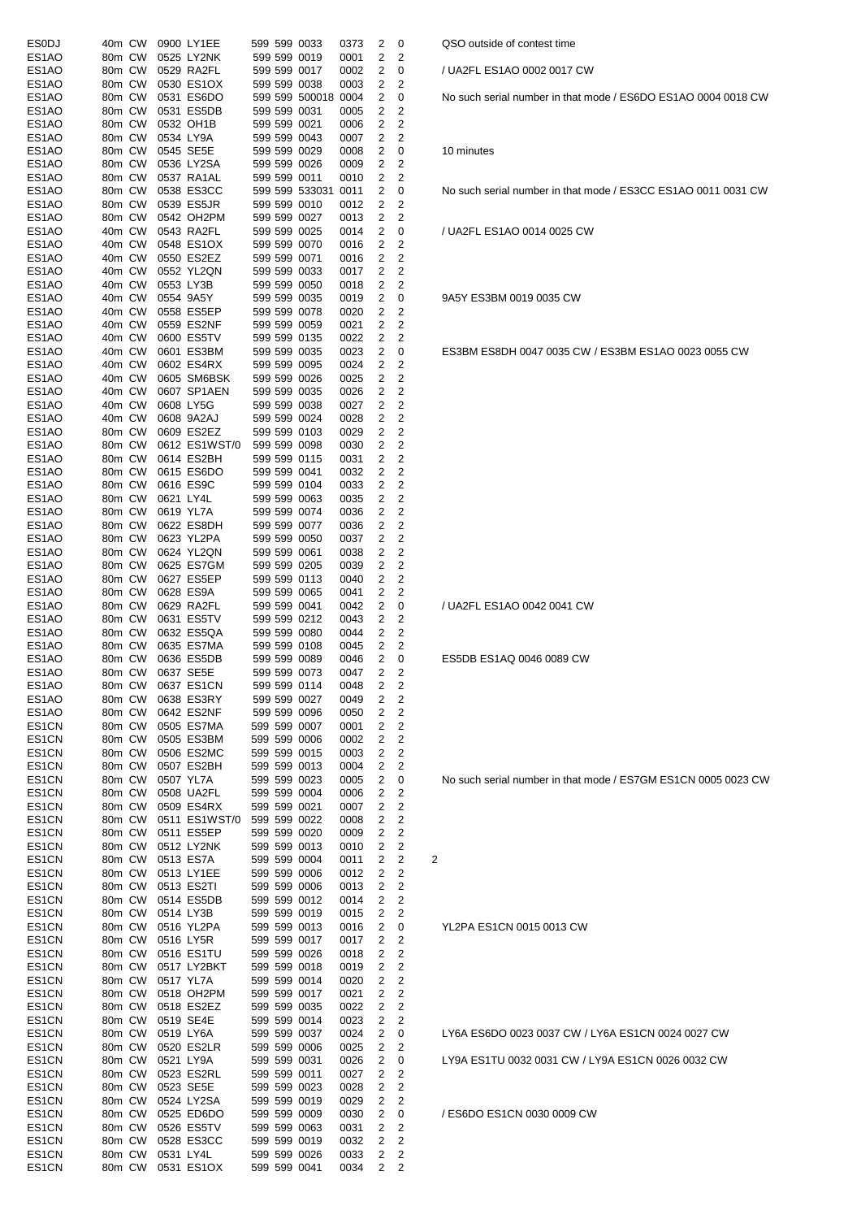| | | | | | | | | | | | |
|---|---|---|---|---|---|---|---|---|---|---|---|
| ES0DJ | 40m | CW | 0900 | LY1EE | 599 | 599 | 0033 | 0373 | 2 | 0 | QSO outside of contest time |
| ES1AO | 80m | CW | 0525 | LY2NK | 599 | 599 | 0019 | 0001 | 2 | 2 | |
| ES1AO | 80m | CW | 0529 | RA2FL | 599 | 599 | 0017 | 0002 | 2 | 0 | / UA2FL ES1AO 0002 0017 CW |
| ES1AO | 80m | CW | 0530 | ES1OX | 599 | 599 | 0038 | 0003 | 2 | 2 | |
| ES1AO | 80m | CW | 0531 | ES6DO | 599 | 599 | 500018 | 0004 | 2 | 0 | No such serial number in that mode / ES6DO ES1AO 0004 0018 CW |
| ES1AO | 80m | CW | 0531 | ES5DB | 599 | 599 | 0031 | 0005 | 2 | 2 | |
| ES1AO | 80m | CW | 0532 | OH1B | 599 | 599 | 0021 | 0006 | 2 | 2 | |
| ES1AO | 80m | CW | 0534 | LY9A | 599 | 599 | 0043 | 0007 | 2 | 2 | |
| ES1AO | 80m | CW | 0545 | SE5E | 599 | 599 | 0029 | 0008 | 2 | 0 | 10 minutes |
| ES1AO | 80m | CW | 0536 | LY2SA | 599 | 599 | 0026 | 0009 | 2 | 2 | |
| ES1AO | 80m | CW | 0537 | RA1AL | 599 | 599 | 0011 | 0010 | 2 | 2 | |
| ES1AO | 80m | CW | 0538 | ES3CC | 599 | 599 | 533031 | 0011 | 2 | 0 | No such serial number in that mode / ES3CC ES1AO 0011 0031 CW |
| ES1AO | 80m | CW | 0539 | ES5JR | 599 | 599 | 0010 | 0012 | 2 | 2 | |
| ES1AO | 80m | CW | 0542 | OH2PM | 599 | 599 | 0027 | 0013 | 2 | 2 | |
| ES1AO | 40m | CW | 0543 | RA2FL | 599 | 599 | 0025 | 0014 | 2 | 0 | / UA2FL ES1AO 0014 0025 CW |
| ES1AO | 40m | CW | 0548 | ES1OX | 599 | 599 | 0070 | 0016 | 2 | 2 | |
| ES1AO | 40m | CW | 0550 | ES2EZ | 599 | 599 | 0071 | 0016 | 2 | 2 | |
| ES1AO | 40m | CW | 0552 | YL2QN | 599 | 599 | 0033 | 0017 | 2 | 2 | |
| ES1AO | 40m | CW | 0553 | LY3B | 599 | 599 | 0050 | 0018 | 2 | 2 | |
| ES1AO | 40m | CW | 0554 | 9A5Y | 599 | 599 | 0035 | 0019 | 2 | 0 | 9A5Y ES3BM 0019 0035 CW |
| ES1AO | 40m | CW | 0558 | ES5EP | 599 | 599 | 0078 | 0020 | 2 | 2 | |
| ES1AO | 40m | CW | 0559 | ES2NF | 599 | 599 | 0059 | 0021 | 2 | 2 | |
| ES1AO | 40m | CW | 0600 | ES5TV | 599 | 599 | 0135 | 0022 | 2 | 2 | |
| ES1AO | 40m | CW | 0601 | ES3BM | 599 | 599 | 0035 | 0023 | 2 | 0 | ES3BM ES8DH 0047 0035 CW / ES3BM ES1AO 0023 0055 CW |
| ES1AO | 40m | CW | 0602 | ES4RX | 599 | 599 | 0095 | 0024 | 2 | 2 | |
| ES1AO | 40m | CW | 0605 | SM6BSK | 599 | 599 | 0026 | 0025 | 2 | 2 | |
| ES1AO | 40m | CW | 0607 | SP1AEN | 599 | 599 | 0035 | 0026 | 2 | 2 | |
| ES1AO | 40m | CW | 0608 | LY5G | 599 | 599 | 0038 | 0027 | 2 | 2 | |
| ES1AO | 40m | CW | 0608 | 9A2AJ | 599 | 599 | 0024 | 0028 | 2 | 2 | |
| ES1AO | 80m | CW | 0609 | ES2EZ | 599 | 599 | 0103 | 0029 | 2 | 2 | |
| ES1AO | 80m | CW | 0612 | ES1WST/0 | 599 | 599 | 0098 | 0030 | 2 | 2 | |
| ES1AO | 80m | CW | 0614 | ES2BH | 599 | 599 | 0115 | 0031 | 2 | 2 | |
| ES1AO | 80m | CW | 0615 | ES6DO | 599 | 599 | 0041 | 0032 | 2 | 2 | |
| ES1AO | 80m | CW | 0616 | ES9C | 599 | 599 | 0104 | 0033 | 2 | 2 | |
| ES1AO | 80m | CW | 0621 | LY4L | 599 | 599 | 0063 | 0035 | 2 | 2 | |
| ES1AO | 80m | CW | 0619 | YL7A | 599 | 599 | 0074 | 0036 | 2 | 2 | |
| ES1AO | 80m | CW | 0622 | ES8DH | 599 | 599 | 0077 | 0036 | 2 | 2 | |
| ES1AO | 80m | CW | 0623 | YL2PA | 599 | 599 | 0050 | 0037 | 2 | 2 | |
| ES1AO | 80m | CW | 0624 | YL2QN | 599 | 599 | 0061 | 0038 | 2 | 2 | |
| ES1AO | 80m | CW | 0625 | ES7GM | 599 | 599 | 0205 | 0039 | 2 | 2 | |
| ES1AO | 80m | CW | 0627 | ES5EP | 599 | 599 | 0113 | 0040 | 2 | 2 | |
| ES1AO | 80m | CW | 0628 | ES9A | 599 | 599 | 0065 | 0041 | 2 | 2 | |
| ES1AO | 80m | CW | 0629 | RA2FL | 599 | 599 | 0041 | 0042 | 2 | 0 | / UA2FL ES1AO 0042 0041 CW |
| ES1AO | 80m | CW | 0631 | ES5TV | 599 | 599 | 0212 | 0043 | 2 | 2 | |
| ES1AO | 80m | CW | 0632 | ES5QA | 599 | 599 | 0080 | 0044 | 2 | 2 | |
| ES1AO | 80m | CW | 0635 | ES7MA | 599 | 599 | 0108 | 0045 | 2 | 2 | |
| ES1AO | 80m | CW | 0636 | ES5DB | 599 | 599 | 0089 | 0046 | 2 | 0 | ES5DB ES1AQ 0046 0089 CW |
| ES1AO | 80m | CW | 0637 | SE5E | 599 | 599 | 0073 | 0047 | 2 | 2 | |
| ES1AO | 80m | CW | 0637 | ES1CN | 599 | 599 | 0114 | 0048 | 2 | 2 | |
| ES1AO | 80m | CW | 0638 | ES3RY | 599 | 599 | 0027 | 0049 | 2 | 2 | |
| ES1AO | 80m | CW | 0642 | ES2NF | 599 | 599 | 0096 | 0050 | 2 | 2 | |
| ES1CN | 80m | CW | 0505 | ES7MA | 599 | 599 | 0007 | 0001 | 2 | 2 | |
| ES1CN | 80m | CW | 0505 | ES3BM | 599 | 599 | 0006 | 0002 | 2 | 2 | |
| ES1CN | 80m | CW | 0506 | ES2MC | 599 | 599 | 0015 | 0003 | 2 | 2 | |
| ES1CN | 80m | CW | 0507 | ES2BH | 599 | 599 | 0013 | 0004 | 2 | 2 | |
| ES1CN | 80m | CW | 0507 | YL7A | 599 | 599 | 0023 | 0005 | 2 | 0 | No such serial number in that mode / ES7GM ES1CN 0005 0023 CW |
| ES1CN | 80m | CW | 0508 | UA2FL | 599 | 599 | 0004 | 0006 | 2 | 2 | |
| ES1CN | 80m | CW | 0509 | ES4RX | 599 | 599 | 0021 | 0007 | 2 | 2 | |
| ES1CN | 80m | CW | 0511 | ES1WST/0 | 599 | 599 | 0022 | 0008 | 2 | 2 | |
| ES1CN | 80m | CW | 0511 | ES5EP | 599 | 599 | 0020 | 0009 | 2 | 2 | |
| ES1CN | 80m | CW | 0512 | LY2NK | 599 | 599 | 0013 | 0010 | 2 | 2 | |
| ES1CN | 80m | CW | 0513 | ES7A | 599 | 599 | 0004 | 0011 | 2 | 2 | 2 |
| ES1CN | 80m | CW | 0513 | LY1EE | 599 | 599 | 0006 | 0012 | 2 | 2 | |
| ES1CN | 80m | CW | 0513 | ES2TI | 599 | 599 | 0006 | 0013 | 2 | 2 | |
| ES1CN | 80m | CW | 0514 | ES5DB | 599 | 599 | 0012 | 0014 | 2 | 2 | |
| ES1CN | 80m | CW | 0514 | LY3B | 599 | 599 | 0019 | 0015 | 2 | 2 | |
| ES1CN | 80m | CW | 0516 | YL2PA | 599 | 599 | 0013 | 0016 | 2 | 0 | YL2PA ES1CN 0015 0013 CW |
| ES1CN | 80m | CW | 0516 | LY5R | 599 | 599 | 0017 | 0017 | 2 | 2 | |
| ES1CN | 80m | CW | 0516 | ES1TU | 599 | 599 | 0026 | 0018 | 2 | 2 | |
| ES1CN | 80m | CW | 0517 | LY2BKT | 599 | 599 | 0018 | 0019 | 2 | 2 | |
| ES1CN | 80m | CW | 0517 | YL7A | 599 | 599 | 0014 | 0020 | 2 | 2 | |
| ES1CN | 80m | CW | 0518 | OH2PM | 599 | 599 | 0017 | 0021 | 2 | 2 | |
| ES1CN | 80m | CW | 0518 | ES2EZ | 599 | 599 | 0035 | 0022 | 2 | 2 | |
| ES1CN | 80m | CW | 0519 | SE4E | 599 | 599 | 0014 | 0023 | 2 | 2 | |
| ES1CN | 80m | CW | 0519 | LY6A | 599 | 599 | 0037 | 0024 | 2 | 0 | LY6A ES6DO 0023 0037 CW / LY6A ES1CN 0024 0027 CW |
| ES1CN | 80m | CW | 0520 | ES2LR | 599 | 599 | 0006 | 0025 | 2 | 2 | |
| ES1CN | 80m | CW | 0521 | LY9A | 599 | 599 | 0031 | 0026 | 2 | 0 | LY9A ES1TU 0032 0031 CW / LY9A ES1CN 0026 0032 CW |
| ES1CN | 80m | CW | 0523 | ES2RL | 599 | 599 | 0011 | 0027 | 2 | 2 | |
| ES1CN | 80m | CW | 0523 | SE5E | 599 | 599 | 0023 | 0028 | 2 | 2 | |
| ES1CN | 80m | CW | 0524 | LY2SA | 599 | 599 | 0019 | 0029 | 2 | 2 | |
| ES1CN | 80m | CW | 0525 | ED6DO | 599 | 599 | 0009 | 0030 | 2 | 0 | / ES6DO ES1CN 0030 0009 CW |
| ES1CN | 80m | CW | 0526 | ES5TV | 599 | 599 | 0063 | 0031 | 2 | 2 | |
| ES1CN | 80m | CW | 0528 | ES3CC | 599 | 599 | 0019 | 0032 | 2 | 2 | |
| ES1CN | 80m | CW | 0531 | LY4L | 599 | 599 | 0026 | 0033 | 2 | 2 | |
| ES1CN | 80m | CW | 0531 | ES1OX | 599 | 599 | 0041 | 0034 | 2 | 2 | |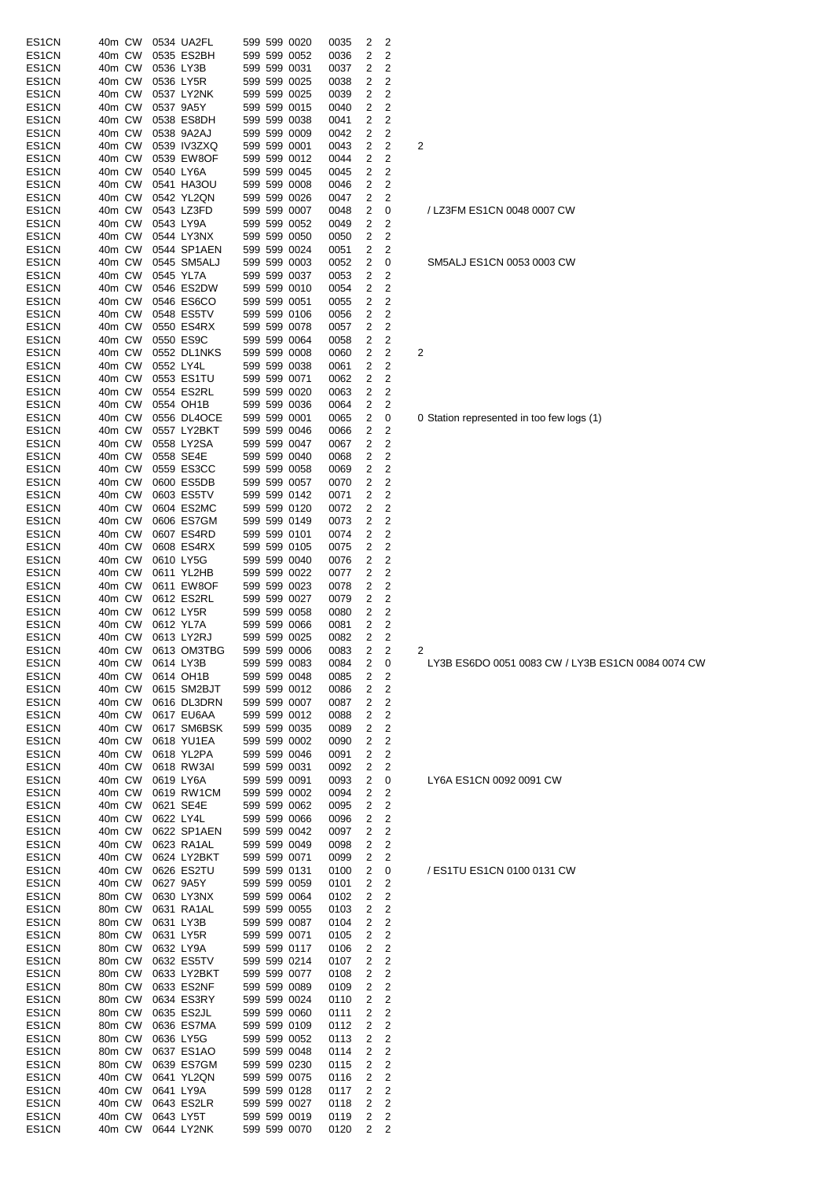| | | | | | | | | | | | | |
|---|---|---|---|---|---|---|---|---|---|---|---|---|
| ES1CN | 40m | CW | 0534 | UA2FL | 599 | 599 | 0020 | 0035 | 2 | 2 | | |
| ES1CN | 40m | CW | 0535 | ES2BH | 599 | 599 | 0052 | 0036 | 2 | 2 | | |
| ES1CN | 40m | CW | 0536 | LY3B | 599 | 599 | 0031 | 0037 | 2 | 2 | | |
| ES1CN | 40m | CW | 0536 | LY5R | 599 | 599 | 0025 | 0038 | 2 | 2 | | |
| ES1CN | 40m | CW | 0537 | LY2NK | 599 | 599 | 0025 | 0039 | 2 | 2 | | |
| ES1CN | 40m | CW | 0537 | 9A5Y | 599 | 599 | 0015 | 0040 | 2 | 2 | | |
| ES1CN | 40m | CW | 0538 | ES8DH | 599 | 599 | 0038 | 0041 | 2 | 2 | | |
| ES1CN | 40m | CW | 0538 | 9A2AJ | 599 | 599 | 0009 | 0042 | 2 | 2 | | |
| ES1CN | 40m | CW | 0539 | IV3ZXQ | 599 | 599 | 0001 | 0043 | 2 | 2 | 2 | |
| ES1CN | 40m | CW | 0539 | EW8OF | 599 | 599 | 0012 | 0044 | 2 | 2 | | |
| ES1CN | 40m | CW | 0540 | LY6A | 599 | 599 | 0045 | 0045 | 2 | 2 | | |
| ES1CN | 40m | CW | 0541 | HA3OU | 599 | 599 | 0008 | 0046 | 2 | 2 | | |
| ES1CN | 40m | CW | 0542 | YL2QN | 599 | 599 | 0026 | 0047 | 2 | 2 | | |
| ES1CN | 40m | CW | 0543 | LZ3FD | 599 | 599 | 0007 | 0048 | 2 | 0 | | / LZ3FM ES1CN 0048 0007 CW |
| ES1CN | 40m | CW | 0543 | LY9A | 599 | 599 | 0052 | 0049 | 2 | 2 | | |
| ES1CN | 40m | CW | 0544 | LY3NX | 599 | 599 | 0050 | 0050 | 2 | 2 | | |
| ES1CN | 40m | CW | 0544 | SP1AEN | 599 | 599 | 0024 | 0051 | 2 | 2 | | |
| ES1CN | 40m | CW | 0545 | SM5ALJ | 599 | 599 | 0003 | 0052 | 2 | 0 | | SM5ALJ ES1CN 0053 0003 CW |
| ES1CN | 40m | CW | 0545 | YL7A | 599 | 599 | 0037 | 0053 | 2 | 2 | | |
| ES1CN | 40m | CW | 0546 | ES2DW | 599 | 599 | 0010 | 0054 | 2 | 2 | | |
| ES1CN | 40m | CW | 0546 | ES6CO | 599 | 599 | 0051 | 0055 | 2 | 2 | | |
| ES1CN | 40m | CW | 0548 | ES5TV | 599 | 599 | 0106 | 0056 | 2 | 2 | | |
| ES1CN | 40m | CW | 0550 | ES4RX | 599 | 599 | 0078 | 0057 | 2 | 2 | | |
| ES1CN | 40m | CW | 0550 | ES9C | 599 | 599 | 0064 | 0058 | 2 | 2 | | |
| ES1CN | 40m | CW | 0552 | DL1NKS | 599 | 599 | 0008 | 0060 | 2 | 2 | 2 | |
| ES1CN | 40m | CW | 0552 | LY4L | 599 | 599 | 0038 | 0061 | 2 | 2 | | |
| ES1CN | 40m | CW | 0553 | ES1TU | 599 | 599 | 0071 | 0062 | 2 | 2 | | |
| ES1CN | 40m | CW | 0554 | ES2RL | 599 | 599 | 0020 | 0063 | 2 | 2 | | |
| ES1CN | 40m | CW | 0554 | OH1B | 599 | 599 | 0036 | 0064 | 2 | 2 | | |
| ES1CN | 40m | CW | 0556 | DL4OCE | 599 | 599 | 0001 | 0065 | 2 | 0 | 0 | Station represented in too few logs (1) |
| ES1CN | 40m | CW | 0557 | LY2BKT | 599 | 599 | 0046 | 0066 | 2 | 2 | | |
| ES1CN | 40m | CW | 0558 | LY2SA | 599 | 599 | 0047 | 0067 | 2 | 2 | | |
| ES1CN | 40m | CW | 0558 | SE4E | 599 | 599 | 0040 | 0068 | 2 | 2 | | |
| ES1CN | 40m | CW | 0559 | ES3CC | 599 | 599 | 0058 | 0069 | 2 | 2 | | |
| ES1CN | 40m | CW | 0600 | ES5DB | 599 | 599 | 0057 | 0070 | 2 | 2 | | |
| ES1CN | 40m | CW | 0603 | ES5TV | 599 | 599 | 0142 | 0071 | 2 | 2 | | |
| ES1CN | 40m | CW | 0604 | ES2MC | 599 | 599 | 0120 | 0072 | 2 | 2 | | |
| ES1CN | 40m | CW | 0606 | ES7GM | 599 | 599 | 0149 | 0073 | 2 | 2 | | |
| ES1CN | 40m | CW | 0607 | ES4RD | 599 | 599 | 0101 | 0074 | 2 | 2 | | |
| ES1CN | 40m | CW | 0608 | ES4RX | 599 | 599 | 0105 | 0075 | 2 | 2 | | |
| ES1CN | 40m | CW | 0610 | LY5G | 599 | 599 | 0040 | 0076 | 2 | 2 | | |
| ES1CN | 40m | CW | 0611 | YL2HB | 599 | 599 | 0022 | 0077 | 2 | 2 | | |
| ES1CN | 40m | CW | 0611 | EW8OF | 599 | 599 | 0023 | 0078 | 2 | 2 | | |
| ES1CN | 40m | CW | 0612 | ES2RL | 599 | 599 | 0027 | 0079 | 2 | 2 | | |
| ES1CN | 40m | CW | 0612 | LY5R | 599 | 599 | 0058 | 0080 | 2 | 2 | | |
| ES1CN | 40m | CW | 0612 | YL7A | 599 | 599 | 0066 | 0081 | 2 | 2 | | |
| ES1CN | 40m | CW | 0613 | LY2RJ | 599 | 599 | 0025 | 0082 | 2 | 2 | | |
| ES1CN | 40m | CW | 0613 | OM3TBG | 599 | 599 | 0006 | 0083 | 2 | 2 | 2 | |
| ES1CN | 40m | CW | 0614 | LY3B | 599 | 599 | 0083 | 0084 | 2 | 0 | | LY3B ES6DO 0051 0083 CW / LY3B ES1CN 0084 0074 CW |
| ES1CN | 40m | CW | 0614 | OH1B | 599 | 599 | 0048 | 0085 | 2 | 2 | | |
| ES1CN | 40m | CW | 0615 | SM2BJT | 599 | 599 | 0012 | 0086 | 2 | 2 | | |
| ES1CN | 40m | CW | 0616 | DL3DRN | 599 | 599 | 0007 | 0087 | 2 | 2 | | |
| ES1CN | 40m | CW | 0617 | EU6AA | 599 | 599 | 0012 | 0088 | 2 | 2 | | |
| ES1CN | 40m | CW | 0617 | SM6BSK | 599 | 599 | 0035 | 0089 | 2 | 2 | | |
| ES1CN | 40m | CW | 0618 | YU1EA | 599 | 599 | 0002 | 0090 | 2 | 2 | | |
| ES1CN | 40m | CW | 0618 | YL2PA | 599 | 599 | 0046 | 0091 | 2 | 2 | | |
| ES1CN | 40m | CW | 0618 | RW3AI | 599 | 599 | 0031 | 0092 | 2 | 2 | | |
| ES1CN | 40m | CW | 0619 | LY6A | 599 | 599 | 0091 | 0093 | 2 | 0 | | LY6A ES1CN 0092 0091 CW |
| ES1CN | 40m | CW | 0619 | RW1CM | 599 | 599 | 0002 | 0094 | 2 | 2 | | |
| ES1CN | 40m | CW | 0621 | SE4E | 599 | 599 | 0062 | 0095 | 2 | 2 | | |
| ES1CN | 40m | CW | 0622 | LY4L | 599 | 599 | 0066 | 0096 | 2 | 2 | | |
| ES1CN | 40m | CW | 0622 | SP1AEN | 599 | 599 | 0042 | 0097 | 2 | 2 | | |
| ES1CN | 40m | CW | 0623 | RA1AL | 599 | 599 | 0049 | 0098 | 2 | 2 | | |
| ES1CN | 40m | CW | 0624 | LY2BKT | 599 | 599 | 0071 | 0099 | 2 | 2 | | |
| ES1CN | 40m | CW | 0626 | ES2TU | 599 | 599 | 0131 | 0100 | 2 | 0 | | / ES1TU ES1CN 0100 0131 CW |
| ES1CN | 40m | CW | 0627 | 9A5Y | 599 | 599 | 0059 | 0101 | 2 | 2 | | |
| ES1CN | 80m | CW | 0630 | LY3NX | 599 | 599 | 0064 | 0102 | 2 | 2 | | |
| ES1CN | 80m | CW | 0631 | RA1AL | 599 | 599 | 0055 | 0103 | 2 | 2 | | |
| ES1CN | 80m | CW | 0631 | LY3B | 599 | 599 | 0087 | 0104 | 2 | 2 | | |
| ES1CN | 80m | CW | 0631 | LY5R | 599 | 599 | 0071 | 0105 | 2 | 2 | | |
| ES1CN | 80m | CW | 0632 | LY9A | 599 | 599 | 0117 | 0106 | 2 | 2 | | |
| ES1CN | 80m | CW | 0632 | ES5TV | 599 | 599 | 0214 | 0107 | 2 | 2 | | |
| ES1CN | 80m | CW | 0633 | LY2BKT | 599 | 599 | 0077 | 0108 | 2 | 2 | | |
| ES1CN | 80m | CW | 0633 | ES2NF | 599 | 599 | 0089 | 0109 | 2 | 2 | | |
| ES1CN | 80m | CW | 0634 | ES3RY | 599 | 599 | 0024 | 0110 | 2 | 2 | | |
| ES1CN | 80m | CW | 0635 | ES2JL | 599 | 599 | 0060 | 0111 | 2 | 2 | | |
| ES1CN | 80m | CW | 0636 | ES7MA | 599 | 599 | 0109 | 0112 | 2 | 2 | | |
| ES1CN | 80m | CW | 0636 | LY5G | 599 | 599 | 0052 | 0113 | 2 | 2 | | |
| ES1CN | 80m | CW | 0637 | ES1AO | 599 | 599 | 0048 | 0114 | 2 | 2 | | |
| ES1CN | 80m | CW | 0639 | ES7GM | 599 | 599 | 0230 | 0115 | 2 | 2 | | |
| ES1CN | 40m | CW | 0641 | YL2QN | 599 | 599 | 0075 | 0116 | 2 | 2 | | |
| ES1CN | 40m | CW | 0641 | LY9A | 599 | 599 | 0128 | 0117 | 2 | 2 | | |
| ES1CN | 40m | CW | 0643 | ES2LR | 599 | 599 | 0027 | 0118 | 2 | 2 | | |
| ES1CN | 40m | CW | 0643 | LY5T | 599 | 599 | 0019 | 0119 | 2 | 2 | | |
| ES1CN | 40m | CW | 0644 | LY2NK | 599 | 599 | 0070 | 0120 | 2 | 2 | | |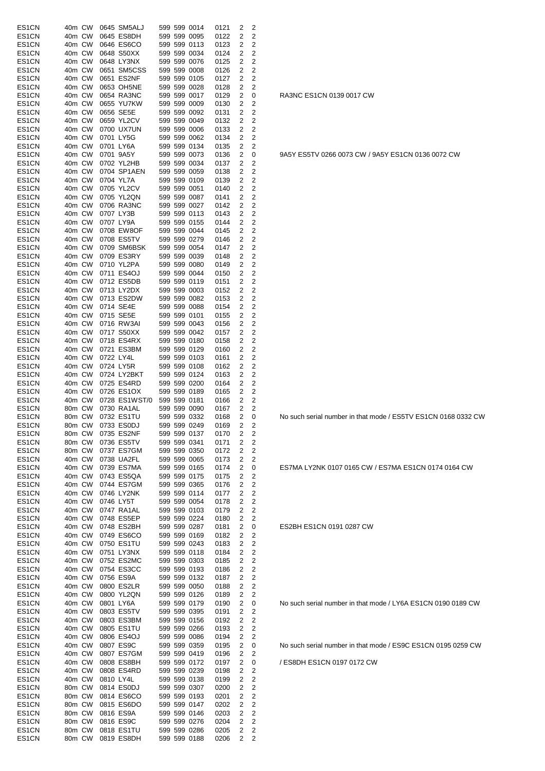| | | | | | | | | | | | |
|---|---|---|---|---|---|---|---|---|---|---|---|
| ES1CN | 40m | CW | 0645 | SM5ALJ | 599 | 599 | 0014 | 0121 | 2 | 2 | |
| ES1CN | 40m | CW | 0645 | ES8DH | 599 | 599 | 0095 | 0122 | 2 | 2 | |
| ES1CN | 40m | CW | 0646 | ES6CO | 599 | 599 | 0113 | 0123 | 2 | 2 | |
| ES1CN | 40m | CW | 0648 | S50XX | 599 | 599 | 0034 | 0124 | 2 | 2 | |
| ES1CN | 40m | CW | 0648 | LY3NX | 599 | 599 | 0076 | 0125 | 2 | 2 | |
| ES1CN | 40m | CW | 0651 | SM5CSS | 599 | 599 | 0008 | 0126 | 2 | 2 | |
| ES1CN | 40m | CW | 0651 | ES2NF | 599 | 599 | 0105 | 0127 | 2 | 2 | |
| ES1CN | 40m | CW | 0653 | OH5NE | 599 | 599 | 0028 | 0128 | 2 | 2 | |
| ES1CN | 40m | CW | 0654 | RA3NC | 599 | 599 | 0017 | 0129 | 2 | 0 | RA3NC ES1CN 0139 0017 CW |
| ES1CN | 40m | CW | 0655 | YU7KW | 599 | 599 | 0009 | 0130 | 2 | 2 | |
| ES1CN | 40m | CW | 0656 | SE5E | 599 | 599 | 0092 | 0131 | 2 | 2 | |
| ES1CN | 40m | CW | 0659 | YL2CV | 599 | 599 | 0049 | 0132 | 2 | 2 | |
| ES1CN | 40m | CW | 0700 | UX7UN | 599 | 599 | 0006 | 0133 | 2 | 2 | |
| ES1CN | 40m | CW | 0701 | LY5G | 599 | 599 | 0062 | 0134 | 2 | 2 | |
| ES1CN | 40m | CW | 0701 | LY6A | 599 | 599 | 0134 | 0135 | 2 | 2 | |
| ES1CN | 40m | CW | 0701 | 9A5Y | 599 | 599 | 0073 | 0136 | 2 | 0 | 9A5Y ES5TV 0266 0073 CW / 9A5Y ES1CN 0136 0072 CW |
| ES1CN | 40m | CW | 0702 | YL2HB | 599 | 599 | 0034 | 0137 | 2 | 2 | |
| ES1CN | 40m | CW | 0704 | SP1AEN | 599 | 599 | 0059 | 0138 | 2 | 2 | |
| ES1CN | 40m | CW | 0704 | YL7A | 599 | 599 | 0109 | 0139 | 2 | 2 | |
| ES1CN | 40m | CW | 0705 | YL2CV | 599 | 599 | 0051 | 0140 | 2 | 2 | |
| ES1CN | 40m | CW | 0705 | YL2QN | 599 | 599 | 0087 | 0141 | 2 | 2 | |
| ES1CN | 40m | CW | 0706 | RA3NC | 599 | 599 | 0027 | 0142 | 2 | 2 | |
| ES1CN | 40m | CW | 0707 | LY3B | 599 | 599 | 0113 | 0143 | 2 | 2 | |
| ES1CN | 40m | CW | 0707 | LY9A | 599 | 599 | 0155 | 0144 | 2 | 2 | |
| ES1CN | 40m | CW | 0708 | EW8OF | 599 | 599 | 0044 | 0145 | 2 | 2 | |
| ES1CN | 40m | CW | 0708 | ES5TV | 599 | 599 | 0279 | 0146 | 2 | 2 | |
| ES1CN | 40m | CW | 0709 | SM6BSK | 599 | 599 | 0054 | 0147 | 2 | 2 | |
| ES1CN | 40m | CW | 0709 | ES3RY | 599 | 599 | 0039 | 0148 | 2 | 2 | |
| ES1CN | 40m | CW | 0710 | YL2PA | 599 | 599 | 0080 | 0149 | 2 | 2 | |
| ES1CN | 40m | CW | 0711 | ES4OJ | 599 | 599 | 0044 | 0150 | 2 | 2 | |
| ES1CN | 40m | CW | 0712 | ES5DB | 599 | 599 | 0119 | 0151 | 2 | 2 | |
| ES1CN | 40m | CW | 0713 | LY2DX | 599 | 599 | 0003 | 0152 | 2 | 2 | |
| ES1CN | 40m | CW | 0713 | ES2DW | 599 | 599 | 0082 | 0153 | 2 | 2 | |
| ES1CN | 40m | CW | 0714 | SE4E | 599 | 599 | 0088 | 0154 | 2 | 2 | |
| ES1CN | 40m | CW | 0715 | SE5E | 599 | 599 | 0101 | 0155 | 2 | 2 | |
| ES1CN | 40m | CW | 0716 | RW3AI | 599 | 599 | 0043 | 0156 | 2 | 2 | |
| ES1CN | 40m | CW | 0717 | S50XX | 599 | 599 | 0042 | 0157 | 2 | 2 | |
| ES1CN | 40m | CW | 0718 | ES4RX | 599 | 599 | 0180 | 0158 | 2 | 2 | |
| ES1CN | 40m | CW | 0721 | ES3BM | 599 | 599 | 0129 | 0160 | 2 | 2 | |
| ES1CN | 40m | CW | 0722 | LY4L | 599 | 599 | 0103 | 0161 | 2 | 2 | |
| ES1CN | 40m | CW | 0724 | LY5R | 599 | 599 | 0108 | 0162 | 2 | 2 | |
| ES1CN | 40m | CW | 0724 | LY2BKT | 599 | 599 | 0124 | 0163 | 2 | 2 | |
| ES1CN | 40m | CW | 0725 | ES4RD | 599 | 599 | 0200 | 0164 | 2 | 2 | |
| ES1CN | 40m | CW | 0726 | ES1OX | 599 | 599 | 0189 | 0165 | 2 | 2 | |
| ES1CN | 40m | CW | 0728 | ES1WST/0 | 599 | 599 | 0181 | 0166 | 2 | 2 | |
| ES1CN | 80m | CW | 0730 | RA1AL | 599 | 599 | 0090 | 0167 | 2 | 2 | |
| ES1CN | 80m | CW | 0732 | ES1TU | 599 | 599 | 0332 | 0168 | 2 | 0 | No such serial number in that mode / ES5TV ES1CN 0168 0332 CW |
| ES1CN | 80m | CW | 0733 | ES0DJ | 599 | 599 | 0249 | 0169 | 2 | 2 | |
| ES1CN | 80m | CW | 0735 | ES2NF | 599 | 599 | 0137 | 0170 | 2 | 2 | |
| ES1CN | 80m | CW | 0736 | ES5TV | 599 | 599 | 0341 | 0171 | 2 | 2 | |
| ES1CN | 80m | CW | 0737 | ES7GM | 599 | 599 | 0350 | 0172 | 2 | 2 | |
| ES1CN | 40m | CW | 0738 | UA2FL | 599 | 599 | 0065 | 0173 | 2 | 2 | |
| ES1CN | 40m | CW | 0739 | ES7MA | 599 | 599 | 0165 | 0174 | 2 | 0 | ES7MA LY2NK 0107 0165 CW / ES7MA ES1CN 0174 0164 CW |
| ES1CN | 40m | CW | 0743 | ES5QA | 599 | 599 | 0175 | 0175 | 2 | 2 | |
| ES1CN | 40m | CW | 0744 | ES7GM | 599 | 599 | 0365 | 0176 | 2 | 2 | |
| ES1CN | 40m | CW | 0746 | LY2NK | 599 | 599 | 0114 | 0177 | 2 | 2 | |
| ES1CN | 40m | CW | 0746 | LY5T | 599 | 599 | 0054 | 0178 | 2 | 2 | |
| ES1CN | 40m | CW | 0747 | RA1AL | 599 | 599 | 0103 | 0179 | 2 | 2 | |
| ES1CN | 40m | CW | 0748 | ES5EP | 599 | 599 | 0224 | 0180 | 2 | 2 | |
| ES1CN | 40m | CW | 0748 | ES2BH | 599 | 599 | 0287 | 0181 | 2 | 0 | ES2BH ES1CN 0191 0287 CW |
| ES1CN | 40m | CW | 0749 | ES6CO | 599 | 599 | 0169 | 0182 | 2 | 2 | |
| ES1CN | 40m | CW | 0750 | ES1TU | 599 | 599 | 0243 | 0183 | 2 | 2 | |
| ES1CN | 40m | CW | 0751 | LY3NX | 599 | 599 | 0118 | 0184 | 2 | 2 | |
| ES1CN | 40m | CW | 0752 | ES2MC | 599 | 599 | 0303 | 0185 | 2 | 2 | |
| ES1CN | 40m | CW | 0754 | ES3CC | 599 | 599 | 0193 | 0186 | 2 | 2 | |
| ES1CN | 40m | CW | 0756 | ES9A | 599 | 599 | 0132 | 0187 | 2 | 2 | |
| ES1CN | 40m | CW | 0800 | ES2LR | 599 | 599 | 0050 | 0188 | 2 | 2 | |
| ES1CN | 40m | CW | 0800 | YL2QN | 599 | 599 | 0126 | 0189 | 2 | 2 | |
| ES1CN | 40m | CW | 0801 | LY6A | 599 | 599 | 0179 | 0190 | 2 | 0 | No such serial number in that mode / LY6A ES1CN 0190 0189 CW |
| ES1CN | 40m | CW | 0803 | ES5TV | 599 | 599 | 0395 | 0191 | 2 | 2 | |
| ES1CN | 40m | CW | 0803 | ES3BM | 599 | 599 | 0156 | 0192 | 2 | 2 | |
| ES1CN | 40m | CW | 0805 | ES1TU | 599 | 599 | 0266 | 0193 | 2 | 2 | |
| ES1CN | 40m | CW | 0806 | ES4OJ | 599 | 599 | 0086 | 0194 | 2 | 2 | |
| ES1CN | 40m | CW | 0807 | ES9C | 599 | 599 | 0359 | 0195 | 2 | 0 | No such serial number in that mode / ES9C ES1CN 0195 0259 CW |
| ES1CN | 40m | CW | 0807 | ES7GM | 599 | 599 | 0419 | 0196 | 2 | 2 | |
| ES1CN | 40m | CW | 0808 | ES8BH | 599 | 599 | 0172 | 0197 | 2 | 0 | / ES8DH ES1CN 0197 0172 CW |
| ES1CN | 40m | CW | 0808 | ES4RD | 599 | 599 | 0239 | 0198 | 2 | 2 | |
| ES1CN | 40m | CW | 0810 | LY4L | 599 | 599 | 0138 | 0199 | 2 | 2 | |
| ES1CN | 80m | CW | 0814 | ES0DJ | 599 | 599 | 0307 | 0200 | 2 | 2 | |
| ES1CN | 80m | CW | 0814 | ES6CO | 599 | 599 | 0193 | 0201 | 2 | 2 | |
| ES1CN | 80m | CW | 0815 | ES6DO | 599 | 599 | 0147 | 0202 | 2 | 2 | |
| ES1CN | 80m | CW | 0816 | ES9A | 599 | 599 | 0146 | 0203 | 2 | 2 | |
| ES1CN | 80m | CW | 0816 | ES9C | 599 | 599 | 0276 | 0204 | 2 | 2 | |
| ES1CN | 80m | CW | 0818 | ES1TU | 599 | 599 | 0286 | 0205 | 2 | 2 | |
| ES1CN | 80m | CW | 0819 | ES8DH | 599 | 599 | 0188 | 0206 | 2 | 2 | |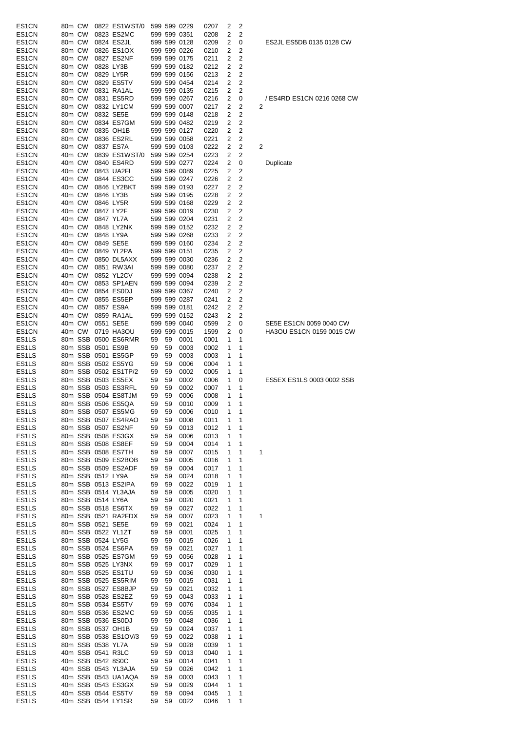| | | | | | | | | | | | | |
|---|---|---|---|---|---|---|---|---|---|---|---|---|
| ES1CN | 80m | CW | 0822 | ES1WST/0 | 599 | 599 | 0229 | 0207 | 2 | 2 | | |
| ES1CN | 80m | CW | 0823 | ES2MC | 599 | 599 | 0351 | 0208 | 2 | 2 | | |
| ES1CN | 80m | CW | 0824 | ES2JL | 599 | 599 | 0128 | 0209 | 2 | 0 | | ES2JL ES5DB 0135 0128 CW |
| ES1CN | 80m | CW | 0826 | ES1OX | 599 | 599 | 0226 | 0210 | 2 | 2 | | |
| ES1CN | 80m | CW | 0827 | ES2NF | 599 | 599 | 0175 | 0211 | 2 | 2 | | |
| ES1CN | 80m | CW | 0828 | LY3B | 599 | 599 | 0182 | 0212 | 2 | 2 | | |
| ES1CN | 80m | CW | 0829 | LY5R | 599 | 599 | 0156 | 0213 | 2 | 2 | | |
| ES1CN | 80m | CW | 0829 | ES5TV | 599 | 599 | 0454 | 0214 | 2 | 2 | | |
| ES1CN | 80m | CW | 0831 | RA1AL | 599 | 599 | 0135 | 0215 | 2 | 2 | | |
| ES1CN | 80m | CW | 0831 | ES5RD | 599 | 599 | 0267 | 0216 | 2 | 0 | | / ES4RD ES1CN 0216 0268 CW |
| ES1CN | 80m | CW | 0832 | LY1CM | 599 | 599 | 0007 | 0217 | 2 | 2 | 2 | |
| ES1CN | 80m | CW | 0832 | SE5E | 599 | 599 | 0148 | 0218 | 2 | 2 | | |
| ES1CN | 80m | CW | 0834 | ES7GM | 599 | 599 | 0482 | 0219 | 2 | 2 | | |
| ES1CN | 80m | CW | 0835 | OH1B | 599 | 599 | 0127 | 0220 | 2 | 2 | | |
| ES1CN | 80m | CW | 0836 | ES2RL | 599 | 599 | 0058 | 0221 | 2 | 2 | | |
| ES1CN | 80m | CW | 0837 | ES7A | 599 | 599 | 0103 | 0222 | 2 | 2 | 2 | |
| ES1CN | 40m | CW | 0839 | ES1WST/0 | 599 | 599 | 0254 | 0223 | 2 | 2 | | |
| ES1CN | 40m | CW | 0840 | ES4RD | 599 | 599 | 0277 | 0224 | 2 | 0 | | Duplicate |
| ES1CN | 40m | CW | 0843 | UA2FL | 599 | 599 | 0089 | 0225 | 2 | 2 | | |
| ES1CN | 40m | CW | 0844 | ES3CC | 599 | 599 | 0247 | 0226 | 2 | 2 | | |
| ES1CN | 40m | CW | 0846 | LY2BKT | 599 | 599 | 0193 | 0227 | 2 | 2 | | |
| ES1CN | 40m | CW | 0846 | LY3B | 599 | 599 | 0195 | 0228 | 2 | 2 | | |
| ES1CN | 40m | CW | 0846 | LY5R | 599 | 599 | 0168 | 0229 | 2 | 2 | | |
| ES1CN | 40m | CW | 0847 | LY2F | 599 | 599 | 0019 | 0230 | 2 | 2 | | |
| ES1CN | 40m | CW | 0847 | YL7A | 599 | 599 | 0204 | 0231 | 2 | 2 | | |
| ES1CN | 40m | CW | 0848 | LY2NK | 599 | 599 | 0152 | 0232 | 2 | 2 | | |
| ES1CN | 40m | CW | 0848 | LY9A | 599 | 599 | 0268 | 0233 | 2 | 2 | | |
| ES1CN | 40m | CW | 0849 | SE5E | 599 | 599 | 0160 | 0234 | 2 | 2 | | |
| ES1CN | 40m | CW | 0849 | YL2PA | 599 | 599 | 0151 | 0235 | 2 | 2 | | |
| ES1CN | 40m | CW | 0850 | DL5AXX | 599 | 599 | 0030 | 0236 | 2 | 2 | | |
| ES1CN | 40m | CW | 0851 | RW3AI | 599 | 599 | 0080 | 0237 | 2 | 2 | | |
| ES1CN | 40m | CW | 0852 | YL2CV | 599 | 599 | 0094 | 0238 | 2 | 2 | | |
| ES1CN | 40m | CW | 0853 | SP1AEN | 599 | 599 | 0094 | 0239 | 2 | 2 | | |
| ES1CN | 40m | CW | 0854 | ES0DJ | 599 | 599 | 0367 | 0240 | 2 | 2 | | |
| ES1CN | 40m | CW | 0855 | ES5EP | 599 | 599 | 0287 | 0241 | 2 | 2 | | |
| ES1CN | 40m | CW | 0857 | ES9A | 599 | 599 | 0181 | 0242 | 2 | 2 | | |
| ES1CN | 40m | CW | 0859 | RA1AL | 599 | 599 | 0152 | 0243 | 2 | 2 | | |
| ES1CN | 40m | CW | 0551 | SE5E | 599 | 599 | 0040 | 0599 | 2 | 0 | | SE5E ES1CN 0059 0040 CW |
| ES1CN | 40m | CW | 0719 | HA3OU | 599 | 599 | 0015 | 1599 | 2 | 0 | | HA3OU ES1CN 0159 0015 CW |
| ES1LS | 80m | SSB | 0500 | ES6RMR | 59 | 59 | 0001 | 0001 | 1 | 1 | | |
| ES1LS | 80m | SSB | 0501 | ES9B | 59 | 59 | 0003 | 0002 | 1 | 1 | | |
| ES1LS | 80m | SSB | 0501 | ES5GP | 59 | 59 | 0003 | 0003 | 1 | 1 | | |
| ES1LS | 80m | SSB | 0502 | ES5YG | 59 | 59 | 0006 | 0004 | 1 | 1 | | |
| ES1LS | 80m | SSB | 0502 | ES1TP/2 | 59 | 59 | 0002 | 0005 | 1 | 1 | | |
| ES1LS | 80m | SSB | 0503 | ES5EX | 59 | 59 | 0002 | 0006 | 1 | 0 | | ES5EX ES1LS 0003 0002 SSB |
| ES1LS | 80m | SSB | 0503 | ES3RFL | 59 | 59 | 0002 | 0007 | 1 | 1 | | |
| ES1LS | 80m | SSB | 0504 | ES8TJM | 59 | 59 | 0006 | 0008 | 1 | 1 | | |
| ES1LS | 80m | SSB | 0506 | ES5QA | 59 | 59 | 0010 | 0009 | 1 | 1 | | |
| ES1LS | 80m | SSB | 0507 | ES5MG | 59 | 59 | 0006 | 0010 | 1 | 1 | | |
| ES1LS | 80m | SSB | 0507 | ES4RAO | 59 | 59 | 0008 | 0011 | 1 | 1 | | |
| ES1LS | 80m | SSB | 0507 | ES2NF | 59 | 59 | 0013 | 0012 | 1 | 1 | | |
| ES1LS | 80m | SSB | 0508 | ES3GX | 59 | 59 | 0006 | 0013 | 1 | 1 | | |
| ES1LS | 80m | SSB | 0508 | ES8EF | 59 | 59 | 0004 | 0014 | 1 | 1 | | |
| ES1LS | 80m | SSB | 0508 | ES7TH | 59 | 59 | 0007 | 0015 | 1 | 1 | 1 | |
| ES1LS | 80m | SSB | 0509 | ES2BOB | 59 | 59 | 0005 | 0016 | 1 | 1 | | |
| ES1LS | 80m | SSB | 0509 | ES2ADF | 59 | 59 | 0004 | 0017 | 1 | 1 | | |
| ES1LS | 80m | SSB | 0512 | LY9A | 59 | 59 | 0024 | 0018 | 1 | 1 | | |
| ES1LS | 80m | SSB | 0513 | ES2IPA | 59 | 59 | 0022 | 0019 | 1 | 1 | | |
| ES1LS | 80m | SSB | 0514 | YL3AJA | 59 | 59 | 0005 | 0020 | 1 | 1 | | |
| ES1LS | 80m | SSB | 0514 | LY6A | 59 | 59 | 0020 | 0021 | 1 | 1 | | |
| ES1LS | 80m | SSB | 0518 | ES6TX | 59 | 59 | 0027 | 0022 | 1 | 1 | | |
| ES1LS | 80m | SSB | 0521 | RA2FDX | 59 | 59 | 0007 | 0023 | 1 | 1 | 1 | |
| ES1LS | 80m | SSB | 0521 | SE5E | 59 | 59 | 0021 | 0024 | 1 | 1 | | |
| ES1LS | 80m | SSB | 0522 | YL1ZT | 59 | 59 | 0001 | 0025 | 1 | 1 | | |
| ES1LS | 80m | SSB | 0524 | LY5G | 59 | 59 | 0015 | 0026 | 1 | 1 | | |
| ES1LS | 80m | SSB | 0524 | ES6PA | 59 | 59 | 0021 | 0027 | 1 | 1 | | |
| ES1LS | 80m | SSB | 0525 | ES7GM | 59 | 59 | 0056 | 0028 | 1 | 1 | | |
| ES1LS | 80m | SSB | 0525 | LY3NX | 59 | 59 | 0017 | 0029 | 1 | 1 | | |
| ES1LS | 80m | SSB | 0525 | ES1TU | 59 | 59 | 0036 | 0030 | 1 | 1 | | |
| ES1LS | 80m | SSB | 0525 | ES5RIM | 59 | 59 | 0015 | 0031 | 1 | 1 | | |
| ES1LS | 80m | SSB | 0527 | ES8BJP | 59 | 59 | 0021 | 0032 | 1 | 1 | | |
| ES1LS | 80m | SSB | 0528 | ES2EZ | 59 | 59 | 0043 | 0033 | 1 | 1 | | |
| ES1LS | 80m | SSB | 0534 | ES5TV | 59 | 59 | 0076 | 0034 | 1 | 1 | | |
| ES1LS | 80m | SSB | 0536 | ES2MC | 59 | 59 | 0055 | 0035 | 1 | 1 | | |
| ES1LS | 80m | SSB | 0536 | ES0DJ | 59 | 59 | 0048 | 0036 | 1 | 1 | | |
| ES1LS | 80m | SSB | 0537 | OH1B | 59 | 59 | 0024 | 0037 | 1 | 1 | | |
| ES1LS | 80m | SSB | 0538 | ES1OV/3 | 59 | 59 | 0022 | 0038 | 1 | 1 | | |
| ES1LS | 80m | SSB | 0538 | YL7A | 59 | 59 | 0028 | 0039 | 1 | 1 | | |
| ES1LS | 40m | SSB | 0541 | R3LC | 59 | 59 | 0013 | 0040 | 1 | 1 | | |
| ES1LS | 40m | SSB | 0542 | 8S0C | 59 | 59 | 0014 | 0041 | 1 | 1 | | |
| ES1LS | 40m | SSB | 0543 | YL3AJA | 59 | 59 | 0026 | 0042 | 1 | 1 | | |
| ES1LS | 40m | SSB | 0543 | UA1AQA | 59 | 59 | 0003 | 0043 | 1 | 1 | | |
| ES1LS | 40m | SSB | 0543 | ES3GX | 59 | 59 | 0029 | 0044 | 1 | 1 | | |
| ES1LS | 40m | SSB | 0544 | ES5TV | 59 | 59 | 0094 | 0045 | 1 | 1 | | |
| ES1LS | 40m | SSB | 0544 | LY1SR | 59 | 59 | 0022 | 0046 | 1 | 1 | | |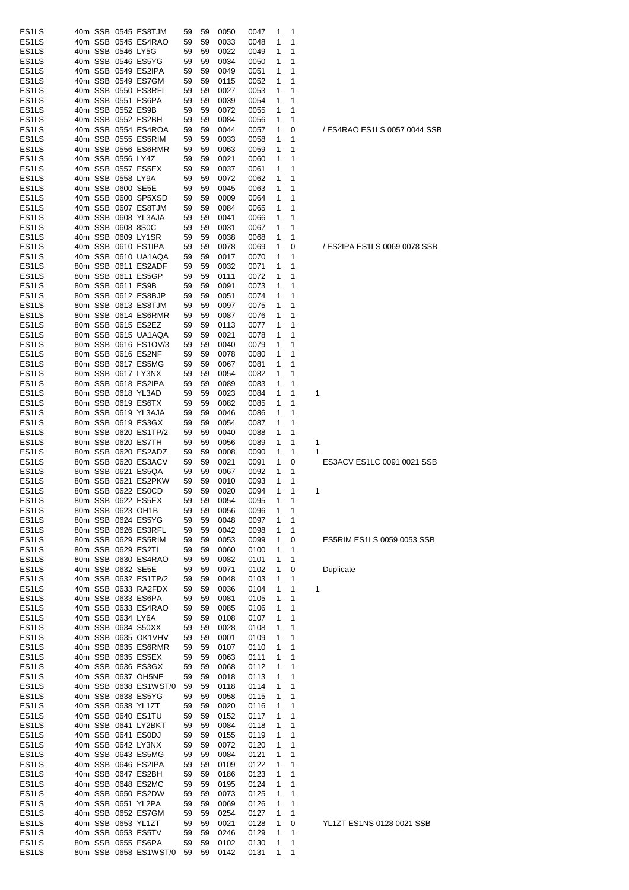| | | | | | | | | | | | | |
|---|---|---|---|---|---|---|---|---|---|---|---|---|
| ES1LS | 40m | SSB | 0545 | ES8TJM | 59 | 59 | 0050 | 0047 | 1 | 1 | | |
| ES1LS | 40m | SSB | 0545 | ES4RAO | 59 | 59 | 0033 | 0048 | 1 | 1 | | |
| ES1LS | 40m | SSB | 0546 | LY5G | 59 | 59 | 0022 | 0049 | 1 | 1 | | |
| ES1LS | 40m | SSB | 0546 | ES5YG | 59 | 59 | 0034 | 0050 | 1 | 1 | | |
| ES1LS | 40m | SSB | 0549 | ES2IPA | 59 | 59 | 0049 | 0051 | 1 | 1 | | |
| ES1LS | 40m | SSB | 0549 | ES7GM | 59 | 59 | 0115 | 0052 | 1 | 1 | | |
| ES1LS | 40m | SSB | 0550 | ES3RFL | 59 | 59 | 0027 | 0053 | 1 | 1 | | |
| ES1LS | 40m | SSB | 0551 | ES6PA | 59 | 59 | 0039 | 0054 | 1 | 1 | | |
| ES1LS | 40m | SSB | 0552 | ES9B | 59 | 59 | 0072 | 0055 | 1 | 1 | | |
| ES1LS | 40m | SSB | 0552 | ES2BH | 59 | 59 | 0084 | 0056 | 1 | 1 | | |
| ES1LS | 40m | SSB | 0554 | ES4ROA | 59 | 59 | 0044 | 0057 | 1 | 0 | | / ES4RAO ES1LS 0057 0044 SSB |
| ES1LS | 40m | SSB | 0555 | ES5RIM | 59 | 59 | 0033 | 0058 | 1 | 1 | | |
| ES1LS | 40m | SSB | 0556 | ES6RMR | 59 | 59 | 0063 | 0059 | 1 | 1 | | |
| ES1LS | 40m | SSB | 0556 | LY4Z | 59 | 59 | 0021 | 0060 | 1 | 1 | | |
| ES1LS | 40m | SSB | 0557 | ES5EX | 59 | 59 | 0037 | 0061 | 1 | 1 | | |
| ES1LS | 40m | SSB | 0558 | LY9A | 59 | 59 | 0072 | 0062 | 1 | 1 | | |
| ES1LS | 40m | SSB | 0600 | SE5E | 59 | 59 | 0045 | 0063 | 1 | 1 | | |
| ES1LS | 40m | SSB | 0600 | SP5XSD | 59 | 59 | 0009 | 0064 | 1 | 1 | | |
| ES1LS | 40m | SSB | 0607 | ES8TJM | 59 | 59 | 0084 | 0065 | 1 | 1 | | |
| ES1LS | 40m | SSB | 0608 | YL3AJA | 59 | 59 | 0041 | 0066 | 1 | 1 | | |
| ES1LS | 40m | SSB | 0608 | 8S0C | 59 | 59 | 0031 | 0067 | 1 | 1 | | |
| ES1LS | 40m | SSB | 0609 | LY1SR | 59 | 59 | 0038 | 0068 | 1 | 1 | | |
| ES1LS | 40m | SSB | 0610 | ES1IPA | 59 | 59 | 0078 | 0069 | 1 | 0 | | / ES2IPA ES1LS 0069 0078 SSB |
| ES1LS | 40m | SSB | 0610 | UA1AQA | 59 | 59 | 0017 | 0070 | 1 | 1 | | |
| ES1LS | 80m | SSB | 0611 | ES2ADF | 59 | 59 | 0032 | 0071 | 1 | 1 | | |
| ES1LS | 80m | SSB | 0611 | ES5GP | 59 | 59 | 0111 | 0072 | 1 | 1 | | |
| ES1LS | 80m | SSB | 0611 | ES9B | 59 | 59 | 0091 | 0073 | 1 | 1 | | |
| ES1LS | 80m | SSB | 0612 | ES8BJP | 59 | 59 | 0051 | 0074 | 1 | 1 | | |
| ES1LS | 80m | SSB | 0613 | ES8TJM | 59 | 59 | 0097 | 0075 | 1 | 1 | | |
| ES1LS | 80m | SSB | 0614 | ES6RMR | 59 | 59 | 0087 | 0076 | 1 | 1 | | |
| ES1LS | 80m | SSB | 0615 | ES2EZ | 59 | 59 | 0113 | 0077 | 1 | 1 | | |
| ES1LS | 80m | SSB | 0615 | UA1AQA | 59 | 59 | 0021 | 0078 | 1 | 1 | | |
| ES1LS | 80m | SSB | 0616 | ES1OV/3 | 59 | 59 | 0040 | 0079 | 1 | 1 | | |
| ES1LS | 80m | SSB | 0616 | ES2NF | 59 | 59 | 0078 | 0080 | 1 | 1 | | |
| ES1LS | 80m | SSB | 0617 | ES5MG | 59 | 59 | 0067 | 0081 | 1 | 1 | | |
| ES1LS | 80m | SSB | 0617 | LY3NX | 59 | 59 | 0054 | 0082 | 1 | 1 | | |
| ES1LS | 80m | SSB | 0618 | ES2IPA | 59 | 59 | 0089 | 0083 | 1 | 1 | | |
| ES1LS | 80m | SSB | 0618 | YL3AD | 59 | 59 | 0023 | 0084 | 1 | 1 | 1 | |
| ES1LS | 80m | SSB | 0619 | ES6TX | 59 | 59 | 0082 | 0085 | 1 | 1 | | |
| ES1LS | 80m | SSB | 0619 | YL3AJA | 59 | 59 | 0046 | 0086 | 1 | 1 | | |
| ES1LS | 80m | SSB | 0619 | ES3GX | 59 | 59 | 0054 | 0087 | 1 | 1 | | |
| ES1LS | 80m | SSB | 0620 | ES1TP/2 | 59 | 59 | 0040 | 0088 | 1 | 1 | | |
| ES1LS | 80m | SSB | 0620 | ES7TH | 59 | 59 | 0056 | 0089 | 1 | 1 | 1 | |
| ES1LS | 80m | SSB | 0620 | ES2ADZ | 59 | 59 | 0008 | 0090 | 1 | 1 | 1 | |
| ES1LS | 80m | SSB | 0620 | ES3ACV | 59 | 59 | 0021 | 0091 | 1 | 0 | | ES3ACV ES1LC 0091 0021 SSB |
| ES1LS | 80m | SSB | 0621 | ES5QA | 59 | 59 | 0067 | 0092 | 1 | 1 | | |
| ES1LS | 80m | SSB | 0621 | ES2PKW | 59 | 59 | 0010 | 0093 | 1 | 1 | | |
| ES1LS | 80m | SSB | 0622 | ES0CD | 59 | 59 | 0020 | 0094 | 1 | 1 | 1 | |
| ES1LS | 80m | SSB | 0622 | ES5EX | 59 | 59 | 0054 | 0095 | 1 | 1 | | |
| ES1LS | 80m | SSB | 0623 | OH1B | 59 | 59 | 0056 | 0096 | 1 | 1 | | |
| ES1LS | 80m | SSB | 0624 | ES5YG | 59 | 59 | 0048 | 0097 | 1 | 1 | | |
| ES1LS | 80m | SSB | 0626 | ES3RFL | 59 | 59 | 0042 | 0098 | 1 | 1 | | |
| ES1LS | 80m | SSB | 0629 | ES5RIM | 59 | 59 | 0053 | 0099 | 1 | 0 | | ES5RIM ES1LS 0059 0053 SSB |
| ES1LS | 80m | SSB | 0629 | ES2TI | 59 | 59 | 0060 | 0100 | 1 | 1 | | |
| ES1LS | 80m | SSB | 0630 | ES4RAO | 59 | 59 | 0082 | 0101 | 1 | 1 | | |
| ES1LS | 40m | SSB | 0632 | SE5E | 59 | 59 | 0071 | 0102 | 1 | 0 | | Duplicate |
| ES1LS | 40m | SSB | 0632 | ES1TP/2 | 59 | 59 | 0048 | 0103 | 1 | 1 | | |
| ES1LS | 40m | SSB | 0633 | RA2FDX | 59 | 59 | 0036 | 0104 | 1 | 1 | 1 | |
| ES1LS | 40m | SSB | 0633 | ES6PA | 59 | 59 | 0081 | 0105 | 1 | 1 | | |
| ES1LS | 40m | SSB | 0633 | ES4RAO | 59 | 59 | 0085 | 0106 | 1 | 1 | | |
| ES1LS | 40m | SSB | 0634 | LY6A | 59 | 59 | 0108 | 0107 | 1 | 1 | | |
| ES1LS | 40m | SSB | 0634 | S50XX | 59 | 59 | 0028 | 0108 | 1 | 1 | | |
| ES1LS | 40m | SSB | 0635 | OK1VHV | 59 | 59 | 0001 | 0109 | 1 | 1 | | |
| ES1LS | 40m | SSB | 0635 | ES6RMR | 59 | 59 | 0107 | 0110 | 1 | 1 | | |
| ES1LS | 40m | SSB | 0635 | ES5EX | 59 | 59 | 0063 | 0111 | 1 | 1 | | |
| ES1LS | 40m | SSB | 0636 | ES3GX | 59 | 59 | 0068 | 0112 | 1 | 1 | | |
| ES1LS | 40m | SSB | 0637 | OH5NE | 59 | 59 | 0018 | 0113 | 1 | 1 | | |
| ES1LS | 40m | SSB | 0638 | ES1WST/0 | 59 | 59 | 0118 | 0114 | 1 | 1 | | |
| ES1LS | 40m | SSB | 0638 | ES5YG | 59 | 59 | 0058 | 0115 | 1 | 1 | | |
| ES1LS | 40m | SSB | 0638 | YL1ZT | 59 | 59 | 0020 | 0116 | 1 | 1 | | |
| ES1LS | 40m | SSB | 0640 | ES1TU | 59 | 59 | 0152 | 0117 | 1 | 1 | | |
| ES1LS | 40m | SSB | 0641 | LY2BKT | 59 | 59 | 0084 | 0118 | 1 | 1 | | |
| ES1LS | 40m | SSB | 0641 | ES0DJ | 59 | 59 | 0155 | 0119 | 1 | 1 | | |
| ES1LS | 40m | SSB | 0642 | LY3NX | 59 | 59 | 0072 | 0120 | 1 | 1 | | |
| ES1LS | 40m | SSB | 0643 | ES5MG | 59 | 59 | 0084 | 0121 | 1 | 1 | | |
| ES1LS | 40m | SSB | 0646 | ES2IPA | 59 | 59 | 0109 | 0122 | 1 | 1 | | |
| ES1LS | 40m | SSB | 0647 | ES2BH | 59 | 59 | 0186 | 0123 | 1 | 1 | | |
| ES1LS | 40m | SSB | 0648 | ES2MC | 59 | 59 | 0195 | 0124 | 1 | 1 | | |
| ES1LS | 40m | SSB | 0650 | ES2DW | 59 | 59 | 0073 | 0125 | 1 | 1 | | |
| ES1LS | 40m | SSB | 0651 | YL2PA | 59 | 59 | 0069 | 0126 | 1 | 1 | | |
| ES1LS | 40m | SSB | 0652 | ES7GM | 59 | 59 | 0254 | 0127 | 1 | 1 | | |
| ES1LS | 40m | SSB | 0653 | YL1ZT | 59 | 59 | 0021 | 0128 | 1 | 0 | | YL1ZT ES1NS 0128 0021 SSB |
| ES1LS | 40m | SSB | 0653 | ES5TV | 59 | 59 | 0246 | 0129 | 1 | 1 | | |
| ES1LS | 80m | SSB | 0655 | ES6PA | 59 | 59 | 0102 | 0130 | 1 | 1 | | |
| ES1LS | 80m | SSB | 0658 | ES1WST/0 | 59 | 59 | 0142 | 0131 | 1 | 1 | | |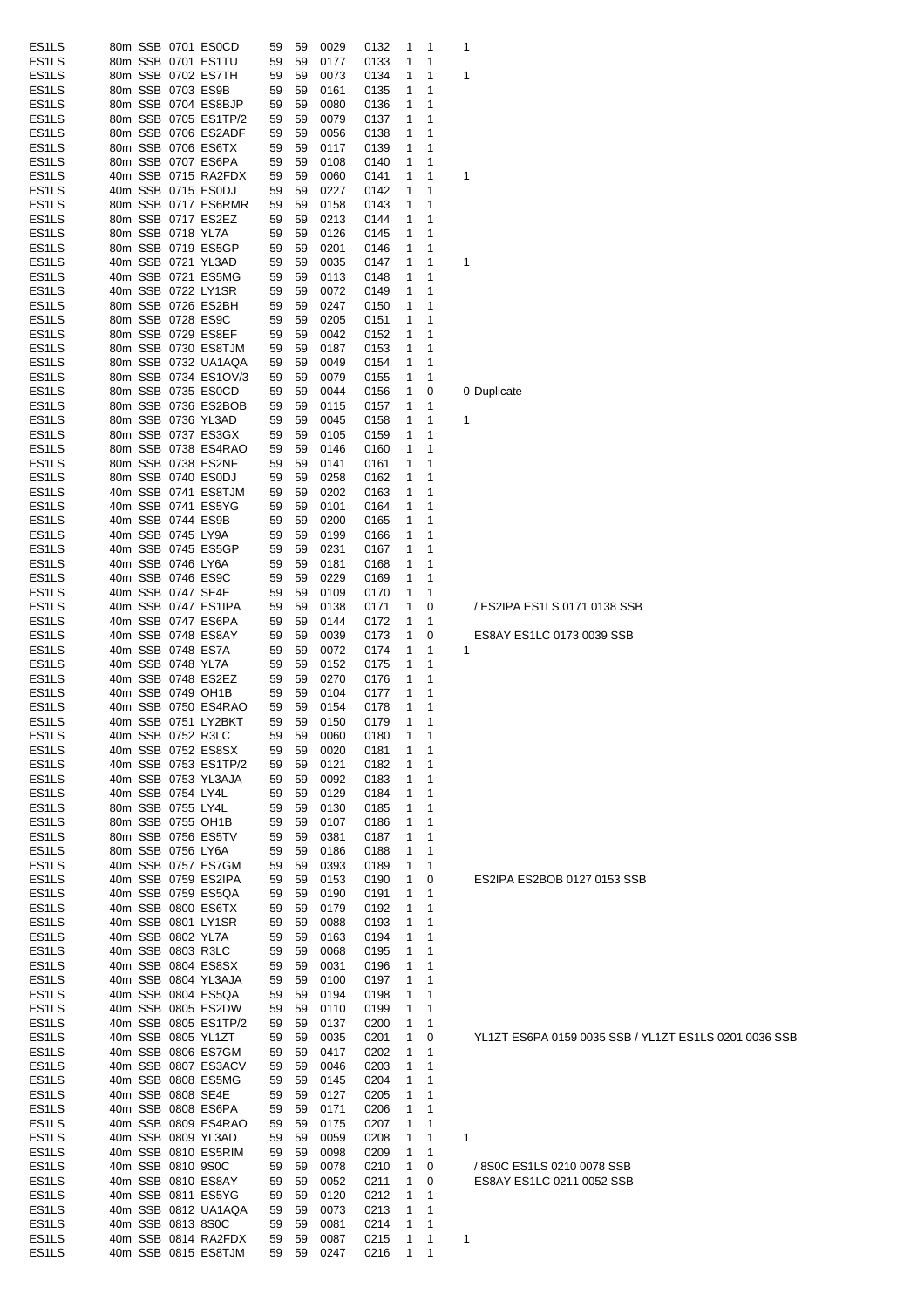| | | | | | | | | | | | | |
|---|---|---|---|---|---|---|---|---|---|---|---|---|
| ES1LS | 80m | SSB | 0701 | ES0CD | 59 | 59 | 0029 | 0132 | 1 | 1 | 1 | |
| ES1LS | 80m | SSB | 0701 | ES1TU | 59 | 59 | 0177 | 0133 | 1 | 1 | | |
| ES1LS | 80m | SSB | 0702 | ES7TH | 59 | 59 | 0073 | 0134 | 1 | 1 | 1 | |
| ES1LS | 80m | SSB | 0703 | ES9B | 59 | 59 | 0161 | 0135 | 1 | 1 | | |
| ES1LS | 80m | SSB | 0704 | ES8BJP | 59 | 59 | 0080 | 0136 | 1 | 1 | | |
| ES1LS | 80m | SSB | 0705 | ES1TP/2 | 59 | 59 | 0079 | 0137 | 1 | 1 | | |
| ES1LS | 80m | SSB | 0706 | ES2ADF | 59 | 59 | 0056 | 0138 | 1 | 1 | | |
| ES1LS | 80m | SSB | 0706 | ES6TX | 59 | 59 | 0117 | 0139 | 1 | 1 | | |
| ES1LS | 80m | SSB | 0707 | ES6PA | 59 | 59 | 0108 | 0140 | 1 | 1 | | |
| ES1LS | 40m | SSB | 0715 | RA2FDX | 59 | 59 | 0060 | 0141 | 1 | 1 | 1 | |
| ES1LS | 40m | SSB | 0715 | ES0DJ | 59 | 59 | 0227 | 0142 | 1 | 1 | | |
| ES1LS | 80m | SSB | 0717 | ES6RMR | 59 | 59 | 0158 | 0143 | 1 | 1 | | |
| ES1LS | 80m | SSB | 0717 | ES2EZ | 59 | 59 | 0213 | 0144 | 1 | 1 | | |
| ES1LS | 80m | SSB | 0718 | YL7A | 59 | 59 | 0126 | 0145 | 1 | 1 | | |
| ES1LS | 80m | SSB | 0719 | ES5GP | 59 | 59 | 0201 | 0146 | 1 | 1 | | |
| ES1LS | 40m | SSB | 0721 | YL3AD | 59 | 59 | 0035 | 0147 | 1 | 1 | 1 | |
| ES1LS | 40m | SSB | 0721 | ES5MG | 59 | 59 | 0113 | 0148 | 1 | 1 | | |
| ES1LS | 40m | SSB | 0722 | LY1SR | 59 | 59 | 0072 | 0149 | 1 | 1 | | |
| ES1LS | 80m | SSB | 0726 | ES2BH | 59 | 59 | 0247 | 0150 | 1 | 1 | | |
| ES1LS | 80m | SSB | 0728 | ES9C | 59 | 59 | 0205 | 0151 | 1 | 1 | | |
| ES1LS | 80m | SSB | 0729 | ES8EF | 59 | 59 | 0042 | 0152 | 1 | 1 | | |
| ES1LS | 80m | SSB | 0730 | ES8TJM | 59 | 59 | 0187 | 0153 | 1 | 1 | | |
| ES1LS | 80m | SSB | 0732 | UA1AQA | 59 | 59 | 0049 | 0154 | 1 | 1 | | |
| ES1LS | 80m | SSB | 0734 | ES1OV/3 | 59 | 59 | 0079 | 0155 | 1 | 1 | | |
| ES1LS | 80m | SSB | 0735 | ES0CD | 59 | 59 | 0044 | 0156 | 1 | 0 | 0 | Duplicate |
| ES1LS | 80m | SSB | 0736 | ES2BOB | 59 | 59 | 0115 | 0157 | 1 | 1 | | |
| ES1LS | 80m | SSB | 0736 | YL3AD | 59 | 59 | 0045 | 0158 | 1 | 1 | 1 | |
| ES1LS | 80m | SSB | 0737 | ES3GX | 59 | 59 | 0105 | 0159 | 1 | 1 | | |
| ES1LS | 80m | SSB | 0738 | ES4RAO | 59 | 59 | 0146 | 0160 | 1 | 1 | | |
| ES1LS | 80m | SSB | 0738 | ES2NF | 59 | 59 | 0141 | 0161 | 1 | 1 | | |
| ES1LS | 80m | SSB | 0740 | ES0DJ | 59 | 59 | 0258 | 0162 | 1 | 1 | | |
| ES1LS | 40m | SSB | 0741 | ES8TJM | 59 | 59 | 0202 | 0163 | 1 | 1 | | |
| ES1LS | 40m | SSB | 0741 | ES5YG | 59 | 59 | 0101 | 0164 | 1 | 1 | | |
| ES1LS | 40m | SSB | 0744 | ES9B | 59 | 59 | 0200 | 0165 | 1 | 1 | | |
| ES1LS | 40m | SSB | 0745 | LY9A | 59 | 59 | 0199 | 0166 | 1 | 1 | | |
| ES1LS | 40m | SSB | 0745 | ES5GP | 59 | 59 | 0231 | 0167 | 1 | 1 | | |
| ES1LS | 40m | SSB | 0746 | LY6A | 59 | 59 | 0181 | 0168 | 1 | 1 | | |
| ES1LS | 40m | SSB | 0746 | ES9C | 59 | 59 | 0229 | 0169 | 1 | 1 | | |
| ES1LS | 40m | SSB | 0747 | SE4E | 59 | 59 | 0109 | 0170 | 1 | 1 | | |
| ES1LS | 40m | SSB | 0747 | ES1IPA | 59 | 59 | 0138 | 0171 | 1 | 0 | | / ES2IPA ES1LS 0171 0138 SSB |
| ES1LS | 40m | SSB | 0747 | ES6PA | 59 | 59 | 0144 | 0172 | 1 | 1 | | |
| ES1LS | 40m | SSB | 0748 | ES8AY | 59 | 59 | 0039 | 0173 | 1 | 0 | | ES8AY ES1LC 0173 0039 SSB |
| ES1LS | 40m | SSB | 0748 | ES7A | 59 | 59 | 0072 | 0174 | 1 | 1 | 1 | |
| ES1LS | 40m | SSB | 0748 | YL7A | 59 | 59 | 0152 | 0175 | 1 | 1 | | |
| ES1LS | 40m | SSB | 0748 | ES2EZ | 59 | 59 | 0270 | 0176 | 1 | 1 | | |
| ES1LS | 40m | SSB | 0749 | OH1B | 59 | 59 | 0104 | 0177 | 1 | 1 | | |
| ES1LS | 40m | SSB | 0750 | ES4RAO | 59 | 59 | 0154 | 0178 | 1 | 1 | | |
| ES1LS | 40m | SSB | 0751 | LY2BKT | 59 | 59 | 0150 | 0179 | 1 | 1 | | |
| ES1LS | 40m | SSB | 0752 | R3LC | 59 | 59 | 0060 | 0180 | 1 | 1 | | |
| ES1LS | 40m | SSB | 0752 | ES8SX | 59 | 59 | 0020 | 0181 | 1 | 1 | | |
| ES1LS | 40m | SSB | 0753 | ES1TP/2 | 59 | 59 | 0121 | 0182 | 1 | 1 | | |
| ES1LS | 40m | SSB | 0753 | YL3AJA | 59 | 59 | 0092 | 0183 | 1 | 1 | | |
| ES1LS | 40m | SSB | 0754 | LY4L | 59 | 59 | 0129 | 0184 | 1 | 1 | | |
| ES1LS | 80m | SSB | 0755 | LY4L | 59 | 59 | 0130 | 0185 | 1 | 1 | | |
| ES1LS | 80m | SSB | 0755 | OH1B | 59 | 59 | 0107 | 0186 | 1 | 1 | | |
| ES1LS | 80m | SSB | 0756 | ES5TV | 59 | 59 | 0381 | 0187 | 1 | 1 | | |
| ES1LS | 80m | SSB | 0756 | LY6A | 59 | 59 | 0186 | 0188 | 1 | 1 | | |
| ES1LS | 40m | SSB | 0757 | ES7GM | 59 | 59 | 0393 | 0189 | 1 | 1 | | |
| ES1LS | 40m | SSB | 0759 | ES2IPA | 59 | 59 | 0153 | 0190 | 1 | 0 | | ES2IPA ES2BOB 0127 0153 SSB |
| ES1LS | 40m | SSB | 0759 | ES5QA | 59 | 59 | 0190 | 0191 | 1 | 1 | | |
| ES1LS | 40m | SSB | 0800 | ES6TX | 59 | 59 | 0179 | 0192 | 1 | 1 | | |
| ES1LS | 40m | SSB | 0801 | LY1SR | 59 | 59 | 0088 | 0193 | 1 | 1 | | |
| ES1LS | 40m | SSB | 0802 | YL7A | 59 | 59 | 0163 | 0194 | 1 | 1 | | |
| ES1LS | 40m | SSB | 0803 | R3LC | 59 | 59 | 0068 | 0195 | 1 | 1 | | |
| ES1LS | 40m | SSB | 0804 | ES8SX | 59 | 59 | 0031 | 0196 | 1 | 1 | | |
| ES1LS | 40m | SSB | 0804 | YL3AJA | 59 | 59 | 0100 | 0197 | 1 | 1 | | |
| ES1LS | 40m | SSB | 0804 | ES5QA | 59 | 59 | 0194 | 0198 | 1 | 1 | | |
| ES1LS | 40m | SSB | 0805 | ES2DW | 59 | 59 | 0110 | 0199 | 1 | 1 | | |
| ES1LS | 40m | SSB | 0805 | ES1TP/2 | 59 | 59 | 0137 | 0200 | 1 | 1 | | |
| ES1LS | 40m | SSB | 0805 | YL1ZT | 59 | 59 | 0035 | 0201 | 1 | 0 | | YL1ZT ES6PA 0159 0035 SSB / YL1ZT ES1LS 0201 0036 SSB |
| ES1LS | 40m | SSB | 0806 | ES7GM | 59 | 59 | 0417 | 0202 | 1 | 1 | | |
| ES1LS | 40m | SSB | 0807 | ES3ACV | 59 | 59 | 0046 | 0203 | 1 | 1 | | |
| ES1LS | 40m | SSB | 0808 | ES5MG | 59 | 59 | 0145 | 0204 | 1 | 1 | | |
| ES1LS | 40m | SSB | 0808 | SE4E | 59 | 59 | 0127 | 0205 | 1 | 1 | | |
| ES1LS | 40m | SSB | 0808 | ES6PA | 59 | 59 | 0171 | 0206 | 1 | 1 | | |
| ES1LS | 40m | SSB | 0809 | ES4RAO | 59 | 59 | 0175 | 0207 | 1 | 1 | | |
| ES1LS | 40m | SSB | 0809 | YL3AD | 59 | 59 | 0059 | 0208 | 1 | 1 | 1 | |
| ES1LS | 40m | SSB | 0810 | ES5RIM | 59 | 59 | 0098 | 0209 | 1 | 1 | | |
| ES1LS | 40m | SSB | 0810 | 9S0C | 59 | 59 | 0078 | 0210 | 1 | 0 | | / 8S0C ES1LS 0210 0078 SSB |
| ES1LS | 40m | SSB | 0810 | ES8AY | 59 | 59 | 0052 | 0211 | 1 | 0 | | ES8AY ES1LC 0211 0052 SSB |
| ES1LS | 40m | SSB | 0811 | ES5YG | 59 | 59 | 0120 | 0212 | 1 | 1 | | |
| ES1LS | 40m | SSB | 0812 | UA1AQA | 59 | 59 | 0073 | 0213 | 1 | 1 | | |
| ES1LS | 40m | SSB | 0813 | 8S0C | 59 | 59 | 0081 | 0214 | 1 | 1 | | |
| ES1LS | 40m | SSB | 0814 | RA2FDX | 59 | 59 | 0087 | 0215 | 1 | 1 | 1 | |
| ES1LS | 40m | SSB | 0815 | ES8TJM | 59 | 59 | 0247 | 0216 | 1 | 1 | | |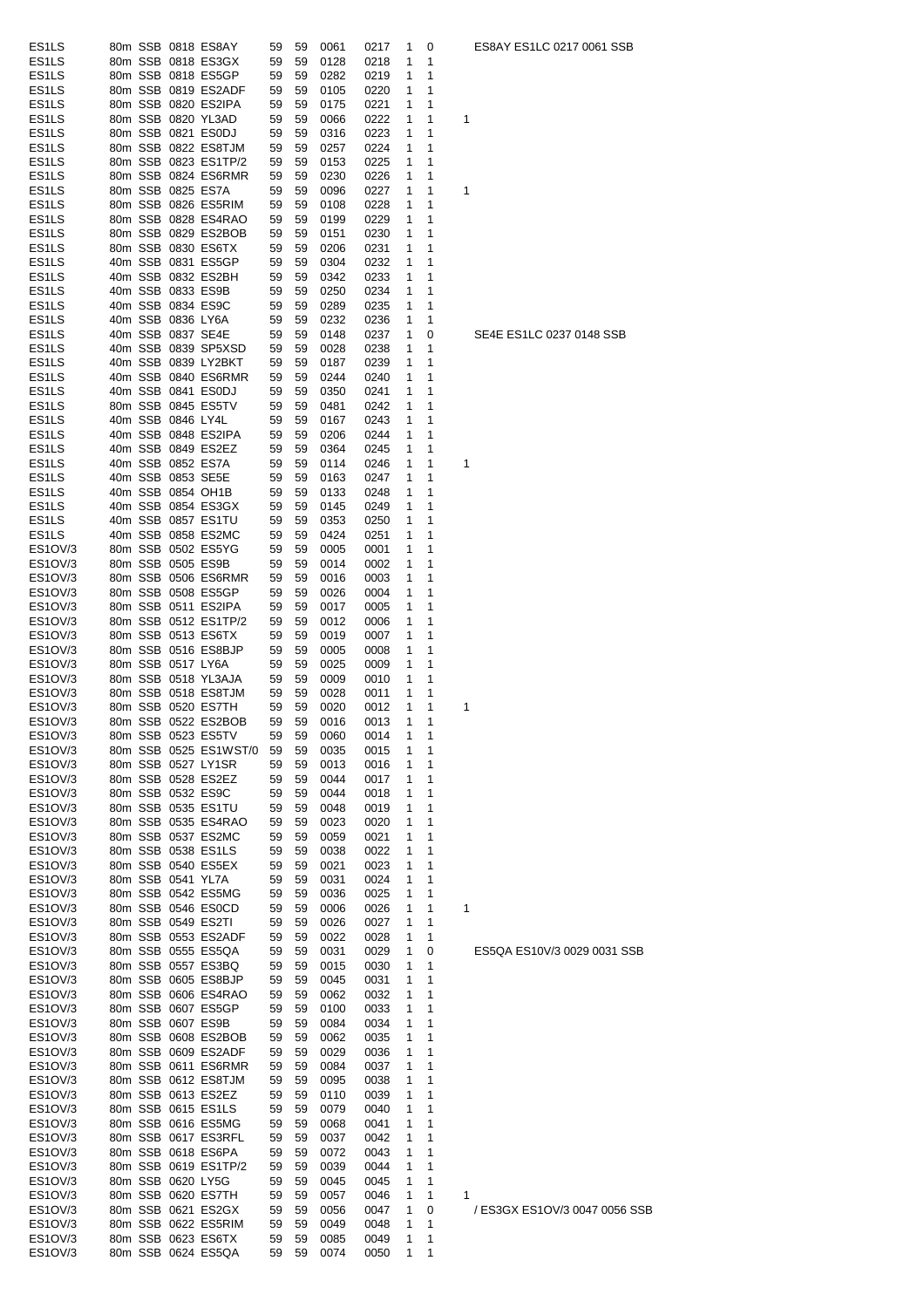| | | | | | | | | | | | | |
|---|---|---|---|---|---|---|---|---|---|---|---|---|
| ES1LS | 80m | SSB | 0818 | ES8AY | 59 | 59 | 0061 | 0217 | 1 | 0 | | ES8AY ES1LC 0217 0061 SSB |
| ES1LS | 80m | SSB | 0818 | ES3GX | 59 | 59 | 0128 | 0218 | 1 | 1 | | |
| ES1LS | 80m | SSB | 0818 | ES5GP | 59 | 59 | 0282 | 0219 | 1 | 1 | | |
| ES1LS | 80m | SSB | 0819 | ES2ADF | 59 | 59 | 0105 | 0220 | 1 | 1 | | |
| ES1LS | 80m | SSB | 0820 | ES2IPA | 59 | 59 | 0175 | 0221 | 1 | 1 | | |
| ES1LS | 80m | SSB | 0820 | YL3AD | 59 | 59 | 0066 | 0222 | 1 | 1 | 1 | |
| ES1LS | 80m | SSB | 0821 | ES0DJ | 59 | 59 | 0316 | 0223 | 1 | 1 | | |
| ES1LS | 80m | SSB | 0822 | ES8TJM | 59 | 59 | 0257 | 0224 | 1 | 1 | | |
| ES1LS | 80m | SSB | 0823 | ES1TP/2 | 59 | 59 | 0153 | 0225 | 1 | 1 | | |
| ES1LS | 80m | SSB | 0824 | ES6RMR | 59 | 59 | 0230 | 0226 | 1 | 1 | | |
| ES1LS | 80m | SSB | 0825 | ES7A | 59 | 59 | 0096 | 0227 | 1 | 1 | 1 | |
| ES1LS | 80m | SSB | 0826 | ES5RIM | 59 | 59 | 0108 | 0228 | 1 | 1 | | |
| ES1LS | 80m | SSB | 0828 | ES4RAO | 59 | 59 | 0199 | 0229 | 1 | 1 | | |
| ES1LS | 80m | SSB | 0829 | ES2BOB | 59 | 59 | 0151 | 0230 | 1 | 1 | | |
| ES1LS | 80m | SSB | 0830 | ES6TX | 59 | 59 | 0206 | 0231 | 1 | 1 | | |
| ES1LS | 40m | SSB | 0831 | ES5GP | 59 | 59 | 0304 | 0232 | 1 | 1 | | |
| ES1LS | 40m | SSB | 0832 | ES2BH | 59 | 59 | 0342 | 0233 | 1 | 1 | | |
| ES1LS | 40m | SSB | 0833 | ES9B | 59 | 59 | 0250 | 0234 | 1 | 1 | | |
| ES1LS | 40m | SSB | 0834 | ES9C | 59 | 59 | 0289 | 0235 | 1 | 1 | | |
| ES1LS | 40m | SSB | 0836 | LY6A | 59 | 59 | 0232 | 0236 | 1 | 1 | | |
| ES1LS | 40m | SSB | 0837 | SE4E | 59 | 59 | 0148 | 0237 | 1 | 0 | | SE4E ES1LC 0237 0148 SSB |
| ES1LS | 40m | SSB | 0839 | SP5XSD | 59 | 59 | 0028 | 0238 | 1 | 1 | | |
| ES1LS | 40m | SSB | 0839 | LY2BKT | 59 | 59 | 0187 | 0239 | 1 | 1 | | |
| ES1LS | 40m | SSB | 0840 | ES6RMR | 59 | 59 | 0244 | 0240 | 1 | 1 | | |
| ES1LS | 40m | SSB | 0841 | ES0DJ | 59 | 59 | 0350 | 0241 | 1 | 1 | | |
| ES1LS | 80m | SSB | 0845 | ES5TV | 59 | 59 | 0481 | 0242 | 1 | 1 | | |
| ES1LS | 40m | SSB | 0846 | LY4L | 59 | 59 | 0167 | 0243 | 1 | 1 | | |
| ES1LS | 40m | SSB | 0848 | ES2IPA | 59 | 59 | 0206 | 0244 | 1 | 1 | | |
| ES1LS | 40m | SSB | 0849 | ES2EZ | 59 | 59 | 0364 | 0245 | 1 | 1 | | |
| ES1LS | 40m | SSB | 0852 | ES7A | 59 | 59 | 0114 | 0246 | 1 | 1 | 1 | |
| ES1LS | 40m | SSB | 0853 | SE5E | 59 | 59 | 0163 | 0247 | 1 | 1 | | |
| ES1LS | 40m | SSB | 0854 | OH1B | 59 | 59 | 0133 | 0248 | 1 | 1 | | |
| ES1LS | 40m | SSB | 0854 | ES3GX | 59 | 59 | 0145 | 0249 | 1 | 1 | | |
| ES1LS | 40m | SSB | 0857 | ES1TU | 59 | 59 | 0353 | 0250 | 1 | 1 | | |
| ES1LS | 40m | SSB | 0858 | ES2MC | 59 | 59 | 0424 | 0251 | 1 | 1 | | |
| ES1OV/3 | 80m | SSB | 0502 | ES5YG | 59 | 59 | 0005 | 0001 | 1 | 1 | | |
| ES1OV/3 | 80m | SSB | 0505 | ES9B | 59 | 59 | 0014 | 0002 | 1 | 1 | | |
| ES1OV/3 | 80m | SSB | 0506 | ES6RMR | 59 | 59 | 0016 | 0003 | 1 | 1 | | |
| ES1OV/3 | 80m | SSB | 0508 | ES5GP | 59 | 59 | 0026 | 0004 | 1 | 1 | | |
| ES1OV/3 | 80m | SSB | 0511 | ES2IPA | 59 | 59 | 0017 | 0005 | 1 | 1 | | |
| ES1OV/3 | 80m | SSB | 0512 | ES1TP/2 | 59 | 59 | 0012 | 0006 | 1 | 1 | | |
| ES1OV/3 | 80m | SSB | 0513 | ES6TX | 59 | 59 | 0019 | 0007 | 1 | 1 | | |
| ES1OV/3 | 80m | SSB | 0516 | ES8BJP | 59 | 59 | 0005 | 0008 | 1 | 1 | | |
| ES1OV/3 | 80m | SSB | 0517 | LY6A | 59 | 59 | 0025 | 0009 | 1 | 1 | | |
| ES1OV/3 | 80m | SSB | 0518 | YL3AJA | 59 | 59 | 0009 | 0010 | 1 | 1 | | |
| ES1OV/3 | 80m | SSB | 0518 | ES8TJM | 59 | 59 | 0028 | 0011 | 1 | 1 | | |
| ES1OV/3 | 80m | SSB | 0520 | ES7TH | 59 | 59 | 0020 | 0012 | 1 | 1 | 1 | |
| ES1OV/3 | 80m | SSB | 0522 | ES2BOB | 59 | 59 | 0016 | 0013 | 1 | 1 | | |
| ES1OV/3 | 80m | SSB | 0523 | ES5TV | 59 | 59 | 0060 | 0014 | 1 | 1 | | |
| ES1OV/3 | 80m | SSB | 0525 | ES1WST/0 | 59 | 59 | 0035 | 0015 | 1 | 1 | | |
| ES1OV/3 | 80m | SSB | 0527 | LY1SR | 59 | 59 | 0013 | 0016 | 1 | 1 | | |
| ES1OV/3 | 80m | SSB | 0528 | ES2EZ | 59 | 59 | 0044 | 0017 | 1 | 1 | | |
| ES1OV/3 | 80m | SSB | 0532 | ES9C | 59 | 59 | 0044 | 0018 | 1 | 1 | | |
| ES1OV/3 | 80m | SSB | 0535 | ES1TU | 59 | 59 | 0048 | 0019 | 1 | 1 | | |
| ES1OV/3 | 80m | SSB | 0535 | ES4RAO | 59 | 59 | 0023 | 0020 | 1 | 1 | | |
| ES1OV/3 | 80m | SSB | 0537 | ES2MC | 59 | 59 | 0059 | 0021 | 1 | 1 | | |
| ES1OV/3 | 80m | SSB | 0538 | ES1LS | 59 | 59 | 0038 | 0022 | 1 | 1 | | |
| ES1OV/3 | 80m | SSB | 0540 | ES5EX | 59 | 59 | 0021 | 0023 | 1 | 1 | | |
| ES1OV/3 | 80m | SSB | 0541 | YL7A | 59 | 59 | 0031 | 0024 | 1 | 1 | | |
| ES1OV/3 | 80m | SSB | 0542 | ES5MG | 59 | 59 | 0036 | 0025 | 1 | 1 | | |
| ES1OV/3 | 80m | SSB | 0546 | ES0CD | 59 | 59 | 0006 | 0026 | 1 | 1 | 1 | |
| ES1OV/3 | 80m | SSB | 0549 | ES2TI | 59 | 59 | 0026 | 0027 | 1 | 1 | | |
| ES1OV/3 | 80m | SSB | 0553 | ES2ADF | 59 | 59 | 0022 | 0028 | 1 | 1 | | |
| ES1OV/3 | 80m | SSB | 0555 | ES5QA | 59 | 59 | 0031 | 0029 | 1 | 0 | | ES5QA ES10V/3 0029 0031 SSB |
| ES1OV/3 | 80m | SSB | 0557 | ES3BQ | 59 | 59 | 0015 | 0030 | 1 | 1 | | |
| ES1OV/3 | 80m | SSB | 0605 | ES8BJP | 59 | 59 | 0045 | 0031 | 1 | 1 | | |
| ES1OV/3 | 80m | SSB | 0606 | ES4RAO | 59 | 59 | 0062 | 0032 | 1 | 1 | | |
| ES1OV/3 | 80m | SSB | 0607 | ES5GP | 59 | 59 | 0100 | 0033 | 1 | 1 | | |
| ES1OV/3 | 80m | SSB | 0607 | ES9B | 59 | 59 | 0084 | 0034 | 1 | 1 | | |
| ES1OV/3 | 80m | SSB | 0608 | ES2BOB | 59 | 59 | 0062 | 0035 | 1 | 1 | | |
| ES1OV/3 | 80m | SSB | 0609 | ES2ADF | 59 | 59 | 0029 | 0036 | 1 | 1 | | |
| ES1OV/3 | 80m | SSB | 0611 | ES6RMR | 59 | 59 | 0084 | 0037 | 1 | 1 | | |
| ES1OV/3 | 80m | SSB | 0612 | ES8TJM | 59 | 59 | 0095 | 0038 | 1 | 1 | | |
| ES1OV/3 | 80m | SSB | 0613 | ES2EZ | 59 | 59 | 0110 | 0039 | 1 | 1 | | |
| ES1OV/3 | 80m | SSB | 0615 | ES1LS | 59 | 59 | 0079 | 0040 | 1 | 1 | | |
| ES1OV/3 | 80m | SSB | 0616 | ES5MG | 59 | 59 | 0068 | 0041 | 1 | 1 | | |
| ES1OV/3 | 80m | SSB | 0617 | ES3RFL | 59 | 59 | 0037 | 0042 | 1 | 1 | | |
| ES1OV/3 | 80m | SSB | 0618 | ES6PA | 59 | 59 | 0072 | 0043 | 1 | 1 | | |
| ES1OV/3 | 80m | SSB | 0619 | ES1TP/2 | 59 | 59 | 0039 | 0044 | 1 | 1 | | |
| ES1OV/3 | 80m | SSB | 0620 | LY5G | 59 | 59 | 0045 | 0045 | 1 | 1 | | |
| ES1OV/3 | 80m | SSB | 0620 | ES7TH | 59 | 59 | 0057 | 0046 | 1 | 1 | 1 | |
| ES1OV/3 | 80m | SSB | 0621 | ES2GX | 59 | 59 | 0056 | 0047 | 1 | 0 | | / ES3GX ES1OV/3 0047 0056 SSB |
| ES1OV/3 | 80m | SSB | 0622 | ES5RIM | 59 | 59 | 0049 | 0048 | 1 | 1 | | |
| ES1OV/3 | 80m | SSB | 0623 | ES6TX | 59 | 59 | 0085 | 0049 | 1 | 1 | | |
| ES1OV/3 | 80m | SSB | 0624 | ES5QA | 59 | 59 | 0074 | 0050 | 1 | 1 | | |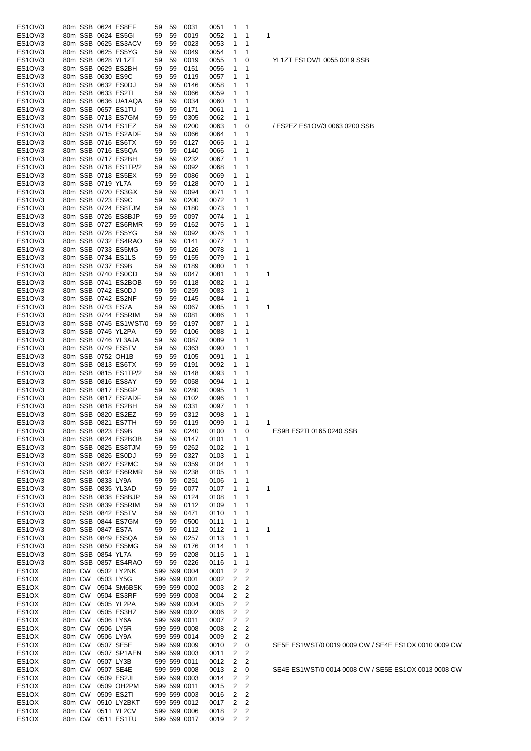| | | | | | | | | | | | | |
|---|---|---|---|---|---|---|---|---|---|---|---|---|
| ES1OV/3 | 80m | SSB | 0624 | ES8EF | 59 | 59 | 0031 | 0051 | 1 | 1 | | |
| ES1OV/3 | 80m | SSB | 0624 | ES5GI | 59 | 59 | 0019 | 0052 | 1 | 1 | 1 | |
| ES1OV/3 | 80m | SSB | 0625 | ES3ACV | 59 | 59 | 0023 | 0053 | 1 | 1 | | |
| ES1OV/3 | 80m | SSB | 0625 | ES5YG | 59 | 59 | 0049 | 0054 | 1 | 1 | | |
| ES1OV/3 | 80m | SSB | 0628 | YL1ZT | 59 | 59 | 0019 | 0055 | 1 | 0 | | YL1ZT ES1OV/1 0055 0019 SSB |
| ES1OV/3 | 80m | SSB | 0629 | ES2BH | 59 | 59 | 0151 | 0056 | 1 | 1 | | |
| ES1OV/3 | 80m | SSB | 0630 | ES9C | 59 | 59 | 0119 | 0057 | 1 | 1 | | |
| ES1OV/3 | 80m | SSB | 0632 | ES0DJ | 59 | 59 | 0146 | 0058 | 1 | 1 | | |
| ES1OV/3 | 80m | SSB | 0633 | ES2TI | 59 | 59 | 0066 | 0059 | 1 | 1 | | |
| ES1OV/3 | 80m | SSB | 0636 | UA1AQA | 59 | 59 | 0034 | 0060 | 1 | 1 | | |
| ES1OV/3 | 80m | SSB | 0657 | ES1TU | 59 | 59 | 0171 | 0061 | 1 | 1 | | |
| ES1OV/3 | 80m | SSB | 0713 | ES7GM | 59 | 59 | 0305 | 0062 | 1 | 1 | | |
| ES1OV/3 | 80m | SSB | 0714 | ES1EZ | 59 | 59 | 0200 | 0063 | 1 | 0 | | / ES2EZ ES1OV/3 0063 0200 SSB |
| ES1OV/3 | 80m | SSB | 0715 | ES2ADF | 59 | 59 | 0066 | 0064 | 1 | 1 | | |
| ES1OV/3 | 80m | SSB | 0716 | ES6TX | 59 | 59 | 0127 | 0065 | 1 | 1 | | |
| ES1OV/3 | 80m | SSB | 0716 | ES5QA | 59 | 59 | 0140 | 0066 | 1 | 1 | | |
| ES1OV/3 | 80m | SSB | 0717 | ES2BH | 59 | 59 | 0232 | 0067 | 1 | 1 | | |
| ES1OV/3 | 80m | SSB | 0718 | ES1TP/2 | 59 | 59 | 0092 | 0068 | 1 | 1 | | |
| ES1OV/3 | 80m | SSB | 0718 | ES5EX | 59 | 59 | 0086 | 0069 | 1 | 1 | | |
| ES1OV/3 | 80m | SSB | 0719 | YL7A | 59 | 59 | 0128 | 0070 | 1 | 1 | | |
| ES1OV/3 | 80m | SSB | 0720 | ES3GX | 59 | 59 | 0094 | 0071 | 1 | 1 | | |
| ES1OV/3 | 80m | SSB | 0723 | ES9C | 59 | 59 | 0200 | 0072 | 1 | 1 | | |
| ES1OV/3 | 80m | SSB | 0724 | ES8TJM | 59 | 59 | 0180 | 0073 | 1 | 1 | | |
| ES1OV/3 | 80m | SSB | 0726 | ES8BJP | 59 | 59 | 0097 | 0074 | 1 | 1 | | |
| ES1OV/3 | 80m | SSB | 0727 | ES6RMR | 59 | 59 | 0162 | 0075 | 1 | 1 | | |
| ES1OV/3 | 80m | SSB | 0728 | ES5YG | 59 | 59 | 0092 | 0076 | 1 | 1 | | |
| ES1OV/3 | 80m | SSB | 0732 | ES4RAO | 59 | 59 | 0141 | 0077 | 1 | 1 | | |
| ES1OV/3 | 80m | SSB | 0733 | ES5MG | 59 | 59 | 0126 | 0078 | 1 | 1 | | |
| ES1OV/3 | 80m | SSB | 0734 | ES1LS | 59 | 59 | 0155 | 0079 | 1 | 1 | | |
| ES1OV/3 | 80m | SSB | 0737 | ES9B | 59 | 59 | 0189 | 0080 | 1 | 1 | | |
| ES1OV/3 | 80m | SSB | 0740 | ES0CD | 59 | 59 | 0047 | 0081 | 1 | 1 | 1 | |
| ES1OV/3 | 80m | SSB | 0741 | ES2BOB | 59 | 59 | 0118 | 0082 | 1 | 1 | | |
| ES1OV/3 | 80m | SSB | 0742 | ES0DJ | 59 | 59 | 0259 | 0083 | 1 | 1 | | |
| ES1OV/3 | 80m | SSB | 0742 | ES2NF | 59 | 59 | 0145 | 0084 | 1 | 1 | | |
| ES1OV/3 | 80m | SSB | 0743 | ES7A | 59 | 59 | 0067 | 0085 | 1 | 1 | 1 | |
| ES1OV/3 | 80m | SSB | 0744 | ES5RIM | 59 | 59 | 0081 | 0086 | 1 | 1 | | |
| ES1OV/3 | 80m | SSB | 0745 | ES1WST/0 | 59 | 59 | 0197 | 0087 | 1 | 1 | | |
| ES1OV/3 | 80m | SSB | 0745 | YL2PA | 59 | 59 | 0106 | 0088 | 1 | 1 | | |
| ES1OV/3 | 80m | SSB | 0746 | YL3AJA | 59 | 59 | 0087 | 0089 | 1 | 1 | | |
| ES1OV/3 | 80m | SSB | 0749 | ES5TV | 59 | 59 | 0363 | 0090 | 1 | 1 | | |
| ES1OV/3 | 80m | SSB | 0752 | OH1B | 59 | 59 | 0105 | 0091 | 1 | 1 | | |
| ES1OV/3 | 80m | SSB | 0813 | ES6TX | 59 | 59 | 0191 | 0092 | 1 | 1 | | |
| ES1OV/3 | 80m | SSB | 0815 | ES1TP/2 | 59 | 59 | 0148 | 0093 | 1 | 1 | | |
| ES1OV/3 | 80m | SSB | 0816 | ES8AY | 59 | 59 | 0058 | 0094 | 1 | 1 | | |
| ES1OV/3 | 80m | SSB | 0817 | ES5GP | 59 | 59 | 0280 | 0095 | 1 | 1 | | |
| ES1OV/3 | 80m | SSB | 0817 | ES2ADF | 59 | 59 | 0102 | 0096 | 1 | 1 | | |
| ES1OV/3 | 80m | SSB | 0818 | ES2BH | 59 | 59 | 0331 | 0097 | 1 | 1 | | |
| ES1OV/3 | 80m | SSB | 0820 | ES2EZ | 59 | 59 | 0312 | 0098 | 1 | 1 | | |
| ES1OV/3 | 80m | SSB | 0821 | ES7TH | 59 | 59 | 0119 | 0099 | 1 | 1 | 1 | |
| ES1OV/3 | 80m | SSB | 0823 | ES9B | 59 | 59 | 0240 | 0100 | 1 | 0 | | ES9B ES2TI 0165 0240 SSB |
| ES1OV/3 | 80m | SSB | 0824 | ES2BOB | 59 | 59 | 0147 | 0101 | 1 | 1 | | |
| ES1OV/3 | 80m | SSB | 0825 | ES8TJM | 59 | 59 | 0262 | 0102 | 1 | 1 | | |
| ES1OV/3 | 80m | SSB | 0826 | ES0DJ | 59 | 59 | 0327 | 0103 | 1 | 1 | | |
| ES1OV/3 | 80m | SSB | 0827 | ES2MC | 59 | 59 | 0359 | 0104 | 1 | 1 | | |
| ES1OV/3 | 80m | SSB | 0832 | ES6RMR | 59 | 59 | 0238 | 0105 | 1 | 1 | | |
| ES1OV/3 | 80m | SSB | 0833 | LY9A | 59 | 59 | 0251 | 0106 | 1 | 1 | | |
| ES1OV/3 | 80m | SSB | 0835 | YL3AD | 59 | 59 | 0077 | 0107 | 1 | 1 | 1 | |
| ES1OV/3 | 80m | SSB | 0838 | ES8BJP | 59 | 59 | 0124 | 0108 | 1 | 1 | | |
| ES1OV/3 | 80m | SSB | 0839 | ES5RIM | 59 | 59 | 0112 | 0109 | 1 | 1 | | |
| ES1OV/3 | 80m | SSB | 0842 | ES5TV | 59 | 59 | 0471 | 0110 | 1 | 1 | | |
| ES1OV/3 | 80m | SSB | 0844 | ES7GM | 59 | 59 | 0500 | 0111 | 1 | 1 | | |
| ES1OV/3 | 80m | SSB | 0847 | ES7A | 59 | 59 | 0112 | 0112 | 1 | 1 | 1 | |
| ES1OV/3 | 80m | SSB | 0849 | ES5QA | 59 | 59 | 0257 | 0113 | 1 | 1 | | |
| ES1OV/3 | 80m | SSB | 0850 | ES5MG | 59 | 59 | 0176 | 0114 | 1 | 1 | | |
| ES1OV/3 | 80m | SSB | 0854 | YL7A | 59 | 59 | 0208 | 0115 | 1 | 1 | | |
| ES1OV/3 | 80m | SSB | 0857 | ES4RAO | 59 | 59 | 0226 | 0116 | 1 | 1 | | |
| ES1OX | 80m | CW | 0502 | LY2NK | 599 | 599 | 0004 | 0001 | 2 | 2 | | |
| ES1OX | 80m | CW | 0503 | LY5G | 599 | 599 | 0001 | 0002 | 2 | 2 | | |
| ES1OX | 80m | CW | 0504 | SM6BSK | 599 | 599 | 0002 | 0003 | 2 | 2 | | |
| ES1OX | 80m | CW | 0504 | ES3RF | 599 | 599 | 0003 | 0004 | 2 | 2 | | |
| ES1OX | 80m | CW | 0505 | YL2PA | 599 | 599 | 0004 | 0005 | 2 | 2 | | |
| ES1OX | 80m | CW | 0505 | ES3HZ | 599 | 599 | 0002 | 0006 | 2 | 2 | | |
| ES1OX | 80m | CW | 0506 | LY6A | 599 | 599 | 0011 | 0007 | 2 | 2 | | |
| ES1OX | 80m | CW | 0506 | LY5R | 599 | 599 | 0008 | 0008 | 2 | 2 | | |
| ES1OX | 80m | CW | 0506 | LY9A | 599 | 599 | 0014 | 0009 | 2 | 2 | | |
| ES1OX | 80m | CW | 0507 | SE5E | 599 | 599 | 0009 | 0010 | 2 | 0 | | SE5E ES1WST/0 0019 0009 CW / SE4E ES1OX 0010 0009 CW |
| ES1OX | 80m | CW | 0507 | SP1AEN | 599 | 599 | 0003 | 0011 | 2 | 2 | | |
| ES1OX | 80m | CW | 0507 | LY3B | 599 | 599 | 0011 | 0012 | 2 | 2 | | |
| ES1OX | 80m | CW | 0507 | SE4E | 599 | 599 | 0008 | 0013 | 2 | 0 | | SE4E ES1WST/0 0014 0008 CW / SE5E ES1OX 0013 0008 CW |
| ES1OX | 80m | CW | 0509 | ES2JL | 599 | 599 | 0003 | 0014 | 2 | 2 | | |
| ES1OX | 80m | CW | 0509 | OH2PM | 599 | 599 | 0011 | 0015 | 2 | 2 | | |
| ES1OX | 80m | CW | 0509 | ES2TI | 599 | 599 | 0003 | 0016 | 2 | 2 | | |
| ES1OX | 80m | CW | 0510 | LY2BKT | 599 | 599 | 0012 | 0017 | 2 | 2 | | |
| ES1OX | 80m | CW | 0511 | YL2CV | 599 | 599 | 0006 | 0018 | 2 | 2 | | |
| ES1OX | 80m | CW | 0511 | ES1TU | 599 | 599 | 0017 | 0019 | 2 | 2 | | |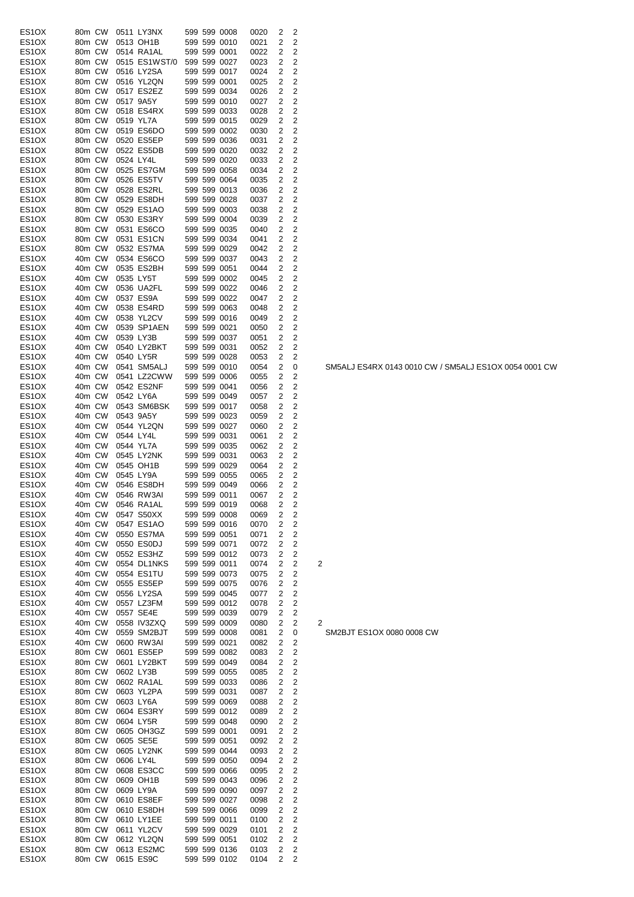| | | | | | | | | | | | | |
|---|---|---|---|---|---|---|---|---|---|---|---|---|
| ES1OX | 80m | CW | 0511 | LY3NX | 599 | 599 | 0008 | 0020 | 2 | 2 | | |
| ES1OX | 80m | CW | 0513 | OH1B | 599 | 599 | 0010 | 0021 | 2 | 2 | | |
| ES1OX | 80m | CW | 0514 | RA1AL | 599 | 599 | 0001 | 0022 | 2 | 2 | | |
| ES1OX | 80m | CW | 0515 | ES1WST/0 | 599 | 599 | 0027 | 0023 | 2 | 2 | | |
| ES1OX | 80m | CW | 0516 | LY2SA | 599 | 599 | 0017 | 0024 | 2 | 2 | | |
| ES1OX | 80m | CW | 0516 | YL2QN | 599 | 599 | 0001 | 0025 | 2 | 2 | | |
| ES1OX | 80m | CW | 0517 | ES2EZ | 599 | 599 | 0034 | 0026 | 2 | 2 | | |
| ES1OX | 80m | CW | 0517 | 9A5Y | 599 | 599 | 0010 | 0027 | 2 | 2 | | |
| ES1OX | 80m | CW | 0518 | ES4RX | 599 | 599 | 0033 | 0028 | 2 | 2 | | |
| ES1OX | 80m | CW | 0519 | YL7A | 599 | 599 | 0015 | 0029 | 2 | 2 | | |
| ES1OX | 80m | CW | 0519 | ES6DO | 599 | 599 | 0002 | 0030 | 2 | 2 | | |
| ES1OX | 80m | CW | 0520 | ES5EP | 599 | 599 | 0036 | 0031 | 2 | 2 | | |
| ES1OX | 80m | CW | 0522 | ES5DB | 599 | 599 | 0020 | 0032 | 2 | 2 | | |
| ES1OX | 80m | CW | 0524 | LY4L | 599 | 599 | 0020 | 0033 | 2 | 2 | | |
| ES1OX | 80m | CW | 0525 | ES7GM | 599 | 599 | 0058 | 0034 | 2 | 2 | | |
| ES1OX | 80m | CW | 0526 | ES5TV | 599 | 599 | 0064 | 0035 | 2 | 2 | | |
| ES1OX | 80m | CW | 0528 | ES2RL | 599 | 599 | 0013 | 0036 | 2 | 2 | | |
| ES1OX | 80m | CW | 0529 | ES8DH | 599 | 599 | 0028 | 0037 | 2 | 2 | | |
| ES1OX | 80m | CW | 0529 | ES1AO | 599 | 599 | 0003 | 0038 | 2 | 2 | | |
| ES1OX | 80m | CW | 0530 | ES3RY | 599 | 599 | 0004 | 0039 | 2 | 2 | | |
| ES1OX | 80m | CW | 0531 | ES6CO | 599 | 599 | 0035 | 0040 | 2 | 2 | | |
| ES1OX | 80m | CW | 0531 | ES1CN | 599 | 599 | 0034 | 0041 | 2 | 2 | | |
| ES1OX | 80m | CW | 0532 | ES7MA | 599 | 599 | 0029 | 0042 | 2 | 2 | | |
| ES1OX | 40m | CW | 0534 | ES6CO | 599 | 599 | 0037 | 0043 | 2 | 2 | | |
| ES1OX | 40m | CW | 0535 | ES2BH | 599 | 599 | 0051 | 0044 | 2 | 2 | | |
| ES1OX | 40m | CW | 0535 | LY5T | 599 | 599 | 0002 | 0045 | 2 | 2 | | |
| ES1OX | 40m | CW | 0536 | UA2FL | 599 | 599 | 0022 | 0046 | 2 | 2 | | |
| ES1OX | 40m | CW | 0537 | ES9A | 599 | 599 | 0022 | 0047 | 2 | 2 | | |
| ES1OX | 40m | CW | 0538 | ES4RD | 599 | 599 | 0063 | 0048 | 2 | 2 | | |
| ES1OX | 40m | CW | 0538 | YL2CV | 599 | 599 | 0016 | 0049 | 2 | 2 | | |
| ES1OX | 40m | CW | 0539 | SP1AEN | 599 | 599 | 0021 | 0050 | 2 | 2 | | |
| ES1OX | 40m | CW | 0539 | LY3B | 599 | 599 | 0037 | 0051 | 2 | 2 | | |
| ES1OX | 40m | CW | 0540 | LY2BKT | 599 | 599 | 0031 | 0052 | 2 | 2 | | |
| ES1OX | 40m | CW | 0540 | LY5R | 599 | 599 | 0028 | 0053 | 2 | 2 | | |
| ES1OX | 40m | CW | 0541 | SM5ALJ | 599 | 599 | 0010 | 0054 | 2 | 0 | | SM5ALJ ES4RX 0143 0010 CW / SM5ALJ ES1OX 0054 0001 CW |
| ES1OX | 40m | CW | 0541 | LZ2CWW | 599 | 599 | 0006 | 0055 | 2 | 2 | | |
| ES1OX | 40m | CW | 0542 | ES2NF | 599 | 599 | 0041 | 0056 | 2 | 2 | | |
| ES1OX | 40m | CW | 0542 | LY6A | 599 | 599 | 0049 | 0057 | 2 | 2 | | |
| ES1OX | 40m | CW | 0543 | SM6BSK | 599 | 599 | 0017 | 0058 | 2 | 2 | | |
| ES1OX | 40m | CW | 0543 | 9A5Y | 599 | 599 | 0023 | 0059 | 2 | 2 | | |
| ES1OX | 40m | CW | 0544 | YL2QN | 599 | 599 | 0027 | 0060 | 2 | 2 | | |
| ES1OX | 40m | CW | 0544 | LY4L | 599 | 599 | 0031 | 0061 | 2 | 2 | | |
| ES1OX | 40m | CW | 0544 | YL7A | 599 | 599 | 0035 | 0062 | 2 | 2 | | |
| ES1OX | 40m | CW | 0545 | LY2NK | 599 | 599 | 0031 | 0063 | 2 | 2 | | |
| ES1OX | 40m | CW | 0545 | OH1B | 599 | 599 | 0029 | 0064 | 2 | 2 | | |
| ES1OX | 40m | CW | 0545 | LY9A | 599 | 599 | 0055 | 0065 | 2 | 2 | | |
| ES1OX | 40m | CW | 0546 | ES8DH | 599 | 599 | 0049 | 0066 | 2 | 2 | | |
| ES1OX | 40m | CW | 0546 | RW3AI | 599 | 599 | 0011 | 0067 | 2 | 2 | | |
| ES1OX | 40m | CW | 0546 | RA1AL | 599 | 599 | 0019 | 0068 | 2 | 2 | | |
| ES1OX | 40m | CW | 0547 | S50XX | 599 | 599 | 0008 | 0069 | 2 | 2 | | |
| ES1OX | 40m | CW | 0547 | ES1AO | 599 | 599 | 0016 | 0070 | 2 | 2 | | |
| ES1OX | 40m | CW | 0550 | ES7MA | 599 | 599 | 0051 | 0071 | 2 | 2 | | |
| ES1OX | 40m | CW | 0550 | ES0DJ | 599 | 599 | 0071 | 0072 | 2 | 2 | | |
| ES1OX | 40m | CW | 0552 | ES3HZ | 599 | 599 | 0012 | 0073 | 2 | 2 | | |
| ES1OX | 40m | CW | 0554 | DL1NKS | 599 | 599 | 0011 | 0074 | 2 | 2 | 2 | |
| ES1OX | 40m | CW | 0554 | ES1TU | 599 | 599 | 0073 | 0075 | 2 | 2 | | |
| ES1OX | 40m | CW | 0555 | ES5EP | 599 | 599 | 0075 | 0076 | 2 | 2 | | |
| ES1OX | 40m | CW | 0556 | LY2SA | 599 | 599 | 0045 | 0077 | 2 | 2 | | |
| ES1OX | 40m | CW | 0557 | LZ3FM | 599 | 599 | 0012 | 0078 | 2 | 2 | | |
| ES1OX | 40m | CW | 0557 | SE4E | 599 | 599 | 0039 | 0079 | 2 | 2 | | |
| ES1OX | 40m | CW | 0558 | IV3ZXQ | 599 | 599 | 0009 | 0080 | 2 | 2 | 2 | |
| ES1OX | 40m | CW | 0559 | SM2BJT | 599 | 599 | 0008 | 0081 | 2 | 0 | | SM2BJT ES1OX 0080 0008 CW |
| ES1OX | 40m | CW | 0600 | RW3AI | 599 | 599 | 0021 | 0082 | 2 | 2 | | |
| ES1OX | 80m | CW | 0601 | ES5EP | 599 | 599 | 0082 | 0083 | 2 | 2 | | |
| ES1OX | 80m | CW | 0601 | LY2BKT | 599 | 599 | 0049 | 0084 | 2 | 2 | | |
| ES1OX | 80m | CW | 0602 | LY3B | 599 | 599 | 0055 | 0085 | 2 | 2 | | |
| ES1OX | 80m | CW | 0602 | RA1AL | 599 | 599 | 0033 | 0086 | 2 | 2 | | |
| ES1OX | 80m | CW | 0603 | YL2PA | 599 | 599 | 0031 | 0087 | 2 | 2 | | |
| ES1OX | 80m | CW | 0603 | LY6A | 599 | 599 | 0069 | 0088 | 2 | 2 | | |
| ES1OX | 80m | CW | 0604 | ES3RY | 599 | 599 | 0012 | 0089 | 2 | 2 | | |
| ES1OX | 80m | CW | 0604 | LY5R | 599 | 599 | 0048 | 0090 | 2 | 2 | | |
| ES1OX | 80m | CW | 0605 | OH3GZ | 599 | 599 | 0001 | 0091 | 2 | 2 | | |
| ES1OX | 80m | CW | 0605 | SE5E | 599 | 599 | 0051 | 0092 | 2 | 2 | | |
| ES1OX | 80m | CW | 0605 | LY2NK | 599 | 599 | 0044 | 0093 | 2 | 2 | | |
| ES1OX | 80m | CW | 0606 | LY4L | 599 | 599 | 0050 | 0094 | 2 | 2 | | |
| ES1OX | 80m | CW | 0608 | ES3CC | 599 | 599 | 0066 | 0095 | 2 | 2 | | |
| ES1OX | 80m | CW | 0609 | OH1B | 599 | 599 | 0043 | 0096 | 2 | 2 | | |
| ES1OX | 80m | CW | 0609 | LY9A | 599 | 599 | 0090 | 0097 | 2 | 2 | | |
| ES1OX | 80m | CW | 0610 | ES8EF | 599 | 599 | 0027 | 0098 | 2 | 2 | | |
| ES1OX | 80m | CW | 0610 | ES8DH | 599 | 599 | 0066 | 0099 | 2 | 2 | | |
| ES1OX | 80m | CW | 0610 | LY1EE | 599 | 599 | 0011 | 0100 | 2 | 2 | | |
| ES1OX | 80m | CW | 0611 | YL2CV | 599 | 599 | 0029 | 0101 | 2 | 2 | | |
| ES1OX | 80m | CW | 0612 | YL2QN | 599 | 599 | 0051 | 0102 | 2 | 2 | | |
| ES1OX | 80m | CW | 0613 | ES2MC | 599 | 599 | 0136 | 0103 | 2 | 2 | | |
| ES1OX | 80m | CW | 0615 | ES9C | 599 | 599 | 0102 | 0104 | 2 | 2 | | |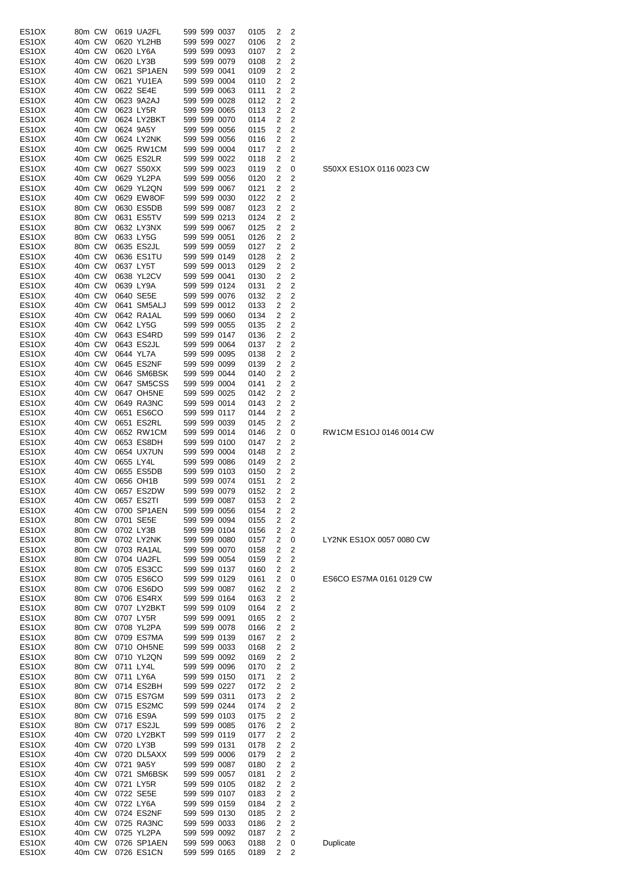| | | | | | | | | | | | | |
|---|---|---|---|---|---|---|---|---|---|---|---|---|
| ES1OX | 80m | CW | 0619 | UA2FL | 599 | 599 | 0037 | 0105 | 2 | 2 | |
| ES1OX | 40m | CW | 0620 | YL2HB | 599 | 599 | 0027 | 0106 | 2 | 2 | |
| ES1OX | 40m | CW | 0620 | LY6A | 599 | 599 | 0093 | 0107 | 2 | 2 | |
| ES1OX | 40m | CW | 0620 | LY3B | 599 | 599 | 0079 | 0108 | 2 | 2 | |
| ES1OX | 40m | CW | 0621 | SP1AEN | 599 | 599 | 0041 | 0109 | 2 | 2 | |
| ES1OX | 40m | CW | 0621 | YU1EA | 599 | 599 | 0004 | 0110 | 2 | 2 | |
| ES1OX | 40m | CW | 0622 | SE4E | 599 | 599 | 0063 | 0111 | 2 | 2 | |
| ES1OX | 40m | CW | 0623 | 9A2AJ | 599 | 599 | 0028 | 0112 | 2 | 2 | |
| ES1OX | 40m | CW | 0623 | LY5R | 599 | 599 | 0065 | 0113 | 2 | 2 | |
| ES1OX | 40m | CW | 0624 | LY2BKT | 599 | 599 | 0070 | 0114 | 2 | 2 | |
| ES1OX | 40m | CW | 0624 | 9A5Y | 599 | 599 | 0056 | 0115 | 2 | 2 | |
| ES1OX | 40m | CW | 0624 | LY2NK | 599 | 599 | 0056 | 0116 | 2 | 2 | |
| ES1OX | 40m | CW | 0625 | RW1CM | 599 | 599 | 0004 | 0117 | 2 | 2 | |
| ES1OX | 40m | CW | 0625 | ES2LR | 599 | 599 | 0022 | 0118 | 2 | 2 | |
| ES1OX | 40m | CW | 0627 | S50XX | 599 | 599 | 0023 | 0119 | 2 | 0 | S50XX ES1OX 0116 0023 CW |
| ES1OX | 40m | CW | 0629 | YL2PA | 599 | 599 | 0056 | 0120 | 2 | 2 | |
| ES1OX | 40m | CW | 0629 | YL2QN | 599 | 599 | 0067 | 0121 | 2 | 2 | |
| ES1OX | 40m | CW | 0629 | EW8OF | 599 | 599 | 0030 | 0122 | 2 | 2 | |
| ES1OX | 80m | CW | 0630 | ES5DB | 599 | 599 | 0087 | 0123 | 2 | 2 | |
| ES1OX | 80m | CW | 0631 | ES5TV | 599 | 599 | 0213 | 0124 | 2 | 2 | |
| ES1OX | 80m | CW | 0632 | LY3NX | 599 | 599 | 0067 | 0125 | 2 | 2 | |
| ES1OX | 80m | CW | 0633 | LY5G | 599 | 599 | 0051 | 0126 | 2 | 2 | |
| ES1OX | 80m | CW | 0635 | ES2JL | 599 | 599 | 0059 | 0127 | 2 | 2 | |
| ES1OX | 40m | CW | 0636 | ES1TU | 599 | 599 | 0149 | 0128 | 2 | 2 | |
| ES1OX | 40m | CW | 0637 | LY5T | 599 | 599 | 0013 | 0129 | 2 | 2 | |
| ES1OX | 40m | CW | 0638 | YL2CV | 599 | 599 | 0041 | 0130 | 2 | 2 | |
| ES1OX | 40m | CW | 0639 | LY9A | 599 | 599 | 0124 | 0131 | 2 | 2 | |
| ES1OX | 40m | CW | 0640 | SE5E | 599 | 599 | 0076 | 0132 | 2 | 2 | |
| ES1OX | 40m | CW | 0641 | SM5ALJ | 599 | 599 | 0012 | 0133 | 2 | 2 | |
| ES1OX | 40m | CW | 0642 | RA1AL | 599 | 599 | 0060 | 0134 | 2 | 2 | |
| ES1OX | 40m | CW | 0642 | LY5G | 599 | 599 | 0055 | 0135 | 2 | 2 | |
| ES1OX | 40m | CW | 0643 | ES4RD | 599 | 599 | 0147 | 0136 | 2 | 2 | |
| ES1OX | 40m | CW | 0643 | ES2JL | 599 | 599 | 0064 | 0137 | 2 | 2 | |
| ES1OX | 40m | CW | 0644 | YL7A | 599 | 599 | 0095 | 0138 | 2 | 2 | |
| ES1OX | 40m | CW | 0645 | ES2NF | 599 | 599 | 0099 | 0139 | 2 | 2 | |
| ES1OX | 40m | CW | 0646 | SM6BSK | 599 | 599 | 0044 | 0140 | 2 | 2 | |
| ES1OX | 40m | CW | 0647 | SM5CSS | 599 | 599 | 0004 | 0141 | 2 | 2 | |
| ES1OX | 40m | CW | 0647 | OH5NE | 599 | 599 | 0025 | 0142 | 2 | 2 | |
| ES1OX | 40m | CW | 0649 | RA3NC | 599 | 599 | 0014 | 0143 | 2 | 2 | |
| ES1OX | 40m | CW | 0651 | ES6CO | 599 | 599 | 0117 | 0144 | 2 | 2 | |
| ES1OX | 40m | CW | 0651 | ES2RL | 599 | 599 | 0039 | 0145 | 2 | 2 | |
| ES1OX | 40m | CW | 0652 | RW1CM | 599 | 599 | 0014 | 0146 | 2 | 0 | RW1CM ES1OJ 0146 0014 CW |
| ES1OX | 40m | CW | 0653 | ES8DH | 599 | 599 | 0100 | 0147 | 2 | 2 | |
| ES1OX | 40m | CW | 0654 | UX7UN | 599 | 599 | 0004 | 0148 | 2 | 2 | |
| ES1OX | 40m | CW | 0655 | LY4L | 599 | 599 | 0086 | 0149 | 2 | 2 | |
| ES1OX | 40m | CW | 0655 | ES5DB | 599 | 599 | 0103 | 0150 | 2 | 2 | |
| ES1OX | 40m | CW | 0656 | OH1B | 599 | 599 | 0074 | 0151 | 2 | 2 | |
| ES1OX | 40m | CW | 0657 | ES2DW | 599 | 599 | 0079 | 0152 | 2 | 2 | |
| ES1OX | 40m | CW | 0657 | ES2TI | 599 | 599 | 0087 | 0153 | 2 | 2 | |
| ES1OX | 40m | CW | 0700 | SP1AEN | 599 | 599 | 0056 | 0154 | 2 | 2 | |
| ES1OX | 80m | CW | 0701 | SE5E | 599 | 599 | 0094 | 0155 | 2 | 2 | |
| ES1OX | 80m | CW | 0702 | LY3B | 599 | 599 | 0104 | 0156 | 2 | 2 | |
| ES1OX | 80m | CW | 0702 | LY2NK | 599 | 599 | 0080 | 0157 | 2 | 0 | LY2NK ES1OX 0057 0080 CW |
| ES1OX | 80m | CW | 0703 | RA1AL | 599 | 599 | 0070 | 0158 | 2 | 2 | |
| ES1OX | 80m | CW | 0704 | UA2FL | 599 | 599 | 0054 | 0159 | 2 | 2 | |
| ES1OX | 80m | CW | 0705 | ES3CC | 599 | 599 | 0137 | 0160 | 2 | 2 | |
| ES1OX | 80m | CW | 0705 | ES6CO | 599 | 599 | 0129 | 0161 | 2 | 0 | ES6CO ES7MA 0161 0129 CW |
| ES1OX | 80m | CW | 0706 | ES6DO | 599 | 599 | 0087 | 0162 | 2 | 2 | |
| ES1OX | 80m | CW | 0706 | ES4RX | 599 | 599 | 0164 | 0163 | 2 | 2 | |
| ES1OX | 80m | CW | 0707 | LY2BKT | 599 | 599 | 0109 | 0164 | 2 | 2 | |
| ES1OX | 80m | CW | 0707 | LY5R | 599 | 599 | 0091 | 0165 | 2 | 2 | |
| ES1OX | 80m | CW | 0708 | YL2PA | 599 | 599 | 0078 | 0166 | 2 | 2 | |
| ES1OX | 80m | CW | 0709 | ES7MA | 599 | 599 | 0139 | 0167 | 2 | 2 | |
| ES1OX | 80m | CW | 0710 | OH5NE | 599 | 599 | 0033 | 0168 | 2 | 2 | |
| ES1OX | 80m | CW | 0710 | YL2QN | 599 | 599 | 0092 | 0169 | 2 | 2 | |
| ES1OX | 80m | CW | 0711 | LY4L | 599 | 599 | 0096 | 0170 | 2 | 2 | |
| ES1OX | 80m | CW | 0711 | LY6A | 599 | 599 | 0150 | 0171 | 2 | 2 | |
| ES1OX | 80m | CW | 0714 | ES2BH | 599 | 599 | 0227 | 0172 | 2 | 2 | |
| ES1OX | 80m | CW | 0715 | ES7GM | 599 | 599 | 0311 | 0173 | 2 | 2 | |
| ES1OX | 80m | CW | 0715 | ES2MC | 599 | 599 | 0244 | 0174 | 2 | 2 | |
| ES1OX | 80m | CW | 0716 | ES9A | 599 | 599 | 0103 | 0175 | 2 | 2 | |
| ES1OX | 80m | CW | 0717 | ES2JL | 599 | 599 | 0085 | 0176 | 2 | 2 | |
| ES1OX | 40m | CW | 0720 | LY2BKT | 599 | 599 | 0119 | 0177 | 2 | 2 | |
| ES1OX | 40m | CW | 0720 | LY3B | 599 | 599 | 0131 | 0178 | 2 | 2 | |
| ES1OX | 40m | CW | 0720 | DL5AXX | 599 | 599 | 0006 | 0179 | 2 | 2 | |
| ES1OX | 40m | CW | 0721 | 9A5Y | 599 | 599 | 0087 | 0180 | 2 | 2 | |
| ES1OX | 40m | CW | 0721 | SM6BSK | 599 | 599 | 0057 | 0181 | 2 | 2 | |
| ES1OX | 40m | CW | 0721 | LY5R | 599 | 599 | 0105 | 0182 | 2 | 2 | |
| ES1OX | 40m | CW | 0722 | SE5E | 599 | 599 | 0107 | 0183 | 2 | 2 | |
| ES1OX | 40m | CW | 0722 | LY6A | 599 | 599 | 0159 | 0184 | 2 | 2 | |
| ES1OX | 40m | CW | 0724 | ES2NF | 599 | 599 | 0130 | 0185 | 2 | 2 | |
| ES1OX | 40m | CW | 0725 | RA3NC | 599 | 599 | 0033 | 0186 | 2 | 2 | |
| ES1OX | 40m | CW | 0725 | YL2PA | 599 | 599 | 0092 | 0187 | 2 | 2 | |
| ES1OX | 40m | CW | 0726 | SP1AEN | 599 | 599 | 0063 | 0188 | 2 | 0 | Duplicate |
| ES1OX | 40m | CW | 0726 | ES1CN | 599 | 599 | 0165 | 0189 | 2 | 2 | |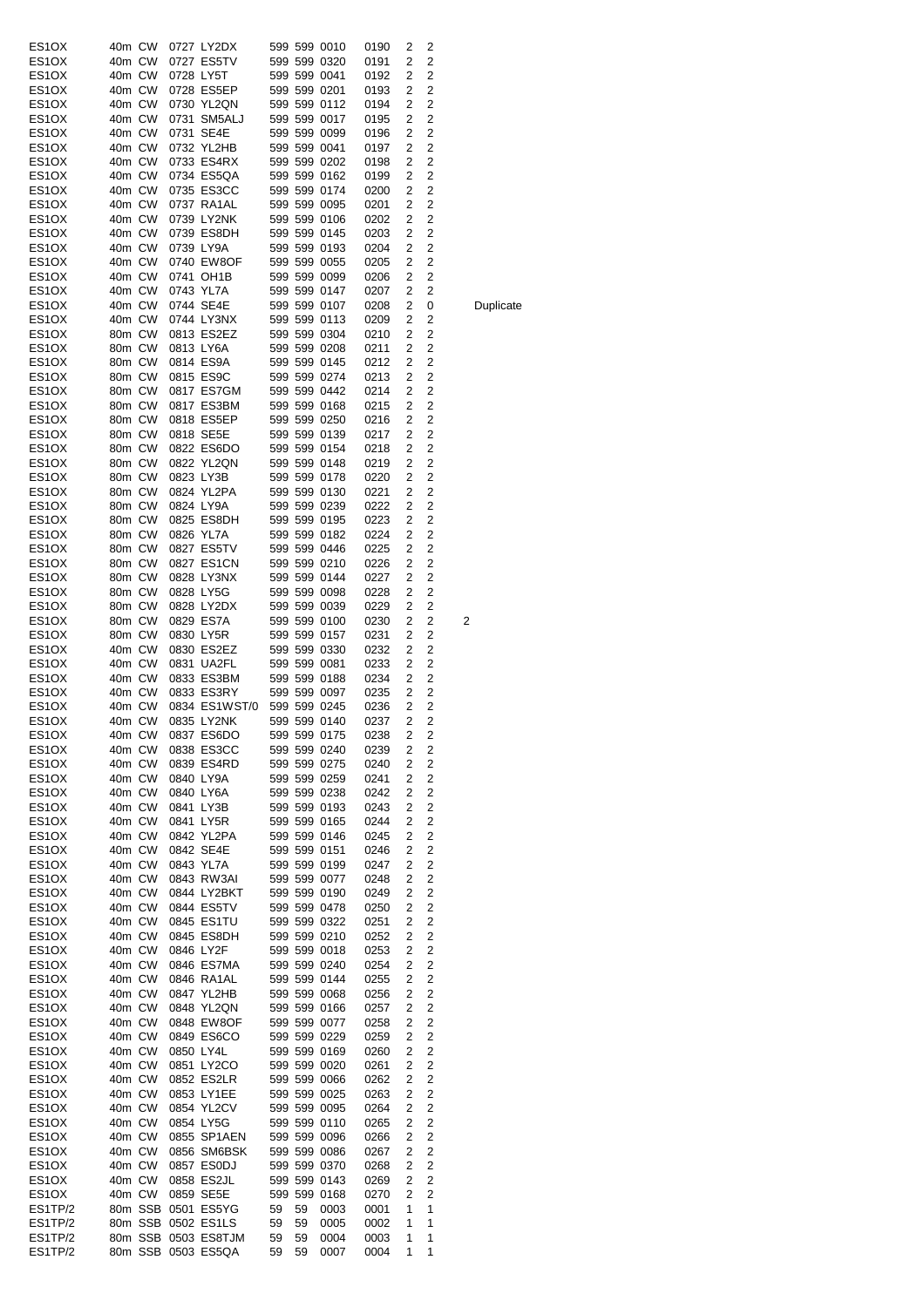| | | | | | | | | | | | | |
|---|---|---|---|---|---|---|---|---|---|---|---|---|
| ES1OX | 40m | CW | 0727 | LY2DX | 599 | 599 | 0010 | 0190 | 2 | 2 | | |
| ES1OX | 40m | CW | 0727 | ES5TV | 599 | 599 | 0320 | 0191 | 2 | 2 | | |
| ES1OX | 40m | CW | 0728 | LY5T | 599 | 599 | 0041 | 0192 | 2 | 2 | | |
| ES1OX | 40m | CW | 0728 | ES5EP | 599 | 599 | 0201 | 0193 | 2 | 2 | | |
| ES1OX | 40m | CW | 0730 | YL2QN | 599 | 599 | 0112 | 0194 | 2 | 2 | | |
| ES1OX | 40m | CW | 0731 | SM5ALJ | 599 | 599 | 0017 | 0195 | 2 | 2 | | |
| ES1OX | 40m | CW | 0731 | SE4E | 599 | 599 | 0099 | 0196 | 2 | 2 | | |
| ES1OX | 40m | CW | 0732 | YL2HB | 599 | 599 | 0041 | 0197 | 2 | 2 | | |
| ES1OX | 40m | CW | 0733 | ES4RX | 599 | 599 | 0202 | 0198 | 2 | 2 | | |
| ES1OX | 40m | CW | 0734 | ES5QA | 599 | 599 | 0162 | 0199 | 2 | 2 | | |
| ES1OX | 40m | CW | 0735 | ES3CC | 599 | 599 | 0174 | 0200 | 2 | 2 | | |
| ES1OX | 40m | CW | 0737 | RA1AL | 599 | 599 | 0095 | 0201 | 2 | 2 | | |
| ES1OX | 40m | CW | 0739 | LY2NK | 599 | 599 | 0106 | 0202 | 2 | 2 | | |
| ES1OX | 40m | CW | 0739 | ES8DH | 599 | 599 | 0145 | 0203 | 2 | 2 | | |
| ES1OX | 40m | CW | 0739 | LY9A | 599 | 599 | 0193 | 0204 | 2 | 2 | | |
| ES1OX | 40m | CW | 0740 | EW8OF | 599 | 599 | 0055 | 0205 | 2 | 2 | | |
| ES1OX | 40m | CW | 0741 | OH1B | 599 | 599 | 0099 | 0206 | 2 | 2 | | |
| ES1OX | 40m | CW | 0743 | YL7A | 599 | 599 | 0147 | 0207 | 2 | 2 | | |
| ES1OX | 40m | CW | 0744 | SE4E | 599 | 599 | 0107 | 0208 | 2 | 0 | | Duplicate |
| ES1OX | 40m | CW | 0744 | LY3NX | 599 | 599 | 0113 | 0209 | 2 | 2 | | |
| ES1OX | 80m | CW | 0813 | ES2EZ | 599 | 599 | 0304 | 0210 | 2 | 2 | | |
| ES1OX | 80m | CW | 0813 | LY6A | 599 | 599 | 0208 | 0211 | 2 | 2 | | |
| ES1OX | 80m | CW | 0814 | ES9A | 599 | 599 | 0145 | 0212 | 2 | 2 | | |
| ES1OX | 80m | CW | 0815 | ES9C | 599 | 599 | 0274 | 0213 | 2 | 2 | | |
| ES1OX | 80m | CW | 0817 | ES7GM | 599 | 599 | 0442 | 0214 | 2 | 2 | | |
| ES1OX | 80m | CW | 0817 | ES3BM | 599 | 599 | 0168 | 0215 | 2 | 2 | | |
| ES1OX | 80m | CW | 0818 | ES5EP | 599 | 599 | 0250 | 0216 | 2 | 2 | | |
| ES1OX | 80m | CW | 0818 | SE5E | 599 | 599 | 0139 | 0217 | 2 | 2 | | |
| ES1OX | 80m | CW | 0822 | ES6DO | 599 | 599 | 0154 | 0218 | 2 | 2 | | |
| ES1OX | 80m | CW | 0822 | YL2QN | 599 | 599 | 0148 | 0219 | 2 | 2 | | |
| ES1OX | 80m | CW | 0823 | LY3B | 599 | 599 | 0178 | 0220 | 2 | 2 | | |
| ES1OX | 80m | CW | 0824 | YL2PA | 599 | 599 | 0130 | 0221 | 2 | 2 | | |
| ES1OX | 80m | CW | 0824 | LY9A | 599 | 599 | 0239 | 0222 | 2 | 2 | | |
| ES1OX | 80m | CW | 0825 | ES8DH | 599 | 599 | 0195 | 0223 | 2 | 2 | | |
| ES1OX | 80m | CW | 0826 | YL7A | 599 | 599 | 0182 | 0224 | 2 | 2 | | |
| ES1OX | 80m | CW | 0827 | ES5TV | 599 | 599 | 0446 | 0225 | 2 | 2 | | |
| ES1OX | 80m | CW | 0827 | ES1CN | 599 | 599 | 0210 | 0226 | 2 | 2 | | |
| ES1OX | 80m | CW | 0828 | LY3NX | 599 | 599 | 0144 | 0227 | 2 | 2 | | |
| ES1OX | 80m | CW | 0828 | LY5G | 599 | 599 | 0098 | 0228 | 2 | 2 | | |
| ES1OX | 80m | CW | 0828 | LY2DX | 599 | 599 | 0039 | 0229 | 2 | 2 | | |
| ES1OX | 80m | CW | 0829 | ES7A | 599 | 599 | 0100 | 0230 | 2 | 2 | 2 | |
| ES1OX | 80m | CW | 0830 | LY5R | 599 | 599 | 0157 | 0231 | 2 | 2 | | |
| ES1OX | 40m | CW | 0830 | ES2EZ | 599 | 599 | 0330 | 0232 | 2 | 2 | | |
| ES1OX | 40m | CW | 0831 | UA2FL | 599 | 599 | 0081 | 0233 | 2 | 2 | | |
| ES1OX | 40m | CW | 0833 | ES3BM | 599 | 599 | 0188 | 0234 | 2 | 2 | | |
| ES1OX | 40m | CW | 0833 | ES3RY | 599 | 599 | 0097 | 0235 | 2 | 2 | | |
| ES1OX | 40m | CW | 0834 | ES1WST/0 | 599 | 599 | 0245 | 0236 | 2 | 2 | | |
| ES1OX | 40m | CW | 0835 | LY2NK | 599 | 599 | 0140 | 0237 | 2 | 2 | | |
| ES1OX | 40m | CW | 0837 | ES6DO | 599 | 599 | 0175 | 0238 | 2 | 2 | | |
| ES1OX | 40m | CW | 0838 | ES3CC | 599 | 599 | 0240 | 0239 | 2 | 2 | | |
| ES1OX | 40m | CW | 0839 | ES4RD | 599 | 599 | 0275 | 0240 | 2 | 2 | | |
| ES1OX | 40m | CW | 0840 | LY9A | 599 | 599 | 0259 | 0241 | 2 | 2 | | |
| ES1OX | 40m | CW | 0840 | LY6A | 599 | 599 | 0238 | 0242 | 2 | 2 | | |
| ES1OX | 40m | CW | 0841 | LY3B | 599 | 599 | 0193 | 0243 | 2 | 2 | | |
| ES1OX | 40m | CW | 0841 | LY5R | 599 | 599 | 0165 | 0244 | 2 | 2 | | |
| ES1OX | 40m | CW | 0842 | YL2PA | 599 | 599 | 0146 | 0245 | 2 | 2 | | |
| ES1OX | 40m | CW | 0842 | SE4E | 599 | 599 | 0151 | 0246 | 2 | 2 | | |
| ES1OX | 40m | CW | 0843 | YL7A | 599 | 599 | 0199 | 0247 | 2 | 2 | | |
| ES1OX | 40m | CW | 0843 | RW3AI | 599 | 599 | 0077 | 0248 | 2 | 2 | | |
| ES1OX | 40m | CW | 0844 | LY2BKT | 599 | 599 | 0190 | 0249 | 2 | 2 | | |
| ES1OX | 40m | CW | 0844 | ES5TV | 599 | 599 | 0478 | 0250 | 2 | 2 | | |
| ES1OX | 40m | CW | 0845 | ES1TU | 599 | 599 | 0322 | 0251 | 2 | 2 | | |
| ES1OX | 40m | CW | 0845 | ES8DH | 599 | 599 | 0210 | 0252 | 2 | 2 | | |
| ES1OX | 40m | CW | 0846 | LY2F | 599 | 599 | 0018 | 0253 | 2 | 2 | | |
| ES1OX | 40m | CW | 0846 | ES7MA | 599 | 599 | 0240 | 0254 | 2 | 2 | | |
| ES1OX | 40m | CW | 0846 | RA1AL | 599 | 599 | 0144 | 0255 | 2 | 2 | | |
| ES1OX | 40m | CW | 0847 | YL2HB | 599 | 599 | 0068 | 0256 | 2 | 2 | | |
| ES1OX | 40m | CW | 0848 | YL2QN | 599 | 599 | 0166 | 0257 | 2 | 2 | | |
| ES1OX | 40m | CW | 0848 | EW8OF | 599 | 599 | 0077 | 0258 | 2 | 2 | | |
| ES1OX | 40m | CW | 0849 | ES6CO | 599 | 599 | 0229 | 0259 | 2 | 2 | | |
| ES1OX | 40m | CW | 0850 | LY4L | 599 | 599 | 0169 | 0260 | 2 | 2 | | |
| ES1OX | 40m | CW | 0851 | LY2CO | 599 | 599 | 0020 | 0261 | 2 | 2 | | |
| ES1OX | 40m | CW | 0852 | ES2LR | 599 | 599 | 0066 | 0262 | 2 | 2 | | |
| ES1OX | 40m | CW | 0853 | LY1EE | 599 | 599 | 0025 | 0263 | 2 | 2 | | |
| ES1OX | 40m | CW | 0854 | YL2CV | 599 | 599 | 0095 | 0264 | 2 | 2 | | |
| ES1OX | 40m | CW | 0854 | LY5G | 599 | 599 | 0110 | 0265 | 2 | 2 | | |
| ES1OX | 40m | CW | 0855 | SP1AEN | 599 | 599 | 0096 | 0266 | 2 | 2 | | |
| ES1OX | 40m | CW | 0856 | SM6BSK | 599 | 599 | 0086 | 0267 | 2 | 2 | | |
| ES1OX | 40m | CW | 0857 | ES0DJ | 599 | 599 | 0370 | 0268 | 2 | 2 | | |
| ES1OX | 40m | CW | 0858 | ES2JL | 599 | 599 | 0143 | 0269 | 2 | 2 | | |
| ES1OX | 40m | CW | 0859 | SE5E | 599 | 599 | 0168 | 0270 | 2 | 2 | | |
| ES1TP/2 | 80m | SSB | 0501 | ES5YG | 59 | 59 | 0003 | 0001 | 1 | 1 | | |
| ES1TP/2 | 80m | SSB | 0502 | ES1LS | 59 | 59 | 0005 | 0002 | 1 | 1 | | |
| ES1TP/2 | 80m | SSB | 0503 | ES8TJM | 59 | 59 | 0004 | 0003 | 1 | 1 | | |
| ES1TP/2 | 80m | SSB | 0503 | ES5QA | 59 | 59 | 0007 | 0004 | 1 | 1 | | |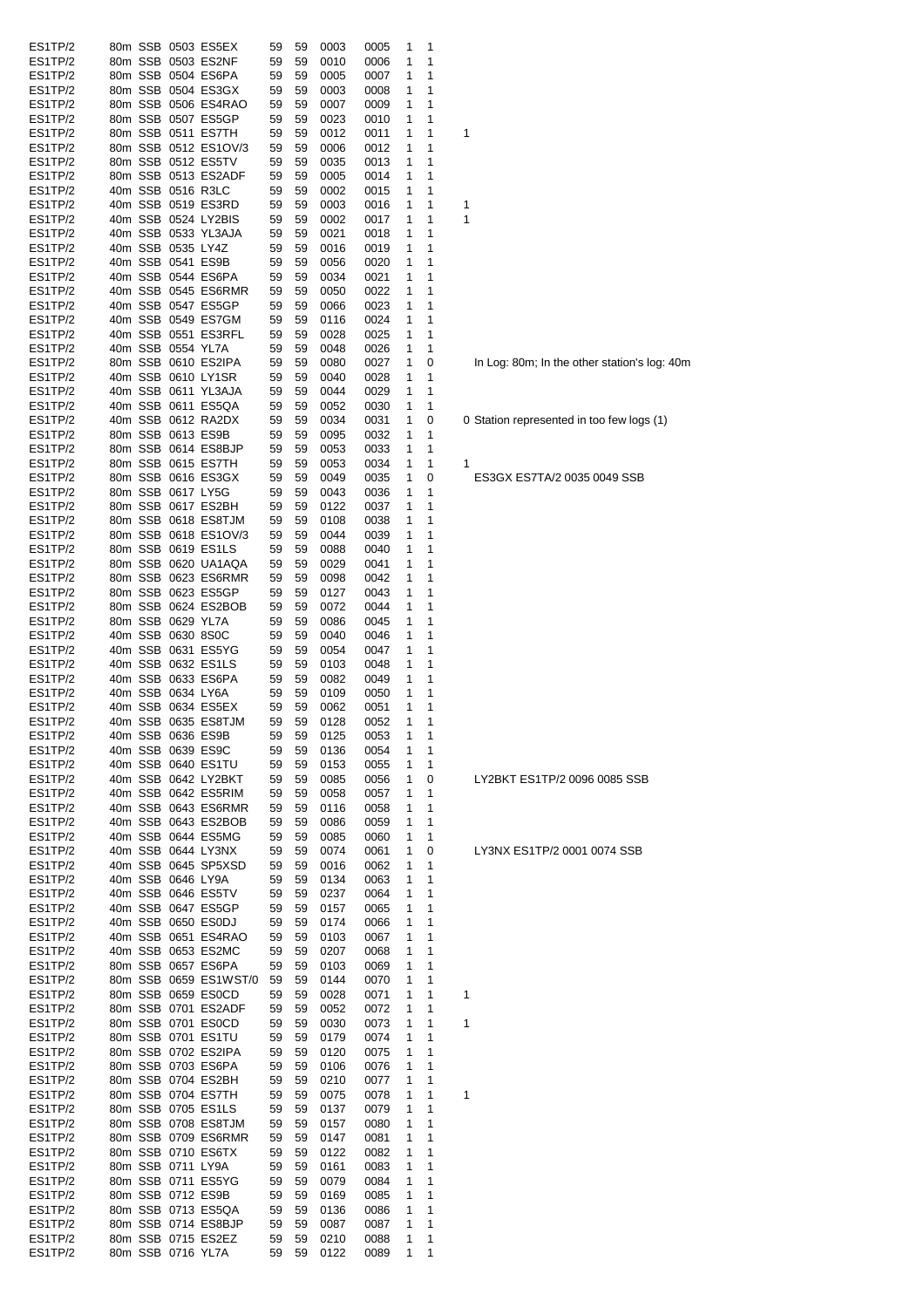| | | | | | | | | | | | | |
|---|---|---|---|---|---|---|---|---|---|---|---|---|
| ES1TP/2 | 80m | SSB | 0503 | ES5EX | 59 | 59 | 0003 | 0005 | 1 | 1 | | |
| ES1TP/2 | 80m | SSB | 0503 | ES2NF | 59 | 59 | 0010 | 0006 | 1 | 1 | | |
| ES1TP/2 | 80m | SSB | 0504 | ES6PA | 59 | 59 | 0005 | 0007 | 1 | 1 | | |
| ES1TP/2 | 80m | SSB | 0504 | ES3GX | 59 | 59 | 0003 | 0008 | 1 | 1 | | |
| ES1TP/2 | 80m | SSB | 0506 | ES4RAO | 59 | 59 | 0007 | 0009 | 1 | 1 | | |
| ES1TP/2 | 80m | SSB | 0507 | ES5GP | 59 | 59 | 0023 | 0010 | 1 | 1 | | |
| ES1TP/2 | 80m | SSB | 0511 | ES7TH | 59 | 59 | 0012 | 0011 | 1 | 1 | 1 | |
| ES1TP/2 | 80m | SSB | 0512 | ES1OV/3 | 59 | 59 | 0006 | 0012 | 1 | 1 | | |
| ES1TP/2 | 80m | SSB | 0512 | ES5TV | 59 | 59 | 0035 | 0013 | 1 | 1 | | |
| ES1TP/2 | 80m | SSB | 0513 | ES2ADF | 59 | 59 | 0005 | 0014 | 1 | 1 | | |
| ES1TP/2 | 40m | SSB | 0516 | R3LC | 59 | 59 | 0002 | 0015 | 1 | 1 | | |
| ES1TP/2 | 40m | SSB | 0519 | ES3RD | 59 | 59 | 0003 | 0016 | 1 | 1 | 1 | |
| ES1TP/2 | 40m | SSB | 0524 | LY2BIS | 59 | 59 | 0002 | 0017 | 1 | 1 | 1 | |
| ES1TP/2 | 40m | SSB | 0533 | YL3AJA | 59 | 59 | 0021 | 0018 | 1 | 1 | | |
| ES1TP/2 | 40m | SSB | 0535 | LY4Z | 59 | 59 | 0016 | 0019 | 1 | 1 | | |
| ES1TP/2 | 40m | SSB | 0541 | ES9B | 59 | 59 | 0056 | 0020 | 1 | 1 | | |
| ES1TP/2 | 40m | SSB | 0544 | ES6PA | 59 | 59 | 0034 | 0021 | 1 | 1 | | |
| ES1TP/2 | 40m | SSB | 0545 | ES6RMR | 59 | 59 | 0050 | 0022 | 1 | 1 | | |
| ES1TP/2 | 40m | SSB | 0547 | ES5GP | 59 | 59 | 0066 | 0023 | 1 | 1 | | |
| ES1TP/2 | 40m | SSB | 0549 | ES7GM | 59 | 59 | 0116 | 0024 | 1 | 1 | | |
| ES1TP/2 | 40m | SSB | 0551 | ES3RFL | 59 | 59 | 0028 | 0025 | 1 | 1 | | |
| ES1TP/2 | 40m | SSB | 0554 | YL7A | 59 | 59 | 0048 | 0026 | 1 | 1 | | |
| ES1TP/2 | 80m | SSB | 0610 | ES2IPA | 59 | 59 | 0080 | 0027 | 1 | 0 | | In Log: 80m; In the other station's log: 40m |
| ES1TP/2 | 40m | SSB | 0610 | LY1SR | 59 | 59 | 0040 | 0028 | 1 | 1 | | |
| ES1TP/2 | 40m | SSB | 0611 | YL3AJA | 59 | 59 | 0044 | 0029 | 1 | 1 | | |
| ES1TP/2 | 40m | SSB | 0611 | ES5QA | 59 | 59 | 0052 | 0030 | 1 | 1 | | |
| ES1TP/2 | 40m | SSB | 0612 | RA2DX | 59 | 59 | 0034 | 0031 | 1 | 0 | 0 | Station represented in too few logs (1) |
| ES1TP/2 | 80m | SSB | 0613 | ES9B | 59 | 59 | 0095 | 0032 | 1 | 1 | | |
| ES1TP/2 | 80m | SSB | 0614 | ES8BJP | 59 | 59 | 0053 | 0033 | 1 | 1 | | |
| ES1TP/2 | 80m | SSB | 0615 | ES7TH | 59 | 59 | 0053 | 0034 | 1 | 1 | 1 | |
| ES1TP/2 | 80m | SSB | 0616 | ES3GX | 59 | 59 | 0049 | 0035 | 1 | 0 | | ES3GX ES7TA/2 0035 0049 SSB |
| ES1TP/2 | 80m | SSB | 0617 | LY5G | 59 | 59 | 0043 | 0036 | 1 | 1 | | |
| ES1TP/2 | 80m | SSB | 0617 | ES2BH | 59 | 59 | 0122 | 0037 | 1 | 1 | | |
| ES1TP/2 | 80m | SSB | 0618 | ES8TJM | 59 | 59 | 0108 | 0038 | 1 | 1 | | |
| ES1TP/2 | 80m | SSB | 0618 | ES1OV/3 | 59 | 59 | 0044 | 0039 | 1 | 1 | | |
| ES1TP/2 | 80m | SSB | 0619 | ES1LS | 59 | 59 | 0088 | 0040 | 1 | 1 | | |
| ES1TP/2 | 80m | SSB | 0620 | UA1AQA | 59 | 59 | 0029 | 0041 | 1 | 1 | | |
| ES1TP/2 | 80m | SSB | 0623 | ES6RMR | 59 | 59 | 0098 | 0042 | 1 | 1 | | |
| ES1TP/2 | 80m | SSB | 0623 | ES5GP | 59 | 59 | 0127 | 0043 | 1 | 1 | | |
| ES1TP/2 | 80m | SSB | 0624 | ES2BOB | 59 | 59 | 0072 | 0044 | 1 | 1 | | |
| ES1TP/2 | 80m | SSB | 0629 | YL7A | 59 | 59 | 0086 | 0045 | 1 | 1 | | |
| ES1TP/2 | 40m | SSB | 0630 | 8S0C | 59 | 59 | 0040 | 0046 | 1 | 1 | | |
| ES1TP/2 | 40m | SSB | 0631 | ES5YG | 59 | 59 | 0054 | 0047 | 1 | 1 | | |
| ES1TP/2 | 40m | SSB | 0632 | ES1LS | 59 | 59 | 0103 | 0048 | 1 | 1 | | |
| ES1TP/2 | 40m | SSB | 0633 | ES6PA | 59 | 59 | 0082 | 0049 | 1 | 1 | | |
| ES1TP/2 | 40m | SSB | 0634 | LY6A | 59 | 59 | 0109 | 0050 | 1 | 1 | | |
| ES1TP/2 | 40m | SSB | 0634 | ES5EX | 59 | 59 | 0062 | 0051 | 1 | 1 | | |
| ES1TP/2 | 40m | SSB | 0635 | ES8TJM | 59 | 59 | 0128 | 0052 | 1 | 1 | | |
| ES1TP/2 | 40m | SSB | 0636 | ES9B | 59 | 59 | 0125 | 0053 | 1 | 1 | | |
| ES1TP/2 | 40m | SSB | 0639 | ES9C | 59 | 59 | 0136 | 0054 | 1 | 1 | | |
| ES1TP/2 | 40m | SSB | 0640 | ES1TU | 59 | 59 | 0153 | 0055 | 1 | 1 | | |
| ES1TP/2 | 40m | SSB | 0642 | LY2BKT | 59 | 59 | 0085 | 0056 | 1 | 0 | | LY2BKT ES1TP/2 0096 0085 SSB |
| ES1TP/2 | 40m | SSB | 0642 | ES5RIM | 59 | 59 | 0058 | 0057 | 1 | 1 | | |
| ES1TP/2 | 40m | SSB | 0643 | ES6RMR | 59 | 59 | 0116 | 0058 | 1 | 1 | | |
| ES1TP/2 | 40m | SSB | 0643 | ES2BOB | 59 | 59 | 0086 | 0059 | 1 | 1 | | |
| ES1TP/2 | 40m | SSB | 0644 | ES5MG | 59 | 59 | 0085 | 0060 | 1 | 1 | | |
| ES1TP/2 | 40m | SSB | 0644 | LY3NX | 59 | 59 | 0074 | 0061 | 1 | 0 | | LY3NX ES1TP/2 0001 0074 SSB |
| ES1TP/2 | 40m | SSB | 0645 | SP5XSD | 59 | 59 | 0016 | 0062 | 1 | 1 | | |
| ES1TP/2 | 40m | SSB | 0646 | LY9A | 59 | 59 | 0134 | 0063 | 1 | 1 | | |
| ES1TP/2 | 40m | SSB | 0646 | ES5TV | 59 | 59 | 0237 | 0064 | 1 | 1 | | |
| ES1TP/2 | 40m | SSB | 0647 | ES5GP | 59 | 59 | 0157 | 0065 | 1 | 1 | | |
| ES1TP/2 | 40m | SSB | 0650 | ES0DJ | 59 | 59 | 0174 | 0066 | 1 | 1 | | |
| ES1TP/2 | 40m | SSB | 0651 | ES4RAO | 59 | 59 | 0103 | 0067 | 1 | 1 | | |
| ES1TP/2 | 40m | SSB | 0653 | ES2MC | 59 | 59 | 0207 | 0068 | 1 | 1 | | |
| ES1TP/2 | 80m | SSB | 0657 | ES6PA | 59 | 59 | 0103 | 0069 | 1 | 1 | | |
| ES1TP/2 | 80m | SSB | 0659 | ES1WST/0 | 59 | 59 | 0144 | 0070 | 1 | 1 | | |
| ES1TP/2 | 80m | SSB | 0659 | ES0CD | 59 | 59 | 0028 | 0071 | 1 | 1 | 1 | |
| ES1TP/2 | 80m | SSB | 0701 | ES2ADF | 59 | 59 | 0052 | 0072 | 1 | 1 | | |
| ES1TP/2 | 80m | SSB | 0701 | ES0CD | 59 | 59 | 0030 | 0073 | 1 | 1 | 1 | |
| ES1TP/2 | 80m | SSB | 0701 | ES1TU | 59 | 59 | 0179 | 0074 | 1 | 1 | | |
| ES1TP/2 | 80m | SSB | 0702 | ES2IPA | 59 | 59 | 0120 | 0075 | 1 | 1 | | |
| ES1TP/2 | 80m | SSB | 0703 | ES6PA | 59 | 59 | 0106 | 0076 | 1 | 1 | | |
| ES1TP/2 | 80m | SSB | 0704 | ES2BH | 59 | 59 | 0210 | 0077 | 1 | 1 | | |
| ES1TP/2 | 80m | SSB | 0704 | ES7TH | 59 | 59 | 0075 | 0078 | 1 | 1 | 1 | |
| ES1TP/2 | 80m | SSB | 0705 | ES1LS | 59 | 59 | 0137 | 0079 | 1 | 1 | | |
| ES1TP/2 | 80m | SSB | 0708 | ES8TJM | 59 | 59 | 0157 | 0080 | 1 | 1 | | |
| ES1TP/2 | 80m | SSB | 0709 | ES6RMR | 59 | 59 | 0147 | 0081 | 1 | 1 | | |
| ES1TP/2 | 80m | SSB | 0710 | ES6TX | 59 | 59 | 0122 | 0082 | 1 | 1 | | |
| ES1TP/2 | 80m | SSB | 0711 | LY9A | 59 | 59 | 0161 | 0083 | 1 | 1 | | |
| ES1TP/2 | 80m | SSB | 0711 | ES5YG | 59 | 59 | 0079 | 0084 | 1 | 1 | | |
| ES1TP/2 | 80m | SSB | 0712 | ES9B | 59 | 59 | 0169 | 0085 | 1 | 1 | | |
| ES1TP/2 | 80m | SSB | 0713 | ES5QA | 59 | 59 | 0136 | 0086 | 1 | 1 | | |
| ES1TP/2 | 80m | SSB | 0714 | ES8BJP | 59 | 59 | 0087 | 0087 | 1 | 1 | | |
| ES1TP/2 | 80m | SSB | 0715 | ES2EZ | 59 | 59 | 0210 | 0088 | 1 | 1 | | |
| ES1TP/2 | 80m | SSB | 0716 | YL7A | 59 | 59 | 0122 | 0089 | 1 | 1 | | |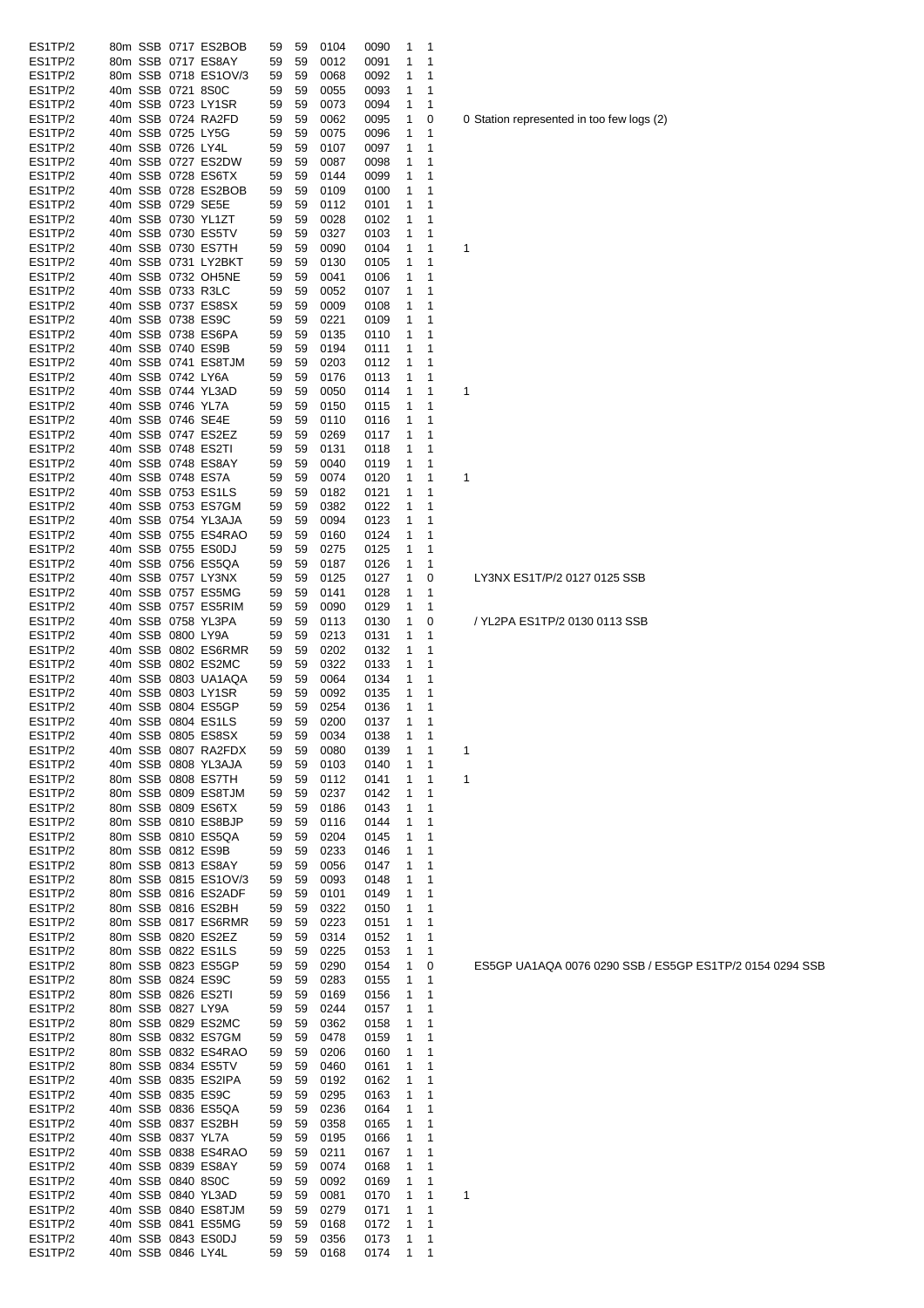| | | | | | | | | | | | |
|---|---|---|---|---|---|---|---|---|---|---|---|
| ES1TP/2 | 80m | SSB | 0717 | ES2BOB | 59 | 59 | 0104 | 0090 | 1 | 1 | |
| ES1TP/2 | 80m | SSB | 0717 | ES8AY | 59 | 59 | 0012 | 0091 | 1 | 1 | |
| ES1TP/2 | 80m | SSB | 0718 | ES1OV/3 | 59 | 59 | 0068 | 0092 | 1 | 1 | |
| ES1TP/2 | 40m | SSB | 0721 | 8S0C | 59 | 59 | 0055 | 0093 | 1 | 1 | |
| ES1TP/2 | 40m | SSB | 0723 | LY1SR | 59 | 59 | 0073 | 0094 | 1 | 1 | |
| ES1TP/2 | 40m | SSB | 0724 | RA2FD | 59 | 59 | 0062 | 0095 | 1 | 0 | 0 Station represented in too few logs (2) |
| ES1TP/2 | 40m | SSB | 0725 | LY5G | 59 | 59 | 0075 | 0096 | 1 | 1 | |
| ES1TP/2 | 40m | SSB | 0726 | LY4L | 59 | 59 | 0107 | 0097 | 1 | 1 | |
| ES1TP/2 | 40m | SSB | 0727 | ES2DW | 59 | 59 | 0087 | 0098 | 1 | 1 | |
| ES1TP/2 | 40m | SSB | 0728 | ES6TX | 59 | 59 | 0144 | 0099 | 1 | 1 | |
| ES1TP/2 | 40m | SSB | 0728 | ES2BOB | 59 | 59 | 0109 | 0100 | 1 | 1 | |
| ES1TP/2 | 40m | SSB | 0729 | SE5E | 59 | 59 | 0112 | 0101 | 1 | 1 | |
| ES1TP/2 | 40m | SSB | 0730 | YL1ZT | 59 | 59 | 0028 | 0102 | 1 | 1 | |
| ES1TP/2 | 40m | SSB | 0730 | ES5TV | 59 | 59 | 0327 | 0103 | 1 | 1 | |
| ES1TP/2 | 40m | SSB | 0730 | ES7TH | 59 | 59 | 0090 | 0104 | 1 | 1 | 1 |
| ES1TP/2 | 40m | SSB | 0731 | LY2BKT | 59 | 59 | 0130 | 0105 | 1 | 1 | |
| ES1TP/2 | 40m | SSB | 0732 | OH5NE | 59 | 59 | 0041 | 0106 | 1 | 1 | |
| ES1TP/2 | 40m | SSB | 0733 | R3LC | 59 | 59 | 0052 | 0107 | 1 | 1 | |
| ES1TP/2 | 40m | SSB | 0737 | ES8SX | 59 | 59 | 0009 | 0108 | 1 | 1 | |
| ES1TP/2 | 40m | SSB | 0738 | ES9C | 59 | 59 | 0221 | 0109 | 1 | 1 | |
| ES1TP/2 | 40m | SSB | 0738 | ES6PA | 59 | 59 | 0135 | 0110 | 1 | 1 | |
| ES1TP/2 | 40m | SSB | 0740 | ES9B | 59 | 59 | 0194 | 0111 | 1 | 1 | |
| ES1TP/2 | 40m | SSB | 0741 | ES8TJM | 59 | 59 | 0203 | 0112 | 1 | 1 | |
| ES1TP/2 | 40m | SSB | 0742 | LY6A | 59 | 59 | 0176 | 0113 | 1 | 1 | |
| ES1TP/2 | 40m | SSB | 0744 | YL3AD | 59 | 59 | 0050 | 0114 | 1 | 1 | 1 |
| ES1TP/2 | 40m | SSB | 0746 | YL7A | 59 | 59 | 0150 | 0115 | 1 | 1 | |
| ES1TP/2 | 40m | SSB | 0746 | SE4E | 59 | 59 | 0110 | 0116 | 1 | 1 | |
| ES1TP/2 | 40m | SSB | 0747 | ES2EZ | 59 | 59 | 0269 | 0117 | 1 | 1 | |
| ES1TP/2 | 40m | SSB | 0748 | ES2TI | 59 | 59 | 0131 | 0118 | 1 | 1 | |
| ES1TP/2 | 40m | SSB | 0748 | ES8AY | 59 | 59 | 0040 | 0119 | 1 | 1 | |
| ES1TP/2 | 40m | SSB | 0748 | ES7A | 59 | 59 | 0074 | 0120 | 1 | 1 | 1 |
| ES1TP/2 | 40m | SSB | 0753 | ES1LS | 59 | 59 | 0182 | 0121 | 1 | 1 | |
| ES1TP/2 | 40m | SSB | 0753 | ES7GM | 59 | 59 | 0382 | 0122 | 1 | 1 | |
| ES1TP/2 | 40m | SSB | 0754 | YL3AJA | 59 | 59 | 0094 | 0123 | 1 | 1 | |
| ES1TP/2 | 40m | SSB | 0755 | ES4RAO | 59 | 59 | 0160 | 0124 | 1 | 1 | |
| ES1TP/2 | 40m | SSB | 0755 | ES0DJ | 59 | 59 | 0275 | 0125 | 1 | 1 | |
| ES1TP/2 | 40m | SSB | 0756 | ES5QA | 59 | 59 | 0187 | 0126 | 1 | 1 | |
| ES1TP/2 | 40m | SSB | 0757 | LY3NX | 59 | 59 | 0125 | 0127 | 1 | 0 | LY3NX ES1T/P/2 0127 0125 SSB |
| ES1TP/2 | 40m | SSB | 0757 | ES5MG | 59 | 59 | 0141 | 0128 | 1 | 1 | |
| ES1TP/2 | 40m | SSB | 0757 | ES5RIM | 59 | 59 | 0090 | 0129 | 1 | 1 | |
| ES1TP/2 | 40m | SSB | 0758 | YL3PA | 59 | 59 | 0113 | 0130 | 1 | 0 | / YL2PA ES1TP/2 0130 0113 SSB |
| ES1TP/2 | 40m | SSB | 0800 | LY9A | 59 | 59 | 0213 | 0131 | 1 | 1 | |
| ES1TP/2 | 40m | SSB | 0802 | ES6RMR | 59 | 59 | 0202 | 0132 | 1 | 1 | |
| ES1TP/2 | 40m | SSB | 0802 | ES2MC | 59 | 59 | 0322 | 0133 | 1 | 1 | |
| ES1TP/2 | 40m | SSB | 0803 | UA1AQA | 59 | 59 | 0064 | 0134 | 1 | 1 | |
| ES1TP/2 | 40m | SSB | 0803 | LY1SR | 59 | 59 | 0092 | 0135 | 1 | 1 | |
| ES1TP/2 | 40m | SSB | 0804 | ES5GP | 59 | 59 | 0254 | 0136 | 1 | 1 | |
| ES1TP/2 | 40m | SSB | 0804 | ES1LS | 59 | 59 | 0200 | 0137 | 1 | 1 | |
| ES1TP/2 | 40m | SSB | 0805 | ES8SX | 59 | 59 | 0034 | 0138 | 1 | 1 | |
| ES1TP/2 | 40m | SSB | 0807 | RA2FDX | 59 | 59 | 0080 | 0139 | 1 | 1 | 1 |
| ES1TP/2 | 40m | SSB | 0808 | YL3AJA | 59 | 59 | 0103 | 0140 | 1 | 1 | |
| ES1TP/2 | 80m | SSB | 0808 | ES7TH | 59 | 59 | 0112 | 0141 | 1 | 1 | 1 |
| ES1TP/2 | 80m | SSB | 0809 | ES8TJM | 59 | 59 | 0237 | 0142 | 1 | 1 | |
| ES1TP/2 | 80m | SSB | 0809 | ES6TX | 59 | 59 | 0186 | 0143 | 1 | 1 | |
| ES1TP/2 | 80m | SSB | 0810 | ES8BJP | 59 | 59 | 0116 | 0144 | 1 | 1 | |
| ES1TP/2 | 80m | SSB | 0810 | ES5QA | 59 | 59 | 0204 | 0145 | 1 | 1 | |
| ES1TP/2 | 80m | SSB | 0812 | ES9B | 59 | 59 | 0233 | 0146 | 1 | 1 | |
| ES1TP/2 | 80m | SSB | 0813 | ES8AY | 59 | 59 | 0056 | 0147 | 1 | 1 | |
| ES1TP/2 | 80m | SSB | 0815 | ES1OV/3 | 59 | 59 | 0093 | 0148 | 1 | 1 | |
| ES1TP/2 | 80m | SSB | 0816 | ES2ADF | 59 | 59 | 0101 | 0149 | 1 | 1 | |
| ES1TP/2 | 80m | SSB | 0816 | ES2BH | 59 | 59 | 0322 | 0150 | 1 | 1 | |
| ES1TP/2 | 80m | SSB | 0817 | ES6RMR | 59 | 59 | 0223 | 0151 | 1 | 1 | |
| ES1TP/2 | 80m | SSB | 0820 | ES2EZ | 59 | 59 | 0314 | 0152 | 1 | 1 | |
| ES1TP/2 | 80m | SSB | 0822 | ES1LS | 59 | 59 | 0225 | 0153 | 1 | 1 | |
| ES1TP/2 | 80m | SSB | 0823 | ES5GP | 59 | 59 | 0290 | 0154 | 1 | 0 | ES5GP UA1AQA 0076 0290 SSB / ES5GP ES1TP/2 0154 0294 SSB |
| ES1TP/2 | 80m | SSB | 0824 | ES9C | 59 | 59 | 0283 | 0155 | 1 | 1 | |
| ES1TP/2 | 80m | SSB | 0826 | ES2TI | 59 | 59 | 0169 | 0156 | 1 | 1 | |
| ES1TP/2 | 80m | SSB | 0827 | LY9A | 59 | 59 | 0244 | 0157 | 1 | 1 | |
| ES1TP/2 | 80m | SSB | 0829 | ES2MC | 59 | 59 | 0362 | 0158 | 1 | 1 | |
| ES1TP/2 | 80m | SSB | 0832 | ES7GM | 59 | 59 | 0478 | 0159 | 1 | 1 | |
| ES1TP/2 | 80m | SSB | 0832 | ES4RAO | 59 | 59 | 0206 | 0160 | 1 | 1 | |
| ES1TP/2 | 80m | SSB | 0834 | ES5TV | 59 | 59 | 0460 | 0161 | 1 | 1 | |
| ES1TP/2 | 40m | SSB | 0835 | ES2IPA | 59 | 59 | 0192 | 0162 | 1 | 1 | |
| ES1TP/2 | 40m | SSB | 0835 | ES9C | 59 | 59 | 0295 | 0163 | 1 | 1 | |
| ES1TP/2 | 40m | SSB | 0836 | ES5QA | 59 | 59 | 0236 | 0164 | 1 | 1 | |
| ES1TP/2 | 40m | SSB | 0837 | ES2BH | 59 | 59 | 0358 | 0165 | 1 | 1 | |
| ES1TP/2 | 40m | SSB | 0837 | YL7A | 59 | 59 | 0195 | 0166 | 1 | 1 | |
| ES1TP/2 | 40m | SSB | 0838 | ES4RAO | 59 | 59 | 0211 | 0167 | 1 | 1 | |
| ES1TP/2 | 40m | SSB | 0839 | ES8AY | 59 | 59 | 0074 | 0168 | 1 | 1 | |
| ES1TP/2 | 40m | SSB | 0840 | 8S0C | 59 | 59 | 0092 | 0169 | 1 | 1 | |
| ES1TP/2 | 40m | SSB | 0840 | YL3AD | 59 | 59 | 0081 | 0170 | 1 | 1 | 1 |
| ES1TP/2 | 40m | SSB | 0840 | ES8TJM | 59 | 59 | 0279 | 0171 | 1 | 1 | |
| ES1TP/2 | 40m | SSB | 0841 | ES5MG | 59 | 59 | 0168 | 0172 | 1 | 1 | |
| ES1TP/2 | 40m | SSB | 0843 | ES0DJ | 59 | 59 | 0356 | 0173 | 1 | 1 | |
| ES1TP/2 | 40m | SSB | 0846 | LY4L | 59 | 59 | 0168 | 0174 | 1 | 1 | |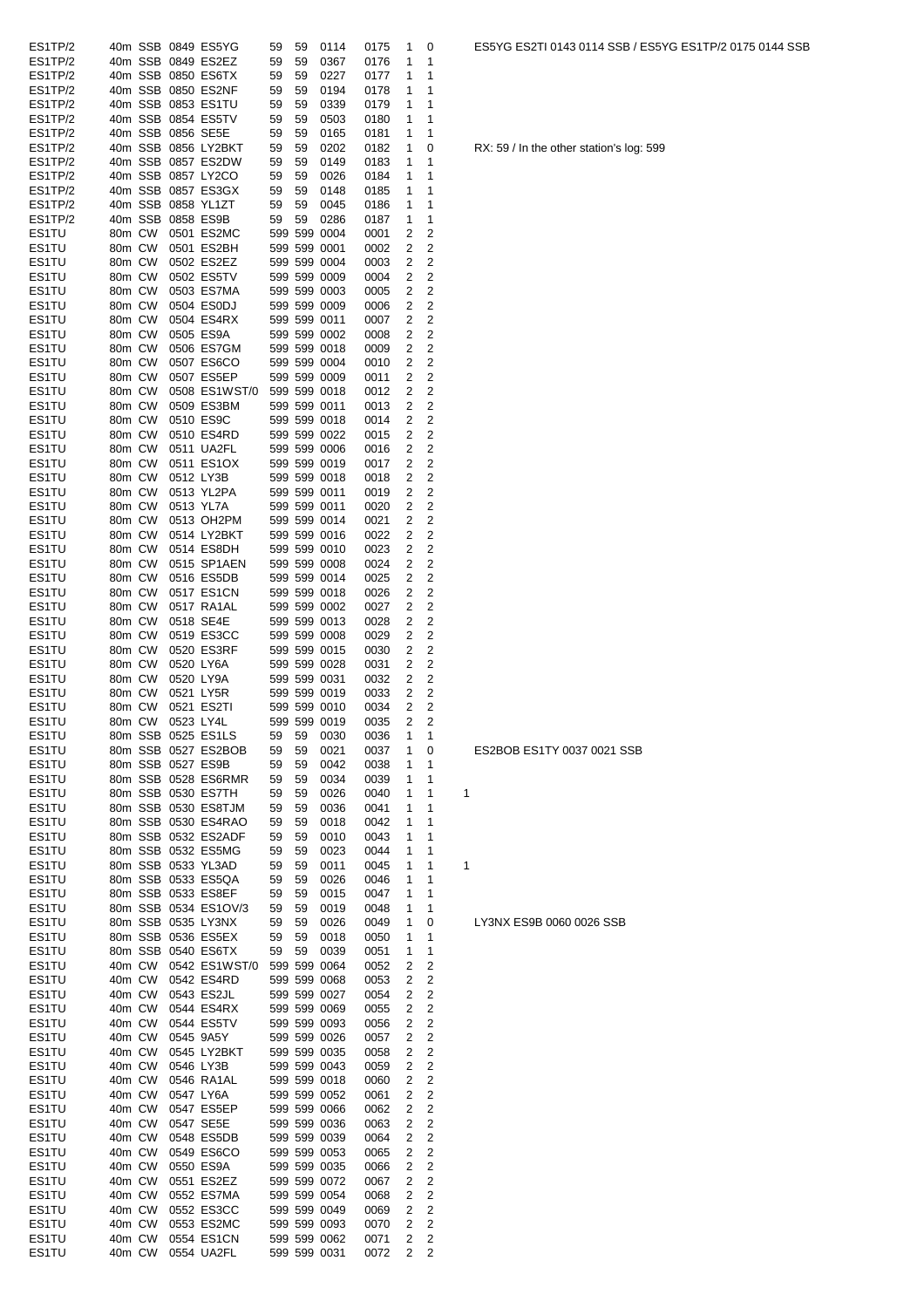| | | | | | | | | | | | | | |
|---|---|---|---|---|---|---|---|---|---|---|---|---|---|
| ES1TP/2 | 40m | SSB | 0849 | ES5YG | 59 | 59 | 0114 | 0175 | 1 | 0 | | | ES5YG ES2TI 0143 0114 SSB / ES5YG ES1TP/2 0175 0144 SSB |
| ES1TP/2 | 40m | SSB | 0849 | ES2EZ | 59 | 59 | 0367 | 0176 | 1 | 1 | | | |
| ES1TP/2 | 40m | SSB | 0850 | ES6TX | 59 | 59 | 0227 | 0177 | 1 | 1 | | | |
| ES1TP/2 | 40m | SSB | 0850 | ES2NF | 59 | 59 | 0194 | 0178 | 1 | 1 | | | |
| ES1TP/2 | 40m | SSB | 0853 | ES1TU | 59 | 59 | 0339 | 0179 | 1 | 1 | | | |
| ES1TP/2 | 40m | SSB | 0854 | ES5TV | 59 | 59 | 0503 | 0180 | 1 | 1 | | | |
| ES1TP/2 | 40m | SSB | 0856 | SE5E | 59 | 59 | 0165 | 0181 | 1 | 1 | | | |
| ES1TP/2 | 40m | SSB | 0856 | LY2BKT | 59 | 59 | 0202 | 0182 | 1 | 0 | | | RX: 59 / In the other station's log: 599 |
| ES1TP/2 | 40m | SSB | 0857 | ES2DW | 59 | 59 | 0149 | 0183 | 1 | 1 | | | |
| ES1TP/2 | 40m | SSB | 0857 | LY2CO | 59 | 59 | 0026 | 0184 | 1 | 1 | | | |
| ES1TP/2 | 40m | SSB | 0857 | ES3GX | 59 | 59 | 0148 | 0185 | 1 | 1 | | | |
| ES1TP/2 | 40m | SSB | 0858 | YL1ZT | 59 | 59 | 0045 | 0186 | 1 | 1 | | | |
| ES1TP/2 | 40m | SSB | 0858 | ES9B | 59 | 59 | 0286 | 0187 | 1 | 1 | | | |
| ES1TU | 80m | CW | 0501 | ES2MC | 599 | 599 | 0004 | 0001 | 2 | 2 | | | |
| ES1TU | 80m | CW | 0501 | ES2BH | 599 | 599 | 0001 | 0002 | 2 | 2 | | | |
| ES1TU | 80m | CW | 0502 | ES2EZ | 599 | 599 | 0004 | 0003 | 2 | 2 | | | |
| ES1TU | 80m | CW | 0502 | ES5TV | 599 | 599 | 0009 | 0004 | 2 | 2 | | | |
| ES1TU | 80m | CW | 0503 | ES7MA | 599 | 599 | 0003 | 0005 | 2 | 2 | | | |
| ES1TU | 80m | CW | 0504 | ES0DJ | 599 | 599 | 0009 | 0006 | 2 | 2 | | | |
| ES1TU | 80m | CW | 0504 | ES4RX | 599 | 599 | 0011 | 0007 | 2 | 2 | | | |
| ES1TU | 80m | CW | 0505 | ES9A | 599 | 599 | 0002 | 0008 | 2 | 2 | | | |
| ES1TU | 80m | CW | 0506 | ES7GM | 599 | 599 | 0018 | 0009 | 2 | 2 | | | |
| ES1TU | 80m | CW | 0507 | ES6CO | 599 | 599 | 0004 | 0010 | 2 | 2 | | | |
| ES1TU | 80m | CW | 0507 | ES5EP | 599 | 599 | 0009 | 0011 | 2 | 2 | | | |
| ES1TU | 80m | CW | 0508 | ES1WST/0 | 599 | 599 | 0018 | 0012 | 2 | 2 | | | |
| ES1TU | 80m | CW | 0509 | ES3BM | 599 | 599 | 0011 | 0013 | 2 | 2 | | | |
| ES1TU | 80m | CW | 0510 | ES9C | 599 | 599 | 0018 | 0014 | 2 | 2 | | | |
| ES1TU | 80m | CW | 0510 | ES4RD | 599 | 599 | 0022 | 0015 | 2 | 2 | | | |
| ES1TU | 80m | CW | 0511 | UA2FL | 599 | 599 | 0006 | 0016 | 2 | 2 | | | |
| ES1TU | 80m | CW | 0511 | ES1OX | 599 | 599 | 0019 | 0017 | 2 | 2 | | | |
| ES1TU | 80m | CW | 0512 | LY3B | 599 | 599 | 0018 | 0018 | 2 | 2 | | | |
| ES1TU | 80m | CW | 0513 | YL2PA | 599 | 599 | 0011 | 0019 | 2 | 2 | | | |
| ES1TU | 80m | CW | 0513 | YL7A | 599 | 599 | 0011 | 0020 | 2 | 2 | | | |
| ES1TU | 80m | CW | 0513 | OH2PM | 599 | 599 | 0014 | 0021 | 2 | 2 | | | |
| ES1TU | 80m | CW | 0514 | LY2BKT | 599 | 599 | 0016 | 0022 | 2 | 2 | | | |
| ES1TU | 80m | CW | 0514 | ES8DH | 599 | 599 | 0010 | 0023 | 2 | 2 | | | |
| ES1TU | 80m | CW | 0515 | SP1AEN | 599 | 599 | 0008 | 0024 | 2 | 2 | | | |
| ES1TU | 80m | CW | 0516 | ES5DB | 599 | 599 | 0014 | 0025 | 2 | 2 | | | |
| ES1TU | 80m | CW | 0517 | ES1CN | 599 | 599 | 0018 | 0026 | 2 | 2 | | | |
| ES1TU | 80m | CW | 0517 | RA1AL | 599 | 599 | 0002 | 0027 | 2 | 2 | | | |
| ES1TU | 80m | CW | 0518 | SE4E | 599 | 599 | 0013 | 0028 | 2 | 2 | | | |
| ES1TU | 80m | CW | 0519 | ES3CC | 599 | 599 | 0008 | 0029 | 2 | 2 | | | |
| ES1TU | 80m | CW | 0520 | ES3RF | 599 | 599 | 0015 | 0030 | 2 | 2 | | | |
| ES1TU | 80m | CW | 0520 | LY6A | 599 | 599 | 0028 | 0031 | 2 | 2 | | | |
| ES1TU | 80m | CW | 0520 | LY9A | 599 | 599 | 0031 | 0032 | 2 | 2 | | | |
| ES1TU | 80m | CW | 0521 | LY5R | 599 | 599 | 0019 | 0033 | 2 | 2 | | | |
| ES1TU | 80m | CW | 0521 | ES2TI | 599 | 599 | 0010 | 0034 | 2 | 2 | | | |
| ES1TU | 80m | CW | 0523 | LY4L | 599 | 599 | 0019 | 0035 | 2 | 2 | | | |
| ES1TU | 80m | SSB | 0525 | ES1LS | 59 | 59 | 0030 | 0036 | 1 | 1 | | | |
| ES1TU | 80m | SSB | 0527 | ES2BOB | 59 | 59 | 0021 | 0037 | 1 | 0 | | | ES2BOB ES1TY 0037 0021 SSB |
| ES1TU | 80m | SSB | 0527 | ES9B | 59 | 59 | 0042 | 0038 | 1 | 1 | | | |
| ES1TU | 80m | SSB | 0528 | ES6RMR | 59 | 59 | 0034 | 0039 | 1 | 1 | | | |
| ES1TU | 80m | SSB | 0530 | ES7TH | 59 | 59 | 0026 | 0040 | 1 | 1 | 1 | | |
| ES1TU | 80m | SSB | 0530 | ES8TJM | 59 | 59 | 0036 | 0041 | 1 | 1 | | | |
| ES1TU | 80m | SSB | 0530 | ES4RAO | 59 | 59 | 0018 | 0042 | 1 | 1 | | | |
| ES1TU | 80m | SSB | 0532 | ES2ADF | 59 | 59 | 0010 | 0043 | 1 | 1 | | | |
| ES1TU | 80m | SSB | 0532 | ES5MG | 59 | 59 | 0023 | 0044 | 1 | 1 | | | |
| ES1TU | 80m | SSB | 0533 | YL3AD | 59 | 59 | 0011 | 0045 | 1 | 1 | 1 | | |
| ES1TU | 80m | SSB | 0533 | ES5QA | 59 | 59 | 0026 | 0046 | 1 | 1 | | | |
| ES1TU | 80m | SSB | 0533 | ES8EF | 59 | 59 | 0015 | 0047 | 1 | 1 | | | |
| ES1TU | 80m | SSB | 0534 | ES1OV/3 | 59 | 59 | 0019 | 0048 | 1 | 1 | | | |
| ES1TU | 80m | SSB | 0535 | LY3NX | 59 | 59 | 0026 | 0049 | 1 | 0 | | | LY3NX ES9B 0060 0026 SSB |
| ES1TU | 80m | SSB | 0536 | ES5EX | 59 | 59 | 0018 | 0050 | 1 | 1 | | | |
| ES1TU | 80m | SSB | 0540 | ES6TX | 59 | 59 | 0039 | 0051 | 1 | 1 | | | |
| ES1TU | 40m | CW | 0542 | ES1WST/0 | 599 | 599 | 0064 | 0052 | 2 | 2 | | | |
| ES1TU | 40m | CW | 0542 | ES4RD | 599 | 599 | 0068 | 0053 | 2 | 2 | | | |
| ES1TU | 40m | CW | 0543 | ES2JL | 599 | 599 | 0027 | 0054 | 2 | 2 | | | |
| ES1TU | 40m | CW | 0544 | ES4RX | 599 | 599 | 0069 | 0055 | 2 | 2 | | | |
| ES1TU | 40m | CW | 0544 | ES5TV | 599 | 599 | 0093 | 0056 | 2 | 2 | | | |
| ES1TU | 40m | CW | 0545 | 9A5Y | 599 | 599 | 0026 | 0057 | 2 | 2 | | | |
| ES1TU | 40m | CW | 0545 | LY2BKT | 599 | 599 | 0035 | 0058 | 2 | 2 | | | |
| ES1TU | 40m | CW | 0546 | LY3B | 599 | 599 | 0043 | 0059 | 2 | 2 | | | |
| ES1TU | 40m | CW | 0546 | RA1AL | 599 | 599 | 0018 | 0060 | 2 | 2 | | | |
| ES1TU | 40m | CW | 0547 | LY6A | 599 | 599 | 0052 | 0061 | 2 | 2 | | | |
| ES1TU | 40m | CW | 0547 | ES5EP | 599 | 599 | 0066 | 0062 | 2 | 2 | | | |
| ES1TU | 40m | CW | 0547 | SE5E | 599 | 599 | 0036 | 0063 | 2 | 2 | | | |
| ES1TU | 40m | CW | 0548 | ES5DB | 599 | 599 | 0039 | 0064 | 2 | 2 | | | |
| ES1TU | 40m | CW | 0549 | ES6CO | 599 | 599 | 0053 | 0065 | 2 | 2 | | | |
| ES1TU | 40m | CW | 0550 | ES9A | 599 | 599 | 0035 | 0066 | 2 | 2 | | | |
| ES1TU | 40m | CW | 0551 | ES2EZ | 599 | 599 | 0072 | 0067 | 2 | 2 | | | |
| ES1TU | 40m | CW | 0552 | ES7MA | 599 | 599 | 0054 | 0068 | 2 | 2 | | | |
| ES1TU | 40m | CW | 0552 | ES3CC | 599 | 599 | 0049 | 0069 | 2 | 2 | | | |
| ES1TU | 40m | CW | 0553 | ES2MC | 599 | 599 | 0093 | 0070 | 2 | 2 | | | |
| ES1TU | 40m | CW | 0554 | ES1CN | 599 | 599 | 0062 | 0071 | 2 | 2 | | | |
| ES1TU | 40m | CW | 0554 | UA2FL | 599 | 599 | 0031 | 0072 | 2 | 2 | | | |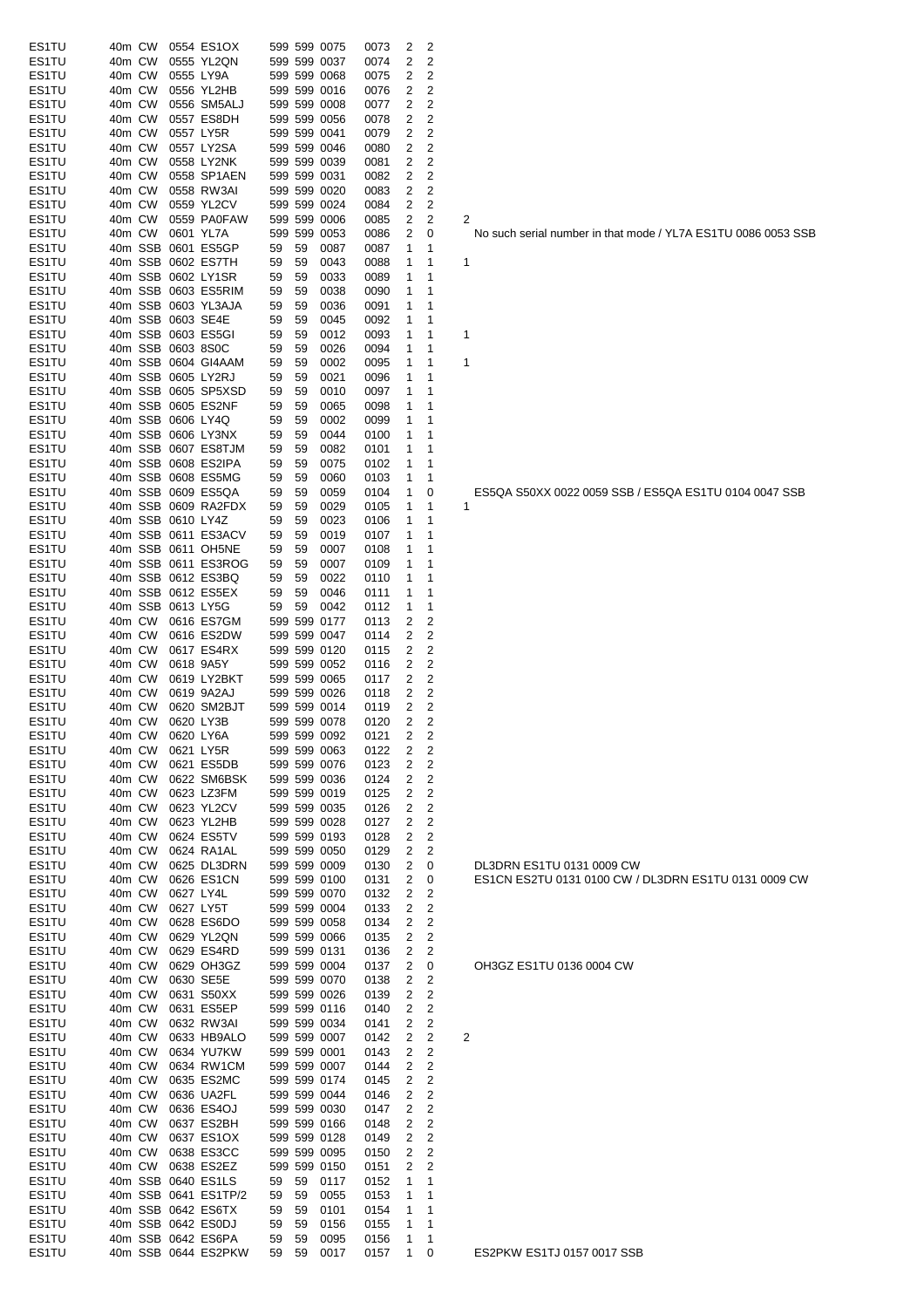| | | | | | | | | | | | | |
|---|---|---|---|---|---|---|---|---|---|---|---|---|
| ES1TU | 40m | CW | 0554 | ES1OX | 599 | 599 | 0075 | 0073 | 2 | 2 | | |
| ES1TU | 40m | CW | 0555 | YL2QN | 599 | 599 | 0037 | 0074 | 2 | 2 | | |
| ES1TU | 40m | CW | 0555 | LY9A | 599 | 599 | 0068 | 0075 | 2 | 2 | | |
| ES1TU | 40m | CW | 0556 | YL2HB | 599 | 599 | 0016 | 0076 | 2 | 2 | | |
| ES1TU | 40m | CW | 0556 | SM5ALJ | 599 | 599 | 0008 | 0077 | 2 | 2 | | |
| ES1TU | 40m | CW | 0557 | ES8DH | 599 | 599 | 0056 | 0078 | 2 | 2 | | |
| ES1TU | 40m | CW | 0557 | LY5R | 599 | 599 | 0041 | 0079 | 2 | 2 | | |
| ES1TU | 40m | CW | 0557 | LY2SA | 599 | 599 | 0046 | 0080 | 2 | 2 | | |
| ES1TU | 40m | CW | 0558 | LY2NK | 599 | 599 | 0039 | 0081 | 2 | 2 | | |
| ES1TU | 40m | CW | 0558 | SP1AEN | 599 | 599 | 0031 | 0082 | 2 | 2 | | |
| ES1TU | 40m | CW | 0558 | RW3AI | 599 | 599 | 0020 | 0083 | 2 | 2 | | |
| ES1TU | 40m | CW | 0559 | YL2CV | 599 | 599 | 0024 | 0084 | 2 | 2 | | |
| ES1TU | 40m | CW | 0559 | PA0FAW | 599 | 599 | 0006 | 0085 | 2 | 2 | 2 | |
| ES1TU | 40m | CW | 0601 | YL7A | 599 | 599 | 0053 | 0086 | 2 | 0 | | No such serial number in that mode / YL7A ES1TU 0086 0053 SSB |
| ES1TU | 40m | SSB | 0601 | ES5GP | 59 | 59 | 0087 | 0087 | 1 | 1 | | |
| ES1TU | 40m | SSB | 0602 | ES7TH | 59 | 59 | 0043 | 0088 | 1 | 1 | 1 | |
| ES1TU | 40m | SSB | 0602 | LY1SR | 59 | 59 | 0033 | 0089 | 1 | 1 | | |
| ES1TU | 40m | SSB | 0603 | ES5RIM | 59 | 59 | 0038 | 0090 | 1 | 1 | | |
| ES1TU | 40m | SSB | 0603 | YL3AJA | 59 | 59 | 0036 | 0091 | 1 | 1 | | |
| ES1TU | 40m | SSB | 0603 | SE4E | 59 | 59 | 0045 | 0092 | 1 | 1 | | |
| ES1TU | 40m | SSB | 0603 | ES5GI | 59 | 59 | 0012 | 0093 | 1 | 1 | 1 | |
| ES1TU | 40m | SSB | 0603 | 8S0C | 59 | 59 | 0026 | 0094 | 1 | 1 | | |
| ES1TU | 40m | SSB | 0604 | GI4AAM | 59 | 59 | 0002 | 0095 | 1 | 1 | 1 | |
| ES1TU | 40m | SSB | 0605 | LY2RJ | 59 | 59 | 0021 | 0096 | 1 | 1 | | |
| ES1TU | 40m | SSB | 0605 | SP5XSD | 59 | 59 | 0010 | 0097 | 1 | 1 | | |
| ES1TU | 40m | SSB | 0605 | ES2NF | 59 | 59 | 0065 | 0098 | 1 | 1 | | |
| ES1TU | 40m | SSB | 0606 | LY4Q | 59 | 59 | 0002 | 0099 | 1 | 1 | | |
| ES1TU | 40m | SSB | 0606 | LY3NX | 59 | 59 | 0044 | 0100 | 1 | 1 | | |
| ES1TU | 40m | SSB | 0607 | ES8TJM | 59 | 59 | 0082 | 0101 | 1 | 1 | | |
| ES1TU | 40m | SSB | 0608 | ES2IPA | 59 | 59 | 0075 | 0102 | 1 | 1 | | |
| ES1TU | 40m | SSB | 0608 | ES5MG | 59 | 59 | 0060 | 0103 | 1 | 1 | | |
| ES1TU | 40m | SSB | 0609 | ES5QA | 59 | 59 | 0059 | 0104 | 1 | 0 | | ES5QA S50XX 0022 0059 SSB / ES5QA ES1TU 0104 0047 SSB |
| ES1TU | 40m | SSB | 0609 | RA2FDX | 59 | 59 | 0029 | 0105 | 1 | 1 | 1 | |
| ES1TU | 40m | SSB | 0610 | LY4Z | 59 | 59 | 0023 | 0106 | 1 | 1 | | |
| ES1TU | 40m | SSB | 0611 | ES3ACV | 59 | 59 | 0019 | 0107 | 1 | 1 | | |
| ES1TU | 40m | SSB | 0611 | OH5NE | 59 | 59 | 0007 | 0108 | 1 | 1 | | |
| ES1TU | 40m | SSB | 0611 | ES3ROG | 59 | 59 | 0007 | 0109 | 1 | 1 | | |
| ES1TU | 40m | SSB | 0612 | ES3BQ | 59 | 59 | 0022 | 0110 | 1 | 1 | | |
| ES1TU | 40m | SSB | 0612 | ES5EX | 59 | 59 | 0046 | 0111 | 1 | 1 | | |
| ES1TU | 40m | SSB | 0613 | LY5G | 59 | 59 | 0042 | 0112 | 1 | 1 | | |
| ES1TU | 40m | CW | 0616 | ES7GM | 599 | 599 | 0177 | 0113 | 2 | 2 | | |
| ES1TU | 40m | CW | 0616 | ES2DW | 599 | 599 | 0047 | 0114 | 2 | 2 | | |
| ES1TU | 40m | CW | 0617 | ES4RX | 599 | 599 | 0120 | 0115 | 2 | 2 | | |
| ES1TU | 40m | CW | 0618 | 9A5Y | 599 | 599 | 0052 | 0116 | 2 | 2 | | |
| ES1TU | 40m | CW | 0619 | LY2BKT | 599 | 599 | 0065 | 0117 | 2 | 2 | | |
| ES1TU | 40m | CW | 0619 | 9A2AJ | 599 | 599 | 0026 | 0118 | 2 | 2 | | |
| ES1TU | 40m | CW | 0620 | SM2BJT | 599 | 599 | 0014 | 0119 | 2 | 2 | | |
| ES1TU | 40m | CW | 0620 | LY3B | 599 | 599 | 0078 | 0120 | 2 | 2 | | |
| ES1TU | 40m | CW | 0620 | LY6A | 599 | 599 | 0092 | 0121 | 2 | 2 | | |
| ES1TU | 40m | CW | 0621 | LY5R | 599 | 599 | 0063 | 0122 | 2 | 2 | | |
| ES1TU | 40m | CW | 0621 | ES5DB | 599 | 599 | 0076 | 0123 | 2 | 2 | | |
| ES1TU | 40m | CW | 0622 | SM6BSK | 599 | 599 | 0036 | 0124 | 2 | 2 | | |
| ES1TU | 40m | CW | 0623 | LZ3FM | 599 | 599 | 0019 | 0125 | 2 | 2 | | |
| ES1TU | 40m | CW | 0623 | YL2CV | 599 | 599 | 0035 | 0126 | 2 | 2 | | |
| ES1TU | 40m | CW | 0623 | YL2HB | 599 | 599 | 0028 | 0127 | 2 | 2 | | |
| ES1TU | 40m | CW | 0624 | ES5TV | 599 | 599 | 0193 | 0128 | 2 | 2 | | |
| ES1TU | 40m | CW | 0624 | RA1AL | 599 | 599 | 0050 | 0129 | 2 | 2 | | |
| ES1TU | 40m | CW | 0625 | DL3DRN | 599 | 599 | 0009 | 0130 | 2 | 0 | | DL3DRN ES1TU 0131 0009 CW |
| ES1TU | 40m | CW | 0626 | ES1CN | 599 | 599 | 0100 | 0131 | 2 | 0 | | ES1CN ES2TU 0131 0100 CW / DL3DRN ES1TU 0131 0009 CW |
| ES1TU | 40m | CW | 0627 | LY4L | 599 | 599 | 0070 | 0132 | 2 | 2 | | |
| ES1TU | 40m | CW | 0627 | LY5T | 599 | 599 | 0004 | 0133 | 2 | 2 | | |
| ES1TU | 40m | CW | 0628 | ES6DO | 599 | 599 | 0058 | 0134 | 2 | 2 | | |
| ES1TU | 40m | CW | 0629 | YL2QN | 599 | 599 | 0066 | 0135 | 2 | 2 | | |
| ES1TU | 40m | CW | 0629 | ES4RD | 599 | 599 | 0131 | 0136 | 2 | 2 | | |
| ES1TU | 40m | CW | 0629 | OH3GZ | 599 | 599 | 0004 | 0137 | 2 | 0 | | OH3GZ ES1TU 0136 0004 CW |
| ES1TU | 40m | CW | 0630 | SE5E | 599 | 599 | 0070 | 0138 | 2 | 2 | | |
| ES1TU | 40m | CW | 0631 | S50XX | 599 | 599 | 0026 | 0139 | 2 | 2 | | |
| ES1TU | 40m | CW | 0631 | ES5EP | 599 | 599 | 0116 | 0140 | 2 | 2 | | |
| ES1TU | 40m | CW | 0632 | RW3AI | 599 | 599 | 0034 | 0141 | 2 | 2 | | |
| ES1TU | 40m | CW | 0633 | HB9ALO | 599 | 599 | 0007 | 0142 | 2 | 2 | 2 | |
| ES1TU | 40m | CW | 0634 | YU7KW | 599 | 599 | 0001 | 0143 | 2 | 2 | | |
| ES1TU | 40m | CW | 0634 | RW1CM | 599 | 599 | 0007 | 0144 | 2 | 2 | | |
| ES1TU | 40m | CW | 0635 | ES2MC | 599 | 599 | 0174 | 0145 | 2 | 2 | | |
| ES1TU | 40m | CW | 0636 | UA2FL | 599 | 599 | 0044 | 0146 | 2 | 2 | | |
| ES1TU | 40m | CW | 0636 | ES4OJ | 599 | 599 | 0030 | 0147 | 2 | 2 | | |
| ES1TU | 40m | CW | 0637 | ES2BH | 599 | 599 | 0166 | 0148 | 2 | 2 | | |
| ES1TU | 40m | CW | 0637 | ES1OX | 599 | 599 | 0128 | 0149 | 2 | 2 | | |
| ES1TU | 40m | CW | 0638 | ES3CC | 599 | 599 | 0095 | 0150 | 2 | 2 | | |
| ES1TU | 40m | CW | 0638 | ES2EZ | 599 | 599 | 0150 | 0151 | 2 | 2 | | |
| ES1TU | 40m | SSB | 0640 | ES1LS | 59 | 59 | 0117 | 0152 | 1 | 1 | | |
| ES1TU | 40m | SSB | 0641 | ES1TP/2 | 59 | 59 | 0055 | 0153 | 1 | 1 | | |
| ES1TU | 40m | SSB | 0642 | ES6TX | 59 | 59 | 0101 | 0154 | 1 | 1 | | |
| ES1TU | 40m | SSB | 0642 | ES0DJ | 59 | 59 | 0156 | 0155 | 1 | 1 | | |
| ES1TU | 40m | SSB | 0642 | ES6PA | 59 | 59 | 0095 | 0156 | 1 | 1 | | |
| ES1TU | 40m | SSB | 0644 | ES2PKW | 59 | 59 | 0017 | 0157 | 1 | 0 | | ES2PKW ES1TJ 0157 0017 SSB |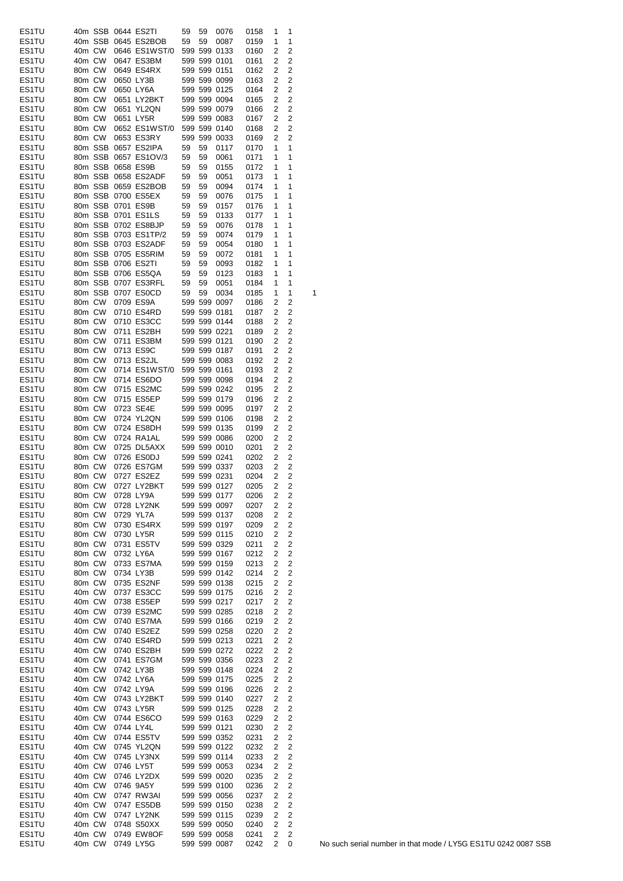| | | | | | | | | | | | |
|---|---|---|---|---|---|---|---|---|---|---|---|
| ES1TU | 40m | SSB | 0644 | ES2TI | 59 | 59 | 0076 | 0158 | 1 | 1 | |
| ES1TU | 40m | SSB | 0645 | ES2BOB | 59 | 59 | 0087 | 0159 | 1 | 1 | |
| ES1TU | 40m | CW | 0646 | ES1WST/0 | 599 | 599 | 0133 | 0160 | 2 | 2 | |
| ES1TU | 40m | CW | 0647 | ES3BM | 599 | 599 | 0101 | 0161 | 2 | 2 | |
| ES1TU | 80m | CW | 0649 | ES4RX | 599 | 599 | 0151 | 0162 | 2 | 2 | |
| ES1TU | 80m | CW | 0650 | LY3B | 599 | 599 | 0099 | 0163 | 2 | 2 | |
| ES1TU | 80m | CW | 0650 | LY6A | 599 | 599 | 0125 | 0164 | 2 | 2 | |
| ES1TU | 80m | CW | 0651 | LY2BKT | 599 | 599 | 0094 | 0165 | 2 | 2 | |
| ES1TU | 80m | CW | 0651 | YL2QN | 599 | 599 | 0079 | 0166 | 2 | 2 | |
| ES1TU | 80m | CW | 0651 | LY5R | 599 | 599 | 0083 | 0167 | 2 | 2 | |
| ES1TU | 80m | CW | 0652 | ES1WST/0 | 599 | 599 | 0140 | 0168 | 2 | 2 | |
| ES1TU | 80m | CW | 0653 | ES3RY | 599 | 599 | 0033 | 0169 | 2 | 2 | |
| ES1TU | 80m | SSB | 0657 | ES2IPA | 59 | 59 | 0117 | 0170 | 1 | 1 | |
| ES1TU | 80m | SSB | 0657 | ES1OV/3 | 59 | 59 | 0061 | 0171 | 1 | 1 | |
| ES1TU | 80m | SSB | 0658 | ES9B | 59 | 59 | 0155 | 0172 | 1 | 1 | |
| ES1TU | 80m | SSB | 0658 | ES2ADF | 59 | 59 | 0051 | 0173 | 1 | 1 | |
| ES1TU | 80m | SSB | 0659 | ES2BOB | 59 | 59 | 0094 | 0174 | 1 | 1 | |
| ES1TU | 80m | SSB | 0700 | ES5EX | 59 | 59 | 0076 | 0175 | 1 | 1 | |
| ES1TU | 80m | SSB | 0701 | ES9B | 59 | 59 | 0157 | 0176 | 1 | 1 | |
| ES1TU | 80m | SSB | 0701 | ES1LS | 59 | 59 | 0133 | 0177 | 1 | 1 | |
| ES1TU | 80m | SSB | 0702 | ES8BJP | 59 | 59 | 0076 | 0178 | 1 | 1 | |
| ES1TU | 80m | SSB | 0703 | ES1TP/2 | 59 | 59 | 0074 | 0179 | 1 | 1 | |
| ES1TU | 80m | SSB | 0703 | ES2ADF | 59 | 59 | 0054 | 0180 | 1 | 1 | |
| ES1TU | 80m | SSB | 0705 | ES5RIM | 59 | 59 | 0072 | 0181 | 1 | 1 | |
| ES1TU | 80m | SSB | 0706 | ES2TI | 59 | 59 | 0093 | 0182 | 1 | 1 | |
| ES1TU | 80m | SSB | 0706 | ES5QA | 59 | 59 | 0123 | 0183 | 1 | 1 | |
| ES1TU | 80m | SSB | 0707 | ES3RFL | 59 | 59 | 0051 | 0184 | 1 | 1 | |
| ES1TU | 80m | SSB | 0707 | ES0CD | 59 | 59 | 0034 | 0185 | 1 | 1 | 1 |
| ES1TU | 80m | CW | 0709 | ES9A | 599 | 599 | 0097 | 0186 | 2 | 2 | |
| ES1TU | 80m | CW | 0710 | ES4RD | 599 | 599 | 0181 | 0187 | 2 | 2 | |
| ES1TU | 80m | CW | 0710 | ES3CC | 599 | 599 | 0144 | 0188 | 2 | 2 | |
| ES1TU | 80m | CW | 0711 | ES2BH | 599 | 599 | 0221 | 0189 | 2 | 2 | |
| ES1TU | 80m | CW | 0711 | ES3BM | 599 | 599 | 0121 | 0190 | 2 | 2 | |
| ES1TU | 80m | CW | 0713 | ES9C | 599 | 599 | 0187 | 0191 | 2 | 2 | |
| ES1TU | 80m | CW | 0713 | ES2JL | 599 | 599 | 0083 | 0192 | 2 | 2 | |
| ES1TU | 80m | CW | 0714 | ES1WST/0 | 599 | 599 | 0161 | 0193 | 2 | 2 | |
| ES1TU | 80m | CW | 0714 | ES6DO | 599 | 599 | 0098 | 0194 | 2 | 2 | |
| ES1TU | 80m | CW | 0715 | ES2MC | 599 | 599 | 0242 | 0195 | 2 | 2 | |
| ES1TU | 80m | CW | 0715 | ES5EP | 599 | 599 | 0179 | 0196 | 2 | 2 | |
| ES1TU | 80m | CW | 0723 | SE4E | 599 | 599 | 0095 | 0197 | 2 | 2 | |
| ES1TU | 80m | CW | 0724 | YL2QN | 599 | 599 | 0106 | 0198 | 2 | 2 | |
| ES1TU | 80m | CW | 0724 | ES8DH | 599 | 599 | 0135 | 0199 | 2 | 2 | |
| ES1TU | 80m | CW | 0724 | RA1AL | 599 | 599 | 0086 | 0200 | 2 | 2 | |
| ES1TU | 80m | CW | 0725 | DL5AXX | 599 | 599 | 0010 | 0201 | 2 | 2 | |
| ES1TU | 80m | CW | 0726 | ES0DJ | 599 | 599 | 0241 | 0202 | 2 | 2 | |
| ES1TU | 80m | CW | 0726 | ES7GM | 599 | 599 | 0337 | 0203 | 2 | 2 | |
| ES1TU | 80m | CW | 0727 | ES2EZ | 599 | 599 | 0231 | 0204 | 2 | 2 | |
| ES1TU | 80m | CW | 0727 | LY2BKT | 599 | 599 | 0127 | 0205 | 2 | 2 | |
| ES1TU | 80m | CW | 0728 | LY9A | 599 | 599 | 0177 | 0206 | 2 | 2 | |
| ES1TU | 80m | CW | 0728 | LY2NK | 599 | 599 | 0097 | 0207 | 2 | 2 | |
| ES1TU | 80m | CW | 0729 | YL7A | 599 | 599 | 0137 | 0208 | 2 | 2 | |
| ES1TU | 80m | CW | 0730 | ES4RX | 599 | 599 | 0197 | 0209 | 2 | 2 | |
| ES1TU | 80m | CW | 0730 | LY5R | 599 | 599 | 0115 | 0210 | 2 | 2 | |
| ES1TU | 80m | CW | 0731 | ES5TV | 599 | 599 | 0329 | 0211 | 2 | 2 | |
| ES1TU | 80m | CW | 0732 | LY6A | 599 | 599 | 0167 | 0212 | 2 | 2 | |
| ES1TU | 80m | CW | 0733 | ES7MA | 599 | 599 | 0159 | 0213 | 2 | 2 | |
| ES1TU | 80m | CW | 0734 | LY3B | 599 | 599 | 0142 | 0214 | 2 | 2 | |
| ES1TU | 80m | CW | 0735 | ES2NF | 599 | 599 | 0138 | 0215 | 2 | 2 | |
| ES1TU | 40m | CW | 0737 | ES3CC | 599 | 599 | 0175 | 0216 | 2 | 2 | |
| ES1TU | 40m | CW | 0738 | ES5EP | 599 | 599 | 0217 | 0217 | 2 | 2 | |
| ES1TU | 40m | CW | 0739 | ES2MC | 599 | 599 | 0285 | 0218 | 2 | 2 | |
| ES1TU | 40m | CW | 0740 | ES7MA | 599 | 599 | 0166 | 0219 | 2 | 2 | |
| ES1TU | 40m | CW | 0740 | ES2EZ | 599 | 599 | 0258 | 0220 | 2 | 2 | |
| ES1TU | 40m | CW | 0740 | ES4RD | 599 | 599 | 0213 | 0221 | 2 | 2 | |
| ES1TU | 40m | CW | 0740 | ES2BH | 599 | 599 | 0272 | 0222 | 2 | 2 | |
| ES1TU | 40m | CW | 0741 | ES7GM | 599 | 599 | 0356 | 0223 | 2 | 2 | |
| ES1TU | 40m | CW | 0742 | LY3B | 599 | 599 | 0148 | 0224 | 2 | 2 | |
| ES1TU | 40m | CW | 0742 | LY6A | 599 | 599 | 0175 | 0225 | 2 | 2 | |
| ES1TU | 40m | CW | 0742 | LY9A | 599 | 599 | 0196 | 0226 | 2 | 2 | |
| ES1TU | 40m | CW | 0743 | LY2BKT | 599 | 599 | 0140 | 0227 | 2 | 2 | |
| ES1TU | 40m | CW | 0743 | LY5R | 599 | 599 | 0125 | 0228 | 2 | 2 | |
| ES1TU | 40m | CW | 0744 | ES6CO | 599 | 599 | 0163 | 0229 | 2 | 2 | |
| ES1TU | 40m | CW | 0744 | LY4L | 599 | 599 | 0121 | 0230 | 2 | 2 | |
| ES1TU | 40m | CW | 0744 | ES5TV | 599 | 599 | 0352 | 0231 | 2 | 2 | |
| ES1TU | 40m | CW | 0745 | YL2QN | 599 | 599 | 0122 | 0232 | 2 | 2 | |
| ES1TU | 40m | CW | 0745 | LY3NX | 599 | 599 | 0114 | 0233 | 2 | 2 | |
| ES1TU | 40m | CW | 0746 | LY5T | 599 | 599 | 0053 | 0234 | 2 | 2 | |
| ES1TU | 40m | CW | 0746 | LY2DX | 599 | 599 | 0020 | 0235 | 2 | 2 | |
| ES1TU | 40m | CW | 0746 | 9A5Y | 599 | 599 | 0100 | 0236 | 2 | 2 | |
| ES1TU | 40m | CW | 0747 | RW3AI | 599 | 599 | 0056 | 0237 | 2 | 2 | |
| ES1TU | 40m | CW | 0747 | ES5DB | 599 | 599 | 0150 | 0238 | 2 | 2 | |
| ES1TU | 40m | CW | 0747 | LY2NK | 599 | 599 | 0115 | 0239 | 2 | 2 | |
| ES1TU | 40m | CW | 0748 | S50XX | 599 | 599 | 0050 | 0240 | 2 | 2 | |
| ES1TU | 40m | CW | 0749 | EW8OF | 599 | 599 | 0058 | 0241 | 2 | 2 | |
| ES1TU | 40m | CW | 0749 | LY5G | 599 | 599 | 0087 | 0242 | 2 | 0 | No such serial number in that mode / LY5G ES1TU 0242 0087 SSB |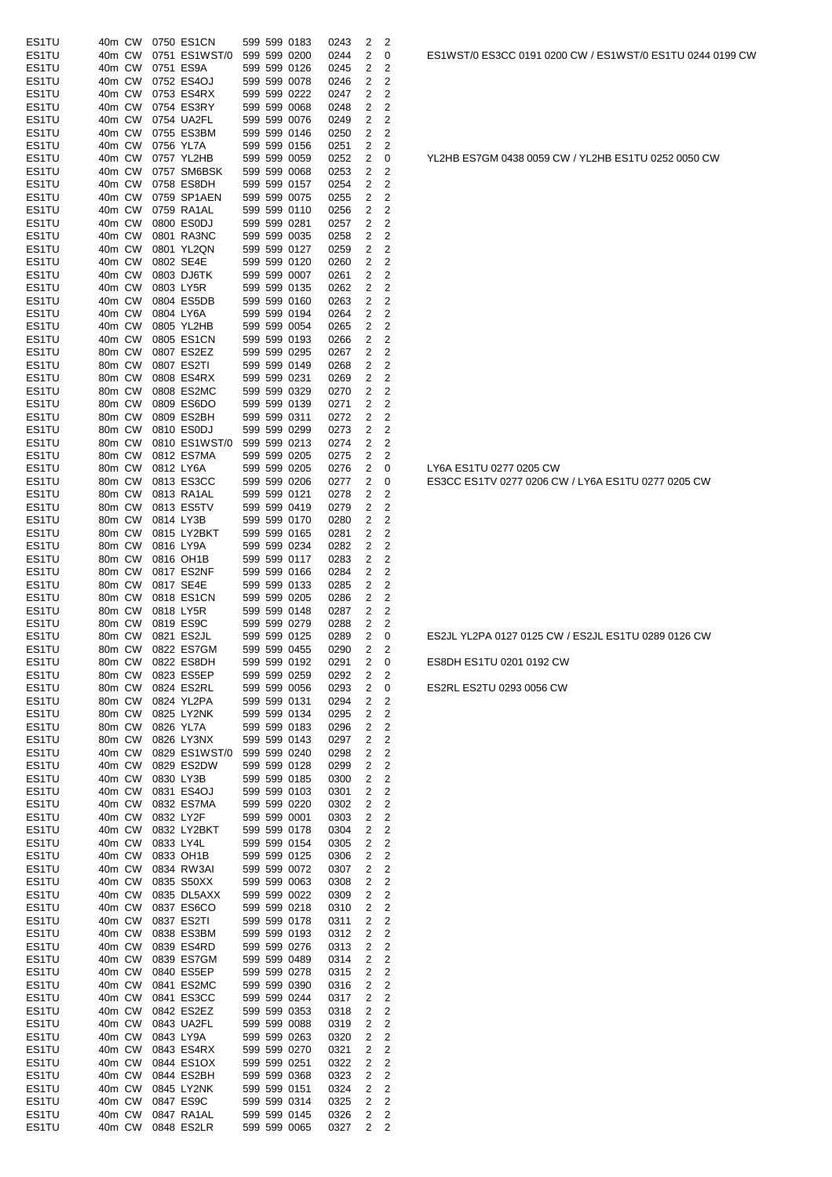| | | | | | | | | | | | |
|---|---|---|---|---|---|---|---|---|---|---|---|
| ES1TU | 40m | CW | 0750 | ES1CN | 599 | 599 | 0183 | 0243 | 2 | 2 | |
| ES1TU | 40m | CW | 0751 | ES1WST/0 | 599 | 599 | 0200 | 0244 | 2 | 0 | ES1WST/0 ES3CC 0191 0200 CW / ES1WST/0 ES1TU 0244 0199 CW |
| ES1TU | 40m | CW | 0751 | ES9A | 599 | 599 | 0126 | 0245 | 2 | 2 | |
| ES1TU | 40m | CW | 0752 | ES4OJ | 599 | 599 | 0078 | 0246 | 2 | 2 | |
| ES1TU | 40m | CW | 0753 | ES4RX | 599 | 599 | 0222 | 0247 | 2 | 2 | |
| ES1TU | 40m | CW | 0754 | ES3RY | 599 | 599 | 0068 | 0248 | 2 | 2 | |
| ES1TU | 40m | CW | 0754 | UA2FL | 599 | 599 | 0076 | 0249 | 2 | 2 | |
| ES1TU | 40m | CW | 0755 | ES3BM | 599 | 599 | 0146 | 0250 | 2 | 2 | |
| ES1TU | 40m | CW | 0756 | YL7A | 599 | 599 | 0156 | 0251 | 2 | 2 | |
| ES1TU | 40m | CW | 0757 | YL2HB | 599 | 599 | 0059 | 0252 | 2 | 0 | YL2HB ES7GM 0438 0059 CW / YL2HB ES1TU 0252 0050 CW |
| ES1TU | 40m | CW | 0757 | SM6BSK | 599 | 599 | 0068 | 0253 | 2 | 2 | |
| ES1TU | 40m | CW | 0758 | ES8DH | 599 | 599 | 0157 | 0254 | 2 | 2 | |
| ES1TU | 40m | CW | 0759 | SP1AEN | 599 | 599 | 0075 | 0255 | 2 | 2 | |
| ES1TU | 40m | CW | 0759 | RA1AL | 599 | 599 | 0110 | 0256 | 2 | 2 | |
| ES1TU | 40m | CW | 0800 | ES0DJ | 599 | 599 | 0281 | 0257 | 2 | 2 | |
| ES1TU | 40m | CW | 0801 | RA3NC | 599 | 599 | 0035 | 0258 | 2 | 2 | |
| ES1TU | 40m | CW | 0801 | YL2QN | 599 | 599 | 0127 | 0259 | 2 | 2 | |
| ES1TU | 40m | CW | 0802 | SE4E | 599 | 599 | 0120 | 0260 | 2 | 2 | |
| ES1TU | 40m | CW | 0803 | DJ6TK | 599 | 599 | 0007 | 0261 | 2 | 2 | |
| ES1TU | 40m | CW | 0803 | LY5R | 599 | 599 | 0135 | 0262 | 2 | 2 | |
| ES1TU | 40m | CW | 0804 | ES5DB | 599 | 599 | 0160 | 0263 | 2 | 2 | |
| ES1TU | 40m | CW | 0804 | LY6A | 599 | 599 | 0194 | 0264 | 2 | 2 | |
| ES1TU | 40m | CW | 0805 | YL2HB | 599 | 599 | 0054 | 0265 | 2 | 2 | |
| ES1TU | 40m | CW | 0805 | ES1CN | 599 | 599 | 0193 | 0266 | 2 | 2 | |
| ES1TU | 80m | CW | 0807 | ES2EZ | 599 | 599 | 0295 | 0267 | 2 | 2 | |
| ES1TU | 80m | CW | 0807 | ES2TI | 599 | 599 | 0149 | 0268 | 2 | 2 | |
| ES1TU | 80m | CW | 0808 | ES4RX | 599 | 599 | 0231 | 0269 | 2 | 2 | |
| ES1TU | 80m | CW | 0808 | ES2MC | 599 | 599 | 0329 | 0270 | 2 | 2 | |
| ES1TU | 80m | CW | 0809 | ES6DO | 599 | 599 | 0139 | 0271 | 2 | 2 | |
| ES1TU | 80m | CW | 0809 | ES2BH | 599 | 599 | 0311 | 0272 | 2 | 2 | |
| ES1TU | 80m | CW | 0810 | ES0DJ | 599 | 599 | 0299 | 0273 | 2 | 2 | |
| ES1TU | 80m | CW | 0810 | ES1WST/0 | 599 | 599 | 0213 | 0274 | 2 | 2 | |
| ES1TU | 80m | CW | 0812 | ES7MA | 599 | 599 | 0205 | 0275 | 2 | 2 | |
| ES1TU | 80m | CW | 0812 | LY6A | 599 | 599 | 0205 | 0276 | 2 | 0 | LY6A ES1TU 0277 0205 CW |
| ES1TU | 80m | CW | 0813 | ES3CC | 599 | 599 | 0206 | 0277 | 2 | 0 | ES3CC ES1TV 0277 0206 CW / LY6A ES1TU 0277 0205 CW |
| ES1TU | 80m | CW | 0813 | RA1AL | 599 | 599 | 0121 | 0278 | 2 | 2 | |
| ES1TU | 80m | CW | 0813 | ES5TV | 599 | 599 | 0419 | 0279 | 2 | 2 | |
| ES1TU | 80m | CW | 0814 | LY3B | 599 | 599 | 0170 | 0280 | 2 | 2 | |
| ES1TU | 80m | CW | 0815 | LY2BKT | 599 | 599 | 0165 | 0281 | 2 | 2 | |
| ES1TU | 80m | CW | 0816 | LY9A | 599 | 599 | 0234 | 0282 | 2 | 2 | |
| ES1TU | 80m | CW | 0816 | OH1B | 599 | 599 | 0117 | 0283 | 2 | 2 | |
| ES1TU | 80m | CW | 0817 | ES2NF | 599 | 599 | 0166 | 0284 | 2 | 2 | |
| ES1TU | 80m | CW | 0817 | SE4E | 599 | 599 | 0133 | 0285 | 2 | 2 | |
| ES1TU | 80m | CW | 0818 | ES1CN | 599 | 599 | 0205 | 0286 | 2 | 2 | |
| ES1TU | 80m | CW | 0818 | LY5R | 599 | 599 | 0148 | 0287 | 2 | 2 | |
| ES1TU | 80m | CW | 0819 | ES9C | 599 | 599 | 0279 | 0288 | 2 | 2 | |
| ES1TU | 80m | CW | 0821 | ES2JL | 599 | 599 | 0125 | 0289 | 2 | 0 | ES2JL YL2PA 0127 0125 CW / ES2JL ES1TU 0289 0126 CW |
| ES1TU | 80m | CW | 0822 | ES7GM | 599 | 599 | 0455 | 0290 | 2 | 2 | |
| ES1TU | 80m | CW | 0822 | ES8DH | 599 | 599 | 0192 | 0291 | 2 | 0 | ES8DH ES1TU 0201 0192 CW |
| ES1TU | 80m | CW | 0823 | ES5EP | 599 | 599 | 0259 | 0292 | 2 | 2 | |
| ES1TU | 80m | CW | 0824 | ES2RL | 599 | 599 | 0056 | 0293 | 2 | 0 | ES2RL ES2TU 0293 0056 CW |
| ES1TU | 80m | CW | 0824 | YL2PA | 599 | 599 | 0131 | 0294 | 2 | 2 | |
| ES1TU | 80m | CW | 0825 | LY2NK | 599 | 599 | 0134 | 0295 | 2 | 2 | |
| ES1TU | 80m | CW | 0826 | YL7A | 599 | 599 | 0183 | 0296 | 2 | 2 | |
| ES1TU | 80m | CW | 0826 | LY3NX | 599 | 599 | 0143 | 0297 | 2 | 2 | |
| ES1TU | 40m | CW | 0829 | ES1WST/0 | 599 | 599 | 0240 | 0298 | 2 | 2 | |
| ES1TU | 40m | CW | 0829 | ES2DW | 599 | 599 | 0128 | 0299 | 2 | 2 | |
| ES1TU | 40m | CW | 0830 | LY3B | 599 | 599 | 0185 | 0300 | 2 | 2 | |
| ES1TU | 40m | CW | 0831 | ES4OJ | 599 | 599 | 0103 | 0301 | 2 | 2 | |
| ES1TU | 40m | CW | 0832 | ES7MA | 599 | 599 | 0220 | 0302 | 2 | 2 | |
| ES1TU | 40m | CW | 0832 | LY2F | 599 | 599 | 0001 | 0303 | 2 | 2 | |
| ES1TU | 40m | CW | 0832 | LY2BKT | 599 | 599 | 0178 | 0304 | 2 | 2 | |
| ES1TU | 40m | CW | 0833 | LY4L | 599 | 599 | 0154 | 0305 | 2 | 2 | |
| ES1TU | 40m | CW | 0833 | OH1B | 599 | 599 | 0125 | 0306 | 2 | 2 | |
| ES1TU | 40m | CW | 0834 | RW3AI | 599 | 599 | 0072 | 0307 | 2 | 2 | |
| ES1TU | 40m | CW | 0835 | S50XX | 599 | 599 | 0063 | 0308 | 2 | 2 | |
| ES1TU | 40m | CW | 0835 | DL5AXX | 599 | 599 | 0022 | 0309 | 2 | 2 | |
| ES1TU | 40m | CW | 0837 | ES6CO | 599 | 599 | 0218 | 0310 | 2 | 2 | |
| ES1TU | 40m | CW | 0837 | ES2TI | 599 | 599 | 0178 | 0311 | 2 | 2 | |
| ES1TU | 40m | CW | 0838 | ES3BM | 599 | 599 | 0193 | 0312 | 2 | 2 | |
| ES1TU | 40m | CW | 0839 | ES4RD | 599 | 599 | 0276 | 0313 | 2 | 2 | |
| ES1TU | 40m | CW | 0839 | ES7GM | 599 | 599 | 0489 | 0314 | 2 | 2 | |
| ES1TU | 40m | CW | 0840 | ES5EP | 599 | 599 | 0278 | 0315 | 2 | 2 | |
| ES1TU | 40m | CW | 0841 | ES2MC | 599 | 599 | 0390 | 0316 | 2 | 2 | |
| ES1TU | 40m | CW | 0841 | ES3CC | 599 | 599 | 0244 | 0317 | 2 | 2 | |
| ES1TU | 40m | CW | 0842 | ES2EZ | 599 | 599 | 0353 | 0318 | 2 | 2 | |
| ES1TU | 40m | CW | 0843 | UA2FL | 599 | 599 | 0088 | 0319 | 2 | 2 | |
| ES1TU | 40m | CW | 0843 | LY9A | 599 | 599 | 0263 | 0320 | 2 | 2 | |
| ES1TU | 40m | CW | 0843 | ES4RX | 599 | 599 | 0270 | 0321 | 2 | 2 | |
| ES1TU | 40m | CW | 0844 | ES1OX | 599 | 599 | 0251 | 0322 | 2 | 2 | |
| ES1TU | 40m | CW | 0844 | ES2BH | 599 | 599 | 0368 | 0323 | 2 | 2 | |
| ES1TU | 40m | CW | 0845 | LY2NK | 599 | 599 | 0151 | 0324 | 2 | 2 | |
| ES1TU | 40m | CW | 0847 | ES9C | 599 | 599 | 0314 | 0325 | 2 | 2 | |
| ES1TU | 40m | CW | 0847 | RA1AL | 599 | 599 | 0145 | 0326 | 2 | 2 | |
| ES1TU | 40m | CW | 0848 | ES2LR | 599 | 599 | 0065 | 0327 | 2 | 2 | |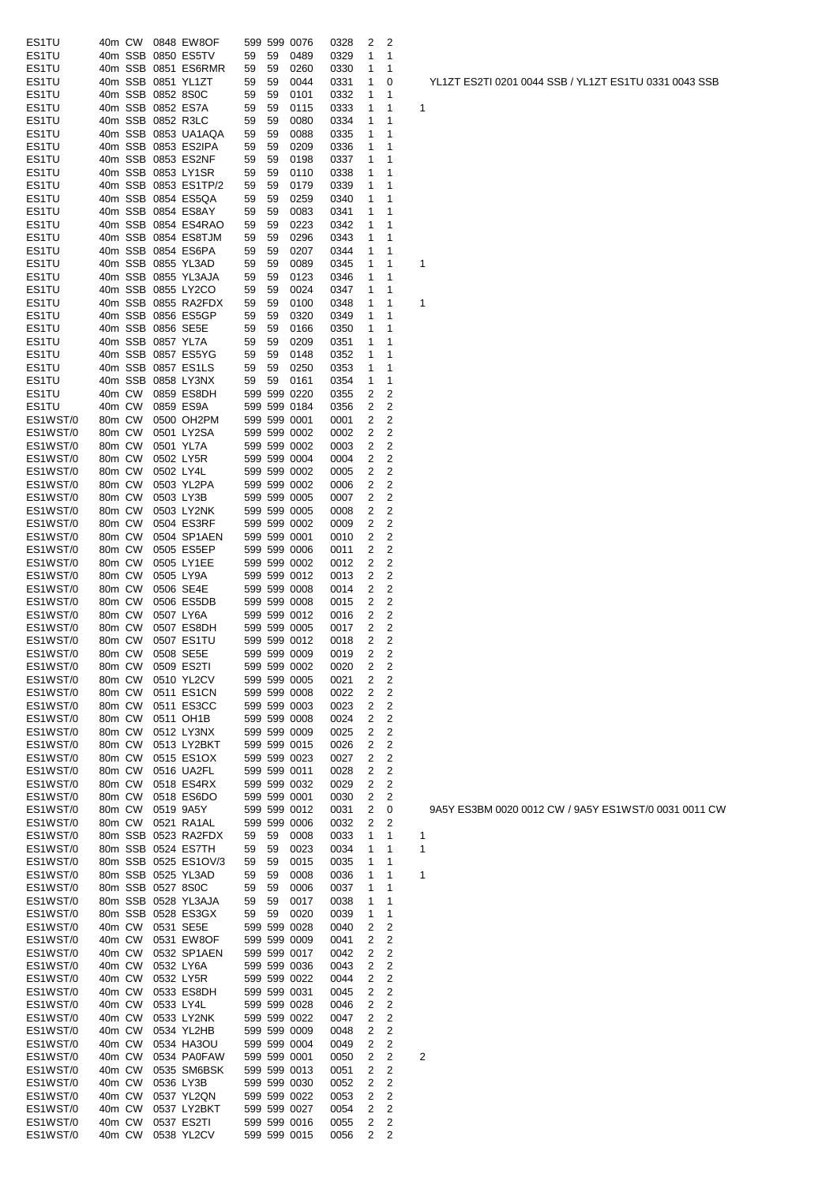| | | | | | | | | | | | | |
|---|---|---|---|---|---|---|---|---|---|---|---|---|
| ES1TU | 40m | CW | 0848 | EW8OF | 599 | 599 | 0076 | 0328 | 2 | 2 | | |
| ES1TU | 40m | SSB | 0850 | ES5TV | 59 | 59 | 0489 | 0329 | 1 | 1 | | |
| ES1TU | 40m | SSB | 0851 | ES6RMR | 59 | 59 | 0260 | 0330 | 1 | 1 | | |
| ES1TU | 40m | SSB | 0851 | YL1ZT | 59 | 59 | 0044 | 0331 | 1 | 0 | | YL1ZT ES2TI 0201 0044 SSB / YL1ZT ES1TU 0331 0043 SSB |
| ES1TU | 40m | SSB | 0852 | 8S0C | 59 | 59 | 0101 | 0332 | 1 | 1 | | |
| ES1TU | 40m | SSB | 0852 | ES7A | 59 | 59 | 0115 | 0333 | 1 | 1 | 1 | |
| ES1TU | 40m | SSB | 0852 | R3LC | 59 | 59 | 0080 | 0334 | 1 | 1 | | |
| ES1TU | 40m | SSB | 0853 | UA1AQA | 59 | 59 | 0088 | 0335 | 1 | 1 | | |
| ES1TU | 40m | SSB | 0853 | ES2IPA | 59 | 59 | 0209 | 0336 | 1 | 1 | | |
| ES1TU | 40m | SSB | 0853 | ES2NF | 59 | 59 | 0198 | 0337 | 1 | 1 | | |
| ES1TU | 40m | SSB | 0853 | LY1SR | 59 | 59 | 0110 | 0338 | 1 | 1 | | |
| ES1TU | 40m | SSB | 0853 | ES1TP/2 | 59 | 59 | 0179 | 0339 | 1 | 1 | | |
| ES1TU | 40m | SSB | 0854 | ES5QA | 59 | 59 | 0259 | 0340 | 1 | 1 | | |
| ES1TU | 40m | SSB | 0854 | ES8AY | 59 | 59 | 0083 | 0341 | 1 | 1 | | |
| ES1TU | 40m | SSB | 0854 | ES4RAO | 59 | 59 | 0223 | 0342 | 1 | 1 | | |
| ES1TU | 40m | SSB | 0854 | ES8TJM | 59 | 59 | 0296 | 0343 | 1 | 1 | | |
| ES1TU | 40m | SSB | 0854 | ES6PA | 59 | 59 | 0207 | 0344 | 1 | 1 | | |
| ES1TU | 40m | SSB | 0855 | YL3AD | 59 | 59 | 0089 | 0345 | 1 | 1 | 1 | |
| ES1TU | 40m | SSB | 0855 | YL3AJA | 59 | 59 | 0123 | 0346 | 1 | 1 | | |
| ES1TU | 40m | SSB | 0855 | LY2CO | 59 | 59 | 0024 | 0347 | 1 | 1 | | |
| ES1TU | 40m | SSB | 0855 | RA2FDX | 59 | 59 | 0100 | 0348 | 1 | 1 | 1 | |
| ES1TU | 40m | SSB | 0856 | ES5GP | 59 | 59 | 0320 | 0349 | 1 | 1 | | |
| ES1TU | 40m | SSB | 0856 | SE5E | 59 | 59 | 0166 | 0350 | 1 | 1 | | |
| ES1TU | 40m | SSB | 0857 | YL7A | 59 | 59 | 0209 | 0351 | 1 | 1 | | |
| ES1TU | 40m | SSB | 0857 | ES5YG | 59 | 59 | 0148 | 0352 | 1 | 1 | | |
| ES1TU | 40m | SSB | 0857 | ES1LS | 59 | 59 | 0250 | 0353 | 1 | 1 | | |
| ES1TU | 40m | SSB | 0858 | LY3NX | 59 | 59 | 0161 | 0354 | 1 | 1 | | |
| ES1TU | 40m | CW | 0859 | ES8DH | 599 | 599 | 0220 | 0355 | 2 | 2 | | |
| ES1TU | 40m | CW | 0859 | ES9A | 599 | 599 | 0184 | 0356 | 2 | 2 | | |
| ES1WST/0 | 80m | CW | 0500 | OH2PM | 599 | 599 | 0001 | 0001 | 2 | 2 | | |
| ES1WST/0 | 80m | CW | 0501 | LY2SA | 599 | 599 | 0002 | 0002 | 2 | 2 | | |
| ES1WST/0 | 80m | CW | 0501 | YL7A | 599 | 599 | 0002 | 0003 | 2 | 2 | | |
| ES1WST/0 | 80m | CW | 0502 | LY5R | 599 | 599 | 0004 | 0004 | 2 | 2 | | |
| ES1WST/0 | 80m | CW | 0502 | LY4L | 599 | 599 | 0002 | 0005 | 2 | 2 | | |
| ES1WST/0 | 80m | CW | 0503 | YL2PA | 599 | 599 | 0002 | 0006 | 2 | 2 | | |
| ES1WST/0 | 80m | CW | 0503 | LY3B | 599 | 599 | 0005 | 0007 | 2 | 2 | | |
| ES1WST/0 | 80m | CW | 0503 | LY2NK | 599 | 599 | 0005 | 0008 | 2 | 2 | | |
| ES1WST/0 | 80m | CW | 0504 | ES3RF | 599 | 599 | 0002 | 0009 | 2 | 2 | | |
| ES1WST/0 | 80m | CW | 0504 | SP1AEN | 599 | 599 | 0001 | 0010 | 2 | 2 | | |
| ES1WST/0 | 80m | CW | 0505 | ES5EP | 599 | 599 | 0006 | 0011 | 2 | 2 | | |
| ES1WST/0 | 80m | CW | 0505 | LY1EE | 599 | 599 | 0002 | 0012 | 2 | 2 | | |
| ES1WST/0 | 80m | CW | 0505 | LY9A | 599 | 599 | 0012 | 0013 | 2 | 2 | | |
| ES1WST/0 | 80m | CW | 0506 | SE4E | 599 | 599 | 0008 | 0014 | 2 | 2 | | |
| ES1WST/0 | 80m | CW | 0506 | ES5DB | 599 | 599 | 0008 | 0015 | 2 | 2 | | |
| ES1WST/0 | 80m | CW | 0507 | LY6A | 599 | 599 | 0012 | 0016 | 2 | 2 | | |
| ES1WST/0 | 80m | CW | 0507 | ES8DH | 599 | 599 | 0005 | 0017 | 2 | 2 | | |
| ES1WST/0 | 80m | CW | 0507 | ES1TU | 599 | 599 | 0012 | 0018 | 2 | 2 | | |
| ES1WST/0 | 80m | CW | 0508 | SE5E | 599 | 599 | 0009 | 0019 | 2 | 2 | | |
| ES1WST/0 | 80m | CW | 0509 | ES2TI | 599 | 599 | 0002 | 0020 | 2 | 2 | | |
| ES1WST/0 | 80m | CW | 0510 | YL2CV | 599 | 599 | 0005 | 0021 | 2 | 2 | | |
| ES1WST/0 | 80m | CW | 0511 | ES1CN | 599 | 599 | 0008 | 0022 | 2 | 2 | | |
| ES1WST/0 | 80m | CW | 0511 | ES3CC | 599 | 599 | 0003 | 0023 | 2 | 2 | | |
| ES1WST/0 | 80m | CW | 0511 | OH1B | 599 | 599 | 0008 | 0024 | 2 | 2 | | |
| ES1WST/0 | 80m | CW | 0512 | LY3NX | 599 | 599 | 0009 | 0025 | 2 | 2 | | |
| ES1WST/0 | 80m | CW | 0513 | LY2BKT | 599 | 599 | 0015 | 0026 | 2 | 2 | | |
| ES1WST/0 | 80m | CW | 0515 | ES1OX | 599 | 599 | 0023 | 0027 | 2 | 2 | | |
| ES1WST/0 | 80m | CW | 0516 | UA2FL | 599 | 599 | 0011 | 0028 | 2 | 2 | | |
| ES1WST/0 | 80m | CW | 0518 | ES4RX | 599 | 599 | 0032 | 0029 | 2 | 2 | | |
| ES1WST/0 | 80m | CW | 0518 | ES6DO | 599 | 599 | 0001 | 0030 | 2 | 2 | | |
| ES1WST/0 | 80m | CW | 0519 | 9A5Y | 599 | 599 | 0012 | 0031 | 2 | 0 | | 9A5Y ES3BM 0020 0012 CW / 9A5Y ES1WST/0 0031 0011 CW |
| ES1WST/0 | 80m | CW | 0521 | RA1AL | 599 | 599 | 0006 | 0032 | 2 | 2 | | |
| ES1WST/0 | 80m | SSB | 0523 | RA2FDX | 59 | 59 | 0008 | 0033 | 1 | 1 | 1 | |
| ES1WST/0 | 80m | SSB | 0524 | ES7TH | 59 | 59 | 0023 | 0034 | 1 | 1 | 1 | |
| ES1WST/0 | 80m | SSB | 0525 | ES1OV/3 | 59 | 59 | 0015 | 0035 | 1 | 1 | | |
| ES1WST/0 | 80m | SSB | 0525 | YL3AD | 59 | 59 | 0008 | 0036 | 1 | 1 | 1 | |
| ES1WST/0 | 80m | SSB | 0527 | 8S0C | 59 | 59 | 0006 | 0037 | 1 | 1 | | |
| ES1WST/0 | 80m | SSB | 0528 | YL3AJA | 59 | 59 | 0017 | 0038 | 1 | 1 | | |
| ES1WST/0 | 80m | SSB | 0528 | ES3GX | 59 | 59 | 0020 | 0039 | 1 | 1 | | |
| ES1WST/0 | 40m | CW | 0531 | SE5E | 599 | 599 | 0028 | 0040 | 2 | 2 | | |
| ES1WST/0 | 40m | CW | 0531 | EW8OF | 599 | 599 | 0009 | 0041 | 2 | 2 | | |
| ES1WST/0 | 40m | CW | 0532 | SP1AEN | 599 | 599 | 0017 | 0042 | 2 | 2 | | |
| ES1WST/0 | 40m | CW | 0532 | LY6A | 599 | 599 | 0036 | 0043 | 2 | 2 | | |
| ES1WST/0 | 40m | CW | 0532 | LY5R | 599 | 599 | 0022 | 0044 | 2 | 2 | | |
| ES1WST/0 | 40m | CW | 0533 | ES8DH | 599 | 599 | 0031 | 0045 | 2 | 2 | | |
| ES1WST/0 | 40m | CW | 0533 | LY4L | 599 | 599 | 0028 | 0046 | 2 | 2 | | |
| ES1WST/0 | 40m | CW | 0533 | LY2NK | 599 | 599 | 0022 | 0047 | 2 | 2 | | |
| ES1WST/0 | 40m | CW | 0534 | YL2HB | 599 | 599 | 0009 | 0048 | 2 | 2 | | |
| ES1WST/0 | 40m | CW | 0534 | HA3OU | 599 | 599 | 0004 | 0049 | 2 | 2 | | |
| ES1WST/0 | 40m | CW | 0534 | PA0FAW | 599 | 599 | 0001 | 0050 | 2 | 2 | 2 | |
| ES1WST/0 | 40m | CW | 0535 | SM6BSK | 599 | 599 | 0013 | 0051 | 2 | 2 | | |
| ES1WST/0 | 40m | CW | 0536 | LY3B | 599 | 599 | 0030 | 0052 | 2 | 2 | | |
| ES1WST/0 | 40m | CW | 0537 | YL2QN | 599 | 599 | 0022 | 0053 | 2 | 2 | | |
| ES1WST/0 | 40m | CW | 0537 | LY2BKT | 599 | 599 | 0027 | 0054 | 2 | 2 | | |
| ES1WST/0 | 40m | CW | 0537 | ES2TI | 599 | 599 | 0016 | 0055 | 2 | 2 | | |
| ES1WST/0 | 40m | CW | 0538 | YL2CV | 599 | 599 | 0015 | 0056 | 2 | 2 | | |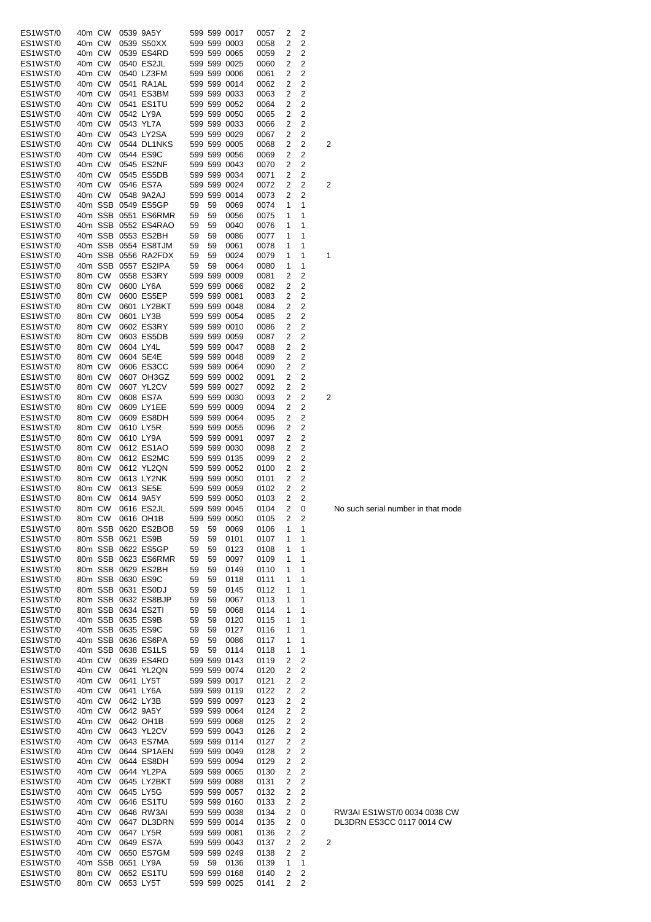| | | | | | | | | | | | | |
|---|---|---|---|---|---|---|---|---|---|---|---|---|
| ES1WST/0 | 40m | CW | 0539 | 9A5Y | 599 | 599 | 0017 | 0057 | 2 | 2 | | |
| ES1WST/0 | 40m | CW | 0539 | S50XX | 599 | 599 | 0003 | 0058 | 2 | 2 | | |
| ES1WST/0 | 40m | CW | 0539 | ES4RD | 599 | 599 | 0065 | 0059 | 2 | 2 | | |
| ES1WST/0 | 40m | CW | 0540 | ES2JL | 599 | 599 | 0025 | 0060 | 2 | 2 | | |
| ES1WST/0 | 40m | CW | 0540 | LZ3FM | 599 | 599 | 0006 | 0061 | 2 | 2 | | |
| ES1WST/0 | 40m | CW | 0541 | RA1AL | 599 | 599 | 0014 | 0062 | 2 | 2 | | |
| ES1WST/0 | 40m | CW | 0541 | ES3BM | 599 | 599 | 0033 | 0063 | 2 | 2 | | |
| ES1WST/0 | 40m | CW | 0541 | ES1TU | 599 | 599 | 0052 | 0064 | 2 | 2 | | |
| ES1WST/0 | 40m | CW | 0542 | LY9A | 599 | 599 | 0050 | 0065 | 2 | 2 | | |
| ES1WST/0 | 40m | CW | 0543 | YL7A | 599 | 599 | 0033 | 0066 | 2 | 2 | | |
| ES1WST/0 | 40m | CW | 0543 | LY2SA | 599 | 599 | 0029 | 0067 | 2 | 2 | | |
| ES1WST/0 | 40m | CW | 0544 | DL1NKS | 599 | 599 | 0005 | 0068 | 2 | 2 | 2 | |
| ES1WST/0 | 40m | CW | 0544 | ES9C | 599 | 599 | 0056 | 0069 | 2 | 2 | | |
| ES1WST/0 | 40m | CW | 0545 | ES2NF | 599 | 599 | 0043 | 0070 | 2 | 2 | | |
| ES1WST/0 | 40m | CW | 0545 | ES5DB | 599 | 599 | 0034 | 0071 | 2 | 2 | | |
| ES1WST/0 | 40m | CW | 0546 | ES7A | 599 | 599 | 0024 | 0072 | 2 | 2 | 2 | |
| ES1WST/0 | 40m | CW | 0548 | 9A2AJ | 599 | 599 | 0014 | 0073 | 2 | 2 | | |
| ES1WST/0 | 40m | SSB | 0549 | ES5GP | 59 | 59 | 0069 | 0074 | 1 | 1 | | |
| ES1WST/0 | 40m | SSB | 0551 | ES6RMR | 59 | 59 | 0056 | 0075 | 1 | 1 | | |
| ES1WST/0 | 40m | SSB | 0552 | ES4RAO | 59 | 59 | 0040 | 0076 | 1 | 1 | | |
| ES1WST/0 | 40m | SSB | 0553 | ES2BH | 59 | 59 | 0086 | 0077 | 1 | 1 | | |
| ES1WST/0 | 40m | SSB | 0554 | ES8TJM | 59 | 59 | 0061 | 0078 | 1 | 1 | | |
| ES1WST/0 | 40m | SSB | 0556 | RA2FDX | 59 | 59 | 0024 | 0079 | 1 | 1 | 1 | |
| ES1WST/0 | 40m | SSB | 0557 | ES2IPA | 59 | 59 | 0064 | 0080 | 1 | 1 | | |
| ES1WST/0 | 80m | CW | 0558 | ES3RY | 599 | 599 | 0009 | 0081 | 2 | 2 | | |
| ES1WST/0 | 80m | CW | 0600 | LY6A | 599 | 599 | 0066 | 0082 | 2 | 2 | | |
| ES1WST/0 | 80m | CW | 0600 | ES5EP | 599 | 599 | 0081 | 0083 | 2 | 2 | | |
| ES1WST/0 | 80m | CW | 0601 | LY2BKT | 599 | 599 | 0048 | 0084 | 2 | 2 | | |
| ES1WST/0 | 80m | CW | 0601 | LY3B | 599 | 599 | 0054 | 0085 | 2 | 2 | | |
| ES1WST/0 | 80m | CW | 0602 | ES3RY | 599 | 599 | 0010 | 0086 | 2 | 2 | | |
| ES1WST/0 | 80m | CW | 0603 | ES5DB | 599 | 599 | 0059 | 0087 | 2 | 2 | | |
| ES1WST/0 | 80m | CW | 0604 | LY4L | 599 | 599 | 0047 | 0088 | 2 | 2 | | |
| ES1WST/0 | 80m | CW | 0604 | SE4E | 599 | 599 | 0048 | 0089 | 2 | 2 | | |
| ES1WST/0 | 80m | CW | 0606 | ES3CC | 599 | 599 | 0064 | 0090 | 2 | 2 | | |
| ES1WST/0 | 80m | CW | 0607 | OH3GZ | 599 | 599 | 0002 | 0091 | 2 | 2 | | |
| ES1WST/0 | 80m | CW | 0607 | YL2CV | 599 | 599 | 0027 | 0092 | 2 | 2 | | |
| ES1WST/0 | 80m | CW | 0608 | ES7A | 599 | 599 | 0030 | 0093 | 2 | 2 | 2 | |
| ES1WST/0 | 80m | CW | 0609 | LY1EE | 599 | 599 | 0009 | 0094 | 2 | 2 | | |
| ES1WST/0 | 80m | CW | 0609 | ES8DH | 599 | 599 | 0064 | 0095 | 2 | 2 | | |
| ES1WST/0 | 80m | CW | 0610 | LY5R | 599 | 599 | 0055 | 0096 | 2 | 2 | | |
| ES1WST/0 | 80m | CW | 0610 | LY9A | 599 | 599 | 0091 | 0097 | 2 | 2 | | |
| ES1WST/0 | 80m | CW | 0612 | ES1AO | 599 | 599 | 0030 | 0098 | 2 | 2 | | |
| ES1WST/0 | 80m | CW | 0612 | ES2MC | 599 | 599 | 0135 | 0099 | 2 | 2 | | |
| ES1WST/0 | 80m | CW | 0612 | YL2QN | 599 | 599 | 0052 | 0100 | 2 | 2 | | |
| ES1WST/0 | 80m | CW | 0613 | LY2NK | 599 | 599 | 0050 | 0101 | 2 | 2 | | |
| ES1WST/0 | 80m | CW | 0613 | SE5E | 599 | 599 | 0059 | 0102 | 2 | 2 | | |
| ES1WST/0 | 80m | CW | 0614 | 9A5Y | 599 | 599 | 0050 | 0103 | 2 | 2 | | |
| ES1WST/0 | 80m | CW | 0616 | ES2JL | 599 | 599 | 0045 | 0104 | 2 | 0 | | No such serial number in that mode |
| ES1WST/0 | 80m | CW | 0616 | OH1B | 599 | 599 | 0050 | 0105 | 2 | 2 | | |
| ES1WST/0 | 80m | SSB | 0620 | ES2BOB | 59 | 59 | 0069 | 0106 | 1 | 1 | | |
| ES1WST/0 | 80m | SSB | 0621 | ES9B | 59 | 59 | 0101 | 0107 | 1 | 1 | | |
| ES1WST/0 | 80m | SSB | 0622 | ES5GP | 59 | 59 | 0123 | 0108 | 1 | 1 | | |
| ES1WST/0 | 80m | SSB | 0623 | ES6RMR | 59 | 59 | 0097 | 0109 | 1 | 1 | | |
| ES1WST/0 | 80m | SSB | 0629 | ES2BH | 59 | 59 | 0149 | 0110 | 1 | 1 | | |
| ES1WST/0 | 80m | SSB | 0630 | ES9C | 59 | 59 | 0118 | 0111 | 1 | 1 | | |
| ES1WST/0 | 80m | SSB | 0631 | ES0DJ | 59 | 59 | 0145 | 0112 | 1 | 1 | | |
| ES1WST/0 | 80m | SSB | 0632 | ES8BJP | 59 | 59 | 0067 | 0113 | 1 | 1 | | |
| ES1WST/0 | 80m | SSB | 0634 | ES2TI | 59 | 59 | 0068 | 0114 | 1 | 1 | | |
| ES1WST/0 | 40m | SSB | 0635 | ES9B | 59 | 59 | 0120 | 0115 | 1 | 1 | | |
| ES1WST/0 | 40m | SSB | 0635 | ES9C | 59 | 59 | 0127 | 0116 | 1 | 1 | | |
| ES1WST/0 | 40m | SSB | 0636 | ES6PA | 59 | 59 | 0086 | 0117 | 1 | 1 | | |
| ES1WST/0 | 40m | SSB | 0638 | ES1LS | 59 | 59 | 0114 | 0118 | 1 | 1 | | |
| ES1WST/0 | 40m | CW | 0639 | ES4RD | 599 | 599 | 0143 | 0119 | 2 | 2 | | |
| ES1WST/0 | 40m | CW | 0641 | YL2QN | 599 | 599 | 0074 | 0120 | 2 | 2 | | |
| ES1WST/0 | 40m | CW | 0641 | LY5T | 599 | 599 | 0017 | 0121 | 2 | 2 | | |
| ES1WST/0 | 40m | CW | 0641 | LY6A | 599 | 599 | 0119 | 0122 | 2 | 2 | | |
| ES1WST/0 | 40m | CW | 0642 | LY3B | 599 | 599 | 0097 | 0123 | 2 | 2 | | |
| ES1WST/0 | 40m | CW | 0642 | 9A5Y | 599 | 599 | 0064 | 0124 | 2 | 2 | | |
| ES1WST/0 | 40m | CW | 0642 | OH1B | 599 | 599 | 0068 | 0125 | 2 | 2 | | |
| ES1WST/0 | 40m | CW | 0643 | YL2CV | 599 | 599 | 0043 | 0126 | 2 | 2 | | |
| ES1WST/0 | 40m | CW | 0643 | ES7MA | 599 | 599 | 0114 | 0127 | 2 | 2 | | |
| ES1WST/0 | 40m | CW | 0644 | SP1AEN | 599 | 599 | 0049 | 0128 | 2 | 2 | | |
| ES1WST/0 | 40m | CW | 0644 | ES8DH | 599 | 599 | 0094 | 0129 | 2 | 2 | | |
| ES1WST/0 | 40m | CW | 0644 | YL2PA | 599 | 599 | 0065 | 0130 | 2 | 2 | | |
| ES1WST/0 | 40m | CW | 0645 | LY2BKT | 599 | 599 | 0088 | 0131 | 2 | 2 | | |
| ES1WST/0 | 40m | CW | 0645 | LY5G | 599 | 599 | 0057 | 0132 | 2 | 2 | | |
| ES1WST/0 | 40m | CW | 0646 | ES1TU | 599 | 599 | 0160 | 0133 | 2 | 2 | | |
| ES1WST/0 | 40m | CW | 0646 | RW3AI | 599 | 599 | 0038 | 0134 | 2 | 0 | | RW3AI ES1WST/0 0034 0038 CW |
| ES1WST/0 | 40m | CW | 0647 | DL3DRN | 599 | 599 | 0014 | 0135 | 2 | 0 | | DL3DRN ES3CC 0117 0014 CW |
| ES1WST/0 | 40m | CW | 0647 | LY5R | 599 | 599 | 0081 | 0136 | 2 | 2 | | |
| ES1WST/0 | 40m | CW | 0649 | ES7A | 599 | 599 | 0043 | 0137 | 2 | 2 | 2 | |
| ES1WST/0 | 40m | CW | 0650 | ES7GM | 599 | 599 | 0249 | 0138 | 2 | 2 | | |
| ES1WST/0 | 40m | SSB | 0651 | LY9A | 59 | 59 | 0136 | 0139 | 1 | 1 | | |
| ES1WST/0 | 80m | CW | 0652 | ES1TU | 599 | 599 | 0168 | 0140 | 2 | 2 | | |
| ES1WST/0 | 80m | CW | 0653 | LY5T | 599 | 599 | 0025 | 0141 | 2 | 2 | | |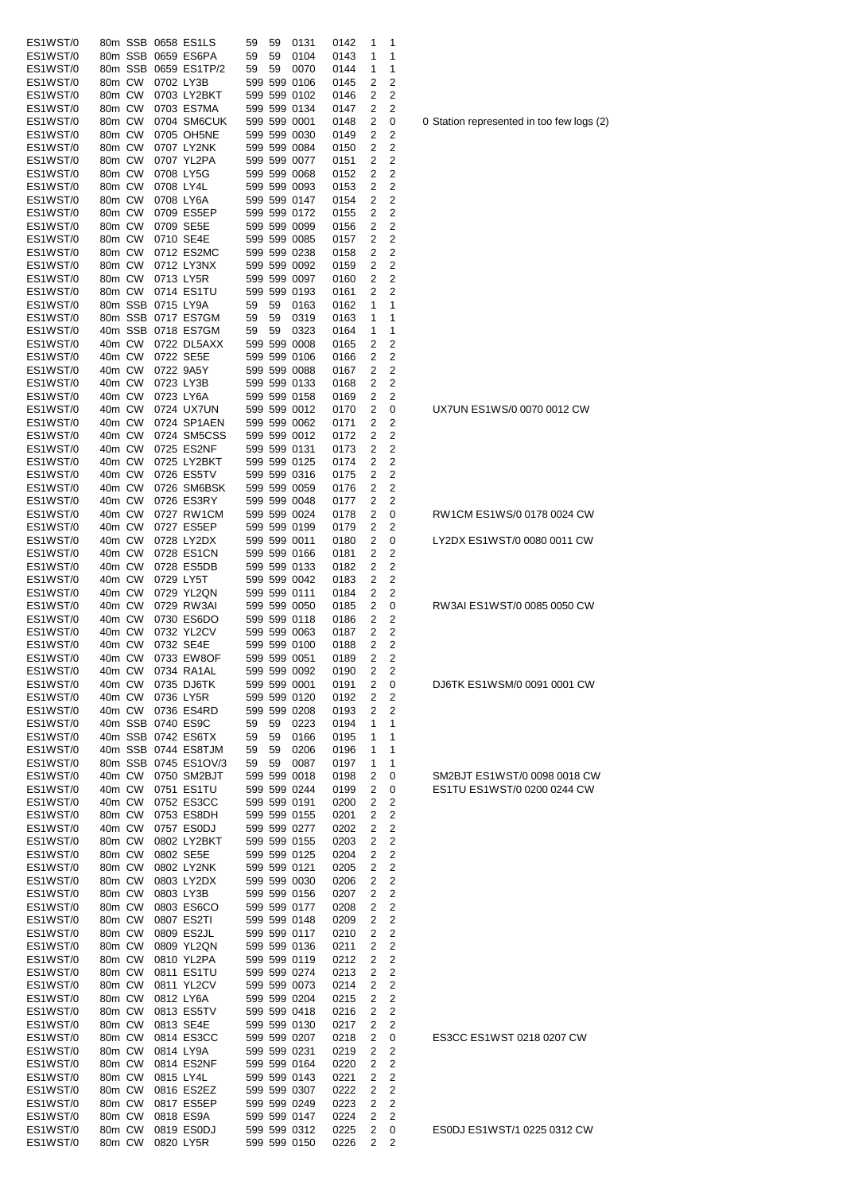| | | | | | | | | | | | |
|---|---|---|---|---|---|---|---|---|---|---|---|
| ES1WST/0 | 80m | SSB | 0658 | ES1LS | 59 | 59 | 0131 | 0142 | 1 | 1 | |
| ES1WST/0 | 80m | SSB | 0659 | ES6PA | 59 | 59 | 0104 | 0143 | 1 | 1 | |
| ES1WST/0 | 80m | SSB | 0659 | ES1TP/2 | 59 | 59 | 0070 | 0144 | 1 | 1 | |
| ES1WST/0 | 80m | CW | 0702 | LY3B | 599 | 599 | 0106 | 0145 | 2 | 2 | |
| ES1WST/0 | 80m | CW | 0703 | LY2BKT | 599 | 599 | 0102 | 0146 | 2 | 2 | |
| ES1WST/0 | 80m | CW | 0703 | ES7MA | 599 | 599 | 0134 | 0147 | 2 | 2 | |
| ES1WST/0 | 80m | CW | 0704 | SM6CUK | 599 | 599 | 0001 | 0148 | 2 | 0 | 0 Station represented in too few logs (2) |
| ES1WST/0 | 80m | CW | 0705 | OH5NE | 599 | 599 | 0030 | 0149 | 2 | 2 | |
| ES1WST/0 | 80m | CW | 0707 | LY2NK | 599 | 599 | 0084 | 0150 | 2 | 2 | |
| ES1WST/0 | 80m | CW | 0707 | YL2PA | 599 | 599 | 0077 | 0151 | 2 | 2 | |
| ES1WST/0 | 80m | CW | 0708 | LY5G | 599 | 599 | 0068 | 0152 | 2 | 2 | |
| ES1WST/0 | 80m | CW | 0708 | LY4L | 599 | 599 | 0093 | 0153 | 2 | 2 | |
| ES1WST/0 | 80m | CW | 0708 | LY6A | 599 | 599 | 0147 | 0154 | 2 | 2 | |
| ES1WST/0 | 80m | CW | 0709 | ES5EP | 599 | 599 | 0172 | 0155 | 2 | 2 | |
| ES1WST/0 | 80m | CW | 0709 | SE5E | 599 | 599 | 0099 | 0156 | 2 | 2 | |
| ES1WST/0 | 80m | CW | 0710 | SE4E | 599 | 599 | 0085 | 0157 | 2 | 2 | |
| ES1WST/0 | 80m | CW | 0712 | ES2MC | 599 | 599 | 0238 | 0158 | 2 | 2 | |
| ES1WST/0 | 80m | CW | 0712 | LY3NX | 599 | 599 | 0092 | 0159 | 2 | 2 | |
| ES1WST/0 | 80m | CW | 0713 | LY5R | 599 | 599 | 0097 | 0160 | 2 | 2 | |
| ES1WST/0 | 80m | CW | 0714 | ES1TU | 599 | 599 | 0193 | 0161 | 2 | 2 | |
| ES1WST/0 | 80m | SSB | 0715 | LY9A | 59 | 59 | 0163 | 0162 | 1 | 1 | |
| ES1WST/0 | 80m | SSB | 0717 | ES7GM | 59 | 59 | 0319 | 0163 | 1 | 1 | |
| ES1WST/0 | 40m | SSB | 0718 | ES7GM | 59 | 59 | 0323 | 0164 | 1 | 1 | |
| ES1WST/0 | 40m | CW | 0722 | DL5AXX | 599 | 599 | 0008 | 0165 | 2 | 2 | |
| ES1WST/0 | 40m | CW | 0722 | SE5E | 599 | 599 | 0106 | 0166 | 2 | 2 | |
| ES1WST/0 | 40m | CW | 0722 | 9A5Y | 599 | 599 | 0088 | 0167 | 2 | 2 | |
| ES1WST/0 | 40m | CW | 0723 | LY3B | 599 | 599 | 0133 | 0168 | 2 | 2 | |
| ES1WST/0 | 40m | CW | 0723 | LY6A | 599 | 599 | 0158 | 0169 | 2 | 2 | |
| ES1WST/0 | 40m | CW | 0724 | UX7UN | 599 | 599 | 0012 | 0170 | 2 | 0 | UX7UN ES1WS/0 0070 0012 CW |
| ES1WST/0 | 40m | CW | 0724 | SP1AEN | 599 | 599 | 0062 | 0171 | 2 | 2 | |
| ES1WST/0 | 40m | CW | 0724 | SM5CSS | 599 | 599 | 0012 | 0172 | 2 | 2 | |
| ES1WST/0 | 40m | CW | 0725 | ES2NF | 599 | 599 | 0131 | 0173 | 2 | 2 | |
| ES1WST/0 | 40m | CW | 0725 | LY2BKT | 599 | 599 | 0125 | 0174 | 2 | 2 | |
| ES1WST/0 | 40m | CW | 0726 | ES5TV | 599 | 599 | 0316 | 0175 | 2 | 2 | |
| ES1WST/0 | 40m | CW | 0726 | SM6BSK | 599 | 599 | 0059 | 0176 | 2 | 2 | |
| ES1WST/0 | 40m | CW | 0726 | ES3RY | 599 | 599 | 0048 | 0177 | 2 | 2 | |
| ES1WST/0 | 40m | CW | 0727 | RW1CM | 599 | 599 | 0024 | 0178 | 2 | 0 | RW1CM ES1WS/0 0178 0024 CW |
| ES1WST/0 | 40m | CW | 0727 | ES5EP | 599 | 599 | 0199 | 0179 | 2 | 2 | |
| ES1WST/0 | 40m | CW | 0728 | LY2DX | 599 | 599 | 0011 | 0180 | 2 | 0 | LY2DX ES1WST/0 0080 0011 CW |
| ES1WST/0 | 40m | CW | 0728 | ES1CN | 599 | 599 | 0166 | 0181 | 2 | 2 | |
| ES1WST/0 | 40m | CW | 0728 | ES5DB | 599 | 599 | 0133 | 0182 | 2 | 2 | |
| ES1WST/0 | 40m | CW | 0729 | LY5T | 599 | 599 | 0042 | 0183 | 2 | 2 | |
| ES1WST/0 | 40m | CW | 0729 | YL2QN | 599 | 599 | 0111 | 0184 | 2 | 2 | |
| ES1WST/0 | 40m | CW | 0729 | RW3AI | 599 | 599 | 0050 | 0185 | 2 | 0 | RW3AI ES1WST/0 0085 0050 CW |
| ES1WST/0 | 40m | CW | 0730 | ES6DO | 599 | 599 | 0118 | 0186 | 2 | 2 | |
| ES1WST/0 | 40m | CW | 0732 | YL2CV | 599 | 599 | 0063 | 0187 | 2 | 2 | |
| ES1WST/0 | 40m | CW | 0732 | SE4E | 599 | 599 | 0100 | 0188 | 2 | 2 | |
| ES1WST/0 | 40m | CW | 0733 | EW8OF | 599 | 599 | 0051 | 0189 | 2 | 2 | |
| ES1WST/0 | 40m | CW | 0734 | RA1AL | 599 | 599 | 0092 | 0190 | 2 | 2 | |
| ES1WST/0 | 40m | CW | 0735 | DJ6TK | 599 | 599 | 0001 | 0191 | 2 | 0 | DJ6TK ES1WSM/0 0091 0001 CW |
| ES1WST/0 | 40m | CW | 0736 | LY5R | 599 | 599 | 0120 | 0192 | 2 | 2 | |
| ES1WST/0 | 40m | CW | 0736 | ES4RD | 599 | 599 | 0208 | 0193 | 2 | 2 | |
| ES1WST/0 | 40m | SSB | 0740 | ES9C | 59 | 59 | 0223 | 0194 | 1 | 1 | |
| ES1WST/0 | 40m | SSB | 0742 | ES6TX | 59 | 59 | 0166 | 0195 | 1 | 1 | |
| ES1WST/0 | 40m | SSB | 0744 | ES8TJM | 59 | 59 | 0206 | 0196 | 1 | 1 | |
| ES1WST/0 | 80m | SSB | 0745 | ES1OV/3 | 59 | 59 | 0087 | 0197 | 1 | 1 | |
| ES1WST/0 | 40m | CW | 0750 | SM2BJT | 599 | 599 | 0018 | 0198 | 2 | 0 | SM2BJT ES1WST/0 0098 0018 CW |
| ES1WST/0 | 40m | CW | 0751 | ES1TU | 599 | 599 | 0244 | 0199 | 2 | 0 | ES1TU ES1WST/0 0200 0244 CW |
| ES1WST/0 | 40m | CW | 0752 | ES3CC | 599 | 599 | 0191 | 0200 | 2 | 2 | |
| ES1WST/0 | 80m | CW | 0753 | ES8DH | 599 | 599 | 0155 | 0201 | 2 | 2 | |
| ES1WST/0 | 40m | CW | 0757 | ES0DJ | 599 | 599 | 0277 | 0202 | 2 | 2 | |
| ES1WST/0 | 80m | CW | 0802 | LY2BKT | 599 | 599 | 0155 | 0203 | 2 | 2 | |
| ES1WST/0 | 80m | CW | 0802 | SE5E | 599 | 599 | 0125 | 0204 | 2 | 2 | |
| ES1WST/0 | 80m | CW | 0802 | LY2NK | 599 | 599 | 0121 | 0205 | 2 | 2 | |
| ES1WST/0 | 80m | CW | 0803 | LY2DX | 599 | 599 | 0030 | 0206 | 2 | 2 | |
| ES1WST/0 | 80m | CW | 0803 | LY3B | 599 | 599 | 0156 | 0207 | 2 | 2 | |
| ES1WST/0 | 80m | CW | 0803 | ES6CO | 599 | 599 | 0177 | 0208 | 2 | 2 | |
| ES1WST/0 | 80m | CW | 0807 | ES2TI | 599 | 599 | 0148 | 0209 | 2 | 2 | |
| ES1WST/0 | 80m | CW | 0809 | ES2JL | 599 | 599 | 0117 | 0210 | 2 | 2 | |
| ES1WST/0 | 80m | CW | 0809 | YL2QN | 599 | 599 | 0136 | 0211 | 2 | 2 | |
| ES1WST/0 | 80m | CW | 0810 | YL2PA | 599 | 599 | 0119 | 0212 | 2 | 2 | |
| ES1WST/0 | 80m | CW | 0811 | ES1TU | 599 | 599 | 0274 | 0213 | 2 | 2 | |
| ES1WST/0 | 80m | CW | 0811 | YL2CV | 599 | 599 | 0073 | 0214 | 2 | 2 | |
| ES1WST/0 | 80m | CW | 0812 | LY6A | 599 | 599 | 0204 | 0215 | 2 | 2 | |
| ES1WST/0 | 80m | CW | 0813 | ES5TV | 599 | 599 | 0418 | 0216 | 2 | 2 | |
| ES1WST/0 | 80m | CW | 0813 | SE4E | 599 | 599 | 0130 | 0217 | 2 | 2 | |
| ES1WST/0 | 80m | CW | 0814 | ES3CC | 599 | 599 | 0207 | 0218 | 2 | 0 | ES3CC ES1WST 0218 0207 CW |
| ES1WST/0 | 80m | CW | 0814 | LY9A | 599 | 599 | 0231 | 0219 | 2 | 2 | |
| ES1WST/0 | 80m | CW | 0814 | ES2NF | 599 | 599 | 0164 | 0220 | 2 | 2 | |
| ES1WST/0 | 80m | CW | 0815 | LY4L | 599 | 599 | 0143 | 0221 | 2 | 2 | |
| ES1WST/0 | 80m | CW | 0816 | ES2EZ | 599 | 599 | 0307 | 0222 | 2 | 2 | |
| ES1WST/0 | 80m | CW | 0817 | ES5EP | 599 | 599 | 0249 | 0223 | 2 | 2 | |
| ES1WST/0 | 80m | CW | 0818 | ES9A | 599 | 599 | 0147 | 0224 | 2 | 2 | |
| ES1WST/0 | 80m | CW | 0819 | ES0DJ | 599 | 599 | 0312 | 0225 | 2 | 0 | ES0DJ ES1WST/1 0225 0312 CW |
| ES1WST/0 | 80m | CW | 0820 | LY5R | 599 | 599 | 0150 | 0226 | 2 | 2 | |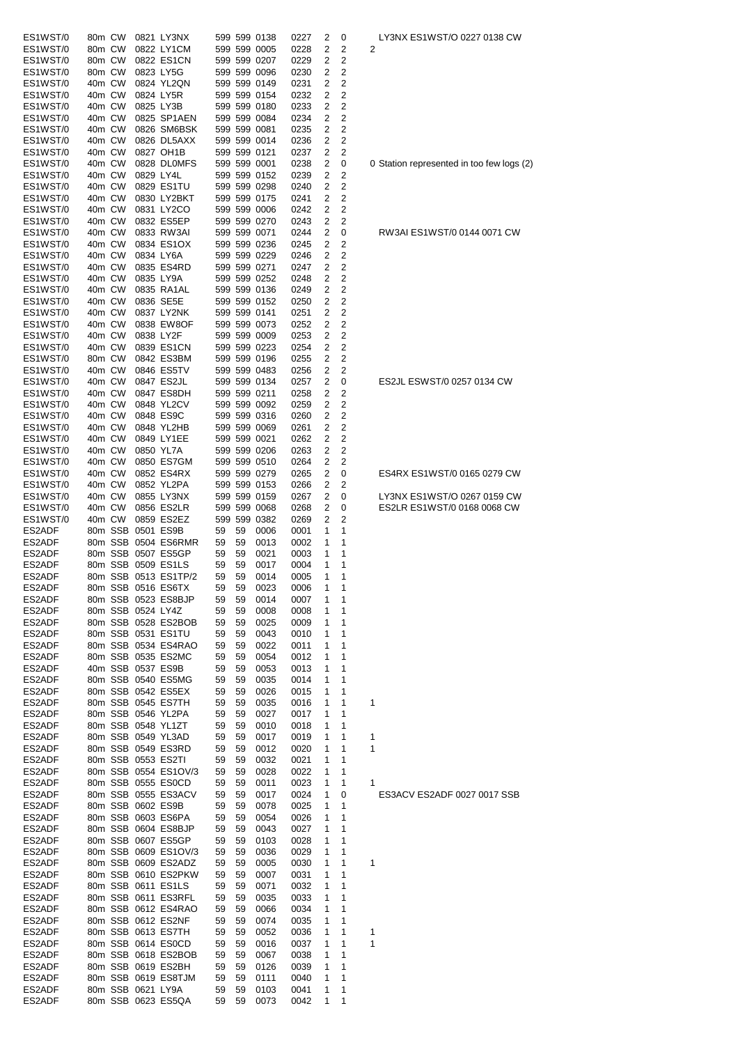| | | | | | | | | | | | | | |
|---|---|---|---|---|---|---|---|---|---|---|---|---|---|
| ES1WST/0 | 80m | CW | 0821 | LY3NX | 599 | 599 | 0138 | 0227 | 2 | 0 | | LY3NX ES1WST/O 0227 0138 CW |
| ES1WST/0 | 80m | CW | 0822 | LY1CM | 599 | 599 | 0005 | 0228 | 2 | 2 | 2 | |
| ES1WST/0 | 80m | CW | 0822 | ES1CN | 599 | 599 | 0207 | 0229 | 2 | 2 | | |
| ES1WST/0 | 80m | CW | 0823 | LY5G | 599 | 599 | 0096 | 0230 | 2 | 2 | | |
| ES1WST/0 | 40m | CW | 0824 | YL2QN | 599 | 599 | 0149 | 0231 | 2 | 2 | | |
| ES1WST/0 | 40m | CW | 0824 | LY5R | 599 | 599 | 0154 | 0232 | 2 | 2 | | |
| ES1WST/0 | 40m | CW | 0825 | LY3B | 599 | 599 | 0180 | 0233 | 2 | 2 | | |
| ES1WST/0 | 40m | CW | 0825 | SP1AEN | 599 | 599 | 0084 | 0234 | 2 | 2 | | |
| ES1WST/0 | 40m | CW | 0826 | SM6BSK | 599 | 599 | 0081 | 0235 | 2 | 2 | | |
| ES1WST/0 | 40m | CW | 0826 | DL5AXX | 599 | 599 | 0014 | 0236 | 2 | 2 | | |
| ES1WST/0 | 40m | CW | 0827 | OH1B | 599 | 599 | 0121 | 0237 | 2 | 2 | | |
| ES1WST/0 | 40m | CW | 0828 | DL0MFS | 599 | 599 | 0001 | 0238 | 2 | 0 | 0 | Station represented in too few logs (2) |
| ES1WST/0 | 40m | CW | 0829 | LY4L | 599 | 599 | 0152 | 0239 | 2 | 2 | | |
| ES1WST/0 | 40m | CW | 0829 | ES1TU | 599 | 599 | 0298 | 0240 | 2 | 2 | | |
| ES1WST/0 | 40m | CW | 0830 | LY2BKT | 599 | 599 | 0175 | 0241 | 2 | 2 | | |
| ES1WST/0 | 40m | CW | 0831 | LY2CO | 599 | 599 | 0006 | 0242 | 2 | 2 | | |
| ES1WST/0 | 40m | CW | 0832 | ES5EP | 599 | 599 | 0270 | 0243 | 2 | 2 | | |
| ES1WST/0 | 40m | CW | 0833 | RW3AI | 599 | 599 | 0071 | 0244 | 2 | 0 | | RW3AI ES1WST/0 0144 0071 CW |
| ES1WST/0 | 40m | CW | 0834 | ES1OX | 599 | 599 | 0236 | 0245 | 2 | 2 | | |
| ES1WST/0 | 40m | CW | 0834 | LY6A | 599 | 599 | 0229 | 0246 | 2 | 2 | | |
| ES1WST/0 | 40m | CW | 0835 | ES4RD | 599 | 599 | 0271 | 0247 | 2 | 2 | | |
| ES1WST/0 | 40m | CW | 0835 | LY9A | 599 | 599 | 0252 | 0248 | 2 | 2 | | |
| ES1WST/0 | 40m | CW | 0835 | RA1AL | 599 | 599 | 0136 | 0249 | 2 | 2 | | |
| ES1WST/0 | 40m | CW | 0836 | SE5E | 599 | 599 | 0152 | 0250 | 2 | 2 | | |
| ES1WST/0 | 40m | CW | 0837 | LY2NK | 599 | 599 | 0141 | 0251 | 2 | 2 | | |
| ES1WST/0 | 40m | CW | 0838 | EW8OF | 599 | 599 | 0073 | 0252 | 2 | 2 | | |
| ES1WST/0 | 40m | CW | 0838 | LY2F | 599 | 599 | 0009 | 0253 | 2 | 2 | | |
| ES1WST/0 | 40m | CW | 0839 | ES1CN | 599 | 599 | 0223 | 0254 | 2 | 2 | | |
| ES1WST/0 | 80m | CW | 0842 | ES3BM | 599 | 599 | 0196 | 0255 | 2 | 2 | | |
| ES1WST/0 | 40m | CW | 0846 | ES5TV | 599 | 599 | 0483 | 0256 | 2 | 2 | | |
| ES1WST/0 | 40m | CW | 0847 | ES2JL | 599 | 599 | 0134 | 0257 | 2 | 0 | | ES2JL ESWST/0 0257 0134 CW |
| ES1WST/0 | 40m | CW | 0847 | ES8DH | 599 | 599 | 0211 | 0258 | 2 | 2 | | |
| ES1WST/0 | 40m | CW | 0848 | YL2CV | 599 | 599 | 0092 | 0259 | 2 | 2 | | |
| ES1WST/0 | 40m | CW | 0848 | ES9C | 599 | 599 | 0316 | 0260 | 2 | 2 | | |
| ES1WST/0 | 40m | CW | 0848 | YL2HB | 599 | 599 | 0069 | 0261 | 2 | 2 | | |
| ES1WST/0 | 40m | CW | 0849 | LY1EE | 599 | 599 | 0021 | 0262 | 2 | 2 | | |
| ES1WST/0 | 40m | CW | 0850 | YL7A | 599 | 599 | 0206 | 0263 | 2 | 2 | | |
| ES1WST/0 | 40m | CW | 0850 | ES7GM | 599 | 599 | 0510 | 0264 | 2 | 2 | | |
| ES1WST/0 | 40m | CW | 0852 | ES4RX | 599 | 599 | 0279 | 0265 | 2 | 0 | | ES4RX ES1WST/0 0165 0279 CW |
| ES1WST/0 | 40m | CW | 0852 | YL2PA | 599 | 599 | 0153 | 0266 | 2 | 2 | | |
| ES1WST/0 | 40m | CW | 0855 | LY3NX | 599 | 599 | 0159 | 0267 | 2 | 0 | | LY3NX ES1WST/O 0267 0159 CW |
| ES1WST/0 | 40m | CW | 0856 | ES2LR | 599 | 599 | 0068 | 0268 | 2 | 0 | | ES2LR ES1WST/0 0168 0068 CW |
| ES1WST/0 | 40m | CW | 0859 | ES2EZ | 599 | 599 | 0382 | 0269 | 2 | 2 | | |
| ES2ADF | 80m | SSB | 0501 | ES9B | 59 | 59 | 0006 | 0001 | 1 | 1 | | |
| ES2ADF | 80m | SSB | 0504 | ES6RMR | 59 | 59 | 0013 | 0002 | 1 | 1 | | |
| ES2ADF | 80m | SSB | 0507 | ES5GP | 59 | 59 | 0021 | 0003 | 1 | 1 | | |
| ES2ADF | 80m | SSB | 0509 | ES1LS | 59 | 59 | 0017 | 0004 | 1 | 1 | | |
| ES2ADF | 80m | SSB | 0513 | ES1TP/2 | 59 | 59 | 0014 | 0005 | 1 | 1 | | |
| ES2ADF | 80m | SSB | 0516 | ES6TX | 59 | 59 | 0023 | 0006 | 1 | 1 | | |
| ES2ADF | 80m | SSB | 0523 | ES8BJP | 59 | 59 | 0014 | 0007 | 1 | 1 | | |
| ES2ADF | 80m | SSB | 0524 | LY4Z | 59 | 59 | 0008 | 0008 | 1 | 1 | | |
| ES2ADF | 80m | SSB | 0528 | ES2BOB | 59 | 59 | 0025 | 0009 | 1 | 1 | | |
| ES2ADF | 80m | SSB | 0531 | ES1TU | 59 | 59 | 0043 | 0010 | 1 | 1 | | |
| ES2ADF | 80m | SSB | 0534 | ES4RAO | 59 | 59 | 0022 | 0011 | 1 | 1 | | |
| ES2ADF | 80m | SSB | 0535 | ES2MC | 59 | 59 | 0054 | 0012 | 1 | 1 | | |
| ES2ADF | 40m | SSB | 0537 | ES9B | 59 | 59 | 0053 | 0013 | 1 | 1 | | |
| ES2ADF | 80m | SSB | 0540 | ES5MG | 59 | 59 | 0035 | 0014 | 1 | 1 | | |
| ES2ADF | 80m | SSB | 0542 | ES5EX | 59 | 59 | 0026 | 0015 | 1 | 1 | | |
| ES2ADF | 80m | SSB | 0545 | ES7TH | 59 | 59 | 0035 | 0016 | 1 | 1 | 1 | |
| ES2ADF | 80m | SSB | 0546 | YL2PA | 59 | 59 | 0027 | 0017 | 1 | 1 | | |
| ES2ADF | 80m | SSB | 0548 | YL1ZT | 59 | 59 | 0010 | 0018 | 1 | 1 | | |
| ES2ADF | 80m | SSB | 0549 | YL3AD | 59 | 59 | 0017 | 0019 | 1 | 1 | 1 | |
| ES2ADF | 80m | SSB | 0549 | ES3RD | 59 | 59 | 0012 | 0020 | 1 | 1 | 1 | |
| ES2ADF | 80m | SSB | 0553 | ES2TI | 59 | 59 | 0032 | 0021 | 1 | 1 | | |
| ES2ADF | 80m | SSB | 0554 | ES1OV/3 | 59 | 59 | 0028 | 0022 | 1 | 1 | | |
| ES2ADF | 80m | SSB | 0555 | ES0CD | 59 | 59 | 0011 | 0023 | 1 | 1 | 1 | |
| ES2ADF | 80m | SSB | 0555 | ES3ACV | 59 | 59 | 0017 | 0024 | 1 | 0 | | ES3ACV ES2ADF 0027 0017 SSB |
| ES2ADF | 80m | SSB | 0602 | ES9B | 59 | 59 | 0078 | 0025 | 1 | 1 | | |
| ES2ADF | 80m | SSB | 0603 | ES6PA | 59 | 59 | 0054 | 0026 | 1 | 1 | | |
| ES2ADF | 80m | SSB | 0604 | ES8BJP | 59 | 59 | 0043 | 0027 | 1 | 1 | | |
| ES2ADF | 80m | SSB | 0607 | ES5GP | 59 | 59 | 0103 | 0028 | 1 | 1 | | |
| ES2ADF | 80m | SSB | 0609 | ES1OV/3 | 59 | 59 | 0036 | 0029 | 1 | 1 | | |
| ES2ADF | 80m | SSB | 0609 | ES2ADZ | 59 | 59 | 0005 | 0030 | 1 | 1 | 1 | |
| ES2ADF | 80m | SSB | 0610 | ES2PKW | 59 | 59 | 0007 | 0031 | 1 | 1 | | |
| ES2ADF | 80m | SSB | 0611 | ES1LS | 59 | 59 | 0071 | 0032 | 1 | 1 | | |
| ES2ADF | 80m | SSB | 0611 | ES3RFL | 59 | 59 | 0035 | 0033 | 1 | 1 | | |
| ES2ADF | 80m | SSB | 0612 | ES4RAO | 59 | 59 | 0066 | 0034 | 1 | 1 | | |
| ES2ADF | 80m | SSB | 0612 | ES2NF | 59 | 59 | 0074 | 0035 | 1 | 1 | | |
| ES2ADF | 80m | SSB | 0613 | ES7TH | 59 | 59 | 0052 | 0036 | 1 | 1 | 1 | |
| ES2ADF | 80m | SSB | 0614 | ES0CD | 59 | 59 | 0016 | 0037 | 1 | 1 | 1 | |
| ES2ADF | 80m | SSB | 0618 | ES2BOB | 59 | 59 | 0067 | 0038 | 1 | 1 | | |
| ES2ADF | 80m | SSB | 0619 | ES2BH | 59 | 59 | 0126 | 0039 | 1 | 1 | | |
| ES2ADF | 80m | SSB | 0619 | ES8TJM | 59 | 59 | 0111 | 0040 | 1 | 1 | | |
| ES2ADF | 80m | SSB | 0621 | LY9A | 59 | 59 | 0103 | 0041 | 1 | 1 | | |
| ES2ADF | 80m | SSB | 0623 | ES5QA | 59 | 59 | 0073 | 0042 | 1 | 1 | | |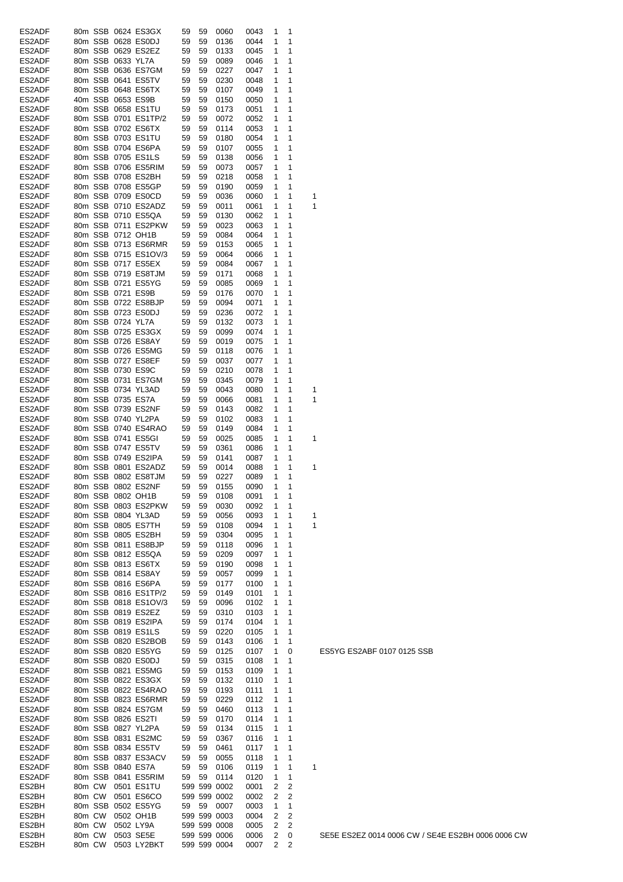| | | | | | | | | | | | | |
|---|---|---|---|---|---|---|---|---|---|---|---|---|
| ES2ADF | 80m | SSB | 0624 | ES3GX | 59 | 59 | 0060 | 0043 | 1 | 1 | | |
| ES2ADF | 80m | SSB | 0628 | ES0DJ | 59 | 59 | 0136 | 0044 | 1 | 1 | | |
| ES2ADF | 80m | SSB | 0629 | ES2EZ | 59 | 59 | 0133 | 0045 | 1 | 1 | | |
| ES2ADF | 80m | SSB | 0633 | YL7A | 59 | 59 | 0089 | 0046 | 1 | 1 | | |
| ES2ADF | 80m | SSB | 0636 | ES7GM | 59 | 59 | 0227 | 0047 | 1 | 1 | | |
| ES2ADF | 80m | SSB | 0641 | ES5TV | 59 | 59 | 0230 | 0048 | 1 | 1 | | |
| ES2ADF | 80m | SSB | 0648 | ES6TX | 59 | 59 | 0107 | 0049 | 1 | 1 | | |
| ES2ADF | 40m | SSB | 0653 | ES9B | 59 | 59 | 0150 | 0050 | 1 | 1 | | |
| ES2ADF | 80m | SSB | 0658 | ES1TU | 59 | 59 | 0173 | 0051 | 1 | 1 | | |
| ES2ADF | 80m | SSB | 0701 | ES1TP/2 | 59 | 59 | 0072 | 0052 | 1 | 1 | | |
| ES2ADF | 80m | SSB | 0702 | ES6TX | 59 | 59 | 0114 | 0053 | 1 | 1 | | |
| ES2ADF | 80m | SSB | 0703 | ES1TU | 59 | 59 | 0180 | 0054 | 1 | 1 | | |
| ES2ADF | 80m | SSB | 0704 | ES6PA | 59 | 59 | 0107 | 0055 | 1 | 1 | | |
| ES2ADF | 80m | SSB | 0705 | ES1LS | 59 | 59 | 0138 | 0056 | 1 | 1 | | |
| ES2ADF | 80m | SSB | 0706 | ES5RIM | 59 | 59 | 0073 | 0057 | 1 | 1 | | |
| ES2ADF | 80m | SSB | 0708 | ES2BH | 59 | 59 | 0218 | 0058 | 1 | 1 | | |
| ES2ADF | 80m | SSB | 0708 | ES5GP | 59 | 59 | 0190 | 0059 | 1 | 1 | | |
| ES2ADF | 80m | SSB | 0709 | ES0CD | 59 | 59 | 0036 | 0060 | 1 | 1 | 1 | |
| ES2ADF | 80m | SSB | 0710 | ES2ADZ | 59 | 59 | 0011 | 0061 | 1 | 1 | 1 | |
| ES2ADF | 80m | SSB | 0710 | ES5QA | 59 | 59 | 0130 | 0062 | 1 | 1 | | |
| ES2ADF | 80m | SSB | 0711 | ES2PKW | 59 | 59 | 0023 | 0063 | 1 | 1 | | |
| ES2ADF | 80m | SSB | 0712 | OH1B | 59 | 59 | 0084 | 0064 | 1 | 1 | | |
| ES2ADF | 80m | SSB | 0713 | ES6RMR | 59 | 59 | 0153 | 0065 | 1 | 1 | | |
| ES2ADF | 80m | SSB | 0715 | ES1OV/3 | 59 | 59 | 0064 | 0066 | 1 | 1 | | |
| ES2ADF | 80m | SSB | 0717 | ES5EX | 59 | 59 | 0084 | 0067 | 1 | 1 | | |
| ES2ADF | 80m | SSB | 0719 | ES8TJM | 59 | 59 | 0171 | 0068 | 1 | 1 | | |
| ES2ADF | 80m | SSB | 0721 | ES5YG | 59 | 59 | 0085 | 0069 | 1 | 1 | | |
| ES2ADF | 80m | SSB | 0721 | ES9B | 59 | 59 | 0176 | 0070 | 1 | 1 | | |
| ES2ADF | 80m | SSB | 0722 | ES8BJP | 59 | 59 | 0094 | 0071 | 1 | 1 | | |
| ES2ADF | 80m | SSB | 0723 | ES0DJ | 59 | 59 | 0236 | 0072 | 1 | 1 | | |
| ES2ADF | 80m | SSB | 0724 | YL7A | 59 | 59 | 0132 | 0073 | 1 | 1 | | |
| ES2ADF | 80m | SSB | 0725 | ES3GX | 59 | 59 | 0099 | 0074 | 1 | 1 | | |
| ES2ADF | 80m | SSB | 0726 | ES8AY | 59 | 59 | 0019 | 0075 | 1 | 1 | | |
| ES2ADF | 80m | SSB | 0726 | ES5MG | 59 | 59 | 0118 | 0076 | 1 | 1 | | |
| ES2ADF | 80m | SSB | 0727 | ES8EF | 59 | 59 | 0037 | 0077 | 1 | 1 | | |
| ES2ADF | 80m | SSB | 0730 | ES9C | 59 | 59 | 0210 | 0078 | 1 | 1 | | |
| ES2ADF | 80m | SSB | 0731 | ES7GM | 59 | 59 | 0345 | 0079 | 1 | 1 | | |
| ES2ADF | 80m | SSB | 0734 | YL3AD | 59 | 59 | 0043 | 0080 | 1 | 1 | 1 | |
| ES2ADF | 80m | SSB | 0735 | ES7A | 59 | 59 | 0066 | 0081 | 1 | 1 | 1 | |
| ES2ADF | 80m | SSB | 0739 | ES2NF | 59 | 59 | 0143 | 0082 | 1 | 1 | | |
| ES2ADF | 80m | SSB | 0740 | YL2PA | 59 | 59 | 0102 | 0083 | 1 | 1 | | |
| ES2ADF | 80m | SSB | 0740 | ES4RAO | 59 | 59 | 0149 | 0084 | 1 | 1 | | |
| ES2ADF | 80m | SSB | 0741 | ES5GI | 59 | 59 | 0025 | 0085 | 1 | 1 | 1 | |
| ES2ADF | 80m | SSB | 0747 | ES5TV | 59 | 59 | 0361 | 0086 | 1 | 1 | | |
| ES2ADF | 80m | SSB | 0749 | ES2IPA | 59 | 59 | 0141 | 0087 | 1 | 1 | | |
| ES2ADF | 80m | SSB | 0801 | ES2ADZ | 59 | 59 | 0014 | 0088 | 1 | 1 | 1 | |
| ES2ADF | 80m | SSB | 0802 | ES8TJM | 59 | 59 | 0227 | 0089 | 1 | 1 | | |
| ES2ADF | 80m | SSB | 0802 | ES2NF | 59 | 59 | 0155 | 0090 | 1 | 1 | | |
| ES2ADF | 80m | SSB | 0802 | OH1B | 59 | 59 | 0108 | 0091 | 1 | 1 | | |
| ES2ADF | 80m | SSB | 0803 | ES2PKW | 59 | 59 | 0030 | 0092 | 1 | 1 | | |
| ES2ADF | 80m | SSB | 0804 | YL3AD | 59 | 59 | 0056 | 0093 | 1 | 1 | 1 | |
| ES2ADF | 80m | SSB | 0805 | ES7TH | 59 | 59 | 0108 | 0094 | 1 | 1 | 1 | |
| ES2ADF | 80m | SSB | 0805 | ES2BH | 59 | 59 | 0304 | 0095 | 1 | 1 | | |
| ES2ADF | 80m | SSB | 0811 | ES8BJP | 59 | 59 | 0118 | 0096 | 1 | 1 | | |
| ES2ADF | 80m | SSB | 0812 | ES5QA | 59 | 59 | 0209 | 0097 | 1 | 1 | | |
| ES2ADF | 80m | SSB | 0813 | ES6TX | 59 | 59 | 0190 | 0098 | 1 | 1 | | |
| ES2ADF | 80m | SSB | 0814 | ES8AY | 59 | 59 | 0057 | 0099 | 1 | 1 | | |
| ES2ADF | 80m | SSB | 0816 | ES6PA | 59 | 59 | 0177 | 0100 | 1 | 1 | | |
| ES2ADF | 80m | SSB | 0816 | ES1TP/2 | 59 | 59 | 0149 | 0101 | 1 | 1 | | |
| ES2ADF | 80m | SSB | 0818 | ES1OV/3 | 59 | 59 | 0096 | 0102 | 1 | 1 | | |
| ES2ADF | 80m | SSB | 0819 | ES2EZ | 59 | 59 | 0310 | 0103 | 1 | 1 | | |
| ES2ADF | 80m | SSB | 0819 | ES2IPA | 59 | 59 | 0174 | 0104 | 1 | 1 | | |
| ES2ADF | 80m | SSB | 0819 | ES1LS | 59 | 59 | 0220 | 0105 | 1 | 1 | | |
| ES2ADF | 80m | SSB | 0820 | ES2BOB | 59 | 59 | 0143 | 0106 | 1 | 1 | | |
| ES2ADF | 80m | SSB | 0820 | ES5YG | 59 | 59 | 0125 | 0107 | 1 | 0 | | ES5YG ES2ABF 0107 0125 SSB |
| ES2ADF | 80m | SSB | 0820 | ES0DJ | 59 | 59 | 0315 | 0108 | 1 | 1 | | |
| ES2ADF | 80m | SSB | 0821 | ES5MG | 59 | 59 | 0153 | 0109 | 1 | 1 | | |
| ES2ADF | 80m | SSB | 0822 | ES3GX | 59 | 59 | 0132 | 0110 | 1 | 1 | | |
| ES2ADF | 80m | SSB | 0822 | ES4RAO | 59 | 59 | 0193 | 0111 | 1 | 1 | | |
| ES2ADF | 80m | SSB | 0823 | ES6RMR | 59 | 59 | 0229 | 0112 | 1 | 1 | | |
| ES2ADF | 80m | SSB | 0824 | ES7GM | 59 | 59 | 0460 | 0113 | 1 | 1 | | |
| ES2ADF | 80m | SSB | 0826 | ES2TI | 59 | 59 | 0170 | 0114 | 1 | 1 | | |
| ES2ADF | 80m | SSB | 0827 | YL2PA | 59 | 59 | 0134 | 0115 | 1 | 1 | | |
| ES2ADF | 80m | SSB | 0831 | ES2MC | 59 | 59 | 0367 | 0116 | 1 | 1 | | |
| ES2ADF | 80m | SSB | 0834 | ES5TV | 59 | 59 | 0461 | 0117 | 1 | 1 | | |
| ES2ADF | 80m | SSB | 0837 | ES3ACV | 59 | 59 | 0055 | 0118 | 1 | 1 | | |
| ES2ADF | 80m | SSB | 0840 | ES7A | 59 | 59 | 0106 | 0119 | 1 | 1 | 1 | |
| ES2ADF | 80m | SSB | 0841 | ES5RIM | 59 | 59 | 0114 | 0120 | 1 | 1 | | |
| ES2BH | 80m | CW | 0501 | ES1TU | 599 | 599 | 0002 | 0001 | 2 | 2 | | |
| ES2BH | 80m | CW | 0501 | ES6CO | 599 | 599 | 0002 | 0002 | 2 | 2 | | |
| ES2BH | 80m | SSB | 0502 | ES5YG | 59 | 59 | 0007 | 0003 | 1 | 1 | | |
| ES2BH | 80m | CW | 0502 | OH1B | 599 | 599 | 0003 | 0004 | 2 | 2 | | |
| ES2BH | 80m | CW | 0502 | LY9A | 599 | 599 | 0008 | 0005 | 2 | 2 | | |
| ES2BH | 80m | CW | 0503 | SE5E | 599 | 599 | 0006 | 0006 | 2 | 0 | | SE5E ES2EZ 0014 0006 CW / SE4E ES2BH 0006 0006 CW |
| ES2BH | 80m | CW | 0503 | LY2BKT | 599 | 599 | 0004 | 0007 | 2 | 2 | | |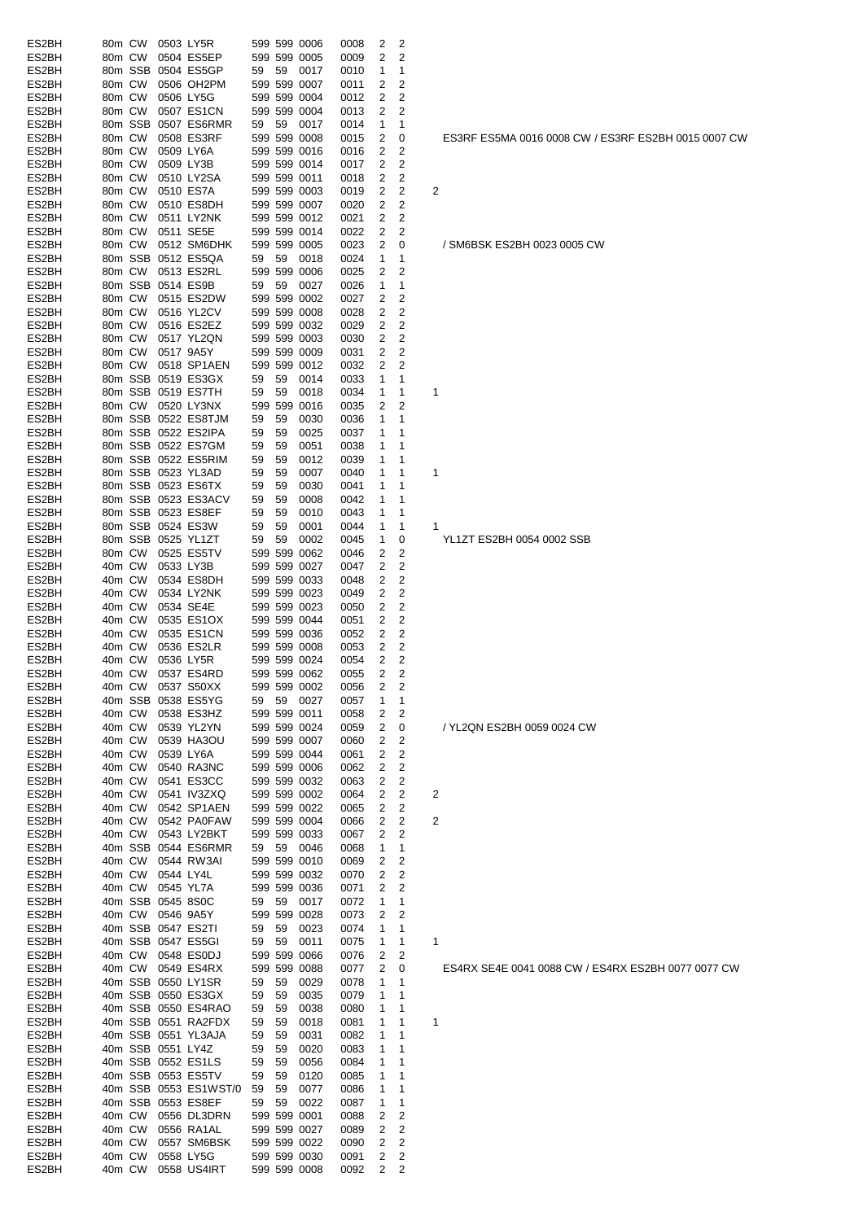| | | | | | | | | | | | | | |
|---|---|---|---|---|---|---|---|---|---|---|---|---|---|
| ES2BH | 80m | CW | 0503 | LY5R | 599 | 599 | 0006 | 0008 | 2 | 2 | | |
| ES2BH | 80m | CW | 0504 | ES5EP | 599 | 599 | 0005 | 0009 | 2 | 2 | | |
| ES2BH | 80m | SSB | 0504 | ES5GP | 59 | 59 | 0017 | 0010 | 1 | 1 | | |
| ES2BH | 80m | CW | 0506 | OH2PM | 599 | 599 | 0007 | 0011 | 2 | 2 | | |
| ES2BH | 80m | CW | 0506 | LY5G | 599 | 599 | 0004 | 0012 | 2 | 2 | | |
| ES2BH | 80m | CW | 0507 | ES1CN | 599 | 599 | 0004 | 0013 | 2 | 2 | | |
| ES2BH | 80m | SSB | 0507 | ES6RMR | 59 | 59 | 0017 | 0014 | 1 | 1 | | |
| ES2BH | 80m | CW | 0508 | ES3RF | 599 | 599 | 0008 | 0015 | 2 | 0 | | ES3RF ES5MA 0016 0008 CW / ES3RF ES2BH 0015 0007 CW |
| ES2BH | 80m | CW | 0509 | LY6A | 599 | 599 | 0016 | 0016 | 2 | 2 | | |
| ES2BH | 80m | CW | 0509 | LY3B | 599 | 599 | 0014 | 0017 | 2 | 2 | | |
| ES2BH | 80m | CW | 0510 | LY2SA | 599 | 599 | 0011 | 0018 | 2 | 2 | | |
| ES2BH | 80m | CW | 0510 | ES7A | 599 | 599 | 0003 | 0019 | 2 | 2 | 2 | |
| ES2BH | 80m | CW | 0510 | ES8DH | 599 | 599 | 0007 | 0020 | 2 | 2 | | |
| ES2BH | 80m | CW | 0511 | LY2NK | 599 | 599 | 0012 | 0021 | 2 | 2 | | |
| ES2BH | 80m | CW | 0511 | SE5E | 599 | 599 | 0014 | 0022 | 2 | 2 | | |
| ES2BH | 80m | CW | 0512 | SM6DHK | 599 | 599 | 0005 | 0023 | 2 | 0 | | / SM6BSK ES2BH 0023 0005 CW |
| ES2BH | 80m | SSB | 0512 | ES5QA | 59 | 59 | 0018 | 0024 | 1 | 1 | | |
| ES2BH | 80m | CW | 0513 | ES2RL | 599 | 599 | 0006 | 0025 | 2 | 2 | | |
| ES2BH | 80m | SSB | 0514 | ES9B | 59 | 59 | 0027 | 0026 | 1 | 1 | | |
| ES2BH | 80m | CW | 0515 | ES2DW | 599 | 599 | 0002 | 0027 | 2 | 2 | | |
| ES2BH | 80m | CW | 0516 | YL2CV | 599 | 599 | 0008 | 0028 | 2 | 2 | | |
| ES2BH | 80m | CW | 0516 | ES2EZ | 599 | 599 | 0032 | 0029 | 2 | 2 | | |
| ES2BH | 80m | CW | 0517 | YL2QN | 599 | 599 | 0003 | 0030 | 2 | 2 | | |
| ES2BH | 80m | CW | 0517 | 9A5Y | 599 | 599 | 0009 | 0031 | 2 | 2 | | |
| ES2BH | 80m | CW | 0518 | SP1AEN | 599 | 599 | 0012 | 0032 | 2 | 2 | | |
| ES2BH | 80m | SSB | 0519 | ES3GX | 59 | 59 | 0014 | 0033 | 1 | 1 | | |
| ES2BH | 80m | SSB | 0519 | ES7TH | 59 | 59 | 0018 | 0034 | 1 | 1 | 1 | |
| ES2BH | 80m | CW | 0520 | LY3NX | 599 | 599 | 0016 | 0035 | 2 | 2 | | |
| ES2BH | 80m | SSB | 0522 | ES8TJM | 59 | 59 | 0030 | 0036 | 1 | 1 | | |
| ES2BH | 80m | SSB | 0522 | ES2IPA | 59 | 59 | 0025 | 0037 | 1 | 1 | | |
| ES2BH | 80m | SSB | 0522 | ES7GM | 59 | 59 | 0051 | 0038 | 1 | 1 | | |
| ES2BH | 80m | SSB | 0522 | ES5RIM | 59 | 59 | 0012 | 0039 | 1 | 1 | | |
| ES2BH | 80m | SSB | 0523 | YL3AD | 59 | 59 | 0007 | 0040 | 1 | 1 | 1 | |
| ES2BH | 80m | SSB | 0523 | ES6TX | 59 | 59 | 0030 | 0041 | 1 | 1 | | |
| ES2BH | 80m | SSB | 0523 | ES3ACV | 59 | 59 | 0008 | 0042 | 1 | 1 | | |
| ES2BH | 80m | SSB | 0523 | ES8EF | 59 | 59 | 0010 | 0043 | 1 | 1 | | |
| ES2BH | 80m | SSB | 0524 | ES3W | 59 | 59 | 0001 | 0044 | 1 | 1 | 1 | |
| ES2BH | 80m | SSB | 0525 | YL1ZT | 59 | 59 | 0002 | 0045 | 1 | 0 | | YL1ZT ES2BH 0054 0002 SSB |
| ES2BH | 80m | CW | 0525 | ES5TV | 599 | 599 | 0062 | 0046 | 2 | 2 | | |
| ES2BH | 40m | CW | 0533 | LY3B | 599 | 599 | 0027 | 0047 | 2 | 2 | | |
| ES2BH | 40m | CW | 0534 | ES8DH | 599 | 599 | 0033 | 0048 | 2 | 2 | | |
| ES2BH | 40m | CW | 0534 | LY2NK | 599 | 599 | 0023 | 0049 | 2 | 2 | | |
| ES2BH | 40m | CW | 0534 | SE4E | 599 | 599 | 0023 | 0050 | 2 | 2 | | |
| ES2BH | 40m | CW | 0535 | ES1OX | 599 | 599 | 0044 | 0051 | 2 | 2 | | |
| ES2BH | 40m | CW | 0535 | ES1CN | 599 | 599 | 0036 | 0052 | 2 | 2 | | |
| ES2BH | 40m | CW | 0536 | ES2LR | 599 | 599 | 0008 | 0053 | 2 | 2 | | |
| ES2BH | 40m | CW | 0536 | LY5R | 599 | 599 | 0024 | 0054 | 2 | 2 | | |
| ES2BH | 40m | CW | 0537 | ES4RD | 599 | 599 | 0062 | 0055 | 2 | 2 | | |
| ES2BH | 40m | CW | 0537 | S50XX | 599 | 599 | 0002 | 0056 | 2 | 2 | | |
| ES2BH | 40m | SSB | 0538 | ES5YG | 59 | 59 | 0027 | 0057 | 1 | 1 | | |
| ES2BH | 40m | CW | 0538 | ES3HZ | 599 | 599 | 0011 | 0058 | 2 | 2 | | |
| ES2BH | 40m | CW | 0539 | YL2YN | 599 | 599 | 0024 | 0059 | 2 | 0 | | / YL2QN ES2BH 0059 0024 CW |
| ES2BH | 40m | CW | 0539 | HA3OU | 599 | 599 | 0007 | 0060 | 2 | 2 | | |
| ES2BH | 40m | CW | 0539 | LY6A | 599 | 599 | 0044 | 0061 | 2 | 2 | | |
| ES2BH | 40m | CW | 0540 | RA3NC | 599 | 599 | 0006 | 0062 | 2 | 2 | | |
| ES2BH | 40m | CW | 0541 | ES3CC | 599 | 599 | 0032 | 0063 | 2 | 2 | | |
| ES2BH | 40m | CW | 0541 | IV3ZXQ | 599 | 599 | 0002 | 0064 | 2 | 2 | 2 | |
| ES2BH | 40m | CW | 0542 | SP1AEN | 599 | 599 | 0022 | 0065 | 2 | 2 | | |
| ES2BH | 40m | CW | 0542 | PA0FAW | 599 | 599 | 0004 | 0066 | 2 | 2 | 2 | |
| ES2BH | 40m | CW | 0543 | LY2BKT | 599 | 599 | 0033 | 0067 | 2 | 2 | | |
| ES2BH | 40m | SSB | 0544 | ES6RMR | 59 | 59 | 0046 | 0068 | 1 | 1 | | |
| ES2BH | 40m | CW | 0544 | RW3AI | 599 | 599 | 0010 | 0069 | 2 | 2 | | |
| ES2BH | 40m | CW | 0544 | LY4L | 599 | 599 | 0032 | 0070 | 2 | 2 | | |
| ES2BH | 40m | CW | 0545 | YL7A | 599 | 599 | 0036 | 0071 | 2 | 2 | | |
| ES2BH | 40m | SSB | 0545 | 8S0C | 59 | 59 | 0017 | 0072 | 1 | 1 | | |
| ES2BH | 40m | CW | 0546 | 9A5Y | 599 | 599 | 0028 | 0073 | 2 | 2 | | |
| ES2BH | 40m | SSB | 0547 | ES2TI | 59 | 59 | 0023 | 0074 | 1 | 1 | | |
| ES2BH | 40m | SSB | 0547 | ES5GI | 59 | 59 | 0011 | 0075 | 1 | 1 | 1 | |
| ES2BH | 40m | CW | 0548 | ES0DJ | 599 | 599 | 0066 | 0076 | 2 | 2 | | |
| ES2BH | 40m | CW | 0549 | ES4RX | 599 | 599 | 0088 | 0077 | 2 | 0 | | ES4RX SE4E 0041 0088 CW / ES4RX ES2BH 0077 0077 CW |
| ES2BH | 40m | SSB | 0550 | LY1SR | 59 | 59 | 0029 | 0078 | 1 | 1 | | |
| ES2BH | 40m | SSB | 0550 | ES3GX | 59 | 59 | 0035 | 0079 | 1 | 1 | | |
| ES2BH | 40m | SSB | 0550 | ES4RAO | 59 | 59 | 0038 | 0080 | 1 | 1 | | |
| ES2BH | 40m | SSB | 0551 | RA2FDX | 59 | 59 | 0018 | 0081 | 1 | 1 | 1 | |
| ES2BH | 40m | SSB | 0551 | YL3AJA | 59 | 59 | 0031 | 0082 | 1 | 1 | | |
| ES2BH | 40m | SSB | 0551 | LY4Z | 59 | 59 | 0020 | 0083 | 1 | 1 | | |
| ES2BH | 40m | SSB | 0552 | ES1LS | 59 | 59 | 0056 | 0084 | 1 | 1 | | |
| ES2BH | 40m | SSB | 0553 | ES5TV | 59 | 59 | 0120 | 0085 | 1 | 1 | | |
| ES2BH | 40m | SSB | 0553 | ES1WST/0 | 59 | 59 | 0077 | 0086 | 1 | 1 | | |
| ES2BH | 40m | SSB | 0553 | ES8EF | 59 | 59 | 0022 | 0087 | 1 | 1 | | |
| ES2BH | 40m | CW | 0556 | DL3DRN | 599 | 599 | 0001 | 0088 | 2 | 2 | | |
| ES2BH | 40m | CW | 0556 | RA1AL | 599 | 599 | 0027 | 0089 | 2 | 2 | | |
| ES2BH | 40m | CW | 0557 | SM6BSK | 599 | 599 | 0022 | 0090 | 2 | 2 | | |
| ES2BH | 40m | CW | 0558 | LY5G | 599 | 599 | 0030 | 0091 | 2 | 2 | | |
| ES2BH | 40m | CW | 0558 | US4IRT | 599 | 599 | 0008 | 0092 | 2 | 2 | | |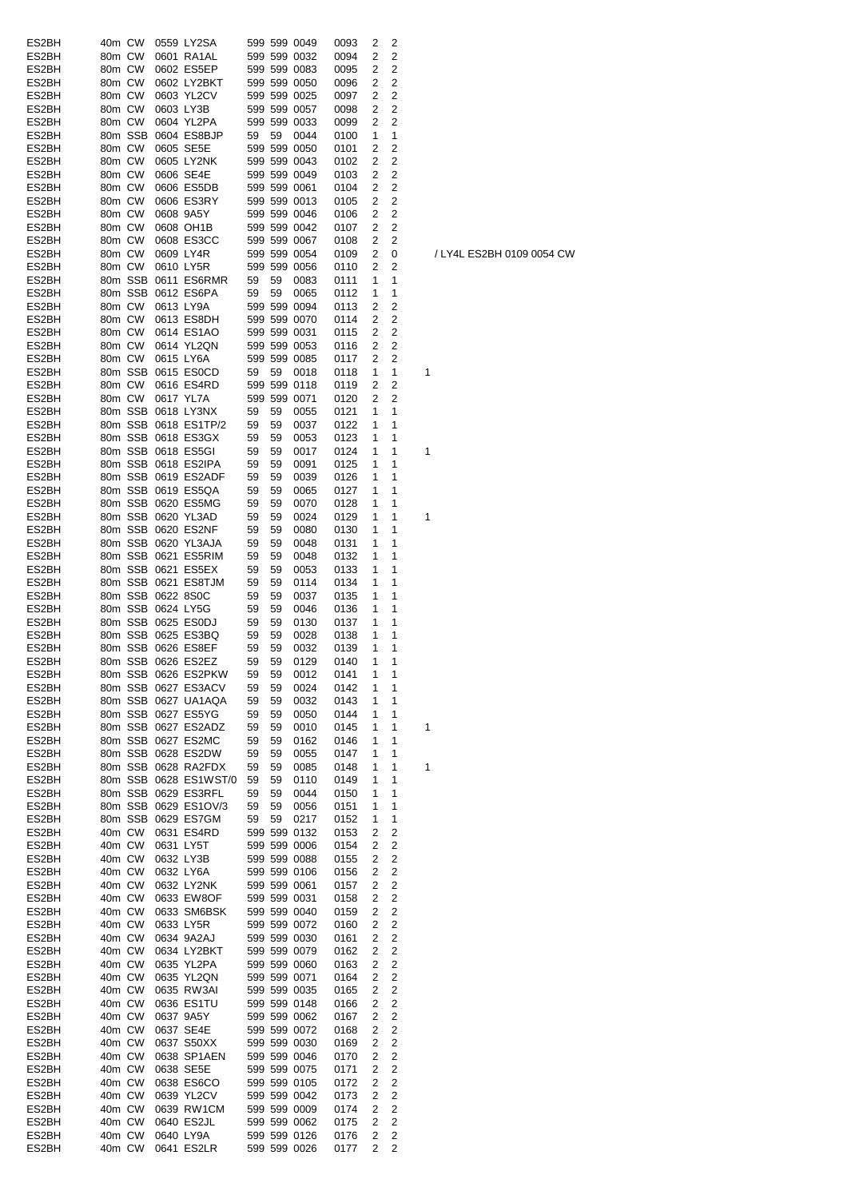| | | | | | | | | | | | | |
|---|---|---|---|---|---|---|---|---|---|---|---|---|
| ES2BH | 40m | CW | 0559 | LY2SA | 599 | 599 | 0049 | 0093 | 2 | 2 | | |
| ES2BH | 80m | CW | 0601 | RA1AL | 599 | 599 | 0032 | 0094 | 2 | 2 | | |
| ES2BH | 80m | CW | 0602 | ES5EP | 599 | 599 | 0083 | 0095 | 2 | 2 | | |
| ES2BH | 80m | CW | 0602 | LY2BKT | 599 | 599 | 0050 | 0096 | 2 | 2 | | |
| ES2BH | 80m | CW | 0603 | YL2CV | 599 | 599 | 0025 | 0097 | 2 | 2 | | |
| ES2BH | 80m | CW | 0603 | LY3B | 599 | 599 | 0057 | 0098 | 2 | 2 | | |
| ES2BH | 80m | CW | 0604 | YL2PA | 599 | 599 | 0033 | 0099 | 2 | 2 | | |
| ES2BH | 80m | SSB | 0604 | ES8BJP | 59 | 59 | 0044 | 0100 | 1 | 1 | | |
| ES2BH | 80m | CW | 0605 | SE5E | 599 | 599 | 0050 | 0101 | 2 | 2 | | |
| ES2BH | 80m | CW | 0605 | LY2NK | 599 | 599 | 0043 | 0102 | 2 | 2 | | |
| ES2BH | 80m | CW | 0606 | SE4E | 599 | 599 | 0049 | 0103 | 2 | 2 | | |
| ES2BH | 80m | CW | 0606 | ES5DB | 599 | 599 | 0061 | 0104 | 2 | 2 | | |
| ES2BH | 80m | CW | 0606 | ES3RY | 599 | 599 | 0013 | 0105 | 2 | 2 | | |
| ES2BH | 80m | CW | 0608 | 9A5Y | 599 | 599 | 0046 | 0106 | 2 | 2 | | |
| ES2BH | 80m | CW | 0608 | OH1B | 599 | 599 | 0042 | 0107 | 2 | 2 | | |
| ES2BH | 80m | CW | 0608 | ES3CC | 599 | 599 | 0067 | 0108 | 2 | 2 | | |
| ES2BH | 80m | CW | 0609 | LY4R | 599 | 599 | 0054 | 0109 | 2 | 0 | | / LY4L ES2BH 0109 0054 CW |
| ES2BH | 80m | CW | 0610 | LY5R | 599 | 599 | 0056 | 0110 | 2 | 2 | | |
| ES2BH | 80m | SSB | 0611 | ES6RMR | 59 | 59 | 0083 | 0111 | 1 | 1 | | |
| ES2BH | 80m | SSB | 0612 | ES6PA | 59 | 59 | 0065 | 0112 | 1 | 1 | | |
| ES2BH | 80m | CW | 0613 | LY9A | 599 | 599 | 0094 | 0113 | 2 | 2 | | |
| ES2BH | 80m | CW | 0613 | ES8DH | 599 | 599 | 0070 | 0114 | 2 | 2 | | |
| ES2BH | 80m | CW | 0614 | ES1AO | 599 | 599 | 0031 | 0115 | 2 | 2 | | |
| ES2BH | 80m | CW | 0614 | YL2QN | 599 | 599 | 0053 | 0116 | 2 | 2 | | |
| ES2BH | 80m | CW | 0615 | LY6A | 599 | 599 | 0085 | 0117 | 2 | 2 | | |
| ES2BH | 80m | SSB | 0615 | ES0CD | 59 | 59 | 0018 | 0118 | 1 | 1 | 1 | |
| ES2BH | 80m | CW | 0616 | ES4RD | 599 | 599 | 0118 | 0119 | 2 | 2 | | |
| ES2BH | 80m | CW | 0617 | YL7A | 599 | 599 | 0071 | 0120 | 2 | 2 | | |
| ES2BH | 80m | SSB | 0618 | LY3NX | 59 | 59 | 0055 | 0121 | 1 | 1 | | |
| ES2BH | 80m | SSB | 0618 | ES1TP/2 | 59 | 59 | 0037 | 0122 | 1 | 1 | | |
| ES2BH | 80m | SSB | 0618 | ES3GX | 59 | 59 | 0053 | 0123 | 1 | 1 | | |
| ES2BH | 80m | SSB | 0618 | ES5GI | 59 | 59 | 0017 | 0124 | 1 | 1 | 1 | |
| ES2BH | 80m | SSB | 0618 | ES2IPA | 59 | 59 | 0091 | 0125 | 1 | 1 | | |
| ES2BH | 80m | SSB | 0619 | ES2ADF | 59 | 59 | 0039 | 0126 | 1 | 1 | | |
| ES2BH | 80m | SSB | 0619 | ES5QA | 59 | 59 | 0065 | 0127 | 1 | 1 | | |
| ES2BH | 80m | SSB | 0620 | ES5MG | 59 | 59 | 0070 | 0128 | 1 | 1 | | |
| ES2BH | 80m | SSB | 0620 | YL3AD | 59 | 59 | 0024 | 0129 | 1 | 1 | 1 | |
| ES2BH | 80m | SSB | 0620 | ES2NF | 59 | 59 | 0080 | 0130 | 1 | 1 | | |
| ES2BH | 80m | SSB | 0620 | YL3AJA | 59 | 59 | 0048 | 0131 | 1 | 1 | | |
| ES2BH | 80m | SSB | 0621 | ES5RIM | 59 | 59 | 0048 | 0132 | 1 | 1 | | |
| ES2BH | 80m | SSB | 0621 | ES5EX | 59 | 59 | 0053 | 0133 | 1 | 1 | | |
| ES2BH | 80m | SSB | 0621 | ES8TJM | 59 | 59 | 0114 | 0134 | 1 | 1 | | |
| ES2BH | 80m | SSB | 0622 | 8S0C | 59 | 59 | 0037 | 0135 | 1 | 1 | | |
| ES2BH | 80m | SSB | 0624 | LY5G | 59 | 59 | 0046 | 0136 | 1 | 1 | | |
| ES2BH | 80m | SSB | 0625 | ES0DJ | 59 | 59 | 0130 | 0137 | 1 | 1 | | |
| ES2BH | 80m | SSB | 0625 | ES3BQ | 59 | 59 | 0028 | 0138 | 1 | 1 | | |
| ES2BH | 80m | SSB | 0626 | ES8EF | 59 | 59 | 0032 | 0139 | 1 | 1 | | |
| ES2BH | 80m | SSB | 0626 | ES2EZ | 59 | 59 | 0129 | 0140 | 1 | 1 | | |
| ES2BH | 80m | SSB | 0626 | ES2PKW | 59 | 59 | 0012 | 0141 | 1 | 1 | | |
| ES2BH | 80m | SSB | 0627 | ES3ACV | 59 | 59 | 0024 | 0142 | 1 | 1 | | |
| ES2BH | 80m | SSB | 0627 | UA1AQA | 59 | 59 | 0032 | 0143 | 1 | 1 | | |
| ES2BH | 80m | SSB | 0627 | ES5YG | 59 | 59 | 0050 | 0144 | 1 | 1 | | |
| ES2BH | 80m | SSB | 0627 | ES2ADZ | 59 | 59 | 0010 | 0145 | 1 | 1 | 1 | |
| ES2BH | 80m | SSB | 0627 | ES2MC | 59 | 59 | 0162 | 0146 | 1 | 1 | | |
| ES2BH | 80m | SSB | 0628 | ES2DW | 59 | 59 | 0055 | 0147 | 1 | 1 | | |
| ES2BH | 80m | SSB | 0628 | RA2FDX | 59 | 59 | 0085 | 0148 | 1 | 1 | 1 | |
| ES2BH | 80m | SSB | 0628 | ES1WST/0 | 59 | 59 | 0110 | 0149 | 1 | 1 | | |
| ES2BH | 80m | SSB | 0629 | ES3RFL | 59 | 59 | 0044 | 0150 | 1 | 1 | | |
| ES2BH | 80m | SSB | 0629 | ES1OV/3 | 59 | 59 | 0056 | 0151 | 1 | 1 | | |
| ES2BH | 80m | SSB | 0629 | ES7GM | 59 | 59 | 0217 | 0152 | 1 | 1 | | |
| ES2BH | 40m | CW | 0631 | ES4RD | 599 | 599 | 0132 | 0153 | 2 | 2 | | |
| ES2BH | 40m | CW | 0631 | LY5T | 599 | 599 | 0006 | 0154 | 2 | 2 | | |
| ES2BH | 40m | CW | 0632 | LY3B | 599 | 599 | 0088 | 0155 | 2 | 2 | | |
| ES2BH | 40m | CW | 0632 | LY6A | 599 | 599 | 0106 | 0156 | 2 | 2 | | |
| ES2BH | 40m | CW | 0632 | LY2NK | 599 | 599 | 0061 | 0157 | 2 | 2 | | |
| ES2BH | 40m | CW | 0633 | EW8OF | 599 | 599 | 0031 | 0158 | 2 | 2 | | |
| ES2BH | 40m | CW | 0633 | SM6BSK | 599 | 599 | 0040 | 0159 | 2 | 2 | | |
| ES2BH | 40m | CW | 0633 | LY5R | 599 | 599 | 0072 | 0160 | 2 | 2 | | |
| ES2BH | 40m | CW | 0634 | 9A2AJ | 599 | 599 | 0030 | 0161 | 2 | 2 | | |
| ES2BH | 40m | CW | 0634 | LY2BKT | 599 | 599 | 0079 | 0162 | 2 | 2 | | |
| ES2BH | 40m | CW | 0635 | YL2PA | 599 | 599 | 0060 | 0163 | 2 | 2 | | |
| ES2BH | 40m | CW | 0635 | YL2QN | 599 | 599 | 0071 | 0164 | 2 | 2 | | |
| ES2BH | 40m | CW | 0635 | RW3AI | 599 | 599 | 0035 | 0165 | 2 | 2 | | |
| ES2BH | 40m | CW | 0636 | ES1TU | 599 | 599 | 0148 | 0166 | 2 | 2 | | |
| ES2BH | 40m | CW | 0637 | 9A5Y | 599 | 599 | 0062 | 0167 | 2 | 2 | | |
| ES2BH | 40m | CW | 0637 | SE4E | 599 | 599 | 0072 | 0168 | 2 | 2 | | |
| ES2BH | 40m | CW | 0637 | S50XX | 599 | 599 | 0030 | 0169 | 2 | 2 | | |
| ES2BH | 40m | CW | 0638 | SP1AEN | 599 | 599 | 0046 | 0170 | 2 | 2 | | |
| ES2BH | 40m | CW | 0638 | SE5E | 599 | 599 | 0075 | 0171 | 2 | 2 | | |
| ES2BH | 40m | CW | 0638 | ES6CO | 599 | 599 | 0105 | 0172 | 2 | 2 | | |
| ES2BH | 40m | CW | 0639 | YL2CV | 599 | 599 | 0042 | 0173 | 2 | 2 | | |
| ES2BH | 40m | CW | 0639 | RW1CM | 599 | 599 | 0009 | 0174 | 2 | 2 | | |
| ES2BH | 40m | CW | 0640 | ES2JL | 599 | 599 | 0062 | 0175 | 2 | 2 | | |
| ES2BH | 40m | CW | 0640 | LY9A | 599 | 599 | 0126 | 0176 | 2 | 2 | | |
| ES2BH | 40m | CW | 0641 | ES2LR | 599 | 599 | 0026 | 0177 | 2 | 2 | | |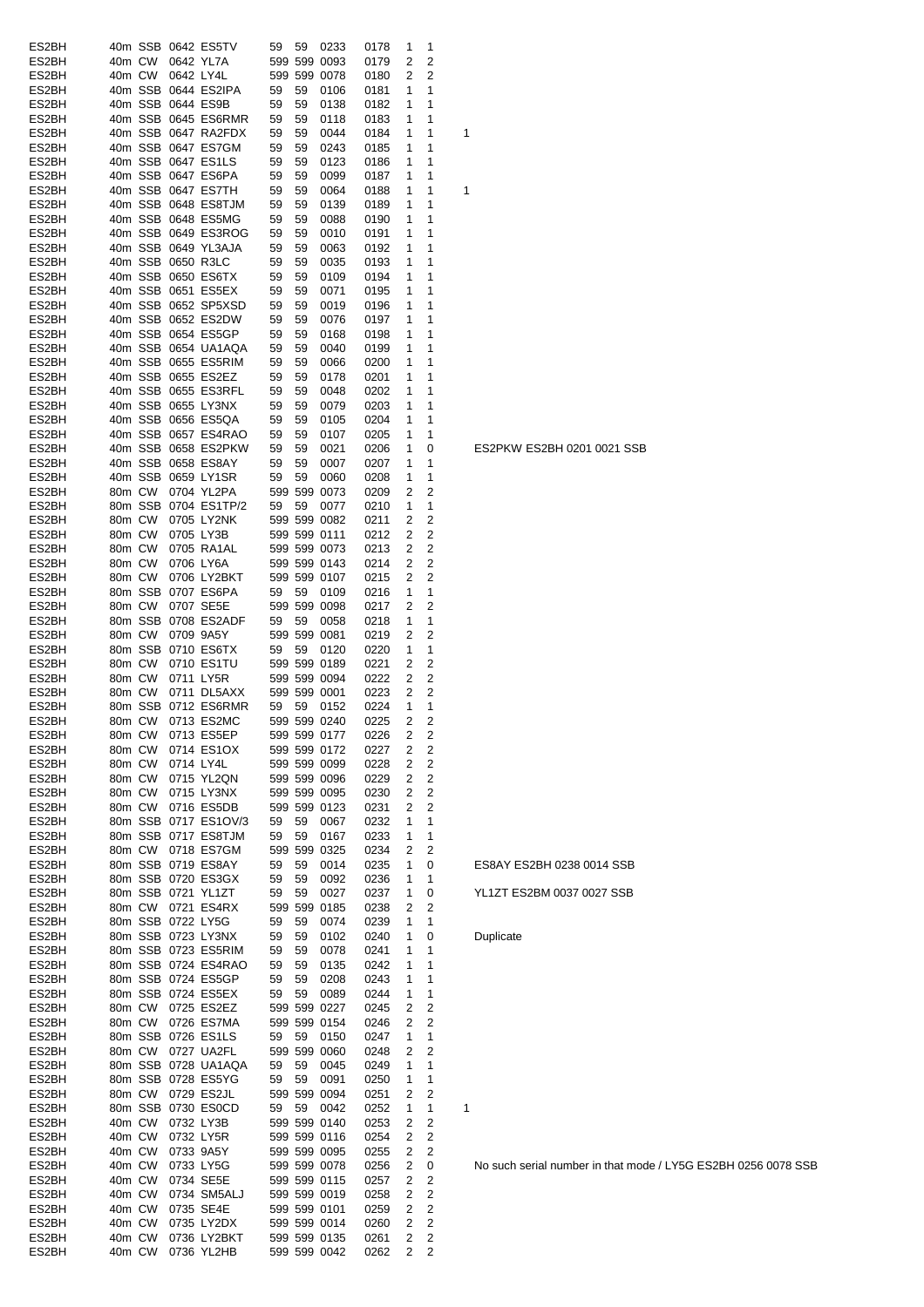| | | | | | | | | | | | | |
|---|---|---|---|---|---|---|---|---|---|---|---|---|
| ES2BH | 40m | SSB | 0642 | ES5TV | 59 | 59 | 0233 | 0178 | 1 | 1 | | |
| ES2BH | 40m | CW | 0642 | YL7A | 599 | 599 | 0093 | 0179 | 2 | 2 | | |
| ES2BH | 40m | CW | 0642 | LY4L | 599 | 599 | 0078 | 0180 | 2 | 2 | | |
| ES2BH | 40m | SSB | 0644 | ES2IPA | 59 | 59 | 0106 | 0181 | 1 | 1 | | |
| ES2BH | 40m | SSB | 0644 | ES9B | 59 | 59 | 0138 | 0182 | 1 | 1 | | |
| ES2BH | 40m | SSB | 0645 | ES6RMR | 59 | 59 | 0118 | 0183 | 1 | 1 | | |
| ES2BH | 40m | SSB | 0647 | RA2FDX | 59 | 59 | 0044 | 0184 | 1 | 1 | 1 | |
| ES2BH | 40m | SSB | 0647 | ES7GM | 59 | 59 | 0243 | 0185 | 1 | 1 | | |
| ES2BH | 40m | SSB | 0647 | ES1LS | 59 | 59 | 0123 | 0186 | 1 | 1 | | |
| ES2BH | 40m | SSB | 0647 | ES6PA | 59 | 59 | 0099 | 0187 | 1 | 1 | | |
| ES2BH | 40m | SSB | 0647 | ES7TH | 59 | 59 | 0064 | 0188 | 1 | 1 | 1 | |
| ES2BH | 40m | SSB | 0648 | ES8TJM | 59 | 59 | 0139 | 0189 | 1 | 1 | | |
| ES2BH | 40m | SSB | 0648 | ES5MG | 59 | 59 | 0088 | 0190 | 1 | 1 | | |
| ES2BH | 40m | SSB | 0649 | ES3ROG | 59 | 59 | 0010 | 0191 | 1 | 1 | | |
| ES2BH | 40m | SSB | 0649 | YL3AJA | 59 | 59 | 0063 | 0192 | 1 | 1 | | |
| ES2BH | 40m | SSB | 0650 | R3LC | 59 | 59 | 0035 | 0193 | 1 | 1 | | |
| ES2BH | 40m | SSB | 0650 | ES6TX | 59 | 59 | 0109 | 0194 | 1 | 1 | | |
| ES2BH | 40m | SSB | 0651 | ES5EX | 59 | 59 | 0071 | 0195 | 1 | 1 | | |
| ES2BH | 40m | SSB | 0652 | SP5XSD | 59 | 59 | 0019 | 0196 | 1 | 1 | | |
| ES2BH | 40m | SSB | 0652 | ES2DW | 59 | 59 | 0076 | 0197 | 1 | 1 | | |
| ES2BH | 40m | SSB | 0654 | ES5GP | 59 | 59 | 0168 | 0198 | 1 | 1 | | |
| ES2BH | 40m | SSB | 0654 | UA1AQA | 59 | 59 | 0040 | 0199 | 1 | 1 | | |
| ES2BH | 40m | SSB | 0655 | ES5RIM | 59 | 59 | 0066 | 0200 | 1 | 1 | | |
| ES2BH | 40m | SSB | 0655 | ES2EZ | 59 | 59 | 0178 | 0201 | 1 | 1 | | |
| ES2BH | 40m | SSB | 0655 | ES3RFL | 59 | 59 | 0048 | 0202 | 1 | 1 | | |
| ES2BH | 40m | SSB | 0655 | LY3NX | 59 | 59 | 0079 | 0203 | 1 | 1 | | |
| ES2BH | 40m | SSB | 0656 | ES5QA | 59 | 59 | 0105 | 0204 | 1 | 1 | | |
| ES2BH | 40m | SSB | 0657 | ES4RAO | 59 | 59 | 0107 | 0205 | 1 | 1 | | |
| ES2BH | 40m | SSB | 0658 | ES2PKW | 59 | 59 | 0021 | 0206 | 1 | 0 | | ES2PKW ES2BH 0201 0021 SSB |
| ES2BH | 40m | SSB | 0658 | ES8AY | 59 | 59 | 0007 | 0207 | 1 | 1 | | |
| ES2BH | 40m | SSB | 0659 | LY1SR | 59 | 59 | 0060 | 0208 | 1 | 1 | | |
| ES2BH | 80m | CW | 0704 | YL2PA | 599 | 599 | 0073 | 0209 | 2 | 2 | | |
| ES2BH | 80m | SSB | 0704 | ES1TP/2 | 59 | 59 | 0077 | 0210 | 1 | 1 | | |
| ES2BH | 80m | CW | 0705 | LY2NK | 599 | 599 | 0082 | 0211 | 2 | 2 | | |
| ES2BH | 80m | CW | 0705 | LY3B | 599 | 599 | 0111 | 0212 | 2 | 2 | | |
| ES2BH | 80m | CW | 0705 | RA1AL | 599 | 599 | 0073 | 0213 | 2 | 2 | | |
| ES2BH | 80m | CW | 0706 | LY6A | 599 | 599 | 0143 | 0214 | 2 | 2 | | |
| ES2BH | 80m | CW | 0706 | LY2BKT | 599 | 599 | 0107 | 0215 | 2 | 2 | | |
| ES2BH | 80m | SSB | 0707 | ES6PA | 59 | 59 | 0109 | 0216 | 1 | 1 | | |
| ES2BH | 80m | CW | 0707 | SE5E | 599 | 599 | 0098 | 0217 | 2 | 2 | | |
| ES2BH | 80m | SSB | 0708 | ES2ADF | 59 | 59 | 0058 | 0218 | 1 | 1 | | |
| ES2BH | 80m | CW | 0709 | 9A5Y | 599 | 599 | 0081 | 0219 | 2 | 2 | | |
| ES2BH | 80m | SSB | 0710 | ES6TX | 59 | 59 | 0120 | 0220 | 1 | 1 | | |
| ES2BH | 80m | CW | 0710 | ES1TU | 599 | 599 | 0189 | 0221 | 2 | 2 | | |
| ES2BH | 80m | CW | 0711 | LY5R | 599 | 599 | 0094 | 0222 | 2 | 2 | | |
| ES2BH | 80m | CW | 0711 | DL5AXX | 599 | 599 | 0001 | 0223 | 2 | 2 | | |
| ES2BH | 80m | SSB | 0712 | ES6RMR | 59 | 59 | 0152 | 0224 | 1 | 1 | | |
| ES2BH | 80m | CW | 0713 | ES2MC | 599 | 599 | 0240 | 0225 | 2 | 2 | | |
| ES2BH | 80m | CW | 0713 | ES5EP | 599 | 599 | 0177 | 0226 | 2 | 2 | | |
| ES2BH | 80m | CW | 0714 | ES1OX | 599 | 599 | 0172 | 0227 | 2 | 2 | | |
| ES2BH | 80m | CW | 0714 | LY4L | 599 | 599 | 0099 | 0228 | 2 | 2 | | |
| ES2BH | 80m | CW | 0715 | YL2QN | 599 | 599 | 0096 | 0229 | 2 | 2 | | |
| ES2BH | 80m | CW | 0715 | LY3NX | 599 | 599 | 0095 | 0230 | 2 | 2 | | |
| ES2BH | 80m | CW | 0716 | ES5DB | 599 | 599 | 0123 | 0231 | 2 | 2 | | |
| ES2BH | 80m | SSB | 0717 | ES1OV/3 | 59 | 59 | 0067 | 0232 | 1 | 1 | | |
| ES2BH | 80m | SSB | 0717 | ES8TJM | 59 | 59 | 0167 | 0233 | 1 | 1 | | |
| ES2BH | 80m | CW | 0718 | ES7GM | 599 | 599 | 0325 | 0234 | 2 | 2 | | |
| ES2BH | 80m | SSB | 0719 | ES8AY | 59 | 59 | 0014 | 0235 | 1 | 0 | | ES8AY ES2BH 0238 0014 SSB |
| ES2BH | 80m | SSB | 0720 | ES3GX | 59 | 59 | 0092 | 0236 | 1 | 1 | | |
| ES2BH | 80m | SSB | 0721 | YL1ZT | 59 | 59 | 0027 | 0237 | 1 | 0 | | YL1ZT ES2BM 0037 0027 SSB |
| ES2BH | 80m | CW | 0721 | ES4RX | 599 | 599 | 0185 | 0238 | 2 | 2 | | |
| ES2BH | 80m | SSB | 0722 | LY5G | 59 | 59 | 0074 | 0239 | 1 | 1 | | |
| ES2BH | 80m | SSB | 0723 | LY3NX | 59 | 59 | 0102 | 0240 | 1 | 0 | | Duplicate |
| ES2BH | 80m | SSB | 0723 | ES5RIM | 59 | 59 | 0078 | 0241 | 1 | 1 | | |
| ES2BH | 80m | SSB | 0724 | ES4RAO | 59 | 59 | 0135 | 0242 | 1 | 1 | | |
| ES2BH | 80m | SSB | 0724 | ES5GP | 59 | 59 | 0208 | 0243 | 1 | 1 | | |
| ES2BH | 80m | SSB | 0724 | ES5EX | 59 | 59 | 0089 | 0244 | 1 | 1 | | |
| ES2BH | 80m | CW | 0725 | ES2EZ | 599 | 599 | 0227 | 0245 | 2 | 2 | | |
| ES2BH | 80m | CW | 0726 | ES7MA | 599 | 599 | 0154 | 0246 | 2 | 2 | | |
| ES2BH | 80m | SSB | 0726 | ES1LS | 59 | 59 | 0150 | 0247 | 1 | 1 | | |
| ES2BH | 80m | CW | 0727 | UA2FL | 599 | 599 | 0060 | 0248 | 2 | 2 | | |
| ES2BH | 80m | SSB | 0728 | UA1AQA | 59 | 59 | 0045 | 0249 | 1 | 1 | | |
| ES2BH | 80m | SSB | 0728 | ES5YG | 59 | 59 | 0091 | 0250 | 1 | 1 | | |
| ES2BH | 80m | CW | 0729 | ES2JL | 599 | 599 | 0094 | 0251 | 2 | 2 | | |
| ES2BH | 80m | SSB | 0730 | ES0CD | 59 | 59 | 0042 | 0252 | 1 | 1 | 1 | |
| ES2BH | 40m | CW | 0732 | LY3B | 599 | 599 | 0140 | 0253 | 2 | 2 | | |
| ES2BH | 40m | CW | 0732 | LY5R | 599 | 599 | 0116 | 0254 | 2 | 2 | | |
| ES2BH | 40m | CW | 0733 | 9A5Y | 599 | 599 | 0095 | 0255 | 2 | 2 | | |
| ES2BH | 40m | CW | 0733 | LY5G | 599 | 599 | 0078 | 0256 | 2 | 0 | | No such serial number in that mode / LY5G ES2BH 0256 0078 SSB |
| ES2BH | 40m | CW | 0734 | SE5E | 599 | 599 | 0115 | 0257 | 2 | 2 | | |
| ES2BH | 40m | CW | 0734 | SM5ALJ | 599 | 599 | 0019 | 0258 | 2 | 2 | | |
| ES2BH | 40m | CW | 0735 | SE4E | 599 | 599 | 0101 | 0259 | 2 | 2 | | |
| ES2BH | 40m | CW | 0735 | LY2DX | 599 | 599 | 0014 | 0260 | 2 | 2 | | |
| ES2BH | 40m | CW | 0736 | LY2BKT | 599 | 599 | 0135 | 0261 | 2 | 2 | | |
| ES2BH | 40m | CW | 0736 | YL2HB | 599 | 599 | 0042 | 0262 | 2 | 2 | | |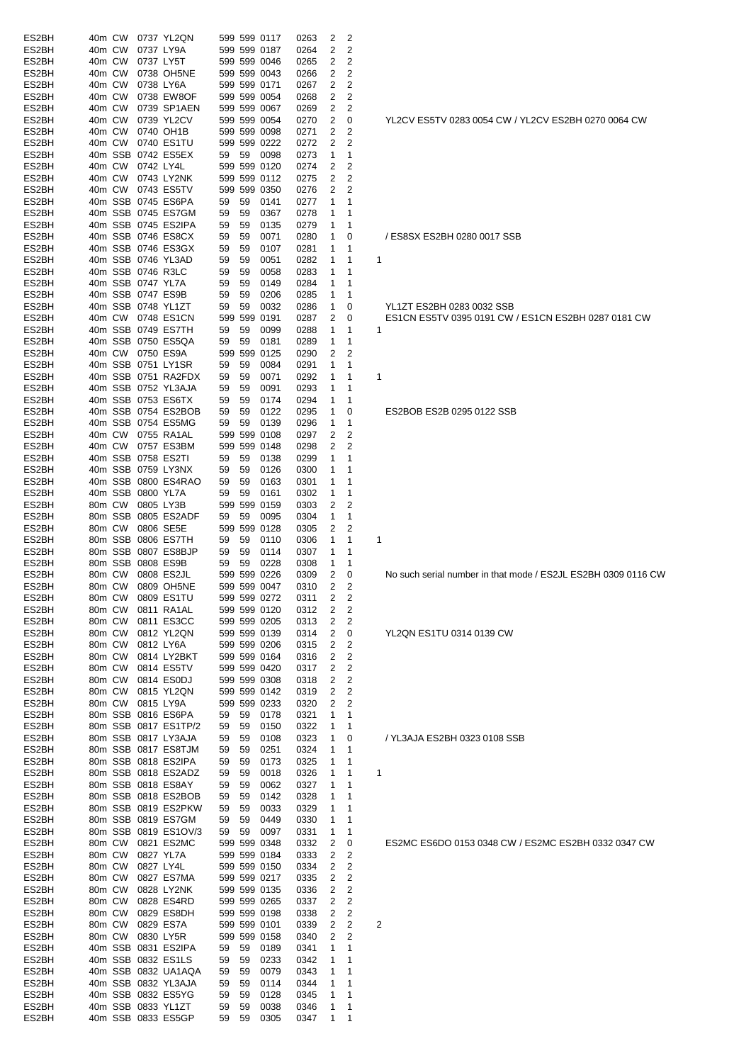| Call | Band | Mode | Time | Worked | RST S | RST R | Exch | Sent | Pts | Mult | Extra | Notes |
|---|---|---|---|---|---|---|---|---|---|---|---|---|
| ES2BH | 40m | CW | 0737 | YL2QN | 599 | 599 | 0117 | 0263 | 2 | 2 | | |
| ES2BH | 40m | CW | 0737 | LY9A | 599 | 599 | 0187 | 0264 | 2 | 2 | | |
| ES2BH | 40m | CW | 0737 | LY5T | 599 | 599 | 0046 | 0265 | 2 | 2 | | |
| ES2BH | 40m | CW | 0738 | OH5NE | 599 | 599 | 0043 | 0266 | 2 | 2 | | |
| ES2BH | 40m | CW | 0738 | LY6A | 599 | 599 | 0171 | 0267 | 2 | 2 | | |
| ES2BH | 40m | CW | 0738 | EW8OF | 599 | 599 | 0054 | 0268 | 2 | 2 | | |
| ES2BH | 40m | CW | 0739 | SP1AEN | 599 | 599 | 0067 | 0269 | 2 | 2 | | |
| ES2BH | 40m | CW | 0739 | YL2CV | 599 | 599 | 0054 | 0270 | 2 | 0 | | YL2CV ES5TV 0283 0054 CW / YL2CV ES2BH 0270 0064 CW |
| ES2BH | 40m | CW | 0740 | OH1B | 599 | 599 | 0098 | 0271 | 2 | 2 | | |
| ES2BH | 40m | CW | 0740 | ES1TU | 599 | 599 | 0222 | 0272 | 2 | 2 | | |
| ES2BH | 40m | SSB | 0742 | ES5EX | 59 | 59 | 0098 | 0273 | 1 | 1 | | |
| ES2BH | 40m | CW | 0742 | LY4L | 599 | 599 | 0120 | 0274 | 2 | 2 | | |
| ES2BH | 40m | CW | 0743 | LY2NK | 599 | 599 | 0112 | 0275 | 2 | 2 | | |
| ES2BH | 40m | CW | 0743 | ES5TV | 599 | 599 | 0350 | 0276 | 2 | 2 | | |
| ES2BH | 40m | SSB | 0745 | ES6PA | 59 | 59 | 0141 | 0277 | 1 | 1 | | |
| ES2BH | 40m | SSB | 0745 | ES7GM | 59 | 59 | 0367 | 0278 | 1 | 1 | | |
| ES2BH | 40m | SSB | 0745 | ES2IPA | 59 | 59 | 0135 | 0279 | 1 | 1 | | |
| ES2BH | 40m | SSB | 0746 | ES8CX | 59 | 59 | 0071 | 0280 | 1 | 0 | | / ES8SX ES2BH 0280 0017 SSB |
| ES2BH | 40m | SSB | 0746 | ES3GX | 59 | 59 | 0107 | 0281 | 1 | 1 | | |
| ES2BH | 40m | SSB | 0746 | YL3AD | 59 | 59 | 0051 | 0282 | 1 | 1 | 1 | |
| ES2BH | 40m | SSB | 0746 | R3LC | 59 | 59 | 0058 | 0283 | 1 | 1 | | |
| ES2BH | 40m | SSB | 0747 | YL7A | 59 | 59 | 0149 | 0284 | 1 | 1 | | |
| ES2BH | 40m | SSB | 0747 | ES9B | 59 | 59 | 0206 | 0285 | 1 | 1 | | |
| ES2BH | 40m | SSB | 0748 | YL1ZT | 59 | 59 | 0032 | 0286 | 1 | 0 | | YL1ZT ES2BH 0283 0032 SSB |
| ES2BH | 40m | CW | 0748 | ES1CN | 599 | 599 | 0191 | 0287 | 2 | 0 | | ES1CN ES5TV 0395 0191 CW / ES1CN ES2BH 0287 0181 CW |
| ES2BH | 40m | SSB | 0749 | ES7TH | 59 | 59 | 0099 | 0288 | 1 | 1 | 1 | |
| ES2BH | 40m | SSB | 0750 | ES5QA | 59 | 59 | 0181 | 0289 | 1 | 1 | | |
| ES2BH | 40m | CW | 0750 | ES9A | 599 | 599 | 0125 | 0290 | 2 | 2 | | |
| ES2BH | 40m | SSB | 0751 | LY1SR | 59 | 59 | 0084 | 0291 | 1 | 1 | | |
| ES2BH | 40m | SSB | 0751 | RA2FDX | 59 | 59 | 0071 | 0292 | 1 | 1 | 1 | |
| ES2BH | 40m | SSB | 0752 | YL3AJA | 59 | 59 | 0091 | 0293 | 1 | 1 | | |
| ES2BH | 40m | SSB | 0753 | ES6TX | 59 | 59 | 0174 | 0294 | 1 | 1 | | |
| ES2BH | 40m | SSB | 0754 | ES2BOB | 59 | 59 | 0122 | 0295 | 1 | 0 | | ES2BOB ES2B 0295 0122 SSB |
| ES2BH | 40m | SSB | 0754 | ES5MG | 59 | 59 | 0139 | 0296 | 1 | 1 | | |
| ES2BH | 40m | CW | 0755 | RA1AL | 599 | 599 | 0108 | 0297 | 2 | 2 | | |
| ES2BH | 40m | CW | 0757 | ES3BM | 599 | 599 | 0148 | 0298 | 2 | 2 | | |
| ES2BH | 40m | SSB | 0758 | ES2TI | 59 | 59 | 0138 | 0299 | 1 | 1 | | |
| ES2BH | 40m | SSB | 0759 | LY3NX | 59 | 59 | 0126 | 0300 | 1 | 1 | | |
| ES2BH | 40m | SSB | 0800 | ES4RAO | 59 | 59 | 0163 | 0301 | 1 | 1 | | |
| ES2BH | 40m | SSB | 0800 | YL7A | 59 | 59 | 0161 | 0302 | 1 | 1 | | |
| ES2BH | 80m | CW | 0805 | LY3B | 599 | 599 | 0159 | 0303 | 2 | 2 | | |
| ES2BH | 80m | SSB | 0805 | ES2ADF | 59 | 59 | 0095 | 0304 | 1 | 1 | | |
| ES2BH | 80m | CW | 0806 | SE5E | 599 | 599 | 0128 | 0305 | 2 | 2 | | |
| ES2BH | 80m | SSB | 0806 | ES7TH | 59 | 59 | 0110 | 0306 | 1 | 1 | 1 | |
| ES2BH | 80m | SSB | 0807 | ES8BJP | 59 | 59 | 0114 | 0307 | 1 | 1 | | |
| ES2BH | 80m | SSB | 0808 | ES9B | 59 | 59 | 0228 | 0308 | 1 | 1 | | |
| ES2BH | 80m | CW | 0808 | ES2JL | 599 | 599 | 0226 | 0309 | 2 | 0 | | No such serial number in that mode / ES2JL ES2BH 0309 0116 CW |
| ES2BH | 80m | CW | 0809 | OH5NE | 599 | 599 | 0047 | 0310 | 2 | 2 | | |
| ES2BH | 80m | CW | 0809 | ES1TU | 599 | 599 | 0272 | 0311 | 2 | 2 | | |
| ES2BH | 80m | CW | 0811 | RA1AL | 599 | 599 | 0120 | 0312 | 2 | 2 | | |
| ES2BH | 80m | CW | 0811 | ES3CC | 599 | 599 | 0205 | 0313 | 2 | 2 | | |
| ES2BH | 80m | CW | 0812 | YL2QN | 599 | 599 | 0139 | 0314 | 2 | 0 | | YL2QN ES1TU 0314 0139 CW |
| ES2BH | 80m | CW | 0812 | LY6A | 599 | 599 | 0206 | 0315 | 2 | 2 | | |
| ES2BH | 80m | CW | 0814 | LY2BKT | 599 | 599 | 0164 | 0316 | 2 | 2 | | |
| ES2BH | 80m | CW | 0814 | ES5TV | 599 | 599 | 0420 | 0317 | 2 | 2 | | |
| ES2BH | 80m | CW | 0814 | ES0DJ | 599 | 599 | 0308 | 0318 | 2 | 2 | | |
| ES2BH | 80m | CW | 0815 | YL2QN | 599 | 599 | 0142 | 0319 | 2 | 2 | | |
| ES2BH | 80m | CW | 0815 | LY9A | 599 | 599 | 0233 | 0320 | 2 | 2 | | |
| ES2BH | 80m | SSB | 0816 | ES6PA | 59 | 59 | 0178 | 0321 | 1 | 1 | | |
| ES2BH | 80m | SSB | 0817 | ES1TP/2 | 59 | 59 | 0150 | 0322 | 1 | 1 | | |
| ES2BH | 80m | SSB | 0817 | LY3AJA | 59 | 59 | 0108 | 0323 | 1 | 0 | | / YL3AJA ES2BH 0323 0108 SSB |
| ES2BH | 80m | SSB | 0817 | ES8TJM | 59 | 59 | 0251 | 0324 | 1 | 1 | | |
| ES2BH | 80m | SSB | 0818 | ES2IPA | 59 | 59 | 0173 | 0325 | 1 | 1 | | |
| ES2BH | 80m | SSB | 0818 | ES2ADZ | 59 | 59 | 0018 | 0326 | 1 | 1 | 1 | |
| ES2BH | 80m | SSB | 0818 | ES8AY | 59 | 59 | 0062 | 0327 | 1 | 1 | | |
| ES2BH | 80m | SSB | 0818 | ES2BOB | 59 | 59 | 0142 | 0328 | 1 | 1 | | |
| ES2BH | 80m | SSB | 0819 | ES2PKW | 59 | 59 | 0033 | 0329 | 1 | 1 | | |
| ES2BH | 80m | SSB | 0819 | ES7GM | 59 | 59 | 0449 | 0330 | 1 | 1 | | |
| ES2BH | 80m | SSB | 0819 | ES1OV/3 | 59 | 59 | 0097 | 0331 | 1 | 1 | | |
| ES2BH | 80m | CW | 0821 | ES2MC | 599 | 599 | 0348 | 0332 | 2 | 0 | | ES2MC ES6DO 0153 0348 CW / ES2MC ES2BH 0332 0347 CW |
| ES2BH | 80m | CW | 0827 | YL7A | 599 | 599 | 0184 | 0333 | 2 | 2 | | |
| ES2BH | 80m | CW | 0827 | LY4L | 599 | 599 | 0150 | 0334 | 2 | 2 | | |
| ES2BH | 80m | CW | 0827 | ES7MA | 599 | 599 | 0217 | 0335 | 2 | 2 | | |
| ES2BH | 80m | CW | 0828 | LY2NK | 599 | 599 | 0135 | 0336 | 2 | 2 | | |
| ES2BH | 80m | CW | 0828 | ES4RD | 599 | 599 | 0265 | 0337 | 2 | 2 | | |
| ES2BH | 80m | CW | 0829 | ES8DH | 599 | 599 | 0198 | 0338 | 2 | 2 | | |
| ES2BH | 80m | CW | 0829 | ES7A | 599 | 599 | 0101 | 0339 | 2 | 2 | 2 | |
| ES2BH | 80m | CW | 0830 | LY5R | 599 | 599 | 0158 | 0340 | 2 | 2 | | |
| ES2BH | 40m | SSB | 0831 | ES2IPA | 59 | 59 | 0189 | 0341 | 1 | 1 | | |
| ES2BH | 40m | SSB | 0832 | ES1LS | 59 | 59 | 0233 | 0342 | 1 | 1 | | |
| ES2BH | 40m | SSB | 0832 | UA1AQA | 59 | 59 | 0079 | 0343 | 1 | 1 | | |
| ES2BH | 40m | SSB | 0832 | YL3AJA | 59 | 59 | 0114 | 0344 | 1 | 1 | | |
| ES2BH | 40m | SSB | 0832 | ES5YG | 59 | 59 | 0128 | 0345 | 1 | 1 | | |
| ES2BH | 40m | SSB | 0833 | YL1ZT | 59 | 59 | 0038 | 0346 | 1 | 1 | | |
| ES2BH | 40m | SSB | 0833 | ES5GP | 59 | 59 | 0305 | 0347 | 1 | 1 | | |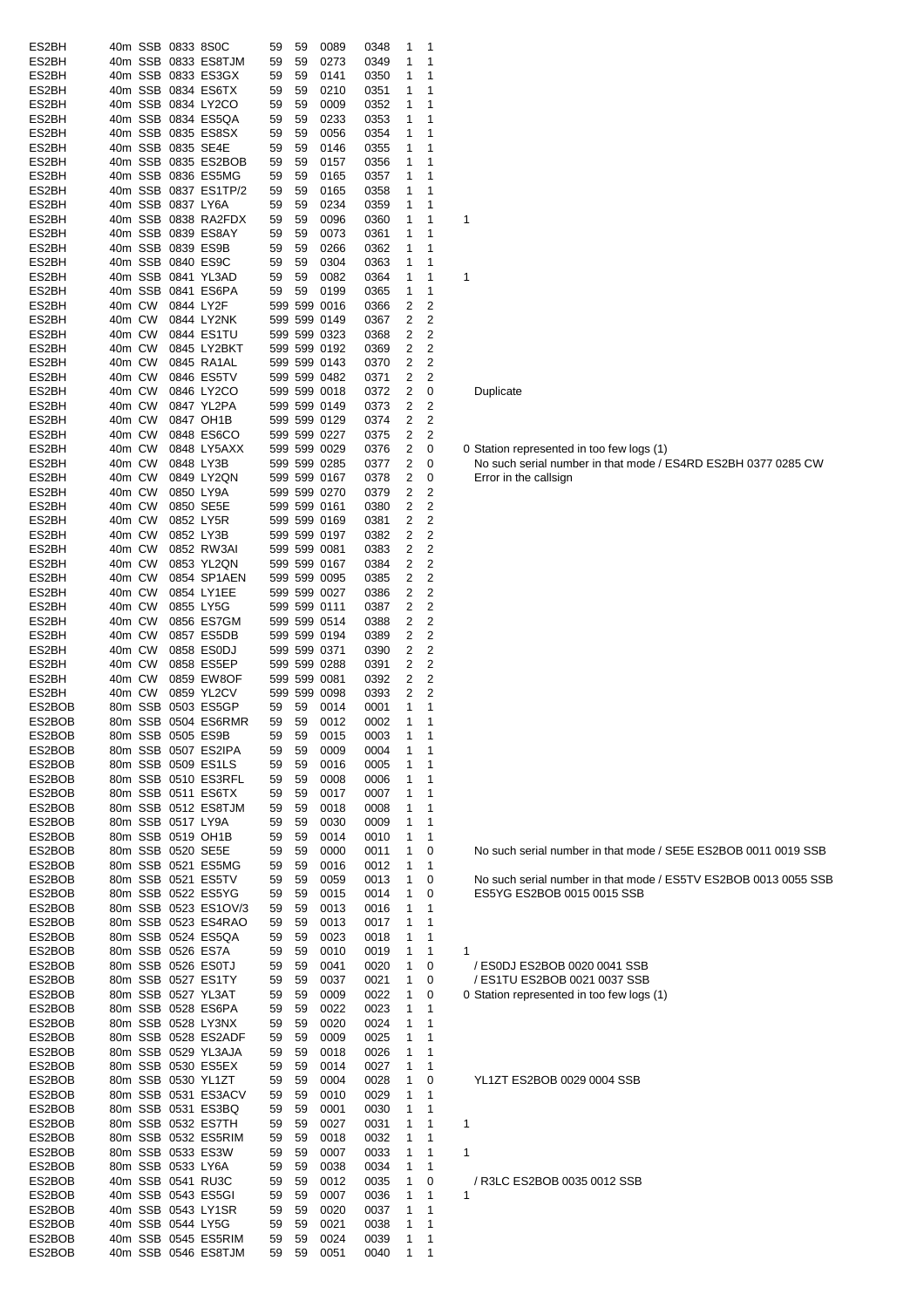| | | | | | | | | | | | | |
|---|---|---|---|---|---|---|---|---|---|---|---|---|
| ES2BH | 40m | SSB | 0833 | 8S0C | 59 | 59 | 0089 | 0348 | 1 | 1 | | |
| ES2BH | 40m | SSB | 0833 | ES8TJM | 59 | 59 | 0273 | 0349 | 1 | 1 | | |
| ES2BH | 40m | SSB | 0833 | ES3GX | 59 | 59 | 0141 | 0350 | 1 | 1 | | |
| ES2BH | 40m | SSB | 0834 | ES6TX | 59 | 59 | 0210 | 0351 | 1 | 1 | | |
| ES2BH | 40m | SSB | 0834 | LY2CO | 59 | 59 | 0009 | 0352 | 1 | 1 | | |
| ES2BH | 40m | SSB | 0834 | ES5QA | 59 | 59 | 0233 | 0353 | 1 | 1 | | |
| ES2BH | 40m | SSB | 0835 | ES8SX | 59 | 59 | 0056 | 0354 | 1 | 1 | | |
| ES2BH | 40m | SSB | 0835 | SE4E | 59 | 59 | 0146 | 0355 | 1 | 1 | | |
| ES2BH | 40m | SSB | 0835 | ES2BOB | 59 | 59 | 0157 | 0356 | 1 | 1 | | |
| ES2BH | 40m | SSB | 0836 | ES5MG | 59 | 59 | 0165 | 0357 | 1 | 1 | | |
| ES2BH | 40m | SSB | 0837 | ES1TP/2 | 59 | 59 | 0165 | 0358 | 1 | 1 | | |
| ES2BH | 40m | SSB | 0837 | LY6A | 59 | 59 | 0234 | 0359 | 1 | 1 | | |
| ES2BH | 40m | SSB | 0838 | RA2FDX | 59 | 59 | 0096 | 0360 | 1 | 1 | 1 | |
| ES2BH | 40m | SSB | 0839 | ES8AY | 59 | 59 | 0073 | 0361 | 1 | 1 | | |
| ES2BH | 40m | SSB | 0839 | ES9B | 59 | 59 | 0266 | 0362 | 1 | 1 | | |
| ES2BH | 40m | SSB | 0840 | ES9C | 59 | 59 | 0304 | 0363 | 1 | 1 | | |
| ES2BH | 40m | SSB | 0841 | YL3AD | 59 | 59 | 0082 | 0364 | 1 | 1 | 1 | |
| ES2BH | 40m | SSB | 0841 | ES6PA | 59 | 59 | 0199 | 0365 | 1 | 1 | | |
| ES2BH | 40m | CW | 0844 | LY2F | 599 | 599 | 0016 | 0366 | 2 | 2 | | |
| ES2BH | 40m | CW | 0844 | LY2NK | 599 | 599 | 0149 | 0367 | 2 | 2 | | |
| ES2BH | 40m | CW | 0844 | ES1TU | 599 | 599 | 0323 | 0368 | 2 | 2 | | |
| ES2BH | 40m | CW | 0845 | LY2BKT | 599 | 599 | 0192 | 0369 | 2 | 2 | | |
| ES2BH | 40m | CW | 0845 | RA1AL | 599 | 599 | 0143 | 0370 | 2 | 2 | | |
| ES2BH | 40m | CW | 0846 | ES5TV | 599 | 599 | 0482 | 0371 | 2 | 2 | | |
| ES2BH | 40m | CW | 0846 | LY2CO | 599 | 599 | 0018 | 0372 | 2 | 0 | | Duplicate |
| ES2BH | 40m | CW | 0847 | YL2PA | 599 | 599 | 0149 | 0373 | 2 | 2 | | |
| ES2BH | 40m | CW | 0847 | OH1B | 599 | 599 | 0129 | 0374 | 2 | 2 | | |
| ES2BH | 40m | CW | 0848 | ES6CO | 599 | 599 | 0227 | 0375 | 2 | 2 | | |
| ES2BH | 40m | CW | 0848 | LY5AXX | 599 | 599 | 0029 | 0376 | 2 | 0 | 0 | Station represented in too few logs (1) |
| ES2BH | 40m | CW | 0848 | LY3B | 599 | 599 | 0285 | 0377 | 2 | 0 | | No such serial number in that mode / ES4RD ES2BH 0377 0285 CW |
| ES2BH | 40m | CW | 0849 | LY2QN | 599 | 599 | 0167 | 0378 | 2 | 0 | | Error in the callsign |
| ES2BH | 40m | CW | 0850 | LY9A | 599 | 599 | 0270 | 0379 | 2 | 2 | | |
| ES2BH | 40m | CW | 0850 | SE5E | 599 | 599 | 0161 | 0380 | 2 | 2 | | |
| ES2BH | 40m | CW | 0852 | LY5R | 599 | 599 | 0169 | 0381 | 2 | 2 | | |
| ES2BH | 40m | CW | 0852 | LY3B | 599 | 599 | 0197 | 0382 | 2 | 2 | | |
| ES2BH | 40m | CW | 0852 | RW3AI | 599 | 599 | 0081 | 0383 | 2 | 2 | | |
| ES2BH | 40m | CW | 0853 | YL2QN | 599 | 599 | 0167 | 0384 | 2 | 2 | | |
| ES2BH | 40m | CW | 0854 | SP1AEN | 599 | 599 | 0095 | 0385 | 2 | 2 | | |
| ES2BH | 40m | CW | 0854 | LY1EE | 599 | 599 | 0027 | 0386 | 2 | 2 | | |
| ES2BH | 40m | CW | 0855 | LY5G | 599 | 599 | 0111 | 0387 | 2 | 2 | | |
| ES2BH | 40m | CW | 0856 | ES7GM | 599 | 599 | 0514 | 0388 | 2 | 2 | | |
| ES2BH | 40m | CW | 0857 | ES5DB | 599 | 599 | 0194 | 0389 | 2 | 2 | | |
| ES2BH | 40m | CW | 0858 | ES0DJ | 599 | 599 | 0371 | 0390 | 2 | 2 | | |
| ES2BH | 40m | CW | 0858 | ES5EP | 599 | 599 | 0288 | 0391 | 2 | 2 | | |
| ES2BH | 40m | CW | 0859 | EW8OF | 599 | 599 | 0081 | 0392 | 2 | 2 | | |
| ES2BH | 40m | CW | 0859 | YL2CV | 599 | 599 | 0098 | 0393 | 2 | 2 | | |
| ES2BOB | 80m | SSB | 0503 | ES5GP | 59 | 59 | 0014 | 0001 | 1 | 1 | | |
| ES2BOB | 80m | SSB | 0504 | ES6RMR | 59 | 59 | 0012 | 0002 | 1 | 1 | | |
| ES2BOB | 80m | SSB | 0505 | ES9B | 59 | 59 | 0015 | 0003 | 1 | 1 | | |
| ES2BOB | 80m | SSB | 0507 | ES2IPA | 59 | 59 | 0009 | 0004 | 1 | 1 | | |
| ES2BOB | 80m | SSB | 0509 | ES1LS | 59 | 59 | 0016 | 0005 | 1 | 1 | | |
| ES2BOB | 80m | SSB | 0510 | ES3RFL | 59 | 59 | 0008 | 0006 | 1 | 1 | | |
| ES2BOB | 80m | SSB | 0511 | ES6TX | 59 | 59 | 0017 | 0007 | 1 | 1 | | |
| ES2BOB | 80m | SSB | 0512 | ES8TJM | 59 | 59 | 0018 | 0008 | 1 | 1 | | |
| ES2BOB | 80m | SSB | 0517 | LY9A | 59 | 59 | 0030 | 0009 | 1 | 1 | | |
| ES2BOB | 80m | SSB | 0519 | OH1B | 59 | 59 | 0014 | 0010 | 1 | 1 | | |
| ES2BOB | 80m | SSB | 0520 | SE5E | 59 | 59 | 0000 | 0011 | 1 | 0 | | No such serial number in that mode / SE5E ES2BOB 0011 0019 SSB |
| ES2BOB | 80m | SSB | 0521 | ES5MG | 59 | 59 | 0016 | 0012 | 1 | 1 | | |
| ES2BOB | 80m | SSB | 0521 | ES5TV | 59 | 59 | 0059 | 0013 | 1 | 0 | | No such serial number in that mode / ES5TV ES2BOB 0013 0055 SSB |
| ES2BOB | 80m | SSB | 0522 | ES5YG | 59 | 59 | 0015 | 0014 | 1 | 0 | | ES5YG ES2BOB 0015 0015 SSB |
| ES2BOB | 80m | SSB | 0523 | ES1OV/3 | 59 | 59 | 0013 | 0016 | 1 | 1 | | |
| ES2BOB | 80m | SSB | 0523 | ES4RAO | 59 | 59 | 0013 | 0017 | 1 | 1 | | |
| ES2BOB | 80m | SSB | 0524 | ES5QA | 59 | 59 | 0023 | 0018 | 1 | 1 | | |
| ES2BOB | 80m | SSB | 0526 | ES7A | 59 | 59 | 0010 | 0019 | 1 | 1 | 1 | |
| ES2BOB | 80m | SSB | 0526 | ES0TJ | 59 | 59 | 0041 | 0020 | 1 | 0 | | / ES0DJ ES2BOB 0020 0041 SSB |
| ES2BOB | 80m | SSB | 0527 | ES1TY | 59 | 59 | 0037 | 0021 | 1 | 0 | | / ES1TU ES2BOB 0021 0037 SSB |
| ES2BOB | 80m | SSB | 0527 | YL3AT | 59 | 59 | 0009 | 0022 | 1 | 0 | 0 | Station represented in too few logs (1) |
| ES2BOB | 80m | SSB | 0528 | ES6PA | 59 | 59 | 0022 | 0023 | 1 | 1 | | |
| ES2BOB | 80m | SSB | 0528 | LY3NX | 59 | 59 | 0020 | 0024 | 1 | 1 | | |
| ES2BOB | 80m | SSB | 0528 | ES2ADF | 59 | 59 | 0009 | 0025 | 1 | 1 | | |
| ES2BOB | 80m | SSB | 0529 | YL3AJA | 59 | 59 | 0018 | 0026 | 1 | 1 | | |
| ES2BOB | 80m | SSB | 0530 | ES5EX | 59 | 59 | 0014 | 0027 | 1 | 1 | | |
| ES2BOB | 80m | SSB | 0530 | YL1ZT | 59 | 59 | 0004 | 0028 | 1 | 0 | | YL1ZT ES2BOB 0029 0004 SSB |
| ES2BOB | 80m | SSB | 0531 | ES3ACV | 59 | 59 | 0010 | 0029 | 1 | 1 | | |
| ES2BOB | 80m | SSB | 0531 | ES3BQ | 59 | 59 | 0001 | 0030 | 1 | 1 | | |
| ES2BOB | 80m | SSB | 0532 | ES7TH | 59 | 59 | 0027 | 0031 | 1 | 1 | 1 | |
| ES2BOB | 80m | SSB | 0532 | ES5RIM | 59 | 59 | 0018 | 0032 | 1 | 1 | | |
| ES2BOB | 80m | SSB | 0533 | ES3W | 59 | 59 | 0007 | 0033 | 1 | 1 | 1 | |
| ES2BOB | 80m | SSB | 0533 | LY6A | 59 | 59 | 0038 | 0034 | 1 | 1 | | |
| ES2BOB | 40m | SSB | 0541 | RU3C | 59 | 59 | 0012 | 0035 | 1 | 0 | | / R3LC ES2BOB 0035 0012 SSB |
| ES2BOB | 40m | SSB | 0543 | ES5GI | 59 | 59 | 0007 | 0036 | 1 | 1 | 1 | |
| ES2BOB | 40m | SSB | 0543 | LY1SR | 59 | 59 | 0020 | 0037 | 1 | 1 | | |
| ES2BOB | 40m | SSB | 0544 | LY5G | 59 | 59 | 0021 | 0038 | 1 | 1 | | |
| ES2BOB | 40m | SSB | 0545 | ES5RIM | 59 | 59 | 0024 | 0039 | 1 | 1 | | |
| ES2BOB | 40m | SSB | 0546 | ES8TJM | 59 | 59 | 0051 | 0040 | 1 | 1 | | |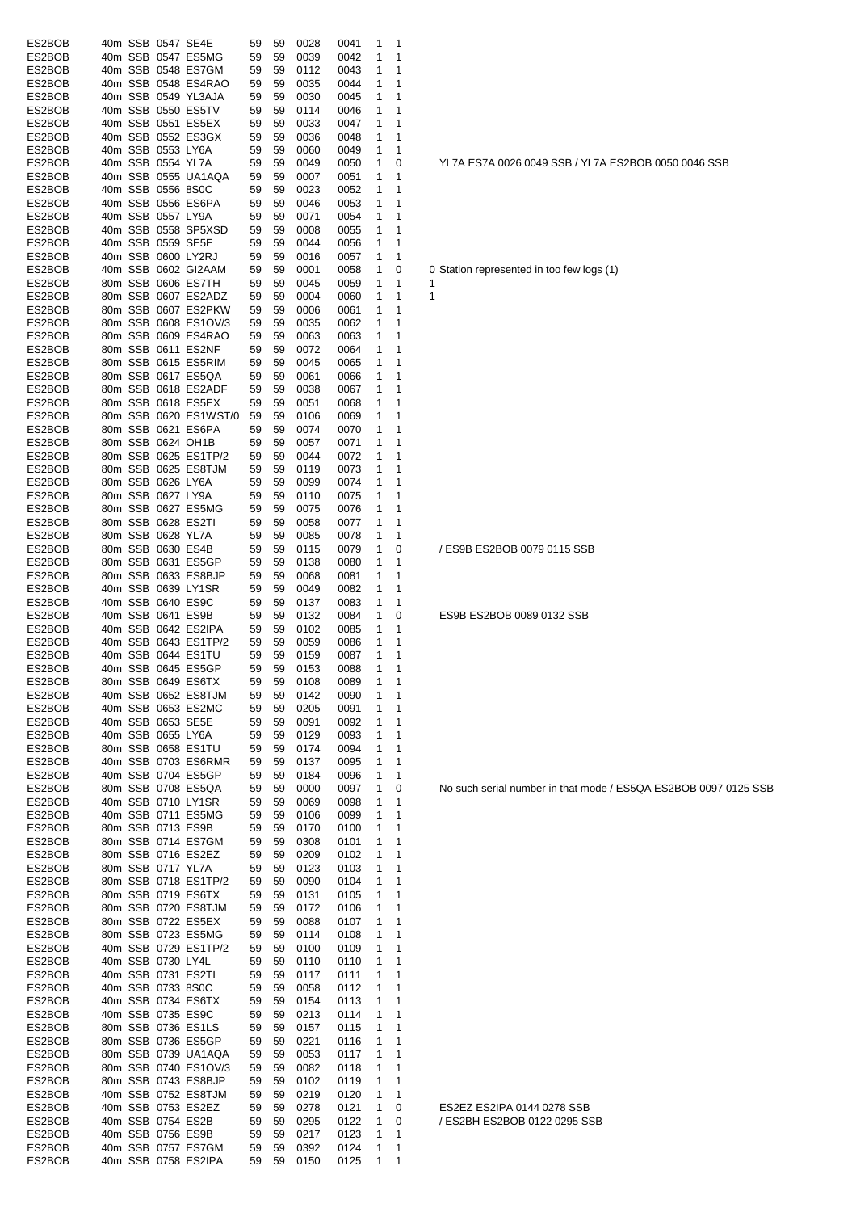| Call | Band | Mode | Time | Worked | RST S | RST R | Rcvd | Sent | Q | Valid | Notes |
|---|---|---|---|---|---|---|---|---|---|---|---|
| ES2BOB | 40m | SSB | 0547 | SE4E | 59 | 59 | 0028 | 0041 | 1 | 1 | |
| ES2BOB | 40m | SSB | 0547 | ES5MG | 59 | 59 | 0039 | 0042 | 1 | 1 | |
| ES2BOB | 40m | SSB | 0548 | ES7GM | 59 | 59 | 0112 | 0043 | 1 | 1 | |
| ES2BOB | 40m | SSB | 0548 | ES4RAO | 59 | 59 | 0035 | 0044 | 1 | 1 | |
| ES2BOB | 40m | SSB | 0549 | YL3AJA | 59 | 59 | 0030 | 0045 | 1 | 1 | |
| ES2BOB | 40m | SSB | 0550 | ES5TV | 59 | 59 | 0114 | 0046 | 1 | 1 | |
| ES2BOB | 40m | SSB | 0551 | ES5EX | 59 | 59 | 0033 | 0047 | 1 | 1 | |
| ES2BOB | 40m | SSB | 0552 | ES3GX | 59 | 59 | 0036 | 0048 | 1 | 1 | |
| ES2BOB | 40m | SSB | 0553 | LY6A | 59 | 59 | 0060 | 0049 | 1 | 1 | |
| ES2BOB | 40m | SSB | 0554 | YL7A | 59 | 59 | 0049 | 0050 | 1 | 0 | YL7A ES7A 0026 0049 SSB / YL7A ES2BOB 0050 0046 SSB |
| ES2BOB | 40m | SSB | 0555 | UA1AQA | 59 | 59 | 0007 | 0051 | 1 | 1 | |
| ES2BOB | 40m | SSB | 0556 | 8S0C | 59 | 59 | 0023 | 0052 | 1 | 1 | |
| ES2BOB | 40m | SSB | 0556 | ES6PA | 59 | 59 | 0046 | 0053 | 1 | 1 | |
| ES2BOB | 40m | SSB | 0557 | LY9A | 59 | 59 | 0071 | 0054 | 1 | 1 | |
| ES2BOB | 40m | SSB | 0558 | SP5XSD | 59 | 59 | 0008 | 0055 | 1 | 1 | |
| ES2BOB | 40m | SSB | 0559 | SE5E | 59 | 59 | 0044 | 0056 | 1 | 1 | |
| ES2BOB | 40m | SSB | 0600 | LY2RJ | 59 | 59 | 0016 | 0057 | 1 | 1 | |
| ES2BOB | 40m | SSB | 0602 | GI2AAM | 59 | 59 | 0001 | 0058 | 1 | 0 | 0 Station represented in too few logs (1) |
| ES2BOB | 80m | SSB | 0606 | ES7TH | 59 | 59 | 0045 | 0059 | 1 | 1 | 1 |
| ES2BOB | 80m | SSB | 0607 | ES2ADZ | 59 | 59 | 0004 | 0060 | 1 | 1 | 1 |
| ES2BOB | 80m | SSB | 0607 | ES2PKW | 59 | 59 | 0006 | 0061 | 1 | 1 | |
| ES2BOB | 80m | SSB | 0608 | ES1OV/3 | 59 | 59 | 0035 | 0062 | 1 | 1 | |
| ES2BOB | 80m | SSB | 0609 | ES4RAO | 59 | 59 | 0063 | 0063 | 1 | 1 | |
| ES2BOB | 80m | SSB | 0611 | ES2NF | 59 | 59 | 0072 | 0064 | 1 | 1 | |
| ES2BOB | 80m | SSB | 0615 | ES5RIM | 59 | 59 | 0045 | 0065 | 1 | 1 | |
| ES2BOB | 80m | SSB | 0617 | ES5QA | 59 | 59 | 0061 | 0066 | 1 | 1 | |
| ES2BOB | 80m | SSB | 0618 | ES2ADF | 59 | 59 | 0038 | 0067 | 1 | 1 | |
| ES2BOB | 80m | SSB | 0618 | ES5EX | 59 | 59 | 0051 | 0068 | 1 | 1 | |
| ES2BOB | 80m | SSB | 0620 | ES1WST/0 | 59 | 59 | 0106 | 0069 | 1 | 1 | |
| ES2BOB | 80m | SSB | 0621 | ES6PA | 59 | 59 | 0074 | 0070 | 1 | 1 | |
| ES2BOB | 80m | SSB | 0624 | OH1B | 59 | 59 | 0057 | 0071 | 1 | 1 | |
| ES2BOB | 80m | SSB | 0625 | ES1TP/2 | 59 | 59 | 0044 | 0072 | 1 | 1 | |
| ES2BOB | 80m | SSB | 0625 | ES8TJM | 59 | 59 | 0119 | 0073 | 1 | 1 | |
| ES2BOB | 80m | SSB | 0626 | LY6A | 59 | 59 | 0099 | 0074 | 1 | 1 | |
| ES2BOB | 80m | SSB | 0627 | LY9A | 59 | 59 | 0110 | 0075 | 1 | 1 | |
| ES2BOB | 80m | SSB | 0627 | ES5MG | 59 | 59 | 0075 | 0076 | 1 | 1 | |
| ES2BOB | 80m | SSB | 0628 | ES2TI | 59 | 59 | 0058 | 0077 | 1 | 1 | |
| ES2BOB | 80m | SSB | 0628 | YL7A | 59 | 59 | 0085 | 0078 | 1 | 1 | |
| ES2BOB | 80m | SSB | 0630 | ES4B | 59 | 59 | 0115 | 0079 | 1 | 0 | / ES9B ES2BOB 0079 0115 SSB |
| ES2BOB | 80m | SSB | 0631 | ES5GP | 59 | 59 | 0138 | 0080 | 1 | 1 | |
| ES2BOB | 80m | SSB | 0633 | ES8BJP | 59 | 59 | 0068 | 0081 | 1 | 1 | |
| ES2BOB | 40m | SSB | 0639 | LY1SR | 59 | 59 | 0049 | 0082 | 1 | 1 | |
| ES2BOB | 40m | SSB | 0640 | ES9C | 59 | 59 | 0137 | 0083 | 1 | 1 | |
| ES2BOB | 40m | SSB | 0641 | ES9B | 59 | 59 | 0132 | 0084 | 1 | 0 | ES9B ES2BOB 0089 0132 SSB |
| ES2BOB | 40m | SSB | 0642 | ES2IPA | 59 | 59 | 0102 | 0085 | 1 | 1 | |
| ES2BOB | 40m | SSB | 0643 | ES1TP/2 | 59 | 59 | 0059 | 0086 | 1 | 1 | |
| ES2BOB | 40m | SSB | 0644 | ES1TU | 59 | 59 | 0159 | 0087 | 1 | 1 | |
| ES2BOB | 40m | SSB | 0645 | ES5GP | 59 | 59 | 0153 | 0088 | 1 | 1 | |
| ES2BOB | 80m | SSB | 0649 | ES6TX | 59 | 59 | 0108 | 0089 | 1 | 1 | |
| ES2BOB | 40m | SSB | 0652 | ES8TJM | 59 | 59 | 0142 | 0090 | 1 | 1 | |
| ES2BOB | 40m | SSB | 0653 | ES2MC | 59 | 59 | 0205 | 0091 | 1 | 1 | |
| ES2BOB | 40m | SSB | 0653 | SE5E | 59 | 59 | 0091 | 0092 | 1 | 1 | |
| ES2BOB | 40m | SSB | 0655 | LY6A | 59 | 59 | 0129 | 0093 | 1 | 1 | |
| ES2BOB | 80m | SSB | 0658 | ES1TU | 59 | 59 | 0174 | 0094 | 1 | 1 | |
| ES2BOB | 40m | SSB | 0703 | ES6RMR | 59 | 59 | 0137 | 0095 | 1 | 1 | |
| ES2BOB | 40m | SSB | 0704 | ES5GP | 59 | 59 | 0184 | 0096 | 1 | 1 | |
| ES2BOB | 80m | SSB | 0708 | ES5QA | 59 | 59 | 0000 | 0097 | 1 | 0 | No such serial number in that mode / ES5QA ES2BOB 0097 0125 SSB |
| ES2BOB | 40m | SSB | 0710 | LY1SR | 59 | 59 | 0069 | 0098 | 1 | 1 | |
| ES2BOB | 40m | SSB | 0711 | ES5MG | 59 | 59 | 0106 | 0099 | 1 | 1 | |
| ES2BOB | 80m | SSB | 0713 | ES9B | 59 | 59 | 0170 | 0100 | 1 | 1 | |
| ES2BOB | 80m | SSB | 0714 | ES7GM | 59 | 59 | 0308 | 0101 | 1 | 1 | |
| ES2BOB | 80m | SSB | 0716 | ES2EZ | 59 | 59 | 0209 | 0102 | 1 | 1 | |
| ES2BOB | 80m | SSB | 0717 | YL7A | 59 | 59 | 0123 | 0103 | 1 | 1 | |
| ES2BOB | 80m | SSB | 0718 | ES1TP/2 | 59 | 59 | 0090 | 0104 | 1 | 1 | |
| ES2BOB | 80m | SSB | 0719 | ES6TX | 59 | 59 | 0131 | 0105 | 1 | 1 | |
| ES2BOB | 80m | SSB | 0720 | ES8TJM | 59 | 59 | 0172 | 0106 | 1 | 1 | |
| ES2BOB | 80m | SSB | 0722 | ES5EX | 59 | 59 | 0088 | 0107 | 1 | 1 | |
| ES2BOB | 80m | SSB | 0723 | ES5MG | 59 | 59 | 0114 | 0108 | 1 | 1 | |
| ES2BOB | 40m | SSB | 0729 | ES1TP/2 | 59 | 59 | 0100 | 0109 | 1 | 1 | |
| ES2BOB | 40m | SSB | 0730 | LY4L | 59 | 59 | 0110 | 0110 | 1 | 1 | |
| ES2BOB | 40m | SSB | 0731 | ES2TI | 59 | 59 | 0117 | 0111 | 1 | 1 | |
| ES2BOB | 40m | SSB | 0733 | 8S0C | 59 | 59 | 0058 | 0112 | 1 | 1 | |
| ES2BOB | 40m | SSB | 0734 | ES6TX | 59 | 59 | 0154 | 0113 | 1 | 1 | |
| ES2BOB | 40m | SSB | 0735 | ES9C | 59 | 59 | 0213 | 0114 | 1 | 1 | |
| ES2BOB | 80m | SSB | 0736 | ES1LS | 59 | 59 | 0157 | 0115 | 1 | 1 | |
| ES2BOB | 80m | SSB | 0736 | ES5GP | 59 | 59 | 0221 | 0116 | 1 | 1 | |
| ES2BOB | 80m | SSB | 0739 | UA1AQA | 59 | 59 | 0053 | 0117 | 1 | 1 | |
| ES2BOB | 80m | SSB | 0740 | ES1OV/3 | 59 | 59 | 0082 | 0118 | 1 | 1 | |
| ES2BOB | 80m | SSB | 0743 | ES8BJP | 59 | 59 | 0102 | 0119 | 1 | 1 | |
| ES2BOB | 40m | SSB | 0752 | ES8TJM | 59 | 59 | 0219 | 0120 | 1 | 1 | |
| ES2BOB | 40m | SSB | 0753 | ES2EZ | 59 | 59 | 0278 | 0121 | 1 | 0 | ES2EZ ES2IPA 0144 0278 SSB |
| ES2BOB | 40m | SSB | 0754 | ES2B | 59 | 59 | 0295 | 0122 | 1 | 0 | / ES2BH ES2BOB 0122 0295 SSB |
| ES2BOB | 40m | SSB | 0756 | ES9B | 59 | 59 | 0217 | 0123 | 1 | 1 | |
| ES2BOB | 40m | SSB | 0757 | ES7GM | 59 | 59 | 0392 | 0124 | 1 | 1 | |
| ES2BOB | 40m | SSB | 0758 | ES2IPA | 59 | 59 | 0150 | 0125 | 1 | 1 | |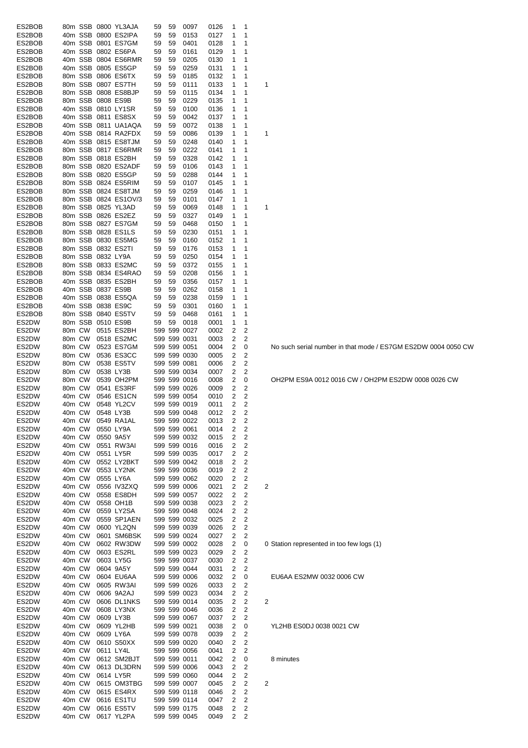| | | | | | | | | | | | | |
|---|---|---|---|---|---|---|---|---|---|---|---|---|
| ES2BOB | 80m | SSB | 0800 | YL3AJA | 59 | 59 | 0097 | 0126 | 1 | 1 | | |
| ES2BOB | 40m | SSB | 0800 | ES2IPA | 59 | 59 | 0153 | 0127 | 1 | 1 | | |
| ES2BOB | 40m | SSB | 0801 | ES7GM | 59 | 59 | 0401 | 0128 | 1 | 1 | | |
| ES2BOB | 40m | SSB | 0802 | ES6PA | 59 | 59 | 0161 | 0129 | 1 | 1 | | |
| ES2BOB | 40m | SSB | 0804 | ES6RMR | 59 | 59 | 0205 | 0130 | 1 | 1 | | |
| ES2BOB | 40m | SSB | 0805 | ES5GP | 59 | 59 | 0259 | 0131 | 1 | 1 | | |
| ES2BOB | 80m | SSB | 0806 | ES6TX | 59 | 59 | 0185 | 0132 | 1 | 1 | | |
| ES2BOB | 80m | SSB | 0807 | ES7TH | 59 | 59 | 0111 | 0133 | 1 | 1 | 1 | |
| ES2BOB | 80m | SSB | 0808 | ES8BJP | 59 | 59 | 0115 | 0134 | 1 | 1 | | |
| ES2BOB | 80m | SSB | 0808 | ES9B | 59 | 59 | 0229 | 0135 | 1 | 1 | | |
| ES2BOB | 40m | SSB | 0810 | LY1SR | 59 | 59 | 0100 | 0136 | 1 | 1 | | |
| ES2BOB | 40m | SSB | 0811 | ES8SX | 59 | 59 | 0042 | 0137 | 1 | 1 | | |
| ES2BOB | 40m | SSB | 0811 | UA1AQA | 59 | 59 | 0072 | 0138 | 1 | 1 | | |
| ES2BOB | 40m | SSB | 0814 | RA2FDX | 59 | 59 | 0086 | 0139 | 1 | 1 | 1 | |
| ES2BOB | 40m | SSB | 0815 | ES8TJM | 59 | 59 | 0248 | 0140 | 1 | 1 | | |
| ES2BOB | 80m | SSB | 0817 | ES6RMR | 59 | 59 | 0222 | 0141 | 1 | 1 | | |
| ES2BOB | 80m | SSB | 0818 | ES2BH | 59 | 59 | 0328 | 0142 | 1 | 1 | | |
| ES2BOB | 80m | SSB | 0820 | ES2ADF | 59 | 59 | 0106 | 0143 | 1 | 1 | | |
| ES2BOB | 80m | SSB | 0820 | ES5GP | 59 | 59 | 0288 | 0144 | 1 | 1 | | |
| ES2BOB | 80m | SSB | 0824 | ES5RIM | 59 | 59 | 0107 | 0145 | 1 | 1 | | |
| ES2BOB | 80m | SSB | 0824 | ES8TJM | 59 | 59 | 0259 | 0146 | 1 | 1 | | |
| ES2BOB | 80m | SSB | 0824 | ES1OV/3 | 59 | 59 | 0101 | 0147 | 1 | 1 | | |
| ES2BOB | 80m | SSB | 0825 | YL3AD | 59 | 59 | 0069 | 0148 | 1 | 1 | 1 | |
| ES2BOB | 80m | SSB | 0826 | ES2EZ | 59 | 59 | 0327 | 0149 | 1 | 1 | | |
| ES2BOB | 80m | SSB | 0827 | ES7GM | 59 | 59 | 0468 | 0150 | 1 | 1 | | |
| ES2BOB | 80m | SSB | 0828 | ES1LS | 59 | 59 | 0230 | 0151 | 1 | 1 | | |
| ES2BOB | 80m | SSB | 0830 | ES5MG | 59 | 59 | 0160 | 0152 | 1 | 1 | | |
| ES2BOB | 80m | SSB | 0832 | ES2TI | 59 | 59 | 0176 | 0153 | 1 | 1 | | |
| ES2BOB | 80m | SSB | 0832 | LY9A | 59 | 59 | 0250 | 0154 | 1 | 1 | | |
| ES2BOB | 80m | SSB | 0833 | ES2MC | 59 | 59 | 0372 | 0155 | 1 | 1 | | |
| ES2BOB | 80m | SSB | 0834 | ES4RAO | 59 | 59 | 0208 | 0156 | 1 | 1 | | |
| ES2BOB | 40m | SSB | 0835 | ES2BH | 59 | 59 | 0356 | 0157 | 1 | 1 | | |
| ES2BOB | 40m | SSB | 0837 | ES9B | 59 | 59 | 0262 | 0158 | 1 | 1 | | |
| ES2BOB | 40m | SSB | 0838 | ES5QA | 59 | 59 | 0238 | 0159 | 1 | 1 | | |
| ES2BOB | 40m | SSB | 0838 | ES9C | 59 | 59 | 0301 | 0160 | 1 | 1 | | |
| ES2BOB | 80m | SSB | 0840 | ES5TV | 59 | 59 | 0468 | 0161 | 1 | 1 | | |
| ES2DW | 80m | SSB | 0510 | ES9B | 59 | 59 | 0018 | 0001 | 1 | 1 | | |
| ES2DW | 80m | CW | 0515 | ES2BH | 599 | 599 | 0027 | 0002 | 2 | 2 | | |
| ES2DW | 80m | CW | 0518 | ES2MC | 599 | 599 | 0031 | 0003 | 2 | 2 | | |
| ES2DW | 80m | CW | 0523 | ES7GM | 599 | 599 | 0051 | 0004 | 2 | 0 | | No such serial number in that mode / ES7GM ES2DW 0004 0050 CW |
| ES2DW | 80m | CW | 0536 | ES3CC | 599 | 599 | 0030 | 0005 | 2 | 2 | | |
| ES2DW | 80m | CW | 0538 | ES5TV | 599 | 599 | 0081 | 0006 | 2 | 2 | | |
| ES2DW | 80m | CW | 0538 | LY3B | 599 | 599 | 0034 | 0007 | 2 | 2 | | |
| ES2DW | 80m | CW | 0539 | OH2PM | 599 | 599 | 0016 | 0008 | 2 | 0 | | OH2PM ES9A 0012 0016 CW / OH2PM ES2DW 0008 0026 CW |
| ES2DW | 80m | CW | 0541 | ES3RF | 599 | 599 | 0026 | 0009 | 2 | 2 | | |
| ES2DW | 40m | CW | 0546 | ES1CN | 599 | 599 | 0054 | 0010 | 2 | 2 | | |
| ES2DW | 40m | CW | 0548 | YL2CV | 599 | 599 | 0019 | 0011 | 2 | 2 | | |
| ES2DW | 40m | CW | 0548 | LY3B | 599 | 599 | 0048 | 0012 | 2 | 2 | | |
| ES2DW | 40m | CW | 0549 | RA1AL | 599 | 599 | 0022 | 0013 | 2 | 2 | | |
| ES2DW | 40m | CW | 0550 | LY9A | 599 | 599 | 0061 | 0014 | 2 | 2 | | |
| ES2DW | 40m | CW | 0550 | 9A5Y | 599 | 599 | 0032 | 0015 | 2 | 2 | | |
| ES2DW | 40m | CW | 0551 | RW3AI | 599 | 599 | 0016 | 0016 | 2 | 2 | | |
| ES2DW | 40m | CW | 0551 | LY5R | 599 | 599 | 0035 | 0017 | 2 | 2 | | |
| ES2DW | 40m | CW | 0552 | LY2BKT | 599 | 599 | 0042 | 0018 | 2 | 2 | | |
| ES2DW | 40m | CW | 0553 | LY2NK | 599 | 599 | 0036 | 0019 | 2 | 2 | | |
| ES2DW | 40m | CW | 0555 | LY6A | 599 | 599 | 0062 | 0020 | 2 | 2 | | |
| ES2DW | 40m | CW | 0556 | IV3ZXQ | 599 | 599 | 0006 | 0021 | 2 | 2 | 2 | |
| ES2DW | 40m | CW | 0558 | ES8DH | 599 | 599 | 0057 | 0022 | 2 | 2 | | |
| ES2DW | 40m | CW | 0558 | OH1B | 599 | 599 | 0038 | 0023 | 2 | 2 | | |
| ES2DW | 40m | CW | 0559 | LY2SA | 599 | 599 | 0048 | 0024 | 2 | 2 | | |
| ES2DW | 40m | CW | 0559 | SP1AEN | 599 | 599 | 0032 | 0025 | 2 | 2 | | |
| ES2DW | 40m | CW | 0600 | YL2QN | 599 | 599 | 0039 | 0026 | 2 | 2 | | |
| ES2DW | 40m | CW | 0601 | SM6BSK | 599 | 599 | 0024 | 0027 | 2 | 2 | | |
| ES2DW | 40m | CW | 0602 | RW3DW | 599 | 599 | 0002 | 0028 | 2 | 0 | 0 | Station represented in too few logs (1) |
| ES2DW | 40m | CW | 0603 | ES2RL | 599 | 599 | 0023 | 0029 | 2 | 2 | | |
| ES2DW | 40m | CW | 0603 | LY5G | 599 | 599 | 0037 | 0030 | 2 | 2 | | |
| ES2DW | 40m | CW | 0604 | 9A5Y | 599 | 599 | 0044 | 0031 | 2 | 2 | | |
| ES2DW | 40m | CW | 0604 | EU6AA | 599 | 599 | 0006 | 0032 | 2 | 0 | | EU6AA ES2MW 0032 0006 CW |
| ES2DW | 40m | CW | 0605 | RW3AI | 599 | 599 | 0026 | 0033 | 2 | 2 | | |
| ES2DW | 40m | CW | 0606 | 9A2AJ | 599 | 599 | 0023 | 0034 | 2 | 2 | | |
| ES2DW | 40m | CW | 0606 | DL1NKS | 599 | 599 | 0014 | 0035 | 2 | 2 | 2 | |
| ES2DW | 40m | CW | 0608 | LY3NX | 599 | 599 | 0046 | 0036 | 2 | 2 | | |
| ES2DW | 40m | CW | 0609 | LY3B | 599 | 599 | 0067 | 0037 | 2 | 2 | | |
| ES2DW | 40m | CW | 0609 | YL2HB | 599 | 599 | 0021 | 0038 | 2 | 0 | | YL2HB ES0DJ 0038 0021 CW |
| ES2DW | 40m | CW | 0609 | LY6A | 599 | 599 | 0078 | 0039 | 2 | 2 | | |
| ES2DW | 40m | CW | 0610 | S50XX | 599 | 599 | 0020 | 0040 | 2 | 2 | | |
| ES2DW | 40m | CW | 0611 | LY4L | 599 | 599 | 0056 | 0041 | 2 | 2 | | |
| ES2DW | 40m | CW | 0612 | SM2BJT | 599 | 599 | 0011 | 0042 | 2 | 0 | | 8 minutes |
| ES2DW | 40m | CW | 0613 | DL3DRN | 599 | 599 | 0006 | 0043 | 2 | 2 | | |
| ES2DW | 40m | CW | 0614 | LY5R | 599 | 599 | 0060 | 0044 | 2 | 2 | | |
| ES2DW | 40m | CW | 0615 | OM3TBG | 599 | 599 | 0007 | 0045 | 2 | 2 | 2 | |
| ES2DW | 40m | CW | 0615 | ES4RX | 599 | 599 | 0118 | 0046 | 2 | 2 | | |
| ES2DW | 40m | CW | 0616 | ES1TU | 599 | 599 | 0114 | 0047 | 2 | 2 | | |
| ES2DW | 40m | CW | 0616 | ES5TV | 599 | 599 | 0175 | 0048 | 2 | 2 | | |
| ES2DW | 40m | CW | 0617 | YL2PA | 599 | 599 | 0045 | 0049 | 2 | 2 | | |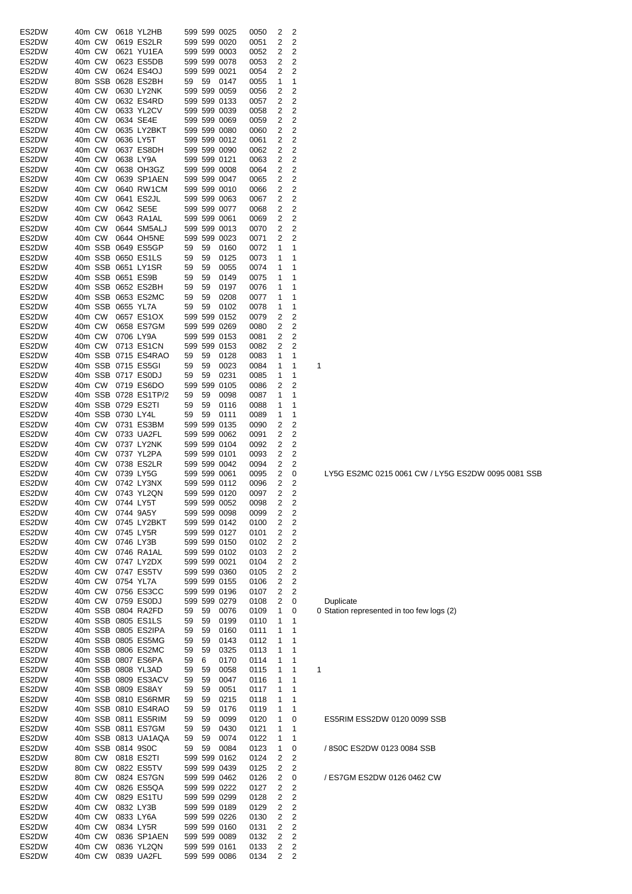| | | | | | | | | | | | | |
|---|---|---|---|---|---|---|---|---|---|---|---|---|
| ES2DW | 40m | CW | 0618 | YL2HB | 599 | 599 | 0025 | 0050 | 2 | 2 | | |
| ES2DW | 40m | CW | 0619 | ES2LR | 599 | 599 | 0020 | 0051 | 2 | 2 | | |
| ES2DW | 40m | CW | 0621 | YU1EA | 599 | 599 | 0003 | 0052 | 2 | 2 | | |
| ES2DW | 40m | CW | 0623 | ES5DB | 599 | 599 | 0078 | 0053 | 2 | 2 | | |
| ES2DW | 40m | CW | 0624 | ES4OJ | 599 | 599 | 0021 | 0054 | 2 | 2 | | |
| ES2DW | 80m | SSB | 0628 | ES2BH | 59 | 59 | 0147 | 0055 | 1 | 1 | | |
| ES2DW | 40m | CW | 0630 | LY2NK | 599 | 599 | 0059 | 0056 | 2 | 2 | | |
| ES2DW | 40m | CW | 0632 | ES4RD | 599 | 599 | 0133 | 0057 | 2 | 2 | | |
| ES2DW | 40m | CW | 0633 | YL2CV | 599 | 599 | 0039 | 0058 | 2 | 2 | | |
| ES2DW | 40m | CW | 0634 | SE4E | 599 | 599 | 0069 | 0059 | 2 | 2 | | |
| ES2DW | 40m | CW | 0635 | LY2BKT | 599 | 599 | 0080 | 0060 | 2 | 2 | | |
| ES2DW | 40m | CW | 0636 | LY5T | 599 | 599 | 0012 | 0061 | 2 | 2 | | |
| ES2DW | 40m | CW | 0637 | ES8DH | 599 | 599 | 0090 | 0062 | 2 | 2 | | |
| ES2DW | 40m | CW | 0638 | LY9A | 599 | 599 | 0121 | 0063 | 2 | 2 | | |
| ES2DW | 40m | CW | 0638 | OH3GZ | 599 | 599 | 0008 | 0064 | 2 | 2 | | |
| ES2DW | 40m | CW | 0639 | SP1AEN | 599 | 599 | 0047 | 0065 | 2 | 2 | | |
| ES2DW | 40m | CW | 0640 | RW1CM | 599 | 599 | 0010 | 0066 | 2 | 2 | | |
| ES2DW | 40m | CW | 0641 | ES2JL | 599 | 599 | 0063 | 0067 | 2 | 2 | | |
| ES2DW | 40m | CW | 0642 | SE5E | 599 | 599 | 0077 | 0068 | 2 | 2 | | |
| ES2DW | 40m | CW | 0643 | RA1AL | 599 | 599 | 0061 | 0069 | 2 | 2 | | |
| ES2DW | 40m | CW | 0644 | SM5ALJ | 599 | 599 | 0013 | 0070 | 2 | 2 | | |
| ES2DW | 40m | CW | 0644 | OH5NE | 599 | 599 | 0023 | 0071 | 2 | 2 | | |
| ES2DW | 40m | SSB | 0649 | ES5GP | 59 | 59 | 0160 | 0072 | 1 | 1 | | |
| ES2DW | 40m | SSB | 0650 | ES1LS | 59 | 59 | 0125 | 0073 | 1 | 1 | | |
| ES2DW | 40m | SSB | 0651 | LY1SR | 59 | 59 | 0055 | 0074 | 1 | 1 | | |
| ES2DW | 40m | SSB | 0651 | ES9B | 59 | 59 | 0149 | 0075 | 1 | 1 | | |
| ES2DW | 40m | SSB | 0652 | ES2BH | 59 | 59 | 0197 | 0076 | 1 | 1 | | |
| ES2DW | 40m | SSB | 0653 | ES2MC | 59 | 59 | 0208 | 0077 | 1 | 1 | | |
| ES2DW | 40m | SSB | 0655 | YL7A | 59 | 59 | 0102 | 0078 | 1 | 1 | | |
| ES2DW | 40m | CW | 0657 | ES1OX | 599 | 599 | 0152 | 0079 | 2 | 2 | | |
| ES2DW | 40m | CW | 0658 | ES7GM | 599 | 599 | 0269 | 0080 | 2 | 2 | | |
| ES2DW | 40m | CW | 0706 | LY9A | 599 | 599 | 0153 | 0081 | 2 | 2 | | |
| ES2DW | 40m | CW | 0713 | ES1CN | 599 | 599 | 0153 | 0082 | 2 | 2 | | |
| ES2DW | 40m | SSB | 0715 | ES4RAO | 59 | 59 | 0128 | 0083 | 1 | 1 | | |
| ES2DW | 40m | SSB | 0715 | ES5GI | 59 | 59 | 0023 | 0084 | 1 | 1 | 1 | |
| ES2DW | 40m | SSB | 0717 | ES0DJ | 59 | 59 | 0231 | 0085 | 1 | 1 | | |
| ES2DW | 40m | CW | 0719 | ES6DO | 599 | 599 | 0105 | 0086 | 2 | 2 | | |
| ES2DW | 40m | SSB | 0728 | ES1TP/2 | 59 | 59 | 0098 | 0087 | 1 | 1 | | |
| ES2DW | 40m | SSB | 0729 | ES2TI | 59 | 59 | 0116 | 0088 | 1 | 1 | | |
| ES2DW | 40m | SSB | 0730 | LY4L | 59 | 59 | 0111 | 0089 | 1 | 1 | | |
| ES2DW | 40m | CW | 0731 | ES3BM | 599 | 599 | 0135 | 0090 | 2 | 2 | | |
| ES2DW | 40m | CW | 0733 | UA2FL | 599 | 599 | 0062 | 0091 | 2 | 2 | | |
| ES2DW | 40m | CW | 0737 | LY2NK | 599 | 599 | 0104 | 0092 | 2 | 2 | | |
| ES2DW | 40m | CW | 0737 | YL2PA | 599 | 599 | 0101 | 0093 | 2 | 2 | | |
| ES2DW | 40m | CW | 0738 | ES2LR | 599 | 599 | 0042 | 0094 | 2 | 2 | | |
| ES2DW | 40m | CW | 0739 | LY5G | 599 | 599 | 0061 | 0095 | 2 | 0 | | LY5G ES2MC 0215 0061 CW / LY5G ES2DW 0095 0081 SSB |
| ES2DW | 40m | CW | 0742 | LY3NX | 599 | 599 | 0112 | 0096 | 2 | 2 | | |
| ES2DW | 40m | CW | 0743 | YL2QN | 599 | 599 | 0120 | 0097 | 2 | 2 | | |
| ES2DW | 40m | CW | 0744 | LY5T | 599 | 599 | 0052 | 0098 | 2 | 2 | | |
| ES2DW | 40m | CW | 0744 | 9A5Y | 599 | 599 | 0098 | 0099 | 2 | 2 | | |
| ES2DW | 40m | CW | 0745 | LY2BKT | 599 | 599 | 0142 | 0100 | 2 | 2 | | |
| ES2DW | 40m | CW | 0745 | LY5R | 599 | 599 | 0127 | 0101 | 2 | 2 | | |
| ES2DW | 40m | CW | 0746 | LY3B | 599 | 599 | 0150 | 0102 | 2 | 2 | | |
| ES2DW | 40m | CW | 0746 | RA1AL | 599 | 599 | 0102 | 0103 | 2 | 2 | | |
| ES2DW | 40m | CW | 0747 | LY2DX | 599 | 599 | 0021 | 0104 | 2 | 2 | | |
| ES2DW | 40m | CW | 0747 | ES5TV | 599 | 599 | 0360 | 0105 | 2 | 2 | | |
| ES2DW | 40m | CW | 0754 | YL7A | 599 | 599 | 0155 | 0106 | 2 | 2 | | |
| ES2DW | 40m | CW | 0756 | ES3CC | 599 | 599 | 0196 | 0107 | 2 | 2 | | |
| ES2DW | 40m | CW | 0759 | ES0DJ | 599 | 599 | 0279 | 0108 | 2 | 0 | | Duplicate |
| ES2DW | 40m | SSB | 0804 | RA2FD | 59 | 59 | 0076 | 0109 | 1 | 0 | 0 | Station represented in too few logs (2) |
| ES2DW | 40m | SSB | 0805 | ES1LS | 59 | 59 | 0199 | 0110 | 1 | 1 | | |
| ES2DW | 40m | SSB | 0805 | ES2IPA | 59 | 59 | 0160 | 0111 | 1 | 1 | | |
| ES2DW | 40m | SSB | 0805 | ES5MG | 59 | 59 | 0143 | 0112 | 1 | 1 | | |
| ES2DW | 40m | SSB | 0806 | ES2MC | 59 | 59 | 0325 | 0113 | 1 | 1 | | |
| ES2DW | 40m | SSB | 0807 | ES6PA | 59 | 6 | 0170 | 0114 | 1 | 1 | | |
| ES2DW | 40m | SSB | 0808 | YL3AD | 59 | 59 | 0058 | 0115 | 1 | 1 | 1 | |
| ES2DW | 40m | SSB | 0809 | ES3ACV | 59 | 59 | 0047 | 0116 | 1 | 1 | | |
| ES2DW | 40m | SSB | 0809 | ES8AY | 59 | 59 | 0051 | 0117 | 1 | 1 | | |
| ES2DW | 40m | SSB | 0810 | ES6RMR | 59 | 59 | 0215 | 0118 | 1 | 1 | | |
| ES2DW | 40m | SSB | 0810 | ES4RAO | 59 | 59 | 0176 | 0119 | 1 | 1 | | |
| ES2DW | 40m | SSB | 0811 | ES5RIM | 59 | 59 | 0099 | 0120 | 1 | 0 | | ES5RIM ESS2DW 0120 0099 SSB |
| ES2DW | 40m | SSB | 0811 | ES7GM | 59 | 59 | 0430 | 0121 | 1 | 1 | | |
| ES2DW | 40m | SSB | 0813 | UA1AQA | 59 | 59 | 0074 | 0122 | 1 | 1 | | |
| ES2DW | 40m | SSB | 0814 | 9S0C | 59 | 59 | 0084 | 0123 | 1 | 0 | | / 8S0C ES2DW 0123 0084 SSB |
| ES2DW | 80m | CW | 0818 | ES2TI | 599 | 599 | 0162 | 0124 | 2 | 2 | | |
| ES2DW | 80m | CW | 0822 | ES5TV | 599 | 599 | 0439 | 0125 | 2 | 2 | | |
| ES2DW | 80m | CW | 0824 | ES7GN | 599 | 599 | 0462 | 0126 | 2 | 0 | | / ES7GM ES2DW 0126 0462 CW |
| ES2DW | 40m | CW | 0826 | ES5QA | 599 | 599 | 0222 | 0127 | 2 | 2 | | |
| ES2DW | 40m | CW | 0829 | ES1TU | 599 | 599 | 0299 | 0128 | 2 | 2 | | |
| ES2DW | 40m | CW | 0832 | LY3B | 599 | 599 | 0189 | 0129 | 2 | 2 | | |
| ES2DW | 40m | CW | 0833 | LY6A | 599 | 599 | 0226 | 0130 | 2 | 2 | | |
| ES2DW | 40m | CW | 0834 | LY5R | 599 | 599 | 0160 | 0131 | 2 | 2 | | |
| ES2DW | 40m | CW | 0836 | SP1AEN | 599 | 599 | 0089 | 0132 | 2 | 2 | | |
| ES2DW | 40m | CW | 0836 | YL2QN | 599 | 599 | 0161 | 0133 | 2 | 2 | | |
| ES2DW | 40m | CW | 0839 | UA2FL | 599 | 599 | 0086 | 0134 | 2 | 2 | | |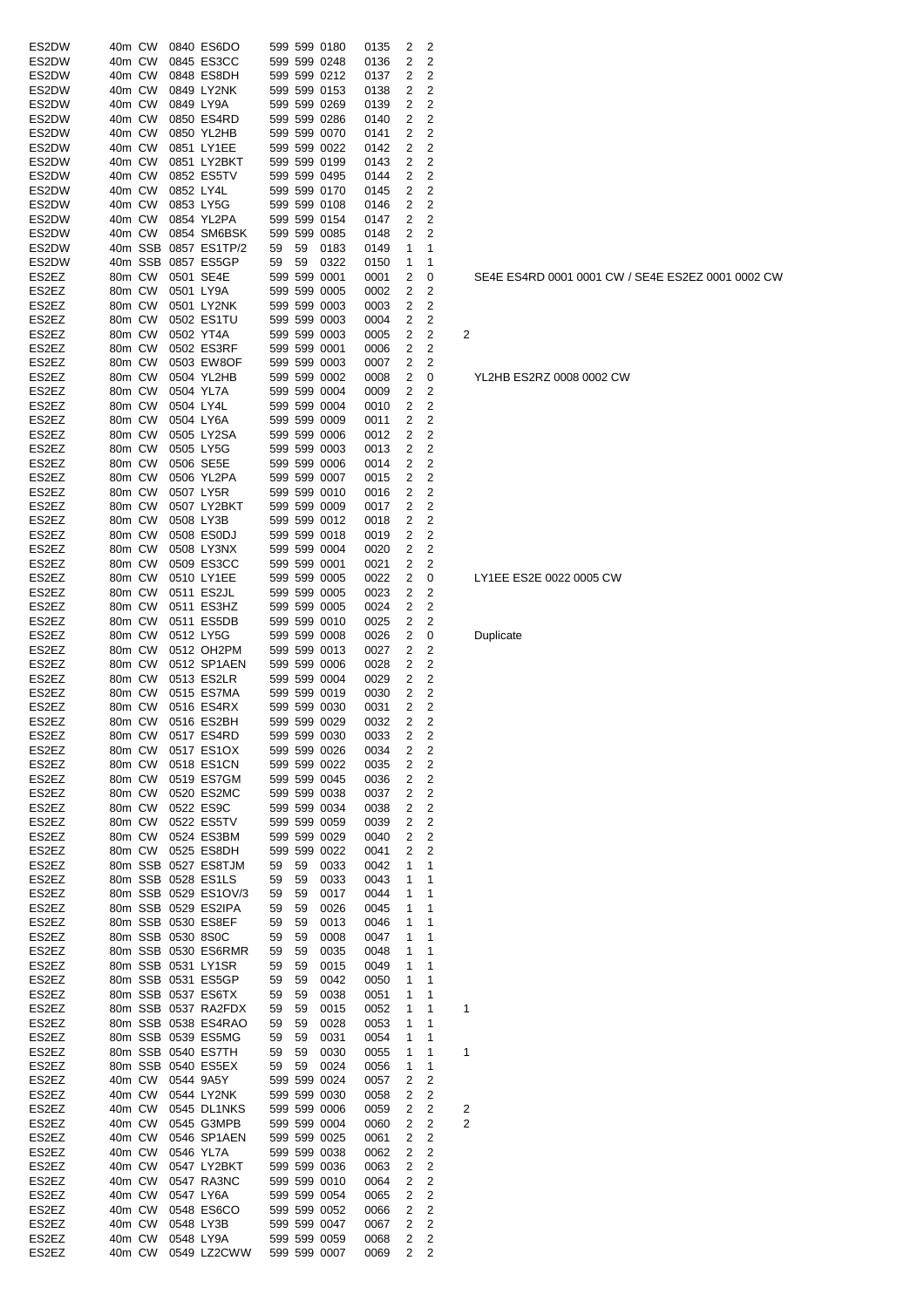| | | | | | | | | | | | | |
|---|---|---|---|---|---|---|---|---|---|---|---|---|
| ES2DW | 40m | CW | 0840 | ES6DO | 599 | 599 | 0180 | 0135 | 2 | 2 | | |
| ES2DW | 40m | CW | 0845 | ES3CC | 599 | 599 | 0248 | 0136 | 2 | 2 | | |
| ES2DW | 40m | CW | 0848 | ES8DH | 599 | 599 | 0212 | 0137 | 2 | 2 | | |
| ES2DW | 40m | CW | 0849 | LY2NK | 599 | 599 | 0153 | 0138 | 2 | 2 | | |
| ES2DW | 40m | CW | 0849 | LY9A | 599 | 599 | 0269 | 0139 | 2 | 2 | | |
| ES2DW | 40m | CW | 0850 | ES4RD | 599 | 599 | 0286 | 0140 | 2 | 2 | | |
| ES2DW | 40m | CW | 0850 | YL2HB | 599 | 599 | 0070 | 0141 | 2 | 2 | | |
| ES2DW | 40m | CW | 0851 | LY1EE | 599 | 599 | 0022 | 0142 | 2 | 2 | | |
| ES2DW | 40m | CW | 0851 | LY2BKT | 599 | 599 | 0199 | 0143 | 2 | 2 | | |
| ES2DW | 40m | CW | 0852 | ES5TV | 599 | 599 | 0495 | 0144 | 2 | 2 | | |
| ES2DW | 40m | CW | 0852 | LY4L | 599 | 599 | 0170 | 0145 | 2 | 2 | | |
| ES2DW | 40m | CW | 0853 | LY5G | 599 | 599 | 0108 | 0146 | 2 | 2 | | |
| ES2DW | 40m | CW | 0854 | YL2PA | 599 | 599 | 0154 | 0147 | 2 | 2 | | |
| ES2DW | 40m | CW | 0854 | SM6BSK | 599 | 599 | 0085 | 0148 | 2 | 2 | | |
| ES2DW | 40m | SSB | 0857 | ES1TP/2 | 59 | 59 | 0183 | 0149 | 1 | 1 | | |
| ES2DW | 40m | SSB | 0857 | ES5GP | 59 | 59 | 0322 | 0150 | 1 | 1 | | |
| ES2EZ | 80m | CW | 0501 | SE4E | 599 | 599 | 0001 | 0001 | 2 | 0 | | SE4E ES4RD 0001 0001 CW / SE4E ES2EZ 0001 0002 CW |
| ES2EZ | 80m | CW | 0501 | LY9A | 599 | 599 | 0005 | 0002 | 2 | 2 | | |
| ES2EZ | 80m | CW | 0501 | LY2NK | 599 | 599 | 0003 | 0003 | 2 | 2 | | |
| ES2EZ | 80m | CW | 0502 | ES1TU | 599 | 599 | 0003 | 0004 | 2 | 2 | | |
| ES2EZ | 80m | CW | 0502 | YT4A | 599 | 599 | 0003 | 0005 | 2 | 2 | 2 | |
| ES2EZ | 80m | CW | 0502 | ES3RF | 599 | 599 | 0001 | 0006 | 2 | 2 | | |
| ES2EZ | 80m | CW | 0503 | EW8OF | 599 | 599 | 0003 | 0007 | 2 | 2 | | |
| ES2EZ | 80m | CW | 0504 | YL2HB | 599 | 599 | 0002 | 0008 | 2 | 0 | | YL2HB ES2RZ 0008 0002 CW |
| ES2EZ | 80m | CW | 0504 | YL7A | 599 | 599 | 0004 | 0009 | 2 | 2 | | |
| ES2EZ | 80m | CW | 0504 | LY4L | 599 | 599 | 0004 | 0010 | 2 | 2 | | |
| ES2EZ | 80m | CW | 0504 | LY6A | 599 | 599 | 0009 | 0011 | 2 | 2 | | |
| ES2EZ | 80m | CW | 0505 | LY2SA | 599 | 599 | 0006 | 0012 | 2 | 2 | | |
| ES2EZ | 80m | CW | 0505 | LY5G | 599 | 599 | 0003 | 0013 | 2 | 2 | | |
| ES2EZ | 80m | CW | 0506 | SE5E | 599 | 599 | 0006 | 0014 | 2 | 2 | | |
| ES2EZ | 80m | CW | 0506 | YL2PA | 599 | 599 | 0007 | 0015 | 2 | 2 | | |
| ES2EZ | 80m | CW | 0507 | LY5R | 599 | 599 | 0010 | 0016 | 2 | 2 | | |
| ES2EZ | 80m | CW | 0507 | LY2BKT | 599 | 599 | 0009 | 0017 | 2 | 2 | | |
| ES2EZ | 80m | CW | 0508 | LY3B | 599 | 599 | 0012 | 0018 | 2 | 2 | | |
| ES2EZ | 80m | CW | 0508 | ES0DJ | 599 | 599 | 0018 | 0019 | 2 | 2 | | |
| ES2EZ | 80m | CW | 0508 | LY3NX | 599 | 599 | 0004 | 0020 | 2 | 2 | | |
| ES2EZ | 80m | CW | 0509 | ES3CC | 599 | 599 | 0001 | 0021 | 2 | 2 | | |
| ES2EZ | 80m | CW | 0510 | LY1EE | 599 | 599 | 0005 | 0022 | 2 | 0 | | LY1EE ES2E 0022 0005 CW |
| ES2EZ | 80m | CW | 0511 | ES2JL | 599 | 599 | 0005 | 0023 | 2 | 2 | | |
| ES2EZ | 80m | CW | 0511 | ES3HZ | 599 | 599 | 0005 | 0024 | 2 | 2 | | |
| ES2EZ | 80m | CW | 0511 | ES5DB | 599 | 599 | 0010 | 0025 | 2 | 2 | | |
| ES2EZ | 80m | CW | 0512 | LY5G | 599 | 599 | 0008 | 0026 | 2 | 0 | | Duplicate |
| ES2EZ | 80m | CW | 0512 | OH2PM | 599 | 599 | 0013 | 0027 | 2 | 2 | | |
| ES2EZ | 80m | CW | 0512 | SP1AEN | 599 | 599 | 0006 | 0028 | 2 | 2 | | |
| ES2EZ | 80m | CW | 0513 | ES2LR | 599 | 599 | 0004 | 0029 | 2 | 2 | | |
| ES2EZ | 80m | CW | 0515 | ES7MA | 599 | 599 | 0019 | 0030 | 2 | 2 | | |
| ES2EZ | 80m | CW | 0516 | ES4RX | 599 | 599 | 0030 | 0031 | 2 | 2 | | |
| ES2EZ | 80m | CW | 0516 | ES2BH | 599 | 599 | 0029 | 0032 | 2 | 2 | | |
| ES2EZ | 80m | CW | 0517 | ES4RD | 599 | 599 | 0030 | 0033 | 2 | 2 | | |
| ES2EZ | 80m | CW | 0517 | ES1OX | 599 | 599 | 0026 | 0034 | 2 | 2 | | |
| ES2EZ | 80m | CW | 0518 | ES1CN | 599 | 599 | 0022 | 0035 | 2 | 2 | | |
| ES2EZ | 80m | CW | 0519 | ES7GM | 599 | 599 | 0045 | 0036 | 2 | 2 | | |
| ES2EZ | 80m | CW | 0520 | ES2MC | 599 | 599 | 0038 | 0037 | 2 | 2 | | |
| ES2EZ | 80m | CW | 0522 | ES9C | 599 | 599 | 0034 | 0038 | 2 | 2 | | |
| ES2EZ | 80m | CW | 0522 | ES5TV | 599 | 599 | 0059 | 0039 | 2 | 2 | | |
| ES2EZ | 80m | CW | 0524 | ES3BM | 599 | 599 | 0029 | 0040 | 2 | 2 | | |
| ES2EZ | 80m | CW | 0525 | ES8DH | 599 | 599 | 0022 | 0041 | 2 | 2 | | |
| ES2EZ | 80m | SSB | 0527 | ES8TJM | 59 | 59 | 0033 | 0042 | 1 | 1 | | |
| ES2EZ | 80m | SSB | 0528 | ES1LS | 59 | 59 | 0033 | 0043 | 1 | 1 | | |
| ES2EZ | 80m | SSB | 0529 | ES1OV/3 | 59 | 59 | 0017 | 0044 | 1 | 1 | | |
| ES2EZ | 80m | SSB | 0529 | ES2IPA | 59 | 59 | 0026 | 0045 | 1 | 1 | | |
| ES2EZ | 80m | SSB | 0530 | ES8EF | 59 | 59 | 0013 | 0046 | 1 | 1 | | |
| ES2EZ | 80m | SSB | 0530 | 8S0C | 59 | 59 | 0008 | 0047 | 1 | 1 | | |
| ES2EZ | 80m | SSB | 0530 | ES6RMR | 59 | 59 | 0035 | 0048 | 1 | 1 | | |
| ES2EZ | 80m | SSB | 0531 | LY1SR | 59 | 59 | 0015 | 0049 | 1 | 1 | | |
| ES2EZ | 80m | SSB | 0531 | ES5GP | 59 | 59 | 0042 | 0050 | 1 | 1 | | |
| ES2EZ | 80m | SSB | 0537 | ES6TX | 59 | 59 | 0038 | 0051 | 1 | 1 | | |
| ES2EZ | 80m | SSB | 0537 | RA2FDX | 59 | 59 | 0015 | 0052 | 1 | 1 | 1 | |
| ES2EZ | 80m | SSB | 0538 | ES4RAO | 59 | 59 | 0028 | 0053 | 1 | 1 | | |
| ES2EZ | 80m | SSB | 0539 | ES5MG | 59 | 59 | 0031 | 0054 | 1 | 1 | | |
| ES2EZ | 80m | SSB | 0540 | ES7TH | 59 | 59 | 0030 | 0055 | 1 | 1 | 1 | |
| ES2EZ | 80m | SSB | 0540 | ES5EX | 59 | 59 | 0024 | 0056 | 1 | 1 | | |
| ES2EZ | 40m | CW | 0544 | 9A5Y | 599 | 599 | 0024 | 0057 | 2 | 2 | | |
| ES2EZ | 40m | CW | 0544 | LY2NK | 599 | 599 | 0030 | 0058 | 2 | 2 | | |
| ES2EZ | 40m | CW | 0545 | DL1NKS | 599 | 599 | 0006 | 0059 | 2 | 2 | 2 | |
| ES2EZ | 40m | CW | 0545 | G3MPB | 599 | 599 | 0004 | 0060 | 2 | 2 | 2 | |
| ES2EZ | 40m | CW | 0546 | SP1AEN | 599 | 599 | 0025 | 0061 | 2 | 2 | | |
| ES2EZ | 40m | CW | 0546 | YL7A | 599 | 599 | 0038 | 0062 | 2 | 2 | | |
| ES2EZ | 40m | CW | 0547 | LY2BKT | 599 | 599 | 0036 | 0063 | 2 | 2 | | |
| ES2EZ | 40m | CW | 0547 | RA3NC | 599 | 599 | 0010 | 0064 | 2 | 2 | | |
| ES2EZ | 40m | CW | 0547 | LY6A | 599 | 599 | 0054 | 0065 | 2 | 2 | | |
| ES2EZ | 40m | CW | 0548 | ES6CO | 599 | 599 | 0052 | 0066 | 2 | 2 | | |
| ES2EZ | 40m | CW | 0548 | LY3B | 599 | 599 | 0047 | 0067 | 2 | 2 | | |
| ES2EZ | 40m | CW | 0548 | LY9A | 599 | 599 | 0059 | 0068 | 2 | 2 | | |
| ES2EZ | 40m | CW | 0549 | LZ2CWW | 599 | 599 | 0007 | 0069 | 2 | 2 | | |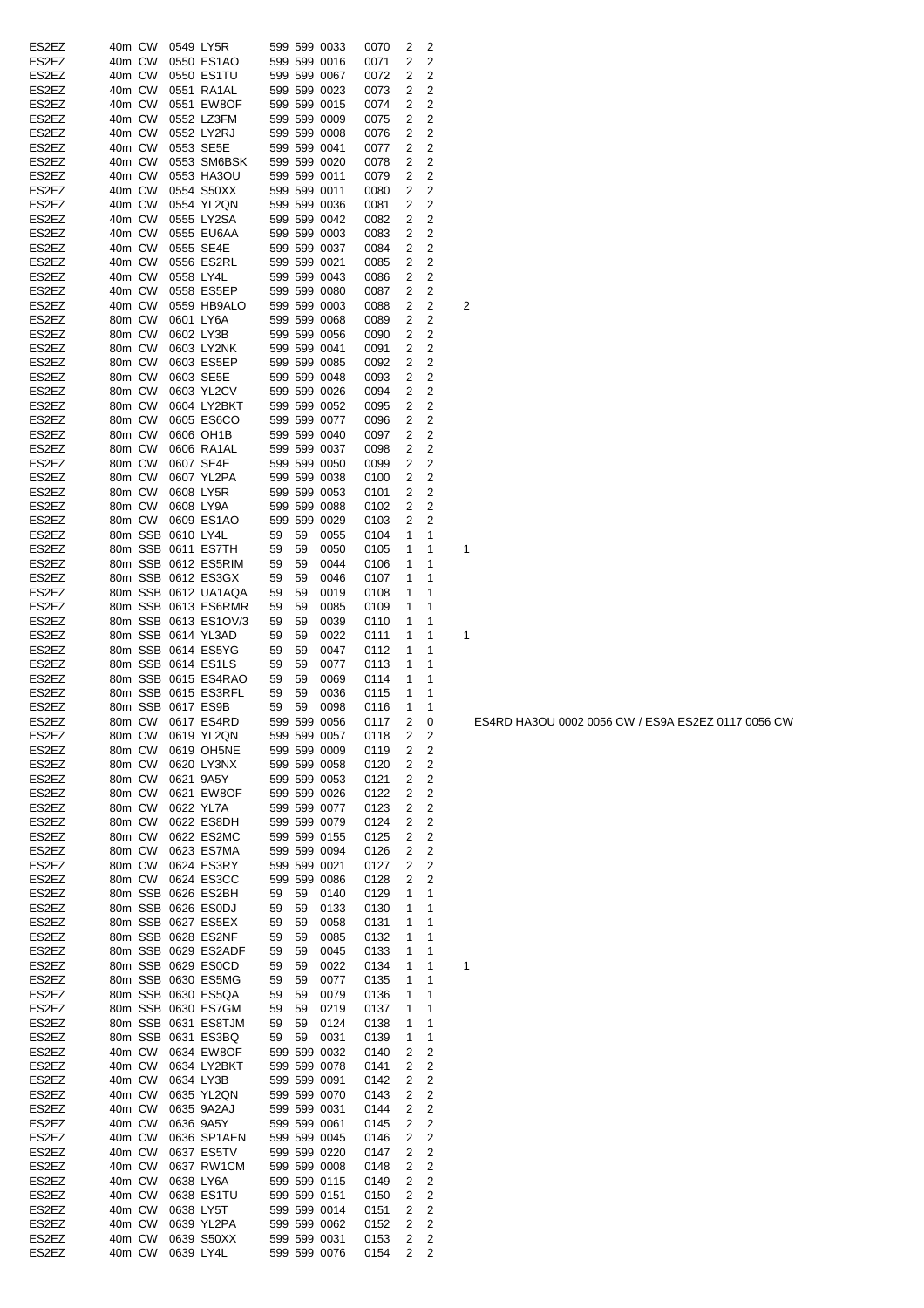| | | | | | | | | | | | | |
|---|---|---|---|---|---|---|---|---|---|---|---|---|
| ES2EZ | 40m | CW | 0549 | LY5R | 599 | 599 | 0033 | 0070 | 2 | 2 | | |
| ES2EZ | 40m | CW | 0550 | ES1AO | 599 | 599 | 0016 | 0071 | 2 | 2 | | |
| ES2EZ | 40m | CW | 0550 | ES1TU | 599 | 599 | 0067 | 0072 | 2 | 2 | | |
| ES2EZ | 40m | CW | 0551 | RA1AL | 599 | 599 | 0023 | 0073 | 2 | 2 | | |
| ES2EZ | 40m | CW | 0551 | EW8OF | 599 | 599 | 0015 | 0074 | 2 | 2 | | |
| ES2EZ | 40m | CW | 0552 | LZ3FM | 599 | 599 | 0009 | 0075 | 2 | 2 | | |
| ES2EZ | 40m | CW | 0552 | LY2RJ | 599 | 599 | 0008 | 0076 | 2 | 2 | | |
| ES2EZ | 40m | CW | 0553 | SE5E | 599 | 599 | 0041 | 0077 | 2 | 2 | | |
| ES2EZ | 40m | CW | 0553 | SM6BSK | 599 | 599 | 0020 | 0078 | 2 | 2 | | |
| ES2EZ | 40m | CW | 0553 | HA3OU | 599 | 599 | 0011 | 0079 | 2 | 2 | | |
| ES2EZ | 40m | CW | 0554 | S50XX | 599 | 599 | 0011 | 0080 | 2 | 2 | | |
| ES2EZ | 40m | CW | 0554 | YL2QN | 599 | 599 | 0036 | 0081 | 2 | 2 | | |
| ES2EZ | 40m | CW | 0555 | LY2SA | 599 | 599 | 0042 | 0082 | 2 | 2 | | |
| ES2EZ | 40m | CW | 0555 | EU6AA | 599 | 599 | 0003 | 0083 | 2 | 2 | | |
| ES2EZ | 40m | CW | 0555 | SE4E | 599 | 599 | 0037 | 0084 | 2 | 2 | | |
| ES2EZ | 40m | CW | 0556 | ES2RL | 599 | 599 | 0021 | 0085 | 2 | 2 | | |
| ES2EZ | 40m | CW | 0558 | LY4L | 599 | 599 | 0043 | 0086 | 2 | 2 | | |
| ES2EZ | 40m | CW | 0558 | ES5EP | 599 | 599 | 0080 | 0087 | 2 | 2 | | |
| ES2EZ | 40m | CW | 0559 | HB9ALO | 599 | 599 | 0003 | 0088 | 2 | 2 | 2 | |
| ES2EZ | 80m | CW | 0601 | LY6A | 599 | 599 | 0068 | 0089 | 2 | 2 | | |
| ES2EZ | 80m | CW | 0602 | LY3B | 599 | 599 | 0056 | 0090 | 2 | 2 | | |
| ES2EZ | 80m | CW | 0603 | LY2NK | 599 | 599 | 0041 | 0091 | 2 | 2 | | |
| ES2EZ | 80m | CW | 0603 | ES5EP | 599 | 599 | 0085 | 0092 | 2 | 2 | | |
| ES2EZ | 80m | CW | 0603 | SE5E | 599 | 599 | 0048 | 0093 | 2 | 2 | | |
| ES2EZ | 80m | CW | 0603 | YL2CV | 599 | 599 | 0026 | 0094 | 2 | 2 | | |
| ES2EZ | 80m | CW | 0604 | LY2BKT | 599 | 599 | 0052 | 0095 | 2 | 2 | | |
| ES2EZ | 80m | CW | 0605 | ES6CO | 599 | 599 | 0077 | 0096 | 2 | 2 | | |
| ES2EZ | 80m | CW | 0606 | OH1B | 599 | 599 | 0040 | 0097 | 2 | 2 | | |
| ES2EZ | 80m | CW | 0606 | RA1AL | 599 | 599 | 0037 | 0098 | 2 | 2 | | |
| ES2EZ | 80m | CW | 0607 | SE4E | 599 | 599 | 0050 | 0099 | 2 | 2 | | |
| ES2EZ | 80m | CW | 0607 | YL2PA | 599 | 599 | 0038 | 0100 | 2 | 2 | | |
| ES2EZ | 80m | CW | 0608 | LY5R | 599 | 599 | 0053 | 0101 | 2 | 2 | | |
| ES2EZ | 80m | CW | 0608 | LY9A | 599 | 599 | 0088 | 0102 | 2 | 2 | | |
| ES2EZ | 80m | CW | 0609 | ES1AO | 599 | 599 | 0029 | 0103 | 2 | 2 | | |
| ES2EZ | 80m | SSB | 0610 | LY4L | 59 | 59 | 0055 | 0104 | 1 | 1 | | |
| ES2EZ | 80m | SSB | 0611 | ES7TH | 59 | 59 | 0050 | 0105 | 1 | 1 | 1 | |
| ES2EZ | 80m | SSB | 0612 | ES5RIM | 59 | 59 | 0044 | 0106 | 1 | 1 | | |
| ES2EZ | 80m | SSB | 0612 | ES3GX | 59 | 59 | 0046 | 0107 | 1 | 1 | | |
| ES2EZ | 80m | SSB | 0612 | UA1AQA | 59 | 59 | 0019 | 0108 | 1 | 1 | | |
| ES2EZ | 80m | SSB | 0613 | ES6RMR | 59 | 59 | 0085 | 0109 | 1 | 1 | | |
| ES2EZ | 80m | SSB | 0613 | ES1OV/3 | 59 | 59 | 0039 | 0110 | 1 | 1 | | |
| ES2EZ | 80m | SSB | 0614 | YL3AD | 59 | 59 | 0022 | 0111 | 1 | 1 | 1 | |
| ES2EZ | 80m | SSB | 0614 | ES5YG | 59 | 59 | 0047 | 0112 | 1 | 1 | | |
| ES2EZ | 80m | SSB | 0614 | ES1LS | 59 | 59 | 0077 | 0113 | 1 | 1 | | |
| ES2EZ | 80m | SSB | 0615 | ES4RAO | 59 | 59 | 0069 | 0114 | 1 | 1 | | |
| ES2EZ | 80m | SSB | 0615 | ES3RFL | 59 | 59 | 0036 | 0115 | 1 | 1 | | |
| ES2EZ | 80m | SSB | 0617 | ES9B | 59 | 59 | 0098 | 0116 | 1 | 1 | | |
| ES2EZ | 80m | CW | 0617 | ES4RD | 599 | 599 | 0056 | 0117 | 2 | 0 | | ES4RD HA3OU 0002 0056 CW / ES9A ES2EZ 0117 0056 CW |
| ES2EZ | 80m | CW | 0619 | YL2QN | 599 | 599 | 0057 | 0118 | 2 | 2 | | |
| ES2EZ | 80m | CW | 0619 | OH5NE | 599 | 599 | 0009 | 0119 | 2 | 2 | | |
| ES2EZ | 80m | CW | 0620 | LY3NX | 599 | 599 | 0058 | 0120 | 2 | 2 | | |
| ES2EZ | 80m | CW | 0621 | 9A5Y | 599 | 599 | 0053 | 0121 | 2 | 2 | | |
| ES2EZ | 80m | CW | 0621 | EW8OF | 599 | 599 | 0026 | 0122 | 2 | 2 | | |
| ES2EZ | 80m | CW | 0622 | YL7A | 599 | 599 | 0077 | 0123 | 2 | 2 | | |
| ES2EZ | 80m | CW | 0622 | ES8DH | 599 | 599 | 0079 | 0124 | 2 | 2 | | |
| ES2EZ | 80m | CW | 0622 | ES2MC | 599 | 599 | 0155 | 0125 | 2 | 2 | | |
| ES2EZ | 80m | CW | 0623 | ES7MA | 599 | 599 | 0094 | 0126 | 2 | 2 | | |
| ES2EZ | 80m | CW | 0624 | ES3RY | 599 | 599 | 0021 | 0127 | 2 | 2 | | |
| ES2EZ | 80m | CW | 0624 | ES3CC | 599 | 599 | 0086 | 0128 | 2 | 2 | | |
| ES2EZ | 80m | SSB | 0626 | ES2BH | 59 | 59 | 0140 | 0129 | 1 | 1 | | |
| ES2EZ | 80m | SSB | 0626 | ES0DJ | 59 | 59 | 0133 | 0130 | 1 | 1 | | |
| ES2EZ | 80m | SSB | 0627 | ES5EX | 59 | 59 | 0058 | 0131 | 1 | 1 | | |
| ES2EZ | 80m | SSB | 0628 | ES2NF | 59 | 59 | 0085 | 0132 | 1 | 1 | | |
| ES2EZ | 80m | SSB | 0629 | ES2ADF | 59 | 59 | 0045 | 0133 | 1 | 1 | | |
| ES2EZ | 80m | SSB | 0629 | ES0CD | 59 | 59 | 0022 | 0134 | 1 | 1 | 1 | |
| ES2EZ | 80m | SSB | 0630 | ES5MG | 59 | 59 | 0077 | 0135 | 1 | 1 | | |
| ES2EZ | 80m | SSB | 0630 | ES5QA | 59 | 59 | 0079 | 0136 | 1 | 1 | | |
| ES2EZ | 80m | SSB | 0630 | ES7GM | 59 | 59 | 0219 | 0137 | 1 | 1 | | |
| ES2EZ | 80m | SSB | 0631 | ES8TJM | 59 | 59 | 0124 | 0138 | 1 | 1 | | |
| ES2EZ | 80m | SSB | 0631 | ES3BQ | 59 | 59 | 0031 | 0139 | 1 | 1 | | |
| ES2EZ | 40m | CW | 0634 | EW8OF | 599 | 599 | 0032 | 0140 | 2 | 2 | | |
| ES2EZ | 40m | CW | 0634 | LY2BKT | 599 | 599 | 0078 | 0141 | 2 | 2 | | |
| ES2EZ | 40m | CW | 0634 | LY3B | 599 | 599 | 0091 | 0142 | 2 | 2 | | |
| ES2EZ | 40m | CW | 0635 | YL2QN | 599 | 599 | 0070 | 0143 | 2 | 2 | | |
| ES2EZ | 40m | CW | 0635 | 9A2AJ | 599 | 599 | 0031 | 0144 | 2 | 2 | | |
| ES2EZ | 40m | CW | 0636 | 9A5Y | 599 | 599 | 0061 | 0145 | 2 | 2 | | |
| ES2EZ | 40m | CW | 0636 | SP1AEN | 599 | 599 | 0045 | 0146 | 2 | 2 | | |
| ES2EZ | 40m | CW | 0637 | ES5TV | 599 | 599 | 0220 | 0147 | 2 | 2 | | |
| ES2EZ | 40m | CW | 0637 | RW1CM | 599 | 599 | 0008 | 0148 | 2 | 2 | | |
| ES2EZ | 40m | CW | 0638 | LY6A | 599 | 599 | 0115 | 0149 | 2 | 2 | | |
| ES2EZ | 40m | CW | 0638 | ES1TU | 599 | 599 | 0151 | 0150 | 2 | 2 | | |
| ES2EZ | 40m | CW | 0638 | LY5T | 599 | 599 | 0014 | 0151 | 2 | 2 | | |
| ES2EZ | 40m | CW | 0639 | YL2PA | 599 | 599 | 0062 | 0152 | 2 | 2 | | |
| ES2EZ | 40m | CW | 0639 | S50XX | 599 | 599 | 0031 | 0153 | 2 | 2 | | |
| ES2EZ | 40m | CW | 0639 | LY4L | 599 | 599 | 0076 | 0154 | 2 | 2 | | |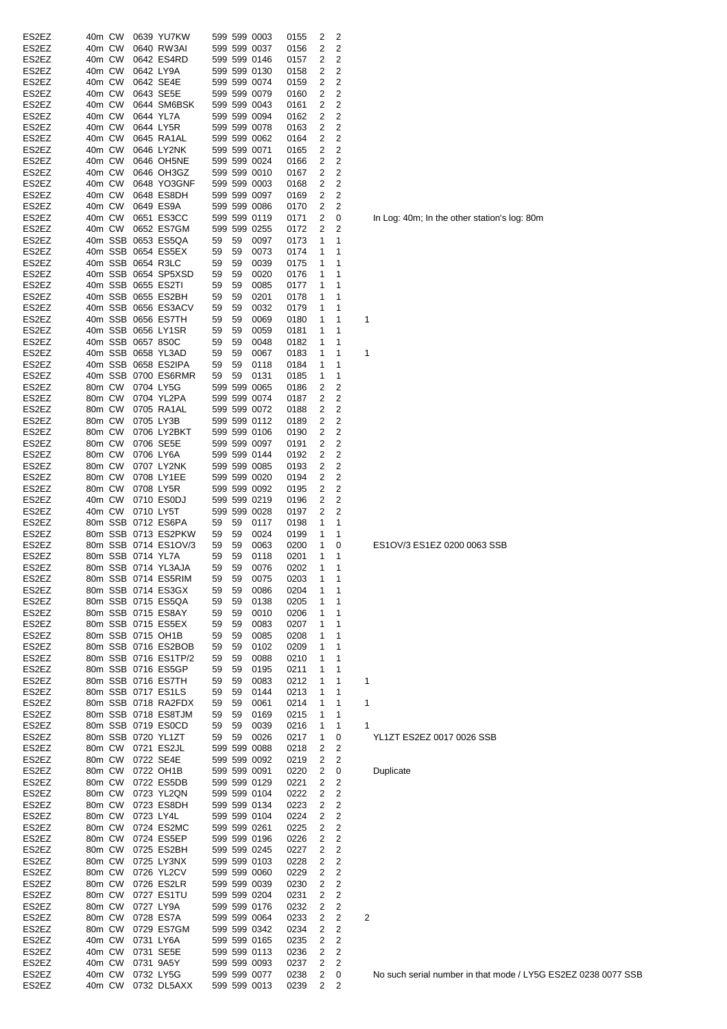| Call | Band | Mode | Time | Worked | Sent RST | Rcvd RST | Rcvd Nr | Sent Nr | Pts | Pts | Mult | Note |
|---|---|---|---|---|---|---|---|---|---|---|---|---|
| ES2EZ | 40m | CW | 0639 | YU7KW | 599 | 599 | 0003 | 0155 | 2 | 2 | | |
| ES2EZ | 40m | CW | 0640 | RW3AI | 599 | 599 | 0037 | 0156 | 2 | 2 | | |
| ES2EZ | 40m | CW | 0642 | ES4RD | 599 | 599 | 0146 | 0157 | 2 | 2 | | |
| ES2EZ | 40m | CW | 0642 | LY9A | 599 | 599 | 0130 | 0158 | 2 | 2 | | |
| ES2EZ | 40m | CW | 0642 | SE4E | 599 | 599 | 0074 | 0159 | 2 | 2 | | |
| ES2EZ | 40m | CW | 0643 | SE5E | 599 | 599 | 0079 | 0160 | 2 | 2 | | |
| ES2EZ | 40m | CW | 0644 | SM6BSK | 599 | 599 | 0043 | 0161 | 2 | 2 | | |
| ES2EZ | 40m | CW | 0644 | YL7A | 599 | 599 | 0094 | 0162 | 2 | 2 | | |
| ES2EZ | 40m | CW | 0644 | LY5R | 599 | 599 | 0078 | 0163 | 2 | 2 | | |
| ES2EZ | 40m | CW | 0645 | RA1AL | 599 | 599 | 0062 | 0164 | 2 | 2 | | |
| ES2EZ | 40m | CW | 0646 | LY2NK | 599 | 599 | 0071 | 0165 | 2 | 2 | | |
| ES2EZ | 40m | CW | 0646 | OH5NE | 599 | 599 | 0024 | 0166 | 2 | 2 | | |
| ES2EZ | 40m | CW | 0646 | OH3GZ | 599 | 599 | 0010 | 0167 | 2 | 2 | | |
| ES2EZ | 40m | CW | 0648 | YO3GNF | 599 | 599 | 0003 | 0168 | 2 | 2 | | |
| ES2EZ | 40m | CW | 0648 | ES8DH | 599 | 599 | 0097 | 0169 | 2 | 2 | | |
| ES2EZ | 40m | CW | 0649 | ES9A | 599 | 599 | 0086 | 0170 | 2 | 2 | | |
| ES2EZ | 40m | CW | 0651 | ES3CC | 599 | 599 | 0119 | 0171 | 2 | 0 | | In Log: 40m; In the other station's log: 80m |
| ES2EZ | 40m | CW | 0652 | ES7GM | 599 | 599 | 0255 | 0172 | 2 | 2 | | |
| ES2EZ | 40m | SSB | 0653 | ES5QA | 59 | 59 | 0097 | 0173 | 1 | 1 | | |
| ES2EZ | 40m | SSB | 0654 | ES5EX | 59 | 59 | 0073 | 0174 | 1 | 1 | | |
| ES2EZ | 40m | SSB | 0654 | R3LC | 59 | 59 | 0039 | 0175 | 1 | 1 | | |
| ES2EZ | 40m | SSB | 0654 | SP5XSD | 59 | 59 | 0020 | 0176 | 1 | 1 | | |
| ES2EZ | 40m | SSB | 0655 | ES2TI | 59 | 59 | 0085 | 0177 | 1 | 1 | | |
| ES2EZ | 40m | SSB | 0655 | ES2BH | 59 | 59 | 0201 | 0178 | 1 | 1 | | |
| ES2EZ | 40m | SSB | 0656 | ES3ACV | 59 | 59 | 0032 | 0179 | 1 | 1 | | |
| ES2EZ | 40m | SSB | 0656 | ES7TH | 59 | 59 | 0069 | 0180 | 1 | 1 | 1 | |
| ES2EZ | 40m | SSB | 0656 | LY1SR | 59 | 59 | 0059 | 0181 | 1 | 1 | | |
| ES2EZ | 40m | SSB | 0657 | 8S0C | 59 | 59 | 0048 | 0182 | 1 | 1 | | |
| ES2EZ | 40m | SSB | 0658 | YL3AD | 59 | 59 | 0067 | 0183 | 1 | 1 | 1 | |
| ES2EZ | 40m | SSB | 0658 | ES2IPA | 59 | 59 | 0118 | 0184 | 1 | 1 | | |
| ES2EZ | 40m | SSB | 0700 | ES6RMR | 59 | 59 | 0131 | 0185 | 1 | 1 | | |
| ES2EZ | 80m | CW | 0704 | LY5G | 599 | 599 | 0065 | 0186 | 2 | 2 | | |
| ES2EZ | 80m | CW | 0704 | YL2PA | 599 | 599 | 0074 | 0187 | 2 | 2 | | |
| ES2EZ | 80m | CW | 0705 | RA1AL | 599 | 599 | 0072 | 0188 | 2 | 2 | | |
| ES2EZ | 80m | CW | 0705 | LY3B | 599 | 599 | 0112 | 0189 | 2 | 2 | | |
| ES2EZ | 80m | CW | 0706 | LY2BKT | 599 | 599 | 0106 | 0190 | 2 | 2 | | |
| ES2EZ | 80m | CW | 0706 | SE5E | 599 | 599 | 0097 | 0191 | 2 | 2 | | |
| ES2EZ | 80m | CW | 0706 | LY6A | 599 | 599 | 0144 | 0192 | 2 | 2 | | |
| ES2EZ | 80m | CW | 0707 | LY2NK | 599 | 599 | 0085 | 0193 | 2 | 2 | | |
| ES2EZ | 80m | CW | 0708 | LY1EE | 599 | 599 | 0020 | 0194 | 2 | 2 | | |
| ES2EZ | 80m | CW | 0708 | LY5R | 599 | 599 | 0092 | 0195 | 2 | 2 | | |
| ES2EZ | 40m | CW | 0710 | ES0DJ | 599 | 599 | 0219 | 0196 | 2 | 2 | | |
| ES2EZ | 40m | CW | 0710 | LY5T | 599 | 599 | 0028 | 0197 | 2 | 2 | | |
| ES2EZ | 80m | SSB | 0712 | ES6PA | 59 | 59 | 0117 | 0198 | 1 | 1 | | |
| ES2EZ | 80m | SSB | 0713 | ES2PKW | 59 | 59 | 0024 | 0199 | 1 | 1 | | |
| ES2EZ | 80m | SSB | 0714 | ES1OV/3 | 59 | 59 | 0063 | 0200 | 1 | 0 | | ES1OV/3 ES1EZ 0200 0063 SSB |
| ES2EZ | 80m | SSB | 0714 | YL7A | 59 | 59 | 0118 | 0201 | 1 | 1 | | |
| ES2EZ | 80m | SSB | 0714 | YL3AJA | 59 | 59 | 0076 | 0202 | 1 | 1 | | |
| ES2EZ | 80m | SSB | 0714 | ES5RIM | 59 | 59 | 0075 | 0203 | 1 | 1 | | |
| ES2EZ | 80m | SSB | 0714 | ES3GX | 59 | 59 | 0086 | 0204 | 1 | 1 | | |
| ES2EZ | 80m | SSB | 0715 | ES5QA | 59 | 59 | 0138 | 0205 | 1 | 1 | | |
| ES2EZ | 80m | SSB | 0715 | ES8AY | 59 | 59 | 0010 | 0206 | 1 | 1 | | |
| ES2EZ | 80m | SSB | 0715 | ES5EX | 59 | 59 | 0083 | 0207 | 1 | 1 | | |
| ES2EZ | 80m | SSB | 0715 | OH1B | 59 | 59 | 0085 | 0208 | 1 | 1 | | |
| ES2EZ | 80m | SSB | 0716 | ES2BOB | 59 | 59 | 0102 | 0209 | 1 | 1 | | |
| ES2EZ | 80m | SSB | 0716 | ES1TP/2 | 59 | 59 | 0088 | 0210 | 1 | 1 | | |
| ES2EZ | 80m | SSB | 0716 | ES5GP | 59 | 59 | 0195 | 0211 | 1 | 1 | | |
| ES2EZ | 80m | SSB | 0716 | ES7TH | 59 | 59 | 0083 | 0212 | 1 | 1 | 1 | |
| ES2EZ | 80m | SSB | 0717 | ES1LS | 59 | 59 | 0144 | 0213 | 1 | 1 | | |
| ES2EZ | 80m | SSB | 0718 | RA2FDX | 59 | 59 | 0061 | 0214 | 1 | 1 | 1 | |
| ES2EZ | 80m | SSB | 0718 | ES8TJM | 59 | 59 | 0169 | 0215 | 1 | 1 | | |
| ES2EZ | 80m | SSB | 0719 | ES0CD | 59 | 59 | 0039 | 0216 | 1 | 1 | 1 | |
| ES2EZ | 80m | SSB | 0720 | YL1ZT | 59 | 59 | 0026 | 0217 | 1 | 0 | | YL1ZT ES2EZ 0017 0026 SSB |
| ES2EZ | 80m | CW | 0721 | ES2JL | 599 | 599 | 0088 | 0218 | 2 | 2 | | |
| ES2EZ | 80m | CW | 0722 | SE4E | 599 | 599 | 0092 | 0219 | 2 | 2 | | |
| ES2EZ | 80m | CW | 0722 | OH1B | 599 | 599 | 0091 | 0220 | 2 | 0 | | Duplicate |
| ES2EZ | 80m | CW | 0722 | ES5DB | 599 | 599 | 0129 | 0221 | 2 | 2 | | |
| ES2EZ | 80m | CW | 0723 | YL2QN | 599 | 599 | 0104 | 0222 | 2 | 2 | | |
| ES2EZ | 80m | CW | 0723 | ES8DH | 599 | 599 | 0134 | 0223 | 2 | 2 | | |
| ES2EZ | 80m | CW | 0723 | LY4L | 599 | 599 | 0104 | 0224 | 2 | 2 | | |
| ES2EZ | 80m | CW | 0724 | ES2MC | 599 | 599 | 0261 | 0225 | 2 | 2 | | |
| ES2EZ | 80m | CW | 0724 | ES5EP | 599 | 599 | 0196 | 0226 | 2 | 2 | | |
| ES2EZ | 80m | CW | 0725 | ES2BH | 599 | 599 | 0245 | 0227 | 2 | 2 | | |
| ES2EZ | 80m | CW | 0725 | LY3NX | 599 | 599 | 0103 | 0228 | 2 | 2 | | |
| ES2EZ | 80m | CW | 0726 | YL2CV | 599 | 599 | 0060 | 0229 | 2 | 2 | | |
| ES2EZ | 80m | CW | 0726 | ES2LR | 599 | 599 | 0039 | 0230 | 2 | 2 | | |
| ES2EZ | 80m | CW | 0727 | ES1TU | 599 | 599 | 0204 | 0231 | 2 | 2 | | |
| ES2EZ | 80m | CW | 0727 | LY9A | 599 | 599 | 0176 | 0232 | 2 | 2 | | |
| ES2EZ | 80m | CW | 0728 | ES7A | 599 | 599 | 0064 | 0233 | 2 | 2 | 2 | |
| ES2EZ | 80m | CW | 0729 | ES7GM | 599 | 599 | 0342 | 0234 | 2 | 2 | | |
| ES2EZ | 40m | CW | 0731 | LY6A | 599 | 599 | 0165 | 0235 | 2 | 2 | | |
| ES2EZ | 40m | CW | 0731 | SE5E | 599 | 599 | 0113 | 0236 | 2 | 2 | | |
| ES2EZ | 40m | CW | 0731 | 9A5Y | 599 | 599 | 0093 | 0237 | 2 | 2 | | |
| ES2EZ | 40m | CW | 0732 | LY5G | 599 | 599 | 0077 | 0238 | 2 | 0 | | No such serial number in that mode / LY5G ES2EZ 0238 0077 SSB |
| ES2EZ | 40m | CW | 0732 | DL5AXX | 599 | 599 | 0013 | 0239 | 2 | 2 | | |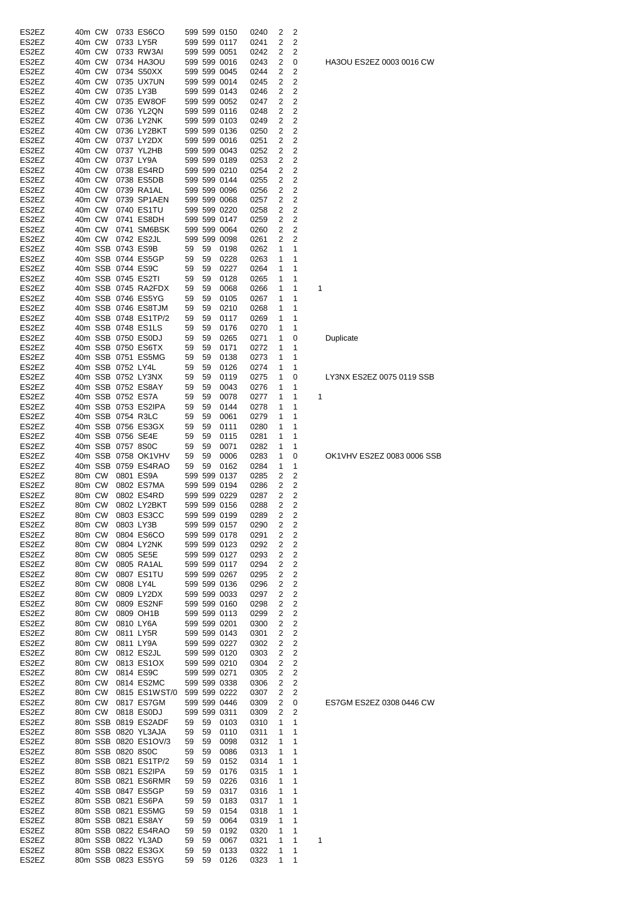| | | | | | | | | | | | | |
|---|---|---|---|---|---|---|---|---|---|---|---|---|
| ES2EZ | 40m | CW | 0733 | ES6CO | 599 | 599 | 0150 | 0240 | 2 | 2 | | |
| ES2EZ | 40m | CW | 0733 | LY5R | 599 | 599 | 0117 | 0241 | 2 | 2 | | |
| ES2EZ | 40m | CW | 0733 | RW3AI | 599 | 599 | 0051 | 0242 | 2 | 2 | | |
| ES2EZ | 40m | CW | 0734 | HA3OU | 599 | 599 | 0016 | 0243 | 2 | 0 | | HA3OU ES2EZ 0003 0016 CW |
| ES2EZ | 40m | CW | 0734 | S50XX | 599 | 599 | 0045 | 0244 | 2 | 2 | | |
| ES2EZ | 40m | CW | 0735 | UX7UN | 599 | 599 | 0014 | 0245 | 2 | 2 | | |
| ES2EZ | 40m | CW | 0735 | LY3B | 599 | 599 | 0143 | 0246 | 2 | 2 | | |
| ES2EZ | 40m | CW | 0735 | EW8OF | 599 | 599 | 0052 | 0247 | 2 | 2 | | |
| ES2EZ | 40m | CW | 0736 | YL2QN | 599 | 599 | 0116 | 0248 | 2 | 2 | | |
| ES2EZ | 40m | CW | 0736 | LY2NK | 599 | 599 | 0103 | 0249 | 2 | 2 | | |
| ES2EZ | 40m | CW | 0736 | LY2BKT | 599 | 599 | 0136 | 0250 | 2 | 2 | | |
| ES2EZ | 40m | CW | 0737 | LY2DX | 599 | 599 | 0016 | 0251 | 2 | 2 | | |
| ES2EZ | 40m | CW | 0737 | YL2HB | 599 | 599 | 0043 | 0252 | 2 | 2 | | |
| ES2EZ | 40m | CW | 0737 | LY9A | 599 | 599 | 0189 | 0253 | 2 | 2 | | |
| ES2EZ | 40m | CW | 0738 | ES4RD | 599 | 599 | 0210 | 0254 | 2 | 2 | | |
| ES2EZ | 40m | CW | 0738 | ES5DB | 599 | 599 | 0144 | 0255 | 2 | 2 | | |
| ES2EZ | 40m | CW | 0739 | RA1AL | 599 | 599 | 0096 | 0256 | 2 | 2 | | |
| ES2EZ | 40m | CW | 0739 | SP1AEN | 599 | 599 | 0068 | 0257 | 2 | 2 | | |
| ES2EZ | 40m | CW | 0740 | ES1TU | 599 | 599 | 0220 | 0258 | 2 | 2 | | |
| ES2EZ | 40m | CW | 0741 | ES8DH | 599 | 599 | 0147 | 0259 | 2 | 2 | | |
| ES2EZ | 40m | CW | 0741 | SM6BSK | 599 | 599 | 0064 | 0260 | 2 | 2 | | |
| ES2EZ | 40m | CW | 0742 | ES2JL | 599 | 599 | 0098 | 0261 | 2 | 2 | | |
| ES2EZ | 40m | SSB | 0743 | ES9B | 59 | 59 | 0198 | 0262 | 1 | 1 | | |
| ES2EZ | 40m | SSB | 0744 | ES5GP | 59 | 59 | 0228 | 0263 | 1 | 1 | | |
| ES2EZ | 40m | SSB | 0744 | ES9C | 59 | 59 | 0227 | 0264 | 1 | 1 | | |
| ES2EZ | 40m | SSB | 0745 | ES2TI | 59 | 59 | 0128 | 0265 | 1 | 1 | | |
| ES2EZ | 40m | SSB | 0745 | RA2FDX | 59 | 59 | 0068 | 0266 | 1 | 1 | 1 | |
| ES2EZ | 40m | SSB | 0746 | ES5YG | 59 | 59 | 0105 | 0267 | 1 | 1 | | |
| ES2EZ | 40m | SSB | 0746 | ES8TJM | 59 | 59 | 0210 | 0268 | 1 | 1 | | |
| ES2EZ | 40m | SSB | 0748 | ES1TP/2 | 59 | 59 | 0117 | 0269 | 1 | 1 | | |
| ES2EZ | 40m | SSB | 0748 | ES1LS | 59 | 59 | 0176 | 0270 | 1 | 1 | | |
| ES2EZ | 40m | SSB | 0750 | ES0DJ | 59 | 59 | 0265 | 0271 | 1 | 0 | | Duplicate |
| ES2EZ | 40m | SSB | 0750 | ES6TX | 59 | 59 | 0171 | 0272 | 1 | 1 | | |
| ES2EZ | 40m | SSB | 0751 | ES5MG | 59 | 59 | 0138 | 0273 | 1 | 1 | | |
| ES2EZ | 40m | SSB | 0752 | LY4L | 59 | 59 | 0126 | 0274 | 1 | 1 | | |
| ES2EZ | 40m | SSB | 0752 | LY3NX | 59 | 59 | 0119 | 0275 | 1 | 0 | | LY3NX ES2EZ 0075 0119 SSB |
| ES2EZ | 40m | SSB | 0752 | ES8AY | 59 | 59 | 0043 | 0276 | 1 | 1 | | |
| ES2EZ | 40m | SSB | 0752 | ES7A | 59 | 59 | 0078 | 0277 | 1 | 1 | 1 | |
| ES2EZ | 40m | SSB | 0753 | ES2IPA | 59 | 59 | 0144 | 0278 | 1 | 1 | | |
| ES2EZ | 40m | SSB | 0754 | R3LC | 59 | 59 | 0061 | 0279 | 1 | 1 | | |
| ES2EZ | 40m | SSB | 0756 | ES3GX | 59 | 59 | 0111 | 0280 | 1 | 1 | | |
| ES2EZ | 40m | SSB | 0756 | SE4E | 59 | 59 | 0115 | 0281 | 1 | 1 | | |
| ES2EZ | 40m | SSB | 0757 | 8S0C | 59 | 59 | 0071 | 0282 | 1 | 1 | | |
| ES2EZ | 40m | SSB | 0758 | OK1VHV | 59 | 59 | 0006 | 0283 | 1 | 0 | | OK1VHV ES2EZ 0083 0006 SSB |
| ES2EZ | 40m | SSB | 0759 | ES4RAO | 59 | 59 | 0162 | 0284 | 1 | 1 | | |
| ES2EZ | 80m | CW | 0801 | ES9A | 599 | 599 | 0137 | 0285 | 2 | 2 | | |
| ES2EZ | 80m | CW | 0802 | ES7MA | 599 | 599 | 0194 | 0286 | 2 | 2 | | |
| ES2EZ | 80m | CW | 0802 | ES4RD | 599 | 599 | 0229 | 0287 | 2 | 2 | | |
| ES2EZ | 80m | CW | 0802 | LY2BKT | 599 | 599 | 0156 | 0288 | 2 | 2 | | |
| ES2EZ | 80m | CW | 0803 | ES3CC | 599 | 599 | 0199 | 0289 | 2 | 2 | | |
| ES2EZ | 80m | CW | 0803 | LY3B | 599 | 599 | 0157 | 0290 | 2 | 2 | | |
| ES2EZ | 80m | CW | 0804 | ES6CO | 599 | 599 | 0178 | 0291 | 2 | 2 | | |
| ES2EZ | 80m | CW | 0804 | LY2NK | 599 | 599 | 0123 | 0292 | 2 | 2 | | |
| ES2EZ | 80m | CW | 0805 | SE5E | 599 | 599 | 0127 | 0293 | 2 | 2 | | |
| ES2EZ | 80m | CW | 0805 | RA1AL | 599 | 599 | 0117 | 0294 | 2 | 2 | | |
| ES2EZ | 80m | CW | 0807 | ES1TU | 599 | 599 | 0267 | 0295 | 2 | 2 | | |
| ES2EZ | 80m | CW | 0808 | LY4L | 599 | 599 | 0136 | 0296 | 2 | 2 | | |
| ES2EZ | 80m | CW | 0809 | LY2DX | 599 | 599 | 0033 | 0297 | 2 | 2 | | |
| ES2EZ | 80m | CW | 0809 | ES2NF | 599 | 599 | 0160 | 0298 | 2 | 2 | | |
| ES2EZ | 80m | CW | 0809 | OH1B | 599 | 599 | 0113 | 0299 | 2 | 2 | | |
| ES2EZ | 80m | CW | 0810 | LY6A | 599 | 599 | 0201 | 0300 | 2 | 2 | | |
| ES2EZ | 80m | CW | 0811 | LY5R | 599 | 599 | 0143 | 0301 | 2 | 2 | | |
| ES2EZ | 80m | CW | 0811 | LY9A | 599 | 599 | 0227 | 0302 | 2 | 2 | | |
| ES2EZ | 80m | CW | 0812 | ES2JL | 599 | 599 | 0120 | 0303 | 2 | 2 | | |
| ES2EZ | 80m | CW | 0813 | ES1OX | 599 | 599 | 0210 | 0304 | 2 | 2 | | |
| ES2EZ | 80m | CW | 0814 | ES9C | 599 | 599 | 0271 | 0305 | 2 | 2 | | |
| ES2EZ | 80m | CW | 0814 | ES2MC | 599 | 599 | 0338 | 0306 | 2 | 2 | | |
| ES2EZ | 80m | CW | 0815 | ES1WST/0 | 599 | 599 | 0222 | 0307 | 2 | 2 | | |
| ES2EZ | 80m | CW | 0817 | ES7GM | 599 | 599 | 0446 | 0309 | 2 | 0 | | ES7GM ES2EZ 0308 0446 CW |
| ES2EZ | 80m | CW | 0818 | ES0DJ | 599 | 599 | 0311 | 0309 | 2 | 2 | | |
| ES2EZ | 80m | SSB | 0819 | ES2ADF | 59 | 59 | 0103 | 0310 | 1 | 1 | | |
| ES2EZ | 80m | SSB | 0820 | YL3AJA | 59 | 59 | 0110 | 0311 | 1 | 1 | | |
| ES2EZ | 80m | SSB | 0820 | ES1OV/3 | 59 | 59 | 0098 | 0312 | 1 | 1 | | |
| ES2EZ | 80m | SSB | 0820 | 8S0C | 59 | 59 | 0086 | 0313 | 1 | 1 | | |
| ES2EZ | 80m | SSB | 0821 | ES1TP/2 | 59 | 59 | 0152 | 0314 | 1 | 1 | | |
| ES2EZ | 80m | SSB | 0821 | ES2IPA | 59 | 59 | 0176 | 0315 | 1 | 1 | | |
| ES2EZ | 80m | SSB | 0821 | ES6RMR | 59 | 59 | 0226 | 0316 | 1 | 1 | | |
| ES2EZ | 40m | SSB | 0847 | ES5GP | 59 | 59 | 0317 | 0316 | 1 | 1 | | |
| ES2EZ | 80m | SSB | 0821 | ES6PA | 59 | 59 | 0183 | 0317 | 1 | 1 | | |
| ES2EZ | 80m | SSB | 0821 | ES5MG | 59 | 59 | 0154 | 0318 | 1 | 1 | | |
| ES2EZ | 80m | SSB | 0821 | ES8AY | 59 | 59 | 0064 | 0319 | 1 | 1 | | |
| ES2EZ | 80m | SSB | 0822 | ES4RAO | 59 | 59 | 0192 | 0320 | 1 | 1 | | |
| ES2EZ | 80m | SSB | 0822 | YL3AD | 59 | 59 | 0067 | 0321 | 1 | 1 | 1 | |
| ES2EZ | 80m | SSB | 0822 | ES3GX | 59 | 59 | 0133 | 0322 | 1 | 1 | | |
| ES2EZ | 80m | SSB | 0823 | ES5YG | 59 | 59 | 0126 | 0323 | 1 | 1 | | |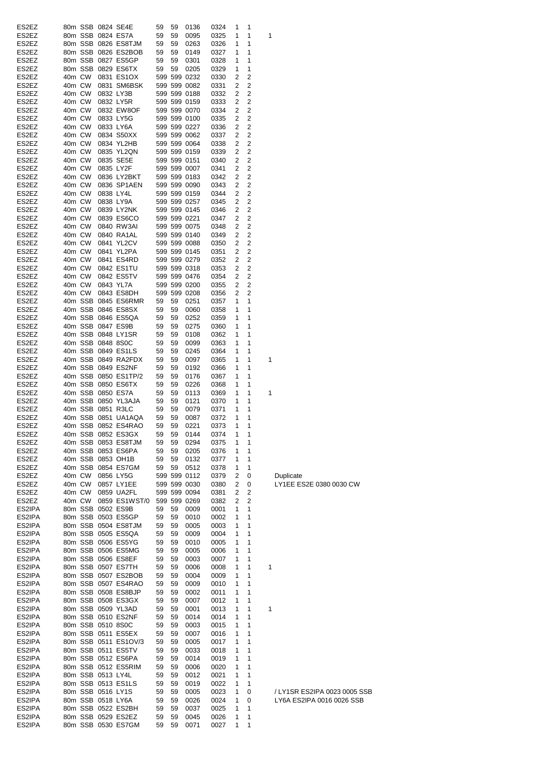| | | | | | | | | | | | | |
|---|---|---|---|---|---|---|---|---|---|---|---|---|
| ES2EZ | 80m | SSB | 0824 | SE4E | 59 | 59 | 0136 | 0324 | 1 | 1 | | |
| ES2EZ | 80m | SSB | 0824 | ES7A | 59 | 59 | 0095 | 0325 | 1 | 1 | 1 | |
| ES2EZ | 80m | SSB | 0826 | ES8TJM | 59 | 59 | 0263 | 0326 | 1 | 1 | | |
| ES2EZ | 80m | SSB | 0826 | ES2BOB | 59 | 59 | 0149 | 0327 | 1 | 1 | | |
| ES2EZ | 80m | SSB | 0827 | ES5GP | 59 | 59 | 0301 | 0328 | 1 | 1 | | |
| ES2EZ | 80m | SSB | 0829 | ES6TX | 59 | 59 | 0205 | 0329 | 1 | 1 | | |
| ES2EZ | 40m | CW | 0831 | ES1OX | 599 | 599 | 0232 | 0330 | 2 | 2 | | |
| ES2EZ | 40m | CW | 0831 | SM6BSK | 599 | 599 | 0082 | 0331 | 2 | 2 | | |
| ES2EZ | 40m | CW | 0832 | LY3B | 599 | 599 | 0188 | 0332 | 2 | 2 | | |
| ES2EZ | 40m | CW | 0832 | LY5R | 599 | 599 | 0159 | 0333 | 2 | 2 | | |
| ES2EZ | 40m | CW | 0832 | EW8OF | 599 | 599 | 0070 | 0334 | 2 | 2 | | |
| ES2EZ | 40m | CW | 0833 | LY5G | 599 | 599 | 0100 | 0335 | 2 | 2 | | |
| ES2EZ | 40m | CW | 0833 | LY6A | 599 | 599 | 0227 | 0336 | 2 | 2 | | |
| ES2EZ | 40m | CW | 0834 | S50XX | 599 | 599 | 0062 | 0337 | 2 | 2 | | |
| ES2EZ | 40m | CW | 0834 | YL2HB | 599 | 599 | 0064 | 0338 | 2 | 2 | | |
| ES2EZ | 40m | CW | 0835 | YL2QN | 599 | 599 | 0159 | 0339 | 2 | 2 | | |
| ES2EZ | 40m | CW | 0835 | SE5E | 599 | 599 | 0151 | 0340 | 2 | 2 | | |
| ES2EZ | 40m | CW | 0835 | LY2F | 599 | 599 | 0007 | 0341 | 2 | 2 | | |
| ES2EZ | 40m | CW | 0836 | LY2BKT | 599 | 599 | 0183 | 0342 | 2 | 2 | | |
| ES2EZ | 40m | CW | 0836 | SP1AEN | 599 | 599 | 0090 | 0343 | 2 | 2 | | |
| ES2EZ | 40m | CW | 0838 | LY4L | 599 | 599 | 0159 | 0344 | 2 | 2 | | |
| ES2EZ | 40m | CW | 0838 | LY9A | 599 | 599 | 0257 | 0345 | 2 | 2 | | |
| ES2EZ | 40m | CW | 0839 | LY2NK | 599 | 599 | 0145 | 0346 | 2 | 2 | | |
| ES2EZ | 40m | CW | 0839 | ES6CO | 599 | 599 | 0221 | 0347 | 2 | 2 | | |
| ES2EZ | 40m | CW | 0840 | RW3AI | 599 | 599 | 0075 | 0348 | 2 | 2 | | |
| ES2EZ | 40m | CW | 0840 | RA1AL | 599 | 599 | 0140 | 0349 | 2 | 2 | | |
| ES2EZ | 40m | CW | 0841 | YL2CV | 599 | 599 | 0088 | 0350 | 2 | 2 | | |
| ES2EZ | 40m | CW | 0841 | YL2PA | 599 | 599 | 0145 | 0351 | 2 | 2 | | |
| ES2EZ | 40m | CW | 0841 | ES4RD | 599 | 599 | 0279 | 0352 | 2 | 2 | | |
| ES2EZ | 40m | CW | 0842 | ES1TU | 599 | 599 | 0318 | 0353 | 2 | 2 | | |
| ES2EZ | 40m | CW | 0842 | ES5TV | 599 | 599 | 0476 | 0354 | 2 | 2 | | |
| ES2EZ | 40m | CW | 0843 | YL7A | 599 | 599 | 0200 | 0355 | 2 | 2 | | |
| ES2EZ | 40m | CW | 0843 | ES8DH | 599 | 599 | 0208 | 0356 | 2 | 2 | | |
| ES2EZ | 40m | SSB | 0845 | ES6RMR | 59 | 59 | 0251 | 0357 | 1 | 1 | | |
| ES2EZ | 40m | SSB | 0846 | ES8SX | 59 | 59 | 0060 | 0358 | 1 | 1 | | |
| ES2EZ | 40m | SSB | 0846 | ES5QA | 59 | 59 | 0252 | 0359 | 1 | 1 | | |
| ES2EZ | 40m | SSB | 0847 | ES9B | 59 | 59 | 0275 | 0360 | 1 | 1 | | |
| ES2EZ | 40m | SSB | 0848 | LY1SR | 59 | 59 | 0108 | 0362 | 1 | 1 | | |
| ES2EZ | 40m | SSB | 0848 | 8S0C | 59 | 59 | 0099 | 0363 | 1 | 1 | | |
| ES2EZ | 40m | SSB | 0849 | ES1LS | 59 | 59 | 0245 | 0364 | 1 | 1 | | |
| ES2EZ | 40m | SSB | 0849 | RA2FDX | 59 | 59 | 0097 | 0365 | 1 | 1 | 1 | |
| ES2EZ | 40m | SSB | 0849 | ES2NF | 59 | 59 | 0192 | 0366 | 1 | 1 | | |
| ES2EZ | 40m | SSB | 0850 | ES1TP/2 | 59 | 59 | 0176 | 0367 | 1 | 1 | | |
| ES2EZ | 40m | SSB | 0850 | ES6TX | 59 | 59 | 0226 | 0368 | 1 | 1 | | |
| ES2EZ | 40m | SSB | 0850 | ES7A | 59 | 59 | 0113 | 0369 | 1 | 1 | 1 | |
| ES2EZ | 40m | SSB | 0850 | YL3AJA | 59 | 59 | 0121 | 0370 | 1 | 1 | | |
| ES2EZ | 40m | SSB | 0851 | R3LC | 59 | 59 | 0079 | 0371 | 1 | 1 | | |
| ES2EZ | 40m | SSB | 0851 | UA1AQA | 59 | 59 | 0087 | 0372 | 1 | 1 | | |
| ES2EZ | 40m | SSB | 0852 | ES4RAO | 59 | 59 | 0221 | 0373 | 1 | 1 | | |
| ES2EZ | 40m | SSB | 0852 | ES3GX | 59 | 59 | 0144 | 0374 | 1 | 1 | | |
| ES2EZ | 40m | SSB | 0853 | ES8TJM | 59 | 59 | 0294 | 0375 | 1 | 1 | | |
| ES2EZ | 40m | SSB | 0853 | ES6PA | 59 | 59 | 0205 | 0376 | 1 | 1 | | |
| ES2EZ | 40m | SSB | 0853 | OH1B | 59 | 59 | 0132 | 0377 | 1 | 1 | | |
| ES2EZ | 40m | SSB | 0854 | ES7GM | 59 | 59 | 0512 | 0378 | 1 | 1 | | |
| ES2EZ | 40m | CW | 0856 | LY5G | 599 | 599 | 0112 | 0379 | 2 | 0 | | Duplicate |
| ES2EZ | 40m | CW | 0857 | LY1EE | 599 | 599 | 0030 | 0380 | 2 | 0 | | LY1EE ES2E 0380 0030 CW |
| ES2EZ | 40m | CW | 0859 | UA2FL | 599 | 599 | 0094 | 0381 | 2 | 2 | | |
| ES2EZ | 40m | CW | 0859 | ES1WST/0 | 599 | 599 | 0269 | 0382 | 2 | 2 | | |
| ES2IPA | 80m | SSB | 0502 | ES9B | 59 | 59 | 0009 | 0001 | 1 | 1 | | |
| ES2IPA | 80m | SSB | 0503 | ES5GP | 59 | 59 | 0010 | 0002 | 1 | 1 | | |
| ES2IPA | 80m | SSB | 0504 | ES8TJM | 59 | 59 | 0005 | 0003 | 1 | 1 | | |
| ES2IPA | 80m | SSB | 0505 | ES5QA | 59 | 59 | 0009 | 0004 | 1 | 1 | | |
| ES2IPA | 80m | SSB | 0506 | ES5YG | 59 | 59 | 0010 | 0005 | 1 | 1 | | |
| ES2IPA | 80m | SSB | 0506 | ES5MG | 59 | 59 | 0005 | 0006 | 1 | 1 | | |
| ES2IPA | 80m | SSB | 0506 | ES8EF | 59 | 59 | 0003 | 0007 | 1 | 1 | | |
| ES2IPA | 80m | SSB | 0507 | ES7TH | 59 | 59 | 0006 | 0008 | 1 | 1 | 1 | |
| ES2IPA | 80m | SSB | 0507 | ES2BOB | 59 | 59 | 0004 | 0009 | 1 | 1 | | |
| ES2IPA | 80m | SSB | 0507 | ES4RAO | 59 | 59 | 0009 | 0010 | 1 | 1 | | |
| ES2IPA | 80m | SSB | 0508 | ES8BJP | 59 | 59 | 0002 | 0011 | 1 | 1 | | |
| ES2IPA | 80m | SSB | 0508 | ES3GX | 59 | 59 | 0007 | 0012 | 1 | 1 | | |
| ES2IPA | 80m | SSB | 0509 | YL3AD | 59 | 59 | 0001 | 0013 | 1 | 1 | 1 | |
| ES2IPA | 80m | SSB | 0510 | ES2NF | 59 | 59 | 0014 | 0014 | 1 | 1 | | |
| ES2IPA | 80m | SSB | 0510 | 8S0C | 59 | 59 | 0003 | 0015 | 1 | 1 | | |
| ES2IPA | 80m | SSB | 0511 | ES5EX | 59 | 59 | 0007 | 0016 | 1 | 1 | | |
| ES2IPA | 80m | SSB | 0511 | ES1OV/3 | 59 | 59 | 0005 | 0017 | 1 | 1 | | |
| ES2IPA | 80m | SSB | 0511 | ES5TV | 59 | 59 | 0033 | 0018 | 1 | 1 | | |
| ES2IPA | 80m | SSB | 0512 | ES6PA | 59 | 59 | 0014 | 0019 | 1 | 1 | | |
| ES2IPA | 80m | SSB | 0512 | ES5RIM | 59 | 59 | 0006 | 0020 | 1 | 1 | | |
| ES2IPA | 80m | SSB | 0513 | LY4L | 59 | 59 | 0012 | 0021 | 1 | 1 | | |
| ES2IPA | 80m | SSB | 0513 | ES1LS | 59 | 59 | 0019 | 0022 | 1 | 1 | | |
| ES2IPA | 80m | SSB | 0516 | LY1S | 59 | 59 | 0005 | 0023 | 1 | 0 | | / LY1SR ES2IPA 0023 0005 SSB |
| ES2IPA | 80m | SSB | 0518 | LY6A | 59 | 59 | 0026 | 0024 | 1 | 0 | | LY6A ES2IPA 0016 0026 SSB |
| ES2IPA | 80m | SSB | 0522 | ES2BH | 59 | 59 | 0037 | 0025 | 1 | 1 | | |
| ES2IPA | 80m | SSB | 0529 | ES2EZ | 59 | 59 | 0045 | 0026 | 1 | 1 | | |
| ES2IPA | 80m | SSB | 0530 | ES7GM | 59 | 59 | 0071 | 0027 | 1 | 1 | | |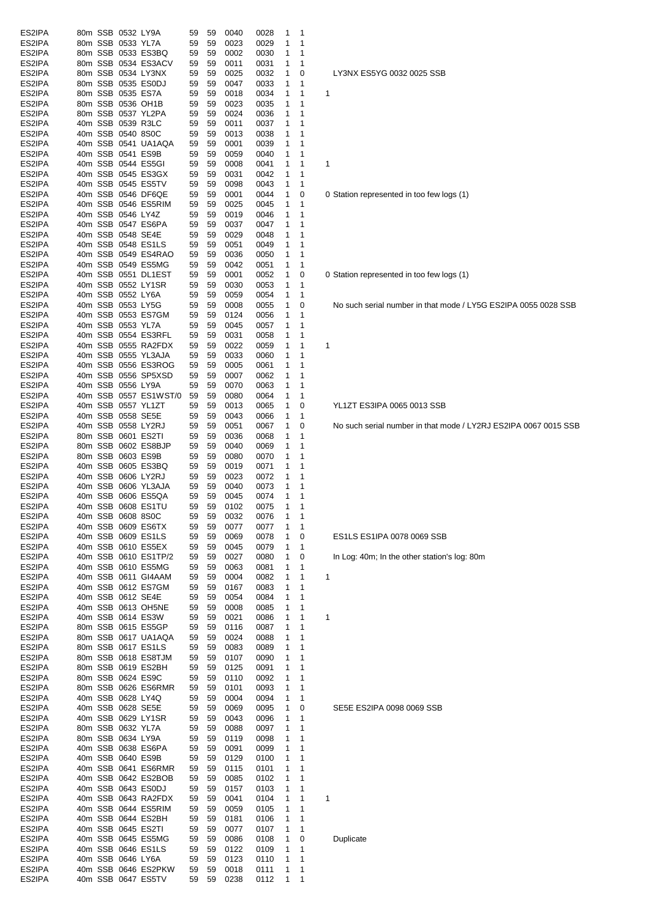| | | | | | | | | | | | | |
|---|---|---|---|---|---|---|---|---|---|---|---|---|
| ES2IPA | 80m | SSB | 0532 | LY9A | 59 | 59 | 0040 | 0028 | 1 | 1 | | |
| ES2IPA | 80m | SSB | 0533 | YL7A | 59 | 59 | 0023 | 0029 | 1 | 1 | | |
| ES2IPA | 80m | SSB | 0533 | ES3BQ | 59 | 59 | 0002 | 0030 | 1 | 1 | | |
| ES2IPA | 80m | SSB | 0534 | ES3ACV | 59 | 59 | 0011 | 0031 | 1 | 1 | | |
| ES2IPA | 80m | SSB | 0534 | LY3NX | 59 | 59 | 0025 | 0032 | 1 | 0 | | LY3NX ES5YG 0032 0025 SSB |
| ES2IPA | 80m | SSB | 0535 | ES0DJ | 59 | 59 | 0047 | 0033 | 1 | 1 | | |
| ES2IPA | 80m | SSB | 0535 | ES7A | 59 | 59 | 0018 | 0034 | 1 | 1 | 1 | |
| ES2IPA | 80m | SSB | 0536 | OH1B | 59 | 59 | 0023 | 0035 | 1 | 1 | | |
| ES2IPA | 80m | SSB | 0537 | YL2PA | 59 | 59 | 0024 | 0036 | 1 | 1 | | |
| ES2IPA | 40m | SSB | 0539 | R3LC | 59 | 59 | 0011 | 0037 | 1 | 1 | | |
| ES2IPA | 40m | SSB | 0540 | 8S0C | 59 | 59 | 0013 | 0038 | 1 | 1 | | |
| ES2IPA | 40m | SSB | 0541 | UA1AQA | 59 | 59 | 0001 | 0039 | 1 | 1 | | |
| ES2IPA | 40m | SSB | 0541 | ES9B | 59 | 59 | 0059 | 0040 | 1 | 1 | | |
| ES2IPA | 40m | SSB | 0544 | ES5GI | 59 | 59 | 0008 | 0041 | 1 | 1 | 1 | |
| ES2IPA | 40m | SSB | 0545 | ES3GX | 59 | 59 | 0031 | 0042 | 1 | 1 | | |
| ES2IPA | 40m | SSB | 0545 | ES5TV | 59 | 59 | 0098 | 0043 | 1 | 1 | | |
| ES2IPA | 40m | SSB | 0546 | DF6QE | 59 | 59 | 0001 | 0044 | 1 | 0 | 0 | Station represented in too few logs (1) |
| ES2IPA | 40m | SSB | 0546 | ES5RIM | 59 | 59 | 0025 | 0045 | 1 | 1 | | |
| ES2IPA | 40m | SSB | 0546 | LY4Z | 59 | 59 | 0019 | 0046 | 1 | 1 | | |
| ES2IPA | 40m | SSB | 0547 | ES6PA | 59 | 59 | 0037 | 0047 | 1 | 1 | | |
| ES2IPA | 40m | SSB | 0548 | SE4E | 59 | 59 | 0029 | 0048 | 1 | 1 | | |
| ES2IPA | 40m | SSB | 0548 | ES1LS | 59 | 59 | 0051 | 0049 | 1 | 1 | | |
| ES2IPA | 40m | SSB | 0549 | ES4RAO | 59 | 59 | 0036 | 0050 | 1 | 1 | | |
| ES2IPA | 40m | SSB | 0549 | ES5MG | 59 | 59 | 0042 | 0051 | 1 | 1 | | |
| ES2IPA | 40m | SSB | 0551 | DL1EST | 59 | 59 | 0001 | 0052 | 1 | 0 | 0 | Station represented in too few logs (1) |
| ES2IPA | 40m | SSB | 0552 | LY1SR | 59 | 59 | 0030 | 0053 | 1 | 1 | | |
| ES2IPA | 40m | SSB | 0552 | LY6A | 59 | 59 | 0059 | 0054 | 1 | 1 | | |
| ES2IPA | 40m | SSB | 0553 | LY5G | 59 | 59 | 0008 | 0055 | 1 | 0 | | No such serial number in that mode / LY5G ES2IPA 0055 0028 SSB |
| ES2IPA | 40m | SSB | 0553 | ES7GM | 59 | 59 | 0124 | 0056 | 1 | 1 | | |
| ES2IPA | 40m | SSB | 0553 | YL7A | 59 | 59 | 0045 | 0057 | 1 | 1 | | |
| ES2IPA | 40m | SSB | 0554 | ES3RFL | 59 | 59 | 0031 | 0058 | 1 | 1 | | |
| ES2IPA | 40m | SSB | 0555 | RA2FDX | 59 | 59 | 0022 | 0059 | 1 | 1 | 1 | |
| ES2IPA | 40m | SSB | 0555 | YL3AJA | 59 | 59 | 0033 | 0060 | 1 | 1 | | |
| ES2IPA | 40m | SSB | 0556 | ES3ROG | 59 | 59 | 0005 | 0061 | 1 | 1 | | |
| ES2IPA | 40m | SSB | 0556 | SP5XSD | 59 | 59 | 0007 | 0062 | 1 | 1 | | |
| ES2IPA | 40m | SSB | 0556 | LY9A | 59 | 59 | 0070 | 0063 | 1 | 1 | | |
| ES2IPA | 40m | SSB | 0557 | ES1WST/0 | 59 | 59 | 0080 | 0064 | 1 | 1 | | |
| ES2IPA | 40m | SSB | 0557 | YL1ZT | 59 | 59 | 0013 | 0065 | 1 | 0 | | YL1ZT ES3IPA 0065 0013 SSB |
| ES2IPA | 40m | SSB | 0558 | SE5E | 59 | 59 | 0043 | 0066 | 1 | 1 | | |
| ES2IPA | 40m | SSB | 0558 | LY2RJ | 59 | 59 | 0051 | 0067 | 1 | 0 | | No such serial number in that mode / LY2RJ ES2IPA 0067 0015 SSB |
| ES2IPA | 80m | SSB | 0601 | ES2TI | 59 | 59 | 0036 | 0068 | 1 | 1 | | |
| ES2IPA | 80m | SSB | 0602 | ES8BJP | 59 | 59 | 0040 | 0069 | 1 | 1 | | |
| ES2IPA | 80m | SSB | 0603 | ES9B | 59 | 59 | 0080 | 0070 | 1 | 1 | | |
| ES2IPA | 40m | SSB | 0605 | ES3BQ | 59 | 59 | 0019 | 0071 | 1 | 1 | | |
| ES2IPA | 40m | SSB | 0606 | LY2RJ | 59 | 59 | 0023 | 0072 | 1 | 1 | | |
| ES2IPA | 40m | SSB | 0606 | YL3AJA | 59 | 59 | 0040 | 0073 | 1 | 1 | | |
| ES2IPA | 40m | SSB | 0606 | ES5QA | 59 | 59 | 0045 | 0074 | 1 | 1 | | |
| ES2IPA | 40m | SSB | 0608 | ES1TU | 59 | 59 | 0102 | 0075 | 1 | 1 | | |
| ES2IPA | 40m | SSB | 0608 | 8S0C | 59 | 59 | 0032 | 0076 | 1 | 1 | | |
| ES2IPA | 40m | SSB | 0609 | ES6TX | 59 | 59 | 0077 | 0077 | 1 | 1 | | |
| ES2IPA | 40m | SSB | 0609 | ES1LS | 59 | 59 | 0069 | 0078 | 1 | 0 | | ES1LS ES1IPA 0078 0069 SSB |
| ES2IPA | 40m | SSB | 0610 | ES5EX | 59 | 59 | 0045 | 0079 | 1 | 1 | | |
| ES2IPA | 40m | SSB | 0610 | ES1TP/2 | 59 | 59 | 0027 | 0080 | 1 | 0 | | In Log: 40m; In the other station's log: 80m |
| ES2IPA | 40m | SSB | 0610 | ES5MG | 59 | 59 | 0063 | 0081 | 1 | 1 | | |
| ES2IPA | 40m | SSB | 0611 | GI4AAM | 59 | 59 | 0004 | 0082 | 1 | 1 | 1 | |
| ES2IPA | 40m | SSB | 0612 | ES7GM | 59 | 59 | 0167 | 0083 | 1 | 1 | | |
| ES2IPA | 40m | SSB | 0612 | SE4E | 59 | 59 | 0054 | 0084 | 1 | 1 | | |
| ES2IPA | 40m | SSB | 0613 | OH5NE | 59 | 59 | 0008 | 0085 | 1 | 1 | | |
| ES2IPA | 40m | SSB | 0614 | ES3W | 59 | 59 | 0021 | 0086 | 1 | 1 | 1 | |
| ES2IPA | 80m | SSB | 0615 | ES5GP | 59 | 59 | 0116 | 0087 | 1 | 1 | | |
| ES2IPA | 80m | SSB | 0617 | UA1AQA | 59 | 59 | 0024 | 0088 | 1 | 1 | | |
| ES2IPA | 80m | SSB | 0617 | ES1LS | 59 | 59 | 0083 | 0089 | 1 | 1 | | |
| ES2IPA | 80m | SSB | 0618 | ES8TJM | 59 | 59 | 0107 | 0090 | 1 | 1 | | |
| ES2IPA | 80m | SSB | 0619 | ES2BH | 59 | 59 | 0125 | 0091 | 1 | 1 | | |
| ES2IPA | 80m | SSB | 0624 | ES9C | 59 | 59 | 0110 | 0092 | 1 | 1 | | |
| ES2IPA | 80m | SSB | 0626 | ES6RMR | 59 | 59 | 0101 | 0093 | 1 | 1 | | |
| ES2IPA | 40m | SSB | 0628 | LY4Q | 59 | 59 | 0004 | 0094 | 1 | 1 | | |
| ES2IPA | 40m | SSB | 0628 | SE5E | 59 | 59 | 0069 | 0095 | 1 | 0 | | SE5E ES2IPA 0098 0069 SSB |
| ES2IPA | 40m | SSB | 0629 | LY1SR | 59 | 59 | 0043 | 0096 | 1 | 1 | | |
| ES2IPA | 80m | SSB | 0632 | YL7A | 59 | 59 | 0088 | 0097 | 1 | 1 | | |
| ES2IPA | 80m | SSB | 0634 | LY9A | 59 | 59 | 0119 | 0098 | 1 | 1 | | |
| ES2IPA | 40m | SSB | 0638 | ES6PA | 59 | 59 | 0091 | 0099 | 1 | 1 | | |
| ES2IPA | 40m | SSB | 0640 | ES9B | 59 | 59 | 0129 | 0100 | 1 | 1 | | |
| ES2IPA | 40m | SSB | 0641 | ES6RMR | 59 | 59 | 0115 | 0101 | 1 | 1 | | |
| ES2IPA | 40m | SSB | 0642 | ES2BOB | 59 | 59 | 0085 | 0102 | 1 | 1 | | |
| ES2IPA | 40m | SSB | 0643 | ES0DJ | 59 | 59 | 0157 | 0103 | 1 | 1 | | |
| ES2IPA | 40m | SSB | 0643 | RA2FDX | 59 | 59 | 0041 | 0104 | 1 | 1 | 1 | |
| ES2IPA | 40m | SSB | 0644 | ES5RIM | 59 | 59 | 0059 | 0105 | 1 | 1 | | |
| ES2IPA | 40m | SSB | 0644 | ES2BH | 59 | 59 | 0181 | 0106 | 1 | 1 | | |
| ES2IPA | 40m | SSB | 0645 | ES2TI | 59 | 59 | 0077 | 0107 | 1 | 1 | | |
| ES2IPA | 40m | SSB | 0645 | ES5MG | 59 | 59 | 0086 | 0108 | 1 | 0 | | Duplicate |
| ES2IPA | 40m | SSB | 0646 | ES1LS | 59 | 59 | 0122 | 0109 | 1 | 1 | | |
| ES2IPA | 40m | SSB | 0646 | LY6A | 59 | 59 | 0123 | 0110 | 1 | 1 | | |
| ES2IPA | 40m | SSB | 0646 | ES2PKW | 59 | 59 | 0018 | 0111 | 1 | 1 | | |
| ES2IPA | 40m | SSB | 0647 | ES5TV | 59 | 59 | 0238 | 0112 | 1 | 1 | | |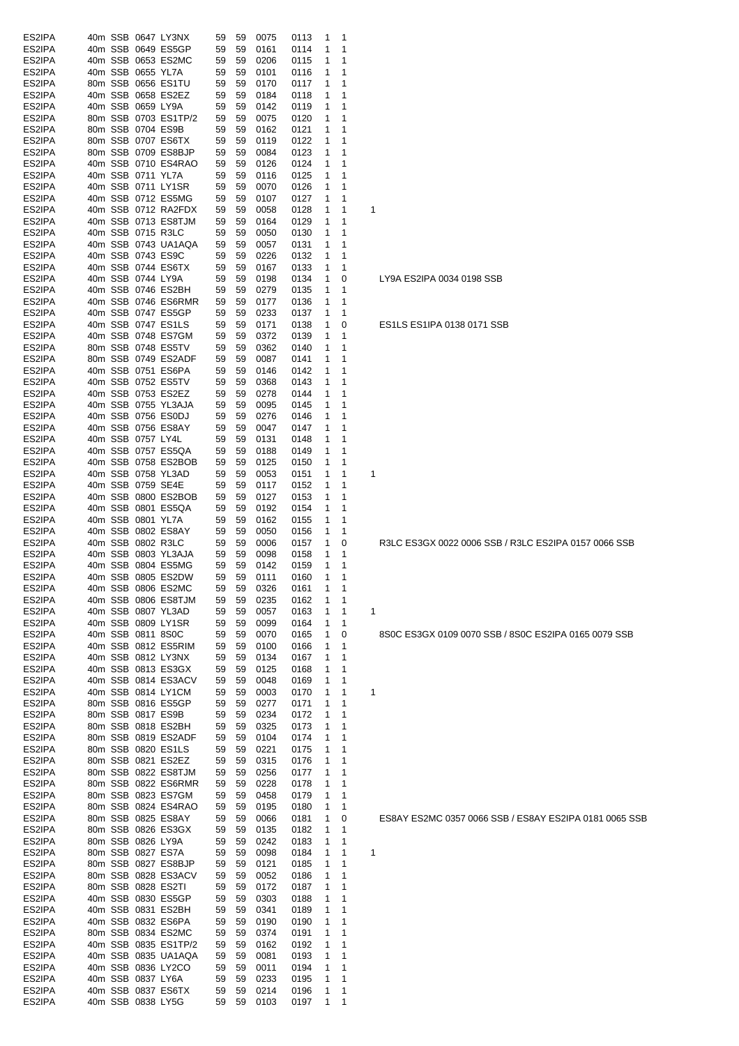| | | | | | | | | | | | | |
|---|---|---|---|---|---|---|---|---|---|---|---|---|
| ES2IPA | 40m | SSB | 0647 | LY3NX | 59 | 59 | 0075 | 0113 | 1 | 1 | | |
| ES2IPA | 40m | SSB | 0649 | ES5GP | 59 | 59 | 0161 | 0114 | 1 | 1 | | |
| ES2IPA | 40m | SSB | 0653 | ES2MC | 59 | 59 | 0206 | 0115 | 1 | 1 | | |
| ES2IPA | 40m | SSB | 0655 | YL7A | 59 | 59 | 0101 | 0116 | 1 | 1 | | |
| ES2IPA | 80m | SSB | 0656 | ES1TU | 59 | 59 | 0170 | 0117 | 1 | 1 | | |
| ES2IPA | 40m | SSB | 0658 | ES2EZ | 59 | 59 | 0184 | 0118 | 1 | 1 | | |
| ES2IPA | 40m | SSB | 0659 | LY9A | 59 | 59 | 0142 | 0119 | 1 | 1 | | |
| ES2IPA | 80m | SSB | 0703 | ES1TP/2 | 59 | 59 | 0075 | 0120 | 1 | 1 | | |
| ES2IPA | 80m | SSB | 0704 | ES9B | 59 | 59 | 0162 | 0121 | 1 | 1 | | |
| ES2IPA | 80m | SSB | 0707 | ES6TX | 59 | 59 | 0119 | 0122 | 1 | 1 | | |
| ES2IPA | 80m | SSB | 0709 | ES8BJP | 59 | 59 | 0084 | 0123 | 1 | 1 | | |
| ES2IPA | 40m | SSB | 0710 | ES4RAO | 59 | 59 | 0126 | 0124 | 1 | 1 | | |
| ES2IPA | 40m | SSB | 0711 | YL7A | 59 | 59 | 0116 | 0125 | 1 | 1 | | |
| ES2IPA | 40m | SSB | 0711 | LY1SR | 59 | 59 | 0070 | 0126 | 1 | 1 | | |
| ES2IPA | 40m | SSB | 0712 | ES5MG | 59 | 59 | 0107 | 0127 | 1 | 1 | | |
| ES2IPA | 40m | SSB | 0712 | RA2FDX | 59 | 59 | 0058 | 0128 | 1 | 1 | 1 | |
| ES2IPA | 40m | SSB | 0713 | ES8TJM | 59 | 59 | 0164 | 0129 | 1 | 1 | | |
| ES2IPA | 40m | SSB | 0715 | R3LC | 59 | 59 | 0050 | 0130 | 1 | 1 | | |
| ES2IPA | 40m | SSB | 0743 | UA1AQA | 59 | 59 | 0057 | 0131 | 1 | 1 | | |
| ES2IPA | 40m | SSB | 0743 | ES9C | 59 | 59 | 0226 | 0132 | 1 | 1 | | |
| ES2IPA | 40m | SSB | 0744 | ES6TX | 59 | 59 | 0167 | 0133 | 1 | 1 | | |
| ES2IPA | 40m | SSB | 0744 | LY9A | 59 | 59 | 0198 | 0134 | 1 | 0 | | LY9A ES2IPA 0034 0198 SSB |
| ES2IPA | 40m | SSB | 0746 | ES2BH | 59 | 59 | 0279 | 0135 | 1 | 1 | | |
| ES2IPA | 40m | SSB | 0746 | ES6RMR | 59 | 59 | 0177 | 0136 | 1 | 1 | | |
| ES2IPA | 40m | SSB | 0747 | ES5GP | 59 | 59 | 0233 | 0137 | 1 | 1 | | |
| ES2IPA | 40m | SSB | 0747 | ES1LS | 59 | 59 | 0171 | 0138 | 1 | 0 | | ES1LS ES1IPA 0138 0171 SSB |
| ES2IPA | 40m | SSB | 0748 | ES7GM | 59 | 59 | 0372 | 0139 | 1 | 1 | | |
| ES2IPA | 80m | SSB | 0748 | ES5TV | 59 | 59 | 0362 | 0140 | 1 | 1 | | |
| ES2IPA | 80m | SSB | 0749 | ES2ADF | 59 | 59 | 0087 | 0141 | 1 | 1 | | |
| ES2IPA | 40m | SSB | 0751 | ES6PA | 59 | 59 | 0146 | 0142 | 1 | 1 | | |
| ES2IPA | 40m | SSB | 0752 | ES5TV | 59 | 59 | 0368 | 0143 | 1 | 1 | | |
| ES2IPA | 40m | SSB | 0753 | ES2EZ | 59 | 59 | 0278 | 0144 | 1 | 1 | | |
| ES2IPA | 40m | SSB | 0755 | YL3AJA | 59 | 59 | 0095 | 0145 | 1 | 1 | | |
| ES2IPA | 40m | SSB | 0756 | ES0DJ | 59 | 59 | 0276 | 0146 | 1 | 1 | | |
| ES2IPA | 40m | SSB | 0756 | ES8AY | 59 | 59 | 0047 | 0147 | 1 | 1 | | |
| ES2IPA | 40m | SSB | 0757 | LY4L | 59 | 59 | 0131 | 0148 | 1 | 1 | | |
| ES2IPA | 40m | SSB | 0757 | ES5QA | 59 | 59 | 0188 | 0149 | 1 | 1 | | |
| ES2IPA | 40m | SSB | 0758 | ES2BOB | 59 | 59 | 0125 | 0150 | 1 | 1 | | |
| ES2IPA | 40m | SSB | 0758 | YL3AD | 59 | 59 | 0053 | 0151 | 1 | 1 | 1 | |
| ES2IPA | 40m | SSB | 0759 | SE4E | 59 | 59 | 0117 | 0152 | 1 | 1 | | |
| ES2IPA | 40m | SSB | 0800 | ES2BOB | 59 | 59 | 0127 | 0153 | 1 | 1 | | |
| ES2IPA | 40m | SSB | 0801 | ES5QA | 59 | 59 | 0192 | 0154 | 1 | 1 | | |
| ES2IPA | 40m | SSB | 0801 | YL7A | 59 | 59 | 0162 | 0155 | 1 | 1 | | |
| ES2IPA | 40m | SSB | 0802 | ES8AY | 59 | 59 | 0050 | 0156 | 1 | 1 | | |
| ES2IPA | 40m | SSB | 0802 | R3LC | 59 | 59 | 0006 | 0157 | 1 | 0 | | R3LC ES3GX 0022 0006 SSB / R3LC ES2IPA 0157 0066 SSB |
| ES2IPA | 40m | SSB | 0803 | YL3AJA | 59 | 59 | 0098 | 0158 | 1 | 1 | | |
| ES2IPA | 40m | SSB | 0804 | ES5MG | 59 | 59 | 0142 | 0159 | 1 | 1 | | |
| ES2IPA | 40m | SSB | 0805 | ES2DW | 59 | 59 | 0111 | 0160 | 1 | 1 | | |
| ES2IPA | 40m | SSB | 0806 | ES2MC | 59 | 59 | 0326 | 0161 | 1 | 1 | | |
| ES2IPA | 40m | SSB | 0806 | ES8TJM | 59 | 59 | 0235 | 0162 | 1 | 1 | | |
| ES2IPA | 40m | SSB | 0807 | YL3AD | 59 | 59 | 0057 | 0163 | 1 | 1 | 1 | |
| ES2IPA | 40m | SSB | 0809 | LY1SR | 59 | 59 | 0099 | 0164 | 1 | 1 | | |
| ES2IPA | 40m | SSB | 0811 | 8S0C | 59 | 59 | 0070 | 0165 | 1 | 0 | | 8S0C ES3GX 0109 0070 SSB / 8S0C ES2IPA 0165 0079 SSB |
| ES2IPA | 40m | SSB | 0812 | ES5RIM | 59 | 59 | 0100 | 0166 | 1 | 1 | | |
| ES2IPA | 40m | SSB | 0812 | LY3NX | 59 | 59 | 0134 | 0167 | 1 | 1 | | |
| ES2IPA | 40m | SSB | 0813 | ES3GX | 59 | 59 | 0125 | 0168 | 1 | 1 | | |
| ES2IPA | 40m | SSB | 0814 | ES3ACV | 59 | 59 | 0048 | 0169 | 1 | 1 | | |
| ES2IPA | 40m | SSB | 0814 | LY1CM | 59 | 59 | 0003 | 0170 | 1 | 1 | 1 | |
| ES2IPA | 80m | SSB | 0816 | ES5GP | 59 | 59 | 0277 | 0171 | 1 | 1 | | |
| ES2IPA | 80m | SSB | 0817 | ES9B | 59 | 59 | 0234 | 0172 | 1 | 1 | | |
| ES2IPA | 80m | SSB | 0818 | ES2BH | 59 | 59 | 0325 | 0173 | 1 | 1 | | |
| ES2IPA | 80m | SSB | 0819 | ES2ADF | 59 | 59 | 0104 | 0174 | 1 | 1 | | |
| ES2IPA | 80m | SSB | 0820 | ES1LS | 59 | 59 | 0221 | 0175 | 1 | 1 | | |
| ES2IPA | 80m | SSB | 0821 | ES2EZ | 59 | 59 | 0315 | 0176 | 1 | 1 | | |
| ES2IPA | 80m | SSB | 0822 | ES8TJM | 59 | 59 | 0256 | 0177 | 1 | 1 | | |
| ES2IPA | 80m | SSB | 0822 | ES6RMR | 59 | 59 | 0228 | 0178 | 1 | 1 | | |
| ES2IPA | 80m | SSB | 0823 | ES7GM | 59 | 59 | 0458 | 0179 | 1 | 1 | | |
| ES2IPA | 80m | SSB | 0824 | ES4RAO | 59 | 59 | 0195 | 0180 | 1 | 1 | | |
| ES2IPA | 80m | SSB | 0825 | ES8AY | 59 | 59 | 0066 | 0181 | 1 | 0 | | ES8AY ES2MC 0357 0066 SSB / ES8AY ES2IPA 0181 0065 SSB |
| ES2IPA | 80m | SSB | 0826 | ES3GX | 59 | 59 | 0135 | 0182 | 1 | 1 | | |
| ES2IPA | 80m | SSB | 0826 | LY9A | 59 | 59 | 0242 | 0183 | 1 | 1 | | |
| ES2IPA | 80m | SSB | 0827 | ES7A | 59 | 59 | 0098 | 0184 | 1 | 1 | 1 | |
| ES2IPA | 80m | SSB | 0827 | ES8BJP | 59 | 59 | 0121 | 0185 | 1 | 1 | | |
| ES2IPA | 80m | SSB | 0828 | ES3ACV | 59 | 59 | 0052 | 0186 | 1 | 1 | | |
| ES2IPA | 80m | SSB | 0828 | ES2TI | 59 | 59 | 0172 | 0187 | 1 | 1 | | |
| ES2IPA | 40m | SSB | 0830 | ES5GP | 59 | 59 | 0303 | 0188 | 1 | 1 | | |
| ES2IPA | 40m | SSB | 0831 | ES2BH | 59 | 59 | 0341 | 0189 | 1 | 1 | | |
| ES2IPA | 40m | SSB | 0832 | ES6PA | 59 | 59 | 0190 | 0190 | 1 | 1 | | |
| ES2IPA | 80m | SSB | 0834 | ES2MC | 59 | 59 | 0374 | 0191 | 1 | 1 | | |
| ES2IPA | 40m | SSB | 0835 | ES1TP/2 | 59 | 59 | 0162 | 0192 | 1 | 1 | | |
| ES2IPA | 40m | SSB | 0835 | UA1AQA | 59 | 59 | 0081 | 0193 | 1 | 1 | | |
| ES2IPA | 40m | SSB | 0836 | LY2CO | 59 | 59 | 0011 | 0194 | 1 | 1 | | |
| ES2IPA | 40m | SSB | 0837 | LY6A | 59 | 59 | 0233 | 0195 | 1 | 1 | | |
| ES2IPA | 40m | SSB | 0837 | ES6TX | 59 | 59 | 0214 | 0196 | 1 | 1 | | |
| ES2IPA | 40m | SSB | 0838 | LY5G | 59 | 59 | 0103 | 0197 | 1 | 1 | | |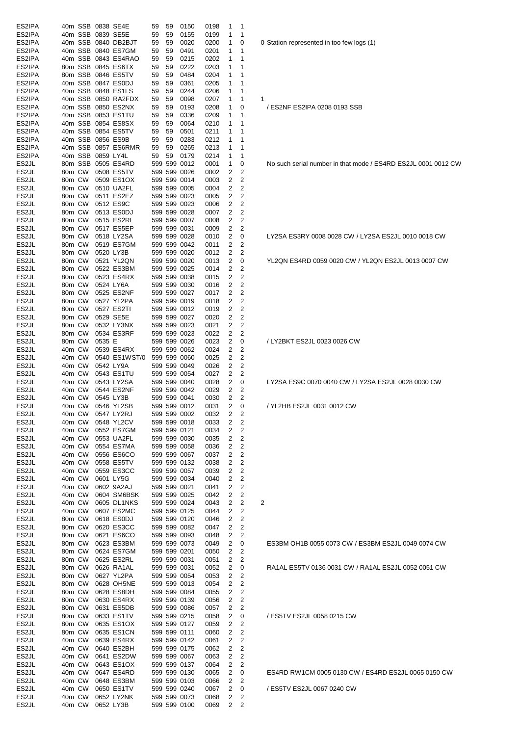| | | | | | | | | | | | | |
|---|---|---|---|---|---|---|---|---|---|---|---|---|
| ES2IPA | 40m | SSB | 0838 | SE4E | 59 | 59 | 0150 | 0198 | 1 | 1 | | |
| ES2IPA | 40m | SSB | 0839 | SE5E | 59 | 59 | 0155 | 0199 | 1 | 1 | | |
| ES2IPA | 40m | SSB | 0840 | DB2BJT | 59 | 59 | 0020 | 0200 | 1 | 0 | 0 | Station represented in too few logs (1) |
| ES2IPA | 40m | SSB | 0840 | ES7GM | 59 | 59 | 0491 | 0201 | 1 | 1 | | |
| ES2IPA | 40m | SSB | 0843 | ES4RAO | 59 | 59 | 0215 | 0202 | 1 | 1 | | |
| ES2IPA | 80m | SSB | 0845 | ES6TX | 59 | 59 | 0222 | 0203 | 1 | 1 | | |
| ES2IPA | 80m | SSB | 0846 | ES5TV | 59 | 59 | 0484 | 0204 | 1 | 1 | | |
| ES2IPA | 40m | SSB | 0847 | ES0DJ | 59 | 59 | 0361 | 0205 | 1 | 1 | | |
| ES2IPA | 40m | SSB | 0848 | ES1LS | 59 | 59 | 0244 | 0206 | 1 | 1 | | |
| ES2IPA | 40m | SSB | 0850 | RA2FDX | 59 | 59 | 0098 | 0207 | 1 | 1 | 1 | |
| ES2IPA | 40m | SSB | 0850 | ES2NX | 59 | 59 | 0193 | 0208 | 1 | 0 | | / ES2NF ES2IPA 0208 0193 SSB |
| ES2IPA | 40m | SSB | 0853 | ES1TU | 59 | 59 | 0336 | 0209 | 1 | 1 | | |
| ES2IPA | 40m | SSB | 0854 | ES8SX | 59 | 59 | 0064 | 0210 | 1 | 1 | | |
| ES2IPA | 40m | SSB | 0854 | ES5TV | 59 | 59 | 0501 | 0211 | 1 | 1 | | |
| ES2IPA | 40m | SSB | 0856 | ES9B | 59 | 59 | 0283 | 0212 | 1 | 1 | | |
| ES2IPA | 40m | SSB | 0857 | ES6RMR | 59 | 59 | 0265 | 0213 | 1 | 1 | | |
| ES2IPA | 40m | SSB | 0859 | LY4L | 59 | 59 | 0179 | 0214 | 1 | 1 | | |
| ES2JL | 80m | SSB | 0505 | ES4RD | 599 | 599 | 0012 | 0001 | 1 | 0 | | No such serial number in that mode / ES4RD ES2JL 0001 0012 CW |
| ES2JL | 80m | CW | 0508 | ES5TV | 599 | 599 | 0026 | 0002 | 2 | 2 | | |
| ES2JL | 80m | CW | 0509 | ES1OX | 599 | 599 | 0014 | 0003 | 2 | 2 | | |
| ES2JL | 80m | CW | 0510 | UA2FL | 599 | 599 | 0005 | 0004 | 2 | 2 | | |
| ES2JL | 80m | CW | 0511 | ES2EZ | 599 | 599 | 0023 | 0005 | 2 | 2 | | |
| ES2JL | 80m | CW | 0512 | ES9C | 599 | 599 | 0023 | 0006 | 2 | 2 | | |
| ES2JL | 80m | CW | 0513 | ES0DJ | 599 | 599 | 0028 | 0007 | 2 | 2 | | |
| ES2JL | 80m | CW | 0515 | ES2RL | 599 | 599 | 0007 | 0008 | 2 | 2 | | |
| ES2JL | 80m | CW | 0517 | ES5EP | 599 | 599 | 0031 | 0009 | 2 | 2 | | |
| ES2JL | 80m | CW | 0518 | LY2SA | 599 | 599 | 0028 | 0010 | 2 | 0 | | LY2SA ES3RY 0008 0028 CW / LY2SA ES2JL 0010 0018 CW |
| ES2JL | 80m | CW | 0519 | ES7GM | 599 | 599 | 0042 | 0011 | 2 | 2 | | |
| ES2JL | 80m | CW | 0520 | LY3B | 599 | 599 | 0020 | 0012 | 2 | 2 | | |
| ES2JL | 80m | CW | 0521 | YL2QN | 599 | 599 | 0020 | 0013 | 2 | 0 | | YL2QN ES4RD 0059 0020 CW / YL2QN ES2JL 0013 0007 CW |
| ES2JL | 80m | CW | 0522 | ES3BM | 599 | 599 | 0025 | 0014 | 2 | 2 | | |
| ES2JL | 80m | CW | 0523 | ES4RX | 599 | 599 | 0038 | 0015 | 2 | 2 | | |
| ES2JL | 80m | CW | 0524 | LY6A | 599 | 599 | 0030 | 0016 | 2 | 2 | | |
| ES2JL | 80m | CW | 0525 | ES2NF | 599 | 599 | 0027 | 0017 | 2 | 2 | | |
| ES2JL | 80m | CW | 0527 | YL2PA | 599 | 599 | 0019 | 0018 | 2 | 2 | | |
| ES2JL | 80m | CW | 0527 | ES2TI | 599 | 599 | 0012 | 0019 | 2 | 2 | | |
| ES2JL | 80m | CW | 0529 | SE5E | 599 | 599 | 0027 | 0020 | 2 | 2 | | |
| ES2JL | 80m | CW | 0532 | LY3NX | 599 | 599 | 0023 | 0021 | 2 | 2 | | |
| ES2JL | 80m | CW | 0534 | ES3RF | 599 | 599 | 0023 | 0022 | 2 | 2 | | |
| ES2JL | 80m | CW | 0535 | E | 599 | 599 | 0026 | 0023 | 2 | 0 | | / LY2BKT ES2JL 0023 0026 CW |
| ES2JL | 40m | CW | 0539 | ES4RX | 599 | 599 | 0062 | 0024 | 2 | 2 | | |
| ES2JL | 40m | CW | 0540 | ES1WST/0 | 599 | 599 | 0060 | 0025 | 2 | 2 | | |
| ES2JL | 40m | CW | 0542 | LY9A | 599 | 599 | 0049 | 0026 | 2 | 2 | | |
| ES2JL | 40m | CW | 0543 | ES1TU | 599 | 599 | 0054 | 0027 | 2 | 2 | | |
| ES2JL | 40m | CW | 0543 | LY2SA | 599 | 599 | 0040 | 0028 | 2 | 0 | | LY2SA ES9C 0070 0040 CW / LY2SA ES2JL 0028 0030 CW |
| ES2JL | 40m | CW | 0544 | ES2NF | 599 | 599 | 0042 | 0029 | 2 | 2 | | |
| ES2JL | 40m | CW | 0545 | LY3B | 599 | 599 | 0041 | 0030 | 2 | 2 | | |
| ES2JL | 40m | CW | 0546 | YL2SB | 599 | 599 | 0012 | 0031 | 2 | 0 | | / YL2HB ES2JL 0031 0012 CW |
| ES2JL | 40m | CW | 0547 | LY2RJ | 599 | 599 | 0002 | 0032 | 2 | 2 | | |
| ES2JL | 40m | CW | 0548 | YL2CV | 599 | 599 | 0018 | 0033 | 2 | 2 | | |
| ES2JL | 40m | CW | 0552 | ES7GM | 599 | 599 | 0121 | 0034 | 2 | 2 | | |
| ES2JL | 40m | CW | 0553 | UA2FL | 599 | 599 | 0030 | 0035 | 2 | 2 | | |
| ES2JL | 40m | CW | 0554 | ES7MA | 599 | 599 | 0058 | 0036 | 2 | 2 | | |
| ES2JL | 40m | CW | 0556 | ES6CO | 599 | 599 | 0067 | 0037 | 2 | 2 | | |
| ES2JL | 40m | CW | 0558 | ES5TV | 599 | 599 | 0132 | 0038 | 2 | 2 | | |
| ES2JL | 40m | CW | 0559 | ES3CC | 599 | 599 | 0057 | 0039 | 2 | 2 | | |
| ES2JL | 40m | CW | 0601 | LY5G | 599 | 599 | 0034 | 0040 | 2 | 2 | | |
| ES2JL | 40m | CW | 0602 | 9A2AJ | 599 | 599 | 0021 | 0041 | 2 | 2 | | |
| ES2JL | 40m | CW | 0604 | SM6BSK | 599 | 599 | 0025 | 0042 | 2 | 2 | | |
| ES2JL | 40m | CW | 0605 | DL1NKS | 599 | 599 | 0024 | 0043 | 2 | 2 | 2 | |
| ES2JL | 40m | CW | 0607 | ES2MC | 599 | 599 | 0125 | 0044 | 2 | 2 | | |
| ES2JL | 80m | CW | 0618 | ES0DJ | 599 | 599 | 0120 | 0046 | 2 | 2 | | |
| ES2JL | 80m | CW | 0620 | ES3CC | 599 | 599 | 0082 | 0047 | 2 | 2 | | |
| ES2JL | 80m | CW | 0621 | ES6CO | 599 | 599 | 0093 | 0048 | 2 | 2 | | |
| ES2JL | 80m | CW | 0623 | ES3BM | 599 | 599 | 0073 | 0049 | 2 | 0 | | ES3BM OH1B 0055 0073 CW / ES3BM ES2JL 0049 0074 CW |
| ES2JL | 80m | CW | 0624 | ES7GM | 599 | 599 | 0201 | 0050 | 2 | 2 | | |
| ES2JL | 80m | CW | 0625 | ES2RL | 599 | 599 | 0031 | 0051 | 2 | 2 | | |
| ES2JL | 80m | CW | 0626 | RA1AL | 599 | 599 | 0031 | 0052 | 2 | 0 | | RA1AL ES5TV 0136 0031 CW / RA1AL ES2JL 0052 0051 CW |
| ES2JL | 80m | CW | 0627 | YL2PA | 599 | 599 | 0054 | 0053 | 2 | 2 | | |
| ES2JL | 80m | CW | 0628 | OH5NE | 599 | 599 | 0013 | 0054 | 2 | 2 | | |
| ES2JL | 80m | CW | 0628 | ES8DH | 599 | 599 | 0084 | 0055 | 2 | 2 | | |
| ES2JL | 80m | CW | 0630 | ES4RX | 599 | 599 | 0139 | 0056 | 2 | 2 | | |
| ES2JL | 80m | CW | 0631 | ES5DB | 599 | 599 | 0086 | 0057 | 2 | 2 | | |
| ES2JL | 80m | CW | 0633 | ES1TV | 599 | 599 | 0215 | 0058 | 2 | 0 | | / ES5TV ES2JL 0058 0215 CW |
| ES2JL | 80m | CW | 0635 | ES1OX | 599 | 599 | 0127 | 0059 | 2 | 2 | | |
| ES2JL | 80m | CW | 0635 | ES1CN | 599 | 599 | 0111 | 0060 | 2 | 2 | | |
| ES2JL | 40m | CW | 0639 | ES4RX | 599 | 599 | 0142 | 0061 | 2 | 2 | | |
| ES2JL | 40m | CW | 0640 | ES2BH | 599 | 599 | 0175 | 0062 | 2 | 2 | | |
| ES2JL | 40m | CW | 0641 | ES2DW | 599 | 599 | 0067 | 0063 | 2 | 2 | | |
| ES2JL | 40m | CW | 0643 | ES1OX | 599 | 599 | 0137 | 0064 | 2 | 2 | | |
| ES2JL | 40m | CW | 0647 | ES4RD | 599 | 599 | 0130 | 0065 | 2 | 0 | | ES4RD RW1CM 0005 0130 CW / ES4RD ES2JL 0065 0150 CW |
| ES2JL | 40m | CW | 0648 | ES3BM | 599 | 599 | 0103 | 0066 | 2 | 2 | | |
| ES2JL | 40m | CW | 0650 | ES1TV | 599 | 599 | 0240 | 0067 | 2 | 0 | | / ES5TV ES2JL 0067 0240 CW |
| ES2JL | 40m | CW | 0652 | LY2NK | 599 | 599 | 0073 | 0068 | 2 | 2 | | |
| ES2JL | 40m | CW | 0652 | LY3B | 599 | 599 | 0100 | 0069 | 2 | 2 | | |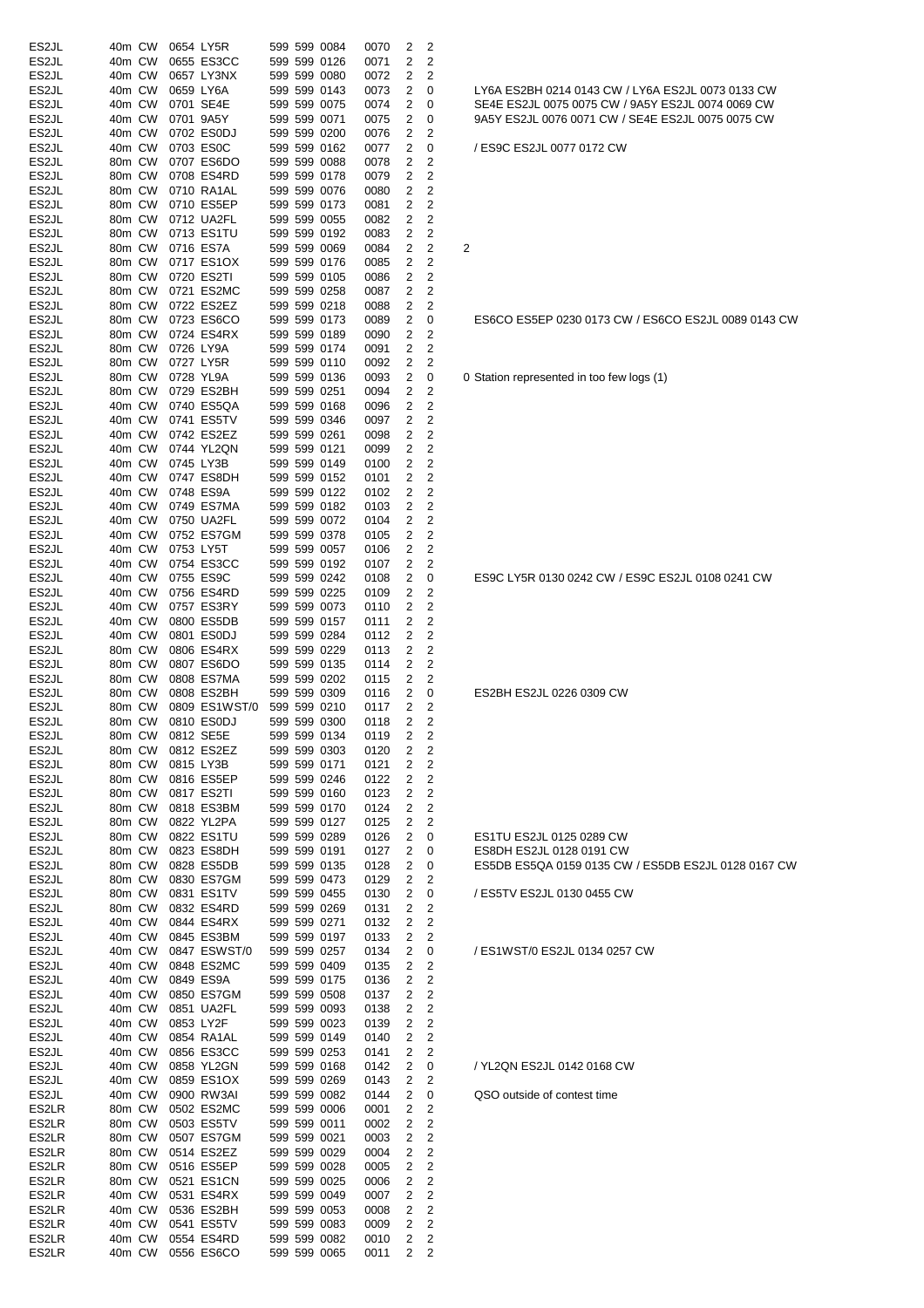| | | | | | | | | | | | |
|---|---|---|---|---|---|---|---|---|---|---|---|
| ES2JL | 40m | CW | 0654 | LY5R | 599 | 599 | 0084 | 0070 | 2 | 2 | |
| ES2JL | 40m | CW | 0655 | ES3CC | 599 | 599 | 0126 | 0071 | 2 | 2 | |
| ES2JL | 40m | CW | 0657 | LY3NX | 599 | 599 | 0080 | 0072 | 2 | 2 | |
| ES2JL | 40m | CW | 0659 | LY6A | 599 | 599 | 0143 | 0073 | 2 | 0 | LY6A ES2BH 0214 0143 CW / LY6A ES2JL 0073 0133 CW |
| ES2JL | 40m | CW | 0701 | SE4E | 599 | 599 | 0075 | 0074 | 2 | 0 | SE4E ES2JL 0075 0075 CW / 9A5Y ES2JL 0074 0069 CW |
| ES2JL | 40m | CW | 0701 | 9A5Y | 599 | 599 | 0071 | 0075 | 2 | 0 | 9A5Y ES2JL 0076 0071 CW / SE4E ES2JL 0075 0075 CW |
| ES2JL | 40m | CW | 0702 | ES0DJ | 599 | 599 | 0200 | 0076 | 2 | 2 | |
| ES2JL | 40m | CW | 0703 | ES0C | 599 | 599 | 0162 | 0077 | 2 | 0 | / ES9C ES2JL 0077 0172 CW |
| ES2JL | 80m | CW | 0707 | ES6DO | 599 | 599 | 0088 | 0078 | 2 | 2 | |
| ES2JL | 80m | CW | 0708 | ES4RD | 599 | 599 | 0178 | 0079 | 2 | 2 | |
| ES2JL | 80m | CW | 0710 | RA1AL | 599 | 599 | 0076 | 0080 | 2 | 2 | |
| ES2JL | 80m | CW | 0710 | ES5EP | 599 | 599 | 0173 | 0081 | 2 | 2 | |
| ES2JL | 80m | CW | 0712 | UA2FL | 599 | 599 | 0055 | 0082 | 2 | 2 | |
| ES2JL | 80m | CW | 0713 | ES1TU | 599 | 599 | 0192 | 0083 | 2 | 2 | |
| ES2JL | 80m | CW | 0716 | ES7A | 599 | 599 | 0069 | 0084 | 2 | 2 | 2 |
| ES2JL | 80m | CW | 0717 | ES1OX | 599 | 599 | 0176 | 0085 | 2 | 2 | |
| ES2JL | 80m | CW | 0720 | ES2TI | 599 | 599 | 0105 | 0086 | 2 | 2 | |
| ES2JL | 80m | CW | 0721 | ES2MC | 599 | 599 | 0258 | 0087 | 2 | 2 | |
| ES2JL | 80m | CW | 0722 | ES2EZ | 599 | 599 | 0218 | 0088 | 2 | 2 | |
| ES2JL | 80m | CW | 0723 | ES6CO | 599 | 599 | 0173 | 0089 | 2 | 0 | ES6CO ES5EP 0230 0173 CW / ES6CO ES2JL 0089 0143 CW |
| ES2JL | 80m | CW | 0724 | ES4RX | 599 | 599 | 0189 | 0090 | 2 | 2 | |
| ES2JL | 80m | CW | 0726 | LY9A | 599 | 599 | 0174 | 0091 | 2 | 2 | |
| ES2JL | 80m | CW | 0727 | LY5R | 599 | 599 | 0110 | 0092 | 2 | 2 | |
| ES2JL | 80m | CW | 0728 | YL9A | 599 | 599 | 0136 | 0093 | 2 | 0 | 0 Station represented in too few logs (1) |
| ES2JL | 80m | CW | 0729 | ES2BH | 599 | 599 | 0251 | 0094 | 2 | 2 | |
| ES2JL | 40m | CW | 0740 | ES5QA | 599 | 599 | 0168 | 0096 | 2 | 2 | |
| ES2JL | 40m | CW | 0741 | ES5TV | 599 | 599 | 0346 | 0097 | 2 | 2 | |
| ES2JL | 40m | CW | 0742 | ES2EZ | 599 | 599 | 0261 | 0098 | 2 | 2 | |
| ES2JL | 40m | CW | 0744 | YL2QN | 599 | 599 | 0121 | 0099 | 2 | 2 | |
| ES2JL | 40m | CW | 0745 | LY3B | 599 | 599 | 0149 | 0100 | 2 | 2 | |
| ES2JL | 40m | CW | 0747 | ES8DH | 599 | 599 | 0152 | 0101 | 2 | 2 | |
| ES2JL | 40m | CW | 0748 | ES9A | 599 | 599 | 0122 | 0102 | 2 | 2 | |
| ES2JL | 40m | CW | 0749 | ES7MA | 599 | 599 | 0182 | 0103 | 2 | 2 | |
| ES2JL | 40m | CW | 0750 | UA2FL | 599 | 599 | 0072 | 0104 | 2 | 2 | |
| ES2JL | 40m | CW | 0752 | ES7GM | 599 | 599 | 0378 | 0105 | 2 | 2 | |
| ES2JL | 40m | CW | 0753 | LY5T | 599 | 599 | 0057 | 0106 | 2 | 2 | |
| ES2JL | 40m | CW | 0754 | ES3CC | 599 | 599 | 0192 | 0107 | 2 | 2 | |
| ES2JL | 40m | CW | 0755 | ES9C | 599 | 599 | 0242 | 0108 | 2 | 0 | ES9C LY5R 0130 0242 CW / ES9C ES2JL 0108 0241 CW |
| ES2JL | 40m | CW | 0756 | ES4RD | 599 | 599 | 0225 | 0109 | 2 | 2 | |
| ES2JL | 40m | CW | 0757 | ES3RY | 599 | 599 | 0073 | 0110 | 2 | 2 | |
| ES2JL | 40m | CW | 0800 | ES5DB | 599 | 599 | 0157 | 0111 | 2 | 2 | |
| ES2JL | 40m | CW | 0801 | ES0DJ | 599 | 599 | 0284 | 0112 | 2 | 2 | |
| ES2JL | 80m | CW | 0806 | ES4RX | 599 | 599 | 0229 | 0113 | 2 | 2 | |
| ES2JL | 80m | CW | 0807 | ES6DO | 599 | 599 | 0135 | 0114 | 2 | 2 | |
| ES2JL | 80m | CW | 0808 | ES7MA | 599 | 599 | 0202 | 0115 | 2 | 2 | |
| ES2JL | 80m | CW | 0808 | ES2BH | 599 | 599 | 0309 | 0116 | 2 | 0 | ES2BH ES2JL 0226 0309 CW |
| ES2JL | 80m | CW | 0809 | ES1WST/0 | 599 | 599 | 0210 | 0117 | 2 | 2 | |
| ES2JL | 80m | CW | 0810 | ES0DJ | 599 | 599 | 0300 | 0118 | 2 | 2 | |
| ES2JL | 80m | CW | 0812 | SE5E | 599 | 599 | 0134 | 0119 | 2 | 2 | |
| ES2JL | 80m | CW | 0812 | ES2EZ | 599 | 599 | 0303 | 0120 | 2 | 2 | |
| ES2JL | 80m | CW | 0815 | LY3B | 599 | 599 | 0171 | 0121 | 2 | 2 | |
| ES2JL | 80m | CW | 0816 | ES5EP | 599 | 599 | 0246 | 0122 | 2 | 2 | |
| ES2JL | 80m | CW | 0817 | ES2TI | 599 | 599 | 0160 | 0123 | 2 | 2 | |
| ES2JL | 80m | CW | 0818 | ES3BM | 599 | 599 | 0170 | 0124 | 2 | 2 | |
| ES2JL | 80m | CW | 0822 | YL2PA | 599 | 599 | 0127 | 0125 | 2 | 2 | |
| ES2JL | 80m | CW | 0822 | ES1TU | 599 | 599 | 0289 | 0126 | 2 | 0 | ES1TU ES2JL 0125 0289 CW |
| ES2JL | 80m | CW | 0823 | ES8DH | 599 | 599 | 0191 | 0127 | 2 | 0 | ES8DH ES2JL 0128 0191 CW |
| ES2JL | 80m | CW | 0828 | ES5DB | 599 | 599 | 0135 | 0128 | 2 | 0 | ES5DB ES5QA 0159 0135 CW / ES5DB ES2JL 0128 0167 CW |
| ES2JL | 80m | CW | 0830 | ES7GM | 599 | 599 | 0473 | 0129 | 2 | 2 | |
| ES2JL | 80m | CW | 0831 | ES1TV | 599 | 599 | 0455 | 0130 | 2 | 0 | / ES5TV ES2JL 0130 0455 CW |
| ES2JL | 80m | CW | 0832 | ES4RD | 599 | 599 | 0269 | 0131 | 2 | 2 | |
| ES2JL | 40m | CW | 0844 | ES4RX | 599 | 599 | 0271 | 0132 | 2 | 2 | |
| ES2JL | 40m | CW | 0845 | ES3BM | 599 | 599 | 0197 | 0133 | 2 | 2 | |
| ES2JL | 40m | CW | 0847 | ESWST/0 | 599 | 599 | 0257 | 0134 | 2 | 0 | / ES1WST/0 ES2JL 0134 0257 CW |
| ES2JL | 40m | CW | 0848 | ES2MC | 599 | 599 | 0409 | 0135 | 2 | 2 | |
| ES2JL | 40m | CW | 0849 | ES9A | 599 | 599 | 0175 | 0136 | 2 | 2 | |
| ES2JL | 40m | CW | 0850 | ES7GM | 599 | 599 | 0508 | 0137 | 2 | 2 | |
| ES2JL | 40m | CW | 0851 | UA2FL | 599 | 599 | 0093 | 0138 | 2 | 2 | |
| ES2JL | 40m | CW | 0853 | LY2F | 599 | 599 | 0023 | 0139 | 2 | 2 | |
| ES2JL | 40m | CW | 0854 | RA1AL | 599 | 599 | 0149 | 0140 | 2 | 2 | |
| ES2JL | 40m | CW | 0856 | ES3CC | 599 | 599 | 0253 | 0141 | 2 | 2 | |
| ES2JL | 40m | CW | 0858 | YL2GN | 599 | 599 | 0168 | 0142 | 2 | 0 | / YL2QN ES2JL 0142 0168 CW |
| ES2JL | 40m | CW | 0859 | ES1OX | 599 | 599 | 0269 | 0143 | 2 | 2 | |
| ES2JL | 40m | CW | 0900 | RW3AI | 599 | 599 | 0082 | 0144 | 2 | 0 | QSO outside of contest time |
| ES2LR | 80m | CW | 0502 | ES2MC | 599 | 599 | 0006 | 0001 | 2 | 2 | |
| ES2LR | 80m | CW | 0503 | ES5TV | 599 | 599 | 0011 | 0002 | 2 | 2 | |
| ES2LR | 80m | CW | 0507 | ES7GM | 599 | 599 | 0021 | 0003 | 2 | 2 | |
| ES2LR | 80m | CW | 0514 | ES2EZ | 599 | 599 | 0029 | 0004 | 2 | 2 | |
| ES2LR | 80m | CW | 0516 | ES5EP | 599 | 599 | 0028 | 0005 | 2 | 2 | |
| ES2LR | 80m | CW | 0521 | ES1CN | 599 | 599 | 0025 | 0006 | 2 | 2 | |
| ES2LR | 40m | CW | 0531 | ES4RX | 599 | 599 | 0049 | 0007 | 2 | 2 | |
| ES2LR | 40m | CW | 0536 | ES2BH | 599 | 599 | 0053 | 0008 | 2 | 2 | |
| ES2LR | 40m | CW | 0541 | ES5TV | 599 | 599 | 0083 | 0009 | 2 | 2 | |
| ES2LR | 40m | CW | 0554 | ES4RD | 599 | 599 | 0082 | 0010 | 2 | 2 | |
| ES2LR | 40m | CW | 0556 | ES6CO | 599 | 599 | 0065 | 0011 | 2 | 2 | |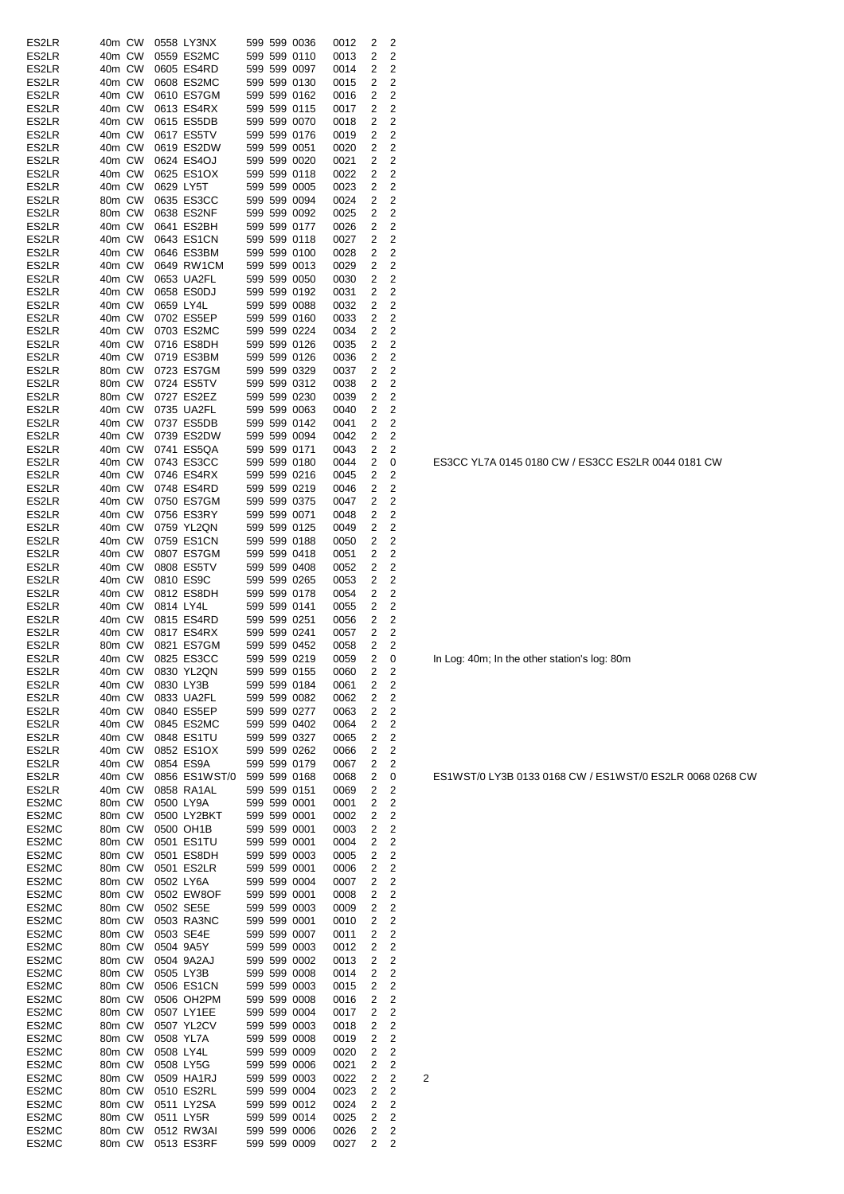| | | | | | | | | | | | | |
|---|---|---|---|---|---|---|---|---|---|---|---|---|
| ES2LR | 40m | CW | 0558 | LY3NX | 599 | 599 | 0036 | 0012 | 2 | 2 | | |
| ES2LR | 40m | CW | 0559 | ES2MC | 599 | 599 | 0110 | 0013 | 2 | 2 | | |
| ES2LR | 40m | CW | 0605 | ES4RD | 599 | 599 | 0097 | 0014 | 2 | 2 | | |
| ES2LR | 40m | CW | 0608 | ES2MC | 599 | 599 | 0130 | 0015 | 2 | 2 | | |
| ES2LR | 40m | CW | 0610 | ES7GM | 599 | 599 | 0162 | 0016 | 2 | 2 | | |
| ES2LR | 40m | CW | 0613 | ES4RX | 599 | 599 | 0115 | 0017 | 2 | 2 | | |
| ES2LR | 40m | CW | 0615 | ES5DB | 599 | 599 | 0070 | 0018 | 2 | 2 | | |
| ES2LR | 40m | CW | 0617 | ES5TV | 599 | 599 | 0176 | 0019 | 2 | 2 | | |
| ES2LR | 40m | CW | 0619 | ES2DW | 599 | 599 | 0051 | 0020 | 2 | 2 | | |
| ES2LR | 40m | CW | 0624 | ES4OJ | 599 | 599 | 0020 | 0021 | 2 | 2 | | |
| ES2LR | 40m | CW | 0625 | ES1OX | 599 | 599 | 0118 | 0022 | 2 | 2 | | |
| ES2LR | 40m | CW | 0629 | LY5T | 599 | 599 | 0005 | 0023 | 2 | 2 | | |
| ES2LR | 80m | CW | 0635 | ES3CC | 599 | 599 | 0094 | 0024 | 2 | 2 | | |
| ES2LR | 80m | CW | 0638 | ES2NF | 599 | 599 | 0092 | 0025 | 2 | 2 | | |
| ES2LR | 40m | CW | 0641 | ES2BH | 599 | 599 | 0177 | 0026 | 2 | 2 | | |
| ES2LR | 40m | CW | 0643 | ES1CN | 599 | 599 | 0118 | 0027 | 2 | 2 | | |
| ES2LR | 40m | CW | 0646 | ES3BM | 599 | 599 | 0100 | 0028 | 2 | 2 | | |
| ES2LR | 40m | CW | 0649 | RW1CM | 599 | 599 | 0013 | 0029 | 2 | 2 | | |
| ES2LR | 40m | CW | 0653 | UA2FL | 599 | 599 | 0050 | 0030 | 2 | 2 | | |
| ES2LR | 40m | CW | 0658 | ES0DJ | 599 | 599 | 0192 | 0031 | 2 | 2 | | |
| ES2LR | 40m | CW | 0659 | LY4L | 599 | 599 | 0088 | 0032 | 2 | 2 | | |
| ES2LR | 40m | CW | 0702 | ES5EP | 599 | 599 | 0160 | 0033 | 2 | 2 | | |
| ES2LR | 40m | CW | 0703 | ES2MC | 599 | 599 | 0224 | 0034 | 2 | 2 | | |
| ES2LR | 40m | CW | 0716 | ES8DH | 599 | 599 | 0126 | 0035 | 2 | 2 | | |
| ES2LR | 40m | CW | 0719 | ES3BM | 599 | 599 | 0126 | 0036 | 2 | 2 | | |
| ES2LR | 80m | CW | 0723 | ES7GM | 599 | 599 | 0329 | 0037 | 2 | 2 | | |
| ES2LR | 80m | CW | 0724 | ES5TV | 599 | 599 | 0312 | 0038 | 2 | 2 | | |
| ES2LR | 80m | CW | 0727 | ES2EZ | 599 | 599 | 0230 | 0039 | 2 | 2 | | |
| ES2LR | 40m | CW | 0735 | UA2FL | 599 | 599 | 0063 | 0040 | 2 | 2 | | |
| ES2LR | 40m | CW | 0737 | ES5DB | 599 | 599 | 0142 | 0041 | 2 | 2 | | |
| ES2LR | 40m | CW | 0739 | ES2DW | 599 | 599 | 0094 | 0042 | 2 | 2 | | |
| ES2LR | 40m | CW | 0741 | ES5QA | 599 | 599 | 0171 | 0043 | 2 | 2 | | |
| ES2LR | 40m | CW | 0743 | ES3CC | 599 | 599 | 0180 | 0044 | 2 | 0 | | ES3CC YL7A 0145 0180 CW / ES3CC ES2LR 0044 0181 CW |
| ES2LR | 40m | CW | 0746 | ES4RX | 599 | 599 | 0216 | 0045 | 2 | 2 | | |
| ES2LR | 40m | CW | 0748 | ES4RD | 599 | 599 | 0219 | 0046 | 2 | 2 | | |
| ES2LR | 40m | CW | 0750 | ES7GM | 599 | 599 | 0375 | 0047 | 2 | 2 | | |
| ES2LR | 40m | CW | 0756 | ES3RY | 599 | 599 | 0071 | 0048 | 2 | 2 | | |
| ES2LR | 40m | CW | 0759 | YL2QN | 599 | 599 | 0125 | 0049 | 2 | 2 | | |
| ES2LR | 40m | CW | 0759 | ES1CN | 599 | 599 | 0188 | 0050 | 2 | 2 | | |
| ES2LR | 40m | CW | 0807 | ES7GM | 599 | 599 | 0418 | 0051 | 2 | 2 | | |
| ES2LR | 40m | CW | 0808 | ES5TV | 599 | 599 | 0408 | 0052 | 2 | 2 | | |
| ES2LR | 40m | CW | 0810 | ES9C | 599 | 599 | 0265 | 0053 | 2 | 2 | | |
| ES2LR | 40m | CW | 0812 | ES8DH | 599 | 599 | 0178 | 0054 | 2 | 2 | | |
| ES2LR | 40m | CW | 0814 | LY4L | 599 | 599 | 0141 | 0055 | 2 | 2 | | |
| ES2LR | 40m | CW | 0815 | ES4RD | 599 | 599 | 0251 | 0056 | 2 | 2 | | |
| ES2LR | 40m | CW | 0817 | ES4RX | 599 | 599 | 0241 | 0057 | 2 | 2 | | |
| ES2LR | 80m | CW | 0821 | ES7GM | 599 | 599 | 0452 | 0058 | 2 | 2 | | |
| ES2LR | 40m | CW | 0825 | ES3CC | 599 | 599 | 0219 | 0059 | 2 | 0 | | In Log: 40m; In the other station's log: 80m |
| ES2LR | 40m | CW | 0830 | YL2QN | 599 | 599 | 0155 | 0060 | 2 | 2 | | |
| ES2LR | 40m | CW | 0830 | LY3B | 599 | 599 | 0184 | 0061 | 2 | 2 | | |
| ES2LR | 40m | CW | 0833 | UA2FL | 599 | 599 | 0082 | 0062 | 2 | 2 | | |
| ES2LR | 40m | CW | 0840 | ES5EP | 599 | 599 | 0277 | 0063 | 2 | 2 | | |
| ES2LR | 40m | CW | 0845 | ES2MC | 599 | 599 | 0402 | 0064 | 2 | 2 | | |
| ES2LR | 40m | CW | 0848 | ES1TU | 599 | 599 | 0327 | 0065 | 2 | 2 | | |
| ES2LR | 40m | CW | 0852 | ES1OX | 599 | 599 | 0262 | 0066 | 2 | 2 | | |
| ES2LR | 40m | CW | 0854 | ES9A | 599 | 599 | 0179 | 0067 | 2 | 2 | | |
| ES2LR | 40m | CW | 0856 | ES1WST/0 | 599 | 599 | 0168 | 0068 | 2 | 0 | | ES1WST/0 LY3B 0133 0168 CW / ES1WST/0 ES2LR 0068 0268 CW |
| ES2LR | 40m | CW | 0858 | RA1AL | 599 | 599 | 0151 | 0069 | 2 | 2 | | |
| ES2MC | 80m | CW | 0500 | LY9A | 599 | 599 | 0001 | 0001 | 2 | 2 | | |
| ES2MC | 80m | CW | 0500 | LY2BKT | 599 | 599 | 0001 | 0002 | 2 | 2 | | |
| ES2MC | 80m | CW | 0500 | OH1B | 599 | 599 | 0001 | 0003 | 2 | 2 | | |
| ES2MC | 80m | CW | 0501 | ES1TU | 599 | 599 | 0001 | 0004 | 2 | 2 | | |
| ES2MC | 80m | CW | 0501 | ES8DH | 599 | 599 | 0003 | 0005 | 2 | 2 | | |
| ES2MC | 80m | CW | 0501 | ES2LR | 599 | 599 | 0001 | 0006 | 2 | 2 | | |
| ES2MC | 80m | CW | 0502 | LY6A | 599 | 599 | 0004 | 0007 | 2 | 2 | | |
| ES2MC | 80m | CW | 0502 | EW8OF | 599 | 599 | 0001 | 0008 | 2 | 2 | | |
| ES2MC | 80m | CW | 0502 | SE5E | 599 | 599 | 0003 | 0009 | 2 | 2 | | |
| ES2MC | 80m | CW | 0503 | RA3NC | 599 | 599 | 0001 | 0010 | 2 | 2 | | |
| ES2MC | 80m | CW | 0503 | SE4E | 599 | 599 | 0007 | 0011 | 2 | 2 | | |
| ES2MC | 80m | CW | 0504 | 9A5Y | 599 | 599 | 0003 | 0012 | 2 | 2 | | |
| ES2MC | 80m | CW | 0504 | 9A2AJ | 599 | 599 | 0002 | 0013 | 2 | 2 | | |
| ES2MC | 80m | CW | 0505 | LY3B | 599 | 599 | 0008 | 0014 | 2 | 2 | | |
| ES2MC | 80m | CW | 0506 | ES1CN | 599 | 599 | 0003 | 0015 | 2 | 2 | | |
| ES2MC | 80m | CW | 0506 | OH2PM | 599 | 599 | 0008 | 0016 | 2 | 2 | | |
| ES2MC | 80m | CW | 0507 | LY1EE | 599 | 599 | 0004 | 0017 | 2 | 2 | | |
| ES2MC | 80m | CW | 0507 | YL2CV | 599 | 599 | 0003 | 0018 | 2 | 2 | | |
| ES2MC | 80m | CW | 0508 | YL7A | 599 | 599 | 0008 | 0019 | 2 | 2 | | |
| ES2MC | 80m | CW | 0508 | LY4L | 599 | 599 | 0009 | 0020 | 2 | 2 | | |
| ES2MC | 80m | CW | 0508 | LY5G | 599 | 599 | 0006 | 0021 | 2 | 2 | | |
| ES2MC | 80m | CW | 0509 | HA1RJ | 599 | 599 | 0003 | 0022 | 2 | 2 | 2 | |
| ES2MC | 80m | CW | 0510 | ES2RL | 599 | 599 | 0004 | 0023 | 2 | 2 | | |
| ES2MC | 80m | CW | 0511 | LY2SA | 599 | 599 | 0012 | 0024 | 2 | 2 | | |
| ES2MC | 80m | CW | 0511 | LY5R | 599 | 599 | 0014 | 0025 | 2 | 2 | | |
| ES2MC | 80m | CW | 0512 | RW3AI | 599 | 599 | 0006 | 0026 | 2 | 2 | | |
| ES2MC | 80m | CW | 0513 | ES3RF | 599 | 599 | 0009 | 0027 | 2 | 2 | | |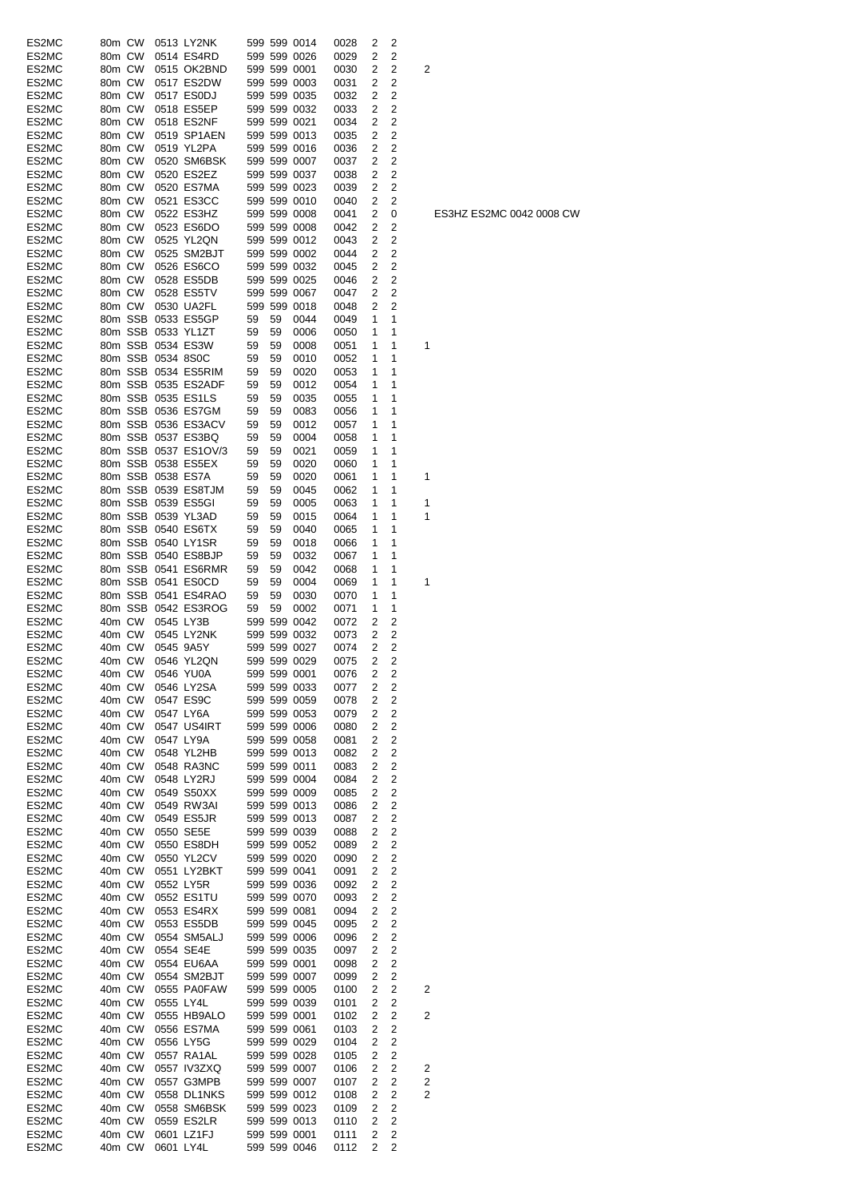| | | | | | | | | | | | | |
|---|---|---|---|---|---|---|---|---|---|---|---|---|
| ES2MC | 80m | CW | 0513 | LY2NK | 599 | 599 | 0014 | 0028 | 2 | 2 | | |
| ES2MC | 80m | CW | 0514 | ES4RD | 599 | 599 | 0026 | 0029 | 2 | 2 | | |
| ES2MC | 80m | CW | 0515 | OK2BND | 599 | 599 | 0001 | 0030 | 2 | 2 | 2 | |
| ES2MC | 80m | CW | 0517 | ES2DW | 599 | 599 | 0003 | 0031 | 2 | 2 | | |
| ES2MC | 80m | CW | 0517 | ES0DJ | 599 | 599 | 0035 | 0032 | 2 | 2 | | |
| ES2MC | 80m | CW | 0518 | ES5EP | 599 | 599 | 0032 | 0033 | 2 | 2 | | |
| ES2MC | 80m | CW | 0518 | ES2NF | 599 | 599 | 0021 | 0034 | 2 | 2 | | |
| ES2MC | 80m | CW | 0519 | SP1AEN | 599 | 599 | 0013 | 0035 | 2 | 2 | | |
| ES2MC | 80m | CW | 0519 | YL2PA | 599 | 599 | 0016 | 0036 | 2 | 2 | | |
| ES2MC | 80m | CW | 0520 | SM6BSK | 599 | 599 | 0007 | 0037 | 2 | 2 | | |
| ES2MC | 80m | CW | 0520 | ES2EZ | 599 | 599 | 0037 | 0038 | 2 | 2 | | |
| ES2MC | 80m | CW | 0520 | ES7MA | 599 | 599 | 0023 | 0039 | 2 | 2 | | |
| ES2MC | 80m | CW | 0521 | ES3CC | 599 | 599 | 0010 | 0040 | 2 | 2 | | |
| ES2MC | 80m | CW | 0522 | ES3HZ | 599 | 599 | 0008 | 0041 | 2 | 0 | | ES3HZ ES2MC 0042 0008 CW |
| ES2MC | 80m | CW | 0523 | ES6DO | 599 | 599 | 0008 | 0042 | 2 | 2 | | |
| ES2MC | 80m | CW | 0525 | YL2QN | 599 | 599 | 0012 | 0043 | 2 | 2 | | |
| ES2MC | 80m | CW | 0525 | SM2BJT | 599 | 599 | 0002 | 0044 | 2 | 2 | | |
| ES2MC | 80m | CW | 0526 | ES6CO | 599 | 599 | 0032 | 0045 | 2 | 2 | | |
| ES2MC | 80m | CW | 0528 | ES5DB | 599 | 599 | 0025 | 0046 | 2 | 2 | | |
| ES2MC | 80m | CW | 0528 | ES5TV | 599 | 599 | 0067 | 0047 | 2 | 2 | | |
| ES2MC | 80m | CW | 0530 | UA2FL | 599 | 599 | 0018 | 0048 | 2 | 2 | | |
| ES2MC | 80m | SSB | 0533 | ES5GP | 59 | 59 | 0044 | 0049 | 1 | 1 | | |
| ES2MC | 80m | SSB | 0533 | YL1ZT | 59 | 59 | 0006 | 0050 | 1 | 1 | | |
| ES2MC | 80m | SSB | 0534 | ES3W | 59 | 59 | 0008 | 0051 | 1 | 1 | 1 | |
| ES2MC | 80m | SSB | 0534 | 8S0C | 59 | 59 | 0010 | 0052 | 1 | 1 | | |
| ES2MC | 80m | SSB | 0534 | ES5RIM | 59 | 59 | 0020 | 0053 | 1 | 1 | | |
| ES2MC | 80m | SSB | 0535 | ES2ADF | 59 | 59 | 0012 | 0054 | 1 | 1 | | |
| ES2MC | 80m | SSB | 0535 | ES1LS | 59 | 59 | 0035 | 0055 | 1 | 1 | | |
| ES2MC | 80m | SSB | 0536 | ES7GM | 59 | 59 | 0083 | 0056 | 1 | 1 | | |
| ES2MC | 80m | SSB | 0536 | ES3ACV | 59 | 59 | 0012 | 0057 | 1 | 1 | | |
| ES2MC | 80m | SSB | 0537 | ES3BQ | 59 | 59 | 0004 | 0058 | 1 | 1 | | |
| ES2MC | 80m | SSB | 0537 | ES1OV/3 | 59 | 59 | 0021 | 0059 | 1 | 1 | | |
| ES2MC | 80m | SSB | 0538 | ES5EX | 59 | 59 | 0020 | 0060 | 1 | 1 | | |
| ES2MC | 80m | SSB | 0538 | ES7A | 59 | 59 | 0020 | 0061 | 1 | 1 | 1 | |
| ES2MC | 80m | SSB | 0539 | ES8TJM | 59 | 59 | 0045 | 0062 | 1 | 1 | | |
| ES2MC | 80m | SSB | 0539 | ES5GI | 59 | 59 | 0005 | 0063 | 1 | 1 | 1 | |
| ES2MC | 80m | SSB | 0539 | YL3AD | 59 | 59 | 0015 | 0064 | 1 | 1 | 1 | |
| ES2MC | 80m | SSB | 0540 | ES6TX | 59 | 59 | 0040 | 0065 | 1 | 1 | | |
| ES2MC | 80m | SSB | 0540 | LY1SR | 59 | 59 | 0018 | 0066 | 1 | 1 | | |
| ES2MC | 80m | SSB | 0540 | ES8BJP | 59 | 59 | 0032 | 0067 | 1 | 1 | | |
| ES2MC | 80m | SSB | 0541 | ES6RMR | 59 | 59 | 0042 | 0068 | 1 | 1 | | |
| ES2MC | 80m | SSB | 0541 | ES0CD | 59 | 59 | 0004 | 0069 | 1 | 1 | 1 | |
| ES2MC | 80m | SSB | 0541 | ES4RAO | 59 | 59 | 0030 | 0070 | 1 | 1 | | |
| ES2MC | 80m | SSB | 0542 | ES3ROG | 59 | 59 | 0002 | 0071 | 1 | 1 | | |
| ES2MC | 40m | CW | 0545 | LY3B | 599 | 599 | 0042 | 0072 | 2 | 2 | | |
| ES2MC | 40m | CW | 0545 | LY2NK | 599 | 599 | 0032 | 0073 | 2 | 2 | | |
| ES2MC | 40m | CW | 0545 | 9A5Y | 599 | 599 | 0027 | 0074 | 2 | 2 | | |
| ES2MC | 40m | CW | 0546 | YL2QN | 599 | 599 | 0029 | 0075 | 2 | 2 | | |
| ES2MC | 40m | CW | 0546 | YU0A | 599 | 599 | 0001 | 0076 | 2 | 2 | | |
| ES2MC | 40m | CW | 0546 | LY2SA | 599 | 599 | 0033 | 0077 | 2 | 2 | | |
| ES2MC | 40m | CW | 0547 | ES9C | 599 | 599 | 0059 | 0078 | 2 | 2 | | |
| ES2MC | 40m | CW | 0547 | LY6A | 599 | 599 | 0053 | 0079 | 2 | 2 | | |
| ES2MC | 40m | CW | 0547 | US4IRT | 599 | 599 | 0006 | 0080 | 2 | 2 | | |
| ES2MC | 40m | CW | 0547 | LY9A | 599 | 599 | 0058 | 0081 | 2 | 2 | | |
| ES2MC | 40m | CW | 0548 | YL2HB | 599 | 599 | 0013 | 0082 | 2 | 2 | | |
| ES2MC | 40m | CW | 0548 | RA3NC | 599 | 599 | 0011 | 0083 | 2 | 2 | | |
| ES2MC | 40m | CW | 0548 | LY2RJ | 599 | 599 | 0004 | 0084 | 2 | 2 | | |
| ES2MC | 40m | CW | 0549 | S50XX | 599 | 599 | 0009 | 0085 | 2 | 2 | | |
| ES2MC | 40m | CW | 0549 | RW3AI | 599 | 599 | 0013 | 0086 | 2 | 2 | | |
| ES2MC | 40m | CW | 0549 | ES5JR | 599 | 599 | 0013 | 0087 | 2 | 2 | | |
| ES2MC | 40m | CW | 0550 | SE5E | 599 | 599 | 0039 | 0088 | 2 | 2 | | |
| ES2MC | 40m | CW | 0550 | ES8DH | 599 | 599 | 0052 | 0089 | 2 | 2 | | |
| ES2MC | 40m | CW | 0550 | YL2CV | 599 | 599 | 0020 | 0090 | 2 | 2 | | |
| ES2MC | 40m | CW | 0551 | LY2BKT | 599 | 599 | 0041 | 0091 | 2 | 2 | | |
| ES2MC | 40m | CW | 0552 | LY5R | 599 | 599 | 0036 | 0092 | 2 | 2 | | |
| ES2MC | 40m | CW | 0552 | ES1TU | 599 | 599 | 0070 | 0093 | 2 | 2 | | |
| ES2MC | 40m | CW | 0553 | ES4RX | 599 | 599 | 0081 | 0094 | 2 | 2 | | |
| ES2MC | 40m | CW | 0553 | ES5DB | 599 | 599 | 0045 | 0095 | 2 | 2 | | |
| ES2MC | 40m | CW | 0554 | SM5ALJ | 599 | 599 | 0006 | 0096 | 2 | 2 | | |
| ES2MC | 40m | CW | 0554 | SE4E | 599 | 599 | 0035 | 0097 | 2 | 2 | | |
| ES2MC | 40m | CW | 0554 | EU6AA | 599 | 599 | 0001 | 0098 | 2 | 2 | | |
| ES2MC | 40m | CW | 0554 | SM2BJT | 599 | 599 | 0007 | 0099 | 2 | 2 | | |
| ES2MC | 40m | CW | 0555 | PA0FAW | 599 | 599 | 0005 | 0100 | 2 | 2 | 2 | |
| ES2MC | 40m | CW | 0555 | LY4L | 599 | 599 | 0039 | 0101 | 2 | 2 | | |
| ES2MC | 40m | CW | 0555 | HB9ALO | 599 | 599 | 0001 | 0102 | 2 | 2 | 2 | |
| ES2MC | 40m | CW | 0556 | ES7MA | 599 | 599 | 0061 | 0103 | 2 | 2 | | |
| ES2MC | 40m | CW | 0556 | LY5G | 599 | 599 | 0029 | 0104 | 2 | 2 | | |
| ES2MC | 40m | CW | 0557 | RA1AL | 599 | 599 | 0028 | 0105 | 2 | 2 | | |
| ES2MC | 40m | CW | 0557 | IV3ZXQ | 599 | 599 | 0007 | 0106 | 2 | 2 | 2 | |
| ES2MC | 40m | CW | 0557 | G3MPB | 599 | 599 | 0007 | 0107 | 2 | 2 | 2 | |
| ES2MC | 40m | CW | 0558 | DL1NKS | 599 | 599 | 0012 | 0108 | 2 | 2 | 2 | |
| ES2MC | 40m | CW | 0558 | SM6BSK | 599 | 599 | 0023 | 0109 | 2 | 2 | | |
| ES2MC | 40m | CW | 0559 | ES2LR | 599 | 599 | 0013 | 0110 | 2 | 2 | | |
| ES2MC | 40m | CW | 0601 | LZ1FJ | 599 | 599 | 0001 | 0111 | 2 | 2 | | |
| ES2MC | 40m | CW | 0601 | LY4L | 599 | 599 | 0046 | 0112 | 2 | 2 | | |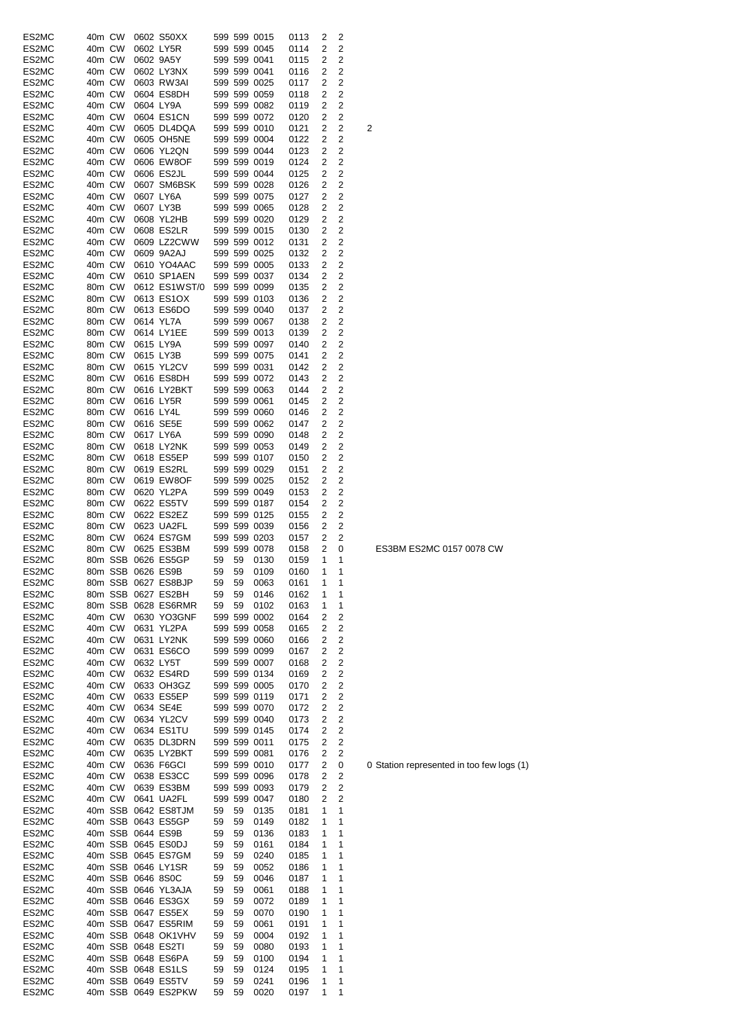| | | | | | | | | | | | |
|---|---|---|---|---|---|---|---|---|---|---|---|
| ES2MC | 40m | CW | 0602 | S50XX | 599 | 599 | 0015 | 0113 | 2 | 2 | |
| ES2MC | 40m | CW | 0602 | LY5R | 599 | 599 | 0045 | 0114 | 2 | 2 | |
| ES2MC | 40m | CW | 0602 | 9A5Y | 599 | 599 | 0041 | 0115 | 2 | 2 | |
| ES2MC | 40m | CW | 0602 | LY3NX | 599 | 599 | 0041 | 0116 | 2 | 2 | |
| ES2MC | 40m | CW | 0603 | RW3AI | 599 | 599 | 0025 | 0117 | 2 | 2 | |
| ES2MC | 40m | CW | 0604 | ES8DH | 599 | 599 | 0059 | 0118 | 2 | 2 | |
| ES2MC | 40m | CW | 0604 | LY9A | 599 | 599 | 0082 | 0119 | 2 | 2 | |
| ES2MC | 40m | CW | 0604 | ES1CN | 599 | 599 | 0072 | 0120 | 2 | 2 | |
| ES2MC | 40m | CW | 0605 | DL4DQA | 599 | 599 | 0010 | 0121 | 2 | 2 | 2 |
| ES2MC | 40m | CW | 0605 | OH5NE | 599 | 599 | 0004 | 0122 | 2 | 2 | |
| ES2MC | 40m | CW | 0606 | YL2QN | 599 | 599 | 0044 | 0123 | 2 | 2 | |
| ES2MC | 40m | CW | 0606 | EW8OF | 599 | 599 | 0019 | 0124 | 2 | 2 | |
| ES2MC | 40m | CW | 0606 | ES2JL | 599 | 599 | 0044 | 0125 | 2 | 2 | |
| ES2MC | 40m | CW | 0607 | SM6BSK | 599 | 599 | 0028 | 0126 | 2 | 2 | |
| ES2MC | 40m | CW | 0607 | LY6A | 599 | 599 | 0075 | 0127 | 2 | 2 | |
| ES2MC | 40m | CW | 0607 | LY3B | 599 | 599 | 0065 | 0128 | 2 | 2 | |
| ES2MC | 40m | CW | 0608 | YL2HB | 599 | 599 | 0020 | 0129 | 2 | 2 | |
| ES2MC | 40m | CW | 0608 | ES2LR | 599 | 599 | 0015 | 0130 | 2 | 2 | |
| ES2MC | 40m | CW | 0609 | LZ2CWW | 599 | 599 | 0012 | 0131 | 2 | 2 | |
| ES2MC | 40m | CW | 0609 | 9A2AJ | 599 | 599 | 0025 | 0132 | 2 | 2 | |
| ES2MC | 40m | CW | 0610 | YO4AAC | 599 | 599 | 0005 | 0133 | 2 | 2 | |
| ES2MC | 40m | CW | 0610 | SP1AEN | 599 | 599 | 0037 | 0134 | 2 | 2 | |
| ES2MC | 80m | CW | 0612 | ES1WST/0 | 599 | 599 | 0099 | 0135 | 2 | 2 | |
| ES2MC | 80m | CW | 0613 | ES1OX | 599 | 599 | 0103 | 0136 | 2 | 2 | |
| ES2MC | 80m | CW | 0613 | ES6DO | 599 | 599 | 0040 | 0137 | 2 | 2 | |
| ES2MC | 80m | CW | 0614 | YL7A | 599 | 599 | 0067 | 0138 | 2 | 2 | |
| ES2MC | 80m | CW | 0614 | LY1EE | 599 | 599 | 0013 | 0139 | 2 | 2 | |
| ES2MC | 80m | CW | 0615 | LY9A | 599 | 599 | 0097 | 0140 | 2 | 2 | |
| ES2MC | 80m | CW | 0615 | LY3B | 599 | 599 | 0075 | 0141 | 2 | 2 | |
| ES2MC | 80m | CW | 0615 | YL2CV | 599 | 599 | 0031 | 0142 | 2 | 2 | |
| ES2MC | 80m | CW | 0616 | ES8DH | 599 | 599 | 0072 | 0143 | 2 | 2 | |
| ES2MC | 80m | CW | 0616 | LY2BKT | 599 | 599 | 0063 | 0144 | 2 | 2 | |
| ES2MC | 80m | CW | 0616 | LY5R | 599 | 599 | 0061 | 0145 | 2 | 2 | |
| ES2MC | 80m | CW | 0616 | LY4L | 599 | 599 | 0060 | 0146 | 2 | 2 | |
| ES2MC | 80m | CW | 0616 | SE5E | 599 | 599 | 0062 | 0147 | 2 | 2 | |
| ES2MC | 80m | CW | 0617 | LY6A | 599 | 599 | 0090 | 0148 | 2 | 2 | |
| ES2MC | 80m | CW | 0618 | LY2NK | 599 | 599 | 0053 | 0149 | 2 | 2 | |
| ES2MC | 80m | CW | 0618 | ES5EP | 599 | 599 | 0107 | 0150 | 2 | 2 | |
| ES2MC | 80m | CW | 0619 | ES2RL | 599 | 599 | 0029 | 0151 | 2 | 2 | |
| ES2MC | 80m | CW | 0619 | EW8OF | 599 | 599 | 0025 | 0152 | 2 | 2 | |
| ES2MC | 80m | CW | 0620 | YL2PA | 599 | 599 | 0049 | 0153 | 2 | 2 | |
| ES2MC | 80m | CW | 0622 | ES5TV | 599 | 599 | 0187 | 0154 | 2 | 2 | |
| ES2MC | 80m | CW | 0622 | ES2EZ | 599 | 599 | 0125 | 0155 | 2 | 2 | |
| ES2MC | 80m | CW | 0623 | UA2FL | 599 | 599 | 0039 | 0156 | 2 | 2 | |
| ES2MC | 80m | CW | 0624 | ES7GM | 599 | 599 | 0203 | 0157 | 2 | 2 | |
| ES2MC | 80m | CW | 0625 | ES3BM | 599 | 599 | 0078 | 0158 | 2 | 0 | ES3BM ES2MC 0157 0078 CW |
| ES2MC | 80m | SSB | 0626 | ES5GP | 59 | 59 | 0130 | 0159 | 1 | 1 | |
| ES2MC | 80m | SSB | 0626 | ES9B | 59 | 59 | 0109 | 0160 | 1 | 1 | |
| ES2MC | 80m | SSB | 0627 | ES8BJP | 59 | 59 | 0063 | 0161 | 1 | 1 | |
| ES2MC | 80m | SSB | 0627 | ES2BH | 59 | 59 | 0146 | 0162 | 1 | 1 | |
| ES2MC | 80m | SSB | 0628 | ES6RMR | 59 | 59 | 0102 | 0163 | 1 | 1 | |
| ES2MC | 40m | CW | 0630 | YO3GNF | 599 | 599 | 0002 | 0164 | 2 | 2 | |
| ES2MC | 40m | CW | 0631 | YL2PA | 599 | 599 | 0058 | 0165 | 2 | 2 | |
| ES2MC | 40m | CW | 0631 | LY2NK | 599 | 599 | 0060 | 0166 | 2 | 2 | |
| ES2MC | 40m | CW | 0631 | ES6CO | 599 | 599 | 0099 | 0167 | 2 | 2 | |
| ES2MC | 40m | CW | 0632 | LY5T | 599 | 599 | 0007 | 0168 | 2 | 2 | |
| ES2MC | 40m | CW | 0632 | ES4RD | 599 | 599 | 0134 | 0169 | 2 | 2 | |
| ES2MC | 40m | CW | 0633 | OH3GZ | 599 | 599 | 0005 | 0170 | 2 | 2 | |
| ES2MC | 40m | CW | 0633 | ES5EP | 599 | 599 | 0119 | 0171 | 2 | 2 | |
| ES2MC | 40m | CW | 0634 | SE4E | 599 | 599 | 0070 | 0172 | 2 | 2 | |
| ES2MC | 40m | CW | 0634 | YL2CV | 599 | 599 | 0040 | 0173 | 2 | 2 | |
| ES2MC | 40m | CW | 0634 | ES1TU | 599 | 599 | 0145 | 0174 | 2 | 2 | |
| ES2MC | 40m | CW | 0635 | DL3DRN | 599 | 599 | 0011 | 0175 | 2 | 2 | |
| ES2MC | 40m | CW | 0635 | LY2BKT | 599 | 599 | 0081 | 0176 | 2 | 2 | |
| ES2MC | 40m | CW | 0636 | F6GCI | 599 | 599 | 0010 | 0177 | 2 | 0 | 0 Station represented in too few logs (1) |
| ES2MC | 40m | CW | 0638 | ES3CC | 599 | 599 | 0096 | 0178 | 2 | 2 | |
| ES2MC | 40m | CW | 0639 | ES3BM | 599 | 599 | 0093 | 0179 | 2 | 2 | |
| ES2MC | 40m | CW | 0641 | UA2FL | 599 | 599 | 0047 | 0180 | 2 | 2 | |
| ES2MC | 40m | SSB | 0642 | ES8TJM | 59 | 59 | 0135 | 0181 | 1 | 1 | |
| ES2MC | 40m | SSB | 0643 | ES5GP | 59 | 59 | 0149 | 0182 | 1 | 1 | |
| ES2MC | 40m | SSB | 0644 | ES9B | 59 | 59 | 0136 | 0183 | 1 | 1 | |
| ES2MC | 40m | SSB | 0645 | ES0DJ | 59 | 59 | 0161 | 0184 | 1 | 1 | |
| ES2MC | 40m | SSB | 0645 | ES7GM | 59 | 59 | 0240 | 0185 | 1 | 1 | |
| ES2MC | 40m | SSB | 0646 | LY1SR | 59 | 59 | 0052 | 0186 | 1 | 1 | |
| ES2MC | 40m | SSB | 0646 | 8S0C | 59 | 59 | 0046 | 0187 | 1 | 1 | |
| ES2MC | 40m | SSB | 0646 | YL3AJA | 59 | 59 | 0061 | 0188 | 1 | 1 | |
| ES2MC | 40m | SSB | 0646 | ES3GX | 59 | 59 | 0072 | 0189 | 1 | 1 | |
| ES2MC | 40m | SSB | 0647 | ES5EX | 59 | 59 | 0070 | 0190 | 1 | 1 | |
| ES2MC | 40m | SSB | 0647 | ES5RIM | 59 | 59 | 0061 | 0191 | 1 | 1 | |
| ES2MC | 40m | SSB | 0648 | OK1VHV | 59 | 59 | 0004 | 0192 | 1 | 1 | |
| ES2MC | 40m | SSB | 0648 | ES2TI | 59 | 59 | 0080 | 0193 | 1 | 1 | |
| ES2MC | 40m | SSB | 0648 | ES6PA | 59 | 59 | 0100 | 0194 | 1 | 1 | |
| ES2MC | 40m | SSB | 0648 | ES1LS | 59 | 59 | 0124 | 0195 | 1 | 1 | |
| ES2MC | 40m | SSB | 0649 | ES5TV | 59 | 59 | 0241 | 0196 | 1 | 1 | |
| ES2MC | 40m | SSB | 0649 | ES2PKW | 59 | 59 | 0020 | 0197 | 1 | 1 | |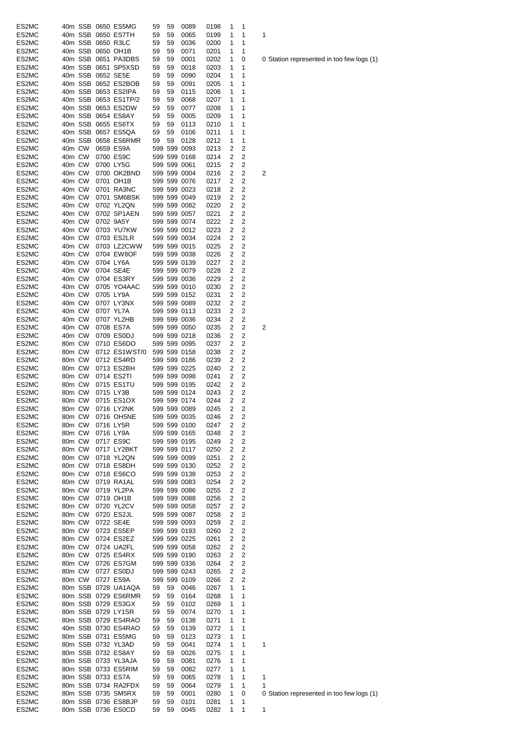| | | | | | | | | | | | | |
|---|---|---|---|---|---|---|---|---|---|---|---|---|
| ES2MC | 40m | SSB | 0650 | ES5MG | 59 | 59 | 0089 | 0198 | 1 | 1 | | |
| ES2MC | 40m | SSB | 0650 | ES7TH | 59 | 59 | 0065 | 0199 | 1 | 1 | 1 | |
| ES2MC | 40m | SSB | 0650 | R3LC | 59 | 59 | 0036 | 0200 | 1 | 1 | | |
| ES2MC | 40m | SSB | 0650 | OH1B | 59 | 59 | 0071 | 0201 | 1 | 1 | | |
| ES2MC | 40m | SSB | 0651 | PA3DBS | 59 | 59 | 0001 | 0202 | 1 | 0 | 0 | Station represented in too few logs (1) |
| ES2MC | 40m | SSB | 0651 | SP5XSD | 59 | 59 | 0018 | 0203 | 1 | 1 | | |
| ES2MC | 40m | SSB | 0652 | SE5E | 59 | 59 | 0090 | 0204 | 1 | 1 | | |
| ES2MC | 40m | SSB | 0652 | ES2BOB | 59 | 59 | 0091 | 0205 | 1 | 1 | | |
| ES2MC | 40m | SSB | 0653 | ES2IPA | 59 | 59 | 0115 | 0206 | 1 | 1 | | |
| ES2MC | 40m | SSB | 0653 | ES1TP/2 | 59 | 59 | 0068 | 0207 | 1 | 1 | | |
| ES2MC | 40m | SSB | 0653 | ES2DW | 59 | 59 | 0077 | 0208 | 1 | 1 | | |
| ES2MC | 40m | SSB | 0654 | ES8AY | 59 | 59 | 0005 | 0209 | 1 | 1 | | |
| ES2MC | 40m | SSB | 0655 | ES6TX | 59 | 59 | 0113 | 0210 | 1 | 1 | | |
| ES2MC | 40m | SSB | 0657 | ES5QA | 59 | 59 | 0106 | 0211 | 1 | 1 | | |
| ES2MC | 40m | SSB | 0658 | ES6RMR | 59 | 59 | 0128 | 0212 | 1 | 1 | | |
| ES2MC | 40m | CW | 0659 | ES9A | 599 | 599 | 0093 | 0213 | 2 | 2 | | |
| ES2MC | 40m | CW | 0700 | ES9C | 599 | 599 | 0168 | 0214 | 2 | 2 | | |
| ES2MC | 40m | CW | 0700 | LY5G | 599 | 599 | 0061 | 0215 | 2 | 2 | | |
| ES2MC | 40m | CW | 0700 | OK2BND | 599 | 599 | 0004 | 0216 | 2 | 2 | 2 | |
| ES2MC | 40m | CW | 0701 | OH1B | 599 | 599 | 0076 | 0217 | 2 | 2 | | |
| ES2MC | 40m | CW | 0701 | RA3NC | 599 | 599 | 0023 | 0218 | 2 | 2 | | |
| ES2MC | 40m | CW | 0701 | SM6BSK | 599 | 599 | 0049 | 0219 | 2 | 2 | | |
| ES2MC | 40m | CW | 0702 | YL2QN | 599 | 599 | 0082 | 0220 | 2 | 2 | | |
| ES2MC | 40m | CW | 0702 | SP1AEN | 599 | 599 | 0057 | 0221 | 2 | 2 | | |
| ES2MC | 40m | CW | 0702 | 9A5Y | 599 | 599 | 0074 | 0222 | 2 | 2 | | |
| ES2MC | 40m | CW | 0703 | YU7KW | 599 | 599 | 0012 | 0223 | 2 | 2 | | |
| ES2MC | 40m | CW | 0703 | ES2LR | 599 | 599 | 0034 | 0224 | 2 | 2 | | |
| ES2MC | 40m | CW | 0703 | LZ2CWW | 599 | 599 | 0015 | 0225 | 2 | 2 | | |
| ES2MC | 40m | CW | 0704 | EW8OF | 599 | 599 | 0038 | 0226 | 2 | 2 | | |
| ES2MC | 40m | CW | 0704 | LY6A | 599 | 599 | 0139 | 0227 | 2 | 2 | | |
| ES2MC | 40m | CW | 0704 | SE4E | 599 | 599 | 0079 | 0228 | 2 | 2 | | |
| ES2MC | 40m | CW | 0704 | ES3RY | 599 | 599 | 0036 | 0229 | 2 | 2 | | |
| ES2MC | 40m | CW | 0705 | YO4AAC | 599 | 599 | 0010 | 0230 | 2 | 2 | | |
| ES2MC | 40m | CW | 0705 | LY9A | 599 | 599 | 0152 | 0231 | 2 | 2 | | |
| ES2MC | 40m | CW | 0707 | LY3NX | 599 | 599 | 0089 | 0232 | 2 | 2 | | |
| ES2MC | 40m | CW | 0707 | YL7A | 599 | 599 | 0113 | 0233 | 2 | 2 | | |
| ES2MC | 40m | CW | 0707 | YL2HB | 599 | 599 | 0036 | 0234 | 2 | 2 | | |
| ES2MC | 40m | CW | 0708 | ES7A | 599 | 599 | 0050 | 0235 | 2 | 2 | 2 | |
| ES2MC | 40m | CW | 0709 | ES0DJ | 599 | 599 | 0218 | 0236 | 2 | 2 | | |
| ES2MC | 80m | CW | 0710 | ES6DO | 599 | 599 | 0095 | 0237 | 2 | 2 | | |
| ES2MC | 80m | CW | 0712 | ES1WST/0 | 599 | 599 | 0158 | 0238 | 2 | 2 | | |
| ES2MC | 80m | CW | 0712 | ES4RD | 599 | 599 | 0186 | 0239 | 2 | 2 | | |
| ES2MC | 80m | CW | 0713 | ES2BH | 599 | 599 | 0225 | 0240 | 2 | 2 | | |
| ES2MC | 80m | CW | 0714 | ES2TI | 599 | 599 | 0098 | 0241 | 2 | 2 | | |
| ES2MC | 80m | CW | 0715 | ES1TU | 599 | 599 | 0195 | 0242 | 2 | 2 | | |
| ES2MC | 80m | CW | 0715 | LY3B | 599 | 599 | 0124 | 0243 | 2 | 2 | | |
| ES2MC | 80m | CW | 0715 | ES1OX | 599 | 599 | 0174 | 0244 | 2 | 2 | | |
| ES2MC | 80m | CW | 0716 | LY2NK | 599 | 599 | 0089 | 0245 | 2 | 2 | | |
| ES2MC | 80m | CW | 0716 | OH5NE | 599 | 599 | 0035 | 0246 | 2 | 2 | | |
| ES2MC | 80m | CW | 0716 | LY5R | 599 | 599 | 0100 | 0247 | 2 | 2 | | |
| ES2MC | 80m | CW | 0716 | LY9A | 599 | 599 | 0165 | 0248 | 2 | 2 | | |
| ES2MC | 80m | CW | 0717 | ES9C | 599 | 599 | 0195 | 0249 | 2 | 2 | | |
| ES2MC | 80m | CW | 0717 | LY2BKT | 599 | 599 | 0117 | 0250 | 2 | 2 | | |
| ES2MC | 80m | CW | 0718 | YL2QN | 599 | 599 | 0099 | 0251 | 2 | 2 | | |
| ES2MC | 80m | CW | 0718 | ES8DH | 599 | 599 | 0130 | 0252 | 2 | 2 | | |
| ES2MC | 80m | CW | 0718 | ES6CO | 599 | 599 | 0138 | 0253 | 2 | 2 | | |
| ES2MC | 80m | CW | 0719 | RA1AL | 599 | 599 | 0083 | 0254 | 2 | 2 | | |
| ES2MC | 80m | CW | 0719 | YL2PA | 599 | 599 | 0086 | 0255 | 2 | 2 | | |
| ES2MC | 80m | CW | 0719 | OH1B | 599 | 599 | 0088 | 0256 | 2 | 2 | | |
| ES2MC | 80m | CW | 0720 | YL2CV | 599 | 599 | 0058 | 0257 | 2 | 2 | | |
| ES2MC | 80m | CW | 0720 | ES2JL | 599 | 599 | 0087 | 0258 | 2 | 2 | | |
| ES2MC | 80m | CW | 0722 | SE4E | 599 | 599 | 0093 | 0259 | 2 | 2 | | |
| ES2MC | 80m | CW | 0723 | ES5EP | 599 | 599 | 0193 | 0260 | 2 | 2 | | |
| ES2MC | 80m | CW | 0724 | ES2EZ | 599 | 599 | 0225 | 0261 | 2 | 2 | | |
| ES2MC | 80m | CW | 0724 | UA2FL | 599 | 599 | 0058 | 0262 | 2 | 2 | | |
| ES2MC | 80m | CW | 0725 | ES4RX | 599 | 599 | 0190 | 0263 | 2 | 2 | | |
| ES2MC | 80m | CW | 0726 | ES7GM | 599 | 599 | 0336 | 0264 | 2 | 2 | | |
| ES2MC | 80m | CW | 0727 | ES0DJ | 599 | 599 | 0243 | 0265 | 2 | 2 | | |
| ES2MC | 80m | CW | 0727 | ES9A | 599 | 599 | 0109 | 0266 | 2 | 2 | | |
| ES2MC | 80m | SSB | 0728 | UA1AQA | 59 | 59 | 0046 | 0267 | 1 | 1 | | |
| ES2MC | 80m | SSB | 0729 | ES6RMR | 59 | 59 | 0164 | 0268 | 1 | 1 | | |
| ES2MC | 80m | SSB | 0729 | ES3GX | 59 | 59 | 0102 | 0269 | 1 | 1 | | |
| ES2MC | 80m | SSB | 0729 | LY1SR | 59 | 59 | 0074 | 0270 | 1 | 1 | | |
| ES2MC | 80m | SSB | 0729 | ES4RAO | 59 | 59 | 0138 | 0271 | 1 | 1 | | |
| ES2MC | 40m | SSB | 0730 | ES4RAO | 59 | 59 | 0139 | 0272 | 1 | 1 | | |
| ES2MC | 80m | SSB | 0731 | ES5MG | 59 | 59 | 0123 | 0273 | 1 | 1 | | |
| ES2MC | 80m | SSB | 0732 | YL3AD | 59 | 59 | 0041 | 0274 | 1 | 1 | 1 | |
| ES2MC | 80m | SSB | 0732 | ES8AY | 59 | 59 | 0026 | 0275 | 1 | 1 | | |
| ES2MC | 80m | SSB | 0733 | YL3AJA | 59 | 59 | 0081 | 0276 | 1 | 1 | | |
| ES2MC | 80m | SSB | 0733 | ES5RIM | 59 | 59 | 0082 | 0277 | 1 | 1 | | |
| ES2MC | 80m | SSB | 0733 | ES7A | 59 | 59 | 0065 | 0278 | 1 | 1 | 1 | |
| ES2MC | 80m | SSB | 0734 | RA2FDX | 59 | 59 | 0064 | 0279 | 1 | 1 | 1 | |
| ES2MC | 80m | SSB | 0735 | SM5RX | 59 | 59 | 0001 | 0280 | 1 | 0 | 0 | Station represented in too few logs (1) |
| ES2MC | 80m | SSB | 0736 | ES8BJP | 59 | 59 | 0101 | 0281 | 1 | 1 | | |
| ES2MC | 80m | SSB | 0736 | ES0CD | 59 | 59 | 0045 | 0282 | 1 | 1 | 1 | |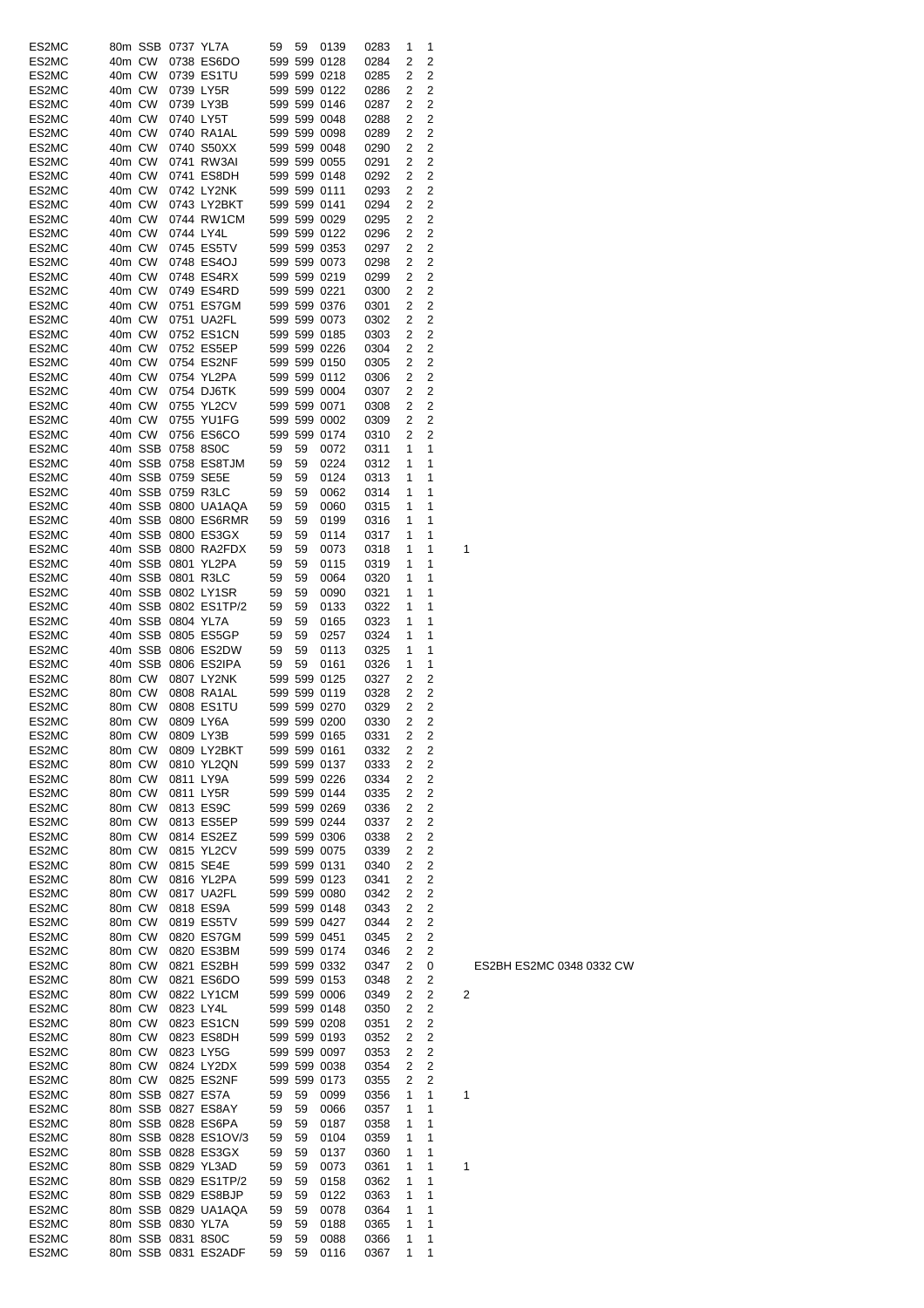| | | | | | | | | | | | | |
|---|---|---|---|---|---|---|---|---|---|---|---|---|
| ES2MC | 80m | SSB | 0737 | YL7A | 59 | 59 | 0139 | 0283 | 1 | 1 | | |
| ES2MC | 40m | CW | 0738 | ES6DO | 599 | 599 | 0128 | 0284 | 2 | 2 | | |
| ES2MC | 40m | CW | 0739 | ES1TU | 599 | 599 | 0218 | 0285 | 2 | 2 | | |
| ES2MC | 40m | CW | 0739 | LY5R | 599 | 599 | 0122 | 0286 | 2 | 2 | | |
| ES2MC | 40m | CW | 0739 | LY3B | 599 | 599 | 0146 | 0287 | 2 | 2 | | |
| ES2MC | 40m | CW | 0740 | LY5T | 599 | 599 | 0048 | 0288 | 2 | 2 | | |
| ES2MC | 40m | CW | 0740 | RA1AL | 599 | 599 | 0098 | 0289 | 2 | 2 | | |
| ES2MC | 40m | CW | 0740 | S50XX | 599 | 599 | 0048 | 0290 | 2 | 2 | | |
| ES2MC | 40m | CW | 0741 | RW3AI | 599 | 599 | 0055 | 0291 | 2 | 2 | | |
| ES2MC | 40m | CW | 0741 | ES8DH | 599 | 599 | 0148 | 0292 | 2 | 2 | | |
| ES2MC | 40m | CW | 0742 | LY2NK | 599 | 599 | 0111 | 0293 | 2 | 2 | | |
| ES2MC | 40m | CW | 0743 | LY2BKT | 599 | 599 | 0141 | 0294 | 2 | 2 | | |
| ES2MC | 40m | CW | 0744 | RW1CM | 599 | 599 | 0029 | 0295 | 2 | 2 | | |
| ES2MC | 40m | CW | 0744 | LY4L | 599 | 599 | 0122 | 0296 | 2 | 2 | | |
| ES2MC | 40m | CW | 0745 | ES5TV | 599 | 599 | 0353 | 0297 | 2 | 2 | | |
| ES2MC | 40m | CW | 0748 | ES4OJ | 599 | 599 | 0073 | 0298 | 2 | 2 | | |
| ES2MC | 40m | CW | 0748 | ES4RX | 599 | 599 | 0219 | 0299 | 2 | 2 | | |
| ES2MC | 40m | CW | 0749 | ES4RD | 599 | 599 | 0221 | 0300 | 2 | 2 | | |
| ES2MC | 40m | CW | 0751 | ES7GM | 599 | 599 | 0376 | 0301 | 2 | 2 | | |
| ES2MC | 40m | CW | 0751 | UA2FL | 599 | 599 | 0073 | 0302 | 2 | 2 | | |
| ES2MC | 40m | CW | 0752 | ES1CN | 599 | 599 | 0185 | 0303 | 2 | 2 | | |
| ES2MC | 40m | CW | 0752 | ES5EP | 599 | 599 | 0226 | 0304 | 2 | 2 | | |
| ES2MC | 40m | CW | 0754 | ES2NF | 599 | 599 | 0150 | 0305 | 2 | 2 | | |
| ES2MC | 40m | CW | 0754 | YL2PA | 599 | 599 | 0112 | 0306 | 2 | 2 | | |
| ES2MC | 40m | CW | 0754 | DJ6TK | 599 | 599 | 0004 | 0307 | 2 | 2 | | |
| ES2MC | 40m | CW | 0755 | YL2CV | 599 | 599 | 0071 | 0308 | 2 | 2 | | |
| ES2MC | 40m | CW | 0755 | YU1FG | 599 | 599 | 0002 | 0309 | 2 | 2 | | |
| ES2MC | 40m | CW | 0756 | ES6CO | 599 | 599 | 0174 | 0310 | 2 | 2 | | |
| ES2MC | 40m | SSB | 0758 | 8S0C | 59 | 59 | 0072 | 0311 | 1 | 1 | | |
| ES2MC | 40m | SSB | 0758 | ES8TJM | 59 | 59 | 0224 | 0312 | 1 | 1 | | |
| ES2MC | 40m | SSB | 0759 | SE5E | 59 | 59 | 0124 | 0313 | 1 | 1 | | |
| ES2MC | 40m | SSB | 0759 | R3LC | 59 | 59 | 0062 | 0314 | 1 | 1 | | |
| ES2MC | 40m | SSB | 0800 | UA1AQA | 59 | 59 | 0060 | 0315 | 1 | 1 | | |
| ES2MC | 40m | SSB | 0800 | ES6RMR | 59 | 59 | 0199 | 0316 | 1 | 1 | | |
| ES2MC | 40m | SSB | 0800 | ES3GX | 59 | 59 | 0114 | 0317 | 1 | 1 | | |
| ES2MC | 40m | SSB | 0800 | RA2FDX | 59 | 59 | 0073 | 0318 | 1 | 1 | 1 | |
| ES2MC | 40m | SSB | 0801 | YL2PA | 59 | 59 | 0115 | 0319 | 1 | 1 | | |
| ES2MC | 40m | SSB | 0801 | R3LC | 59 | 59 | 0064 | 0320 | 1 | 1 | | |
| ES2MC | 40m | SSB | 0802 | LY1SR | 59 | 59 | 0090 | 0321 | 1 | 1 | | |
| ES2MC | 40m | SSB | 0802 | ES1TP/2 | 59 | 59 | 0133 | 0322 | 1 | 1 | | |
| ES2MC | 40m | SSB | 0804 | YL7A | 59 | 59 | 0165 | 0323 | 1 | 1 | | |
| ES2MC | 40m | SSB | 0805 | ES5GP | 59 | 59 | 0257 | 0324 | 1 | 1 | | |
| ES2MC | 40m | SSB | 0806 | ES2DW | 59 | 59 | 0113 | 0325 | 1 | 1 | | |
| ES2MC | 40m | SSB | 0806 | ES2IPA | 59 | 59 | 0161 | 0326 | 1 | 1 | | |
| ES2MC | 80m | CW | 0807 | LY2NK | 599 | 599 | 0125 | 0327 | 2 | 2 | | |
| ES2MC | 80m | CW | 0808 | RA1AL | 599 | 599 | 0119 | 0328 | 2 | 2 | | |
| ES2MC | 80m | CW | 0808 | ES1TU | 599 | 599 | 0270 | 0329 | 2 | 2 | | |
| ES2MC | 80m | CW | 0809 | LY6A | 599 | 599 | 0200 | 0330 | 2 | 2 | | |
| ES2MC | 80m | CW | 0809 | LY3B | 599 | 599 | 0165 | 0331 | 2 | 2 | | |
| ES2MC | 80m | CW | 0809 | LY2BKT | 599 | 599 | 0161 | 0332 | 2 | 2 | | |
| ES2MC | 80m | CW | 0810 | YL2QN | 599 | 599 | 0137 | 0333 | 2 | 2 | | |
| ES2MC | 80m | CW | 0811 | LY9A | 599 | 599 | 0226 | 0334 | 2 | 2 | | |
| ES2MC | 80m | CW | 0811 | LY5R | 599 | 599 | 0144 | 0335 | 2 | 2 | | |
| ES2MC | 80m | CW | 0813 | ES9C | 599 | 599 | 0269 | 0336 | 2 | 2 | | |
| ES2MC | 80m | CW | 0813 | ES5EP | 599 | 599 | 0244 | 0337 | 2 | 2 | | |
| ES2MC | 80m | CW | 0814 | ES2EZ | 599 | 599 | 0306 | 0338 | 2 | 2 | | |
| ES2MC | 80m | CW | 0815 | YL2CV | 599 | 599 | 0075 | 0339 | 2 | 2 | | |
| ES2MC | 80m | CW | 0815 | SE4E | 599 | 599 | 0131 | 0340 | 2 | 2 | | |
| ES2MC | 80m | CW | 0816 | YL2PA | 599 | 599 | 0123 | 0341 | 2 | 2 | | |
| ES2MC | 80m | CW | 0817 | UA2FL | 599 | 599 | 0080 | 0342 | 2 | 2 | | |
| ES2MC | 80m | CW | 0818 | ES9A | 599 | 599 | 0148 | 0343 | 2 | 2 | | |
| ES2MC | 80m | CW | 0819 | ES5TV | 599 | 599 | 0427 | 0344 | 2 | 2 | | |
| ES2MC | 80m | CW | 0820 | ES7GM | 599 | 599 | 0451 | 0345 | 2 | 2 | | |
| ES2MC | 80m | CW | 0820 | ES3BM | 599 | 599 | 0174 | 0346 | 2 | 2 | | |
| ES2MC | 80m | CW | 0821 | ES2BH | 599 | 599 | 0332 | 0347 | 2 | 0 | | ES2BH ES2MC 0348 0332 CW |
| ES2MC | 80m | CW | 0821 | ES6DO | 599 | 599 | 0153 | 0348 | 2 | 2 | | |
| ES2MC | 80m | CW | 0822 | LY1CM | 599 | 599 | 0006 | 0349 | 2 | 2 | 2 | |
| ES2MC | 80m | CW | 0823 | LY4L | 599 | 599 | 0148 | 0350 | 2 | 2 | | |
| ES2MC | 80m | CW | 0823 | ES1CN | 599 | 599 | 0208 | 0351 | 2 | 2 | | |
| ES2MC | 80m | CW | 0823 | ES8DH | 599 | 599 | 0193 | 0352 | 2 | 2 | | |
| ES2MC | 80m | CW | 0823 | LY5G | 599 | 599 | 0097 | 0353 | 2 | 2 | | |
| ES2MC | 80m | CW | 0824 | LY2DX | 599 | 599 | 0038 | 0354 | 2 | 2 | | |
| ES2MC | 80m | CW | 0825 | ES2NF | 599 | 599 | 0173 | 0355 | 2 | 2 | | |
| ES2MC | 80m | SSB | 0827 | ES7A | 59 | 59 | 0099 | 0356 | 1 | 1 | 1 | |
| ES2MC | 80m | SSB | 0827 | ES8AY | 59 | 59 | 0066 | 0357 | 1 | 1 | | |
| ES2MC | 80m | SSB | 0828 | ES6PA | 59 | 59 | 0187 | 0358 | 1 | 1 | | |
| ES2MC | 80m | SSB | 0828 | ES1OV/3 | 59 | 59 | 0104 | 0359 | 1 | 1 | | |
| ES2MC | 80m | SSB | 0828 | ES3GX | 59 | 59 | 0137 | 0360 | 1 | 1 | | |
| ES2MC | 80m | SSB | 0829 | YL3AD | 59 | 59 | 0073 | 0361 | 1 | 1 | 1 | |
| ES2MC | 80m | SSB | 0829 | ES1TP/2 | 59 | 59 | 0158 | 0362 | 1 | 1 | | |
| ES2MC | 80m | SSB | 0829 | ES8BJP | 59 | 59 | 0122 | 0363 | 1 | 1 | | |
| ES2MC | 80m | SSB | 0829 | UA1AQA | 59 | 59 | 0078 | 0364 | 1 | 1 | | |
| ES2MC | 80m | SSB | 0830 | YL7A | 59 | 59 | 0188 | 0365 | 1 | 1 | | |
| ES2MC | 80m | SSB | 0831 | 8S0C | 59 | 59 | 0088 | 0366 | 1 | 1 | | |
| ES2MC | 80m | SSB | 0831 | ES2ADF | 59 | 59 | 0116 | 0367 | 1 | 1 | | |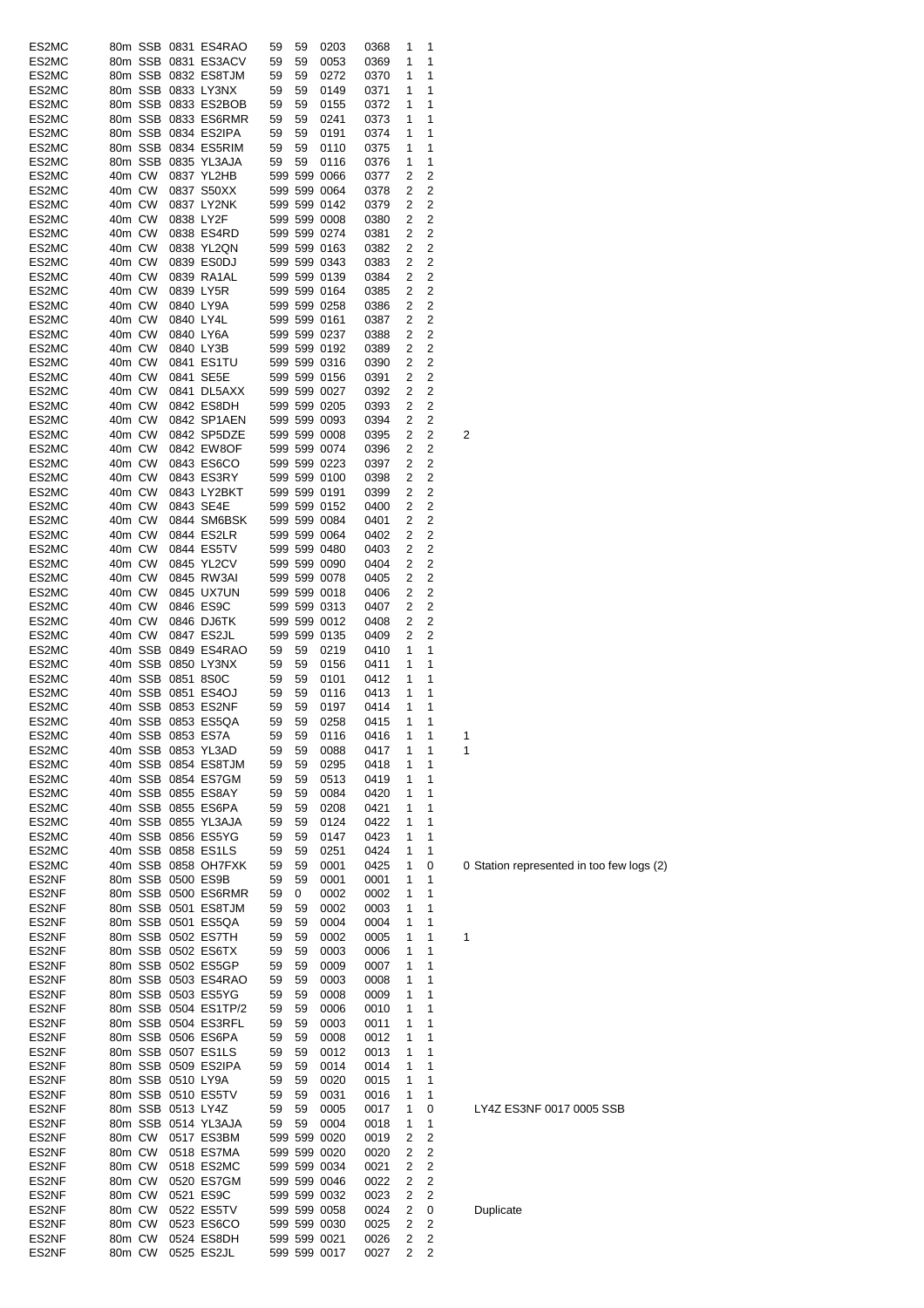| | | | | | | | | | | | | |
|---|---|---|---|---|---|---|---|---|---|---|---|---|
| ES2MC | 80m | SSB | 0831 | ES4RAO | 59 | 59 | 0203 | 0368 | 1 | 1 | | |
| ES2MC | 80m | SSB | 0831 | ES3ACV | 59 | 59 | 0053 | 0369 | 1 | 1 | | |
| ES2MC | 80m | SSB | 0832 | ES8TJM | 59 | 59 | 0272 | 0370 | 1 | 1 | | |
| ES2MC | 80m | SSB | 0833 | LY3NX | 59 | 59 | 0149 | 0371 | 1 | 1 | | |
| ES2MC | 80m | SSB | 0833 | ES2BOB | 59 | 59 | 0155 | 0372 | 1 | 1 | | |
| ES2MC | 80m | SSB | 0833 | ES6RMR | 59 | 59 | 0241 | 0373 | 1 | 1 | | |
| ES2MC | 80m | SSB | 0834 | ES2IPA | 59 | 59 | 0191 | 0374 | 1 | 1 | | |
| ES2MC | 80m | SSB | 0834 | ES5RIM | 59 | 59 | 0110 | 0375 | 1 | 1 | | |
| ES2MC | 80m | SSB | 0835 | YL3AJA | 59 | 59 | 0116 | 0376 | 1 | 1 | | |
| ES2MC | 40m | CW | 0837 | YL2HB | 599 | 599 | 0066 | 0377 | 2 | 2 | | |
| ES2MC | 40m | CW | 0837 | S50XX | 599 | 599 | 0064 | 0378 | 2 | 2 | | |
| ES2MC | 40m | CW | 0837 | LY2NK | 599 | 599 | 0142 | 0379 | 2 | 2 | | |
| ES2MC | 40m | CW | 0838 | LY2F | 599 | 599 | 0008 | 0380 | 2 | 2 | | |
| ES2MC | 40m | CW | 0838 | ES4RD | 599 | 599 | 0274 | 0381 | 2 | 2 | | |
| ES2MC | 40m | CW | 0838 | YL2QN | 599 | 599 | 0163 | 0382 | 2 | 2 | | |
| ES2MC | 40m | CW | 0839 | ES0DJ | 599 | 599 | 0343 | 0383 | 2 | 2 | | |
| ES2MC | 40m | CW | 0839 | RA1AL | 599 | 599 | 0139 | 0384 | 2 | 2 | | |
| ES2MC | 40m | CW | 0839 | LY5R | 599 | 599 | 0164 | 0385 | 2 | 2 | | |
| ES2MC | 40m | CW | 0840 | LY9A | 599 | 599 | 0258 | 0386 | 2 | 2 | | |
| ES2MC | 40m | CW | 0840 | LY4L | 599 | 599 | 0161 | 0387 | 2 | 2 | | |
| ES2MC | 40m | CW | 0840 | LY6A | 599 | 599 | 0237 | 0388 | 2 | 2 | | |
| ES2MC | 40m | CW | 0840 | LY3B | 599 | 599 | 0192 | 0389 | 2 | 2 | | |
| ES2MC | 40m | CW | 0841 | ES1TU | 599 | 599 | 0316 | 0390 | 2 | 2 | | |
| ES2MC | 40m | CW | 0841 | SE5E | 599 | 599 | 0156 | 0391 | 2 | 2 | | |
| ES2MC | 40m | CW | 0841 | DL5AXX | 599 | 599 | 0027 | 0392 | 2 | 2 | | |
| ES2MC | 40m | CW | 0842 | ES8DH | 599 | 599 | 0205 | 0393 | 2 | 2 | | |
| ES2MC | 40m | CW | 0842 | SP1AEN | 599 | 599 | 0093 | 0394 | 2 | 2 | | |
| ES2MC | 40m | CW | 0842 | SP5DZE | 599 | 599 | 0008 | 0395 | 2 | 2 | 2 | |
| ES2MC | 40m | CW | 0842 | EW8OF | 599 | 599 | 0074 | 0396 | 2 | 2 | | |
| ES2MC | 40m | CW | 0843 | ES6CO | 599 | 599 | 0223 | 0397 | 2 | 2 | | |
| ES2MC | 40m | CW | 0843 | ES3RY | 599 | 599 | 0100 | 0398 | 2 | 2 | | |
| ES2MC | 40m | CW | 0843 | LY2BKT | 599 | 599 | 0191 | 0399 | 2 | 2 | | |
| ES2MC | 40m | CW | 0843 | SE4E | 599 | 599 | 0152 | 0400 | 2 | 2 | | |
| ES2MC | 40m | CW | 0844 | SM6BSK | 599 | 599 | 0084 | 0401 | 2 | 2 | | |
| ES2MC | 40m | CW | 0844 | ES2LR | 599 | 599 | 0064 | 0402 | 2 | 2 | | |
| ES2MC | 40m | CW | 0844 | ES5TV | 599 | 599 | 0480 | 0403 | 2 | 2 | | |
| ES2MC | 40m | CW | 0845 | YL2CV | 599 | 599 | 0090 | 0404 | 2 | 2 | | |
| ES2MC | 40m | CW | 0845 | RW3AI | 599 | 599 | 0078 | 0405 | 2 | 2 | | |
| ES2MC | 40m | CW | 0845 | UX7UN | 599 | 599 | 0018 | 0406 | 2 | 2 | | |
| ES2MC | 40m | CW | 0846 | ES9C | 599 | 599 | 0313 | 0407 | 2 | 2 | | |
| ES2MC | 40m | CW | 0846 | DJ6TK | 599 | 599 | 0012 | 0408 | 2 | 2 | | |
| ES2MC | 40m | CW | 0847 | ES2JL | 599 | 599 | 0135 | 0409 | 2 | 2 | | |
| ES2MC | 40m | SSB | 0849 | ES4RAO | 59 | 59 | 0219 | 0410 | 1 | 1 | | |
| ES2MC | 40m | SSB | 0850 | LY3NX | 59 | 59 | 0156 | 0411 | 1 | 1 | | |
| ES2MC | 40m | SSB | 0851 | 8S0C | 59 | 59 | 0101 | 0412 | 1 | 1 | | |
| ES2MC | 40m | SSB | 0851 | ES4OJ | 59 | 59 | 0116 | 0413 | 1 | 1 | | |
| ES2MC | 40m | SSB | 0853 | ES2NF | 59 | 59 | 0197 | 0414 | 1 | 1 | | |
| ES2MC | 40m | SSB | 0853 | ES5QA | 59 | 59 | 0258 | 0415 | 1 | 1 | | |
| ES2MC | 40m | SSB | 0853 | ES7A | 59 | 59 | 0116 | 0416 | 1 | 1 | 1 | |
| ES2MC | 40m | SSB | 0853 | YL3AD | 59 | 59 | 0088 | 0417 | 1 | 1 | 1 | |
| ES2MC | 40m | SSB | 0854 | ES8TJM | 59 | 59 | 0295 | 0418 | 1 | 1 | | |
| ES2MC | 40m | SSB | 0854 | ES7GM | 59 | 59 | 0513 | 0419 | 1 | 1 | | |
| ES2MC | 40m | SSB | 0855 | ES8AY | 59 | 59 | 0084 | 0420 | 1 | 1 | | |
| ES2MC | 40m | SSB | 0855 | ES6PA | 59 | 59 | 0208 | 0421 | 1 | 1 | | |
| ES2MC | 40m | SSB | 0855 | YL3AJA | 59 | 59 | 0124 | 0422 | 1 | 1 | | |
| ES2MC | 40m | SSB | 0856 | ES5YG | 59 | 59 | 0147 | 0423 | 1 | 1 | | |
| ES2MC | 40m | SSB | 0858 | ES1LS | 59 | 59 | 0251 | 0424 | 1 | 1 | | |
| ES2MC | 40m | SSB | 0858 | OH7FXK | 59 | 59 | 0001 | 0425 | 1 | 0 | 0 | Station represented in too few logs (2) |
| ES2NF | 80m | SSB | 0500 | ES9B | 59 | 59 | 0001 | 0001 | 1 | 1 | | |
| ES2NF | 80m | SSB | 0500 | ES6RMR | 59 | 0 | 0002 | 0002 | 1 | 1 | | |
| ES2NF | 80m | SSB | 0501 | ES8TJM | 59 | 59 | 0002 | 0003 | 1 | 1 | | |
| ES2NF | 80m | SSB | 0501 | ES5QA | 59 | 59 | 0004 | 0004 | 1 | 1 | | |
| ES2NF | 80m | SSB | 0502 | ES7TH | 59 | 59 | 0002 | 0005 | 1 | 1 | 1 | |
| ES2NF | 80m | SSB | 0502 | ES6TX | 59 | 59 | 0003 | 0006 | 1 | 1 | | |
| ES2NF | 80m | SSB | 0502 | ES5GP | 59 | 59 | 0009 | 0007 | 1 | 1 | | |
| ES2NF | 80m | SSB | 0503 | ES4RAO | 59 | 59 | 0003 | 0008 | 1 | 1 | | |
| ES2NF | 80m | SSB | 0503 | ES5YG | 59 | 59 | 0008 | 0009 | 1 | 1 | | |
| ES2NF | 80m | SSB | 0504 | ES1TP/2 | 59 | 59 | 0006 | 0010 | 1 | 1 | | |
| ES2NF | 80m | SSB | 0504 | ES3RFL | 59 | 59 | 0003 | 0011 | 1 | 1 | | |
| ES2NF | 80m | SSB | 0506 | ES6PA | 59 | 59 | 0008 | 0012 | 1 | 1 | | |
| ES2NF | 80m | SSB | 0507 | ES1LS | 59 | 59 | 0012 | 0013 | 1 | 1 | | |
| ES2NF | 80m | SSB | 0509 | ES2IPA | 59 | 59 | 0014 | 0014 | 1 | 1 | | |
| ES2NF | 80m | SSB | 0510 | LY9A | 59 | 59 | 0020 | 0015 | 1 | 1 | | |
| ES2NF | 80m | SSB | 0510 | ES5TV | 59 | 59 | 0031 | 0016 | 1 | 1 | | |
| ES2NF | 80m | SSB | 0513 | LY4Z | 59 | 59 | 0005 | 0017 | 1 | 0 | | LY4Z ES3NF 0017 0005 SSB |
| ES2NF | 80m | SSB | 0514 | YL3AJA | 59 | 59 | 0004 | 0018 | 1 | 1 | | |
| ES2NF | 80m | CW | 0517 | ES3BM | 599 | 599 | 0020 | 0019 | 2 | 2 | | |
| ES2NF | 80m | CW | 0518 | ES7MA | 599 | 599 | 0020 | 0020 | 2 | 2 | | |
| ES2NF | 80m | CW | 0518 | ES2MC | 599 | 599 | 0034 | 0021 | 2 | 2 | | |
| ES2NF | 80m | CW | 0520 | ES7GM | 599 | 599 | 0046 | 0022 | 2 | 2 | | |
| ES2NF | 80m | CW | 0521 | ES9C | 599 | 599 | 0032 | 0023 | 2 | 2 | | |
| ES2NF | 80m | CW | 0522 | ES5TV | 599 | 599 | 0058 | 0024 | 2 | 0 | | Duplicate |
| ES2NF | 80m | CW | 0523 | ES6CO | 599 | 599 | 0030 | 0025 | 2 | 2 | | |
| ES2NF | 80m | CW | 0524 | ES8DH | 599 | 599 | 0021 | 0026 | 2 | 2 | | |
| ES2NF | 80m | CW | 0525 | ES2JL | 599 | 599 | 0017 | 0027 | 2 | 2 | | |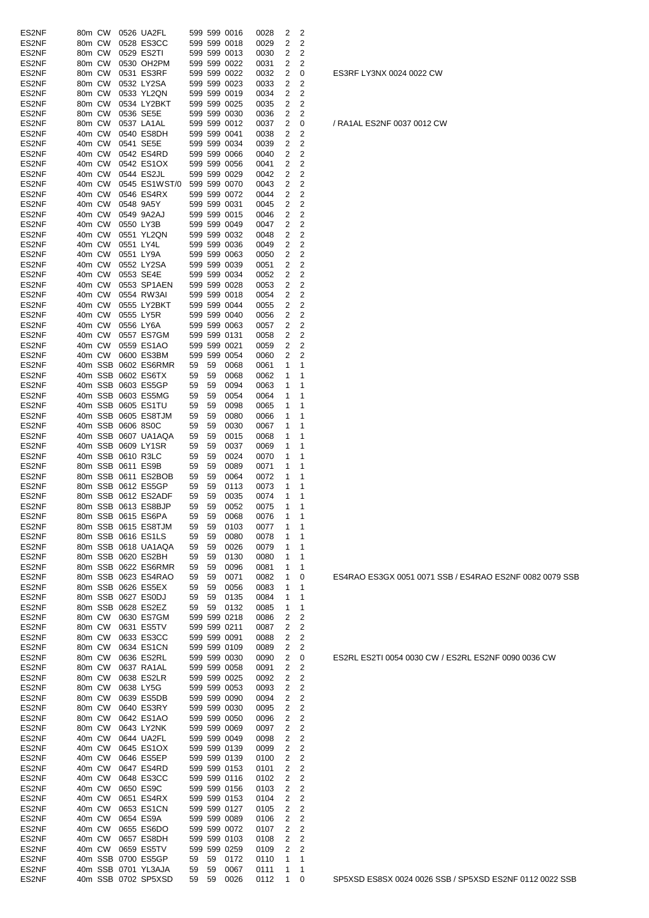| | | | | | | | | | | | |
|---|---|---|---|---|---|---|---|---|---|---|---|
| ES2NF | 80m | CW | 0526 | UA2FL | 599 | 599 | 0016 | 0028 | 2 | 2 | |
| ES2NF | 80m | CW | 0528 | ES3CC | 599 | 599 | 0018 | 0029 | 2 | 2 | |
| ES2NF | 80m | CW | 0529 | ES2TI | 599 | 599 | 0013 | 0030 | 2 | 2 | |
| ES2NF | 80m | CW | 0530 | OH2PM | 599 | 599 | 0022 | 0031 | 2 | 2 | |
| ES2NF | 80m | CW | 0531 | ES3RF | 599 | 599 | 0022 | 0032 | 2 | 0 | ES3RF LY3NX 0024 0022 CW |
| ES2NF | 80m | CW | 0532 | LY2SA | 599 | 599 | 0023 | 0033 | 2 | 2 | |
| ES2NF | 80m | CW | 0533 | YL2QN | 599 | 599 | 0019 | 0034 | 2 | 2 | |
| ES2NF | 80m | CW | 0534 | LY2BKT | 599 | 599 | 0025 | 0035 | 2 | 2 | |
| ES2NF | 80m | CW | 0536 | SE5E | 599 | 599 | 0030 | 0036 | 2 | 2 | |
| ES2NF | 80m | CW | 0537 | LA1AL | 599 | 599 | 0012 | 0037 | 2 | 0 | / RA1AL ES2NF 0037 0012 CW |
| ES2NF | 40m | CW | 0540 | ES8DH | 599 | 599 | 0041 | 0038 | 2 | 2 | |
| ES2NF | 40m | CW | 0541 | SE5E | 599 | 599 | 0034 | 0039 | 2 | 2 | |
| ES2NF | 40m | CW | 0542 | ES4RD | 599 | 599 | 0066 | 0040 | 2 | 2 | |
| ES2NF | 40m | CW | 0542 | ES1OX | 599 | 599 | 0056 | 0041 | 2 | 2 | |
| ES2NF | 40m | CW | 0544 | ES2JL | 599 | 599 | 0029 | 0042 | 2 | 2 | |
| ES2NF | 40m | CW | 0545 | ES1WST/0 | 599 | 599 | 0070 | 0043 | 2 | 2 | |
| ES2NF | 40m | CW | 0546 | ES4RX | 599 | 599 | 0072 | 0044 | 2 | 2 | |
| ES2NF | 40m | CW | 0548 | 9A5Y | 599 | 599 | 0031 | 0045 | 2 | 2 | |
| ES2NF | 40m | CW | 0549 | 9A2AJ | 599 | 599 | 0015 | 0046 | 2 | 2 | |
| ES2NF | 40m | CW | 0550 | LY3B | 599 | 599 | 0049 | 0047 | 2 | 2 | |
| ES2NF | 40m | CW | 0551 | YL2QN | 599 | 599 | 0032 | 0048 | 2 | 2 | |
| ES2NF | 40m | CW | 0551 | LY4L | 599 | 599 | 0036 | 0049 | 2 | 2 | |
| ES2NF | 40m | CW | 0551 | LY9A | 599 | 599 | 0063 | 0050 | 2 | 2 | |
| ES2NF | 40m | CW | 0552 | LY2SA | 599 | 599 | 0039 | 0051 | 2 | 2 | |
| ES2NF | 40m | CW | 0553 | SE4E | 599 | 599 | 0034 | 0052 | 2 | 2 | |
| ES2NF | 40m | CW | 0553 | SP1AEN | 599 | 599 | 0028 | 0053 | 2 | 2 | |
| ES2NF | 40m | CW | 0554 | RW3AI | 599 | 599 | 0018 | 0054 | 2 | 2 | |
| ES2NF | 40m | CW | 0555 | LY2BKT | 599 | 599 | 0044 | 0055 | 2 | 2 | |
| ES2NF | 40m | CW | 0555 | LY5R | 599 | 599 | 0040 | 0056 | 2 | 2 | |
| ES2NF | 40m | CW | 0556 | LY6A | 599 | 599 | 0063 | 0057 | 2 | 2 | |
| ES2NF | 40m | CW | 0557 | ES7GM | 599 | 599 | 0131 | 0058 | 2 | 2 | |
| ES2NF | 40m | CW | 0559 | ES1AO | 599 | 599 | 0021 | 0059 | 2 | 2 | |
| ES2NF | 40m | CW | 0600 | ES3BM | 599 | 599 | 0054 | 0060 | 2 | 2 | |
| ES2NF | 40m | SSB | 0602 | ES6RMR | 59 | 59 | 0068 | 0061 | 1 | 1 | |
| ES2NF | 40m | SSB | 0602 | ES6TX | 59 | 59 | 0068 | 0062 | 1 | 1 | |
| ES2NF | 40m | SSB | 0603 | ES5GP | 59 | 59 | 0094 | 0063 | 1 | 1 | |
| ES2NF | 40m | SSB | 0603 | ES5MG | 59 | 59 | 0054 | 0064 | 1 | 1 | |
| ES2NF | 40m | SSB | 0605 | ES1TU | 59 | 59 | 0098 | 0065 | 1 | 1 | |
| ES2NF | 40m | SSB | 0605 | ES8TJM | 59 | 59 | 0080 | 0066 | 1 | 1 | |
| ES2NF | 40m | SSB | 0606 | 8S0C | 59 | 59 | 0030 | 0067 | 1 | 1 | |
| ES2NF | 40m | SSB | 0607 | UA1AQA | 59 | 59 | 0015 | 0068 | 1 | 1 | |
| ES2NF | 40m | SSB | 0609 | LY1SR | 59 | 59 | 0037 | 0069 | 1 | 1 | |
| ES2NF | 40m | SSB | 0610 | R3LC | 59 | 59 | 0024 | 0070 | 1 | 1 | |
| ES2NF | 80m | SSB | 0611 | ES9B | 59 | 59 | 0089 | 0071 | 1 | 1 | |
| ES2NF | 80m | SSB | 0611 | ES2BOB | 59 | 59 | 0064 | 0072 | 1 | 1 | |
| ES2NF | 80m | SSB | 0612 | ES5GP | 59 | 59 | 0113 | 0073 | 1 | 1 | |
| ES2NF | 80m | SSB | 0612 | ES2ADF | 59 | 59 | 0035 | 0074 | 1 | 1 | |
| ES2NF | 80m | SSB | 0613 | ES8BJP | 59 | 59 | 0052 | 0075 | 1 | 1 | |
| ES2NF | 80m | SSB | 0615 | ES6PA | 59 | 59 | 0068 | 0076 | 1 | 1 | |
| ES2NF | 80m | SSB | 0615 | ES8TJM | 59 | 59 | 0103 | 0077 | 1 | 1 | |
| ES2NF | 80m | SSB | 0616 | ES1LS | 59 | 59 | 0080 | 0078 | 1 | 1 | |
| ES2NF | 80m | SSB | 0618 | UA1AQA | 59 | 59 | 0026 | 0079 | 1 | 1 | |
| ES2NF | 80m | SSB | 0620 | ES2BH | 59 | 59 | 0130 | 0080 | 1 | 1 | |
| ES2NF | 80m | SSB | 0622 | ES6RMR | 59 | 59 | 0096 | 0081 | 1 | 1 | |
| ES2NF | 80m | SSB | 0623 | ES4RAO | 59 | 59 | 0071 | 0082 | 1 | 0 | ES4RAO ES3GX 0051 0071 SSB / ES4RAO ES2NF 0082 0079 SSB |
| ES2NF | 80m | SSB | 0626 | ES5EX | 59 | 59 | 0056 | 0083 | 1 | 1 | |
| ES2NF | 80m | SSB | 0627 | ES0DJ | 59 | 59 | 0135 | 0084 | 1 | 1 | |
| ES2NF | 80m | SSB | 0628 | ES2EZ | 59 | 59 | 0132 | 0085 | 1 | 1 | |
| ES2NF | 80m | CW | 0630 | ES7GM | 599 | 599 | 0218 | 0086 | 2 | 2 | |
| ES2NF | 80m | CW | 0631 | ES5TV | 599 | 599 | 0211 | 0087 | 2 | 2 | |
| ES2NF | 80m | CW | 0633 | ES3CC | 599 | 599 | 0091 | 0088 | 2 | 2 | |
| ES2NF | 80m | CW | 0634 | ES1CN | 599 | 599 | 0109 | 0089 | 2 | 2 | |
| ES2NF | 80m | CW | 0636 | ES2RL | 599 | 599 | 0030 | 0090 | 2 | 0 | ES2RL ES2TI 0054 0030 CW / ES2RL ES2NF 0090 0036 CW |
| ES2NF | 80m | CW | 0637 | RA1AL | 599 | 599 | 0058 | 0091 | 2 | 2 | |
| ES2NF | 80m | CW | 0638 | ES2LR | 599 | 599 | 0025 | 0092 | 2 | 2 | |
| ES2NF | 80m | CW | 0638 | LY5G | 599 | 599 | 0053 | 0093 | 2 | 2 | |
| ES2NF | 80m | CW | 0639 | ES5DB | 599 | 599 | 0090 | 0094 | 2 | 2 | |
| ES2NF | 80m | CW | 0640 | ES3RY | 599 | 599 | 0030 | 0095 | 2 | 2 | |
| ES2NF | 80m | CW | 0642 | ES1AO | 599 | 599 | 0050 | 0096 | 2 | 2 | |
| ES2NF | 80m | CW | 0643 | LY2NK | 599 | 599 | 0069 | 0097 | 2 | 2 | |
| ES2NF | 40m | CW | 0644 | UA2FL | 599 | 599 | 0049 | 0098 | 2 | 2 | |
| ES2NF | 40m | CW | 0645 | ES1OX | 599 | 599 | 0139 | 0099 | 2 | 2 | |
| ES2NF | 40m | CW | 0646 | ES5EP | 599 | 599 | 0139 | 0100 | 2 | 2 | |
| ES2NF | 40m | CW | 0647 | ES4RD | 599 | 599 | 0153 | 0101 | 2 | 2 | |
| ES2NF | 40m | CW | 0648 | ES3CC | 599 | 599 | 0116 | 0102 | 2 | 2 | |
| ES2NF | 40m | CW | 0650 | ES9C | 599 | 599 | 0156 | 0103 | 2 | 2 | |
| ES2NF | 40m | CW | 0651 | ES4RX | 599 | 599 | 0153 | 0104 | 2 | 2 | |
| ES2NF | 40m | CW | 0653 | ES1CN | 599 | 599 | 0127 | 0105 | 2 | 2 | |
| ES2NF | 40m | CW | 0654 | ES9A | 599 | 599 | 0089 | 0106 | 2 | 2 | |
| ES2NF | 40m | CW | 0655 | ES6DO | 599 | 599 | 0072 | 0107 | 2 | 2 | |
| ES2NF | 40m | CW | 0657 | ES8DH | 599 | 599 | 0103 | 0108 | 2 | 2 | |
| ES2NF | 40m | CW | 0659 | ES5TV | 599 | 599 | 0259 | 0109 | 2 | 2 | |
| ES2NF | 40m | SSB | 0700 | ES5GP | 59 | 59 | 0172 | 0110 | 1 | 1 | |
| ES2NF | 40m | SSB | 0701 | YL3AJA | 59 | 59 | 0067 | 0111 | 1 | 1 | |
| ES2NF | 40m | SSB | 0702 | SP5XSD | 59 | 59 | 0026 | 0112 | 1 | 0 | SP5XSD ES8SX 0024 0026 SSB / SP5XSD ES2NF 0112 0022 SSB |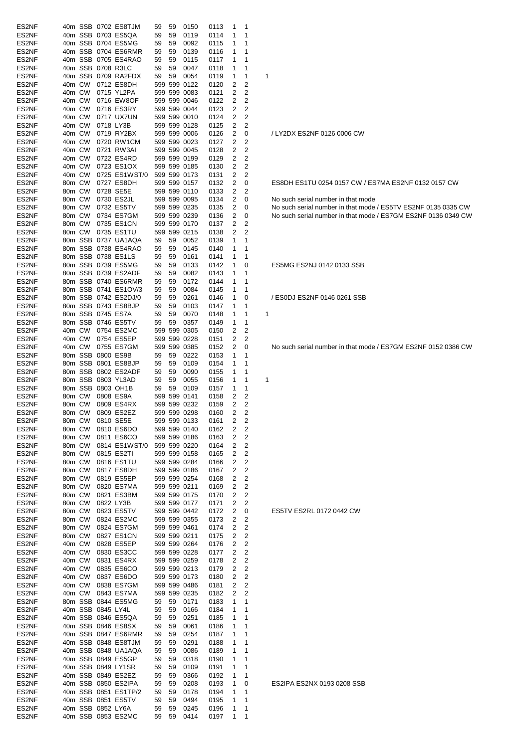| | | | | | | | | | | | | |
|---|---|---|---|---|---|---|---|---|---|---|---|---|
| ES2NF | 40m | SSB | 0702 | ES8TJM | 59 | 59 | 0150 | 0113 | 1 | 1 | | |
| ES2NF | 40m | SSB | 0703 | ES5QA | 59 | 59 | 0119 | 0114 | 1 | 1 | | |
| ES2NF | 40m | SSB | 0704 | ES5MG | 59 | 59 | 0092 | 0115 | 1 | 1 | | |
| ES2NF | 40m | SSB | 0704 | ES6RMR | 59 | 59 | 0139 | 0116 | 1 | 1 | | |
| ES2NF | 40m | SSB | 0705 | ES4RAO | 59 | 59 | 0115 | 0117 | 1 | 1 | | |
| ES2NF | 40m | SSB | 0708 | R3LC | 59 | 59 | 0047 | 0118 | 1 | 1 | | |
| ES2NF | 40m | SSB | 0709 | RA2FDX | 59 | 59 | 0054 | 0119 | 1 | 1 | 1 | |
| ES2NF | 40m | CW | 0712 | ES8DH | 599 | 599 | 0122 | 0120 | 2 | 2 | | |
| ES2NF | 40m | CW | 0715 | YL2PA | 599 | 599 | 0083 | 0121 | 2 | 2 | | |
| ES2NF | 40m | CW | 0716 | EW8OF | 599 | 599 | 0046 | 0122 | 2 | 2 | | |
| ES2NF | 40m | CW | 0716 | ES3RY | 599 | 599 | 0044 | 0123 | 2 | 2 | | |
| ES2NF | 40m | CW | 0717 | UX7UN | 599 | 599 | 0010 | 0124 | 2 | 2 | | |
| ES2NF | 40m | CW | 0718 | LY3B | 599 | 599 | 0128 | 0125 | 2 | 2 | | |
| ES2NF | 40m | CW | 0719 | RY2BX | 599 | 599 | 0006 | 0126 | 2 | 0 | | / LY2DX ES2NF 0126 0006 CW |
| ES2NF | 40m | CW | 0720 | RW1CM | 599 | 599 | 0023 | 0127 | 2 | 2 | | |
| ES2NF | 40m | CW | 0721 | RW3AI | 599 | 599 | 0045 | 0128 | 2 | 2 | | |
| ES2NF | 40m | CW | 0722 | ES4RD | 599 | 599 | 0199 | 0129 | 2 | 2 | | |
| ES2NF | 40m | CW | 0723 | ES1OX | 599 | 599 | 0185 | 0130 | 2 | 2 | | |
| ES2NF | 40m | CW | 0725 | ES1WST/0 | 599 | 599 | 0173 | 0131 | 2 | 2 | | |
| ES2NF | 80m | CW | 0727 | ES8DH | 599 | 599 | 0157 | 0132 | 2 | 0 | | ES8DH ES1TU 0254 0157 CW / ES7MA ES2NF 0132 0157 CW |
| ES2NF | 80m | CW | 0728 | SE5E | 599 | 599 | 0110 | 0133 | 2 | 2 | | |
| ES2NF | 80m | CW | 0730 | ES2JL | 599 | 599 | 0095 | 0134 | 2 | 0 | | No such serial number in that mode |
| ES2NF | 80m | CW | 0732 | ES5TV | 599 | 599 | 0235 | 0135 | 2 | 0 | | No such serial number in that mode / ES5TV ES2NF 0135 0335 CW |
| ES2NF | 80m | CW | 0734 | ES7GM | 599 | 599 | 0239 | 0136 | 2 | 0 | | No such serial number in that mode / ES7GM ES2NF 0136 0349 CW |
| ES2NF | 80m | CW | 0735 | ES1CN | 599 | 599 | 0170 | 0137 | 2 | 2 | | |
| ES2NF | 80m | CW | 0735 | ES1TU | 599 | 599 | 0215 | 0138 | 2 | 2 | | |
| ES2NF | 80m | SSB | 0737 | UA1AQA | 59 | 59 | 0052 | 0139 | 1 | 1 | | |
| ES2NF | 80m | SSB | 0738 | ES4RAO | 59 | 59 | 0145 | 0140 | 1 | 1 | | |
| ES2NF | 80m | SSB | 0738 | ES1LS | 59 | 59 | 0161 | 0141 | 1 | 1 | | |
| ES2NF | 80m | SSB | 0739 | ES5MG | 59 | 59 | 0133 | 0142 | 1 | 0 | | ES5MG ES2NJ 0142 0133 SSB |
| ES2NF | 80m | SSB | 0739 | ES2ADF | 59 | 59 | 0082 | 0143 | 1 | 1 | | |
| ES2NF | 80m | SSB | 0740 | ES6RMR | 59 | 59 | 0172 | 0144 | 1 | 1 | | |
| ES2NF | 80m | SSB | 0741 | ES1OV/3 | 59 | 59 | 0084 | 0145 | 1 | 1 | | |
| ES2NF | 80m | SSB | 0742 | ES2DJ/0 | 59 | 59 | 0261 | 0146 | 1 | 0 | | / ES0DJ ES2NF 0146 0261 SSB |
| ES2NF | 80m | SSB | 0743 | ES8BJP | 59 | 59 | 0103 | 0147 | 1 | 1 | | |
| ES2NF | 80m | SSB | 0745 | ES7A | 59 | 59 | 0070 | 0148 | 1 | 1 | 1 | |
| ES2NF | 80m | SSB | 0746 | ES5TV | 59 | 59 | 0357 | 0149 | 1 | 1 | | |
| ES2NF | 40m | CW | 0754 | ES2MC | 599 | 599 | 0305 | 0150 | 2 | 2 | | |
| ES2NF | 40m | CW | 0754 | ES5EP | 599 | 599 | 0228 | 0151 | 2 | 2 | | |
| ES2NF | 40m | CW | 0755 | ES7GM | 599 | 599 | 0385 | 0152 | 2 | 0 | | No such serial number in that mode / ES7GM ES2NF 0152 0386 CW |
| ES2NF | 80m | SSB | 0800 | ES9B | 59 | 59 | 0222 | 0153 | 1 | 1 | | |
| ES2NF | 80m | SSB | 0801 | ES8BJP | 59 | 59 | 0109 | 0154 | 1 | 1 | | |
| ES2NF | 80m | SSB | 0802 | ES2ADF | 59 | 59 | 0090 | 0155 | 1 | 1 | | |
| ES2NF | 80m | SSB | 0803 | YL3AD | 59 | 59 | 0055 | 0156 | 1 | 1 | 1 | |
| ES2NF | 80m | SSB | 0803 | OH1B | 59 | 59 | 0109 | 0157 | 1 | 1 | | |
| ES2NF | 80m | CW | 0808 | ES9A | 599 | 599 | 0141 | 0158 | 2 | 2 | | |
| ES2NF | 80m | CW | 0809 | ES4RX | 599 | 599 | 0232 | 0159 | 2 | 2 | | |
| ES2NF | 80m | CW | 0809 | ES2EZ | 599 | 599 | 0298 | 0160 | 2 | 2 | | |
| ES2NF | 80m | CW | 0810 | SE5E | 599 | 599 | 0133 | 0161 | 2 | 2 | | |
| ES2NF | 80m | CW | 0810 | ES6DO | 599 | 599 | 0140 | 0162 | 2 | 2 | | |
| ES2NF | 80m | CW | 0811 | ES6CO | 599 | 599 | 0186 | 0163 | 2 | 2 | | |
| ES2NF | 80m | CW | 0814 | ES1WST/0 | 599 | 599 | 0220 | 0164 | 2 | 2 | | |
| ES2NF | 80m | CW | 0815 | ES2TI | 599 | 599 | 0158 | 0165 | 2 | 2 | | |
| ES2NF | 80m | CW | 0816 | ES1TU | 599 | 599 | 0284 | 0166 | 2 | 2 | | |
| ES2NF | 80m | CW | 0817 | ES8DH | 599 | 599 | 0186 | 0167 | 2 | 2 | | |
| ES2NF | 80m | CW | 0819 | ES5EP | 599 | 599 | 0254 | 0168 | 2 | 2 | | |
| ES2NF | 80m | CW | 0820 | ES7MA | 599 | 599 | 0211 | 0169 | 2 | 2 | | |
| ES2NF | 80m | CW | 0821 | ES3BM | 599 | 599 | 0175 | 0170 | 2 | 2 | | |
| ES2NF | 80m | CW | 0822 | LY3B | 599 | 599 | 0177 | 0171 | 2 | 2 | | |
| ES2NF | 80m | CW | 0823 | ES5TV | 599 | 599 | 0442 | 0172 | 2 | 0 | | ES5TV ES2RL 0172 0442 CW |
| ES2NF | 80m | CW | 0824 | ES2MC | 599 | 599 | 0355 | 0173 | 2 | 2 | | |
| ES2NF | 80m | CW | 0824 | ES7GM | 599 | 599 | 0461 | 0174 | 2 | 2 | | |
| ES2NF | 80m | CW | 0827 | ES1CN | 599 | 599 | 0211 | 0175 | 2 | 2 | | |
| ES2NF | 40m | CW | 0828 | ES5EP | 599 | 599 | 0264 | 0176 | 2 | 2 | | |
| ES2NF | 40m | CW | 0830 | ES3CC | 599 | 599 | 0228 | 0177 | 2 | 2 | | |
| ES2NF | 40m | CW | 0831 | ES4RX | 599 | 599 | 0259 | 0178 | 2 | 2 | | |
| ES2NF | 40m | CW | 0835 | ES6CO | 599 | 599 | 0213 | 0179 | 2 | 2 | | |
| ES2NF | 40m | CW | 0837 | ES6DO | 599 | 599 | 0173 | 0180 | 2 | 2 | | |
| ES2NF | 40m | CW | 0838 | ES7GM | 599 | 599 | 0486 | 0181 | 2 | 2 | | |
| ES2NF | 40m | CW | 0843 | ES7MA | 599 | 599 | 0235 | 0182 | 2 | 2 | | |
| ES2NF | 80m | SSB | 0844 | ES5MG | 59 | 59 | 0171 | 0183 | 1 | 1 | | |
| ES2NF | 40m | SSB | 0845 | LY4L | 59 | 59 | 0166 | 0184 | 1 | 1 | | |
| ES2NF | 40m | SSB | 0846 | ES5QA | 59 | 59 | 0251 | 0185 | 1 | 1 | | |
| ES2NF | 40m | SSB | 0846 | ES8SX | 59 | 59 | 0061 | 0186 | 1 | 1 | | |
| ES2NF | 40m | SSB | 0847 | ES6RMR | 59 | 59 | 0254 | 0187 | 1 | 1 | | |
| ES2NF | 40m | SSB | 0848 | ES8TJM | 59 | 59 | 0291 | 0188 | 1 | 1 | | |
| ES2NF | 40m | SSB | 0848 | UA1AQA | 59 | 59 | 0086 | 0189 | 1 | 1 | | |
| ES2NF | 40m | SSB | 0849 | ES5GP | 59 | 59 | 0318 | 0190 | 1 | 1 | | |
| ES2NF | 40m | SSB | 0849 | LY1SR | 59 | 59 | 0109 | 0191 | 1 | 1 | | |
| ES2NF | 40m | SSB | 0849 | ES2EZ | 59 | 59 | 0366 | 0192 | 1 | 1 | | |
| ES2NF | 40m | SSB | 0850 | ES2IPA | 59 | 59 | 0208 | 0193 | 1 | 0 | | ES2IPA ES2NX 0193 0208 SSB |
| ES2NF | 40m | SSB | 0851 | ES1TP/2 | 59 | 59 | 0178 | 0194 | 1 | 1 | | |
| ES2NF | 40m | SSB | 0851 | ES5TV | 59 | 59 | 0494 | 0195 | 1 | 1 | | |
| ES2NF | 40m | SSB | 0852 | LY6A | 59 | 59 | 0245 | 0196 | 1 | 1 | | |
| ES2NF | 40m | SSB | 0853 | ES2MC | 59 | 59 | 0414 | 0197 | 1 | 1 | | |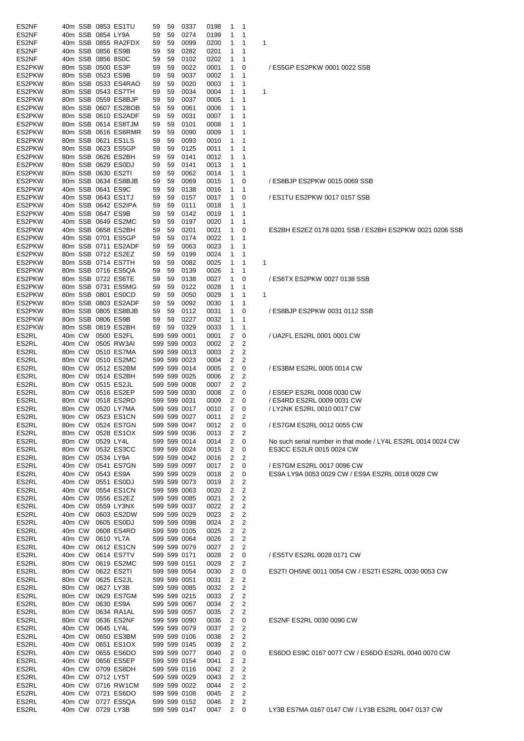| | | | | | | | | | | | | |
|---|---|---|---|---|---|---|---|---|---|---|---|---|
| ES2NF | 40m | SSB | 0853 | ES1TU | 59 | 59 | 0337 | 0198 | 1 | 1 | | |
| ES2NF | 40m | SSB | 0854 | LY9A | 59 | 59 | 0274 | 0199 | 1 | 1 | | |
| ES2NF | 40m | SSB | 0855 | RA2FDX | 59 | 59 | 0099 | 0200 | 1 | 1 | 1 | |
| ES2NF | 40m | SSB | 0856 | ES9B | 59 | 59 | 0282 | 0201 | 1 | 1 | | |
| ES2NF | 40m | SSB | 0856 | 8S0C | 59 | 59 | 0102 | 0202 | 1 | 1 | | |
| ES2PKW | 80m | SSB | 0500 | ES3P | 59 | 59 | 0022 | 0001 | 1 | 0 | | / ES5GP ES2PKW 0001 0022 SSB |
| ES2PKW | 80m | SSB | 0523 | ES9B | 59 | 59 | 0037 | 0002 | 1 | 1 | | |
| ES2PKW | 80m | SSB | 0533 | ES4RAO | 59 | 59 | 0020 | 0003 | 1 | 1 | | |
| ES2PKW | 80m | SSB | 0543 | ES7TH | 59 | 59 | 0034 | 0004 | 1 | 1 | 1 | |
| ES2PKW | 80m | SSB | 0559 | ES8BJP | 59 | 59 | 0037 | 0005 | 1 | 1 | | |
| ES2PKW | 80m | SSB | 0607 | ES2BOB | 59 | 59 | 0061 | 0006 | 1 | 1 | | |
| ES2PKW | 80m | SSB | 0610 | ES2ADF | 59 | 59 | 0031 | 0007 | 1 | 1 | | |
| ES2PKW | 80m | SSB | 0614 | ES8TJM | 59 | 59 | 0101 | 0008 | 1 | 1 | | |
| ES2PKW | 80m | SSB | 0616 | ES6RMR | 59 | 59 | 0090 | 0009 | 1 | 1 | | |
| ES2PKW | 80m | SSB | 0621 | ES1LS | 59 | 59 | 0093 | 0010 | 1 | 1 | | |
| ES2PKW | 80m | SSB | 0623 | ES5GP | 59 | 59 | 0125 | 0011 | 1 | 1 | | |
| ES2PKW | 80m | SSB | 0626 | ES2BH | 59 | 59 | 0141 | 0012 | 1 | 1 | | |
| ES2PKW | 80m | SSB | 0629 | ES0DJ | 59 | 59 | 0141 | 0013 | 1 | 1 | | |
| ES2PKW | 80m | SSB | 0630 | ES2TI | 59 | 59 | 0062 | 0014 | 1 | 1 | | |
| ES2PKW | 80m | SSB | 0634 | ES8BJB | 59 | 59 | 0069 | 0015 | 1 | 0 | | / ES8BJP ES2PKW 0015 0069 SSB |
| ES2PKW | 40m | SSB | 0641 | ES9C | 59 | 59 | 0138 | 0016 | 1 | 1 | | |
| ES2PKW | 40m | SSB | 0643 | ES1TJ | 59 | 59 | 0157 | 0017 | 1 | 0 | | / ES1TU ES2PKW 0017 0157 SSB |
| ES2PKW | 40m | SSB | 0642 | ES2IPA | 59 | 59 | 0111 | 0018 | 1 | 1 | | |
| ES2PKW | 40m | SSB | 0647 | ES9B | 59 | 59 | 0142 | 0019 | 1 | 1 | | |
| ES2PKW | 40m | SSB | 0649 | ES2MC | 59 | 59 | 0197 | 0020 | 1 | 1 | | |
| ES2PKW | 40m | SSB | 0658 | ES2BH | 59 | 59 | 0201 | 0021 | 1 | 0 | | ES2BH ES2EZ 0178 0201 SSB / ES2BH ES2PKW 0021 0206 SSB |
| ES2PKW | 40m | SSB | 0701 | ES5GP | 59 | 59 | 0174 | 0022 | 1 | 1 | | |
| ES2PKW | 80m | SSB | 0711 | ES2ADF | 59 | 59 | 0063 | 0023 | 1 | 1 | | |
| ES2PKW | 80m | SSB | 0712 | ES2EZ | 59 | 59 | 0199 | 0024 | 1 | 1 | | |
| ES2PKW | 80m | SSB | 0714 | ES7TH | 59 | 59 | 0082 | 0025 | 1 | 1 | 1 | |
| ES2PKW | 80m | SSB | 0716 | ES5QA | 59 | 59 | 0139 | 0026 | 1 | 1 | | |
| ES2PKW | 80m | SSB | 0722 | ES6TE | 59 | 59 | 0138 | 0027 | 1 | 0 | | / ES6TX ES2PKW 0027 0138 SSB |
| ES2PKW | 80m | SSB | 0731 | ES5MG | 59 | 59 | 0122 | 0028 | 1 | 1 | | |
| ES2PKW | 80m | SSB | 0801 | ES0CD | 59 | 59 | 0050 | 0029 | 1 | 1 | 1 | |
| ES2PKW | 80m | SSB | 0803 | ES2ADF | 59 | 59 | 0092 | 0030 | 1 | 1 | | |
| ES2PKW | 80m | SSB | 0805 | ES8BJB | 59 | 59 | 0112 | 0031 | 1 | 0 | | / ES8BJP ES2PKW 0031 0112 SSB |
| ES2PKW | 80m | SSB | 0806 | ES9B | 59 | 59 | 0227 | 0032 | 1 | 1 | | |
| ES2PKW | 80m | SSB | 0819 | ES2BH | 59 | 59 | 0329 | 0033 | 1 | 1 | | |
| ES2RL | 40m | CW | 0500 | ES2FL | 599 | 599 | 0001 | 0001 | 2 | 0 | | / UA2FL ES2RL 0001 0001 CW |
| ES2RL | 40m | CW | 0505 | RW3AI | 599 | 599 | 0003 | 0002 | 2 | 2 | | |
| ES2RL | 80m | CW | 0510 | ES7MA | 599 | 599 | 0013 | 0003 | 2 | 2 | | |
| ES2RL | 80m | CW | 0510 | ES2MC | 599 | 599 | 0023 | 0004 | 2 | 2 | | |
| ES2RL | 80m | CW | 0512 | ES2BM | 599 | 599 | 0014 | 0005 | 2 | 0 | | / ES3BM ES2RL 0005 0014 CW |
| ES2RL | 80m | CW | 0514 | ES2BH | 599 | 599 | 0025 | 0006 | 2 | 2 | | |
| ES2RL | 80m | CW | 0515 | ES2JL | 599 | 599 | 0008 | 0007 | 2 | 2 | | |
| ES2RL | 80m | CW | 0516 | ES2EP | 599 | 599 | 0030 | 0008 | 2 | 0 | | / ES5EP ES2RL 0008 0030 CW |
| ES2RL | 80m | CW | 0518 | ES2RD | 599 | 599 | 0031 | 0009 | 2 | 0 | | / ES4RD ES2RL 0009 0031 CW |
| ES2RL | 80m | CW | 0520 | LY7MA | 599 | 599 | 0017 | 0010 | 2 | 0 | | / LY2NK ES2RL 0010 0017 CW |
| ES2RL | 80m | CW | 0523 | ES1CN | 599 | 599 | 0027 | 0011 | 2 | 2 | | |
| ES2RL | 80m | CW | 0524 | ES7GN | 599 | 599 | 0047 | 0012 | 2 | 0 | | / ES7GM ES2RL 0012 0055 CW |
| ES2RL | 80m | CW | 0528 | ES1OX | 599 | 599 | 0036 | 0013 | 2 | 2 | | |
| ES2RL | 80m | CW | 0529 | LY4L | 599 | 599 | 0014 | 0014 | 2 | 0 | | No such serial number in that mode / LY4L ES2RL 0014 0024 CW |
| ES2RL | 80m | CW | 0532 | ES3CC | 599 | 599 | 0024 | 0015 | 2 | 0 | | ES3CC ES2LR 0015 0024 CW |
| ES2RL | 80m | CW | 0534 | LY9A | 599 | 599 | 0042 | 0016 | 2 | 2 | | |
| ES2RL | 40m | CW | 0541 | ES7GN | 599 | 599 | 0097 | 0017 | 2 | 0 | | / ES7GM ES2RL 0017 0096 CW |
| ES2RL | 40m | CW | 0543 | ES9A | 599 | 599 | 0029 | 0018 | 2 | 0 | | ES9A LY9A 0053 0029 CW / ES9A ES2RL 0018 0028 CW |
| ES2RL | 40m | CW | 0551 | ES0DJ | 599 | 599 | 0073 | 0019 | 2 | 2 | | |
| ES2RL | 40m | CW | 0554 | ES1CN | 599 | 599 | 0063 | 0020 | 2 | 2 | | |
| ES2RL | 40m | CW | 0556 | ES2EZ | 599 | 599 | 0085 | 0021 | 2 | 2 | | |
| ES2RL | 40m | CW | 0559 | LY3NX | 599 | 599 | 0037 | 0022 | 2 | 2 | | |
| ES2RL | 40m | CW | 0603 | ES2DW | 599 | 599 | 0029 | 0023 | 2 | 2 | | |
| ES2RL | 40m | CW | 0605 | ES0DJ | 599 | 599 | 0098 | 0024 | 2 | 2 | | |
| ES2RL | 40m | CW | 0608 | ES4RD | 599 | 599 | 0105 | 0025 | 2 | 2 | | |
| ES2RL | 40m | CW | 0610 | YL7A | 599 | 599 | 0064 | 0026 | 2 | 2 | | |
| ES2RL | 40m | CW | 0612 | ES1CN | 599 | 599 | 0079 | 0027 | 2 | 2 | | |
| ES2RL | 40m | CW | 0614 | ES7TV | 599 | 599 | 0171 | 0028 | 2 | 0 | | / ES5TV ES2RL 0028 0171 CW |
| ES2RL | 80m | CW | 0619 | ES2MC | 599 | 599 | 0151 | 0029 | 2 | 2 | | |
| ES2RL | 80m | CW | 0622 | ES2TI | 599 | 599 | 0054 | 0030 | 2 | 0 | | ES2TI OH5NE 0011 0054 CW / ES2TI ES2RL 0030 0053 CW |
| ES2RL | 80m | CW | 0625 | ES2JL | 599 | 599 | 0051 | 0031 | 2 | 2 | | |
| ES2RL | 80m | CW | 0627 | LY3B | 599 | 599 | 0085 | 0032 | 2 | 2 | | |
| ES2RL | 80m | CW | 0629 | ES7GM | 599 | 599 | 0215 | 0033 | 2 | 2 | | |
| ES2RL | 80m | CW | 0630 | ES9A | 599 | 599 | 0067 | 0034 | 2 | 2 | | |
| ES2RL | 80m | CW | 0634 | RA1AL | 599 | 599 | 0057 | 0035 | 2 | 2 | | |
| ES2RL | 80m | CW | 0636 | ES2NF | 599 | 599 | 0090 | 0036 | 2 | 0 | | ES2NF ES2RL 0030 0090 CW |
| ES2RL | 40m | CW | 0645 | LY4L | 599 | 599 | 0079 | 0037 | 2 | 2 | | |
| ES2RL | 40m | CW | 0650 | ES3BM | 599 | 599 | 0106 | 0038 | 2 | 2 | | |
| ES2RL | 40m | CW | 0651 | ES1OX | 599 | 599 | 0145 | 0039 | 2 | 2 | | |
| ES2RL | 40m | CW | 0655 | ES6DO | 599 | 599 | 0077 | 0040 | 2 | 0 | | ES6DO ES9C 0167 0077 CW / ES6DO ES2RL 0040 0070 CW |
| ES2RL | 40m | CW | 0656 | ES5EP | 599 | 599 | 0154 | 0041 | 2 | 2 | | |
| ES2RL | 40m | CW | 0709 | ES8DH | 599 | 599 | 0116 | 0042 | 2 | 2 | | |
| ES2RL | 40m | CW | 0712 | LY5T | 599 | 599 | 0029 | 0043 | 2 | 2 | | |
| ES2RL | 40m | CW | 0716 | RW1CM | 599 | 599 | 0022 | 0044 | 2 | 2 | | |
| ES2RL | 40m | CW | 0721 | ES6DO | 599 | 599 | 0108 | 0045 | 2 | 2 | | |
| ES2RL | 40m | CW | 0727 | ES5QA | 599 | 599 | 0152 | 0046 | 2 | 2 | | |
| ES2RL | 40m | CW | 0729 | LY3B | 599 | 599 | 0147 | 0047 | 2 | 0 | | LY3B ES7MA 0167 0147 CW / LY3B ES2RL 0047 0137 CW |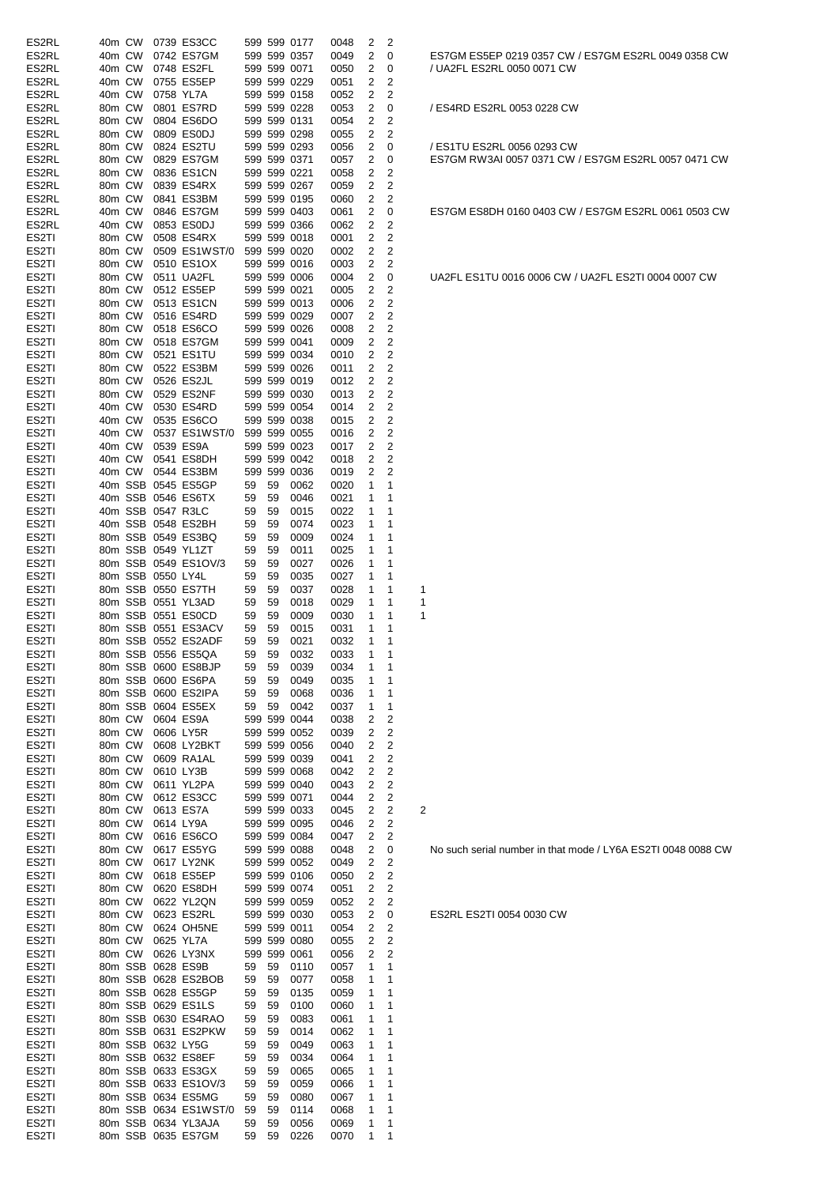| | | | | | | | | | | | | | |
|---|---|---|---|---|---|---|---|---|---|---|---|---|---|
| ES2RL | 40m | CW | 0739 | ES3CC | 599 | 599 | 0177 | 0048 | 2 | 2 | | | |
| ES2RL | 40m | CW | 0742 | ES7GM | 599 | 599 | 0357 | 0049 | 2 | 0 | | | ES7GM ES5EP 0219 0357 CW / ES7GM ES2RL 0049 0358 CW |
| ES2RL | 40m | CW | 0748 | ES2FL | 599 | 599 | 0071 | 0050 | 2 | 0 | | | / UA2FL ES2RL 0050 0071 CW |
| ES2RL | 40m | CW | 0755 | ES5EP | 599 | 599 | 0229 | 0051 | 2 | 2 | | | |
| ES2RL | 40m | CW | 0758 | YL7A | 599 | 599 | 0158 | 0052 | 2 | 2 | | | |
| ES2RL | 80m | CW | 0801 | ES7RD | 599 | 599 | 0228 | 0053 | 2 | 0 | | | / ES4RD ES2RL 0053 0228 CW |
| ES2RL | 80m | CW | 0804 | ES6DO | 599 | 599 | 0131 | 0054 | 2 | 2 | | | |
| ES2RL | 80m | CW | 0809 | ES0DJ | 599 | 599 | 0298 | 0055 | 2 | 2 | | | |
| ES2RL | 80m | CW | 0824 | ES2TU | 599 | 599 | 0293 | 0056 | 2 | 0 | | | / ES1TU ES2RL 0056 0293 CW |
| ES2RL | 80m | CW | 0829 | ES7GM | 599 | 599 | 0371 | 0057 | 2 | 0 | | | ES7GM RW3AI 0057 0371 CW / ES7GM ES2RL 0057 0471 CW |
| ES2RL | 80m | CW | 0836 | ES1CN | 599 | 599 | 0221 | 0058 | 2 | 2 | | | |
| ES2RL | 80m | CW | 0839 | ES4RX | 599 | 599 | 0267 | 0059 | 2 | 2 | | | |
| ES2RL | 80m | CW | 0841 | ES3BM | 599 | 599 | 0195 | 0060 | 2 | 2 | | | |
| ES2RL | 40m | CW | 0846 | ES7GM | 599 | 599 | 0403 | 0061 | 2 | 0 | | | ES7GM ES8DH 0160 0403 CW / ES7GM ES2RL 0061 0503 CW |
| ES2RL | 40m | CW | 0853 | ES0DJ | 599 | 599 | 0366 | 0062 | 2 | 2 | | | |
| ES2TI | 80m | CW | 0508 | ES4RX | 599 | 599 | 0018 | 0001 | 2 | 2 | | | |
| ES2TI | 80m | CW | 0509 | ES1WST/0 | 599 | 599 | 0020 | 0002 | 2 | 2 | | | |
| ES2TI | 80m | CW | 0510 | ES1OX | 599 | 599 | 0016 | 0003 | 2 | 2 | | | |
| ES2TI | 80m | CW | 0511 | UA2FL | 599 | 599 | 0006 | 0004 | 2 | 0 | | | UA2FL ES1TU 0016 0006 CW / UA2FL ES2TI 0004 0007 CW |
| ES2TI | 80m | CW | 0512 | ES5EP | 599 | 599 | 0021 | 0005 | 2 | 2 | | | |
| ES2TI | 80m | CW | 0513 | ES1CN | 599 | 599 | 0013 | 0006 | 2 | 2 | | | |
| ES2TI | 80m | CW | 0516 | ES4RD | 599 | 599 | 0029 | 0007 | 2 | 2 | | | |
| ES2TI | 80m | CW | 0518 | ES6CO | 599 | 599 | 0026 | 0008 | 2 | 2 | | | |
| ES2TI | 80m | CW | 0518 | ES7GM | 599 | 599 | 0041 | 0009 | 2 | 2 | | | |
| ES2TI | 80m | CW | 0521 | ES1TU | 599 | 599 | 0034 | 0010 | 2 | 2 | | | |
| ES2TI | 80m | CW | 0522 | ES3BM | 599 | 599 | 0026 | 0011 | 2 | 2 | | | |
| ES2TI | 80m | CW | 0526 | ES2JL | 599 | 599 | 0019 | 0012 | 2 | 2 | | | |
| ES2TI | 80m | CW | 0529 | ES2NF | 599 | 599 | 0030 | 0013 | 2 | 2 | | | |
| ES2TI | 40m | CW | 0530 | ES4RD | 599 | 599 | 0054 | 0014 | 2 | 2 | | | |
| ES2TI | 40m | CW | 0535 | ES6CO | 599 | 599 | 0038 | 0015 | 2 | 2 | | | |
| ES2TI | 40m | CW | 0537 | ES1WST/0 | 599 | 599 | 0055 | 0016 | 2 | 2 | | | |
| ES2TI | 40m | CW | 0539 | ES9A | 599 | 599 | 0023 | 0017 | 2 | 2 | | | |
| ES2TI | 40m | CW | 0541 | ES8DH | 599 | 599 | 0042 | 0018 | 2 | 2 | | | |
| ES2TI | 40m | CW | 0544 | ES3BM | 599 | 599 | 0036 | 0019 | 2 | 2 | | | |
| ES2TI | 40m | SSB | 0545 | ES5GP | 59 | 59 | 0062 | 0020 | 1 | 1 | | | |
| ES2TI | 40m | SSB | 0546 | ES6TX | 59 | 59 | 0046 | 0021 | 1 | 1 | | | |
| ES2TI | 40m | SSB | 0547 | R3LC | 59 | 59 | 0015 | 0022 | 1 | 1 | | | |
| ES2TI | 40m | SSB | 0548 | ES2BH | 59 | 59 | 0074 | 0023 | 1 | 1 | | | |
| ES2TI | 80m | SSB | 0549 | ES3BQ | 59 | 59 | 0009 | 0024 | 1 | 1 | | | |
| ES2TI | 80m | SSB | 0549 | YL1ZT | 59 | 59 | 0011 | 0025 | 1 | 1 | | | |
| ES2TI | 80m | SSB | 0549 | ES1OV/3 | 59 | 59 | 0027 | 0026 | 1 | 1 | | | |
| ES2TI | 80m | SSB | 0550 | LY4L | 59 | 59 | 0035 | 0027 | 1 | 1 | | | |
| ES2TI | 80m | SSB | 0550 | ES7TH | 59 | 59 | 0037 | 0028 | 1 | 1 | 1 | | |
| ES2TI | 80m | SSB | 0551 | YL3AD | 59 | 59 | 0018 | 0029 | 1 | 1 | 1 | | |
| ES2TI | 80m | SSB | 0551 | ES0CD | 59 | 59 | 0009 | 0030 | 1 | 1 | 1 | | |
| ES2TI | 80m | SSB | 0551 | ES3ACV | 59 | 59 | 0015 | 0031 | 1 | 1 | | | |
| ES2TI | 80m | SSB | 0552 | ES2ADF | 59 | 59 | 0021 | 0032 | 1 | 1 | | | |
| ES2TI | 80m | SSB | 0556 | ES5QA | 59 | 59 | 0032 | 0033 | 1 | 1 | | | |
| ES2TI | 80m | SSB | 0600 | ES8BJP | 59 | 59 | 0039 | 0034 | 1 | 1 | | | |
| ES2TI | 80m | SSB | 0600 | ES6PA | 59 | 59 | 0049 | 0035 | 1 | 1 | | | |
| ES2TI | 80m | SSB | 0600 | ES2IPA | 59 | 59 | 0068 | 0036 | 1 | 1 | | | |
| ES2TI | 80m | SSB | 0604 | ES5EX | 59 | 59 | 0042 | 0037 | 1 | 1 | | | |
| ES2TI | 80m | CW | 0604 | ES9A | 599 | 599 | 0044 | 0038 | 2 | 2 | | | |
| ES2TI | 80m | CW | 0606 | LY5R | 599 | 599 | 0052 | 0039 | 2 | 2 | | | |
| ES2TI | 80m | CW | 0608 | LY2BKT | 599 | 599 | 0056 | 0040 | 2 | 2 | | | |
| ES2TI | 80m | CW | 0609 | RA1AL | 599 | 599 | 0039 | 0041 | 2 | 2 | | | |
| ES2TI | 80m | CW | 0610 | LY3B | 599 | 599 | 0068 | 0042 | 2 | 2 | | | |
| ES2TI | 80m | CW | 0611 | YL2PA | 599 | 599 | 0040 | 0043 | 2 | 2 | | | |
| ES2TI | 80m | CW | 0612 | ES3CC | 599 | 599 | 0071 | 0044 | 2 | 2 | | | |
| ES2TI | 80m | CW | 0613 | ES7A | 599 | 599 | 0033 | 0045 | 2 | 2 | | 2 | |
| ES2TI | 80m | CW | 0614 | LY9A | 599 | 599 | 0095 | 0046 | 2 | 2 | | | |
| ES2TI | 80m | CW | 0616 | ES6CO | 599 | 599 | 0084 | 0047 | 2 | 2 | | | |
| ES2TI | 80m | CW | 0617 | ES5YG | 599 | 599 | 0088 | 0048 | 2 | 0 | | | No such serial number in that mode / LY6A ES2TI 0048 0088 CW |
| ES2TI | 80m | CW | 0617 | LY2NK | 599 | 599 | 0052 | 0049 | 2 | 2 | | | |
| ES2TI | 80m | CW | 0618 | ES5EP | 599 | 599 | 0106 | 0050 | 2 | 2 | | | |
| ES2TI | 80m | CW | 0620 | ES8DH | 599 | 599 | 0074 | 0051 | 2 | 2 | | | |
| ES2TI | 80m | CW | 0622 | YL2QN | 599 | 599 | 0059 | 0052 | 2 | 2 | | | |
| ES2TI | 80m | CW | 0623 | ES2RL | 599 | 599 | 0030 | 0053 | 2 | 0 | | | ES2RL ES2TI 0054 0030 CW |
| ES2TI | 80m | CW | 0624 | OH5NE | 599 | 599 | 0011 | 0054 | 2 | 2 | | | |
| ES2TI | 80m | CW | 0625 | YL7A | 599 | 599 | 0080 | 0055 | 2 | 2 | | | |
| ES2TI | 80m | CW | 0626 | LY3NX | 599 | 599 | 0061 | 0056 | 2 | 2 | | | |
| ES2TI | 80m | SSB | 0628 | ES9B | 59 | 59 | 0110 | 0057 | 1 | 1 | | | |
| ES2TI | 80m | SSB | 0628 | ES2BOB | 59 | 59 | 0077 | 0058 | 1 | 1 | | | |
| ES2TI | 80m | SSB | 0628 | ES5GP | 59 | 59 | 0135 | 0059 | 1 | 1 | | | |
| ES2TI | 80m | SSB | 0629 | ES1LS | 59 | 59 | 0100 | 0060 | 1 | 1 | | | |
| ES2TI | 80m | SSB | 0630 | ES4RAO | 59 | 59 | 0083 | 0061 | 1 | 1 | | | |
| ES2TI | 80m | SSB | 0631 | ES2PKW | 59 | 59 | 0014 | 0062 | 1 | 1 | | | |
| ES2TI | 80m | SSB | 0632 | LY5G | 59 | 59 | 0049 | 0063 | 1 | 1 | | | |
| ES2TI | 80m | SSB | 0632 | ES8EF | 59 | 59 | 0034 | 0064 | 1 | 1 | | | |
| ES2TI | 80m | SSB | 0633 | ES3GX | 59 | 59 | 0065 | 0065 | 1 | 1 | | | |
| ES2TI | 80m | SSB | 0633 | ES1OV/3 | 59 | 59 | 0059 | 0066 | 1 | 1 | | | |
| ES2TI | 80m | SSB | 0634 | ES5MG | 59 | 59 | 0080 | 0067 | 1 | 1 | | | |
| ES2TI | 80m | SSB | 0634 | ES1WST/0 | 59 | 59 | 0114 | 0068 | 1 | 1 | | | |
| ES2TI | 80m | SSB | 0634 | YL3AJA | 59 | 59 | 0056 | 0069 | 1 | 1 | | | |
| ES2TI | 80m | SSB | 0635 | ES7GM | 59 | 59 | 0226 | 0070 | 1 | 1 | | | |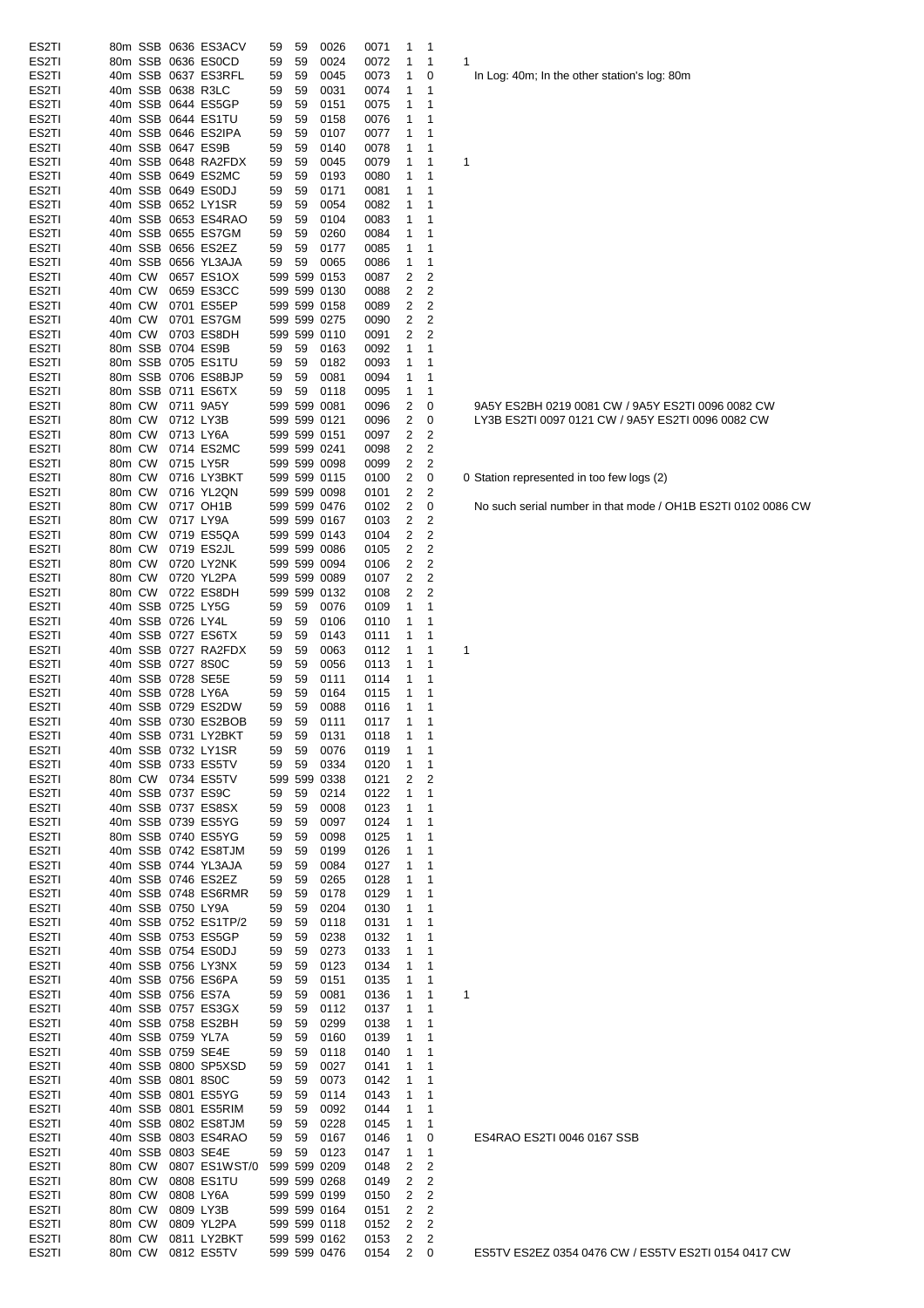| | | | | | | | | | | | | |
|---|---|---|---|---|---|---|---|---|---|---|---|---|
| ES2TI | 80m | SSB | 0636 | ES3ACV | 59 | 59 | 0026 | 0071 | 1 | 1 | | |
| ES2TI | 80m | SSB | 0636 | ES0CD | 59 | 59 | 0024 | 0072 | 1 | 1 | 1 | |
| ES2TI | 40m | SSB | 0637 | ES3RFL | 59 | 59 | 0045 | 0073 | 1 | 0 | | In Log: 40m; In the other station's log: 80m |
| ES2TI | 40m | SSB | 0638 | R3LC | 59 | 59 | 0031 | 0074 | 1 | 1 | | |
| ES2TI | 40m | SSB | 0644 | ES5GP | 59 | 59 | 0151 | 0075 | 1 | 1 | | |
| ES2TI | 40m | SSB | 0644 | ES1TU | 59 | 59 | 0158 | 0076 | 1 | 1 | | |
| ES2TI | 40m | SSB | 0646 | ES2IPA | 59 | 59 | 0107 | 0077 | 1 | 1 | | |
| ES2TI | 40m | SSB | 0647 | ES9B | 59 | 59 | 0140 | 0078 | 1 | 1 | | |
| ES2TI | 40m | SSB | 0648 | RA2FDX | 59 | 59 | 0045 | 0079 | 1 | 1 | 1 | |
| ES2TI | 40m | SSB | 0649 | ES2MC | 59 | 59 | 0193 | 0080 | 1 | 1 | | |
| ES2TI | 40m | SSB | 0649 | ES0DJ | 59 | 59 | 0171 | 0081 | 1 | 1 | | |
| ES2TI | 40m | SSB | 0652 | LY1SR | 59 | 59 | 0054 | 0082 | 1 | 1 | | |
| ES2TI | 40m | SSB | 0653 | ES4RAO | 59 | 59 | 0104 | 0083 | 1 | 1 | | |
| ES2TI | 40m | SSB | 0655 | ES7GM | 59 | 59 | 0260 | 0084 | 1 | 1 | | |
| ES2TI | 40m | SSB | 0656 | ES2EZ | 59 | 59 | 0177 | 0085 | 1 | 1 | | |
| ES2TI | 40m | SSB | 0656 | YL3AJA | 59 | 59 | 0065 | 0086 | 1 | 1 | | |
| ES2TI | 40m | CW | 0657 | ES1OX | 599 | 599 | 0153 | 0087 | 2 | 2 | | |
| ES2TI | 40m | CW | 0659 | ES3CC | 599 | 599 | 0130 | 0088 | 2 | 2 | | |
| ES2TI | 40m | CW | 0701 | ES5EP | 599 | 599 | 0158 | 0089 | 2 | 2 | | |
| ES2TI | 40m | CW | 0701 | ES7GM | 599 | 599 | 0275 | 0090 | 2 | 2 | | |
| ES2TI | 40m | CW | 0703 | ES8DH | 599 | 599 | 0110 | 0091 | 2 | 2 | | |
| ES2TI | 80m | SSB | 0704 | ES9B | 59 | 59 | 0163 | 0092 | 1 | 1 | | |
| ES2TI | 80m | SSB | 0705 | ES1TU | 59 | 59 | 0182 | 0093 | 1 | 1 | | |
| ES2TI | 80m | SSB | 0706 | ES8BJP | 59 | 59 | 0081 | 0094 | 1 | 1 | | |
| ES2TI | 80m | SSB | 0711 | ES6TX | 59 | 59 | 0118 | 0095 | 1 | 1 | | |
| ES2TI | 80m | CW | 0711 | 9A5Y | 599 | 599 | 0081 | 0096 | 2 | 0 | | 9A5Y ES2BH 0219 0081 CW / 9A5Y ES2TI 0096 0082 CW |
| ES2TI | 80m | CW | 0712 | LY3B | 599 | 599 | 0121 | 0096 | 2 | 0 | | LY3B ES2TI 0097 0121 CW / 9A5Y ES2TI 0096 0082 CW |
| ES2TI | 80m | CW | 0713 | LY6A | 599 | 599 | 0151 | 0097 | 2 | 2 | | |
| ES2TI | 80m | CW | 0714 | ES2MC | 599 | 599 | 0241 | 0098 | 2 | 2 | | |
| ES2TI | 80m | CW | 0715 | LY5R | 599 | 599 | 0098 | 0099 | 2 | 2 | | |
| ES2TI | 80m | CW | 0716 | LY3BKT | 599 | 599 | 0115 | 0100 | 2 | 0 | 0 | Station represented in too few logs (2) |
| ES2TI | 80m | CW | 0716 | YL2QN | 599 | 599 | 0098 | 0101 | 2 | 2 | | |
| ES2TI | 80m | CW | 0717 | OH1B | 599 | 599 | 0476 | 0102 | 2 | 0 | | No such serial number in that mode / OH1B ES2TI 0102 0086 CW |
| ES2TI | 80m | CW | 0717 | LY9A | 599 | 599 | 0167 | 0103 | 2 | 2 | | |
| ES2TI | 80m | CW | 0719 | ES5QA | 599 | 599 | 0143 | 0104 | 2 | 2 | | |
| ES2TI | 80m | CW | 0719 | ES2JL | 599 | 599 | 0086 | 0105 | 2 | 2 | | |
| ES2TI | 80m | CW | 0720 | LY2NK | 599 | 599 | 0094 | 0106 | 2 | 2 | | |
| ES2TI | 80m | CW | 0720 | YL2PA | 599 | 599 | 0089 | 0107 | 2 | 2 | | |
| ES2TI | 80m | CW | 0722 | ES8DH | 599 | 599 | 0132 | 0108 | 2 | 2 | | |
| ES2TI | 40m | SSB | 0725 | LY5G | 59 | 59 | 0076 | 0109 | 1 | 1 | | |
| ES2TI | 40m | SSB | 0726 | LY4L | 59 | 59 | 0106 | 0110 | 1 | 1 | | |
| ES2TI | 40m | SSB | 0727 | ES6TX | 59 | 59 | 0143 | 0111 | 1 | 1 | | |
| ES2TI | 40m | SSB | 0727 | RA2FDX | 59 | 59 | 0063 | 0112 | 1 | 1 | 1 | |
| ES2TI | 40m | SSB | 0727 | 8S0C | 59 | 59 | 0056 | 0113 | 1 | 1 | | |
| ES2TI | 40m | SSB | 0728 | SE5E | 59 | 59 | 0111 | 0114 | 1 | 1 | | |
| ES2TI | 40m | SSB | 0728 | LY6A | 59 | 59 | 0164 | 0115 | 1 | 1 | | |
| ES2TI | 40m | SSB | 0729 | ES2DW | 59 | 59 | 0088 | 0116 | 1 | 1 | | |
| ES2TI | 40m | SSB | 0730 | ES2BOB | 59 | 59 | 0111 | 0117 | 1 | 1 | | |
| ES2TI | 40m | SSB | 0731 | LY2BKT | 59 | 59 | 0131 | 0118 | 1 | 1 | | |
| ES2TI | 40m | SSB | 0732 | LY1SR | 59 | 59 | 0076 | 0119 | 1 | 1 | | |
| ES2TI | 40m | SSB | 0733 | ES5TV | 59 | 59 | 0334 | 0120 | 1 | 1 | | |
| ES2TI | 80m | CW | 0734 | ES5TV | 599 | 599 | 0338 | 0121 | 2 | 2 | | |
| ES2TI | 40m | SSB | 0737 | ES9C | 59 | 59 | 0214 | 0122 | 1 | 1 | | |
| ES2TI | 40m | SSB | 0737 | ES8SX | 59 | 59 | 0008 | 0123 | 1 | 1 | | |
| ES2TI | 40m | SSB | 0739 | ES5YG | 59 | 59 | 0097 | 0124 | 1 | 1 | | |
| ES2TI | 80m | SSB | 0740 | ES5YG | 59 | 59 | 0098 | 0125 | 1 | 1 | | |
| ES2TI | 40m | SSB | 0742 | ES8TJM | 59 | 59 | 0199 | 0126 | 1 | 1 | | |
| ES2TI | 40m | SSB | 0744 | YL3AJA | 59 | 59 | 0084 | 0127 | 1 | 1 | | |
| ES2TI | 40m | SSB | 0746 | ES2EZ | 59 | 59 | 0265 | 0128 | 1 | 1 | | |
| ES2TI | 40m | SSB | 0748 | ES6RMR | 59 | 59 | 0178 | 0129 | 1 | 1 | | |
| ES2TI | 40m | SSB | 0750 | LY9A | 59 | 59 | 0204 | 0130 | 1 | 1 | | |
| ES2TI | 40m | SSB | 0752 | ES1TP/2 | 59 | 59 | 0118 | 0131 | 1 | 1 | | |
| ES2TI | 40m | SSB | 0753 | ES5GP | 59 | 59 | 0238 | 0132 | 1 | 1 | | |
| ES2TI | 40m | SSB | 0754 | ES0DJ | 59 | 59 | 0273 | 0133 | 1 | 1 | | |
| ES2TI | 40m | SSB | 0756 | LY3NX | 59 | 59 | 0123 | 0134 | 1 | 1 | | |
| ES2TI | 40m | SSB | 0756 | ES6PA | 59 | 59 | 0151 | 0135 | 1 | 1 | | |
| ES2TI | 40m | SSB | 0756 | ES7A | 59 | 59 | 0081 | 0136 | 1 | 1 | 1 | |
| ES2TI | 40m | SSB | 0757 | ES3GX | 59 | 59 | 0112 | 0137 | 1 | 1 | | |
| ES2TI | 40m | SSB | 0758 | ES2BH | 59 | 59 | 0299 | 0138 | 1 | 1 | | |
| ES2TI | 40m | SSB | 0759 | YL7A | 59 | 59 | 0160 | 0139 | 1 | 1 | | |
| ES2TI | 40m | SSB | 0759 | SE4E | 59 | 59 | 0118 | 0140 | 1 | 1 | | |
| ES2TI | 40m | SSB | 0800 | SP5XSD | 59 | 59 | 0027 | 0141 | 1 | 1 | | |
| ES2TI | 40m | SSB | 0801 | 8S0C | 59 | 59 | 0073 | 0142 | 1 | 1 | | |
| ES2TI | 40m | SSB | 0801 | ES5YG | 59 | 59 | 0114 | 0143 | 1 | 1 | | |
| ES2TI | 40m | SSB | 0801 | ES5RIM | 59 | 59 | 0092 | 0144 | 1 | 1 | | |
| ES2TI | 40m | SSB | 0802 | ES8TJM | 59 | 59 | 0228 | 0145 | 1 | 1 | | |
| ES2TI | 40m | SSB | 0803 | ES4RAO | 59 | 59 | 0167 | 0146 | 1 | 0 | | ES4RAO ES2TI 0046 0167 SSB |
| ES2TI | 40m | SSB | 0803 | SE4E | 59 | 59 | 0123 | 0147 | 1 | 1 | | |
| ES2TI | 80m | CW | 0807 | ES1WST/0 | 599 | 599 | 0209 | 0148 | 2 | 2 | | |
| ES2TI | 80m | CW | 0808 | ES1TU | 599 | 599 | 0268 | 0149 | 2 | 2 | | |
| ES2TI | 80m | CW | 0808 | LY6A | 599 | 599 | 0199 | 0150 | 2 | 2 | | |
| ES2TI | 80m | CW | 0809 | LY3B | 599 | 599 | 0164 | 0151 | 2 | 2 | | |
| ES2TI | 80m | CW | 0809 | YL2PA | 599 | 599 | 0118 | 0152 | 2 | 2 | | |
| ES2TI | 80m | CW | 0811 | LY2BKT | 599 | 599 | 0162 | 0153 | 2 | 2 | | |
| ES2TI | 80m | CW | 0812 | ES5TV | 599 | 599 | 0476 | 0154 | 2 | 0 | | ES5TV ES2EZ 0354 0476 CW / ES5TV ES2TI 0154 0417 CW |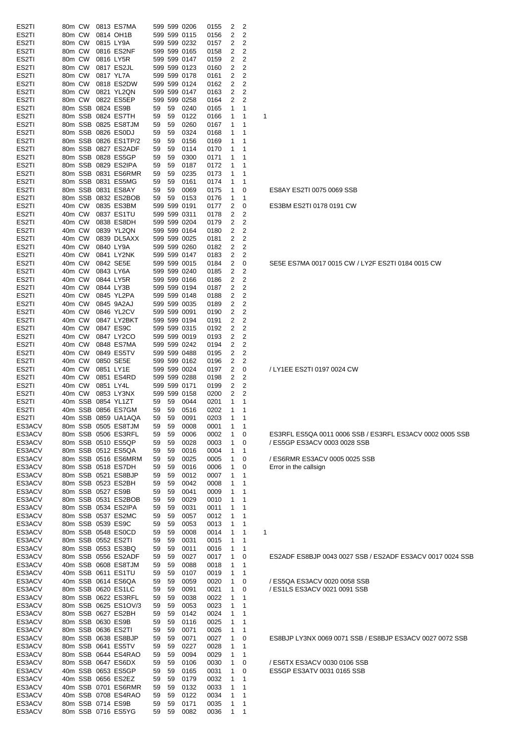| | | | | | | | | | | | | |
|---|---|---|---|---|---|---|---|---|---|---|---|---|
| ES2TI | 80m | CW | 0813 | ES7MA | 599 | 599 | 0206 | 0155 | 2 | 2 | | |
| ES2TI | 80m | CW | 0814 | OH1B | 599 | 599 | 0115 | 0156 | 2 | 2 | | |
| ES2TI | 80m | CW | 0815 | LY9A | 599 | 599 | 0232 | 0157 | 2 | 2 | | |
| ES2TI | 80m | CW | 0816 | ES2NF | 599 | 599 | 0165 | 0158 | 2 | 2 | | |
| ES2TI | 80m | CW | 0816 | LY5R | 599 | 599 | 0147 | 0159 | 2 | 2 | | |
| ES2TI | 80m | CW | 0817 | ES2JL | 599 | 599 | 0123 | 0160 | 2 | 2 | | |
| ES2TI | 80m | CW | 0817 | YL7A | 599 | 599 | 0178 | 0161 | 2 | 2 | | |
| ES2TI | 80m | CW | 0818 | ES2DW | 599 | 599 | 0124 | 0162 | 2 | 2 | | |
| ES2TI | 80m | CW | 0821 | YL2QN | 599 | 599 | 0147 | 0163 | 2 | 2 | | |
| ES2TI | 80m | CW | 0822 | ES5EP | 599 | 599 | 0258 | 0164 | 2 | 2 | | |
| ES2TI | 80m | SSB | 0824 | ES9B | 59 | 59 | 0240 | 0165 | 1 | 1 | | |
| ES2TI | 80m | SSB | 0824 | ES7TH | 59 | 59 | 0122 | 0166 | 1 | 1 | 1 | |
| ES2TI | 80m | SSB | 0825 | ES8TJM | 59 | 59 | 0260 | 0167 | 1 | 1 | | |
| ES2TI | 80m | SSB | 0826 | ES0DJ | 59 | 59 | 0324 | 0168 | 1 | 1 | | |
| ES2TI | 80m | SSB | 0826 | ES1TP/2 | 59 | 59 | 0156 | 0169 | 1 | 1 | | |
| ES2TI | 80m | SSB | 0827 | ES2ADF | 59 | 59 | 0114 | 0170 | 1 | 1 | | |
| ES2TI | 80m | SSB | 0828 | ES5GP | 59 | 59 | 0300 | 0171 | 1 | 1 | | |
| ES2TI | 80m | SSB | 0829 | ES2IPA | 59 | 59 | 0187 | 0172 | 1 | 1 | | |
| ES2TI | 80m | SSB | 0831 | ES6RMR | 59 | 59 | 0235 | 0173 | 1 | 1 | | |
| ES2TI | 80m | SSB | 0831 | ES5MG | 59 | 59 | 0161 | 0174 | 1 | 1 | | |
| ES2TI | 80m | SSB | 0831 | ES8AY | 59 | 59 | 0069 | 0175 | 1 | 0 | | ES8AY ES2TI 0075 0069 SSB |
| ES2TI | 80m | SSB | 0832 | ES2BOB | 59 | 59 | 0153 | 0176 | 1 | 1 | | |
| ES2TI | 40m | CW | 0835 | ES3BM | 599 | 599 | 0191 | 0177 | 2 | 0 | | ES3BM ES2TI 0178 0191 CW |
| ES2TI | 40m | CW | 0837 | ES1TU | 599 | 599 | 0311 | 0178 | 2 | 2 | | |
| ES2TI | 40m | CW | 0838 | ES8DH | 599 | 599 | 0204 | 0179 | 2 | 2 | | |
| ES2TI | 40m | CW | 0839 | YL2QN | 599 | 599 | 0164 | 0180 | 2 | 2 | | |
| ES2TI | 40m | CW | 0839 | DL5AXX | 599 | 599 | 0025 | 0181 | 2 | 2 | | |
| ES2TI | 40m | CW | 0840 | LY9A | 599 | 599 | 0260 | 0182 | 2 | 2 | | |
| ES2TI | 40m | CW | 0841 | LY2NK | 599 | 599 | 0147 | 0183 | 2 | 2 | | |
| ES2TI | 40m | CW | 0842 | SE5E | 599 | 599 | 0015 | 0184 | 2 | 0 | | SE5E ES7MA 0017 0015 CW / LY2F ES2TI 0184 0015 CW |
| ES2TI | 40m | CW | 0843 | LY6A | 599 | 599 | 0240 | 0185 | 2 | 2 | | |
| ES2TI | 40m | CW | 0844 | LY5R | 599 | 599 | 0166 | 0186 | 2 | 2 | | |
| ES2TI | 40m | CW | 0844 | LY3B | 599 | 599 | 0194 | 0187 | 2 | 2 | | |
| ES2TI | 40m | CW | 0845 | YL2PA | 599 | 599 | 0148 | 0188 | 2 | 2 | | |
| ES2TI | 40m | CW | 0845 | 9A2AJ | 599 | 599 | 0035 | 0189 | 2 | 2 | | |
| ES2TI | 40m | CW | 0846 | YL2CV | 599 | 599 | 0091 | 0190 | 2 | 2 | | |
| ES2TI | 40m | CW | 0847 | LY2BKT | 599 | 599 | 0194 | 0191 | 2 | 2 | | |
| ES2TI | 40m | CW | 0847 | ES9C | 599 | 599 | 0315 | 0192 | 2 | 2 | | |
| ES2TI | 40m | CW | 0847 | LY2CO | 599 | 599 | 0019 | 0193 | 2 | 2 | | |
| ES2TI | 40m | CW | 0848 | ES7MA | 599 | 599 | 0242 | 0194 | 2 | 2 | | |
| ES2TI | 40m | CW | 0849 | ES5TV | 599 | 599 | 0488 | 0195 | 2 | 2 | | |
| ES2TI | 40m | CW | 0850 | SE5E | 599 | 599 | 0162 | 0196 | 2 | 2 | | |
| ES2TI | 40m | CW | 0851 | LY1E | 599 | 599 | 0024 | 0197 | 2 | 0 | | / LY1EE ES2TI 0197 0024 CW |
| ES2TI | 40m | CW | 0851 | ES4RD | 599 | 599 | 0288 | 0198 | 2 | 2 | | |
| ES2TI | 40m | CW | 0851 | LY4L | 599 | 599 | 0171 | 0199 | 2 | 2 | | |
| ES2TI | 40m | CW | 0853 | LY3NX | 599 | 599 | 0158 | 0200 | 2 | 2 | | |
| ES2TI | 40m | SSB | 0854 | YL1ZT | 59 | 59 | 0044 | 0201 | 1 | 1 | | |
| ES2TI | 40m | SSB | 0856 | ES7GM | 59 | 59 | 0516 | 0202 | 1 | 1 | | |
| ES2TI | 40m | SSB | 0859 | UA1AQA | 59 | 59 | 0091 | 0203 | 1 | 1 | | |
| ES3ACV | 80m | SSB | 0505 | ES8TJM | 59 | 59 | 0008 | 0001 | 1 | 1 | | |
| ES3ACV | 80m | SSB | 0506 | ES3RFL | 59 | 59 | 0006 | 0002 | 1 | 0 | | ES3RFL ES5QA 0011 0006 SSB / ES3RFL ES3ACV 0002 0005 SSB |
| ES3ACV | 80m | SSB | 0510 | ES5QP | 59 | 59 | 0028 | 0003 | 1 | 0 | | / ES5GP ES3ACV 0003 0028 SSB |
| ES3ACV | 80m | SSB | 0512 | ES5QA | 59 | 59 | 0016 | 0004 | 1 | 1 | | |
| ES3ACV | 80m | SSB | 0516 | ES6MRM | 59 | 59 | 0025 | 0005 | 1 | 0 | | / ES6RMR ES3ACV 0005 0025 SSB |
| ES3ACV | 80m | SSB | 0518 | ES7DH | 59 | 59 | 0016 | 0006 | 1 | 0 | | Error in the callsign |
| ES3ACV | 80m | SSB | 0521 | ES8BJP | 59 | 59 | 0012 | 0007 | 1 | 1 | | |
| ES3ACV | 80m | SSB | 0523 | ES2BH | 59 | 59 | 0042 | 0008 | 1 | 1 | | |
| ES3ACV | 80m | SSB | 0527 | ES9B | 59 | 59 | 0041 | 0009 | 1 | 1 | | |
| ES3ACV | 80m | SSB | 0531 | ES2BOB | 59 | 59 | 0029 | 0010 | 1 | 1 | | |
| ES3ACV | 80m | SSB | 0534 | ES2IPA | 59 | 59 | 0031 | 0011 | 1 | 1 | | |
| ES3ACV | 80m | SSB | 0537 | ES2MC | 59 | 59 | 0057 | 0012 | 1 | 1 | | |
| ES3ACV | 80m | SSB | 0539 | ES9C | 59 | 59 | 0053 | 0013 | 1 | 1 | | |
| ES3ACV | 80m | SSB | 0548 | ES0CD | 59 | 59 | 0008 | 0014 | 1 | 1 | 1 | |
| ES3ACV | 80m | SSB | 0552 | ES2TI | 59 | 59 | 0031 | 0015 | 1 | 1 | | |
| ES3ACV | 80m | SSB | 0553 | ES3BQ | 59 | 59 | 0011 | 0016 | 1 | 1 | | |
| ES3ACV | 80m | SSB | 0556 | ES2ADF | 59 | 59 | 0027 | 0017 | 1 | 0 | | ES2ADF ES8BJP 0043 0027 SSB / ES2ADF ES3ACV 0017 0024 SSB |
| ES3ACV | 40m | SSB | 0608 | ES8TJM | 59 | 59 | 0088 | 0018 | 1 | 1 | | |
| ES3ACV | 40m | SSB | 0611 | ES1TU | 59 | 59 | 0107 | 0019 | 1 | 1 | | |
| ES3ACV | 40m | SSB | 0614 | ES6QA | 59 | 59 | 0059 | 0020 | 1 | 0 | | / ES5QA ES3ACV 0020 0058 SSB |
| ES3ACV | 80m | SSB | 0620 | ES1LC | 59 | 59 | 0091 | 0021 | 1 | 0 | | / ES1LS ES3ACV 0021 0091 SSB |
| ES3ACV | 80m | SSB | 0622 | ES3RFL | 59 | 59 | 0038 | 0022 | 1 | 1 | | |
| ES3ACV | 80m | SSB | 0625 | ES1OV/3 | 59 | 59 | 0053 | 0023 | 1 | 1 | | |
| ES3ACV | 80m | SSB | 0627 | ES2BH | 59 | 59 | 0142 | 0024 | 1 | 1 | | |
| ES3ACV | 80m | SSB | 0630 | ES9B | 59 | 59 | 0116 | 0025 | 1 | 1 | | |
| ES3ACV | 80m | SSB | 0636 | ES2TI | 59 | 59 | 0071 | 0026 | 1 | 1 | | |
| ES3ACV | 80m | SSB | 0638 | ES8BJP | 59 | 59 | 0071 | 0027 | 1 | 0 | | ES8BJP LY3NX 0069 0071 SSB / ES8BJP ES3ACV 0027 0072 SSB |
| ES3ACV | 80m | SSB | 0641 | ES5TV | 59 | 59 | 0227 | 0028 | 1 | 1 | | |
| ES3ACV | 80m | SSB | 0644 | ES4RAO | 59 | 59 | 0094 | 0029 | 1 | 1 | | |
| ES3ACV | 80m | SSB | 0647 | ES6DX | 59 | 59 | 0106 | 0030 | 1 | 0 | | / ES6TX ES3ACV 0030 0106 SSB |
| ES3ACV | 40m | SSB | 0653 | ES5GP | 59 | 59 | 0165 | 0031 | 1 | 0 | | ES5GP ES3ATV 0031 0165 SSB |
| ES3ACV | 40m | SSB | 0656 | ES2EZ | 59 | 59 | 0179 | 0032 | 1 | 1 | | |
| ES3ACV | 40m | SSB | 0701 | ES6RMR | 59 | 59 | 0132 | 0033 | 1 | 1 | | |
| ES3ACV | 40m | SSB | 0708 | ES4RAO | 59 | 59 | 0122 | 0034 | 1 | 1 | | |
| ES3ACV | 80m | SSB | 0714 | ES9B | 59 | 59 | 0171 | 0035 | 1 | 1 | | |
| ES3ACV | 80m | SSB | 0716 | ES5YG | 59 | 59 | 0082 | 0036 | 1 | 1 | | |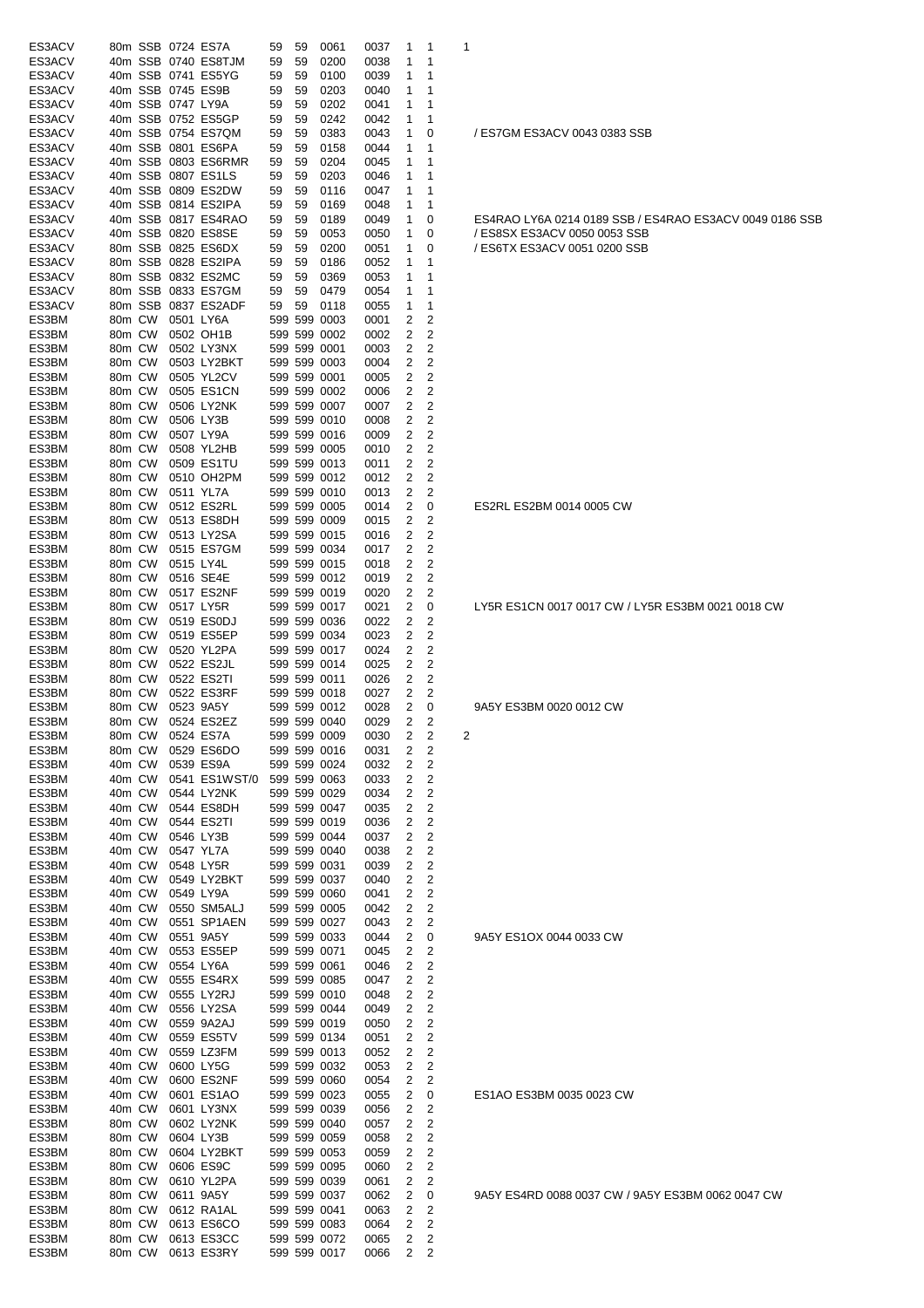| | | | | | | | | | | | | | |
|---|---|---|---|---|---|---|---|---|---|---|---|---|---|
| ES3ACV | 80m | SSB | 0724 | ES7A | 59 | 59 | 0061 | 0037 | 1 | 1 | 1 | |
| ES3ACV | 40m | SSB | 0740 | ES8TJM | 59 | 59 | 0200 | 0038 | 1 | 1 | | |
| ES3ACV | 40m | SSB | 0741 | ES5YG | 59 | 59 | 0100 | 0039 | 1 | 1 | | |
| ES3ACV | 40m | SSB | 0745 | ES9B | 59 | 59 | 0203 | 0040 | 1 | 1 | | |
| ES3ACV | 40m | SSB | 0747 | LY9A | 59 | 59 | 0202 | 0041 | 1 | 1 | | |
| ES3ACV | 40m | SSB | 0752 | ES5GP | 59 | 59 | 0242 | 0042 | 1 | 1 | | |
| ES3ACV | 40m | SSB | 0754 | ES7QM | 59 | 59 | 0383 | 0043 | 1 | 0 | | / ES7GM ES3ACV 0043 0383 SSB |
| ES3ACV | 40m | SSB | 0801 | ES6PA | 59 | 59 | 0158 | 0044 | 1 | 1 | | |
| ES3ACV | 40m | SSB | 0803 | ES6RMR | 59 | 59 | 0204 | 0045 | 1 | 1 | | |
| ES3ACV | 40m | SSB | 0807 | ES1LS | 59 | 59 | 0203 | 0046 | 1 | 1 | | |
| ES3ACV | 40m | SSB | 0809 | ES2DW | 59 | 59 | 0116 | 0047 | 1 | 1 | | |
| ES3ACV | 40m | SSB | 0814 | ES2IPA | 59 | 59 | 0169 | 0048 | 1 | 1 | | |
| ES3ACV | 40m | SSB | 0817 | ES4RAO | 59 | 59 | 0189 | 0049 | 1 | 0 | | ES4RAO LY6A 0214 0189 SSB / ES4RAO ES3ACV 0049 0186 SSB |
| ES3ACV | 40m | SSB | 0820 | ES8SE | 59 | 59 | 0053 | 0050 | 1 | 0 | | / ES8SX ES3ACV 0050 0053 SSB |
| ES3ACV | 80m | SSB | 0825 | ES6DX | 59 | 59 | 0200 | 0051 | 1 | 0 | | / ES6TX ES3ACV 0051 0200 SSB |
| ES3ACV | 80m | SSB | 0828 | ES2IPA | 59 | 59 | 0186 | 0052 | 1 | 1 | | |
| ES3ACV | 80m | SSB | 0832 | ES2MC | 59 | 59 | 0369 | 0053 | 1 | 1 | | |
| ES3ACV | 80m | SSB | 0833 | ES7GM | 59 | 59 | 0479 | 0054 | 1 | 1 | | |
| ES3ACV | 80m | SSB | 0837 | ES2ADF | 59 | 59 | 0118 | 0055 | 1 | 1 | | |
| ES3BM | 80m | CW | 0501 | LY6A | 599 | 599 | 0003 | 0001 | 2 | 2 | | |
| ES3BM | 80m | CW | 0502 | OH1B | 599 | 599 | 0002 | 0002 | 2 | 2 | | |
| ES3BM | 80m | CW | 0502 | LY3NX | 599 | 599 | 0001 | 0003 | 2 | 2 | | |
| ES3BM | 80m | CW | 0503 | LY2BKT | 599 | 599 | 0003 | 0004 | 2 | 2 | | |
| ES3BM | 80m | CW | 0505 | YL2CV | 599 | 599 | 0001 | 0005 | 2 | 2 | | |
| ES3BM | 80m | CW | 0505 | ES1CN | 599 | 599 | 0002 | 0006 | 2 | 2 | | |
| ES3BM | 80m | CW | 0506 | LY2NK | 599 | 599 | 0007 | 0007 | 2 | 2 | | |
| ES3BM | 80m | CW | 0506 | LY3B | 599 | 599 | 0010 | 0008 | 2 | 2 | | |
| ES3BM | 80m | CW | 0507 | LY9A | 599 | 599 | 0016 | 0009 | 2 | 2 | | |
| ES3BM | 80m | CW | 0508 | YL2HB | 599 | 599 | 0005 | 0010 | 2 | 2 | | |
| ES3BM | 80m | CW | 0509 | ES1TU | 599 | 599 | 0013 | 0011 | 2 | 2 | | |
| ES3BM | 80m | CW | 0510 | OH2PM | 599 | 599 | 0012 | 0012 | 2 | 2 | | |
| ES3BM | 80m | CW | 0511 | YL7A | 599 | 599 | 0010 | 0013 | 2 | 2 | | |
| ES3BM | 80m | CW | 0512 | ES2RL | 599 | 599 | 0005 | 0014 | 2 | 0 | | ES2RL ES2BM 0014 0005 CW |
| ES3BM | 80m | CW | 0513 | ES8DH | 599 | 599 | 0009 | 0015 | 2 | 2 | | |
| ES3BM | 80m | CW | 0513 | LY2SA | 599 | 599 | 0015 | 0016 | 2 | 2 | | |
| ES3BM | 80m | CW | 0515 | ES7GM | 599 | 599 | 0034 | 0017 | 2 | 2 | | |
| ES3BM | 80m | CW | 0515 | LY4L | 599 | 599 | 0015 | 0018 | 2 | 2 | | |
| ES3BM | 80m | CW | 0516 | SE4E | 599 | 599 | 0012 | 0019 | 2 | 2 | | |
| ES3BM | 80m | CW | 0517 | ES2NF | 599 | 599 | 0019 | 0020 | 2 | 2 | | |
| ES3BM | 80m | CW | 0517 | LY5R | 599 | 599 | 0017 | 0021 | 2 | 0 | | LY5R ES1CN 0017 0017 CW / LY5R ES3BM 0021 0018 CW |
| ES3BM | 80m | CW | 0519 | ES0DJ | 599 | 599 | 0036 | 0022 | 2 | 2 | | |
| ES3BM | 80m | CW | 0519 | ES5EP | 599 | 599 | 0034 | 0023 | 2 | 2 | | |
| ES3BM | 80m | CW | 0520 | YL2PA | 599 | 599 | 0017 | 0024 | 2 | 2 | | |
| ES3BM | 80m | CW | 0522 | ES2JL | 599 | 599 | 0014 | 0025 | 2 | 2 | | |
| ES3BM | 80m | CW | 0522 | ES2TI | 599 | 599 | 0011 | 0026 | 2 | 2 | | |
| ES3BM | 80m | CW | 0522 | ES3RF | 599 | 599 | 0018 | 0027 | 2 | 2 | | |
| ES3BM | 80m | CW | 0523 | 9A5Y | 599 | 599 | 0012 | 0028 | 2 | 0 | | 9A5Y ES3BM 0020 0012 CW |
| ES3BM | 80m | CW | 0524 | ES2EZ | 599 | 599 | 0040 | 0029 | 2 | 2 | | |
| ES3BM | 80m | CW | 0524 | ES7A | 599 | 599 | 0009 | 0030 | 2 | 2 | 2 | |
| ES3BM | 80m | CW | 0529 | ES6DO | 599 | 599 | 0016 | 0031 | 2 | 2 | | |
| ES3BM | 40m | CW | 0539 | ES9A | 599 | 599 | 0024 | 0032 | 2 | 2 | | |
| ES3BM | 40m | CW | 0541 | ES1WST/0 | 599 | 599 | 0063 | 0033 | 2 | 2 | | |
| ES3BM | 40m | CW | 0544 | LY2NK | 599 | 599 | 0029 | 0034 | 2 | 2 | | |
| ES3BM | 40m | CW | 0544 | ES8DH | 599 | 599 | 0047 | 0035 | 2 | 2 | | |
| ES3BM | 40m | CW | 0544 | ES2TI | 599 | 599 | 0019 | 0036 | 2 | 2 | | |
| ES3BM | 40m | CW | 0546 | LY3B | 599 | 599 | 0044 | 0037 | 2 | 2 | | |
| ES3BM | 40m | CW | 0547 | YL7A | 599 | 599 | 0040 | 0038 | 2 | 2 | | |
| ES3BM | 40m | CW | 0548 | LY5R | 599 | 599 | 0031 | 0039 | 2 | 2 | | |
| ES3BM | 40m | CW | 0549 | LY2BKT | 599 | 599 | 0037 | 0040 | 2 | 2 | | |
| ES3BM | 40m | CW | 0549 | LY9A | 599 | 599 | 0060 | 0041 | 2 | 2 | | |
| ES3BM | 40m | CW | 0550 | SM5ALJ | 599 | 599 | 0005 | 0042 | 2 | 2 | | |
| ES3BM | 40m | CW | 0551 | SP1AEN | 599 | 599 | 0027 | 0043 | 2 | 2 | | |
| ES3BM | 40m | CW | 0551 | 9A5Y | 599 | 599 | 0033 | 0044 | 2 | 0 | | 9A5Y ES1OX 0044 0033 CW |
| ES3BM | 40m | CW | 0553 | ES5EP | 599 | 599 | 0071 | 0045 | 2 | 2 | | |
| ES3BM | 40m | CW | 0554 | LY6A | 599 | 599 | 0061 | 0046 | 2 | 2 | | |
| ES3BM | 40m | CW | 0555 | ES4RX | 599 | 599 | 0085 | 0047 | 2 | 2 | | |
| ES3BM | 40m | CW | 0555 | LY2RJ | 599 | 599 | 0010 | 0048 | 2 | 2 | | |
| ES3BM | 40m | CW | 0556 | LY2SA | 599 | 599 | 0044 | 0049 | 2 | 2 | | |
| ES3BM | 40m | CW | 0559 | 9A2AJ | 599 | 599 | 0019 | 0050 | 2 | 2 | | |
| ES3BM | 40m | CW | 0559 | ES5TV | 599 | 599 | 0134 | 0051 | 2 | 2 | | |
| ES3BM | 40m | CW | 0559 | LZ3FM | 599 | 599 | 0013 | 0052 | 2 | 2 | | |
| ES3BM | 40m | CW | 0600 | LY5G | 599 | 599 | 0032 | 0053 | 2 | 2 | | |
| ES3BM | 40m | CW | 0600 | ES2NF | 599 | 599 | 0060 | 0054 | 2 | 2 | | |
| ES3BM | 40m | CW | 0601 | ES1AO | 599 | 599 | 0023 | 0055 | 2 | 0 | | ES1AO ES3BM 0035 0023 CW |
| ES3BM | 40m | CW | 0601 | LY3NX | 599 | 599 | 0039 | 0056 | 2 | 2 | | |
| ES3BM | 80m | CW | 0602 | LY2NK | 599 | 599 | 0040 | 0057 | 2 | 2 | | |
| ES3BM | 80m | CW | 0604 | LY3B | 599 | 599 | 0059 | 0058 | 2 | 2 | | |
| ES3BM | 80m | CW | 0604 | LY2BKT | 599 | 599 | 0053 | 0059 | 2 | 2 | | |
| ES3BM | 80m | CW | 0606 | ES9C | 599 | 599 | 0095 | 0060 | 2 | 2 | | |
| ES3BM | 80m | CW | 0610 | YL2PA | 599 | 599 | 0039 | 0061 | 2 | 2 | | |
| ES3BM | 80m | CW | 0611 | 9A5Y | 599 | 599 | 0037 | 0062 | 2 | 0 | | 9A5Y ES4RD 0088 0037 CW / 9A5Y ES3BM 0062 0047 CW |
| ES3BM | 80m | CW | 0612 | RA1AL | 599 | 599 | 0041 | 0063 | 2 | 2 | | |
| ES3BM | 80m | CW | 0613 | ES6CO | 599 | 599 | 0083 | 0064 | 2 | 2 | | |
| ES3BM | 80m | CW | 0613 | ES3CC | 599 | 599 | 0072 | 0065 | 2 | 2 | | |
| ES3BM | 80m | CW | 0613 | ES3RY | 599 | 599 | 0017 | 0066 | 2 | 2 | | |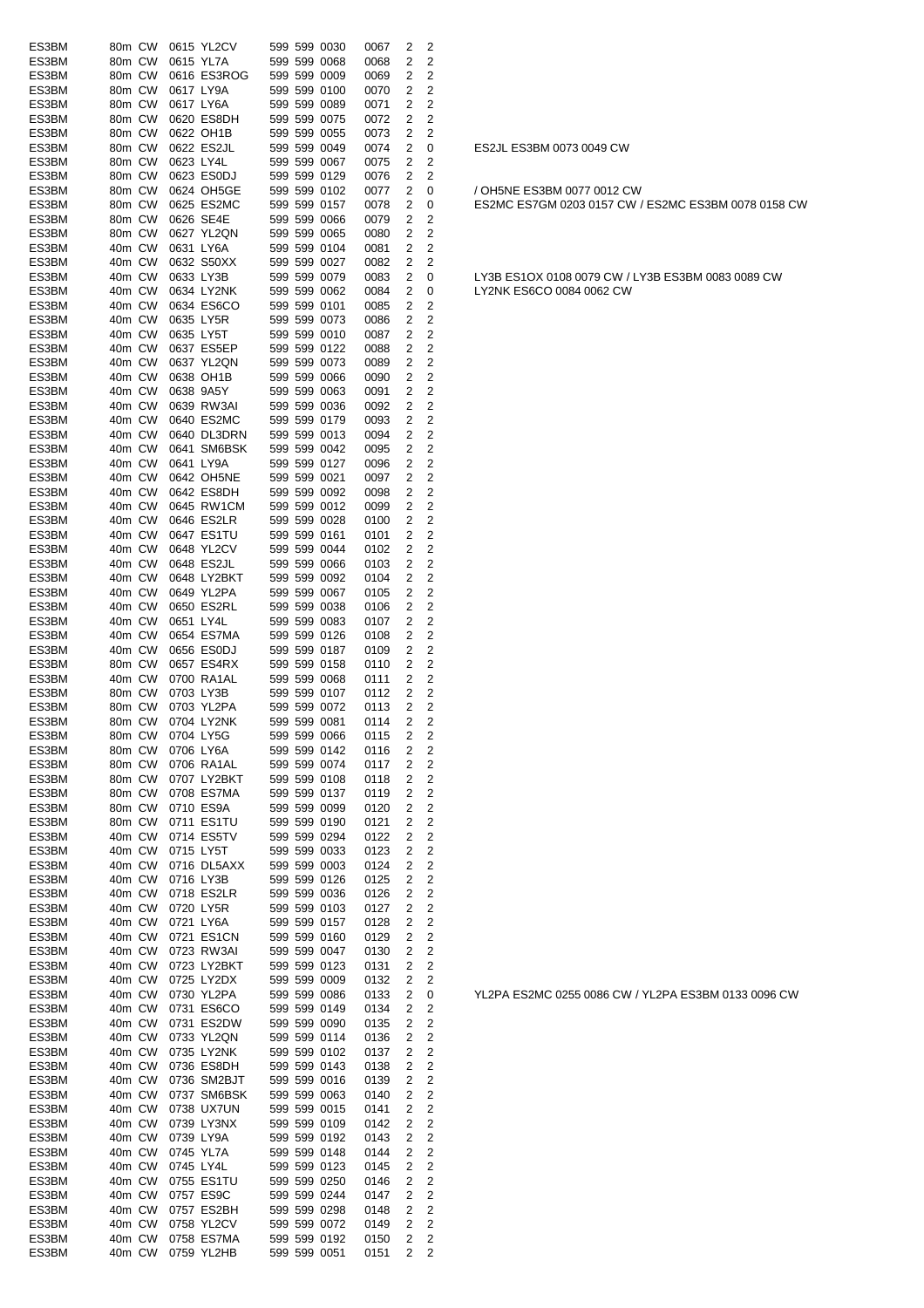| | | | | | | | | | | | |
|---|---|---|---|---|---|---|---|---|---|---|---|
| ES3BM | 80m | CW | 0615 | YL2CV | 599 | 599 | 0030 | 0067 | 2 | 2 | |
| ES3BM | 80m | CW | 0615 | YL7A | 599 | 599 | 0068 | 0068 | 2 | 2 | |
| ES3BM | 80m | CW | 0616 | ES3ROG | 599 | 599 | 0009 | 0069 | 2 | 2 | |
| ES3BM | 80m | CW | 0617 | LY9A | 599 | 599 | 0100 | 0070 | 2 | 2 | |
| ES3BM | 80m | CW | 0617 | LY6A | 599 | 599 | 0089 | 0071 | 2 | 2 | |
| ES3BM | 80m | CW | 0620 | ES8DH | 599 | 599 | 0075 | 0072 | 2 | 2 | |
| ES3BM | 80m | CW | 0622 | OH1B | 599 | 599 | 0055 | 0073 | 2 | 2 | |
| ES3BM | 80m | CW | 0622 | ES2JL | 599 | 599 | 0049 | 0074 | 2 | 0 | ES2JL ES3BM 0073 0049 CW |
| ES3BM | 80m | CW | 0623 | LY4L | 599 | 599 | 0067 | 0075 | 2 | 2 | |
| ES3BM | 80m | CW | 0623 | ES0DJ | 599 | 599 | 0129 | 0076 | 2 | 2 | |
| ES3BM | 80m | CW | 0624 | OH5GE | 599 | 599 | 0102 | 0077 | 2 | 0 | / OH5NE ES3BM 0077 0012 CW |
| ES3BM | 80m | CW | 0625 | ES2MC | 599 | 599 | 0157 | 0078 | 2 | 0 | ES2MC ES7GM 0203 0157 CW / ES2MC ES3BM 0078 0158 CW |
| ES3BM | 80m | CW | 0626 | SE4E | 599 | 599 | 0066 | 0079 | 2 | 2 | |
| ES3BM | 80m | CW | 0627 | YL2QN | 599 | 599 | 0065 | 0080 | 2 | 2 | |
| ES3BM | 40m | CW | 0631 | LY6A | 599 | 599 | 0104 | 0081 | 2 | 2 | |
| ES3BM | 40m | CW | 0632 | S50XX | 599 | 599 | 0027 | 0082 | 2 | 2 | |
| ES3BM | 40m | CW | 0633 | LY3B | 599 | 599 | 0079 | 0083 | 2 | 0 | LY3B ES1OX 0108 0079 CW / LY3B ES3BM 0083 0089 CW |
| ES3BM | 40m | CW | 0634 | LY2NK | 599 | 599 | 0062 | 0084 | 2 | 0 | LY2NK ES6CO 0084 0062 CW |
| ES3BM | 40m | CW | 0634 | ES6CO | 599 | 599 | 0101 | 0085 | 2 | 2 | |
| ES3BM | 40m | CW | 0635 | LY5R | 599 | 599 | 0073 | 0086 | 2 | 2 | |
| ES3BM | 40m | CW | 0635 | LY5T | 599 | 599 | 0010 | 0087 | 2 | 2 | |
| ES3BM | 40m | CW | 0637 | ES5EP | 599 | 599 | 0122 | 0088 | 2 | 2 | |
| ES3BM | 40m | CW | 0637 | YL2QN | 599 | 599 | 0073 | 0089 | 2 | 2 | |
| ES3BM | 40m | CW | 0638 | OH1B | 599 | 599 | 0066 | 0090 | 2 | 2 | |
| ES3BM | 40m | CW | 0638 | 9A5Y | 599 | 599 | 0063 | 0091 | 2 | 2 | |
| ES3BM | 40m | CW | 0639 | RW3AI | 599 | 599 | 0036 | 0092 | 2 | 2 | |
| ES3BM | 40m | CW | 0640 | ES2MC | 599 | 599 | 0179 | 0093 | 2 | 2 | |
| ES3BM | 40m | CW | 0640 | DL3DRN | 599 | 599 | 0013 | 0094 | 2 | 2 | |
| ES3BM | 40m | CW | 0641 | SM6BSK | 599 | 599 | 0042 | 0095 | 2 | 2 | |
| ES3BM | 40m | CW | 0641 | LY9A | 599 | 599 | 0127 | 0096 | 2 | 2 | |
| ES3BM | 40m | CW | 0642 | OH5NE | 599 | 599 | 0021 | 0097 | 2 | 2 | |
| ES3BM | 40m | CW | 0642 | ES8DH | 599 | 599 | 0092 | 0098 | 2 | 2 | |
| ES3BM | 40m | CW | 0645 | RW1CM | 599 | 599 | 0012 | 0099 | 2 | 2 | |
| ES3BM | 40m | CW | 0646 | ES2LR | 599 | 599 | 0028 | 0100 | 2 | 2 | |
| ES3BM | 40m | CW | 0647 | ES1TU | 599 | 599 | 0161 | 0101 | 2 | 2 | |
| ES3BM | 40m | CW | 0648 | YL2CV | 599 | 599 | 0044 | 0102 | 2 | 2 | |
| ES3BM | 40m | CW | 0648 | ES2JL | 599 | 599 | 0066 | 0103 | 2 | 2 | |
| ES3BM | 40m | CW | 0648 | LY2BKT | 599 | 599 | 0092 | 0104 | 2 | 2 | |
| ES3BM | 40m | CW | 0649 | YL2PA | 599 | 599 | 0067 | 0105 | 2 | 2 | |
| ES3BM | 40m | CW | 0650 | ES2RL | 599 | 599 | 0038 | 0106 | 2 | 2 | |
| ES3BM | 40m | CW | 0651 | LY4L | 599 | 599 | 0083 | 0107 | 2 | 2 | |
| ES3BM | 40m | CW | 0654 | ES7MA | 599 | 599 | 0126 | 0108 | 2 | 2 | |
| ES3BM | 40m | CW | 0656 | ES0DJ | 599 | 599 | 0187 | 0109 | 2 | 2 | |
| ES3BM | 80m | CW | 0657 | ES4RX | 599 | 599 | 0158 | 0110 | 2 | 2 | |
| ES3BM | 40m | CW | 0700 | RA1AL | 599 | 599 | 0068 | 0111 | 2 | 2 | |
| ES3BM | 80m | CW | 0703 | LY3B | 599 | 599 | 0107 | 0112 | 2 | 2 | |
| ES3BM | 80m | CW | 0703 | YL2PA | 599 | 599 | 0072 | 0113 | 2 | 2 | |
| ES3BM | 80m | CW | 0704 | LY2NK | 599 | 599 | 0081 | 0114 | 2 | 2 | |
| ES3BM | 80m | CW | 0704 | LY5G | 599 | 599 | 0066 | 0115 | 2 | 2 | |
| ES3BM | 80m | CW | 0706 | LY6A | 599 | 599 | 0142 | 0116 | 2 | 2 | |
| ES3BM | 80m | CW | 0706 | RA1AL | 599 | 599 | 0074 | 0117 | 2 | 2 | |
| ES3BM | 80m | CW | 0707 | LY2BKT | 599 | 599 | 0108 | 0118 | 2 | 2 | |
| ES3BM | 80m | CW | 0708 | ES7MA | 599 | 599 | 0137 | 0119 | 2 | 2 | |
| ES3BM | 80m | CW | 0710 | ES9A | 599 | 599 | 0099 | 0120 | 2 | 2 | |
| ES3BM | 80m | CW | 0711 | ES1TU | 599 | 599 | 0190 | 0121 | 2 | 2 | |
| ES3BM | 40m | CW | 0714 | ES5TV | 599 | 599 | 0294 | 0122 | 2 | 2 | |
| ES3BM | 40m | CW | 0715 | LY5T | 599 | 599 | 0033 | 0123 | 2 | 2 | |
| ES3BM | 40m | CW | 0716 | DL5AXX | 599 | 599 | 0003 | 0124 | 2 | 2 | |
| ES3BM | 40m | CW | 0716 | LY3B | 599 | 599 | 0126 | 0125 | 2 | 2 | |
| ES3BM | 40m | CW | 0718 | ES2LR | 599 | 599 | 0036 | 0126 | 2 | 2 | |
| ES3BM | 40m | CW | 0720 | LY5R | 599 | 599 | 0103 | 0127 | 2 | 2 | |
| ES3BM | 40m | CW | 0721 | LY6A | 599 | 599 | 0157 | 0128 | 2 | 2 | |
| ES3BM | 40m | CW | 0721 | ES1CN | 599 | 599 | 0160 | 0129 | 2 | 2 | |
| ES3BM | 40m | CW | 0723 | RW3AI | 599 | 599 | 0047 | 0130 | 2 | 2 | |
| ES3BM | 40m | CW | 0723 | LY2BKT | 599 | 599 | 0123 | 0131 | 2 | 2 | |
| ES3BM | 40m | CW | 0725 | LY2DX | 599 | 599 | 0009 | 0132 | 2 | 2 | |
| ES3BM | 40m | CW | 0730 | YL2PA | 599 | 599 | 0086 | 0133 | 2 | 0 | YL2PA ES2MC 0255 0086 CW / YL2PA ES3BM 0133 0096 CW |
| ES3BM | 40m | CW | 0731 | ES6CO | 599 | 599 | 0149 | 0134 | 2 | 2 | |
| ES3BM | 40m | CW | 0731 | ES2DW | 599 | 599 | 0090 | 0135 | 2 | 2 | |
| ES3BM | 40m | CW | 0733 | YL2QN | 599 | 599 | 0114 | 0136 | 2 | 2 | |
| ES3BM | 40m | CW | 0735 | LY2NK | 599 | 599 | 0102 | 0137 | 2 | 2 | |
| ES3BM | 40m | CW | 0736 | ES8DH | 599 | 599 | 0143 | 0138 | 2 | 2 | |
| ES3BM | 40m | CW | 0736 | SM2BJT | 599 | 599 | 0016 | 0139 | 2 | 2 | |
| ES3BM | 40m | CW | 0737 | SM6BSK | 599 | 599 | 0063 | 0140 | 2 | 2 | |
| ES3BM | 40m | CW | 0738 | UX7UN | 599 | 599 | 0015 | 0141 | 2 | 2 | |
| ES3BM | 40m | CW | 0739 | LY3NX | 599 | 599 | 0109 | 0142 | 2 | 2 | |
| ES3BM | 40m | CW | 0739 | LY9A | 599 | 599 | 0192 | 0143 | 2 | 2 | |
| ES3BM | 40m | CW | 0745 | YL7A | 599 | 599 | 0148 | 0144 | 2 | 2 | |
| ES3BM | 40m | CW | 0745 | LY4L | 599 | 599 | 0123 | 0145 | 2 | 2 | |
| ES3BM | 40m | CW | 0755 | ES1TU | 599 | 599 | 0250 | 0146 | 2 | 2 | |
| ES3BM | 40m | CW | 0757 | ES9C | 599 | 599 | 0244 | 0147 | 2 | 2 | |
| ES3BM | 40m | CW | 0757 | ES2BH | 599 | 599 | 0298 | 0148 | 2 | 2 | |
| ES3BM | 40m | CW | 0758 | YL2CV | 599 | 599 | 0072 | 0149 | 2 | 2 | |
| ES3BM | 40m | CW | 0758 | ES7MA | 599 | 599 | 0192 | 0150 | 2 | 2 | |
| ES3BM | 40m | CW | 0759 | YL2HB | 599 | 599 | 0051 | 0151 | 2 | 2 | |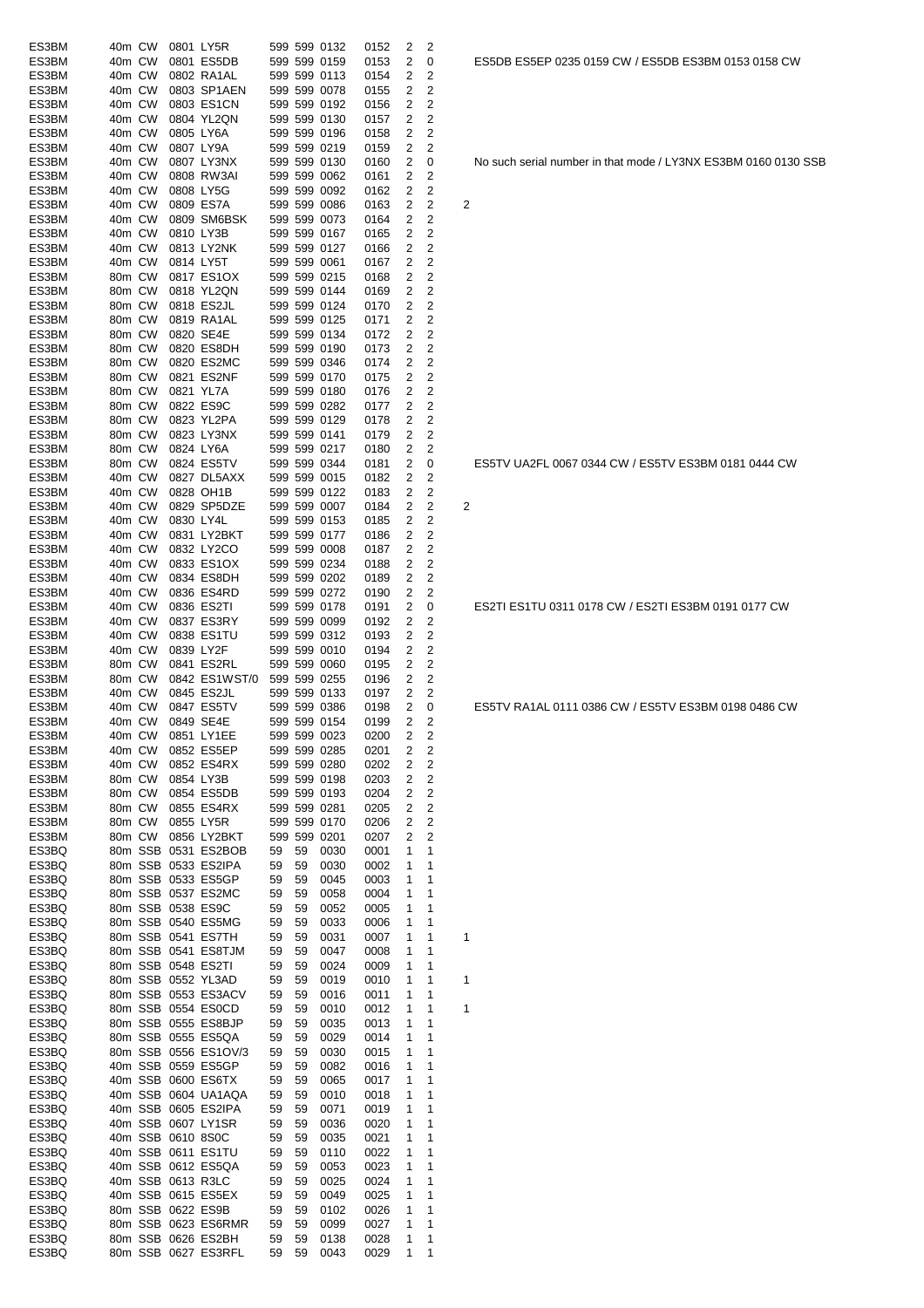| | | | | | | | | | | | | |
|---|---|---|---|---|---|---|---|---|---|---|---|---|
| ES3BM | 40m | CW | 0801 | LY5R | 599 | 599 | 0132 | 0152 | 2 | 2 | | |
| ES3BM | 40m | CW | 0801 | ES5DB | 599 | 599 | 0159 | 0153 | 2 | 0 | | ES5DB ES5EP 0235 0159 CW / ES5DB ES3BM 0153 0158 CW |
| ES3BM | 40m | CW | 0802 | RA1AL | 599 | 599 | 0113 | 0154 | 2 | 2 | | |
| ES3BM | 40m | CW | 0803 | SP1AEN | 599 | 599 | 0078 | 0155 | 2 | 2 | | |
| ES3BM | 40m | CW | 0803 | ES1CN | 599 | 599 | 0192 | 0156 | 2 | 2 | | |
| ES3BM | 40m | CW | 0804 | YL2QN | 599 | 599 | 0130 | 0157 | 2 | 2 | | |
| ES3BM | 40m | CW | 0805 | LY6A | 599 | 599 | 0196 | 0158 | 2 | 2 | | |
| ES3BM | 40m | CW | 0807 | LY9A | 599 | 599 | 0219 | 0159 | 2 | 2 | | |
| ES3BM | 40m | CW | 0807 | LY3NX | 599 | 599 | 0130 | 0160 | 2 | 0 | | No such serial number in that mode / LY3NX ES3BM 0160 0130 SSB |
| ES3BM | 40m | CW | 0808 | RW3AI | 599 | 599 | 0062 | 0161 | 2 | 2 | | |
| ES3BM | 40m | CW | 0808 | LY5G | 599 | 599 | 0092 | 0162 | 2 | 2 | | |
| ES3BM | 40m | CW | 0809 | ES7A | 599 | 599 | 0086 | 0163 | 2 | 2 | 2 | |
| ES3BM | 40m | CW | 0809 | SM6BSK | 599 | 599 | 0073 | 0164 | 2 | 2 | | |
| ES3BM | 40m | CW | 0810 | LY3B | 599 | 599 | 0167 | 0165 | 2 | 2 | | |
| ES3BM | 40m | CW | 0813 | LY2NK | 599 | 599 | 0127 | 0166 | 2 | 2 | | |
| ES3BM | 40m | CW | 0814 | LY5T | 599 | 599 | 0061 | 0167 | 2 | 2 | | |
| ES3BM | 80m | CW | 0817 | ES1OX | 599 | 599 | 0215 | 0168 | 2 | 2 | | |
| ES3BM | 80m | CW | 0818 | YL2QN | 599 | 599 | 0144 | 0169 | 2 | 2 | | |
| ES3BM | 80m | CW | 0818 | ES2JL | 599 | 599 | 0124 | 0170 | 2 | 2 | | |
| ES3BM | 80m | CW | 0819 | RA1AL | 599 | 599 | 0125 | 0171 | 2 | 2 | | |
| ES3BM | 80m | CW | 0820 | SE4E | 599 | 599 | 0134 | 0172 | 2 | 2 | | |
| ES3BM | 80m | CW | 0820 | ES8DH | 599 | 599 | 0190 | 0173 | 2 | 2 | | |
| ES3BM | 80m | CW | 0820 | ES2MC | 599 | 599 | 0346 | 0174 | 2 | 2 | | |
| ES3BM | 80m | CW | 0821 | ES2NF | 599 | 599 | 0170 | 0175 | 2 | 2 | | |
| ES3BM | 80m | CW | 0821 | YL7A | 599 | 599 | 0180 | 0176 | 2 | 2 | | |
| ES3BM | 80m | CW | 0822 | ES9C | 599 | 599 | 0282 | 0177 | 2 | 2 | | |
| ES3BM | 80m | CW | 0823 | YL2PA | 599 | 599 | 0129 | 0178 | 2 | 2 | | |
| ES3BM | 80m | CW | 0823 | LY3NX | 599 | 599 | 0141 | 0179 | 2 | 2 | | |
| ES3BM | 80m | CW | 0824 | LY6A | 599 | 599 | 0217 | 0180 | 2 | 2 | | |
| ES3BM | 80m | CW | 0824 | ES5TV | 599 | 599 | 0344 | 0181 | 2 | 0 | | ES5TV UA2FL 0067 0344 CW / ES5TV ES3BM 0181 0444 CW |
| ES3BM | 40m | CW | 0827 | DL5AXX | 599 | 599 | 0015 | 0182 | 2 | 2 | | |
| ES3BM | 40m | CW | 0828 | OH1B | 599 | 599 | 0122 | 0183 | 2 | 2 | | |
| ES3BM | 40m | CW | 0829 | SP5DZE | 599 | 599 | 0007 | 0184 | 2 | 2 | 2 | |
| ES3BM | 40m | CW | 0830 | LY4L | 599 | 599 | 0153 | 0185 | 2 | 2 | | |
| ES3BM | 40m | CW | 0831 | LY2BKT | 599 | 599 | 0177 | 0186 | 2 | 2 | | |
| ES3BM | 40m | CW | 0832 | LY2CO | 599 | 599 | 0008 | 0187 | 2 | 2 | | |
| ES3BM | 40m | CW | 0833 | ES1OX | 599 | 599 | 0234 | 0188 | 2 | 2 | | |
| ES3BM | 40m | CW | 0834 | ES8DH | 599 | 599 | 0202 | 0189 | 2 | 2 | | |
| ES3BM | 40m | CW | 0836 | ES4RD | 599 | 599 | 0272 | 0190 | 2 | 2 | | |
| ES3BM | 40m | CW | 0836 | ES2TI | 599 | 599 | 0178 | 0191 | 2 | 0 | | ES2TI ES1TU 0311 0178 CW / ES2TI ES3BM 0191 0177 CW |
| ES3BM | 40m | CW | 0837 | ES3RY | 599 | 599 | 0099 | 0192 | 2 | 2 | | |
| ES3BM | 40m | CW | 0838 | ES1TU | 599 | 599 | 0312 | 0193 | 2 | 2 | | |
| ES3BM | 40m | CW | 0839 | LY2F | 599 | 599 | 0010 | 0194 | 2 | 2 | | |
| ES3BM | 80m | CW | 0841 | ES2RL | 599 | 599 | 0060 | 0195 | 2 | 2 | | |
| ES3BM | 80m | CW | 0842 | ES1WST/0 | 599 | 599 | 0255 | 0196 | 2 | 2 | | |
| ES3BM | 40m | CW | 0845 | ES2JL | 599 | 599 | 0133 | 0197 | 2 | 2 | | |
| ES3BM | 40m | CW | 0847 | ES5TV | 599 | 599 | 0386 | 0198 | 2 | 0 | | ES5TV RA1AL 0111 0386 CW / ES5TV ES3BM 0198 0486 CW |
| ES3BM | 40m | CW | 0849 | SE4E | 599 | 599 | 0154 | 0199 | 2 | 2 | | |
| ES3BM | 40m | CW | 0851 | LY1EE | 599 | 599 | 0023 | 0200 | 2 | 2 | | |
| ES3BM | 40m | CW | 0852 | ES5EP | 599 | 599 | 0285 | 0201 | 2 | 2 | | |
| ES3BM | 40m | CW | 0852 | ES4RX | 599 | 599 | 0280 | 0202 | 2 | 2 | | |
| ES3BM | 80m | CW | 0854 | LY3B | 599 | 599 | 0198 | 0203 | 2 | 2 | | |
| ES3BM | 80m | CW | 0854 | ES5DB | 599 | 599 | 0193 | 0204 | 2 | 2 | | |
| ES3BM | 80m | CW | 0855 | ES4RX | 599 | 599 | 0281 | 0205 | 2 | 2 | | |
| ES3BM | 80m | CW | 0855 | LY5R | 599 | 599 | 0170 | 0206 | 2 | 2 | | |
| ES3BM | 80m | CW | 0856 | LY2BKT | 599 | 599 | 0201 | 0207 | 2 | 2 | | |
| ES3BQ | 80m | SSB | 0531 | ES2BOB | 59 | 59 | 0030 | 0001 | 1 | 1 | | |
| ES3BQ | 80m | SSB | 0533 | ES2IPA | 59 | 59 | 0030 | 0002 | 1 | 1 | | |
| ES3BQ | 80m | SSB | 0533 | ES5GP | 59 | 59 | 0045 | 0003 | 1 | 1 | | |
| ES3BQ | 80m | SSB | 0537 | ES2MC | 59 | 59 | 0058 | 0004 | 1 | 1 | | |
| ES3BQ | 80m | SSB | 0538 | ES9C | 59 | 59 | 0052 | 0005 | 1 | 1 | | |
| ES3BQ | 80m | SSB | 0540 | ES5MG | 59 | 59 | 0033 | 0006 | 1 | 1 | | |
| ES3BQ | 80m | SSB | 0541 | ES7TH | 59 | 59 | 0031 | 0007 | 1 | 1 | 1 | |
| ES3BQ | 80m | SSB | 0541 | ES8TJM | 59 | 59 | 0047 | 0008 | 1 | 1 | | |
| ES3BQ | 80m | SSB | 0548 | ES2TI | 59 | 59 | 0024 | 0009 | 1 | 1 | | |
| ES3BQ | 80m | SSB | 0552 | YL3AD | 59 | 59 | 0019 | 0010 | 1 | 1 | 1 | |
| ES3BQ | 80m | SSB | 0553 | ES3ACV | 59 | 59 | 0016 | 0011 | 1 | 1 | | |
| ES3BQ | 80m | SSB | 0554 | ES0CD | 59 | 59 | 0010 | 0012 | 1 | 1 | 1 | |
| ES3BQ | 80m | SSB | 0555 | ES8BJP | 59 | 59 | 0035 | 0013 | 1 | 1 | | |
| ES3BQ | 80m | SSB | 0555 | ES5QA | 59 | 59 | 0029 | 0014 | 1 | 1 | | |
| ES3BQ | 80m | SSB | 0556 | ES1OV/3 | 59 | 59 | 0030 | 0015 | 1 | 1 | | |
| ES3BQ | 40m | SSB | 0559 | ES5GP | 59 | 59 | 0082 | 0016 | 1 | 1 | | |
| ES3BQ | 40m | SSB | 0600 | ES6TX | 59 | 59 | 0065 | 0017 | 1 | 1 | | |
| ES3BQ | 40m | SSB | 0604 | UA1AQA | 59 | 59 | 0010 | 0018 | 1 | 1 | | |
| ES3BQ | 40m | SSB | 0605 | ES2IPA | 59 | 59 | 0071 | 0019 | 1 | 1 | | |
| ES3BQ | 40m | SSB | 0607 | LY1SR | 59 | 59 | 0036 | 0020 | 1 | 1 | | |
| ES3BQ | 40m | SSB | 0610 | 8S0C | 59 | 59 | 0035 | 0021 | 1 | 1 | | |
| ES3BQ | 40m | SSB | 0611 | ES1TU | 59 | 59 | 0110 | 0022 | 1 | 1 | | |
| ES3BQ | 40m | SSB | 0612 | ES5QA | 59 | 59 | 0053 | 0023 | 1 | 1 | | |
| ES3BQ | 40m | SSB | 0613 | R3LC | 59 | 59 | 0025 | 0024 | 1 | 1 | | |
| ES3BQ | 40m | SSB | 0615 | ES5EX | 59 | 59 | 0049 | 0025 | 1 | 1 | | |
| ES3BQ | 80m | SSB | 0622 | ES9B | 59 | 59 | 0102 | 0026 | 1 | 1 | | |
| ES3BQ | 80m | SSB | 0623 | ES6RMR | 59 | 59 | 0099 | 0027 | 1 | 1 | | |
| ES3BQ | 80m | SSB | 0626 | ES2BH | 59 | 59 | 0138 | 0028 | 1 | 1 | | |
| ES3BQ | 80m | SSB | 0627 | ES3RFL | 59 | 59 | 0043 | 0029 | 1 | 1 | | |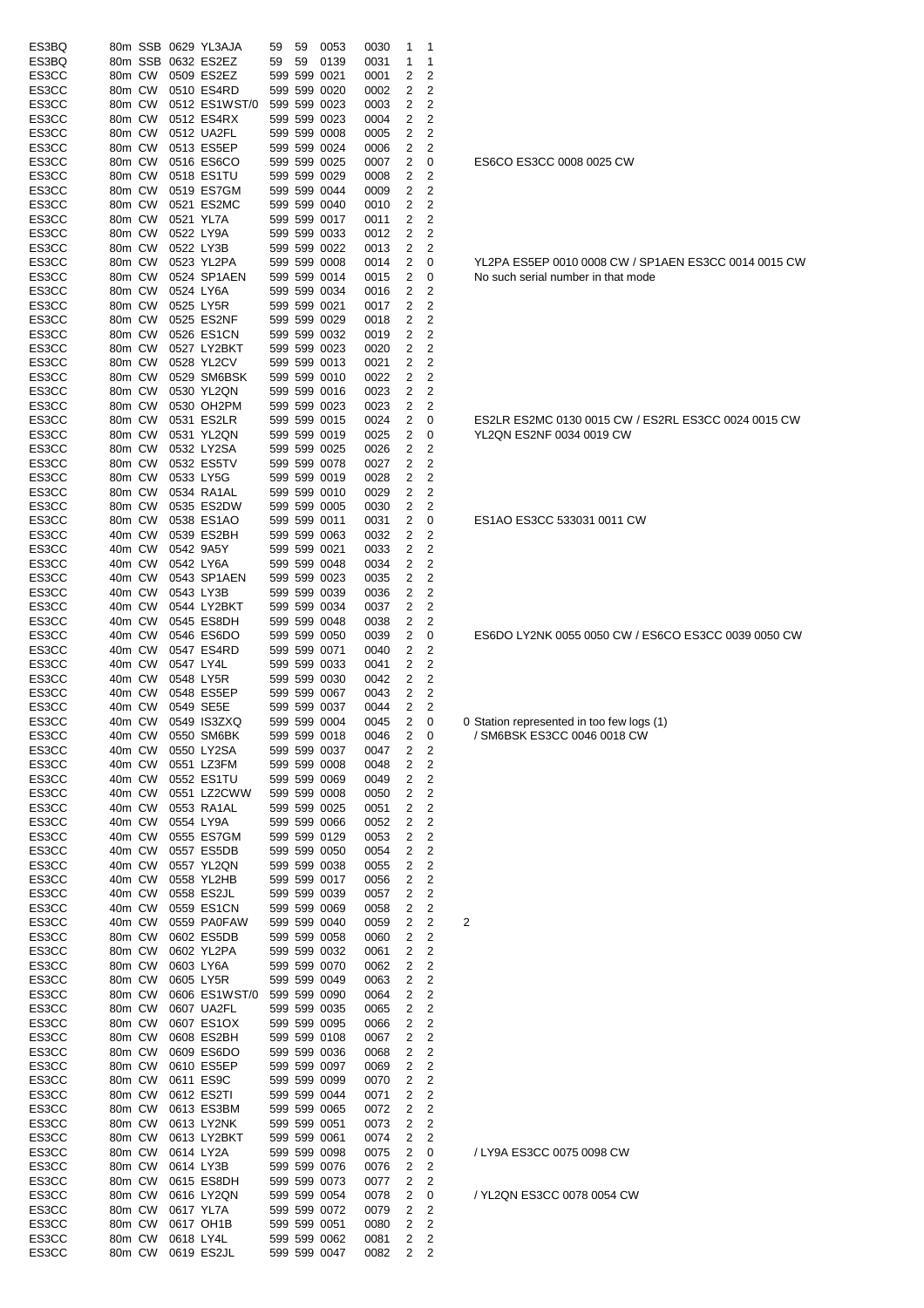| | | | | | | | | | | | | |
|---|---|---|---|---|---|---|---|---|---|---|---|---|
| ES3BQ | 80m | SSB | 0629 | YL3AJA | 59 | 59 | 0053 | 0030 | 1 | 1 | | |
| ES3BQ | 80m | SSB | 0632 | ES2EZ | 59 | 59 | 0139 | 0031 | 1 | 1 | | |
| ES3CC | 80m | CW | 0509 | ES2EZ | 599 | 599 | 0021 | 0001 | 2 | 2 | | |
| ES3CC | 80m | CW | 0510 | ES4RD | 599 | 599 | 0020 | 0002 | 2 | 2 | | |
| ES3CC | 80m | CW | 0512 | ES1WST/0 | 599 | 599 | 0023 | 0003 | 2 | 2 | | |
| ES3CC | 80m | CW | 0512 | ES4RX | 599 | 599 | 0023 | 0004 | 2 | 2 | | |
| ES3CC | 80m | CW | 0512 | UA2FL | 599 | 599 | 0008 | 0005 | 2 | 2 | | |
| ES3CC | 80m | CW | 0513 | ES5EP | 599 | 599 | 0024 | 0006 | 2 | 2 | | |
| ES3CC | 80m | CW | 0516 | ES6CO | 599 | 599 | 0025 | 0007 | 2 | 0 | | ES6CO ES3CC 0008 0025 CW |
| ES3CC | 80m | CW | 0518 | ES1TU | 599 | 599 | 0029 | 0008 | 2 | 2 | | |
| ES3CC | 80m | CW | 0519 | ES7GM | 599 | 599 | 0044 | 0009 | 2 | 2 | | |
| ES3CC | 80m | CW | 0521 | ES2MC | 599 | 599 | 0040 | 0010 | 2 | 2 | | |
| ES3CC | 80m | CW | 0521 | YL7A | 599 | 599 | 0017 | 0011 | 2 | 2 | | |
| ES3CC | 80m | CW | 0522 | LY9A | 599 | 599 | 0033 | 0012 | 2 | 2 | | |
| ES3CC | 80m | CW | 0522 | LY3B | 599 | 599 | 0022 | 0013 | 2 | 2 | | |
| ES3CC | 80m | CW | 0523 | YL2PA | 599 | 599 | 0008 | 0014 | 2 | 0 | | YL2PA ES5EP 0010 0008 CW / SP1AEN ES3CC 0014 0015 CW |
| ES3CC | 80m | CW | 0524 | SP1AEN | 599 | 599 | 0014 | 0015 | 2 | 0 | | No such serial number in that mode |
| ES3CC | 80m | CW | 0524 | LY6A | 599 | 599 | 0034 | 0016 | 2 | 2 | | |
| ES3CC | 80m | CW | 0525 | LY5R | 599 | 599 | 0021 | 0017 | 2 | 2 | | |
| ES3CC | 80m | CW | 0525 | ES2NF | 599 | 599 | 0029 | 0018 | 2 | 2 | | |
| ES3CC | 80m | CW | 0526 | ES1CN | 599 | 599 | 0032 | 0019 | 2 | 2 | | |
| ES3CC | 80m | CW | 0527 | LY2BKT | 599 | 599 | 0023 | 0020 | 2 | 2 | | |
| ES3CC | 80m | CW | 0528 | YL2CV | 599 | 599 | 0013 | 0021 | 2 | 2 | | |
| ES3CC | 80m | CW | 0529 | SM6BSK | 599 | 599 | 0010 | 0022 | 2 | 2 | | |
| ES3CC | 80m | CW | 0530 | YL2QN | 599 | 599 | 0016 | 0023 | 2 | 2 | | |
| ES3CC | 80m | CW | 0530 | OH2PM | 599 | 599 | 0023 | 0023 | 2 | 2 | | |
| ES3CC | 80m | CW | 0531 | ES2LR | 599 | 599 | 0015 | 0024 | 2 | 0 | | ES2LR ES2MC 0130 0015 CW / ES2RL ES3CC 0024 0015 CW |
| ES3CC | 80m | CW | 0531 | YL2QN | 599 | 599 | 0019 | 0025 | 2 | 0 | | YL2QN ES2NF 0034 0019 CW |
| ES3CC | 80m | CW | 0532 | LY2SA | 599 | 599 | 0025 | 0026 | 2 | 2 | | |
| ES3CC | 80m | CW | 0532 | ES5TV | 599 | 599 | 0078 | 0027 | 2 | 2 | | |
| ES3CC | 80m | CW | 0533 | LY5G | 599 | 599 | 0019 | 0028 | 2 | 2 | | |
| ES3CC | 80m | CW | 0534 | RA1AL | 599 | 599 | 0010 | 0029 | 2 | 2 | | |
| ES3CC | 80m | CW | 0535 | ES2DW | 599 | 599 | 0005 | 0030 | 2 | 2 | | |
| ES3CC | 80m | CW | 0538 | ES1AO | 599 | 599 | 0011 | 0031 | 2 | 0 | | ES1AO ES3CC 533031 0011 CW |
| ES3CC | 40m | CW | 0539 | ES2BH | 599 | 599 | 0063 | 0032 | 2 | 2 | | |
| ES3CC | 40m | CW | 0542 | 9A5Y | 599 | 599 | 0021 | 0033 | 2 | 2 | | |
| ES3CC | 40m | CW | 0542 | LY6A | 599 | 599 | 0048 | 0034 | 2 | 2 | | |
| ES3CC | 40m | CW | 0543 | SP1AEN | 599 | 599 | 0023 | 0035 | 2 | 2 | | |
| ES3CC | 40m | CW | 0543 | LY3B | 599 | 599 | 0039 | 0036 | 2 | 2 | | |
| ES3CC | 40m | CW | 0544 | LY2BKT | 599 | 599 | 0034 | 0037 | 2 | 2 | | |
| ES3CC | 40m | CW | 0545 | ES8DH | 599 | 599 | 0048 | 0038 | 2 | 2 | | |
| ES3CC | 40m | CW | 0546 | ES6DO | 599 | 599 | 0050 | 0039 | 2 | 0 | | ES6DO LY2NK 0055 0050 CW / ES6CO ES3CC 0039 0050 CW |
| ES3CC | 40m | CW | 0547 | ES4RD | 599 | 599 | 0071 | 0040 | 2 | 2 | | |
| ES3CC | 40m | CW | 0547 | LY4L | 599 | 599 | 0033 | 0041 | 2 | 2 | | |
| ES3CC | 40m | CW | 0548 | LY5R | 599 | 599 | 0030 | 0042 | 2 | 2 | | |
| ES3CC | 40m | CW | 0548 | ES5EP | 599 | 599 | 0067 | 0043 | 2 | 2 | | |
| ES3CC | 40m | CW | 0549 | SE5E | 599 | 599 | 0037 | 0044 | 2 | 2 | | |
| ES3CC | 40m | CW | 0549 | IS3ZXQ | 599 | 599 | 0004 | 0045 | 2 | 0 | 0 | Station represented in too few logs (1) |
| ES3CC | 40m | CW | 0550 | SM6BK | 599 | 599 | 0018 | 0046 | 2 | 0 | | / SM6BSK ES3CC 0046 0018 CW |
| ES3CC | 40m | CW | 0550 | LY2SA | 599 | 599 | 0037 | 0047 | 2 | 2 | | |
| ES3CC | 40m | CW | 0551 | LZ3FM | 599 | 599 | 0008 | 0048 | 2 | 2 | | |
| ES3CC | 40m | CW | 0552 | ES1TU | 599 | 599 | 0069 | 0049 | 2 | 2 | | |
| ES3CC | 40m | CW | 0551 | LZ2CWW | 599 | 599 | 0008 | 0050 | 2 | 2 | | |
| ES3CC | 40m | CW | 0553 | RA1AL | 599 | 599 | 0025 | 0051 | 2 | 2 | | |
| ES3CC | 40m | CW | 0554 | LY9A | 599 | 599 | 0066 | 0052 | 2 | 2 | | |
| ES3CC | 40m | CW | 0555 | ES7GM | 599 | 599 | 0129 | 0053 | 2 | 2 | | |
| ES3CC | 40m | CW | 0557 | ES5DB | 599 | 599 | 0050 | 0054 | 2 | 2 | | |
| ES3CC | 40m | CW | 0557 | YL2QN | 599 | 599 | 0038 | 0055 | 2 | 2 | | |
| ES3CC | 40m | CW | 0558 | YL2HB | 599 | 599 | 0017 | 0056 | 2 | 2 | | |
| ES3CC | 40m | CW | 0558 | ES2JL | 599 | 599 | 0039 | 0057 | 2 | 2 | | |
| ES3CC | 40m | CW | 0559 | ES1CN | 599 | 599 | 0069 | 0058 | 2 | 2 | | |
| ES3CC | 40m | CW | 0559 | PA0FAW | 599 | 599 | 0040 | 0059 | 2 | 2 | 2 | |
| ES3CC | 80m | CW | 0602 | ES5DB | 599 | 599 | 0058 | 0060 | 2 | 2 | | |
| ES3CC | 80m | CW | 0602 | YL2PA | 599 | 599 | 0032 | 0061 | 2 | 2 | | |
| ES3CC | 80m | CW | 0603 | LY6A | 599 | 599 | 0070 | 0062 | 2 | 2 | | |
| ES3CC | 80m | CW | 0605 | LY5R | 599 | 599 | 0049 | 0063 | 2 | 2 | | |
| ES3CC | 80m | CW | 0606 | ES1WST/0 | 599 | 599 | 0090 | 0064 | 2 | 2 | | |
| ES3CC | 80m | CW | 0607 | UA2FL | 599 | 599 | 0035 | 0065 | 2 | 2 | | |
| ES3CC | 80m | CW | 0607 | ES1OX | 599 | 599 | 0095 | 0066 | 2 | 2 | | |
| ES3CC | 80m | CW | 0608 | ES2BH | 599 | 599 | 0108 | 0067 | 2 | 2 | | |
| ES3CC | 80m | CW | 0609 | ES6DO | 599 | 599 | 0036 | 0068 | 2 | 2 | | |
| ES3CC | 80m | CW | 0610 | ES5EP | 599 | 599 | 0097 | 0069 | 2 | 2 | | |
| ES3CC | 80m | CW | 0611 | ES9C | 599 | 599 | 0099 | 0070 | 2 | 2 | | |
| ES3CC | 80m | CW | 0612 | ES2TI | 599 | 599 | 0044 | 0071 | 2 | 2 | | |
| ES3CC | 80m | CW | 0613 | ES3BM | 599 | 599 | 0065 | 0072 | 2 | 2 | | |
| ES3CC | 80m | CW | 0613 | LY2NK | 599 | 599 | 0051 | 0073 | 2 | 2 | | |
| ES3CC | 80m | CW | 0613 | LY2BKT | 599 | 599 | 0061 | 0074 | 2 | 2 | | |
| ES3CC | 80m | CW | 0614 | LY2A | 599 | 599 | 0098 | 0075 | 2 | 0 | | / LY9A ES3CC 0075 0098 CW |
| ES3CC | 80m | CW | 0614 | LY3B | 599 | 599 | 0076 | 0076 | 2 | 2 | | |
| ES3CC | 80m | CW | 0615 | ES8DH | 599 | 599 | 0073 | 0077 | 2 | 2 | | |
| ES3CC | 80m | CW | 0616 | LY2QN | 599 | 599 | 0054 | 0078 | 2 | 0 | | / YL2QN ES3CC 0078 0054 CW |
| ES3CC | 80m | CW | 0617 | YL7A | 599 | 599 | 0072 | 0079 | 2 | 2 | | |
| ES3CC | 80m | CW | 0617 | OH1B | 599 | 599 | 0051 | 0080 | 2 | 2 | | |
| ES3CC | 80m | CW | 0618 | LY4L | 599 | 599 | 0062 | 0081 | 2 | 2 | | |
| ES3CC | 80m | CW | 0619 | ES2JL | 599 | 599 | 0047 | 0082 | 2 | 2 | | |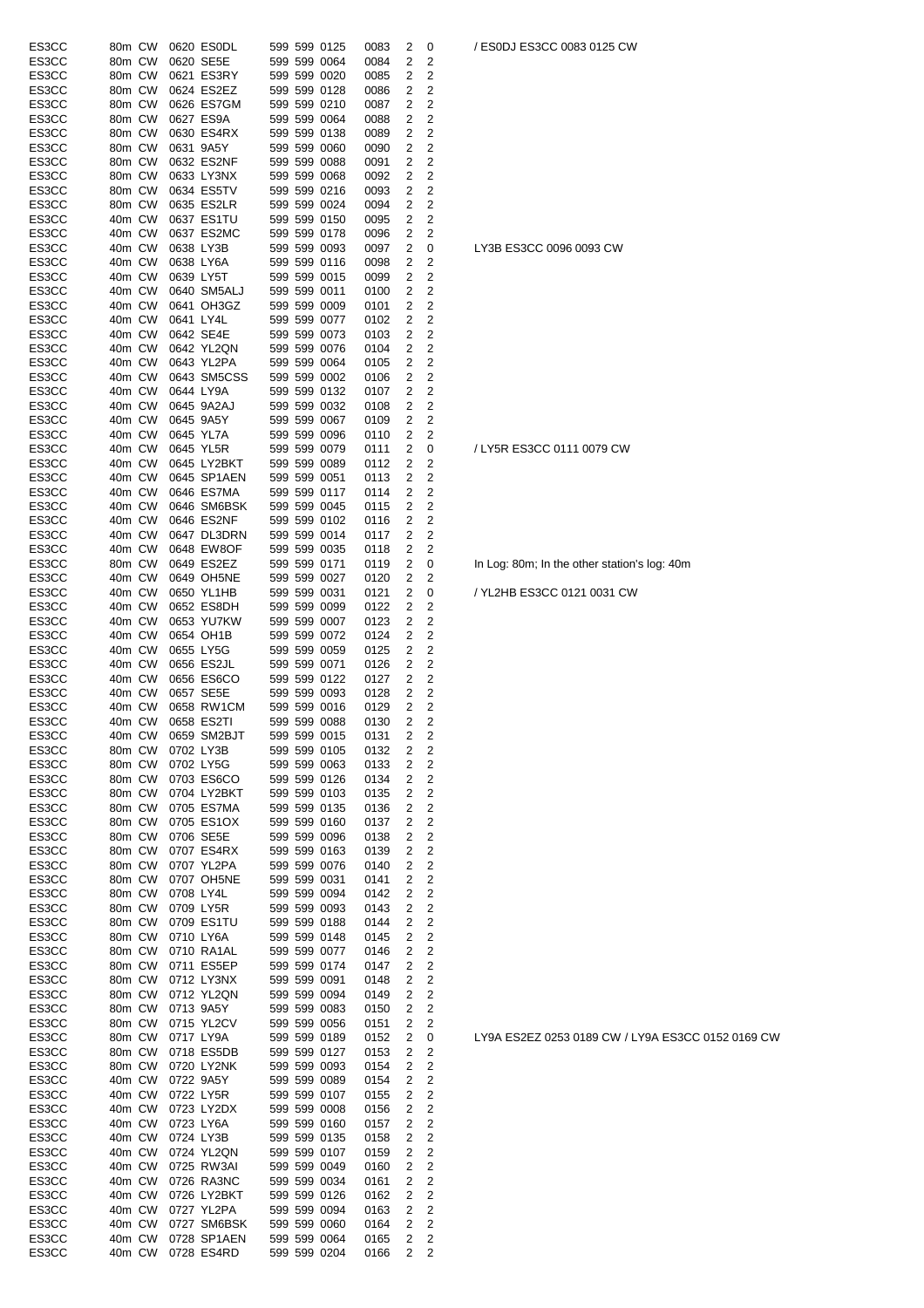| | | | | | | | | | | | |
|---|---|---|---|---|---|---|---|---|---|---|---|
| ES3CC | 80m | CW | 0620 | ES0DL | 599 | 599 | 0125 | 0083 | 2 | 0 | / ES0DJ ES3CC 0083 0125 CW |
| ES3CC | 80m | CW | 0620 | SE5E | 599 | 599 | 0064 | 0084 | 2 | 2 | |
| ES3CC | 80m | CW | 0621 | ES3RY | 599 | 599 | 0020 | 0085 | 2 | 2 | |
| ES3CC | 80m | CW | 0624 | ES2EZ | 599 | 599 | 0128 | 0086 | 2 | 2 | |
| ES3CC | 80m | CW | 0626 | ES7GM | 599 | 599 | 0210 | 0087 | 2 | 2 | |
| ES3CC | 80m | CW | 0627 | ES9A | 599 | 599 | 0064 | 0088 | 2 | 2 | |
| ES3CC | 80m | CW | 0630 | ES4RX | 599 | 599 | 0138 | 0089 | 2 | 2 | |
| ES3CC | 80m | CW | 0631 | 9A5Y | 599 | 599 | 0060 | 0090 | 2 | 2 | |
| ES3CC | 80m | CW | 0632 | ES2NF | 599 | 599 | 0088 | 0091 | 2 | 2 | |
| ES3CC | 80m | CW | 0633 | LY3NX | 599 | 599 | 0068 | 0092 | 2 | 2 | |
| ES3CC | 80m | CW | 0634 | ES5TV | 599 | 599 | 0216 | 0093 | 2 | 2 | |
| ES3CC | 80m | CW | 0635 | ES2LR | 599 | 599 | 0024 | 0094 | 2 | 2 | |
| ES3CC | 40m | CW | 0637 | ES1TU | 599 | 599 | 0150 | 0095 | 2 | 2 | |
| ES3CC | 40m | CW | 0637 | ES2MC | 599 | 599 | 0178 | 0096 | 2 | 2 | |
| ES3CC | 40m | CW | 0638 | LY3B | 599 | 599 | 0093 | 0097 | 2 | 0 | LY3B ES3CC 0096 0093 CW |
| ES3CC | 40m | CW | 0638 | LY6A | 599 | 599 | 0116 | 0098 | 2 | 2 | |
| ES3CC | 40m | CW | 0639 | LY5T | 599 | 599 | 0015 | 0099 | 2 | 2 | |
| ES3CC | 40m | CW | 0640 | SM5ALJ | 599 | 599 | 0011 | 0100 | 2 | 2 | |
| ES3CC | 40m | CW | 0641 | OH3GZ | 599 | 599 | 0009 | 0101 | 2 | 2 | |
| ES3CC | 40m | CW | 0641 | LY4L | 599 | 599 | 0077 | 0102 | 2 | 2 | |
| ES3CC | 40m | CW | 0642 | SE4E | 599 | 599 | 0073 | 0103 | 2 | 2 | |
| ES3CC | 40m | CW | 0642 | YL2QN | 599 | 599 | 0076 | 0104 | 2 | 2 | |
| ES3CC | 40m | CW | 0643 | YL2PA | 599 | 599 | 0064 | 0105 | 2 | 2 | |
| ES3CC | 40m | CW | 0643 | SM5CSS | 599 | 599 | 0002 | 0106 | 2 | 2 | |
| ES3CC | 40m | CW | 0644 | LY9A | 599 | 599 | 0132 | 0107 | 2 | 2 | |
| ES3CC | 40m | CW | 0645 | 9A2AJ | 599 | 599 | 0032 | 0108 | 2 | 2 | |
| ES3CC | 40m | CW | 0645 | 9A5Y | 599 | 599 | 0067 | 0109 | 2 | 2 | |
| ES3CC | 40m | CW | 0645 | YL7A | 599 | 599 | 0096 | 0110 | 2 | 2 | |
| ES3CC | 40m | CW | 0645 | YL5R | 599 | 599 | 0079 | 0111 | 2 | 0 | / LY5R ES3CC 0111 0079 CW |
| ES3CC | 40m | CW | 0645 | LY2BKT | 599 | 599 | 0089 | 0112 | 2 | 2 | |
| ES3CC | 40m | CW | 0645 | SP1AEN | 599 | 599 | 0051 | 0113 | 2 | 2 | |
| ES3CC | 40m | CW | 0646 | ES7MA | 599 | 599 | 0117 | 0114 | 2 | 2 | |
| ES3CC | 40m | CW | 0646 | SM6BSK | 599 | 599 | 0045 | 0115 | 2 | 2 | |
| ES3CC | 40m | CW | 0646 | ES2NF | 599 | 599 | 0102 | 0116 | 2 | 2 | |
| ES3CC | 40m | CW | 0647 | DL3DRN | 599 | 599 | 0014 | 0117 | 2 | 2 | |
| ES3CC | 40m | CW | 0648 | EW8OF | 599 | 599 | 0035 | 0118 | 2 | 2 | |
| ES3CC | 80m | CW | 0649 | ES2EZ | 599 | 599 | 0171 | 0119 | 2 | 0 | In Log: 80m; In the other station's log: 40m |
| ES3CC | 40m | CW | 0649 | OH5NE | 599 | 599 | 0027 | 0120 | 2 | 2 | |
| ES3CC | 40m | CW | 0650 | YL1HB | 599 | 599 | 0031 | 0121 | 2 | 0 | / YL2HB ES3CC 0121 0031 CW |
| ES3CC | 40m | CW | 0652 | ES8DH | 599 | 599 | 0099 | 0122 | 2 | 2 | |
| ES3CC | 40m | CW | 0653 | YU7KW | 599 | 599 | 0007 | 0123 | 2 | 2 | |
| ES3CC | 40m | CW | 0654 | OH1B | 599 | 599 | 0072 | 0124 | 2 | 2 | |
| ES3CC | 40m | CW | 0655 | LY5G | 599 | 599 | 0059 | 0125 | 2 | 2 | |
| ES3CC | 40m | CW | 0656 | ES2JL | 599 | 599 | 0071 | 0126 | 2 | 2 | |
| ES3CC | 40m | CW | 0656 | ES6CO | 599 | 599 | 0122 | 0127 | 2 | 2 | |
| ES3CC | 40m | CW | 0657 | SE5E | 599 | 599 | 0093 | 0128 | 2 | 2 | |
| ES3CC | 40m | CW | 0658 | RW1CM | 599 | 599 | 0016 | 0129 | 2 | 2 | |
| ES3CC | 40m | CW | 0658 | ES2TI | 599 | 599 | 0088 | 0130 | 2 | 2 | |
| ES3CC | 40m | CW | 0659 | SM2BJT | 599 | 599 | 0015 | 0131 | 2 | 2 | |
| ES3CC | 80m | CW | 0702 | LY3B | 599 | 599 | 0105 | 0132 | 2 | 2 | |
| ES3CC | 80m | CW | 0702 | LY5G | 599 | 599 | 0063 | 0133 | 2 | 2 | |
| ES3CC | 80m | CW | 0703 | ES6CO | 599 | 599 | 0126 | 0134 | 2 | 2 | |
| ES3CC | 80m | CW | 0704 | LY2BKT | 599 | 599 | 0103 | 0135 | 2 | 2 | |
| ES3CC | 80m | CW | 0705 | ES7MA | 599 | 599 | 0135 | 0136 | 2 | 2 | |
| ES3CC | 80m | CW | 0705 | ES1OX | 599 | 599 | 0160 | 0137 | 2 | 2 | |
| ES3CC | 80m | CW | 0706 | SE5E | 599 | 599 | 0096 | 0138 | 2 | 2 | |
| ES3CC | 80m | CW | 0707 | ES4RX | 599 | 599 | 0163 | 0139 | 2 | 2 | |
| ES3CC | 80m | CW | 0707 | YL2PA | 599 | 599 | 0076 | 0140 | 2 | 2 | |
| ES3CC | 80m | CW | 0707 | OH5NE | 599 | 599 | 0031 | 0141 | 2 | 2 | |
| ES3CC | 80m | CW | 0708 | LY4L | 599 | 599 | 0094 | 0142 | 2 | 2 | |
| ES3CC | 80m | CW | 0709 | LY5R | 599 | 599 | 0093 | 0143 | 2 | 2 | |
| ES3CC | 80m | CW | 0709 | ES1TU | 599 | 599 | 0188 | 0144 | 2 | 2 | |
| ES3CC | 80m | CW | 0710 | LY6A | 599 | 599 | 0148 | 0145 | 2 | 2 | |
| ES3CC | 80m | CW | 0710 | RA1AL | 599 | 599 | 0077 | 0146 | 2 | 2 | |
| ES3CC | 80m | CW | 0711 | ES5EP | 599 | 599 | 0174 | 0147 | 2 | 2 | |
| ES3CC | 80m | CW | 0712 | LY3NX | 599 | 599 | 0091 | 0148 | 2 | 2 | |
| ES3CC | 80m | CW | 0712 | YL2QN | 599 | 599 | 0094 | 0149 | 2 | 2 | |
| ES3CC | 80m | CW | 0713 | 9A5Y | 599 | 599 | 0083 | 0150 | 2 | 2 | |
| ES3CC | 80m | CW | 0715 | YL2CV | 599 | 599 | 0056 | 0151 | 2 | 2 | |
| ES3CC | 80m | CW | 0717 | LY9A | 599 | 599 | 0189 | 0152 | 2 | 0 | LY9A ES2EZ 0253 0189 CW / LY9A ES3CC 0152 0169 CW |
| ES3CC | 80m | CW | 0718 | ES5DB | 599 | 599 | 0127 | 0153 | 2 | 2 | |
| ES3CC | 80m | CW | 0720 | LY2NK | 599 | 599 | 0093 | 0154 | 2 | 2 | |
| ES3CC | 40m | CW | 0722 | 9A5Y | 599 | 599 | 0089 | 0154 | 2 | 2 | |
| ES3CC | 40m | CW | 0722 | LY5R | 599 | 599 | 0107 | 0155 | 2 | 2 | |
| ES3CC | 40m | CW | 0723 | LY2DX | 599 | 599 | 0008 | 0156 | 2 | 2 | |
| ES3CC | 40m | CW | 0723 | LY6A | 599 | 599 | 0160 | 0157 | 2 | 2 | |
| ES3CC | 40m | CW | 0724 | LY3B | 599 | 599 | 0135 | 0158 | 2 | 2 | |
| ES3CC | 40m | CW | 0724 | YL2QN | 599 | 599 | 0107 | 0159 | 2 | 2 | |
| ES3CC | 40m | CW | 0725 | RW3AI | 599 | 599 | 0049 | 0160 | 2 | 2 | |
| ES3CC | 40m | CW | 0726 | RA3NC | 599 | 599 | 0034 | 0161 | 2 | 2 | |
| ES3CC | 40m | CW | 0726 | LY2BKT | 599 | 599 | 0126 | 0162 | 2 | 2 | |
| ES3CC | 40m | CW | 0727 | YL2PA | 599 | 599 | 0094 | 0163 | 2 | 2 | |
| ES3CC | 40m | CW | 0727 | SM6BSK | 599 | 599 | 0060 | 0164 | 2 | 2 | |
| ES3CC | 40m | CW | 0728 | SP1AEN | 599 | 599 | 0064 | 0165 | 2 | 2 | |
| ES3CC | 40m | CW | 0728 | ES4RD | 599 | 599 | 0204 | 0166 | 2 | 2 | |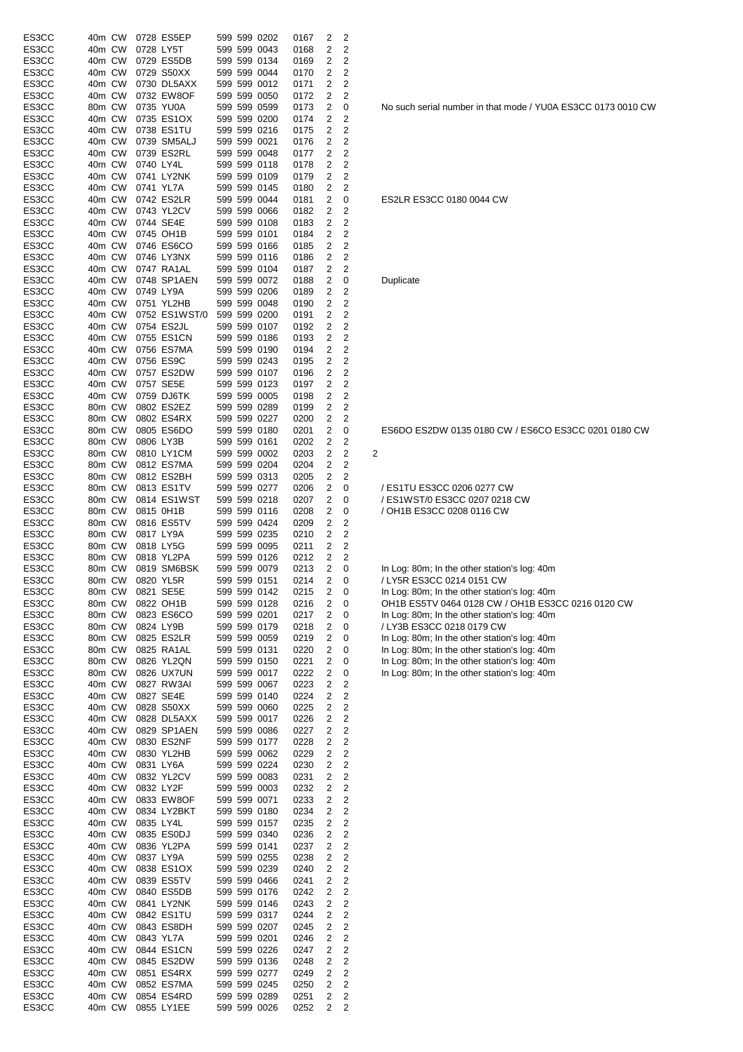| | | | | | | | | | | | | |
|---|---|---|---|---|---|---|---|---|---|---|---|---|
| ES3CC | 40m | CW | 0728 | ES5EP | 599 | 599 | 0202 | 0167 | 2 | 2 | | |
| ES3CC | 40m | CW | 0728 | LY5T | 599 | 599 | 0043 | 0168 | 2 | 2 | | |
| ES3CC | 40m | CW | 0729 | ES5DB | 599 | 599 | 0134 | 0169 | 2 | 2 | | |
| ES3CC | 40m | CW | 0729 | S50XX | 599 | 599 | 0044 | 0170 | 2 | 2 | | |
| ES3CC | 40m | CW | 0730 | DL5AXX | 599 | 599 | 0012 | 0171 | 2 | 2 | | |
| ES3CC | 40m | CW | 0732 | EW8OF | 599 | 599 | 0050 | 0172 | 2 | 2 | | |
| ES3CC | 80m | CW | 0735 | YU0A | 599 | 599 | 0599 | 0173 | 2 | 0 | | No such serial number in that mode / YU0A ES3CC 0173 0010 CW |
| ES3CC | 40m | CW | 0735 | ES1OX | 599 | 599 | 0200 | 0174 | 2 | 2 | | |
| ES3CC | 40m | CW | 0738 | ES1TU | 599 | 599 | 0216 | 0175 | 2 | 2 | | |
| ES3CC | 40m | CW | 0739 | SM5ALJ | 599 | 599 | 0021 | 0176 | 2 | 2 | | |
| ES3CC | 40m | CW | 0739 | ES2RL | 599 | 599 | 0048 | 0177 | 2 | 2 | | |
| ES3CC | 40m | CW | 0740 | LY4L | 599 | 599 | 0118 | 0178 | 2 | 2 | | |
| ES3CC | 40m | CW | 0741 | LY2NK | 599 | 599 | 0109 | 0179 | 2 | 2 | | |
| ES3CC | 40m | CW | 0741 | YL7A | 599 | 599 | 0145 | 0180 | 2 | 2 | | |
| ES3CC | 40m | CW | 0742 | ES2LR | 599 | 599 | 0044 | 0181 | 2 | 0 | | ES2LR ES3CC 0180 0044 CW |
| ES3CC | 40m | CW | 0743 | YL2CV | 599 | 599 | 0066 | 0182 | 2 | 2 | | |
| ES3CC | 40m | CW | 0744 | SE4E | 599 | 599 | 0108 | 0183 | 2 | 2 | | |
| ES3CC | 40m | CW | 0745 | OH1B | 599 | 599 | 0101 | 0184 | 2 | 2 | | |
| ES3CC | 40m | CW | 0746 | ES6CO | 599 | 599 | 0166 | 0185 | 2 | 2 | | |
| ES3CC | 40m | CW | 0746 | LY3NX | 599 | 599 | 0116 | 0186 | 2 | 2 | | |
| ES3CC | 40m | CW | 0747 | RA1AL | 599 | 599 | 0104 | 0187 | 2 | 2 | | |
| ES3CC | 40m | CW | 0748 | SP1AEN | 599 | 599 | 0072 | 0188 | 2 | 0 | | Duplicate |
| ES3CC | 40m | CW | 0749 | LY9A | 599 | 599 | 0206 | 0189 | 2 | 2 | | |
| ES3CC | 40m | CW | 0751 | YL2HB | 599 | 599 | 0048 | 0190 | 2 | 2 | | |
| ES3CC | 40m | CW | 0752 | ES1WST/0 | 599 | 599 | 0200 | 0191 | 2 | 2 | | |
| ES3CC | 40m | CW | 0754 | ES2JL | 599 | 599 | 0107 | 0192 | 2 | 2 | | |
| ES3CC | 40m | CW | 0755 | ES1CN | 599 | 599 | 0186 | 0193 | 2 | 2 | | |
| ES3CC | 40m | CW | 0756 | ES7MA | 599 | 599 | 0190 | 0194 | 2 | 2 | | |
| ES3CC | 40m | CW | 0756 | ES9C | 599 | 599 | 0243 | 0195 | 2 | 2 | | |
| ES3CC | 40m | CW | 0757 | ES2DW | 599 | 599 | 0107 | 0196 | 2 | 2 | | |
| ES3CC | 40m | CW | 0757 | SE5E | 599 | 599 | 0123 | 0197 | 2 | 2 | | |
| ES3CC | 40m | CW | 0759 | DJ6TK | 599 | 599 | 0005 | 0198 | 2 | 2 | | |
| ES3CC | 80m | CW | 0802 | ES2EZ | 599 | 599 | 0289 | 0199 | 2 | 2 | | |
| ES3CC | 80m | CW | 0802 | ES4RX | 599 | 599 | 0227 | 0200 | 2 | 2 | | |
| ES3CC | 80m | CW | 0805 | ES6DO | 599 | 599 | 0180 | 0201 | 2 | 0 | | ES6DO ES2DW 0135 0180 CW / ES6CO ES3CC 0201 0180 CW |
| ES3CC | 80m | CW | 0806 | LY3B | 599 | 599 | 0161 | 0202 | 2 | 2 | | |
| ES3CC | 80m | CW | 0810 | LY1CM | 599 | 599 | 0002 | 0203 | 2 | 2 | 2 | |
| ES3CC | 80m | CW | 0812 | ES7MA | 599 | 599 | 0204 | 0204 | 2 | 2 | | |
| ES3CC | 80m | CW | 0812 | ES2BH | 599 | 599 | 0313 | 0205 | 2 | 2 | | |
| ES3CC | 80m | CW | 0813 | ES1TV | 599 | 599 | 0277 | 0206 | 2 | 0 | | / ES1TU ES3CC 0206 0277 CW |
| ES3CC | 80m | CW | 0814 | ES1WST | 599 | 599 | 0218 | 0207 | 2 | 0 | | / ES1WST/0 ES3CC 0207 0218 CW |
| ES3CC | 80m | CW | 0815 | 0H1B | 599 | 599 | 0116 | 0208 | 2 | 0 | | / OH1B ES3CC 0208 0116 CW |
| ES3CC | 80m | CW | 0816 | ES5TV | 599 | 599 | 0424 | 0209 | 2 | 2 | | |
| ES3CC | 80m | CW | 0817 | LY9A | 599 | 599 | 0235 | 0210 | 2 | 2 | | |
| ES3CC | 80m | CW | 0818 | LY5G | 599 | 599 | 0095 | 0211 | 2 | 2 | | |
| ES3CC | 80m | CW | 0818 | YL2PA | 599 | 599 | 0126 | 0212 | 2 | 2 | | |
| ES3CC | 80m | CW | 0819 | SM6BSK | 599 | 599 | 0079 | 0213 | 2 | 0 | | In Log: 80m; In the other station's log: 40m |
| ES3CC | 80m | CW | 0820 | YL5R | 599 | 599 | 0151 | 0214 | 2 | 0 | | / LY5R ES3CC 0214 0151 CW |
| ES3CC | 80m | CW | 0821 | SE5E | 599 | 599 | 0142 | 0215 | 2 | 0 | | In Log: 80m; In the other station's log: 40m |
| ES3CC | 80m | CW | 0822 | OH1B | 599 | 599 | 0128 | 0216 | 2 | 0 | | OH1B ES5TV 0464 0128 CW / OH1B ES3CC 0216 0120 CW |
| ES3CC | 80m | CW | 0823 | ES6CO | 599 | 599 | 0201 | 0217 | 2 | 0 | | In Log: 80m; In the other station's log: 40m |
| ES3CC | 80m | CW | 0824 | LY9B | 599 | 599 | 0179 | 0218 | 2 | 0 | | / LY3B ES3CC 0218 0179 CW |
| ES3CC | 80m | CW | 0825 | ES2LR | 599 | 599 | 0059 | 0219 | 2 | 0 | | In Log: 80m; In the other station's log: 40m |
| ES3CC | 80m | CW | 0825 | RA1AL | 599 | 599 | 0131 | 0220 | 2 | 0 | | In Log: 80m; In the other station's log: 40m |
| ES3CC | 80m | CW | 0826 | YL2QN | 599 | 599 | 0150 | 0221 | 2 | 0 | | In Log: 80m; In the other station's log: 40m |
| ES3CC | 80m | CW | 0826 | UX7UN | 599 | 599 | 0017 | 0222 | 2 | 0 | | In Log: 80m; In the other station's log: 40m |
| ES3CC | 40m | CW | 0827 | RW3AI | 599 | 599 | 0067 | 0223 | 2 | 2 | | |
| ES3CC | 40m | CW | 0827 | SE4E | 599 | 599 | 0140 | 0224 | 2 | 2 | | |
| ES3CC | 40m | CW | 0828 | S50XX | 599 | 599 | 0060 | 0225 | 2 | 2 | | |
| ES3CC | 40m | CW | 0828 | DL5AXX | 599 | 599 | 0017 | 0226 | 2 | 2 | | |
| ES3CC | 40m | CW | 0829 | SP1AEN | 599 | 599 | 0086 | 0227 | 2 | 2 | | |
| ES3CC | 40m | CW | 0830 | ES2NF | 599 | 599 | 0177 | 0228 | 2 | 2 | | |
| ES3CC | 40m | CW | 0830 | YL2HB | 599 | 599 | 0062 | 0229 | 2 | 2 | | |
| ES3CC | 40m | CW | 0831 | LY6A | 599 | 599 | 0224 | 0230 | 2 | 2 | | |
| ES3CC | 40m | CW | 0832 | YL2CV | 599 | 599 | 0083 | 0231 | 2 | 2 | | |
| ES3CC | 40m | CW | 0832 | LY2F | 599 | 599 | 0003 | 0232 | 2 | 2 | | |
| ES3CC | 40m | CW | 0833 | EW8OF | 599 | 599 | 0071 | 0233 | 2 | 2 | | |
| ES3CC | 40m | CW | 0834 | LY2BKT | 599 | 599 | 0180 | 0234 | 2 | 2 | | |
| ES3CC | 40m | CW | 0835 | LY4L | 599 | 599 | 0157 | 0235 | 2 | 2 | | |
| ES3CC | 40m | CW | 0835 | ES0DJ | 599 | 599 | 0340 | 0236 | 2 | 2 | | |
| ES3CC | 40m | CW | 0836 | YL2PA | 599 | 599 | 0141 | 0237 | 2 | 2 | | |
| ES3CC | 40m | CW | 0837 | LY9A | 599 | 599 | 0255 | 0238 | 2 | 2 | | |
| ES3CC | 40m | CW | 0838 | ES1OX | 599 | 599 | 0239 | 0240 | 2 | 2 | | |
| ES3CC | 40m | CW | 0839 | ES5TV | 599 | 599 | 0466 | 0241 | 2 | 2 | | |
| ES3CC | 40m | CW | 0840 | ES5DB | 599 | 599 | 0176 | 0242 | 2 | 2 | | |
| ES3CC | 40m | CW | 0841 | LY2NK | 599 | 599 | 0146 | 0243 | 2 | 2 | | |
| ES3CC | 40m | CW | 0842 | ES1TU | 599 | 599 | 0317 | 0244 | 2 | 2 | | |
| ES3CC | 40m | CW | 0843 | ES8DH | 599 | 599 | 0207 | 0245 | 2 | 2 | | |
| ES3CC | 40m | CW | 0843 | YL7A | 599 | 599 | 0201 | 0246 | 2 | 2 | | |
| ES3CC | 40m | CW | 0844 | ES1CN | 599 | 599 | 0226 | 0247 | 2 | 2 | | |
| ES3CC | 40m | CW | 0845 | ES2DW | 599 | 599 | 0136 | 0248 | 2 | 2 | | |
| ES3CC | 40m | CW | 0851 | ES4RX | 599 | 599 | 0277 | 0249 | 2 | 2 | | |
| ES3CC | 40m | CW | 0852 | ES7MA | 599 | 599 | 0245 | 0250 | 2 | 2 | | |
| ES3CC | 40m | CW | 0854 | ES4RD | 599 | 599 | 0289 | 0251 | 2 | 2 | | |
| ES3CC | 40m | CW | 0855 | LY1EE | 599 | 599 | 0026 | 0252 | 2 | 2 | | |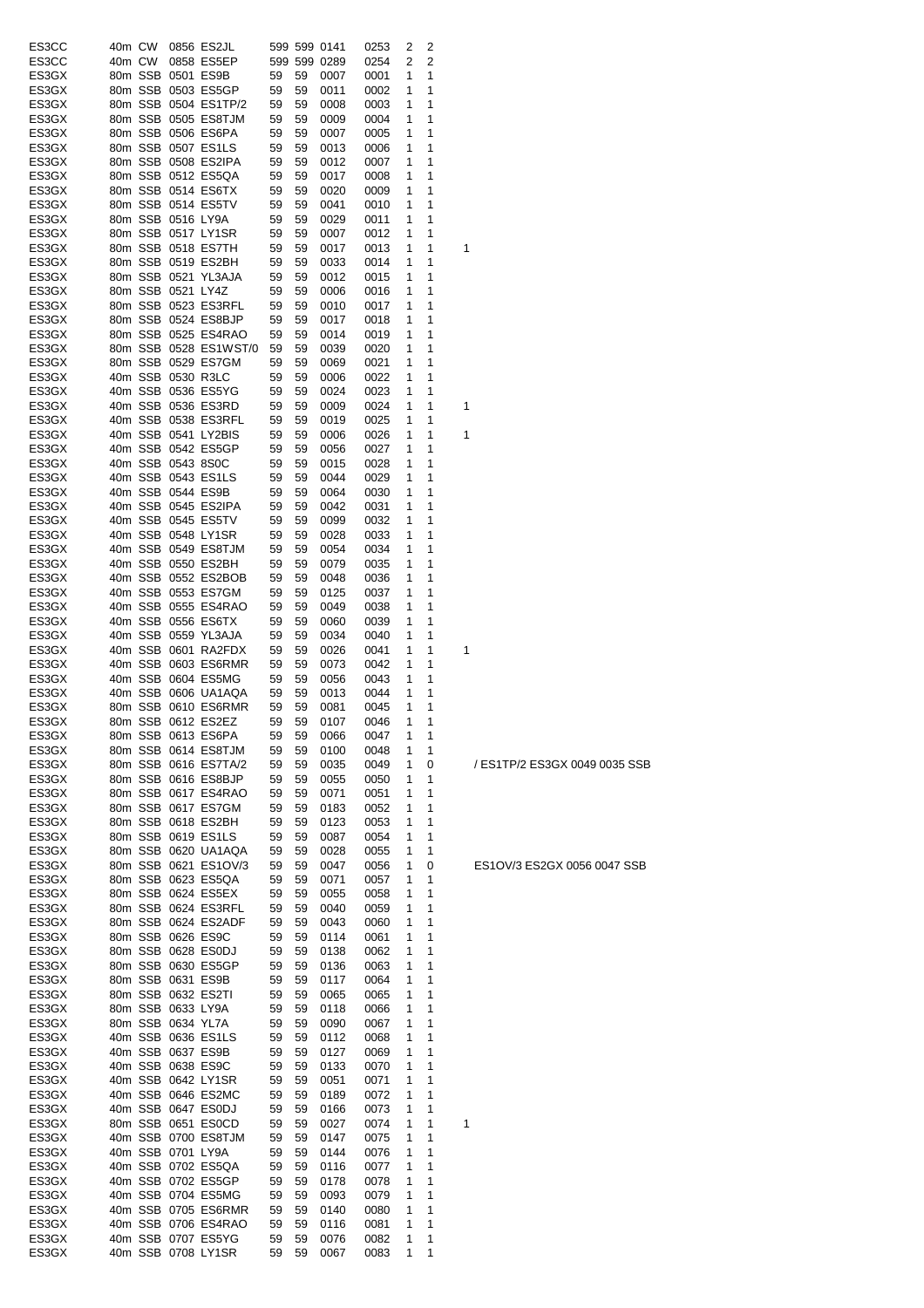| | | | | | | | | | | | | |
|---|---|---|---|---|---|---|---|---|---|---|---|---|
| ES3CC | 40m | CW | 0856 | ES2JL | 599 | 599 | 0141 | 0253 | 2 | 2 | | |
| ES3CC | 40m | CW | 0858 | ES5EP | 599 | 599 | 0289 | 0254 | 2 | 2 | | |
| ES3GX | 80m | SSB | 0501 | ES9B | 59 | 59 | 0007 | 0001 | 1 | 1 | | |
| ES3GX | 80m | SSB | 0503 | ES5GP | 59 | 59 | 0011 | 0002 | 1 | 1 | | |
| ES3GX | 80m | SSB | 0504 | ES1TP/2 | 59 | 59 | 0008 | 0003 | 1 | 1 | | |
| ES3GX | 80m | SSB | 0505 | ES8TJM | 59 | 59 | 0009 | 0004 | 1 | 1 | | |
| ES3GX | 80m | SSB | 0506 | ES6PA | 59 | 59 | 0007 | 0005 | 1 | 1 | | |
| ES3GX | 80m | SSB | 0507 | ES1LS | 59 | 59 | 0013 | 0006 | 1 | 1 | | |
| ES3GX | 80m | SSB | 0508 | ES2IPA | 59 | 59 | 0012 | 0007 | 1 | 1 | | |
| ES3GX | 80m | SSB | 0512 | ES5QA | 59 | 59 | 0017 | 0008 | 1 | 1 | | |
| ES3GX | 80m | SSB | 0514 | ES6TX | 59 | 59 | 0020 | 0009 | 1 | 1 | | |
| ES3GX | 80m | SSB | 0514 | ES5TV | 59 | 59 | 0041 | 0010 | 1 | 1 | | |
| ES3GX | 80m | SSB | 0516 | LY9A | 59 | 59 | 0029 | 0011 | 1 | 1 | | |
| ES3GX | 80m | SSB | 0517 | LY1SR | 59 | 59 | 0007 | 0012 | 1 | 1 | | |
| ES3GX | 80m | SSB | 0518 | ES7TH | 59 | 59 | 0017 | 0013 | 1 | 1 | 1 | |
| ES3GX | 80m | SSB | 0519 | ES2BH | 59 | 59 | 0033 | 0014 | 1 | 1 | | |
| ES3GX | 80m | SSB | 0521 | YL3AJA | 59 | 59 | 0012 | 0015 | 1 | 1 | | |
| ES3GX | 80m | SSB | 0521 | LY4Z | 59 | 59 | 0006 | 0016 | 1 | 1 | | |
| ES3GX | 80m | SSB | 0523 | ES3RFL | 59 | 59 | 0010 | 0017 | 1 | 1 | | |
| ES3GX | 80m | SSB | 0524 | ES8BJP | 59 | 59 | 0017 | 0018 | 1 | 1 | | |
| ES3GX | 80m | SSB | 0525 | ES4RAO | 59 | 59 | 0014 | 0019 | 1 | 1 | | |
| ES3GX | 80m | SSB | 0528 | ES1WST/0 | 59 | 59 | 0039 | 0020 | 1 | 1 | | |
| ES3GX | 80m | SSB | 0529 | ES7GM | 59 | 59 | 0069 | 0021 | 1 | 1 | | |
| ES3GX | 40m | SSB | 0530 | R3LC | 59 | 59 | 0006 | 0022 | 1 | 1 | | |
| ES3GX | 40m | SSB | 0536 | ES5YG | 59 | 59 | 0024 | 0023 | 1 | 1 | | |
| ES3GX | 40m | SSB | 0536 | ES3RD | 59 | 59 | 0009 | 0024 | 1 | 1 | 1 | |
| ES3GX | 40m | SSB | 0538 | ES3RFL | 59 | 59 | 0019 | 0025 | 1 | 1 | | |
| ES3GX | 40m | SSB | 0541 | LY2BIS | 59 | 59 | 0006 | 0026 | 1 | 1 | 1 | |
| ES3GX | 40m | SSB | 0542 | ES5GP | 59 | 59 | 0056 | 0027 | 1 | 1 | | |
| ES3GX | 40m | SSB | 0543 | 8S0C | 59 | 59 | 0015 | 0028 | 1 | 1 | | |
| ES3GX | 40m | SSB | 0543 | ES1LS | 59 | 59 | 0044 | 0029 | 1 | 1 | | |
| ES3GX | 40m | SSB | 0544 | ES9B | 59 | 59 | 0064 | 0030 | 1 | 1 | | |
| ES3GX | 40m | SSB | 0545 | ES2IPA | 59 | 59 | 0042 | 0031 | 1 | 1 | | |
| ES3GX | 40m | SSB | 0545 | ES5TV | 59 | 59 | 0099 | 0032 | 1 | 1 | | |
| ES3GX | 40m | SSB | 0548 | LY1SR | 59 | 59 | 0028 | 0033 | 1 | 1 | | |
| ES3GX | 40m | SSB | 0549 | ES8TJM | 59 | 59 | 0054 | 0034 | 1 | 1 | | |
| ES3GX | 40m | SSB | 0550 | ES2BH | 59 | 59 | 0079 | 0035 | 1 | 1 | | |
| ES3GX | 40m | SSB | 0552 | ES2BOB | 59 | 59 | 0048 | 0036 | 1 | 1 | | |
| ES3GX | 40m | SSB | 0553 | ES7GM | 59 | 59 | 0125 | 0037 | 1 | 1 | | |
| ES3GX | 40m | SSB | 0555 | ES4RAO | 59 | 59 | 0049 | 0038 | 1 | 1 | | |
| ES3GX | 40m | SSB | 0556 | ES6TX | 59 | 59 | 0060 | 0039 | 1 | 1 | | |
| ES3GX | 40m | SSB | 0559 | YL3AJA | 59 | 59 | 0034 | 0040 | 1 | 1 | | |
| ES3GX | 40m | SSB | 0601 | RA2FDX | 59 | 59 | 0026 | 0041 | 1 | 1 | 1 | |
| ES3GX | 40m | SSB | 0603 | ES6RMR | 59 | 59 | 0073 | 0042 | 1 | 1 | | |
| ES3GX | 40m | SSB | 0604 | ES5MG | 59 | 59 | 0056 | 0043 | 1 | 1 | | |
| ES3GX | 40m | SSB | 0606 | UA1AQA | 59 | 59 | 0013 | 0044 | 1 | 1 | | |
| ES3GX | 80m | SSB | 0610 | ES6RMR | 59 | 59 | 0081 | 0045 | 1 | 1 | | |
| ES3GX | 80m | SSB | 0612 | ES2EZ | 59 | 59 | 0107 | 0046 | 1 | 1 | | |
| ES3GX | 80m | SSB | 0613 | ES6PA | 59 | 59 | 0066 | 0047 | 1 | 1 | | |
| ES3GX | 80m | SSB | 0614 | ES8TJM | 59 | 59 | 0100 | 0048 | 1 | 1 | | |
| ES3GX | 80m | SSB | 0616 | ES7TA/2 | 59 | 59 | 0035 | 0049 | 1 | 0 | | / ES1TP/2 ES3GX 0049 0035 SSB |
| ES3GX | 80m | SSB | 0616 | ES8BJP | 59 | 59 | 0055 | 0050 | 1 | 1 | | |
| ES3GX | 80m | SSB | 0617 | ES4RAO | 59 | 59 | 0071 | 0051 | 1 | 1 | | |
| ES3GX | 80m | SSB | 0617 | ES7GM | 59 | 59 | 0183 | 0052 | 1 | 1 | | |
| ES3GX | 80m | SSB | 0618 | ES2BH | 59 | 59 | 0123 | 0053 | 1 | 1 | | |
| ES3GX | 80m | SSB | 0619 | ES1LS | 59 | 59 | 0087 | 0054 | 1 | 1 | | |
| ES3GX | 80m | SSB | 0620 | UA1AQA | 59 | 59 | 0028 | 0055 | 1 | 1 | | |
| ES3GX | 80m | SSB | 0621 | ES1OV/3 | 59 | 59 | 0047 | 0056 | 1 | 0 | | ES1OV/3 ES2GX 0056 0047 SSB |
| ES3GX | 80m | SSB | 0623 | ES5QA | 59 | 59 | 0071 | 0057 | 1 | 1 | | |
| ES3GX | 80m | SSB | 0624 | ES5EX | 59 | 59 | 0055 | 0058 | 1 | 1 | | |
| ES3GX | 80m | SSB | 0624 | ES3RFL | 59 | 59 | 0040 | 0059 | 1 | 1 | | |
| ES3GX | 80m | SSB | 0624 | ES2ADF | 59 | 59 | 0043 | 0060 | 1 | 1 | | |
| ES3GX | 80m | SSB | 0626 | ES9C | 59 | 59 | 0114 | 0061 | 1 | 1 | | |
| ES3GX | 80m | SSB | 0628 | ES0DJ | 59 | 59 | 0138 | 0062 | 1 | 1 | | |
| ES3GX | 80m | SSB | 0630 | ES5GP | 59 | 59 | 0136 | 0063 | 1 | 1 | | |
| ES3GX | 80m | SSB | 0631 | ES9B | 59 | 59 | 0117 | 0064 | 1 | 1 | | |
| ES3GX | 80m | SSB | 0632 | ES2TI | 59 | 59 | 0065 | 0065 | 1 | 1 | | |
| ES3GX | 80m | SSB | 0633 | LY9A | 59 | 59 | 0118 | 0066 | 1 | 1 | | |
| ES3GX | 80m | SSB | 0634 | YL7A | 59 | 59 | 0090 | 0067 | 1 | 1 | | |
| ES3GX | 40m | SSB | 0636 | ES1LS | 59 | 59 | 0112 | 0068 | 1 | 1 | | |
| ES3GX | 40m | SSB | 0637 | ES9B | 59 | 59 | 0127 | 0069 | 1 | 1 | | |
| ES3GX | 40m | SSB | 0638 | ES9C | 59 | 59 | 0133 | 0070 | 1 | 1 | | |
| ES3GX | 40m | SSB | 0642 | LY1SR | 59 | 59 | 0051 | 0071 | 1 | 1 | | |
| ES3GX | 40m | SSB | 0646 | ES2MC | 59 | 59 | 0189 | 0072 | 1 | 1 | | |
| ES3GX | 40m | SSB | 0647 | ES0DJ | 59 | 59 | 0166 | 0073 | 1 | 1 | | |
| ES3GX | 80m | SSB | 0651 | ES0CD | 59 | 59 | 0027 | 0074 | 1 | 1 | 1 | |
| ES3GX | 40m | SSB | 0700 | ES8TJM | 59 | 59 | 0147 | 0075 | 1 | 1 | | |
| ES3GX | 40m | SSB | 0701 | LY9A | 59 | 59 | 0144 | 0076 | 1 | 1 | | |
| ES3GX | 40m | SSB | 0702 | ES5QA | 59 | 59 | 0116 | 0077 | 1 | 1 | | |
| ES3GX | 40m | SSB | 0702 | ES5GP | 59 | 59 | 0178 | 0078 | 1 | 1 | | |
| ES3GX | 40m | SSB | 0704 | ES5MG | 59 | 59 | 0093 | 0079 | 1 | 1 | | |
| ES3GX | 40m | SSB | 0705 | ES6RMR | 59 | 59 | 0140 | 0080 | 1 | 1 | | |
| ES3GX | 40m | SSB | 0706 | ES4RAO | 59 | 59 | 0116 | 0081 | 1 | 1 | | |
| ES3GX | 40m | SSB | 0707 | ES5YG | 59 | 59 | 0076 | 0082 | 1 | 1 | | |
| ES3GX | 40m | SSB | 0708 | LY1SR | 59 | 59 | 0067 | 0083 | 1 | 1 | | |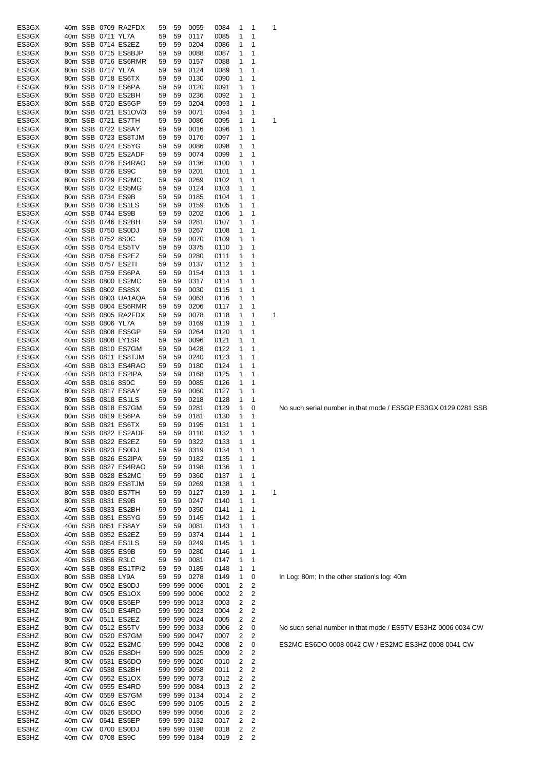| | | | | | | | | | | | | |
|---|---|---|---|---|---|---|---|---|---|---|---|---|
| ES3GX | 40m | SSB | 0709 | RA2FDX | 59 | 59 | 0055 | 0084 | 1 | 1 | 1 | |
| ES3GX | 40m | SSB | 0711 | YL7A | 59 | 59 | 0117 | 0085 | 1 | 1 | | |
| ES3GX | 80m | SSB | 0714 | ES2EZ | 59 | 59 | 0204 | 0086 | 1 | 1 | | |
| ES3GX | 80m | SSB | 0715 | ES8BJP | 59 | 59 | 0088 | 0087 | 1 | 1 | | |
| ES3GX | 80m | SSB | 0716 | ES6RMR | 59 | 59 | 0157 | 0088 | 1 | 1 | | |
| ES3GX | 80m | SSB | 0717 | YL7A | 59 | 59 | 0124 | 0089 | 1 | 1 | | |
| ES3GX | 80m | SSB | 0718 | ES6TX | 59 | 59 | 0130 | 0090 | 1 | 1 | | |
| ES3GX | 80m | SSB | 0719 | ES6PA | 59 | 59 | 0120 | 0091 | 1 | 1 | | |
| ES3GX | 80m | SSB | 0720 | ES2BH | 59 | 59 | 0236 | 0092 | 1 | 1 | | |
| ES3GX | 80m | SSB | 0720 | ES5GP | 59 | 59 | 0204 | 0093 | 1 | 1 | | |
| ES3GX | 80m | SSB | 0721 | ES1OV/3 | 59 | 59 | 0071 | 0094 | 1 | 1 | | |
| ES3GX | 80m | SSB | 0721 | ES7TH | 59 | 59 | 0086 | 0095 | 1 | 1 | 1 | |
| ES3GX | 80m | SSB | 0722 | ES8AY | 59 | 59 | 0016 | 0096 | 1 | 1 | | |
| ES3GX | 80m | SSB | 0723 | ES8TJM | 59 | 59 | 0176 | 0097 | 1 | 1 | | |
| ES3GX | 80m | SSB | 0724 | ES5YG | 59 | 59 | 0086 | 0098 | 1 | 1 | | |
| ES3GX | 80m | SSB | 0725 | ES2ADF | 59 | 59 | 0074 | 0099 | 1 | 1 | | |
| ES3GX | 80m | SSB | 0726 | ES4RAO | 59 | 59 | 0136 | 0100 | 1 | 1 | | |
| ES3GX | 80m | SSB | 0726 | ES9C | 59 | 59 | 0201 | 0101 | 1 | 1 | | |
| ES3GX | 80m | SSB | 0729 | ES2MC | 59 | 59 | 0269 | 0102 | 1 | 1 | | |
| ES3GX | 80m | SSB | 0732 | ES5MG | 59 | 59 | 0124 | 0103 | 1 | 1 | | |
| ES3GX | 80m | SSB | 0734 | ES9B | 59 | 59 | 0185 | 0104 | 1 | 1 | | |
| ES3GX | 80m | SSB | 0736 | ES1LS | 59 | 59 | 0159 | 0105 | 1 | 1 | | |
| ES3GX | 40m | SSB | 0744 | ES9B | 59 | 59 | 0202 | 0106 | 1 | 1 | | |
| ES3GX | 40m | SSB | 0746 | ES2BH | 59 | 59 | 0281 | 0107 | 1 | 1 | | |
| ES3GX | 40m | SSB | 0750 | ES0DJ | 59 | 59 | 0267 | 0108 | 1 | 1 | | |
| ES3GX | 40m | SSB | 0752 | 8S0C | 59 | 59 | 0070 | 0109 | 1 | 1 | | |
| ES3GX | 40m | SSB | 0754 | ES5TV | 59 | 59 | 0375 | 0110 | 1 | 1 | | |
| ES3GX | 40m | SSB | 0756 | ES2EZ | 59 | 59 | 0280 | 0111 | 1 | 1 | | |
| ES3GX | 40m | SSB | 0757 | ES2TI | 59 | 59 | 0137 | 0112 | 1 | 1 | | |
| ES3GX | 40m | SSB | 0759 | ES6PA | 59 | 59 | 0154 | 0113 | 1 | 1 | | |
| ES3GX | 40m | SSB | 0800 | ES2MC | 59 | 59 | 0317 | 0114 | 1 | 1 | | |
| ES3GX | 40m | SSB | 0802 | ES8SX | 59 | 59 | 0030 | 0115 | 1 | 1 | | |
| ES3GX | 40m | SSB | 0803 | UA1AQA | 59 | 59 | 0063 | 0116 | 1 | 1 | | |
| ES3GX | 40m | SSB | 0804 | ES6RMR | 59 | 59 | 0206 | 0117 | 1 | 1 | | |
| ES3GX | 40m | SSB | 0805 | RA2FDX | 59 | 59 | 0078 | 0118 | 1 | 1 | 1 | |
| ES3GX | 40m | SSB | 0806 | YL7A | 59 | 59 | 0169 | 0119 | 1 | 1 | | |
| ES3GX | 40m | SSB | 0808 | ES5GP | 59 | 59 | 0264 | 0120 | 1 | 1 | | |
| ES3GX | 40m | SSB | 0808 | LY1SR | 59 | 59 | 0096 | 0121 | 1 | 1 | | |
| ES3GX | 40m | SSB | 0810 | ES7GM | 59 | 59 | 0428 | 0122 | 1 | 1 | | |
| ES3GX | 40m | SSB | 0811 | ES8TJM | 59 | 59 | 0240 | 0123 | 1 | 1 | | |
| ES3GX | 40m | SSB | 0813 | ES4RAO | 59 | 59 | 0180 | 0124 | 1 | 1 | | |
| ES3GX | 40m | SSB | 0813 | ES2IPA | 59 | 59 | 0168 | 0125 | 1 | 1 | | |
| ES3GX | 40m | SSB | 0816 | 8S0C | 59 | 59 | 0085 | 0126 | 1 | 1 | | |
| ES3GX | 80m | SSB | 0817 | ES8AY | 59 | 59 | 0060 | 0127 | 1 | 1 | | |
| ES3GX | 80m | SSB | 0818 | ES1LS | 59 | 59 | 0218 | 0128 | 1 | 1 | | |
| ES3GX | 80m | SSB | 0818 | ES7GM | 59 | 59 | 0281 | 0129 | 1 | 0 | | No such serial number in that mode / ES5GP ES3GX 0129 0281 SSB |
| ES3GX | 80m | SSB | 0819 | ES6PA | 59 | 59 | 0181 | 0130 | 1 | 1 | | |
| ES3GX | 80m | SSB | 0821 | ES6TX | 59 | 59 | 0195 | 0131 | 1 | 1 | | |
| ES3GX | 80m | SSB | 0822 | ES2ADF | 59 | 59 | 0110 | 0132 | 1 | 1 | | |
| ES3GX | 80m | SSB | 0822 | ES2EZ | 59 | 59 | 0322 | 0133 | 1 | 1 | | |
| ES3GX | 80m | SSB | 0823 | ES0DJ | 59 | 59 | 0319 | 0134 | 1 | 1 | | |
| ES3GX | 80m | SSB | 0826 | ES2IPA | 59 | 59 | 0182 | 0135 | 1 | 1 | | |
| ES3GX | 80m | SSB | 0827 | ES4RAO | 59 | 59 | 0198 | 0136 | 1 | 1 | | |
| ES3GX | 80m | SSB | 0828 | ES2MC | 59 | 59 | 0360 | 0137 | 1 | 1 | | |
| ES3GX | 80m | SSB | 0829 | ES8TJM | 59 | 59 | 0269 | 0138 | 1 | 1 | | |
| ES3GX | 80m | SSB | 0830 | ES7TH | 59 | 59 | 0127 | 0139 | 1 | 1 | 1 | |
| ES3GX | 80m | SSB | 0831 | ES9B | 59 | 59 | 0247 | 0140 | 1 | 1 | | |
| ES3GX | 40m | SSB | 0833 | ES2BH | 59 | 59 | 0350 | 0141 | 1 | 1 | | |
| ES3GX | 40m | SSB | 0851 | ES5YG | 59 | 59 | 0145 | 0142 | 1 | 1 | | |
| ES3GX | 40m | SSB | 0851 | ES8AY | 59 | 59 | 0081 | 0143 | 1 | 1 | | |
| ES3GX | 40m | SSB | 0852 | ES2EZ | 59 | 59 | 0374 | 0144 | 1 | 1 | | |
| ES3GX | 40m | SSB | 0854 | ES1LS | 59 | 59 | 0249 | 0145 | 1 | 1 | | |
| ES3GX | 40m | SSB | 0855 | ES9B | 59 | 59 | 0280 | 0146 | 1 | 1 | | |
| ES3GX | 40m | SSB | 0856 | R3LC | 59 | 59 | 0081 | 0147 | 1 | 1 | | |
| ES3GX | 40m | SSB | 0858 | ES1TP/2 | 59 | 59 | 0185 | 0148 | 1 | 1 | | |
| ES3GX | 80m | SSB | 0858 | LY9A | 59 | 59 | 0278 | 0149 | 1 | 0 | | In Log: 80m; In the other station's log: 40m |
| ES3HZ | 80m | CW | 0502 | ES0DJ | 599 | 599 | 0006 | 0001 | 2 | 2 | | |
| ES3HZ | 80m | CW | 0505 | ES1OX | 599 | 599 | 0006 | 0002 | 2 | 2 | | |
| ES3HZ | 80m | CW | 0508 | ES5EP | 599 | 599 | 0013 | 0003 | 2 | 2 | | |
| ES3HZ | 80m | CW | 0510 | ES4RD | 599 | 599 | 0023 | 0004 | 2 | 2 | | |
| ES3HZ | 80m | CW | 0511 | ES2EZ | 599 | 599 | 0024 | 0005 | 2 | 2 | | |
| ES3HZ | 80m | CW | 0512 | ES5TV | 599 | 599 | 0033 | 0006 | 2 | 0 | | No such serial number in that mode / ES5TV ES3HZ 0006 0034 CW |
| ES3HZ | 80m | CW | 0520 | ES7GM | 599 | 599 | 0047 | 0007 | 2 | 2 | | |
| ES3HZ | 80m | CW | 0522 | ES2MC | 599 | 599 | 0042 | 0008 | 2 | 0 | | ES2MC ES6DO 0008 0042 CW / ES2MC ES3HZ 0008 0041 CW |
| ES3HZ | 80m | CW | 0526 | ES8DH | 599 | 599 | 0025 | 0009 | 2 | 2 | | |
| ES3HZ | 80m | CW | 0531 | ES6DO | 599 | 599 | 0020 | 0010 | 2 | 2 | | |
| ES3HZ | 40m | CW | 0538 | ES2BH | 599 | 599 | 0058 | 0011 | 2 | 2 | | |
| ES3HZ | 40m | CW | 0552 | ES1OX | 599 | 599 | 0073 | 0012 | 2 | 2 | | |
| ES3HZ | 40m | CW | 0555 | ES4RD | 599 | 599 | 0084 | 0013 | 2 | 2 | | |
| ES3HZ | 40m | CW | 0559 | ES7GM | 599 | 599 | 0134 | 0014 | 2 | 2 | | |
| ES3HZ | 80m | CW | 0616 | ES9C | 599 | 599 | 0105 | 0015 | 2 | 2 | | |
| ES3HZ | 40m | CW | 0626 | ES6DO | 599 | 599 | 0056 | 0016 | 2 | 2 | | |
| ES3HZ | 40m | CW | 0641 | ES5EP | 599 | 599 | 0132 | 0017 | 2 | 2 | | |
| ES3HZ | 40m | CW | 0700 | ES0DJ | 599 | 599 | 0198 | 0018 | 2 | 2 | | |
| ES3HZ | 40m | CW | 0708 | ES9C | 599 | 599 | 0184 | 0019 | 2 | 2 | | |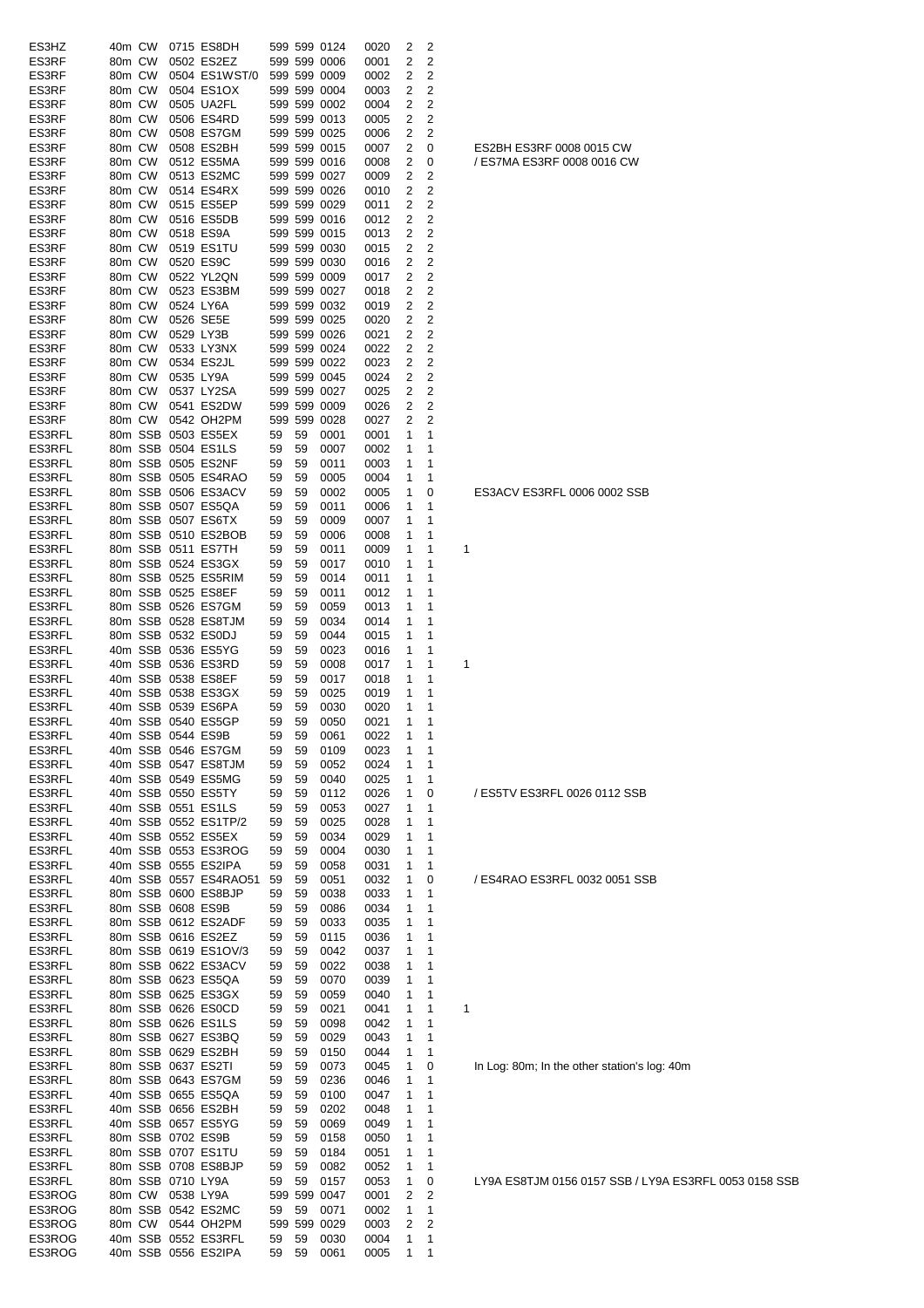| | | | | | | | | | | | | |
|---|---|---|---|---|---|---|---|---|---|---|---|---|
| ES3HZ | 40m | CW | 0715 | ES8DH | 599 | 599 | 0124 | 0020 | 2 | 2 | | |
| ES3RF | 80m | CW | 0502 | ES2EZ | 599 | 599 | 0006 | 0001 | 2 | 2 | | |
| ES3RF | 80m | CW | 0504 | ES1WST/0 | 599 | 599 | 0009 | 0002 | 2 | 2 | | |
| ES3RF | 80m | CW | 0504 | ES1OX | 599 | 599 | 0004 | 0003 | 2 | 2 | | |
| ES3RF | 80m | CW | 0505 | UA2FL | 599 | 599 | 0002 | 0004 | 2 | 2 | | |
| ES3RF | 80m | CW | 0506 | ES4RD | 599 | 599 | 0013 | 0005 | 2 | 2 | | |
| ES3RF | 80m | CW | 0508 | ES7GM | 599 | 599 | 0025 | 0006 | 2 | 2 | | |
| ES3RF | 80m | CW | 0508 | ES2BH | 599 | 599 | 0015 | 0007 | 2 | 0 | | ES2BH ES3RF 0008 0015 CW |
| ES3RF | 80m | CW | 0512 | ES5MA | 599 | 599 | 0016 | 0008 | 2 | 0 | | / ES7MA ES3RF 0008 0016 CW |
| ES3RF | 80m | CW | 0513 | ES2MC | 599 | 599 | 0027 | 0009 | 2 | 2 | | |
| ES3RF | 80m | CW | 0514 | ES4RX | 599 | 599 | 0026 | 0010 | 2 | 2 | | |
| ES3RF | 80m | CW | 0515 | ES5EP | 599 | 599 | 0029 | 0011 | 2 | 2 | | |
| ES3RF | 80m | CW | 0516 | ES5DB | 599 | 599 | 0016 | 0012 | 2 | 2 | | |
| ES3RF | 80m | CW | 0518 | ES9A | 599 | 599 | 0015 | 0013 | 2 | 2 | | |
| ES3RF | 80m | CW | 0519 | ES1TU | 599 | 599 | 0030 | 0015 | 2 | 2 | | |
| ES3RF | 80m | CW | 0520 | ES9C | 599 | 599 | 0030 | 0016 | 2 | 2 | | |
| ES3RF | 80m | CW | 0522 | YL2QN | 599 | 599 | 0009 | 0017 | 2 | 2 | | |
| ES3RF | 80m | CW | 0523 | ES3BM | 599 | 599 | 0027 | 0018 | 2 | 2 | | |
| ES3RF | 80m | CW | 0524 | LY6A | 599 | 599 | 0032 | 0019 | 2 | 2 | | |
| ES3RF | 80m | CW | 0526 | SE5E | 599 | 599 | 0025 | 0020 | 2 | 2 | | |
| ES3RF | 80m | CW | 0529 | LY3B | 599 | 599 | 0026 | 0021 | 2 | 2 | | |
| ES3RF | 80m | CW | 0533 | LY3NX | 599 | 599 | 0024 | 0022 | 2 | 2 | | |
| ES3RF | 80m | CW | 0534 | ES2JL | 599 | 599 | 0022 | 0023 | 2 | 2 | | |
| ES3RF | 80m | CW | 0535 | LY9A | 599 | 599 | 0045 | 0024 | 2 | 2 | | |
| ES3RF | 80m | CW | 0537 | LY2SA | 599 | 599 | 0027 | 0025 | 2 | 2 | | |
| ES3RF | 80m | CW | 0541 | ES2DW | 599 | 599 | 0009 | 0026 | 2 | 2 | | |
| ES3RF | 80m | CW | 0542 | OH2PM | 599 | 599 | 0028 | 0027 | 2 | 2 | | |
| ES3RFL | 80m | SSB | 0503 | ES5EX | 59 | 59 | 0001 | 0001 | 1 | 1 | | |
| ES3RFL | 80m | SSB | 0504 | ES1LS | 59 | 59 | 0007 | 0002 | 1 | 1 | | |
| ES3RFL | 80m | SSB | 0505 | ES2NF | 59 | 59 | 0011 | 0003 | 1 | 1 | | |
| ES3RFL | 80m | SSB | 0505 | ES4RAO | 59 | 59 | 0005 | 0004 | 1 | 1 | | |
| ES3RFL | 80m | SSB | 0506 | ES3ACV | 59 | 59 | 0002 | 0005 | 1 | 0 | | ES3ACV ES3RFL 0006 0002 SSB |
| ES3RFL | 80m | SSB | 0507 | ES5QA | 59 | 59 | 0011 | 0006 | 1 | 1 | | |
| ES3RFL | 80m | SSB | 0507 | ES6TX | 59 | 59 | 0009 | 0007 | 1 | 1 | | |
| ES3RFL | 80m | SSB | 0510 | ES2BOB | 59 | 59 | 0006 | 0008 | 1 | 1 | | |
| ES3RFL | 80m | SSB | 0511 | ES7TH | 59 | 59 | 0011 | 0009 | 1 | 1 | 1 | |
| ES3RFL | 80m | SSB | 0524 | ES3GX | 59 | 59 | 0017 | 0010 | 1 | 1 | | |
| ES3RFL | 80m | SSB | 0525 | ES5RIM | 59 | 59 | 0014 | 0011 | 1 | 1 | | |
| ES3RFL | 80m | SSB | 0525 | ES8EF | 59 | 59 | 0011 | 0012 | 1 | 1 | | |
| ES3RFL | 80m | SSB | 0526 | ES7GM | 59 | 59 | 0059 | 0013 | 1 | 1 | | |
| ES3RFL | 80m | SSB | 0528 | ES8TJM | 59 | 59 | 0034 | 0014 | 1 | 1 | | |
| ES3RFL | 80m | SSB | 0532 | ES0DJ | 59 | 59 | 0044 | 0015 | 1 | 1 | | |
| ES3RFL | 40m | SSB | 0536 | ES5YG | 59 | 59 | 0023 | 0016 | 1 | 1 | | |
| ES3RFL | 40m | SSB | 0536 | ES3RD | 59 | 59 | 0008 | 0017 | 1 | 1 | 1 | |
| ES3RFL | 40m | SSB | 0538 | ES8EF | 59 | 59 | 0017 | 0018 | 1 | 1 | | |
| ES3RFL | 40m | SSB | 0538 | ES3GX | 59 | 59 | 0025 | 0019 | 1 | 1 | | |
| ES3RFL | 40m | SSB | 0539 | ES6PA | 59 | 59 | 0030 | 0020 | 1 | 1 | | |
| ES3RFL | 40m | SSB | 0540 | ES5GP | 59 | 59 | 0050 | 0021 | 1 | 1 | | |
| ES3RFL | 40m | SSB | 0544 | ES9B | 59 | 59 | 0061 | 0022 | 1 | 1 | | |
| ES3RFL | 40m | SSB | 0546 | ES7GM | 59 | 59 | 0109 | 0023 | 1 | 1 | | |
| ES3RFL | 40m | SSB | 0547 | ES8TJM | 59 | 59 | 0052 | 0024 | 1 | 1 | | |
| ES3RFL | 40m | SSB | 0549 | ES5MG | 59 | 59 | 0040 | 0025 | 1 | 1 | | |
| ES3RFL | 40m | SSB | 0550 | ES5TY | 59 | 59 | 0112 | 0026 | 1 | 0 | | / ES5TV ES3RFL 0026 0112 SSB |
| ES3RFL | 40m | SSB | 0551 | ES1LS | 59 | 59 | 0053 | 0027 | 1 | 1 | | |
| ES3RFL | 40m | SSB | 0552 | ES1TP/2 | 59 | 59 | 0025 | 0028 | 1 | 1 | | |
| ES3RFL | 40m | SSB | 0552 | ES5EX | 59 | 59 | 0034 | 0029 | 1 | 1 | | |
| ES3RFL | 40m | SSB | 0553 | ES3ROG | 59 | 59 | 0004 | 0030 | 1 | 1 | | |
| ES3RFL | 40m | SSB | 0555 | ES2IPA | 59 | 59 | 0058 | 0031 | 1 | 1 | | |
| ES3RFL | 40m | SSB | 0557 | ES4RAO51 | 59 | 59 | 0051 | 0032 | 1 | 0 | | / ES4RAO ES3RFL 0032 0051 SSB |
| ES3RFL | 80m | SSB | 0600 | ES8BJP | 59 | 59 | 0038 | 0033 | 1 | 1 | | |
| ES3RFL | 80m | SSB | 0608 | ES9B | 59 | 59 | 0086 | 0034 | 1 | 1 | | |
| ES3RFL | 80m | SSB | 0612 | ES2ADF | 59 | 59 | 0033 | 0035 | 1 | 1 | | |
| ES3RFL | 80m | SSB | 0616 | ES2EZ | 59 | 59 | 0115 | 0036 | 1 | 1 | | |
| ES3RFL | 80m | SSB | 0619 | ES1OV/3 | 59 | 59 | 0042 | 0037 | 1 | 1 | | |
| ES3RFL | 80m | SSB | 0622 | ES3ACV | 59 | 59 | 0022 | 0038 | 1 | 1 | | |
| ES3RFL | 80m | SSB | 0623 | ES5QA | 59 | 59 | 0070 | 0039 | 1 | 1 | | |
| ES3RFL | 80m | SSB | 0625 | ES3GX | 59 | 59 | 0059 | 0040 | 1 | 1 | | |
| ES3RFL | 80m | SSB | 0626 | ES0CD | 59 | 59 | 0021 | 0041 | 1 | 1 | 1 | |
| ES3RFL | 80m | SSB | 0626 | ES1LS | 59 | 59 | 0098 | 0042 | 1 | 1 | | |
| ES3RFL | 80m | SSB | 0627 | ES3BQ | 59 | 59 | 0029 | 0043 | 1 | 1 | | |
| ES3RFL | 80m | SSB | 0629 | ES2BH | 59 | 59 | 0150 | 0044 | 1 | 1 | | |
| ES3RFL | 80m | SSB | 0637 | ES2TI | 59 | 59 | 0073 | 0045 | 1 | 0 | | In Log: 80m; In the other station's log: 40m |
| ES3RFL | 80m | SSB | 0643 | ES7GM | 59 | 59 | 0236 | 0046 | 1 | 1 | | |
| ES3RFL | 40m | SSB | 0655 | ES5QA | 59 | 59 | 0100 | 0047 | 1 | 1 | | |
| ES3RFL | 40m | SSB | 0656 | ES2BH | 59 | 59 | 0202 | 0048 | 1 | 1 | | |
| ES3RFL | 40m | SSB | 0657 | ES5YG | 59 | 59 | 0069 | 0049 | 1 | 1 | | |
| ES3RFL | 80m | SSB | 0702 | ES9B | 59 | 59 | 0158 | 0050 | 1 | 1 | | |
| ES3RFL | 80m | SSB | 0707 | ES1TU | 59 | 59 | 0184 | 0051 | 1 | 1 | | |
| ES3RFL | 80m | SSB | 0708 | ES8BJP | 59 | 59 | 0082 | 0052 | 1 | 1 | | |
| ES3RFL | 80m | SSB | 0710 | LY9A | 59 | 59 | 0157 | 0053 | 1 | 0 | | LY9A ES8TJM 0156 0157 SSB / LY9A ES3RFL 0053 0158 SSB |
| ES3ROG | 80m | CW | 0538 | LY9A | 599 | 599 | 0047 | 0001 | 2 | 2 | | |
| ES3ROG | 80m | SSB | 0542 | ES2MC | 59 | 59 | 0071 | 0002 | 1 | 1 | | |
| ES3ROG | 80m | CW | 0544 | OH2PM | 599 | 599 | 0029 | 0003 | 2 | 2 | | |
| ES3ROG | 40m | SSB | 0552 | ES3RFL | 59 | 59 | 0030 | 0004 | 1 | 1 | | |
| ES3ROG | 40m | SSB | 0556 | ES2IPA | 59 | 59 | 0061 | 0005 | 1 | 1 | | |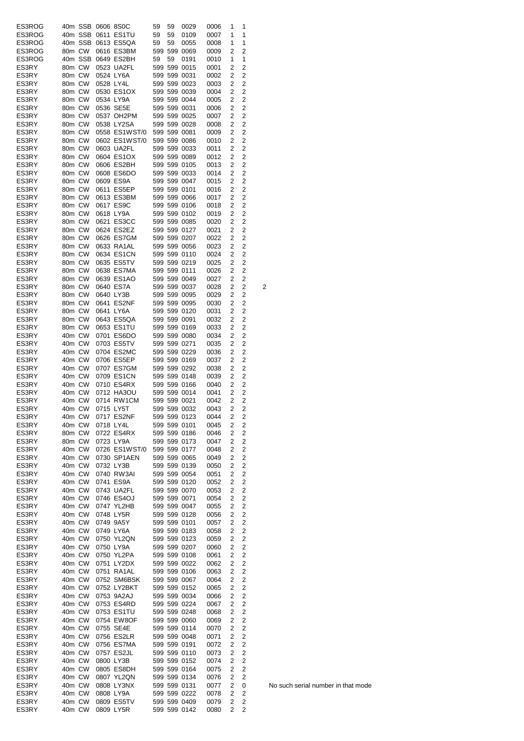| | | | | | | | | | | | | |
|---|---|---|---|---|---|---|---|---|---|---|---|---|
| ES3ROG | 40m | SSB | 0606 | 8S0C | 59 | 59 | 0029 | 0006 | 1 | 1 | | |
| ES3ROG | 40m | SSB | 0611 | ES1TU | 59 | 59 | 0109 | 0007 | 1 | 1 | | |
| ES3ROG | 40m | SSB | 0613 | ES5QA | 59 | 59 | 0055 | 0008 | 1 | 1 | | |
| ES3ROG | 80m | CW | 0616 | ES3BM | 599 | 599 | 0069 | 0009 | 2 | 2 | | |
| ES3ROG | 40m | SSB | 0649 | ES2BH | 59 | 59 | 0191 | 0010 | 1 | 1 | | |
| ES3RY | 80m | CW | 0523 | UA2FL | 599 | 599 | 0015 | 0001 | 2 | 2 | | |
| ES3RY | 80m | CW | 0524 | LY6A | 599 | 599 | 0031 | 0002 | 2 | 2 | | |
| ES3RY | 80m | CW | 0528 | LY4L | 599 | 599 | 0023 | 0003 | 2 | 2 | | |
| ES3RY | 80m | CW | 0530 | ES1OX | 599 | 599 | 0039 | 0004 | 2 | 2 | | |
| ES3RY | 80m | CW | 0534 | LY9A | 599 | 599 | 0044 | 0005 | 2 | 2 | | |
| ES3RY | 80m | CW | 0536 | SE5E | 599 | 599 | 0031 | 0006 | 2 | 2 | | |
| ES3RY | 80m | CW | 0537 | OH2PM | 599 | 599 | 0025 | 0007 | 2 | 2 | | |
| ES3RY | 80m | CW | 0538 | LY2SA | 599 | 599 | 0028 | 0008 | 2 | 2 | | |
| ES3RY | 80m | CW | 0558 | ES1WST/0 | 599 | 599 | 0081 | 0009 | 2 | 2 | | |
| ES3RY | 80m | CW | 0602 | ES1WST/0 | 599 | 599 | 0086 | 0010 | 2 | 2 | | |
| ES3RY | 80m | CW | 0603 | UA2FL | 599 | 599 | 0033 | 0011 | 2 | 2 | | |
| ES3RY | 80m | CW | 0604 | ES1OX | 599 | 599 | 0089 | 0012 | 2 | 2 | | |
| ES3RY | 80m | CW | 0606 | ES2BH | 599 | 599 | 0105 | 0013 | 2 | 2 | | |
| ES3RY | 80m | CW | 0608 | ES6DO | 599 | 599 | 0033 | 0014 | 2 | 2 | | |
| ES3RY | 80m | CW | 0609 | ES9A | 599 | 599 | 0047 | 0015 | 2 | 2 | | |
| ES3RY | 80m | CW | 0611 | ES5EP | 599 | 599 | 0101 | 0016 | 2 | 2 | | |
| ES3RY | 80m | CW | 0613 | ES3BM | 599 | 599 | 0066 | 0017 | 2 | 2 | | |
| ES3RY | 80m | CW | 0617 | ES9C | 599 | 599 | 0106 | 0018 | 2 | 2 | | |
| ES3RY | 80m | CW | 0618 | LY9A | 599 | 599 | 0102 | 0019 | 2 | 2 | | |
| ES3RY | 80m | CW | 0621 | ES3CC | 599 | 599 | 0085 | 0020 | 2 | 2 | | |
| ES3RY | 80m | CW | 0624 | ES2EZ | 599 | 599 | 0127 | 0021 | 2 | 2 | | |
| ES3RY | 80m | CW | 0626 | ES7GM | 599 | 599 | 0207 | 0022 | 2 | 2 | | |
| ES3RY | 80m | CW | 0633 | RA1AL | 599 | 599 | 0056 | 0023 | 2 | 2 | | |
| ES3RY | 80m | CW | 0634 | ES1CN | 599 | 599 | 0110 | 0024 | 2 | 2 | | |
| ES3RY | 80m | CW | 0635 | ES5TV | 599 | 599 | 0219 | 0025 | 2 | 2 | | |
| ES3RY | 80m | CW | 0638 | ES7MA | 599 | 599 | 0111 | 0026 | 2 | 2 | | |
| ES3RY | 80m | CW | 0639 | ES1AO | 599 | 599 | 0049 | 0027 | 2 | 2 | | |
| ES3RY | 80m | CW | 0640 | ES7A | 599 | 599 | 0037 | 0028 | 2 | 2 | 2 | |
| ES3RY | 80m | CW | 0640 | LY3B | 599 | 599 | 0095 | 0029 | 2 | 2 | | |
| ES3RY | 80m | CW | 0641 | ES2NF | 599 | 599 | 0095 | 0030 | 2 | 2 | | |
| ES3RY | 80m | CW | 0641 | LY6A | 599 | 599 | 0120 | 0031 | 2 | 2 | | |
| ES3RY | 80m | CW | 0643 | ES5QA | 599 | 599 | 0091 | 0032 | 2 | 2 | | |
| ES3RY | 80m | CW | 0653 | ES1TU | 599 | 599 | 0169 | 0033 | 2 | 2 | | |
| ES3RY | 40m | CW | 0701 | ES6DO | 599 | 599 | 0080 | 0034 | 2 | 2 | | |
| ES3RY | 40m | CW | 0703 | ES5TV | 599 | 599 | 0271 | 0035 | 2 | 2 | | |
| ES3RY | 40m | CW | 0704 | ES2MC | 599 | 599 | 0229 | 0036 | 2 | 2 | | |
| ES3RY | 40m | CW | 0706 | ES5EP | 599 | 599 | 0169 | 0037 | 2 | 2 | | |
| ES3RY | 40m | CW | 0707 | ES7GM | 599 | 599 | 0292 | 0038 | 2 | 2 | | |
| ES3RY | 40m | CW | 0709 | ES1CN | 599 | 599 | 0148 | 0039 | 2 | 2 | | |
| ES3RY | 40m | CW | 0710 | ES4RX | 599 | 599 | 0166 | 0040 | 2 | 2 | | |
| ES3RY | 40m | CW | 0712 | HA3OU | 599 | 599 | 0014 | 0041 | 2 | 2 | | |
| ES3RY | 40m | CW | 0714 | RW1CM | 599 | 599 | 0021 | 0042 | 2 | 2 | | |
| ES3RY | 40m | CW | 0715 | LY5T | 599 | 599 | 0032 | 0043 | 2 | 2 | | |
| ES3RY | 40m | CW | 0717 | ES2NF | 599 | 599 | 0123 | 0044 | 2 | 2 | | |
| ES3RY | 40m | CW | 0718 | LY4L | 599 | 599 | 0101 | 0045 | 2 | 2 | | |
| ES3RY | 80m | CW | 0722 | ES4RX | 599 | 599 | 0186 | 0046 | 2 | 2 | | |
| ES3RY | 80m | CW | 0723 | LY9A | 599 | 599 | 0173 | 0047 | 2 | 2 | | |
| ES3RY | 40m | CW | 0726 | ES1WST/0 | 599 | 599 | 0177 | 0048 | 2 | 2 | | |
| ES3RY | 40m | CW | 0730 | SP1AEN | 599 | 599 | 0065 | 0049 | 2 | 2 | | |
| ES3RY | 40m | CW | 0732 | LY3B | 599 | 599 | 0139 | 0050 | 2 | 2 | | |
| ES3RY | 40m | CW | 0740 | RW3AI | 599 | 599 | 0054 | 0051 | 2 | 2 | | |
| ES3RY | 40m | CW | 0741 | ES9A | 599 | 599 | 0120 | 0052 | 2 | 2 | | |
| ES3RY | 40m | CW | 0743 | UA2FL | 599 | 599 | 0070 | 0053 | 2 | 2 | | |
| ES3RY | 40m | CW | 0746 | ES4OJ | 599 | 599 | 0071 | 0054 | 2 | 2 | | |
| ES3RY | 40m | CW | 0747 | YL2HB | 599 | 599 | 0047 | 0055 | 2 | 2 | | |
| ES3RY | 40m | CW | 0748 | LY5R | 599 | 599 | 0128 | 0056 | 2 | 2 | | |
| ES3RY | 40m | CW | 0749 | 9A5Y | 599 | 599 | 0101 | 0057 | 2 | 2 | | |
| ES3RY | 40m | CW | 0749 | LY6A | 599 | 599 | 0183 | 0058 | 2 | 2 | | |
| ES3RY | 40m | CW | 0750 | YL2QN | 599 | 599 | 0123 | 0059 | 2 | 2 | | |
| ES3RY | 40m | CW | 0750 | LY9A | 599 | 599 | 0207 | 0060 | 2 | 2 | | |
| ES3RY | 40m | CW | 0750 | YL2PA | 599 | 599 | 0108 | 0061 | 2 | 2 | | |
| ES3RY | 40m | CW | 0751 | LY2DX | 599 | 599 | 0022 | 0062 | 2 | 2 | | |
| ES3RY | 40m | CW | 0751 | RA1AL | 599 | 599 | 0106 | 0063 | 2 | 2 | | |
| ES3RY | 40m | CW | 0752 | SM6BSK | 599 | 599 | 0067 | 0064 | 2 | 2 | | |
| ES3RY | 40m | CW | 0752 | LY2BKT | 599 | 599 | 0152 | 0065 | 2 | 2 | | |
| ES3RY | 40m | CW | 0753 | 9A2AJ | 599 | 599 | 0034 | 0066 | 2 | 2 | | |
| ES3RY | 40m | CW | 0753 | ES4RD | 599 | 599 | 0224 | 0067 | 2 | 2 | | |
| ES3RY | 40m | CW | 0753 | ES1TU | 599 | 599 | 0248 | 0068 | 2 | 2 | | |
| ES3RY | 40m | CW | 0754 | EW8OF | 599 | 599 | 0060 | 0069 | 2 | 2 | | |
| ES3RY | 40m | CW | 0755 | SE4E | 599 | 599 | 0114 | 0070 | 2 | 2 | | |
| ES3RY | 40m | CW | 0756 | ES2LR | 599 | 599 | 0048 | 0071 | 2 | 2 | | |
| ES3RY | 40m | CW | 0756 | ES7MA | 599 | 599 | 0191 | 0072 | 2 | 2 | | |
| ES3RY | 40m | CW | 0757 | ES2JL | 599 | 599 | 0110 | 0073 | 2 | 2 | | |
| ES3RY | 40m | CW | 0800 | LY3B | 599 | 599 | 0152 | 0074 | 2 | 2 | | |
| ES3RY | 40m | CW | 0805 | ES8DH | 599 | 599 | 0164 | 0075 | 2 | 2 | | |
| ES3RY | 40m | CW | 0807 | YL2QN | 599 | 599 | 0134 | 0076 | 2 | 2 | | |
| ES3RY | 40m | CW | 0808 | LY3NX | 599 | 599 | 0131 | 0077 | 2 | 0 | | No such serial number in that mode |
| ES3RY | 40m | CW | 0808 | LY9A | 599 | 599 | 0222 | 0078 | 2 | 2 | | |
| ES3RY | 40m | CW | 0809 | ES5TV | 599 | 599 | 0409 | 0079 | 2 | 2 | | |
| ES3RY | 40m | CW | 0809 | LY5R | 599 | 599 | 0142 | 0080 | 2 | 2 | | |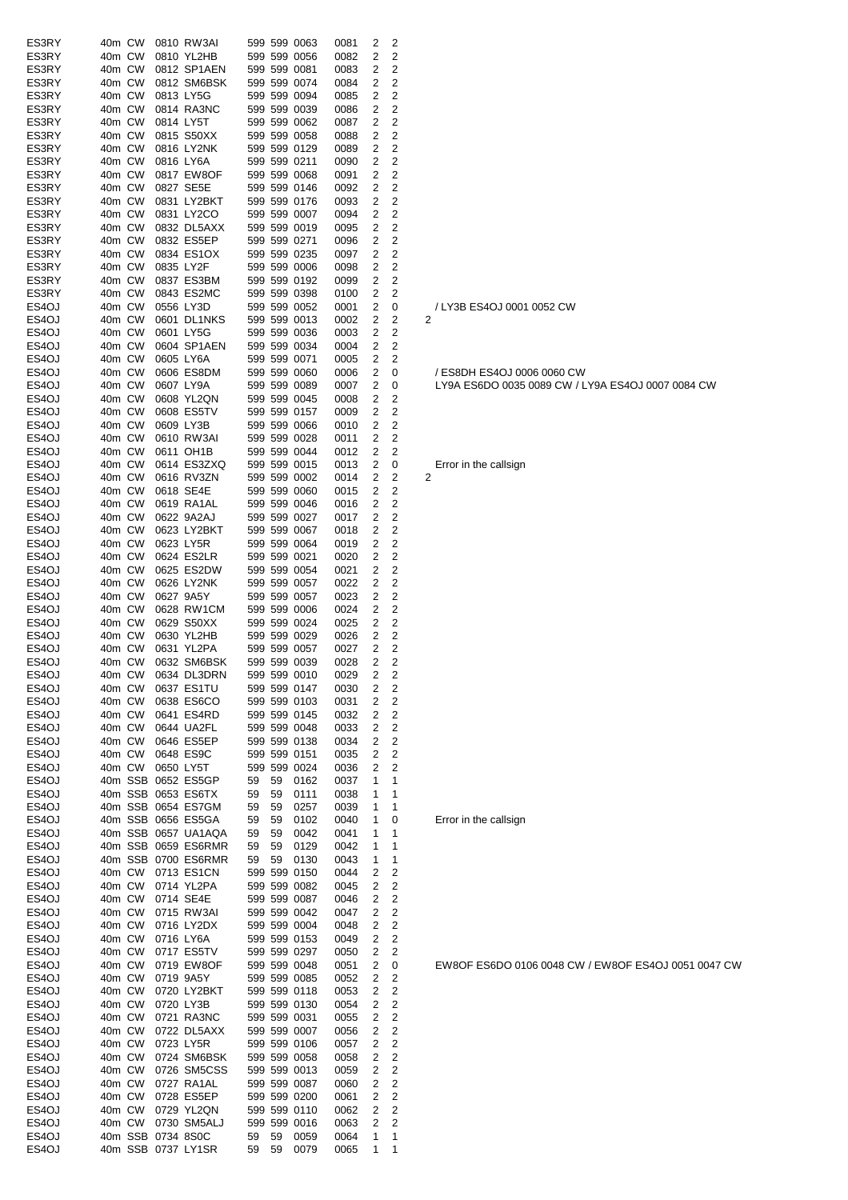| | | | | | | | | | | | | |
|---|---|---|---|---|---|---|---|---|---|---|---|---|
| ES3RY | 40m | CW | 0810 | RW3AI | 599 | 599 | 0063 | 0081 | 2 | 2 | | |
| ES3RY | 40m | CW | 0810 | YL2HB | 599 | 599 | 0056 | 0082 | 2 | 2 | | |
| ES3RY | 40m | CW | 0812 | SP1AEN | 599 | 599 | 0081 | 0083 | 2 | 2 | | |
| ES3RY | 40m | CW | 0812 | SM6BSK | 599 | 599 | 0074 | 0084 | 2 | 2 | | |
| ES3RY | 40m | CW | 0813 | LY5G | 599 | 599 | 0094 | 0085 | 2 | 2 | | |
| ES3RY | 40m | CW | 0814 | RA3NC | 599 | 599 | 0039 | 0086 | 2 | 2 | | |
| ES3RY | 40m | CW | 0814 | LY5T | 599 | 599 | 0062 | 0087 | 2 | 2 | | |
| ES3RY | 40m | CW | 0815 | S50XX | 599 | 599 | 0058 | 0088 | 2 | 2 | | |
| ES3RY | 40m | CW | 0816 | LY2NK | 599 | 599 | 0129 | 0089 | 2 | 2 | | |
| ES3RY | 40m | CW | 0816 | LY6A | 599 | 599 | 0211 | 0090 | 2 | 2 | | |
| ES3RY | 40m | CW | 0817 | EW8OF | 599 | 599 | 0068 | 0091 | 2 | 2 | | |
| ES3RY | 40m | CW | 0827 | SE5E | 599 | 599 | 0146 | 0092 | 2 | 2 | | |
| ES3RY | 40m | CW | 0831 | LY2BKT | 599 | 599 | 0176 | 0093 | 2 | 2 | | |
| ES3RY | 40m | CW | 0831 | LY2CO | 599 | 599 | 0007 | 0094 | 2 | 2 | | |
| ES3RY | 40m | CW | 0832 | DL5AXX | 599 | 599 | 0019 | 0095 | 2 | 2 | | |
| ES3RY | 40m | CW | 0832 | ES5EP | 599 | 599 | 0271 | 0096 | 2 | 2 | | |
| ES3RY | 40m | CW | 0834 | ES1OX | 599 | 599 | 0235 | 0097 | 2 | 2 | | |
| ES3RY | 40m | CW | 0835 | LY2F | 599 | 599 | 0006 | 0098 | 2 | 2 | | |
| ES3RY | 40m | CW | 0837 | ES3BM | 599 | 599 | 0192 | 0099 | 2 | 2 | | |
| ES3RY | 40m | CW | 0843 | ES2MC | 599 | 599 | 0398 | 0100 | 2 | 2 | | |
| ES4OJ | 40m | CW | 0556 | LY3D | 599 | 599 | 0052 | 0001 | 2 | 0 | | / LY3B ES4OJ 0001 0052 CW |
| ES4OJ | 40m | CW | 0601 | DL1NKS | 599 | 599 | 0013 | 0002 | 2 | 2 | 2 | |
| ES4OJ | 40m | CW | 0601 | LY5G | 599 | 599 | 0036 | 0003 | 2 | 2 | | |
| ES4OJ | 40m | CW | 0604 | SP1AEN | 599 | 599 | 0034 | 0004 | 2 | 2 | | |
| ES4OJ | 40m | CW | 0605 | LY6A | 599 | 599 | 0071 | 0005 | 2 | 2 | | |
| ES4OJ | 40m | CW | 0606 | ES8DM | 599 | 599 | 0060 | 0006 | 2 | 0 | | / ES8DH ES4OJ 0006 0060 CW |
| ES4OJ | 40m | CW | 0607 | LY9A | 599 | 599 | 0089 | 0007 | 2 | 0 | | LY9A ES6DO 0035 0089 CW / LY9A ES4OJ 0007 0084 CW |
| ES4OJ | 40m | CW | 0608 | YL2QN | 599 | 599 | 0045 | 0008 | 2 | 2 | | |
| ES4OJ | 40m | CW | 0608 | ES5TV | 599 | 599 | 0157 | 0009 | 2 | 2 | | |
| ES4OJ | 40m | CW | 0609 | LY3B | 599 | 599 | 0066 | 0010 | 2 | 2 | | |
| ES4OJ | 40m | CW | 0610 | RW3AI | 599 | 599 | 0028 | 0011 | 2 | 2 | | |
| ES4OJ | 40m | CW | 0611 | OH1B | 599 | 599 | 0044 | 0012 | 2 | 2 | | |
| ES4OJ | 40m | CW | 0614 | ES3ZXQ | 599 | 599 | 0015 | 0013 | 2 | 0 | | Error in the callsign |
| ES4OJ | 40m | CW | 0616 | RV3ZN | 599 | 599 | 0002 | 0014 | 2 | 2 | 2 | |
| ES4OJ | 40m | CW | 0618 | SE4E | 599 | 599 | 0060 | 0015 | 2 | 2 | | |
| ES4OJ | 40m | CW | 0619 | RA1AL | 599 | 599 | 0046 | 0016 | 2 | 2 | | |
| ES4OJ | 40m | CW | 0622 | 9A2AJ | 599 | 599 | 0027 | 0017 | 2 | 2 | | |
| ES4OJ | 40m | CW | 0623 | LY2BKT | 599 | 599 | 0067 | 0018 | 2 | 2 | | |
| ES4OJ | 40m | CW | 0623 | LY5R | 599 | 599 | 0064 | 0019 | 2 | 2 | | |
| ES4OJ | 40m | CW | 0624 | ES2LR | 599 | 599 | 0021 | 0020 | 2 | 2 | | |
| ES4OJ | 40m | CW | 0625 | ES2DW | 599 | 599 | 0054 | 0021 | 2 | 2 | | |
| ES4OJ | 40m | CW | 0626 | LY2NK | 599 | 599 | 0057 | 0022 | 2 | 2 | | |
| ES4OJ | 40m | CW | 0627 | 9A5Y | 599 | 599 | 0057 | 0023 | 2 | 2 | | |
| ES4OJ | 40m | CW | 0628 | RW1CM | 599 | 599 | 0006 | 0024 | 2 | 2 | | |
| ES4OJ | 40m | CW | 0629 | S50XX | 599 | 599 | 0024 | 0025 | 2 | 2 | | |
| ES4OJ | 40m | CW | 0630 | YL2HB | 599 | 599 | 0029 | 0026 | 2 | 2 | | |
| ES4OJ | 40m | CW | 0631 | YL2PA | 599 | 599 | 0057 | 0027 | 2 | 2 | | |
| ES4OJ | 40m | CW | 0632 | SM6BSK | 599 | 599 | 0039 | 0028 | 2 | 2 | | |
| ES4OJ | 40m | CW | 0634 | DL3DRN | 599 | 599 | 0010 | 0029 | 2 | 2 | | |
| ES4OJ | 40m | CW | 0637 | ES1TU | 599 | 599 | 0147 | 0030 | 2 | 2 | | |
| ES4OJ | 40m | CW | 0638 | ES6CO | 599 | 599 | 0103 | 0031 | 2 | 2 | | |
| ES4OJ | 40m | CW | 0641 | ES4RD | 599 | 599 | 0145 | 0032 | 2 | 2 | | |
| ES4OJ | 40m | CW | 0644 | UA2FL | 599 | 599 | 0048 | 0033 | 2 | 2 | | |
| ES4OJ | 40m | CW | 0646 | ES5EP | 599 | 599 | 0138 | 0034 | 2 | 2 | | |
| ES4OJ | 40m | CW | 0648 | ES9C | 599 | 599 | 0151 | 0035 | 2 | 2 | | |
| ES4OJ | 40m | CW | 0650 | LY5T | 599 | 599 | 0024 | 0036 | 2 | 2 | | |
| ES4OJ | 40m | SSB | 0652 | ES5GP | 59 | 59 | 0162 | 0037 | 1 | 1 | | |
| ES4OJ | 40m | SSB | 0653 | ES6TX | 59 | 59 | 0111 | 0038 | 1 | 1 | | |
| ES4OJ | 40m | SSB | 0654 | ES7GM | 59 | 59 | 0257 | 0039 | 1 | 1 | | |
| ES4OJ | 40m | SSB | 0656 | ES5GA | 59 | 59 | 0102 | 0040 | 1 | 0 | | Error in the callsign |
| ES4OJ | 40m | SSB | 0657 | UA1AQA | 59 | 59 | 0042 | 0041 | 1 | 1 | | |
| ES4OJ | 40m | SSB | 0659 | ES6RMR | 59 | 59 | 0129 | 0042 | 1 | 1 | | |
| ES4OJ | 40m | SSB | 0700 | ES6RMR | 59 | 59 | 0130 | 0043 | 1 | 1 | | |
| ES4OJ | 40m | CW | 0713 | ES1CN | 599 | 599 | 0150 | 0044 | 2 | 2 | | |
| ES4OJ | 40m | CW | 0714 | YL2PA | 599 | 599 | 0082 | 0045 | 2 | 2 | | |
| ES4OJ | 40m | CW | 0714 | SE4E | 599 | 599 | 0087 | 0046 | 2 | 2 | | |
| ES4OJ | 40m | CW | 0715 | RW3AI | 599 | 599 | 0042 | 0047 | 2 | 2 | | |
| ES4OJ | 40m | CW | 0716 | LY2DX | 599 | 599 | 0004 | 0048 | 2 | 2 | | |
| ES4OJ | 40m | CW | 0716 | LY6A | 599 | 599 | 0153 | 0049 | 2 | 2 | | |
| ES4OJ | 40m | CW | 0717 | ES5TV | 599 | 599 | 0297 | 0050 | 2 | 2 | | |
| ES4OJ | 40m | CW | 0719 | EW8OF | 599 | 599 | 0048 | 0051 | 2 | 0 | | EW8OF ES6DO 0106 0048 CW / EW8OF ES4OJ 0051 0047 CW |
| ES4OJ | 40m | CW | 0719 | 9A5Y | 599 | 599 | 0085 | 0052 | 2 | 2 | | |
| ES4OJ | 40m | CW | 0720 | LY2BKT | 599 | 599 | 0118 | 0053 | 2 | 2 | | |
| ES4OJ | 40m | CW | 0720 | LY3B | 599 | 599 | 0130 | 0054 | 2 | 2 | | |
| ES4OJ | 40m | CW | 0721 | RA3NC | 599 | 599 | 0031 | 0055 | 2 | 2 | | |
| ES4OJ | 40m | CW | 0722 | DL5AXX | 599 | 599 | 0007 | 0056 | 2 | 2 | | |
| ES4OJ | 40m | CW | 0723 | LY5R | 599 | 599 | 0106 | 0057 | 2 | 2 | | |
| ES4OJ | 40m | CW | 0724 | SM6BSK | 599 | 599 | 0058 | 0058 | 2 | 2 | | |
| ES4OJ | 40m | CW | 0726 | SM5CSS | 599 | 599 | 0013 | 0059 | 2 | 2 | | |
| ES4OJ | 40m | CW | 0727 | RA1AL | 599 | 599 | 0087 | 0060 | 2 | 2 | | |
| ES4OJ | 40m | CW | 0728 | ES5EP | 599 | 599 | 0200 | 0061 | 2 | 2 | | |
| ES4OJ | 40m | CW | 0729 | YL2QN | 599 | 599 | 0110 | 0062 | 2 | 2 | | |
| ES4OJ | 40m | CW | 0730 | SM5ALJ | 599 | 599 | 0016 | 0063 | 2 | 2 | | |
| ES4OJ | 40m | SSB | 0734 | 8S0C | 59 | 59 | 0059 | 0064 | 1 | 1 | | |
| ES4OJ | 40m | SSB | 0737 | LY1SR | 59 | 59 | 0079 | 0065 | 1 | 1 | | |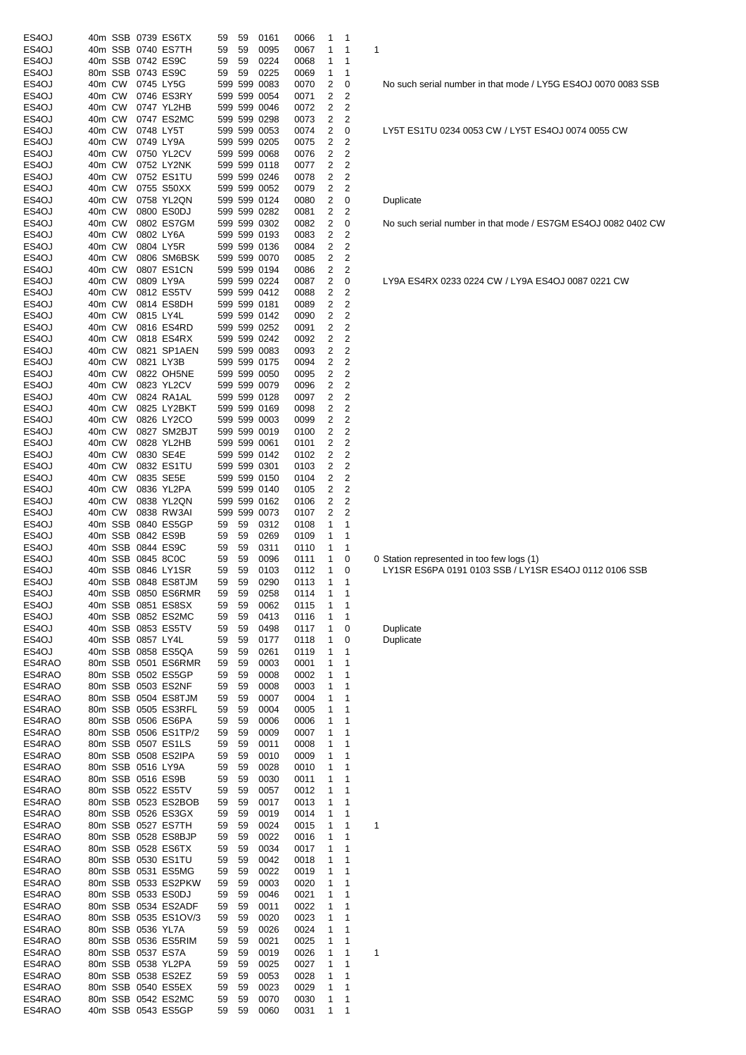| | | | | | | | | | | | | |
|---|---|---|---|---|---|---|---|---|---|---|---|---|
| ES4OJ | 40m | SSB | 0739 | ES6TX | 59 | 59 | 0161 | 0066 | 1 | 1 | | |
| ES4OJ | 40m | SSB | 0740 | ES7TH | 59 | 59 | 0095 | 0067 | 1 | 1 | 1 | |
| ES4OJ | 40m | SSB | 0742 | ES9C | 59 | 59 | 0224 | 0068 | 1 | 1 | | |
| ES4OJ | 80m | SSB | 0743 | ES9C | 59 | 59 | 0225 | 0069 | 1 | 1 | | |
| ES4OJ | 40m | CW | 0745 | LY5G | 599 | 599 | 0083 | 0070 | 2 | 0 | | No such serial number in that mode / LY5G ES4OJ 0070 0083 SSB |
| ES4OJ | 40m | CW | 0746 | ES3RY | 599 | 599 | 0054 | 0071 | 2 | 2 | | |
| ES4OJ | 40m | CW | 0747 | YL2HB | 599 | 599 | 0046 | 0072 | 2 | 2 | | |
| ES4OJ | 40m | CW | 0747 | ES2MC | 599 | 599 | 0298 | 0073 | 2 | 2 | | |
| ES4OJ | 40m | CW | 0748 | LY5T | 599 | 599 | 0053 | 0074 | 2 | 0 | | LY5T ES1TU 0234 0053 CW / LY5T ES4OJ 0074 0055 CW |
| ES4OJ | 40m | CW | 0749 | LY9A | 599 | 599 | 0205 | 0075 | 2 | 2 | | |
| ES4OJ | 40m | CW | 0750 | YL2CV | 599 | 599 | 0068 | 0076 | 2 | 2 | | |
| ES4OJ | 40m | CW | 0752 | LY2NK | 599 | 599 | 0118 | 0077 | 2 | 2 | | |
| ES4OJ | 40m | CW | 0752 | ES1TU | 599 | 599 | 0246 | 0078 | 2 | 2 | | |
| ES4OJ | 40m | CW | 0755 | S50XX | 599 | 599 | 0052 | 0079 | 2 | 2 | | |
| ES4OJ | 40m | CW | 0758 | YL2QN | 599 | 599 | 0124 | 0080 | 2 | 0 | | Duplicate |
| ES4OJ | 40m | CW | 0800 | ES0DJ | 599 | 599 | 0282 | 0081 | 2 | 2 | | |
| ES4OJ | 40m | CW | 0802 | ES7GM | 599 | 599 | 0302 | 0082 | 2 | 0 | | No such serial number in that mode / ES7GM ES4OJ 0082 0402 CW |
| ES4OJ | 40m | CW | 0802 | LY6A | 599 | 599 | 0193 | 0083 | 2 | 2 | | |
| ES4OJ | 40m | CW | 0804 | LY5R | 599 | 599 | 0136 | 0084 | 2 | 2 | | |
| ES4OJ | 40m | CW | 0806 | SM6BSK | 599 | 599 | 0070 | 0085 | 2 | 2 | | |
| ES4OJ | 40m | CW | 0807 | ES1CN | 599 | 599 | 0194 | 0086 | 2 | 2 | | |
| ES4OJ | 40m | CW | 0809 | LY9A | 599 | 599 | 0224 | 0087 | 2 | 0 | | LY9A ES4RX 0233 0224 CW / LY9A ES4OJ 0087 0221 CW |
| ES4OJ | 40m | CW | 0812 | ES5TV | 599 | 599 | 0412 | 0088 | 2 | 2 | | |
| ES4OJ | 40m | CW | 0814 | ES8DH | 599 | 599 | 0181 | 0089 | 2 | 2 | | |
| ES4OJ | 40m | CW | 0815 | LY4L | 599 | 599 | 0142 | 0090 | 2 | 2 | | |
| ES4OJ | 40m | CW | 0816 | ES4RD | 599 | 599 | 0252 | 0091 | 2 | 2 | | |
| ES4OJ | 40m | CW | 0818 | ES4RX | 599 | 599 | 0242 | 0092 | 2 | 2 | | |
| ES4OJ | 40m | CW | 0821 | SP1AEN | 599 | 599 | 0083 | 0093 | 2 | 2 | | |
| ES4OJ | 40m | CW | 0821 | LY3B | 599 | 599 | 0175 | 0094 | 2 | 2 | | |
| ES4OJ | 40m | CW | 0822 | OH5NE | 599 | 599 | 0050 | 0095 | 2 | 2 | | |
| ES4OJ | 40m | CW | 0823 | YL2CV | 599 | 599 | 0079 | 0096 | 2 | 2 | | |
| ES4OJ | 40m | CW | 0824 | RA1AL | 599 | 599 | 0128 | 0097 | 2 | 2 | | |
| ES4OJ | 40m | CW | 0825 | LY2BKT | 599 | 599 | 0169 | 0098 | 2 | 2 | | |
| ES4OJ | 40m | CW | 0826 | LY2CO | 599 | 599 | 0003 | 0099 | 2 | 2 | | |
| ES4OJ | 40m | CW | 0827 | SM2BJT | 599 | 599 | 0019 | 0100 | 2 | 2 | | |
| ES4OJ | 40m | CW | 0828 | YL2HB | 599 | 599 | 0061 | 0101 | 2 | 2 | | |
| ES4OJ | 40m | CW | 0830 | SE4E | 599 | 599 | 0142 | 0102 | 2 | 2 | | |
| ES4OJ | 40m | CW | 0832 | ES1TU | 599 | 599 | 0301 | 0103 | 2 | 2 | | |
| ES4OJ | 40m | CW | 0835 | SE5E | 599 | 599 | 0150 | 0104 | 2 | 2 | | |
| ES4OJ | 40m | CW | 0836 | YL2PA | 599 | 599 | 0140 | 0105 | 2 | 2 | | |
| ES4OJ | 40m | CW | 0838 | YL2QN | 599 | 599 | 0162 | 0106 | 2 | 2 | | |
| ES4OJ | 40m | CW | 0838 | RW3AI | 599 | 599 | 0073 | 0107 | 2 | 2 | | |
| ES4OJ | 40m | SSB | 0840 | ES5GP | 59 | 59 | 0312 | 0108 | 1 | 1 | | |
| ES4OJ | 40m | SSB | 0842 | ES9B | 59 | 59 | 0269 | 0109 | 1 | 1 | | |
| ES4OJ | 40m | SSB | 0844 | ES9C | 59 | 59 | 0311 | 0110 | 1 | 1 | | |
| ES4OJ | 40m | SSB | 0845 | 8C0C | 59 | 59 | 0096 | 0111 | 1 | 0 | 0 | Station represented in too few logs (1) |
| ES4OJ | 40m | SSB | 0846 | LY1SR | 59 | 59 | 0103 | 0112 | 1 | 0 | | LY1SR ES6PA 0191 0103 SSB / LY1SR ES4OJ 0112 0106 SSB |
| ES4OJ | 40m | SSB | 0848 | ES8TJM | 59 | 59 | 0290 | 0113 | 1 | 1 | | |
| ES4OJ | 40m | SSB | 0850 | ES6RMR | 59 | 59 | 0258 | 0114 | 1 | 1 | | |
| ES4OJ | 40m | SSB | 0851 | ES8SX | 59 | 59 | 0062 | 0115 | 1 | 1 | | |
| ES4OJ | 40m | SSB | 0852 | ES2MC | 59 | 59 | 0413 | 0116 | 1 | 1 | | |
| ES4OJ | 40m | SSB | 0853 | ES5TV | 59 | 59 | 0498 | 0117 | 1 | 0 | | Duplicate |
| ES4OJ | 40m | SSB | 0857 | LY4L | 59 | 59 | 0177 | 0118 | 1 | 0 | | Duplicate |
| ES4OJ | 40m | SSB | 0858 | ES5QA | 59 | 59 | 0261 | 0119 | 1 | 1 | | |
| ES4RAO | 80m | SSB | 0501 | ES6RMR | 59 | 59 | 0003 | 0001 | 1 | 1 | | |
| ES4RAO | 80m | SSB | 0502 | ES5GP | 59 | 59 | 0008 | 0002 | 1 | 1 | | |
| ES4RAO | 80m | SSB | 0503 | ES2NF | 59 | 59 | 0008 | 0003 | 1 | 1 | | |
| ES4RAO | 80m | SSB | 0504 | ES8TJM | 59 | 59 | 0007 | 0004 | 1 | 1 | | |
| ES4RAO | 80m | SSB | 0505 | ES3RFL | 59 | 59 | 0004 | 0005 | 1 | 1 | | |
| ES4RAO | 80m | SSB | 0506 | ES6PA | 59 | 59 | 0006 | 0006 | 1 | 1 | | |
| ES4RAO | 80m | SSB | 0506 | ES1TP/2 | 59 | 59 | 0009 | 0007 | 1 | 1 | | |
| ES4RAO | 80m | SSB | 0507 | ES1LS | 59 | 59 | 0011 | 0008 | 1 | 1 | | |
| ES4RAO | 80m | SSB | 0508 | ES2IPA | 59 | 59 | 0010 | 0009 | 1 | 1 | | |
| ES4RAO | 80m | SSB | 0516 | LY9A | 59 | 59 | 0028 | 0010 | 1 | 1 | | |
| ES4RAO | 80m | SSB | 0516 | ES9B | 59 | 59 | 0030 | 0011 | 1 | 1 | | |
| ES4RAO | 80m | SSB | 0522 | ES5TV | 59 | 59 | 0057 | 0012 | 1 | 1 | | |
| ES4RAO | 80m | SSB | 0523 | ES2BOB | 59 | 59 | 0017 | 0013 | 1 | 1 | | |
| ES4RAO | 80m | SSB | 0526 | ES3GX | 59 | 59 | 0019 | 0014 | 1 | 1 | | |
| ES4RAO | 80m | SSB | 0527 | ES7TH | 59 | 59 | 0024 | 0015 | 1 | 1 | 1 | |
| ES4RAO | 80m | SSB | 0528 | ES8BJP | 59 | 59 | 0022 | 0016 | 1 | 1 | | |
| ES4RAO | 80m | SSB | 0528 | ES6TX | 59 | 59 | 0034 | 0017 | 1 | 1 | | |
| ES4RAO | 80m | SSB | 0530 | ES1TU | 59 | 59 | 0042 | 0018 | 1 | 1 | | |
| ES4RAO | 80m | SSB | 0531 | ES5MG | 59 | 59 | 0022 | 0019 | 1 | 1 | | |
| ES4RAO | 80m | SSB | 0533 | ES2PKW | 59 | 59 | 0003 | 0020 | 1 | 1 | | |
| ES4RAO | 80m | SSB | 0533 | ES0DJ | 59 | 59 | 0046 | 0021 | 1 | 1 | | |
| ES4RAO | 80m | SSB | 0534 | ES2ADF | 59 | 59 | 0011 | 0022 | 1 | 1 | | |
| ES4RAO | 80m | SSB | 0535 | ES1OV/3 | 59 | 59 | 0020 | 0023 | 1 | 1 | | |
| ES4RAO | 80m | SSB | 0536 | YL7A | 59 | 59 | 0026 | 0024 | 1 | 1 | | |
| ES4RAO | 80m | SSB | 0536 | ES5RIM | 59 | 59 | 0021 | 0025 | 1 | 1 | | |
| ES4RAO | 80m | SSB | 0537 | ES7A | 59 | 59 | 0019 | 0026 | 1 | 1 | 1 | |
| ES4RAO | 80m | SSB | 0538 | YL2PA | 59 | 59 | 0025 | 0027 | 1 | 1 | | |
| ES4RAO | 80m | SSB | 0538 | ES2EZ | 59 | 59 | 0053 | 0028 | 1 | 1 | | |
| ES4RAO | 80m | SSB | 0540 | ES5EX | 59 | 59 | 0023 | 0029 | 1 | 1 | | |
| ES4RAO | 80m | SSB | 0542 | ES2MC | 59 | 59 | 0070 | 0030 | 1 | 1 | | |
| ES4RAO | 40m | SSB | 0543 | ES5GP | 59 | 59 | 0060 | 0031 | 1 | 1 | | |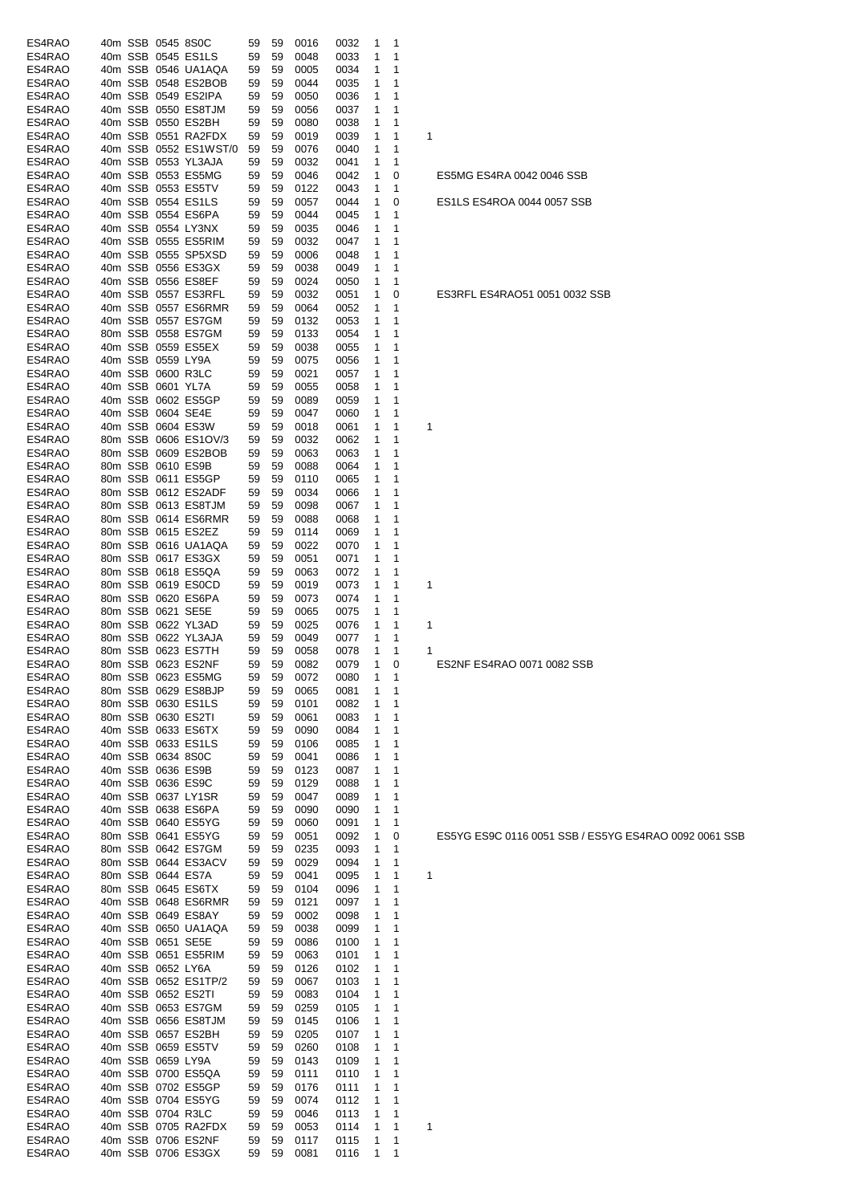| | | | | | | | | | | | | |
|---|---|---|---|---|---|---|---|---|---|---|---|---|
| ES4RAO | 40m | SSB | 0545 | 8S0C | 59 | 59 | 0016 | 0032 | 1 | 1 | | |
| ES4RAO | 40m | SSB | 0545 | ES1LS | 59 | 59 | 0048 | 0033 | 1 | 1 | | |
| ES4RAO | 40m | SSB | 0546 | UA1AQA | 59 | 59 | 0005 | 0034 | 1 | 1 | | |
| ES4RAO | 40m | SSB | 0548 | ES2BOB | 59 | 59 | 0044 | 0035 | 1 | 1 | | |
| ES4RAO | 40m | SSB | 0549 | ES2IPA | 59 | 59 | 0050 | 0036 | 1 | 1 | | |
| ES4RAO | 40m | SSB | 0550 | ES8TJM | 59 | 59 | 0056 | 0037 | 1 | 1 | | |
| ES4RAO | 40m | SSB | 0550 | ES2BH | 59 | 59 | 0080 | 0038 | 1 | 1 | | |
| ES4RAO | 40m | SSB | 0551 | RA2FDX | 59 | 59 | 0019 | 0039 | 1 | 1 | 1 | |
| ES4RAO | 40m | SSB | 0552 | ES1WST/0 | 59 | 59 | 0076 | 0040 | 1 | 1 | | |
| ES4RAO | 40m | SSB | 0553 | YL3AJA | 59 | 59 | 0032 | 0041 | 1 | 1 | | |
| ES4RAO | 40m | SSB | 0553 | ES5MG | 59 | 59 | 0046 | 0042 | 1 | 0 | | ES5MG ES4RA 0042 0046 SSB |
| ES4RAO | 40m | SSB | 0553 | ES5TV | 59 | 59 | 0122 | 0043 | 1 | 1 | | |
| ES4RAO | 40m | SSB | 0554 | ES1LS | 59 | 59 | 0057 | 0044 | 1 | 0 | | ES1LS ES4ROA 0044 0057 SSB |
| ES4RAO | 40m | SSB | 0554 | ES6PA | 59 | 59 | 0044 | 0045 | 1 | 1 | | |
| ES4RAO | 40m | SSB | 0554 | LY3NX | 59 | 59 | 0035 | 0046 | 1 | 1 | | |
| ES4RAO | 40m | SSB | 0555 | ES5RIM | 59 | 59 | 0032 | 0047 | 1 | 1 | | |
| ES4RAO | 40m | SSB | 0555 | SP5XSD | 59 | 59 | 0006 | 0048 | 1 | 1 | | |
| ES4RAO | 40m | SSB | 0556 | ES3GX | 59 | 59 | 0038 | 0049 | 1 | 1 | | |
| ES4RAO | 40m | SSB | 0556 | ES8EF | 59 | 59 | 0024 | 0050 | 1 | 1 | | |
| ES4RAO | 40m | SSB | 0557 | ES3RFL | 59 | 59 | 0032 | 0051 | 1 | 0 | | ES3RFL ES4RAO51 0051 0032 SSB |
| ES4RAO | 40m | SSB | 0557 | ES6RMR | 59 | 59 | 0064 | 0052 | 1 | 1 | | |
| ES4RAO | 40m | SSB | 0557 | ES7GM | 59 | 59 | 0132 | 0053 | 1 | 1 | | |
| ES4RAO | 80m | SSB | 0558 | ES7GM | 59 | 59 | 0133 | 0054 | 1 | 1 | | |
| ES4RAO | 40m | SSB | 0559 | ES5EX | 59 | 59 | 0038 | 0055 | 1 | 1 | | |
| ES4RAO | 40m | SSB | 0559 | LY9A | 59 | 59 | 0075 | 0056 | 1 | 1 | | |
| ES4RAO | 40m | SSB | 0600 | R3LC | 59 | 59 | 0021 | 0057 | 1 | 1 | | |
| ES4RAO | 40m | SSB | 0601 | YL7A | 59 | 59 | 0055 | 0058 | 1 | 1 | | |
| ES4RAO | 40m | SSB | 0602 | ES5GP | 59 | 59 | 0089 | 0059 | 1 | 1 | | |
| ES4RAO | 40m | SSB | 0604 | SE4E | 59 | 59 | 0047 | 0060 | 1 | 1 | | |
| ES4RAO | 40m | SSB | 0604 | ES3W | 59 | 59 | 0018 | 0061 | 1 | 1 | 1 | |
| ES4RAO | 80m | SSB | 0606 | ES1OV/3 | 59 | 59 | 0032 | 0062 | 1 | 1 | | |
| ES4RAO | 80m | SSB | 0609 | ES2BOB | 59 | 59 | 0063 | 0063 | 1 | 1 | | |
| ES4RAO | 80m | SSB | 0610 | ES9B | 59 | 59 | 0088 | 0064 | 1 | 1 | | |
| ES4RAO | 80m | SSB | 0611 | ES5GP | 59 | 59 | 0110 | 0065 | 1 | 1 | | |
| ES4RAO | 80m | SSB | 0612 | ES2ADF | 59 | 59 | 0034 | 0066 | 1 | 1 | | |
| ES4RAO | 80m | SSB | 0613 | ES8TJM | 59 | 59 | 0098 | 0067 | 1 | 1 | | |
| ES4RAO | 80m | SSB | 0614 | ES6RMR | 59 | 59 | 0088 | 0068 | 1 | 1 | | |
| ES4RAO | 80m | SSB | 0615 | ES2EZ | 59 | 59 | 0114 | 0069 | 1 | 1 | | |
| ES4RAO | 80m | SSB | 0616 | UA1AQA | 59 | 59 | 0022 | 0070 | 1 | 1 | | |
| ES4RAO | 80m | SSB | 0617 | ES3GX | 59 | 59 | 0051 | 0071 | 1 | 1 | | |
| ES4RAO | 80m | SSB | 0618 | ES5QA | 59 | 59 | 0063 | 0072 | 1 | 1 | | |
| ES4RAO | 80m | SSB | 0619 | ES0CD | 59 | 59 | 0019 | 0073 | 1 | 1 | 1 | |
| ES4RAO | 80m | SSB | 0620 | ES6PA | 59 | 59 | 0073 | 0074 | 1 | 1 | | |
| ES4RAO | 80m | SSB | 0621 | SE5E | 59 | 59 | 0065 | 0075 | 1 | 1 | | |
| ES4RAO | 80m | SSB | 0622 | YL3AD | 59 | 59 | 0025 | 0076 | 1 | 1 | 1 | |
| ES4RAO | 80m | SSB | 0622 | YL3AJA | 59 | 59 | 0049 | 0077 | 1 | 1 | | |
| ES4RAO | 80m | SSB | 0623 | ES7TH | 59 | 59 | 0058 | 0078 | 1 | 1 | 1 | |
| ES4RAO | 80m | SSB | 0623 | ES2NF | 59 | 59 | 0082 | 0079 | 1 | 0 | | ES2NF ES4RAO 0071 0082 SSB |
| ES4RAO | 80m | SSB | 0623 | ES5MG | 59 | 59 | 0072 | 0080 | 1 | 1 | | |
| ES4RAO | 80m | SSB | 0629 | ES8BJP | 59 | 59 | 0065 | 0081 | 1 | 1 | | |
| ES4RAO | 80m | SSB | 0630 | ES1LS | 59 | 59 | 0101 | 0082 | 1 | 1 | | |
| ES4RAO | 80m | SSB | 0630 | ES2TI | 59 | 59 | 0061 | 0083 | 1 | 1 | | |
| ES4RAO | 40m | SSB | 0633 | ES6TX | 59 | 59 | 0090 | 0084 | 1 | 1 | | |
| ES4RAO | 40m | SSB | 0633 | ES1LS | 59 | 59 | 0106 | 0085 | 1 | 1 | | |
| ES4RAO | 40m | SSB | 0634 | 8S0C | 59 | 59 | 0041 | 0086 | 1 | 1 | | |
| ES4RAO | 40m | SSB | 0636 | ES9B | 59 | 59 | 0123 | 0087 | 1 | 1 | | |
| ES4RAO | 40m | SSB | 0636 | ES9C | 59 | 59 | 0129 | 0088 | 1 | 1 | | |
| ES4RAO | 40m | SSB | 0637 | LY1SR | 59 | 59 | 0047 | 0089 | 1 | 1 | | |
| ES4RAO | 40m | SSB | 0638 | ES6PA | 59 | 59 | 0090 | 0090 | 1 | 1 | | |
| ES4RAO | 40m | SSB | 0640 | ES5YG | 59 | 59 | 0060 | 0091 | 1 | 1 | | |
| ES4RAO | 80m | SSB | 0641 | ES5YG | 59 | 59 | 0051 | 0092 | 1 | 0 | | ES5YG ES9C 0116 0051 SSB / ES5YG ES4RAO 0092 0061 SSB |
| ES4RAO | 80m | SSB | 0642 | ES7GM | 59 | 59 | 0235 | 0093 | 1 | 1 | | |
| ES4RAO | 80m | SSB | 0644 | ES3ACV | 59 | 59 | 0029 | 0094 | 1 | 1 | | |
| ES4RAO | 80m | SSB | 0644 | ES7A | 59 | 59 | 0041 | 0095 | 1 | 1 | 1 | |
| ES4RAO | 80m | SSB | 0645 | ES6TX | 59 | 59 | 0104 | 0096 | 1 | 1 | | |
| ES4RAO | 40m | SSB | 0648 | ES6RMR | 59 | 59 | 0121 | 0097 | 1 | 1 | | |
| ES4RAO | 40m | SSB | 0649 | ES8AY | 59 | 59 | 0002 | 0098 | 1 | 1 | | |
| ES4RAO | 40m | SSB | 0650 | UA1AQA | 59 | 59 | 0038 | 0099 | 1 | 1 | | |
| ES4RAO | 40m | SSB | 0651 | SE5E | 59 | 59 | 0086 | 0100 | 1 | 1 | | |
| ES4RAO | 40m | SSB | 0651 | ES5RIM | 59 | 59 | 0063 | 0101 | 1 | 1 | | |
| ES4RAO | 40m | SSB | 0652 | LY6A | 59 | 59 | 0126 | 0102 | 1 | 1 | | |
| ES4RAO | 40m | SSB | 0652 | ES1TP/2 | 59 | 59 | 0067 | 0103 | 1 | 1 | | |
| ES4RAO | 40m | SSB | 0652 | ES2TI | 59 | 59 | 0083 | 0104 | 1 | 1 | | |
| ES4RAO | 40m | SSB | 0653 | ES7GM | 59 | 59 | 0259 | 0105 | 1 | 1 | | |
| ES4RAO | 40m | SSB | 0656 | ES8TJM | 59 | 59 | 0145 | 0106 | 1 | 1 | | |
| ES4RAO | 40m | SSB | 0657 | ES2BH | 59 | 59 | 0205 | 0107 | 1 | 1 | | |
| ES4RAO | 40m | SSB | 0659 | ES5TV | 59 | 59 | 0260 | 0108 | 1 | 1 | | |
| ES4RAO | 40m | SSB | 0659 | LY9A | 59 | 59 | 0143 | 0109 | 1 | 1 | | |
| ES4RAO | 40m | SSB | 0700 | ES5QA | 59 | 59 | 0111 | 0110 | 1 | 1 | | |
| ES4RAO | 40m | SSB | 0702 | ES5GP | 59 | 59 | 0176 | 0111 | 1 | 1 | | |
| ES4RAO | 40m | SSB | 0704 | ES5YG | 59 | 59 | 0074 | 0112 | 1 | 1 | | |
| ES4RAO | 40m | SSB | 0704 | R3LC | 59 | 59 | 0046 | 0113 | 1 | 1 | | |
| ES4RAO | 40m | SSB | 0705 | RA2FDX | 59 | 59 | 0053 | 0114 | 1 | 1 | 1 | |
| ES4RAO | 40m | SSB | 0706 | ES2NF | 59 | 59 | 0117 | 0115 | 1 | 1 | | |
| ES4RAO | 40m | SSB | 0706 | ES3GX | 59 | 59 | 0081 | 0116 | 1 | 1 | | |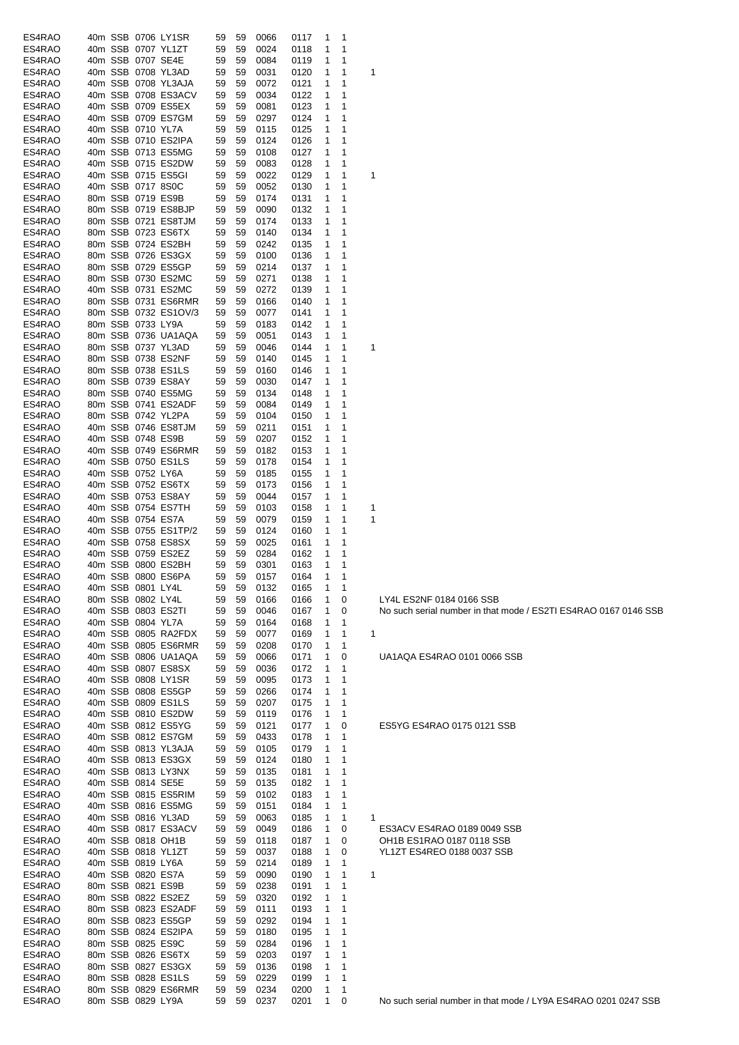| | | | | | | | | | | | | |
|---|---|---|---|---|---|---|---|---|---|---|---|---|
| ES4RAO | 40m | SSB | 0706 | LY1SR | 59 | 59 | 0066 | 0117 | 1 | 1 | | |
| ES4RAO | 40m | SSB | 0707 | YL1ZT | 59 | 59 | 0024 | 0118 | 1 | 1 | | |
| ES4RAO | 40m | SSB | 0707 | SE4E | 59 | 59 | 0084 | 0119 | 1 | 1 | | |
| ES4RAO | 40m | SSB | 0708 | YL3AD | 59 | 59 | 0031 | 0120 | 1 | 1 | 1 | |
| ES4RAO | 40m | SSB | 0708 | YL3AJA | 59 | 59 | 0072 | 0121 | 1 | 1 | | |
| ES4RAO | 40m | SSB | 0708 | ES3ACV | 59 | 59 | 0034 | 0122 | 1 | 1 | | |
| ES4RAO | 40m | SSB | 0709 | ES5EX | 59 | 59 | 0081 | 0123 | 1 | 1 | | |
| ES4RAO | 40m | SSB | 0709 | ES7GM | 59 | 59 | 0297 | 0124 | 1 | 1 | | |
| ES4RAO | 40m | SSB | 0710 | YL7A | 59 | 59 | 0115 | 0125 | 1 | 1 | | |
| ES4RAO | 40m | SSB | 0710 | ES2IPA | 59 | 59 | 0124 | 0126 | 1 | 1 | | |
| ES4RAO | 40m | SSB | 0713 | ES5MG | 59 | 59 | 0108 | 0127 | 1 | 1 | | |
| ES4RAO | 40m | SSB | 0715 | ES2DW | 59 | 59 | 0083 | 0128 | 1 | 1 | | |
| ES4RAO | 40m | SSB | 0715 | ES5GI | 59 | 59 | 0022 | 0129 | 1 | 1 | 1 | |
| ES4RAO | 40m | SSB | 0717 | 8S0C | 59 | 59 | 0052 | 0130 | 1 | 1 | | |
| ES4RAO | 80m | SSB | 0719 | ES9B | 59 | 59 | 0174 | 0131 | 1 | 1 | | |
| ES4RAO | 80m | SSB | 0719 | ES8BJP | 59 | 59 | 0090 | 0132 | 1 | 1 | | |
| ES4RAO | 80m | SSB | 0721 | ES8TJM | 59 | 59 | 0174 | 0133 | 1 | 1 | | |
| ES4RAO | 80m | SSB | 0723 | ES6TX | 59 | 59 | 0140 | 0134 | 1 | 1 | | |
| ES4RAO | 80m | SSB | 0724 | ES2BH | 59 | 59 | 0242 | 0135 | 1 | 1 | | |
| ES4RAO | 80m | SSB | 0726 | ES3GX | 59 | 59 | 0100 | 0136 | 1 | 1 | | |
| ES4RAO | 80m | SSB | 0729 | ES5GP | 59 | 59 | 0214 | 0137 | 1 | 1 | | |
| ES4RAO | 80m | SSB | 0730 | ES2MC | 59 | 59 | 0271 | 0138 | 1 | 1 | | |
| ES4RAO | 40m | SSB | 0731 | ES2MC | 59 | 59 | 0272 | 0139 | 1 | 1 | | |
| ES4RAO | 80m | SSB | 0731 | ES6RMR | 59 | 59 | 0166 | 0140 | 1 | 1 | | |
| ES4RAO | 80m | SSB | 0732 | ES1OV/3 | 59 | 59 | 0077 | 0141 | 1 | 1 | | |
| ES4RAO | 80m | SSB | 0733 | LY9A | 59 | 59 | 0183 | 0142 | 1 | 1 | | |
| ES4RAO | 80m | SSB | 0736 | UA1AQA | 59 | 59 | 0051 | 0143 | 1 | 1 | | |
| ES4RAO | 80m | SSB | 0737 | YL3AD | 59 | 59 | 0046 | 0144 | 1 | 1 | 1 | |
| ES4RAO | 80m | SSB | 0738 | ES2NF | 59 | 59 | 0140 | 0145 | 1 | 1 | | |
| ES4RAO | 80m | SSB | 0738 | ES1LS | 59 | 59 | 0160 | 0146 | 1 | 1 | | |
| ES4RAO | 80m | SSB | 0739 | ES8AY | 59 | 59 | 0030 | 0147 | 1 | 1 | | |
| ES4RAO | 80m | SSB | 0740 | ES5MG | 59 | 59 | 0134 | 0148 | 1 | 1 | | |
| ES4RAO | 80m | SSB | 0741 | ES2ADF | 59 | 59 | 0084 | 0149 | 1 | 1 | | |
| ES4RAO | 80m | SSB | 0742 | YL2PA | 59 | 59 | 0104 | 0150 | 1 | 1 | | |
| ES4RAO | 40m | SSB | 0746 | ES8TJM | 59 | 59 | 0211 | 0151 | 1 | 1 | | |
| ES4RAO | 40m | SSB | 0748 | ES9B | 59 | 59 | 0207 | 0152 | 1 | 1 | | |
| ES4RAO | 40m | SSB | 0749 | ES6RMR | 59 | 59 | 0182 | 0153 | 1 | 1 | | |
| ES4RAO | 40m | SSB | 0750 | ES1LS | 59 | 59 | 0178 | 0154 | 1 | 1 | | |
| ES4RAO | 40m | SSB | 0752 | LY6A | 59 | 59 | 0185 | 0155 | 1 | 1 | | |
| ES4RAO | 40m | SSB | 0752 | ES6TX | 59 | 59 | 0173 | 0156 | 1 | 1 | | |
| ES4RAO | 40m | SSB | 0753 | ES8AY | 59 | 59 | 0044 | 0157 | 1 | 1 | | |
| ES4RAO | 40m | SSB | 0754 | ES7TH | 59 | 59 | 0103 | 0158 | 1 | 1 | 1 | |
| ES4RAO | 40m | SSB | 0754 | ES7A | 59 | 59 | 0079 | 0159 | 1 | 1 | 1 | |
| ES4RAO | 40m | SSB | 0755 | ES1TP/2 | 59 | 59 | 0124 | 0160 | 1 | 1 | | |
| ES4RAO | 40m | SSB | 0758 | ES8SX | 59 | 59 | 0025 | 0161 | 1 | 1 | | |
| ES4RAO | 40m | SSB | 0759 | ES2EZ | 59 | 59 | 0284 | 0162 | 1 | 1 | | |
| ES4RAO | 40m | SSB | 0800 | ES2BH | 59 | 59 | 0301 | 0163 | 1 | 1 | | |
| ES4RAO | 40m | SSB | 0800 | ES6PA | 59 | 59 | 0157 | 0164 | 1 | 1 | | |
| ES4RAO | 40m | SSB | 0801 | LY4L | 59 | 59 | 0132 | 0165 | 1 | 1 | | |
| ES4RAO | 80m | SSB | 0802 | LY4L | 59 | 59 | 0166 | 0166 | 1 | 0 | | LY4L ES2NF 0184 0166 SSB |
| ES4RAO | 40m | SSB | 0803 | ES2TI | 59 | 59 | 0046 | 0167 | 1 | 0 | | No such serial number in that mode / ES2TI ES4RAO 0167 0146 SSB |
| ES4RAO | 40m | SSB | 0804 | YL7A | 59 | 59 | 0164 | 0168 | 1 | 1 | | |
| ES4RAO | 40m | SSB | 0805 | RA2FDX | 59 | 59 | 0077 | 0169 | 1 | 1 | 1 | |
| ES4RAO | 40m | SSB | 0805 | ES6RMR | 59 | 59 | 0208 | 0170 | 1 | 1 | | |
| ES4RAO | 40m | SSB | 0806 | UA1AQA | 59 | 59 | 0066 | 0171 | 1 | 0 | | UA1AQA ES4RAO 0101 0066 SSB |
| ES4RAO | 40m | SSB | 0807 | ES8SX | 59 | 59 | 0036 | 0172 | 1 | 1 | | |
| ES4RAO | 40m | SSB | 0808 | LY1SR | 59 | 59 | 0095 | 0173 | 1 | 1 | | |
| ES4RAO | 40m | SSB | 0808 | ES5GP | 59 | 59 | 0266 | 0174 | 1 | 1 | | |
| ES4RAO | 40m | SSB | 0809 | ES1LS | 59 | 59 | 0207 | 0175 | 1 | 1 | | |
| ES4RAO | 40m | SSB | 0810 | ES2DW | 59 | 59 | 0119 | 0176 | 1 | 1 | | |
| ES4RAO | 40m | SSB | 0812 | ES5YG | 59 | 59 | 0121 | 0177 | 1 | 0 | | ES5YG ES4RAO 0175 0121 SSB |
| ES4RAO | 40m | SSB | 0812 | ES7GM | 59 | 59 | 0433 | 0178 | 1 | 1 | | |
| ES4RAO | 40m | SSB | 0813 | YL3AJA | 59 | 59 | 0105 | 0179 | 1 | 1 | | |
| ES4RAO | 40m | SSB | 0813 | ES3GX | 59 | 59 | 0124 | 0180 | 1 | 1 | | |
| ES4RAO | 40m | SSB | 0813 | LY3NX | 59 | 59 | 0135 | 0181 | 1 | 1 | | |
| ES4RAO | 40m | SSB | 0814 | SE5E | 59 | 59 | 0135 | 0182 | 1 | 1 | | |
| ES4RAO | 40m | SSB | 0815 | ES5RIM | 59 | 59 | 0102 | 0183 | 1 | 1 | | |
| ES4RAO | 40m | SSB | 0816 | ES5MG | 59 | 59 | 0151 | 0184 | 1 | 1 | | |
| ES4RAO | 40m | SSB | 0816 | YL3AD | 59 | 59 | 0063 | 0185 | 1 | 1 | 1 | |
| ES4RAO | 40m | SSB | 0817 | ES3ACV | 59 | 59 | 0049 | 0186 | 1 | 0 | | ES3ACV ES4RAO 0189 0049 SSB |
| ES4RAO | 40m | SSB | 0818 | OH1B | 59 | 59 | 0118 | 0187 | 1 | 0 | | OH1B ES1RAO 0187 0118 SSB |
| ES4RAO | 40m | SSB | 0818 | YL1ZT | 59 | 59 | 0037 | 0188 | 1 | 0 | | YL1ZT ES4REO 0188 0037 SSB |
| ES4RAO | 40m | SSB | 0819 | LY6A | 59 | 59 | 0214 | 0189 | 1 | 1 | | |
| ES4RAO | 40m | SSB | 0820 | ES7A | 59 | 59 | 0090 | 0190 | 1 | 1 | 1 | |
| ES4RAO | 80m | SSB | 0821 | ES9B | 59 | 59 | 0238 | 0191 | 1 | 1 | | |
| ES4RAO | 80m | SSB | 0822 | ES2EZ | 59 | 59 | 0320 | 0192 | 1 | 1 | | |
| ES4RAO | 80m | SSB | 0823 | ES2ADF | 59 | 59 | 0111 | 0193 | 1 | 1 | | |
| ES4RAO | 80m | SSB | 0823 | ES5GP | 59 | 59 | 0292 | 0194 | 1 | 1 | | |
| ES4RAO | 80m | SSB | 0824 | ES2IPA | 59 | 59 | 0180 | 0195 | 1 | 1 | | |
| ES4RAO | 80m | SSB | 0825 | ES9C | 59 | 59 | 0284 | 0196 | 1 | 1 | | |
| ES4RAO | 80m | SSB | 0826 | ES6TX | 59 | 59 | 0203 | 0197 | 1 | 1 | | |
| ES4RAO | 80m | SSB | 0827 | ES3GX | 59 | 59 | 0136 | 0198 | 1 | 1 | | |
| ES4RAO | 80m | SSB | 0828 | ES1LS | 59 | 59 | 0229 | 0199 | 1 | 1 | | |
| ES4RAO | 80m | SSB | 0829 | ES6RMR | 59 | 59 | 0234 | 0200 | 1 | 1 | | |
| ES4RAO | 80m | SSB | 0829 | LY9A | 59 | 59 | 0237 | 0201 | 1 | 0 | | No such serial number in that mode / LY9A ES4RAO 0201 0247 SSB |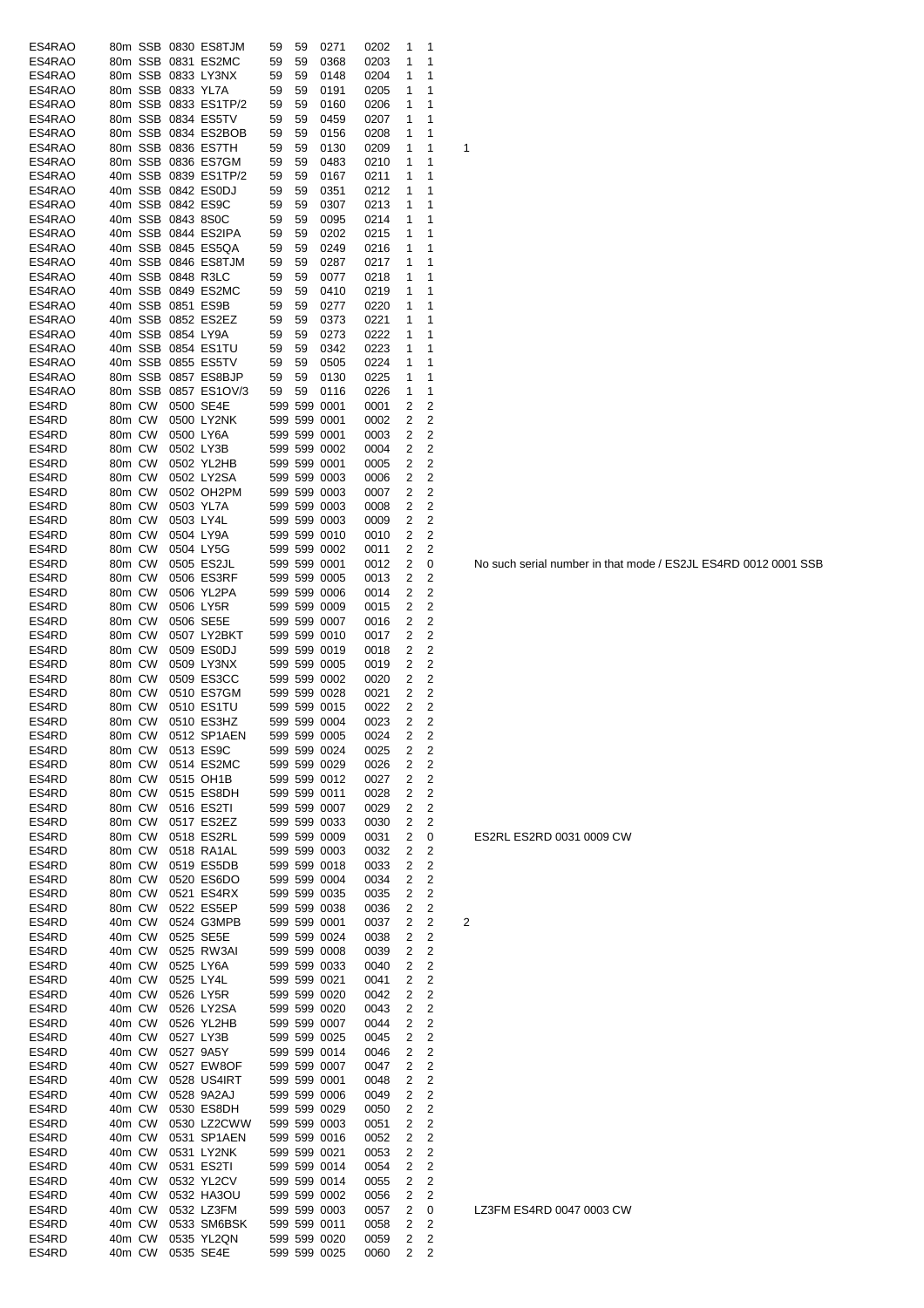| | | | | | | | | | | | | |
|---|---|---|---|---|---|---|---|---|---|---|---|---|
| ES4RAO | 80m | SSB | 0830 | ES8TJM | 59 | 59 | 0271 | 0202 | 1 | 1 | | |
| ES4RAO | 80m | SSB | 0831 | ES2MC | 59 | 59 | 0368 | 0203 | 1 | 1 | | |
| ES4RAO | 80m | SSB | 0833 | LY3NX | 59 | 59 | 0148 | 0204 | 1 | 1 | | |
| ES4RAO | 80m | SSB | 0833 | YL7A | 59 | 59 | 0191 | 0205 | 1 | 1 | | |
| ES4RAO | 80m | SSB | 0833 | ES1TP/2 | 59 | 59 | 0160 | 0206 | 1 | 1 | | |
| ES4RAO | 80m | SSB | 0834 | ES5TV | 59 | 59 | 0459 | 0207 | 1 | 1 | | |
| ES4RAO | 80m | SSB | 0834 | ES2BOB | 59 | 59 | 0156 | 0208 | 1 | 1 | | |
| ES4RAO | 80m | SSB | 0836 | ES7TH | 59 | 59 | 0130 | 0209 | 1 | 1 | 1 | |
| ES4RAO | 80m | SSB | 0836 | ES7GM | 59 | 59 | 0483 | 0210 | 1 | 1 | | |
| ES4RAO | 40m | SSB | 0839 | ES1TP/2 | 59 | 59 | 0167 | 0211 | 1 | 1 | | |
| ES4RAO | 40m | SSB | 0842 | ES0DJ | 59 | 59 | 0351 | 0212 | 1 | 1 | | |
| ES4RAO | 40m | SSB | 0842 | ES9C | 59 | 59 | 0307 | 0213 | 1 | 1 | | |
| ES4RAO | 40m | SSB | 0843 | 8S0C | 59 | 59 | 0095 | 0214 | 1 | 1 | | |
| ES4RAO | 40m | SSB | 0844 | ES2IPA | 59 | 59 | 0202 | 0215 | 1 | 1 | | |
| ES4RAO | 40m | SSB | 0845 | ES5QA | 59 | 59 | 0249 | 0216 | 1 | 1 | | |
| ES4RAO | 40m | SSB | 0846 | ES8TJM | 59 | 59 | 0287 | 0217 | 1 | 1 | | |
| ES4RAO | 40m | SSB | 0848 | R3LC | 59 | 59 | 0077 | 0218 | 1 | 1 | | |
| ES4RAO | 40m | SSB | 0849 | ES2MC | 59 | 59 | 0410 | 0219 | 1 | 1 | | |
| ES4RAO | 40m | SSB | 0851 | ES9B | 59 | 59 | 0277 | 0220 | 1 | 1 | | |
| ES4RAO | 40m | SSB | 0852 | ES2EZ | 59 | 59 | 0373 | 0221 | 1 | 1 | | |
| ES4RAO | 40m | SSB | 0854 | LY9A | 59 | 59 | 0273 | 0222 | 1 | 1 | | |
| ES4RAO | 40m | SSB | 0854 | ES1TU | 59 | 59 | 0342 | 0223 | 1 | 1 | | |
| ES4RAO | 40m | SSB | 0855 | ES5TV | 59 | 59 | 0505 | 0224 | 1 | 1 | | |
| ES4RAO | 80m | SSB | 0857 | ES8BJP | 59 | 59 | 0130 | 0225 | 1 | 1 | | |
| ES4RAO | 80m | SSB | 0857 | ES1OV/3 | 59 | 59 | 0116 | 0226 | 1 | 1 | | |
| ES4RD | 80m | CW | 0500 | SE4E | 599 | 599 | 0001 | 0001 | 2 | 2 | | |
| ES4RD | 80m | CW | 0500 | LY2NK | 599 | 599 | 0001 | 0002 | 2 | 2 | | |
| ES4RD | 80m | CW | 0500 | LY6A | 599 | 599 | 0001 | 0003 | 2 | 2 | | |
| ES4RD | 80m | CW | 0502 | LY3B | 599 | 599 | 0002 | 0004 | 2 | 2 | | |
| ES4RD | 80m | CW | 0502 | YL2HB | 599 | 599 | 0001 | 0005 | 2 | 2 | | |
| ES4RD | 80m | CW | 0502 | LY2SA | 599 | 599 | 0003 | 0006 | 2 | 2 | | |
| ES4RD | 80m | CW | 0502 | OH2PM | 599 | 599 | 0003 | 0007 | 2 | 2 | | |
| ES4RD | 80m | CW | 0503 | YL7A | 599 | 599 | 0003 | 0008 | 2 | 2 | | |
| ES4RD | 80m | CW | 0503 | LY4L | 599 | 599 | 0003 | 0009 | 2 | 2 | | |
| ES4RD | 80m | CW | 0504 | LY9A | 599 | 599 | 0010 | 0010 | 2 | 2 | | |
| ES4RD | 80m | CW | 0504 | LY5G | 599 | 599 | 0002 | 0011 | 2 | 2 | | |
| ES4RD | 80m | CW | 0505 | ES2JL | 599 | 599 | 0001 | 0012 | 2 | 0 | | No such serial number in that mode / ES2JL ES4RD 0012 0001 SSB |
| ES4RD | 80m | CW | 0506 | ES3RF | 599 | 599 | 0005 | 0013 | 2 | 2 | | |
| ES4RD | 80m | CW | 0506 | YL2PA | 599 | 599 | 0006 | 0014 | 2 | 2 | | |
| ES4RD | 80m | CW | 0506 | LY5R | 599 | 599 | 0009 | 0015 | 2 | 2 | | |
| ES4RD | 80m | CW | 0506 | SE5E | 599 | 599 | 0007 | 0016 | 2 | 2 | | |
| ES4RD | 80m | CW | 0507 | LY2BKT | 599 | 599 | 0010 | 0017 | 2 | 2 | | |
| ES4RD | 80m | CW | 0509 | ES0DJ | 599 | 599 | 0019 | 0018 | 2 | 2 | | |
| ES4RD | 80m | CW | 0509 | LY3NX | 599 | 599 | 0005 | 0019 | 2 | 2 | | |
| ES4RD | 80m | CW | 0509 | ES3CC | 599 | 599 | 0002 | 0020 | 2 | 2 | | |
| ES4RD | 80m | CW | 0510 | ES7GM | 599 | 599 | 0028 | 0021 | 2 | 2 | | |
| ES4RD | 80m | CW | 0510 | ES1TU | 599 | 599 | 0015 | 0022 | 2 | 2 | | |
| ES4RD | 80m | CW | 0510 | ES3HZ | 599 | 599 | 0004 | 0023 | 2 | 2 | | |
| ES4RD | 80m | CW | 0512 | SP1AEN | 599 | 599 | 0005 | 0024 | 2 | 2 | | |
| ES4RD | 80m | CW | 0513 | ES9C | 599 | 599 | 0024 | 0025 | 2 | 2 | | |
| ES4RD | 80m | CW | 0514 | ES2MC | 599 | 599 | 0029 | 0026 | 2 | 2 | | |
| ES4RD | 80m | CW | 0515 | OH1B | 599 | 599 | 0012 | 0027 | 2 | 2 | | |
| ES4RD | 80m | CW | 0515 | ES8DH | 599 | 599 | 0011 | 0028 | 2 | 2 | | |
| ES4RD | 80m | CW | 0516 | ES2TI | 599 | 599 | 0007 | 0029 | 2 | 2 | | |
| ES4RD | 80m | CW | 0517 | ES2EZ | 599 | 599 | 0033 | 0030 | 2 | 2 | | |
| ES4RD | 80m | CW | 0518 | ES2RL | 599 | 599 | 0009 | 0031 | 2 | 0 | | ES2RL ES2RD 0031 0009 CW |
| ES4RD | 80m | CW | 0518 | RA1AL | 599 | 599 | 0003 | 0032 | 2 | 2 | | |
| ES4RD | 80m | CW | 0519 | ES5DB | 599 | 599 | 0018 | 0033 | 2 | 2 | | |
| ES4RD | 80m | CW | 0520 | ES6DO | 599 | 599 | 0004 | 0034 | 2 | 2 | | |
| ES4RD | 80m | CW | 0521 | ES4RX | 599 | 599 | 0035 | 0035 | 2 | 2 | | |
| ES4RD | 80m | CW | 0522 | ES5EP | 599 | 599 | 0038 | 0036 | 2 | 2 | | |
| ES4RD | 40m | CW | 0524 | G3MPB | 599 | 599 | 0001 | 0037 | 2 | 2 | 2 | |
| ES4RD | 40m | CW | 0525 | SE5E | 599 | 599 | 0024 | 0038 | 2 | 2 | | |
| ES4RD | 40m | CW | 0525 | RW3AI | 599 | 599 | 0008 | 0039 | 2 | 2 | | |
| ES4RD | 40m | CW | 0525 | LY6A | 599 | 599 | 0033 | 0040 | 2 | 2 | | |
| ES4RD | 40m | CW | 0525 | LY4L | 599 | 599 | 0021 | 0041 | 2 | 2 | | |
| ES4RD | 40m | CW | 0526 | LY5R | 599 | 599 | 0020 | 0042 | 2 | 2 | | |
| ES4RD | 40m | CW | 0526 | LY2SA | 599 | 599 | 0020 | 0043 | 2 | 2 | | |
| ES4RD | 40m | CW | 0526 | YL2HB | 599 | 599 | 0007 | 0044 | 2 | 2 | | |
| ES4RD | 40m | CW | 0527 | LY3B | 599 | 599 | 0025 | 0045 | 2 | 2 | | |
| ES4RD | 40m | CW | 0527 | 9A5Y | 599 | 599 | 0014 | 0046 | 2 | 2 | | |
| ES4RD | 40m | CW | 0527 | EW8OF | 599 | 599 | 0007 | 0047 | 2 | 2 | | |
| ES4RD | 40m | CW | 0528 | US4IRT | 599 | 599 | 0001 | 0048 | 2 | 2 | | |
| ES4RD | 40m | CW | 0528 | 9A2AJ | 599 | 599 | 0006 | 0049 | 2 | 2 | | |
| ES4RD | 40m | CW | 0530 | ES8DH | 599 | 599 | 0029 | 0050 | 2 | 2 | | |
| ES4RD | 40m | CW | 0530 | LZ2CWW | 599 | 599 | 0003 | 0051 | 2 | 2 | | |
| ES4RD | 40m | CW | 0531 | SP1AEN | 599 | 599 | 0016 | 0052 | 2 | 2 | | |
| ES4RD | 40m | CW | 0531 | LY2NK | 599 | 599 | 0021 | 0053 | 2 | 2 | | |
| ES4RD | 40m | CW | 0531 | ES2TI | 599 | 599 | 0014 | 0054 | 2 | 2 | | |
| ES4RD | 40m | CW | 0532 | YL2CV | 599 | 599 | 0014 | 0055 | 2 | 2 | | |
| ES4RD | 40m | CW | 0532 | HA3OU | 599 | 599 | 0002 | 0056 | 2 | 2 | | |
| ES4RD | 40m | CW | 0532 | LZ3FM | 599 | 599 | 0003 | 0057 | 2 | 0 | | LZ3FM ES4RD 0047 0003 CW |
| ES4RD | 40m | CW | 0533 | SM6BSK | 599 | 599 | 0011 | 0058 | 2 | 2 | | |
| ES4RD | 40m | CW | 0535 | YL2QN | 599 | 599 | 0020 | 0059 | 2 | 2 | | |
| ES4RD | 40m | CW | 0535 | SE4E | 599 | 599 | 0025 | 0060 | 2 | 2 | | |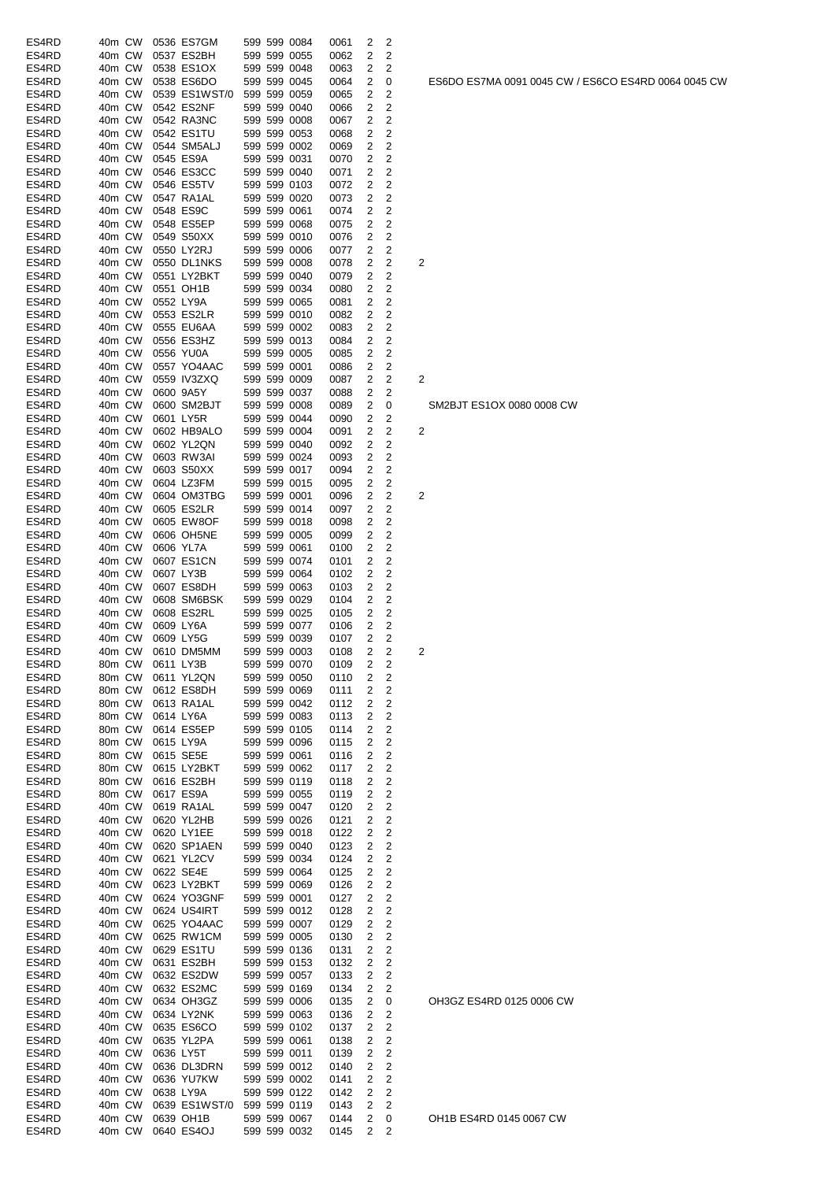| | | | | | | | | | | | | |
|---|---|---|---|---|---|---|---|---|---|---|---|---|
| ES4RD | 40m | CW | 0536 | ES7GM | 599 | 599 | 0084 | 0061 | 2 | 2 | | |
| ES4RD | 40m | CW | 0537 | ES2BH | 599 | 599 | 0055 | 0062 | 2 | 2 | | |
| ES4RD | 40m | CW | 0538 | ES1OX | 599 | 599 | 0048 | 0063 | 2 | 2 | | |
| ES4RD | 40m | CW | 0538 | ES6DO | 599 | 599 | 0045 | 0064 | 2 | 0 | | ES6DO ES7MA 0091 0045 CW / ES6CO ES4RD 0064 0045 CW |
| ES4RD | 40m | CW | 0539 | ES1WST/0 | 599 | 599 | 0059 | 0065 | 2 | 2 | | |
| ES4RD | 40m | CW | 0542 | ES2NF | 599 | 599 | 0040 | 0066 | 2 | 2 | | |
| ES4RD | 40m | CW | 0542 | RA3NC | 599 | 599 | 0008 | 0067 | 2 | 2 | | |
| ES4RD | 40m | CW | 0542 | ES1TU | 599 | 599 | 0053 | 0068 | 2 | 2 | | |
| ES4RD | 40m | CW | 0544 | SM5ALJ | 599 | 599 | 0002 | 0069 | 2 | 2 | | |
| ES4RD | 40m | CW | 0545 | ES9A | 599 | 599 | 0031 | 0070 | 2 | 2 | | |
| ES4RD | 40m | CW | 0546 | ES3CC | 599 | 599 | 0040 | 0071 | 2 | 2 | | |
| ES4RD | 40m | CW | 0546 | ES5TV | 599 | 599 | 0103 | 0072 | 2 | 2 | | |
| ES4RD | 40m | CW | 0547 | RA1AL | 599 | 599 | 0020 | 0073 | 2 | 2 | | |
| ES4RD | 40m | CW | 0548 | ES9C | 599 | 599 | 0061 | 0074 | 2 | 2 | | |
| ES4RD | 40m | CW | 0548 | ES5EP | 599 | 599 | 0068 | 0075 | 2 | 2 | | |
| ES4RD | 40m | CW | 0549 | S50XX | 599 | 599 | 0010 | 0076 | 2 | 2 | | |
| ES4RD | 40m | CW | 0550 | LY2RJ | 599 | 599 | 0006 | 0077 | 2 | 2 | | |
| ES4RD | 40m | CW | 0550 | DL1NKS | 599 | 599 | 0008 | 0078 | 2 | 2 | 2 | |
| ES4RD | 40m | CW | 0551 | LY2BKT | 599 | 599 | 0040 | 0079 | 2 | 2 | | |
| ES4RD | 40m | CW | 0551 | OH1B | 599 | 599 | 0034 | 0080 | 2 | 2 | | |
| ES4RD | 40m | CW | 0552 | LY9A | 599 | 599 | 0065 | 0081 | 2 | 2 | | |
| ES4RD | 40m | CW | 0553 | ES2LR | 599 | 599 | 0010 | 0082 | 2 | 2 | | |
| ES4RD | 40m | CW | 0555 | EU6AA | 599 | 599 | 0002 | 0083 | 2 | 2 | | |
| ES4RD | 40m | CW | 0556 | ES3HZ | 599 | 599 | 0013 | 0084 | 2 | 2 | | |
| ES4RD | 40m | CW | 0556 | YU0A | 599 | 599 | 0005 | 0085 | 2 | 2 | | |
| ES4RD | 40m | CW | 0557 | YO4AAC | 599 | 599 | 0001 | 0086 | 2 | 2 | | |
| ES4RD | 40m | CW | 0559 | IV3ZXQ | 599 | 599 | 0009 | 0087 | 2 | 2 | 2 | |
| ES4RD | 40m | CW | 0600 | 9A5Y | 599 | 599 | 0037 | 0088 | 2 | 2 | | |
| ES4RD | 40m | CW | 0600 | SM2BJT | 599 | 599 | 0008 | 0089 | 2 | 0 | | SM2BJT ES1OX 0080 0008 CW |
| ES4RD | 40m | CW | 0601 | LY5R | 599 | 599 | 0044 | 0090 | 2 | 2 | | |
| ES4RD | 40m | CW | 0602 | HB9ALO | 599 | 599 | 0004 | 0091 | 2 | 2 | 2 | |
| ES4RD | 40m | CW | 0602 | YL2QN | 599 | 599 | 0040 | 0092 | 2 | 2 | | |
| ES4RD | 40m | CW | 0603 | RW3AI | 599 | 599 | 0024 | 0093 | 2 | 2 | | |
| ES4RD | 40m | CW | 0603 | S50XX | 599 | 599 | 0017 | 0094 | 2 | 2 | | |
| ES4RD | 40m | CW | 0604 | LZ3FM | 599 | 599 | 0015 | 0095 | 2 | 2 | | |
| ES4RD | 40m | CW | 0604 | OM3TBG | 599 | 599 | 0001 | 0096 | 2 | 2 | 2 | |
| ES4RD | 40m | CW | 0605 | ES2LR | 599 | 599 | 0014 | 0097 | 2 | 2 | | |
| ES4RD | 40m | CW | 0605 | EW8OF | 599 | 599 | 0018 | 0098 | 2 | 2 | | |
| ES4RD | 40m | CW | 0606 | OH5NE | 599 | 599 | 0005 | 0099 | 2 | 2 | | |
| ES4RD | 40m | CW | 0606 | YL7A | 599 | 599 | 0061 | 0100 | 2 | 2 | | |
| ES4RD | 40m | CW | 0607 | ES1CN | 599 | 599 | 0074 | 0101 | 2 | 2 | | |
| ES4RD | 40m | CW | 0607 | LY3B | 599 | 599 | 0064 | 0102 | 2 | 2 | | |
| ES4RD | 40m | CW | 0607 | ES8DH | 599 | 599 | 0063 | 0103 | 2 | 2 | | |
| ES4RD | 40m | CW | 0608 | SM6BSK | 599 | 599 | 0029 | 0104 | 2 | 2 | | |
| ES4RD | 40m | CW | 0608 | ES2RL | 599 | 599 | 0025 | 0105 | 2 | 2 | | |
| ES4RD | 40m | CW | 0609 | LY6A | 599 | 599 | 0077 | 0106 | 2 | 2 | | |
| ES4RD | 40m | CW | 0609 | LY5G | 599 | 599 | 0039 | 0107 | 2 | 2 | | |
| ES4RD | 40m | CW | 0610 | DM5MM | 599 | 599 | 0003 | 0108 | 2 | 2 | 2 | |
| ES4RD | 80m | CW | 0611 | LY3B | 599 | 599 | 0070 | 0109 | 2 | 2 | | |
| ES4RD | 80m | CW | 0611 | YL2QN | 599 | 599 | 0050 | 0110 | 2 | 2 | | |
| ES4RD | 80m | CW | 0612 | ES8DH | 599 | 599 | 0069 | 0111 | 2 | 2 | | |
| ES4RD | 80m | CW | 0613 | RA1AL | 599 | 599 | 0042 | 0112 | 2 | 2 | | |
| ES4RD | 80m | CW | 0614 | LY6A | 599 | 599 | 0083 | 0113 | 2 | 2 | | |
| ES4RD | 80m | CW | 0614 | ES5EP | 599 | 599 | 0105 | 0114 | 2 | 2 | | |
| ES4RD | 80m | CW | 0615 | LY9A | 599 | 599 | 0096 | 0115 | 2 | 2 | | |
| ES4RD | 80m | CW | 0615 | SE5E | 599 | 599 | 0061 | 0116 | 2 | 2 | | |
| ES4RD | 80m | CW | 0615 | LY2BKT | 599 | 599 | 0062 | 0117 | 2 | 2 | | |
| ES4RD | 80m | CW | 0616 | ES2BH | 599 | 599 | 0119 | 0118 | 2 | 2 | | |
| ES4RD | 80m | CW | 0617 | ES9A | 599 | 599 | 0055 | 0119 | 2 | 2 | | |
| ES4RD | 40m | CW | 0619 | RA1AL | 599 | 599 | 0047 | 0120 | 2 | 2 | | |
| ES4RD | 40m | CW | 0620 | YL2HB | 599 | 599 | 0026 | 0121 | 2 | 2 | | |
| ES4RD | 40m | CW | 0620 | LY1EE | 599 | 599 | 0018 | 0122 | 2 | 2 | | |
| ES4RD | 40m | CW | 0620 | SP1AEN | 599 | 599 | 0040 | 0123 | 2 | 2 | | |
| ES4RD | 40m | CW | 0621 | YL2CV | 599 | 599 | 0034 | 0124 | 2 | 2 | | |
| ES4RD | 40m | CW | 0622 | SE4E | 599 | 599 | 0064 | 0125 | 2 | 2 | | |
| ES4RD | 40m | CW | 0623 | LY2BKT | 599 | 599 | 0069 | 0126 | 2 | 2 | | |
| ES4RD | 40m | CW | 0624 | YO3GNF | 599 | 599 | 0001 | 0127 | 2 | 2 | | |
| ES4RD | 40m | CW | 0624 | US4IRT | 599 | 599 | 0012 | 0128 | 2 | 2 | | |
| ES4RD | 40m | CW | 0625 | YO4AAC | 599 | 599 | 0007 | 0129 | 2 | 2 | | |
| ES4RD | 40m | CW | 0625 | RW1CM | 599 | 599 | 0005 | 0130 | 2 | 2 | | |
| ES4RD | 40m | CW | 0629 | ES1TU | 599 | 599 | 0136 | 0131 | 2 | 2 | | |
| ES4RD | 40m | CW | 0631 | ES2BH | 599 | 599 | 0153 | 0132 | 2 | 2 | | |
| ES4RD | 40m | CW | 0632 | ES2DW | 599 | 599 | 0057 | 0133 | 2 | 2 | | |
| ES4RD | 40m | CW | 0632 | ES2MC | 599 | 599 | 0169 | 0134 | 2 | 2 | | |
| ES4RD | 40m | CW | 0634 | OH3GZ | 599 | 599 | 0006 | 0135 | 2 | 0 | | OH3GZ ES4RD 0125 0006 CW |
| ES4RD | 40m | CW | 0634 | LY2NK | 599 | 599 | 0063 | 0136 | 2 | 2 | | |
| ES4RD | 40m | CW | 0635 | ES6CO | 599 | 599 | 0102 | 0137 | 2 | 2 | | |
| ES4RD | 40m | CW | 0635 | YL2PA | 599 | 599 | 0061 | 0138 | 2 | 2 | | |
| ES4RD | 40m | CW | 0636 | LY5T | 599 | 599 | 0011 | 0139 | 2 | 2 | | |
| ES4RD | 40m | CW | 0636 | DL3DRN | 599 | 599 | 0012 | 0140 | 2 | 2 | | |
| ES4RD | 40m | CW | 0636 | YU7KW | 599 | 599 | 0002 | 0141 | 2 | 2 | | |
| ES4RD | 40m | CW | 0638 | LY9A | 599 | 599 | 0122 | 0142 | 2 | 2 | | |
| ES4RD | 40m | CW | 0639 | ES1WST/0 | 599 | 599 | 0119 | 0143 | 2 | 2 | | |
| ES4RD | 40m | CW | 0639 | OH1B | 599 | 599 | 0067 | 0144 | 2 | 0 | | OH1B ES4RD 0145 0067 CW |
| ES4RD | 40m | CW | 0640 | ES4OJ | 599 | 599 | 0032 | 0145 | 2 | 2 | | |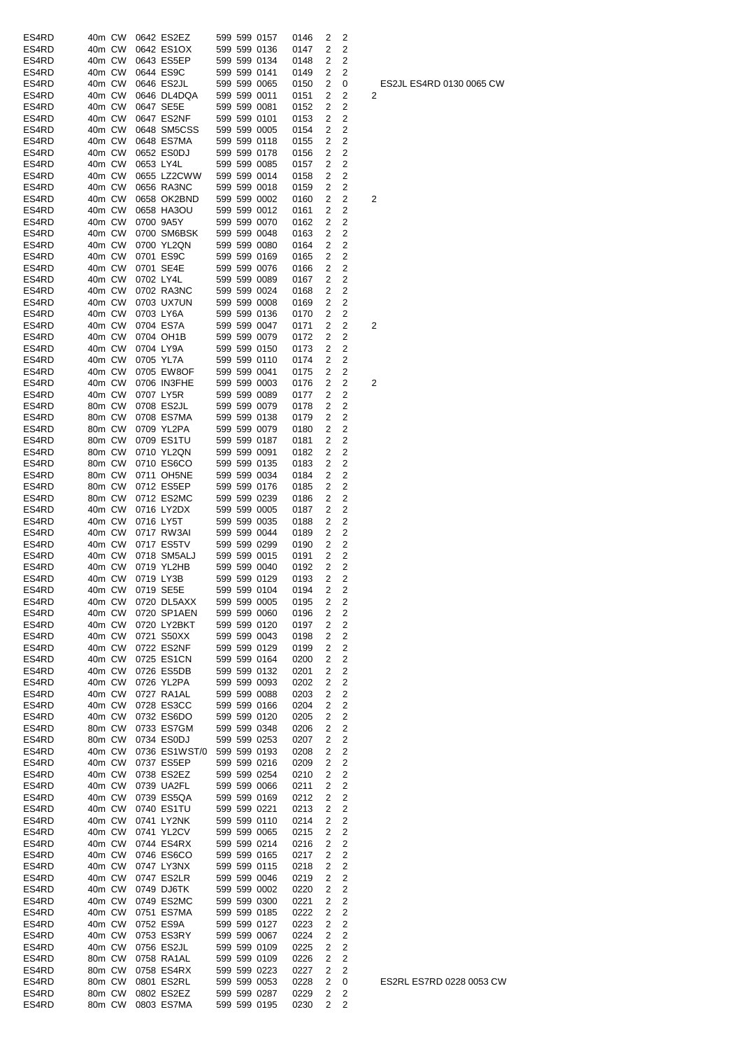| | | | | | | | | | | | | |
|---|---|---|---|---|---|---|---|---|---|---|---|---|
| ES4RD | 40m | CW | 0642 | ES2EZ | 599 | 599 | 0157 | 0146 | 2 | 2 | | |
| ES4RD | 40m | CW | 0642 | ES1OX | 599 | 599 | 0136 | 0147 | 2 | 2 | | |
| ES4RD | 40m | CW | 0643 | ES5EP | 599 | 599 | 0134 | 0148 | 2 | 2 | | |
| ES4RD | 40m | CW | 0644 | ES9C | 599 | 599 | 0141 | 0149 | 2 | 2 | | |
| ES4RD | 40m | CW | 0646 | ES2JL | 599 | 599 | 0065 | 0150 | 2 | 0 | | ES2JL ES4RD 0130 0065 CW |
| ES4RD | 40m | CW | 0646 | DL4DQA | 599 | 599 | 0011 | 0151 | 2 | 2 | 2 | |
| ES4RD | 40m | CW | 0647 | SE5E | 599 | 599 | 0081 | 0152 | 2 | 2 | | |
| ES4RD | 40m | CW | 0647 | ES2NF | 599 | 599 | 0101 | 0153 | 2 | 2 | | |
| ES4RD | 40m | CW | 0648 | SM5CSS | 599 | 599 | 0005 | 0154 | 2 | 2 | | |
| ES4RD | 40m | CW | 0648 | ES7MA | 599 | 599 | 0118 | 0155 | 2 | 2 | | |
| ES4RD | 40m | CW | 0652 | ES0DJ | 599 | 599 | 0178 | 0156 | 2 | 2 | | |
| ES4RD | 40m | CW | 0653 | LY4L | 599 | 599 | 0085 | 0157 | 2 | 2 | | |
| ES4RD | 40m | CW | 0655 | LZ2CWW | 599 | 599 | 0014 | 0158 | 2 | 2 | | |
| ES4RD | 40m | CW | 0656 | RA3NC | 599 | 599 | 0018 | 0159 | 2 | 2 | | |
| ES4RD | 40m | CW | 0658 | OK2BND | 599 | 599 | 0002 | 0160 | 2 | 2 | 2 | |
| ES4RD | 40m | CW | 0658 | HA3OU | 599 | 599 | 0012 | 0161 | 2 | 2 | | |
| ES4RD | 40m | CW | 0700 | 9A5Y | 599 | 599 | 0070 | 0162 | 2 | 2 | | |
| ES4RD | 40m | CW | 0700 | SM6BSK | 599 | 599 | 0048 | 0163 | 2 | 2 | | |
| ES4RD | 40m | CW | 0700 | YL2QN | 599 | 599 | 0080 | 0164 | 2 | 2 | | |
| ES4RD | 40m | CW | 0701 | ES9C | 599 | 599 | 0169 | 0165 | 2 | 2 | | |
| ES4RD | 40m | CW | 0701 | SE4E | 599 | 599 | 0076 | 0166 | 2 | 2 | | |
| ES4RD | 40m | CW | 0702 | LY4L | 599 | 599 | 0089 | 0167 | 2 | 2 | | |
| ES4RD | 40m | CW | 0702 | RA3NC | 599 | 599 | 0024 | 0168 | 2 | 2 | | |
| ES4RD | 40m | CW | 0703 | UX7UN | 599 | 599 | 0008 | 0169 | 2 | 2 | | |
| ES4RD | 40m | CW | 0703 | LY6A | 599 | 599 | 0136 | 0170 | 2 | 2 | | |
| ES4RD | 40m | CW | 0704 | ES7A | 599 | 599 | 0047 | 0171 | 2 | 2 | 2 | |
| ES4RD | 40m | CW | 0704 | OH1B | 599 | 599 | 0079 | 0172 | 2 | 2 | | |
| ES4RD | 40m | CW | 0704 | LY9A | 599 | 599 | 0150 | 0173 | 2 | 2 | | |
| ES4RD | 40m | CW | 0705 | YL7A | 599 | 599 | 0110 | 0174 | 2 | 2 | | |
| ES4RD | 40m | CW | 0705 | EW8OF | 599 | 599 | 0041 | 0175 | 2 | 2 | | |
| ES4RD | 40m | CW | 0706 | IN3FHE | 599 | 599 | 0003 | 0176 | 2 | 2 | 2 | |
| ES4RD | 40m | CW | 0707 | LY5R | 599 | 599 | 0089 | 0177 | 2 | 2 | | |
| ES4RD | 80m | CW | 0708 | ES2JL | 599 | 599 | 0079 | 0178 | 2 | 2 | | |
| ES4RD | 80m | CW | 0708 | ES7MA | 599 | 599 | 0138 | 0179 | 2 | 2 | | |
| ES4RD | 80m | CW | 0709 | YL2PA | 599 | 599 | 0079 | 0180 | 2 | 2 | | |
| ES4RD | 80m | CW | 0709 | ES1TU | 599 | 599 | 0187 | 0181 | 2 | 2 | | |
| ES4RD | 80m | CW | 0710 | YL2QN | 599 | 599 | 0091 | 0182 | 2 | 2 | | |
| ES4RD | 80m | CW | 0710 | ES6CO | 599 | 599 | 0135 | 0183 | 2 | 2 | | |
| ES4RD | 80m | CW | 0711 | OH5NE | 599 | 599 | 0034 | 0184 | 2 | 2 | | |
| ES4RD | 80m | CW | 0712 | ES5EP | 599 | 599 | 0176 | 0185 | 2 | 2 | | |
| ES4RD | 80m | CW | 0712 | ES2MC | 599 | 599 | 0239 | 0186 | 2 | 2 | | |
| ES4RD | 40m | CW | 0716 | LY2DX | 599 | 599 | 0005 | 0187 | 2 | 2 | | |
| ES4RD | 40m | CW | 0716 | LY5T | 599 | 599 | 0035 | 0188 | 2 | 2 | | |
| ES4RD | 40m | CW | 0717 | RW3AI | 599 | 599 | 0044 | 0189 | 2 | 2 | | |
| ES4RD | 40m | CW | 0717 | ES5TV | 599 | 599 | 0299 | 0190 | 2 | 2 | | |
| ES4RD | 40m | CW | 0718 | SM5ALJ | 599 | 599 | 0015 | 0191 | 2 | 2 | | |
| ES4RD | 40m | CW | 0719 | YL2HB | 599 | 599 | 0040 | 0192 | 2 | 2 | | |
| ES4RD | 40m | CW | 0719 | LY3B | 599 | 599 | 0129 | 0193 | 2 | 2 | | |
| ES4RD | 40m | CW | 0719 | SE5E | 599 | 599 | 0104 | 0194 | 2 | 2 | | |
| ES4RD | 40m | CW | 0720 | DL5AXX | 599 | 599 | 0005 | 0195 | 2 | 2 | | |
| ES4RD | 40m | CW | 0720 | SP1AEN | 599 | 599 | 0060 | 0196 | 2 | 2 | | |
| ES4RD | 40m | CW | 0720 | LY2BKT | 599 | 599 | 0120 | 0197 | 2 | 2 | | |
| ES4RD | 40m | CW | 0721 | S50XX | 599 | 599 | 0043 | 0198 | 2 | 2 | | |
| ES4RD | 40m | CW | 0722 | ES2NF | 599 | 599 | 0129 | 0199 | 2 | 2 | | |
| ES4RD | 40m | CW | 0725 | ES1CN | 599 | 599 | 0164 | 0200 | 2 | 2 | | |
| ES4RD | 40m | CW | 0726 | ES5DB | 599 | 599 | 0132 | 0201 | 2 | 2 | | |
| ES4RD | 40m | CW | 0726 | YL2PA | 599 | 599 | 0093 | 0202 | 2 | 2 | | |
| ES4RD | 40m | CW | 0727 | RA1AL | 599 | 599 | 0088 | 0203 | 2 | 2 | | |
| ES4RD | 40m | CW | 0728 | ES3CC | 599 | 599 | 0166 | 0204 | 2 | 2 | | |
| ES4RD | 40m | CW | 0732 | ES6DO | 599 | 599 | 0120 | 0205 | 2 | 2 | | |
| ES4RD | 80m | CW | 0733 | ES7GM | 599 | 599 | 0348 | 0206 | 2 | 2 | | |
| ES4RD | 80m | CW | 0734 | ES0DJ | 599 | 599 | 0253 | 0207 | 2 | 2 | | |
| ES4RD | 40m | CW | 0736 | ES1WST/0 | 599 | 599 | 0193 | 0208 | 2 | 2 | | |
| ES4RD | 40m | CW | 0737 | ES5EP | 599 | 599 | 0216 | 0209 | 2 | 2 | | |
| ES4RD | 40m | CW | 0738 | ES2EZ | 599 | 599 | 0254 | 0210 | 2 | 2 | | |
| ES4RD | 40m | CW | 0739 | UA2FL | 599 | 599 | 0066 | 0211 | 2 | 2 | | |
| ES4RD | 40m | CW | 0739 | ES5QA | 599 | 599 | 0169 | 0212 | 2 | 2 | | |
| ES4RD | 40m | CW | 0740 | ES1TU | 599 | 599 | 0221 | 0213 | 2 | 2 | | |
| ES4RD | 40m | CW | 0741 | LY2NK | 599 | 599 | 0110 | 0214 | 2 | 2 | | |
| ES4RD | 40m | CW | 0741 | YL2CV | 599 | 599 | 0065 | 0215 | 2 | 2 | | |
| ES4RD | 40m | CW | 0744 | ES4RX | 599 | 599 | 0214 | 0216 | 2 | 2 | | |
| ES4RD | 40m | CW | 0746 | ES6CO | 599 | 599 | 0165 | 0217 | 2 | 2 | | |
| ES4RD | 40m | CW | 0747 | LY3NX | 599 | 599 | 0115 | 0218 | 2 | 2 | | |
| ES4RD | 40m | CW | 0747 | ES2LR | 599 | 599 | 0046 | 0219 | 2 | 2 | | |
| ES4RD | 40m | CW | 0749 | DJ6TK | 599 | 599 | 0002 | 0220 | 2 | 2 | | |
| ES4RD | 40m | CW | 0749 | ES2MC | 599 | 599 | 0300 | 0221 | 2 | 2 | | |
| ES4RD | 40m | CW | 0751 | ES7MA | 599 | 599 | 0185 | 0222 | 2 | 2 | | |
| ES4RD | 40m | CW | 0752 | ES9A | 599 | 599 | 0127 | 0223 | 2 | 2 | | |
| ES4RD | 40m | CW | 0753 | ES3RY | 599 | 599 | 0067 | 0224 | 2 | 2 | | |
| ES4RD | 40m | CW | 0756 | ES2JL | 599 | 599 | 0109 | 0225 | 2 | 2 | | |
| ES4RD | 80m | CW | 0758 | RA1AL | 599 | 599 | 0109 | 0226 | 2 | 2 | | |
| ES4RD | 80m | CW | 0758 | ES4RX | 599 | 599 | 0223 | 0227 | 2 | 2 | | |
| ES4RD | 80m | CW | 0801 | ES2RL | 599 | 599 | 0053 | 0228 | 2 | 0 | | ES2RL ES7RD 0228 0053 CW |
| ES4RD | 80m | CW | 0802 | ES2EZ | 599 | 599 | 0287 | 0229 | 2 | 2 | | |
| ES4RD | 80m | CW | 0803 | ES7MA | 599 | 599 | 0195 | 0230 | 2 | 2 | | |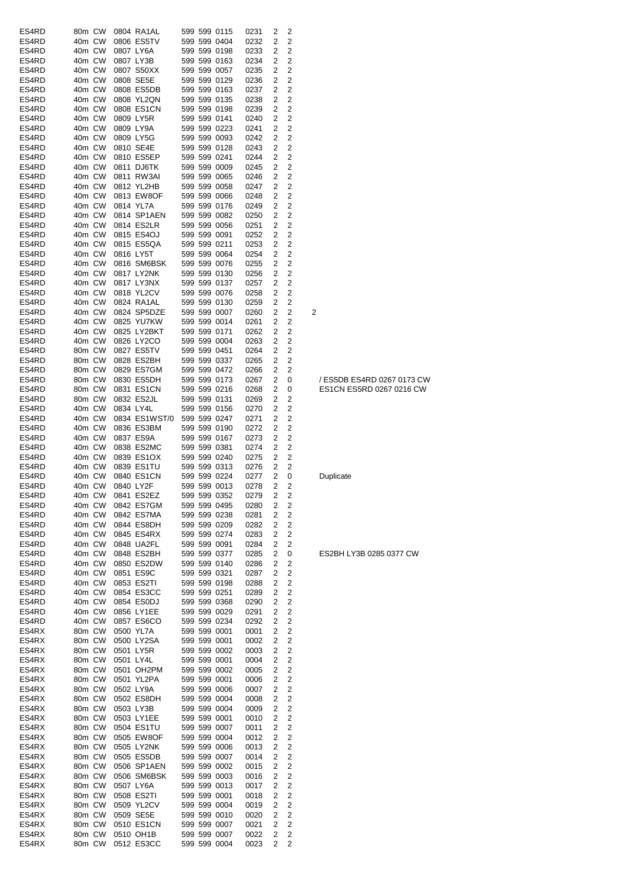| | | | | | | | | | | | |
|---|---|---|---|---|---|---|---|---|---|---|---|
| ES4RD | 80m | CW | 0804 | RA1AL | 599 | 599 | 0115 | 0231 | 2 | 2 | |
| ES4RD | 40m | CW | 0806 | ES5TV | 599 | 599 | 0404 | 0232 | 2 | 2 | |
| ES4RD | 40m | CW | 0807 | LY6A | 599 | 599 | 0198 | 0233 | 2 | 2 | |
| ES4RD | 40m | CW | 0807 | LY3B | 599 | 599 | 0163 | 0234 | 2 | 2 | |
| ES4RD | 40m | CW | 0807 | S50XX | 599 | 599 | 0057 | 0235 | 2 | 2 | |
| ES4RD | 40m | CW | 0808 | SE5E | 599 | 599 | 0129 | 0236 | 2 | 2 | |
| ES4RD | 40m | CW | 0808 | ES5DB | 599 | 599 | 0163 | 0237 | 2 | 2 | |
| ES4RD | 40m | CW | 0808 | YL2QN | 599 | 599 | 0135 | 0238 | 2 | 2 | |
| ES4RD | 40m | CW | 0808 | ES1CN | 599 | 599 | 0198 | 0239 | 2 | 2 | |
| ES4RD | 40m | CW | 0809 | LY5R | 599 | 599 | 0141 | 0240 | 2 | 2 | |
| ES4RD | 40m | CW | 0809 | LY9A | 599 | 599 | 0223 | 0241 | 2 | 2 | |
| ES4RD | 40m | CW | 0809 | LY5G | 599 | 599 | 0093 | 0242 | 2 | 2 | |
| ES4RD | 40m | CW | 0810 | SE4E | 599 | 599 | 0128 | 0243 | 2 | 2 | |
| ES4RD | 40m | CW | 0810 | ES5EP | 599 | 599 | 0241 | 0244 | 2 | 2 | |
| ES4RD | 40m | CW | 0811 | DJ6TK | 599 | 599 | 0009 | 0245 | 2 | 2 | |
| ES4RD | 40m | CW | 0811 | RW3AI | 599 | 599 | 0065 | 0246 | 2 | 2 | |
| ES4RD | 40m | CW | 0812 | YL2HB | 599 | 599 | 0058 | 0247 | 2 | 2 | |
| ES4RD | 40m | CW | 0813 | EW8OF | 599 | 599 | 0066 | 0248 | 2 | 2 | |
| ES4RD | 40m | CW | 0814 | YL7A | 599 | 599 | 0176 | 0249 | 2 | 2 | |
| ES4RD | 40m | CW | 0814 | SP1AEN | 599 | 599 | 0082 | 0250 | 2 | 2 | |
| ES4RD | 40m | CW | 0814 | ES2LR | 599 | 599 | 0056 | 0251 | 2 | 2 | |
| ES4RD | 40m | CW | 0815 | ES4OJ | 599 | 599 | 0091 | 0252 | 2 | 2 | |
| ES4RD | 40m | CW | 0815 | ES5QA | 599 | 599 | 0211 | 0253 | 2 | 2 | |
| ES4RD | 40m | CW | 0816 | LY5T | 599 | 599 | 0064 | 0254 | 2 | 2 | |
| ES4RD | 40m | CW | 0816 | SM6BSK | 599 | 599 | 0076 | 0255 | 2 | 2 | |
| ES4RD | 40m | CW | 0817 | LY2NK | 599 | 599 | 0130 | 0256 | 2 | 2 | |
| ES4RD | 40m | CW | 0817 | LY3NX | 599 | 599 | 0137 | 0257 | 2 | 2 | |
| ES4RD | 40m | CW | 0818 | YL2CV | 599 | 599 | 0076 | 0258 | 2 | 2 | |
| ES4RD | 40m | CW | 0824 | RA1AL | 599 | 599 | 0130 | 0259 | 2 | 2 | |
| ES4RD | 40m | CW | 0824 | SP5DZE | 599 | 599 | 0007 | 0260 | 2 | 2 | 2 |
| ES4RD | 40m | CW | 0825 | YU7KW | 599 | 599 | 0014 | 0261 | 2 | 2 | |
| ES4RD | 40m | CW | 0825 | LY2BKT | 599 | 599 | 0171 | 0262 | 2 | 2 | |
| ES4RD | 40m | CW | 0826 | LY2CO | 599 | 599 | 0004 | 0263 | 2 | 2 | |
| ES4RD | 80m | CW | 0827 | ES5TV | 599 | 599 | 0451 | 0264 | 2 | 2 | |
| ES4RD | 80m | CW | 0828 | ES2BH | 599 | 599 | 0337 | 0265 | 2 | 2 | |
| ES4RD | 80m | CW | 0829 | ES7GM | 599 | 599 | 0472 | 0266 | 2 | 2 | |
| ES4RD | 80m | CW | 0830 | ES5DH | 599 | 599 | 0173 | 0267 | 2 | 0 | / ES5DB ES4RD 0267 0173 CW |
| ES4RD | 80m | CW | 0831 | ES1CN | 599 | 599 | 0216 | 0268 | 2 | 0 | ES1CN ES5RD 0267 0216 CW |
| ES4RD | 80m | CW | 0832 | ES2JL | 599 | 599 | 0131 | 0269 | 2 | 2 | |
| ES4RD | 40m | CW | 0834 | LY4L | 599 | 599 | 0156 | 0270 | 2 | 2 | |
| ES4RD | 40m | CW | 0834 | ES1WST/0 | 599 | 599 | 0247 | 0271 | 2 | 2 | |
| ES4RD | 40m | CW | 0836 | ES3BM | 599 | 599 | 0190 | 0272 | 2 | 2 | |
| ES4RD | 40m | CW | 0837 | ES9A | 599 | 599 | 0167 | 0273 | 2 | 2 | |
| ES4RD | 40m | CW | 0838 | ES2MC | 599 | 599 | 0381 | 0274 | 2 | 2 | |
| ES4RD | 40m | CW | 0839 | ES1OX | 599 | 599 | 0240 | 0275 | 2 | 2 | |
| ES4RD | 40m | CW | 0839 | ES1TU | 599 | 599 | 0313 | 0276 | 2 | 2 | |
| ES4RD | 40m | CW | 0840 | ES1CN | 599 | 599 | 0224 | 0277 | 2 | 0 | Duplicate |
| ES4RD | 40m | CW | 0840 | LY2F | 599 | 599 | 0013 | 0278 | 2 | 2 | |
| ES4RD | 40m | CW | 0841 | ES2EZ | 599 | 599 | 0352 | 0279 | 2 | 2 | |
| ES4RD | 40m | CW | 0842 | ES7GM | 599 | 599 | 0495 | 0280 | 2 | 2 | |
| ES4RD | 40m | CW | 0842 | ES7MA | 599 | 599 | 0238 | 0281 | 2 | 2 | |
| ES4RD | 40m | CW | 0844 | ES8DH | 599 | 599 | 0209 | 0282 | 2 | 2 | |
| ES4RD | 40m | CW | 0845 | ES4RX | 599 | 599 | 0274 | 0283 | 2 | 2 | |
| ES4RD | 40m | CW | 0848 | UA2FL | 599 | 599 | 0091 | 0284 | 2 | 2 | |
| ES4RD | 40m | CW | 0848 | ES2BH | 599 | 599 | 0377 | 0285 | 2 | 0 | ES2BH LY3B 0285 0377 CW |
| ES4RD | 40m | CW | 0850 | ES2DW | 599 | 599 | 0140 | 0286 | 2 | 2 | |
| ES4RD | 40m | CW | 0851 | ES9C | 599 | 599 | 0321 | 0287 | 2 | 2 | |
| ES4RD | 40m | CW | 0853 | ES2TI | 599 | 599 | 0198 | 0288 | 2 | 2 | |
| ES4RD | 40m | CW | 0854 | ES3CC | 599 | 599 | 0251 | 0289 | 2 | 2 | |
| ES4RD | 40m | CW | 0854 | ES0DJ | 599 | 599 | 0368 | 0290 | 2 | 2 | |
| ES4RD | 40m | CW | 0856 | LY1EE | 599 | 599 | 0029 | 0291 | 2 | 2 | |
| ES4RD | 40m | CW | 0857 | ES6CO | 599 | 599 | 0234 | 0292 | 2 | 2 | |
| ES4RX | 80m | CW | 0500 | YL7A | 599 | 599 | 0001 | 0001 | 2 | 2 | |
| ES4RX | 80m | CW | 0500 | LY2SA | 599 | 599 | 0001 | 0002 | 2 | 2 | |
| ES4RX | 80m | CW | 0501 | LY5R | 599 | 599 | 0002 | 0003 | 2 | 2 | |
| ES4RX | 80m | CW | 0501 | LY4L | 599 | 599 | 0001 | 0004 | 2 | 2 | |
| ES4RX | 80m | CW | 0501 | OH2PM | 599 | 599 | 0002 | 0005 | 2 | 2 | |
| ES4RX | 80m | CW | 0501 | YL2PA | 599 | 599 | 0001 | 0006 | 2 | 2 | |
| ES4RX | 80m | CW | 0502 | LY9A | 599 | 599 | 0006 | 0007 | 2 | 2 | |
| ES4RX | 80m | CW | 0502 | ES8DH | 599 | 599 | 0004 | 0008 | 2 | 2 | |
| ES4RX | 80m | CW | 0503 | LY3B | 599 | 599 | 0004 | 0009 | 2 | 2 | |
| ES4RX | 80m | CW | 0503 | LY1EE | 599 | 599 | 0001 | 0010 | 2 | 2 | |
| ES4RX | 80m | CW | 0504 | ES1TU | 599 | 599 | 0007 | 0011 | 2 | 2 | |
| ES4RX | 80m | CW | 0505 | EW8OF | 599 | 599 | 0004 | 0012 | 2 | 2 | |
| ES4RX | 80m | CW | 0505 | LY2NK | 599 | 599 | 0006 | 0013 | 2 | 2 | |
| ES4RX | 80m | CW | 0505 | ES5DB | 599 | 599 | 0007 | 0014 | 2 | 2 | |
| ES4RX | 80m | CW | 0506 | SP1AEN | 599 | 599 | 0002 | 0015 | 2 | 2 | |
| ES4RX | 80m | CW | 0506 | SM6BSK | 599 | 599 | 0003 | 0016 | 2 | 2 | |
| ES4RX | 80m | CW | 0507 | LY6A | 599 | 599 | 0013 | 0017 | 2 | 2 | |
| ES4RX | 80m | CW | 0508 | ES2TI | 599 | 599 | 0001 | 0018 | 2 | 2 | |
| ES4RX | 80m | CW | 0509 | YL2CV | 599 | 599 | 0004 | 0019 | 2 | 2 | |
| ES4RX | 80m | CW | 0509 | SE5E | 599 | 599 | 0010 | 0020 | 2 | 2 | |
| ES4RX | 80m | CW | 0510 | ES1CN | 599 | 599 | 0007 | 0021 | 2 | 2 | |
| ES4RX | 80m | CW | 0510 | OH1B | 599 | 599 | 0007 | 0022 | 2 | 2 | |
| ES4RX | 80m | CW | 0512 | ES3CC | 599 | 599 | 0004 | 0023 | 2 | 2 | |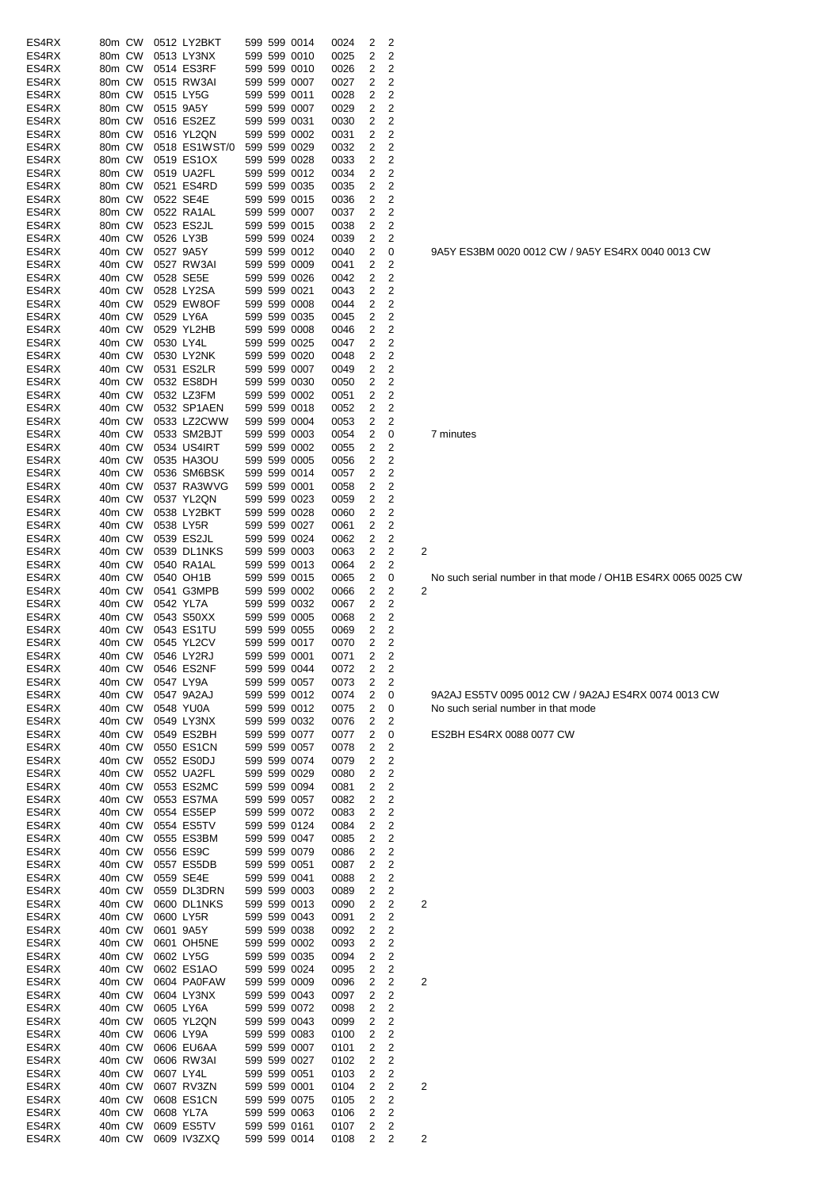| | | | | | | | | | | | | |
|---|---|---|---|---|---|---|---|---|---|---|---|---|
| ES4RX | 80m | CW | 0512 | LY2BKT | 599 | 599 | 0014 | 0024 | 2 | 2 | | |
| ES4RX | 80m | CW | 0513 | LY3NX | 599 | 599 | 0010 | 0025 | 2 | 2 | | |
| ES4RX | 80m | CW | 0514 | ES3RF | 599 | 599 | 0010 | 0026 | 2 | 2 | | |
| ES4RX | 80m | CW | 0515 | RW3AI | 599 | 599 | 0007 | 0027 | 2 | 2 | | |
| ES4RX | 80m | CW | 0515 | LY5G | 599 | 599 | 0011 | 0028 | 2 | 2 | | |
| ES4RX | 80m | CW | 0515 | 9A5Y | 599 | 599 | 0007 | 0029 | 2 | 2 | | |
| ES4RX | 80m | CW | 0516 | ES2EZ | 599 | 599 | 0031 | 0030 | 2 | 2 | | |
| ES4RX | 80m | CW | 0516 | YL2QN | 599 | 599 | 0002 | 0031 | 2 | 2 | | |
| ES4RX | 80m | CW | 0518 | ES1WST/0 | 599 | 599 | 0029 | 0032 | 2 | 2 | | |
| ES4RX | 80m | CW | 0519 | ES1OX | 599 | 599 | 0028 | 0033 | 2 | 2 | | |
| ES4RX | 80m | CW | 0519 | UA2FL | 599 | 599 | 0012 | 0034 | 2 | 2 | | |
| ES4RX | 80m | CW | 0521 | ES4RD | 599 | 599 | 0035 | 0035 | 2 | 2 | | |
| ES4RX | 80m | CW | 0522 | SE4E | 599 | 599 | 0015 | 0036 | 2 | 2 | | |
| ES4RX | 80m | CW | 0522 | RA1AL | 599 | 599 | 0007 | 0037 | 2 | 2 | | |
| ES4RX | 80m | CW | 0523 | ES2JL | 599 | 599 | 0015 | 0038 | 2 | 2 | | |
| ES4RX | 40m | CW | 0526 | LY3B | 599 | 599 | 0024 | 0039 | 2 | 2 | | |
| ES4RX | 40m | CW | 0527 | 9A5Y | 599 | 599 | 0012 | 0040 | 2 | 0 | | 9A5Y ES3BM 0020 0012 CW / 9A5Y ES4RX 0040 0013 CW |
| ES4RX | 40m | CW | 0527 | RW3AI | 599 | 599 | 0009 | 0041 | 2 | 2 | | |
| ES4RX | 40m | CW | 0528 | SE5E | 599 | 599 | 0026 | 0042 | 2 | 2 | | |
| ES4RX | 40m | CW | 0528 | LY2SA | 599 | 599 | 0021 | 0043 | 2 | 2 | | |
| ES4RX | 40m | CW | 0529 | EW8OF | 599 | 599 | 0008 | 0044 | 2 | 2 | | |
| ES4RX | 40m | CW | 0529 | LY6A | 599 | 599 | 0035 | 0045 | 2 | 2 | | |
| ES4RX | 40m | CW | 0529 | YL2HB | 599 | 599 | 0008 | 0046 | 2 | 2 | | |
| ES4RX | 40m | CW | 0530 | LY4L | 599 | 599 | 0025 | 0047 | 2 | 2 | | |
| ES4RX | 40m | CW | 0530 | LY2NK | 599 | 599 | 0020 | 0048 | 2 | 2 | | |
| ES4RX | 40m | CW | 0531 | ES2LR | 599 | 599 | 0007 | 0049 | 2 | 2 | | |
| ES4RX | 40m | CW | 0532 | ES8DH | 599 | 599 | 0030 | 0050 | 2 | 2 | | |
| ES4RX | 40m | CW | 0532 | LZ3FM | 599 | 599 | 0002 | 0051 | 2 | 2 | | |
| ES4RX | 40m | CW | 0532 | SP1AEN | 599 | 599 | 0018 | 0052 | 2 | 2 | | |
| ES4RX | 40m | CW | 0533 | LZ2CWW | 599 | 599 | 0004 | 0053 | 2 | 2 | | |
| ES4RX | 40m | CW | 0533 | SM2BJT | 599 | 599 | 0003 | 0054 | 2 | 0 | | 7 minutes |
| ES4RX | 40m | CW | 0534 | US4IRT | 599 | 599 | 0002 | 0055 | 2 | 2 | | |
| ES4RX | 40m | CW | 0535 | HA3OU | 599 | 599 | 0005 | 0056 | 2 | 2 | | |
| ES4RX | 40m | CW | 0536 | SM6BSK | 599 | 599 | 0014 | 0057 | 2 | 2 | | |
| ES4RX | 40m | CW | 0537 | RA3WVG | 599 | 599 | 0001 | 0058 | 2 | 2 | | |
| ES4RX | 40m | CW | 0537 | YL2QN | 599 | 599 | 0023 | 0059 | 2 | 2 | | |
| ES4RX | 40m | CW | 0538 | LY2BKT | 599 | 599 | 0028 | 0060 | 2 | 2 | | |
| ES4RX | 40m | CW | 0538 | LY5R | 599 | 599 | 0027 | 0061 | 2 | 2 | | |
| ES4RX | 40m | CW | 0539 | ES2JL | 599 | 599 | 0024 | 0062 | 2 | 2 | | |
| ES4RX | 40m | CW | 0539 | DL1NKS | 599 | 599 | 0003 | 0063 | 2 | 2 | 2 | |
| ES4RX | 40m | CW | 0540 | RA1AL | 599 | 599 | 0013 | 0064 | 2 | 2 | | |
| ES4RX | 40m | CW | 0540 | OH1B | 599 | 599 | 0015 | 0065 | 2 | 0 | | No such serial number in that mode / OH1B ES4RX 0065 0025 CW |
| ES4RX | 40m | CW | 0541 | G3MPB | 599 | 599 | 0002 | 0066 | 2 | 2 | 2 | |
| ES4RX | 40m | CW | 0542 | YL7A | 599 | 599 | 0032 | 0067 | 2 | 2 | | |
| ES4RX | 40m | CW | 0543 | S50XX | 599 | 599 | 0005 | 0068 | 2 | 2 | | |
| ES4RX | 40m | CW | 0543 | ES1TU | 599 | 599 | 0055 | 0069 | 2 | 2 | | |
| ES4RX | 40m | CW | 0545 | YL2CV | 599 | 599 | 0017 | 0070 | 2 | 2 | | |
| ES4RX | 40m | CW | 0546 | LY2RJ | 599 | 599 | 0001 | 0071 | 2 | 2 | | |
| ES4RX | 40m | CW | 0546 | ES2NF | 599 | 599 | 0044 | 0072 | 2 | 2 | | |
| ES4RX | 40m | CW | 0547 | LY9A | 599 | 599 | 0057 | 0073 | 2 | 2 | | |
| ES4RX | 40m | CW | 0547 | 9A2AJ | 599 | 599 | 0012 | 0074 | 2 | 0 | | 9A2AJ ES5TV 0095 0012 CW / 9A2AJ ES4RX 0074 0013 CW |
| ES4RX | 40m | CW | 0548 | YU0A | 599 | 599 | 0012 | 0075 | 2 | 0 | | No such serial number in that mode |
| ES4RX | 40m | CW | 0549 | LY3NX | 599 | 599 | 0032 | 0076 | 2 | 2 | | |
| ES4RX | 40m | CW | 0549 | ES2BH | 599 | 599 | 0077 | 0077 | 2 | 0 | | ES2BH ES4RX 0088 0077 CW |
| ES4RX | 40m | CW | 0550 | ES1CN | 599 | 599 | 0057 | 0078 | 2 | 2 | | |
| ES4RX | 40m | CW | 0552 | ES0DJ | 599 | 599 | 0074 | 0079 | 2 | 2 | | |
| ES4RX | 40m | CW | 0552 | UA2FL | 599 | 599 | 0029 | 0080 | 2 | 2 | | |
| ES4RX | 40m | CW | 0553 | ES2MC | 599 | 599 | 0094 | 0081 | 2 | 2 | | |
| ES4RX | 40m | CW | 0553 | ES7MA | 599 | 599 | 0057 | 0082 | 2 | 2 | | |
| ES4RX | 40m | CW | 0554 | ES5EP | 599 | 599 | 0072 | 0083 | 2 | 2 | | |
| ES4RX | 40m | CW | 0554 | ES5TV | 599 | 599 | 0124 | 0084 | 2 | 2 | | |
| ES4RX | 40m | CW | 0555 | ES3BM | 599 | 599 | 0047 | 0085 | 2 | 2 | | |
| ES4RX | 40m | CW | 0556 | ES9C | 599 | 599 | 0079 | 0086 | 2 | 2 | | |
| ES4RX | 40m | CW | 0557 | ES5DB | 599 | 599 | 0051 | 0087 | 2 | 2 | | |
| ES4RX | 40m | CW | 0559 | SE4E | 599 | 599 | 0041 | 0088 | 2 | 2 | | |
| ES4RX | 40m | CW | 0559 | DL3DRN | 599 | 599 | 0003 | 0089 | 2 | 2 | | |
| ES4RX | 40m | CW | 0600 | DL1NKS | 599 | 599 | 0013 | 0090 | 2 | 2 | 2 | |
| ES4RX | 40m | CW | 0600 | LY5R | 599 | 599 | 0043 | 0091 | 2 | 2 | | |
| ES4RX | 40m | CW | 0601 | 9A5Y | 599 | 599 | 0038 | 0092 | 2 | 2 | | |
| ES4RX | 40m | CW | 0601 | OH5NE | 599 | 599 | 0002 | 0093 | 2 | 2 | | |
| ES4RX | 40m | CW | 0602 | LY5G | 599 | 599 | 0035 | 0094 | 2 | 2 | | |
| ES4RX | 40m | CW | 0602 | ES1AO | 599 | 599 | 0024 | 0095 | 2 | 2 | | |
| ES4RX | 40m | CW | 0604 | PA0FAW | 599 | 599 | 0009 | 0096 | 2 | 2 | 2 | |
| ES4RX | 40m | CW | 0604 | LY3NX | 599 | 599 | 0043 | 0097 | 2 | 2 | | |
| ES4RX | 40m | CW | 0605 | LY6A | 599 | 599 | 0072 | 0098 | 2 | 2 | | |
| ES4RX | 40m | CW | 0605 | YL2QN | 599 | 599 | 0043 | 0099 | 2 | 2 | | |
| ES4RX | 40m | CW | 0606 | LY9A | 599 | 599 | 0083 | 0100 | 2 | 2 | | |
| ES4RX | 40m | CW | 0606 | EU6AA | 599 | 599 | 0007 | 0101 | 2 | 2 | | |
| ES4RX | 40m | CW | 0606 | RW3AI | 599 | 599 | 0027 | 0102 | 2 | 2 | | |
| ES4RX | 40m | CW | 0607 | LY4L | 599 | 599 | 0051 | 0103 | 2 | 2 | | |
| ES4RX | 40m | CW | 0607 | RV3ZN | 599 | 599 | 0001 | 0104 | 2 | 2 | 2 | |
| ES4RX | 40m | CW | 0608 | ES1CN | 599 | 599 | 0075 | 0105 | 2 | 2 | | |
| ES4RX | 40m | CW | 0608 | YL7A | 599 | 599 | 0063 | 0106 | 2 | 2 | | |
| ES4RX | 40m | CW | 0609 | ES5TV | 599 | 599 | 0161 | 0107 | 2 | 2 | | |
| ES4RX | 40m | CW | 0609 | IV3ZXQ | 599 | 599 | 0014 | 0108 | 2 | 2 | 2 | |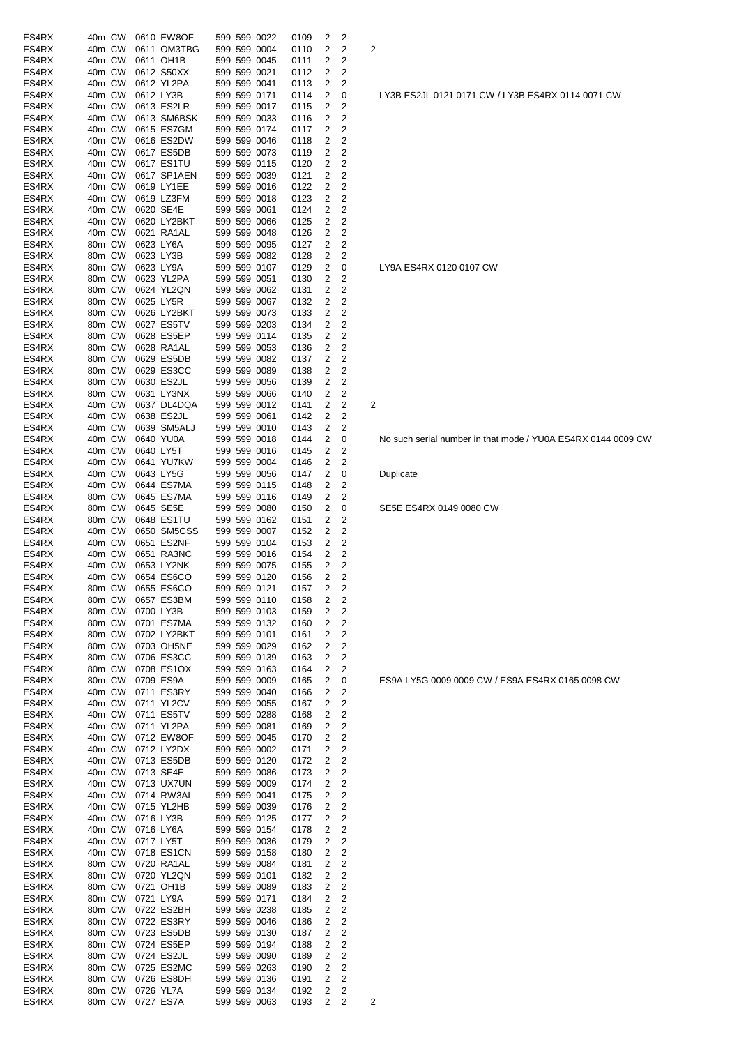| | | | | | | | | | | | | |
|---|---|---|---|---|---|---|---|---|---|---|---|---|
| ES4RX | 40m | CW | 0610 | EW8OF | 599 | 599 | 0022 | 0109 | 2 | 2 | | |
| ES4RX | 40m | CW | 0611 | OM3TBG | 599 | 599 | 0004 | 0110 | 2 | 2 | 2 | |
| ES4RX | 40m | CW | 0611 | OH1B | 599 | 599 | 0045 | 0111 | 2 | 2 | | |
| ES4RX | 40m | CW | 0612 | S50XX | 599 | 599 | 0021 | 0112 | 2 | 2 | | |
| ES4RX | 40m | CW | 0612 | YL2PA | 599 | 599 | 0041 | 0113 | 2 | 2 | | |
| ES4RX | 40m | CW | 0612 | LY3B | 599 | 599 | 0171 | 0114 | 2 | 0 | | LY3B ES2JL 0121 0171 CW / LY3B ES4RX 0114 0071 CW |
| ES4RX | 40m | CW | 0613 | ES2LR | 599 | 599 | 0017 | 0115 | 2 | 2 | | |
| ES4RX | 40m | CW | 0613 | SM6BSK | 599 | 599 | 0033 | 0116 | 2 | 2 | | |
| ES4RX | 40m | CW | 0615 | ES7GM | 599 | 599 | 0174 | 0117 | 2 | 2 | | |
| ES4RX | 40m | CW | 0616 | ES2DW | 599 | 599 | 0046 | 0118 | 2 | 2 | | |
| ES4RX | 40m | CW | 0617 | ES5DB | 599 | 599 | 0073 | 0119 | 2 | 2 | | |
| ES4RX | 40m | CW | 0617 | ES1TU | 599 | 599 | 0115 | 0120 | 2 | 2 | | |
| ES4RX | 40m | CW | 0617 | SP1AEN | 599 | 599 | 0039 | 0121 | 2 | 2 | | |
| ES4RX | 40m | CW | 0619 | LY1EE | 599 | 599 | 0016 | 0122 | 2 | 2 | | |
| ES4RX | 40m | CW | 0619 | LZ3FM | 599 | 599 | 0018 | 0123 | 2 | 2 | | |
| ES4RX | 40m | CW | 0620 | SE4E | 599 | 599 | 0061 | 0124 | 2 | 2 | | |
| ES4RX | 40m | CW | 0620 | LY2BKT | 599 | 599 | 0066 | 0125 | 2 | 2 | | |
| ES4RX | 40m | CW | 0621 | RA1AL | 599 | 599 | 0048 | 0126 | 2 | 2 | | |
| ES4RX | 80m | CW | 0623 | LY6A | 599 | 599 | 0095 | 0127 | 2 | 2 | | |
| ES4RX | 80m | CW | 0623 | LY3B | 599 | 599 | 0082 | 0128 | 2 | 2 | | |
| ES4RX | 80m | CW | 0623 | LY9A | 599 | 599 | 0107 | 0129 | 2 | 0 | | LY9A ES4RX 0120 0107 CW |
| ES4RX | 80m | CW | 0623 | YL2PA | 599 | 599 | 0051 | 0130 | 2 | 2 | | |
| ES4RX | 80m | CW | 0624 | YL2QN | 599 | 599 | 0062 | 0131 | 2 | 2 | | |
| ES4RX | 80m | CW | 0625 | LY5R | 599 | 599 | 0067 | 0132 | 2 | 2 | | |
| ES4RX | 80m | CW | 0626 | LY2BKT | 599 | 599 | 0073 | 0133 | 2 | 2 | | |
| ES4RX | 80m | CW | 0627 | ES5TV | 599 | 599 | 0203 | 0134 | 2 | 2 | | |
| ES4RX | 80m | CW | 0628 | ES5EP | 599 | 599 | 0114 | 0135 | 2 | 2 | | |
| ES4RX | 80m | CW | 0628 | RA1AL | 599 | 599 | 0053 | 0136 | 2 | 2 | | |
| ES4RX | 80m | CW | 0629 | ES5DB | 599 | 599 | 0082 | 0137 | 2 | 2 | | |
| ES4RX | 80m | CW | 0629 | ES3CC | 599 | 599 | 0089 | 0138 | 2 | 2 | | |
| ES4RX | 80m | CW | 0630 | ES2JL | 599 | 599 | 0056 | 0139 | 2 | 2 | | |
| ES4RX | 80m | CW | 0631 | LY3NX | 599 | 599 | 0066 | 0140 | 2 | 2 | | |
| ES4RX | 40m | CW | 0637 | DL4DQA | 599 | 599 | 0012 | 0141 | 2 | 2 | 2 | |
| ES4RX | 40m | CW | 0638 | ES2JL | 599 | 599 | 0061 | 0142 | 2 | 2 | | |
| ES4RX | 40m | CW | 0639 | SM5ALJ | 599 | 599 | 0010 | 0143 | 2 | 2 | | |
| ES4RX | 40m | CW | 0640 | YU0A | 599 | 599 | 0018 | 0144 | 2 | 0 | | No such serial number in that mode / YU0A ES4RX 0144 0009 CW |
| ES4RX | 40m | CW | 0640 | LY5T | 599 | 599 | 0016 | 0145 | 2 | 2 | | |
| ES4RX | 40m | CW | 0641 | YU7KW | 599 | 599 | 0004 | 0146 | 2 | 2 | | |
| ES4RX | 40m | CW | 0643 | LY5G | 599 | 599 | 0056 | 0147 | 2 | 0 | | Duplicate |
| ES4RX | 40m | CW | 0644 | ES7MA | 599 | 599 | 0115 | 0148 | 2 | 2 | | |
| ES4RX | 80m | CW | 0645 | ES7MA | 599 | 599 | 0116 | 0149 | 2 | 2 | | |
| ES4RX | 80m | CW | 0645 | SE5E | 599 | 599 | 0080 | 0150 | 2 | 0 | | SE5E ES4RX 0149 0080 CW |
| ES4RX | 80m | CW | 0648 | ES1TU | 599 | 599 | 0162 | 0151 | 2 | 2 | | |
| ES4RX | 40m | CW | 0650 | SM5CSS | 599 | 599 | 0007 | 0152 | 2 | 2 | | |
| ES4RX | 40m | CW | 0651 | ES2NF | 599 | 599 | 0104 | 0153 | 2 | 2 | | |
| ES4RX | 40m | CW | 0651 | RA3NC | 599 | 599 | 0016 | 0154 | 2 | 2 | | |
| ES4RX | 40m | CW | 0653 | LY2NK | 599 | 599 | 0075 | 0155 | 2 | 2 | | |
| ES4RX | 40m | CW | 0654 | ES6CO | 599 | 599 | 0120 | 0156 | 2 | 2 | | |
| ES4RX | 80m | CW | 0655 | ES6CO | 599 | 599 | 0121 | 0157 | 2 | 2 | | |
| ES4RX | 80m | CW | 0657 | ES3BM | 599 | 599 | 0110 | 0158 | 2 | 2 | | |
| ES4RX | 80m | CW | 0700 | LY3B | 599 | 599 | 0103 | 0159 | 2 | 2 | | |
| ES4RX | 80m | CW | 0701 | ES7MA | 599 | 599 | 0132 | 0160 | 2 | 2 | | |
| ES4RX | 80m | CW | 0702 | LY2BKT | 599 | 599 | 0101 | 0161 | 2 | 2 | | |
| ES4RX | 80m | CW | 0703 | OH5NE | 599 | 599 | 0029 | 0162 | 2 | 2 | | |
| ES4RX | 80m | CW | 0706 | ES3CC | 599 | 599 | 0139 | 0163 | 2 | 2 | | |
| ES4RX | 80m | CW | 0708 | ES1OX | 599 | 599 | 0163 | 0164 | 2 | 2 | | |
| ES4RX | 80m | CW | 0709 | ES9A | 599 | 599 | 0009 | 0165 | 2 | 0 | | ES9A LY5G 0009 0009 CW / ES9A ES4RX 0165 0098 CW |
| ES4RX | 40m | CW | 0711 | ES3RY | 599 | 599 | 0040 | 0166 | 2 | 2 | | |
| ES4RX | 40m | CW | 0711 | YL2CV | 599 | 599 | 0055 | 0167 | 2 | 2 | | |
| ES4RX | 40m | CW | 0711 | ES5TV | 599 | 599 | 0288 | 0168 | 2 | 2 | | |
| ES4RX | 40m | CW | 0711 | YL2PA | 599 | 599 | 0081 | 0169 | 2 | 2 | | |
| ES4RX | 40m | CW | 0712 | EW8OF | 599 | 599 | 0045 | 0170 | 2 | 2 | | |
| ES4RX | 40m | CW | 0712 | LY2DX | 599 | 599 | 0002 | 0171 | 2 | 2 | | |
| ES4RX | 40m | CW | 0713 | ES5DB | 599 | 599 | 0120 | 0172 | 2 | 2 | | |
| ES4RX | 40m | CW | 0713 | SE4E | 599 | 599 | 0086 | 0173 | 2 | 2 | | |
| ES4RX | 40m | CW | 0713 | UX7UN | 599 | 599 | 0009 | 0174 | 2 | 2 | | |
| ES4RX | 40m | CW | 0714 | RW3AI | 599 | 599 | 0041 | 0175 | 2 | 2 | | |
| ES4RX | 40m | CW | 0715 | YL2HB | 599 | 599 | 0039 | 0176 | 2 | 2 | | |
| ES4RX | 40m | CW | 0716 | LY3B | 599 | 599 | 0125 | 0177 | 2 | 2 | | |
| ES4RX | 40m | CW | 0716 | LY6A | 599 | 599 | 0154 | 0178 | 2 | 2 | | |
| ES4RX | 40m | CW | 0717 | LY5T | 599 | 599 | 0036 | 0179 | 2 | 2 | | |
| ES4RX | 40m | CW | 0718 | ES1CN | 599 | 599 | 0158 | 0180 | 2 | 2 | | |
| ES4RX | 80m | CW | 0720 | RA1AL | 599 | 599 | 0084 | 0181 | 2 | 2 | | |
| ES4RX | 80m | CW | 0720 | YL2QN | 599 | 599 | 0101 | 0182 | 2 | 2 | | |
| ES4RX | 80m | CW | 0721 | OH1B | 599 | 599 | 0089 | 0183 | 2 | 2 | | |
| ES4RX | 80m | CW | 0721 | LY9A | 599 | 599 | 0171 | 0184 | 2 | 2 | | |
| ES4RX | 80m | CW | 0722 | ES2BH | 599 | 599 | 0238 | 0185 | 2 | 2 | | |
| ES4RX | 80m | CW | 0722 | ES3RY | 599 | 599 | 0046 | 0186 | 2 | 2 | | |
| ES4RX | 80m | CW | 0723 | ES5DB | 599 | 599 | 0130 | 0187 | 2 | 2 | | |
| ES4RX | 80m | CW | 0724 | ES5EP | 599 | 599 | 0194 | 0188 | 2 | 2 | | |
| ES4RX | 80m | CW | 0724 | ES2JL | 599 | 599 | 0090 | 0189 | 2 | 2 | | |
| ES4RX | 80m | CW | 0725 | ES2MC | 599 | 599 | 0263 | 0190 | 2 | 2 | | |
| ES4RX | 80m | CW | 0726 | ES8DH | 599 | 599 | 0136 | 0191 | 2 | 2 | | |
| ES4RX | 80m | CW | 0726 | YL7A | 599 | 599 | 0134 | 0192 | 2 | 2 | | |
| ES4RX | 80m | CW | 0727 | ES7A | 599 | 599 | 0063 | 0193 | 2 | 2 | 2 | |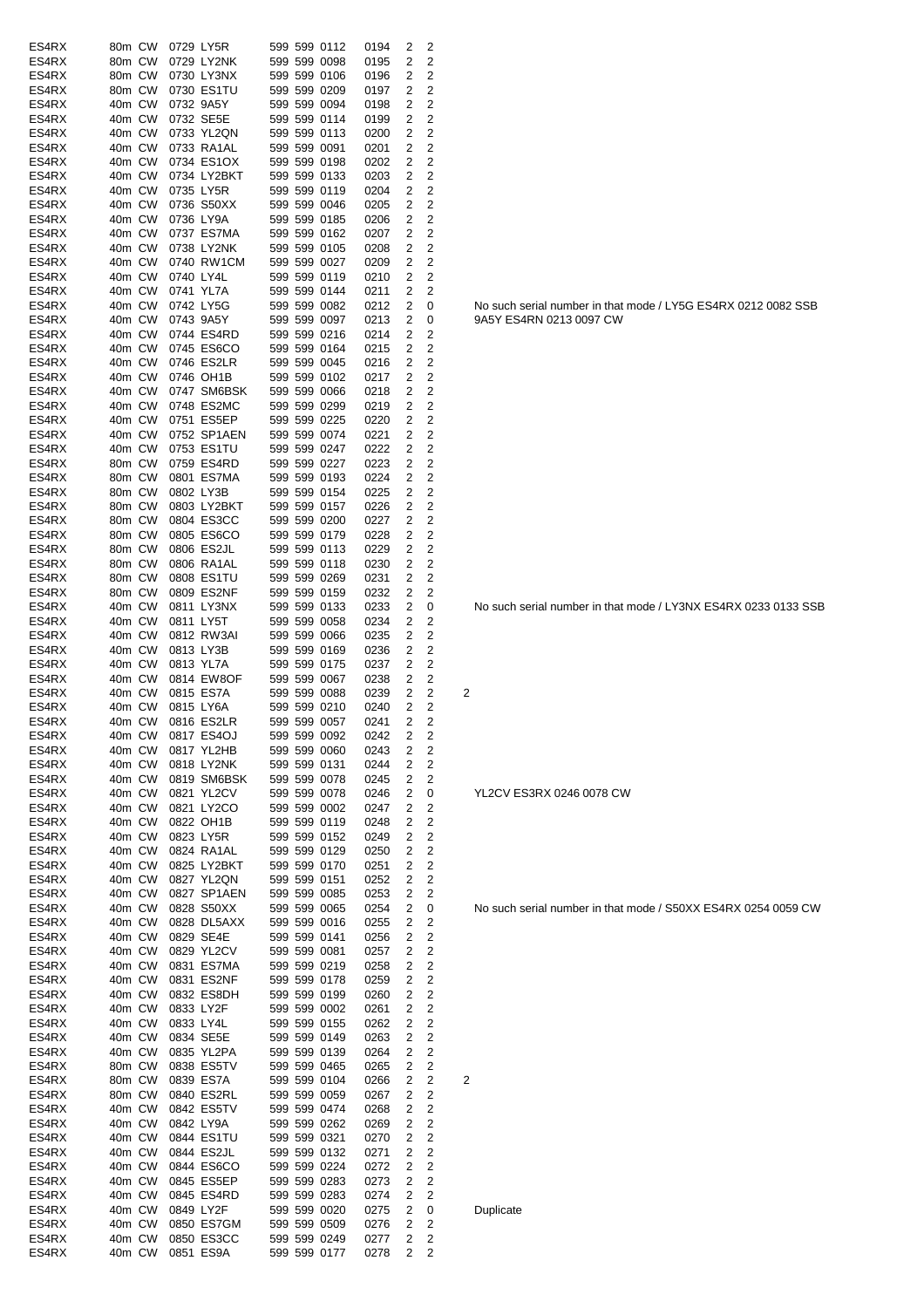| | | | | | | | | | | | | |
|---|---|---|---|---|---|---|---|---|---|---|---|---|
| ES4RX | 80m | CW | 0729 | LY5R | 599 | 599 | 0112 | 0194 | 2 | 2 | | |
| ES4RX | 80m | CW | 0729 | LY2NK | 599 | 599 | 0098 | 0195 | 2 | 2 | | |
| ES4RX | 80m | CW | 0730 | LY3NX | 599 | 599 | 0106 | 0196 | 2 | 2 | | |
| ES4RX | 80m | CW | 0730 | ES1TU | 599 | 599 | 0209 | 0197 | 2 | 2 | | |
| ES4RX | 40m | CW | 0732 | 9A5Y | 599 | 599 | 0094 | 0198 | 2 | 2 | | |
| ES4RX | 40m | CW | 0732 | SE5E | 599 | 599 | 0114 | 0199 | 2 | 2 | | |
| ES4RX | 40m | CW | 0733 | YL2QN | 599 | 599 | 0113 | 0200 | 2 | 2 | | |
| ES4RX | 40m | CW | 0733 | RA1AL | 599 | 599 | 0091 | 0201 | 2 | 2 | | |
| ES4RX | 40m | CW | 0734 | ES1OX | 599 | 599 | 0198 | 0202 | 2 | 2 | | |
| ES4RX | 40m | CW | 0734 | LY2BKT | 599 | 599 | 0133 | 0203 | 2 | 2 | | |
| ES4RX | 40m | CW | 0735 | LY5R | 599 | 599 | 0119 | 0204 | 2 | 2 | | |
| ES4RX | 40m | CW | 0736 | S50XX | 599 | 599 | 0046 | 0205 | 2 | 2 | | |
| ES4RX | 40m | CW | 0736 | LY9A | 599 | 599 | 0185 | 0206 | 2 | 2 | | |
| ES4RX | 40m | CW | 0737 | ES7MA | 599 | 599 | 0162 | 0207 | 2 | 2 | | |
| ES4RX | 40m | CW | 0738 | LY2NK | 599 | 599 | 0105 | 0208 | 2 | 2 | | |
| ES4RX | 40m | CW | 0740 | RW1CM | 599 | 599 | 0027 | 0209 | 2 | 2 | | |
| ES4RX | 40m | CW | 0740 | LY4L | 599 | 599 | 0119 | 0210 | 2 | 2 | | |
| ES4RX | 40m | CW | 0741 | YL7A | 599 | 599 | 0144 | 0211 | 2 | 2 | | |
| ES4RX | 40m | CW | 0742 | LY5G | 599 | 599 | 0082 | 0212 | 2 | 0 | | No such serial number in that mode / LY5G ES4RX 0212 0082 SSB |
| ES4RX | 40m | CW | 0743 | 9A5Y | 599 | 599 | 0097 | 0213 | 2 | 0 | | 9A5Y ES4RN 0213 0097 CW |
| ES4RX | 40m | CW | 0744 | ES4RD | 599 | 599 | 0216 | 0214 | 2 | 2 | | |
| ES4RX | 40m | CW | 0745 | ES6CO | 599 | 599 | 0164 | 0215 | 2 | 2 | | |
| ES4RX | 40m | CW | 0746 | ES2LR | 599 | 599 | 0045 | 0216 | 2 | 2 | | |
| ES4RX | 40m | CW | 0746 | OH1B | 599 | 599 | 0102 | 0217 | 2 | 2 | | |
| ES4RX | 40m | CW | 0747 | SM6BSK | 599 | 599 | 0066 | 0218 | 2 | 2 | | |
| ES4RX | 40m | CW | 0748 | ES2MC | 599 | 599 | 0299 | 0219 | 2 | 2 | | |
| ES4RX | 40m | CW | 0751 | ES5EP | 599 | 599 | 0225 | 0220 | 2 | 2 | | |
| ES4RX | 40m | CW | 0752 | SP1AEN | 599 | 599 | 0074 | 0221 | 2 | 2 | | |
| ES4RX | 40m | CW | 0753 | ES1TU | 599 | 599 | 0247 | 0222 | 2 | 2 | | |
| ES4RX | 80m | CW | 0759 | ES4RD | 599 | 599 | 0227 | 0223 | 2 | 2 | | |
| ES4RX | 80m | CW | 0801 | ES7MA | 599 | 599 | 0193 | 0224 | 2 | 2 | | |
| ES4RX | 80m | CW | 0802 | LY3B | 599 | 599 | 0154 | 0225 | 2 | 2 | | |
| ES4RX | 80m | CW | 0803 | LY2BKT | 599 | 599 | 0157 | 0226 | 2 | 2 | | |
| ES4RX | 80m | CW | 0804 | ES3CC | 599 | 599 | 0200 | 0227 | 2 | 2 | | |
| ES4RX | 80m | CW | 0805 | ES6CO | 599 | 599 | 0179 | 0228 | 2 | 2 | | |
| ES4RX | 80m | CW | 0806 | ES2JL | 599 | 599 | 0113 | 0229 | 2 | 2 | | |
| ES4RX | 80m | CW | 0806 | RA1AL | 599 | 599 | 0118 | 0230 | 2 | 2 | | |
| ES4RX | 80m | CW | 0808 | ES1TU | 599 | 599 | 0269 | 0231 | 2 | 2 | | |
| ES4RX | 80m | CW | 0809 | ES2NF | 599 | 599 | 0159 | 0232 | 2 | 2 | | |
| ES4RX | 40m | CW | 0811 | LY3NX | 599 | 599 | 0133 | 0233 | 2 | 0 | | No such serial number in that mode / LY3NX ES4RX 0233 0133 SSB |
| ES4RX | 40m | CW | 0811 | LY5T | 599 | 599 | 0058 | 0234 | 2 | 2 | | |
| ES4RX | 40m | CW | 0812 | RW3AI | 599 | 599 | 0066 | 0235 | 2 | 2 | | |
| ES4RX | 40m | CW | 0813 | LY3B | 599 | 599 | 0169 | 0236 | 2 | 2 | | |
| ES4RX | 40m | CW | 0813 | YL7A | 599 | 599 | 0175 | 0237 | 2 | 2 | | |
| ES4RX | 40m | CW | 0814 | EW8OF | 599 | 599 | 0067 | 0238 | 2 | 2 | | |
| ES4RX | 40m | CW | 0815 | ES7A | 599 | 599 | 0088 | 0239 | 2 | 2 | 2 | |
| ES4RX | 40m | CW | 0815 | LY6A | 599 | 599 | 0210 | 0240 | 2 | 2 | | |
| ES4RX | 40m | CW | 0816 | ES2LR | 599 | 599 | 0057 | 0241 | 2 | 2 | | |
| ES4RX | 40m | CW | 0817 | ES4OJ | 599 | 599 | 0092 | 0242 | 2 | 2 | | |
| ES4RX | 40m | CW | 0817 | YL2HB | 599 | 599 | 0060 | 0243 | 2 | 2 | | |
| ES4RX | 40m | CW | 0818 | LY2NK | 599 | 599 | 0131 | 0244 | 2 | 2 | | |
| ES4RX | 40m | CW | 0819 | SM6BSK | 599 | 599 | 0078 | 0245 | 2 | 2 | | |
| ES4RX | 40m | CW | 0821 | YL2CV | 599 | 599 | 0078 | 0246 | 2 | 0 | | YL2CV ES3RX 0246 0078 CW |
| ES4RX | 40m | CW | 0821 | LY2CO | 599 | 599 | 0002 | 0247 | 2 | 2 | | |
| ES4RX | 40m | CW | 0822 | OH1B | 599 | 599 | 0119 | 0248 | 2 | 2 | | |
| ES4RX | 40m | CW | 0823 | LY5R | 599 | 599 | 0152 | 0249 | 2 | 2 | | |
| ES4RX | 40m | CW | 0824 | RA1AL | 599 | 599 | 0129 | 0250 | 2 | 2 | | |
| ES4RX | 40m | CW | 0825 | LY2BKT | 599 | 599 | 0170 | 0251 | 2 | 2 | | |
| ES4RX | 40m | CW | 0827 | YL2QN | 599 | 599 | 0151 | 0252 | 2 | 2 | | |
| ES4RX | 40m | CW | 0827 | SP1AEN | 599 | 599 | 0085 | 0253 | 2 | 2 | | |
| ES4RX | 40m | CW | 0828 | S50XX | 599 | 599 | 0065 | 0254 | 2 | 0 | | No such serial number in that mode / S50XX ES4RX 0254 0059 CW |
| ES4RX | 40m | CW | 0828 | DL5AXX | 599 | 599 | 0016 | 0255 | 2 | 2 | | |
| ES4RX | 40m | CW | 0829 | SE4E | 599 | 599 | 0141 | 0256 | 2 | 2 | | |
| ES4RX | 40m | CW | 0829 | YL2CV | 599 | 599 | 0081 | 0257 | 2 | 2 | | |
| ES4RX | 40m | CW | 0831 | ES7MA | 599 | 599 | 0219 | 0258 | 2 | 2 | | |
| ES4RX | 40m | CW | 0831 | ES2NF | 599 | 599 | 0178 | 0259 | 2 | 2 | | |
| ES4RX | 40m | CW | 0832 | ES8DH | 599 | 599 | 0199 | 0260 | 2 | 2 | | |
| ES4RX | 40m | CW | 0833 | LY2F | 599 | 599 | 0002 | 0261 | 2 | 2 | | |
| ES4RX | 40m | CW | 0833 | LY4L | 599 | 599 | 0155 | 0262 | 2 | 2 | | |
| ES4RX | 40m | CW | 0834 | SE5E | 599 | 599 | 0149 | 0263 | 2 | 2 | | |
| ES4RX | 40m | CW | 0835 | YL2PA | 599 | 599 | 0139 | 0264 | 2 | 2 | | |
| ES4RX | 80m | CW | 0838 | ES5TV | 599 | 599 | 0465 | 0265 | 2 | 2 | | |
| ES4RX | 80m | CW | 0839 | ES7A | 599 | 599 | 0104 | 0266 | 2 | 2 | 2 | |
| ES4RX | 80m | CW | 0840 | ES2RL | 599 | 599 | 0059 | 0267 | 2 | 2 | | |
| ES4RX | 40m | CW | 0842 | ES5TV | 599 | 599 | 0474 | 0268 | 2 | 2 | | |
| ES4RX | 40m | CW | 0842 | LY9A | 599 | 599 | 0262 | 0269 | 2 | 2 | | |
| ES4RX | 40m | CW | 0844 | ES1TU | 599 | 599 | 0321 | 0270 | 2 | 2 | | |
| ES4RX | 40m | CW | 0844 | ES2JL | 599 | 599 | 0132 | 0271 | 2 | 2 | | |
| ES4RX | 40m | CW | 0844 | ES6CO | 599 | 599 | 0224 | 0272 | 2 | 2 | | |
| ES4RX | 40m | CW | 0845 | ES5EP | 599 | 599 | 0283 | 0273 | 2 | 2 | | |
| ES4RX | 40m | CW | 0845 | ES4RD | 599 | 599 | 0283 | 0274 | 2 | 2 | | |
| ES4RX | 40m | CW | 0849 | LY2F | 599 | 599 | 0020 | 0275 | 2 | 0 | | Duplicate |
| ES4RX | 40m | CW | 0850 | ES7GM | 599 | 599 | 0509 | 0276 | 2 | 2 | | |
| ES4RX | 40m | CW | 0850 | ES3CC | 599 | 599 | 0249 | 0277 | 2 | 2 | | |
| ES4RX | 40m | CW | 0851 | ES9A | 599 | 599 | 0177 | 0278 | 2 | 2 | | |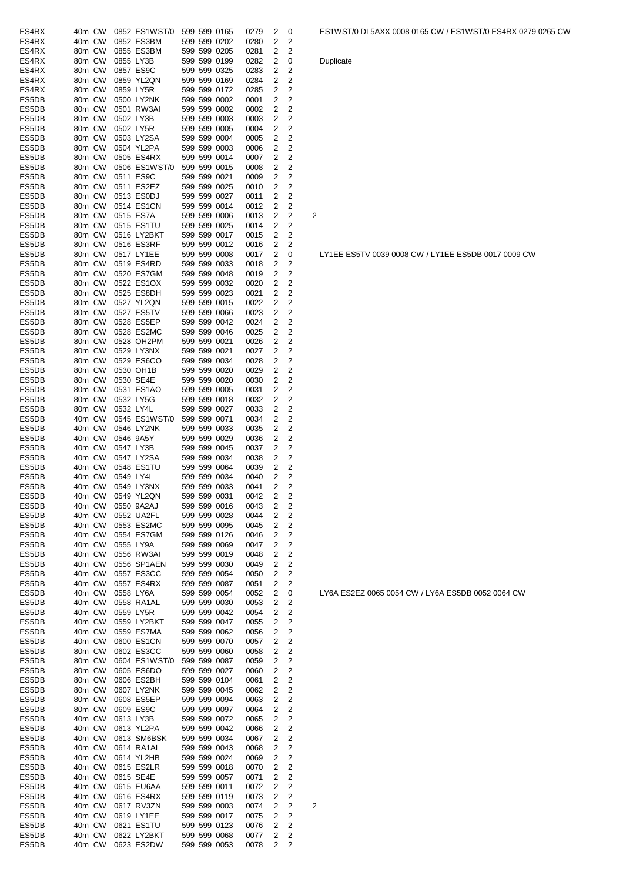| | | | | | | | | | | | | |
|---|---|---|---|---|---|---|---|---|---|---|---|---|
| ES4RX | 40m | CW | 0852 | ES1WST/0 | 599 | 599 | 0165 | 0279 | 2 | 0 | | ES1WST/0 DL5AXX 0008 0165 CW / ES1WST/0 ES4RX 0279 0265 CW |
| ES4RX | 40m | CW | 0852 | ES3BM | 599 | 599 | 0202 | 0280 | 2 | 2 | | |
| ES4RX | 80m | CW | 0855 | ES3BM | 599 | 599 | 0205 | 0281 | 2 | 2 | | |
| ES4RX | 80m | CW | 0855 | LY3B | 599 | 599 | 0199 | 0282 | 2 | 0 | | Duplicate |
| ES4RX | 80m | CW | 0857 | ES9C | 599 | 599 | 0325 | 0283 | 2 | 2 | | |
| ES4RX | 80m | CW | 0859 | YL2QN | 599 | 599 | 0169 | 0284 | 2 | 2 | | |
| ES4RX | 80m | CW | 0859 | LY5R | 599 | 599 | 0172 | 0285 | 2 | 2 | | |
| ES5DB | 80m | CW | 0500 | LY2NK | 599 | 599 | 0002 | 0001 | 2 | 2 | | |
| ES5DB | 80m | CW | 0501 | RW3AI | 599 | 599 | 0002 | 0002 | 2 | 2 | | |
| ES5DB | 80m | CW | 0502 | LY3B | 599 | 599 | 0003 | 0003 | 2 | 2 | | |
| ES5DB | 80m | CW | 0502 | LY5R | 599 | 599 | 0005 | 0004 | 2 | 2 | | |
| ES5DB | 80m | CW | 0503 | LY2SA | 599 | 599 | 0004 | 0005 | 2 | 2 | | |
| ES5DB | 80m | CW | 0504 | YL2PA | 599 | 599 | 0003 | 0006 | 2 | 2 | | |
| ES5DB | 80m | CW | 0505 | ES4RX | 599 | 599 | 0014 | 0007 | 2 | 2 | | |
| ES5DB | 80m | CW | 0506 | ES1WST/0 | 599 | 599 | 0015 | 0008 | 2 | 2 | | |
| ES5DB | 80m | CW | 0511 | ES9C | 599 | 599 | 0021 | 0009 | 2 | 2 | | |
| ES5DB | 80m | CW | 0511 | ES2EZ | 599 | 599 | 0025 | 0010 | 2 | 2 | | |
| ES5DB | 80m | CW | 0513 | ES0DJ | 599 | 599 | 0027 | 0011 | 2 | 2 | | |
| ES5DB | 80m | CW | 0514 | ES1CN | 599 | 599 | 0014 | 0012 | 2 | 2 | | |
| ES5DB | 80m | CW | 0515 | ES7A | 599 | 599 | 0006 | 0013 | 2 | 2 | 2 | |
| ES5DB | 80m | CW | 0515 | ES1TU | 599 | 599 | 0025 | 0014 | 2 | 2 | | |
| ES5DB | 80m | CW | 0516 | LY2BKT | 599 | 599 | 0017 | 0015 | 2 | 2 | | |
| ES5DB | 80m | CW | 0516 | ES3RF | 599 | 599 | 0012 | 0016 | 2 | 2 | | |
| ES5DB | 80m | CW | 0517 | LY1EE | 599 | 599 | 0008 | 0017 | 2 | 0 | | LY1EE ES5TV 0039 0008 CW / LY1EE ES5DB 0017 0009 CW |
| ES5DB | 80m | CW | 0519 | ES4RD | 599 | 599 | 0033 | 0018 | 2 | 2 | | |
| ES5DB | 80m | CW | 0520 | ES7GM | 599 | 599 | 0048 | 0019 | 2 | 2 | | |
| ES5DB | 80m | CW | 0522 | ES1OX | 599 | 599 | 0032 | 0020 | 2 | 2 | | |
| ES5DB | 80m | CW | 0525 | ES8DH | 599 | 599 | 0023 | 0021 | 2 | 2 | | |
| ES5DB | 80m | CW | 0527 | YL2QN | 599 | 599 | 0015 | 0022 | 2 | 2 | | |
| ES5DB | 80m | CW | 0527 | ES5TV | 599 | 599 | 0066 | 0023 | 2 | 2 | | |
| ES5DB | 80m | CW | 0528 | ES5EP | 599 | 599 | 0042 | 0024 | 2 | 2 | | |
| ES5DB | 80m | CW | 0528 | ES2MC | 599 | 599 | 0046 | 0025 | 2 | 2 | | |
| ES5DB | 80m | CW | 0528 | OH2PM | 599 | 599 | 0021 | 0026 | 2 | 2 | | |
| ES5DB | 80m | CW | 0529 | LY3NX | 599 | 599 | 0021 | 0027 | 2 | 2 | | |
| ES5DB | 80m | CW | 0529 | ES6CO | 599 | 599 | 0034 | 0028 | 2 | 2 | | |
| ES5DB | 80m | CW | 0530 | OH1B | 599 | 599 | 0020 | 0029 | 2 | 2 | | |
| ES5DB | 80m | CW | 0530 | SE4E | 599 | 599 | 0020 | 0030 | 2 | 2 | | |
| ES5DB | 80m | CW | 0531 | ES1AO | 599 | 599 | 0005 | 0031 | 2 | 2 | | |
| ES5DB | 80m | CW | 0532 | LY5G | 599 | 599 | 0018 | 0032 | 2 | 2 | | |
| ES5DB | 80m | CW | 0532 | LY4L | 599 | 599 | 0027 | 0033 | 2 | 2 | | |
| ES5DB | 40m | CW | 0545 | ES1WST/0 | 599 | 599 | 0071 | 0034 | 2 | 2 | | |
| ES5DB | 40m | CW | 0546 | LY2NK | 599 | 599 | 0033 | 0035 | 2 | 2 | | |
| ES5DB | 40m | CW | 0546 | 9A5Y | 599 | 599 | 0029 | 0036 | 2 | 2 | | |
| ES5DB | 40m | CW | 0547 | LY3B | 599 | 599 | 0045 | 0037 | 2 | 2 | | |
| ES5DB | 40m | CW | 0547 | LY2SA | 599 | 599 | 0034 | 0038 | 2 | 2 | | |
| ES5DB | 40m | CW | 0548 | ES1TU | 599 | 599 | 0064 | 0039 | 2 | 2 | | |
| ES5DB | 40m | CW | 0549 | LY4L | 599 | 599 | 0034 | 0040 | 2 | 2 | | |
| ES5DB | 40m | CW | 0549 | LY3NX | 599 | 599 | 0033 | 0041 | 2 | 2 | | |
| ES5DB | 40m | CW | 0549 | YL2QN | 599 | 599 | 0031 | 0042 | 2 | 2 | | |
| ES5DB | 40m | CW | 0550 | 9A2AJ | 599 | 599 | 0016 | 0043 | 2 | 2 | | |
| ES5DB | 40m | CW | 0552 | UA2FL | 599 | 599 | 0028 | 0044 | 2 | 2 | | |
| ES5DB | 40m | CW | 0553 | ES2MC | 599 | 599 | 0095 | 0045 | 2 | 2 | | |
| ES5DB | 40m | CW | 0554 | ES7GM | 599 | 599 | 0126 | 0046 | 2 | 2 | | |
| ES5DB | 40m | CW | 0555 | LY9A | 599 | 599 | 0069 | 0047 | 2 | 2 | | |
| ES5DB | 40m | CW | 0556 | RW3AI | 599 | 599 | 0019 | 0048 | 2 | 2 | | |
| ES5DB | 40m | CW | 0556 | SP1AEN | 599 | 599 | 0030 | 0049 | 2 | 2 | | |
| ES5DB | 40m | CW | 0557 | ES3CC | 599 | 599 | 0054 | 0050 | 2 | 2 | | |
| ES5DB | 40m | CW | 0557 | ES4RX | 599 | 599 | 0087 | 0051 | 2 | 2 | | |
| ES5DB | 40m | CW | 0558 | LY6A | 599 | 599 | 0054 | 0052 | 2 | 0 | | LY6A ES2EZ 0065 0054 CW / LY6A ES5DB 0052 0064 CW |
| ES5DB | 40m | CW | 0558 | RA1AL | 599 | 599 | 0030 | 0053 | 2 | 2 | | |
| ES5DB | 40m | CW | 0559 | LY5R | 599 | 599 | 0042 | 0054 | 2 | 2 | | |
| ES5DB | 40m | CW | 0559 | LY2BKT | 599 | 599 | 0047 | 0055 | 2 | 2 | | |
| ES5DB | 40m | CW | 0559 | ES7MA | 599 | 599 | 0062 | 0056 | 2 | 2 | | |
| ES5DB | 40m | CW | 0600 | ES1CN | 599 | 599 | 0070 | 0057 | 2 | 2 | | |
| ES5DB | 80m | CW | 0602 | ES3CC | 599 | 599 | 0060 | 0058 | 2 | 2 | | |
| ES5DB | 80m | CW | 0604 | ES1WST/0 | 599 | 599 | 0087 | 0059 | 2 | 2 | | |
| ES5DB | 80m | CW | 0605 | ES6DO | 599 | 599 | 0027 | 0060 | 2 | 2 | | |
| ES5DB | 80m | CW | 0606 | ES2BH | 599 | 599 | 0104 | 0061 | 2 | 2 | | |
| ES5DB | 80m | CW | 0607 | LY2NK | 599 | 599 | 0045 | 0062 | 2 | 2 | | |
| ES5DB | 80m | CW | 0608 | ES5EP | 599 | 599 | 0094 | 0063 | 2 | 2 | | |
| ES5DB | 80m | CW | 0609 | ES9C | 599 | 599 | 0097 | 0064 | 2 | 2 | | |
| ES5DB | 40m | CW | 0613 | LY3B | 599 | 599 | 0072 | 0065 | 2 | 2 | | |
| ES5DB | 40m | CW | 0613 | YL2PA | 599 | 599 | 0042 | 0066 | 2 | 2 | | |
| ES5DB | 40m | CW | 0613 | SM6BSK | 599 | 599 | 0034 | 0067 | 2 | 2 | | |
| ES5DB | 40m | CW | 0614 | RA1AL | 599 | 599 | 0043 | 0068 | 2 | 2 | | |
| ES5DB | 40m | CW | 0614 | YL2HB | 599 | 599 | 0024 | 0069 | 2 | 2 | | |
| ES5DB | 40m | CW | 0615 | ES2LR | 599 | 599 | 0018 | 0070 | 2 | 2 | | |
| ES5DB | 40m | CW | 0615 | SE4E | 599 | 599 | 0057 | 0071 | 2 | 2 | | |
| ES5DB | 40m | CW | 0615 | EU6AA | 599 | 599 | 0011 | 0072 | 2 | 2 | | |
| ES5DB | 40m | CW | 0616 | ES4RX | 599 | 599 | 0119 | 0073 | 2 | 2 | | |
| ES5DB | 40m | CW | 0617 | RV3ZN | 599 | 599 | 0003 | 0074 | 2 | 2 | 2 | |
| ES5DB | 40m | CW | 0619 | LY1EE | 599 | 599 | 0017 | 0075 | 2 | 2 | | |
| ES5DB | 40m | CW | 0621 | ES1TU | 599 | 599 | 0123 | 0076 | 2 | 2 | | |
| ES5DB | 40m | CW | 0622 | LY2BKT | 599 | 599 | 0068 | 0077 | 2 | 2 | | |
| ES5DB | 40m | CW | 0623 | ES2DW | 599 | 599 | 0053 | 0078 | 2 | 2 | | |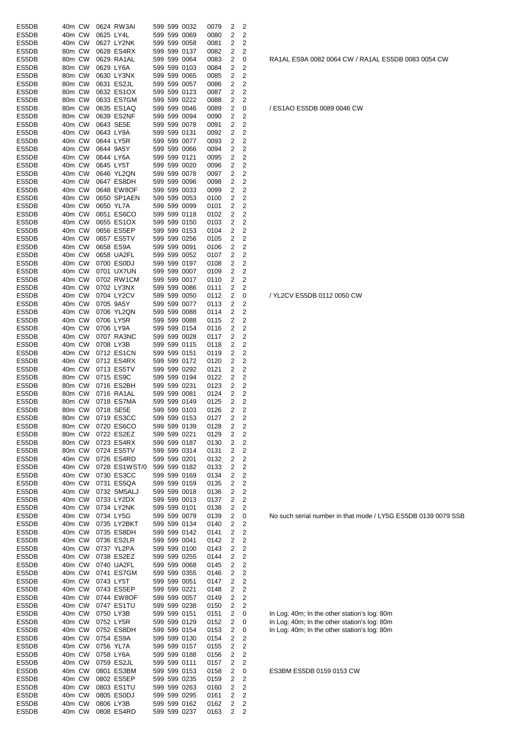| | | | | | | | | | | | | |
|---|---|---|---|---|---|---|---|---|---|---|---|---|
| ES5DB | 40m | CW | 0624 | RW3AI | 599 | 599 | 0032 | 0079 | 2 | 2 | |
| ES5DB | 40m | CW | 0625 | LY4L | 599 | 599 | 0069 | 0080 | 2 | 2 | |
| ES5DB | 40m | CW | 0627 | LY2NK | 599 | 599 | 0058 | 0081 | 2 | 2 | |
| ES5DB | 80m | CW | 0628 | ES4RX | 599 | 599 | 0137 | 0082 | 2 | 2 | |
| ES5DB | 80m | CW | 0629 | RA1AL | 599 | 599 | 0064 | 0083 | 2 | 0 | RA1AL ES9A 0082 0064 CW / RA1AL ES5DB 0083 0054 CW |
| ES5DB | 80m | CW | 0629 | LY6A | 599 | 599 | 0103 | 0084 | 2 | 2 | |
| ES5DB | 80m | CW | 0630 | LY3NX | 599 | 599 | 0065 | 0085 | 2 | 2 | |
| ES5DB | 80m | CW | 0631 | ES2JL | 599 | 599 | 0057 | 0086 | 2 | 2 | |
| ES5DB | 80m | CW | 0632 | ES1OX | 599 | 599 | 0123 | 0087 | 2 | 2 | |
| ES5DB | 80m | CW | 0633 | ES7GM | 599 | 599 | 0222 | 0088 | 2 | 2 | |
| ES5DB | 80m | CW | 0635 | ES1AQ | 599 | 599 | 0046 | 0089 | 2 | 0 | / ES1AO ES5DB 0089 0046 CW |
| ES5DB | 80m | CW | 0639 | ES2NF | 599 | 599 | 0094 | 0090 | 2 | 2 | |
| ES5DB | 40m | CW | 0643 | SE5E | 599 | 599 | 0078 | 0091 | 2 | 2 | |
| ES5DB | 40m | CW | 0643 | LY9A | 599 | 599 | 0131 | 0092 | 2 | 2 | |
| ES5DB | 40m | CW | 0644 | LY5R | 599 | 599 | 0077 | 0093 | 2 | 2 | |
| ES5DB | 40m | CW | 0644 | 9A5Y | 599 | 599 | 0066 | 0094 | 2 | 2 | |
| ES5DB | 40m | CW | 0644 | LY6A | 599 | 599 | 0121 | 0095 | 2 | 2 | |
| ES5DB | 40m | CW | 0645 | LY5T | 599 | 599 | 0020 | 0096 | 2 | 2 | |
| ES5DB | 40m | CW | 0646 | YL2QN | 599 | 599 | 0078 | 0097 | 2 | 2 | |
| ES5DB | 40m | CW | 0647 | ES8DH | 599 | 599 | 0096 | 0098 | 2 | 2 | |
| ES5DB | 40m | CW | 0648 | EW8OF | 599 | 599 | 0033 | 0099 | 2 | 2 | |
| ES5DB | 40m | CW | 0650 | SP1AEN | 599 | 599 | 0053 | 0100 | 2 | 2 | |
| ES5DB | 40m | CW | 0650 | YL7A | 599 | 599 | 0099 | 0101 | 2 | 2 | |
| ES5DB | 40m | CW | 0651 | ES6CO | 599 | 599 | 0118 | 0102 | 2 | 2 | |
| ES5DB | 40m | CW | 0655 | ES1OX | 599 | 599 | 0150 | 0103 | 2 | 2 | |
| ES5DB | 40m | CW | 0656 | ES5EP | 599 | 599 | 0153 | 0104 | 2 | 2 | |
| ES5DB | 40m | CW | 0657 | ES5TV | 599 | 599 | 0256 | 0105 | 2 | 2 | |
| ES5DB | 40m | CW | 0658 | ES9A | 599 | 599 | 0091 | 0106 | 2 | 2 | |
| ES5DB | 40m | CW | 0658 | UA2FL | 599 | 599 | 0052 | 0107 | 2 | 2 | |
| ES5DB | 40m | CW | 0700 | ES0DJ | 599 | 599 | 0197 | 0108 | 2 | 2 | |
| ES5DB | 40m | CW | 0701 | UX7UN | 599 | 599 | 0007 | 0109 | 2 | 2 | |
| ES5DB | 40m | CW | 0702 | RW1CM | 599 | 599 | 0017 | 0110 | 2 | 2 | |
| ES5DB | 40m | CW | 0702 | LY3NX | 599 | 599 | 0086 | 0111 | 2 | 2 | |
| ES5DB | 40m | CW | 0704 | LY2CV | 599 | 599 | 0050 | 0112 | 2 | 0 | / YL2CV ES5DB 0112 0050 CW |
| ES5DB | 40m | CW | 0705 | 9A5Y | 599 | 599 | 0077 | 0113 | 2 | 2 | |
| ES5DB | 40m | CW | 0706 | YL2QN | 599 | 599 | 0088 | 0114 | 2 | 2 | |
| ES5DB | 40m | CW | 0706 | LY5R | 599 | 599 | 0088 | 0115 | 2 | 2 | |
| ES5DB | 40m | CW | 0706 | LY9A | 599 | 599 | 0154 | 0116 | 2 | 2 | |
| ES5DB | 40m | CW | 0707 | RA3NC | 599 | 599 | 0028 | 0117 | 2 | 2 | |
| ES5DB | 40m | CW | 0708 | LY3B | 599 | 599 | 0115 | 0118 | 2 | 2 | |
| ES5DB | 40m | CW | 0712 | ES1CN | 599 | 599 | 0151 | 0119 | 2 | 2 | |
| ES5DB | 40m | CW | 0712 | ES4RX | 599 | 599 | 0172 | 0120 | 2 | 2 | |
| ES5DB | 40m | CW | 0713 | ES5TV | 599 | 599 | 0292 | 0121 | 2 | 2 | |
| ES5DB | 80m | CW | 0715 | ES9C | 599 | 599 | 0194 | 0122 | 2 | 2 | |
| ES5DB | 80m | CW | 0716 | ES2BH | 599 | 599 | 0231 | 0123 | 2 | 2 | |
| ES5DB | 80m | CW | 0716 | RA1AL | 599 | 599 | 0081 | 0124 | 2 | 2 | |
| ES5DB | 80m | CW | 0718 | ES7MA | 599 | 599 | 0149 | 0125 | 2 | 2 | |
| ES5DB | 80m | CW | 0718 | SE5E | 599 | 599 | 0103 | 0126 | 2 | 2 | |
| ES5DB | 80m | CW | 0719 | ES3CC | 599 | 599 | 0153 | 0127 | 2 | 2 | |
| ES5DB | 80m | CW | 0720 | ES6CO | 599 | 599 | 0139 | 0128 | 2 | 2 | |
| ES5DB | 80m | CW | 0722 | ES2EZ | 599 | 599 | 0221 | 0129 | 2 | 2 | |
| ES5DB | 80m | CW | 0723 | ES4RX | 599 | 599 | 0187 | 0130 | 2 | 2 | |
| ES5DB | 80m | CW | 0724 | ES5TV | 599 | 599 | 0314 | 0131 | 2 | 2 | |
| ES5DB | 40m | CW | 0726 | ES4RD | 599 | 599 | 0201 | 0132 | 2 | 2 | |
| ES5DB | 40m | CW | 0728 | ES1WST/0 | 599 | 599 | 0182 | 0133 | 2 | 2 | |
| ES5DB | 40m | CW | 0730 | ES3CC | 599 | 599 | 0169 | 0134 | 2 | 2 | |
| ES5DB | 40m | CW | 0731 | ES5QA | 599 | 599 | 0159 | 0135 | 2 | 2 | |
| ES5DB | 40m | CW | 0732 | SM5ALJ | 599 | 599 | 0018 | 0136 | 2 | 2 | |
| ES5DB | 40m | CW | 0733 | LY2DX | 599 | 599 | 0013 | 0137 | 2 | 2 | |
| ES5DB | 40m | CW | 0734 | LY2NK | 599 | 599 | 0101 | 0138 | 2 | 2 | |
| ES5DB | 40m | CW | 0734 | LY5G | 599 | 599 | 0079 | 0139 | 2 | 0 | No such serial number in that mode / LY5G ES5DB 0139 0079 SSB |
| ES5DB | 40m | CW | 0735 | LY2BKT | 599 | 599 | 0134 | 0140 | 2 | 2 | |
| ES5DB | 40m | CW | 0735 | ES8DH | 599 | 599 | 0142 | 0141 | 2 | 2 | |
| ES5DB | 40m | CW | 0736 | ES2LR | 599 | 599 | 0041 | 0142 | 2 | 2 | |
| ES5DB | 40m | CW | 0737 | YL2PA | 599 | 599 | 0100 | 0143 | 2 | 2 | |
| ES5DB | 40m | CW | 0738 | ES2EZ | 599 | 599 | 0255 | 0144 | 2 | 2 | |
| ES5DB | 40m | CW | 0740 | UA2FL | 599 | 599 | 0068 | 0145 | 2 | 2 | |
| ES5DB | 40m | CW | 0741 | ES7GM | 599 | 599 | 0355 | 0146 | 2 | 2 | |
| ES5DB | 40m | CW | 0743 | LY5T | 599 | 599 | 0051 | 0147 | 2 | 2 | |
| ES5DB | 40m | CW | 0743 | ES5EP | 599 | 599 | 0221 | 0148 | 2 | 2 | |
| ES5DB | 40m | CW | 0744 | EW8OF | 599 | 599 | 0057 | 0149 | 2 | 2 | |
| ES5DB | 40m | CW | 0747 | ES1TU | 599 | 599 | 0238 | 0150 | 2 | 2 | |
| ES5DB | 40m | CW | 0750 | LY3B | 599 | 599 | 0151 | 0151 | 2 | 0 | In Log: 40m; In the other station's log: 80m |
| ES5DB | 40m | CW | 0752 | LY5R | 599 | 599 | 0129 | 0152 | 2 | 0 | In Log: 40m; In the other station's log: 80m |
| ES5DB | 40m | CW | 0752 | ES8DH | 599 | 599 | 0154 | 0153 | 2 | 0 | In Log: 40m; In the other station's log: 80m |
| ES5DB | 40m | CW | 0754 | ES9A | 599 | 599 | 0130 | 0154 | 2 | 2 | |
| ES5DB | 40m | CW | 0756 | YL7A | 599 | 599 | 0157 | 0155 | 2 | 2 | |
| ES5DB | 40m | CW | 0758 | LY6A | 599 | 599 | 0188 | 0156 | 2 | 2 | |
| ES5DB | 40m | CW | 0759 | ES2JL | 599 | 599 | 0111 | 0157 | 2 | 2 | |
| ES5DB | 40m | CW | 0801 | ES3BM | 599 | 599 | 0153 | 0158 | 2 | 0 | ES3BM ES5DB 0159 0153 CW |
| ES5DB | 40m | CW | 0802 | ES5EP | 599 | 599 | 0235 | 0159 | 2 | 2 | |
| ES5DB | 40m | CW | 0803 | ES1TU | 599 | 599 | 0263 | 0160 | 2 | 2 | |
| ES5DB | 40m | CW | 0805 | ES0DJ | 599 | 599 | 0295 | 0161 | 2 | 2 | |
| ES5DB | 40m | CW | 0806 | LY3B | 599 | 599 | 0162 | 0162 | 2 | 2 | |
| ES5DB | 40m | CW | 0808 | ES4RD | 599 | 599 | 0237 | 0163 | 2 | 2 | |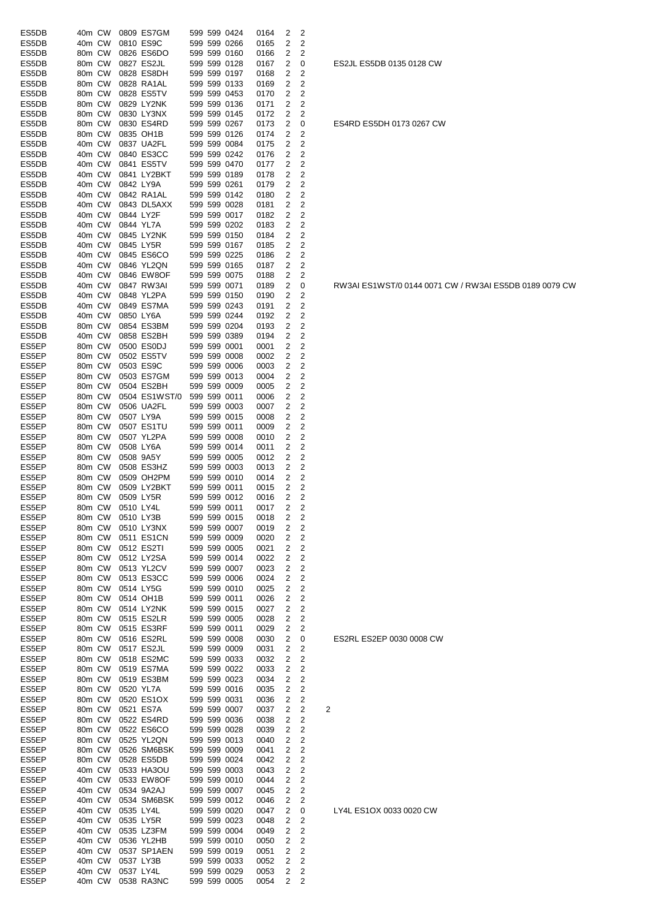| | | | | | | | | | | | | |
|---|---|---|---|---|---|---|---|---|---|---|---|---|
| ES5DB | 40m | CW | 0809 | ES7GM | 599 | 599 | 0424 | 0164 | 2 | 2 | | |
| ES5DB | 40m | CW | 0810 | ES9C | 599 | 599 | 0266 | 0165 | 2 | 2 | | |
| ES5DB | 80m | CW | 0826 | ES6DO | 599 | 599 | 0160 | 0166 | 2 | 2 | | |
| ES5DB | 80m | CW | 0827 | ES2JL | 599 | 599 | 0128 | 0167 | 2 | 0 | | ES2JL ES5DB 0135 0128 CW |
| ES5DB | 80m | CW | 0828 | ES8DH | 599 | 599 | 0197 | 0168 | 2 | 2 | | |
| ES5DB | 80m | CW | 0828 | RA1AL | 599 | 599 | 0133 | 0169 | 2 | 2 | | |
| ES5DB | 80m | CW | 0828 | ES5TV | 599 | 599 | 0453 | 0170 | 2 | 2 | | |
| ES5DB | 80m | CW | 0829 | LY2NK | 599 | 599 | 0136 | 0171 | 2 | 2 | | |
| ES5DB | 80m | CW | 0830 | LY3NX | 599 | 599 | 0145 | 0172 | 2 | 2 | | |
| ES5DB | 80m | CW | 0830 | ES4RD | 599 | 599 | 0267 | 0173 | 2 | 0 | | ES4RD ES5DH 0173 0267 CW |
| ES5DB | 80m | CW | 0835 | OH1B | 599 | 599 | 0126 | 0174 | 2 | 2 | | |
| ES5DB | 40m | CW | 0837 | UA2FL | 599 | 599 | 0084 | 0175 | 2 | 2 | | |
| ES5DB | 40m | CW | 0840 | ES3CC | 599 | 599 | 0242 | 0176 | 2 | 2 | | |
| ES5DB | 40m | CW | 0841 | ES5TV | 599 | 599 | 0470 | 0177 | 2 | 2 | | |
| ES5DB | 40m | CW | 0841 | LY2BKT | 599 | 599 | 0189 | 0178 | 2 | 2 | | |
| ES5DB | 40m | CW | 0842 | LY9A | 599 | 599 | 0261 | 0179 | 2 | 2 | | |
| ES5DB | 40m | CW | 0842 | RA1AL | 599 | 599 | 0142 | 0180 | 2 | 2 | | |
| ES5DB | 40m | CW | 0843 | DL5AXX | 599 | 599 | 0028 | 0181 | 2 | 2 | | |
| ES5DB | 40m | CW | 0844 | LY2F | 599 | 599 | 0017 | 0182 | 2 | 2 | | |
| ES5DB | 40m | CW | 0844 | YL7A | 599 | 599 | 0202 | 0183 | 2 | 2 | | |
| ES5DB | 40m | CW | 0845 | LY2NK | 599 | 599 | 0150 | 0184 | 2 | 2 | | |
| ES5DB | 40m | CW | 0845 | LY5R | 599 | 599 | 0167 | 0185 | 2 | 2 | | |
| ES5DB | 40m | CW | 0845 | ES6CO | 599 | 599 | 0225 | 0186 | 2 | 2 | | |
| ES5DB | 40m | CW | 0846 | YL2QN | 599 | 599 | 0165 | 0187 | 2 | 2 | | |
| ES5DB | 40m | CW | 0846 | EW8OF | 599 | 599 | 0075 | 0188 | 2 | 2 | | |
| ES5DB | 40m | CW | 0847 | RW3AI | 599 | 599 | 0071 | 0189 | 2 | 0 | | RW3AI ES1WST/0 0144 0071 CW / RW3AI ES5DB 0189 0079 CW |
| ES5DB | 40m | CW | 0848 | YL2PA | 599 | 599 | 0150 | 0190 | 2 | 2 | | |
| ES5DB | 40m | CW | 0849 | ES7MA | 599 | 599 | 0243 | 0191 | 2 | 2 | | |
| ES5DB | 40m | CW | 0850 | LY6A | 599 | 599 | 0244 | 0192 | 2 | 2 | | |
| ES5DB | 80m | CW | 0854 | ES3BM | 599 | 599 | 0204 | 0193 | 2 | 2 | | |
| ES5DB | 40m | CW | 0858 | ES2BH | 599 | 599 | 0389 | 0194 | 2 | 2 | | |
| ES5EP | 80m | CW | 0500 | ES0DJ | 599 | 599 | 0001 | 0001 | 2 | 2 | | |
| ES5EP | 80m | CW | 0502 | ES5TV | 599 | 599 | 0008 | 0002 | 2 | 2 | | |
| ES5EP | 80m | CW | 0503 | ES9C | 599 | 599 | 0006 | 0003 | 2 | 2 | | |
| ES5EP | 80m | CW | 0503 | ES7GM | 599 | 599 | 0013 | 0004 | 2 | 2 | | |
| ES5EP | 80m | CW | 0504 | ES2BH | 599 | 599 | 0009 | 0005 | 2 | 2 | | |
| ES5EP | 80m | CW | 0504 | ES1WST/0 | 599 | 599 | 0011 | 0006 | 2 | 2 | | |
| ES5EP | 80m | CW | 0506 | UA2FL | 599 | 599 | 0003 | 0007 | 2 | 2 | | |
| ES5EP | 80m | CW | 0507 | LY9A | 599 | 599 | 0015 | 0008 | 2 | 2 | | |
| ES5EP | 80m | CW | 0507 | ES1TU | 599 | 599 | 0011 | 0009 | 2 | 2 | | |
| ES5EP | 80m | CW | 0507 | YL2PA | 599 | 599 | 0008 | 0010 | 2 | 2 | | |
| ES5EP | 80m | CW | 0508 | LY6A | 599 | 599 | 0014 | 0011 | 2 | 2 | | |
| ES5EP | 80m | CW | 0508 | 9A5Y | 599 | 599 | 0005 | 0012 | 2 | 2 | | |
| ES5EP | 80m | CW | 0508 | ES3HZ | 599 | 599 | 0003 | 0013 | 2 | 2 | | |
| ES5EP | 80m | CW | 0509 | OH2PM | 599 | 599 | 0010 | 0014 | 2 | 2 | | |
| ES5EP | 80m | CW | 0509 | LY2BKT | 599 | 599 | 0011 | 0015 | 2 | 2 | | |
| ES5EP | 80m | CW | 0509 | LY5R | 599 | 599 | 0012 | 0016 | 2 | 2 | | |
| ES5EP | 80m | CW | 0510 | LY4L | 599 | 599 | 0011 | 0017 | 2 | 2 | | |
| ES5EP | 80m | CW | 0510 | LY3B | 599 | 599 | 0015 | 0018 | 2 | 2 | | |
| ES5EP | 80m | CW | 0510 | LY3NX | 599 | 599 | 0007 | 0019 | 2 | 2 | | |
| ES5EP | 80m | CW | 0511 | ES1CN | 599 | 599 | 0009 | 0020 | 2 | 2 | | |
| ES5EP | 80m | CW | 0512 | ES2TI | 599 | 599 | 0005 | 0021 | 2 | 2 | | |
| ES5EP | 80m | CW | 0512 | LY2SA | 599 | 599 | 0014 | 0022 | 2 | 2 | | |
| ES5EP | 80m | CW | 0513 | YL2CV | 599 | 599 | 0007 | 0023 | 2 | 2 | | |
| ES5EP | 80m | CW | 0513 | ES3CC | 599 | 599 | 0006 | 0024 | 2 | 2 | | |
| ES5EP | 80m | CW | 0514 | LY5G | 599 | 599 | 0010 | 0025 | 2 | 2 | | |
| ES5EP | 80m | CW | 0514 | OH1B | 599 | 599 | 0011 | 0026 | 2 | 2 | | |
| ES5EP | 80m | CW | 0514 | LY2NK | 599 | 599 | 0015 | 0027 | 2 | 2 | | |
| ES5EP | 80m | CW | 0515 | ES2LR | 599 | 599 | 0005 | 0028 | 2 | 2 | | |
| ES5EP | 80m | CW | 0515 | ES3RF | 599 | 599 | 0011 | 0029 | 2 | 2 | | |
| ES5EP | 80m | CW | 0516 | ES2RL | 599 | 599 | 0008 | 0030 | 2 | 0 | | ES2RL ES2EP 0030 0008 CW |
| ES5EP | 80m | CW | 0517 | ES2JL | 599 | 599 | 0009 | 0031 | 2 | 2 | | |
| ES5EP | 80m | CW | 0518 | ES2MC | 599 | 599 | 0033 | 0032 | 2 | 2 | | |
| ES5EP | 80m | CW | 0519 | ES7MA | 599 | 599 | 0022 | 0033 | 2 | 2 | | |
| ES5EP | 80m | CW | 0519 | ES3BM | 599 | 599 | 0023 | 0034 | 2 | 2 | | |
| ES5EP | 80m | CW | 0520 | YL7A | 599 | 599 | 0016 | 0035 | 2 | 2 | | |
| ES5EP | 80m | CW | 0520 | ES1OX | 599 | 599 | 0031 | 0036 | 2 | 2 | | |
| ES5EP | 80m | CW | 0521 | ES7A | 599 | 599 | 0007 | 0037 | 2 | 2 | 2 | |
| ES5EP | 80m | CW | 0522 | ES4RD | 599 | 599 | 0036 | 0038 | 2 | 2 | | |
| ES5EP | 80m | CW | 0522 | ES6CO | 599 | 599 | 0028 | 0039 | 2 | 2 | | |
| ES5EP | 80m | CW | 0525 | YL2QN | 599 | 599 | 0013 | 0040 | 2 | 2 | | |
| ES5EP | 80m | CW | 0526 | SM6BSK | 599 | 599 | 0009 | 0041 | 2 | 2 | | |
| ES5EP | 80m | CW | 0528 | ES5DB | 599 | 599 | 0024 | 0042 | 2 | 2 | | |
| ES5EP | 40m | CW | 0533 | HA3OU | 599 | 599 | 0003 | 0043 | 2 | 2 | | |
| ES5EP | 40m | CW | 0533 | EW8OF | 599 | 599 | 0010 | 0044 | 2 | 2 | | |
| ES5EP | 40m | CW | 0534 | 9A2AJ | 599 | 599 | 0007 | 0045 | 2 | 2 | | |
| ES5EP | 40m | CW | 0534 | SM6BSK | 599 | 599 | 0012 | 0046 | 2 | 2 | | |
| ES5EP | 40m | CW | 0535 | LY4L | 599 | 599 | 0020 | 0047 | 2 | 0 | | LY4L ES1OX 0033 0020 CW |
| ES5EP | 40m | CW | 0535 | LY5R | 599 | 599 | 0023 | 0048 | 2 | 2 | | |
| ES5EP | 40m | CW | 0535 | LZ3FM | 599 | 599 | 0004 | 0049 | 2 | 2 | | |
| ES5EP | 40m | CW | 0536 | YL2HB | 599 | 599 | 0010 | 0050 | 2 | 2 | | |
| ES5EP | 40m | CW | 0537 | SP1AEN | 599 | 599 | 0019 | 0051 | 2 | 2 | | |
| ES5EP | 40m | CW | 0537 | LY3B | 599 | 599 | 0033 | 0052 | 2 | 2 | | |
| ES5EP | 40m | CW | 0537 | LY4L | 599 | 599 | 0029 | 0053 | 2 | 2 | | |
| ES5EP | 40m | CW | 0538 | RA3NC | 599 | 599 | 0005 | 0054 | 2 | 2 | | |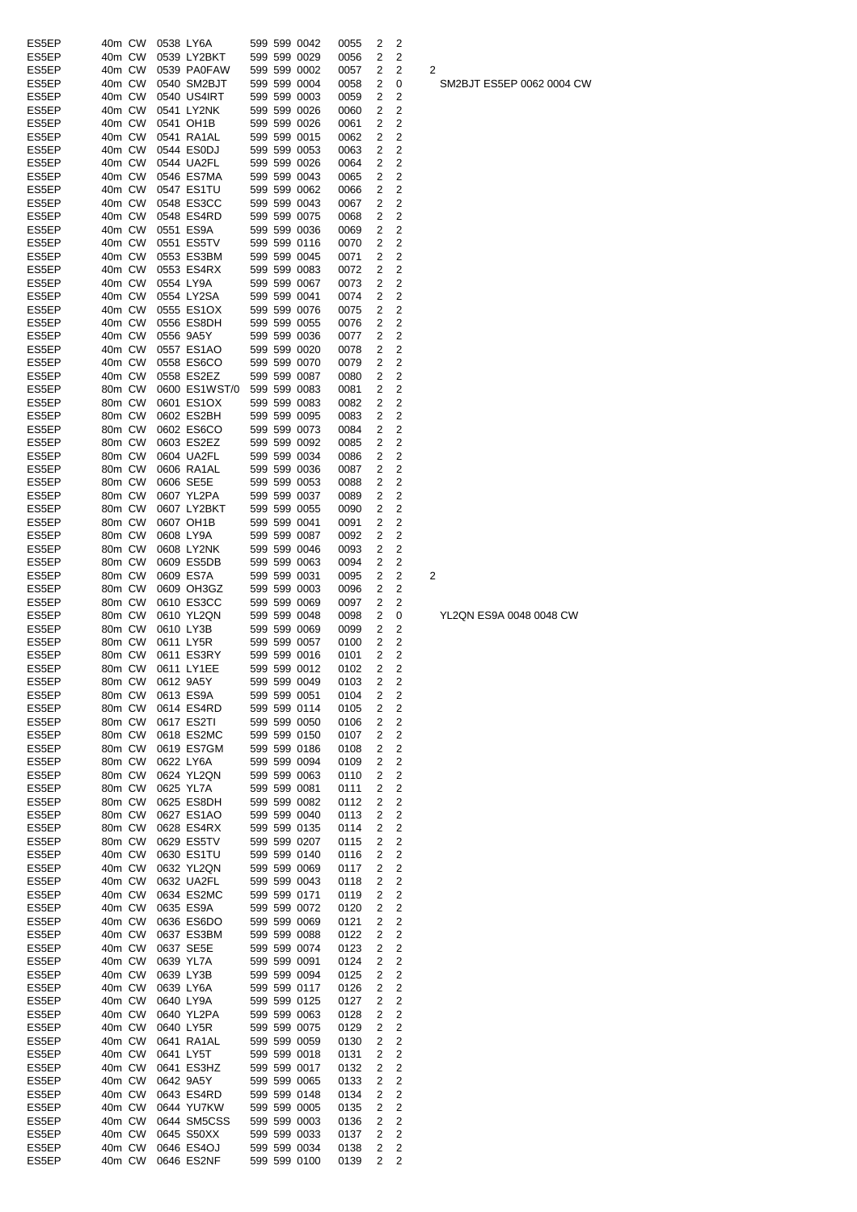| | | | | | | | | | | | | |
|---|---|---|---|---|---|---|---|---|---|---|---|---|
| ES5EP | 40m | CW | 0538 | LY6A | 599 | 599 | 0042 | 0055 | 2 | 2 | | |
| ES5EP | 40m | CW | 0539 | LY2BKT | 599 | 599 | 0029 | 0056 | 2 | 2 | | |
| ES5EP | 40m | CW | 0539 | PA0FAW | 599 | 599 | 0002 | 0057 | 2 | 2 | 2 | |
| ES5EP | 40m | CW | 0540 | SM2BJT | 599 | 599 | 0004 | 0058 | 2 | 0 | | SM2BJT ES5EP 0062 0004 CW |
| ES5EP | 40m | CW | 0540 | US4IRT | 599 | 599 | 0003 | 0059 | 2 | 2 | | |
| ES5EP | 40m | CW | 0541 | LY2NK | 599 | 599 | 0026 | 0060 | 2 | 2 | | |
| ES5EP | 40m | CW | 0541 | OH1B | 599 | 599 | 0026 | 0061 | 2 | 2 | | |
| ES5EP | 40m | CW | 0541 | RA1AL | 599 | 599 | 0015 | 0062 | 2 | 2 | | |
| ES5EP | 40m | CW | 0544 | ES0DJ | 599 | 599 | 0053 | 0063 | 2 | 2 | | |
| ES5EP | 40m | CW | 0544 | UA2FL | 599 | 599 | 0026 | 0064 | 2 | 2 | | |
| ES5EP | 40m | CW | 0546 | ES7MA | 599 | 599 | 0043 | 0065 | 2 | 2 | | |
| ES5EP | 40m | CW | 0547 | ES1TU | 599 | 599 | 0062 | 0066 | 2 | 2 | | |
| ES5EP | 40m | CW | 0548 | ES3CC | 599 | 599 | 0043 | 0067 | 2 | 2 | | |
| ES5EP | 40m | CW | 0548 | ES4RD | 599 | 599 | 0075 | 0068 | 2 | 2 | | |
| ES5EP | 40m | CW | 0551 | ES9A | 599 | 599 | 0036 | 0069 | 2 | 2 | | |
| ES5EP | 40m | CW | 0551 | ES5TV | 599 | 599 | 0116 | 0070 | 2 | 2 | | |
| ES5EP | 40m | CW | 0553 | ES3BM | 599 | 599 | 0045 | 0071 | 2 | 2 | | |
| ES5EP | 40m | CW | 0553 | ES4RX | 599 | 599 | 0083 | 0072 | 2 | 2 | | |
| ES5EP | 40m | CW | 0554 | LY9A | 599 | 599 | 0067 | 0073 | 2 | 2 | | |
| ES5EP | 40m | CW | 0554 | LY2SA | 599 | 599 | 0041 | 0074 | 2 | 2 | | |
| ES5EP | 40m | CW | 0555 | ES1OX | 599 | 599 | 0076 | 0075 | 2 | 2 | | |
| ES5EP | 40m | CW | 0556 | ES8DH | 599 | 599 | 0055 | 0076 | 2 | 2 | | |
| ES5EP | 40m | CW | 0556 | 9A5Y | 599 | 599 | 0036 | 0077 | 2 | 2 | | |
| ES5EP | 40m | CW | 0557 | ES1AO | 599 | 599 | 0020 | 0078 | 2 | 2 | | |
| ES5EP | 40m | CW | 0558 | ES6CO | 599 | 599 | 0070 | 0079 | 2 | 2 | | |
| ES5EP | 40m | CW | 0558 | ES2EZ | 599 | 599 | 0087 | 0080 | 2 | 2 | | |
| ES5EP | 80m | CW | 0600 | ES1WST/0 | 599 | 599 | 0083 | 0081 | 2 | 2 | | |
| ES5EP | 80m | CW | 0601 | ES1OX | 599 | 599 | 0083 | 0082 | 2 | 2 | | |
| ES5EP | 80m | CW | 0602 | ES2BH | 599 | 599 | 0095 | 0083 | 2 | 2 | | |
| ES5EP | 80m | CW | 0602 | ES6CO | 599 | 599 | 0073 | 0084 | 2 | 2 | | |
| ES5EP | 80m | CW | 0603 | ES2EZ | 599 | 599 | 0092 | 0085 | 2 | 2 | | |
| ES5EP | 80m | CW | 0604 | UA2FL | 599 | 599 | 0034 | 0086 | 2 | 2 | | |
| ES5EP | 80m | CW | 0606 | RA1AL | 599 | 599 | 0036 | 0087 | 2 | 2 | | |
| ES5EP | 80m | CW | 0606 | SE5E | 599 | 599 | 0053 | 0088 | 2 | 2 | | |
| ES5EP | 80m | CW | 0607 | YL2PA | 599 | 599 | 0037 | 0089 | 2 | 2 | | |
| ES5EP | 80m | CW | 0607 | LY2BKT | 599 | 599 | 0055 | 0090 | 2 | 2 | | |
| ES5EP | 80m | CW | 0607 | OH1B | 599 | 599 | 0041 | 0091 | 2 | 2 | | |
| ES5EP | 80m | CW | 0608 | LY9A | 599 | 599 | 0087 | 0092 | 2 | 2 | | |
| ES5EP | 80m | CW | 0608 | LY2NK | 599 | 599 | 0046 | 0093 | 2 | 2 | | |
| ES5EP | 80m | CW | 0609 | ES5DB | 599 | 599 | 0063 | 0094 | 2 | 2 | | |
| ES5EP | 80m | CW | 0609 | ES7A | 599 | 599 | 0031 | 0095 | 2 | 2 | 2 | |
| ES5EP | 80m | CW | 0609 | OH3GZ | 599 | 599 | 0003 | 0096 | 2 | 2 | | |
| ES5EP | 80m | CW | 0610 | ES3CC | 599 | 599 | 0069 | 0097 | 2 | 2 | | |
| ES5EP | 80m | CW | 0610 | YL2QN | 599 | 599 | 0048 | 0098 | 2 | 0 | | YL2QN ES9A 0048 0048 CW |
| ES5EP | 80m | CW | 0610 | LY3B | 599 | 599 | 0069 | 0099 | 2 | 2 | | |
| ES5EP | 80m | CW | 0611 | LY5R | 599 | 599 | 0057 | 0100 | 2 | 2 | | |
| ES5EP | 80m | CW | 0611 | ES3RY | 599 | 599 | 0016 | 0101 | 2 | 2 | | |
| ES5EP | 80m | CW | 0611 | LY1EE | 599 | 599 | 0012 | 0102 | 2 | 2 | | |
| ES5EP | 80m | CW | 0612 | 9A5Y | 599 | 599 | 0049 | 0103 | 2 | 2 | | |
| ES5EP | 80m | CW | 0613 | ES9A | 599 | 599 | 0051 | 0104 | 2 | 2 | | |
| ES5EP | 80m | CW | 0614 | ES4RD | 599 | 599 | 0114 | 0105 | 2 | 2 | | |
| ES5EP | 80m | CW | 0617 | ES2TI | 599 | 599 | 0050 | 0106 | 2 | 2 | | |
| ES5EP | 80m | CW | 0618 | ES2MC | 599 | 599 | 0150 | 0107 | 2 | 2 | | |
| ES5EP | 80m | CW | 0619 | ES7GM | 599 | 599 | 0186 | 0108 | 2 | 2 | | |
| ES5EP | 80m | CW | 0622 | LY6A | 599 | 599 | 0094 | 0109 | 2 | 2 | | |
| ES5EP | 80m | CW | 0624 | YL2QN | 599 | 599 | 0063 | 0110 | 2 | 2 | | |
| ES5EP | 80m | CW | 0625 | YL7A | 599 | 599 | 0081 | 0111 | 2 | 2 | | |
| ES5EP | 80m | CW | 0625 | ES8DH | 599 | 599 | 0082 | 0112 | 2 | 2 | | |
| ES5EP | 80m | CW | 0627 | ES1AO | 599 | 599 | 0040 | 0113 | 2 | 2 | | |
| ES5EP | 80m | CW | 0628 | ES4RX | 599 | 599 | 0135 | 0114 | 2 | 2 | | |
| ES5EP | 80m | CW | 0629 | ES5TV | 599 | 599 | 0207 | 0115 | 2 | 2 | | |
| ES5EP | 40m | CW | 0630 | ES1TU | 599 | 599 | 0140 | 0116 | 2 | 2 | | |
| ES5EP | 40m | CW | 0632 | YL2QN | 599 | 599 | 0069 | 0117 | 2 | 2 | | |
| ES5EP | 40m | CW | 0632 | UA2FL | 599 | 599 | 0043 | 0118 | 2 | 2 | | |
| ES5EP | 40m | CW | 0634 | ES2MC | 599 | 599 | 0171 | 0119 | 2 | 2 | | |
| ES5EP | 40m | CW | 0635 | ES9A | 599 | 599 | 0072 | 0120 | 2 | 2 | | |
| ES5EP | 40m | CW | 0636 | ES6DO | 599 | 599 | 0069 | 0121 | 2 | 2 | | |
| ES5EP | 40m | CW | 0637 | ES3BM | 599 | 599 | 0088 | 0122 | 2 | 2 | | |
| ES5EP | 40m | CW | 0637 | SE5E | 599 | 599 | 0074 | 0123 | 2 | 2 | | |
| ES5EP | 40m | CW | 0639 | YL7A | 599 | 599 | 0091 | 0124 | 2 | 2 | | |
| ES5EP | 40m | CW | 0639 | LY3B | 599 | 599 | 0094 | 0125 | 2 | 2 | | |
| ES5EP | 40m | CW | 0639 | LY6A | 599 | 599 | 0117 | 0126 | 2 | 2 | | |
| ES5EP | 40m | CW | 0640 | LY9A | 599 | 599 | 0125 | 0127 | 2 | 2 | | |
| ES5EP | 40m | CW | 0640 | YL2PA | 599 | 599 | 0063 | 0128 | 2 | 2 | | |
| ES5EP | 40m | CW | 0640 | LY5R | 599 | 599 | 0075 | 0129 | 2 | 2 | | |
| ES5EP | 40m | CW | 0641 | RA1AL | 599 | 599 | 0059 | 0130 | 2 | 2 | | |
| ES5EP | 40m | CW | 0641 | LY5T | 599 | 599 | 0018 | 0131 | 2 | 2 | | |
| ES5EP | 40m | CW | 0641 | ES3HZ | 599 | 599 | 0017 | 0132 | 2 | 2 | | |
| ES5EP | 40m | CW | 0642 | 9A5Y | 599 | 599 | 0065 | 0133 | 2 | 2 | | |
| ES5EP | 40m | CW | 0643 | ES4RD | 599 | 599 | 0148 | 0134 | 2 | 2 | | |
| ES5EP | 40m | CW | 0644 | YU7KW | 599 | 599 | 0005 | 0135 | 2 | 2 | | |
| ES5EP | 40m | CW | 0644 | SM5CSS | 599 | 599 | 0003 | 0136 | 2 | 2 | | |
| ES5EP | 40m | CW | 0645 | S50XX | 599 | 599 | 0033 | 0137 | 2 | 2 | | |
| ES5EP | 40m | CW | 0646 | ES4OJ | 599 | 599 | 0034 | 0138 | 2 | 2 | | |
| ES5EP | 40m | CW | 0646 | ES2NF | 599 | 599 | 0100 | 0139 | 2 | 2 | | |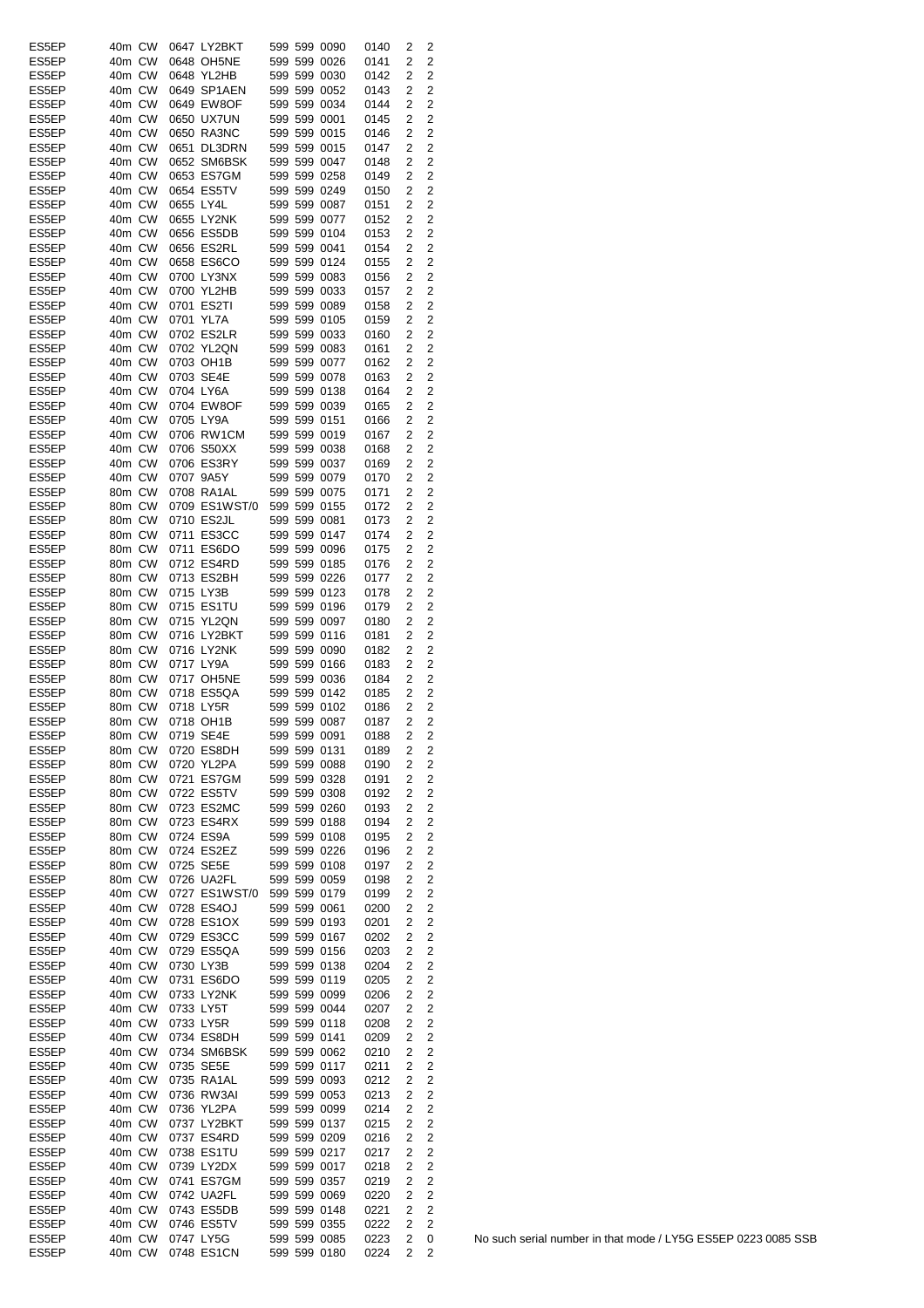| | | | | | | | | | | | |
|---|---|---|---|---|---|---|---|---|---|---|---|
| ES5EP | 40m | CW | 0647 | LY2BKT | 599 | 599 | 0090 | 0140 | 2 | 2 | |
| ES5EP | 40m | CW | 0648 | OH5NE | 599 | 599 | 0026 | 0141 | 2 | 2 | |
| ES5EP | 40m | CW | 0648 | YL2HB | 599 | 599 | 0030 | 0142 | 2 | 2 | |
| ES5EP | 40m | CW | 0649 | SP1AEN | 599 | 599 | 0052 | 0143 | 2 | 2 | |
| ES5EP | 40m | CW | 0649 | EW8OF | 599 | 599 | 0034 | 0144 | 2 | 2 | |
| ES5EP | 40m | CW | 0650 | UX7UN | 599 | 599 | 0001 | 0145 | 2 | 2 | |
| ES5EP | 40m | CW | 0650 | RA3NC | 599 | 599 | 0015 | 0146 | 2 | 2 | |
| ES5EP | 40m | CW | 0651 | DL3DRN | 599 | 599 | 0015 | 0147 | 2 | 2 | |
| ES5EP | 40m | CW | 0652 | SM6BSK | 599 | 599 | 0047 | 0148 | 2 | 2 | |
| ES5EP | 40m | CW | 0653 | ES7GM | 599 | 599 | 0258 | 0149 | 2 | 2 | |
| ES5EP | 40m | CW | 0654 | ES5TV | 599 | 599 | 0249 | 0150 | 2 | 2 | |
| ES5EP | 40m | CW | 0655 | LY4L | 599 | 599 | 0087 | 0151 | 2 | 2 | |
| ES5EP | 40m | CW | 0655 | LY2NK | 599 | 599 | 0077 | 0152 | 2 | 2 | |
| ES5EP | 40m | CW | 0656 | ES5DB | 599 | 599 | 0104 | 0153 | 2 | 2 | |
| ES5EP | 40m | CW | 0656 | ES2RL | 599 | 599 | 0041 | 0154 | 2 | 2 | |
| ES5EP | 40m | CW | 0658 | ES6CO | 599 | 599 | 0124 | 0155 | 2 | 2 | |
| ES5EP | 40m | CW | 0700 | LY3NX | 599 | 599 | 0083 | 0156 | 2 | 2 | |
| ES5EP | 40m | CW | 0700 | YL2HB | 599 | 599 | 0033 | 0157 | 2 | 2 | |
| ES5EP | 40m | CW | 0701 | ES2TI | 599 | 599 | 0089 | 0158 | 2 | 2 | |
| ES5EP | 40m | CW | 0701 | YL7A | 599 | 599 | 0105 | 0159 | 2 | 2 | |
| ES5EP | 40m | CW | 0702 | ES2LR | 599 | 599 | 0033 | 0160 | 2 | 2 | |
| ES5EP | 40m | CW | 0702 | YL2QN | 599 | 599 | 0083 | 0161 | 2 | 2 | |
| ES5EP | 40m | CW | 0703 | OH1B | 599 | 599 | 0077 | 0162 | 2 | 2 | |
| ES5EP | 40m | CW | 0703 | SE4E | 599 | 599 | 0078 | 0163 | 2 | 2 | |
| ES5EP | 40m | CW | 0704 | LY6A | 599 | 599 | 0138 | 0164 | 2 | 2 | |
| ES5EP | 40m | CW | 0704 | EW8OF | 599 | 599 | 0039 | 0165 | 2 | 2 | |
| ES5EP | 40m | CW | 0705 | LY9A | 599 | 599 | 0151 | 0166 | 2 | 2 | |
| ES5EP | 40m | CW | 0706 | RW1CM | 599 | 599 | 0019 | 0167 | 2 | 2 | |
| ES5EP | 40m | CW | 0706 | S50XX | 599 | 599 | 0038 | 0168 | 2 | 2 | |
| ES5EP | 40m | CW | 0706 | ES3RY | 599 | 599 | 0037 | 0169 | 2 | 2 | |
| ES5EP | 40m | CW | 0707 | 9A5Y | 599 | 599 | 0079 | 0170 | 2 | 2 | |
| ES5EP | 80m | CW | 0708 | RA1AL | 599 | 599 | 0075 | 0171 | 2 | 2 | |
| ES5EP | 80m | CW | 0709 | ES1WST/0 | 599 | 599 | 0155 | 0172 | 2 | 2 | |
| ES5EP | 80m | CW | 0710 | ES2JL | 599 | 599 | 0081 | 0173 | 2 | 2 | |
| ES5EP | 80m | CW | 0711 | ES3CC | 599 | 599 | 0147 | 0174 | 2 | 2 | |
| ES5EP | 80m | CW | 0711 | ES6DO | 599 | 599 | 0096 | 0175 | 2 | 2 | |
| ES5EP | 80m | CW | 0712 | ES4RD | 599 | 599 | 0185 | 0176 | 2 | 2 | |
| ES5EP | 80m | CW | 0713 | ES2BH | 599 | 599 | 0226 | 0177 | 2 | 2 | |
| ES5EP | 80m | CW | 0715 | LY3B | 599 | 599 | 0123 | 0178 | 2 | 2 | |
| ES5EP | 80m | CW | 0715 | ES1TU | 599 | 599 | 0196 | 0179 | 2 | 2 | |
| ES5EP | 80m | CW | 0715 | YL2QN | 599 | 599 | 0097 | 0180 | 2 | 2 | |
| ES5EP | 80m | CW | 0716 | LY2BKT | 599 | 599 | 0116 | 0181 | 2 | 2 | |
| ES5EP | 80m | CW | 0716 | LY2NK | 599 | 599 | 0090 | 0182 | 2 | 2 | |
| ES5EP | 80m | CW | 0717 | LY9A | 599 | 599 | 0166 | 0183 | 2 | 2 | |
| ES5EP | 80m | CW | 0717 | OH5NE | 599 | 599 | 0036 | 0184 | 2 | 2 | |
| ES5EP | 80m | CW | 0718 | ES5QA | 599 | 599 | 0142 | 0185 | 2 | 2 | |
| ES5EP | 80m | CW | 0718 | LY5R | 599 | 599 | 0102 | 0186 | 2 | 2 | |
| ES5EP | 80m | CW | 0718 | OH1B | 599 | 599 | 0087 | 0187 | 2 | 2 | |
| ES5EP | 80m | CW | 0719 | SE4E | 599 | 599 | 0091 | 0188 | 2 | 2 | |
| ES5EP | 80m | CW | 0720 | ES8DH | 599 | 599 | 0131 | 0189 | 2 | 2 | |
| ES5EP | 80m | CW | 0720 | YL2PA | 599 | 599 | 0088 | 0190 | 2 | 2 | |
| ES5EP | 80m | CW | 0721 | ES7GM | 599 | 599 | 0328 | 0191 | 2 | 2 | |
| ES5EP | 80m | CW | 0722 | ES5TV | 599 | 599 | 0308 | 0192 | 2 | 2 | |
| ES5EP | 80m | CW | 0723 | ES2MC | 599 | 599 | 0260 | 0193 | 2 | 2 | |
| ES5EP | 80m | CW | 0723 | ES4RX | 599 | 599 | 0188 | 0194 | 2 | 2 | |
| ES5EP | 80m | CW | 0724 | ES9A | 599 | 599 | 0108 | 0195 | 2 | 2 | |
| ES5EP | 80m | CW | 0724 | ES2EZ | 599 | 599 | 0226 | 0196 | 2 | 2 | |
| ES5EP | 80m | CW | 0725 | SE5E | 599 | 599 | 0108 | 0197 | 2 | 2 | |
| ES5EP | 80m | CW | 0726 | UA2FL | 599 | 599 | 0059 | 0198 | 2 | 2 | |
| ES5EP | 40m | CW | 0727 | ES1WST/0 | 599 | 599 | 0179 | 0199 | 2 | 2 | |
| ES5EP | 40m | CW | 0728 | ES4OJ | 599 | 599 | 0061 | 0200 | 2 | 2 | |
| ES5EP | 40m | CW | 0728 | ES1OX | 599 | 599 | 0193 | 0201 | 2 | 2 | |
| ES5EP | 40m | CW | 0729 | ES3CC | 599 | 599 | 0167 | 0202 | 2 | 2 | |
| ES5EP | 40m | CW | 0729 | ES5QA | 599 | 599 | 0156 | 0203 | 2 | 2 | |
| ES5EP | 40m | CW | 0730 | LY3B | 599 | 599 | 0138 | 0204 | 2 | 2 | |
| ES5EP | 40m | CW | 0731 | ES6DO | 599 | 599 | 0119 | 0205 | 2 | 2 | |
| ES5EP | 40m | CW | 0733 | LY2NK | 599 | 599 | 0099 | 0206 | 2 | 2 | |
| ES5EP | 40m | CW | 0733 | LY5T | 599 | 599 | 0044 | 0207 | 2 | 2 | |
| ES5EP | 40m | CW | 0733 | LY5R | 599 | 599 | 0118 | 0208 | 2 | 2 | |
| ES5EP | 40m | CW | 0734 | ES8DH | 599 | 599 | 0141 | 0209 | 2 | 2 | |
| ES5EP | 40m | CW | 0734 | SM6BSK | 599 | 599 | 0062 | 0210 | 2 | 2 | |
| ES5EP | 40m | CW | 0735 | SE5E | 599 | 599 | 0117 | 0211 | 2 | 2 | |
| ES5EP | 40m | CW | 0735 | RA1AL | 599 | 599 | 0093 | 0212 | 2 | 2 | |
| ES5EP | 40m | CW | 0736 | RW3AI | 599 | 599 | 0053 | 0213 | 2 | 2 | |
| ES5EP | 40m | CW | 0736 | YL2PA | 599 | 599 | 0099 | 0214 | 2 | 2 | |
| ES5EP | 40m | CW | 0737 | LY2BKT | 599 | 599 | 0137 | 0215 | 2 | 2 | |
| ES5EP | 40m | CW | 0737 | ES4RD | 599 | 599 | 0209 | 0216 | 2 | 2 | |
| ES5EP | 40m | CW | 0738 | ES1TU | 599 | 599 | 0217 | 0217 | 2 | 2 | |
| ES5EP | 40m | CW | 0739 | LY2DX | 599 | 599 | 0017 | 0218 | 2 | 2 | |
| ES5EP | 40m | CW | 0741 | ES7GM | 599 | 599 | 0357 | 0219 | 2 | 2 | |
| ES5EP | 40m | CW | 0742 | UA2FL | 599 | 599 | 0069 | 0220 | 2 | 2 | |
| ES5EP | 40m | CW | 0743 | ES5DB | 599 | 599 | 0148 | 0221 | 2 | 2 | |
| ES5EP | 40m | CW | 0746 | ES5TV | 599 | 599 | 0355 | 0222 | 2 | 2 | |
| ES5EP | 40m | CW | 0747 | LY5G | 599 | 599 | 0085 | 0223 | 2 | 0 | No such serial number in that mode / LY5G ES5EP 0223 0085 SSB |
| ES5EP | 40m | CW | 0748 | ES1CN | 599 | 599 | 0180 | 0224 | 2 | 2 | |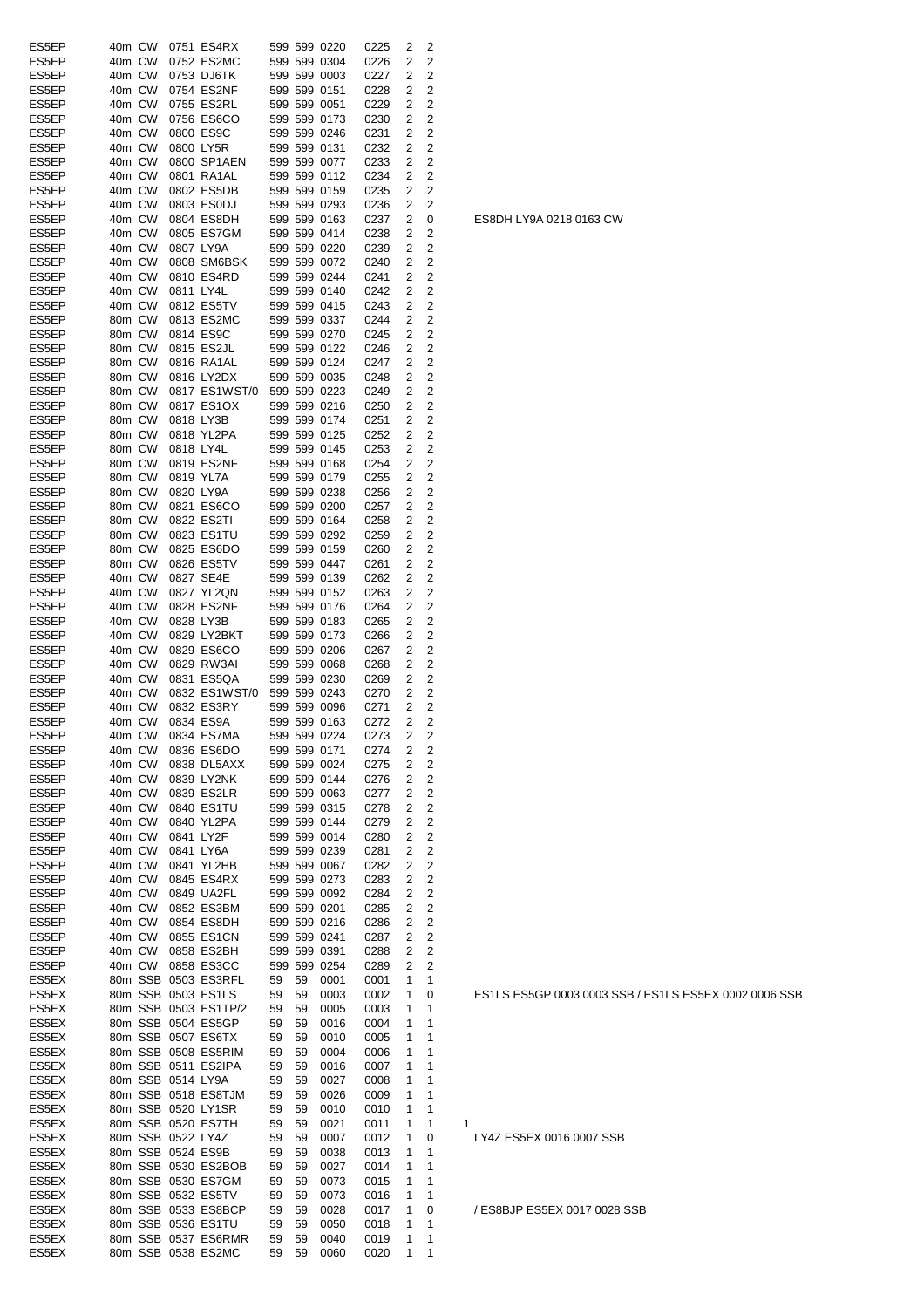| | | | | | | | | | | | |
|---|---|---|---|---|---|---|---|---|---|---|---|
| ES5EP | 40m | CW | 0751 | ES4RX | 599 | 599 | 0220 | 0225 | 2 | 2 | |
| ES5EP | 40m | CW | 0752 | ES2MC | 599 | 599 | 0304 | 0226 | 2 | 2 | |
| ES5EP | 40m | CW | 0753 | DJ6TK | 599 | 599 | 0003 | 0227 | 2 | 2 | |
| ES5EP | 40m | CW | 0754 | ES2NF | 599 | 599 | 0151 | 0228 | 2 | 2 | |
| ES5EP | 40m | CW | 0755 | ES2RL | 599 | 599 | 0051 | 0229 | 2 | 2 | |
| ES5EP | 40m | CW | 0756 | ES6CO | 599 | 599 | 0173 | 0230 | 2 | 2 | |
| ES5EP | 40m | CW | 0800 | ES9C | 599 | 599 | 0246 | 0231 | 2 | 2 | |
| ES5EP | 40m | CW | 0800 | LY5R | 599 | 599 | 0131 | 0232 | 2 | 2 | |
| ES5EP | 40m | CW | 0800 | SP1AEN | 599 | 599 | 0077 | 0233 | 2 | 2 | |
| ES5EP | 40m | CW | 0801 | RA1AL | 599 | 599 | 0112 | 0234 | 2 | 2 | |
| ES5EP | 40m | CW | 0802 | ES5DB | 599 | 599 | 0159 | 0235 | 2 | 2 | |
| ES5EP | 40m | CW | 0803 | ES0DJ | 599 | 599 | 0293 | 0236 | 2 | 2 | |
| ES5EP | 40m | CW | 0804 | ES8DH | 599 | 599 | 0163 | 0237 | 2 | 0 | ES8DH LY9A 0218 0163 CW |
| ES5EP | 40m | CW | 0805 | ES7GM | 599 | 599 | 0414 | 0238 | 2 | 2 | |
| ES5EP | 40m | CW | 0807 | LY9A | 599 | 599 | 0220 | 0239 | 2 | 2 | |
| ES5EP | 40m | CW | 0808 | SM6BSK | 599 | 599 | 0072 | 0240 | 2 | 2 | |
| ES5EP | 40m | CW | 0810 | ES4RD | 599 | 599 | 0244 | 0241 | 2 | 2 | |
| ES5EP | 40m | CW | 0811 | LY4L | 599 | 599 | 0140 | 0242 | 2 | 2 | |
| ES5EP | 40m | CW | 0812 | ES5TV | 599 | 599 | 0415 | 0243 | 2 | 2 | |
| ES5EP | 80m | CW | 0813 | ES2MC | 599 | 599 | 0337 | 0244 | 2 | 2 | |
| ES5EP | 80m | CW | 0814 | ES9C | 599 | 599 | 0270 | 0245 | 2 | 2 | |
| ES5EP | 80m | CW | 0815 | ES2JL | 599 | 599 | 0122 | 0246 | 2 | 2 | |
| ES5EP | 80m | CW | 0816 | RA1AL | 599 | 599 | 0124 | 0247 | 2 | 2 | |
| ES5EP | 80m | CW | 0816 | LY2DX | 599 | 599 | 0035 | 0248 | 2 | 2 | |
| ES5EP | 80m | CW | 0817 | ES1WST/0 | 599 | 599 | 0223 | 0249 | 2 | 2 | |
| ES5EP | 80m | CW | 0817 | ES1OX | 599 | 599 | 0216 | 0250 | 2 | 2 | |
| ES5EP | 80m | CW | 0818 | LY3B | 599 | 599 | 0174 | 0251 | 2 | 2 | |
| ES5EP | 80m | CW | 0818 | YL2PA | 599 | 599 | 0125 | 0252 | 2 | 2 | |
| ES5EP | 80m | CW | 0818 | LY4L | 599 | 599 | 0145 | 0253 | 2 | 2 | |
| ES5EP | 80m | CW | 0819 | ES2NF | 599 | 599 | 0168 | 0254 | 2 | 2 | |
| ES5EP | 80m | CW | 0819 | YL7A | 599 | 599 | 0179 | 0255 | 2 | 2 | |
| ES5EP | 80m | CW | 0820 | LY9A | 599 | 599 | 0238 | 0256 | 2 | 2 | |
| ES5EP | 80m | CW | 0821 | ES6CO | 599 | 599 | 0200 | 0257 | 2 | 2 | |
| ES5EP | 80m | CW | 0822 | ES2TI | 599 | 599 | 0164 | 0258 | 2 | 2 | |
| ES5EP | 80m | CW | 0823 | ES1TU | 599 | 599 | 0292 | 0259 | 2 | 2 | |
| ES5EP | 80m | CW | 0825 | ES6DO | 599 | 599 | 0159 | 0260 | 2 | 2 | |
| ES5EP | 80m | CW | 0826 | ES5TV | 599 | 599 | 0447 | 0261 | 2 | 2 | |
| ES5EP | 40m | CW | 0827 | SE4E | 599 | 599 | 0139 | 0262 | 2 | 2 | |
| ES5EP | 40m | CW | 0827 | YL2QN | 599 | 599 | 0152 | 0263 | 2 | 2 | |
| ES5EP | 40m | CW | 0828 | ES2NF | 599 | 599 | 0176 | 0264 | 2 | 2 | |
| ES5EP | 40m | CW | 0828 | LY3B | 599 | 599 | 0183 | 0265 | 2 | 2 | |
| ES5EP | 40m | CW | 0829 | LY2BKT | 599 | 599 | 0173 | 0266 | 2 | 2 | |
| ES5EP | 40m | CW | 0829 | ES6CO | 599 | 599 | 0206 | 0267 | 2 | 2 | |
| ES5EP | 40m | CW | 0829 | RW3AI | 599 | 599 | 0068 | 0268 | 2 | 2 | |
| ES5EP | 40m | CW | 0831 | ES5QA | 599 | 599 | 0230 | 0269 | 2 | 2 | |
| ES5EP | 40m | CW | 0832 | ES1WST/0 | 599 | 599 | 0243 | 0270 | 2 | 2 | |
| ES5EP | 40m | CW | 0832 | ES3RY | 599 | 599 | 0096 | 0271 | 2 | 2 | |
| ES5EP | 40m | CW | 0834 | ES9A | 599 | 599 | 0163 | 0272 | 2 | 2 | |
| ES5EP | 40m | CW | 0834 | ES7MA | 599 | 599 | 0224 | 0273 | 2 | 2 | |
| ES5EP | 40m | CW | 0836 | ES6DO | 599 | 599 | 0171 | 0274 | 2 | 2 | |
| ES5EP | 40m | CW | 0838 | DL5AXX | 599 | 599 | 0024 | 0275 | 2 | 2 | |
| ES5EP | 40m | CW | 0839 | LY2NK | 599 | 599 | 0144 | 0276 | 2 | 2 | |
| ES5EP | 40m | CW | 0839 | ES2LR | 599 | 599 | 0063 | 0277 | 2 | 2 | |
| ES5EP | 40m | CW | 0840 | ES1TU | 599 | 599 | 0315 | 0278 | 2 | 2 | |
| ES5EP | 40m | CW | 0840 | YL2PA | 599 | 599 | 0144 | 0279 | 2 | 2 | |
| ES5EP | 40m | CW | 0841 | LY2F | 599 | 599 | 0014 | 0280 | 2 | 2 | |
| ES5EP | 40m | CW | 0841 | LY6A | 599 | 599 | 0239 | 0281 | 2 | 2 | |
| ES5EP | 40m | CW | 0841 | YL2HB | 599 | 599 | 0067 | 0282 | 2 | 2 | |
| ES5EP | 40m | CW | 0845 | ES4RX | 599 | 599 | 0273 | 0283 | 2 | 2 | |
| ES5EP | 40m | CW | 0849 | UA2FL | 599 | 599 | 0092 | 0284 | 2 | 2 | |
| ES5EP | 40m | CW | 0852 | ES3BM | 599 | 599 | 0201 | 0285 | 2 | 2 | |
| ES5EP | 40m | CW | 0854 | ES8DH | 599 | 599 | 0216 | 0286 | 2 | 2 | |
| ES5EP | 40m | CW | 0855 | ES1CN | 599 | 599 | 0241 | 0287 | 2 | 2 | |
| ES5EP | 40m | CW | 0858 | ES2BH | 599 | 599 | 0391 | 0288 | 2 | 2 | |
| ES5EP | 40m | CW | 0858 | ES3CC | 599 | 599 | 0254 | 0289 | 2 | 2 | |
| ES5EX | 80m | SSB | 0503 | ES3RFL | 59 | 59 | 0001 | 0001 | 1 | 1 | |
| ES5EX | 80m | SSB | 0503 | ES1LS | 59 | 59 | 0003 | 0002 | 1 | 0 | ES1LS ES5GP 0003 0003 SSB / ES1LS ES5EX 0002 0006 SSB |
| ES5EX | 80m | SSB | 0503 | ES1TP/2 | 59 | 59 | 0005 | 0003 | 1 | 1 | |
| ES5EX | 80m | SSB | 0504 | ES5GP | 59 | 59 | 0016 | 0004 | 1 | 1 | |
| ES5EX | 80m | SSB | 0507 | ES6TX | 59 | 59 | 0010 | 0005 | 1 | 1 | |
| ES5EX | 80m | SSB | 0508 | ES5RIM | 59 | 59 | 0004 | 0006 | 1 | 1 | |
| ES5EX | 80m | SSB | 0511 | ES2IPA | 59 | 59 | 0016 | 0007 | 1 | 1 | |
| ES5EX | 80m | SSB | 0514 | LY9A | 59 | 59 | 0027 | 0008 | 1 | 1 | |
| ES5EX | 80m | SSB | 0518 | ES8TJM | 59 | 59 | 0026 | 0009 | 1 | 1 | |
| ES5EX | 80m | SSB | 0520 | LY1SR | 59 | 59 | 0010 | 0010 | 1 | 1 | |
| ES5EX | 80m | SSB | 0520 | ES7TH | 59 | 59 | 0021 | 0011 | 1 | 1 | 1 |
| ES5EX | 80m | SSB | 0522 | LY4Z | 59 | 59 | 0007 | 0012 | 1 | 0 | LY4Z ES5EX 0016 0007 SSB |
| ES5EX | 80m | SSB | 0524 | ES9B | 59 | 59 | 0038 | 0013 | 1 | 1 | |
| ES5EX | 80m | SSB | 0530 | ES2BOB | 59 | 59 | 0027 | 0014 | 1 | 1 | |
| ES5EX | 80m | SSB | 0530 | ES7GM | 59 | 59 | 0073 | 0015 | 1 | 1 | |
| ES5EX | 80m | SSB | 0532 | ES5TV | 59 | 59 | 0073 | 0016 | 1 | 1 | |
| ES5EX | 80m | SSB | 0533 | ES8BCP | 59 | 59 | 0028 | 0017 | 1 | 0 | / ES8BJP ES5EX 0017 0028 SSB |
| ES5EX | 80m | SSB | 0536 | ES1TU | 59 | 59 | 0050 | 0018 | 1 | 1 | |
| ES5EX | 80m | SSB | 0537 | ES6RMR | 59 | 59 | 0040 | 0019 | 1 | 1 | |
| ES5EX | 80m | SSB | 0538 | ES2MC | 59 | 59 | 0060 | 0020 | 1 | 1 | |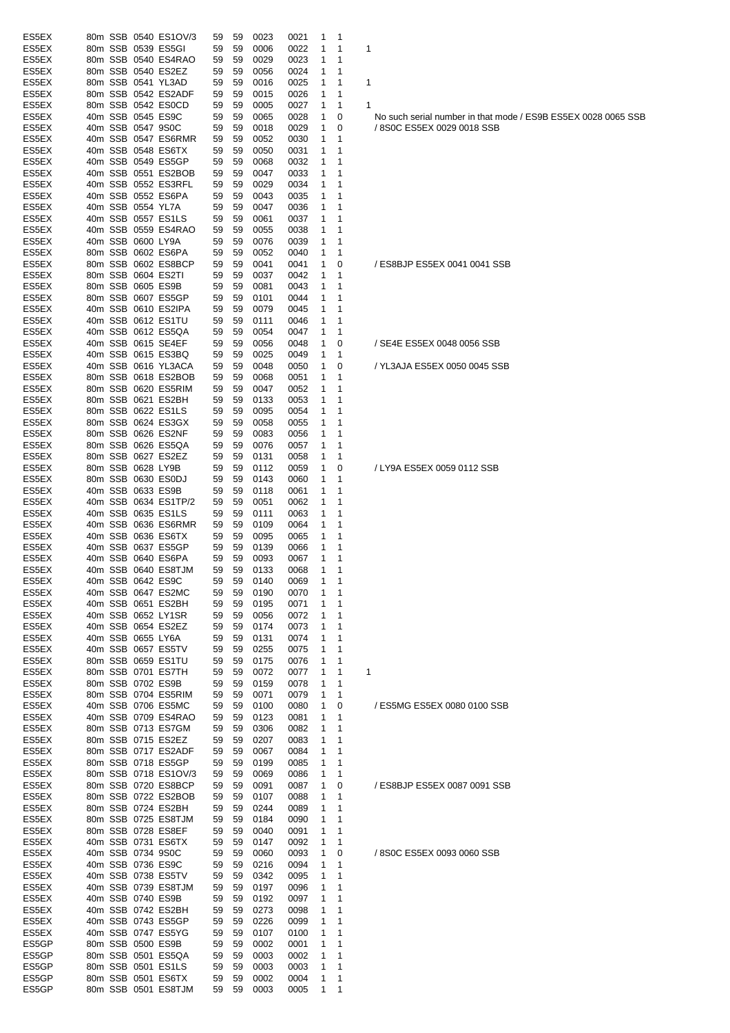| | | | | | | | | | | | | |
|---|---|---|---|---|---|---|---|---|---|---|---|---|
| ES5EX | 80m | SSB | 0540 | ES1OV/3 | 59 | 59 | 0023 | 0021 | 1 | 1 | | |
| ES5EX | 80m | SSB | 0539 | ES5GI | 59 | 59 | 0006 | 0022 | 1 | 1 | 1 | |
| ES5EX | 80m | SSB | 0540 | ES4RAO | 59 | 59 | 0029 | 0023 | 1 | 1 | | |
| ES5EX | 80m | SSB | 0540 | ES2EZ | 59 | 59 | 0056 | 0024 | 1 | 1 | | |
| ES5EX | 80m | SSB | 0541 | YL3AD | 59 | 59 | 0016 | 0025 | 1 | 1 | 1 | |
| ES5EX | 80m | SSB | 0542 | ES2ADF | 59 | 59 | 0015 | 0026 | 1 | 1 | | |
| ES5EX | 80m | SSB | 0542 | ES0CD | 59 | 59 | 0005 | 0027 | 1 | 1 | 1 | |
| ES5EX | 40m | SSB | 0545 | ES9C | 59 | 59 | 0065 | 0028 | 1 | 0 | | No such serial number in that mode / ES9B ES5EX 0028 0065 SSB |
| ES5EX | 40m | SSB | 0547 | 9S0C | 59 | 59 | 0018 | 0029 | 1 | 0 | | / 8S0C ES5EX 0029 0018 SSB |
| ES5EX | 40m | SSB | 0547 | ES6RMR | 59 | 59 | 0052 | 0030 | 1 | 1 | | |
| ES5EX | 40m | SSB | 0548 | ES6TX | 59 | 59 | 0050 | 0031 | 1 | 1 | | |
| ES5EX | 40m | SSB | 0549 | ES5GP | 59 | 59 | 0068 | 0032 | 1 | 1 | | |
| ES5EX | 40m | SSB | 0551 | ES2BOB | 59 | 59 | 0047 | 0033 | 1 | 1 | | |
| ES5EX | 40m | SSB | 0552 | ES3RFL | 59 | 59 | 0029 | 0034 | 1 | 1 | | |
| ES5EX | 40m | SSB | 0552 | ES6PA | 59 | 59 | 0043 | 0035 | 1 | 1 | | |
| ES5EX | 40m | SSB | 0554 | YL7A | 59 | 59 | 0047 | 0036 | 1 | 1 | | |
| ES5EX | 40m | SSB | 0557 | ES1LS | 59 | 59 | 0061 | 0037 | 1 | 1 | | |
| ES5EX | 40m | SSB | 0559 | ES4RAO | 59 | 59 | 0055 | 0038 | 1 | 1 | | |
| ES5EX | 40m | SSB | 0600 | LY9A | 59 | 59 | 0076 | 0039 | 1 | 1 | | |
| ES5EX | 80m | SSB | 0602 | ES6PA | 59 | 59 | 0052 | 0040 | 1 | 1 | | |
| ES5EX | 80m | SSB | 0602 | ES8BCP | 59 | 59 | 0041 | 0041 | 1 | 0 | | / ES8BJP ES5EX 0041 0041 SSB |
| ES5EX | 80m | SSB | 0604 | ES2TI | 59 | 59 | 0037 | 0042 | 1 | 1 | | |
| ES5EX | 80m | SSB | 0605 | ES9B | 59 | 59 | 0081 | 0043 | 1 | 1 | | |
| ES5EX | 80m | SSB | 0607 | ES5GP | 59 | 59 | 0101 | 0044 | 1 | 1 | | |
| ES5EX | 40m | SSB | 0610 | ES2IPA | 59 | 59 | 0079 | 0045 | 1 | 1 | | |
| ES5EX | 40m | SSB | 0612 | ES1TU | 59 | 59 | 0111 | 0046 | 1 | 1 | | |
| ES5EX | 40m | SSB | 0612 | ES5QA | 59 | 59 | 0054 | 0047 | 1 | 1 | | |
| ES5EX | 40m | SSB | 0615 | SE4EF | 59 | 59 | 0056 | 0048 | 1 | 0 | | / SE4E ES5EX 0048 0056 SSB |
| ES5EX | 40m | SSB | 0615 | ES3BQ | 59 | 59 | 0025 | 0049 | 1 | 1 | | |
| ES5EX | 40m | SSB | 0616 | YL3ACA | 59 | 59 | 0048 | 0050 | 1 | 0 | | / YL3AJA ES5EX 0050 0045 SSB |
| ES5EX | 80m | SSB | 0618 | ES2BOB | 59 | 59 | 0068 | 0051 | 1 | 1 | | |
| ES5EX | 80m | SSB | 0620 | ES5RIM | 59 | 59 | 0047 | 0052 | 1 | 1 | | |
| ES5EX | 80m | SSB | 0621 | ES2BH | 59 | 59 | 0133 | 0053 | 1 | 1 | | |
| ES5EX | 80m | SSB | 0622 | ES1LS | 59 | 59 | 0095 | 0054 | 1 | 1 | | |
| ES5EX | 80m | SSB | 0624 | ES3GX | 59 | 59 | 0058 | 0055 | 1 | 1 | | |
| ES5EX | 80m | SSB | 0626 | ES2NF | 59 | 59 | 0083 | 0056 | 1 | 1 | | |
| ES5EX | 80m | SSB | 0626 | ES5QA | 59 | 59 | 0076 | 0057 | 1 | 1 | | |
| ES5EX | 80m | SSB | 0627 | ES2EZ | 59 | 59 | 0131 | 0058 | 1 | 1 | | |
| ES5EX | 80m | SSB | 0628 | LY9B | 59 | 59 | 0112 | 0059 | 1 | 0 | | / LY9A ES5EX 0059 0112 SSB |
| ES5EX | 80m | SSB | 0630 | ES0DJ | 59 | 59 | 0143 | 0060 | 1 | 1 | | |
| ES5EX | 40m | SSB | 0633 | ES9B | 59 | 59 | 0118 | 0061 | 1 | 1 | | |
| ES5EX | 40m | SSB | 0634 | ES1TP/2 | 59 | 59 | 0051 | 0062 | 1 | 1 | | |
| ES5EX | 40m | SSB | 0635 | ES1LS | 59 | 59 | 0111 | 0063 | 1 | 1 | | |
| ES5EX | 40m | SSB | 0636 | ES6RMR | 59 | 59 | 0109 | 0064 | 1 | 1 | | |
| ES5EX | 40m | SSB | 0636 | ES6TX | 59 | 59 | 0095 | 0065 | 1 | 1 | | |
| ES5EX | 40m | SSB | 0637 | ES5GP | 59 | 59 | 0139 | 0066 | 1 | 1 | | |
| ES5EX | 40m | SSB | 0640 | ES6PA | 59 | 59 | 0093 | 0067 | 1 | 1 | | |
| ES5EX | 40m | SSB | 0640 | ES8TJM | 59 | 59 | 0133 | 0068 | 1 | 1 | | |
| ES5EX | 40m | SSB | 0642 | ES9C | 59 | 59 | 0140 | 0069 | 1 | 1 | | |
| ES5EX | 40m | SSB | 0647 | ES2MC | 59 | 59 | 0190 | 0070 | 1 | 1 | | |
| ES5EX | 40m | SSB | 0651 | ES2BH | 59 | 59 | 0195 | 0071 | 1 | 1 | | |
| ES5EX | 40m | SSB | 0652 | LY1SR | 59 | 59 | 0056 | 0072 | 1 | 1 | | |
| ES5EX | 40m | SSB | 0654 | ES2EZ | 59 | 59 | 0174 | 0073 | 1 | 1 | | |
| ES5EX | 40m | SSB | 0655 | LY6A | 59 | 59 | 0131 | 0074 | 1 | 1 | | |
| ES5EX | 40m | SSB | 0657 | ES5TV | 59 | 59 | 0255 | 0075 | 1 | 1 | | |
| ES5EX | 80m | SSB | 0659 | ES1TU | 59 | 59 | 0175 | 0076 | 1 | 1 | | |
| ES5EX | 80m | SSB | 0701 | ES7TH | 59 | 59 | 0072 | 0077 | 1 | 1 | 1 | |
| ES5EX | 80m | SSB | 0702 | ES9B | 59 | 59 | 0159 | 0078 | 1 | 1 | | |
| ES5EX | 80m | SSB | 0704 | ES5RIM | 59 | 59 | 0071 | 0079 | 1 | 1 | | |
| ES5EX | 40m | SSB | 0706 | ES5MC | 59 | 59 | 0100 | 0080 | 1 | 0 | | / ES5MG ES5EX 0080 0100 SSB |
| ES5EX | 40m | SSB | 0709 | ES4RAO | 59 | 59 | 0123 | 0081 | 1 | 1 | | |
| ES5EX | 80m | SSB | 0713 | ES7GM | 59 | 59 | 0306 | 0082 | 1 | 1 | | |
| ES5EX | 80m | SSB | 0715 | ES2EZ | 59 | 59 | 0207 | 0083 | 1 | 1 | | |
| ES5EX | 80m | SSB | 0717 | ES2ADF | 59 | 59 | 0067 | 0084 | 1 | 1 | | |
| ES5EX | 80m | SSB | 0718 | ES5GP | 59 | 59 | 0199 | 0085 | 1 | 1 | | |
| ES5EX | 80m | SSB | 0718 | ES1OV/3 | 59 | 59 | 0069 | 0086 | 1 | 1 | | |
| ES5EX | 80m | SSB | 0720 | ES8BCP | 59 | 59 | 0091 | 0087 | 1 | 0 | | / ES8BJP ES5EX 0087 0091 SSB |
| ES5EX | 80m | SSB | 0722 | ES2BOB | 59 | 59 | 0107 | 0088 | 1 | 1 | | |
| ES5EX | 80m | SSB | 0724 | ES2BH | 59 | 59 | 0244 | 0089 | 1 | 1 | | |
| ES5EX | 80m | SSB | 0725 | ES8TJM | 59 | 59 | 0184 | 0090 | 1 | 1 | | |
| ES5EX | 80m | SSB | 0728 | ES8EF | 59 | 59 | 0040 | 0091 | 1 | 1 | | |
| ES5EX | 40m | SSB | 0731 | ES6TX | 59 | 59 | 0147 | 0092 | 1 | 1 | | |
| ES5EX | 40m | SSB | 0734 | 9S0C | 59 | 59 | 0060 | 0093 | 1 | 0 | | / 8S0C ES5EX 0093 0060 SSB |
| ES5EX | 40m | SSB | 0736 | ES9C | 59 | 59 | 0216 | 0094 | 1 | 1 | | |
| ES5EX | 40m | SSB | 0738 | ES5TV | 59 | 59 | 0342 | 0095 | 1 | 1 | | |
| ES5EX | 40m | SSB | 0739 | ES8TJM | 59 | 59 | 0197 | 0096 | 1 | 1 | | |
| ES5EX | 40m | SSB | 0740 | ES9B | 59 | 59 | 0192 | 0097 | 1 | 1 | | |
| ES5EX | 40m | SSB | 0742 | ES2BH | 59 | 59 | 0273 | 0098 | 1 | 1 | | |
| ES5EX | 40m | SSB | 0743 | ES5GP | 59 | 59 | 0226 | 0099 | 1 | 1 | | |
| ES5EX | 40m | SSB | 0747 | ES5YG | 59 | 59 | 0107 | 0100 | 1 | 1 | | |
| ES5GP | 80m | SSB | 0500 | ES9B | 59 | 59 | 0002 | 0001 | 1 | 1 | | |
| ES5GP | 80m | SSB | 0501 | ES5QA | 59 | 59 | 0003 | 0002 | 1 | 1 | | |
| ES5GP | 80m | SSB | 0501 | ES1LS | 59 | 59 | 0003 | 0003 | 1 | 1 | | |
| ES5GP | 80m | SSB | 0501 | ES6TX | 59 | 59 | 0002 | 0004 | 1 | 1 | | |
| ES5GP | 80m | SSB | 0501 | ES8TJM | 59 | 59 | 0003 | 0005 | 1 | 1 | | |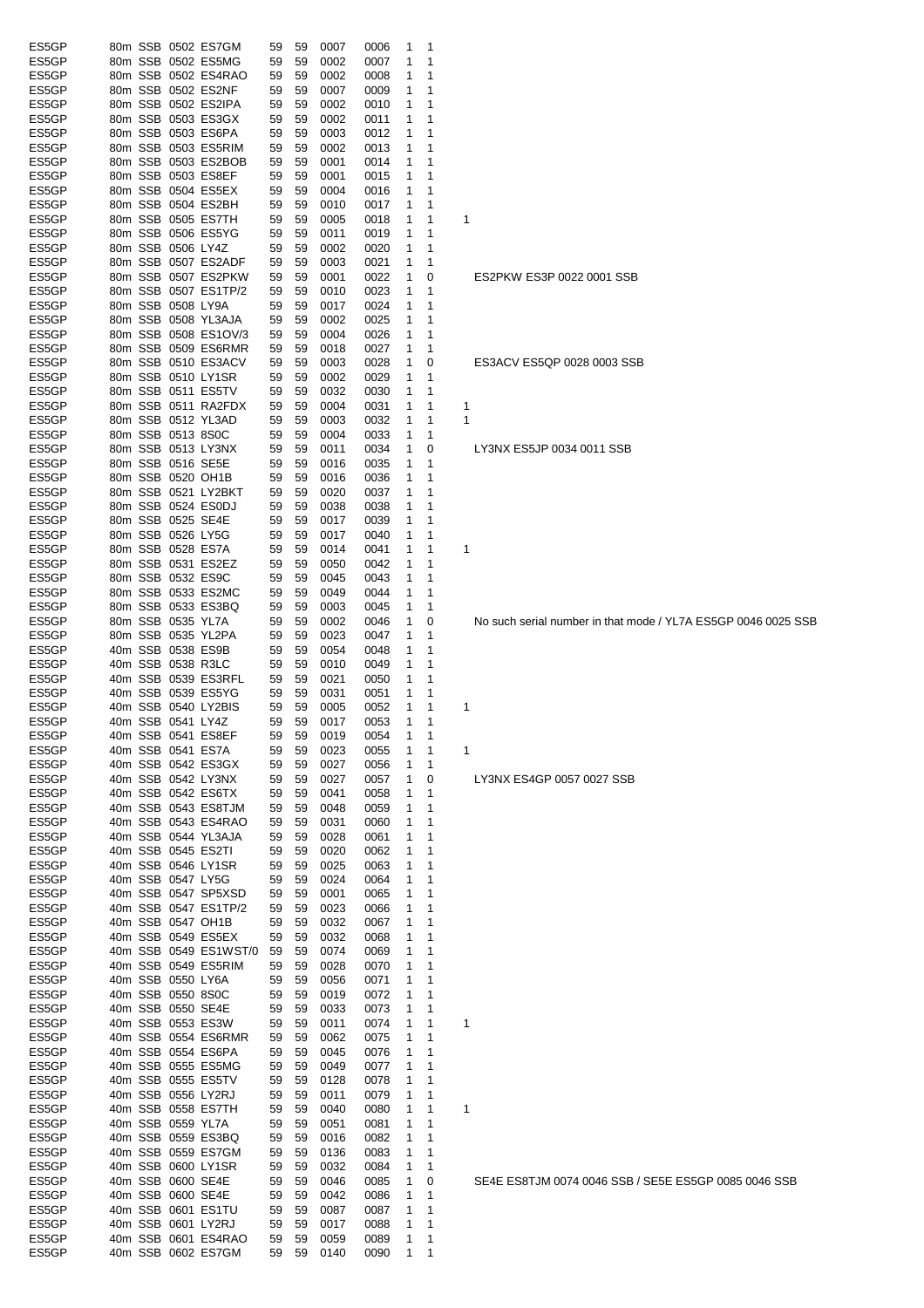| | | | | | | | | | | | | |
|---|---|---|---|---|---|---|---|---|---|---|---|---|
| ES5GP | 80m | SSB | 0502 | ES7GM | 59 | 59 | 0007 | 0006 | 1 | 1 | | |
| ES5GP | 80m | SSB | 0502 | ES5MG | 59 | 59 | 0002 | 0007 | 1 | 1 | | |
| ES5GP | 80m | SSB | 0502 | ES4RAO | 59 | 59 | 0002 | 0008 | 1 | 1 | | |
| ES5GP | 80m | SSB | 0502 | ES2NF | 59 | 59 | 0007 | 0009 | 1 | 1 | | |
| ES5GP | 80m | SSB | 0502 | ES2IPA | 59 | 59 | 0002 | 0010 | 1 | 1 | | |
| ES5GP | 80m | SSB | 0503 | ES3GX | 59 | 59 | 0002 | 0011 | 1 | 1 | | |
| ES5GP | 80m | SSB | 0503 | ES6PA | 59 | 59 | 0003 | 0012 | 1 | 1 | | |
| ES5GP | 80m | SSB | 0503 | ES5RIM | 59 | 59 | 0002 | 0013 | 1 | 1 | | |
| ES5GP | 80m | SSB | 0503 | ES2BOB | 59 | 59 | 0001 | 0014 | 1 | 1 | | |
| ES5GP | 80m | SSB | 0503 | ES8EF | 59 | 59 | 0001 | 0015 | 1 | 1 | | |
| ES5GP | 80m | SSB | 0504 | ES5EX | 59 | 59 | 0004 | 0016 | 1 | 1 | | |
| ES5GP | 80m | SSB | 0504 | ES2BH | 59 | 59 | 0010 | 0017 | 1 | 1 | | |
| ES5GP | 80m | SSB | 0505 | ES7TH | 59 | 59 | 0005 | 0018 | 1 | 1 | 1 | |
| ES5GP | 80m | SSB | 0506 | ES5YG | 59 | 59 | 0011 | 0019 | 1 | 1 | | |
| ES5GP | 80m | SSB | 0506 | LY4Z | 59 | 59 | 0002 | 0020 | 1 | 1 | | |
| ES5GP | 80m | SSB | 0507 | ES2ADF | 59 | 59 | 0003 | 0021 | 1 | 1 | | |
| ES5GP | 80m | SSB | 0507 | ES2PKW | 59 | 59 | 0001 | 0022 | 1 | 0 | | ES2PKW ES3P 0022 0001 SSB |
| ES5GP | 80m | SSB | 0507 | ES1TP/2 | 59 | 59 | 0010 | 0023 | 1 | 1 | | |
| ES5GP | 80m | SSB | 0508 | LY9A | 59 | 59 | 0017 | 0024 | 1 | 1 | | |
| ES5GP | 80m | SSB | 0508 | YL3AJA | 59 | 59 | 0002 | 0025 | 1 | 1 | | |
| ES5GP | 80m | SSB | 0508 | ES1OV/3 | 59 | 59 | 0004 | 0026 | 1 | 1 | | |
| ES5GP | 80m | SSB | 0509 | ES6RMR | 59 | 59 | 0018 | 0027 | 1 | 1 | | |
| ES5GP | 80m | SSB | 0510 | ES3ACV | 59 | 59 | 0003 | 0028 | 1 | 0 | | ES3ACV ES5QP 0028 0003 SSB |
| ES5GP | 80m | SSB | 0510 | LY1SR | 59 | 59 | 0002 | 0029 | 1 | 1 | | |
| ES5GP | 80m | SSB | 0511 | ES5TV | 59 | 59 | 0032 | 0030 | 1 | 1 | | |
| ES5GP | 80m | SSB | 0511 | RA2FDX | 59 | 59 | 0004 | 0031 | 1 | 1 | 1 | |
| ES5GP | 80m | SSB | 0512 | YL3AD | 59 | 59 | 0003 | 0032 | 1 | 1 | 1 | |
| ES5GP | 80m | SSB | 0513 | 8S0C | 59 | 59 | 0004 | 0033 | 1 | 1 | | |
| ES5GP | 80m | SSB | 0513 | LY3NX | 59 | 59 | 0011 | 0034 | 1 | 0 | | LY3NX ES5JP 0034 0011 SSB |
| ES5GP | 80m | SSB | 0516 | SE5E | 59 | 59 | 0016 | 0035 | 1 | 1 | | |
| ES5GP | 80m | SSB | 0520 | OH1B | 59 | 59 | 0016 | 0036 | 1 | 1 | | |
| ES5GP | 80m | SSB | 0521 | LY2BKT | 59 | 59 | 0020 | 0037 | 1 | 1 | | |
| ES5GP | 80m | SSB | 0524 | ES0DJ | 59 | 59 | 0038 | 0038 | 1 | 1 | | |
| ES5GP | 80m | SSB | 0525 | SE4E | 59 | 59 | 0017 | 0039 | 1 | 1 | | |
| ES5GP | 80m | SSB | 0526 | LY5G | 59 | 59 | 0017 | 0040 | 1 | 1 | | |
| ES5GP | 80m | SSB | 0528 | ES7A | 59 | 59 | 0014 | 0041 | 1 | 1 | 1 | |
| ES5GP | 80m | SSB | 0531 | ES2EZ | 59 | 59 | 0050 | 0042 | 1 | 1 | | |
| ES5GP | 80m | SSB | 0532 | ES9C | 59 | 59 | 0045 | 0043 | 1 | 1 | | |
| ES5GP | 80m | SSB | 0533 | ES2MC | 59 | 59 | 0049 | 0044 | 1 | 1 | | |
| ES5GP | 80m | SSB | 0533 | ES3BQ | 59 | 59 | 0003 | 0045 | 1 | 1 | | |
| ES5GP | 80m | SSB | 0535 | YL7A | 59 | 59 | 0002 | 0046 | 1 | 0 | | No such serial number in that mode / YL7A ES5GP 0046 0025 SSB |
| ES5GP | 80m | SSB | 0535 | YL2PA | 59 | 59 | 0023 | 0047 | 1 | 1 | | |
| ES5GP | 40m | SSB | 0538 | ES9B | 59 | 59 | 0054 | 0048 | 1 | 1 | | |
| ES5GP | 40m | SSB | 0538 | R3LC | 59 | 59 | 0010 | 0049 | 1 | 1 | | |
| ES5GP | 40m | SSB | 0539 | ES3RFL | 59 | 59 | 0021 | 0050 | 1 | 1 | | |
| ES5GP | 40m | SSB | 0539 | ES5YG | 59 | 59 | 0031 | 0051 | 1 | 1 | | |
| ES5GP | 40m | SSB | 0540 | LY2BIS | 59 | 59 | 0005 | 0052 | 1 | 1 | 1 | |
| ES5GP | 40m | SSB | 0541 | LY4Z | 59 | 59 | 0017 | 0053 | 1 | 1 | | |
| ES5GP | 40m | SSB | 0541 | ES8EF | 59 | 59 | 0019 | 0054 | 1 | 1 | | |
| ES5GP | 40m | SSB | 0541 | ES7A | 59 | 59 | 0023 | 0055 | 1 | 1 | 1 | |
| ES5GP | 40m | SSB | 0542 | ES3GX | 59 | 59 | 0027 | 0056 | 1 | 1 | | |
| ES5GP | 40m | SSB | 0542 | LY3NX | 59 | 59 | 0027 | 0057 | 1 | 0 | | LY3NX ES4GP 0057 0027 SSB |
| ES5GP | 40m | SSB | 0542 | ES6TX | 59 | 59 | 0041 | 0058 | 1 | 1 | | |
| ES5GP | 40m | SSB | 0543 | ES8TJM | 59 | 59 | 0048 | 0059 | 1 | 1 | | |
| ES5GP | 40m | SSB | 0543 | ES4RAO | 59 | 59 | 0031 | 0060 | 1 | 1 | | |
| ES5GP | 40m | SSB | 0544 | YL3AJA | 59 | 59 | 0028 | 0061 | 1 | 1 | | |
| ES5GP | 40m | SSB | 0545 | ES2TI | 59 | 59 | 0020 | 0062 | 1 | 1 | | |
| ES5GP | 40m | SSB | 0546 | LY1SR | 59 | 59 | 0025 | 0063 | 1 | 1 | | |
| ES5GP | 40m | SSB | 0547 | LY5G | 59 | 59 | 0024 | 0064 | 1 | 1 | | |
| ES5GP | 40m | SSB | 0547 | SP5XSD | 59 | 59 | 0001 | 0065 | 1 | 1 | | |
| ES5GP | 40m | SSB | 0547 | ES1TP/2 | 59 | 59 | 0023 | 0066 | 1 | 1 | | |
| ES5GP | 40m | SSB | 0547 | OH1B | 59 | 59 | 0032 | 0067 | 1 | 1 | | |
| ES5GP | 40m | SSB | 0549 | ES5EX | 59 | 59 | 0032 | 0068 | 1 | 1 | | |
| ES5GP | 40m | SSB | 0549 | ES1WST/0 | 59 | 59 | 0074 | 0069 | 1 | 1 | | |
| ES5GP | 40m | SSB | 0549 | ES5RIM | 59 | 59 | 0028 | 0070 | 1 | 1 | | |
| ES5GP | 40m | SSB | 0550 | LY6A | 59 | 59 | 0056 | 0071 | 1 | 1 | | |
| ES5GP | 40m | SSB | 0550 | 8S0C | 59 | 59 | 0019 | 0072 | 1 | 1 | | |
| ES5GP | 40m | SSB | 0550 | SE4E | 59 | 59 | 0033 | 0073 | 1 | 1 | | |
| ES5GP | 40m | SSB | 0553 | ES3W | 59 | 59 | 0011 | 0074 | 1 | 1 | 1 | |
| ES5GP | 40m | SSB | 0554 | ES6RMR | 59 | 59 | 0062 | 0075 | 1 | 1 | | |
| ES5GP | 40m | SSB | 0554 | ES6PA | 59 | 59 | 0045 | 0076 | 1 | 1 | | |
| ES5GP | 40m | SSB | 0555 | ES5MG | 59 | 59 | 0049 | 0077 | 1 | 1 | | |
| ES5GP | 40m | SSB | 0555 | ES5TV | 59 | 59 | 0128 | 0078 | 1 | 1 | | |
| ES5GP | 40m | SSB | 0556 | LY2RJ | 59 | 59 | 0011 | 0079 | 1 | 1 | | |
| ES5GP | 40m | SSB | 0558 | ES7TH | 59 | 59 | 0040 | 0080 | 1 | 1 | 1 | |
| ES5GP | 40m | SSB | 0559 | YL7A | 59 | 59 | 0051 | 0081 | 1 | 1 | | |
| ES5GP | 40m | SSB | 0559 | ES3BQ | 59 | 59 | 0016 | 0082 | 1 | 1 | | |
| ES5GP | 40m | SSB | 0559 | ES7GM | 59 | 59 | 0136 | 0083 | 1 | 1 | | |
| ES5GP | 40m | SSB | 0600 | LY1SR | 59 | 59 | 0032 | 0084 | 1 | 1 | | |
| ES5GP | 40m | SSB | 0600 | SE4E | 59 | 59 | 0046 | 0085 | 1 | 0 | | SE4E ES8TJM 0074 0046 SSB / SE5E ES5GP 0085 0046 SSB |
| ES5GP | 40m | SSB | 0600 | SE4E | 59 | 59 | 0042 | 0086 | 1 | 1 | | |
| ES5GP | 40m | SSB | 0601 | ES1TU | 59 | 59 | 0087 | 0087 | 1 | 1 | | |
| ES5GP | 40m | SSB | 0601 | LY2RJ | 59 | 59 | 0017 | 0088 | 1 | 1 | | |
| ES5GP | 40m | SSB | 0601 | ES4RAO | 59 | 59 | 0059 | 0089 | 1 | 1 | | |
| ES5GP | 40m | SSB | 0602 | ES7GM | 59 | 59 | 0140 | 0090 | 1 | 1 | | |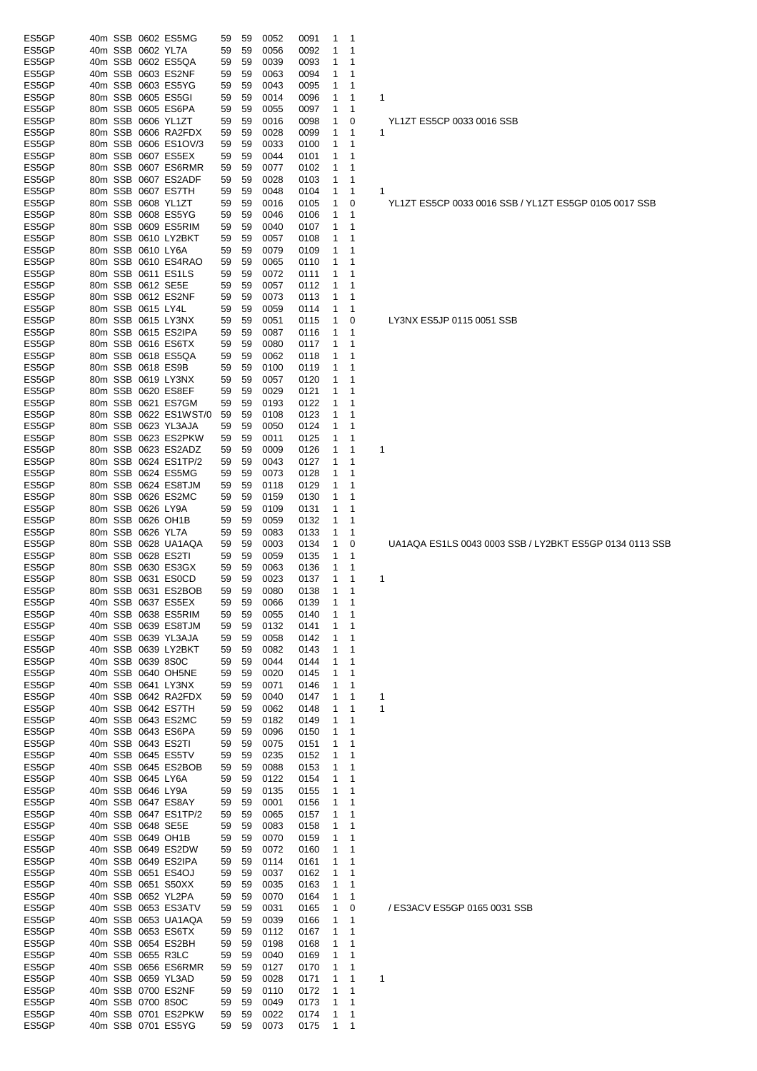| | | | | | | | | | | | | |
|---|---|---|---|---|---|---|---|---|---|---|---|---|
| ES5GP | 40m | SSB | 0602 | ES5MG | 59 | 59 | 0052 | 0091 | 1 | 1 | | |
| ES5GP | 40m | SSB | 0602 | YL7A | 59 | 59 | 0056 | 0092 | 1 | 1 | | |
| ES5GP | 40m | SSB | 0602 | ES5QA | 59 | 59 | 0039 | 0093 | 1 | 1 | | |
| ES5GP | 40m | SSB | 0603 | ES2NF | 59 | 59 | 0063 | 0094 | 1 | 1 | | |
| ES5GP | 40m | SSB | 0603 | ES5YG | 59 | 59 | 0043 | 0095 | 1 | 1 | | |
| ES5GP | 80m | SSB | 0605 | ES5GI | 59 | 59 | 0014 | 0096 | 1 | 1 | 1 | |
| ES5GP | 80m | SSB | 0605 | ES6PA | 59 | 59 | 0055 | 0097 | 1 | 1 | | |
| ES5GP | 80m | SSB | 0606 | YL1ZT | 59 | 59 | 0016 | 0098 | 1 | 0 | | YL1ZT ES5CP 0033 0016 SSB |
| ES5GP | 80m | SSB | 0606 | RA2FDX | 59 | 59 | 0028 | 0099 | 1 | 1 | 1 | |
| ES5GP | 80m | SSB | 0606 | ES1OV/3 | 59 | 59 | 0033 | 0100 | 1 | 1 | | |
| ES5GP | 80m | SSB | 0607 | ES5EX | 59 | 59 | 0044 | 0101 | 1 | 1 | | |
| ES5GP | 80m | SSB | 0607 | ES6RMR | 59 | 59 | 0077 | 0102 | 1 | 1 | | |
| ES5GP | 80m | SSB | 0607 | ES2ADF | 59 | 59 | 0028 | 0103 | 1 | 1 | | |
| ES5GP | 80m | SSB | 0607 | ES7TH | 59 | 59 | 0048 | 0104 | 1 | 1 | 1 | |
| ES5GP | 80m | SSB | 0608 | YL1ZT | 59 | 59 | 0016 | 0105 | 1 | 0 | | YL1ZT ES5CP 0033 0016 SSB / YL1ZT ES5GP 0105 0017 SSB |
| ES5GP | 80m | SSB | 0608 | ES5YG | 59 | 59 | 0046 | 0106 | 1 | 1 | | |
| ES5GP | 80m | SSB | 0609 | ES5RIM | 59 | 59 | 0040 | 0107 | 1 | 1 | | |
| ES5GP | 80m | SSB | 0610 | LY2BKT | 59 | 59 | 0057 | 0108 | 1 | 1 | | |
| ES5GP | 80m | SSB | 0610 | LY6A | 59 | 59 | 0079 | 0109 | 1 | 1 | | |
| ES5GP | 80m | SSB | 0610 | ES4RAO | 59 | 59 | 0065 | 0110 | 1 | 1 | | |
| ES5GP | 80m | SSB | 0611 | ES1LS | 59 | 59 | 0072 | 0111 | 1 | 1 | | |
| ES5GP | 80m | SSB | 0612 | SE5E | 59 | 59 | 0057 | 0112 | 1 | 1 | | |
| ES5GP | 80m | SSB | 0612 | ES2NF | 59 | 59 | 0073 | 0113 | 1 | 1 | | |
| ES5GP | 80m | SSB | 0615 | LY4L | 59 | 59 | 0059 | 0114 | 1 | 1 | | |
| ES5GP | 80m | SSB | 0615 | LY3NX | 59 | 59 | 0051 | 0115 | 1 | 0 | | LY3NX ES5JP 0115 0051 SSB |
| ES5GP | 80m | SSB | 0615 | ES2IPA | 59 | 59 | 0087 | 0116 | 1 | 1 | | |
| ES5GP | 80m | SSB | 0616 | ES6TX | 59 | 59 | 0080 | 0117 | 1 | 1 | | |
| ES5GP | 80m | SSB | 0618 | ES5QA | 59 | 59 | 0062 | 0118 | 1 | 1 | | |
| ES5GP | 80m | SSB | 0618 | ES9B | 59 | 59 | 0100 | 0119 | 1 | 1 | | |
| ES5GP | 80m | SSB | 0619 | LY3NX | 59 | 59 | 0057 | 0120 | 1 | 1 | | |
| ES5GP | 80m | SSB | 0620 | ES8EF | 59 | 59 | 0029 | 0121 | 1 | 1 | | |
| ES5GP | 80m | SSB | 0621 | ES7GM | 59 | 59 | 0193 | 0122 | 1 | 1 | | |
| ES5GP | 80m | SSB | 0622 | ES1WST/0 | 59 | 59 | 0108 | 0123 | 1 | 1 | | |
| ES5GP | 80m | SSB | 0623 | YL3AJA | 59 | 59 | 0050 | 0124 | 1 | 1 | | |
| ES5GP | 80m | SSB | 0623 | ES2PKW | 59 | 59 | 0011 | 0125 | 1 | 1 | | |
| ES5GP | 80m | SSB | 0623 | ES2ADZ | 59 | 59 | 0009 | 0126 | 1 | 1 | 1 | |
| ES5GP | 80m | SSB | 0624 | ES1TP/2 | 59 | 59 | 0043 | 0127 | 1 | 1 | | |
| ES5GP | 80m | SSB | 0624 | ES5MG | 59 | 59 | 0073 | 0128 | 1 | 1 | | |
| ES5GP | 80m | SSB | 0624 | ES8TJM | 59 | 59 | 0118 | 0129 | 1 | 1 | | |
| ES5GP | 80m | SSB | 0626 | ES2MC | 59 | 59 | 0159 | 0130 | 1 | 1 | | |
| ES5GP | 80m | SSB | 0626 | LY9A | 59 | 59 | 0109 | 0131 | 1 | 1 | | |
| ES5GP | 80m | SSB | 0626 | OH1B | 59 | 59 | 0059 | 0132 | 1 | 1 | | |
| ES5GP | 80m | SSB | 0626 | YL7A | 59 | 59 | 0083 | 0133 | 1 | 1 | | |
| ES5GP | 80m | SSB | 0628 | UA1AQA | 59 | 59 | 0003 | 0134 | 1 | 0 | | UA1AQA ES1LS 0043 0003 SSB / LY2BKT ES5GP 0134 0113 SSB |
| ES5GP | 80m | SSB | 0628 | ES2TI | 59 | 59 | 0059 | 0135 | 1 | 1 | | |
| ES5GP | 80m | SSB | 0630 | ES3GX | 59 | 59 | 0063 | 0136 | 1 | 1 | | |
| ES5GP | 80m | SSB | 0631 | ES0CD | 59 | 59 | 0023 | 0137 | 1 | 1 | 1 | |
| ES5GP | 80m | SSB | 0631 | ES2BOB | 59 | 59 | 0080 | 0138 | 1 | 1 | | |
| ES5GP | 40m | SSB | 0637 | ES5EX | 59 | 59 | 0066 | 0139 | 1 | 1 | | |
| ES5GP | 40m | SSB | 0638 | ES5RIM | 59 | 59 | 0055 | 0140 | 1 | 1 | | |
| ES5GP | 40m | SSB | 0639 | ES8TJM | 59 | 59 | 0132 | 0141 | 1 | 1 | | |
| ES5GP | 40m | SSB | 0639 | YL3AJA | 59 | 59 | 0058 | 0142 | 1 | 1 | | |
| ES5GP | 40m | SSB | 0639 | LY2BKT | 59 | 59 | 0082 | 0143 | 1 | 1 | | |
| ES5GP | 40m | SSB | 0639 | 8S0C | 59 | 59 | 0044 | 0144 | 1 | 1 | | |
| ES5GP | 40m | SSB | 0640 | OH5NE | 59 | 59 | 0020 | 0145 | 1 | 1 | | |
| ES5GP | 40m | SSB | 0641 | LY3NX | 59 | 59 | 0071 | 0146 | 1 | 1 | | |
| ES5GP | 40m | SSB | 0642 | RA2FDX | 59 | 59 | 0040 | 0147 | 1 | 1 | 1 | |
| ES5GP | 40m | SSB | 0642 | ES7TH | 59 | 59 | 0062 | 0148 | 1 | 1 | 1 | |
| ES5GP | 40m | SSB | 0643 | ES2MC | 59 | 59 | 0182 | 0149 | 1 | 1 | | |
| ES5GP | 40m | SSB | 0643 | ES6PA | 59 | 59 | 0096 | 0150 | 1 | 1 | | |
| ES5GP | 40m | SSB | 0643 | ES2TI | 59 | 59 | 0075 | 0151 | 1 | 1 | | |
| ES5GP | 40m | SSB | 0645 | ES5TV | 59 | 59 | 0235 | 0152 | 1 | 1 | | |
| ES5GP | 40m | SSB | 0645 | ES2BOB | 59 | 59 | 0088 | 0153 | 1 | 1 | | |
| ES5GP | 40m | SSB | 0645 | LY6A | 59 | 59 | 0122 | 0154 | 1 | 1 | | |
| ES5GP | 40m | SSB | 0646 | LY9A | 59 | 59 | 0135 | 0155 | 1 | 1 | | |
| ES5GP | 40m | SSB | 0647 | ES8AY | 59 | 59 | 0001 | 0156 | 1 | 1 | | |
| ES5GP | 40m | SSB | 0647 | ES1TP/2 | 59 | 59 | 0065 | 0157 | 1 | 1 | | |
| ES5GP | 40m | SSB | 0648 | SE5E | 59 | 59 | 0083 | 0158 | 1 | 1 | | |
| ES5GP | 40m | SSB | 0649 | OH1B | 59 | 59 | 0070 | 0159 | 1 | 1 | | |
| ES5GP | 40m | SSB | 0649 | ES2DW | 59 | 59 | 0072 | 0160 | 1 | 1 | | |
| ES5GP | 40m | SSB | 0649 | ES2IPA | 59 | 59 | 0114 | 0161 | 1 | 1 | | |
| ES5GP | 40m | SSB | 0651 | ES4OJ | 59 | 59 | 0037 | 0162 | 1 | 1 | | |
| ES5GP | 40m | SSB | 0651 | S50XX | 59 | 59 | 0035 | 0163 | 1 | 1 | | |
| ES5GP | 40m | SSB | 0652 | YL2PA | 59 | 59 | 0070 | 0164 | 1 | 1 | | |
| ES5GP | 40m | SSB | 0653 | ES3ATV | 59 | 59 | 0031 | 0165 | 1 | 0 | | / ES3ACV ES5GP 0165 0031 SSB |
| ES5GP | 40m | SSB | 0653 | UA1AQA | 59 | 59 | 0039 | 0166 | 1 | 1 | | |
| ES5GP | 40m | SSB | 0653 | ES6TX | 59 | 59 | 0112 | 0167 | 1 | 1 | | |
| ES5GP | 40m | SSB | 0654 | ES2BH | 59 | 59 | 0198 | 0168 | 1 | 1 | | |
| ES5GP | 40m | SSB | 0655 | R3LC | 59 | 59 | 0040 | 0169 | 1 | 1 | | |
| ES5GP | 40m | SSB | 0656 | ES6RMR | 59 | 59 | 0127 | 0170 | 1 | 1 | | |
| ES5GP | 40m | SSB | 0659 | YL3AD | 59 | 59 | 0028 | 0171 | 1 | 1 | 1 | |
| ES5GP | 40m | SSB | 0700 | ES2NF | 59 | 59 | 0110 | 0172 | 1 | 1 | | |
| ES5GP | 40m | SSB | 0700 | 8S0C | 59 | 59 | 0049 | 0173 | 1 | 1 | | |
| ES5GP | 40m | SSB | 0701 | ES2PKW | 59 | 59 | 0022 | 0174 | 1 | 1 | | |
| ES5GP | 40m | SSB | 0701 | ES5YG | 59 | 59 | 0073 | 0175 | 1 | 1 | | |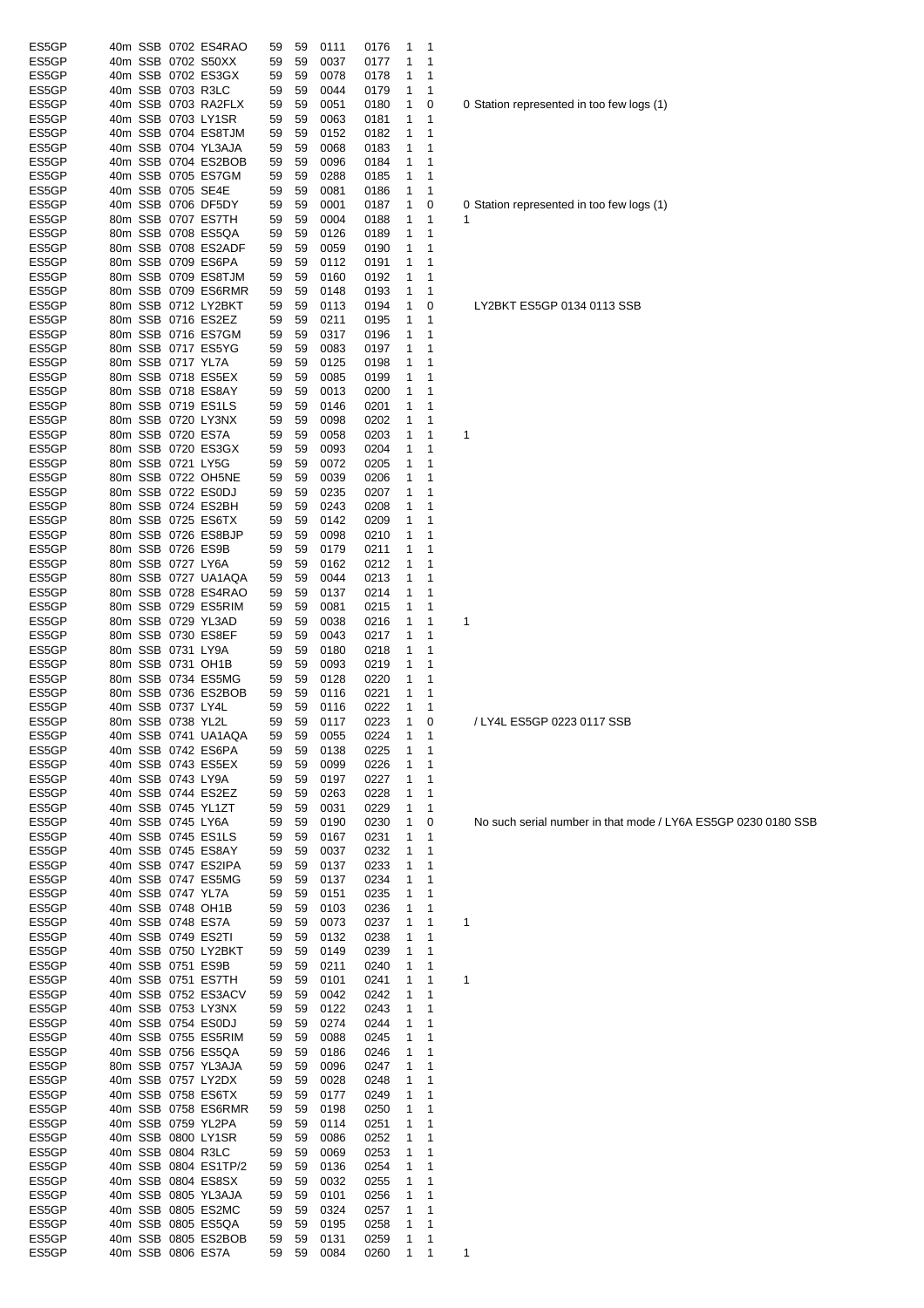| | | | | | | | | | | | | |
|---|---|---|---|---|---|---|---|---|---|---|---|---|
| ES5GP | 40m | SSB | 0702 | ES4RAO | 59 | 59 | 0111 | 0176 | 1 | 1 | | |
| ES5GP | 40m | SSB | 0702 | S50XX | 59 | 59 | 0037 | 0177 | 1 | 1 | | |
| ES5GP | 40m | SSB | 0702 | ES3GX | 59 | 59 | 0078 | 0178 | 1 | 1 | | |
| ES5GP | 40m | SSB | 0703 | R3LC | 59 | 59 | 0044 | 0179 | 1 | 1 | | |
| ES5GP | 40m | SSB | 0703 | RA2FLX | 59 | 59 | 0051 | 0180 | 1 | 0 | 0 | Station represented in too few logs (1) |
| ES5GP | 40m | SSB | 0703 | LY1SR | 59 | 59 | 0063 | 0181 | 1 | 1 | | |
| ES5GP | 40m | SSB | 0704 | ES8TJM | 59 | 59 | 0152 | 0182 | 1 | 1 | | |
| ES5GP | 40m | SSB | 0704 | YL3AJA | 59 | 59 | 0068 | 0183 | 1 | 1 | | |
| ES5GP | 40m | SSB | 0704 | ES2BOB | 59 | 59 | 0096 | 0184 | 1 | 1 | | |
| ES5GP | 40m | SSB | 0705 | ES7GM | 59 | 59 | 0288 | 0185 | 1 | 1 | | |
| ES5GP | 40m | SSB | 0705 | SE4E | 59 | 59 | 0081 | 0186 | 1 | 1 | | |
| ES5GP | 40m | SSB | 0706 | DF5DY | 59 | 59 | 0001 | 0187 | 1 | 0 | 0 | Station represented in too few logs (1) |
| ES5GP | 80m | SSB | 0707 | ES7TH | 59 | 59 | 0004 | 0188 | 1 | 1 | 1 | |
| ES5GP | 80m | SSB | 0708 | ES5QA | 59 | 59 | 0126 | 0189 | 1 | 1 | | |
| ES5GP | 80m | SSB | 0708 | ES2ADF | 59 | 59 | 0059 | 0190 | 1 | 1 | | |
| ES5GP | 80m | SSB | 0709 | ES6PA | 59 | 59 | 0112 | 0191 | 1 | 1 | | |
| ES5GP | 80m | SSB | 0709 | ES8TJM | 59 | 59 | 0160 | 0192 | 1 | 1 | | |
| ES5GP | 80m | SSB | 0709 | ES6RMR | 59 | 59 | 0148 | 0193 | 1 | 1 | | |
| ES5GP | 80m | SSB | 0712 | LY2BKT | 59 | 59 | 0113 | 0194 | 1 | 0 | | LY2BKT ES5GP 0134 0113 SSB |
| ES5GP | 80m | SSB | 0716 | ES2EZ | 59 | 59 | 0211 | 0195 | 1 | 1 | | |
| ES5GP | 80m | SSB | 0716 | ES7GM | 59 | 59 | 0317 | 0196 | 1 | 1 | | |
| ES5GP | 80m | SSB | 0717 | ES5YG | 59 | 59 | 0083 | 0197 | 1 | 1 | | |
| ES5GP | 80m | SSB | 0717 | YL7A | 59 | 59 | 0125 | 0198 | 1 | 1 | | |
| ES5GP | 80m | SSB | 0718 | ES5EX | 59 | 59 | 0085 | 0199 | 1 | 1 | | |
| ES5GP | 80m | SSB | 0718 | ES8AY | 59 | 59 | 0013 | 0200 | 1 | 1 | | |
| ES5GP | 80m | SSB | 0719 | ES1LS | 59 | 59 | 0146 | 0201 | 1 | 1 | | |
| ES5GP | 80m | SSB | 0720 | LY3NX | 59 | 59 | 0098 | 0202 | 1 | 1 | | |
| ES5GP | 80m | SSB | 0720 | ES7A | 59 | 59 | 0058 | 0203 | 1 | 1 | 1 | |
| ES5GP | 80m | SSB | 0720 | ES3GX | 59 | 59 | 0093 | 0204 | 1 | 1 | | |
| ES5GP | 80m | SSB | 0721 | LY5G | 59 | 59 | 0072 | 0205 | 1 | 1 | | |
| ES5GP | 80m | SSB | 0722 | OH5NE | 59 | 59 | 0039 | 0206 | 1 | 1 | | |
| ES5GP | 80m | SSB | 0722 | ES0DJ | 59 | 59 | 0235 | 0207 | 1 | 1 | | |
| ES5GP | 80m | SSB | 0724 | ES2BH | 59 | 59 | 0243 | 0208 | 1 | 1 | | |
| ES5GP | 80m | SSB | 0725 | ES6TX | 59 | 59 | 0142 | 0209 | 1 | 1 | | |
| ES5GP | 80m | SSB | 0726 | ES8BJP | 59 | 59 | 0098 | 0210 | 1 | 1 | | |
| ES5GP | 80m | SSB | 0726 | ES9B | 59 | 59 | 0179 | 0211 | 1 | 1 | | |
| ES5GP | 80m | SSB | 0727 | LY6A | 59 | 59 | 0162 | 0212 | 1 | 1 | | |
| ES5GP | 80m | SSB | 0727 | UA1AQA | 59 | 59 | 0044 | 0213 | 1 | 1 | | |
| ES5GP | 80m | SSB | 0728 | ES4RAO | 59 | 59 | 0137 | 0214 | 1 | 1 | | |
| ES5GP | 80m | SSB | 0729 | ES5RIM | 59 | 59 | 0081 | 0215 | 1 | 1 | | |
| ES5GP | 80m | SSB | 0729 | YL3AD | 59 | 59 | 0038 | 0216 | 1 | 1 | 1 | |
| ES5GP | 80m | SSB | 0730 | ES8EF | 59 | 59 | 0043 | 0217 | 1 | 1 | | |
| ES5GP | 80m | SSB | 0731 | LY9A | 59 | 59 | 0180 | 0218 | 1 | 1 | | |
| ES5GP | 80m | SSB | 0731 | OH1B | 59 | 59 | 0093 | 0219 | 1 | 1 | | |
| ES5GP | 80m | SSB | 0734 | ES5MG | 59 | 59 | 0128 | 0220 | 1 | 1 | | |
| ES5GP | 80m | SSB | 0736 | ES2BOB | 59 | 59 | 0116 | 0221 | 1 | 1 | | |
| ES5GP | 40m | SSB | 0737 | LY4L | 59 | 59 | 0116 | 0222 | 1 | 1 | | |
| ES5GP | 80m | SSB | 0738 | YL2L | 59 | 59 | 0117 | 0223 | 1 | 0 | | / LY4L ES5GP 0223 0117 SSB |
| ES5GP | 40m | SSB | 0741 | UA1AQA | 59 | 59 | 0055 | 0224 | 1 | 1 | | |
| ES5GP | 40m | SSB | 0742 | ES6PA | 59 | 59 | 0138 | 0225 | 1 | 1 | | |
| ES5GP | 40m | SSB | 0743 | ES5EX | 59 | 59 | 0099 | 0226 | 1 | 1 | | |
| ES5GP | 40m | SSB | 0743 | LY9A | 59 | 59 | 0197 | 0227 | 1 | 1 | | |
| ES5GP | 40m | SSB | 0744 | ES2EZ | 59 | 59 | 0263 | 0228 | 1 | 1 | | |
| ES5GP | 40m | SSB | 0745 | YL1ZT | 59 | 59 | 0031 | 0229 | 1 | 1 | | |
| ES5GP | 40m | SSB | 0745 | LY6A | 59 | 59 | 0190 | 0230 | 1 | 0 | | No such serial number in that mode / LY6A ES5GP 0230 0180 SSB |
| ES5GP | 40m | SSB | 0745 | ES1LS | 59 | 59 | 0167 | 0231 | 1 | 1 | | |
| ES5GP | 40m | SSB | 0745 | ES8AY | 59 | 59 | 0037 | 0232 | 1 | 1 | | |
| ES5GP | 40m | SSB | 0747 | ES2IPA | 59 | 59 | 0137 | 0233 | 1 | 1 | | |
| ES5GP | 40m | SSB | 0747 | ES5MG | 59 | 59 | 0137 | 0234 | 1 | 1 | | |
| ES5GP | 40m | SSB | 0747 | YL7A | 59 | 59 | 0151 | 0235 | 1 | 1 | | |
| ES5GP | 40m | SSB | 0748 | OH1B | 59 | 59 | 0103 | 0236 | 1 | 1 | | |
| ES5GP | 40m | SSB | 0748 | ES7A | 59 | 59 | 0073 | 0237 | 1 | 1 | 1 | |
| ES5GP | 40m | SSB | 0749 | ES2TI | 59 | 59 | 0132 | 0238 | 1 | 1 | | |
| ES5GP | 40m | SSB | 0750 | LY2BKT | 59 | 59 | 0149 | 0239 | 1 | 1 | | |
| ES5GP | 40m | SSB | 0751 | ES9B | 59 | 59 | 0211 | 0240 | 1 | 1 | | |
| ES5GP | 40m | SSB | 0751 | ES7TH | 59 | 59 | 0101 | 0241 | 1 | 1 | 1 | |
| ES5GP | 40m | SSB | 0752 | ES3ACV | 59 | 59 | 0042 | 0242 | 1 | 1 | | |
| ES5GP | 40m | SSB | 0753 | LY3NX | 59 | 59 | 0122 | 0243 | 1 | 1 | | |
| ES5GP | 40m | SSB | 0754 | ES0DJ | 59 | 59 | 0274 | 0244 | 1 | 1 | | |
| ES5GP | 40m | SSB | 0755 | ES5RIM | 59 | 59 | 0088 | 0245 | 1 | 1 | | |
| ES5GP | 40m | SSB | 0756 | ES5QA | 59 | 59 | 0186 | 0246 | 1 | 1 | | |
| ES5GP | 80m | SSB | 0757 | YL3AJA | 59 | 59 | 0096 | 0247 | 1 | 1 | | |
| ES5GP | 40m | SSB | 0757 | LY2DX | 59 | 59 | 0028 | 0248 | 1 | 1 | | |
| ES5GP | 40m | SSB | 0758 | ES6TX | 59 | 59 | 0177 | 0249 | 1 | 1 | | |
| ES5GP | 40m | SSB | 0758 | ES6RMR | 59 | 59 | 0198 | 0250 | 1 | 1 | | |
| ES5GP | 40m | SSB | 0759 | YL2PA | 59 | 59 | 0114 | 0251 | 1 | 1 | | |
| ES5GP | 40m | SSB | 0800 | LY1SR | 59 | 59 | 0086 | 0252 | 1 | 1 | | |
| ES5GP | 40m | SSB | 0804 | R3LC | 59 | 59 | 0069 | 0253 | 1 | 1 | | |
| ES5GP | 40m | SSB | 0804 | ES1TP/2 | 59 | 59 | 0136 | 0254 | 1 | 1 | | |
| ES5GP | 40m | SSB | 0804 | ES8SX | 59 | 59 | 0032 | 0255 | 1 | 1 | | |
| ES5GP | 40m | SSB | 0805 | YL3AJA | 59 | 59 | 0101 | 0256 | 1 | 1 | | |
| ES5GP | 40m | SSB | 0805 | ES2MC | 59 | 59 | 0324 | 0257 | 1 | 1 | | |
| ES5GP | 40m | SSB | 0805 | ES5QA | 59 | 59 | 0195 | 0258 | 1 | 1 | | |
| ES5GP | 40m | SSB | 0805 | ES2BOB | 59 | 59 | 0131 | 0259 | 1 | 1 | | |
| ES5GP | 40m | SSB | 0806 | ES7A | 59 | 59 | 0084 | 0260 | 1 | 1 | 1 | |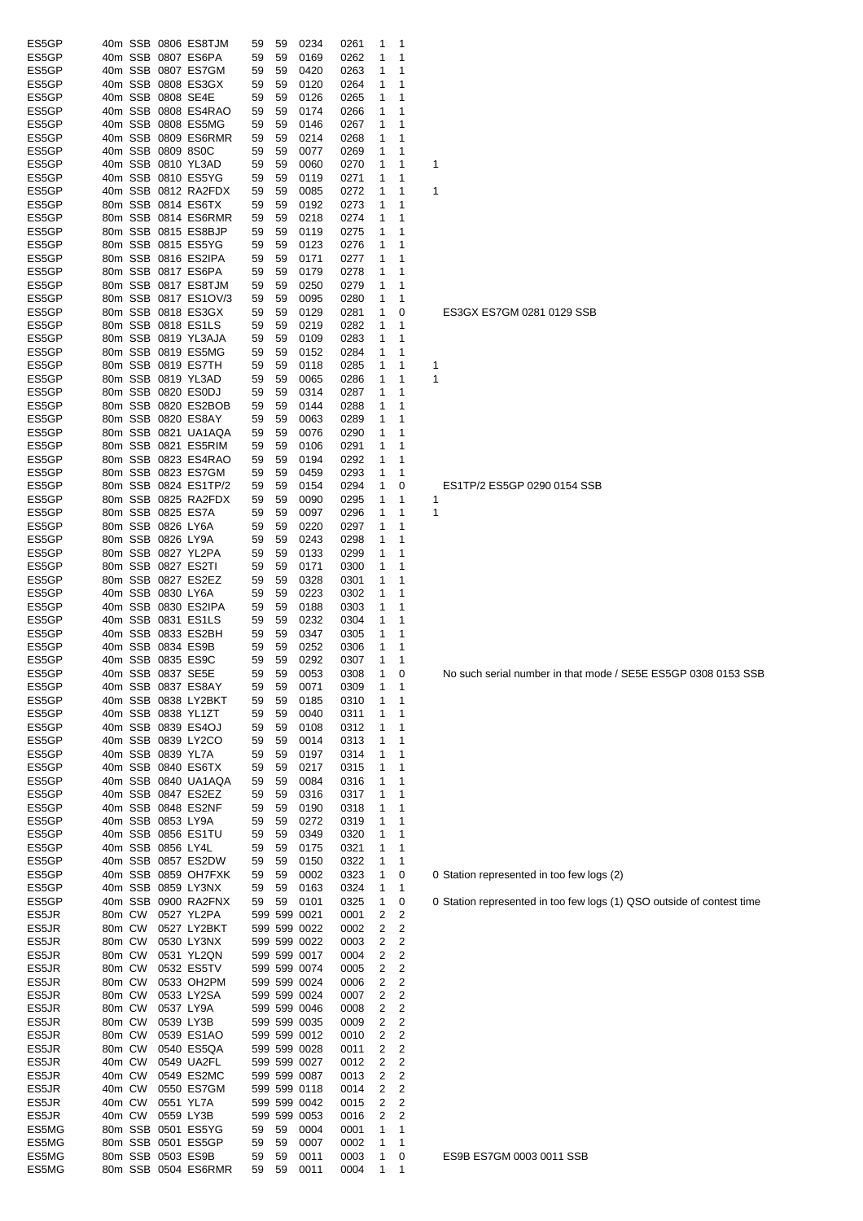| | | | | | | | | | | | | |
|---|---|---|---|---|---|---|---|---|---|---|---|---|
| ES5GP | 40m | SSB | 0806 | ES8TJM | 59 | 59 | 0234 | 0261 | 1 | 1 | | |
| ES5GP | 40m | SSB | 0807 | ES6PA | 59 | 59 | 0169 | 0262 | 1 | 1 | | |
| ES5GP | 40m | SSB | 0807 | ES7GM | 59 | 59 | 0420 | 0263 | 1 | 1 | | |
| ES5GP | 40m | SSB | 0808 | ES3GX | 59 | 59 | 0120 | 0264 | 1 | 1 | | |
| ES5GP | 40m | SSB | 0808 | SE4E | 59 | 59 | 0126 | 0265 | 1 | 1 | | |
| ES5GP | 40m | SSB | 0808 | ES4RAO | 59 | 59 | 0174 | 0266 | 1 | 1 | | |
| ES5GP | 40m | SSB | 0808 | ES5MG | 59 | 59 | 0146 | 0267 | 1 | 1 | | |
| ES5GP | 40m | SSB | 0809 | ES6RMR | 59 | 59 | 0214 | 0268 | 1 | 1 | | |
| ES5GP | 40m | SSB | 0809 | 8S0C | 59 | 59 | 0077 | 0269 | 1 | 1 | | |
| ES5GP | 40m | SSB | 0810 | YL3AD | 59 | 59 | 0060 | 0270 | 1 | 1 | 1 | |
| ES5GP | 40m | SSB | 0810 | ES5YG | 59 | 59 | 0119 | 0271 | 1 | 1 | | |
| ES5GP | 40m | SSB | 0812 | RA2FDX | 59 | 59 | 0085 | 0272 | 1 | 1 | 1 | |
| ES5GP | 80m | SSB | 0814 | ES6TX | 59 | 59 | 0192 | 0273 | 1 | 1 | | |
| ES5GP | 80m | SSB | 0814 | ES6RMR | 59 | 59 | 0218 | 0274 | 1 | 1 | | |
| ES5GP | 80m | SSB | 0815 | ES8BJP | 59 | 59 | 0119 | 0275 | 1 | 1 | | |
| ES5GP | 80m | SSB | 0815 | ES5YG | 59 | 59 | 0123 | 0276 | 1 | 1 | | |
| ES5GP | 80m | SSB | 0816 | ES2IPA | 59 | 59 | 0171 | 0277 | 1 | 1 | | |
| ES5GP | 80m | SSB | 0817 | ES6PA | 59 | 59 | 0179 | 0278 | 1 | 1 | | |
| ES5GP | 80m | SSB | 0817 | ES8TJM | 59 | 59 | 0250 | 0279 | 1 | 1 | | |
| ES5GP | 80m | SSB | 0817 | ES1OV/3 | 59 | 59 | 0095 | 0280 | 1 | 1 | | |
| ES5GP | 80m | SSB | 0818 | ES3GX | 59 | 59 | 0129 | 0281 | 1 | 0 | | ES3GX ES7GM 0281 0129 SSB |
| ES5GP | 80m | SSB | 0818 | ES1LS | 59 | 59 | 0219 | 0282 | 1 | 1 | | |
| ES5GP | 80m | SSB | 0819 | YL3AJA | 59 | 59 | 0109 | 0283 | 1 | 1 | | |
| ES5GP | 80m | SSB | 0819 | ES5MG | 59 | 59 | 0152 | 0284 | 1 | 1 | | |
| ES5GP | 80m | SSB | 0819 | ES7TH | 59 | 59 | 0118 | 0285 | 1 | 1 | 1 | |
| ES5GP | 80m | SSB | 0819 | YL3AD | 59 | 59 | 0065 | 0286 | 1 | 1 | 1 | |
| ES5GP | 80m | SSB | 0820 | ES0DJ | 59 | 59 | 0314 | 0287 | 1 | 1 | | |
| ES5GP | 80m | SSB | 0820 | ES2BOB | 59 | 59 | 0144 | 0288 | 1 | 1 | | |
| ES5GP | 80m | SSB | 0820 | ES8AY | 59 | 59 | 0063 | 0289 | 1 | 1 | | |
| ES5GP | 80m | SSB | 0821 | UA1AQA | 59 | 59 | 0076 | 0290 | 1 | 1 | | |
| ES5GP | 80m | SSB | 0821 | ES5RIM | 59 | 59 | 0106 | 0291 | 1 | 1 | | |
| ES5GP | 80m | SSB | 0823 | ES4RAO | 59 | 59 | 0194 | 0292 | 1 | 1 | | |
| ES5GP | 80m | SSB | 0823 | ES7GM | 59 | 59 | 0459 | 0293 | 1 | 1 | | |
| ES5GP | 80m | SSB | 0824 | ES1TP/2 | 59 | 59 | 0154 | 0294 | 1 | 0 | | ES1TP/2 ES5GP 0290 0154 SSB |
| ES5GP | 80m | SSB | 0825 | RA2FDX | 59 | 59 | 0090 | 0295 | 1 | 1 | 1 | |
| ES5GP | 80m | SSB | 0825 | ES7A | 59 | 59 | 0097 | 0296 | 1 | 1 | 1 | |
| ES5GP | 80m | SSB | 0826 | LY6A | 59 | 59 | 0220 | 0297 | 1 | 1 | | |
| ES5GP | 80m | SSB | 0826 | LY9A | 59 | 59 | 0243 | 0298 | 1 | 1 | | |
| ES5GP | 80m | SSB | 0827 | YL2PA | 59 | 59 | 0133 | 0299 | 1 | 1 | | |
| ES5GP | 80m | SSB | 0827 | ES2TI | 59 | 59 | 0171 | 0300 | 1 | 1 | | |
| ES5GP | 80m | SSB | 0827 | ES2EZ | 59 | 59 | 0328 | 0301 | 1 | 1 | | |
| ES5GP | 40m | SSB | 0830 | LY6A | 59 | 59 | 0223 | 0302 | 1 | 1 | | |
| ES5GP | 40m | SSB | 0830 | ES2IPA | 59 | 59 | 0188 | 0303 | 1 | 1 | | |
| ES5GP | 40m | SSB | 0831 | ES1LS | 59 | 59 | 0232 | 0304 | 1 | 1 | | |
| ES5GP | 40m | SSB | 0833 | ES2BH | 59 | 59 | 0347 | 0305 | 1 | 1 | | |
| ES5GP | 40m | SSB | 0834 | ES9B | 59 | 59 | 0252 | 0306 | 1 | 1 | | |
| ES5GP | 40m | SSB | 0835 | ES9C | 59 | 59 | 0292 | 0307 | 1 | 1 | | |
| ES5GP | 40m | SSB | 0837 | SE5E | 59 | 59 | 0053 | 0308 | 1 | 0 | | No such serial number in that mode / SE5E ES5GP 0308 0153 SSB |
| ES5GP | 40m | SSB | 0837 | ES8AY | 59 | 59 | 0071 | 0309 | 1 | 1 | | |
| ES5GP | 40m | SSB | 0838 | LY2BKT | 59 | 59 | 0185 | 0310 | 1 | 1 | | |
| ES5GP | 40m | SSB | 0838 | YL1ZT | 59 | 59 | 0040 | 0311 | 1 | 1 | | |
| ES5GP | 40m | SSB | 0839 | ES4OJ | 59 | 59 | 0108 | 0312 | 1 | 1 | | |
| ES5GP | 40m | SSB | 0839 | LY2CO | 59 | 59 | 0014 | 0313 | 1 | 1 | | |
| ES5GP | 40m | SSB | 0839 | YL7A | 59 | 59 | 0197 | 0314 | 1 | 1 | | |
| ES5GP | 40m | SSB | 0840 | ES6TX | 59 | 59 | 0217 | 0315 | 1 | 1 | | |
| ES5GP | 40m | SSB | 0840 | UA1AQA | 59 | 59 | 0084 | 0316 | 1 | 1 | | |
| ES5GP | 40m | SSB | 0847 | ES2EZ | 59 | 59 | 0316 | 0317 | 1 | 1 | | |
| ES5GP | 40m | SSB | 0848 | ES2NF | 59 | 59 | 0190 | 0318 | 1 | 1 | | |
| ES5GP | 40m | SSB | 0853 | LY9A | 59 | 59 | 0272 | 0319 | 1 | 1 | | |
| ES5GP | 40m | SSB | 0856 | ES1TU | 59 | 59 | 0349 | 0320 | 1 | 1 | | |
| ES5GP | 40m | SSB | 0856 | LY4L | 59 | 59 | 0175 | 0321 | 1 | 1 | | |
| ES5GP | 40m | SSB | 0857 | ES2DW | 59 | 59 | 0150 | 0322 | 1 | 1 | | |
| ES5GP | 40m | SSB | 0859 | OH7FXK | 59 | 59 | 0002 | 0323 | 1 | 0 | 0 | Station represented in too few logs (2) |
| ES5GP | 40m | SSB | 0859 | LY3NX | 59 | 59 | 0163 | 0324 | 1 | 1 | | |
| ES5GP | 40m | SSB | 0900 | RA2FNX | 59 | 59 | 0101 | 0325 | 1 | 0 | 0 | Station represented in too few logs (1) QSO outside of contest time |
| ES5JR | 80m | CW | 0527 | YL2PA | 599 | 599 | 0021 | 0001 | 2 | 2 | | |
| ES5JR | 80m | CW | 0527 | LY2BKT | 599 | 599 | 0022 | 0002 | 2 | 2 | | |
| ES5JR | 80m | CW | 0530 | LY3NX | 599 | 599 | 0022 | 0003 | 2 | 2 | | |
| ES5JR | 80m | CW | 0531 | YL2QN | 599 | 599 | 0017 | 0004 | 2 | 2 | | |
| ES5JR | 80m | CW | 0532 | ES5TV | 599 | 599 | 0074 | 0005 | 2 | 2 | | |
| ES5JR | 80m | CW | 0533 | OH2PM | 599 | 599 | 0024 | 0006 | 2 | 2 | | |
| ES5JR | 80m | CW | 0533 | LY2SA | 599 | 599 | 0024 | 0007 | 2 | 2 | | |
| ES5JR | 80m | CW | 0537 | LY9A | 599 | 599 | 0046 | 0008 | 2 | 2 | | |
| ES5JR | 80m | CW | 0539 | LY3B | 599 | 599 | 0035 | 0009 | 2 | 2 | | |
| ES5JR | 80m | CW | 0539 | ES1AO | 599 | 599 | 0012 | 0010 | 2 | 2 | | |
| ES5JR | 80m | CW | 0540 | ES5QA | 599 | 599 | 0028 | 0011 | 2 | 2 | | |
| ES5JR | 40m | CW | 0549 | UA2FL | 599 | 599 | 0027 | 0012 | 2 | 2 | | |
| ES5JR | 40m | CW | 0549 | ES2MC | 599 | 599 | 0087 | 0013 | 2 | 2 | | |
| ES5JR | 40m | CW | 0550 | ES7GM | 599 | 599 | 0118 | 0014 | 2 | 2 | | |
| ES5JR | 40m | CW | 0551 | YL7A | 599 | 599 | 0042 | 0015 | 2 | 2 | | |
| ES5JR | 40m | CW | 0559 | LY3B | 599 | 599 | 0053 | 0016 | 2 | 2 | | |
| ES5MG | 80m | SSB | 0501 | ES5YG | 59 | 59 | 0004 | 0001 | 1 | 1 | | |
| ES5MG | 80m | SSB | 0501 | ES5GP | 59 | 59 | 0007 | 0002 | 1 | 1 | | |
| ES5MG | 80m | SSB | 0503 | ES9B | 59 | 59 | 0011 | 0003 | 1 | 0 | | ES9B ES7GM 0003 0011 SSB |
| ES5MG | 80m | SSB | 0504 | ES6RMR | 59 | 59 | 0011 | 0004 | 1 | 1 | | |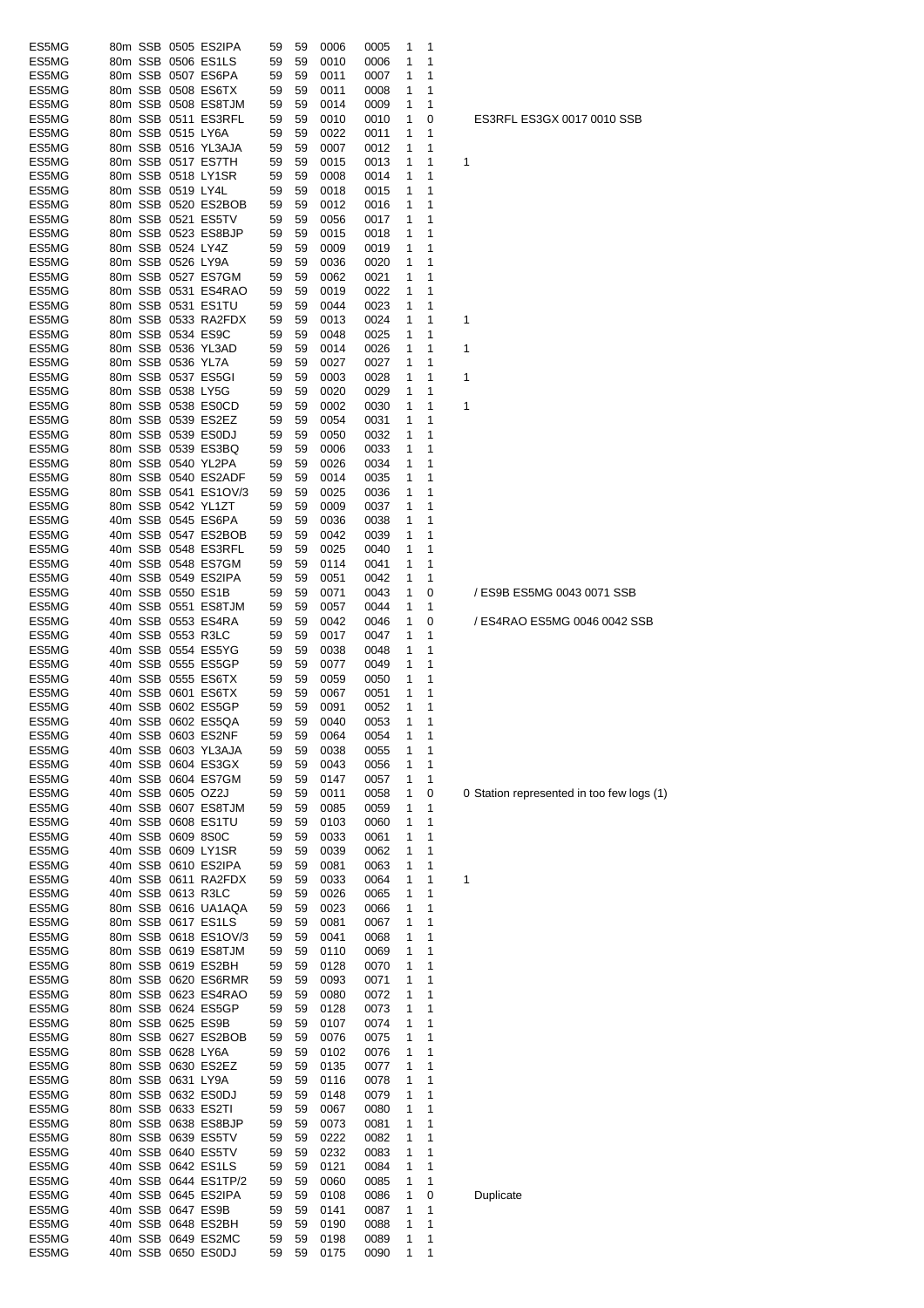| | | | | | | | | | | | | |
|---|---|---|---|---|---|---|---|---|---|---|---|---|
| ES5MG | 80m | SSB | 0505 | ES2IPA | 59 | 59 | 0006 | 0005 | 1 | 1 | | |
| ES5MG | 80m | SSB | 0506 | ES1LS | 59 | 59 | 0010 | 0006 | 1 | 1 | | |
| ES5MG | 80m | SSB | 0507 | ES6PA | 59 | 59 | 0011 | 0007 | 1 | 1 | | |
| ES5MG | 80m | SSB | 0508 | ES6TX | 59 | 59 | 0011 | 0008 | 1 | 1 | | |
| ES5MG | 80m | SSB | 0508 | ES8TJM | 59 | 59 | 0014 | 0009 | 1 | 1 | | |
| ES5MG | 80m | SSB | 0511 | ES3RFL | 59 | 59 | 0010 | 0010 | 1 | 0 | | ES3RFL ES3GX 0017 0010 SSB |
| ES5MG | 80m | SSB | 0515 | LY6A | 59 | 59 | 0022 | 0011 | 1 | 1 | | |
| ES5MG | 80m | SSB | 0516 | YL3AJA | 59 | 59 | 0007 | 0012 | 1 | 1 | | |
| ES5MG | 80m | SSB | 0517 | ES7TH | 59 | 59 | 0015 | 0013 | 1 | 1 | 1 | |
| ES5MG | 80m | SSB | 0518 | LY1SR | 59 | 59 | 0008 | 0014 | 1 | 1 | | |
| ES5MG | 80m | SSB | 0519 | LY4L | 59 | 59 | 0018 | 0015 | 1 | 1 | | |
| ES5MG | 80m | SSB | 0520 | ES2BOB | 59 | 59 | 0012 | 0016 | 1 | 1 | | |
| ES5MG | 80m | SSB | 0521 | ES5TV | 59 | 59 | 0056 | 0017 | 1 | 1 | | |
| ES5MG | 80m | SSB | 0523 | ES8BJP | 59 | 59 | 0015 | 0018 | 1 | 1 | | |
| ES5MG | 80m | SSB | 0524 | LY4Z | 59 | 59 | 0009 | 0019 | 1 | 1 | | |
| ES5MG | 80m | SSB | 0526 | LY9A | 59 | 59 | 0036 | 0020 | 1 | 1 | | |
| ES5MG | 80m | SSB | 0527 | ES7GM | 59 | 59 | 0062 | 0021 | 1 | 1 | | |
| ES5MG | 80m | SSB | 0531 | ES4RAO | 59 | 59 | 0019 | 0022 | 1 | 1 | | |
| ES5MG | 80m | SSB | 0531 | ES1TU | 59 | 59 | 0044 | 0023 | 1 | 1 | | |
| ES5MG | 80m | SSB | 0533 | RA2FDX | 59 | 59 | 0013 | 0024 | 1 | 1 | 1 | |
| ES5MG | 80m | SSB | 0534 | ES9C | 59 | 59 | 0048 | 0025 | 1 | 1 | | |
| ES5MG | 80m | SSB | 0536 | YL3AD | 59 | 59 | 0014 | 0026 | 1 | 1 | 1 | |
| ES5MG | 80m | SSB | 0536 | YL7A | 59 | 59 | 0027 | 0027 | 1 | 1 | | |
| ES5MG | 80m | SSB | 0537 | ES5GI | 59 | 59 | 0003 | 0028 | 1 | 1 | 1 | |
| ES5MG | 80m | SSB | 0538 | LY5G | 59 | 59 | 0020 | 0029 | 1 | 1 | | |
| ES5MG | 80m | SSB | 0538 | ES0CD | 59 | 59 | 0002 | 0030 | 1 | 1 | 1 | |
| ES5MG | 80m | SSB | 0539 | ES2EZ | 59 | 59 | 0054 | 0031 | 1 | 1 | | |
| ES5MG | 80m | SSB | 0539 | ES0DJ | 59 | 59 | 0050 | 0032 | 1 | 1 | | |
| ES5MG | 80m | SSB | 0539 | ES3BQ | 59 | 59 | 0006 | 0033 | 1 | 1 | | |
| ES5MG | 80m | SSB | 0540 | YL2PA | 59 | 59 | 0026 | 0034 | 1 | 1 | | |
| ES5MG | 80m | SSB | 0540 | ES2ADF | 59 | 59 | 0014 | 0035 | 1 | 1 | | |
| ES5MG | 80m | SSB | 0541 | ES1OV/3 | 59 | 59 | 0025 | 0036 | 1 | 1 | | |
| ES5MG | 80m | SSB | 0542 | YL1ZT | 59 | 59 | 0009 | 0037 | 1 | 1 | | |
| ES5MG | 40m | SSB | 0545 | ES6PA | 59 | 59 | 0036 | 0038 | 1 | 1 | | |
| ES5MG | 40m | SSB | 0547 | ES2BOB | 59 | 59 | 0042 | 0039 | 1 | 1 | | |
| ES5MG | 40m | SSB | 0548 | ES3RFL | 59 | 59 | 0025 | 0040 | 1 | 1 | | |
| ES5MG | 40m | SSB | 0548 | ES7GM | 59 | 59 | 0114 | 0041 | 1 | 1 | | |
| ES5MG | 40m | SSB | 0549 | ES2IPA | 59 | 59 | 0051 | 0042 | 1 | 1 | | |
| ES5MG | 40m | SSB | 0550 | ES1B | 59 | 59 | 0071 | 0043 | 1 | 0 | | / ES9B ES5MG 0043 0071 SSB |
| ES5MG | 40m | SSB | 0551 | ES8TJM | 59 | 59 | 0057 | 0044 | 1 | 1 | | |
| ES5MG | 40m | SSB | 0553 | ES4RA | 59 | 59 | 0042 | 0046 | 1 | 0 | | / ES4RAO ES5MG 0046 0042 SSB |
| ES5MG | 40m | SSB | 0553 | R3LC | 59 | 59 | 0017 | 0047 | 1 | 1 | | |
| ES5MG | 40m | SSB | 0554 | ES5YG | 59 | 59 | 0038 | 0048 | 1 | 1 | | |
| ES5MG | 40m | SSB | 0555 | ES5GP | 59 | 59 | 0077 | 0049 | 1 | 1 | | |
| ES5MG | 40m | SSB | 0555 | ES6TX | 59 | 59 | 0059 | 0050 | 1 | 1 | | |
| ES5MG | 40m | SSB | 0601 | ES6TX | 59 | 59 | 0067 | 0051 | 1 | 1 | | |
| ES5MG | 40m | SSB | 0602 | ES5GP | 59 | 59 | 0091 | 0052 | 1 | 1 | | |
| ES5MG | 40m | SSB | 0602 | ES5QA | 59 | 59 | 0040 | 0053 | 1 | 1 | | |
| ES5MG | 40m | SSB | 0603 | ES2NF | 59 | 59 | 0064 | 0054 | 1 | 1 | | |
| ES5MG | 40m | SSB | 0603 | YL3AJA | 59 | 59 | 0038 | 0055 | 1 | 1 | | |
| ES5MG | 40m | SSB | 0604 | ES3GX | 59 | 59 | 0043 | 0056 | 1 | 1 | | |
| ES5MG | 40m | SSB | 0604 | ES7GM | 59 | 59 | 0147 | 0057 | 1 | 1 | | |
| ES5MG | 40m | SSB | 0605 | OZ2J | 59 | 59 | 0011 | 0058 | 1 | 0 | 0 | Station represented in too few logs (1) |
| ES5MG | 40m | SSB | 0607 | ES8TJM | 59 | 59 | 0085 | 0059 | 1 | 1 | | |
| ES5MG | 40m | SSB | 0608 | ES1TU | 59 | 59 | 0103 | 0060 | 1 | 1 | | |
| ES5MG | 40m | SSB | 0609 | 8S0C | 59 | 59 | 0033 | 0061 | 1 | 1 | | |
| ES5MG | 40m | SSB | 0609 | LY1SR | 59 | 59 | 0039 | 0062 | 1 | 1 | | |
| ES5MG | 40m | SSB | 0610 | ES2IPA | 59 | 59 | 0081 | 0063 | 1 | 1 | | |
| ES5MG | 40m | SSB | 0611 | RA2FDX | 59 | 59 | 0033 | 0064 | 1 | 1 | 1 | |
| ES5MG | 40m | SSB | 0613 | R3LC | 59 | 59 | 0026 | 0065 | 1 | 1 | | |
| ES5MG | 80m | SSB | 0616 | UA1AQA | 59 | 59 | 0023 | 0066 | 1 | 1 | | |
| ES5MG | 80m | SSB | 0617 | ES1LS | 59 | 59 | 0081 | 0067 | 1 | 1 | | |
| ES5MG | 80m | SSB | 0618 | ES1OV/3 | 59 | 59 | 0041 | 0068 | 1 | 1 | | |
| ES5MG | 80m | SSB | 0619 | ES8TJM | 59 | 59 | 0110 | 0069 | 1 | 1 | | |
| ES5MG | 80m | SSB | 0619 | ES2BH | 59 | 59 | 0128 | 0070 | 1 | 1 | | |
| ES5MG | 80m | SSB | 0620 | ES6RMR | 59 | 59 | 0093 | 0071 | 1 | 1 | | |
| ES5MG | 80m | SSB | 0623 | ES4RAO | 59 | 59 | 0080 | 0072 | 1 | 1 | | |
| ES5MG | 80m | SSB | 0624 | ES5GP | 59 | 59 | 0128 | 0073 | 1 | 1 | | |
| ES5MG | 80m | SSB | 0625 | ES9B | 59 | 59 | 0107 | 0074 | 1 | 1 | | |
| ES5MG | 80m | SSB | 0627 | ES2BOB | 59 | 59 | 0076 | 0075 | 1 | 1 | | |
| ES5MG | 80m | SSB | 0628 | LY6A | 59 | 59 | 0102 | 0076 | 1 | 1 | | |
| ES5MG | 80m | SSB | 0630 | ES2EZ | 59 | 59 | 0135 | 0077 | 1 | 1 | | |
| ES5MG | 80m | SSB | 0631 | LY9A | 59 | 59 | 0116 | 0078 | 1 | 1 | | |
| ES5MG | 80m | SSB | 0632 | ES0DJ | 59 | 59 | 0148 | 0079 | 1 | 1 | | |
| ES5MG | 80m | SSB | 0633 | ES2TI | 59 | 59 | 0067 | 0080 | 1 | 1 | | |
| ES5MG | 80m | SSB | 0638 | ES8BJP | 59 | 59 | 0073 | 0081 | 1 | 1 | | |
| ES5MG | 80m | SSB | 0639 | ES5TV | 59 | 59 | 0222 | 0082 | 1 | 1 | | |
| ES5MG | 40m | SSB | 0640 | ES5TV | 59 | 59 | 0232 | 0083 | 1 | 1 | | |
| ES5MG | 40m | SSB | 0642 | ES1LS | 59 | 59 | 0121 | 0084 | 1 | 1 | | |
| ES5MG | 40m | SSB | 0644 | ES1TP/2 | 59 | 59 | 0060 | 0085 | 1 | 1 | | |
| ES5MG | 40m | SSB | 0645 | ES2IPA | 59 | 59 | 0108 | 0086 | 1 | 0 | | Duplicate |
| ES5MG | 40m | SSB | 0647 | ES9B | 59 | 59 | 0141 | 0087 | 1 | 1 | | |
| ES5MG | 40m | SSB | 0648 | ES2BH | 59 | 59 | 0190 | 0088 | 1 | 1 | | |
| ES5MG | 40m | SSB | 0649 | ES2MC | 59 | 59 | 0198 | 0089 | 1 | 1 | | |
| ES5MG | 40m | SSB | 0650 | ES0DJ | 59 | 59 | 0175 | 0090 | 1 | 1 | | |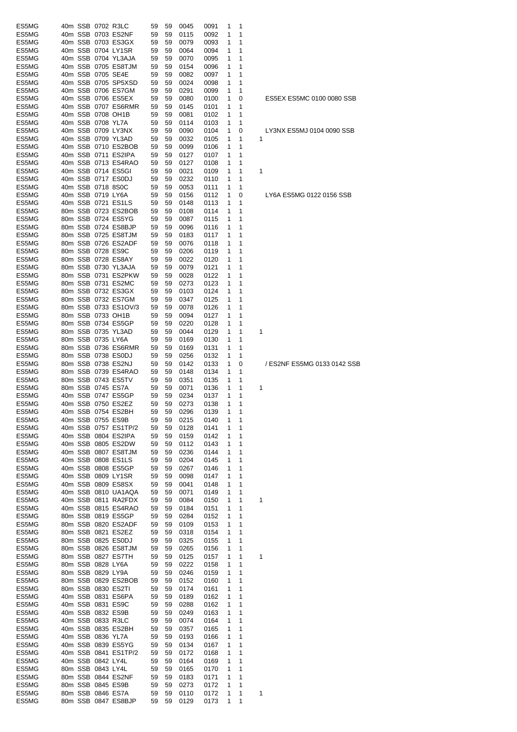| | | | | | | | | | | | | |
|---|---|---|---|---|---|---|---|---|---|---|---|---|
| ES5MG | 40m | SSB | 0702 | R3LC | 59 | 59 | 0045 | 0091 | 1 | 1 | | |
| ES5MG | 40m | SSB | 0703 | ES2NF | 59 | 59 | 0115 | 0092 | 1 | 1 | | |
| ES5MG | 40m | SSB | 0703 | ES3GX | 59 | 59 | 0079 | 0093 | 1 | 1 | | |
| ES5MG | 40m | SSB | 0704 | LY1SR | 59 | 59 | 0064 | 0094 | 1 | 1 | | |
| ES5MG | 40m | SSB | 0704 | YL3AJA | 59 | 59 | 0070 | 0095 | 1 | 1 | | |
| ES5MG | 40m | SSB | 0705 | ES8TJM | 59 | 59 | 0154 | 0096 | 1 | 1 | | |
| ES5MG | 40m | SSB | 0705 | SE4E | 59 | 59 | 0082 | 0097 | 1 | 1 | | |
| ES5MG | 40m | SSB | 0705 | SP5XSD | 59 | 59 | 0024 | 0098 | 1 | 1 | | |
| ES5MG | 40m | SSB | 0706 | ES7GM | 59 | 59 | 0291 | 0099 | 1 | 1 | | |
| ES5MG | 40m | SSB | 0706 | ES5EX | 59 | 59 | 0080 | 0100 | 1 | 0 | | ES5EX ES5MC 0100 0080 SSB |
| ES5MG | 40m | SSB | 0707 | ES6RMR | 59 | 59 | 0145 | 0101 | 1 | 1 | | |
| ES5MG | 40m | SSB | 0708 | OH1B | 59 | 59 | 0081 | 0102 | 1 | 1 | | |
| ES5MG | 40m | SSB | 0708 | YL7A | 59 | 59 | 0114 | 0103 | 1 | 1 | | |
| ES5MG | 40m | SSB | 0709 | LY3NX | 59 | 59 | 0090 | 0104 | 1 | 0 | | LY3NX ES5MJ 0104 0090 SSB |
| ES5MG | 40m | SSB | 0709 | YL3AD | 59 | 59 | 0032 | 0105 | 1 | 1 | 1 | |
| ES5MG | 40m | SSB | 0710 | ES2BOB | 59 | 59 | 0099 | 0106 | 1 | 1 | | |
| ES5MG | 40m | SSB | 0711 | ES2IPA | 59 | 59 | 0127 | 0107 | 1 | 1 | | |
| ES5MG | 40m | SSB | 0713 | ES4RAO | 59 | 59 | 0127 | 0108 | 1 | 1 | | |
| ES5MG | 40m | SSB | 0714 | ES5GI | 59 | 59 | 0021 | 0109 | 1 | 1 | 1 | |
| ES5MG | 40m | SSB | 0717 | ES0DJ | 59 | 59 | 0232 | 0110 | 1 | 1 | | |
| ES5MG | 40m | SSB | 0718 | 8S0C | 59 | 59 | 0053 | 0111 | 1 | 1 | | |
| ES5MG | 40m | SSB | 0719 | LY6A | 59 | 59 | 0156 | 0112 | 1 | 0 | | LY6A ES5MG 0122 0156 SSB |
| ES5MG | 40m | SSB | 0721 | ES1LS | 59 | 59 | 0148 | 0113 | 1 | 1 | | |
| ES5MG | 80m | SSB | 0723 | ES2BOB | 59 | 59 | 0108 | 0114 | 1 | 1 | | |
| ES5MG | 80m | SSB | 0724 | ES5YG | 59 | 59 | 0087 | 0115 | 1 | 1 | | |
| ES5MG | 80m | SSB | 0724 | ES8BJP | 59 | 59 | 0096 | 0116 | 1 | 1 | | |
| ES5MG | 80m | SSB | 0725 | ES8TJM | 59 | 59 | 0183 | 0117 | 1 | 1 | | |
| ES5MG | 80m | SSB | 0726 | ES2ADF | 59 | 59 | 0076 | 0118 | 1 | 1 | | |
| ES5MG | 80m | SSB | 0728 | ES9C | 59 | 59 | 0206 | 0119 | 1 | 1 | | |
| ES5MG | 80m | SSB | 0728 | ES8AY | 59 | 59 | 0022 | 0120 | 1 | 1 | | |
| ES5MG | 80m | SSB | 0730 | YL3AJA | 59 | 59 | 0079 | 0121 | 1 | 1 | | |
| ES5MG | 80m | SSB | 0731 | ES2PKW | 59 | 59 | 0028 | 0122 | 1 | 1 | | |
| ES5MG | 80m | SSB | 0731 | ES2MC | 59 | 59 | 0273 | 0123 | 1 | 1 | | |
| ES5MG | 80m | SSB | 0732 | ES3GX | 59 | 59 | 0103 | 0124 | 1 | 1 | | |
| ES5MG | 80m | SSB | 0732 | ES7GM | 59 | 59 | 0347 | 0125 | 1 | 1 | | |
| ES5MG | 80m | SSB | 0733 | ES1OV/3 | 59 | 59 | 0078 | 0126 | 1 | 1 | | |
| ES5MG | 80m | SSB | 0733 | OH1B | 59 | 59 | 0094 | 0127 | 1 | 1 | | |
| ES5MG | 80m | SSB | 0734 | ES5GP | 59 | 59 | 0220 | 0128 | 1 | 1 | | |
| ES5MG | 80m | SSB | 0735 | YL3AD | 59 | 59 | 0044 | 0129 | 1 | 1 | 1 | |
| ES5MG | 80m | SSB | 0735 | LY6A | 59 | 59 | 0169 | 0130 | 1 | 1 | | |
| ES5MG | 80m | SSB | 0736 | ES6RMR | 59 | 59 | 0169 | 0131 | 1 | 1 | | |
| ES5MG | 80m | SSB | 0738 | ES0DJ | 59 | 59 | 0256 | 0132 | 1 | 1 | | |
| ES5MG | 80m | SSB | 0738 | ES2NJ | 59 | 59 | 0142 | 0133 | 1 | 0 | | / ES2NF ES5MG 0133 0142 SSB |
| ES5MG | 80m | SSB | 0739 | ES4RAO | 59 | 59 | 0148 | 0134 | 1 | 1 | | |
| ES5MG | 80m | SSB | 0743 | ES5TV | 59 | 59 | 0351 | 0135 | 1 | 1 | | |
| ES5MG | 80m | SSB | 0745 | ES7A | 59 | 59 | 0071 | 0136 | 1 | 1 | 1 | |
| ES5MG | 40m | SSB | 0747 | ES5GP | 59 | 59 | 0234 | 0137 | 1 | 1 | | |
| ES5MG | 40m | SSB | 0750 | ES2EZ | 59 | 59 | 0273 | 0138 | 1 | 1 | | |
| ES5MG | 40m | SSB | 0754 | ES2BH | 59 | 59 | 0296 | 0139 | 1 | 1 | | |
| ES5MG | 40m | SSB | 0755 | ES9B | 59 | 59 | 0215 | 0140 | 1 | 1 | | |
| ES5MG | 40m | SSB | 0757 | ES1TP/2 | 59 | 59 | 0128 | 0141 | 1 | 1 | | |
| ES5MG | 40m | SSB | 0804 | ES2IPA | 59 | 59 | 0159 | 0142 | 1 | 1 | | |
| ES5MG | 40m | SSB | 0805 | ES2DW | 59 | 59 | 0112 | 0143 | 1 | 1 | | |
| ES5MG | 40m | SSB | 0807 | ES8TJM | 59 | 59 | 0236 | 0144 | 1 | 1 | | |
| ES5MG | 40m | SSB | 0808 | ES1LS | 59 | 59 | 0204 | 0145 | 1 | 1 | | |
| ES5MG | 40m | SSB | 0808 | ES5GP | 59 | 59 | 0267 | 0146 | 1 | 1 | | |
| ES5MG | 40m | SSB | 0809 | LY1SR | 59 | 59 | 0098 | 0147 | 1 | 1 | | |
| ES5MG | 40m | SSB | 0809 | ES8SX | 59 | 59 | 0041 | 0148 | 1 | 1 | | |
| ES5MG | 40m | SSB | 0810 | UA1AQA | 59 | 59 | 0071 | 0149 | 1 | 1 | | |
| ES5MG | 40m | SSB | 0811 | RA2FDX | 59 | 59 | 0084 | 0150 | 1 | 1 | 1 | |
| ES5MG | 40m | SSB | 0815 | ES4RAO | 59 | 59 | 0184 | 0151 | 1 | 1 | | |
| ES5MG | 80m | SSB | 0819 | ES5GP | 59 | 59 | 0284 | 0152 | 1 | 1 | | |
| ES5MG | 80m | SSB | 0820 | ES2ADF | 59 | 59 | 0109 | 0153 | 1 | 1 | | |
| ES5MG | 80m | SSB | 0821 | ES2EZ | 59 | 59 | 0318 | 0154 | 1 | 1 | | |
| ES5MG | 80m | SSB | 0825 | ES0DJ | 59 | 59 | 0325 | 0155 | 1 | 1 | | |
| ES5MG | 80m | SSB | 0826 | ES8TJM | 59 | 59 | 0265 | 0156 | 1 | 1 | | |
| ES5MG | 80m | SSB | 0827 | ES7TH | 59 | 59 | 0125 | 0157 | 1 | 1 | 1 | |
| ES5MG | 80m | SSB | 0828 | LY6A | 59 | 59 | 0222 | 0158 | 1 | 1 | | |
| ES5MG | 80m | SSB | 0829 | LY9A | 59 | 59 | 0246 | 0159 | 1 | 1 | | |
| ES5MG | 80m | SSB | 0829 | ES2BOB | 59 | 59 | 0152 | 0160 | 1 | 1 | | |
| ES5MG | 80m | SSB | 0830 | ES2TI | 59 | 59 | 0174 | 0161 | 1 | 1 | | |
| ES5MG | 40m | SSB | 0831 | ES6PA | 59 | 59 | 0189 | 0162 | 1 | 1 | | |
| ES5MG | 40m | SSB | 0831 | ES9C | 59 | 59 | 0288 | 0162 | 1 | 1 | | |
| ES5MG | 40m | SSB | 0832 | ES9B | 59 | 59 | 0249 | 0163 | 1 | 1 | | |
| ES5MG | 40m | SSB | 0833 | R3LC | 59 | 59 | 0074 | 0164 | 1 | 1 | | |
| ES5MG | 40m | SSB | 0835 | ES2BH | 59 | 59 | 0357 | 0165 | 1 | 1 | | |
| ES5MG | 40m | SSB | 0836 | YL7A | 59 | 59 | 0193 | 0166 | 1 | 1 | | |
| ES5MG | 40m | SSB | 0839 | ES5YG | 59 | 59 | 0134 | 0167 | 1 | 1 | | |
| ES5MG | 40m | SSB | 0841 | ES1TP/2 | 59 | 59 | 0172 | 0168 | 1 | 1 | | |
| ES5MG | 40m | SSB | 0842 | LY4L | 59 | 59 | 0164 | 0169 | 1 | 1 | | |
| ES5MG | 80m | SSB | 0843 | LY4L | 59 | 59 | 0165 | 0170 | 1 | 1 | | |
| ES5MG | 80m | SSB | 0844 | ES2NF | 59 | 59 | 0183 | 0171 | 1 | 1 | | |
| ES5MG | 80m | SSB | 0845 | ES9B | 59 | 59 | 0273 | 0172 | 1 | 1 | | |
| ES5MG | 80m | SSB | 0846 | ES7A | 59 | 59 | 0110 | 0172 | 1 | 1 | 1 | |
| ES5MG | 80m | SSB | 0847 | ES8BJP | 59 | 59 | 0129 | 0173 | 1 | 1 | | |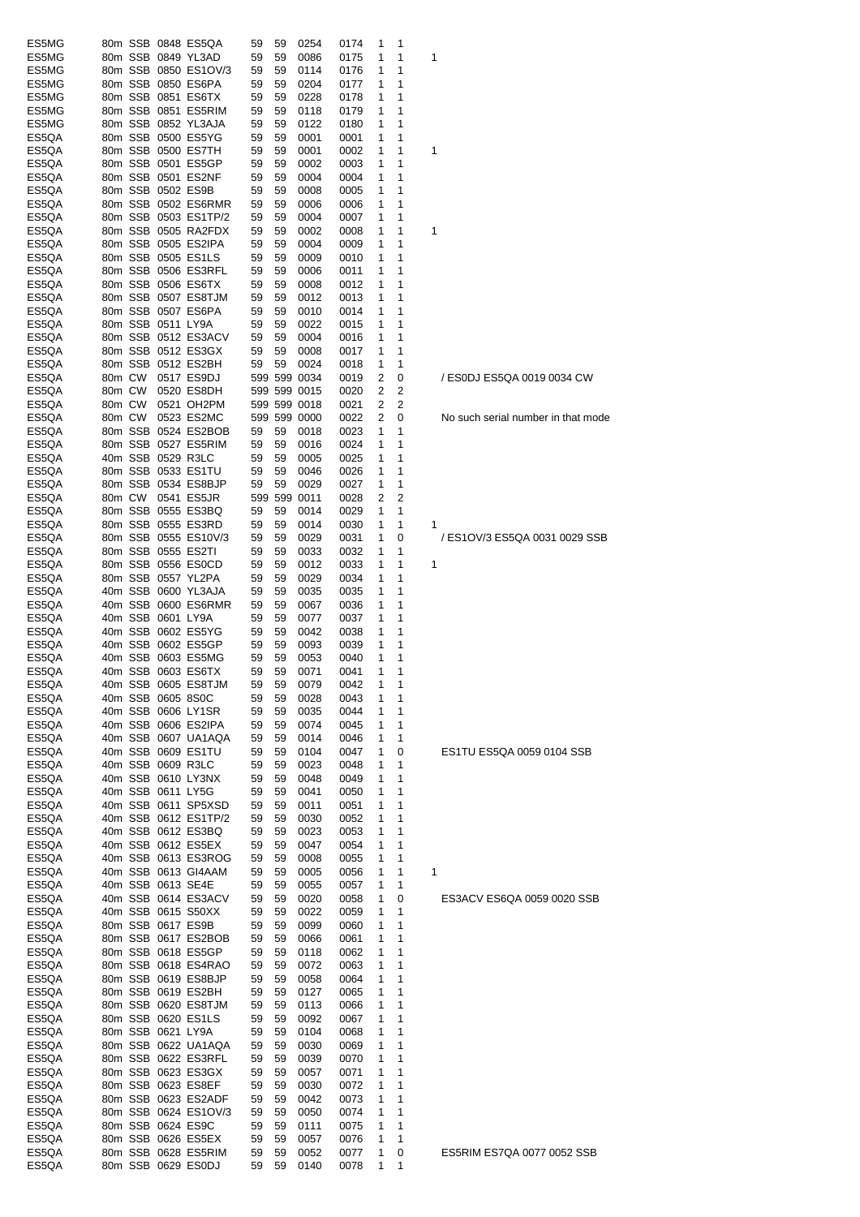| | | | | | | | | | | | | |
|---|---|---|---|---|---|---|---|---|---|---|---|---|
| ES5MG | 80m | SSB | 0848 | ES5QA | 59 | 59 | 0254 | 0174 | 1 | 1 | | |
| ES5MG | 80m | SSB | 0849 | YL3AD | 59 | 59 | 0086 | 0175 | 1 | 1 | 1 | |
| ES5MG | 80m | SSB | 0850 | ES1OV/3 | 59 | 59 | 0114 | 0176 | 1 | 1 | | |
| ES5MG | 80m | SSB | 0850 | ES6PA | 59 | 59 | 0204 | 0177 | 1 | 1 | | |
| ES5MG | 80m | SSB | 0851 | ES6TX | 59 | 59 | 0228 | 0178 | 1 | 1 | | |
| ES5MG | 80m | SSB | 0851 | ES5RIM | 59 | 59 | 0118 | 0179 | 1 | 1 | | |
| ES5MG | 80m | SSB | 0852 | YL3AJA | 59 | 59 | 0122 | 0180 | 1 | 1 | | |
| ES5QA | 80m | SSB | 0500 | ES5YG | 59 | 59 | 0001 | 0001 | 1 | 1 | | |
| ES5QA | 80m | SSB | 0500 | ES7TH | 59 | 59 | 0001 | 0002 | 1 | 1 | 1 | |
| ES5QA | 80m | SSB | 0501 | ES5GP | 59 | 59 | 0002 | 0003 | 1 | 1 | | |
| ES5QA | 80m | SSB | 0501 | ES2NF | 59 | 59 | 0004 | 0004 | 1 | 1 | | |
| ES5QA | 80m | SSB | 0502 | ES9B | 59 | 59 | 0008 | 0005 | 1 | 1 | | |
| ES5QA | 80m | SSB | 0502 | ES6RMR | 59 | 59 | 0006 | 0006 | 1 | 1 | | |
| ES5QA | 80m | SSB | 0503 | ES1TP/2 | 59 | 59 | 0004 | 0007 | 1 | 1 | | |
| ES5QA | 80m | SSB | 0505 | RA2FDX | 59 | 59 | 0002 | 0008 | 1 | 1 | 1 | |
| ES5QA | 80m | SSB | 0505 | ES2IPA | 59 | 59 | 0004 | 0009 | 1 | 1 | | |
| ES5QA | 80m | SSB | 0505 | ES1LS | 59 | 59 | 0009 | 0010 | 1 | 1 | | |
| ES5QA | 80m | SSB | 0506 | ES3RFL | 59 | 59 | 0006 | 0011 | 1 | 1 | | |
| ES5QA | 80m | SSB | 0506 | ES6TX | 59 | 59 | 0008 | 0012 | 1 | 1 | | |
| ES5QA | 80m | SSB | 0507 | ES8TJM | 59 | 59 | 0012 | 0013 | 1 | 1 | | |
| ES5QA | 80m | SSB | 0507 | ES6PA | 59 | 59 | 0010 | 0014 | 1 | 1 | | |
| ES5QA | 80m | SSB | 0511 | LY9A | 59 | 59 | 0022 | 0015 | 1 | 1 | | |
| ES5QA | 80m | SSB | 0512 | ES3ACV | 59 | 59 | 0004 | 0016 | 1 | 1 | | |
| ES5QA | 80m | SSB | 0512 | ES3GX | 59 | 59 | 0008 | 0017 | 1 | 1 | | |
| ES5QA | 80m | SSB | 0512 | ES2BH | 59 | 59 | 0024 | 0018 | 1 | 1 | | |
| ES5QA | 80m | CW | 0517 | ES9DJ | 599 | 599 | 0034 | 0019 | 2 | 0 | | / ES0DJ ES5QA 0019 0034 CW |
| ES5QA | 80m | CW | 0520 | ES8DH | 599 | 599 | 0015 | 0020 | 2 | 2 | | |
| ES5QA | 80m | CW | 0521 | OH2PM | 599 | 599 | 0018 | 0021 | 2 | 2 | | |
| ES5QA | 80m | CW | 0523 | ES2MC | 599 | 599 | 0000 | 0022 | 2 | 0 | | No such serial number in that mode |
| ES5QA | 80m | SSB | 0524 | ES2BOB | 59 | 59 | 0018 | 0023 | 1 | 1 | | |
| ES5QA | 80m | SSB | 0527 | ES5RIM | 59 | 59 | 0016 | 0024 | 1 | 1 | | |
| ES5QA | 40m | SSB | 0529 | R3LC | 59 | 59 | 0005 | 0025 | 1 | 1 | | |
| ES5QA | 80m | SSB | 0533 | ES1TU | 59 | 59 | 0046 | 0026 | 1 | 1 | | |
| ES5QA | 80m | SSB | 0534 | ES8BJP | 59 | 59 | 0029 | 0027 | 1 | 1 | | |
| ES5QA | 80m | CW | 0541 | ES5JR | 599 | 599 | 0011 | 0028 | 2 | 2 | | |
| ES5QA | 80m | SSB | 0555 | ES3BQ | 59 | 59 | 0014 | 0029 | 1 | 1 | | |
| ES5QA | 80m | SSB | 0555 | ES3RD | 59 | 59 | 0014 | 0030 | 1 | 1 | 1 | |
| ES5QA | 80m | SSB | 0555 | ES10V/3 | 59 | 59 | 0029 | 0031 | 1 | 0 | | / ES1OV/3 ES5QA 0031 0029 SSB |
| ES5QA | 80m | SSB | 0555 | ES2TI | 59 | 59 | 0033 | 0032 | 1 | 1 | | |
| ES5QA | 80m | SSB | 0556 | ES0CD | 59 | 59 | 0012 | 0033 | 1 | 1 | 1 | |
| ES5QA | 80m | SSB | 0557 | YL2PA | 59 | 59 | 0029 | 0034 | 1 | 1 | | |
| ES5QA | 40m | SSB | 0600 | YL3AJA | 59 | 59 | 0035 | 0035 | 1 | 1 | | |
| ES5QA | 40m | SSB | 0600 | ES6RMR | 59 | 59 | 0067 | 0036 | 1 | 1 | | |
| ES5QA | 40m | SSB | 0601 | LY9A | 59 | 59 | 0077 | 0037 | 1 | 1 | | |
| ES5QA | 40m | SSB | 0602 | ES5YG | 59 | 59 | 0042 | 0038 | 1 | 1 | | |
| ES5QA | 40m | SSB | 0602 | ES5GP | 59 | 59 | 0093 | 0039 | 1 | 1 | | |
| ES5QA | 40m | SSB | 0603 | ES5MG | 59 | 59 | 0053 | 0040 | 1 | 1 | | |
| ES5QA | 40m | SSB | 0603 | ES6TX | 59 | 59 | 0071 | 0041 | 1 | 1 | | |
| ES5QA | 40m | SSB | 0605 | ES8TJM | 59 | 59 | 0079 | 0042 | 1 | 1 | | |
| ES5QA | 40m | SSB | 0605 | 8S0C | 59 | 59 | 0028 | 0043 | 1 | 1 | | |
| ES5QA | 40m | SSB | 0606 | LY1SR | 59 | 59 | 0035 | 0044 | 1 | 1 | | |
| ES5QA | 40m | SSB | 0606 | ES2IPA | 59 | 59 | 0074 | 0045 | 1 | 1 | | |
| ES5QA | 40m | SSB | 0607 | UA1AQA | 59 | 59 | 0014 | 0046 | 1 | 1 | | |
| ES5QA | 40m | SSB | 0609 | ES1TU | 59 | 59 | 0104 | 0047 | 1 | 0 | | ES1TU ES5QA 0059 0104 SSB |
| ES5QA | 40m | SSB | 0609 | R3LC | 59 | 59 | 0023 | 0048 | 1 | 1 | | |
| ES5QA | 40m | SSB | 0610 | LY3NX | 59 | 59 | 0048 | 0049 | 1 | 1 | | |
| ES5QA | 40m | SSB | 0611 | LY5G | 59 | 59 | 0041 | 0050 | 1 | 1 | | |
| ES5QA | 40m | SSB | 0611 | SP5XSD | 59 | 59 | 0011 | 0051 | 1 | 1 | | |
| ES5QA | 40m | SSB | 0612 | ES1TP/2 | 59 | 59 | 0030 | 0052 | 1 | 1 | | |
| ES5QA | 40m | SSB | 0612 | ES3BQ | 59 | 59 | 0023 | 0053 | 1 | 1 | | |
| ES5QA | 40m | SSB | 0612 | ES5EX | 59 | 59 | 0047 | 0054 | 1 | 1 | | |
| ES5QA | 40m | SSB | 0613 | ES3ROG | 59 | 59 | 0008 | 0055 | 1 | 1 | | |
| ES5QA | 40m | SSB | 0613 | GI4AAM | 59 | 59 | 0005 | 0056 | 1 | 1 | 1 | |
| ES5QA | 40m | SSB | 0613 | SE4E | 59 | 59 | 0055 | 0057 | 1 | 1 | | |
| ES5QA | 40m | SSB | 0614 | ES3ACV | 59 | 59 | 0020 | 0058 | 1 | 0 | | ES3ACV ES6QA 0059 0020 SSB |
| ES5QA | 40m | SSB | 0615 | S50XX | 59 | 59 | 0022 | 0059 | 1 | 1 | | |
| ES5QA | 80m | SSB | 0617 | ES9B | 59 | 59 | 0099 | 0060 | 1 | 1 | | |
| ES5QA | 80m | SSB | 0617 | ES2BOB | 59 | 59 | 0066 | 0061 | 1 | 1 | | |
| ES5QA | 80m | SSB | 0618 | ES5GP | 59 | 59 | 0118 | 0062 | 1 | 1 | | |
| ES5QA | 80m | SSB | 0618 | ES4RAO | 59 | 59 | 0072 | 0063 | 1 | 1 | | |
| ES5QA | 80m | SSB | 0619 | ES8BJP | 59 | 59 | 0058 | 0064 | 1 | 1 | | |
| ES5QA | 80m | SSB | 0619 | ES2BH | 59 | 59 | 0127 | 0065 | 1 | 1 | | |
| ES5QA | 80m | SSB | 0620 | ES8TJM | 59 | 59 | 0113 | 0066 | 1 | 1 | | |
| ES5QA | 80m | SSB | 0620 | ES1LS | 59 | 59 | 0092 | 0067 | 1 | 1 | | |
| ES5QA | 80m | SSB | 0621 | LY9A | 59 | 59 | 0104 | 0068 | 1 | 1 | | |
| ES5QA | 80m | SSB | 0622 | UA1AQA | 59 | 59 | 0030 | 0069 | 1 | 1 | | |
| ES5QA | 80m | SSB | 0622 | ES3RFL | 59 | 59 | 0039 | 0070 | 1 | 1 | | |
| ES5QA | 80m | SSB | 0623 | ES3GX | 59 | 59 | 0057 | 0071 | 1 | 1 | | |
| ES5QA | 80m | SSB | 0623 | ES8EF | 59 | 59 | 0030 | 0072 | 1 | 1 | | |
| ES5QA | 80m | SSB | 0623 | ES2ADF | 59 | 59 | 0042 | 0073 | 1 | 1 | | |
| ES5QA | 80m | SSB | 0624 | ES1OV/3 | 59 | 59 | 0050 | 0074 | 1 | 1 | | |
| ES5QA | 80m | SSB | 0624 | ES9C | 59 | 59 | 0111 | 0075 | 1 | 1 | | |
| ES5QA | 80m | SSB | 0626 | ES5EX | 59 | 59 | 0057 | 0076 | 1 | 1 | | |
| ES5QA | 80m | SSB | 0628 | ES5RIM | 59 | 59 | 0052 | 0077 | 1 | 0 | | ES5RIM ES7QA 0077 0052 SSB |
| ES5QA | 80m | SSB | 0629 | ES0DJ | 59 | 59 | 0140 | 0078 | 1 | 1 | | |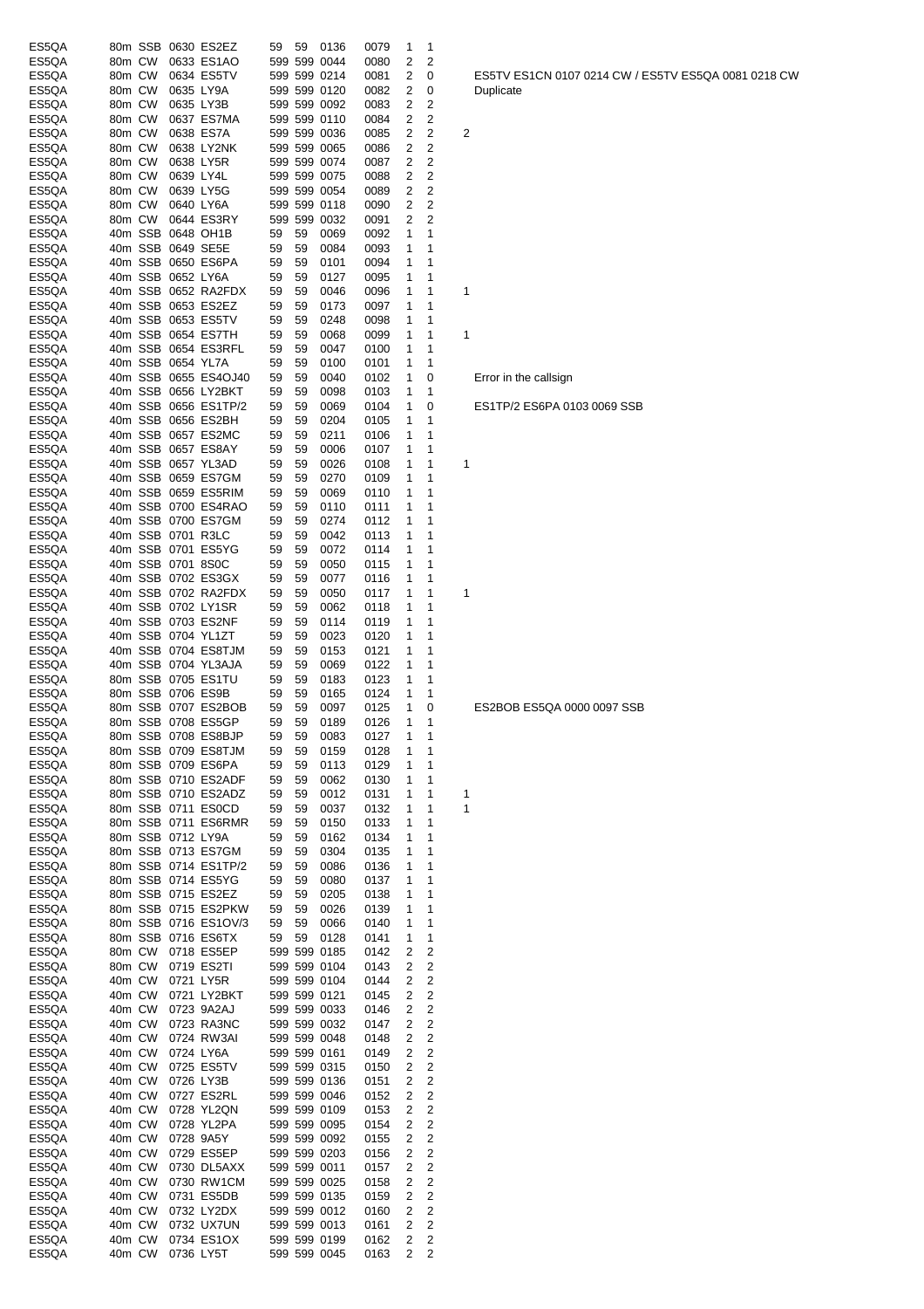| | | | | | | | | | | | | |
|---|---|---|---|---|---|---|---|---|---|---|---|---|
| ES5QA | 80m | SSB | 0630 | ES2EZ | 59 | 59 | 0136 | 0079 | 1 | 1 | | |
| ES5QA | 80m | CW | 0633 | ES1AO | 599 | 599 | 0044 | 0080 | 2 | 2 | | |
| ES5QA | 80m | CW | 0634 | ES5TV | 599 | 599 | 0214 | 0081 | 2 | 0 | | ES5TV ES1CN 0107 0214 CW / ES5TV ES5QA 0081 0218 CW |
| ES5QA | 80m | CW | 0635 | LY9A | 599 | 599 | 0120 | 0082 | 2 | 0 | | Duplicate |
| ES5QA | 80m | CW | 0635 | LY3B | 599 | 599 | 0092 | 0083 | 2 | 2 | | |
| ES5QA | 80m | CW | 0637 | ES7MA | 599 | 599 | 0110 | 0084 | 2 | 2 | | |
| ES5QA | 80m | CW | 0638 | ES7A | 599 | 599 | 0036 | 0085 | 2 | 2 | 2 | |
| ES5QA | 80m | CW | 0638 | LY2NK | 599 | 599 | 0065 | 0086 | 2 | 2 | | |
| ES5QA | 80m | CW | 0638 | LY5R | 599 | 599 | 0074 | 0087 | 2 | 2 | | |
| ES5QA | 80m | CW | 0639 | LY4L | 599 | 599 | 0075 | 0088 | 2 | 2 | | |
| ES5QA | 80m | CW | 0639 | LY5G | 599 | 599 | 0054 | 0089 | 2 | 2 | | |
| ES5QA | 80m | CW | 0640 | LY6A | 599 | 599 | 0118 | 0090 | 2 | 2 | | |
| ES5QA | 80m | CW | 0644 | ES3RY | 599 | 599 | 0032 | 0091 | 2 | 2 | | |
| ES5QA | 40m | SSB | 0648 | OH1B | 59 | 59 | 0069 | 0092 | 1 | 1 | | |
| ES5QA | 40m | SSB | 0649 | SE5E | 59 | 59 | 0084 | 0093 | 1 | 1 | | |
| ES5QA | 40m | SSB | 0650 | ES6PA | 59 | 59 | 0101 | 0094 | 1 | 1 | | |
| ES5QA | 40m | SSB | 0652 | LY6A | 59 | 59 | 0127 | 0095 | 1 | 1 | | |
| ES5QA | 40m | SSB | 0652 | RA2FDX | 59 | 59 | 0046 | 0096 | 1 | 1 | 1 | |
| ES5QA | 40m | SSB | 0653 | ES2EZ | 59 | 59 | 0173 | 0097 | 1 | 1 | | |
| ES5QA | 40m | SSB | 0653 | ES5TV | 59 | 59 | 0248 | 0098 | 1 | 1 | | |
| ES5QA | 40m | SSB | 0654 | ES7TH | 59 | 59 | 0068 | 0099 | 1 | 1 | 1 | |
| ES5QA | 40m | SSB | 0654 | ES3RFL | 59 | 59 | 0047 | 0100 | 1 | 1 | | |
| ES5QA | 40m | SSB | 0654 | YL7A | 59 | 59 | 0100 | 0101 | 1 | 1 | | |
| ES5QA | 40m | SSB | 0655 | ES4OJ40 | 59 | 59 | 0040 | 0102 | 1 | 0 | | Error in the callsign |
| ES5QA | 40m | SSB | 0656 | LY2BKT | 59 | 59 | 0098 | 0103 | 1 | 1 | | |
| ES5QA | 40m | SSB | 0656 | ES1TP/2 | 59 | 59 | 0069 | 0104 | 1 | 0 | | ES1TP/2 ES6PA 0103 0069 SSB |
| ES5QA | 40m | SSB | 0656 | ES2BH | 59 | 59 | 0204 | 0105 | 1 | 1 | | |
| ES5QA | 40m | SSB | 0657 | ES2MC | 59 | 59 | 0211 | 0106 | 1 | 1 | | |
| ES5QA | 40m | SSB | 0657 | ES8AY | 59 | 59 | 0006 | 0107 | 1 | 1 | | |
| ES5QA | 40m | SSB | 0657 | YL3AD | 59 | 59 | 0026 | 0108 | 1 | 1 | 1 | |
| ES5QA | 40m | SSB | 0659 | ES7GM | 59 | 59 | 0270 | 0109 | 1 | 1 | | |
| ES5QA | 40m | SSB | 0659 | ES5RIM | 59 | 59 | 0069 | 0110 | 1 | 1 | | |
| ES5QA | 40m | SSB | 0700 | ES4RAO | 59 | 59 | 0110 | 0111 | 1 | 1 | | |
| ES5QA | 40m | SSB | 0700 | ES7GM | 59 | 59 | 0274 | 0112 | 1 | 1 | | |
| ES5QA | 40m | SSB | 0701 | R3LC | 59 | 59 | 0042 | 0113 | 1 | 1 | | |
| ES5QA | 40m | SSB | 0701 | ES5YG | 59 | 59 | 0072 | 0114 | 1 | 1 | | |
| ES5QA | 40m | SSB | 0701 | 8S0C | 59 | 59 | 0050 | 0115 | 1 | 1 | | |
| ES5QA | 40m | SSB | 0702 | ES3GX | 59 | 59 | 0077 | 0116 | 1 | 1 | | |
| ES5QA | 40m | SSB | 0702 | RA2FDX | 59 | 59 | 0050 | 0117 | 1 | 1 | 1 | |
| ES5QA | 40m | SSB | 0702 | LY1SR | 59 | 59 | 0062 | 0118 | 1 | 1 | | |
| ES5QA | 40m | SSB | 0703 | ES2NF | 59 | 59 | 0114 | 0119 | 1 | 1 | | |
| ES5QA | 40m | SSB | 0704 | YL1ZT | 59 | 59 | 0023 | 0120 | 1 | 1 | | |
| ES5QA | 40m | SSB | 0704 | ES8TJM | 59 | 59 | 0153 | 0121 | 1 | 1 | | |
| ES5QA | 40m | SSB | 0704 | YL3AJA | 59 | 59 | 0069 | 0122 | 1 | 1 | | |
| ES5QA | 80m | SSB | 0705 | ES1TU | 59 | 59 | 0183 | 0123 | 1 | 1 | | |
| ES5QA | 80m | SSB | 0706 | ES9B | 59 | 59 | 0165 | 0124 | 1 | 1 | | |
| ES5QA | 80m | SSB | 0707 | ES2BOB | 59 | 59 | 0097 | 0125 | 1 | 0 | | ES2BOB ES5QA 0000 0097 SSB |
| ES5QA | 80m | SSB | 0708 | ES5GP | 59 | 59 | 0189 | 0126 | 1 | 1 | | |
| ES5QA | 80m | SSB | 0708 | ES8BJP | 59 | 59 | 0083 | 0127 | 1 | 1 | | |
| ES5QA | 80m | SSB | 0709 | ES8TJM | 59 | 59 | 0159 | 0128 | 1 | 1 | | |
| ES5QA | 80m | SSB | 0709 | ES6PA | 59 | 59 | 0113 | 0129 | 1 | 1 | | |
| ES5QA | 80m | SSB | 0710 | ES2ADF | 59 | 59 | 0062 | 0130 | 1 | 1 | | |
| ES5QA | 80m | SSB | 0710 | ES2ADZ | 59 | 59 | 0012 | 0131 | 1 | 1 | 1 | |
| ES5QA | 80m | SSB | 0711 | ES0CD | 59 | 59 | 0037 | 0132 | 1 | 1 | 1 | |
| ES5QA | 80m | SSB | 0711 | ES6RMR | 59 | 59 | 0150 | 0133 | 1 | 1 | | |
| ES5QA | 80m | SSB | 0712 | LY9A | 59 | 59 | 0162 | 0134 | 1 | 1 | | |
| ES5QA | 80m | SSB | 0713 | ES7GM | 59 | 59 | 0304 | 0135 | 1 | 1 | | |
| ES5QA | 80m | SSB | 0714 | ES1TP/2 | 59 | 59 | 0086 | 0136 | 1 | 1 | | |
| ES5QA | 80m | SSB | 0714 | ES5YG | 59 | 59 | 0080 | 0137 | 1 | 1 | | |
| ES5QA | 80m | SSB | 0715 | ES2EZ | 59 | 59 | 0205 | 0138 | 1 | 1 | | |
| ES5QA | 80m | SSB | 0715 | ES2PKW | 59 | 59 | 0026 | 0139 | 1 | 1 | | |
| ES5QA | 80m | SSB | 0716 | ES1OV/3 | 59 | 59 | 0066 | 0140 | 1 | 1 | | |
| ES5QA | 80m | SSB | 0716 | ES6TX | 59 | 59 | 0128 | 0141 | 1 | 1 | | |
| ES5QA | 80m | CW | 0718 | ES5EP | 599 | 599 | 0185 | 0142 | 2 | 2 | | |
| ES5QA | 80m | CW | 0719 | ES2TI | 599 | 599 | 0104 | 0143 | 2 | 2 | | |
| ES5QA | 40m | CW | 0721 | LY5R | 599 | 599 | 0104 | 0144 | 2 | 2 | | |
| ES5QA | 40m | CW | 0721 | LY2BKT | 599 | 599 | 0121 | 0145 | 2 | 2 | | |
| ES5QA | 40m | CW | 0723 | 9A2AJ | 599 | 599 | 0033 | 0146 | 2 | 2 | | |
| ES5QA | 40m | CW | 0723 | RA3NC | 599 | 599 | 0032 | 0147 | 2 | 2 | | |
| ES5QA | 40m | CW | 0724 | RW3AI | 599 | 599 | 0048 | 0148 | 2 | 2 | | |
| ES5QA | 40m | CW | 0724 | LY6A | 599 | 599 | 0161 | 0149 | 2 | 2 | | |
| ES5QA | 40m | CW | 0725 | ES5TV | 599 | 599 | 0315 | 0150 | 2 | 2 | | |
| ES5QA | 40m | CW | 0726 | LY3B | 599 | 599 | 0136 | 0151 | 2 | 2 | | |
| ES5QA | 40m | CW | 0727 | ES2RL | 599 | 599 | 0046 | 0152 | 2 | 2 | | |
| ES5QA | 40m | CW | 0728 | YL2QN | 599 | 599 | 0109 | 0153 | 2 | 2 | | |
| ES5QA | 40m | CW | 0728 | YL2PA | 599 | 599 | 0095 | 0154 | 2 | 2 | | |
| ES5QA | 40m | CW | 0728 | 9A5Y | 599 | 599 | 0092 | 0155 | 2 | 2 | | |
| ES5QA | 40m | CW | 0729 | ES5EP | 599 | 599 | 0203 | 0156 | 2 | 2 | | |
| ES5QA | 40m | CW | 0730 | DL5AXX | 599 | 599 | 0011 | 0157 | 2 | 2 | | |
| ES5QA | 40m | CW | 0730 | RW1CM | 599 | 599 | 0025 | 0158 | 2 | 2 | | |
| ES5QA | 40m | CW | 0731 | ES5DB | 599 | 599 | 0135 | 0159 | 2 | 2 | | |
| ES5QA | 40m | CW | 0732 | LY2DX | 599 | 599 | 0012 | 0160 | 2 | 2 | | |
| ES5QA | 40m | CW | 0732 | UX7UN | 599 | 599 | 0013 | 0161 | 2 | 2 | | |
| ES5QA | 40m | CW | 0734 | ES1OX | 599 | 599 | 0199 | 0162 | 2 | 2 | | |
| ES5QA | 40m | CW | 0736 | LY5T | 599 | 599 | 0045 | 0163 | 2 | 2 | | |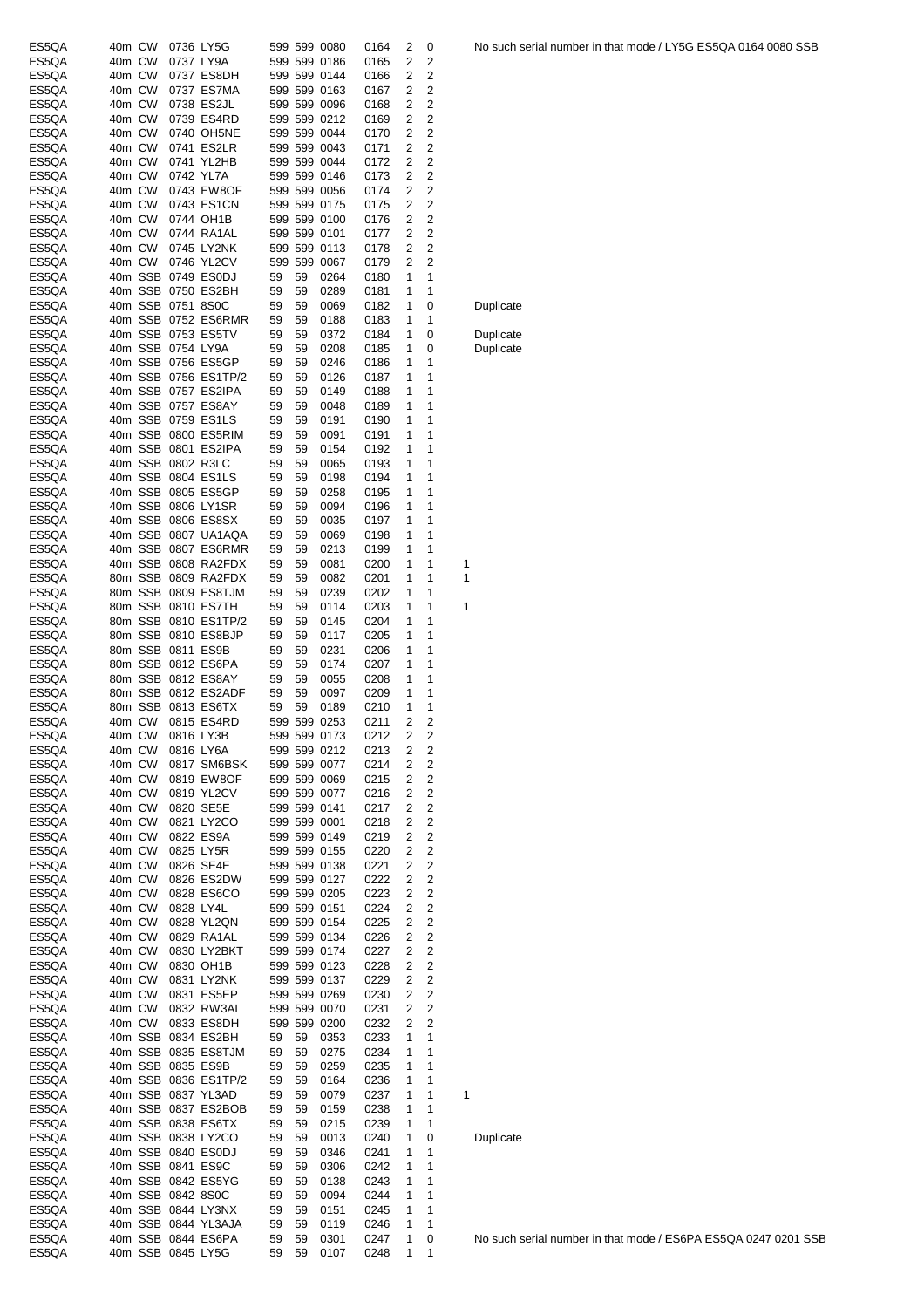| | | | | | | | | | | | | |
|---|---|---|---|---|---|---|---|---|---|---|---|---|
| ES5QA | 40m | CW | 0736 | LY5G | 599 | 599 | 0080 | 0164 | 2 | 0 | | No such serial number in that mode / LY5G ES5QA 0164 0080 SSB |
| ES5QA | 40m | CW | 0737 | LY9A | 599 | 599 | 0186 | 0165 | 2 | 2 | | |
| ES5QA | 40m | CW | 0737 | ES8DH | 599 | 599 | 0144 | 0166 | 2 | 2 | | |
| ES5QA | 40m | CW | 0737 | ES7MA | 599 | 599 | 0163 | 0167 | 2 | 2 | | |
| ES5QA | 40m | CW | 0738 | ES2JL | 599 | 599 | 0096 | 0168 | 2 | 2 | | |
| ES5QA | 40m | CW | 0739 | ES4RD | 599 | 599 | 0212 | 0169 | 2 | 2 | | |
| ES5QA | 40m | CW | 0740 | OH5NE | 599 | 599 | 0044 | 0170 | 2 | 2 | | |
| ES5QA | 40m | CW | 0741 | ES2LR | 599 | 599 | 0043 | 0171 | 2 | 2 | | |
| ES5QA | 40m | CW | 0741 | YL2HB | 599 | 599 | 0044 | 0172 | 2 | 2 | | |
| ES5QA | 40m | CW | 0742 | YL7A | 599 | 599 | 0146 | 0173 | 2 | 2 | | |
| ES5QA | 40m | CW | 0743 | EW8OF | 599 | 599 | 0056 | 0174 | 2 | 2 | | |
| ES5QA | 40m | CW | 0743 | ES1CN | 599 | 599 | 0175 | 0175 | 2 | 2 | | |
| ES5QA | 40m | CW | 0744 | OH1B | 599 | 599 | 0100 | 0176 | 2 | 2 | | |
| ES5QA | 40m | CW | 0744 | RA1AL | 599 | 599 | 0101 | 0177 | 2 | 2 | | |
| ES5QA | 40m | CW | 0745 | LY2NK | 599 | 599 | 0113 | 0178 | 2 | 2 | | |
| ES5QA | 40m | CW | 0746 | YL2CV | 599 | 599 | 0067 | 0179 | 2 | 2 | | |
| ES5QA | 40m | SSB | 0749 | ES0DJ | 59 | 59 | 0264 | 0180 | 1 | 1 | | |
| ES5QA | 40m | SSB | 0750 | ES2BH | 59 | 59 | 0289 | 0181 | 1 | 1 | | |
| ES5QA | 40m | SSB | 0751 | 8S0C | 59 | 59 | 0069 | 0182 | 1 | 0 | | Duplicate |
| ES5QA | 40m | SSB | 0752 | ES6RMR | 59 | 59 | 0188 | 0183 | 1 | 1 | | |
| ES5QA | 40m | SSB | 0753 | ES5TV | 59 | 59 | 0372 | 0184 | 1 | 0 | | Duplicate |
| ES5QA | 40m | SSB | 0754 | LY9A | 59 | 59 | 0208 | 0185 | 1 | 0 | | Duplicate |
| ES5QA | 40m | SSB | 0756 | ES5GP | 59 | 59 | 0246 | 0186 | 1 | 1 | | |
| ES5QA | 40m | SSB | 0756 | ES1TP/2 | 59 | 59 | 0126 | 0187 | 1 | 1 | | |
| ES5QA | 40m | SSB | 0757 | ES2IPA | 59 | 59 | 0149 | 0188 | 1 | 1 | | |
| ES5QA | 40m | SSB | 0757 | ES8AY | 59 | 59 | 0048 | 0189 | 1 | 1 | | |
| ES5QA | 40m | SSB | 0759 | ES1LS | 59 | 59 | 0191 | 0190 | 1 | 1 | | |
| ES5QA | 40m | SSB | 0800 | ES5RIM | 59 | 59 | 0091 | 0191 | 1 | 1 | | |
| ES5QA | 40m | SSB | 0801 | ES2IPA | 59 | 59 | 0154 | 0192 | 1 | 1 | | |
| ES5QA | 40m | SSB | 0802 | R3LC | 59 | 59 | 0065 | 0193 | 1 | 1 | | |
| ES5QA | 40m | SSB | 0804 | ES1LS | 59 | 59 | 0198 | 0194 | 1 | 1 | | |
| ES5QA | 40m | SSB | 0805 | ES5GP | 59 | 59 | 0258 | 0195 | 1 | 1 | | |
| ES5QA | 40m | SSB | 0806 | LY1SR | 59 | 59 | 0094 | 0196 | 1 | 1 | | |
| ES5QA | 40m | SSB | 0806 | ES8SX | 59 | 59 | 0035 | 0197 | 1 | 1 | | |
| ES5QA | 40m | SSB | 0807 | UA1AQA | 59 | 59 | 0069 | 0198 | 1 | 1 | | |
| ES5QA | 40m | SSB | 0807 | ES6RMR | 59 | 59 | 0213 | 0199 | 1 | 1 | | |
| ES5QA | 40m | SSB | 0808 | RA2FDX | 59 | 59 | 0081 | 0200 | 1 | 1 | 1 | |
| ES5QA | 80m | SSB | 0809 | RA2FDX | 59 | 59 | 0082 | 0201 | 1 | 1 | 1 | |
| ES5QA | 80m | SSB | 0809 | ES8TJM | 59 | 59 | 0239 | 0202 | 1 | 1 | | |
| ES5QA | 80m | SSB | 0810 | ES7TH | 59 | 59 | 0114 | 0203 | 1 | 1 | 1 | |
| ES5QA | 80m | SSB | 0810 | ES1TP/2 | 59 | 59 | 0145 | 0204 | 1 | 1 | | |
| ES5QA | 80m | SSB | 0810 | ES8BJP | 59 | 59 | 0117 | 0205 | 1 | 1 | | |
| ES5QA | 80m | SSB | 0811 | ES9B | 59 | 59 | 0231 | 0206 | 1 | 1 | | |
| ES5QA | 80m | SSB | 0812 | ES6PA | 59 | 59 | 0174 | 0207 | 1 | 1 | | |
| ES5QA | 80m | SSB | 0812 | ES8AY | 59 | 59 | 0055 | 0208 | 1 | 1 | | |
| ES5QA | 80m | SSB | 0812 | ES2ADF | 59 | 59 | 0097 | 0209 | 1 | 1 | | |
| ES5QA | 80m | SSB | 0813 | ES6TX | 59 | 59 | 0189 | 0210 | 1 | 1 | | |
| ES5QA | 40m | CW | 0815 | ES4RD | 599 | 599 | 0253 | 0211 | 2 | 2 | | |
| ES5QA | 40m | CW | 0816 | LY3B | 599 | 599 | 0173 | 0212 | 2 | 2 | | |
| ES5QA | 40m | CW | 0816 | LY6A | 599 | 599 | 0212 | 0213 | 2 | 2 | | |
| ES5QA | 40m | CW | 0817 | SM6BSK | 599 | 599 | 0077 | 0214 | 2 | 2 | | |
| ES5QA | 40m | CW | 0819 | EW8OF | 599 | 599 | 0069 | 0215 | 2 | 2 | | |
| ES5QA | 40m | CW | 0819 | YL2CV | 599 | 599 | 0077 | 0216 | 2 | 2 | | |
| ES5QA | 40m | CW | 0820 | SE5E | 599 | 599 | 0141 | 0217 | 2 | 2 | | |
| ES5QA | 40m | CW | 0821 | LY2CO | 599 | 599 | 0001 | 0218 | 2 | 2 | | |
| ES5QA | 40m | CW | 0822 | ES9A | 599 | 599 | 0149 | 0219 | 2 | 2 | | |
| ES5QA | 40m | CW | 0825 | LY5R | 599 | 599 | 0155 | 0220 | 2 | 2 | | |
| ES5QA | 40m | CW | 0826 | SE4E | 599 | 599 | 0138 | 0221 | 2 | 2 | | |
| ES5QA | 40m | CW | 0826 | ES2DW | 599 | 599 | 0127 | 0222 | 2 | 2 | | |
| ES5QA | 40m | CW | 0828 | ES6CO | 599 | 599 | 0205 | 0223 | 2 | 2 | | |
| ES5QA | 40m | CW | 0828 | LY4L | 599 | 599 | 0151 | 0224 | 2 | 2 | | |
| ES5QA | 40m | CW | 0828 | YL2QN | 599 | 599 | 0154 | 0225 | 2 | 2 | | |
| ES5QA | 40m | CW | 0829 | RA1AL | 599 | 599 | 0134 | 0226 | 2 | 2 | | |
| ES5QA | 40m | CW | 0830 | LY2BKT | 599 | 599 | 0174 | 0227 | 2 | 2 | | |
| ES5QA | 40m | CW | 0830 | OH1B | 599 | 599 | 0123 | 0228 | 2 | 2 | | |
| ES5QA | 40m | CW | 0831 | LY2NK | 599 | 599 | 0137 | 0229 | 2 | 2 | | |
| ES5QA | 40m | CW | 0831 | ES5EP | 599 | 599 | 0269 | 0230 | 2 | 2 | | |
| ES5QA | 40m | CW | 0832 | RW3AI | 599 | 599 | 0070 | 0231 | 2 | 2 | | |
| ES5QA | 40m | CW | 0833 | ES8DH | 599 | 599 | 0200 | 0232 | 2 | 2 | | |
| ES5QA | 40m | SSB | 0834 | ES2BH | 59 | 59 | 0353 | 0233 | 1 | 1 | | |
| ES5QA | 40m | SSB | 0835 | ES8TJM | 59 | 59 | 0275 | 0234 | 1 | 1 | | |
| ES5QA | 40m | SSB | 0835 | ES9B | 59 | 59 | 0259 | 0235 | 1 | 1 | | |
| ES5QA | 40m | SSB | 0836 | ES1TP/2 | 59 | 59 | 0164 | 0236 | 1 | 1 | | |
| ES5QA | 40m | SSB | 0837 | YL3AD | 59 | 59 | 0079 | 0237 | 1 | 1 | 1 | |
| ES5QA | 40m | SSB | 0837 | ES2BOB | 59 | 59 | 0159 | 0238 | 1 | 1 | | |
| ES5QA | 40m | SSB | 0838 | ES6TX | 59 | 59 | 0215 | 0239 | 1 | 1 | | |
| ES5QA | 40m | SSB | 0838 | LY2CO | 59 | 59 | 0013 | 0240 | 1 | 0 | | Duplicate |
| ES5QA | 40m | SSB | 0840 | ES0DJ | 59 | 59 | 0346 | 0241 | 1 | 1 | | |
| ES5QA | 40m | SSB | 0841 | ES9C | 59 | 59 | 0306 | 0242 | 1 | 1 | | |
| ES5QA | 40m | SSB | 0842 | ES5YG | 59 | 59 | 0138 | 0243 | 1 | 1 | | |
| ES5QA | 40m | SSB | 0842 | 8S0C | 59 | 59 | 0094 | 0244 | 1 | 1 | | |
| ES5QA | 40m | SSB | 0844 | LY3NX | 59 | 59 | 0151 | 0245 | 1 | 1 | | |
| ES5QA | 40m | SSB | 0844 | YL3AJA | 59 | 59 | 0119 | 0246 | 1 | 1 | | |
| ES5QA | 40m | SSB | 0844 | ES6PA | 59 | 59 | 0301 | 0247 | 1 | 0 | | No such serial number in that mode / ES6PA ES5QA 0247 0201 SSB |
| ES5QA | 40m | SSB | 0845 | LY5G | 59 | 59 | 0107 | 0248 | 1 | 1 | | |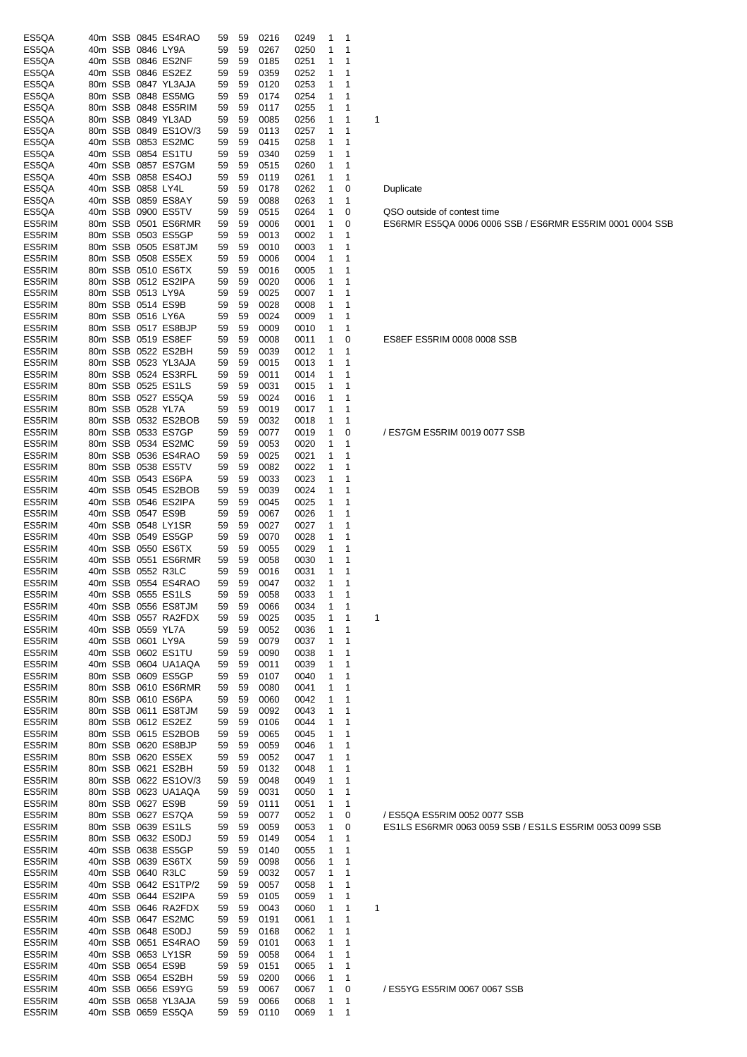| | | | | | | | | | | | | |
|---|---|---|---|---|---|---|---|---|---|---|---|---|
| ES5QA | 40m | SSB | 0845 | ES4RAO | 59 | 59 | 0216 | 0249 | 1 | 1 | | |
| ES5QA | 40m | SSB | 0846 | LY9A | 59 | 59 | 0267 | 0250 | 1 | 1 | | |
| ES5QA | 40m | SSB | 0846 | ES2NF | 59 | 59 | 0185 | 0251 | 1 | 1 | | |
| ES5QA | 40m | SSB | 0846 | ES2EZ | 59 | 59 | 0359 | 0252 | 1 | 1 | | |
| ES5QA | 80m | SSB | 0847 | YL3AJA | 59 | 59 | 0120 | 0253 | 1 | 1 | | |
| ES5QA | 80m | SSB | 0848 | ES5MG | 59 | 59 | 0174 | 0254 | 1 | 1 | | |
| ES5QA | 80m | SSB | 0848 | ES5RIM | 59 | 59 | 0117 | 0255 | 1 | 1 | | |
| ES5QA | 80m | SSB | 0849 | YL3AD | 59 | 59 | 0085 | 0256 | 1 | 1 | 1 | |
| ES5QA | 80m | SSB | 0849 | ES1OV/3 | 59 | 59 | 0113 | 0257 | 1 | 1 | | |
| ES5QA | 40m | SSB | 0853 | ES2MC | 59 | 59 | 0415 | 0258 | 1 | 1 | | |
| ES5QA | 40m | SSB | 0854 | ES1TU | 59 | 59 | 0340 | 0259 | 1 | 1 | | |
| ES5QA | 40m | SSB | 0857 | ES7GM | 59 | 59 | 0515 | 0260 | 1 | 1 | | |
| ES5QA | 40m | SSB | 0858 | ES4OJ | 59 | 59 | 0119 | 0261 | 1 | 1 | | |
| ES5QA | 40m | SSB | 0858 | LY4L | 59 | 59 | 0178 | 0262 | 1 | 0 | | Duplicate |
| ES5QA | 40m | SSB | 0859 | ES8AY | 59 | 59 | 0088 | 0263 | 1 | 1 | | |
| ES5QA | 40m | SSB | 0900 | ES5TV | 59 | 59 | 0515 | 0264 | 1 | 0 | | QSO outside of contest time |
| ES5RIM | 80m | SSB | 0501 | ES6RMR | 59 | 59 | 0006 | 0001 | 1 | 0 | | ES6RMR ES5QA 0006 0006 SSB / ES6RMR ES5RIM 0001 0004 SSB |
| ES5RIM | 80m | SSB | 0503 | ES5GP | 59 | 59 | 0013 | 0002 | 1 | 1 | | |
| ES5RIM | 80m | SSB | 0505 | ES8TJM | 59 | 59 | 0010 | 0003 | 1 | 1 | | |
| ES5RIM | 80m | SSB | 0508 | ES5EX | 59 | 59 | 0006 | 0004 | 1 | 1 | | |
| ES5RIM | 80m | SSB | 0510 | ES6TX | 59 | 59 | 0016 | 0005 | 1 | 1 | | |
| ES5RIM | 80m | SSB | 0512 | ES2IPA | 59 | 59 | 0020 | 0006 | 1 | 1 | | |
| ES5RIM | 80m | SSB | 0513 | LY9A | 59 | 59 | 0025 | 0007 | 1 | 1 | | |
| ES5RIM | 80m | SSB | 0514 | ES9B | 59 | 59 | 0028 | 0008 | 1 | 1 | | |
| ES5RIM | 80m | SSB | 0516 | LY6A | 59 | 59 | 0024 | 0009 | 1 | 1 | | |
| ES5RIM | 80m | SSB | 0517 | ES8BJP | 59 | 59 | 0009 | 0010 | 1 | 1 | | |
| ES5RIM | 80m | SSB | 0519 | ES8EF | 59 | 59 | 0008 | 0011 | 1 | 0 | | ES8EF ES5RIM 0008 0008 SSB |
| ES5RIM | 80m | SSB | 0522 | ES2BH | 59 | 59 | 0039 | 0012 | 1 | 1 | | |
| ES5RIM | 80m | SSB | 0523 | YL3AJA | 59 | 59 | 0015 | 0013 | 1 | 1 | | |
| ES5RIM | 80m | SSB | 0524 | ES3RFL | 59 | 59 | 0011 | 0014 | 1 | 1 | | |
| ES5RIM | 80m | SSB | 0525 | ES1LS | 59 | 59 | 0031 | 0015 | 1 | 1 | | |
| ES5RIM | 80m | SSB | 0527 | ES5QA | 59 | 59 | 0024 | 0016 | 1 | 1 | | |
| ES5RIM | 80m | SSB | 0528 | YL7A | 59 | 59 | 0019 | 0017 | 1 | 1 | | |
| ES5RIM | 80m | SSB | 0532 | ES2BOB | 59 | 59 | 0032 | 0018 | 1 | 1 | | |
| ES5RIM | 80m | SSB | 0533 | ES7GP | 59 | 59 | 0077 | 0019 | 1 | 0 | | / ES7GM ES5RIM 0019 0077 SSB |
| ES5RIM | 80m | SSB | 0534 | ES2MC | 59 | 59 | 0053 | 0020 | 1 | 1 | | |
| ES5RIM | 80m | SSB | 0536 | ES4RAO | 59 | 59 | 0025 | 0021 | 1 | 1 | | |
| ES5RIM | 80m | SSB | 0538 | ES5TV | 59 | 59 | 0082 | 0022 | 1 | 1 | | |
| ES5RIM | 40m | SSB | 0543 | ES6PA | 59 | 59 | 0033 | 0023 | 1 | 1 | | |
| ES5RIM | 40m | SSB | 0545 | ES2BOB | 59 | 59 | 0039 | 0024 | 1 | 1 | | |
| ES5RIM | 40m | SSB | 0546 | ES2IPA | 59 | 59 | 0045 | 0025 | 1 | 1 | | |
| ES5RIM | 40m | SSB | 0547 | ES9B | 59 | 59 | 0067 | 0026 | 1 | 1 | | |
| ES5RIM | 40m | SSB | 0548 | LY1SR | 59 | 59 | 0027 | 0027 | 1 | 1 | | |
| ES5RIM | 40m | SSB | 0549 | ES5GP | 59 | 59 | 0070 | 0028 | 1 | 1 | | |
| ES5RIM | 40m | SSB | 0550 | ES6TX | 59 | 59 | 0055 | 0029 | 1 | 1 | | |
| ES5RIM | 40m | SSB | 0551 | ES6RMR | 59 | 59 | 0058 | 0030 | 1 | 1 | | |
| ES5RIM | 40m | SSB | 0552 | R3LC | 59 | 59 | 0016 | 0031 | 1 | 1 | | |
| ES5RIM | 40m | SSB | 0554 | ES4RAO | 59 | 59 | 0047 | 0032 | 1 | 1 | | |
| ES5RIM | 40m | SSB | 0555 | ES1LS | 59 | 59 | 0058 | 0033 | 1 | 1 | | |
| ES5RIM | 40m | SSB | 0556 | ES8TJM | 59 | 59 | 0066 | 0034 | 1 | 1 | | |
| ES5RIM | 40m | SSB | 0557 | RA2FDX | 59 | 59 | 0025 | 0035 | 1 | 1 | 1 | |
| ES5RIM | 40m | SSB | 0559 | YL7A | 59 | 59 | 0052 | 0036 | 1 | 1 | | |
| ES5RIM | 40m | SSB | 0601 | LY9A | 59 | 59 | 0079 | 0037 | 1 | 1 | | |
| ES5RIM | 40m | SSB | 0602 | ES1TU | 59 | 59 | 0090 | 0038 | 1 | 1 | | |
| ES5RIM | 40m | SSB | 0604 | UA1AQA | 59 | 59 | 0011 | 0039 | 1 | 1 | | |
| ES5RIM | 80m | SSB | 0609 | ES5GP | 59 | 59 | 0107 | 0040 | 1 | 1 | | |
| ES5RIM | 80m | SSB | 0610 | ES6RMR | 59 | 59 | 0080 | 0041 | 1 | 1 | | |
| ES5RIM | 80m | SSB | 0610 | ES6PA | 59 | 59 | 0060 | 0042 | 1 | 1 | | |
| ES5RIM | 80m | SSB | 0611 | ES8TJM | 59 | 59 | 0092 | 0043 | 1 | 1 | | |
| ES5RIM | 80m | SSB | 0612 | ES2EZ | 59 | 59 | 0106 | 0044 | 1 | 1 | | |
| ES5RIM | 80m | SSB | 0615 | ES2BOB | 59 | 59 | 0065 | 0045 | 1 | 1 | | |
| ES5RIM | 80m | SSB | 0620 | ES8BJP | 59 | 59 | 0059 | 0046 | 1 | 1 | | |
| ES5RIM | 80m | SSB | 0620 | ES5EX | 59 | 59 | 0052 | 0047 | 1 | 1 | | |
| ES5RIM | 80m | SSB | 0621 | ES2BH | 59 | 59 | 0132 | 0048 | 1 | 1 | | |
| ES5RIM | 80m | SSB | 0622 | ES1OV/3 | 59 | 59 | 0048 | 0049 | 1 | 1 | | |
| ES5RIM | 80m | SSB | 0623 | UA1AQA | 59 | 59 | 0031 | 0050 | 1 | 1 | | |
| ES5RIM | 80m | SSB | 0627 | ES9B | 59 | 59 | 0111 | 0051 | 1 | 1 | | |
| ES5RIM | 80m | SSB | 0627 | ES7QA | 59 | 59 | 0077 | 0052 | 1 | 0 | | / ES5QA ES5RIM 0052 0077 SSB |
| ES5RIM | 80m | SSB | 0639 | ES1LS | 59 | 59 | 0059 | 0053 | 1 | 0 | | ES1LS ES6RMR 0063 0059 SSB / ES1LS ES5RIM 0053 0099 SSB |
| ES5RIM | 80m | SSB | 0632 | ES0DJ | 59 | 59 | 0149 | 0054 | 1 | 1 | | |
| ES5RIM | 40m | SSB | 0638 | ES5GP | 59 | 59 | 0140 | 0055 | 1 | 1 | | |
| ES5RIM | 40m | SSB | 0639 | ES6TX | 59 | 59 | 0098 | 0056 | 1 | 1 | | |
| ES5RIM | 40m | SSB | 0640 | R3LC | 59 | 59 | 0032 | 0057 | 1 | 1 | | |
| ES5RIM | 40m | SSB | 0642 | ES1TP/2 | 59 | 59 | 0057 | 0058 | 1 | 1 | | |
| ES5RIM | 40m | SSB | 0644 | ES2IPA | 59 | 59 | 0105 | 0059 | 1 | 1 | | |
| ES5RIM | 40m | SSB | 0646 | RA2FDX | 59 | 59 | 0043 | 0060 | 1 | 1 | 1 | |
| ES5RIM | 40m | SSB | 0647 | ES2MC | 59 | 59 | 0191 | 0061 | 1 | 1 | | |
| ES5RIM | 40m | SSB | 0648 | ES0DJ | 59 | 59 | 0168 | 0062 | 1 | 1 | | |
| ES5RIM | 40m | SSB | 0651 | ES4RAO | 59 | 59 | 0101 | 0063 | 1 | 1 | | |
| ES5RIM | 40m | SSB | 0653 | LY1SR | 59 | 59 | 0058 | 0064 | 1 | 1 | | |
| ES5RIM | 40m | SSB | 0654 | ES9B | 59 | 59 | 0151 | 0065 | 1 | 1 | | |
| ES5RIM | 40m | SSB | 0654 | ES2BH | 59 | 59 | 0200 | 0066 | 1 | 1 | | |
| ES5RIM | 40m | SSB | 0656 | ES9YG | 59 | 59 | 0067 | 0067 | 1 | 0 | | / ES5YG ES5RIM 0067 0067 SSB |
| ES5RIM | 40m | SSB | 0658 | YL3AJA | 59 | 59 | 0066 | 0068 | 1 | 1 | | |
| ES5RIM | 40m | SSB | 0659 | ES5QA | 59 | 59 | 0110 | 0069 | 1 | 1 | | |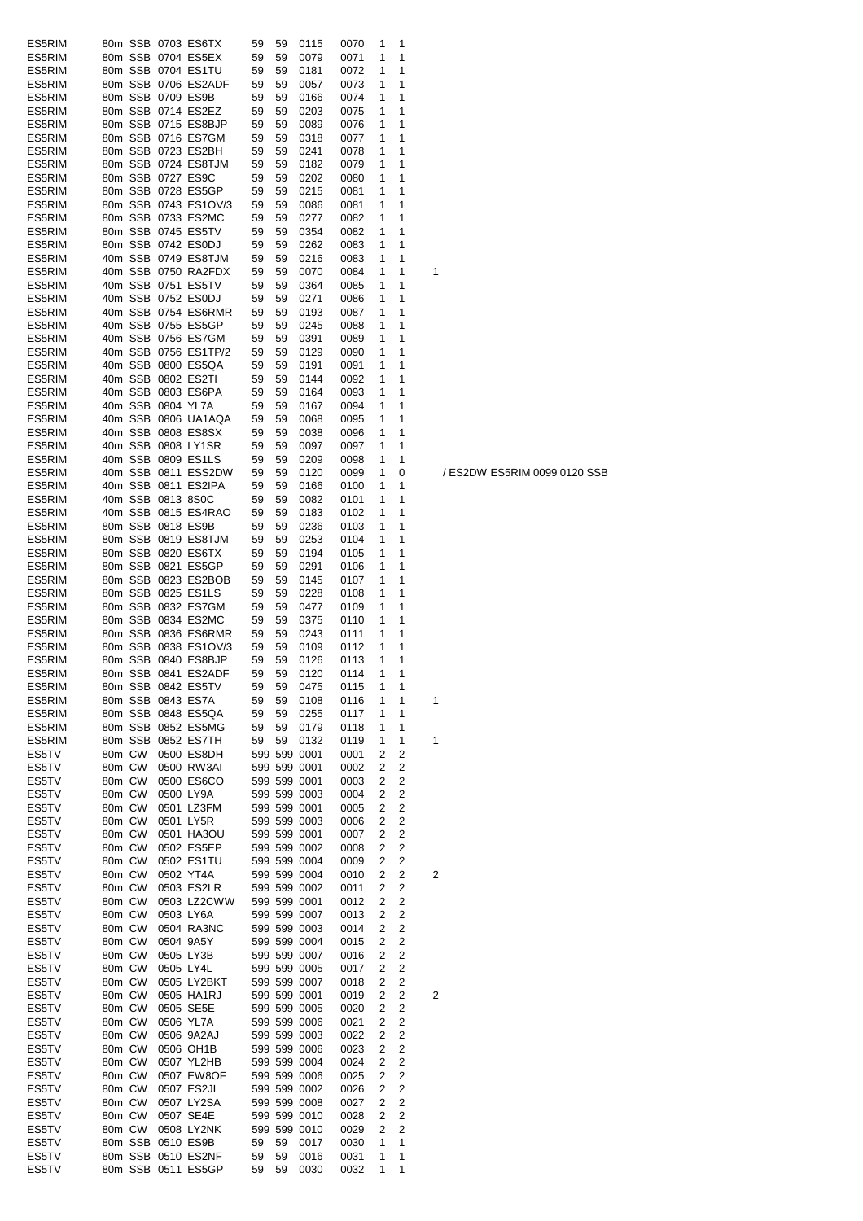| | | | | | | | | | | | | |
|---|---|---|---|---|---|---|---|---|---|---|---|---|
| ES5RIM | 80m | SSB | 0703 | ES6TX | 59 | 59 | 0115 | 0070 | 1 | 1 | | |
| ES5RIM | 80m | SSB | 0704 | ES5EX | 59 | 59 | 0079 | 0071 | 1 | 1 | | |
| ES5RIM | 80m | SSB | 0704 | ES1TU | 59 | 59 | 0181 | 0072 | 1 | 1 | | |
| ES5RIM | 80m | SSB | 0706 | ES2ADF | 59 | 59 | 0057 | 0073 | 1 | 1 | | |
| ES5RIM | 80m | SSB | 0709 | ES9B | 59 | 59 | 0166 | 0074 | 1 | 1 | | |
| ES5RIM | 80m | SSB | 0714 | ES2EZ | 59 | 59 | 0203 | 0075 | 1 | 1 | | |
| ES5RIM | 80m | SSB | 0715 | ES8BJP | 59 | 59 | 0089 | 0076 | 1 | 1 | | |
| ES5RIM | 80m | SSB | 0716 | ES7GM | 59 | 59 | 0318 | 0077 | 1 | 1 | | |
| ES5RIM | 80m | SSB | 0723 | ES2BH | 59 | 59 | 0241 | 0078 | 1 | 1 | | |
| ES5RIM | 80m | SSB | 0724 | ES8TJM | 59 | 59 | 0182 | 0079 | 1 | 1 | | |
| ES5RIM | 80m | SSB | 0727 | ES9C | 59 | 59 | 0202 | 0080 | 1 | 1 | | |
| ES5RIM | 80m | SSB | 0728 | ES5GP | 59 | 59 | 0215 | 0081 | 1 | 1 | | |
| ES5RIM | 80m | SSB | 0743 | ES1OV/3 | 59 | 59 | 0086 | 0081 | 1 | 1 | | |
| ES5RIM | 80m | SSB | 0733 | ES2MC | 59 | 59 | 0277 | 0082 | 1 | 1 | | |
| ES5RIM | 80m | SSB | 0745 | ES5TV | 59 | 59 | 0354 | 0082 | 1 | 1 | | |
| ES5RIM | 80m | SSB | 0742 | ES0DJ | 59 | 59 | 0262 | 0083 | 1 | 1 | | |
| ES5RIM | 40m | SSB | 0749 | ES8TJM | 59 | 59 | 0216 | 0083 | 1 | 1 | | |
| ES5RIM | 40m | SSB | 0750 | RA2FDX | 59 | 59 | 0070 | 0084 | 1 | 1 | 1 | |
| ES5RIM | 40m | SSB | 0751 | ES5TV | 59 | 59 | 0364 | 0085 | 1 | 1 | | |
| ES5RIM | 40m | SSB | 0752 | ES0DJ | 59 | 59 | 0271 | 0086 | 1 | 1 | | |
| ES5RIM | 40m | SSB | 0754 | ES6RMR | 59 | 59 | 0193 | 0087 | 1 | 1 | | |
| ES5RIM | 40m | SSB | 0755 | ES5GP | 59 | 59 | 0245 | 0088 | 1 | 1 | | |
| ES5RIM | 40m | SSB | 0756 | ES7GM | 59 | 59 | 0391 | 0089 | 1 | 1 | | |
| ES5RIM | 40m | SSB | 0756 | ES1TP/2 | 59 | 59 | 0129 | 0090 | 1 | 1 | | |
| ES5RIM | 40m | SSB | 0800 | ES5QA | 59 | 59 | 0191 | 0091 | 1 | 1 | | |
| ES5RIM | 40m | SSB | 0802 | ES2TI | 59 | 59 | 0144 | 0092 | 1 | 1 | | |
| ES5RIM | 40m | SSB | 0803 | ES6PA | 59 | 59 | 0164 | 0093 | 1 | 1 | | |
| ES5RIM | 40m | SSB | 0804 | YL7A | 59 | 59 | 0167 | 0094 | 1 | 1 | | |
| ES5RIM | 40m | SSB | 0806 | UA1AQA | 59 | 59 | 0068 | 0095 | 1 | 1 | | |
| ES5RIM | 40m | SSB | 0808 | ES8SX | 59 | 59 | 0038 | 0096 | 1 | 1 | | |
| ES5RIM | 40m | SSB | 0808 | LY1SR | 59 | 59 | 0097 | 0097 | 1 | 1 | | |
| ES5RIM | 40m | SSB | 0809 | ES1LS | 59 | 59 | 0209 | 0098 | 1 | 1 | | |
| ES5RIM | 40m | SSB | 0811 | ESS2DW | 59 | 59 | 0120 | 0099 | 1 | 0 | | / ES2DW ES5RIM 0099 0120 SSB |
| ES5RIM | 40m | SSB | 0811 | ES2IPA | 59 | 59 | 0166 | 0100 | 1 | 1 | | |
| ES5RIM | 40m | SSB | 0813 | 8S0C | 59 | 59 | 0082 | 0101 | 1 | 1 | | |
| ES5RIM | 40m | SSB | 0815 | ES4RAO | 59 | 59 | 0183 | 0102 | 1 | 1 | | |
| ES5RIM | 80m | SSB | 0818 | ES9B | 59 | 59 | 0236 | 0103 | 1 | 1 | | |
| ES5RIM | 80m | SSB | 0819 | ES8TJM | 59 | 59 | 0253 | 0104 | 1 | 1 | | |
| ES5RIM | 80m | SSB | 0820 | ES6TX | 59 | 59 | 0194 | 0105 | 1 | 1 | | |
| ES5RIM | 80m | SSB | 0821 | ES5GP | 59 | 59 | 0291 | 0106 | 1 | 1 | | |
| ES5RIM | 80m | SSB | 0823 | ES2BOB | 59 | 59 | 0145 | 0107 | 1 | 1 | | |
| ES5RIM | 80m | SSB | 0825 | ES1LS | 59 | 59 | 0228 | 0108 | 1 | 1 | | |
| ES5RIM | 80m | SSB | 0832 | ES7GM | 59 | 59 | 0477 | 0109 | 1 | 1 | | |
| ES5RIM | 80m | SSB | 0834 | ES2MC | 59 | 59 | 0375 | 0110 | 1 | 1 | | |
| ES5RIM | 80m | SSB | 0836 | ES6RMR | 59 | 59 | 0243 | 0111 | 1 | 1 | | |
| ES5RIM | 80m | SSB | 0838 | ES1OV/3 | 59 | 59 | 0109 | 0112 | 1 | 1 | | |
| ES5RIM | 80m | SSB | 0840 | ES8BJP | 59 | 59 | 0126 | 0113 | 1 | 1 | | |
| ES5RIM | 80m | SSB | 0841 | ES2ADF | 59 | 59 | 0120 | 0114 | 1 | 1 | | |
| ES5RIM | 80m | SSB | 0842 | ES5TV | 59 | 59 | 0475 | 0115 | 1 | 1 | | |
| ES5RIM | 80m | SSB | 0843 | ES7A | 59 | 59 | 0108 | 0116 | 1 | 1 | 1 | |
| ES5RIM | 80m | SSB | 0848 | ES5QA | 59 | 59 | 0255 | 0117 | 1 | 1 | | |
| ES5RIM | 80m | SSB | 0852 | ES5MG | 59 | 59 | 0179 | 0118 | 1 | 1 | | |
| ES5RIM | 80m | SSB | 0852 | ES7TH | 59 | 59 | 0132 | 0119 | 1 | 1 | 1 | |
| ES5TV | 80m | CW | 0500 | ES8DH | 599 | 599 | 0001 | 0001 | 2 | 2 | | |
| ES5TV | 80m | CW | 0500 | RW3AI | 599 | 599 | 0001 | 0002 | 2 | 2 | | |
| ES5TV | 80m | CW | 0500 | ES6CO | 599 | 599 | 0001 | 0003 | 2 | 2 | | |
| ES5TV | 80m | CW | 0500 | LY9A | 599 | 599 | 0003 | 0004 | 2 | 2 | | |
| ES5TV | 80m | CW | 0501 | LZ3FM | 599 | 599 | 0001 | 0005 | 2 | 2 | | |
| ES5TV | 80m | CW | 0501 | LY5R | 599 | 599 | 0003 | 0006 | 2 | 2 | | |
| ES5TV | 80m | CW | 0501 | HA3OU | 599 | 599 | 0001 | 0007 | 2 | 2 | | |
| ES5TV | 80m | CW | 0502 | ES5EP | 599 | 599 | 0002 | 0008 | 2 | 2 | | |
| ES5TV | 80m | CW | 0502 | ES1TU | 599 | 599 | 0004 | 0009 | 2 | 2 | | |
| ES5TV | 80m | CW | 0502 | YT4A | 599 | 599 | 0004 | 0010 | 2 | 2 | 2 | |
| ES5TV | 80m | CW | 0503 | ES2LR | 599 | 599 | 0002 | 0011 | 2 | 2 | | |
| ES5TV | 80m | CW | 0503 | LZ2CWW | 599 | 599 | 0001 | 0012 | 2 | 2 | | |
| ES5TV | 80m | CW | 0503 | LY6A | 599 | 599 | 0007 | 0013 | 2 | 2 | | |
| ES5TV | 80m | CW | 0504 | RA3NC | 599 | 599 | 0003 | 0014 | 2 | 2 | | |
| ES5TV | 80m | CW | 0504 | 9A5Y | 599 | 599 | 0004 | 0015 | 2 | 2 | | |
| ES5TV | 80m | CW | 0505 | LY3B | 599 | 599 | 0007 | 0016 | 2 | 2 | | |
| ES5TV | 80m | CW | 0505 | LY4L | 599 | 599 | 0005 | 0017 | 2 | 2 | | |
| ES5TV | 80m | CW | 0505 | LY2BKT | 599 | 599 | 0007 | 0018 | 2 | 2 | | |
| ES5TV | 80m | CW | 0505 | HA1RJ | 599 | 599 | 0001 | 0019 | 2 | 2 | 2 | |
| ES5TV | 80m | CW | 0505 | SE5E | 599 | 599 | 0005 | 0020 | 2 | 2 | | |
| ES5TV | 80m | CW | 0506 | YL7A | 599 | 599 | 0006 | 0021 | 2 | 2 | | |
| ES5TV | 80m | CW | 0506 | 9A2AJ | 599 | 599 | 0003 | 0022 | 2 | 2 | | |
| ES5TV | 80m | CW | 0506 | OH1B | 599 | 599 | 0006 | 0023 | 2 | 2 | | |
| ES5TV | 80m | CW | 0507 | YL2HB | 599 | 599 | 0004 | 0024 | 2 | 2 | | |
| ES5TV | 80m | CW | 0507 | EW8OF | 599 | 599 | 0006 | 0025 | 2 | 2 | | |
| ES5TV | 80m | CW | 0507 | ES2JL | 599 | 599 | 0002 | 0026 | 2 | 2 | | |
| ES5TV | 80m | CW | 0507 | LY2SA | 599 | 599 | 0008 | 0027 | 2 | 2 | | |
| ES5TV | 80m | CW | 0507 | SE4E | 599 | 599 | 0010 | 0028 | 2 | 2 | | |
| ES5TV | 80m | CW | 0508 | LY2NK | 599 | 599 | 0010 | 0029 | 2 | 2 | | |
| ES5TV | 80m | SSB | 0510 | ES9B | 59 | 59 | 0017 | 0030 | 1 | 1 | | |
| ES5TV | 80m | SSB | 0510 | ES2NF | 59 | 59 | 0016 | 0031 | 1 | 1 | | |
| ES5TV | 80m | SSB | 0511 | ES5GP | 59 | 59 | 0030 | 0032 | 1 | 1 | | |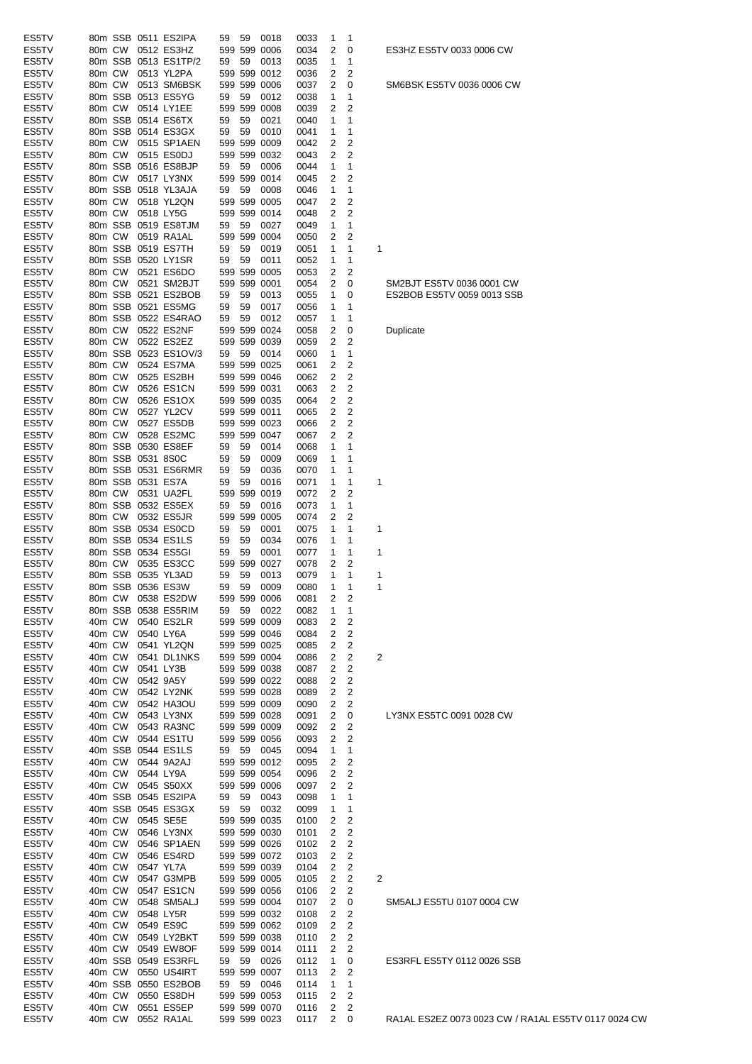| | | | | | | | | | | | | |
|---|---|---|---|---|---|---|---|---|---|---|---|---|
| ES5TV | 80m | SSB | 0511 | ES2IPA | 59 | 59 | 0018 | 0033 | 1 | 1 | | |
| ES5TV | 80m | CW | 0512 | ES3HZ | 599 | 599 | 0006 | 0034 | 2 | 0 | | ES3HZ ES5TV 0033 0006 CW |
| ES5TV | 80m | SSB | 0513 | ES1TP/2 | 59 | 59 | 0013 | 0035 | 1 | 1 | | |
| ES5TV | 80m | CW | 0513 | YL2PA | 599 | 599 | 0012 | 0036 | 2 | 2 | | |
| ES5TV | 80m | CW | 0513 | SM6BSK | 599 | 599 | 0006 | 0037 | 2 | 0 | | SM6BSK ES5TV 0036 0006 CW |
| ES5TV | 80m | SSB | 0513 | ES5YG | 59 | 59 | 0012 | 0038 | 1 | 1 | | |
| ES5TV | 80m | CW | 0514 | LY1EE | 599 | 599 | 0008 | 0039 | 2 | 2 | | |
| ES5TV | 80m | SSB | 0514 | ES6TX | 59 | 59 | 0021 | 0040 | 1 | 1 | | |
| ES5TV | 80m | SSB | 0514 | ES3GX | 59 | 59 | 0010 | 0041 | 1 | 1 | | |
| ES5TV | 80m | CW | 0515 | SP1AEN | 599 | 599 | 0009 | 0042 | 2 | 2 | | |
| ES5TV | 80m | CW | 0515 | ES0DJ | 599 | 599 | 0032 | 0043 | 2 | 2 | | |
| ES5TV | 80m | SSB | 0516 | ES8BJP | 59 | 59 | 0006 | 0044 | 1 | 1 | | |
| ES5TV | 80m | CW | 0517 | LY3NX | 599 | 599 | 0014 | 0045 | 2 | 2 | | |
| ES5TV | 80m | SSB | 0518 | YL3AJA | 59 | 59 | 0008 | 0046 | 1 | 1 | | |
| ES5TV | 80m | CW | 0518 | YL2QN | 599 | 599 | 0005 | 0047 | 2 | 2 | | |
| ES5TV | 80m | CW | 0518 | LY5G | 599 | 599 | 0014 | 0048 | 2 | 2 | | |
| ES5TV | 80m | SSB | 0519 | ES8TJM | 59 | 59 | 0027 | 0049 | 1 | 1 | | |
| ES5TV | 80m | CW | 0519 | RA1AL | 599 | 599 | 0004 | 0050 | 2 | 2 | | |
| ES5TV | 80m | SSB | 0519 | ES7TH | 59 | 59 | 0019 | 0051 | 1 | 1 | 1 | |
| ES5TV | 80m | SSB | 0520 | LY1SR | 59 | 59 | 0011 | 0052 | 1 | 1 | | |
| ES5TV | 80m | CW | 0521 | ES6DO | 599 | 599 | 0005 | 0053 | 2 | 2 | | |
| ES5TV | 80m | CW | 0521 | SM2BJT | 599 | 599 | 0001 | 0054 | 2 | 0 | | SM2BJT ES5TV 0036 0001 CW |
| ES5TV | 80m | SSB | 0521 | ES2BOB | 59 | 59 | 0013 | 0055 | 1 | 0 | | ES2BOB ES5TV 0059 0013 SSB |
| ES5TV | 80m | SSB | 0521 | ES5MG | 59 | 59 | 0017 | 0056 | 1 | 1 | | |
| ES5TV | 80m | SSB | 0522 | ES4RAO | 59 | 59 | 0012 | 0057 | 1 | 1 | | |
| ES5TV | 80m | CW | 0522 | ES2NF | 599 | 599 | 0024 | 0058 | 2 | 0 | | Duplicate |
| ES5TV | 80m | CW | 0522 | ES2EZ | 599 | 599 | 0039 | 0059 | 2 | 2 | | |
| ES5TV | 80m | SSB | 0523 | ES1OV/3 | 59 | 59 | 0014 | 0060 | 1 | 1 | | |
| ES5TV | 80m | CW | 0524 | ES7MA | 599 | 599 | 0025 | 0061 | 2 | 2 | | |
| ES5TV | 80m | CW | 0525 | ES2BH | 599 | 599 | 0046 | 0062 | 2 | 2 | | |
| ES5TV | 80m | CW | 0526 | ES1CN | 599 | 599 | 0031 | 0063 | 2 | 2 | | |
| ES5TV | 80m | CW | 0526 | ES1OX | 599 | 599 | 0035 | 0064 | 2 | 2 | | |
| ES5TV | 80m | CW | 0527 | YL2CV | 599 | 599 | 0011 | 0065 | 2 | 2 | | |
| ES5TV | 80m | CW | 0527 | ES5DB | 599 | 599 | 0023 | 0066 | 2 | 2 | | |
| ES5TV | 80m | CW | 0528 | ES2MC | 599 | 599 | 0047 | 0067 | 2 | 2 | | |
| ES5TV | 80m | SSB | 0530 | ES8EF | 59 | 59 | 0014 | 0068 | 1 | 1 | | |
| ES5TV | 80m | SSB | 0531 | 8S0C | 59 | 59 | 0009 | 0069 | 1 | 1 | | |
| ES5TV | 80m | SSB | 0531 | ES6RMR | 59 | 59 | 0036 | 0070 | 1 | 1 | | |
| ES5TV | 80m | SSB | 0531 | ES7A | 59 | 59 | 0016 | 0071 | 1 | 1 | 1 | |
| ES5TV | 80m | CW | 0531 | UA2FL | 599 | 599 | 0019 | 0072 | 2 | 2 | | |
| ES5TV | 80m | SSB | 0532 | ES5EX | 59 | 59 | 0016 | 0073 | 1 | 1 | | |
| ES5TV | 80m | CW | 0532 | ES5JR | 599 | 599 | 0005 | 0074 | 2 | 2 | | |
| ES5TV | 80m | SSB | 0534 | ES0CD | 59 | 59 | 0001 | 0075 | 1 | 1 | 1 | |
| ES5TV | 80m | SSB | 0534 | ES1LS | 59 | 59 | 0034 | 0076 | 1 | 1 | | |
| ES5TV | 80m | SSB | 0534 | ES5GI | 59 | 59 | 0001 | 0077 | 1 | 1 | 1 | |
| ES5TV | 80m | CW | 0535 | ES3CC | 599 | 599 | 0027 | 0078 | 2 | 2 | | |
| ES5TV | 80m | SSB | 0535 | YL3AD | 59 | 59 | 0013 | 0079 | 1 | 1 | 1 | |
| ES5TV | 80m | SSB | 0536 | ES3W | 59 | 59 | 0009 | 0080 | 1 | 1 | 1 | |
| ES5TV | 80m | CW | 0538 | ES2DW | 599 | 599 | 0006 | 0081 | 2 | 2 | | |
| ES5TV | 80m | SSB | 0538 | ES5RIM | 59 | 59 | 0022 | 0082 | 1 | 1 | | |
| ES5TV | 40m | CW | 0540 | ES2LR | 599 | 599 | 0009 | 0083 | 2 | 2 | | |
| ES5TV | 40m | CW | 0540 | LY6A | 599 | 599 | 0046 | 0084 | 2 | 2 | | |
| ES5TV | 40m | CW | 0541 | YL2QN | 599 | 599 | 0025 | 0085 | 2 | 2 | | |
| ES5TV | 40m | CW | 0541 | DL1NKS | 599 | 599 | 0004 | 0086 | 2 | 2 | 2 | |
| ES5TV | 40m | CW | 0541 | LY3B | 599 | 599 | 0038 | 0087 | 2 | 2 | | |
| ES5TV | 40m | CW | 0542 | 9A5Y | 599 | 599 | 0022 | 0088 | 2 | 2 | | |
| ES5TV | 40m | CW | 0542 | LY2NK | 599 | 599 | 0028 | 0089 | 2 | 2 | | |
| ES5TV | 40m | CW | 0542 | HA3OU | 599 | 599 | 0009 | 0090 | 2 | 2 | | |
| ES5TV | 40m | CW | 0543 | LY3NX | 599 | 599 | 0028 | 0091 | 2 | 0 | | LY3NX ES5TC 0091 0028 CW |
| ES5TV | 40m | CW | 0543 | RA3NC | 599 | 599 | 0009 | 0092 | 2 | 2 | | |
| ES5TV | 40m | CW | 0544 | ES1TU | 599 | 599 | 0056 | 0093 | 2 | 2 | | |
| ES5TV | 40m | SSB | 0544 | ES1LS | 59 | 59 | 0045 | 0094 | 1 | 1 | | |
| ES5TV | 40m | CW | 0544 | 9A2AJ | 599 | 599 | 0012 | 0095 | 2 | 2 | | |
| ES5TV | 40m | CW | 0544 | LY9A | 599 | 599 | 0054 | 0096 | 2 | 2 | | |
| ES5TV | 40m | CW | 0545 | S50XX | 599 | 599 | 0006 | 0097 | 2 | 2 | | |
| ES5TV | 40m | SSB | 0545 | ES2IPA | 59 | 59 | 0043 | 0098 | 1 | 1 | | |
| ES5TV | 40m | SSB | 0545 | ES3GX | 59 | 59 | 0032 | 0099 | 1 | 1 | | |
| ES5TV | 40m | CW | 0545 | SE5E | 599 | 599 | 0035 | 0100 | 2 | 2 | | |
| ES5TV | 40m | CW | 0546 | LY3NX | 599 | 599 | 0030 | 0101 | 2 | 2 | | |
| ES5TV | 40m | CW | 0546 | SP1AEN | 599 | 599 | 0026 | 0102 | 2 | 2 | | |
| ES5TV | 40m | CW | 0546 | ES4RD | 599 | 599 | 0072 | 0103 | 2 | 2 | | |
| ES5TV | 40m | CW | 0547 | YL7A | 599 | 599 | 0039 | 0104 | 2 | 2 | | |
| ES5TV | 40m | CW | 0547 | G3MPB | 599 | 599 | 0005 | 0105 | 2 | 2 | 2 | |
| ES5TV | 40m | CW | 0547 | ES1CN | 599 | 599 | 0056 | 0106 | 2 | 2 | | |
| ES5TV | 40m | CW | 0548 | SM5ALJ | 599 | 599 | 0004 | 0107 | 2 | 0 | | SM5ALJ ES5TU 0107 0004 CW |
| ES5TV | 40m | CW | 0548 | LY5R | 599 | 599 | 0032 | 0108 | 2 | 2 | | |
| ES5TV | 40m | CW | 0549 | ES9C | 599 | 599 | 0062 | 0109 | 2 | 2 | | |
| ES5TV | 40m | CW | 0549 | LY2BKT | 599 | 599 | 0038 | 0110 | 2 | 2 | | |
| ES5TV | 40m | CW | 0549 | EW8OF | 599 | 599 | 0014 | 0111 | 2 | 2 | | |
| ES5TV | 40m | SSB | 0549 | ES3RFL | 59 | 59 | 0026 | 0112 | 1 | 0 | | ES3RFL ES5TY 0112 0026 SSB |
| ES5TV | 40m | CW | 0550 | US4IRT | 599 | 599 | 0007 | 0113 | 2 | 2 | | |
| ES5TV | 40m | SSB | 0550 | ES2BOB | 59 | 59 | 0046 | 0114 | 1 | 1 | | |
| ES5TV | 40m | CW | 0550 | ES8DH | 599 | 599 | 0053 | 0115 | 2 | 2 | | |
| ES5TV | 40m | CW | 0551 | ES5EP | 599 | 599 | 0070 | 0116 | 2 | 2 | | |
| ES5TV | 40m | CW | 0552 | RA1AL | 599 | 599 | 0023 | 0117 | 2 | 0 | | RA1AL ES2EZ 0073 0023 CW / RA1AL ES5TV 0117 0024 CW |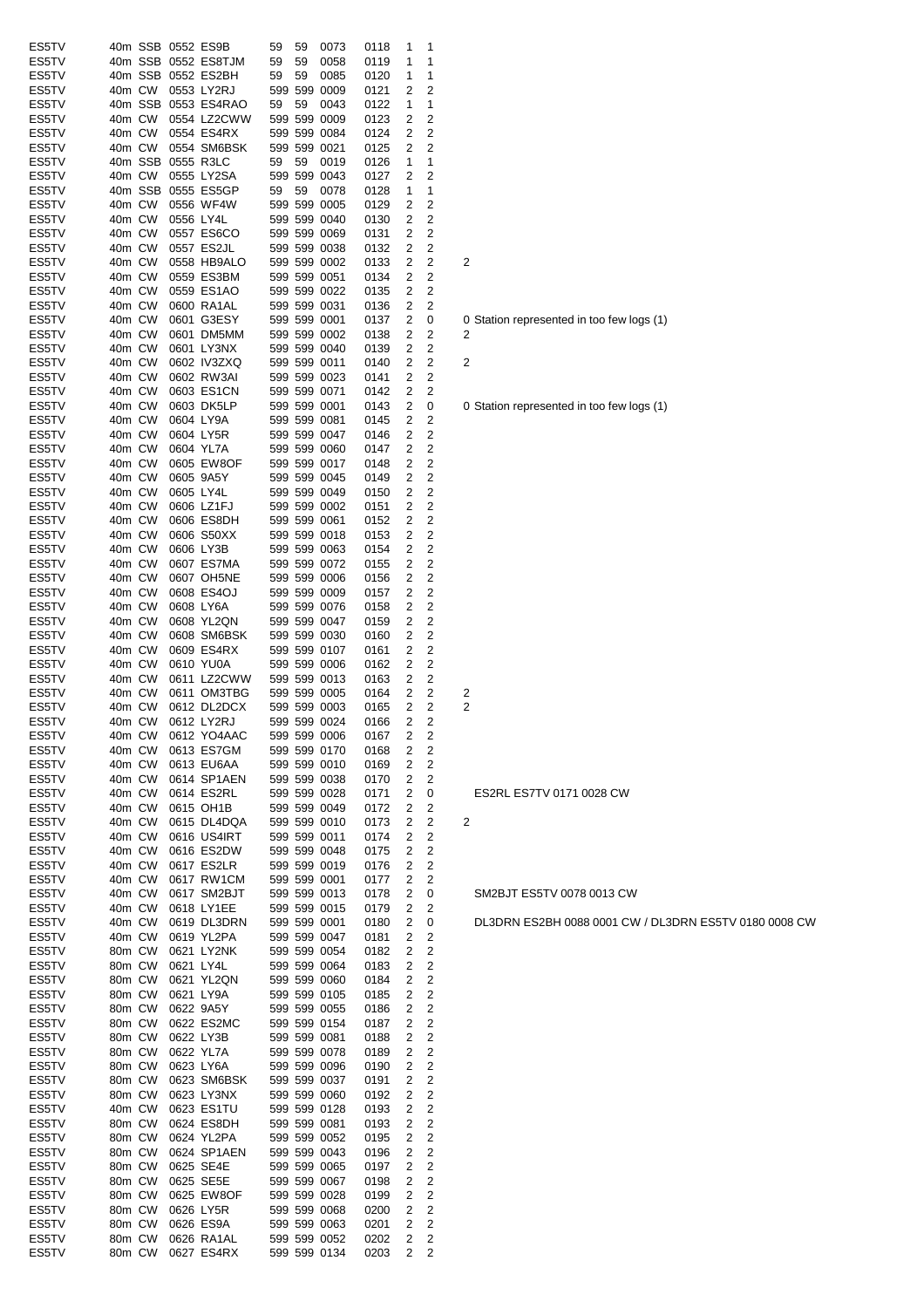| | | | | | | | | | | | | |
|---|---|---|---|---|---|---|---|---|---|---|---|---|
| ES5TV | 40m | SSB | 0552 | ES9B | 59 | 59 | 0073 | 0118 | 1 | 1 | | |
| ES5TV | 40m | SSB | 0552 | ES8TJM | 59 | 59 | 0058 | 0119 | 1 | 1 | | |
| ES5TV | 40m | SSB | 0552 | ES2BH | 59 | 59 | 0085 | 0120 | 1 | 1 | | |
| ES5TV | 40m | CW | 0553 | LY2RJ | 599 | 599 | 0009 | 0121 | 2 | 2 | | |
| ES5TV | 40m | SSB | 0553 | ES4RAO | 59 | 59 | 0043 | 0122 | 1 | 1 | | |
| ES5TV | 40m | CW | 0554 | LZ2CWW | 599 | 599 | 0009 | 0123 | 2 | 2 | | |
| ES5TV | 40m | CW | 0554 | ES4RX | 599 | 599 | 0084 | 0124 | 2 | 2 | | |
| ES5TV | 40m | CW | 0554 | SM6BSK | 599 | 599 | 0021 | 0125 | 2 | 2 | | |
| ES5TV | 40m | SSB | 0555 | R3LC | 59 | 59 | 0019 | 0126 | 1 | 1 | | |
| ES5TV | 40m | CW | 0555 | LY2SA | 599 | 599 | 0043 | 0127 | 2 | 2 | | |
| ES5TV | 40m | SSB | 0555 | ES5GP | 59 | 59 | 0078 | 0128 | 1 | 1 | | |
| ES5TV | 40m | CW | 0556 | WF4W | 599 | 599 | 0005 | 0129 | 2 | 2 | | |
| ES5TV | 40m | CW | 0556 | LY4L | 599 | 599 | 0040 | 0130 | 2 | 2 | | |
| ES5TV | 40m | CW | 0557 | ES6CO | 599 | 599 | 0069 | 0131 | 2 | 2 | | |
| ES5TV | 40m | CW | 0557 | ES2JL | 599 | 599 | 0038 | 0132 | 2 | 2 | | |
| ES5TV | 40m | CW | 0558 | HB9ALO | 599 | 599 | 0002 | 0133 | 2 | 2 | 2 | |
| ES5TV | 40m | CW | 0559 | ES3BM | 599 | 599 | 0051 | 0134 | 2 | 2 | | |
| ES5TV | 40m | CW | 0559 | ES1AO | 599 | 599 | 0022 | 0135 | 2 | 2 | | |
| ES5TV | 40m | CW | 0600 | RA1AL | 599 | 599 | 0031 | 0136 | 2 | 2 | | |
| ES5TV | 40m | CW | 0601 | G3ESY | 599 | 599 | 0001 | 0137 | 2 | 0 | 0 | Station represented in too few logs (1) |
| ES5TV | 40m | CW | 0601 | DM5MM | 599 | 599 | 0002 | 0138 | 2 | 2 | 2 | |
| ES5TV | 40m | CW | 0601 | LY3NX | 599 | 599 | 0040 | 0139 | 2 | 2 | | |
| ES5TV | 40m | CW | 0602 | IV3ZXQ | 599 | 599 | 0011 | 0140 | 2 | 2 | 2 | |
| ES5TV | 40m | CW | 0602 | RW3AI | 599 | 599 | 0023 | 0141 | 2 | 2 | | |
| ES5TV | 40m | CW | 0603 | ES1CN | 599 | 599 | 0071 | 0142 | 2 | 2 | | |
| ES5TV | 40m | CW | 0603 | DK5LP | 599 | 599 | 0001 | 0143 | 2 | 0 | 0 | Station represented in too few logs (1) |
| ES5TV | 40m | CW | 0604 | LY9A | 599 | 599 | 0081 | 0145 | 2 | 2 | | |
| ES5TV | 40m | CW | 0604 | LY5R | 599 | 599 | 0047 | 0146 | 2 | 2 | | |
| ES5TV | 40m | CW | 0604 | YL7A | 599 | 599 | 0060 | 0147 | 2 | 2 | | |
| ES5TV | 40m | CW | 0605 | EW8OF | 599 | 599 | 0017 | 0148 | 2 | 2 | | |
| ES5TV | 40m | CW | 0605 | 9A5Y | 599 | 599 | 0045 | 0149 | 2 | 2 | | |
| ES5TV | 40m | CW | 0605 | LY4L | 599 | 599 | 0049 | 0150 | 2 | 2 | | |
| ES5TV | 40m | CW | 0606 | LZ1FJ | 599 | 599 | 0002 | 0151 | 2 | 2 | | |
| ES5TV | 40m | CW | 0606 | ES8DH | 599 | 599 | 0061 | 0152 | 2 | 2 | | |
| ES5TV | 40m | CW | 0606 | S50XX | 599 | 599 | 0018 | 0153 | 2 | 2 | | |
| ES5TV | 40m | CW | 0606 | LY3B | 599 | 599 | 0063 | 0154 | 2 | 2 | | |
| ES5TV | 40m | CW | 0607 | ES7MA | 599 | 599 | 0072 | 0155 | 2 | 2 | | |
| ES5TV | 40m | CW | 0607 | OH5NE | 599 | 599 | 0006 | 0156 | 2 | 2 | | |
| ES5TV | 40m | CW | 0608 | ES4OJ | 599 | 599 | 0009 | 0157 | 2 | 2 | | |
| ES5TV | 40m | CW | 0608 | LY6A | 599 | 599 | 0076 | 0158 | 2 | 2 | | |
| ES5TV | 40m | CW | 0608 | YL2QN | 599 | 599 | 0047 | 0159 | 2 | 2 | | |
| ES5TV | 40m | CW | 0608 | SM6BSK | 599 | 599 | 0030 | 0160 | 2 | 2 | | |
| ES5TV | 40m | CW | 0609 | ES4RX | 599 | 599 | 0107 | 0161 | 2 | 2 | | |
| ES5TV | 40m | CW | 0610 | YU0A | 599 | 599 | 0006 | 0162 | 2 | 2 | | |
| ES5TV | 40m | CW | 0611 | LZ2CWW | 599 | 599 | 0013 | 0163 | 2 | 2 | | |
| ES5TV | 40m | CW | 0611 | OM3TBG | 599 | 599 | 0005 | 0164 | 2 | 2 | 2 | |
| ES5TV | 40m | CW | 0612 | DL2DCX | 599 | 599 | 0003 | 0165 | 2 | 2 | 2 | |
| ES5TV | 40m | CW | 0612 | LY2RJ | 599 | 599 | 0024 | 0166 | 2 | 2 | | |
| ES5TV | 40m | CW | 0612 | YO4AAC | 599 | 599 | 0006 | 0167 | 2 | 2 | | |
| ES5TV | 40m | CW | 0613 | ES7GM | 599 | 599 | 0170 | 0168 | 2 | 2 | | |
| ES5TV | 40m | CW | 0613 | EU6AA | 599 | 599 | 0010 | 0169 | 2 | 2 | | |
| ES5TV | 40m | CW | 0614 | SP1AEN | 599 | 599 | 0038 | 0170 | 2 | 2 | | |
| ES5TV | 40m | CW | 0614 | ES2RL | 599 | 599 | 0028 | 0171 | 2 | 0 | | ES2RL ES7TV 0171 0028 CW |
| ES5TV | 40m | CW | 0615 | OH1B | 599 | 599 | 0049 | 0172 | 2 | 2 | | |
| ES5TV | 40m | CW | 0615 | DL4DQA | 599 | 599 | 0010 | 0173 | 2 | 2 | 2 | |
| ES5TV | 40m | CW | 0616 | US4IRT | 599 | 599 | 0011 | 0174 | 2 | 2 | | |
| ES5TV | 40m | CW | 0616 | ES2DW | 599 | 599 | 0048 | 0175 | 2 | 2 | | |
| ES5TV | 40m | CW | 0617 | ES2LR | 599 | 599 | 0019 | 0176 | 2 | 2 | | |
| ES5TV | 40m | CW | 0617 | RW1CM | 599 | 599 | 0001 | 0177 | 2 | 2 | | |
| ES5TV | 40m | CW | 0617 | SM2BJT | 599 | 599 | 0013 | 0178 | 2 | 0 | | SM2BJT ES5TV 0078 0013 CW |
| ES5TV | 40m | CW | 0618 | LY1EE | 599 | 599 | 0015 | 0179 | 2 | 2 | | |
| ES5TV | 40m | CW | 0619 | DL3DRN | 599 | 599 | 0001 | 0180 | 2 | 0 | | DL3DRN ES2BH 0088 0001 CW / DL3DRN ES5TV 0180 0008 CW |
| ES5TV | 40m | CW | 0619 | YL2PA | 599 | 599 | 0047 | 0181 | 2 | 2 | | |
| ES5TV | 80m | CW | 0621 | LY2NK | 599 | 599 | 0054 | 0182 | 2 | 2 | | |
| ES5TV | 80m | CW | 0621 | LY4L | 599 | 599 | 0064 | 0183 | 2 | 2 | | |
| ES5TV | 80m | CW | 0621 | YL2QN | 599 | 599 | 0060 | 0184 | 2 | 2 | | |
| ES5TV | 80m | CW | 0621 | LY9A | 599 | 599 | 0105 | 0185 | 2 | 2 | | |
| ES5TV | 80m | CW | 0622 | 9A5Y | 599 | 599 | 0055 | 0186 | 2 | 2 | | |
| ES5TV | 80m | CW | 0622 | ES2MC | 599 | 599 | 0154 | 0187 | 2 | 2 | | |
| ES5TV | 80m | CW | 0622 | LY3B | 599 | 599 | 0081 | 0188 | 2 | 2 | | |
| ES5TV | 80m | CW | 0622 | YL7A | 599 | 599 | 0078 | 0189 | 2 | 2 | | |
| ES5TV | 80m | CW | 0623 | LY6A | 599 | 599 | 0096 | 0190 | 2 | 2 | | |
| ES5TV | 80m | CW | 0623 | SM6BSK | 599 | 599 | 0037 | 0191 | 2 | 2 | | |
| ES5TV | 80m | CW | 0623 | LY3NX | 599 | 599 | 0060 | 0192 | 2 | 2 | | |
| ES5TV | 40m | CW | 0623 | ES1TU | 599 | 599 | 0128 | 0193 | 2 | 2 | | |
| ES5TV | 80m | CW | 0624 | ES8DH | 599 | 599 | 0081 | 0193 | 2 | 2 | | |
| ES5TV | 80m | CW | 0624 | YL2PA | 599 | 599 | 0052 | 0195 | 2 | 2 | | |
| ES5TV | 80m | CW | 0624 | SP1AEN | 599 | 599 | 0043 | 0196 | 2 | 2 | | |
| ES5TV | 80m | CW | 0625 | SE4E | 599 | 599 | 0065 | 0197 | 2 | 2 | | |
| ES5TV | 80m | CW | 0625 | SE5E | 599 | 599 | 0067 | 0198 | 2 | 2 | | |
| ES5TV | 80m | CW | 0625 | EW8OF | 599 | 599 | 0028 | 0199 | 2 | 2 | | |
| ES5TV | 80m | CW | 0626 | LY5R | 599 | 599 | 0068 | 0200 | 2 | 2 | | |
| ES5TV | 80m | CW | 0626 | ES9A | 599 | 599 | 0063 | 0201 | 2 | 2 | | |
| ES5TV | 80m | CW | 0626 | RA1AL | 599 | 599 | 0052 | 0202 | 2 | 2 | | |
| ES5TV | 80m | CW | 0627 | ES4RX | 599 | 599 | 0134 | 0203 | 2 | 2 | | |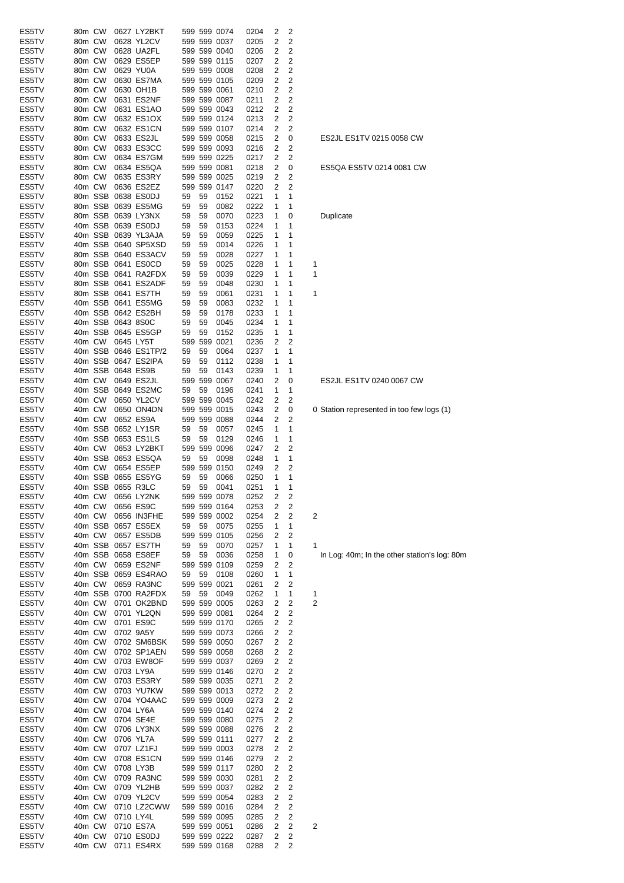| | | | | | | | | | | | | |
|---|---|---|---|---|---|---|---|---|---|---|---|---|
| ES5TV | 80m | CW | 0627 | LY2BKT | 599 | 599 | 0074 | 0204 | 2 | 2 | | |
| ES5TV | 80m | CW | 0628 | YL2CV | 599 | 599 | 0037 | 0205 | 2 | 2 | | |
| ES5TV | 80m | CW | 0628 | UA2FL | 599 | 599 | 0040 | 0206 | 2 | 2 | | |
| ES5TV | 80m | CW | 0629 | ES5EP | 599 | 599 | 0115 | 0207 | 2 | 2 | | |
| ES5TV | 80m | CW | 0629 | YU0A | 599 | 599 | 0008 | 0208 | 2 | 2 | | |
| ES5TV | 80m | CW | 0630 | ES7MA | 599 | 599 | 0105 | 0209 | 2 | 2 | | |
| ES5TV | 80m | CW | 0630 | OH1B | 599 | 599 | 0061 | 0210 | 2 | 2 | | |
| ES5TV | 80m | CW | 0631 | ES2NF | 599 | 599 | 0087 | 0211 | 2 | 2 | | |
| ES5TV | 80m | CW | 0631 | ES1AO | 599 | 599 | 0043 | 0212 | 2 | 2 | | |
| ES5TV | 80m | CW | 0632 | ES1OX | 599 | 599 | 0124 | 0213 | 2 | 2 | | |
| ES5TV | 80m | CW | 0632 | ES1CN | 599 | 599 | 0107 | 0214 | 2 | 2 | | |
| ES5TV | 80m | CW | 0633 | ES2JL | 599 | 599 | 0058 | 0215 | 2 | 0 | | ES2JL ES1TV 0215 0058 CW |
| ES5TV | 80m | CW | 0633 | ES3CC | 599 | 599 | 0093 | 0216 | 2 | 2 | | |
| ES5TV | 80m | CW | 0634 | ES7GM | 599 | 599 | 0225 | 0217 | 2 | 2 | | |
| ES5TV | 80m | CW | 0634 | ES5QA | 599 | 599 | 0081 | 0218 | 2 | 0 | | ES5QA ES5TV 0214 0081 CW |
| ES5TV | 80m | CW | 0635 | ES3RY | 599 | 599 | 0025 | 0219 | 2 | 2 | | |
| ES5TV | 40m | CW | 0636 | ES2EZ | 599 | 599 | 0147 | 0220 | 2 | 2 | | |
| ES5TV | 80m | SSB | 0638 | ES0DJ | 59 | 59 | 0152 | 0221 | 1 | 1 | | |
| ES5TV | 80m | SSB | 0639 | ES5MG | 59 | 59 | 0082 | 0222 | 1 | 1 | | |
| ES5TV | 80m | SSB | 0639 | LY3NX | 59 | 59 | 0070 | 0223 | 1 | 0 | | Duplicate |
| ES5TV | 40m | SSB | 0639 | ES0DJ | 59 | 59 | 0153 | 0224 | 1 | 1 | | |
| ES5TV | 40m | SSB | 0639 | YL3AJA | 59 | 59 | 0059 | 0225 | 1 | 1 | | |
| ES5TV | 40m | SSB | 0640 | SP5XSD | 59 | 59 | 0014 | 0226 | 1 | 1 | | |
| ES5TV | 80m | SSB | 0640 | ES3ACV | 59 | 59 | 0028 | 0227 | 1 | 1 | | |
| ES5TV | 80m | SSB | 0641 | ES0CD | 59 | 59 | 0025 | 0228 | 1 | 1 | 1 | |
| ES5TV | 40m | SSB | 0641 | RA2FDX | 59 | 59 | 0039 | 0229 | 1 | 1 | 1 | |
| ES5TV | 80m | SSB | 0641 | ES2ADF | 59 | 59 | 0048 | 0230 | 1 | 1 | | |
| ES5TV | 80m | SSB | 0641 | ES7TH | 59 | 59 | 0061 | 0231 | 1 | 1 | 1 | |
| ES5TV | 40m | SSB | 0641 | ES5MG | 59 | 59 | 0083 | 0232 | 1 | 1 | | |
| ES5TV | 40m | SSB | 0642 | ES2BH | 59 | 59 | 0178 | 0233 | 1 | 1 | | |
| ES5TV | 40m | SSB | 0643 | 8S0C | 59 | 59 | 0045 | 0234 | 1 | 1 | | |
| ES5TV | 40m | SSB | 0645 | ES5GP | 59 | 59 | 0152 | 0235 | 1 | 1 | | |
| ES5TV | 40m | CW | 0645 | LY5T | 599 | 599 | 0021 | 0236 | 2 | 2 | | |
| ES5TV | 40m | SSB | 0646 | ES1TP/2 | 59 | 59 | 0064 | 0237 | 1 | 1 | | |
| ES5TV | 40m | SSB | 0647 | ES2IPA | 59 | 59 | 0112 | 0238 | 1 | 1 | | |
| ES5TV | 40m | SSB | 0648 | ES9B | 59 | 59 | 0143 | 0239 | 1 | 1 | | |
| ES5TV | 40m | CW | 0649 | ES2JL | 599 | 599 | 0067 | 0240 | 2 | 0 | | ES2JL ES1TV 0240 0067 CW |
| ES5TV | 40m | SSB | 0649 | ES2MC | 59 | 59 | 0196 | 0241 | 1 | 1 | | |
| ES5TV | 40m | CW | 0650 | YL2CV | 599 | 599 | 0045 | 0242 | 2 | 2 | | |
| ES5TV | 40m | CW | 0650 | ON4DN | 599 | 599 | 0015 | 0243 | 2 | 0 | 0 | Station represented in too few logs (1) |
| ES5TV | 40m | CW | 0652 | ES9A | 599 | 599 | 0088 | 0244 | 2 | 2 | | |
| ES5TV | 40m | SSB | 0652 | LY1SR | 59 | 59 | 0057 | 0245 | 1 | 1 | | |
| ES5TV | 40m | SSB | 0653 | ES1LS | 59 | 59 | 0129 | 0246 | 1 | 1 | | |
| ES5TV | 40m | CW | 0653 | LY2BKT | 599 | 599 | 0096 | 0247 | 2 | 2 | | |
| ES5TV | 40m | SSB | 0653 | ES5QA | 59 | 59 | 0098 | 0248 | 1 | 1 | | |
| ES5TV | 40m | CW | 0654 | ES5EP | 599 | 599 | 0150 | 0249 | 2 | 2 | | |
| ES5TV | 40m | SSB | 0655 | ES5YG | 59 | 59 | 0066 | 0250 | 1 | 1 | | |
| ES5TV | 40m | SSB | 0655 | R3LC | 59 | 59 | 0041 | 0251 | 1 | 1 | | |
| ES5TV | 40m | CW | 0656 | LY2NK | 599 | 599 | 0078 | 0252 | 2 | 2 | | |
| ES5TV | 40m | CW | 0656 | ES9C | 599 | 599 | 0164 | 0253 | 2 | 2 | | |
| ES5TV | 40m | CW | 0656 | IN3FHE | 599 | 599 | 0002 | 0254 | 2 | 2 | 2 | |
| ES5TV | 40m | SSB | 0657 | ES5EX | 59 | 59 | 0075 | 0255 | 1 | 1 | | |
| ES5TV | 40m | CW | 0657 | ES5DB | 599 | 599 | 0105 | 0256 | 2 | 2 | | |
| ES5TV | 40m | SSB | 0657 | ES7TH | 59 | 59 | 0070 | 0257 | 1 | 1 | 1 | |
| ES5TV | 40m | SSB | 0658 | ES8EF | 59 | 59 | 0036 | 0258 | 1 | 0 | | In Log: 40m; In the other station's log: 80m |
| ES5TV | 40m | CW | 0659 | ES2NF | 599 | 599 | 0109 | 0259 | 2 | 2 | | |
| ES5TV | 40m | SSB | 0659 | ES4RAO | 59 | 59 | 0108 | 0260 | 1 | 1 | | |
| ES5TV | 40m | CW | 0659 | RA3NC | 599 | 599 | 0021 | 0261 | 2 | 2 | | |
| ES5TV | 40m | SSB | 0700 | RA2FDX | 59 | 59 | 0049 | 0262 | 1 | 1 | 1 | |
| ES5TV | 40m | CW | 0701 | OK2BND | 599 | 599 | 0005 | 0263 | 2 | 2 | 2 | |
| ES5TV | 40m | CW | 0701 | YL2QN | 599 | 599 | 0081 | 0264 | 2 | 2 | | |
| ES5TV | 40m | CW | 0701 | ES9C | 599 | 599 | 0170 | 0265 | 2 | 2 | | |
| ES5TV | 40m | CW | 0702 | 9A5Y | 599 | 599 | 0073 | 0266 | 2 | 2 | | |
| ES5TV | 40m | CW | 0702 | SM6BSK | 599 | 599 | 0050 | 0267 | 2 | 2 | | |
| ES5TV | 40m | CW | 0702 | SP1AEN | 599 | 599 | 0058 | 0268 | 2 | 2 | | |
| ES5TV | 40m | CW | 0703 | EW8OF | 599 | 599 | 0037 | 0269 | 2 | 2 | | |
| ES5TV | 40m | CW | 0703 | LY9A | 599 | 599 | 0146 | 0270 | 2 | 2 | | |
| ES5TV | 40m | CW | 0703 | ES3RY | 599 | 599 | 0035 | 0271 | 2 | 2 | | |
| ES5TV | 40m | CW | 0703 | YU7KW | 599 | 599 | 0013 | 0272 | 2 | 2 | | |
| ES5TV | 40m | CW | 0704 | YO4AAC | 599 | 599 | 0009 | 0273 | 2 | 2 | | |
| ES5TV | 40m | CW | 0704 | LY6A | 599 | 599 | 0140 | 0274 | 2 | 2 | | |
| ES5TV | 40m | CW | 0704 | SE4E | 599 | 599 | 0080 | 0275 | 2 | 2 | | |
| ES5TV | 40m | CW | 0706 | LY3NX | 599 | 599 | 0088 | 0276 | 2 | 2 | | |
| ES5TV | 40m | CW | 0706 | YL7A | 599 | 599 | 0111 | 0277 | 2 | 2 | | |
| ES5TV | 40m | CW | 0707 | LZ1FJ | 599 | 599 | 0003 | 0278 | 2 | 2 | | |
| ES5TV | 40m | CW | 0708 | ES1CN | 599 | 599 | 0146 | 0279 | 2 | 2 | | |
| ES5TV | 40m | CW | 0708 | LY3B | 599 | 599 | 0117 | 0280 | 2 | 2 | | |
| ES5TV | 40m | CW | 0709 | RA3NC | 599 | 599 | 0030 | 0281 | 2 | 2 | | |
| ES5TV | 40m | CW | 0709 | YL2HB | 599 | 599 | 0037 | 0282 | 2 | 2 | | |
| ES5TV | 40m | CW | 0709 | YL2CV | 599 | 599 | 0054 | 0283 | 2 | 2 | | |
| ES5TV | 40m | CW | 0710 | LZ2CWW | 599 | 599 | 0016 | 0284 | 2 | 2 | | |
| ES5TV | 40m | CW | 0710 | LY4L | 599 | 599 | 0095 | 0285 | 2 | 2 | | |
| ES5TV | 40m | CW | 0710 | ES7A | 599 | 599 | 0051 | 0286 | 2 | 2 | 2 | |
| ES5TV | 40m | CW | 0710 | ES0DJ | 599 | 599 | 0222 | 0287 | 2 | 2 | | |
| ES5TV | 40m | CW | 0711 | ES4RX | 599 | 599 | 0168 | 0288 | 2 | 2 | | |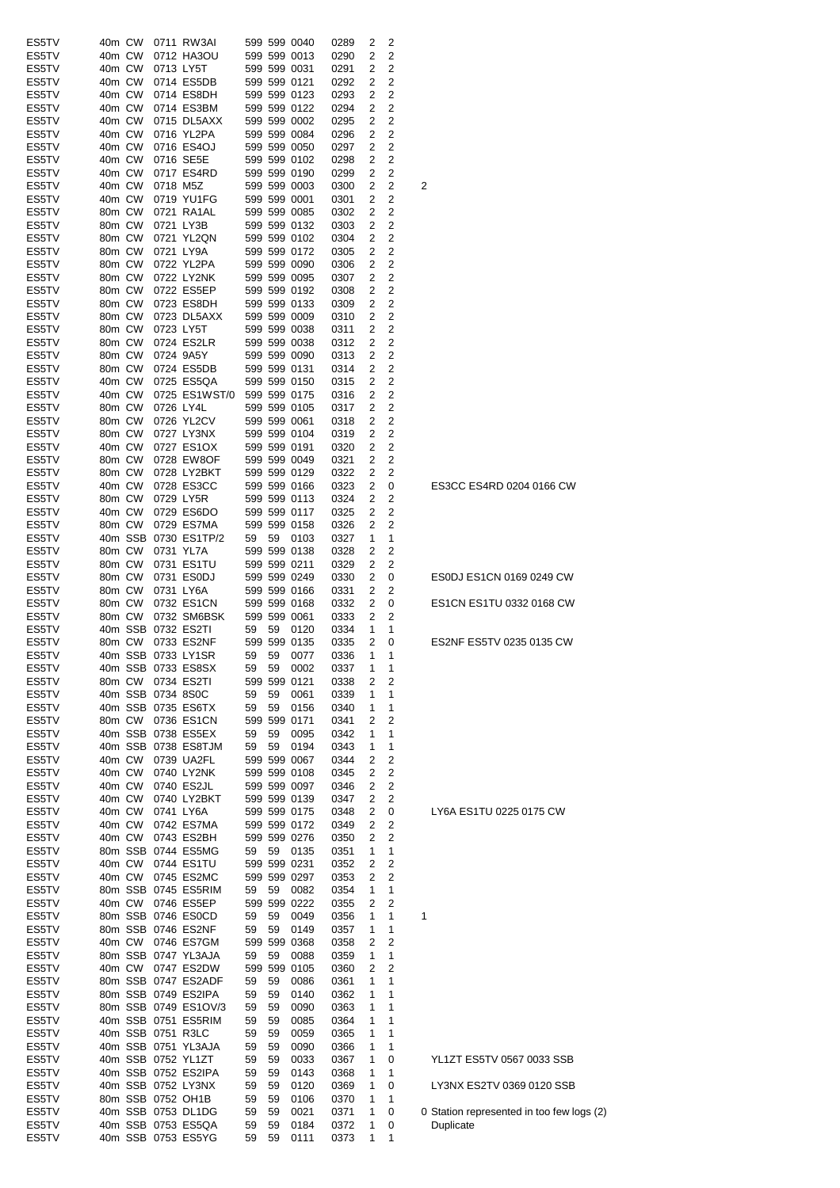| | | | | | | | | | | | | |
|---|---|---|---|---|---|---|---|---|---|---|---|---|
| ES5TV | 40m | CW | 0711 | RW3AI | 599 | 599 | 0040 | 0289 | 2 | 2 | | |
| ES5TV | 40m | CW | 0712 | HA3OU | 599 | 599 | 0013 | 0290 | 2 | 2 | | |
| ES5TV | 40m | CW | 0713 | LY5T | 599 | 599 | 0031 | 0291 | 2 | 2 | | |
| ES5TV | 40m | CW | 0714 | ES5DB | 599 | 599 | 0121 | 0292 | 2 | 2 | | |
| ES5TV | 40m | CW | 0714 | ES8DH | 599 | 599 | 0123 | 0293 | 2 | 2 | | |
| ES5TV | 40m | CW | 0714 | ES3BM | 599 | 599 | 0122 | 0294 | 2 | 2 | | |
| ES5TV | 40m | CW | 0715 | DL5AXX | 599 | 599 | 0002 | 0295 | 2 | 2 | | |
| ES5TV | 40m | CW | 0716 | YL2PA | 599 | 599 | 0084 | 0296 | 2 | 2 | | |
| ES5TV | 40m | CW | 0716 | ES4OJ | 599 | 599 | 0050 | 0297 | 2 | 2 | | |
| ES5TV | 40m | CW | 0716 | SE5E | 599 | 599 | 0102 | 0298 | 2 | 2 | | |
| ES5TV | 40m | CW | 0717 | ES4RD | 599 | 599 | 0190 | 0299 | 2 | 2 | | |
| ES5TV | 40m | CW | 0718 | M5Z | 599 | 599 | 0003 | 0300 | 2 | 2 | 2 | |
| ES5TV | 40m | CW | 0719 | YU1FG | 599 | 599 | 0001 | 0301 | 2 | 2 | | |
| ES5TV | 80m | CW | 0721 | RA1AL | 599 | 599 | 0085 | 0302 | 2 | 2 | | |
| ES5TV | 80m | CW | 0721 | LY3B | 599 | 599 | 0132 | 0303 | 2 | 2 | | |
| ES5TV | 80m | CW | 0721 | YL2QN | 599 | 599 | 0102 | 0304 | 2 | 2 | | |
| ES5TV | 80m | CW | 0721 | LY9A | 599 | 599 | 0172 | 0305 | 2 | 2 | | |
| ES5TV | 80m | CW | 0722 | YL2PA | 599 | 599 | 0090 | 0306 | 2 | 2 | | |
| ES5TV | 80m | CW | 0722 | LY2NK | 599 | 599 | 0095 | 0307 | 2 | 2 | | |
| ES5TV | 80m | CW | 0722 | ES5EP | 599 | 599 | 0192 | 0308 | 2 | 2 | | |
| ES5TV | 80m | CW | 0723 | ES8DH | 599 | 599 | 0133 | 0309 | 2 | 2 | | |
| ES5TV | 80m | CW | 0723 | DL5AXX | 599 | 599 | 0009 | 0310 | 2 | 2 | | |
| ES5TV | 80m | CW | 0723 | LY5T | 599 | 599 | 0038 | 0311 | 2 | 2 | | |
| ES5TV | 80m | CW | 0724 | ES2LR | 599 | 599 | 0038 | 0312 | 2 | 2 | | |
| ES5TV | 80m | CW | 0724 | 9A5Y | 599 | 599 | 0090 | 0313 | 2 | 2 | | |
| ES5TV | 80m | CW | 0724 | ES5DB | 599 | 599 | 0131 | 0314 | 2 | 2 | | |
| ES5TV | 40m | CW | 0725 | ES5QA | 599 | 599 | 0150 | 0315 | 2 | 2 | | |
| ES5TV | 40m | CW | 0725 | ES1WST/0 | 599 | 599 | 0175 | 0316 | 2 | 2 | | |
| ES5TV | 80m | CW | 0726 | LY4L | 599 | 599 | 0105 | 0317 | 2 | 2 | | |
| ES5TV | 80m | CW | 0726 | YL2CV | 599 | 599 | 0061 | 0318 | 2 | 2 | | |
| ES5TV | 80m | CW | 0727 | LY3NX | 599 | 599 | 0104 | 0319 | 2 | 2 | | |
| ES5TV | 40m | CW | 0727 | ES1OX | 599 | 599 | 0191 | 0320 | 2 | 2 | | |
| ES5TV | 80m | CW | 0728 | EW8OF | 599 | 599 | 0049 | 0321 | 2 | 2 | | |
| ES5TV | 80m | CW | 0728 | LY2BKT | 599 | 599 | 0129 | 0322 | 2 | 2 | | |
| ES5TV | 40m | CW | 0728 | ES3CC | 599 | 599 | 0166 | 0323 | 2 | 0 | | ES3CC ES4RD 0204 0166 CW |
| ES5TV | 80m | CW | 0729 | LY5R | 599 | 599 | 0113 | 0324 | 2 | 2 | | |
| ES5TV | 40m | CW | 0729 | ES6DO | 599 | 599 | 0117 | 0325 | 2 | 2 | | |
| ES5TV | 80m | CW | 0729 | ES7MA | 599 | 599 | 0158 | 0326 | 2 | 2 | | |
| ES5TV | 40m | SSB | 0730 | ES1TP/2 | 59 | 59 | 0103 | 0327 | 1 | 1 | | |
| ES5TV | 80m | CW | 0731 | YL7A | 599 | 599 | 0138 | 0328 | 2 | 2 | | |
| ES5TV | 80m | CW | 0731 | ES1TU | 599 | 599 | 0211 | 0329 | 2 | 2 | | |
| ES5TV | 80m | CW | 0731 | ES0DJ | 599 | 599 | 0249 | 0330 | 2 | 0 | | ES0DJ ES1CN 0169 0249 CW |
| ES5TV | 80m | CW | 0731 | LY6A | 599 | 599 | 0166 | 0331 | 2 | 2 | | |
| ES5TV | 80m | CW | 0732 | ES1CN | 599 | 599 | 0168 | 0332 | 2 | 0 | | ES1CN ES1TU 0332 0168 CW |
| ES5TV | 80m | CW | 0732 | SM6BSK | 599 | 599 | 0061 | 0333 | 2 | 2 | | |
| ES5TV | 40m | SSB | 0732 | ES2TI | 59 | 59 | 0120 | 0334 | 1 | 1 | | |
| ES5TV | 80m | CW | 0733 | ES2NF | 599 | 599 | 0135 | 0335 | 2 | 0 | | ES2NF ES5TV 0235 0135 CW |
| ES5TV | 40m | SSB | 0733 | LY1SR | 59 | 59 | 0077 | 0336 | 1 | 1 | | |
| ES5TV | 40m | SSB | 0733 | ES8SX | 59 | 59 | 0002 | 0337 | 1 | 1 | | |
| ES5TV | 80m | CW | 0734 | ES2TI | 599 | 599 | 0121 | 0338 | 2 | 2 | | |
| ES5TV | 40m | SSB | 0734 | 8S0C | 59 | 59 | 0061 | 0339 | 1 | 1 | | |
| ES5TV | 40m | SSB | 0735 | ES6TX | 59 | 59 | 0156 | 0340 | 1 | 1 | | |
| ES5TV | 80m | CW | 0736 | ES1CN | 599 | 599 | 0171 | 0341 | 2 | 2 | | |
| ES5TV | 40m | SSB | 0738 | ES5EX | 59 | 59 | 0095 | 0342 | 1 | 1 | | |
| ES5TV | 40m | SSB | 0738 | ES8TJM | 59 | 59 | 0194 | 0343 | 1 | 1 | | |
| ES5TV | 40m | CW | 0739 | UA2FL | 599 | 599 | 0067 | 0344 | 2 | 2 | | |
| ES5TV | 40m | CW | 0740 | LY2NK | 599 | 599 | 0108 | 0345 | 2 | 2 | | |
| ES5TV | 40m | CW | 0740 | ES2JL | 599 | 599 | 0097 | 0346 | 2 | 2 | | |
| ES5TV | 40m | CW | 0740 | LY2BKT | 599 | 599 | 0139 | 0347 | 2 | 2 | | |
| ES5TV | 40m | CW | 0741 | LY6A | 599 | 599 | 0175 | 0348 | 2 | 0 | | LY6A ES1TU 0225 0175 CW |
| ES5TV | 40m | CW | 0742 | ES7MA | 599 | 599 | 0172 | 0349 | 2 | 2 | | |
| ES5TV | 40m | CW | 0743 | ES2BH | 599 | 599 | 0276 | 0350 | 2 | 2 | | |
| ES5TV | 80m | SSB | 0744 | ES5MG | 59 | 59 | 0135 | 0351 | 1 | 1 | | |
| ES5TV | 40m | CW | 0744 | ES1TU | 599 | 599 | 0231 | 0352 | 2 | 2 | | |
| ES5TV | 40m | CW | 0745 | ES2MC | 599 | 599 | 0297 | 0353 | 2 | 2 | | |
| ES5TV | 80m | SSB | 0745 | ES5RIM | 59 | 59 | 0082 | 0354 | 1 | 1 | | |
| ES5TV | 40m | CW | 0746 | ES5EP | 599 | 599 | 0222 | 0355 | 2 | 2 | | |
| ES5TV | 80m | SSB | 0746 | ES0CD | 59 | 59 | 0049 | 0356 | 1 | 1 | 1 | |
| ES5TV | 80m | SSB | 0746 | ES2NF | 59 | 59 | 0149 | 0357 | 1 | 1 | | |
| ES5TV | 40m | CW | 0746 | ES7GM | 599 | 599 | 0368 | 0358 | 2 | 2 | | |
| ES5TV | 80m | SSB | 0747 | YL3AJA | 59 | 59 | 0088 | 0359 | 1 | 1 | | |
| ES5TV | 40m | CW | 0747 | ES2DW | 599 | 599 | 0105 | 0360 | 2 | 2 | | |
| ES5TV | 80m | SSB | 0747 | ES2ADF | 59 | 59 | 0086 | 0361 | 1 | 1 | | |
| ES5TV | 80m | SSB | 0749 | ES2IPA | 59 | 59 | 0140 | 0362 | 1 | 1 | | |
| ES5TV | 80m | SSB | 0749 | ES1OV/3 | 59 | 59 | 0090 | 0363 | 1 | 1 | | |
| ES5TV | 40m | SSB | 0751 | ES5RIM | 59 | 59 | 0085 | 0364 | 1 | 1 | | |
| ES5TV | 40m | SSB | 0751 | R3LC | 59 | 59 | 0059 | 0365 | 1 | 1 | | |
| ES5TV | 40m | SSB | 0751 | YL3AJA | 59 | 59 | 0090 | 0366 | 1 | 1 | | |
| ES5TV | 40m | SSB | 0752 | YL1ZT | 59 | 59 | 0033 | 0367 | 1 | 0 | | YL1ZT ES5TV 0567 0033 SSB |
| ES5TV | 40m | SSB | 0752 | ES2IPA | 59 | 59 | 0143 | 0368 | 1 | 1 | | |
| ES5TV | 40m | SSB | 0752 | LY3NX | 59 | 59 | 0120 | 0369 | 1 | 0 | | LY3NX ES2TV 0369 0120 SSB |
| ES5TV | 80m | SSB | 0752 | OH1B | 59 | 59 | 0106 | 0370 | 1 | 1 | | |
| ES5TV | 40m | SSB | 0753 | DL1DG | 59 | 59 | 0021 | 0371 | 1 | 0 | 0 | Station represented in too few logs (2) |
| ES5TV | 40m | SSB | 0753 | ES5QA | 59 | 59 | 0184 | 0372 | 1 | 0 | | Duplicate |
| ES5TV | 40m | SSB | 0753 | ES5YG | 59 | 59 | 0111 | 0373 | 1 | 1 | | |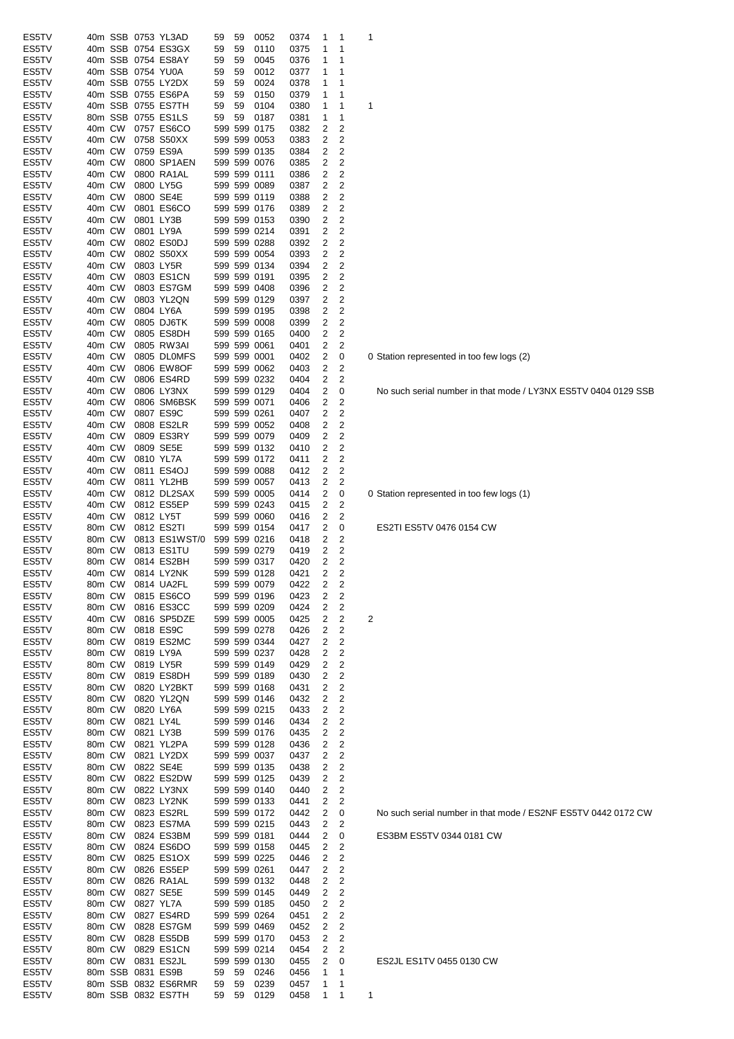| | | | | | | | | | | | | |
|---|---|---|---|---|---|---|---|---|---|---|---|---|
| ES5TV | 40m | SSB | 0753 | YL3AD | 59 | 59 | 0052 | 0374 | 1 | 1 | 1 | |
| ES5TV | 40m | SSB | 0754 | ES3GX | 59 | 59 | 0110 | 0375 | 1 | 1 | | |
| ES5TV | 40m | SSB | 0754 | ES8AY | 59 | 59 | 0045 | 0376 | 1 | 1 | | |
| ES5TV | 40m | SSB | 0754 | YU0A | 59 | 59 | 0012 | 0377 | 1 | 1 | | |
| ES5TV | 40m | SSB | 0755 | LY2DX | 59 | 59 | 0024 | 0378 | 1 | 1 | | |
| ES5TV | 40m | SSB | 0755 | ES6PA | 59 | 59 | 0150 | 0379 | 1 | 1 | | |
| ES5TV | 40m | SSB | 0755 | ES7TH | 59 | 59 | 0104 | 0380 | 1 | 1 | 1 | |
| ES5TV | 80m | SSB | 0755 | ES1LS | 59 | 59 | 0187 | 0381 | 1 | 1 | | |
| ES5TV | 40m | CW | 0757 | ES6CO | 599 | 599 | 0175 | 0382 | 2 | 2 | | |
| ES5TV | 40m | CW | 0758 | S50XX | 599 | 599 | 0053 | 0383 | 2 | 2 | | |
| ES5TV | 40m | CW | 0759 | ES9A | 599 | 599 | 0135 | 0384 | 2 | 2 | | |
| ES5TV | 40m | CW | 0800 | SP1AEN | 599 | 599 | 0076 | 0385 | 2 | 2 | | |
| ES5TV | 40m | CW | 0800 | RA1AL | 599 | 599 | 0111 | 0386 | 2 | 2 | | |
| ES5TV | 40m | CW | 0800 | LY5G | 599 | 599 | 0089 | 0387 | 2 | 2 | | |
| ES5TV | 40m | CW | 0800 | SE4E | 599 | 599 | 0119 | 0388 | 2 | 2 | | |
| ES5TV | 40m | CW | 0801 | ES6CO | 599 | 599 | 0176 | 0389 | 2 | 2 | | |
| ES5TV | 40m | CW | 0801 | LY3B | 599 | 599 | 0153 | 0390 | 2 | 2 | | |
| ES5TV | 40m | CW | 0801 | LY9A | 599 | 599 | 0214 | 0391 | 2 | 2 | | |
| ES5TV | 40m | CW | 0802 | ES0DJ | 599 | 599 | 0288 | 0392 | 2 | 2 | | |
| ES5TV | 40m | CW | 0802 | S50XX | 599 | 599 | 0054 | 0393 | 2 | 2 | | |
| ES5TV | 40m | CW | 0803 | LY5R | 599 | 599 | 0134 | 0394 | 2 | 2 | | |
| ES5TV | 40m | CW | 0803 | ES1CN | 599 | 599 | 0191 | 0395 | 2 | 2 | | |
| ES5TV | 40m | CW | 0803 | ES7GM | 599 | 599 | 0408 | 0396 | 2 | 2 | | |
| ES5TV | 40m | CW | 0803 | YL2QN | 599 | 599 | 0129 | 0397 | 2 | 2 | | |
| ES5TV | 40m | CW | 0804 | LY6A | 599 | 599 | 0195 | 0398 | 2 | 2 | | |
| ES5TV | 40m | CW | 0805 | DJ6TK | 599 | 599 | 0008 | 0399 | 2 | 2 | | |
| ES5TV | 40m | CW | 0805 | ES8DH | 599 | 599 | 0165 | 0400 | 2 | 2 | | |
| ES5TV | 40m | CW | 0805 | RW3AI | 599 | 599 | 0061 | 0401 | 2 | 2 | | |
| ES5TV | 40m | CW | 0805 | DL0MFS | 599 | 599 | 0001 | 0402 | 2 | 0 | 0 | Station represented in too few logs (2) |
| ES5TV | 40m | CW | 0806 | EW8OF | 599 | 599 | 0062 | 0403 | 2 | 2 | | |
| ES5TV | 40m | CW | 0806 | ES4RD | 599 | 599 | 0232 | 0404 | 2 | 2 | | |
| ES5TV | 40m | CW | 0806 | LY3NX | 599 | 599 | 0129 | 0404 | 2 | 0 | | No such serial number in that mode / LY3NX ES5TV 0404 0129 SSB |
| ES5TV | 40m | CW | 0806 | SM6BSK | 599 | 599 | 0071 | 0406 | 2 | 2 | | |
| ES5TV | 40m | CW | 0807 | ES9C | 599 | 599 | 0261 | 0407 | 2 | 2 | | |
| ES5TV | 40m | CW | 0808 | ES2LR | 599 | 599 | 0052 | 0408 | 2 | 2 | | |
| ES5TV | 40m | CW | 0809 | ES3RY | 599 | 599 | 0079 | 0409 | 2 | 2 | | |
| ES5TV | 40m | CW | 0809 | SE5E | 599 | 599 | 0132 | 0410 | 2 | 2 | | |
| ES5TV | 40m | CW | 0810 | YL7A | 599 | 599 | 0172 | 0411 | 2 | 2 | | |
| ES5TV | 40m | CW | 0811 | ES4OJ | 599 | 599 | 0088 | 0412 | 2 | 2 | | |
| ES5TV | 40m | CW | 0811 | YL2HB | 599 | 599 | 0057 | 0413 | 2 | 2 | | |
| ES5TV | 40m | CW | 0812 | DL2SAX | 599 | 599 | 0005 | 0414 | 2 | 0 | 0 | Station represented in too few logs (1) |
| ES5TV | 40m | CW | 0812 | ES5EP | 599 | 599 | 0243 | 0415 | 2 | 2 | | |
| ES5TV | 40m | CW | 0812 | LY5T | 599 | 599 | 0060 | 0416 | 2 | 2 | | |
| ES5TV | 80m | CW | 0812 | ES2TI | 599 | 599 | 0154 | 0417 | 2 | 0 | | ES2TI ES5TV 0476 0154 CW |
| ES5TV | 80m | CW | 0813 | ES1WST/0 | 599 | 599 | 0216 | 0418 | 2 | 2 | | |
| ES5TV | 80m | CW | 0813 | ES1TU | 599 | 599 | 0279 | 0419 | 2 | 2 | | |
| ES5TV | 80m | CW | 0814 | ES2BH | 599 | 599 | 0317 | 0420 | 2 | 2 | | |
| ES5TV | 40m | CW | 0814 | LY2NK | 599 | 599 | 0128 | 0421 | 2 | 2 | | |
| ES5TV | 80m | CW | 0814 | UA2FL | 599 | 599 | 0079 | 0422 | 2 | 2 | | |
| ES5TV | 80m | CW | 0815 | ES6CO | 599 | 599 | 0196 | 0423 | 2 | 2 | | |
| ES5TV | 80m | CW | 0816 | ES3CC | 599 | 599 | 0209 | 0424 | 2 | 2 | | |
| ES5TV | 40m | CW | 0816 | SP5DZE | 599 | 599 | 0005 | 0425 | 2 | 2 | 2 | |
| ES5TV | 80m | CW | 0818 | ES9C | 599 | 599 | 0278 | 0426 | 2 | 2 | | |
| ES5TV | 80m | CW | 0819 | ES2MC | 599 | 599 | 0344 | 0427 | 2 | 2 | | |
| ES5TV | 80m | CW | 0819 | LY9A | 599 | 599 | 0237 | 0428 | 2 | 2 | | |
| ES5TV | 80m | CW | 0819 | LY5R | 599 | 599 | 0149 | 0429 | 2 | 2 | | |
| ES5TV | 80m | CW | 0819 | ES8DH | 599 | 599 | 0189 | 0430 | 2 | 2 | | |
| ES5TV | 80m | CW | 0820 | LY2BKT | 599 | 599 | 0168 | 0431 | 2 | 2 | | |
| ES5TV | 80m | CW | 0820 | YL2QN | 599 | 599 | 0146 | 0432 | 2 | 2 | | |
| ES5TV | 80m | CW | 0820 | LY6A | 599 | 599 | 0215 | 0433 | 2 | 2 | | |
| ES5TV | 80m | CW | 0821 | LY4L | 599 | 599 | 0146 | 0434 | 2 | 2 | | |
| ES5TV | 80m | CW | 0821 | LY3B | 599 | 599 | 0176 | 0435 | 2 | 2 | | |
| ES5TV | 80m | CW | 0821 | YL2PA | 599 | 599 | 0128 | 0436 | 2 | 2 | | |
| ES5TV | 80m | CW | 0821 | LY2DX | 599 | 599 | 0037 | 0437 | 2 | 2 | | |
| ES5TV | 80m | CW | 0822 | SE4E | 599 | 599 | 0135 | 0438 | 2 | 2 | | |
| ES5TV | 80m | CW | 0822 | ES2DW | 599 | 599 | 0125 | 0439 | 2 | 2 | | |
| ES5TV | 80m | CW | 0822 | LY3NX | 599 | 599 | 0140 | 0440 | 2 | 2 | | |
| ES5TV | 80m | CW | 0823 | LY2NK | 599 | 599 | 0133 | 0441 | 2 | 2 | | |
| ES5TV | 80m | CW | 0823 | ES2RL | 599 | 599 | 0172 | 0442 | 2 | 0 | | No such serial number in that mode / ES2NF ES5TV 0442 0172 CW |
| ES5TV | 80m | CW | 0823 | ES7MA | 599 | 599 | 0215 | 0443 | 2 | 2 | | |
| ES5TV | 80m | CW | 0824 | ES3BM | 599 | 599 | 0181 | 0444 | 2 | 0 | | ES3BM ES5TV 0344 0181 CW |
| ES5TV | 80m | CW | 0824 | ES6DO | 599 | 599 | 0158 | 0445 | 2 | 2 | | |
| ES5TV | 80m | CW | 0825 | ES1OX | 599 | 599 | 0225 | 0446 | 2 | 2 | | |
| ES5TV | 80m | CW | 0826 | ES5EP | 599 | 599 | 0261 | 0447 | 2 | 2 | | |
| ES5TV | 80m | CW | 0826 | RA1AL | 599 | 599 | 0132 | 0448 | 2 | 2 | | |
| ES5TV | 80m | CW | 0827 | SE5E | 599 | 599 | 0145 | 0449 | 2 | 2 | | |
| ES5TV | 80m | CW | 0827 | YL7A | 599 | 599 | 0185 | 0450 | 2 | 2 | | |
| ES5TV | 80m | CW | 0827 | ES4RD | 599 | 599 | 0264 | 0451 | 2 | 2 | | |
| ES5TV | 80m | CW | 0828 | ES7GM | 599 | 599 | 0469 | 0452 | 2 | 2 | | |
| ES5TV | 80m | CW | 0828 | ES5DB | 599 | 599 | 0170 | 0453 | 2 | 2 | | |
| ES5TV | 80m | CW | 0829 | ES1CN | 599 | 599 | 0214 | 0454 | 2 | 2 | | |
| ES5TV | 80m | CW | 0831 | ES2JL | 599 | 599 | 0130 | 0455 | 2 | 0 | | ES2JL ES1TV 0455 0130 CW |
| ES5TV | 80m | SSB | 0831 | ES9B | 59 | 59 | 0246 | 0456 | 1 | 1 | | |
| ES5TV | 80m | SSB | 0832 | ES6RMR | 59 | 59 | 0239 | 0457 | 1 | 1 | | |
| ES5TV | 80m | SSB | 0832 | ES7TH | 59 | 59 | 0129 | 0458 | 1 | 1 | 1 | |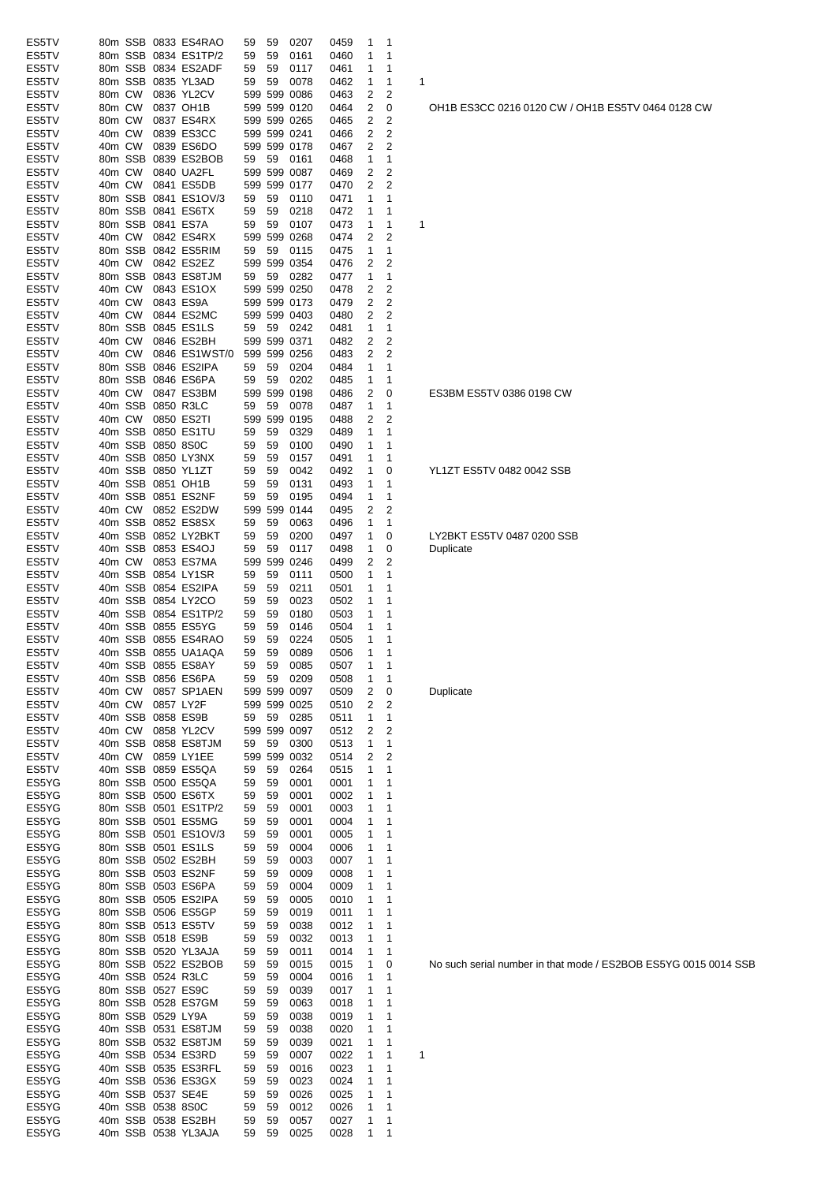| | | | | | | | | | | | | |
|---|---|---|---|---|---|---|---|---|---|---|---|---|
| ES5TV | 80m | SSB | 0833 | ES4RAO | 59 | 59 | 0207 | 0459 | 1 | 1 | | |
| ES5TV | 80m | SSB | 0834 | ES1TP/2 | 59 | 59 | 0161 | 0460 | 1 | 1 | | |
| ES5TV | 80m | SSB | 0834 | ES2ADF | 59 | 59 | 0117 | 0461 | 1 | 1 | | |
| ES5TV | 80m | SSB | 0835 | YL3AD | 59 | 59 | 0078 | 0462 | 1 | 1 | 1 | |
| ES5TV | 80m | CW | 0836 | YL2CV | 599 | 599 | 0086 | 0463 | 2 | 2 | | |
| ES5TV | 80m | CW | 0837 | OH1B | 599 | 599 | 0120 | 0464 | 2 | 0 | | OH1B ES3CC 0216 0120 CW / OH1B ES5TV 0464 0128 CW |
| ES5TV | 80m | CW | 0837 | ES4RX | 599 | 599 | 0265 | 0465 | 2 | 2 | | |
| ES5TV | 40m | CW | 0839 | ES3CC | 599 | 599 | 0241 | 0466 | 2 | 2 | | |
| ES5TV | 40m | CW | 0839 | ES6DO | 599 | 599 | 0178 | 0467 | 2 | 2 | | |
| ES5TV | 80m | SSB | 0839 | ES2BOB | 59 | 59 | 0161 | 0468 | 1 | 1 | | |
| ES5TV | 40m | CW | 0840 | UA2FL | 599 | 599 | 0087 | 0469 | 2 | 2 | | |
| ES5TV | 40m | CW | 0841 | ES5DB | 599 | 599 | 0177 | 0470 | 2 | 2 | | |
| ES5TV | 80m | SSB | 0841 | ES1OV/3 | 59 | 59 | 0110 | 0471 | 1 | 1 | | |
| ES5TV | 80m | SSB | 0841 | ES6TX | 59 | 59 | 0218 | 0472 | 1 | 1 | | |
| ES5TV | 80m | SSB | 0841 | ES7A | 59 | 59 | 0107 | 0473 | 1 | 1 | 1 | |
| ES5TV | 40m | CW | 0842 | ES4RX | 599 | 599 | 0268 | 0474 | 2 | 2 | | |
| ES5TV | 80m | SSB | 0842 | ES5RIM | 59 | 59 | 0115 | 0475 | 1 | 1 | | |
| ES5TV | 40m | CW | 0842 | ES2EZ | 599 | 599 | 0354 | 0476 | 2 | 2 | | |
| ES5TV | 80m | SSB | 0843 | ES8TJM | 59 | 59 | 0282 | 0477 | 1 | 1 | | |
| ES5TV | 40m | CW | 0843 | ES1OX | 599 | 599 | 0250 | 0478 | 2 | 2 | | |
| ES5TV | 40m | CW | 0843 | ES9A | 599 | 599 | 0173 | 0479 | 2 | 2 | | |
| ES5TV | 40m | CW | 0844 | ES2MC | 599 | 599 | 0403 | 0480 | 2 | 2 | | |
| ES5TV | 80m | SSB | 0845 | ES1LS | 59 | 59 | 0242 | 0481 | 1 | 1 | | |
| ES5TV | 40m | CW | 0846 | ES2BH | 599 | 599 | 0371 | 0482 | 2 | 2 | | |
| ES5TV | 40m | CW | 0846 | ES1WST/0 | 599 | 599 | 0256 | 0483 | 2 | 2 | | |
| ES5TV | 80m | SSB | 0846 | ES2IPA | 59 | 59 | 0204 | 0484 | 1 | 1 | | |
| ES5TV | 80m | SSB | 0846 | ES6PA | 59 | 59 | 0202 | 0485 | 1 | 1 | | |
| ES5TV | 40m | CW | 0847 | ES3BM | 599 | 599 | 0198 | 0486 | 2 | 0 | | ES3BM ES5TV 0386 0198 CW |
| ES5TV | 40m | SSB | 0850 | R3LC | 59 | 59 | 0078 | 0487 | 1 | 1 | | |
| ES5TV | 40m | CW | 0850 | ES2TI | 599 | 599 | 0195 | 0488 | 2 | 2 | | |
| ES5TV | 40m | SSB | 0850 | ES1TU | 59 | 59 | 0329 | 0489 | 1 | 1 | | |
| ES5TV | 40m | SSB | 0850 | 8S0C | 59 | 59 | 0100 | 0490 | 1 | 1 | | |
| ES5TV | 40m | SSB | 0850 | LY3NX | 59 | 59 | 0157 | 0491 | 1 | 1 | | |
| ES5TV | 40m | SSB | 0850 | YL1ZT | 59 | 59 | 0042 | 0492 | 1 | 0 | | YL1ZT ES5TV 0482 0042 SSB |
| ES5TV | 40m | SSB | 0851 | OH1B | 59 | 59 | 0131 | 0493 | 1 | 1 | | |
| ES5TV | 40m | SSB | 0851 | ES2NF | 59 | 59 | 0195 | 0494 | 1 | 1 | | |
| ES5TV | 40m | CW | 0852 | ES2DW | 599 | 599 | 0144 | 0495 | 2 | 2 | | |
| ES5TV | 40m | SSB | 0852 | ES8SX | 59 | 59 | 0063 | 0496 | 1 | 1 | | |
| ES5TV | 40m | SSB | 0852 | LY2BKT | 59 | 59 | 0200 | 0497 | 1 | 0 | | LY2BKT ES5TV 0487 0200 SSB |
| ES5TV | 40m | SSB | 0853 | ES4OJ | 59 | 59 | 0117 | 0498 | 1 | 0 | | Duplicate |
| ES5TV | 40m | CW | 0853 | ES7MA | 599 | 599 | 0246 | 0499 | 2 | 2 | | |
| ES5TV | 40m | SSB | 0854 | LY1SR | 59 | 59 | 0111 | 0500 | 1 | 1 | | |
| ES5TV | 40m | SSB | 0854 | ES2IPA | 59 | 59 | 0211 | 0501 | 1 | 1 | | |
| ES5TV | 40m | SSB | 0854 | LY2CO | 59 | 59 | 0023 | 0502 | 1 | 1 | | |
| ES5TV | 40m | SSB | 0854 | ES1TP/2 | 59 | 59 | 0180 | 0503 | 1 | 1 | | |
| ES5TV | 40m | SSB | 0855 | ES5YG | 59 | 59 | 0146 | 0504 | 1 | 1 | | |
| ES5TV | 40m | SSB | 0855 | ES4RAO | 59 | 59 | 0224 | 0505 | 1 | 1 | | |
| ES5TV | 40m | SSB | 0855 | UA1AQA | 59 | 59 | 0089 | 0506 | 1 | 1 | | |
| ES5TV | 40m | SSB | 0855 | ES8AY | 59 | 59 | 0085 | 0507 | 1 | 1 | | |
| ES5TV | 40m | SSB | 0856 | ES6PA | 59 | 59 | 0209 | 0508 | 1 | 1 | | |
| ES5TV | 40m | CW | 0857 | SP1AEN | 599 | 599 | 0097 | 0509 | 2 | 0 | | Duplicate |
| ES5TV | 40m | CW | 0857 | LY2F | 599 | 599 | 0025 | 0510 | 2 | 2 | | |
| ES5TV | 40m | SSB | 0858 | ES9B | 59 | 59 | 0285 | 0511 | 1 | 1 | | |
| ES5TV | 40m | CW | 0858 | YL2CV | 599 | 599 | 0097 | 0512 | 2 | 2 | | |
| ES5TV | 40m | SSB | 0858 | ES8TJM | 59 | 59 | 0300 | 0513 | 1 | 1 | | |
| ES5TV | 40m | CW | 0859 | LY1EE | 599 | 599 | 0032 | 0514 | 2 | 2 | | |
| ES5TV | 40m | SSB | 0859 | ES5QA | 59 | 59 | 0264 | 0515 | 1 | 1 | | |
| ES5YG | 80m | SSB | 0500 | ES5QA | 59 | 59 | 0001 | 0001 | 1 | 1 | | |
| ES5YG | 80m | SSB | 0500 | ES6TX | 59 | 59 | 0001 | 0002 | 1 | 1 | | |
| ES5YG | 80m | SSB | 0501 | ES1TP/2 | 59 | 59 | 0001 | 0003 | 1 | 1 | | |
| ES5YG | 80m | SSB | 0501 | ES5MG | 59 | 59 | 0001 | 0004 | 1 | 1 | | |
| ES5YG | 80m | SSB | 0501 | ES1OV/3 | 59 | 59 | 0001 | 0005 | 1 | 1 | | |
| ES5YG | 80m | SSB | 0501 | ES1LS | 59 | 59 | 0004 | 0006 | 1 | 1 | | |
| ES5YG | 80m | SSB | 0502 | ES2BH | 59 | 59 | 0003 | 0007 | 1 | 1 | | |
| ES5YG | 80m | SSB | 0503 | ES2NF | 59 | 59 | 0009 | 0008 | 1 | 1 | | |
| ES5YG | 80m | SSB | 0503 | ES6PA | 59 | 59 | 0004 | 0009 | 1 | 1 | | |
| ES5YG | 80m | SSB | 0505 | ES2IPA | 59 | 59 | 0005 | 0010 | 1 | 1 | | |
| ES5YG | 80m | SSB | 0506 | ES5GP | 59 | 59 | 0019 | 0011 | 1 | 1 | | |
| ES5YG | 80m | SSB | 0513 | ES5TV | 59 | 59 | 0038 | 0012 | 1 | 1 | | |
| ES5YG | 80m | SSB | 0518 | ES9B | 59 | 59 | 0032 | 0013 | 1 | 1 | | |
| ES5YG | 80m | SSB | 0520 | YL3AJA | 59 | 59 | 0011 | 0014 | 1 | 1 | | |
| ES5YG | 80m | SSB | 0522 | ES2BOB | 59 | 59 | 0015 | 0015 | 1 | 0 | | No such serial number in that mode / ES2BOB ES5YG 0015 0014 SSB |
| ES5YG | 40m | SSB | 0524 | R3LC | 59 | 59 | 0004 | 0016 | 1 | 1 | | |
| ES5YG | 80m | SSB | 0527 | ES9C | 59 | 59 | 0039 | 0017 | 1 | 1 | | |
| ES5YG | 80m | SSB | 0528 | ES7GM | 59 | 59 | 0063 | 0018 | 1 | 1 | | |
| ES5YG | 80m | SSB | 0529 | LY9A | 59 | 59 | 0038 | 0019 | 1 | 1 | | |
| ES5YG | 40m | SSB | 0531 | ES8TJM | 59 | 59 | 0038 | 0020 | 1 | 1 | | |
| ES5YG | 80m | SSB | 0532 | ES8TJM | 59 | 59 | 0039 | 0021 | 1 | 1 | | |
| ES5YG | 40m | SSB | 0534 | ES3RD | 59 | 59 | 0007 | 0022 | 1 | 1 | 1 | |
| ES5YG | 40m | SSB | 0535 | ES3RFL | 59 | 59 | 0016 | 0023 | 1 | 1 | | |
| ES5YG | 40m | SSB | 0536 | ES3GX | 59 | 59 | 0023 | 0024 | 1 | 1 | | |
| ES5YG | 40m | SSB | 0537 | SE4E | 59 | 59 | 0026 | 0025 | 1 | 1 | | |
| ES5YG | 40m | SSB | 0538 | 8S0C | 59 | 59 | 0012 | 0026 | 1 | 1 | | |
| ES5YG | 40m | SSB | 0538 | ES2BH | 59 | 59 | 0057 | 0027 | 1 | 1 | | |
| ES5YG | 40m | SSB | 0538 | YL3AJA | 59 | 59 | 0025 | 0028 | 1 | 1 | | |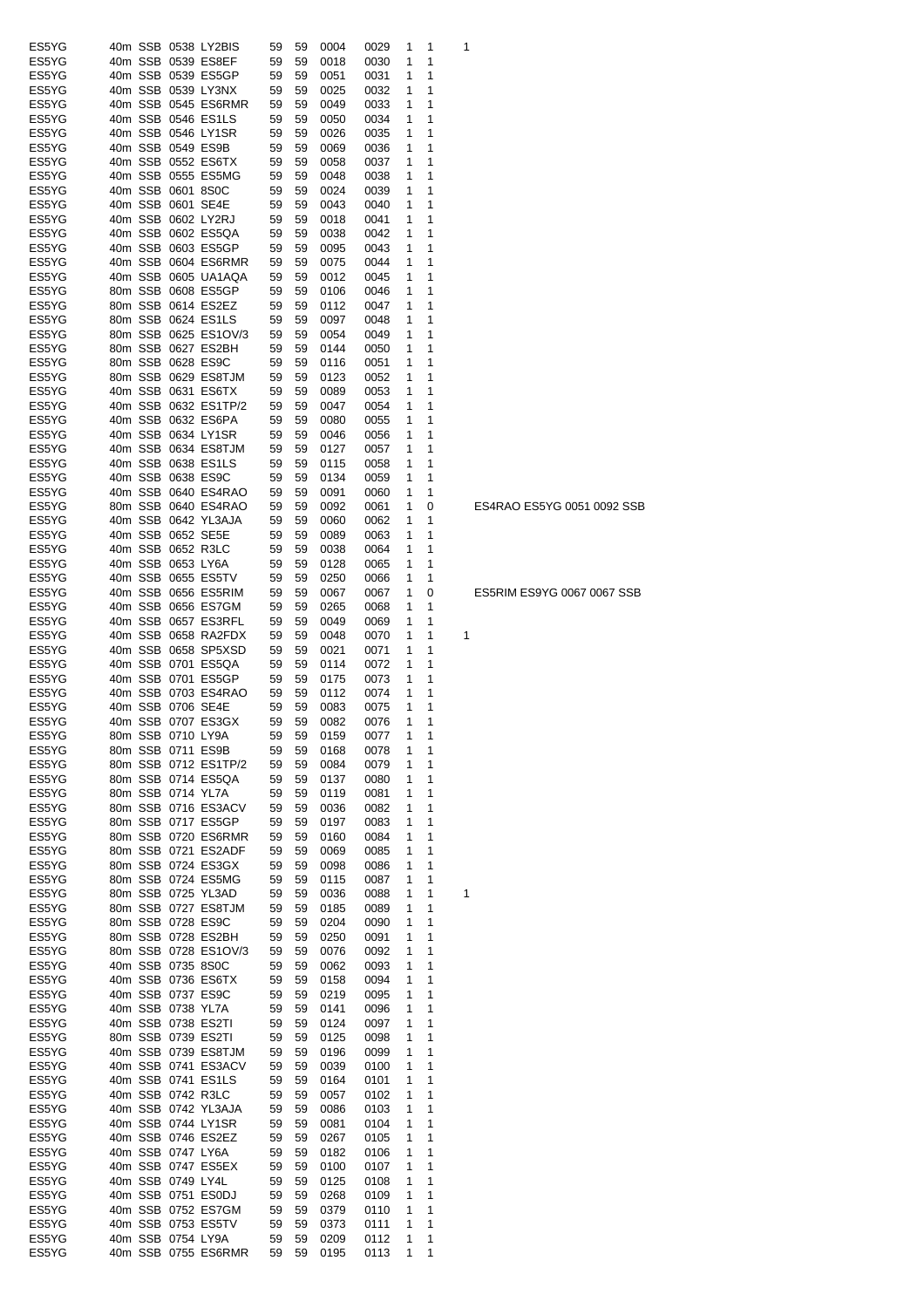| | | | | | | | | | | | | |
|---|---|---|---|---|---|---|---|---|---|---|---|---|
| ES5YG | 40m | SSB | 0538 | LY2BIS | 59 | 59 | 0004 | 0029 | 1 | 1 | 1 | |
| ES5YG | 40m | SSB | 0539 | ES8EF | 59 | 59 | 0018 | 0030 | 1 | 1 | | |
| ES5YG | 40m | SSB | 0539 | ES5GP | 59 | 59 | 0051 | 0031 | 1 | 1 | | |
| ES5YG | 40m | SSB | 0539 | LY3NX | 59 | 59 | 0025 | 0032 | 1 | 1 | | |
| ES5YG | 40m | SSB | 0545 | ES6RMR | 59 | 59 | 0049 | 0033 | 1 | 1 | | |
| ES5YG | 40m | SSB | 0546 | ES1LS | 59 | 59 | 0050 | 0034 | 1 | 1 | | |
| ES5YG | 40m | SSB | 0546 | LY1SR | 59 | 59 | 0026 | 0035 | 1 | 1 | | |
| ES5YG | 40m | SSB | 0549 | ES9B | 59 | 59 | 0069 | 0036 | 1 | 1 | | |
| ES5YG | 40m | SSB | 0552 | ES6TX | 59 | 59 | 0058 | 0037 | 1 | 1 | | |
| ES5YG | 40m | SSB | 0555 | ES5MG | 59 | 59 | 0048 | 0038 | 1 | 1 | | |
| ES5YG | 40m | SSB | 0601 | 8S0C | 59 | 59 | 0024 | 0039 | 1 | 1 | | |
| ES5YG | 40m | SSB | 0601 | SE4E | 59 | 59 | 0043 | 0040 | 1 | 1 | | |
| ES5YG | 40m | SSB | 0602 | LY2RJ | 59 | 59 | 0018 | 0041 | 1 | 1 | | |
| ES5YG | 40m | SSB | 0602 | ES5QA | 59 | 59 | 0038 | 0042 | 1 | 1 | | |
| ES5YG | 40m | SSB | 0603 | ES5GP | 59 | 59 | 0095 | 0043 | 1 | 1 | | |
| ES5YG | 40m | SSB | 0604 | ES6RMR | 59 | 59 | 0075 | 0044 | 1 | 1 | | |
| ES5YG | 40m | SSB | 0605 | UA1AQA | 59 | 59 | 0012 | 0045 | 1 | 1 | | |
| ES5YG | 80m | SSB | 0608 | ES5GP | 59 | 59 | 0106 | 0046 | 1 | 1 | | |
| ES5YG | 80m | SSB | 0614 | ES2EZ | 59 | 59 | 0112 | 0047 | 1 | 1 | | |
| ES5YG | 80m | SSB | 0624 | ES1LS | 59 | 59 | 0097 | 0048 | 1 | 1 | | |
| ES5YG | 80m | SSB | 0625 | ES1OV/3 | 59 | 59 | 0054 | 0049 | 1 | 1 | | |
| ES5YG | 80m | SSB | 0627 | ES2BH | 59 | 59 | 0144 | 0050 | 1 | 1 | | |
| ES5YG | 80m | SSB | 0628 | ES9C | 59 | 59 | 0116 | 0051 | 1 | 1 | | |
| ES5YG | 80m | SSB | 0629 | ES8TJM | 59 | 59 | 0123 | 0052 | 1 | 1 | | |
| ES5YG | 40m | SSB | 0631 | ES6TX | 59 | 59 | 0089 | 0053 | 1 | 1 | | |
| ES5YG | 40m | SSB | 0632 | ES1TP/2 | 59 | 59 | 0047 | 0054 | 1 | 1 | | |
| ES5YG | 40m | SSB | 0632 | ES6PA | 59 | 59 | 0080 | 0055 | 1 | 1 | | |
| ES5YG | 40m | SSB | 0634 | LY1SR | 59 | 59 | 0046 | 0056 | 1 | 1 | | |
| ES5YG | 40m | SSB | 0634 | ES8TJM | 59 | 59 | 0127 | 0057 | 1 | 1 | | |
| ES5YG | 40m | SSB | 0638 | ES1LS | 59 | 59 | 0115 | 0058 | 1 | 1 | | |
| ES5YG | 40m | SSB | 0638 | ES9C | 59 | 59 | 0134 | 0059 | 1 | 1 | | |
| ES5YG | 40m | SSB | 0640 | ES4RAO | 59 | 59 | 0091 | 0060 | 1 | 1 | | |
| ES5YG | 80m | SSB | 0640 | ES4RAO | 59 | 59 | 0092 | 0061 | 1 | 0 | | ES4RAO ES5YG 0051 0092 SSB |
| ES5YG | 40m | SSB | 0642 | YL3AJA | 59 | 59 | 0060 | 0062 | 1 | 1 | | |
| ES5YG | 40m | SSB | 0652 | SE5E | 59 | 59 | 0089 | 0063 | 1 | 1 | | |
| ES5YG | 40m | SSB | 0652 | R3LC | 59 | 59 | 0038 | 0064 | 1 | 1 | | |
| ES5YG | 40m | SSB | 0653 | LY6A | 59 | 59 | 0128 | 0065 | 1 | 1 | | |
| ES5YG | 40m | SSB | 0655 | ES5TV | 59 | 59 | 0250 | 0066 | 1 | 1 | | |
| ES5YG | 40m | SSB | 0656 | ES5RIM | 59 | 59 | 0067 | 0067 | 1 | 0 | | ES5RIM ES9YG 0067 0067 SSB |
| ES5YG | 40m | SSB | 0656 | ES7GM | 59 | 59 | 0265 | 0068 | 1 | 1 | | |
| ES5YG | 40m | SSB | 0657 | ES3RFL | 59 | 59 | 0049 | 0069 | 1 | 1 | | |
| ES5YG | 40m | SSB | 0658 | RA2FDX | 59 | 59 | 0048 | 0070 | 1 | 1 | 1 | |
| ES5YG | 40m | SSB | 0658 | SP5XSD | 59 | 59 | 0021 | 0071 | 1 | 1 | | |
| ES5YG | 40m | SSB | 0701 | ES5QA | 59 | 59 | 0114 | 0072 | 1 | 1 | | |
| ES5YG | 40m | SSB | 0701 | ES5GP | 59 | 59 | 0175 | 0073 | 1 | 1 | | |
| ES5YG | 40m | SSB | 0703 | ES4RAO | 59 | 59 | 0112 | 0074 | 1 | 1 | | |
| ES5YG | 40m | SSB | 0706 | SE4E | 59 | 59 | 0083 | 0075 | 1 | 1 | | |
| ES5YG | 40m | SSB | 0707 | ES3GX | 59 | 59 | 0082 | 0076 | 1 | 1 | | |
| ES5YG | 80m | SSB | 0710 | LY9A | 59 | 59 | 0159 | 0077 | 1 | 1 | | |
| ES5YG | 80m | SSB | 0711 | ES9B | 59 | 59 | 0168 | 0078 | 1 | 1 | | |
| ES5YG | 80m | SSB | 0712 | ES1TP/2 | 59 | 59 | 0084 | 0079 | 1 | 1 | | |
| ES5YG | 80m | SSB | 0714 | ES5QA | 59 | 59 | 0137 | 0080 | 1 | 1 | | |
| ES5YG | 80m | SSB | 0714 | YL7A | 59 | 59 | 0119 | 0081 | 1 | 1 | | |
| ES5YG | 80m | SSB | 0716 | ES3ACV | 59 | 59 | 0036 | 0082 | 1 | 1 | | |
| ES5YG | 80m | SSB | 0717 | ES5GP | 59 | 59 | 0197 | 0083 | 1 | 1 | | |
| ES5YG | 80m | SSB | 0720 | ES6RMR | 59 | 59 | 0160 | 0084 | 1 | 1 | | |
| ES5YG | 80m | SSB | 0721 | ES2ADF | 59 | 59 | 0069 | 0085 | 1 | 1 | | |
| ES5YG | 80m | SSB | 0724 | ES3GX | 59 | 59 | 0098 | 0086 | 1 | 1 | | |
| ES5YG | 80m | SSB | 0724 | ES5MG | 59 | 59 | 0115 | 0087 | 1 | 1 | | |
| ES5YG | 80m | SSB | 0725 | YL3AD | 59 | 59 | 0036 | 0088 | 1 | 1 | 1 | |
| ES5YG | 80m | SSB | 0727 | ES8TJM | 59 | 59 | 0185 | 0089 | 1 | 1 | | |
| ES5YG | 80m | SSB | 0728 | ES9C | 59 | 59 | 0204 | 0090 | 1 | 1 | | |
| ES5YG | 80m | SSB | 0728 | ES2BH | 59 | 59 | 0250 | 0091 | 1 | 1 | | |
| ES5YG | 80m | SSB | 0728 | ES1OV/3 | 59 | 59 | 0076 | 0092 | 1 | 1 | | |
| ES5YG | 40m | SSB | 0735 | 8S0C | 59 | 59 | 0062 | 0093 | 1 | 1 | | |
| ES5YG | 40m | SSB | 0736 | ES6TX | 59 | 59 | 0158 | 0094 | 1 | 1 | | |
| ES5YG | 40m | SSB | 0737 | ES9C | 59 | 59 | 0219 | 0095 | 1 | 1 | | |
| ES5YG | 40m | SSB | 0738 | YL7A | 59 | 59 | 0141 | 0096 | 1 | 1 | | |
| ES5YG | 40m | SSB | 0738 | ES2TI | 59 | 59 | 0124 | 0097 | 1 | 1 | | |
| ES5YG | 80m | SSB | 0739 | ES2TI | 59 | 59 | 0125 | 0098 | 1 | 1 | | |
| ES5YG | 40m | SSB | 0739 | ES8TJM | 59 | 59 | 0196 | 0099 | 1 | 1 | | |
| ES5YG | 40m | SSB | 0741 | ES3ACV | 59 | 59 | 0039 | 0100 | 1 | 1 | | |
| ES5YG | 40m | SSB | 0741 | ES1LS | 59 | 59 | 0164 | 0101 | 1 | 1 | | |
| ES5YG | 40m | SSB | 0742 | R3LC | 59 | 59 | 0057 | 0102 | 1 | 1 | | |
| ES5YG | 40m | SSB | 0742 | YL3AJA | 59 | 59 | 0086 | 0103 | 1 | 1 | | |
| ES5YG | 40m | SSB | 0744 | LY1SR | 59 | 59 | 0081 | 0104 | 1 | 1 | | |
| ES5YG | 40m | SSB | 0746 | ES2EZ | 59 | 59 | 0267 | 0105 | 1 | 1 | | |
| ES5YG | 40m | SSB | 0747 | LY6A | 59 | 59 | 0182 | 0106 | 1 | 1 | | |
| ES5YG | 40m | SSB | 0747 | ES5EX | 59 | 59 | 0100 | 0107 | 1 | 1 | | |
| ES5YG | 40m | SSB | 0749 | LY4L | 59 | 59 | 0125 | 0108 | 1 | 1 | | |
| ES5YG | 40m | SSB | 0751 | ES0DJ | 59 | 59 | 0268 | 0109 | 1 | 1 | | |
| ES5YG | 40m | SSB | 0752 | ES7GM | 59 | 59 | 0379 | 0110 | 1 | 1 | | |
| ES5YG | 40m | SSB | 0753 | ES5TV | 59 | 59 | 0373 | 0111 | 1 | 1 | | |
| ES5YG | 40m | SSB | 0754 | LY9A | 59 | 59 | 0209 | 0112 | 1 | 1 | | |
| ES5YG | 40m | SSB | 0755 | ES6RMR | 59 | 59 | 0195 | 0113 | 1 | 1 | | |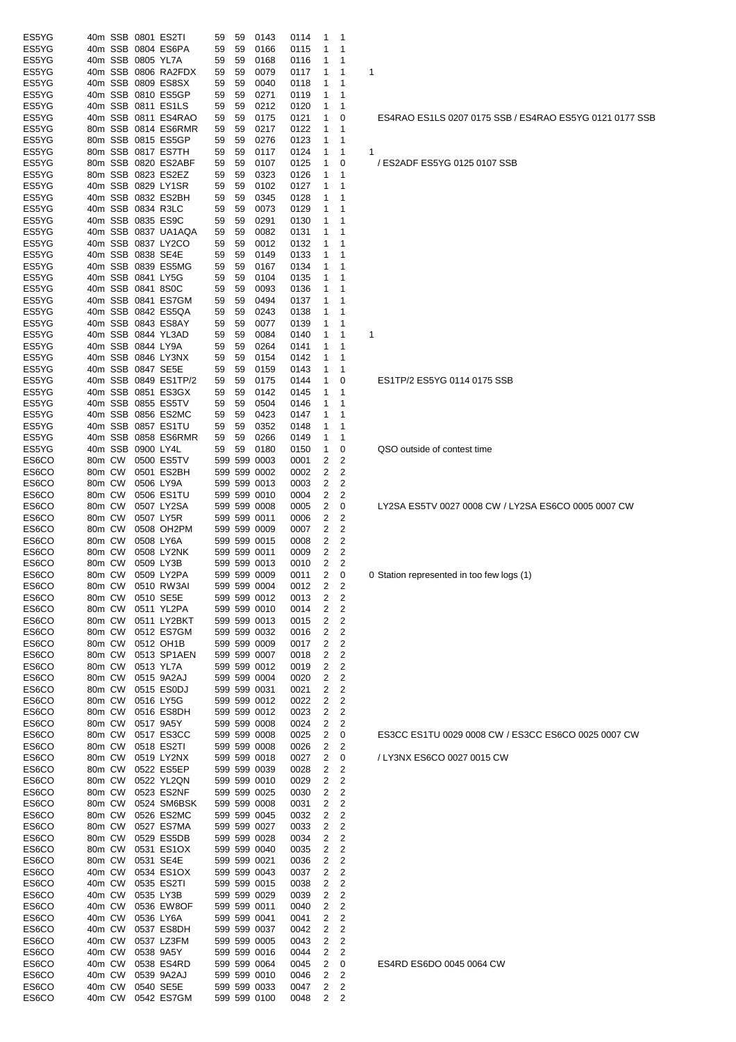| | | | | | | | | | | | | |
|---|---|---|---|---|---|---|---|---|---|---|---|---|
| ES5YG | 40m | SSB | 0801 | ES2TI | 59 | 59 | 0143 | 0114 | 1 | 1 | | |
| ES5YG | 40m | SSB | 0804 | ES6PA | 59 | 59 | 0166 | 0115 | 1 | 1 | | |
| ES5YG | 40m | SSB | 0805 | YL7A | 59 | 59 | 0168 | 0116 | 1 | 1 | | |
| ES5YG | 40m | SSB | 0806 | RA2FDX | 59 | 59 | 0079 | 0117 | 1 | 1 | 1 | |
| ES5YG | 40m | SSB | 0809 | ES8SX | 59 | 59 | 0040 | 0118 | 1 | 1 | | |
| ES5YG | 40m | SSB | 0810 | ES5GP | 59 | 59 | 0271 | 0119 | 1 | 1 | | |
| ES5YG | 40m | SSB | 0811 | ES1LS | 59 | 59 | 0212 | 0120 | 1 | 1 | | |
| ES5YG | 40m | SSB | 0811 | ES4RAO | 59 | 59 | 0175 | 0121 | 1 | 0 | | ES4RAO ES1LS 0207 0175 SSB / ES4RAO ES5YG 0121 0177 SSB |
| ES5YG | 80m | SSB | 0814 | ES6RMR | 59 | 59 | 0217 | 0122 | 1 | 1 | | |
| ES5YG | 80m | SSB | 0815 | ES5GP | 59 | 59 | 0276 | 0123 | 1 | 1 | | |
| ES5YG | 80m | SSB | 0817 | ES7TH | 59 | 59 | 0117 | 0124 | 1 | 1 | 1 | |
| ES5YG | 80m | SSB | 0820 | ES2ABF | 59 | 59 | 0107 | 0125 | 1 | 0 | | / ES2ADF ES5YG 0125 0107 SSB |
| ES5YG | 80m | SSB | 0823 | ES2EZ | 59 | 59 | 0323 | 0126 | 1 | 1 | | |
| ES5YG | 40m | SSB | 0829 | LY1SR | 59 | 59 | 0102 | 0127 | 1 | 1 | | |
| ES5YG | 40m | SSB | 0832 | ES2BH | 59 | 59 | 0345 | 0128 | 1 | 1 | | |
| ES5YG | 40m | SSB | 0834 | R3LC | 59 | 59 | 0073 | 0129 | 1 | 1 | | |
| ES5YG | 40m | SSB | 0835 | ES9C | 59 | 59 | 0291 | 0130 | 1 | 1 | | |
| ES5YG | 40m | SSB | 0837 | UA1AQA | 59 | 59 | 0082 | 0131 | 1 | 1 | | |
| ES5YG | 40m | SSB | 0837 | LY2CO | 59 | 59 | 0012 | 0132 | 1 | 1 | | |
| ES5YG | 40m | SSB | 0838 | SE4E | 59 | 59 | 0149 | 0133 | 1 | 1 | | |
| ES5YG | 40m | SSB | 0839 | ES5MG | 59 | 59 | 0167 | 0134 | 1 | 1 | | |
| ES5YG | 40m | SSB | 0841 | LY5G | 59 | 59 | 0104 | 0135 | 1 | 1 | | |
| ES5YG | 40m | SSB | 0841 | 8S0C | 59 | 59 | 0093 | 0136 | 1 | 1 | | |
| ES5YG | 40m | SSB | 0841 | ES7GM | 59 | 59 | 0494 | 0137 | 1 | 1 | | |
| ES5YG | 40m | SSB | 0842 | ES5QA | 59 | 59 | 0243 | 0138 | 1 | 1 | | |
| ES5YG | 40m | SSB | 0843 | ES8AY | 59 | 59 | 0077 | 0139 | 1 | 1 | | |
| ES5YG | 40m | SSB | 0844 | YL3AD | 59 | 59 | 0084 | 0140 | 1 | 1 | 1 | |
| ES5YG | 40m | SSB | 0844 | LY9A | 59 | 59 | 0264 | 0141 | 1 | 1 | | |
| ES5YG | 40m | SSB | 0846 | LY3NX | 59 | 59 | 0154 | 0142 | 1 | 1 | | |
| ES5YG | 40m | SSB | 0847 | SE5E | 59 | 59 | 0159 | 0143 | 1 | 1 | | |
| ES5YG | 40m | SSB | 0849 | ES1TP/2 | 59 | 59 | 0175 | 0144 | 1 | 0 | | ES1TP/2 ES5YG 0114 0175 SSB |
| ES5YG | 40m | SSB | 0851 | ES3GX | 59 | 59 | 0142 | 0145 | 1 | 1 | | |
| ES5YG | 40m | SSB | 0855 | ES5TV | 59 | 59 | 0504 | 0146 | 1 | 1 | | |
| ES5YG | 40m | SSB | 0856 | ES2MC | 59 | 59 | 0423 | 0147 | 1 | 1 | | |
| ES5YG | 40m | SSB | 0857 | ES1TU | 59 | 59 | 0352 | 0148 | 1 | 1 | | |
| ES5YG | 40m | SSB | 0858 | ES6RMR | 59 | 59 | 0266 | 0149 | 1 | 1 | | |
| ES5YG | 40m | SSB | 0900 | LY4L | 59 | 59 | 0180 | 0150 | 1 | 0 | | QSO outside of contest time |
| ES6CO | 80m | CW | 0500 | ES5TV | 599 | 599 | 0003 | 0001 | 2 | 2 | | |
| ES6CO | 80m | CW | 0501 | ES2BH | 599 | 599 | 0002 | 0002 | 2 | 2 | | |
| ES6CO | 80m | CW | 0506 | LY9A | 599 | 599 | 0013 | 0003 | 2 | 2 | | |
| ES6CO | 80m | CW | 0506 | ES1TU | 599 | 599 | 0010 | 0004 | 2 | 2 | | |
| ES6CO | 80m | CW | 0507 | LY2SA | 599 | 599 | 0008 | 0005 | 2 | 0 | | LY2SA ES5TV 0027 0008 CW / LY2SA ES6CO 0005 0007 CW |
| ES6CO | 80m | CW | 0507 | LY5R | 599 | 599 | 0011 | 0006 | 2 | 2 | | |
| ES6CO | 80m | CW | 0508 | OH2PM | 599 | 599 | 0009 | 0007 | 2 | 2 | | |
| ES6CO | 80m | CW | 0508 | LY6A | 599 | 599 | 0015 | 0008 | 2 | 2 | | |
| ES6CO | 80m | CW | 0508 | LY2NK | 599 | 599 | 0011 | 0009 | 2 | 2 | | |
| ES6CO | 80m | CW | 0509 | LY3B | 599 | 599 | 0013 | 0010 | 2 | 2 | | |
| ES6CO | 80m | CW | 0509 | LY2PA | 599 | 599 | 0009 | 0011 | 2 | 0 | 0 | Station represented in too few logs (1) |
| ES6CO | 80m | CW | 0510 | RW3AI | 599 | 599 | 0004 | 0012 | 2 | 2 | | |
| ES6CO | 80m | CW | 0510 | SE5E | 599 | 599 | 0012 | 0013 | 2 | 2 | | |
| ES6CO | 80m | CW | 0511 | YL2PA | 599 | 599 | 0010 | 0014 | 2 | 2 | | |
| ES6CO | 80m | CW | 0511 | LY2BKT | 599 | 599 | 0013 | 0015 | 2 | 2 | | |
| ES6CO | 80m | CW | 0512 | ES7GM | 599 | 599 | 0032 | 0016 | 2 | 2 | | |
| ES6CO | 80m | CW | 0512 | OH1B | 599 | 599 | 0009 | 0017 | 2 | 2 | | |
| ES6CO | 80m | CW | 0513 | SP1AEN | 599 | 599 | 0007 | 0018 | 2 | 2 | | |
| ES6CO | 80m | CW | 0513 | YL7A | 599 | 599 | 0012 | 0019 | 2 | 2 | | |
| ES6CO | 80m | CW | 0515 | 9A2AJ | 599 | 599 | 0004 | 0020 | 2 | 2 | | |
| ES6CO | 80m | CW | 0515 | ES0DJ | 599 | 599 | 0031 | 0021 | 2 | 2 | | |
| ES6CO | 80m | CW | 0516 | LY5G | 599 | 599 | 0012 | 0022 | 2 | 2 | | |
| ES6CO | 80m | CW | 0516 | ES8DH | 599 | 599 | 0012 | 0023 | 2 | 2 | | |
| ES6CO | 80m | CW | 0517 | 9A5Y | 599 | 599 | 0008 | 0024 | 2 | 2 | | |
| ES6CO | 80m | CW | 0517 | ES3CC | 599 | 599 | 0008 | 0025 | 2 | 0 | | ES3CC ES1TU 0029 0008 CW / ES3CC ES6CO 0025 0007 CW |
| ES6CO | 80m | CW | 0518 | ES2TI | 599 | 599 | 0008 | 0026 | 2 | 2 | | |
| ES6CO | 80m | CW | 0519 | LY2NX | 599 | 599 | 0018 | 0027 | 2 | 0 | | / LY3NX ES6CO 0027 0015 CW |
| ES6CO | 80m | CW | 0522 | ES5EP | 599 | 599 | 0039 | 0028 | 2 | 2 | | |
| ES6CO | 80m | CW | 0522 | YL2QN | 599 | 599 | 0010 | 0029 | 2 | 2 | | |
| ES6CO | 80m | CW | 0523 | ES2NF | 599 | 599 | 0025 | 0030 | 2 | 2 | | |
| ES6CO | 80m | CW | 0524 | SM6BSK | 599 | 599 | 0008 | 0031 | 2 | 2 | | |
| ES6CO | 80m | CW | 0526 | ES2MC | 599 | 599 | 0045 | 0032 | 2 | 2 | | |
| ES6CO | 80m | CW | 0527 | ES7MA | 599 | 599 | 0027 | 0033 | 2 | 2 | | |
| ES6CO | 80m | CW | 0529 | ES5DB | 599 | 599 | 0028 | 0034 | 2 | 2 | | |
| ES6CO | 80m | CW | 0531 | ES1OX | 599 | 599 | 0040 | 0035 | 2 | 2 | | |
| ES6CO | 80m | CW | 0531 | SE4E | 599 | 599 | 0021 | 0036 | 2 | 2 | | |
| ES6CO | 40m | CW | 0534 | ES1OX | 599 | 599 | 0043 | 0037 | 2 | 2 | | |
| ES6CO | 40m | CW | 0535 | ES2TI | 599 | 599 | 0015 | 0038 | 2 | 2 | | |
| ES6CO | 40m | CW | 0535 | LY3B | 599 | 599 | 0029 | 0039 | 2 | 2 | | |
| ES6CO | 40m | CW | 0536 | EW8OF | 599 | 599 | 0011 | 0040 | 2 | 2 | | |
| ES6CO | 40m | CW | 0536 | LY6A | 599 | 599 | 0041 | 0041 | 2 | 2 | | |
| ES6CO | 40m | CW | 0537 | ES8DH | 599 | 599 | 0037 | 0042 | 2 | 2 | | |
| ES6CO | 40m | CW | 0537 | LZ3FM | 599 | 599 | 0005 | 0043 | 2 | 2 | | |
| ES6CO | 40m | CW | 0538 | 9A5Y | 599 | 599 | 0016 | 0044 | 2 | 2 | | |
| ES6CO | 40m | CW | 0538 | ES4RD | 599 | 599 | 0064 | 0045 | 2 | 0 | | ES4RD ES6DO 0045 0064 CW |
| ES6CO | 40m | CW | 0539 | 9A2AJ | 599 | 599 | 0010 | 0046 | 2 | 2 | | |
| ES6CO | 40m | CW | 0540 | SE5E | 599 | 599 | 0033 | 0047 | 2 | 2 | | |
| ES6CO | 40m | CW | 0542 | ES7GM | 599 | 599 | 0100 | 0048 | 2 | 2 | | |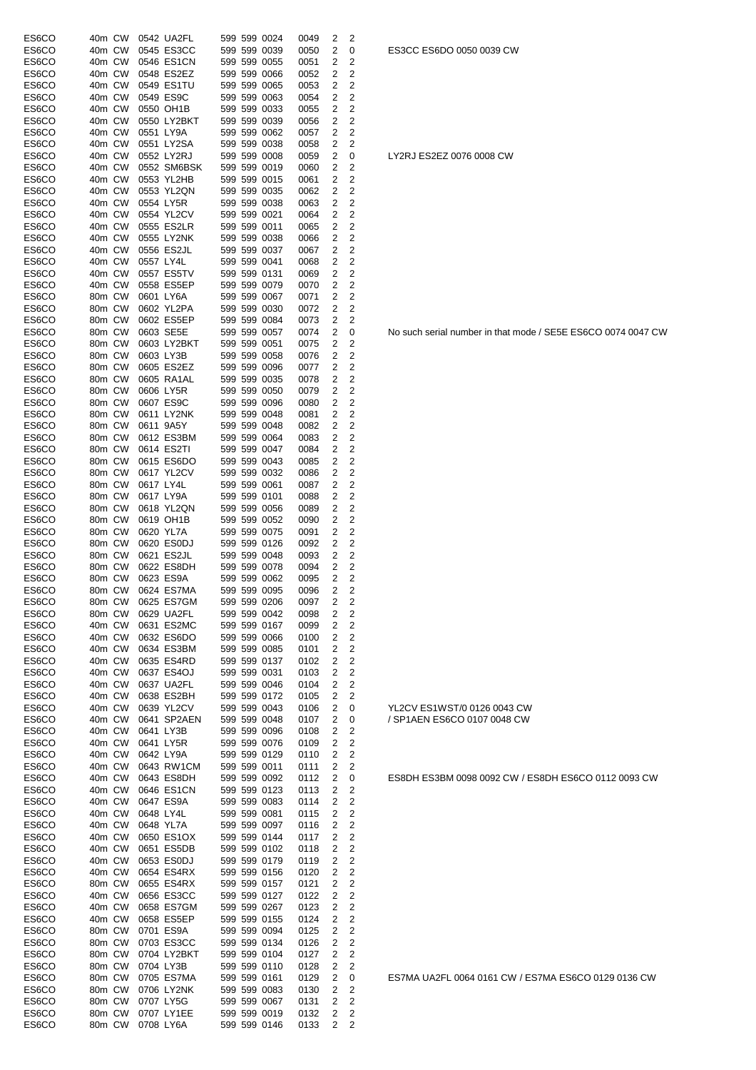| | | | | | | | | | | | |
|---|---|---|---|---|---|---|---|---|---|---|---|
| ES6CO | 40m | CW | 0542 | UA2FL | 599 | 599 | 0024 | 0049 | 2 | 2 | |
| ES6CO | 40m | CW | 0545 | ES3CC | 599 | 599 | 0039 | 0050 | 2 | 0 | ES3CC ES6DO 0050 0039 CW |
| ES6CO | 40m | CW | 0546 | ES1CN | 599 | 599 | 0055 | 0051 | 2 | 2 | |
| ES6CO | 40m | CW | 0548 | ES2EZ | 599 | 599 | 0066 | 0052 | 2 | 2 | |
| ES6CO | 40m | CW | 0549 | ES1TU | 599 | 599 | 0065 | 0053 | 2 | 2 | |
| ES6CO | 40m | CW | 0549 | ES9C | 599 | 599 | 0063 | 0054 | 2 | 2 | |
| ES6CO | 40m | CW | 0550 | OH1B | 599 | 599 | 0033 | 0055 | 2 | 2 | |
| ES6CO | 40m | CW | 0550 | LY2BKT | 599 | 599 | 0039 | 0056 | 2 | 2 | |
| ES6CO | 40m | CW | 0551 | LY9A | 599 | 599 | 0062 | 0057 | 2 | 2 | |
| ES6CO | 40m | CW | 0551 | LY2SA | 599 | 599 | 0038 | 0058 | 2 | 2 | |
| ES6CO | 40m | CW | 0552 | LY2RJ | 599 | 599 | 0008 | 0059 | 2 | 0 | LY2RJ ES2EZ 0076 0008 CW |
| ES6CO | 40m | CW | 0552 | SM6BSK | 599 | 599 | 0019 | 0060 | 2 | 2 | |
| ES6CO | 40m | CW | 0553 | YL2HB | 599 | 599 | 0015 | 0061 | 2 | 2 | |
| ES6CO | 40m | CW | 0553 | YL2QN | 599 | 599 | 0035 | 0062 | 2 | 2 | |
| ES6CO | 40m | CW | 0554 | LY5R | 599 | 599 | 0038 | 0063 | 2 | 2 | |
| ES6CO | 40m | CW | 0554 | YL2CV | 599 | 599 | 0021 | 0064 | 2 | 2 | |
| ES6CO | 40m | CW | 0555 | ES2LR | 599 | 599 | 0011 | 0065 | 2 | 2 | |
| ES6CO | 40m | CW | 0555 | LY2NK | 599 | 599 | 0038 | 0066 | 2 | 2 | |
| ES6CO | 40m | CW | 0556 | ES2JL | 599 | 599 | 0037 | 0067 | 2 | 2 | |
| ES6CO | 40m | CW | 0557 | LY4L | 599 | 599 | 0041 | 0068 | 2 | 2 | |
| ES6CO | 40m | CW | 0557 | ES5TV | 599 | 599 | 0131 | 0069 | 2 | 2 | |
| ES6CO | 40m | CW | 0558 | ES5EP | 599 | 599 | 0079 | 0070 | 2 | 2 | |
| ES6CO | 80m | CW | 0601 | LY6A | 599 | 599 | 0067 | 0071 | 2 | 2 | |
| ES6CO | 80m | CW | 0602 | YL2PA | 599 | 599 | 0030 | 0072 | 2 | 2 | |
| ES6CO | 80m | CW | 0602 | ES5EP | 599 | 599 | 0084 | 0073 | 2 | 2 | |
| ES6CO | 80m | CW | 0603 | SE5E | 599 | 599 | 0057 | 0074 | 2 | 0 | No such serial number in that mode / SE5E ES6CO 0074 0047 CW |
| ES6CO | 80m | CW | 0603 | LY2BKT | 599 | 599 | 0051 | 0075 | 2 | 2 | |
| ES6CO | 80m | CW | 0603 | LY3B | 599 | 599 | 0058 | 0076 | 2 | 2 | |
| ES6CO | 80m | CW | 0605 | ES2EZ | 599 | 599 | 0096 | 0077 | 2 | 2 | |
| ES6CO | 80m | CW | 0605 | RA1AL | 599 | 599 | 0035 | 0078 | 2 | 2 | |
| ES6CO | 80m | CW | 0606 | LY5R | 599 | 599 | 0050 | 0079 | 2 | 2 | |
| ES6CO | 80m | CW | 0607 | ES9C | 599 | 599 | 0096 | 0080 | 2 | 2 | |
| ES6CO | 80m | CW | 0611 | LY2NK | 599 | 599 | 0048 | 0081 | 2 | 2 | |
| ES6CO | 80m | CW | 0611 | 9A5Y | 599 | 599 | 0048 | 0082 | 2 | 2 | |
| ES6CO | 80m | CW | 0612 | ES3BM | 599 | 599 | 0064 | 0083 | 2 | 2 | |
| ES6CO | 80m | CW | 0614 | ES2TI | 599 | 599 | 0047 | 0084 | 2 | 2 | |
| ES6CO | 80m | CW | 0615 | ES6DO | 599 | 599 | 0043 | 0085 | 2 | 2 | |
| ES6CO | 80m | CW | 0617 | YL2CV | 599 | 599 | 0032 | 0086 | 2 | 2 | |
| ES6CO | 80m | CW | 0617 | LY4L | 599 | 599 | 0061 | 0087 | 2 | 2 | |
| ES6CO | 80m | CW | 0617 | LY9A | 599 | 599 | 0101 | 0088 | 2 | 2 | |
| ES6CO | 80m | CW | 0618 | YL2QN | 599 | 599 | 0056 | 0089 | 2 | 2 | |
| ES6CO | 80m | CW | 0619 | OH1B | 599 | 599 | 0052 | 0090 | 2 | 2 | |
| ES6CO | 80m | CW | 0620 | YL7A | 599 | 599 | 0075 | 0091 | 2 | 2 | |
| ES6CO | 80m | CW | 0620 | ES0DJ | 599 | 599 | 0126 | 0092 | 2 | 2 | |
| ES6CO | 80m | CW | 0621 | ES2JL | 599 | 599 | 0048 | 0093 | 2 | 2 | |
| ES6CO | 80m | CW | 0622 | ES8DH | 599 | 599 | 0078 | 0094 | 2 | 2 | |
| ES6CO | 80m | CW | 0623 | ES9A | 599 | 599 | 0062 | 0095 | 2 | 2 | |
| ES6CO | 80m | CW | 0624 | ES7MA | 599 | 599 | 0095 | 0096 | 2 | 2 | |
| ES6CO | 80m | CW | 0625 | ES7GM | 599 | 599 | 0206 | 0097 | 2 | 2 | |
| ES6CO | 80m | CW | 0629 | UA2FL | 599 | 599 | 0042 | 0098 | 2 | 2 | |
| ES6CO | 40m | CW | 0631 | ES2MC | 599 | 599 | 0167 | 0099 | 2 | 2 | |
| ES6CO | 40m | CW | 0632 | ES6DO | 599 | 599 | 0066 | 0100 | 2 | 2 | |
| ES6CO | 40m | CW | 0634 | ES3BM | 599 | 599 | 0085 | 0101 | 2 | 2 | |
| ES6CO | 40m | CW | 0635 | ES4RD | 599 | 599 | 0137 | 0102 | 2 | 2 | |
| ES6CO | 40m | CW | 0637 | ES4OJ | 599 | 599 | 0031 | 0103 | 2 | 2 | |
| ES6CO | 40m | CW | 0637 | UA2FL | 599 | 599 | 0046 | 0104 | 2 | 2 | |
| ES6CO | 40m | CW | 0638 | ES2BH | 599 | 599 | 0172 | 0105 | 2 | 2 | |
| ES6CO | 40m | CW | 0639 | YL2CV | 599 | 599 | 0043 | 0106 | 2 | 0 | YL2CV ES1WST/0 0126 0043 CW |
| ES6CO | 40m | CW | 0641 | SP2AEN | 599 | 599 | 0048 | 0107 | 2 | 0 | / SP1AEN ES6CO 0107 0048 CW |
| ES6CO | 40m | CW | 0641 | LY3B | 599 | 599 | 0096 | 0108 | 2 | 2 | |
| ES6CO | 40m | CW | 0641 | LY5R | 599 | 599 | 0076 | 0109 | 2 | 2 | |
| ES6CO | 40m | CW | 0642 | LY9A | 599 | 599 | 0129 | 0110 | 2 | 2 | |
| ES6CO | 40m | CW | 0643 | RW1CM | 599 | 599 | 0011 | 0111 | 2 | 2 | |
| ES6CO | 40m | CW | 0643 | ES8DH | 599 | 599 | 0092 | 0112 | 2 | 0 | ES8DH ES3BM 0098 0092 CW / ES8DH ES6CO 0112 0093 CW |
| ES6CO | 40m | CW | 0646 | ES1CN | 599 | 599 | 0123 | 0113 | 2 | 2 | |
| ES6CO | 40m | CW | 0647 | ES9A | 599 | 599 | 0083 | 0114 | 2 | 2 | |
| ES6CO | 40m | CW | 0648 | LY4L | 599 | 599 | 0081 | 0115 | 2 | 2 | |
| ES6CO | 40m | CW | 0648 | YL7A | 599 | 599 | 0097 | 0116 | 2 | 2 | |
| ES6CO | 40m | CW | 0650 | ES1OX | 599 | 599 | 0144 | 0117 | 2 | 2 | |
| ES6CO | 40m | CW | 0651 | ES5DB | 599 | 599 | 0102 | 0118 | 2 | 2 | |
| ES6CO | 40m | CW | 0653 | ES0DJ | 599 | 599 | 0179 | 0119 | 2 | 2 | |
| ES6CO | 40m | CW | 0654 | ES4RX | 599 | 599 | 0156 | 0120 | 2 | 2 | |
| ES6CO | 80m | CW | 0655 | ES4RX | 599 | 599 | 0157 | 0121 | 2 | 2 | |
| ES6CO | 40m | CW | 0656 | ES3CC | 599 | 599 | 0127 | 0122 | 2 | 2 | |
| ES6CO | 40m | CW | 0658 | ES7GM | 599 | 599 | 0267 | 0123 | 2 | 2 | |
| ES6CO | 40m | CW | 0658 | ES5EP | 599 | 599 | 0155 | 0124 | 2 | 2 | |
| ES6CO | 80m | CW | 0701 | ES9A | 599 | 599 | 0094 | 0125 | 2 | 2 | |
| ES6CO | 80m | CW | 0703 | ES3CC | 599 | 599 | 0134 | 0126 | 2 | 2 | |
| ES6CO | 80m | CW | 0704 | LY2BKT | 599 | 599 | 0104 | 0127 | 2 | 2 | |
| ES6CO | 80m | CW | 0704 | LY3B | 599 | 599 | 0110 | 0128 | 2 | 2 | |
| ES6CO | 80m | CW | 0705 | ES7MA | 599 | 599 | 0161 | 0129 | 2 | 0 | ES7MA UA2FL 0064 0161 CW / ES7MA ES6CO 0129 0136 CW |
| ES6CO | 80m | CW | 0706 | LY2NK | 599 | 599 | 0083 | 0130 | 2 | 2 | |
| ES6CO | 80m | CW | 0707 | LY5G | 599 | 599 | 0067 | 0131 | 2 | 2 | |
| ES6CO | 80m | CW | 0707 | LY1EE | 599 | 599 | 0019 | 0132 | 2 | 2 | |
| ES6CO | 80m | CW | 0708 | LY6A | 599 | 599 | 0146 | 0133 | 2 | 2 | |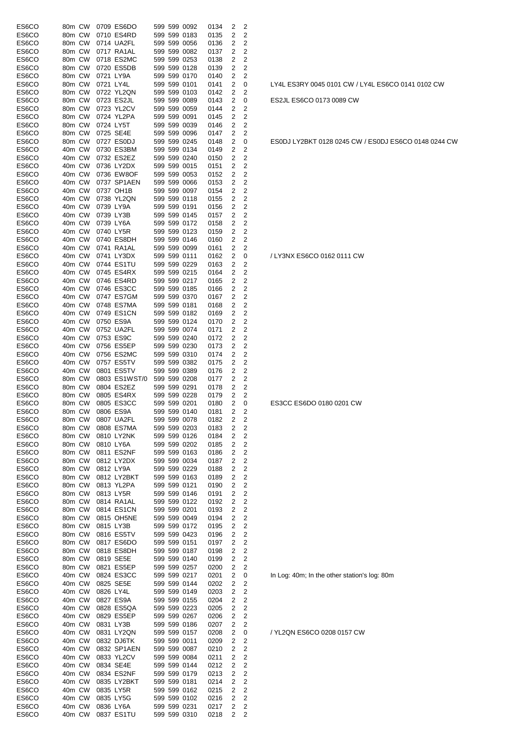| | | | | | | | | | | | |
|---|---|---|---|---|---|---|---|---|---|---|---|
| ES6CO | 80m | CW | 0709 | ES6DO | 599 | 599 | 0092 | 0134 | 2 | 2 | |
| ES6CO | 80m | CW | 0710 | ES4RD | 599 | 599 | 0183 | 0135 | 2 | 2 | |
| ES6CO | 80m | CW | 0714 | UA2FL | 599 | 599 | 0056 | 0136 | 2 | 2 | |
| ES6CO | 80m | CW | 0717 | RA1AL | 599 | 599 | 0082 | 0137 | 2 | 2 | |
| ES6CO | 80m | CW | 0718 | ES2MC | 599 | 599 | 0253 | 0138 | 2 | 2 | |
| ES6CO | 80m | CW | 0720 | ES5DB | 599 | 599 | 0128 | 0139 | 2 | 2 | |
| ES6CO | 80m | CW | 0721 | LY9A | 599 | 599 | 0170 | 0140 | 2 | 2 | |
| ES6CO | 80m | CW | 0721 | LY4L | 599 | 599 | 0101 | 0141 | 2 | 0 | LY4L ES3RY 0045 0101 CW / LY4L ES6CO 0141 0102 CW |
| ES6CO | 80m | CW | 0722 | YL2QN | 599 | 599 | 0103 | 0142 | 2 | 2 | |
| ES6CO | 80m | CW | 0723 | ES2JL | 599 | 599 | 0089 | 0143 | 2 | 0 | ES2JL ES6CO 0173 0089 CW |
| ES6CO | 80m | CW | 0723 | YL2CV | 599 | 599 | 0059 | 0144 | 2 | 2 | |
| ES6CO | 80m | CW | 0724 | YL2PA | 599 | 599 | 0091 | 0145 | 2 | 2 | |
| ES6CO | 80m | CW | 0724 | LY5T | 599 | 599 | 0039 | 0146 | 2 | 2 | |
| ES6CO | 80m | CW | 0725 | SE4E | 599 | 599 | 0096 | 0147 | 2 | 2 | |
| ES6CO | 80m | CW | 0727 | ES0DJ | 599 | 599 | 0245 | 0148 | 2 | 0 | ES0DJ LY2BKT 0128 0245 CW / ES0DJ ES6CO 0148 0244 CW |
| ES6CO | 40m | CW | 0730 | ES3BM | 599 | 599 | 0134 | 0149 | 2 | 2 | |
| ES6CO | 40m | CW | 0732 | ES2EZ | 599 | 599 | 0240 | 0150 | 2 | 2 | |
| ES6CO | 40m | CW | 0736 | LY2DX | 599 | 599 | 0015 | 0151 | 2 | 2 | |
| ES6CO | 40m | CW | 0736 | EW8OF | 599 | 599 | 0053 | 0152 | 2 | 2 | |
| ES6CO | 40m | CW | 0737 | SP1AEN | 599 | 599 | 0066 | 0153 | 2 | 2 | |
| ES6CO | 40m | CW | 0737 | OH1B | 599 | 599 | 0097 | 0154 | 2 | 2 | |
| ES6CO | 40m | CW | 0738 | YL2QN | 599 | 599 | 0118 | 0155 | 2 | 2 | |
| ES6CO | 40m | CW | 0739 | LY9A | 599 | 599 | 0191 | 0156 | 2 | 2 | |
| ES6CO | 40m | CW | 0739 | LY3B | 599 | 599 | 0145 | 0157 | 2 | 2 | |
| ES6CO | 40m | CW | 0739 | LY6A | 599 | 599 | 0172 | 0158 | 2 | 2 | |
| ES6CO | 40m | CW | 0740 | LY5R | 599 | 599 | 0123 | 0159 | 2 | 2 | |
| ES6CO | 40m | CW | 0740 | ES8DH | 599 | 599 | 0146 | 0160 | 2 | 2 | |
| ES6CO | 40m | CW | 0741 | RA1AL | 599 | 599 | 0099 | 0161 | 2 | 2 | |
| ES6CO | 40m | CW | 0741 | LY3DX | 599 | 599 | 0111 | 0162 | 2 | 0 | / LY3NX ES6CO 0162 0111 CW |
| ES6CO | 40m | CW | 0744 | ES1TU | 599 | 599 | 0229 | 0163 | 2 | 2 | |
| ES6CO | 40m | CW | 0745 | ES4RX | 599 | 599 | 0215 | 0164 | 2 | 2 | |
| ES6CO | 40m | CW | 0746 | ES4RD | 599 | 599 | 0217 | 0165 | 2 | 2 | |
| ES6CO | 40m | CW | 0746 | ES3CC | 599 | 599 | 0185 | 0166 | 2 | 2 | |
| ES6CO | 40m | CW | 0747 | ES7GM | 599 | 599 | 0370 | 0167 | 2 | 2 | |
| ES6CO | 40m | CW | 0748 | ES7MA | 599 | 599 | 0181 | 0168 | 2 | 2 | |
| ES6CO | 40m | CW | 0749 | ES1CN | 599 | 599 | 0182 | 0169 | 2 | 2 | |
| ES6CO | 40m | CW | 0750 | ES9A | 599 | 599 | 0124 | 0170 | 2 | 2 | |
| ES6CO | 40m | CW | 0752 | UA2FL | 599 | 599 | 0074 | 0171 | 2 | 2 | |
| ES6CO | 40m | CW | 0753 | ES9C | 599 | 599 | 0240 | 0172 | 2 | 2 | |
| ES6CO | 40m | CW | 0756 | ES5EP | 599 | 599 | 0230 | 0173 | 2 | 2 | |
| ES6CO | 40m | CW | 0756 | ES2MC | 599 | 599 | 0310 | 0174 | 2 | 2 | |
| ES6CO | 40m | CW | 0757 | ES5TV | 599 | 599 | 0382 | 0175 | 2 | 2 | |
| ES6CO | 40m | CW | 0801 | ES5TV | 599 | 599 | 0389 | 0176 | 2 | 2 | |
| ES6CO | 80m | CW | 0803 | ES1WST/0 | 599 | 599 | 0208 | 0177 | 2 | 2 | |
| ES6CO | 80m | CW | 0804 | ES2EZ | 599 | 599 | 0291 | 0178 | 2 | 2 | |
| ES6CO | 80m | CW | 0805 | ES4RX | 599 | 599 | 0228 | 0179 | 2 | 2 | |
| ES6CO | 80m | CW | 0805 | ES3CC | 599 | 599 | 0201 | 0180 | 2 | 0 | ES3CC ES6DO 0180 0201 CW |
| ES6CO | 80m | CW | 0806 | ES9A | 599 | 599 | 0140 | 0181 | 2 | 2 | |
| ES6CO | 80m | CW | 0807 | UA2FL | 599 | 599 | 0078 | 0182 | 2 | 2 | |
| ES6CO | 80m | CW | 0808 | ES7MA | 599 | 599 | 0203 | 0183 | 2 | 2 | |
| ES6CO | 80m | CW | 0810 | LY2NK | 599 | 599 | 0126 | 0184 | 2 | 2 | |
| ES6CO | 80m | CW | 0810 | LY6A | 599 | 599 | 0202 | 0185 | 2 | 2 | |
| ES6CO | 80m | CW | 0811 | ES2NF | 599 | 599 | 0163 | 0186 | 2 | 2 | |
| ES6CO | 80m | CW | 0812 | LY2DX | 599 | 599 | 0034 | 0187 | 2 | 2 | |
| ES6CO | 80m | CW | 0812 | LY9A | 599 | 599 | 0229 | 0188 | 2 | 2 | |
| ES6CO | 80m | CW | 0812 | LY2BKT | 599 | 599 | 0163 | 0189 | 2 | 2 | |
| ES6CO | 80m | CW | 0813 | YL2PA | 599 | 599 | 0121 | 0190 | 2 | 2 | |
| ES6CO | 80m | CW | 0813 | LY5R | 599 | 599 | 0146 | 0191 | 2 | 2 | |
| ES6CO | 80m | CW | 0814 | RA1AL | 599 | 599 | 0122 | 0192 | 2 | 2 | |
| ES6CO | 80m | CW | 0814 | ES1CN | 599 | 599 | 0201 | 0193 | 2 | 2 | |
| ES6CO | 80m | CW | 0815 | OH5NE | 599 | 599 | 0049 | 0194 | 2 | 2 | |
| ES6CO | 80m | CW | 0815 | LY3B | 599 | 599 | 0172 | 0195 | 2 | 2 | |
| ES6CO | 80m | CW | 0816 | ES5TV | 599 | 599 | 0423 | 0196 | 2 | 2 | |
| ES6CO | 80m | CW | 0817 | ES6DO | 599 | 599 | 0151 | 0197 | 2 | 2 | |
| ES6CO | 80m | CW | 0818 | ES8DH | 599 | 599 | 0187 | 0198 | 2 | 2 | |
| ES6CO | 80m | CW | 0819 | SE5E | 599 | 599 | 0140 | 0199 | 2 | 2 | |
| ES6CO | 80m | CW | 0821 | ES5EP | 599 | 599 | 0257 | 0200 | 2 | 2 | |
| ES6CO | 40m | CW | 0824 | ES3CC | 599 | 599 | 0217 | 0201 | 2 | 0 | In Log: 40m; In the other station's log: 80m |
| ES6CO | 40m | CW | 0825 | SE5E | 599 | 599 | 0144 | 0202 | 2 | 2 | |
| ES6CO | 40m | CW | 0826 | LY4L | 599 | 599 | 0149 | 0203 | 2 | 2 | |
| ES6CO | 40m | CW | 0827 | ES9A | 599 | 599 | 0155 | 0204 | 2 | 2 | |
| ES6CO | 40m | CW | 0828 | ES5QA | 599 | 599 | 0223 | 0205 | 2 | 2 | |
| ES6CO | 40m | CW | 0829 | ES5EP | 599 | 599 | 0267 | 0206 | 2 | 2 | |
| ES6CO | 40m | CW | 0831 | LY3B | 599 | 599 | 0186 | 0207 | 2 | 2 | |
| ES6CO | 40m | CW | 0831 | LY2QN | 599 | 599 | 0157 | 0208 | 2 | 0 | / YL2QN ES6CO 0208 0157 CW |
| ES6CO | 40m | CW | 0832 | DJ6TK | 599 | 599 | 0011 | 0209 | 2 | 2 | |
| ES6CO | 40m | CW | 0832 | SP1AEN | 599 | 599 | 0087 | 0210 | 2 | 2 | |
| ES6CO | 40m | CW | 0833 | YL2CV | 599 | 599 | 0084 | 0211 | 2 | 2 | |
| ES6CO | 40m | CW | 0834 | SE4E | 599 | 599 | 0144 | 0212 | 2 | 2 | |
| ES6CO | 40m | CW | 0834 | ES2NF | 599 | 599 | 0179 | 0213 | 2 | 2 | |
| ES6CO | 40m | CW | 0835 | LY2BKT | 599 | 599 | 0181 | 0214 | 2 | 2 | |
| ES6CO | 40m | CW | 0835 | LY5R | 599 | 599 | 0162 | 0215 | 2 | 2 | |
| ES6CO | 40m | CW | 0835 | LY5G | 599 | 599 | 0102 | 0216 | 2 | 2 | |
| ES6CO | 40m | CW | 0836 | LY6A | 599 | 599 | 0231 | 0217 | 2 | 2 | |
| ES6CO | 40m | CW | 0837 | ES1TU | 599 | 599 | 0310 | 0218 | 2 | 2 | |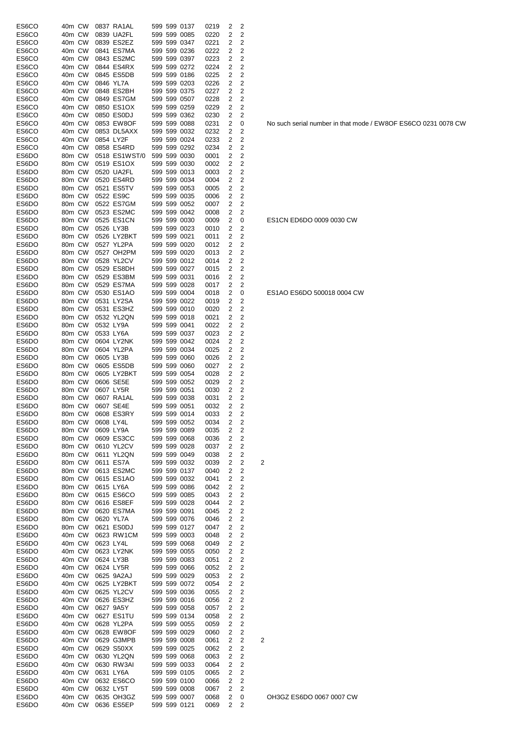| | | | | | | | | | | | | |
|---|---|---|---|---|---|---|---|---|---|---|---|---|
| ES6CO | 40m | CW | 0837 | RA1AL | 599 | 599 | 0137 | 0219 | 2 | 2 | | |
| ES6CO | 40m | CW | 0839 | UA2FL | 599 | 599 | 0085 | 0220 | 2 | 2 | | |
| ES6CO | 40m | CW | 0839 | ES2EZ | 599 | 599 | 0347 | 0221 | 2 | 2 | | |
| ES6CO | 40m | CW | 0841 | ES7MA | 599 | 599 | 0236 | 0222 | 2 | 2 | | |
| ES6CO | 40m | CW | 0843 | ES2MC | 599 | 599 | 0397 | 0223 | 2 | 2 | | |
| ES6CO | 40m | CW | 0844 | ES4RX | 599 | 599 | 0272 | 0224 | 2 | 2 | | |
| ES6CO | 40m | CW | 0845 | ES5DB | 599 | 599 | 0186 | 0225 | 2 | 2 | | |
| ES6CO | 40m | CW | 0846 | YL7A | 599 | 599 | 0203 | 0226 | 2 | 2 | | |
| ES6CO | 40m | CW | 0848 | ES2BH | 599 | 599 | 0375 | 0227 | 2 | 2 | | |
| ES6CO | 40m | CW | 0849 | ES7GM | 599 | 599 | 0507 | 0228 | 2 | 2 | | |
| ES6CO | 40m | CW | 0850 | ES1OX | 599 | 599 | 0259 | 0229 | 2 | 2 | | |
| ES6CO | 40m | CW | 0850 | ES0DJ | 599 | 599 | 0362 | 0230 | 2 | 2 | | |
| ES6CO | 40m | CW | 0853 | EW8OF | 599 | 599 | 0088 | 0231 | 2 | 0 | | No such serial number in that mode / EW8OF ES6CO 0231 0078 CW |
| ES6CO | 40m | CW | 0853 | DL5AXX | 599 | 599 | 0032 | 0232 | 2 | 2 | | |
| ES6CO | 40m | CW | 0854 | LY2F | 599 | 599 | 0024 | 0233 | 2 | 2 | | |
| ES6CO | 40m | CW | 0858 | ES4RD | 599 | 599 | 0292 | 0234 | 2 | 2 | | |
| ES6DO | 80m | CW | 0518 | ES1WST/0 | 599 | 599 | 0030 | 0001 | 2 | 2 | | |
| ES6DO | 80m | CW | 0519 | ES1OX | 599 | 599 | 0030 | 0002 | 2 | 2 | | |
| ES6DO | 80m | CW | 0520 | UA2FL | 599 | 599 | 0013 | 0003 | 2 | 2 | | |
| ES6DO | 80m | CW | 0520 | ES4RD | 599 | 599 | 0034 | 0004 | 2 | 2 | | |
| ES6DO | 80m | CW | 0521 | ES5TV | 599 | 599 | 0053 | 0005 | 2 | 2 | | |
| ES6DO | 80m | CW | 0522 | ES9C | 599 | 599 | 0035 | 0006 | 2 | 2 | | |
| ES6DO | 80m | CW | 0522 | ES7GM | 599 | 599 | 0052 | 0007 | 2 | 2 | | |
| ES6DO | 80m | CW | 0523 | ES2MC | 599 | 599 | 0042 | 0008 | 2 | 2 | | |
| ES6DO | 80m | CW | 0525 | ES1CN | 599 | 599 | 0030 | 0009 | 2 | 0 | | ES1CN ED6DO 0009 0030 CW |
| ES6DO | 80m | CW | 0526 | LY3B | 599 | 599 | 0023 | 0010 | 2 | 2 | | |
| ES6DO | 80m | CW | 0526 | LY2BKT | 599 | 599 | 0021 | 0011 | 2 | 2 | | |
| ES6DO | 80m | CW | 0527 | YL2PA | 599 | 599 | 0020 | 0012 | 2 | 2 | | |
| ES6DO | 80m | CW | 0527 | OH2PM | 599 | 599 | 0020 | 0013 | 2 | 2 | | |
| ES6DO | 80m | CW | 0528 | YL2CV | 599 | 599 | 0012 | 0014 | 2 | 2 | | |
| ES6DO | 80m | CW | 0529 | ES8DH | 599 | 599 | 0027 | 0015 | 2 | 2 | | |
| ES6DO | 80m | CW | 0529 | ES3BM | 599 | 599 | 0031 | 0016 | 2 | 2 | | |
| ES6DO | 80m | CW | 0529 | ES7MA | 599 | 599 | 0028 | 0017 | 2 | 2 | | |
| ES6DO | 80m | CW | 0530 | ES1AO | 599 | 599 | 0004 | 0018 | 2 | 0 | | ES1AO ES6DO 500018 0004 CW |
| ES6DO | 80m | CW | 0531 | LY2SA | 599 | 599 | 0022 | 0019 | 2 | 2 | | |
| ES6DO | 80m | CW | 0531 | ES3HZ | 599 | 599 | 0010 | 0020 | 2 | 2 | | |
| ES6DO | 80m | CW | 0532 | YL2QN | 599 | 599 | 0018 | 0021 | 2 | 2 | | |
| ES6DO | 80m | CW | 0532 | LY9A | 599 | 599 | 0041 | 0022 | 2 | 2 | | |
| ES6DO | 80m | CW | 0533 | LY6A | 599 | 599 | 0037 | 0023 | 2 | 2 | | |
| ES6DO | 80m | CW | 0604 | LY2NK | 599 | 599 | 0042 | 0024 | 2 | 2 | | |
| ES6DO | 80m | CW | 0604 | YL2PA | 599 | 599 | 0034 | 0025 | 2 | 2 | | |
| ES6DO | 80m | CW | 0605 | LY3B | 599 | 599 | 0060 | 0026 | 2 | 2 | | |
| ES6DO | 80m | CW | 0605 | ES5DB | 599 | 599 | 0060 | 0027 | 2 | 2 | | |
| ES6DO | 80m | CW | 0605 | LY2BKT | 599 | 599 | 0054 | 0028 | 2 | 2 | | |
| ES6DO | 80m | CW | 0606 | SE5E | 599 | 599 | 0052 | 0029 | 2 | 2 | | |
| ES6DO | 80m | CW | 0607 | LY5R | 599 | 599 | 0051 | 0030 | 2 | 2 | | |
| ES6DO | 80m | CW | 0607 | RA1AL | 599 | 599 | 0038 | 0031 | 2 | 2 | | |
| ES6DO | 80m | CW | 0607 | SE4E | 599 | 599 | 0051 | 0032 | 2 | 2 | | |
| ES6DO | 80m | CW | 0608 | ES3RY | 599 | 599 | 0014 | 0033 | 2 | 2 | | |
| ES6DO | 80m | CW | 0608 | LY4L | 599 | 599 | 0052 | 0034 | 2 | 2 | | |
| ES6DO | 80m | CW | 0609 | LY9A | 599 | 599 | 0089 | 0035 | 2 | 2 | | |
| ES6DO | 80m | CW | 0609 | ES3CC | 599 | 599 | 0068 | 0036 | 2 | 2 | | |
| ES6DO | 80m | CW | 0610 | YL2CV | 599 | 599 | 0028 | 0037 | 2 | 2 | | |
| ES6DO | 80m | CW | 0611 | YL2QN | 599 | 599 | 0049 | 0038 | 2 | 2 | | |
| ES6DO | 80m | CW | 0611 | ES7A | 599 | 599 | 0032 | 0039 | 2 | 2 | 2 | |
| ES6DO | 80m | CW | 0613 | ES2MC | 599 | 599 | 0137 | 0040 | 2 | 2 | | |
| ES6DO | 80m | CW | 0615 | ES1AO | 599 | 599 | 0032 | 0041 | 2 | 2 | | |
| ES6DO | 80m | CW | 0615 | LY6A | 599 | 599 | 0086 | 0042 | 2 | 2 | | |
| ES6DO | 80m | CW | 0615 | ES6CO | 599 | 599 | 0085 | 0043 | 2 | 2 | | |
| ES6DO | 80m | CW | 0616 | ES8EF | 599 | 599 | 0028 | 0044 | 2 | 2 | | |
| ES6DO | 80m | CW | 0620 | ES7MA | 599 | 599 | 0091 | 0045 | 2 | 2 | | |
| ES6DO | 80m | CW | 0620 | YL7A | 599 | 599 | 0076 | 0046 | 2 | 2 | | |
| ES6DO | 80m | CW | 0621 | ES0DJ | 599 | 599 | 0127 | 0047 | 2 | 2 | | |
| ES6DO | 40m | CW | 0623 | RW1CM | 599 | 599 | 0003 | 0048 | 2 | 2 | | |
| ES6DO | 40m | CW | 0623 | LY4L | 599 | 599 | 0068 | 0049 | 2 | 2 | | |
| ES6DO | 40m | CW | 0623 | LY2NK | 599 | 599 | 0055 | 0050 | 2 | 2 | | |
| ES6DO | 40m | CW | 0624 | LY3B | 599 | 599 | 0083 | 0051 | 2 | 2 | | |
| ES6DO | 40m | CW | 0624 | LY5R | 599 | 599 | 0066 | 0052 | 2 | 2 | | |
| ES6DO | 40m | CW | 0625 | 9A2AJ | 599 | 599 | 0029 | 0053 | 2 | 2 | | |
| ES6DO | 40m | CW | 0625 | LY2BKT | 599 | 599 | 0072 | 0054 | 2 | 2 | | |
| ES6DO | 40m | CW | 0625 | YL2CV | 599 | 599 | 0036 | 0055 | 2 | 2 | | |
| ES6DO | 40m | CW | 0626 | ES3HZ | 599 | 599 | 0016 | 0056 | 2 | 2 | | |
| ES6DO | 40m | CW | 0627 | 9A5Y | 599 | 599 | 0058 | 0057 | 2 | 2 | | |
| ES6DO | 40m | CW | 0627 | ES1TU | 599 | 599 | 0134 | 0058 | 2 | 2 | | |
| ES6DO | 40m | CW | 0628 | YL2PA | 599 | 599 | 0055 | 0059 | 2 | 2 | | |
| ES6DO | 40m | CW | 0628 | EW8OF | 599 | 599 | 0029 | 0060 | 2 | 2 | | |
| ES6DO | 40m | CW | 0629 | G3MPB | 599 | 599 | 0008 | 0061 | 2 | 2 | 2 | |
| ES6DO | 40m | CW | 0629 | S50XX | 599 | 599 | 0025 | 0062 | 2 | 2 | | |
| ES6DO | 40m | CW | 0630 | YL2QN | 599 | 599 | 0068 | 0063 | 2 | 2 | | |
| ES6DO | 40m | CW | 0630 | RW3AI | 599 | 599 | 0033 | 0064 | 2 | 2 | | |
| ES6DO | 40m | CW | 0631 | LY6A | 599 | 599 | 0105 | 0065 | 2 | 2 | | |
| ES6DO | 40m | CW | 0632 | ES6CO | 599 | 599 | 0100 | 0066 | 2 | 2 | | |
| ES6DO | 40m | CW | 0632 | LY5T | 599 | 599 | 0008 | 0067 | 2 | 2 | | |
| ES6DO | 40m | CW | 0635 | OH3GZ | 599 | 599 | 0007 | 0068 | 2 | 0 | | OH3GZ ES6DO 0067 0007 CW |
| ES6DO | 40m | CW | 0636 | ES5EP | 599 | 599 | 0121 | 0069 | 2 | 2 | | |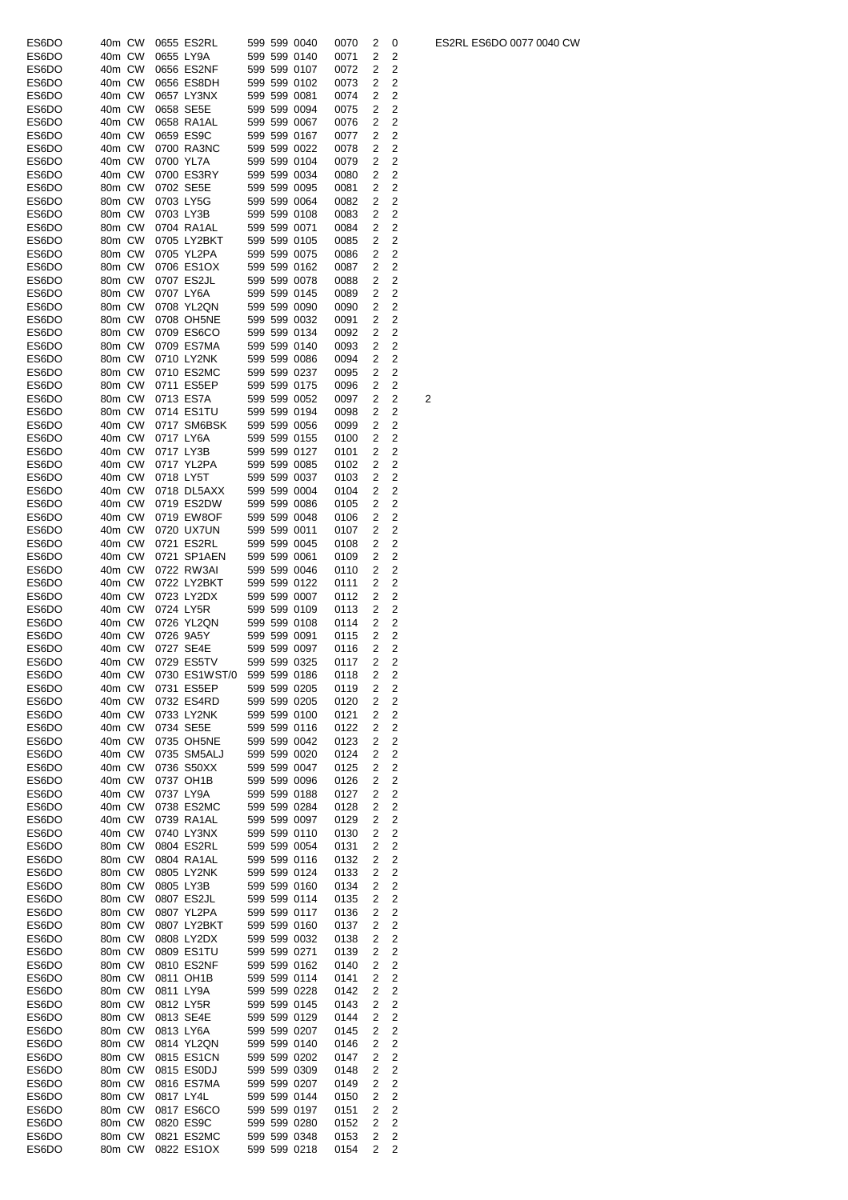| | | | | | | | | | | | | |
|---|---|---|---|---|---|---|---|---|---|---|---|---|
| ES6DO | 40m | CW | 0655 | ES2RL | 599 | 599 | 0040 | 0070 | 2 | 0 | | ES2RL ES6DO 0077 0040 CW |
| ES6DO | 40m | CW | 0655 | LY9A | 599 | 599 | 0140 | 0071 | 2 | 2 | | |
| ES6DO | 40m | CW | 0656 | ES2NF | 599 | 599 | 0107 | 0072 | 2 | 2 | | |
| ES6DO | 40m | CW | 0656 | ES8DH | 599 | 599 | 0102 | 0073 | 2 | 2 | | |
| ES6DO | 40m | CW | 0657 | LY3NX | 599 | 599 | 0081 | 0074 | 2 | 2 | | |
| ES6DO | 40m | CW | 0658 | SE5E | 599 | 599 | 0094 | 0075 | 2 | 2 | | |
| ES6DO | 40m | CW | 0658 | RA1AL | 599 | 599 | 0067 | 0076 | 2 | 2 | | |
| ES6DO | 40m | CW | 0659 | ES9C | 599 | 599 | 0167 | 0077 | 2 | 2 | | |
| ES6DO | 40m | CW | 0700 | RA3NC | 599 | 599 | 0022 | 0078 | 2 | 2 | | |
| ES6DO | 40m | CW | 0700 | YL7A | 599 | 599 | 0104 | 0079 | 2 | 2 | | |
| ES6DO | 40m | CW | 0700 | ES3RY | 599 | 599 | 0034 | 0080 | 2 | 2 | | |
| ES6DO | 80m | CW | 0702 | SE5E | 599 | 599 | 0095 | 0081 | 2 | 2 | | |
| ES6DO | 80m | CW | 0703 | LY5G | 599 | 599 | 0064 | 0082 | 2 | 2 | | |
| ES6DO | 80m | CW | 0703 | LY3B | 599 | 599 | 0108 | 0083 | 2 | 2 | | |
| ES6DO | 80m | CW | 0704 | RA1AL | 599 | 599 | 0071 | 0084 | 2 | 2 | | |
| ES6DO | 80m | CW | 0705 | LY2BKT | 599 | 599 | 0105 | 0085 | 2 | 2 | | |
| ES6DO | 80m | CW | 0705 | YL2PA | 599 | 599 | 0075 | 0086 | 2 | 2 | | |
| ES6DO | 80m | CW | 0706 | ES1OX | 599 | 599 | 0162 | 0087 | 2 | 2 | | |
| ES6DO | 80m | CW | 0707 | ES2JL | 599 | 599 | 0078 | 0088 | 2 | 2 | | |
| ES6DO | 80m | CW | 0707 | LY6A | 599 | 599 | 0145 | 0089 | 2 | 2 | | |
| ES6DO | 80m | CW | 0708 | YL2QN | 599 | 599 | 0090 | 0090 | 2 | 2 | | |
| ES6DO | 80m | CW | 0708 | OH5NE | 599 | 599 | 0032 | 0091 | 2 | 2 | | |
| ES6DO | 80m | CW | 0709 | ES6CO | 599 | 599 | 0134 | 0092 | 2 | 2 | | |
| ES6DO | 80m | CW | 0709 | ES7MA | 599 | 599 | 0140 | 0093 | 2 | 2 | | |
| ES6DO | 80m | CW | 0710 | LY2NK | 599 | 599 | 0086 | 0094 | 2 | 2 | | |
| ES6DO | 80m | CW | 0710 | ES2MC | 599 | 599 | 0237 | 0095 | 2 | 2 | | |
| ES6DO | 80m | CW | 0711 | ES5EP | 599 | 599 | 0175 | 0096 | 2 | 2 | | |
| ES6DO | 80m | CW | 0713 | ES7A | 599 | 599 | 0052 | 0097 | 2 | 2 | 2 | |
| ES6DO | 80m | CW | 0714 | ES1TU | 599 | 599 | 0194 | 0098 | 2 | 2 | | |
| ES6DO | 40m | CW | 0717 | SM6BSK | 599 | 599 | 0056 | 0099 | 2 | 2 | | |
| ES6DO | 40m | CW | 0717 | LY6A | 599 | 599 | 0155 | 0100 | 2 | 2 | | |
| ES6DO | 40m | CW | 0717 | LY3B | 599 | 599 | 0127 | 0101 | 2 | 2 | | |
| ES6DO | 40m | CW | 0717 | YL2PA | 599 | 599 | 0085 | 0102 | 2 | 2 | | |
| ES6DO | 40m | CW | 0718 | LY5T | 599 | 599 | 0037 | 0103 | 2 | 2 | | |
| ES6DO | 40m | CW | 0718 | DL5AXX | 599 | 599 | 0004 | 0104 | 2 | 2 | | |
| ES6DO | 40m | CW | 0719 | ES2DW | 599 | 599 | 0086 | 0105 | 2 | 2 | | |
| ES6DO | 40m | CW | 0719 | EW8OF | 599 | 599 | 0048 | 0106 | 2 | 2 | | |
| ES6DO | 40m | CW | 0720 | UX7UN | 599 | 599 | 0011 | 0107 | 2 | 2 | | |
| ES6DO | 40m | CW | 0721 | ES2RL | 599 | 599 | 0045 | 0108 | 2 | 2 | | |
| ES6DO | 40m | CW | 0721 | SP1AEN | 599 | 599 | 0061 | 0109 | 2 | 2 | | |
| ES6DO | 40m | CW | 0722 | RW3AI | 599 | 599 | 0046 | 0110 | 2 | 2 | | |
| ES6DO | 40m | CW | 0722 | LY2BKT | 599 | 599 | 0122 | 0111 | 2 | 2 | | |
| ES6DO | 40m | CW | 0723 | LY2DX | 599 | 599 | 0007 | 0112 | 2 | 2 | | |
| ES6DO | 40m | CW | 0724 | LY5R | 599 | 599 | 0109 | 0113 | 2 | 2 | | |
| ES6DO | 40m | CW | 0726 | YL2QN | 599 | 599 | 0108 | 0114 | 2 | 2 | | |
| ES6DO | 40m | CW | 0726 | 9A5Y | 599 | 599 | 0091 | 0115 | 2 | 2 | | |
| ES6DO | 40m | CW | 0727 | SE4E | 599 | 599 | 0097 | 0116 | 2 | 2 | | |
| ES6DO | 40m | CW | 0729 | ES5TV | 599 | 599 | 0325 | 0117 | 2 | 2 | | |
| ES6DO | 40m | CW | 0730 | ES1WST/0 | 599 | 599 | 0186 | 0118 | 2 | 2 | | |
| ES6DO | 40m | CW | 0731 | ES5EP | 599 | 599 | 0205 | 0119 | 2 | 2 | | |
| ES6DO | 40m | CW | 0732 | ES4RD | 599 | 599 | 0205 | 0120 | 2 | 2 | | |
| ES6DO | 40m | CW | 0733 | LY2NK | 599 | 599 | 0100 | 0121 | 2 | 2 | | |
| ES6DO | 40m | CW | 0734 | SE5E | 599 | 599 | 0116 | 0122 | 2 | 2 | | |
| ES6DO | 40m | CW | 0735 | OH5NE | 599 | 599 | 0042 | 0123 | 2 | 2 | | |
| ES6DO | 40m | CW | 0735 | SM5ALJ | 599 | 599 | 0020 | 0124 | 2 | 2 | | |
| ES6DO | 40m | CW | 0736 | S50XX | 599 | 599 | 0047 | 0125 | 2 | 2 | | |
| ES6DO | 40m | CW | 0737 | OH1B | 599 | 599 | 0096 | 0126 | 2 | 2 | | |
| ES6DO | 40m | CW | 0737 | LY9A | 599 | 599 | 0188 | 0127 | 2 | 2 | | |
| ES6DO | 40m | CW | 0738 | ES2MC | 599 | 599 | 0284 | 0128 | 2 | 2 | | |
| ES6DO | 40m | CW | 0739 | RA1AL | 599 | 599 | 0097 | 0129 | 2 | 2 | | |
| ES6DO | 40m | CW | 0740 | LY3NX | 599 | 599 | 0110 | 0130 | 2 | 2 | | |
| ES6DO | 80m | CW | 0804 | ES2RL | 599 | 599 | 0054 | 0131 | 2 | 2 | | |
| ES6DO | 80m | CW | 0804 | RA1AL | 599 | 599 | 0116 | 0132 | 2 | 2 | | |
| ES6DO | 80m | CW | 0805 | LY2NK | 599 | 599 | 0124 | 0133 | 2 | 2 | | |
| ES6DO | 80m | CW | 0805 | LY3B | 599 | 599 | 0160 | 0134 | 2 | 2 | | |
| ES6DO | 80m | CW | 0807 | ES2JL | 599 | 599 | 0114 | 0135 | 2 | 2 | | |
| ES6DO | 80m | CW | 0807 | YL2PA | 599 | 599 | 0117 | 0136 | 2 | 2 | | |
| ES6DO | 80m | CW | 0807 | LY2BKT | 599 | 599 | 0160 | 0137 | 2 | 2 | | |
| ES6DO | 80m | CW | 0808 | LY2DX | 599 | 599 | 0032 | 0138 | 2 | 2 | | |
| ES6DO | 80m | CW | 0809 | ES1TU | 599 | 599 | 0271 | 0139 | 2 | 2 | | |
| ES6DO | 80m | CW | 0810 | ES2NF | 599 | 599 | 0162 | 0140 | 2 | 2 | | |
| ES6DO | 80m | CW | 0811 | OH1B | 599 | 599 | 0114 | 0141 | 2 | 2 | | |
| ES6DO | 80m | CW | 0811 | LY9A | 599 | 599 | 0228 | 0142 | 2 | 2 | | |
| ES6DO | 80m | CW | 0812 | LY5R | 599 | 599 | 0145 | 0143 | 2 | 2 | | |
| ES6DO | 80m | CW | 0813 | SE4E | 599 | 599 | 0129 | 0144 | 2 | 2 | | |
| ES6DO | 80m | CW | 0813 | LY6A | 599 | 599 | 0207 | 0145 | 2 | 2 | | |
| ES6DO | 80m | CW | 0814 | YL2QN | 599 | 599 | 0140 | 0146 | 2 | 2 | | |
| ES6DO | 80m | CW | 0815 | ES1CN | 599 | 599 | 0202 | 0147 | 2 | 2 | | |
| ES6DO | 80m | CW | 0815 | ES0DJ | 599 | 599 | 0309 | 0148 | 2 | 2 | | |
| ES6DO | 80m | CW | 0816 | ES7MA | 599 | 599 | 0207 | 0149 | 2 | 2 | | |
| ES6DO | 80m | CW | 0817 | LY4L | 599 | 599 | 0144 | 0150 | 2 | 2 | | |
| ES6DO | 80m | CW | 0817 | ES6CO | 599 | 599 | 0197 | 0151 | 2 | 2 | | |
| ES6DO | 80m | CW | 0820 | ES9C | 599 | 599 | 0280 | 0152 | 2 | 2 | | |
| ES6DO | 80m | CW | 0821 | ES2MC | 599 | 599 | 0348 | 0153 | 2 | 2 | | |
| ES6DO | 80m | CW | 0822 | ES1OX | 599 | 599 | 0218 | 0154 | 2 | 2 | | |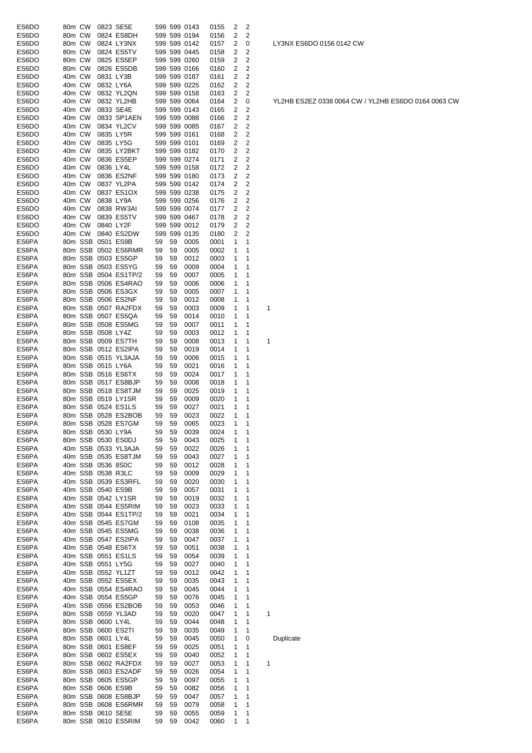| | | | | | | | | | | | | |
|---|---|---|---|---|---|---|---|---|---|---|---|---|
| ES6DO | 80m | CW | 0823 | SE5E | 599 | 599 | 0143 | 0155 | 2 | 2 | | |
| ES6DO | 80m | CW | 0824 | ES8DH | 599 | 599 | 0194 | 0156 | 2 | 2 | | |
| ES6DO | 80m | CW | 0824 | LY3NX | 599 | 599 | 0142 | 0157 | 2 | 0 | | LY3NX ES6DO 0156 0142 CW |
| ES6DO | 80m | CW | 0824 | ES5TV | 599 | 599 | 0445 | 0158 | 2 | 2 | | |
| ES6DO | 80m | CW | 0825 | ES5EP | 599 | 599 | 0260 | 0159 | 2 | 2 | | |
| ES6DO | 80m | CW | 0826 | ES5DB | 599 | 599 | 0166 | 0160 | 2 | 2 | | |
| ES6DO | 40m | CW | 0831 | LY3B | 599 | 599 | 0187 | 0161 | 2 | 2 | | |
| ES6DO | 40m | CW | 0832 | LY6A | 599 | 599 | 0225 | 0162 | 2 | 2 | | |
| ES6DO | 40m | CW | 0832 | YL2QN | 599 | 599 | 0158 | 0163 | 2 | 2 | | |
| ES6DO | 40m | CW | 0832 | YL2HB | 599 | 599 | 0064 | 0164 | 2 | 0 | | YL2HB ES2EZ 0338 0064 CW / YL2HB ES6DO 0164 0063 CW |
| ES6DO | 40m | CW | 0833 | SE4E | 599 | 599 | 0143 | 0165 | 2 | 2 | | |
| ES6DO | 40m | CW | 0833 | SP1AEN | 599 | 599 | 0088 | 0166 | 2 | 2 | | |
| ES6DO | 40m | CW | 0834 | YL2CV | 599 | 599 | 0085 | 0167 | 2 | 2 | | |
| ES6DO | 40m | CW | 0835 | LY5R | 599 | 599 | 0161 | 0168 | 2 | 2 | | |
| ES6DO | 40m | CW | 0835 | LY5G | 599 | 599 | 0101 | 0169 | 2 | 2 | | |
| ES6DO | 40m | CW | 0835 | LY2BKT | 599 | 599 | 0182 | 0170 | 2 | 2 | | |
| ES6DO | 40m | CW | 0836 | ES5EP | 599 | 599 | 0274 | 0171 | 2 | 2 | | |
| ES6DO | 40m | CW | 0836 | LY4L | 599 | 599 | 0158 | 0172 | 2 | 2 | | |
| ES6DO | 40m | CW | 0836 | ES2NF | 599 | 599 | 0180 | 0173 | 2 | 2 | | |
| ES6DO | 40m | CW | 0837 | YL2PA | 599 | 599 | 0142 | 0174 | 2 | 2 | | |
| ES6DO | 40m | CW | 0837 | ES1OX | 599 | 599 | 0238 | 0175 | 2 | 2 | | |
| ES6DO | 40m | CW | 0838 | LY9A | 599 | 599 | 0256 | 0176 | 2 | 2 | | |
| ES6DO | 40m | CW | 0838 | RW3AI | 599 | 599 | 0074 | 0177 | 2 | 2 | | |
| ES6DO | 40m | CW | 0839 | ES5TV | 599 | 599 | 0467 | 0178 | 2 | 2 | | |
| ES6DO | 40m | CW | 0840 | LY2F | 599 | 599 | 0012 | 0179 | 2 | 2 | | |
| ES6DO | 40m | CW | 0840 | ES2DW | 599 | 599 | 0135 | 0180 | 2 | 2 | | |
| ES6PA | 80m | SSB | 0501 | ES9B | 59 | 59 | 0005 | 0001 | 1 | 1 | | |
| ES6PA | 80m | SSB | 0502 | ES6RMR | 59 | 59 | 0005 | 0002 | 1 | 1 | | |
| ES6PA | 80m | SSB | 0503 | ES5GP | 59 | 59 | 0012 | 0003 | 1 | 1 | | |
| ES6PA | 80m | SSB | 0503 | ES5YG | 59 | 59 | 0009 | 0004 | 1 | 1 | | |
| ES6PA | 80m | SSB | 0504 | ES1TP/2 | 59 | 59 | 0007 | 0005 | 1 | 1 | | |
| ES6PA | 80m | SSB | 0506 | ES4RAO | 59 | 59 | 0006 | 0006 | 1 | 1 | | |
| ES6PA | 80m | SSB | 0506 | ES3GX | 59 | 59 | 0005 | 0007 | 1 | 1 | | |
| ES6PA | 80m | SSB | 0506 | ES2NF | 59 | 59 | 0012 | 0008 | 1 | 1 | | |
| ES6PA | 80m | SSB | 0507 | RA2FDX | 59 | 59 | 0003 | 0009 | 1 | 1 | 1 | |
| ES6PA | 80m | SSB | 0507 | ES5QA | 59 | 59 | 0014 | 0010 | 1 | 1 | | |
| ES6PA | 80m | SSB | 0508 | ES5MG | 59 | 59 | 0007 | 0011 | 1 | 1 | | |
| ES6PA | 80m | SSB | 0508 | LY4Z | 59 | 59 | 0003 | 0012 | 1 | 1 | | |
| ES6PA | 80m | SSB | 0509 | ES7TH | 59 | 59 | 0008 | 0013 | 1 | 1 | 1 | |
| ES6PA | 80m | SSB | 0512 | ES2IPA | 59 | 59 | 0019 | 0014 | 1 | 1 | | |
| ES6PA | 80m | SSB | 0515 | YL3AJA | 59 | 59 | 0006 | 0015 | 1 | 1 | | |
| ES6PA | 80m | SSB | 0515 | LY6A | 59 | 59 | 0021 | 0016 | 1 | 1 | | |
| ES6PA | 80m | SSB | 0516 | ES6TX | 59 | 59 | 0024 | 0017 | 1 | 1 | | |
| ES6PA | 80m | SSB | 0517 | ES8BJP | 59 | 59 | 0008 | 0018 | 1 | 1 | | |
| ES6PA | 80m | SSB | 0518 | ES8TJM | 59 | 59 | 0025 | 0019 | 1 | 1 | | |
| ES6PA | 80m | SSB | 0519 | LY1SR | 59 | 59 | 0009 | 0020 | 1 | 1 | | |
| ES6PA | 80m | SSB | 0524 | ES1LS | 59 | 59 | 0027 | 0021 | 1 | 1 | | |
| ES6PA | 80m | SSB | 0528 | ES2BOB | 59 | 59 | 0023 | 0022 | 1 | 1 | | |
| ES6PA | 80m | SSB | 0528 | ES7GM | 59 | 59 | 0065 | 0023 | 1 | 1 | | |
| ES6PA | 80m | SSB | 0530 | LY9A | 59 | 59 | 0039 | 0024 | 1 | 1 | | |
| ES6PA | 80m | SSB | 0530 | ES0DJ | 59 | 59 | 0043 | 0025 | 1 | 1 | | |
| ES6PA | 40m | SSB | 0533 | YL3AJA | 59 | 59 | 0022 | 0026 | 1 | 1 | | |
| ES6PA | 40m | SSB | 0535 | ES8TJM | 59 | 59 | 0043 | 0027 | 1 | 1 | | |
| ES6PA | 40m | SSB | 0536 | 8S0C | 59 | 59 | 0012 | 0028 | 1 | 1 | | |
| ES6PA | 40m | SSB | 0538 | R3LC | 59 | 59 | 0009 | 0029 | 1 | 1 | | |
| ES6PA | 40m | SSB | 0539 | ES3RFL | 59 | 59 | 0020 | 0030 | 1 | 1 | | |
| ES6PA | 40m | SSB | 0540 | ES9B | 59 | 59 | 0057 | 0031 | 1 | 1 | | |
| ES6PA | 40m | SSB | 0542 | LY1SR | 59 | 59 | 0019 | 0032 | 1 | 1 | | |
| ES6PA | 40m | SSB | 0544 | ES5RIM | 59 | 59 | 0023 | 0033 | 1 | 1 | | |
| ES6PA | 40m | SSB | 0544 | ES1TP/2 | 59 | 59 | 0021 | 0034 | 1 | 1 | | |
| ES6PA | 40m | SSB | 0545 | ES7GM | 59 | 59 | 0108 | 0035 | 1 | 1 | | |
| ES6PA | 40m | SSB | 0545 | ES5MG | 59 | 59 | 0038 | 0036 | 1 | 1 | | |
| ES6PA | 40m | SSB | 0547 | ES2IPA | 59 | 59 | 0047 | 0037 | 1 | 1 | | |
| ES6PA | 40m | SSB | 0548 | ES6TX | 59 | 59 | 0051 | 0038 | 1 | 1 | | |
| ES6PA | 40m | SSB | 0551 | ES1LS | 59 | 59 | 0054 | 0039 | 1 | 1 | | |
| ES6PA | 40m | SSB | 0551 | LY5G | 59 | 59 | 0027 | 0040 | 1 | 1 | | |
| ES6PA | 40m | SSB | 0552 | YL1ZT | 59 | 59 | 0012 | 0042 | 1 | 1 | | |
| ES6PA | 40m | SSB | 0552 | ES5EX | 59 | 59 | 0035 | 0043 | 1 | 1 | | |
| ES6PA | 40m | SSB | 0554 | ES4RAO | 59 | 59 | 0045 | 0044 | 1 | 1 | | |
| ES6PA | 40m | SSB | 0554 | ES5GP | 59 | 59 | 0076 | 0045 | 1 | 1 | | |
| ES6PA | 40m | SSB | 0556 | ES2BOB | 59 | 59 | 0053 | 0046 | 1 | 1 | | |
| ES6PA | 80m | SSB | 0559 | YL3AD | 59 | 59 | 0020 | 0047 | 1 | 1 | 1 | |
| ES6PA | 80m | SSB | 0600 | LY4L | 59 | 59 | 0044 | 0048 | 1 | 1 | | |
| ES6PA | 80m | SSB | 0600 | ES2TI | 59 | 59 | 0035 | 0049 | 1 | 1 | | |
| ES6PA | 80m | SSB | 0601 | LY4L | 59 | 59 | 0045 | 0050 | 1 | 0 | | Duplicate |
| ES6PA | 80m | SSB | 0601 | ES8EF | 59 | 59 | 0025 | 0051 | 1 | 1 | | |
| ES6PA | 80m | SSB | 0602 | ES5EX | 59 | 59 | 0040 | 0052 | 1 | 1 | | |
| ES6PA | 80m | SSB | 0602 | RA2FDX | 59 | 59 | 0027 | 0053 | 1 | 1 | 1 | |
| ES6PA | 80m | SSB | 0603 | ES2ADF | 59 | 59 | 0026 | 0054 | 1 | 1 | | |
| ES6PA | 80m | SSB | 0605 | ES5GP | 59 | 59 | 0097 | 0055 | 1 | 1 | | |
| ES6PA | 80m | SSB | 0606 | ES9B | 59 | 59 | 0082 | 0056 | 1 | 1 | | |
| ES6PA | 80m | SSB | 0608 | ES8BJP | 59 | 59 | 0047 | 0057 | 1 | 1 | | |
| ES6PA | 80m | SSB | 0608 | ES6RMR | 59 | 59 | 0079 | 0058 | 1 | 1 | | |
| ES6PA | 80m | SSB | 0610 | SE5E | 59 | 59 | 0055 | 0059 | 1 | 1 | | |
| ES6PA | 80m | SSB | 0610 | ES5RIM | 59 | 59 | 0042 | 0060 | 1 | 1 | | |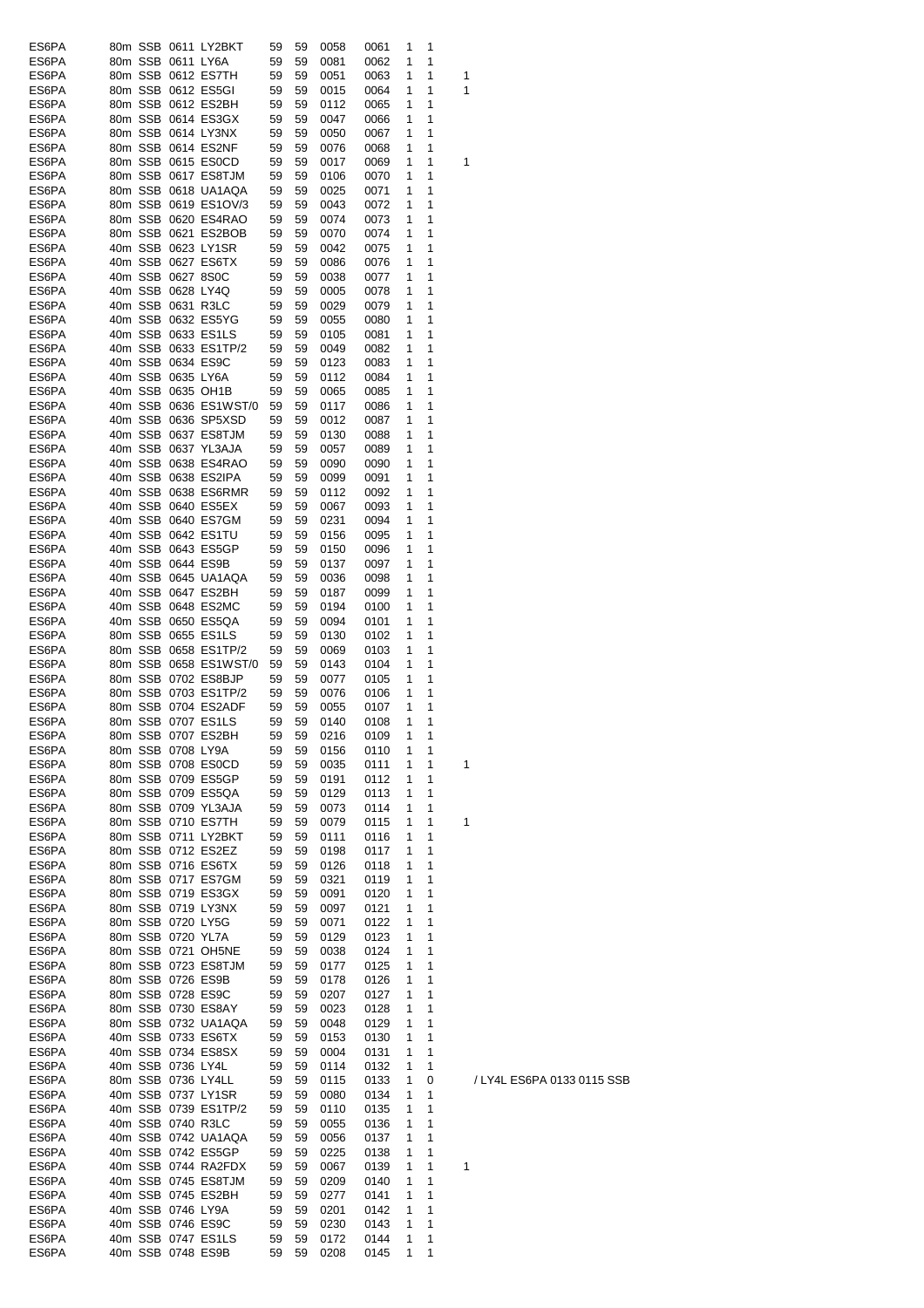| | | | | | | | | | | | | |
|---|---|---|---|---|---|---|---|---|---|---|---|---|
| ES6PA | 80m | SSB | 0611 | LY2BKT | 59 | 59 | 0058 | 0061 | 1 | 1 | | |
| ES6PA | 80m | SSB | 0611 | LY6A | 59 | 59 | 0081 | 0062 | 1 | 1 | | |
| ES6PA | 80m | SSB | 0612 | ES7TH | 59 | 59 | 0051 | 0063 | 1 | 1 | 1 | |
| ES6PA | 80m | SSB | 0612 | ES5GI | 59 | 59 | 0015 | 0064 | 1 | 1 | 1 | |
| ES6PA | 80m | SSB | 0612 | ES2BH | 59 | 59 | 0112 | 0065 | 1 | 1 | | |
| ES6PA | 80m | SSB | 0614 | ES3GX | 59 | 59 | 0047 | 0066 | 1 | 1 | | |
| ES6PA | 80m | SSB | 0614 | LY3NX | 59 | 59 | 0050 | 0067 | 1 | 1 | | |
| ES6PA | 80m | SSB | 0614 | ES2NF | 59 | 59 | 0076 | 0068 | 1 | 1 | | |
| ES6PA | 80m | SSB | 0615 | ES0CD | 59 | 59 | 0017 | 0069 | 1 | 1 | 1 | |
| ES6PA | 80m | SSB | 0617 | ES8TJM | 59 | 59 | 0106 | 0070 | 1 | 1 | | |
| ES6PA | 80m | SSB | 0618 | UA1AQA | 59 | 59 | 0025 | 0071 | 1 | 1 | | |
| ES6PA | 80m | SSB | 0619 | ES1OV/3 | 59 | 59 | 0043 | 0072 | 1 | 1 | | |
| ES6PA | 80m | SSB | 0620 | ES4RAO | 59 | 59 | 0074 | 0073 | 1 | 1 | | |
| ES6PA | 80m | SSB | 0621 | ES2BOB | 59 | 59 | 0070 | 0074 | 1 | 1 | | |
| ES6PA | 40m | SSB | 0623 | LY1SR | 59 | 59 | 0042 | 0075 | 1 | 1 | | |
| ES6PA | 40m | SSB | 0627 | ES6TX | 59 | 59 | 0086 | 0076 | 1 | 1 | | |
| ES6PA | 40m | SSB | 0627 | 8S0C | 59 | 59 | 0038 | 0077 | 1 | 1 | | |
| ES6PA | 40m | SSB | 0628 | LY4Q | 59 | 59 | 0005 | 0078 | 1 | 1 | | |
| ES6PA | 40m | SSB | 0631 | R3LC | 59 | 59 | 0029 | 0079 | 1 | 1 | | |
| ES6PA | 40m | SSB | 0632 | ES5YG | 59 | 59 | 0055 | 0080 | 1 | 1 | | |
| ES6PA | 40m | SSB | 0633 | ES1LS | 59 | 59 | 0105 | 0081 | 1 | 1 | | |
| ES6PA | 40m | SSB | 0633 | ES1TP/2 | 59 | 59 | 0049 | 0082 | 1 | 1 | | |
| ES6PA | 40m | SSB | 0634 | ES9C | 59 | 59 | 0123 | 0083 | 1 | 1 | | |
| ES6PA | 40m | SSB | 0635 | LY6A | 59 | 59 | 0112 | 0084 | 1 | 1 | | |
| ES6PA | 40m | SSB | 0635 | OH1B | 59 | 59 | 0065 | 0085 | 1 | 1 | | |
| ES6PA | 40m | SSB | 0636 | ES1WST/0 | 59 | 59 | 0117 | 0086 | 1 | 1 | | |
| ES6PA | 40m | SSB | 0636 | SP5XSD | 59 | 59 | 0012 | 0087 | 1 | 1 | | |
| ES6PA | 40m | SSB | 0637 | ES8TJM | 59 | 59 | 0130 | 0088 | 1 | 1 | | |
| ES6PA | 40m | SSB | 0637 | YL3AJA | 59 | 59 | 0057 | 0089 | 1 | 1 | | |
| ES6PA | 40m | SSB | 0638 | ES4RAO | 59 | 59 | 0090 | 0090 | 1 | 1 | | |
| ES6PA | 40m | SSB | 0638 | ES2IPA | 59 | 59 | 0099 | 0091 | 1 | 1 | | |
| ES6PA | 40m | SSB | 0638 | ES6RMR | 59 | 59 | 0112 | 0092 | 1 | 1 | | |
| ES6PA | 40m | SSB | 0640 | ES5EX | 59 | 59 | 0067 | 0093 | 1 | 1 | | |
| ES6PA | 40m | SSB | 0640 | ES7GM | 59 | 59 | 0231 | 0094 | 1 | 1 | | |
| ES6PA | 40m | SSB | 0642 | ES1TU | 59 | 59 | 0156 | 0095 | 1 | 1 | | |
| ES6PA | 40m | SSB | 0643 | ES5GP | 59 | 59 | 0150 | 0096 | 1 | 1 | | |
| ES6PA | 40m | SSB | 0644 | ES9B | 59 | 59 | 0137 | 0097 | 1 | 1 | | |
| ES6PA | 40m | SSB | 0645 | UA1AQA | 59 | 59 | 0036 | 0098 | 1 | 1 | | |
| ES6PA | 40m | SSB | 0647 | ES2BH | 59 | 59 | 0187 | 0099 | 1 | 1 | | |
| ES6PA | 40m | SSB | 0648 | ES2MC | 59 | 59 | 0194 | 0100 | 1 | 1 | | |
| ES6PA | 40m | SSB | 0650 | ES5QA | 59 | 59 | 0094 | 0101 | 1 | 1 | | |
| ES6PA | 80m | SSB | 0655 | ES1LS | 59 | 59 | 0130 | 0102 | 1 | 1 | | |
| ES6PA | 80m | SSB | 0658 | ES1TP/2 | 59 | 59 | 0069 | 0103 | 1 | 1 | | |
| ES6PA | 80m | SSB | 0658 | ES1WST/0 | 59 | 59 | 0143 | 0104 | 1 | 1 | | |
| ES6PA | 80m | SSB | 0702 | ES8BJP | 59 | 59 | 0077 | 0105 | 1 | 1 | | |
| ES6PA | 80m | SSB | 0703 | ES1TP/2 | 59 | 59 | 0076 | 0106 | 1 | 1 | | |
| ES6PA | 80m | SSB | 0704 | ES2ADF | 59 | 59 | 0055 | 0107 | 1 | 1 | | |
| ES6PA | 80m | SSB | 0707 | ES1LS | 59 | 59 | 0140 | 0108 | 1 | 1 | | |
| ES6PA | 80m | SSB | 0707 | ES2BH | 59 | 59 | 0216 | 0109 | 1 | 1 | | |
| ES6PA | 80m | SSB | 0708 | LY9A | 59 | 59 | 0156 | 0110 | 1 | 1 | | |
| ES6PA | 80m | SSB | 0708 | ES0CD | 59 | 59 | 0035 | 0111 | 1 | 1 | 1 | |
| ES6PA | 80m | SSB | 0709 | ES5GP | 59 | 59 | 0191 | 0112 | 1 | 1 | | |
| ES6PA | 80m | SSB | 0709 | ES5QA | 59 | 59 | 0129 | 0113 | 1 | 1 | | |
| ES6PA | 80m | SSB | 0709 | YL3AJA | 59 | 59 | 0073 | 0114 | 1 | 1 | | |
| ES6PA | 80m | SSB | 0710 | ES7TH | 59 | 59 | 0079 | 0115 | 1 | 1 | 1 | |
| ES6PA | 80m | SSB | 0711 | LY2BKT | 59 | 59 | 0111 | 0116 | 1 | 1 | | |
| ES6PA | 80m | SSB | 0712 | ES2EZ | 59 | 59 | 0198 | 0117 | 1 | 1 | | |
| ES6PA | 80m | SSB | 0716 | ES6TX | 59 | 59 | 0126 | 0118 | 1 | 1 | | |
| ES6PA | 80m | SSB | 0717 | ES7GM | 59 | 59 | 0321 | 0119 | 1 | 1 | | |
| ES6PA | 80m | SSB | 0719 | ES3GX | 59 | 59 | 0091 | 0120 | 1 | 1 | | |
| ES6PA | 80m | SSB | 0719 | LY3NX | 59 | 59 | 0097 | 0121 | 1 | 1 | | |
| ES6PA | 80m | SSB | 0720 | LY5G | 59 | 59 | 0071 | 0122 | 1 | 1 | | |
| ES6PA | 80m | SSB | 0720 | YL7A | 59 | 59 | 0129 | 0123 | 1 | 1 | | |
| ES6PA | 80m | SSB | 0721 | OH5NE | 59 | 59 | 0038 | 0124 | 1 | 1 | | |
| ES6PA | 80m | SSB | 0723 | ES8TJM | 59 | 59 | 0177 | 0125 | 1 | 1 | | |
| ES6PA | 80m | SSB | 0726 | ES9B | 59 | 59 | 0178 | 0126 | 1 | 1 | | |
| ES6PA | 80m | SSB | 0728 | ES9C | 59 | 59 | 0207 | 0127 | 1 | 1 | | |
| ES6PA | 80m | SSB | 0730 | ES8AY | 59 | 59 | 0023 | 0128 | 1 | 1 | | |
| ES6PA | 80m | SSB | 0732 | UA1AQA | 59 | 59 | 0048 | 0129 | 1 | 1 | | |
| ES6PA | 40m | SSB | 0733 | ES6TX | 59 | 59 | 0153 | 0130 | 1 | 1 | | |
| ES6PA | 40m | SSB | 0734 | ES8SX | 59 | 59 | 0004 | 0131 | 1 | 1 | | |
| ES6PA | 40m | SSB | 0736 | LY4L | 59 | 59 | 0114 | 0132 | 1 | 1 | | |
| ES6PA | 80m | SSB | 0736 | LY4LL | 59 | 59 | 0115 | 0133 | 1 | 0 | | / LY4L ES6PA 0133 0115 SSB |
| ES6PA | 40m | SSB | 0737 | LY1SR | 59 | 59 | 0080 | 0134 | 1 | 1 | | |
| ES6PA | 40m | SSB | 0739 | ES1TP/2 | 59 | 59 | 0110 | 0135 | 1 | 1 | | |
| ES6PA | 40m | SSB | 0740 | R3LC | 59 | 59 | 0055 | 0136 | 1 | 1 | | |
| ES6PA | 40m | SSB | 0742 | UA1AQA | 59 | 59 | 0056 | 0137 | 1 | 1 | | |
| ES6PA | 40m | SSB | 0742 | ES5GP | 59 | 59 | 0225 | 0138 | 1 | 1 | | |
| ES6PA | 40m | SSB | 0744 | RA2FDX | 59 | 59 | 0067 | 0139 | 1 | 1 | 1 | |
| ES6PA | 40m | SSB | 0745 | ES8TJM | 59 | 59 | 0209 | 0140 | 1 | 1 | | |
| ES6PA | 40m | SSB | 0745 | ES2BH | 59 | 59 | 0277 | 0141 | 1 | 1 | | |
| ES6PA | 40m | SSB | 0746 | LY9A | 59 | 59 | 0201 | 0142 | 1 | 1 | | |
| ES6PA | 40m | SSB | 0746 | ES9C | 59 | 59 | 0230 | 0143 | 1 | 1 | | |
| ES6PA | 40m | SSB | 0747 | ES1LS | 59 | 59 | 0172 | 0144 | 1 | 1 | | |
| ES6PA | 40m | SSB | 0748 | ES9B | 59 | 59 | 0208 | 0145 | 1 | 1 | | |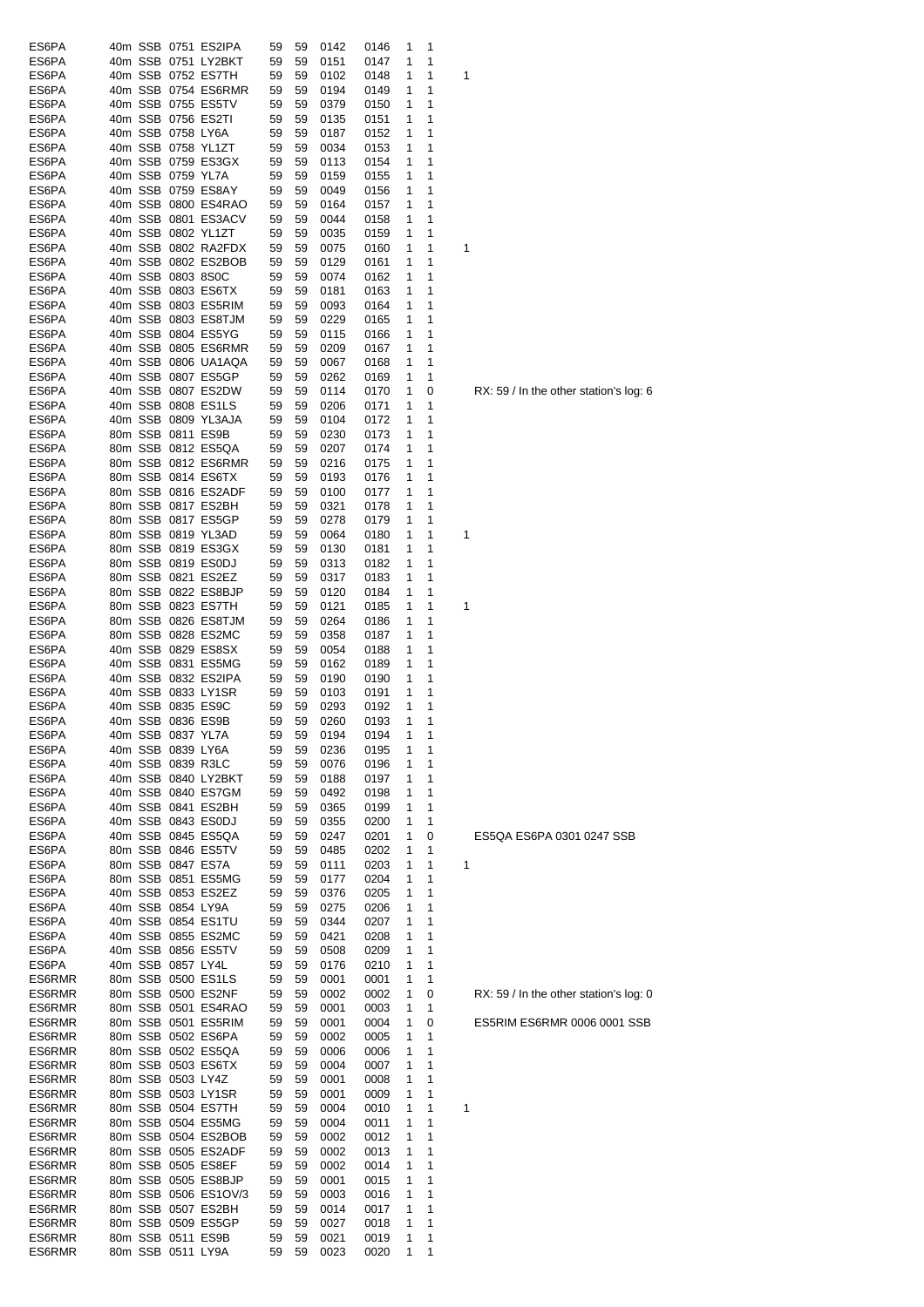| | | | | | | | | | | | | |
|---|---|---|---|---|---|---|---|---|---|---|---|---|
| ES6PA | 40m | SSB | 0751 | ES2IPA | 59 | 59 | 0142 | 0146 | 1 | 1 | | |
| ES6PA | 40m | SSB | 0751 | LY2BKT | 59 | 59 | 0151 | 0147 | 1 | 1 | | |
| ES6PA | 40m | SSB | 0752 | ES7TH | 59 | 59 | 0102 | 0148 | 1 | 1 | 1 | |
| ES6PA | 40m | SSB | 0754 | ES6RMR | 59 | 59 | 0194 | 0149 | 1 | 1 | | |
| ES6PA | 40m | SSB | 0755 | ES5TV | 59 | 59 | 0379 | 0150 | 1 | 1 | | |
| ES6PA | 40m | SSB | 0756 | ES2TI | 59 | 59 | 0135 | 0151 | 1 | 1 | | |
| ES6PA | 40m | SSB | 0758 | LY6A | 59 | 59 | 0187 | 0152 | 1 | 1 | | |
| ES6PA | 40m | SSB | 0758 | YL1ZT | 59 | 59 | 0034 | 0153 | 1 | 1 | | |
| ES6PA | 40m | SSB | 0759 | ES3GX | 59 | 59 | 0113 | 0154 | 1 | 1 | | |
| ES6PA | 40m | SSB | 0759 | YL7A | 59 | 59 | 0159 | 0155 | 1 | 1 | | |
| ES6PA | 40m | SSB | 0759 | ES8AY | 59 | 59 | 0049 | 0156 | 1 | 1 | | |
| ES6PA | 40m | SSB | 0800 | ES4RAO | 59 | 59 | 0164 | 0157 | 1 | 1 | | |
| ES6PA | 40m | SSB | 0801 | ES3ACV | 59 | 59 | 0044 | 0158 | 1 | 1 | | |
| ES6PA | 40m | SSB | 0802 | YL1ZT | 59 | 59 | 0035 | 0159 | 1 | 1 | | |
| ES6PA | 40m | SSB | 0802 | RA2FDX | 59 | 59 | 0075 | 0160 | 1 | 1 | 1 | |
| ES6PA | 40m | SSB | 0802 | ES2BOB | 59 | 59 | 0129 | 0161 | 1 | 1 | | |
| ES6PA | 40m | SSB | 0803 | 8S0C | 59 | 59 | 0074 | 0162 | 1 | 1 | | |
| ES6PA | 40m | SSB | 0803 | ES6TX | 59 | 59 | 0181 | 0163 | 1 | 1 | | |
| ES6PA | 40m | SSB | 0803 | ES5RIM | 59 | 59 | 0093 | 0164 | 1 | 1 | | |
| ES6PA | 40m | SSB | 0803 | ES8TJM | 59 | 59 | 0229 | 0165 | 1 | 1 | | |
| ES6PA | 40m | SSB | 0804 | ES5YG | 59 | 59 | 0115 | 0166 | 1 | 1 | | |
| ES6PA | 40m | SSB | 0805 | ES6RMR | 59 | 59 | 0209 | 0167 | 1 | 1 | | |
| ES6PA | 40m | SSB | 0806 | UA1AQA | 59 | 59 | 0067 | 0168 | 1 | 1 | | |
| ES6PA | 40m | SSB | 0807 | ES5GP | 59 | 59 | 0262 | 0169 | 1 | 1 | | |
| ES6PA | 40m | SSB | 0807 | ES2DW | 59 | 59 | 0114 | 0170 | 1 | 0 | | RX: 59 / In the other station's log: 6 |
| ES6PA | 40m | SSB | 0808 | ES1LS | 59 | 59 | 0206 | 0171 | 1 | 1 | | |
| ES6PA | 40m | SSB | 0809 | YL3AJA | 59 | 59 | 0104 | 0172 | 1 | 1 | | |
| ES6PA | 80m | SSB | 0811 | ES9B | 59 | 59 | 0230 | 0173 | 1 | 1 | | |
| ES6PA | 80m | SSB | 0812 | ES5QA | 59 | 59 | 0207 | 0174 | 1 | 1 | | |
| ES6PA | 80m | SSB | 0812 | ES6RMR | 59 | 59 | 0216 | 0175 | 1 | 1 | | |
| ES6PA | 80m | SSB | 0814 | ES6TX | 59 | 59 | 0193 | 0176 | 1 | 1 | | |
| ES6PA | 80m | SSB | 0816 | ES2ADF | 59 | 59 | 0100 | 0177 | 1 | 1 | | |
| ES6PA | 80m | SSB | 0817 | ES2BH | 59 | 59 | 0321 | 0178 | 1 | 1 | | |
| ES6PA | 80m | SSB | 0817 | ES5GP | 59 | 59 | 0278 | 0179 | 1 | 1 | | |
| ES6PA | 80m | SSB | 0819 | YL3AD | 59 | 59 | 0064 | 0180 | 1 | 1 | 1 | |
| ES6PA | 80m | SSB | 0819 | ES3GX | 59 | 59 | 0130 | 0181 | 1 | 1 | | |
| ES6PA | 80m | SSB | 0819 | ES0DJ | 59 | 59 | 0313 | 0182 | 1 | 1 | | |
| ES6PA | 80m | SSB | 0821 | ES2EZ | 59 | 59 | 0317 | 0183 | 1 | 1 | | |
| ES6PA | 80m | SSB | 0822 | ES8BJP | 59 | 59 | 0120 | 0184 | 1 | 1 | | |
| ES6PA | 80m | SSB | 0823 | ES7TH | 59 | 59 | 0121 | 0185 | 1 | 1 | 1 | |
| ES6PA | 80m | SSB | 0826 | ES8TJM | 59 | 59 | 0264 | 0186 | 1 | 1 | | |
| ES6PA | 80m | SSB | 0828 | ES2MC | 59 | 59 | 0358 | 0187 | 1 | 1 | | |
| ES6PA | 40m | SSB | 0829 | ES8SX | 59 | 59 | 0054 | 0188 | 1 | 1 | | |
| ES6PA | 40m | SSB | 0831 | ES5MG | 59 | 59 | 0162 | 0189 | 1 | 1 | | |
| ES6PA | 40m | SSB | 0832 | ES2IPA | 59 | 59 | 0190 | 0190 | 1 | 1 | | |
| ES6PA | 40m | SSB | 0833 | LY1SR | 59 | 59 | 0103 | 0191 | 1 | 1 | | |
| ES6PA | 40m | SSB | 0835 | ES9C | 59 | 59 | 0293 | 0192 | 1 | 1 | | |
| ES6PA | 40m | SSB | 0836 | ES9B | 59 | 59 | 0260 | 0193 | 1 | 1 | | |
| ES6PA | 40m | SSB | 0837 | YL7A | 59 | 59 | 0194 | 0194 | 1 | 1 | | |
| ES6PA | 40m | SSB | 0839 | LY6A | 59 | 59 | 0236 | 0195 | 1 | 1 | | |
| ES6PA | 40m | SSB | 0839 | R3LC | 59 | 59 | 0076 | 0196 | 1 | 1 | | |
| ES6PA | 40m | SSB | 0840 | LY2BKT | 59 | 59 | 0188 | 0197 | 1 | 1 | | |
| ES6PA | 40m | SSB | 0840 | ES7GM | 59 | 59 | 0492 | 0198 | 1 | 1 | | |
| ES6PA | 40m | SSB | 0841 | ES2BH | 59 | 59 | 0365 | 0199 | 1 | 1 | | |
| ES6PA | 40m | SSB | 0843 | ES0DJ | 59 | 59 | 0355 | 0200 | 1 | 1 | | |
| ES6PA | 40m | SSB | 0845 | ES5QA | 59 | 59 | 0247 | 0201 | 1 | 0 | | ES5QA ES6PA 0301 0247 SSB |
| ES6PA | 80m | SSB | 0846 | ES5TV | 59 | 59 | 0485 | 0202 | 1 | 1 | | |
| ES6PA | 80m | SSB | 0847 | ES7A | 59 | 59 | 0111 | 0203 | 1 | 1 | 1 | |
| ES6PA | 80m | SSB | 0851 | ES5MG | 59 | 59 | 0177 | 0204 | 1 | 1 | | |
| ES6PA | 40m | SSB | 0853 | ES2EZ | 59 | 59 | 0376 | 0205 | 1 | 1 | | |
| ES6PA | 40m | SSB | 0854 | LY9A | 59 | 59 | 0275 | 0206 | 1 | 1 | | |
| ES6PA | 40m | SSB | 0854 | ES1TU | 59 | 59 | 0344 | 0207 | 1 | 1 | | |
| ES6PA | 40m | SSB | 0855 | ES2MC | 59 | 59 | 0421 | 0208 | 1 | 1 | | |
| ES6PA | 40m | SSB | 0856 | ES5TV | 59 | 59 | 0508 | 0209 | 1 | 1 | | |
| ES6PA | 40m | SSB | 0857 | LY4L | 59 | 59 | 0176 | 0210 | 1 | 1 | | |
| ES6RMR | 80m | SSB | 0500 | ES1LS | 59 | 59 | 0001 | 0001 | 1 | 1 | | |
| ES6RMR | 80m | SSB | 0500 | ES2NF | 59 | 59 | 0002 | 0002 | 1 | 0 | | RX: 59 / In the other station's log: 0 |
| ES6RMR | 80m | SSB | 0501 | ES4RAO | 59 | 59 | 0001 | 0003 | 1 | 1 | | |
| ES6RMR | 80m | SSB | 0501 | ES5RIM | 59 | 59 | 0001 | 0004 | 1 | 0 | | ES5RIM ES6RMR 0006 0001 SSB |
| ES6RMR | 80m | SSB | 0502 | ES6PA | 59 | 59 | 0002 | 0005 | 1 | 1 | | |
| ES6RMR | 80m | SSB | 0502 | ES5QA | 59 | 59 | 0006 | 0006 | 1 | 1 | | |
| ES6RMR | 80m | SSB | 0503 | ES6TX | 59 | 59 | 0004 | 0007 | 1 | 1 | | |
| ES6RMR | 80m | SSB | 0503 | LY4Z | 59 | 59 | 0001 | 0008 | 1 | 1 | | |
| ES6RMR | 80m | SSB | 0503 | LY1SR | 59 | 59 | 0001 | 0009 | 1 | 1 | | |
| ES6RMR | 80m | SSB | 0504 | ES7TH | 59 | 59 | 0004 | 0010 | 1 | 1 | 1 | |
| ES6RMR | 80m | SSB | 0504 | ES5MG | 59 | 59 | 0004 | 0011 | 1 | 1 | | |
| ES6RMR | 80m | SSB | 0504 | ES2BOB | 59 | 59 | 0002 | 0012 | 1 | 1 | | |
| ES6RMR | 80m | SSB | 0505 | ES2ADF | 59 | 59 | 0002 | 0013 | 1 | 1 | | |
| ES6RMR | 80m | SSB | 0505 | ES8EF | 59 | 59 | 0002 | 0014 | 1 | 1 | | |
| ES6RMR | 80m | SSB | 0505 | ES8BJP | 59 | 59 | 0001 | 0015 | 1 | 1 | | |
| ES6RMR | 80m | SSB | 0506 | ES1OV/3 | 59 | 59 | 0003 | 0016 | 1 | 1 | | |
| ES6RMR | 80m | SSB | 0507 | ES2BH | 59 | 59 | 0014 | 0017 | 1 | 1 | | |
| ES6RMR | 80m | SSB | 0509 | ES5GP | 59 | 59 | 0027 | 0018 | 1 | 1 | | |
| ES6RMR | 80m | SSB | 0511 | ES9B | 59 | 59 | 0021 | 0019 | 1 | 1 | | |
| ES6RMR | 80m | SSB | 0511 | LY9A | 59 | 59 | 0023 | 0020 | 1 | 1 | | |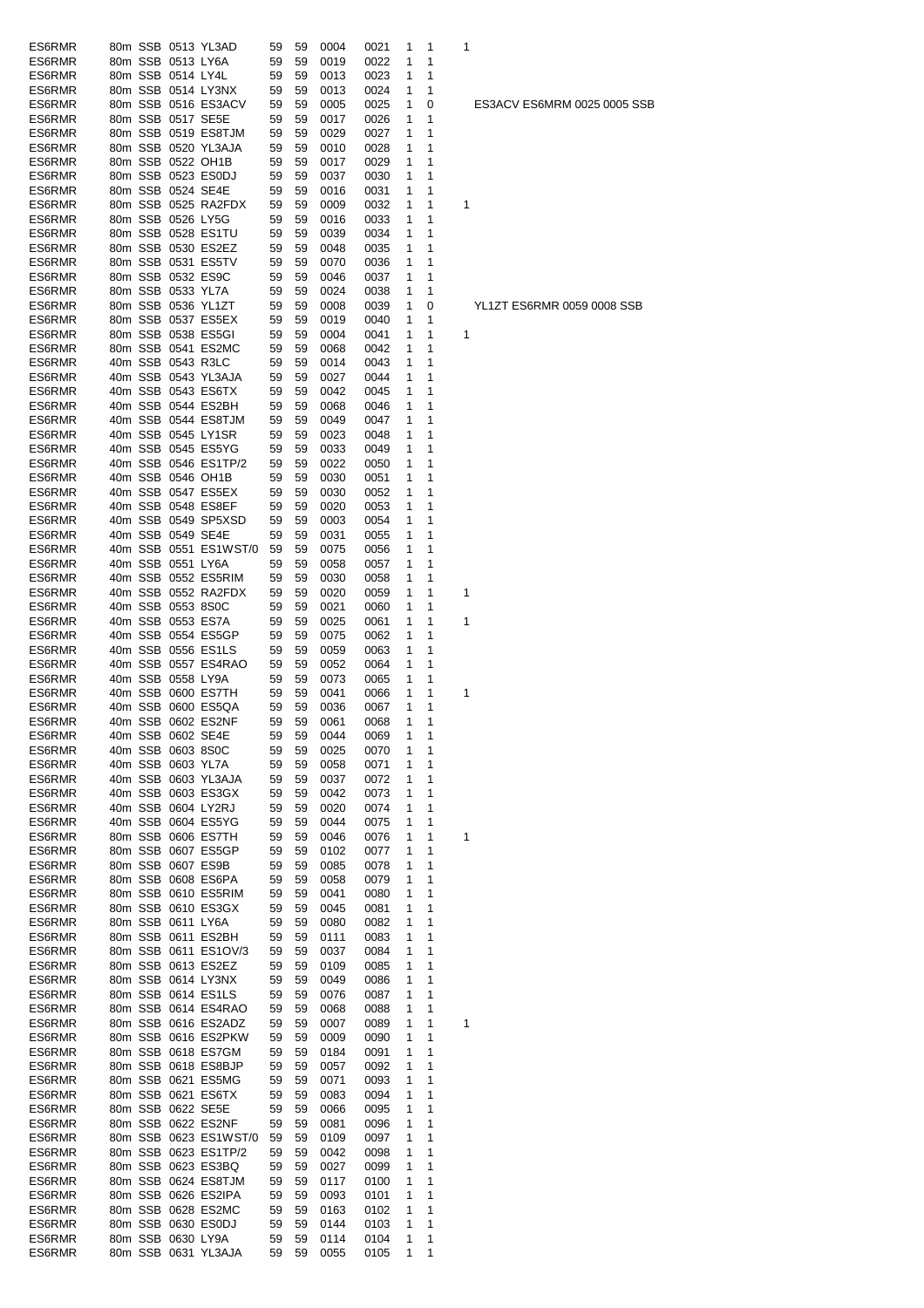| ES6RMR | 80m | SSB | 0513 | YL3AD | 59 | 59 | 0004 | 0021 | 1 | 1 | 1 |
|---|---|---|---|---|---|---|---|---|---|---|---|
| ES6RMR | 80m | SSB | 0513 | LY6A | 59 | 59 | 0019 | 0022 | 1 | 1 | |
| ES6RMR | 80m | SSB | 0514 | LY4L | 59 | 59 | 0013 | 0023 | 1 | 1 | |
| ES6RMR | 80m | SSB | 0514 | LY3NX | 59 | 59 | 0013 | 0024 | 1 | 1 | |
| ES6RMR | 80m | SSB | 0516 | ES3ACV | 59 | 59 | 0005 | 0025 | 1 | 0 | ES3ACV ES6MRM 0025 0005 SSB |
| ES6RMR | 80m | SSB | 0517 | SE5E | 59 | 59 | 0017 | 0026 | 1 | 1 | |
| ES6RMR | 80m | SSB | 0519 | ES8TJM | 59 | 59 | 0029 | 0027 | 1 | 1 | |
| ES6RMR | 80m | SSB | 0520 | YL3AJA | 59 | 59 | 0010 | 0028 | 1 | 1 | |
| ES6RMR | 80m | SSB | 0522 | OH1B | 59 | 59 | 0017 | 0029 | 1 | 1 | |
| ES6RMR | 80m | SSB | 0523 | ES0DJ | 59 | 59 | 0037 | 0030 | 1 | 1 | |
| ES6RMR | 80m | SSB | 0524 | SE4E | 59 | 59 | 0016 | 0031 | 1 | 1 | |
| ES6RMR | 80m | SSB | 0525 | RA2FDX | 59 | 59 | 0009 | 0032 | 1 | 1 | 1 |
| ES6RMR | 80m | SSB | 0526 | LY5G | 59 | 59 | 0016 | 0033 | 1 | 1 | |
| ES6RMR | 80m | SSB | 0528 | ES1TU | 59 | 59 | 0039 | 0034 | 1 | 1 | |
| ES6RMR | 80m | SSB | 0530 | ES2EZ | 59 | 59 | 0048 | 0035 | 1 | 1 | |
| ES6RMR | 80m | SSB | 0531 | ES5TV | 59 | 59 | 0070 | 0036 | 1 | 1 | |
| ES6RMR | 80m | SSB | 0532 | ES9C | 59 | 59 | 0046 | 0037 | 1 | 1 | |
| ES6RMR | 80m | SSB | 0533 | YL7A | 59 | 59 | 0024 | 0038 | 1 | 1 | |
| ES6RMR | 80m | SSB | 0536 | YL1ZT | 59 | 59 | 0008 | 0039 | 1 | 0 | YL1ZT ES6RMR 0059 0008 SSB |
| ES6RMR | 80m | SSB | 0537 | ES5EX | 59 | 59 | 0019 | 0040 | 1 | 1 | |
| ES6RMR | 80m | SSB | 0538 | ES5GI | 59 | 59 | 0004 | 0041 | 1 | 1 | 1 |
| ES6RMR | 80m | SSB | 0541 | ES2MC | 59 | 59 | 0068 | 0042 | 1 | 1 | |
| ES6RMR | 40m | SSB | 0543 | R3LC | 59 | 59 | 0014 | 0043 | 1 | 1 | |
| ES6RMR | 40m | SSB | 0543 | YL3AJA | 59 | 59 | 0027 | 0044 | 1 | 1 | |
| ES6RMR | 40m | SSB | 0543 | ES6TX | 59 | 59 | 0042 | 0045 | 1 | 1 | |
| ES6RMR | 40m | SSB | 0544 | ES2BH | 59 | 59 | 0068 | 0046 | 1 | 1 | |
| ES6RMR | 40m | SSB | 0544 | ES8TJM | 59 | 59 | 0049 | 0047 | 1 | 1 | |
| ES6RMR | 40m | SSB | 0545 | LY1SR | 59 | 59 | 0023 | 0048 | 1 | 1 | |
| ES6RMR | 40m | SSB | 0545 | ES5YG | 59 | 59 | 0033 | 0049 | 1 | 1 | |
| ES6RMR | 40m | SSB | 0546 | ES1TP/2 | 59 | 59 | 0022 | 0050 | 1 | 1 | |
| ES6RMR | 40m | SSB | 0546 | OH1B | 59 | 59 | 0030 | 0051 | 1 | 1 | |
| ES6RMR | 40m | SSB | 0547 | ES5EX | 59 | 59 | 0030 | 0052 | 1 | 1 | |
| ES6RMR | 40m | SSB | 0548 | ES8EF | 59 | 59 | 0020 | 0053 | 1 | 1 | |
| ES6RMR | 40m | SSB | 0549 | SP5XSD | 59 | 59 | 0003 | 0054 | 1 | 1 | |
| ES6RMR | 40m | SSB | 0549 | SE4E | 59 | 59 | 0031 | 0055 | 1 | 1 | |
| ES6RMR | 40m | SSB | 0551 | ES1WST/0 | 59 | 59 | 0075 | 0056 | 1 | 1 | |
| ES6RMR | 40m | SSB | 0551 | LY6A | 59 | 59 | 0058 | 0057 | 1 | 1 | |
| ES6RMR | 40m | SSB | 0552 | ES5RIM | 59 | 59 | 0030 | 0058 | 1 | 1 | |
| ES6RMR | 40m | SSB | 0552 | RA2FDX | 59 | 59 | 0020 | 0059 | 1 | 1 | 1 |
| ES6RMR | 40m | SSB | 0553 | 8S0C | 59 | 59 | 0021 | 0060 | 1 | 1 | |
| ES6RMR | 40m | SSB | 0553 | ES7A | 59 | 59 | 0025 | 0061 | 1 | 1 | 1 |
| ES6RMR | 40m | SSB | 0554 | ES5GP | 59 | 59 | 0075 | 0062 | 1 | 1 | |
| ES6RMR | 40m | SSB | 0556 | ES1LS | 59 | 59 | 0059 | 0063 | 1 | 1 | |
| ES6RMR | 40m | SSB | 0557 | ES4RAO | 59 | 59 | 0052 | 0064 | 1 | 1 | |
| ES6RMR | 40m | SSB | 0558 | LY9A | 59 | 59 | 0073 | 0065 | 1 | 1 | |
| ES6RMR | 40m | SSB | 0600 | ES7TH | 59 | 59 | 0041 | 0066 | 1 | 1 | 1 |
| ES6RMR | 40m | SSB | 0600 | ES5QA | 59 | 59 | 0036 | 0067 | 1 | 1 | |
| ES6RMR | 40m | SSB | 0602 | ES2NF | 59 | 59 | 0061 | 0068 | 1 | 1 | |
| ES6RMR | 40m | SSB | 0602 | SE4E | 59 | 59 | 0044 | 0069 | 1 | 1 | |
| ES6RMR | 40m | SSB | 0603 | 8S0C | 59 | 59 | 0025 | 0070 | 1 | 1 | |
| ES6RMR | 40m | SSB | 0603 | YL7A | 59 | 59 | 0058 | 0071 | 1 | 1 | |
| ES6RMR | 40m | SSB | 0603 | YL3AJA | 59 | 59 | 0037 | 0072 | 1 | 1 | |
| ES6RMR | 40m | SSB | 0603 | ES3GX | 59 | 59 | 0042 | 0073 | 1 | 1 | |
| ES6RMR | 40m | SSB | 0604 | LY2RJ | 59 | 59 | 0020 | 0074 | 1 | 1 | |
| ES6RMR | 40m | SSB | 0604 | ES5YG | 59 | 59 | 0044 | 0075 | 1 | 1 | |
| ES6RMR | 80m | SSB | 0606 | ES7TH | 59 | 59 | 0046 | 0076 | 1 | 1 | 1 |
| ES6RMR | 80m | SSB | 0607 | ES5GP | 59 | 59 | 0102 | 0077 | 1 | 1 | |
| ES6RMR | 80m | SSB | 0607 | ES9B | 59 | 59 | 0085 | 0078 | 1 | 1 | |
| ES6RMR | 80m | SSB | 0608 | ES6PA | 59 | 59 | 0058 | 0079 | 1 | 1 | |
| ES6RMR | 80m | SSB | 0610 | ES5RIM | 59 | 59 | 0041 | 0080 | 1 | 1 | |
| ES6RMR | 80m | SSB | 0610 | ES3GX | 59 | 59 | 0045 | 0081 | 1 | 1 | |
| ES6RMR | 80m | SSB | 0611 | LY6A | 59 | 59 | 0080 | 0082 | 1 | 1 | |
| ES6RMR | 80m | SSB | 0611 | ES2BH | 59 | 59 | 0111 | 0083 | 1 | 1 | |
| ES6RMR | 80m | SSB | 0611 | ES1OV/3 | 59 | 59 | 0037 | 0084 | 1 | 1 | |
| ES6RMR | 80m | SSB | 0613 | ES2EZ | 59 | 59 | 0109 | 0085 | 1 | 1 | |
| ES6RMR | 80m | SSB | 0614 | LY3NX | 59 | 59 | 0049 | 0086 | 1 | 1 | |
| ES6RMR | 80m | SSB | 0614 | ES1LS | 59 | 59 | 0076 | 0087 | 1 | 1 | |
| ES6RMR | 80m | SSB | 0614 | ES4RAO | 59 | 59 | 0068 | 0088 | 1 | 1 | |
| ES6RMR | 80m | SSB | 0616 | ES2ADZ | 59 | 59 | 0007 | 0089 | 1 | 1 | 1 |
| ES6RMR | 80m | SSB | 0616 | ES2PKW | 59 | 59 | 0009 | 0090 | 1 | 1 | |
| ES6RMR | 80m | SSB | 0618 | ES7GM | 59 | 59 | 0184 | 0091 | 1 | 1 | |
| ES6RMR | 80m | SSB | 0618 | ES8BJP | 59 | 59 | 0057 | 0092 | 1 | 1 | |
| ES6RMR | 80m | SSB | 0621 | ES5MG | 59 | 59 | 0071 | 0093 | 1 | 1 | |
| ES6RMR | 80m | SSB | 0621 | ES6TX | 59 | 59 | 0083 | 0094 | 1 | 1 | |
| ES6RMR | 80m | SSB | 0622 | SE5E | 59 | 59 | 0066 | 0095 | 1 | 1 | |
| ES6RMR | 80m | SSB | 0622 | ES2NF | 59 | 59 | 0081 | 0096 | 1 | 1 | |
| ES6RMR | 80m | SSB | 0623 | ES1WST/0 | 59 | 59 | 0109 | 0097 | 1 | 1 | |
| ES6RMR | 80m | SSB | 0623 | ES1TP/2 | 59 | 59 | 0042 | 0098 | 1 | 1 | |
| ES6RMR | 80m | SSB | 0623 | ES3BQ | 59 | 59 | 0027 | 0099 | 1 | 1 | |
| ES6RMR | 80m | SSB | 0624 | ES8TJM | 59 | 59 | 0117 | 0100 | 1 | 1 | |
| ES6RMR | 80m | SSB | 0626 | ES2IPA | 59 | 59 | 0093 | 0101 | 1 | 1 | |
| ES6RMR | 80m | SSB | 0628 | ES2MC | 59 | 59 | 0163 | 0102 | 1 | 1 | |
| ES6RMR | 80m | SSB | 0630 | ES0DJ | 59 | 59 | 0144 | 0103 | 1 | 1 | |
| ES6RMR | 80m | SSB | 0630 | LY9A | 59 | 59 | 0114 | 0104 | 1 | 1 | |
| ES6RMR | 80m | SSB | 0631 | YL3AJA | 59 | 59 | 0055 | 0105 | 1 | 1 | |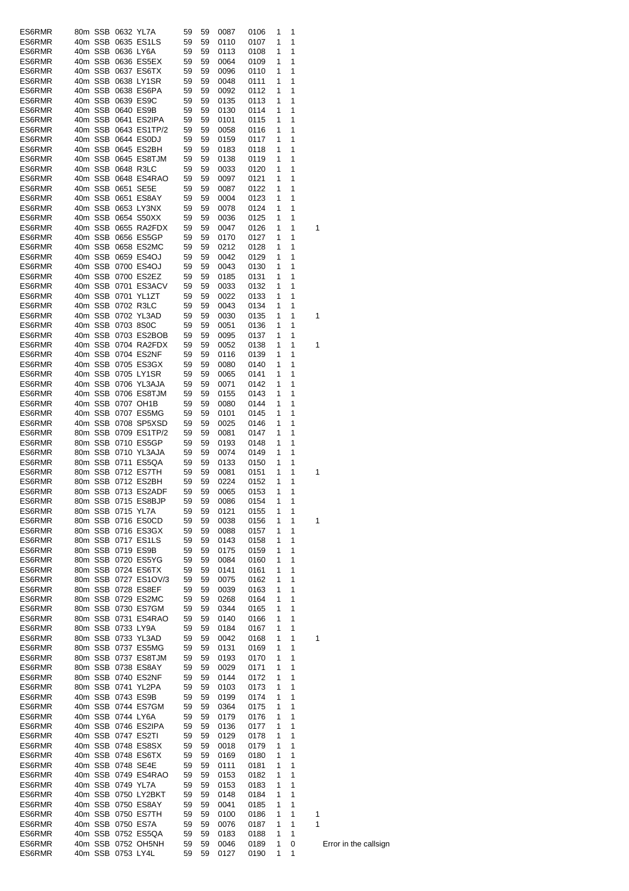| | | | | | | | | | | | | |
|---|---|---|---|---|---|---|---|---|---|---|---|---|
| ES6RMR | 80m | SSB | 0632 | YL7A | 59 | 59 | 0087 | 0106 | 1 | 1 | | |
| ES6RMR | 40m | SSB | 0635 | ES1LS | 59 | 59 | 0110 | 0107 | 1 | 1 | | |
| ES6RMR | 40m | SSB | 0636 | LY6A | 59 | 59 | 0113 | 0108 | 1 | 1 | | |
| ES6RMR | 40m | SSB | 0636 | ES5EX | 59 | 59 | 0064 | 0109 | 1 | 1 | | |
| ES6RMR | 40m | SSB | 0637 | ES6TX | 59 | 59 | 0096 | 0110 | 1 | 1 | | |
| ES6RMR | 40m | SSB | 0638 | LY1SR | 59 | 59 | 0048 | 0111 | 1 | 1 | | |
| ES6RMR | 40m | SSB | 0638 | ES6PA | 59 | 59 | 0092 | 0112 | 1 | 1 | | |
| ES6RMR | 40m | SSB | 0639 | ES9C | 59 | 59 | 0135 | 0113 | 1 | 1 | | |
| ES6RMR | 40m | SSB | 0640 | ES9B | 59 | 59 | 0130 | 0114 | 1 | 1 | | |
| ES6RMR | 40m | SSB | 0641 | ES2IPA | 59 | 59 | 0101 | 0115 | 1 | 1 | | |
| ES6RMR | 40m | SSB | 0643 | ES1TP/2 | 59 | 59 | 0058 | 0116 | 1 | 1 | | |
| ES6RMR | 40m | SSB | 0644 | ES0DJ | 59 | 59 | 0159 | 0117 | 1 | 1 | | |
| ES6RMR | 40m | SSB | 0645 | ES2BH | 59 | 59 | 0183 | 0118 | 1 | 1 | | |
| ES6RMR | 40m | SSB | 0645 | ES8TJM | 59 | 59 | 0138 | 0119 | 1 | 1 | | |
| ES6RMR | 40m | SSB | 0648 | R3LC | 59 | 59 | 0033 | 0120 | 1 | 1 | | |
| ES6RMR | 40m | SSB | 0648 | ES4RAO | 59 | 59 | 0097 | 0121 | 1 | 1 | | |
| ES6RMR | 40m | SSB | 0651 | SE5E | 59 | 59 | 0087 | 0122 | 1 | 1 | | |
| ES6RMR | 40m | SSB | 0651 | ES8AY | 59 | 59 | 0004 | 0123 | 1 | 1 | | |
| ES6RMR | 40m | SSB | 0653 | LY3NX | 59 | 59 | 0078 | 0124 | 1 | 1 | | |
| ES6RMR | 40m | SSB | 0654 | S50XX | 59 | 59 | 0036 | 0125 | 1 | 1 | | |
| ES6RMR | 40m | SSB | 0655 | RA2FDX | 59 | 59 | 0047 | 0126 | 1 | 1 | 1 | |
| ES6RMR | 40m | SSB | 0656 | ES5GP | 59 | 59 | 0170 | 0127 | 1 | 1 | | |
| ES6RMR | 40m | SSB | 0658 | ES2MC | 59 | 59 | 0212 | 0128 | 1 | 1 | | |
| ES6RMR | 40m | SSB | 0659 | ES4OJ | 59 | 59 | 0042 | 0129 | 1 | 1 | | |
| ES6RMR | 40m | SSB | 0700 | ES4OJ | 59 | 59 | 0043 | 0130 | 1 | 1 | | |
| ES6RMR | 40m | SSB | 0700 | ES2EZ | 59 | 59 | 0185 | 0131 | 1 | 1 | | |
| ES6RMR | 40m | SSB | 0701 | ES3ACV | 59 | 59 | 0033 | 0132 | 1 | 1 | | |
| ES6RMR | 40m | SSB | 0701 | YL1ZT | 59 | 59 | 0022 | 0133 | 1 | 1 | | |
| ES6RMR | 40m | SSB | 0702 | R3LC | 59 | 59 | 0043 | 0134 | 1 | 1 | | |
| ES6RMR | 40m | SSB | 0702 | YL3AD | 59 | 59 | 0030 | 0135 | 1 | 1 | 1 | |
| ES6RMR | 40m | SSB | 0703 | 8S0C | 59 | 59 | 0051 | 0136 | 1 | 1 | | |
| ES6RMR | 40m | SSB | 0703 | ES2BOB | 59 | 59 | 0095 | 0137 | 1 | 1 | | |
| ES6RMR | 40m | SSB | 0704 | RA2FDX | 59 | 59 | 0052 | 0138 | 1 | 1 | 1 | |
| ES6RMR | 40m | SSB | 0704 | ES2NF | 59 | 59 | 0116 | 0139 | 1 | 1 | | |
| ES6RMR | 40m | SSB | 0705 | ES3GX | 59 | 59 | 0080 | 0140 | 1 | 1 | | |
| ES6RMR | 40m | SSB | 0705 | LY1SR | 59 | 59 | 0065 | 0141 | 1 | 1 | | |
| ES6RMR | 40m | SSB | 0706 | YL3AJA | 59 | 59 | 0071 | 0142 | 1 | 1 | | |
| ES6RMR | 40m | SSB | 0706 | ES8TJM | 59 | 59 | 0155 | 0143 | 1 | 1 | | |
| ES6RMR | 40m | SSB | 0707 | OH1B | 59 | 59 | 0080 | 0144 | 1 | 1 | | |
| ES6RMR | 40m | SSB | 0707 | ES5MG | 59 | 59 | 0101 | 0145 | 1 | 1 | | |
| ES6RMR | 40m | SSB | 0708 | SP5XSD | 59 | 59 | 0025 | 0146 | 1 | 1 | | |
| ES6RMR | 80m | SSB | 0709 | ES1TP/2 | 59 | 59 | 0081 | 0147 | 1 | 1 | | |
| ES6RMR | 80m | SSB | 0710 | ES5GP | 59 | 59 | 0193 | 0148 | 1 | 1 | | |
| ES6RMR | 80m | SSB | 0710 | YL3AJA | 59 | 59 | 0074 | 0149 | 1 | 1 | | |
| ES6RMR | 80m | SSB | 0711 | ES5QA | 59 | 59 | 0133 | 0150 | 1 | 1 | | |
| ES6RMR | 80m | SSB | 0712 | ES7TH | 59 | 59 | 0081 | 0151 | 1 | 1 | 1 | |
| ES6RMR | 80m | SSB | 0712 | ES2BH | 59 | 59 | 0224 | 0152 | 1 | 1 | | |
| ES6RMR | 80m | SSB | 0713 | ES2ADF | 59 | 59 | 0065 | 0153 | 1 | 1 | | |
| ES6RMR | 80m | SSB | 0715 | ES8BJP | 59 | 59 | 0086 | 0154 | 1 | 1 | | |
| ES6RMR | 80m | SSB | 0715 | YL7A | 59 | 59 | 0121 | 0155 | 1 | 1 | | |
| ES6RMR | 80m | SSB | 0716 | ES0CD | 59 | 59 | 0038 | 0156 | 1 | 1 | 1 | |
| ES6RMR | 80m | SSB | 0716 | ES3GX | 59 | 59 | 0088 | 0157 | 1 | 1 | | |
| ES6RMR | 80m | SSB | 0717 | ES1LS | 59 | 59 | 0143 | 0158 | 1 | 1 | | |
| ES6RMR | 80m | SSB | 0719 | ES9B | 59 | 59 | 0175 | 0159 | 1 | 1 | | |
| ES6RMR | 80m | SSB | 0720 | ES5YG | 59 | 59 | 0084 | 0160 | 1 | 1 | | |
| ES6RMR | 80m | SSB | 0724 | ES6TX | 59 | 59 | 0141 | 0161 | 1 | 1 | | |
| ES6RMR | 80m | SSB | 0727 | ES1OV/3 | 59 | 59 | 0075 | 0162 | 1 | 1 | | |
| ES6RMR | 80m | SSB | 0728 | ES8EF | 59 | 59 | 0039 | 0163 | 1 | 1 | | |
| ES6RMR | 80m | SSB | 0729 | ES2MC | 59 | 59 | 0268 | 0164 | 1 | 1 | | |
| ES6RMR | 80m | SSB | 0730 | ES7GM | 59 | 59 | 0344 | 0165 | 1 | 1 | | |
| ES6RMR | 80m | SSB | 0731 | ES4RAO | 59 | 59 | 0140 | 0166 | 1 | 1 | | |
| ES6RMR | 80m | SSB | 0733 | LY9A | 59 | 59 | 0184 | 0167 | 1 | 1 | | |
| ES6RMR | 80m | SSB | 0733 | YL3AD | 59 | 59 | 0042 | 0168 | 1 | 1 | 1 | |
| ES6RMR | 80m | SSB | 0737 | ES5MG | 59 | 59 | 0131 | 0169 | 1 | 1 | | |
| ES6RMR | 80m | SSB | 0737 | ES8TJM | 59 | 59 | 0193 | 0170 | 1 | 1 | | |
| ES6RMR | 80m | SSB | 0738 | ES8AY | 59 | 59 | 0029 | 0171 | 1 | 1 | | |
| ES6RMR | 80m | SSB | 0740 | ES2NF | 59 | 59 | 0144 | 0172 | 1 | 1 | | |
| ES6RMR | 80m | SSB | 0741 | YL2PA | 59 | 59 | 0103 | 0173 | 1 | 1 | | |
| ES6RMR | 40m | SSB | 0743 | ES9B | 59 | 59 | 0199 | 0174 | 1 | 1 | | |
| ES6RMR | 40m | SSB | 0744 | ES7GM | 59 | 59 | 0364 | 0175 | 1 | 1 | | |
| ES6RMR | 40m | SSB | 0744 | LY6A | 59 | 59 | 0179 | 0176 | 1 | 1 | | |
| ES6RMR | 40m | SSB | 0746 | ES2IPA | 59 | 59 | 0136 | 0177 | 1 | 1 | | |
| ES6RMR | 40m | SSB | 0747 | ES2TI | 59 | 59 | 0129 | 0178 | 1 | 1 | | |
| ES6RMR | 40m | SSB | 0748 | ES8SX | 59 | 59 | 0018 | 0179 | 1 | 1 | | |
| ES6RMR | 40m | SSB | 0748 | ES6TX | 59 | 59 | 0169 | 0180 | 1 | 1 | | |
| ES6RMR | 40m | SSB | 0748 | SE4E | 59 | 59 | 0111 | 0181 | 1 | 1 | | |
| ES6RMR | 40m | SSB | 0749 | ES4RAO | 59 | 59 | 0153 | 0182 | 1 | 1 | | |
| ES6RMR | 40m | SSB | 0749 | YL7A | 59 | 59 | 0153 | 0183 | 1 | 1 | | |
| ES6RMR | 40m | SSB | 0750 | LY2BKT | 59 | 59 | 0148 | 0184 | 1 | 1 | | |
| ES6RMR | 40m | SSB | 0750 | ES8AY | 59 | 59 | 0041 | 0185 | 1 | 1 | | |
| ES6RMR | 40m | SSB | 0750 | ES7TH | 59 | 59 | 0100 | 0186 | 1 | 1 | 1 | |
| ES6RMR | 40m | SSB | 0750 | ES7A | 59 | 59 | 0076 | 0187 | 1 | 1 | 1 | |
| ES6RMR | 40m | SSB | 0752 | ES5QA | 59 | 59 | 0183 | 0188 | 1 | 1 | | |
| ES6RMR | 40m | SSB | 0752 | OH5NH | 59 | 59 | 0046 | 0189 | 1 | 0 | | Error in the callsign |
| ES6RMR | 40m | SSB | 0753 | LY4L | 59 | 59 | 0127 | 0190 | 1 | 1 | | |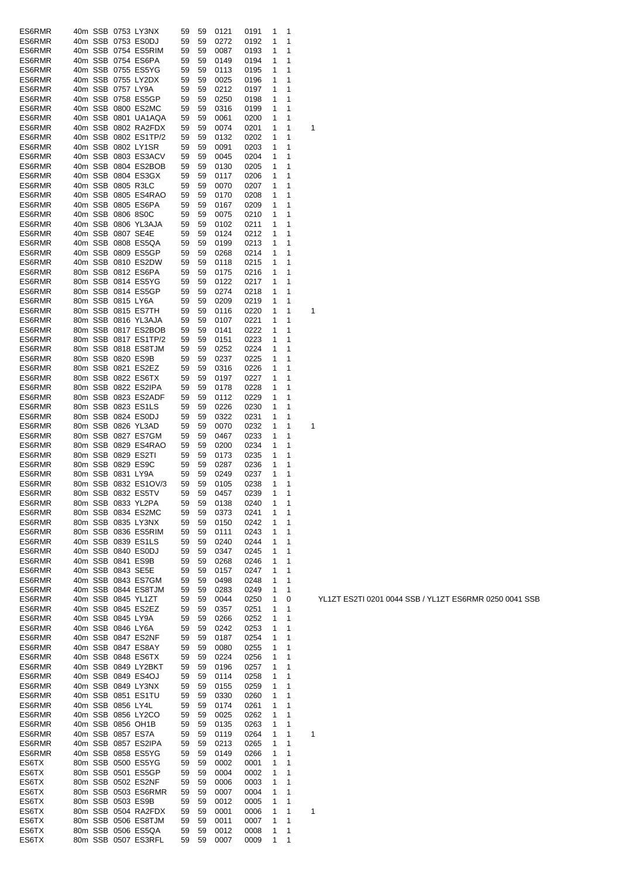| | | | | | | | | | | | | |
|---|---|---|---|---|---|---|---|---|---|---|---|---|
| ES6RMR | 40m | SSB | 0753 | LY3NX | 59 | 59 | 0121 | 0191 | 1 | 1 | | |
| ES6RMR | 40m | SSB | 0753 | ES0DJ | 59 | 59 | 0272 | 0192 | 1 | 1 | | |
| ES6RMR | 40m | SSB | 0754 | ES5RIM | 59 | 59 | 0087 | 0193 | 1 | 1 | | |
| ES6RMR | 40m | SSB | 0754 | ES6PA | 59 | 59 | 0149 | 0194 | 1 | 1 | | |
| ES6RMR | 40m | SSB | 0755 | ES5YG | 59 | 59 | 0113 | 0195 | 1 | 1 | | |
| ES6RMR | 40m | SSB | 0755 | LY2DX | 59 | 59 | 0025 | 0196 | 1 | 1 | | |
| ES6RMR | 40m | SSB | 0757 | LY9A | 59 | 59 | 0212 | 0197 | 1 | 1 | | |
| ES6RMR | 40m | SSB | 0758 | ES5GP | 59 | 59 | 0250 | 0198 | 1 | 1 | | |
| ES6RMR | 40m | SSB | 0800 | ES2MC | 59 | 59 | 0316 | 0199 | 1 | 1 | | |
| ES6RMR | 40m | SSB | 0801 | UA1AQA | 59 | 59 | 0061 | 0200 | 1 | 1 | | |
| ES6RMR | 40m | SSB | 0802 | RA2FDX | 59 | 59 | 0074 | 0201 | 1 | 1 | 1 | |
| ES6RMR | 40m | SSB | 0802 | ES1TP/2 | 59 | 59 | 0132 | 0202 | 1 | 1 | | |
| ES6RMR | 40m | SSB | 0802 | LY1SR | 59 | 59 | 0091 | 0203 | 1 | 1 | | |
| ES6RMR | 40m | SSB | 0803 | ES3ACV | 59 | 59 | 0045 | 0204 | 1 | 1 | | |
| ES6RMR | 40m | SSB | 0804 | ES2BOB | 59 | 59 | 0130 | 0205 | 1 | 1 | | |
| ES6RMR | 40m | SSB | 0804 | ES3GX | 59 | 59 | 0117 | 0206 | 1 | 1 | | |
| ES6RMR | 40m | SSB | 0805 | R3LC | 59 | 59 | 0070 | 0207 | 1 | 1 | | |
| ES6RMR | 40m | SSB | 0805 | ES4RAO | 59 | 59 | 0170 | 0208 | 1 | 1 | | |
| ES6RMR | 40m | SSB | 0805 | ES6PA | 59 | 59 | 0167 | 0209 | 1 | 1 | | |
| ES6RMR | 40m | SSB | 0806 | 8S0C | 59 | 59 | 0075 | 0210 | 1 | 1 | | |
| ES6RMR | 40m | SSB | 0806 | YL3AJA | 59 | 59 | 0102 | 0211 | 1 | 1 | | |
| ES6RMR | 40m | SSB | 0807 | SE4E | 59 | 59 | 0124 | 0212 | 1 | 1 | | |
| ES6RMR | 40m | SSB | 0808 | ES5QA | 59 | 59 | 0199 | 0213 | 1 | 1 | | |
| ES6RMR | 40m | SSB | 0809 | ES5GP | 59 | 59 | 0268 | 0214 | 1 | 1 | | |
| ES6RMR | 40m | SSB | 0810 | ES2DW | 59 | 59 | 0118 | 0215 | 1 | 1 | | |
| ES6RMR | 80m | SSB | 0812 | ES6PA | 59 | 59 | 0175 | 0216 | 1 | 1 | | |
| ES6RMR | 80m | SSB | 0814 | ES5YG | 59 | 59 | 0122 | 0217 | 1 | 1 | | |
| ES6RMR | 80m | SSB | 0814 | ES5GP | 59 | 59 | 0274 | 0218 | 1 | 1 | | |
| ES6RMR | 80m | SSB | 0815 | LY6A | 59 | 59 | 0209 | 0219 | 1 | 1 | | |
| ES6RMR | 80m | SSB | 0815 | ES7TH | 59 | 59 | 0116 | 0220 | 1 | 1 | 1 | |
| ES6RMR | 80m | SSB | 0816 | YL3AJA | 59 | 59 | 0107 | 0221 | 1 | 1 | | |
| ES6RMR | 80m | SSB | 0817 | ES2BOB | 59 | 59 | 0141 | 0222 | 1 | 1 | | |
| ES6RMR | 80m | SSB | 0817 | ES1TP/2 | 59 | 59 | 0151 | 0223 | 1 | 1 | | |
| ES6RMR | 80m | SSB | 0818 | ES8TJM | 59 | 59 | 0252 | 0224 | 1 | 1 | | |
| ES6RMR | 80m | SSB | 0820 | ES9B | 59 | 59 | 0237 | 0225 | 1 | 1 | | |
| ES6RMR | 80m | SSB | 0821 | ES2EZ | 59 | 59 | 0316 | 0226 | 1 | 1 | | |
| ES6RMR | 80m | SSB | 0822 | ES6TX | 59 | 59 | 0197 | 0227 | 1 | 1 | | |
| ES6RMR | 80m | SSB | 0822 | ES2IPA | 59 | 59 | 0178 | 0228 | 1 | 1 | | |
| ES6RMR | 80m | SSB | 0823 | ES2ADF | 59 | 59 | 0112 | 0229 | 1 | 1 | | |
| ES6RMR | 80m | SSB | 0823 | ES1LS | 59 | 59 | 0226 | 0230 | 1 | 1 | | |
| ES6RMR | 80m | SSB | 0824 | ES0DJ | 59 | 59 | 0322 | 0231 | 1 | 1 | | |
| ES6RMR | 80m | SSB | 0826 | YL3AD | 59 | 59 | 0070 | 0232 | 1 | 1 | 1 | |
| ES6RMR | 80m | SSB | 0827 | ES7GM | 59 | 59 | 0467 | 0233 | 1 | 1 | | |
| ES6RMR | 80m | SSB | 0829 | ES4RAO | 59 | 59 | 0200 | 0234 | 1 | 1 | | |
| ES6RMR | 80m | SSB | 0829 | ES2TI | 59 | 59 | 0173 | 0235 | 1 | 1 | | |
| ES6RMR | 80m | SSB | 0829 | ES9C | 59 | 59 | 0287 | 0236 | 1 | 1 | | |
| ES6RMR | 80m | SSB | 0831 | LY9A | 59 | 59 | 0249 | 0237 | 1 | 1 | | |
| ES6RMR | 80m | SSB | 0832 | ES1OV/3 | 59 | 59 | 0105 | 0238 | 1 | 1 | | |
| ES6RMR | 80m | SSB | 0832 | ES5TV | 59 | 59 | 0457 | 0239 | 1 | 1 | | |
| ES6RMR | 80m | SSB | 0833 | YL2PA | 59 | 59 | 0138 | 0240 | 1 | 1 | | |
| ES6RMR | 80m | SSB | 0834 | ES2MC | 59 | 59 | 0373 | 0241 | 1 | 1 | | |
| ES6RMR | 80m | SSB | 0835 | LY3NX | 59 | 59 | 0150 | 0242 | 1 | 1 | | |
| ES6RMR | 80m | SSB | 0836 | ES5RIM | 59 | 59 | 0111 | 0243 | 1 | 1 | | |
| ES6RMR | 40m | SSB | 0839 | ES1LS | 59 | 59 | 0240 | 0244 | 1 | 1 | | |
| ES6RMR | 40m | SSB | 0840 | ES0DJ | 59 | 59 | 0347 | 0245 | 1 | 1 | | |
| ES6RMR | 40m | SSB | 0841 | ES9B | 59 | 59 | 0268 | 0246 | 1 | 1 | | |
| ES6RMR | 40m | SSB | 0843 | SE5E | 59 | 59 | 0157 | 0247 | 1 | 1 | | |
| ES6RMR | 40m | SSB | 0843 | ES7GM | 59 | 59 | 0498 | 0248 | 1 | 1 | | |
| ES6RMR | 40m | SSB | 0844 | ES8TJM | 59 | 59 | 0283 | 0249 | 1 | 1 | | |
| ES6RMR | 40m | SSB | 0845 | YL1ZT | 59 | 59 | 0044 | 0250 | 1 | 0 | | YL1ZT ES2TI 0201 0044 SSB / YL1ZT ES6RMR 0250 0041 SSB |
| ES6RMR | 40m | SSB | 0845 | ES2EZ | 59 | 59 | 0357 | 0251 | 1 | 1 | | |
| ES6RMR | 40m | SSB | 0845 | LY9A | 59 | 59 | 0266 | 0252 | 1 | 1 | | |
| ES6RMR | 40m | SSB | 0846 | LY6A | 59 | 59 | 0242 | 0253 | 1 | 1 | | |
| ES6RMR | 40m | SSB | 0847 | ES2NF | 59 | 59 | 0187 | 0254 | 1 | 1 | | |
| ES6RMR | 40m | SSB | 0847 | ES8AY | 59 | 59 | 0080 | 0255 | 1 | 1 | | |
| ES6RMR | 40m | SSB | 0848 | ES6TX | 59 | 59 | 0224 | 0256 | 1 | 1 | | |
| ES6RMR | 40m | SSB | 0849 | LY2BKT | 59 | 59 | 0196 | 0257 | 1 | 1 | | |
| ES6RMR | 40m | SSB | 0849 | ES4OJ | 59 | 59 | 0114 | 0258 | 1 | 1 | | |
| ES6RMR | 40m | SSB | 0849 | LY3NX | 59 | 59 | 0155 | 0259 | 1 | 1 | | |
| ES6RMR | 40m | SSB | 0851 | ES1TU | 59 | 59 | 0330 | 0260 | 1 | 1 | | |
| ES6RMR | 40m | SSB | 0856 | LY4L | 59 | 59 | 0174 | 0261 | 1 | 1 | | |
| ES6RMR | 40m | SSB | 0856 | LY2CO | 59 | 59 | 0025 | 0262 | 1 | 1 | | |
| ES6RMR | 40m | SSB | 0856 | OH1B | 59 | 59 | 0135 | 0263 | 1 | 1 | | |
| ES6RMR | 40m | SSB | 0857 | ES7A | 59 | 59 | 0119 | 0264 | 1 | 1 | 1 | |
| ES6RMR | 40m | SSB | 0857 | ES2IPA | 59 | 59 | 0213 | 0265 | 1 | 1 | | |
| ES6RMR | 40m | SSB | 0858 | ES5YG | 59 | 59 | 0149 | 0266 | 1 | 1 | | |
| ES6TX | 80m | SSB | 0500 | ES5YG | 59 | 59 | 0002 | 0001 | 1 | 1 | | |
| ES6TX | 80m | SSB | 0501 | ES5GP | 59 | 59 | 0004 | 0002 | 1 | 1 | | |
| ES6TX | 80m | SSB | 0502 | ES2NF | 59 | 59 | 0006 | 0003 | 1 | 1 | | |
| ES6TX | 80m | SSB | 0503 | ES6RMR | 59 | 59 | 0007 | 0004 | 1 | 1 | | |
| ES6TX | 80m | SSB | 0503 | ES9B | 59 | 59 | 0012 | 0005 | 1 | 1 | | |
| ES6TX | 80m | SSB | 0504 | RA2FDX | 59 | 59 | 0001 | 0006 | 1 | 1 | 1 | |
| ES6TX | 80m | SSB | 0506 | ES8TJM | 59 | 59 | 0011 | 0007 | 1 | 1 | | |
| ES6TX | 80m | SSB | 0506 | ES5QA | 59 | 59 | 0012 | 0008 | 1 | 1 | | |
| ES6TX | 80m | SSB | 0507 | ES3RFL | 59 | 59 | 0007 | 0009 | 1 | 1 | | |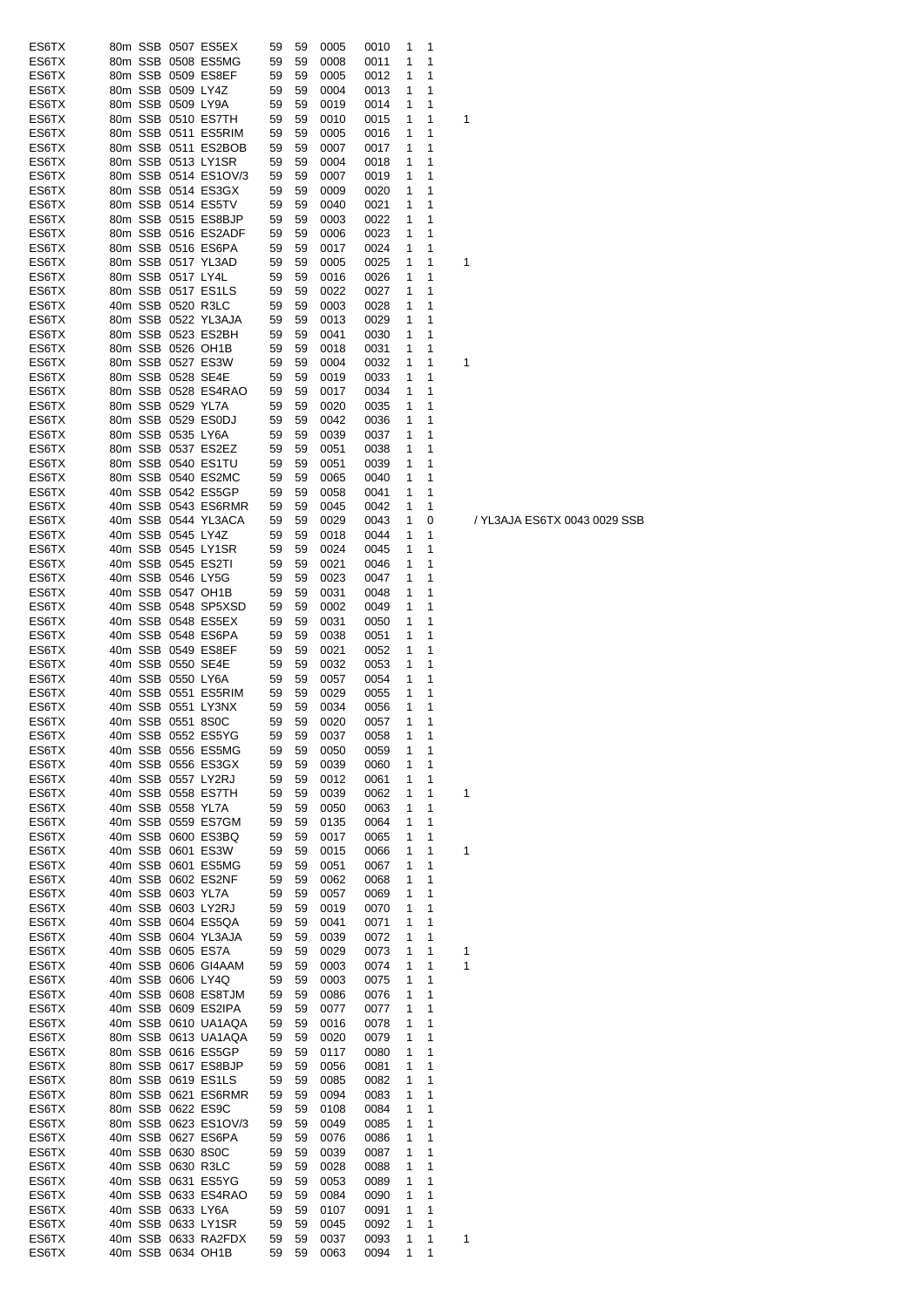| | | | | | | | | | | | | |
|---|---|---|---|---|---|---|---|---|---|---|---|---|
| ES6TX | 80m | SSB | 0507 | ES5EX | 59 | 59 | 0005 | 0010 | 1 | 1 | | |
| ES6TX | 80m | SSB | 0508 | ES5MG | 59 | 59 | 0008 | 0011 | 1 | 1 | | |
| ES6TX | 80m | SSB | 0509 | ES8EF | 59 | 59 | 0005 | 0012 | 1 | 1 | | |
| ES6TX | 80m | SSB | 0509 | LY4Z | 59 | 59 | 0004 | 0013 | 1 | 1 | | |
| ES6TX | 80m | SSB | 0509 | LY9A | 59 | 59 | 0019 | 0014 | 1 | 1 | | |
| ES6TX | 80m | SSB | 0510 | ES7TH | 59 | 59 | 0010 | 0015 | 1 | 1 | 1 | |
| ES6TX | 80m | SSB | 0511 | ES5RIM | 59 | 59 | 0005 | 0016 | 1 | 1 | | |
| ES6TX | 80m | SSB | 0511 | ES2BOB | 59 | 59 | 0007 | 0017 | 1 | 1 | | |
| ES6TX | 80m | SSB | 0513 | LY1SR | 59 | 59 | 0004 | 0018 | 1 | 1 | | |
| ES6TX | 80m | SSB | 0514 | ES1OV/3 | 59 | 59 | 0007 | 0019 | 1 | 1 | | |
| ES6TX | 80m | SSB | 0514 | ES3GX | 59 | 59 | 0009 | 0020 | 1 | 1 | | |
| ES6TX | 80m | SSB | 0514 | ES5TV | 59 | 59 | 0040 | 0021 | 1 | 1 | | |
| ES6TX | 80m | SSB | 0515 | ES8BJP | 59 | 59 | 0003 | 0022 | 1 | 1 | | |
| ES6TX | 80m | SSB | 0516 | ES2ADF | 59 | 59 | 0006 | 0023 | 1 | 1 | | |
| ES6TX | 80m | SSB | 0516 | ES6PA | 59 | 59 | 0017 | 0024 | 1 | 1 | | |
| ES6TX | 80m | SSB | 0517 | YL3AD | 59 | 59 | 0005 | 0025 | 1 | 1 | 1 | |
| ES6TX | 80m | SSB | 0517 | LY4L | 59 | 59 | 0016 | 0026 | 1 | 1 | | |
| ES6TX | 80m | SSB | 0517 | ES1LS | 59 | 59 | 0022 | 0027 | 1 | 1 | | |
| ES6TX | 40m | SSB | 0520 | R3LC | 59 | 59 | 0003 | 0028 | 1 | 1 | | |
| ES6TX | 80m | SSB | 0522 | YL3AJA | 59 | 59 | 0013 | 0029 | 1 | 1 | | |
| ES6TX | 80m | SSB | 0523 | ES2BH | 59 | 59 | 0041 | 0030 | 1 | 1 | | |
| ES6TX | 80m | SSB | 0526 | OH1B | 59 | 59 | 0018 | 0031 | 1 | 1 | | |
| ES6TX | 80m | SSB | 0527 | ES3W | 59 | 59 | 0004 | 0032 | 1 | 1 | 1 | |
| ES6TX | 80m | SSB | 0528 | SE4E | 59 | 59 | 0019 | 0033 | 1 | 1 | | |
| ES6TX | 80m | SSB | 0528 | ES4RAO | 59 | 59 | 0017 | 0034 | 1 | 1 | | |
| ES6TX | 80m | SSB | 0529 | YL7A | 59 | 59 | 0020 | 0035 | 1 | 1 | | |
| ES6TX | 80m | SSB | 0529 | ES0DJ | 59 | 59 | 0042 | 0036 | 1 | 1 | | |
| ES6TX | 80m | SSB | 0535 | LY6A | 59 | 59 | 0039 | 0037 | 1 | 1 | | |
| ES6TX | 80m | SSB | 0537 | ES2EZ | 59 | 59 | 0051 | 0038 | 1 | 1 | | |
| ES6TX | 80m | SSB | 0540 | ES1TU | 59 | 59 | 0051 | 0039 | 1 | 1 | | |
| ES6TX | 80m | SSB | 0540 | ES2MC | 59 | 59 | 0065 | 0040 | 1 | 1 | | |
| ES6TX | 40m | SSB | 0542 | ES5GP | 59 | 59 | 0058 | 0041 | 1 | 1 | | |
| ES6TX | 40m | SSB | 0543 | ES6RMR | 59 | 59 | 0045 | 0042 | 1 | 1 | | |
| ES6TX | 40m | SSB | 0544 | YL3ACA | 59 | 59 | 0029 | 0043 | 1 | 0 | | / YL3AJA ES6TX 0043 0029 SSB |
| ES6TX | 40m | SSB | 0545 | LY4Z | 59 | 59 | 0018 | 0044 | 1 | 1 | | |
| ES6TX | 40m | SSB | 0545 | LY1SR | 59 | 59 | 0024 | 0045 | 1 | 1 | | |
| ES6TX | 40m | SSB | 0545 | ES2TI | 59 | 59 | 0021 | 0046 | 1 | 1 | | |
| ES6TX | 40m | SSB | 0546 | LY5G | 59 | 59 | 0023 | 0047 | 1 | 1 | | |
| ES6TX | 40m | SSB | 0547 | OH1B | 59 | 59 | 0031 | 0048 | 1 | 1 | | |
| ES6TX | 40m | SSB | 0548 | SP5XSD | 59 | 59 | 0002 | 0049 | 1 | 1 | | |
| ES6TX | 40m | SSB | 0548 | ES5EX | 59 | 59 | 0031 | 0050 | 1 | 1 | | |
| ES6TX | 40m | SSB | 0548 | ES6PA | 59 | 59 | 0038 | 0051 | 1 | 1 | | |
| ES6TX | 40m | SSB | 0549 | ES8EF | 59 | 59 | 0021 | 0052 | 1 | 1 | | |
| ES6TX | 40m | SSB | 0550 | SE4E | 59 | 59 | 0032 | 0053 | 1 | 1 | | |
| ES6TX | 40m | SSB | 0550 | LY6A | 59 | 59 | 0057 | 0054 | 1 | 1 | | |
| ES6TX | 40m | SSB | 0551 | ES5RIM | 59 | 59 | 0029 | 0055 | 1 | 1 | | |
| ES6TX | 40m | SSB | 0551 | LY3NX | 59 | 59 | 0034 | 0056 | 1 | 1 | | |
| ES6TX | 40m | SSB | 0551 | 8S0C | 59 | 59 | 0020 | 0057 | 1 | 1 | | |
| ES6TX | 40m | SSB | 0552 | ES5YG | 59 | 59 | 0037 | 0058 | 1 | 1 | | |
| ES6TX | 40m | SSB | 0556 | ES5MG | 59 | 59 | 0050 | 0059 | 1 | 1 | | |
| ES6TX | 40m | SSB | 0556 | ES3GX | 59 | 59 | 0039 | 0060 | 1 | 1 | | |
| ES6TX | 40m | SSB | 0557 | LY2RJ | 59 | 59 | 0012 | 0061 | 1 | 1 | | |
| ES6TX | 40m | SSB | 0558 | ES7TH | 59 | 59 | 0039 | 0062 | 1 | 1 | 1 | |
| ES6TX | 40m | SSB | 0558 | YL7A | 59 | 59 | 0050 | 0063 | 1 | 1 | | |
| ES6TX | 40m | SSB | 0559 | ES7GM | 59 | 59 | 0135 | 0064 | 1 | 1 | | |
| ES6TX | 40m | SSB | 0600 | ES3BQ | 59 | 59 | 0017 | 0065 | 1 | 1 | | |
| ES6TX | 40m | SSB | 0601 | ES3W | 59 | 59 | 0015 | 0066 | 1 | 1 | 1 | |
| ES6TX | 40m | SSB | 0601 | ES5MG | 59 | 59 | 0051 | 0067 | 1 | 1 | | |
| ES6TX | 40m | SSB | 0602 | ES2NF | 59 | 59 | 0062 | 0068 | 1 | 1 | | |
| ES6TX | 40m | SSB | 0603 | YL7A | 59 | 59 | 0057 | 0069 | 1 | 1 | | |
| ES6TX | 40m | SSB | 0603 | LY2RJ | 59 | 59 | 0019 | 0070 | 1 | 1 | | |
| ES6TX | 40m | SSB | 0604 | ES5QA | 59 | 59 | 0041 | 0071 | 1 | 1 | | |
| ES6TX | 40m | SSB | 0604 | YL3AJA | 59 | 59 | 0039 | 0072 | 1 | 1 | | |
| ES6TX | 40m | SSB | 0605 | ES7A | 59 | 59 | 0029 | 0073 | 1 | 1 | 1 | |
| ES6TX | 40m | SSB | 0606 | GI4AAM | 59 | 59 | 0003 | 0074 | 1 | 1 | 1 | |
| ES6TX | 40m | SSB | 0606 | LY4Q | 59 | 59 | 0003 | 0075 | 1 | 1 | | |
| ES6TX | 40m | SSB | 0608 | ES8TJM | 59 | 59 | 0086 | 0076 | 1 | 1 | | |
| ES6TX | 40m | SSB | 0609 | ES2IPA | 59 | 59 | 0077 | 0077 | 1 | 1 | | |
| ES6TX | 40m | SSB | 0610 | UA1AQA | 59 | 59 | 0016 | 0078 | 1 | 1 | | |
| ES6TX | 80m | SSB | 0613 | UA1AQA | 59 | 59 | 0020 | 0079 | 1 | 1 | | |
| ES6TX | 80m | SSB | 0616 | ES5GP | 59 | 59 | 0117 | 0080 | 1 | 1 | | |
| ES6TX | 80m | SSB | 0617 | ES8BJP | 59 | 59 | 0056 | 0081 | 1 | 1 | | |
| ES6TX | 80m | SSB | 0619 | ES1LS | 59 | 59 | 0085 | 0082 | 1 | 1 | | |
| ES6TX | 80m | SSB | 0621 | ES6RMR | 59 | 59 | 0094 | 0083 | 1 | 1 | | |
| ES6TX | 80m | SSB | 0622 | ES9C | 59 | 59 | 0108 | 0084 | 1 | 1 | | |
| ES6TX | 80m | SSB | 0623 | ES1OV/3 | 59 | 59 | 0049 | 0085 | 1 | 1 | | |
| ES6TX | 40m | SSB | 0627 | ES6PA | 59 | 59 | 0076 | 0086 | 1 | 1 | | |
| ES6TX | 40m | SSB | 0630 | 8S0C | 59 | 59 | 0039 | 0087 | 1 | 1 | | |
| ES6TX | 40m | SSB | 0630 | R3LC | 59 | 59 | 0028 | 0088 | 1 | 1 | | |
| ES6TX | 40m | SSB | 0631 | ES5YG | 59 | 59 | 0053 | 0089 | 1 | 1 | | |
| ES6TX | 40m | SSB | 0633 | ES4RAO | 59 | 59 | 0084 | 0090 | 1 | 1 | | |
| ES6TX | 40m | SSB | 0633 | LY6A | 59 | 59 | 0107 | 0091 | 1 | 1 | | |
| ES6TX | 40m | SSB | 0633 | LY1SR | 59 | 59 | 0045 | 0092 | 1 | 1 | | |
| ES6TX | 40m | SSB | 0633 | RA2FDX | 59 | 59 | 0037 | 0093 | 1 | 1 | 1 | |
| ES6TX | 40m | SSB | 0634 | OH1B | 59 | 59 | 0063 | 0094 | 1 | 1 | | |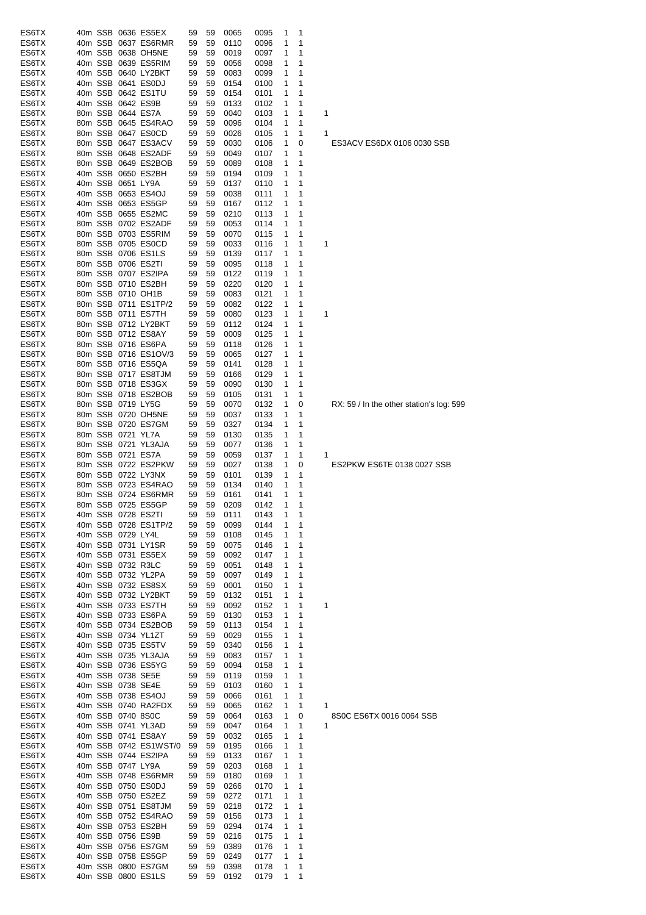| | | | | | | | | | | | | |
|---|---|---|---|---|---|---|---|---|---|---|---|---|
| ES6TX | 40m | SSB | 0636 | ES5EX | 59 | 59 | 0065 | 0095 | 1 | 1 | | |
| ES6TX | 40m | SSB | 0637 | ES6RMR | 59 | 59 | 0110 | 0096 | 1 | 1 | | |
| ES6TX | 40m | SSB | 0638 | OH5NE | 59 | 59 | 0019 | 0097 | 1 | 1 | | |
| ES6TX | 40m | SSB | 0639 | ES5RIM | 59 | 59 | 0056 | 0098 | 1 | 1 | | |
| ES6TX | 40m | SSB | 0640 | LY2BKT | 59 | 59 | 0083 | 0099 | 1 | 1 | | |
| ES6TX | 40m | SSB | 0641 | ES0DJ | 59 | 59 | 0154 | 0100 | 1 | 1 | | |
| ES6TX | 40m | SSB | 0642 | ES1TU | 59 | 59 | 0154 | 0101 | 1 | 1 | | |
| ES6TX | 40m | SSB | 0642 | ES9B | 59 | 59 | 0133 | 0102 | 1 | 1 | | |
| ES6TX | 80m | SSB | 0644 | ES7A | 59 | 59 | 0040 | 0103 | 1 | 1 | 1 | |
| ES6TX | 80m | SSB | 0645 | ES4RAO | 59 | 59 | 0096 | 0104 | 1 | 1 | | |
| ES6TX | 80m | SSB | 0647 | ES0CD | 59 | 59 | 0026 | 0105 | 1 | 1 | 1 | |
| ES6TX | 80m | SSB | 0647 | ES3ACV | 59 | 59 | 0030 | 0106 | 1 | 0 | | ES3ACV ES6DX 0106 0030 SSB |
| ES6TX | 80m | SSB | 0648 | ES2ADF | 59 | 59 | 0049 | 0107 | 1 | 1 | | |
| ES6TX | 80m | SSB | 0649 | ES2BOB | 59 | 59 | 0089 | 0108 | 1 | 1 | | |
| ES6TX | 40m | SSB | 0650 | ES2BH | 59 | 59 | 0194 | 0109 | 1 | 1 | | |
| ES6TX | 40m | SSB | 0651 | LY9A | 59 | 59 | 0137 | 0110 | 1 | 1 | | |
| ES6TX | 40m | SSB | 0653 | ES4OJ | 59 | 59 | 0038 | 0111 | 1 | 1 | | |
| ES6TX | 40m | SSB | 0653 | ES5GP | 59 | 59 | 0167 | 0112 | 1 | 1 | | |
| ES6TX | 40m | SSB | 0655 | ES2MC | 59 | 59 | 0210 | 0113 | 1 | 1 | | |
| ES6TX | 80m | SSB | 0702 | ES2ADF | 59 | 59 | 0053 | 0114 | 1 | 1 | | |
| ES6TX | 80m | SSB | 0703 | ES5RIM | 59 | 59 | 0070 | 0115 | 1 | 1 | | |
| ES6TX | 80m | SSB | 0705 | ES0CD | 59 | 59 | 0033 | 0116 | 1 | 1 | 1 | |
| ES6TX | 80m | SSB | 0706 | ES1LS | 59 | 59 | 0139 | 0117 | 1 | 1 | | |
| ES6TX | 80m | SSB | 0706 | ES2TI | 59 | 59 | 0095 | 0118 | 1 | 1 | | |
| ES6TX | 80m | SSB | 0707 | ES2IPA | 59 | 59 | 0122 | 0119 | 1 | 1 | | |
| ES6TX | 80m | SSB | 0710 | ES2BH | 59 | 59 | 0220 | 0120 | 1 | 1 | | |
| ES6TX | 80m | SSB | 0710 | OH1B | 59 | 59 | 0083 | 0121 | 1 | 1 | | |
| ES6TX | 80m | SSB | 0711 | ES1TP/2 | 59 | 59 | 0082 | 0122 | 1 | 1 | | |
| ES6TX | 80m | SSB | 0711 | ES7TH | 59 | 59 | 0080 | 0123 | 1 | 1 | 1 | |
| ES6TX | 80m | SSB | 0712 | LY2BKT | 59 | 59 | 0112 | 0124 | 1 | 1 | | |
| ES6TX | 80m | SSB | 0712 | ES8AY | 59 | 59 | 0009 | 0125 | 1 | 1 | | |
| ES6TX | 80m | SSB | 0716 | ES6PA | 59 | 59 | 0118 | 0126 | 1 | 1 | | |
| ES6TX | 80m | SSB | 0716 | ES1OV/3 | 59 | 59 | 0065 | 0127 | 1 | 1 | | |
| ES6TX | 80m | SSB | 0716 | ES5QA | 59 | 59 | 0141 | 0128 | 1 | 1 | | |
| ES6TX | 80m | SSB | 0717 | ES8TJM | 59 | 59 | 0166 | 0129 | 1 | 1 | | |
| ES6TX | 80m | SSB | 0718 | ES3GX | 59 | 59 | 0090 | 0130 | 1 | 1 | | |
| ES6TX | 80m | SSB | 0718 | ES2BOB | 59 | 59 | 0105 | 0131 | 1 | 1 | | |
| ES6TX | 80m | SSB | 0719 | LY5G | 59 | 59 | 0070 | 0132 | 1 | 0 | | RX: 59 / In the other station's log: 599 |
| ES6TX | 80m | SSB | 0720 | OH5NE | 59 | 59 | 0037 | 0133 | 1 | 1 | | |
| ES6TX | 80m | SSB | 0720 | ES7GM | 59 | 59 | 0327 | 0134 | 1 | 1 | | |
| ES6TX | 80m | SSB | 0721 | YL7A | 59 | 59 | 0130 | 0135 | 1 | 1 | | |
| ES6TX | 80m | SSB | 0721 | YL3AJA | 59 | 59 | 0077 | 0136 | 1 | 1 | | |
| ES6TX | 80m | SSB | 0721 | ES7A | 59 | 59 | 0059 | 0137 | 1 | 1 | 1 | |
| ES6TX | 80m | SSB | 0722 | ES2PKW | 59 | 59 | 0027 | 0138 | 1 | 0 | | ES2PKW ES6TE 0138 0027 SSB |
| ES6TX | 80m | SSB | 0722 | LY3NX | 59 | 59 | 0101 | 0139 | 1 | 1 | | |
| ES6TX | 80m | SSB | 0723 | ES4RAO | 59 | 59 | 0134 | 0140 | 1 | 1 | | |
| ES6TX | 80m | SSB | 0724 | ES6RMR | 59 | 59 | 0161 | 0141 | 1 | 1 | | |
| ES6TX | 80m | SSB | 0725 | ES5GP | 59 | 59 | 0209 | 0142 | 1 | 1 | | |
| ES6TX | 40m | SSB | 0728 | ES2TI | 59 | 59 | 0111 | 0143 | 1 | 1 | | |
| ES6TX | 40m | SSB | 0728 | ES1TP/2 | 59 | 59 | 0099 | 0144 | 1 | 1 | | |
| ES6TX | 40m | SSB | 0729 | LY4L | 59 | 59 | 0108 | 0145 | 1 | 1 | | |
| ES6TX | 40m | SSB | 0731 | LY1SR | 59 | 59 | 0075 | 0146 | 1 | 1 | | |
| ES6TX | 40m | SSB | 0731 | ES5EX | 59 | 59 | 0092 | 0147 | 1 | 1 | | |
| ES6TX | 40m | SSB | 0732 | R3LC | 59 | 59 | 0051 | 0148 | 1 | 1 | | |
| ES6TX | 40m | SSB | 0732 | YL2PA | 59 | 59 | 0097 | 0149 | 1 | 1 | | |
| ES6TX | 40m | SSB | 0732 | ES8SX | 59 | 59 | 0001 | 0150 | 1 | 1 | | |
| ES6TX | 40m | SSB | 0732 | LY2BKT | 59 | 59 | 0132 | 0151 | 1 | 1 | | |
| ES6TX | 40m | SSB | 0733 | ES7TH | 59 | 59 | 0092 | 0152 | 1 | 1 | 1 | |
| ES6TX | 40m | SSB | 0733 | ES6PA | 59 | 59 | 0130 | 0153 | 1 | 1 | | |
| ES6TX | 40m | SSB | 0734 | ES2BOB | 59 | 59 | 0113 | 0154 | 1 | 1 | | |
| ES6TX | 40m | SSB | 0734 | YL1ZT | 59 | 59 | 0029 | 0155 | 1 | 1 | | |
| ES6TX | 40m | SSB | 0735 | ES5TV | 59 | 59 | 0340 | 0156 | 1 | 1 | | |
| ES6TX | 40m | SSB | 0735 | YL3AJA | 59 | 59 | 0083 | 0157 | 1 | 1 | | |
| ES6TX | 40m | SSB | 0736 | ES5YG | 59 | 59 | 0094 | 0158 | 1 | 1 | | |
| ES6TX | 40m | SSB | 0738 | SE5E | 59 | 59 | 0119 | 0159 | 1 | 1 | | |
| ES6TX | 40m | SSB | 0738 | SE4E | 59 | 59 | 0103 | 0160 | 1 | 1 | | |
| ES6TX | 40m | SSB | 0738 | ES4OJ | 59 | 59 | 0066 | 0161 | 1 | 1 | | |
| ES6TX | 40m | SSB | 0740 | RA2FDX | 59 | 59 | 0065 | 0162 | 1 | 1 | 1 | |
| ES6TX | 40m | SSB | 0740 | 8S0C | 59 | 59 | 0064 | 0163 | 1 | 0 | | 8S0C ES6TX 0016 0064 SSB |
| ES6TX | 40m | SSB | 0741 | YL3AD | 59 | 59 | 0047 | 0164 | 1 | 1 | 1 | |
| ES6TX | 40m | SSB | 0741 | ES8AY | 59 | 59 | 0032 | 0165 | 1 | 1 | | |
| ES6TX | 40m | SSB | 0742 | ES1WST/0 | 59 | 59 | 0195 | 0166 | 1 | 1 | | |
| ES6TX | 40m | SSB | 0744 | ES2IPA | 59 | 59 | 0133 | 0167 | 1 | 1 | | |
| ES6TX | 40m | SSB | 0747 | LY9A | 59 | 59 | 0203 | 0168 | 1 | 1 | | |
| ES6TX | 40m | SSB | 0748 | ES6RMR | 59 | 59 | 0180 | 0169 | 1 | 1 | | |
| ES6TX | 40m | SSB | 0750 | ES0DJ | 59 | 59 | 0266 | 0170 | 1 | 1 | | |
| ES6TX | 40m | SSB | 0750 | ES2EZ | 59 | 59 | 0272 | 0171 | 1 | 1 | | |
| ES6TX | 40m | SSB | 0751 | ES8TJM | 59 | 59 | 0218 | 0172 | 1 | 1 | | |
| ES6TX | 40m | SSB | 0752 | ES4RAO | 59 | 59 | 0156 | 0173 | 1 | 1 | | |
| ES6TX | 40m | SSB | 0753 | ES2BH | 59 | 59 | 0294 | 0174 | 1 | 1 | | |
| ES6TX | 40m | SSB | 0756 | ES9B | 59 | 59 | 0216 | 0175 | 1 | 1 | | |
| ES6TX | 40m | SSB | 0756 | ES7GM | 59 | 59 | 0389 | 0176 | 1 | 1 | | |
| ES6TX | 40m | SSB | 0758 | ES5GP | 59 | 59 | 0249 | 0177 | 1 | 1 | | |
| ES6TX | 40m | SSB | 0800 | ES7GM | 59 | 59 | 0398 | 0178 | 1 | 1 | | |
| ES6TX | 40m | SSB | 0800 | ES1LS | 59 | 59 | 0192 | 0179 | 1 | 1 | | |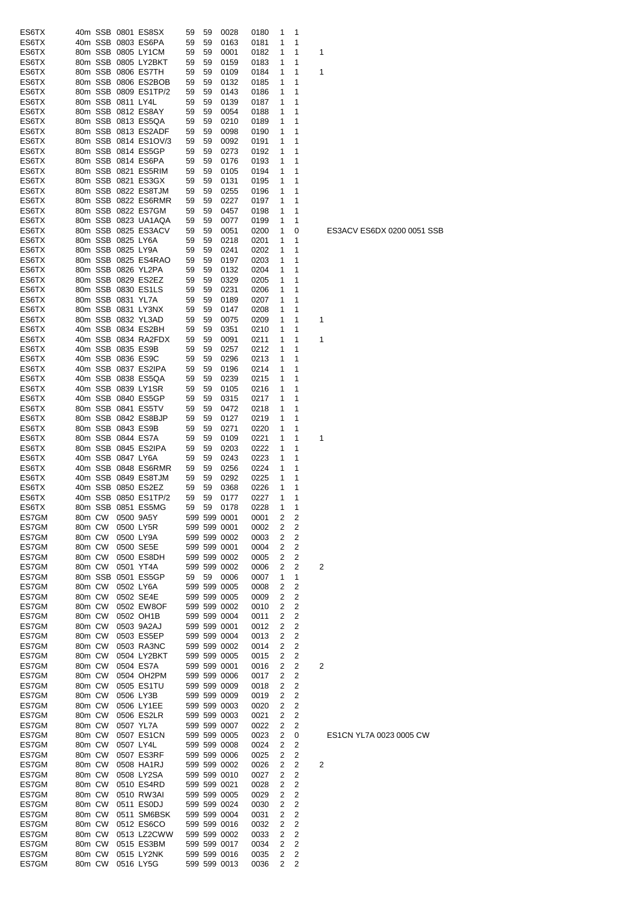| | | | | | | | | | | | | |
|---|---|---|---|---|---|---|---|---|---|---|---|---|
| ES6TX | 40m | SSB | 0801 | ES8SX | 59 | 59 | 0028 | 0180 | 1 | 1 | | |
| ES6TX | 40m | SSB | 0803 | ES6PA | 59 | 59 | 0163 | 0181 | 1 | 1 | | |
| ES6TX | 80m | SSB | 0805 | LY1CM | 59 | 59 | 0001 | 0182 | 1 | 1 | 1 | |
| ES6TX | 80m | SSB | 0805 | LY2BKT | 59 | 59 | 0159 | 0183 | 1 | 1 | | |
| ES6TX | 80m | SSB | 0806 | ES7TH | 59 | 59 | 0109 | 0184 | 1 | 1 | 1 | |
| ES6TX | 80m | SSB | 0806 | ES2BOB | 59 | 59 | 0132 | 0185 | 1 | 1 | | |
| ES6TX | 80m | SSB | 0809 | ES1TP/2 | 59 | 59 | 0143 | 0186 | 1 | 1 | | |
| ES6TX | 80m | SSB | 0811 | LY4L | 59 | 59 | 0139 | 0187 | 1 | 1 | | |
| ES6TX | 80m | SSB | 0812 | ES8AY | 59 | 59 | 0054 | 0188 | 1 | 1 | | |
| ES6TX | 80m | SSB | 0813 | ES5QA | 59 | 59 | 0210 | 0189 | 1 | 1 | | |
| ES6TX | 80m | SSB | 0813 | ES2ADF | 59 | 59 | 0098 | 0190 | 1 | 1 | | |
| ES6TX | 80m | SSB | 0814 | ES1OV/3 | 59 | 59 | 0092 | 0191 | 1 | 1 | | |
| ES6TX | 80m | SSB | 0814 | ES5GP | 59 | 59 | 0273 | 0192 | 1 | 1 | | |
| ES6TX | 80m | SSB | 0814 | ES6PA | 59 | 59 | 0176 | 0193 | 1 | 1 | | |
| ES6TX | 80m | SSB | 0821 | ES5RIM | 59 | 59 | 0105 | 0194 | 1 | 1 | | |
| ES6TX | 80m | SSB | 0821 | ES3GX | 59 | 59 | 0131 | 0195 | 1 | 1 | | |
| ES6TX | 80m | SSB | 0822 | ES8TJM | 59 | 59 | 0255 | 0196 | 1 | 1 | | |
| ES6TX | 80m | SSB | 0822 | ES6RMR | 59 | 59 | 0227 | 0197 | 1 | 1 | | |
| ES6TX | 80m | SSB | 0822 | ES7GM | 59 | 59 | 0457 | 0198 | 1 | 1 | | |
| ES6TX | 80m | SSB | 0823 | UA1AQA | 59 | 59 | 0077 | 0199 | 1 | 1 | | |
| ES6TX | 80m | SSB | 0825 | ES3ACV | 59 | 59 | 0051 | 0200 | 1 | 0 | | ES3ACV ES6DX 0200 0051 SSB |
| ES6TX | 80m | SSB | 0825 | LY6A | 59 | 59 | 0218 | 0201 | 1 | 1 | | |
| ES6TX | 80m | SSB | 0825 | LY9A | 59 | 59 | 0241 | 0202 | 1 | 1 | | |
| ES6TX | 80m | SSB | 0825 | ES4RAO | 59 | 59 | 0197 | 0203 | 1 | 1 | | |
| ES6TX | 80m | SSB | 0826 | YL2PA | 59 | 59 | 0132 | 0204 | 1 | 1 | | |
| ES6TX | 80m | SSB | 0829 | ES2EZ | 59 | 59 | 0329 | 0205 | 1 | 1 | | |
| ES6TX | 80m | SSB | 0830 | ES1LS | 59 | 59 | 0231 | 0206 | 1 | 1 | | |
| ES6TX | 80m | SSB | 0831 | YL7A | 59 | 59 | 0189 | 0207 | 1 | 1 | | |
| ES6TX | 80m | SSB | 0831 | LY3NX | 59 | 59 | 0147 | 0208 | 1 | 1 | | |
| ES6TX | 80m | SSB | 0832 | YL3AD | 59 | 59 | 0075 | 0209 | 1 | 1 | 1 | |
| ES6TX | 40m | SSB | 0834 | ES2BH | 59 | 59 | 0351 | 0210 | 1 | 1 | | |
| ES6TX | 40m | SSB | 0834 | RA2FDX | 59 | 59 | 0091 | 0211 | 1 | 1 | 1 | |
| ES6TX | 40m | SSB | 0835 | ES9B | 59 | 59 | 0257 | 0212 | 1 | 1 | | |
| ES6TX | 40m | SSB | 0836 | ES9C | 59 | 59 | 0296 | 0213 | 1 | 1 | | |
| ES6TX | 40m | SSB | 0837 | ES2IPA | 59 | 59 | 0196 | 0214 | 1 | 1 | | |
| ES6TX | 40m | SSB | 0838 | ES5QA | 59 | 59 | 0239 | 0215 | 1 | 1 | | |
| ES6TX | 40m | SSB | 0839 | LY1SR | 59 | 59 | 0105 | 0216 | 1 | 1 | | |
| ES6TX | 40m | SSB | 0840 | ES5GP | 59 | 59 | 0315 | 0217 | 1 | 1 | | |
| ES6TX | 80m | SSB | 0841 | ES5TV | 59 | 59 | 0472 | 0218 | 1 | 1 | | |
| ES6TX | 80m | SSB | 0842 | ES8BJP | 59 | 59 | 0127 | 0219 | 1 | 1 | | |
| ES6TX | 80m | SSB | 0843 | ES9B | 59 | 59 | 0271 | 0220 | 1 | 1 | | |
| ES6TX | 80m | SSB | 0844 | ES7A | 59 | 59 | 0109 | 0221 | 1 | 1 | 1 | |
| ES6TX | 80m | SSB | 0845 | ES2IPA | 59 | 59 | 0203 | 0222 | 1 | 1 | | |
| ES6TX | 40m | SSB | 0847 | LY6A | 59 | 59 | 0243 | 0223 | 1 | 1 | | |
| ES6TX | 40m | SSB | 0848 | ES6RMR | 59 | 59 | 0256 | 0224 | 1 | 1 | | |
| ES6TX | 40m | SSB | 0849 | ES8TJM | 59 | 59 | 0292 | 0225 | 1 | 1 | | |
| ES6TX | 40m | SSB | 0850 | ES2EZ | 59 | 59 | 0368 | 0226 | 1 | 1 | | |
| ES6TX | 40m | SSB | 0850 | ES1TP/2 | 59 | 59 | 0177 | 0227 | 1 | 1 | | |
| ES6TX | 80m | SSB | 0851 | ES5MG | 59 | 59 | 0178 | 0228 | 1 | 1 | | |
| ES7GM | 80m | CW | 0500 | 9A5Y | 599 | 599 | 0001 | 0001 | 2 | 2 | | |
| ES7GM | 80m | CW | 0500 | LY5R | 599 | 599 | 0001 | 0002 | 2 | 2 | | |
| ES7GM | 80m | CW | 0500 | LY9A | 599 | 599 | 0002 | 0003 | 2 | 2 | | |
| ES7GM | 80m | CW | 0500 | SE5E | 599 | 599 | 0001 | 0004 | 2 | 2 | | |
| ES7GM | 80m | CW | 0500 | ES8DH | 599 | 599 | 0002 | 0005 | 2 | 2 | | |
| ES7GM | 80m | CW | 0501 | YT4A | 599 | 599 | 0002 | 0006 | 2 | 2 | 2 | |
| ES7GM | 80m | SSB | 0501 | ES5GP | 59 | 59 | 0006 | 0007 | 1 | 1 | | |
| ES7GM | 80m | CW | 0502 | LY6A | 599 | 599 | 0005 | 0008 | 2 | 2 | | |
| ES7GM | 80m | CW | 0502 | SE4E | 599 | 599 | 0005 | 0009 | 2 | 2 | | |
| ES7GM | 80m | CW | 0502 | EW8OF | 599 | 599 | 0002 | 0010 | 2 | 2 | | |
| ES7GM | 80m | CW | 0502 | OH1B | 599 | 599 | 0004 | 0011 | 2 | 2 | | |
| ES7GM | 80m | CW | 0503 | 9A2AJ | 599 | 599 | 0001 | 0012 | 2 | 2 | | |
| ES7GM | 80m | CW | 0503 | ES5EP | 599 | 599 | 0004 | 0013 | 2 | 2 | | |
| ES7GM | 80m | CW | 0503 | RA3NC | 599 | 599 | 0002 | 0014 | 2 | 2 | | |
| ES7GM | 80m | CW | 0504 | LY2BKT | 599 | 599 | 0005 | 0015 | 2 | 2 | | |
| ES7GM | 80m | CW | 0504 | ES7A | 599 | 599 | 0001 | 0016 | 2 | 2 | 2 | |
| ES7GM | 80m | CW | 0504 | OH2PM | 599 | 599 | 0006 | 0017 | 2 | 2 | | |
| ES7GM | 80m | CW | 0505 | ES1TU | 599 | 599 | 0009 | 0018 | 2 | 2 | | |
| ES7GM | 80m | CW | 0506 | LY3B | 599 | 599 | 0009 | 0019 | 2 | 2 | | |
| ES7GM | 80m | CW | 0506 | LY1EE | 599 | 599 | 0003 | 0020 | 2 | 2 | | |
| ES7GM | 80m | CW | 0506 | ES2LR | 599 | 599 | 0003 | 0021 | 2 | 2 | | |
| ES7GM | 80m | CW | 0507 | YL7A | 599 | 599 | 0007 | 0022 | 2 | 2 | | |
| ES7GM | 80m | CW | 0507 | ES1CN | 599 | 599 | 0005 | 0023 | 2 | 0 | | ES1CN YL7A 0023 0005 CW |
| ES7GM | 80m | CW | 0507 | LY4L | 599 | 599 | 0008 | 0024 | 2 | 2 | | |
| ES7GM | 80m | CW | 0507 | ES3RF | 599 | 599 | 0006 | 0025 | 2 | 2 | | |
| ES7GM | 80m | CW | 0508 | HA1RJ | 599 | 599 | 0002 | 0026 | 2 | 2 | 2 | |
| ES7GM | 80m | CW | 0508 | LY2SA | 599 | 599 | 0010 | 0027 | 2 | 2 | | |
| ES7GM | 80m | CW | 0510 | ES4RD | 599 | 599 | 0021 | 0028 | 2 | 2 | | |
| ES7GM | 80m | CW | 0510 | RW3AI | 599 | 599 | 0005 | 0029 | 2 | 2 | | |
| ES7GM | 80m | CW | 0511 | ES0DJ | 599 | 599 | 0024 | 0030 | 2 | 2 | | |
| ES7GM | 80m | CW | 0511 | SM6BSK | 599 | 599 | 0004 | 0031 | 2 | 2 | | |
| ES7GM | 80m | CW | 0512 | ES6CO | 599 | 599 | 0016 | 0032 | 2 | 2 | | |
| ES7GM | 80m | CW | 0513 | LZ2CWW | 599 | 599 | 0002 | 0033 | 2 | 2 | | |
| ES7GM | 80m | CW | 0515 | ES3BM | 599 | 599 | 0017 | 0034 | 2 | 2 | | |
| ES7GM | 80m | CW | 0515 | LY2NK | 599 | 599 | 0016 | 0035 | 2 | 2 | | |
| ES7GM | 80m | CW | 0516 | LY5G | 599 | 599 | 0013 | 0036 | 2 | 2 | | |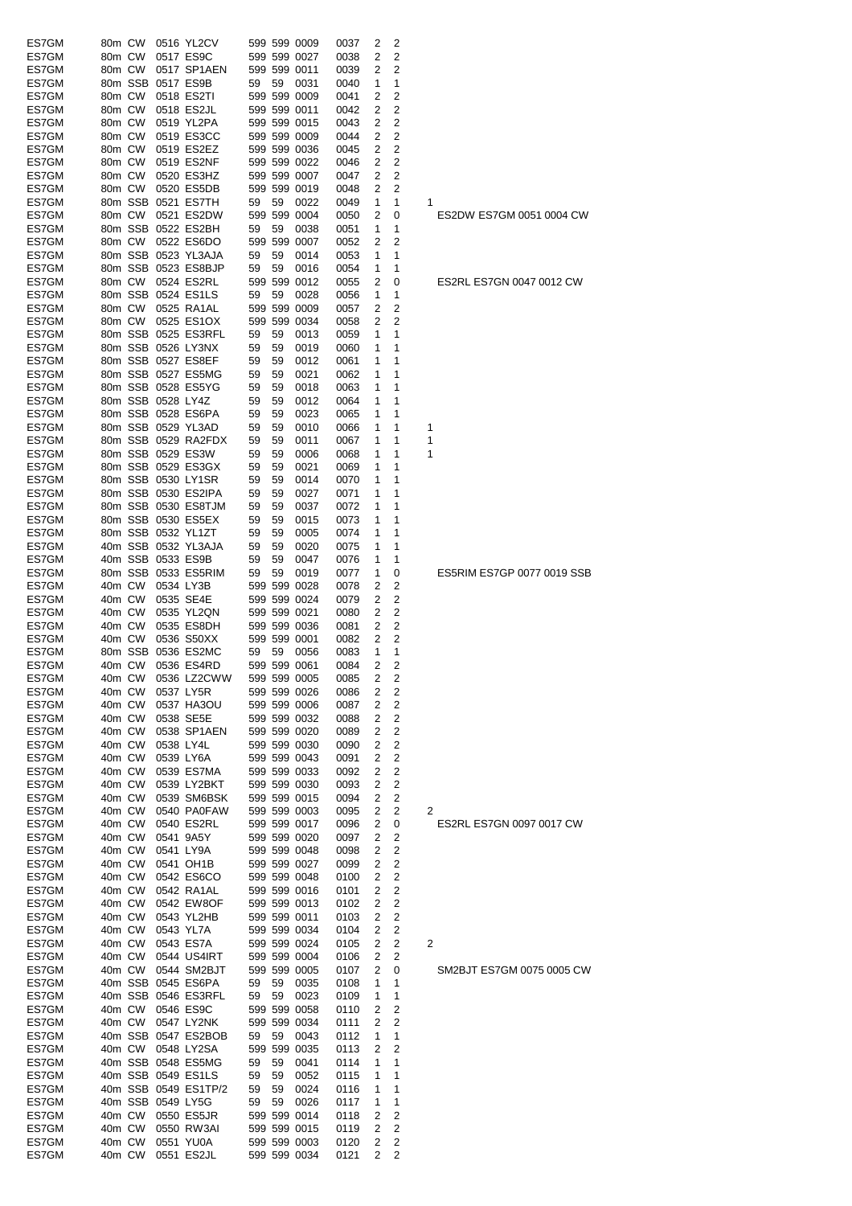| | | | | | | | | | | | | |
|---|---|---|---|---|---|---|---|---|---|---|---|---|
| ES7GM | 80m | CW | 0516 | YL2CV | 599 | 599 | 0009 | 0037 | 2 | 2 | | |
| ES7GM | 80m | CW | 0517 | ES9C | 599 | 599 | 0027 | 0038 | 2 | 2 | | |
| ES7GM | 80m | CW | 0517 | SP1AEN | 599 | 599 | 0011 | 0039 | 2 | 2 | | |
| ES7GM | 80m | SSB | 0517 | ES9B | 59 | 59 | 0031 | 0040 | 1 | 1 | | |
| ES7GM | 80m | CW | 0518 | ES2TI | 599 | 599 | 0009 | 0041 | 2 | 2 | | |
| ES7GM | 80m | CW | 0518 | ES2JL | 599 | 599 | 0011 | 0042 | 2 | 2 | | |
| ES7GM | 80m | CW | 0519 | YL2PA | 599 | 599 | 0015 | 0043 | 2 | 2 | | |
| ES7GM | 80m | CW | 0519 | ES3CC | 599 | 599 | 0009 | 0044 | 2 | 2 | | |
| ES7GM | 80m | CW | 0519 | ES2EZ | 599 | 599 | 0036 | 0045 | 2 | 2 | | |
| ES7GM | 80m | CW | 0519 | ES2NF | 599 | 599 | 0022 | 0046 | 2 | 2 | | |
| ES7GM | 80m | CW | 0520 | ES3HZ | 599 | 599 | 0007 | 0047 | 2 | 2 | | |
| ES7GM | 80m | CW | 0520 | ES5DB | 599 | 599 | 0019 | 0048 | 2 | 2 | | |
| ES7GM | 80m | SSB | 0521 | ES7TH | 59 | 59 | 0022 | 0049 | 1 | 1 | 1 | |
| ES7GM | 80m | CW | 0521 | ES2DW | 599 | 599 | 0004 | 0050 | 2 | 0 | | ES2DW ES7GM 0051 0004 CW |
| ES7GM | 80m | SSB | 0522 | ES2BH | 59 | 59 | 0038 | 0051 | 1 | 1 | | |
| ES7GM | 80m | CW | 0522 | ES6DO | 599 | 599 | 0007 | 0052 | 2 | 2 | | |
| ES7GM | 80m | SSB | 0523 | YL3AJA | 59 | 59 | 0014 | 0053 | 1 | 1 | | |
| ES7GM | 80m | SSB | 0523 | ES8BJP | 59 | 59 | 0016 | 0054 | 1 | 1 | | |
| ES7GM | 80m | CW | 0524 | ES2RL | 599 | 599 | 0012 | 0055 | 2 | 0 | | ES2RL ES7GN 0047 0012 CW |
| ES7GM | 80m | SSB | 0524 | ES1LS | 59 | 59 | 0028 | 0056 | 1 | 1 | | |
| ES7GM | 80m | CW | 0525 | RA1AL | 599 | 599 | 0009 | 0057 | 2 | 2 | | |
| ES7GM | 80m | CW | 0525 | ES1OX | 599 | 599 | 0034 | 0058 | 2 | 2 | | |
| ES7GM | 80m | SSB | 0525 | ES3RFL | 59 | 59 | 0013 | 0059 | 1 | 1 | | |
| ES7GM | 80m | SSB | 0526 | LY3NX | 59 | 59 | 0019 | 0060 | 1 | 1 | | |
| ES7GM | 80m | SSB | 0527 | ES8EF | 59 | 59 | 0012 | 0061 | 1 | 1 | | |
| ES7GM | 80m | SSB | 0527 | ES5MG | 59 | 59 | 0021 | 0062 | 1 | 1 | | |
| ES7GM | 80m | SSB | 0528 | ES5YG | 59 | 59 | 0018 | 0063 | 1 | 1 | | |
| ES7GM | 80m | SSB | 0528 | LY4Z | 59 | 59 | 0012 | 0064 | 1 | 1 | | |
| ES7GM | 80m | SSB | 0528 | ES6PA | 59 | 59 | 0023 | 0065 | 1 | 1 | | |
| ES7GM | 80m | SSB | 0529 | YL3AD | 59 | 59 | 0010 | 0066 | 1 | 1 | 1 | |
| ES7GM | 80m | SSB | 0529 | RA2FDX | 59 | 59 | 0011 | 0067 | 1 | 1 | 1 | |
| ES7GM | 80m | SSB | 0529 | ES3W | 59 | 59 | 0006 | 0068 | 1 | 1 | 1 | |
| ES7GM | 80m | SSB | 0529 | ES3GX | 59 | 59 | 0021 | 0069 | 1 | 1 | | |
| ES7GM | 80m | SSB | 0530 | LY1SR | 59 | 59 | 0014 | 0070 | 1 | 1 | | |
| ES7GM | 80m | SSB | 0530 | ES2IPA | 59 | 59 | 0027 | 0071 | 1 | 1 | | |
| ES7GM | 80m | SSB | 0530 | ES8TJM | 59 | 59 | 0037 | 0072 | 1 | 1 | | |
| ES7GM | 80m | SSB | 0530 | ES5EX | 59 | 59 | 0015 | 0073 | 1 | 1 | | |
| ES7GM | 80m | SSB | 0532 | YL1ZT | 59 | 59 | 0005 | 0074 | 1 | 1 | | |
| ES7GM | 40m | SSB | 0532 | YL3AJA | 59 | 59 | 0020 | 0075 | 1 | 1 | | |
| ES7GM | 40m | SSB | 0533 | ES9B | 59 | 59 | 0047 | 0076 | 1 | 1 | | |
| ES7GM | 80m | SSB | 0533 | ES5RIM | 59 | 59 | 0019 | 0077 | 1 | 0 | | ES5RIM ES7GP 0077 0019 SSB |
| ES7GM | 40m | CW | 0534 | LY3B | 599 | 599 | 0028 | 0078 | 2 | 2 | | |
| ES7GM | 40m | CW | 0535 | SE4E | 599 | 599 | 0024 | 0079 | 2 | 2 | | |
| ES7GM | 40m | CW | 0535 | YL2QN | 599 | 599 | 0021 | 0080 | 2 | 2 | | |
| ES7GM | 40m | CW | 0535 | ES8DH | 599 | 599 | 0036 | 0081 | 2 | 2 | | |
| ES7GM | 40m | CW | 0536 | S50XX | 599 | 599 | 0001 | 0082 | 2 | 2 | | |
| ES7GM | 80m | SSB | 0536 | ES2MC | 59 | 59 | 0056 | 0083 | 1 | 1 | | |
| ES7GM | 40m | CW | 0536 | ES4RD | 599 | 599 | 0061 | 0084 | 2 | 2 | | |
| ES7GM | 40m | CW | 0536 | LZ2CWW | 599 | 599 | 0005 | 0085 | 2 | 2 | | |
| ES7GM | 40m | CW | 0537 | LY5R | 599 | 599 | 0026 | 0086 | 2 | 2 | | |
| ES7GM | 40m | CW | 0537 | HA3OU | 599 | 599 | 0006 | 0087 | 2 | 2 | | |
| ES7GM | 40m | CW | 0538 | SE5E | 599 | 599 | 0032 | 0088 | 2 | 2 | | |
| ES7GM | 40m | CW | 0538 | SP1AEN | 599 | 599 | 0020 | 0089 | 2 | 2 | | |
| ES7GM | 40m | CW | 0538 | LY4L | 599 | 599 | 0030 | 0090 | 2 | 2 | | |
| ES7GM | 40m | CW | 0539 | LY6A | 599 | 599 | 0043 | 0091 | 2 | 2 | | |
| ES7GM | 40m | CW | 0539 | ES7MA | 599 | 599 | 0033 | 0092 | 2 | 2 | | |
| ES7GM | 40m | CW | 0539 | LY2BKT | 599 | 599 | 0030 | 0093 | 2 | 2 | | |
| ES7GM | 40m | CW | 0539 | SM6BSK | 599 | 599 | 0015 | 0094 | 2 | 2 | | |
| ES7GM | 40m | CW | 0540 | PA0FAW | 599 | 599 | 0003 | 0095 | 2 | 2 | 2 | |
| ES7GM | 40m | CW | 0540 | ES2RL | 599 | 599 | 0017 | 0096 | 2 | 0 | | ES2RL ES7GN 0097 0017 CW |
| ES7GM | 40m | CW | 0541 | 9A5Y | 599 | 599 | 0020 | 0097 | 2 | 2 | | |
| ES7GM | 40m | CW | 0541 | LY9A | 599 | 599 | 0048 | 0098 | 2 | 2 | | |
| ES7GM | 40m | CW | 0541 | OH1B | 599 | 599 | 0027 | 0099 | 2 | 2 | | |
| ES7GM | 40m | CW | 0542 | ES6CO | 599 | 599 | 0048 | 0100 | 2 | 2 | | |
| ES7GM | 40m | CW | 0542 | RA1AL | 599 | 599 | 0016 | 0101 | 2 | 2 | | |
| ES7GM | 40m | CW | 0542 | EW8OF | 599 | 599 | 0013 | 0102 | 2 | 2 | | |
| ES7GM | 40m | CW | 0543 | YL2HB | 599 | 599 | 0011 | 0103 | 2 | 2 | | |
| ES7GM | 40m | CW | 0543 | YL7A | 599 | 599 | 0034 | 0104 | 2 | 2 | | |
| ES7GM | 40m | CW | 0543 | ES7A | 599 | 599 | 0024 | 0105 | 2 | 2 | 2 | |
| ES7GM | 40m | CW | 0544 | US4IRT | 599 | 599 | 0004 | 0106 | 2 | 2 | | |
| ES7GM | 40m | CW | 0544 | SM2BJT | 599 | 599 | 0005 | 0107 | 2 | 0 | | SM2BJT ES7GM 0075 0005 CW |
| ES7GM | 40m | SSB | 0545 | ES6PA | 59 | 59 | 0035 | 0108 | 1 | 1 | | |
| ES7GM | 40m | SSB | 0546 | ES3RFL | 59 | 59 | 0023 | 0109 | 1 | 1 | | |
| ES7GM | 40m | CW | 0546 | ES9C | 599 | 599 | 0058 | 0110 | 2 | 2 | | |
| ES7GM | 40m | CW | 0547 | LY2NK | 599 | 599 | 0034 | 0111 | 2 | 2 | | |
| ES7GM | 40m | SSB | 0547 | ES2BOB | 59 | 59 | 0043 | 0112 | 1 | 1 | | |
| ES7GM | 40m | CW | 0548 | LY2SA | 599 | 599 | 0035 | 0113 | 2 | 2 | | |
| ES7GM | 40m | SSB | 0548 | ES5MG | 59 | 59 | 0041 | 0114 | 1 | 1 | | |
| ES7GM | 40m | SSB | 0549 | ES1LS | 59 | 59 | 0052 | 0115 | 1 | 1 | | |
| ES7GM | 40m | SSB | 0549 | ES1TP/2 | 59 | 59 | 0024 | 0116 | 1 | 1 | | |
| ES7GM | 40m | SSB | 0549 | LY5G | 59 | 59 | 0026 | 0117 | 1 | 1 | | |
| ES7GM | 40m | CW | 0550 | ES5JR | 599 | 599 | 0014 | 0118 | 2 | 2 | | |
| ES7GM | 40m | CW | 0550 | RW3AI | 599 | 599 | 0015 | 0119 | 2 | 2 | | |
| ES7GM | 40m | CW | 0551 | YU0A | 599 | 599 | 0003 | 0120 | 2 | 2 | | |
| ES7GM | 40m | CW | 0551 | ES2JL | 599 | 599 | 0034 | 0121 | 2 | 2 | | |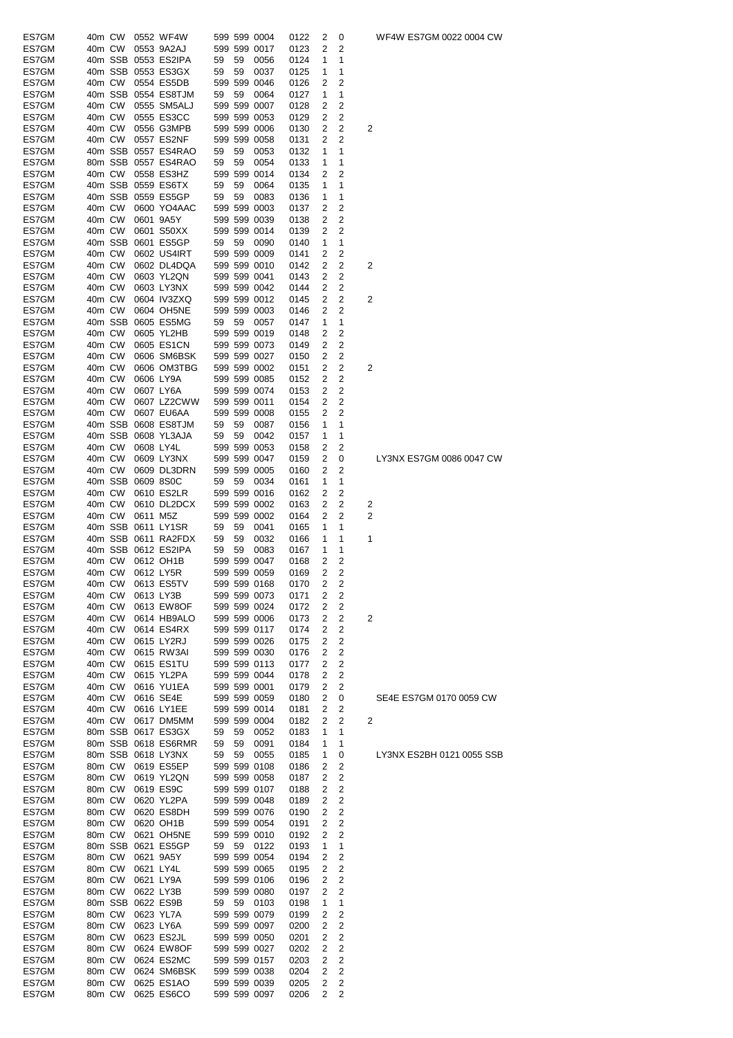| | | | | | | | | | | | | | |
|---|---|---|---|---|---|---|---|---|---|---|---|---|---|
| ES7GM | 40m | CW | 0552 | WF4W | 599 | 599 | 0004 | 0122 | 2 | 0 | | WF4W ES7GM 0022 0004 CW |
| ES7GM | 40m | CW | 0553 | 9A2AJ | 599 | 599 | 0017 | 0123 | 2 | 2 | | |
| ES7GM | 40m | SSB | 0553 | ES2IPA | 59 | 59 | 0056 | 0124 | 1 | 1 | | |
| ES7GM | 40m | SSB | 0553 | ES3GX | 59 | 59 | 0037 | 0125 | 1 | 1 | | |
| ES7GM | 40m | CW | 0554 | ES5DB | 599 | 599 | 0046 | 0126 | 2 | 2 | | |
| ES7GM | 40m | SSB | 0554 | ES8TJM | 59 | 59 | 0064 | 0127 | 1 | 1 | | |
| ES7GM | 40m | CW | 0555 | SM5ALJ | 599 | 599 | 0007 | 0128 | 2 | 2 | | |
| ES7GM | 40m | CW | 0555 | ES3CC | 599 | 599 | 0053 | 0129 | 2 | 2 | | |
| ES7GM | 40m | CW | 0556 | G3MPB | 599 | 599 | 0006 | 0130 | 2 | 2 | 2 | |
| ES7GM | 40m | CW | 0557 | ES2NF | 599 | 599 | 0058 | 0131 | 2 | 2 | | |
| ES7GM | 40m | SSB | 0557 | ES4RAO | 59 | 59 | 0053 | 0132 | 1 | 1 | | |
| ES7GM | 80m | SSB | 0557 | ES4RAO | 59 | 59 | 0054 | 0133 | 1 | 1 | | |
| ES7GM | 40m | CW | 0558 | ES3HZ | 599 | 599 | 0014 | 0134 | 2 | 2 | | |
| ES7GM | 40m | SSB | 0559 | ES6TX | 59 | 59 | 0064 | 0135 | 1 | 1 | | |
| ES7GM | 40m | SSB | 0559 | ES5GP | 59 | 59 | 0083 | 0136 | 1 | 1 | | |
| ES7GM | 40m | CW | 0600 | YO4AAC | 599 | 599 | 0003 | 0137 | 2 | 2 | | |
| ES7GM | 40m | CW | 0601 | 9A5Y | 599 | 599 | 0039 | 0138 | 2 | 2 | | |
| ES7GM | 40m | CW | 0601 | S50XX | 599 | 599 | 0014 | 0139 | 2 | 2 | | |
| ES7GM | 40m | SSB | 0601 | ES5GP | 59 | 59 | 0090 | 0140 | 1 | 1 | | |
| ES7GM | 40m | CW | 0602 | US4IRT | 599 | 599 | 0009 | 0141 | 2 | 2 | | |
| ES7GM | 40m | CW | 0602 | DL4DQA | 599 | 599 | 0010 | 0142 | 2 | 2 | 2 | |
| ES7GM | 40m | CW | 0603 | YL2QN | 599 | 599 | 0041 | 0143 | 2 | 2 | | |
| ES7GM | 40m | CW | 0603 | LY3NX | 599 | 599 | 0042 | 0144 | 2 | 2 | | |
| ES7GM | 40m | CW | 0604 | IV3ZXQ | 599 | 599 | 0012 | 0145 | 2 | 2 | 2 | |
| ES7GM | 40m | CW | 0604 | OH5NE | 599 | 599 | 0003 | 0146 | 2 | 2 | | |
| ES7GM | 40m | SSB | 0605 | ES5MG | 59 | 59 | 0057 | 0147 | 1 | 1 | | |
| ES7GM | 40m | CW | 0605 | YL2HB | 599 | 599 | 0019 | 0148 | 2 | 2 | | |
| ES7GM | 40m | CW | 0605 | ES1CN | 599 | 599 | 0073 | 0149 | 2 | 2 | | |
| ES7GM | 40m | CW | 0606 | SM6BSK | 599 | 599 | 0027 | 0150 | 2 | 2 | | |
| ES7GM | 40m | CW | 0606 | OM3TBG | 599 | 599 | 0002 | 0151 | 2 | 2 | 2 | |
| ES7GM | 40m | CW | 0606 | LY9A | 599 | 599 | 0085 | 0152 | 2 | 2 | | |
| ES7GM | 40m | CW | 0607 | LY6A | 599 | 599 | 0074 | 0153 | 2 | 2 | | |
| ES7GM | 40m | CW | 0607 | LZ2CWW | 599 | 599 | 0011 | 0154 | 2 | 2 | | |
| ES7GM | 40m | CW | 0607 | EU6AA | 599 | 599 | 0008 | 0155 | 2 | 2 | | |
| ES7GM | 40m | SSB | 0608 | ES8TJM | 59 | 59 | 0087 | 0156 | 1 | 1 | | |
| ES7GM | 40m | SSB | 0608 | YL3AJA | 59 | 59 | 0042 | 0157 | 1 | 1 | | |
| ES7GM | 40m | CW | 0608 | LY4L | 599 | 599 | 0053 | 0158 | 2 | 2 | | |
| ES7GM | 40m | CW | 0609 | LY3NX | 599 | 599 | 0047 | 0159 | 2 | 0 | | LY3NX ES7GM 0086 0047 CW |
| ES7GM | 40m | CW | 0609 | DL3DRN | 599 | 599 | 0005 | 0160 | 2 | 2 | | |
| ES7GM | 40m | SSB | 0609 | 8S0C | 59 | 59 | 0034 | 0161 | 1 | 1 | | |
| ES7GM | 40m | CW | 0610 | ES2LR | 599 | 599 | 0016 | 0162 | 2 | 2 | | |
| ES7GM | 40m | CW | 0610 | DL2DCX | 599 | 599 | 0002 | 0163 | 2 | 2 | 2 | |
| ES7GM | 40m | CW | 0611 | M5Z | 599 | 599 | 0002 | 0164 | 2 | 2 | 2 | |
| ES7GM | 40m | SSB | 0611 | LY1SR | 59 | 59 | 0041 | 0165 | 1 | 1 | | |
| ES7GM | 40m | SSB | 0611 | RA2FDX | 59 | 59 | 0032 | 0166 | 1 | 1 | 1 | |
| ES7GM | 40m | SSB | 0612 | ES2IPA | 59 | 59 | 0083 | 0167 | 1 | 1 | | |
| ES7GM | 40m | CW | 0612 | OH1B | 599 | 599 | 0047 | 0168 | 2 | 2 | | |
| ES7GM | 40m | CW | 0612 | LY5R | 599 | 599 | 0059 | 0169 | 2 | 2 | | |
| ES7GM | 40m | CW | 0613 | ES5TV | 599 | 599 | 0168 | 0170 | 2 | 2 | | |
| ES7GM | 40m | CW | 0613 | LY3B | 599 | 599 | 0073 | 0171 | 2 | 2 | | |
| ES7GM | 40m | CW | 0613 | EW8OF | 599 | 599 | 0024 | 0172 | 2 | 2 | | |
| ES7GM | 40m | CW | 0614 | HB9ALO | 599 | 599 | 0006 | 0173 | 2 | 2 | 2 | |
| ES7GM | 40m | CW | 0614 | ES4RX | 599 | 599 | 0117 | 0174 | 2 | 2 | | |
| ES7GM | 40m | CW | 0615 | LY2RJ | 599 | 599 | 0026 | 0175 | 2 | 2 | | |
| ES7GM | 40m | CW | 0615 | RW3AI | 599 | 599 | 0030 | 0176 | 2 | 2 | | |
| ES7GM | 40m | CW | 0615 | ES1TU | 599 | 599 | 0113 | 0177 | 2 | 2 | | |
| ES7GM | 40m | CW | 0615 | YL2PA | 599 | 599 | 0044 | 0178 | 2 | 2 | | |
| ES7GM | 40m | CW | 0616 | YU1EA | 599 | 599 | 0001 | 0179 | 2 | 2 | | |
| ES7GM | 40m | CW | 0616 | SE4E | 599 | 599 | 0059 | 0180 | 2 | 0 | | SE4E ES7GM 0170 0059 CW |
| ES7GM | 40m | CW | 0616 | LY1EE | 599 | 599 | 0014 | 0181 | 2 | 2 | | |
| ES7GM | 40m | CW | 0617 | DM5MM | 599 | 599 | 0004 | 0182 | 2 | 2 | 2 | |
| ES7GM | 80m | SSB | 0617 | ES3GX | 59 | 59 | 0052 | 0183 | 1 | 1 | | |
| ES7GM | 80m | SSB | 0618 | ES6RMR | 59 | 59 | 0091 | 0184 | 1 | 1 | | |
| ES7GM | 80m | SSB | 0618 | LY3NX | 59 | 59 | 0055 | 0185 | 1 | 0 | | LY3NX ES2BH 0121 0055 SSB |
| ES7GM | 80m | CW | 0619 | ES5EP | 599 | 599 | 0108 | 0186 | 2 | 2 | | |
| ES7GM | 80m | CW | 0619 | YL2QN | 599 | 599 | 0058 | 0187 | 2 | 2 | | |
| ES7GM | 80m | CW | 0619 | ES9C | 599 | 599 | 0107 | 0188 | 2 | 2 | | |
| ES7GM | 80m | CW | 0620 | YL2PA | 599 | 599 | 0048 | 0189 | 2 | 2 | | |
| ES7GM | 80m | CW | 0620 | ES8DH | 599 | 599 | 0076 | 0190 | 2 | 2 | | |
| ES7GM | 80m | CW | 0620 | OH1B | 599 | 599 | 0054 | 0191 | 2 | 2 | | |
| ES7GM | 80m | CW | 0621 | OH5NE | 599 | 599 | 0010 | 0192 | 2 | 2 | | |
| ES7GM | 80m | SSB | 0621 | ES5GP | 59 | 59 | 0122 | 0193 | 1 | 1 | | |
| ES7GM | 80m | CW | 0621 | 9A5Y | 599 | 599 | 0054 | 0194 | 2 | 2 | | |
| ES7GM | 80m | CW | 0621 | LY4L | 599 | 599 | 0065 | 0195 | 2 | 2 | | |
| ES7GM | 80m | CW | 0621 | LY9A | 599 | 599 | 0106 | 0196 | 2 | 2 | | |
| ES7GM | 80m | CW | 0622 | LY3B | 599 | 599 | 0080 | 0197 | 2 | 2 | | |
| ES7GM | 80m | SSB | 0622 | ES9B | 59 | 59 | 0103 | 0198 | 1 | 1 | | |
| ES7GM | 80m | CW | 0623 | YL7A | 599 | 599 | 0079 | 0199 | 2 | 2 | | |
| ES7GM | 80m | CW | 0623 | LY6A | 599 | 599 | 0097 | 0200 | 2 | 2 | | |
| ES7GM | 80m | CW | 0623 | ES2JL | 599 | 599 | 0050 | 0201 | 2 | 2 | | |
| ES7GM | 80m | CW | 0624 | EW8OF | 599 | 599 | 0027 | 0202 | 2 | 2 | | |
| ES7GM | 80m | CW | 0624 | ES2MC | 599 | 599 | 0157 | 0203 | 2 | 2 | | |
| ES7GM | 80m | CW | 0624 | SM6BSK | 599 | 599 | 0038 | 0204 | 2 | 2 | | |
| ES7GM | 80m | CW | 0625 | ES1AO | 599 | 599 | 0039 | 0205 | 2 | 2 | | |
| ES7GM | 80m | CW | 0625 | ES6CO | 599 | 599 | 0097 | 0206 | 2 | 2 | | |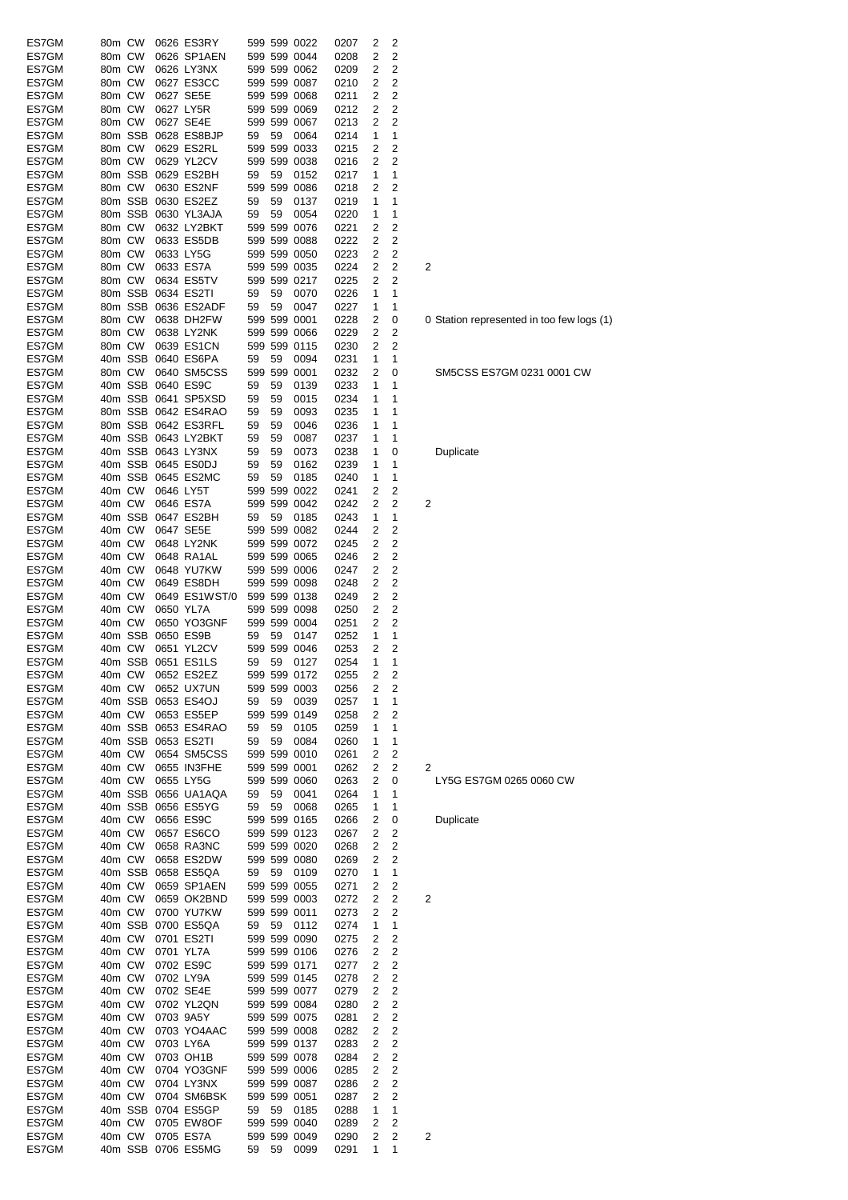| | | | | | | | | | | | | |
|---|---|---|---|---|---|---|---|---|---|---|---|---|
| ES7GM | 80m | CW | 0626 | ES3RY | 599 | 599 | 0022 | 0207 | 2 | 2 | | |
| ES7GM | 80m | CW | 0626 | SP1AEN | 599 | 599 | 0044 | 0208 | 2 | 2 | | |
| ES7GM | 80m | CW | 0626 | LY3NX | 599 | 599 | 0062 | 0209 | 2 | 2 | | |
| ES7GM | 80m | CW | 0627 | ES3CC | 599 | 599 | 0087 | 0210 | 2 | 2 | | |
| ES7GM | 80m | CW | 0627 | SE5E | 599 | 599 | 0068 | 0211 | 2 | 2 | | |
| ES7GM | 80m | CW | 0627 | LY5R | 599 | 599 | 0069 | 0212 | 2 | 2 | | |
| ES7GM | 80m | CW | 0627 | SE4E | 599 | 599 | 0067 | 0213 | 2 | 2 | | |
| ES7GM | 80m | SSB | 0628 | ES8BJP | 59 | 59 | 0064 | 0214 | 1 | 1 | | |
| ES7GM | 80m | CW | 0629 | ES2RL | 599 | 599 | 0033 | 0215 | 2 | 2 | | |
| ES7GM | 80m | CW | 0629 | YL2CV | 599 | 599 | 0038 | 0216 | 2 | 2 | | |
| ES7GM | 80m | SSB | 0629 | ES2BH | 59 | 59 | 0152 | 0217 | 1 | 1 | | |
| ES7GM | 80m | CW | 0630 | ES2NF | 599 | 599 | 0086 | 0218 | 2 | 2 | | |
| ES7GM | 80m | SSB | 0630 | ES2EZ | 59 | 59 | 0137 | 0219 | 1 | 1 | | |
| ES7GM | 80m | SSB | 0630 | YL3AJA | 59 | 59 | 0054 | 0220 | 1 | 1 | | |
| ES7GM | 80m | CW | 0632 | LY2BKT | 599 | 599 | 0076 | 0221 | 2 | 2 | | |
| ES7GM | 80m | CW | 0633 | ES5DB | 599 | 599 | 0088 | 0222 | 2 | 2 | | |
| ES7GM | 80m | CW | 0633 | LY5G | 599 | 599 | 0050 | 0223 | 2 | 2 | | |
| ES7GM | 80m | CW | 0633 | ES7A | 599 | 599 | 0035 | 0224 | 2 | 2 | 2 | |
| ES7GM | 80m | CW | 0634 | ES5TV | 599 | 599 | 0217 | 0225 | 2 | 2 | | |
| ES7GM | 80m | SSB | 0634 | ES2TI | 59 | 59 | 0070 | 0226 | 1 | 1 | | |
| ES7GM | 80m | SSB | 0636 | ES2ADF | 59 | 59 | 0047 | 0227 | 1 | 1 | | |
| ES7GM | 80m | CW | 0638 | DH2FW | 599 | 599 | 0001 | 0228 | 2 | 0 | 0 | Station represented in too few logs (1) |
| ES7GM | 80m | CW | 0638 | LY2NK | 599 | 599 | 0066 | 0229 | 2 | 2 | | |
| ES7GM | 80m | CW | 0639 | ES1CN | 599 | 599 | 0115 | 0230 | 2 | 2 | | |
| ES7GM | 40m | SSB | 0640 | ES6PA | 59 | 59 | 0094 | 0231 | 1 | 1 | | |
| ES7GM | 80m | CW | 0640 | SM5CSS | 599 | 599 | 0001 | 0232 | 2 | 0 | | SM5CSS ES7GM 0231 0001 CW |
| ES7GM | 40m | SSB | 0640 | ES9C | 59 | 59 | 0139 | 0233 | 1 | 1 | | |
| ES7GM | 40m | SSB | 0641 | SP5XSD | 59 | 59 | 0015 | 0234 | 1 | 1 | | |
| ES7GM | 80m | SSB | 0642 | ES4RAO | 59 | 59 | 0093 | 0235 | 1 | 1 | | |
| ES7GM | 80m | SSB | 0642 | ES3RFL | 59 | 59 | 0046 | 0236 | 1 | 1 | | |
| ES7GM | 40m | SSB | 0643 | LY2BKT | 59 | 59 | 0087 | 0237 | 1 | 1 | | |
| ES7GM | 40m | SSB | 0643 | LY3NX | 59 | 59 | 0073 | 0238 | 1 | 0 | | Duplicate |
| ES7GM | 40m | SSB | 0645 | ES0DJ | 59 | 59 | 0162 | 0239 | 1 | 1 | | |
| ES7GM | 40m | SSB | 0645 | ES2MC | 59 | 59 | 0185 | 0240 | 1 | 1 | | |
| ES7GM | 40m | CW | 0646 | LY5T | 599 | 599 | 0022 | 0241 | 2 | 2 | | |
| ES7GM | 40m | CW | 0646 | ES7A | 599 | 599 | 0042 | 0242 | 2 | 2 | 2 | |
| ES7GM | 40m | SSB | 0647 | ES2BH | 59 | 59 | 0185 | 0243 | 1 | 1 | | |
| ES7GM | 40m | CW | 0647 | SE5E | 599 | 599 | 0082 | 0244 | 2 | 2 | | |
| ES7GM | 40m | CW | 0648 | LY2NK | 599 | 599 | 0072 | 0245 | 2 | 2 | | |
| ES7GM | 40m | CW | 0648 | RA1AL | 599 | 599 | 0065 | 0246 | 2 | 2 | | |
| ES7GM | 40m | CW | 0648 | YU7KW | 599 | 599 | 0006 | 0247 | 2 | 2 | | |
| ES7GM | 40m | CW | 0649 | ES8DH | 599 | 599 | 0098 | 0248 | 2 | 2 | | |
| ES7GM | 40m | CW | 0649 | ES1WST/0 | 599 | 599 | 0138 | 0249 | 2 | 2 | | |
| ES7GM | 40m | CW | 0650 | YL7A | 599 | 599 | 0098 | 0250 | 2 | 2 | | |
| ES7GM | 40m | CW | 0650 | YO3GNF | 599 | 599 | 0004 | 0251 | 2 | 2 | | |
| ES7GM | 40m | SSB | 0650 | ES9B | 59 | 59 | 0147 | 0252 | 1 | 1 | | |
| ES7GM | 40m | CW | 0651 | YL2CV | 599 | 599 | 0046 | 0253 | 2 | 2 | | |
| ES7GM | 40m | SSB | 0651 | ES1LS | 59 | 59 | 0127 | 0254 | 1 | 1 | | |
| ES7GM | 40m | CW | 0652 | ES2EZ | 599 | 599 | 0172 | 0255 | 2 | 2 | | |
| ES7GM | 40m | CW | 0652 | UX7UN | 599 | 599 | 0003 | 0256 | 2 | 2 | | |
| ES7GM | 40m | SSB | 0653 | ES4OJ | 59 | 59 | 0039 | 0257 | 1 | 1 | | |
| ES7GM | 40m | CW | 0653 | ES5EP | 599 | 599 | 0149 | 0258 | 2 | 2 | | |
| ES7GM | 40m | SSB | 0653 | ES4RAO | 59 | 59 | 0105 | 0259 | 1 | 1 | | |
| ES7GM | 40m | SSB | 0653 | ES2TI | 59 | 59 | 0084 | 0260 | 1 | 1 | | |
| ES7GM | 40m | CW | 0654 | SM5CSS | 599 | 599 | 0010 | 0261 | 2 | 2 | | |
| ES7GM | 40m | CW | 0655 | IN3FHE | 599 | 599 | 0001 | 0262 | 2 | 2 | 2 | |
| ES7GM | 40m | CW | 0655 | LY5G | 599 | 599 | 0060 | 0263 | 2 | 0 | | LY5G ES7GM 0265 0060 CW |
| ES7GM | 40m | SSB | 0656 | UA1AQA | 59 | 59 | 0041 | 0264 | 1 | 1 | | |
| ES7GM | 40m | SSB | 0656 | ES5YG | 59 | 59 | 0068 | 0265 | 1 | 1 | | |
| ES7GM | 40m | CW | 0656 | ES9C | 599 | 599 | 0165 | 0266 | 2 | 0 | | Duplicate |
| ES7GM | 40m | CW | 0657 | ES6CO | 599 | 599 | 0123 | 0267 | 2 | 2 | | |
| ES7GM | 40m | CW | 0658 | RA3NC | 599 | 599 | 0020 | 0268 | 2 | 2 | | |
| ES7GM | 40m | CW | 0658 | ES2DW | 599 | 599 | 0080 | 0269 | 2 | 2 | | |
| ES7GM | 40m | SSB | 0658 | ES5QA | 59 | 59 | 0109 | 0270 | 1 | 1 | | |
| ES7GM | 40m | CW | 0659 | SP1AEN | 599 | 599 | 0055 | 0271 | 2 | 2 | | |
| ES7GM | 40m | CW | 0659 | OK2BND | 599 | 599 | 0003 | 0272 | 2 | 2 | 2 | |
| ES7GM | 40m | CW | 0700 | YU7KW | 599 | 599 | 0011 | 0273 | 2 | 2 | | |
| ES7GM | 40m | SSB | 0700 | ES5QA | 59 | 59 | 0112 | 0274 | 1 | 1 | | |
| ES7GM | 40m | CW | 0701 | ES2TI | 599 | 599 | 0090 | 0275 | 2 | 2 | | |
| ES7GM | 40m | CW | 0701 | YL7A | 599 | 599 | 0106 | 0276 | 2 | 2 | | |
| ES7GM | 40m | CW | 0702 | ES9C | 599 | 599 | 0171 | 0277 | 2 | 2 | | |
| ES7GM | 40m | CW | 0702 | LY9A | 599 | 599 | 0145 | 0278 | 2 | 2 | | |
| ES7GM | 40m | CW | 0702 | SE4E | 599 | 599 | 0077 | 0279 | 2 | 2 | | |
| ES7GM | 40m | CW | 0702 | YL2QN | 599 | 599 | 0084 | 0280 | 2 | 2 | | |
| ES7GM | 40m | CW | 0703 | 9A5Y | 599 | 599 | 0075 | 0281 | 2 | 2 | | |
| ES7GM | 40m | CW | 0703 | YO4AAC | 599 | 599 | 0008 | 0282 | 2 | 2 | | |
| ES7GM | 40m | CW | 0703 | LY6A | 599 | 599 | 0137 | 0283 | 2 | 2 | | |
| ES7GM | 40m | CW | 0703 | OH1B | 599 | 599 | 0078 | 0284 | 2 | 2 | | |
| ES7GM | 40m | CW | 0704 | YO3GNF | 599 | 599 | 0006 | 0285 | 2 | 2 | | |
| ES7GM | 40m | CW | 0704 | LY3NX | 599 | 599 | 0087 | 0286 | 2 | 2 | | |
| ES7GM | 40m | CW | 0704 | SM6BSK | 599 | 599 | 0051 | 0287 | 2 | 2 | | |
| ES7GM | 40m | SSB | 0704 | ES5GP | 59 | 59 | 0185 | 0288 | 1 | 1 | | |
| ES7GM | 40m | CW | 0705 | EW8OF | 599 | 599 | 0040 | 0289 | 2 | 2 | | |
| ES7GM | 40m | CW | 0705 | ES7A | 599 | 599 | 0049 | 0290 | 2 | 2 | 2 | |
| ES7GM | 40m | SSB | 0706 | ES5MG | 59 | 59 | 0099 | 0291 | 1 | 1 | | |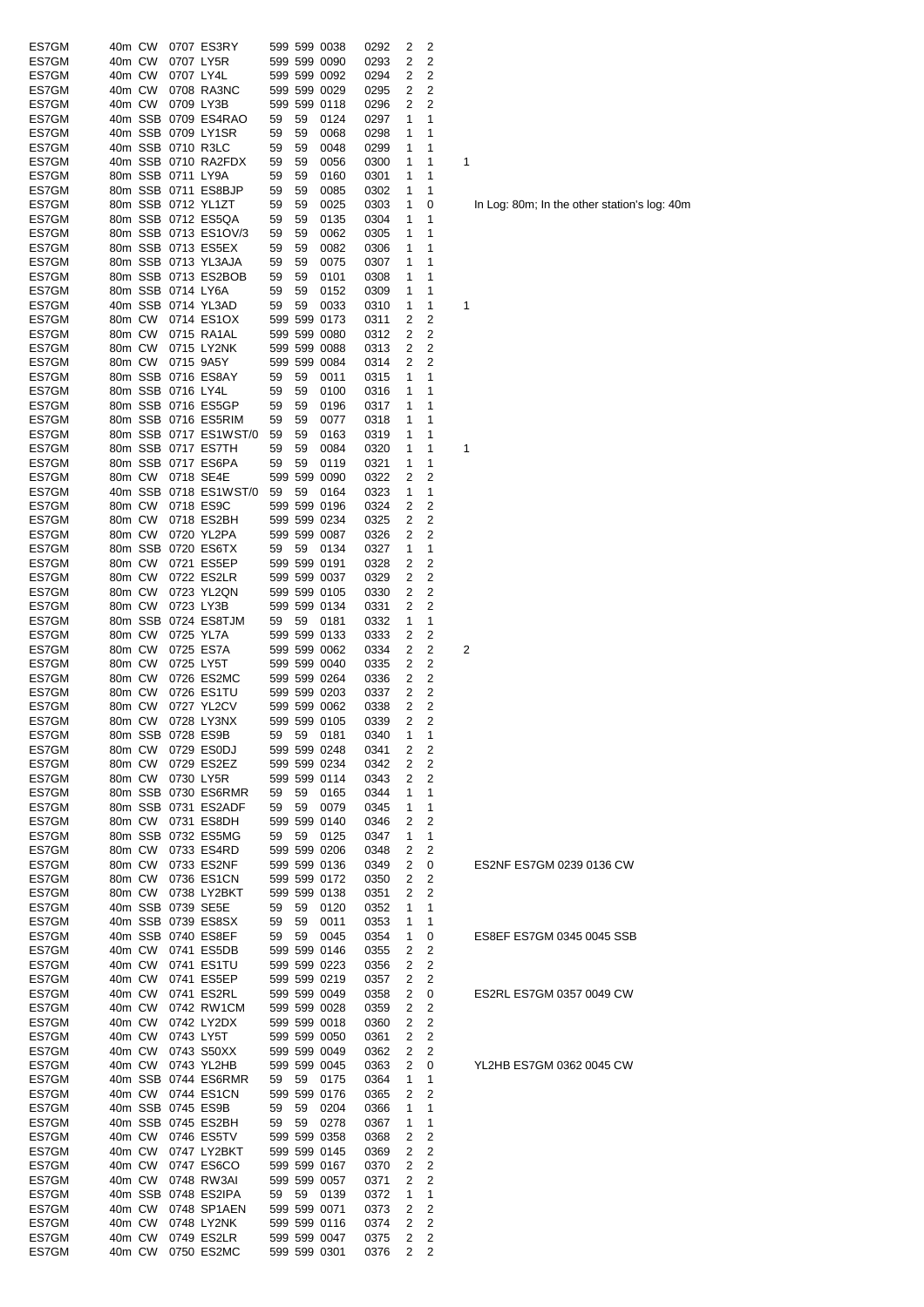| | | | | | | | | | | | | |
|---|---|---|---|---|---|---|---|---|---|---|---|---|
| ES7GM | 40m | CW | 0707 | ES3RY | 599 | 599 | 0038 | 0292 | 2 | 2 | | |
| ES7GM | 40m | CW | 0707 | LY5R | 599 | 599 | 0090 | 0293 | 2 | 2 | | |
| ES7GM | 40m | CW | 0707 | LY4L | 599 | 599 | 0092 | 0294 | 2 | 2 | | |
| ES7GM | 40m | CW | 0708 | RA3NC | 599 | 599 | 0029 | 0295 | 2 | 2 | | |
| ES7GM | 40m | CW | 0709 | LY3B | 599 | 599 | 0118 | 0296 | 2 | 2 | | |
| ES7GM | 40m | SSB | 0709 | ES4RAO | 59 | 59 | 0124 | 0297 | 1 | 1 | | |
| ES7GM | 40m | SSB | 0709 | LY1SR | 59 | 59 | 0068 | 0298 | 1 | 1 | | |
| ES7GM | 40m | SSB | 0710 | R3LC | 59 | 59 | 0048 | 0299 | 1 | 1 | | |
| ES7GM | 40m | SSB | 0710 | RA2FDX | 59 | 59 | 0056 | 0300 | 1 | 1 | 1 | |
| ES7GM | 80m | SSB | 0711 | LY9A | 59 | 59 | 0160 | 0301 | 1 | 1 | | |
| ES7GM | 80m | SSB | 0711 | ES8BJP | 59 | 59 | 0085 | 0302 | 1 | 1 | | |
| ES7GM | 80m | SSB | 0712 | YL1ZT | 59 | 59 | 0025 | 0303 | 1 | 0 | | In Log: 80m; In the other station's log: 40m |
| ES7GM | 80m | SSB | 0712 | ES5QA | 59 | 59 | 0135 | 0304 | 1 | 1 | | |
| ES7GM | 80m | SSB | 0713 | ES1OV/3 | 59 | 59 | 0062 | 0305 | 1 | 1 | | |
| ES7GM | 80m | SSB | 0713 | ES5EX | 59 | 59 | 0082 | 0306 | 1 | 1 | | |
| ES7GM | 80m | SSB | 0713 | YL3AJA | 59 | 59 | 0075 | 0307 | 1 | 1 | | |
| ES7GM | 80m | SSB | 0713 | ES2BOB | 59 | 59 | 0101 | 0308 | 1 | 1 | | |
| ES7GM | 80m | SSB | 0714 | LY6A | 59 | 59 | 0152 | 0309 | 1 | 1 | | |
| ES7GM | 40m | SSB | 0714 | YL3AD | 59 | 59 | 0033 | 0310 | 1 | 1 | 1 | |
| ES7GM | 80m | CW | 0714 | ES1OX | 599 | 599 | 0173 | 0311 | 2 | 2 | | |
| ES7GM | 80m | CW | 0715 | RA1AL | 599 | 599 | 0080 | 0312 | 2 | 2 | | |
| ES7GM | 80m | CW | 0715 | LY2NK | 599 | 599 | 0088 | 0313 | 2 | 2 | | |
| ES7GM | 80m | CW | 0715 | 9A5Y | 599 | 599 | 0084 | 0314 | 2 | 2 | | |
| ES7GM | 80m | SSB | 0716 | ES8AY | 59 | 59 | 0011 | 0315 | 1 | 1 | | |
| ES7GM | 80m | SSB | 0716 | LY4L | 59 | 59 | 0100 | 0316 | 1 | 1 | | |
| ES7GM | 80m | SSB | 0716 | ES5GP | 59 | 59 | 0196 | 0317 | 1 | 1 | | |
| ES7GM | 80m | SSB | 0716 | ES5RIM | 59 | 59 | 0077 | 0318 | 1 | 1 | | |
| ES7GM | 80m | SSB | 0717 | ES1WST/0 | 59 | 59 | 0163 | 0319 | 1 | 1 | | |
| ES7GM | 80m | SSB | 0717 | ES7TH | 59 | 59 | 0084 | 0320 | 1 | 1 | 1 | |
| ES7GM | 80m | SSB | 0717 | ES6PA | 59 | 59 | 0119 | 0321 | 1 | 1 | | |
| ES7GM | 80m | CW | 0718 | SE4E | 599 | 599 | 0090 | 0322 | 2 | 2 | | |
| ES7GM | 40m | SSB | 0718 | ES1WST/0 | 59 | 59 | 0164 | 0323 | 1 | 1 | | |
| ES7GM | 80m | CW | 0718 | ES9C | 599 | 599 | 0196 | 0324 | 2 | 2 | | |
| ES7GM | 80m | CW | 0718 | ES2BH | 599 | 599 | 0234 | 0325 | 2 | 2 | | |
| ES7GM | 80m | CW | 0720 | YL2PA | 599 | 599 | 0087 | 0326 | 2 | 2 | | |
| ES7GM | 80m | SSB | 0720 | ES6TX | 59 | 59 | 0134 | 0327 | 1 | 1 | | |
| ES7GM | 80m | CW | 0721 | ES5EP | 599 | 599 | 0191 | 0328 | 2 | 2 | | |
| ES7GM | 80m | CW | 0722 | ES2LR | 599 | 599 | 0037 | 0329 | 2 | 2 | | |
| ES7GM | 80m | CW | 0723 | YL2QN | 599 | 599 | 0105 | 0330 | 2 | 2 | | |
| ES7GM | 80m | CW | 0723 | LY3B | 599 | 599 | 0134 | 0331 | 2 | 2 | | |
| ES7GM | 80m | SSB | 0724 | ES8TJM | 59 | 59 | 0181 | 0332 | 1 | 1 | | |
| ES7GM | 80m | CW | 0725 | YL7A | 599 | 599 | 0133 | 0333 | 2 | 2 | | |
| ES7GM | 80m | CW | 0725 | ES7A | 599 | 599 | 0062 | 0334 | 2 | 2 | 2 | |
| ES7GM | 80m | CW | 0725 | LY5T | 599 | 599 | 0040 | 0335 | 2 | 2 | | |
| ES7GM | 80m | CW | 0726 | ES2MC | 599 | 599 | 0264 | 0336 | 2 | 2 | | |
| ES7GM | 80m | CW | 0726 | ES1TU | 599 | 599 | 0203 | 0337 | 2 | 2 | | |
| ES7GM | 80m | CW | 0727 | YL2CV | 599 | 599 | 0062 | 0338 | 2 | 2 | | |
| ES7GM | 80m | CW | 0728 | LY3NX | 599 | 599 | 0105 | 0339 | 2 | 2 | | |
| ES7GM | 80m | SSB | 0728 | ES9B | 59 | 59 | 0181 | 0340 | 1 | 1 | | |
| ES7GM | 80m | CW | 0729 | ES0DJ | 599 | 599 | 0248 | 0341 | 2 | 2 | | |
| ES7GM | 80m | CW | 0729 | ES2EZ | 599 | 599 | 0234 | 0342 | 2 | 2 | | |
| ES7GM | 80m | CW | 0730 | LY5R | 599 | 599 | 0114 | 0343 | 2 | 2 | | |
| ES7GM | 80m | SSB | 0730 | ES6RMR | 59 | 59 | 0165 | 0344 | 1 | 1 | | |
| ES7GM | 80m | SSB | 0731 | ES2ADF | 59 | 59 | 0079 | 0345 | 1 | 1 | | |
| ES7GM | 80m | CW | 0731 | ES8DH | 599 | 599 | 0140 | 0346 | 2 | 2 | | |
| ES7GM | 80m | SSB | 0732 | ES5MG | 59 | 59 | 0125 | 0347 | 1 | 1 | | |
| ES7GM | 80m | CW | 0733 | ES4RD | 599 | 599 | 0206 | 0348 | 2 | 2 | | |
| ES7GM | 80m | CW | 0733 | ES2NF | 599 | 599 | 0136 | 0349 | 2 | 0 | | ES2NF ES7GM 0239 0136 CW |
| ES7GM | 80m | CW | 0736 | ES1CN | 599 | 599 | 0172 | 0350 | 2 | 2 | | |
| ES7GM | 80m | CW | 0738 | LY2BKT | 599 | 599 | 0138 | 0351 | 2 | 2 | | |
| ES7GM | 40m | SSB | 0739 | SE5E | 59 | 59 | 0120 | 0352 | 1 | 1 | | |
| ES7GM | 40m | SSB | 0739 | ES8SX | 59 | 59 | 0011 | 0353 | 1 | 1 | | |
| ES7GM | 40m | SSB | 0740 | ES8EF | 59 | 59 | 0045 | 0354 | 1 | 0 | | ES8EF ES7GM 0345 0045 SSB |
| ES7GM | 40m | CW | 0741 | ES5DB | 599 | 599 | 0146 | 0355 | 2 | 2 | | |
| ES7GM | 40m | CW | 0741 | ES1TU | 599 | 599 | 0223 | 0356 | 2 | 2 | | |
| ES7GM | 40m | CW | 0741 | ES5EP | 599 | 599 | 0219 | 0357 | 2 | 2 | | |
| ES7GM | 40m | CW | 0741 | ES2RL | 599 | 599 | 0049 | 0358 | 2 | 0 | | ES2RL ES7GM 0357 0049 CW |
| ES7GM | 40m | CW | 0742 | RW1CM | 599 | 599 | 0028 | 0359 | 2 | 2 | | |
| ES7GM | 40m | CW | 0742 | LY2DX | 599 | 599 | 0018 | 0360 | 2 | 2 | | |
| ES7GM | 40m | CW | 0743 | LY5T | 599 | 599 | 0050 | 0361 | 2 | 2 | | |
| ES7GM | 40m | CW | 0743 | S50XX | 599 | 599 | 0049 | 0362 | 2 | 2 | | |
| ES7GM | 40m | CW | 0743 | YL2HB | 599 | 599 | 0045 | 0363 | 2 | 0 | | YL2HB ES7GM 0362 0045 CW |
| ES7GM | 40m | SSB | 0744 | ES6RMR | 59 | 59 | 0175 | 0364 | 1 | 1 | | |
| ES7GM | 40m | CW | 0744 | ES1CN | 599 | 599 | 0176 | 0365 | 2 | 2 | | |
| ES7GM | 40m | SSB | 0745 | ES9B | 59 | 59 | 0204 | 0366 | 1 | 1 | | |
| ES7GM | 40m | SSB | 0745 | ES2BH | 59 | 59 | 0278 | 0367 | 1 | 1 | | |
| ES7GM | 40m | CW | 0746 | ES5TV | 599 | 599 | 0358 | 0368 | 2 | 2 | | |
| ES7GM | 40m | CW | 0747 | LY2BKT | 599 | 599 | 0145 | 0369 | 2 | 2 | | |
| ES7GM | 40m | CW | 0747 | ES6CO | 599 | 599 | 0167 | 0370 | 2 | 2 | | |
| ES7GM | 40m | CW | 0748 | RW3AI | 599 | 599 | 0057 | 0371 | 2 | 2 | | |
| ES7GM | 40m | SSB | 0748 | ES2IPA | 59 | 59 | 0139 | 0372 | 1 | 1 | | |
| ES7GM | 40m | CW | 0748 | SP1AEN | 599 | 599 | 0071 | 0373 | 2 | 2 | | |
| ES7GM | 40m | CW | 0748 | LY2NK | 599 | 599 | 0116 | 0374 | 2 | 2 | | |
| ES7GM | 40m | CW | 0749 | ES2LR | 599 | 599 | 0047 | 0375 | 2 | 2 | | |
| ES7GM | 40m | CW | 0750 | ES2MC | 599 | 599 | 0301 | 0376 | 2 | 2 | | |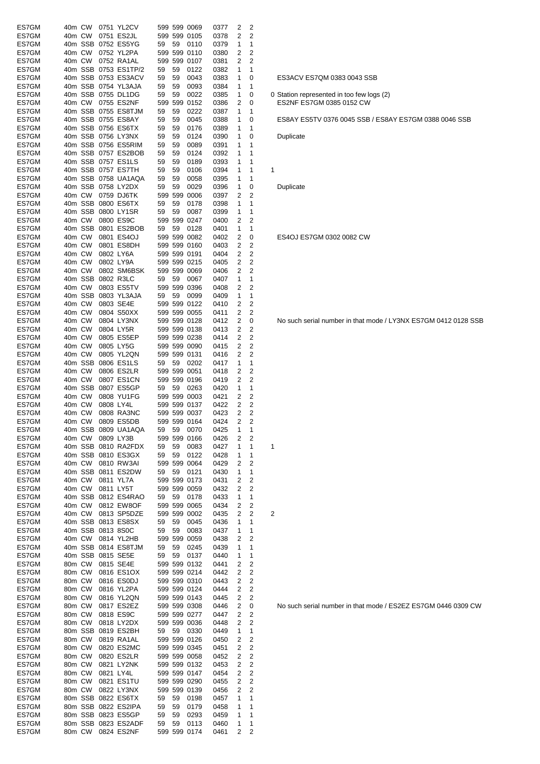| Call | Band | Mode | Time | Worked | RST S | RST R | Nr R | Nr S | Pts | Claimed | Extra | Note |
|---|---|---|---|---|---|---|---|---|---|---|---|---|
| ES7GM | 40m | CW | 0751 | YL2CV | 599 | 599 | 0069 | 0377 | 2 | 2 | | |
| ES7GM | 40m | CW | 0751 | ES2JL | 599 | 599 | 0105 | 0378 | 2 | 2 | | |
| ES7GM | 40m | SSB | 0752 | ES5YG | 59 | 59 | 0110 | 0379 | 1 | 1 | | |
| ES7GM | 40m | CW | 0752 | YL2PA | 599 | 599 | 0110 | 0380 | 2 | 2 | | |
| ES7GM | 40m | CW | 0752 | RA1AL | 599 | 599 | 0107 | 0381 | 2 | 2 | | |
| ES7GM | 40m | SSB | 0753 | ES1TP/2 | 59 | 59 | 0122 | 0382 | 1 | 1 | | |
| ES7GM | 40m | SSB | 0753 | ES3ACV | 59 | 59 | 0043 | 0383 | 1 | 0 | | ES3ACV ES7QM 0383 0043 SSB |
| ES7GM | 40m | SSB | 0754 | YL3AJA | 59 | 59 | 0093 | 0384 | 1 | 1 | | |
| ES7GM | 40m | SSB | 0755 | DL1DG | 59 | 59 | 0022 | 0385 | 1 | 0 | 0 | Station represented in too few logs (2) |
| ES7GM | 40m | CW | 0755 | ES2NF | 599 | 599 | 0152 | 0386 | 2 | 0 | | ES2NF ES7GM 0385 0152 CW |
| ES7GM | 40m | SSB | 0755 | ES8TJM | 59 | 59 | 0222 | 0387 | 1 | 1 | | |
| ES7GM | 40m | SSB | 0755 | ES8AY | 59 | 59 | 0045 | 0388 | 1 | 0 | | ES8AY ES5TV 0376 0045 SSB / ES8AY ES7GM 0388 0046 SSB |
| ES7GM | 40m | SSB | 0756 | ES6TX | 59 | 59 | 0176 | 0389 | 1 | 1 | | |
| ES7GM | 40m | SSB | 0756 | LY3NX | 59 | 59 | 0124 | 0390 | 1 | 0 | | Duplicate |
| ES7GM | 40m | SSB | 0756 | ES5RIM | 59 | 59 | 0089 | 0391 | 1 | 1 | | |
| ES7GM | 40m | SSB | 0757 | ES2BOB | 59 | 59 | 0124 | 0392 | 1 | 1 | | |
| ES7GM | 40m | SSB | 0757 | ES1LS | 59 | 59 | 0189 | 0393 | 1 | 1 | | |
| ES7GM | 40m | SSB | 0757 | ES7TH | 59 | 59 | 0106 | 0394 | 1 | 1 | 1 | |
| ES7GM | 40m | SSB | 0758 | UA1AQA | 59 | 59 | 0058 | 0395 | 1 | 1 | | |
| ES7GM | 40m | SSB | 0758 | LY2DX | 59 | 59 | 0029 | 0396 | 1 | 0 | | Duplicate |
| ES7GM | 40m | CW | 0759 | DJ6TK | 599 | 599 | 0006 | 0397 | 2 | 2 | | |
| ES7GM | 40m | SSB | 0800 | ES6TX | 59 | 59 | 0178 | 0398 | 1 | 1 | | |
| ES7GM | 40m | SSB | 0800 | LY1SR | 59 | 59 | 0087 | 0399 | 1 | 1 | | |
| ES7GM | 40m | CW | 0800 | ES9C | 599 | 599 | 0247 | 0400 | 2 | 2 | | |
| ES7GM | 40m | SSB | 0801 | ES2BOB | 59 | 59 | 0128 | 0401 | 1 | 1 | | |
| ES7GM | 40m | CW | 0801 | ES4OJ | 599 | 599 | 0082 | 0402 | 2 | 0 | | ES4OJ ES7GM 0302 0082 CW |
| ES7GM | 40m | CW | 0801 | ES8DH | 599 | 599 | 0160 | 0403 | 2 | 2 | | |
| ES7GM | 40m | CW | 0802 | LY6A | 599 | 599 | 0191 | 0404 | 2 | 2 | | |
| ES7GM | 40m | CW | 0802 | LY9A | 599 | 599 | 0215 | 0405 | 2 | 2 | | |
| ES7GM | 40m | CW | 0802 | SM6BSK | 599 | 599 | 0069 | 0406 | 2 | 2 | | |
| ES7GM | 40m | SSB | 0802 | R3LC | 59 | 59 | 0067 | 0407 | 1 | 1 | | |
| ES7GM | 40m | CW | 0803 | ES5TV | 599 | 599 | 0396 | 0408 | 2 | 2 | | |
| ES7GM | 40m | SSB | 0803 | YL3AJA | 59 | 59 | 0099 | 0409 | 1 | 1 | | |
| ES7GM | 40m | CW | 0803 | SE4E | 599 | 599 | 0122 | 0410 | 2 | 2 | | |
| ES7GM | 40m | CW | 0804 | S50XX | 599 | 599 | 0055 | 0411 | 2 | 2 | | |
| ES7GM | 40m | CW | 0804 | LY3NX | 599 | 599 | 0128 | 0412 | 2 | 0 | | No such serial number in that mode / LY3NX ES7GM 0412 0128 SSB |
| ES7GM | 40m | CW | 0804 | LY5R | 599 | 599 | 0138 | 0413 | 2 | 2 | | |
| ES7GM | 40m | CW | 0805 | ES5EP | 599 | 599 | 0238 | 0414 | 2 | 2 | | |
| ES7GM | 40m | CW | 0805 | LY5G | 599 | 599 | 0090 | 0415 | 2 | 2 | | |
| ES7GM | 40m | CW | 0805 | YL2QN | 599 | 599 | 0131 | 0416 | 2 | 2 | | |
| ES7GM | 40m | SSB | 0806 | ES1LS | 59 | 59 | 0202 | 0417 | 1 | 1 | | |
| ES7GM | 40m | CW | 0806 | ES2LR | 599 | 599 | 0051 | 0418 | 2 | 2 | | |
| ES7GM | 40m | CW | 0807 | ES1CN | 599 | 599 | 0196 | 0419 | 2 | 2 | | |
| ES7GM | 40m | SSB | 0807 | ES5GP | 59 | 59 | 0263 | 0420 | 1 | 1 | | |
| ES7GM | 40m | CW | 0808 | YU1FG | 599 | 599 | 0003 | 0421 | 2 | 2 | | |
| ES7GM | 40m | CW | 0808 | LY4L | 599 | 599 | 0137 | 0422 | 2 | 2 | | |
| ES7GM | 40m | CW | 0808 | RA3NC | 599 | 599 | 0037 | 0423 | 2 | 2 | | |
| ES7GM | 40m | CW | 0809 | ES5DB | 599 | 599 | 0164 | 0424 | 2 | 2 | | |
| ES7GM | 40m | SSB | 0809 | UA1AQA | 59 | 59 | 0070 | 0425 | 1 | 1 | | |
| ES7GM | 40m | CW | 0809 | LY3B | 599 | 599 | 0166 | 0426 | 2 | 2 | | |
| ES7GM | 40m | SSB | 0810 | RA2FDX | 59 | 59 | 0083 | 0427 | 1 | 1 | 1 | |
| ES7GM | 40m | SSB | 0810 | ES3GX | 59 | 59 | 0122 | 0428 | 1 | 1 | | |
| ES7GM | 40m | CW | 0810 | RW3AI | 599 | 599 | 0064 | 0429 | 2 | 2 | | |
| ES7GM | 40m | SSB | 0811 | ES2DW | 59 | 59 | 0121 | 0430 | 1 | 1 | | |
| ES7GM | 40m | CW | 0811 | YL7A | 599 | 599 | 0173 | 0431 | 2 | 2 | | |
| ES7GM | 40m | CW | 0811 | LY5T | 599 | 599 | 0059 | 0432 | 2 | 2 | | |
| ES7GM | 40m | SSB | 0812 | ES4RAO | 59 | 59 | 0178 | 0433 | 1 | 1 | | |
| ES7GM | 40m | CW | 0812 | EW8OF | 599 | 599 | 0065 | 0434 | 2 | 2 | | |
| ES7GM | 40m | CW | 0813 | SP5DZE | 599 | 599 | 0002 | 0435 | 2 | 2 | 2 | |
| ES7GM | 40m | SSB | 0813 | ES8SX | 59 | 59 | 0045 | 0436 | 1 | 1 | | |
| ES7GM | 40m | SSB | 0813 | 8S0C | 59 | 59 | 0083 | 0437 | 1 | 1 | | |
| ES7GM | 40m | CW | 0814 | YL2HB | 599 | 599 | 0059 | 0438 | 2 | 2 | | |
| ES7GM | 40m | SSB | 0814 | ES8TJM | 59 | 59 | 0245 | 0439 | 1 | 1 | | |
| ES7GM | 40m | SSB | 0815 | SE5E | 59 | 59 | 0137 | 0440 | 1 | 1 | | |
| ES7GM | 80m | CW | 0815 | SE4E | 599 | 599 | 0132 | 0441 | 2 | 2 | | |
| ES7GM | 80m | CW | 0816 | ES1OX | 599 | 599 | 0214 | 0442 | 2 | 2 | | |
| ES7GM | 80m | CW | 0816 | ES0DJ | 599 | 599 | 0310 | 0443 | 2 | 2 | | |
| ES7GM | 80m | CW | 0816 | YL2PA | 599 | 599 | 0124 | 0444 | 2 | 2 | | |
| ES7GM | 80m | CW | 0816 | YL2QN | 599 | 599 | 0143 | 0445 | 2 | 2 | | |
| ES7GM | 80m | CW | 0817 | ES2EZ | 599 | 599 | 0308 | 0446 | 2 | 0 | | No such serial number in that mode / ES2EZ ES7GM 0446 0309 CW |
| ES7GM | 80m | CW | 0818 | ES9C | 599 | 599 | 0277 | 0447 | 2 | 2 | | |
| ES7GM | 80m | CW | 0818 | LY2DX | 599 | 599 | 0036 | 0448 | 2 | 2 | | |
| ES7GM | 80m | SSB | 0819 | ES2BH | 59 | 59 | 0330 | 0449 | 1 | 1 | | |
| ES7GM | 80m | CW | 0819 | RA1AL | 599 | 599 | 0126 | 0450 | 2 | 2 | | |
| ES7GM | 80m | CW | 0820 | ES2MC | 599 | 599 | 0345 | 0451 | 2 | 2 | | |
| ES7GM | 80m | CW | 0820 | ES2LR | 599 | 599 | 0058 | 0452 | 2 | 2 | | |
| ES7GM | 80m | CW | 0821 | LY2NK | 599 | 599 | 0132 | 0453 | 2 | 2 | | |
| ES7GM | 80m | CW | 0821 | LY4L | 599 | 599 | 0147 | 0454 | 2 | 2 | | |
| ES7GM | 80m | CW | 0821 | ES1TU | 599 | 599 | 0290 | 0455 | 2 | 2 | | |
| ES7GM | 80m | CW | 0822 | LY3NX | 599 | 599 | 0139 | 0456 | 2 | 2 | | |
| ES7GM | 80m | SSB | 0822 | ES6TX | 59 | 59 | 0198 | 0457 | 1 | 1 | | |
| ES7GM | 80m | SSB | 0822 | ES2IPA | 59 | 59 | 0179 | 0458 | 1 | 1 | | |
| ES7GM | 80m | SSB | 0823 | ES5GP | 59 | 59 | 0293 | 0459 | 1 | 1 | | |
| ES7GM | 80m | SSB | 0823 | ES2ADF | 59 | 59 | 0113 | 0460 | 1 | 1 | | |
| ES7GM | 80m | CW | 0824 | ES2NF | 599 | 599 | 0174 | 0461 | 2 | 2 | | |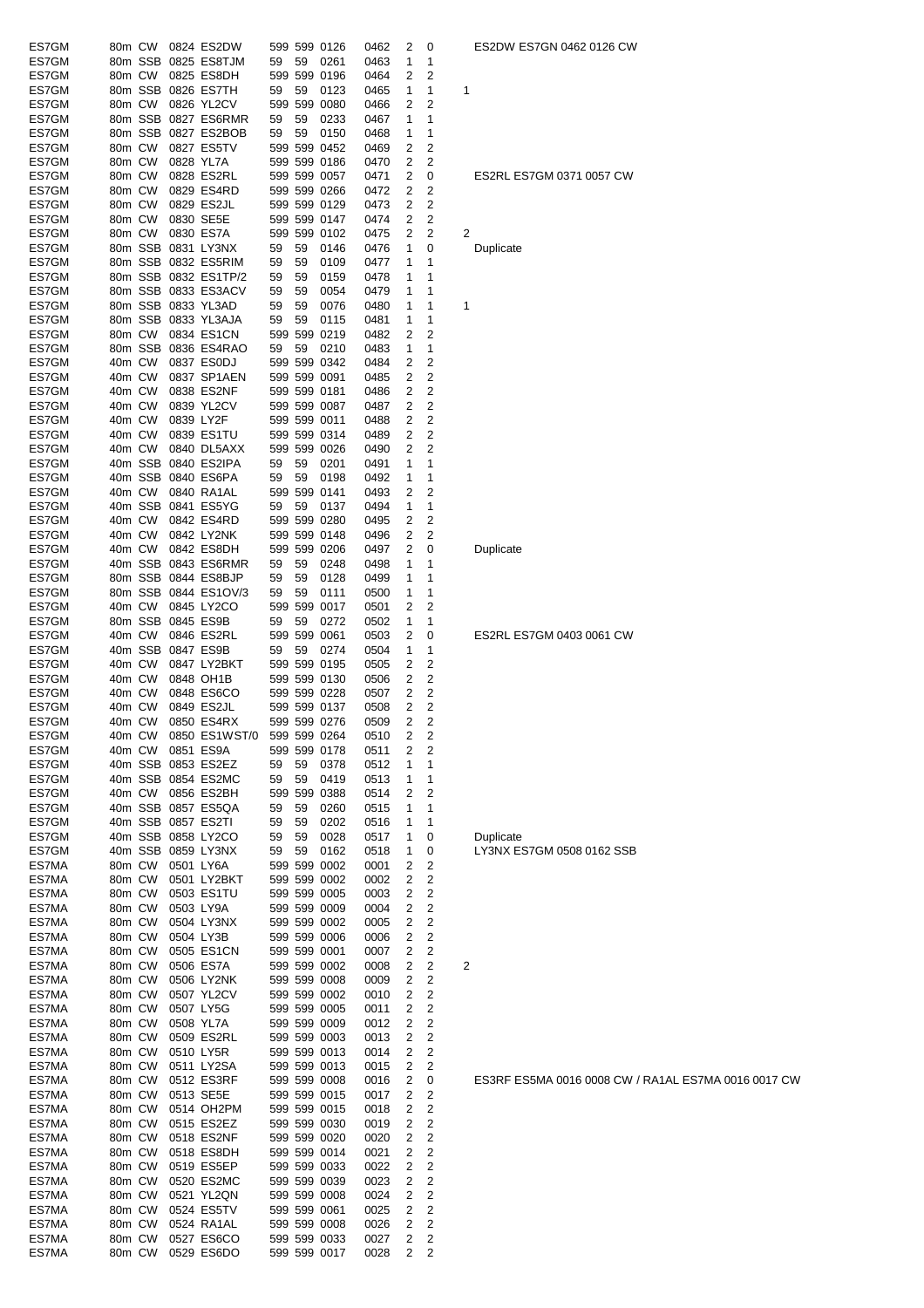| | | | | | | | | | | | | |
|---|---|---|---|---|---|---|---|---|---|---|---|---|
| ES7GM | 80m | CW | 0824 | ES2DW | 599 | 599 | 0126 | 0462 | 2 | 0 | | ES2DW ES7GN 0462 0126 CW |
| ES7GM | 80m | SSB | 0825 | ES8TJM | 59 | 59 | 0261 | 0463 | 1 | 1 | | |
| ES7GM | 80m | CW | 0825 | ES8DH | 599 | 599 | 0196 | 0464 | 2 | 2 | | |
| ES7GM | 80m | SSB | 0826 | ES7TH | 59 | 59 | 0123 | 0465 | 1 | 1 | 1 | |
| ES7GM | 80m | CW | 0826 | YL2CV | 599 | 599 | 0080 | 0466 | 2 | 2 | | |
| ES7GM | 80m | SSB | 0827 | ES6RMR | 59 | 59 | 0233 | 0467 | 1 | 1 | | |
| ES7GM | 80m | SSB | 0827 | ES2BOB | 59 | 59 | 0150 | 0468 | 1 | 1 | | |
| ES7GM | 80m | CW | 0827 | ES5TV | 599 | 599 | 0452 | 0469 | 2 | 2 | | |
| ES7GM | 80m | CW | 0828 | YL7A | 599 | 599 | 0186 | 0470 | 2 | 2 | | |
| ES7GM | 80m | CW | 0828 | ES2RL | 599 | 599 | 0057 | 0471 | 2 | 0 | | ES2RL ES7GM 0371 0057 CW |
| ES7GM | 80m | CW | 0829 | ES4RD | 599 | 599 | 0266 | 0472 | 2 | 2 | | |
| ES7GM | 80m | CW | 0829 | ES2JL | 599 | 599 | 0129 | 0473 | 2 | 2 | | |
| ES7GM | 80m | CW | 0830 | SE5E | 599 | 599 | 0147 | 0474 | 2 | 2 | | |
| ES7GM | 80m | CW | 0830 | ES7A | 599 | 599 | 0102 | 0475 | 2 | 2 | 2 | |
| ES7GM | 80m | SSB | 0831 | LY3NX | 59 | 59 | 0146 | 0476 | 1 | 0 | | Duplicate |
| ES7GM | 80m | SSB | 0832 | ES5RIM | 59 | 59 | 0109 | 0477 | 1 | 1 | | |
| ES7GM | 80m | SSB | 0832 | ES1TP/2 | 59 | 59 | 0159 | 0478 | 1 | 1 | | |
| ES7GM | 80m | SSB | 0833 | ES3ACV | 59 | 59 | 0054 | 0479 | 1 | 1 | | |
| ES7GM | 80m | SSB | 0833 | YL3AD | 59 | 59 | 0076 | 0480 | 1 | 1 | 1 | |
| ES7GM | 80m | SSB | 0833 | YL3AJA | 59 | 59 | 0115 | 0481 | 1 | 1 | | |
| ES7GM | 80m | CW | 0834 | ES1CN | 599 | 599 | 0219 | 0482 | 2 | 2 | | |
| ES7GM | 80m | SSB | 0836 | ES4RAO | 59 | 59 | 0210 | 0483 | 1 | 1 | | |
| ES7GM | 40m | CW | 0837 | ES0DJ | 599 | 599 | 0342 | 0484 | 2 | 2 | | |
| ES7GM | 40m | CW | 0837 | SP1AEN | 599 | 599 | 0091 | 0485 | 2 | 2 | | |
| ES7GM | 40m | CW | 0838 | ES2NF | 599 | 599 | 0181 | 0486 | 2 | 2 | | |
| ES7GM | 40m | CW | 0839 | YL2CV | 599 | 599 | 0087 | 0487 | 2 | 2 | | |
| ES7GM | 40m | CW | 0839 | LY2F | 599 | 599 | 0011 | 0488 | 2 | 2 | | |
| ES7GM | 40m | CW | 0839 | ES1TU | 599 | 599 | 0314 | 0489 | 2 | 2 | | |
| ES7GM | 40m | CW | 0840 | DL5AXX | 599 | 599 | 0026 | 0490 | 2 | 2 | | |
| ES7GM | 40m | SSB | 0840 | ES2IPA | 59 | 59 | 0201 | 0491 | 1 | 1 | | |
| ES7GM | 40m | SSB | 0840 | ES6PA | 59 | 59 | 0198 | 0492 | 1 | 1 | | |
| ES7GM | 40m | CW | 0840 | RA1AL | 599 | 599 | 0141 | 0493 | 2 | 2 | | |
| ES7GM | 40m | SSB | 0841 | ES5YG | 59 | 59 | 0137 | 0494 | 1 | 1 | | |
| ES7GM | 40m | CW | 0842 | ES4RD | 599 | 599 | 0280 | 0495 | 2 | 2 | | |
| ES7GM | 40m | CW | 0842 | LY2NK | 599 | 599 | 0148 | 0496 | 2 | 2 | | |
| ES7GM | 40m | CW | 0842 | ES8DH | 599 | 599 | 0206 | 0497 | 2 | 0 | | Duplicate |
| ES7GM | 40m | SSB | 0843 | ES6RMR | 59 | 59 | 0248 | 0498 | 1 | 1 | | |
| ES7GM | 80m | SSB | 0844 | ES8BJP | 59 | 59 | 0128 | 0499 | 1 | 1 | | |
| ES7GM | 80m | SSB | 0844 | ES1OV/3 | 59 | 59 | 0111 | 0500 | 1 | 1 | | |
| ES7GM | 40m | CW | 0845 | LY2CO | 599 | 599 | 0017 | 0501 | 2 | 2 | | |
| ES7GM | 80m | SSB | 0845 | ES9B | 59 | 59 | 0272 | 0502 | 1 | 1 | | |
| ES7GM | 40m | CW | 0846 | ES2RL | 599 | 599 | 0061 | 0503 | 2 | 0 | | ES2RL ES7GM 0403 0061 CW |
| ES7GM | 40m | SSB | 0847 | ES9B | 59 | 59 | 0274 | 0504 | 1 | 1 | | |
| ES7GM | 40m | CW | 0847 | LY2BKT | 599 | 599 | 0195 | 0505 | 2 | 2 | | |
| ES7GM | 40m | CW | 0848 | OH1B | 599 | 599 | 0130 | 0506 | 2 | 2 | | |
| ES7GM | 40m | CW | 0848 | ES6CO | 599 | 599 | 0228 | 0507 | 2 | 2 | | |
| ES7GM | 40m | CW | 0849 | ES2JL | 599 | 599 | 0137 | 0508 | 2 | 2 | | |
| ES7GM | 40m | CW | 0850 | ES4RX | 599 | 599 | 0276 | 0509 | 2 | 2 | | |
| ES7GM | 40m | CW | 0850 | ES1WST/0 | 599 | 599 | 0264 | 0510 | 2 | 2 | | |
| ES7GM | 40m | CW | 0851 | ES9A | 599 | 599 | 0178 | 0511 | 2 | 2 | | |
| ES7GM | 40m | SSB | 0853 | ES2EZ | 59 | 59 | 0378 | 0512 | 1 | 1 | | |
| ES7GM | 40m | SSB | 0854 | ES2MC | 59 | 59 | 0419 | 0513 | 1 | 1 | | |
| ES7GM | 40m | CW | 0856 | ES2BH | 599 | 599 | 0388 | 0514 | 2 | 2 | | |
| ES7GM | 40m | SSB | 0857 | ES5QA | 59 | 59 | 0260 | 0515 | 1 | 1 | | |
| ES7GM | 40m | SSB | 0857 | ES2TI | 59 | 59 | 0202 | 0516 | 1 | 1 | | |
| ES7GM | 40m | SSB | 0858 | LY2CO | 59 | 59 | 0028 | 0517 | 1 | 0 | | Duplicate |
| ES7GM | 40m | SSB | 0859 | LY3NX | 59 | 59 | 0162 | 0518 | 1 | 0 | | LY3NX ES7GM 0508 0162 SSB |
| ES7MA | 80m | CW | 0501 | LY6A | 599 | 599 | 0002 | 0001 | 2 | 2 | | |
| ES7MA | 80m | CW | 0501 | LY2BKT | 599 | 599 | 0002 | 0002 | 2 | 2 | | |
| ES7MA | 80m | CW | 0503 | ES1TU | 599 | 599 | 0005 | 0003 | 2 | 2 | | |
| ES7MA | 80m | CW | 0503 | LY9A | 599 | 599 | 0009 | 0004 | 2 | 2 | | |
| ES7MA | 80m | CW | 0504 | LY3NX | 599 | 599 | 0002 | 0005 | 2 | 2 | | |
| ES7MA | 80m | CW | 0504 | LY3B | 599 | 599 | 0006 | 0006 | 2 | 2 | | |
| ES7MA | 80m | CW | 0505 | ES1CN | 599 | 599 | 0001 | 0007 | 2 | 2 | | |
| ES7MA | 80m | CW | 0506 | ES7A | 599 | 599 | 0002 | 0008 | 2 | 2 | 2 | |
| ES7MA | 80m | CW | 0506 | LY2NK | 599 | 599 | 0008 | 0009 | 2 | 2 | | |
| ES7MA | 80m | CW | 0507 | YL2CV | 599 | 599 | 0002 | 0010 | 2 | 2 | | |
| ES7MA | 80m | CW | 0507 | LY5G | 599 | 599 | 0005 | 0011 | 2 | 2 | | |
| ES7MA | 80m | CW | 0508 | YL7A | 599 | 599 | 0009 | 0012 | 2 | 2 | | |
| ES7MA | 80m | CW | 0509 | ES2RL | 599 | 599 | 0003 | 0013 | 2 | 2 | | |
| ES7MA | 80m | CW | 0510 | LY5R | 599 | 599 | 0013 | 0014 | 2 | 2 | | |
| ES7MA | 80m | CW | 0511 | LY2SA | 599 | 599 | 0013 | 0015 | 2 | 2 | | |
| ES7MA | 80m | CW | 0512 | ES3RF | 599 | 599 | 0008 | 0016 | 2 | 0 | | ES3RF ES5MA 0016 0008 CW / RA1AL ES7MA 0016 0017 CW |
| ES7MA | 80m | CW | 0513 | SE5E | 599 | 599 | 0015 | 0017 | 2 | 2 | | |
| ES7MA | 80m | CW | 0514 | OH2PM | 599 | 599 | 0015 | 0018 | 2 | 2 | | |
| ES7MA | 80m | CW | 0515 | ES2EZ | 599 | 599 | 0030 | 0019 | 2 | 2 | | |
| ES7MA | 80m | CW | 0518 | ES2NF | 599 | 599 | 0020 | 0020 | 2 | 2 | | |
| ES7MA | 80m | CW | 0518 | ES8DH | 599 | 599 | 0014 | 0021 | 2 | 2 | | |
| ES7MA | 80m | CW | 0519 | ES5EP | 599 | 599 | 0033 | 0022 | 2 | 2 | | |
| ES7MA | 80m | CW | 0520 | ES2MC | 599 | 599 | 0039 | 0023 | 2 | 2 | | |
| ES7MA | 80m | CW | 0521 | YL2QN | 599 | 599 | 0008 | 0024 | 2 | 2 | | |
| ES7MA | 80m | CW | 0524 | ES5TV | 599 | 599 | 0061 | 0025 | 2 | 2 | | |
| ES7MA | 80m | CW | 0524 | RA1AL | 599 | 599 | 0008 | 0026 | 2 | 2 | | |
| ES7MA | 80m | CW | 0527 | ES6CO | 599 | 599 | 0033 | 0027 | 2 | 2 | | |
| ES7MA | 80m | CW | 0529 | ES6DO | 599 | 599 | 0017 | 0028 | 2 | 2 | | |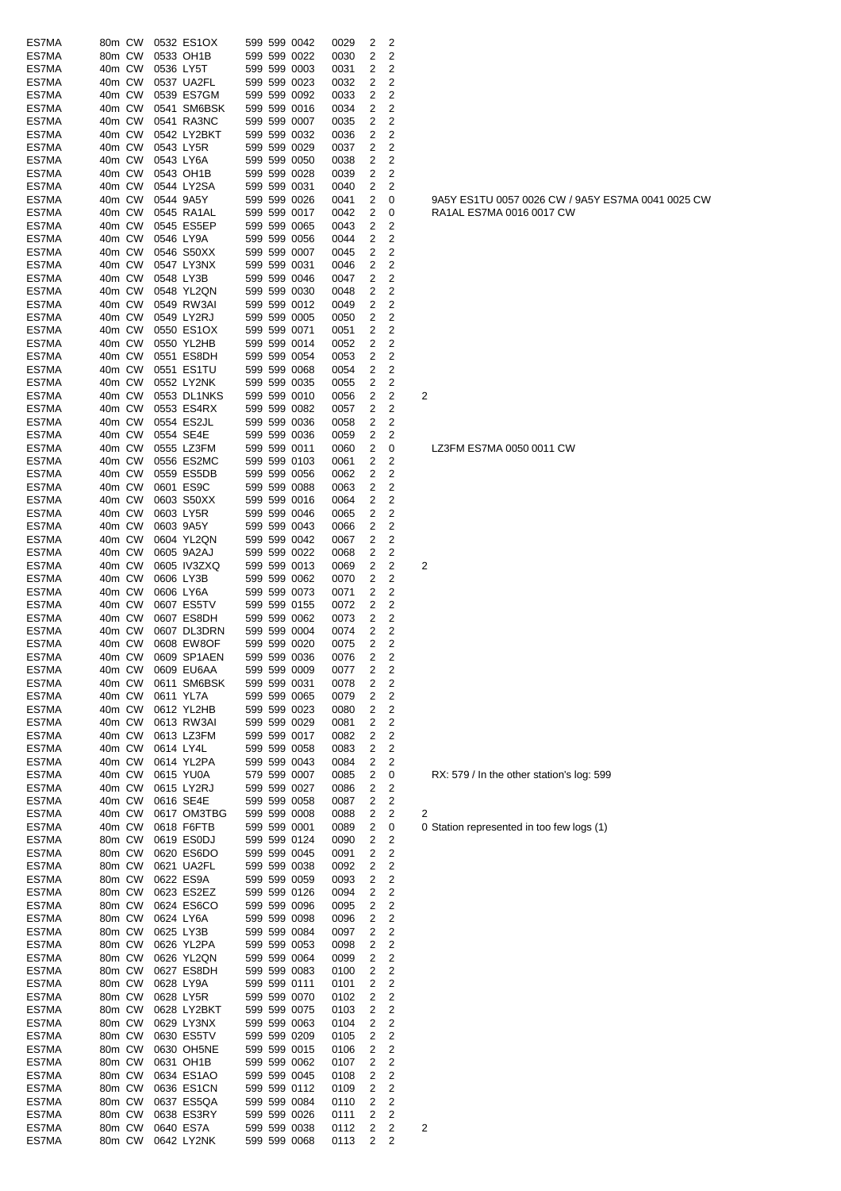| | | | | | | | | | | | | |
|---|---|---|---|---|---|---|---|---|---|---|---|---|
| ES7MA | 80m | CW | 0532 | ES1OX | 599 | 599 | 0042 | 0029 | 2 | 2 | | |
| ES7MA | 80m | CW | 0533 | OH1B | 599 | 599 | 0022 | 0030 | 2 | 2 | | |
| ES7MA | 40m | CW | 0536 | LY5T | 599 | 599 | 0003 | 0031 | 2 | 2 | | |
| ES7MA | 40m | CW | 0537 | UA2FL | 599 | 599 | 0023 | 0032 | 2 | 2 | | |
| ES7MA | 40m | CW | 0539 | ES7GM | 599 | 599 | 0092 | 0033 | 2 | 2 | | |
| ES7MA | 40m | CW | 0541 | SM6BSK | 599 | 599 | 0016 | 0034 | 2 | 2 | | |
| ES7MA | 40m | CW | 0541 | RA3NC | 599 | 599 | 0007 | 0035 | 2 | 2 | | |
| ES7MA | 40m | CW | 0542 | LY2BKT | 599 | 599 | 0032 | 0036 | 2 | 2 | | |
| ES7MA | 40m | CW | 0543 | LY5R | 599 | 599 | 0029 | 0037 | 2 | 2 | | |
| ES7MA | 40m | CW | 0543 | LY6A | 599 | 599 | 0050 | 0038 | 2 | 2 | | |
| ES7MA | 40m | CW | 0543 | OH1B | 599 | 599 | 0028 | 0039 | 2 | 2 | | |
| ES7MA | 40m | CW | 0544 | LY2SA | 599 | 599 | 0031 | 0040 | 2 | 2 | | |
| ES7MA | 40m | CW | 0544 | 9A5Y | 599 | 599 | 0026 | 0041 | 2 | 0 | | 9A5Y ES1TU 0057 0026 CW / 9A5Y ES7MA 0041 0025 CW |
| ES7MA | 40m | CW | 0545 | RA1AL | 599 | 599 | 0017 | 0042 | 2 | 0 | | RA1AL ES7MA 0016 0017 CW |
| ES7MA | 40m | CW | 0545 | ES5EP | 599 | 599 | 0065 | 0043 | 2 | 2 | | |
| ES7MA | 40m | CW | 0546 | LY9A | 599 | 599 | 0056 | 0044 | 2 | 2 | | |
| ES7MA | 40m | CW | 0546 | S50XX | 599 | 599 | 0007 | 0045 | 2 | 2 | | |
| ES7MA | 40m | CW | 0547 | LY3NX | 599 | 599 | 0031 | 0046 | 2 | 2 | | |
| ES7MA | 40m | CW | 0548 | LY3B | 599 | 599 | 0046 | 0047 | 2 | 2 | | |
| ES7MA | 40m | CW | 0548 | YL2QN | 599 | 599 | 0030 | 0048 | 2 | 2 | | |
| ES7MA | 40m | CW | 0549 | RW3AI | 599 | 599 | 0012 | 0049 | 2 | 2 | | |
| ES7MA | 40m | CW | 0549 | LY2RJ | 599 | 599 | 0005 | 0050 | 2 | 2 | | |
| ES7MA | 40m | CW | 0550 | ES1OX | 599 | 599 | 0071 | 0051 | 2 | 2 | | |
| ES7MA | 40m | CW | 0550 | YL2HB | 599 | 599 | 0014 | 0052 | 2 | 2 | | |
| ES7MA | 40m | CW | 0551 | ES8DH | 599 | 599 | 0054 | 0053 | 2 | 2 | | |
| ES7MA | 40m | CW | 0551 | ES1TU | 599 | 599 | 0068 | 0054 | 2 | 2 | | |
| ES7MA | 40m | CW | 0552 | LY2NK | 599 | 599 | 0035 | 0055 | 2 | 2 | | |
| ES7MA | 40m | CW | 0553 | DL1NKS | 599 | 599 | 0010 | 0056 | 2 | 2 | 2 | |
| ES7MA | 40m | CW | 0553 | ES4RX | 599 | 599 | 0082 | 0057 | 2 | 2 | | |
| ES7MA | 40m | CW | 0554 | ES2JL | 599 | 599 | 0036 | 0058 | 2 | 2 | | |
| ES7MA | 40m | CW | 0554 | SE4E | 599 | 599 | 0036 | 0059 | 2 | 2 | | |
| ES7MA | 40m | CW | 0555 | LZ3FM | 599 | 599 | 0011 | 0060 | 2 | 0 | | LZ3FM ES7MA 0050 0011 CW |
| ES7MA | 40m | CW | 0556 | ES2MC | 599 | 599 | 0103 | 0061 | 2 | 2 | | |
| ES7MA | 40m | CW | 0559 | ES5DB | 599 | 599 | 0056 | 0062 | 2 | 2 | | |
| ES7MA | 40m | CW | 0601 | ES9C | 599 | 599 | 0088 | 0063 | 2 | 2 | | |
| ES7MA | 40m | CW | 0603 | S50XX | 599 | 599 | 0016 | 0064 | 2 | 2 | | |
| ES7MA | 40m | CW | 0603 | LY5R | 599 | 599 | 0046 | 0065 | 2 | 2 | | |
| ES7MA | 40m | CW | 0603 | 9A5Y | 599 | 599 | 0043 | 0066 | 2 | 2 | | |
| ES7MA | 40m | CW | 0604 | YL2QN | 599 | 599 | 0042 | 0067 | 2 | 2 | | |
| ES7MA | 40m | CW | 0605 | 9A2AJ | 599 | 599 | 0022 | 0068 | 2 | 2 | | |
| ES7MA | 40m | CW | 0605 | IV3ZXQ | 599 | 599 | 0013 | 0069 | 2 | 2 | 2 | |
| ES7MA | 40m | CW | 0606 | LY3B | 599 | 599 | 0062 | 0070 | 2 | 2 | | |
| ES7MA | 40m | CW | 0606 | LY6A | 599 | 599 | 0073 | 0071 | 2 | 2 | | |
| ES7MA | 40m | CW | 0607 | ES5TV | 599 | 599 | 0155 | 0072 | 2 | 2 | | |
| ES7MA | 40m | CW | 0607 | ES8DH | 599 | 599 | 0062 | 0073 | 2 | 2 | | |
| ES7MA | 40m | CW | 0607 | DL3DRN | 599 | 599 | 0004 | 0074 | 2 | 2 | | |
| ES7MA | 40m | CW | 0608 | EW8OF | 599 | 599 | 0020 | 0075 | 2 | 2 | | |
| ES7MA | 40m | CW | 0609 | SP1AEN | 599 | 599 | 0036 | 0076 | 2 | 2 | | |
| ES7MA | 40m | CW | 0609 | EU6AA | 599 | 599 | 0009 | 0077 | 2 | 2 | | |
| ES7MA | 40m | CW | 0611 | SM6BSK | 599 | 599 | 0031 | 0078 | 2 | 2 | | |
| ES7MA | 40m | CW | 0611 | YL7A | 599 | 599 | 0065 | 0079 | 2 | 2 | | |
| ES7MA | 40m | CW | 0612 | YL2HB | 599 | 599 | 0023 | 0080 | 2 | 2 | | |
| ES7MA | 40m | CW | 0613 | RW3AI | 599 | 599 | 0029 | 0081 | 2 | 2 | | |
| ES7MA | 40m | CW | 0613 | LZ3FM | 599 | 599 | 0017 | 0082 | 2 | 2 | | |
| ES7MA | 40m | CW | 0614 | LY4L | 599 | 599 | 0058 | 0083 | 2 | 2 | | |
| ES7MA | 40m | CW | 0614 | YL2PA | 599 | 599 | 0043 | 0084 | 2 | 2 | | |
| ES7MA | 40m | CW | 0615 | YU0A | 579 | 599 | 0007 | 0085 | 2 | 0 | | RX: 579 / In the other station's log: 599 |
| ES7MA | 40m | CW | 0615 | LY2RJ | 599 | 599 | 0027 | 0086 | 2 | 2 | | |
| ES7MA | 40m | CW | 0616 | SE4E | 599 | 599 | 0058 | 0087 | 2 | 2 | | |
| ES7MA | 40m | CW | 0617 | OM3TBG | 599 | 599 | 0008 | 0088 | 2 | 2 | 2 | |
| ES7MA | 40m | CW | 0618 | F6FTB | 599 | 599 | 0001 | 0089 | 2 | 0 | 0 | Station represented in too few logs (1) |
| ES7MA | 80m | CW | 0619 | ES0DJ | 599 | 599 | 0124 | 0090 | 2 | 2 | | |
| ES7MA | 80m | CW | 0620 | ES6DO | 599 | 599 | 0045 | 0091 | 2 | 2 | | |
| ES7MA | 80m | CW | 0621 | UA2FL | 599 | 599 | 0038 | 0092 | 2 | 2 | | |
| ES7MA | 80m | CW | 0622 | ES9A | 599 | 599 | 0059 | 0093 | 2 | 2 | | |
| ES7MA | 80m | CW | 0623 | ES2EZ | 599 | 599 | 0126 | 0094 | 2 | 2 | | |
| ES7MA | 80m | CW | 0624 | ES6CO | 599 | 599 | 0096 | 0095 | 2 | 2 | | |
| ES7MA | 80m | CW | 0624 | LY6A | 599 | 599 | 0098 | 0096 | 2 | 2 | | |
| ES7MA | 80m | CW | 0625 | LY3B | 599 | 599 | 0084 | 0097 | 2 | 2 | | |
| ES7MA | 80m | CW | 0626 | YL2PA | 599 | 599 | 0053 | 0098 | 2 | 2 | | |
| ES7MA | 80m | CW | 0626 | YL2QN | 599 | 599 | 0064 | 0099 | 2 | 2 | | |
| ES7MA | 80m | CW | 0627 | ES8DH | 599 | 599 | 0083 | 0100 | 2 | 2 | | |
| ES7MA | 80m | CW | 0628 | LY9A | 599 | 599 | 0111 | 0101 | 2 | 2 | | |
| ES7MA | 80m | CW | 0628 | LY5R | 599 | 599 | 0070 | 0102 | 2 | 2 | | |
| ES7MA | 80m | CW | 0628 | LY2BKT | 599 | 599 | 0075 | 0103 | 2 | 2 | | |
| ES7MA | 80m | CW | 0629 | LY3NX | 599 | 599 | 0063 | 0104 | 2 | 2 | | |
| ES7MA | 80m | CW | 0630 | ES5TV | 599 | 599 | 0209 | 0105 | 2 | 2 | | |
| ES7MA | 80m | CW | 0630 | OH5NE | 599 | 599 | 0015 | 0106 | 2 | 2 | | |
| ES7MA | 80m | CW | 0631 | OH1B | 599 | 599 | 0062 | 0107 | 2 | 2 | | |
| ES7MA | 80m | CW | 0634 | ES1AO | 599 | 599 | 0045 | 0108 | 2 | 2 | | |
| ES7MA | 80m | CW | 0636 | ES1CN | 599 | 599 | 0112 | 0109 | 2 | 2 | | |
| ES7MA | 80m | CW | 0637 | ES5QA | 599 | 599 | 0084 | 0110 | 2 | 2 | | |
| ES7MA | 80m | CW | 0638 | ES3RY | 599 | 599 | 0026 | 0111 | 2 | 2 | | |
| ES7MA | 80m | CW | 0640 | ES7A | 599 | 599 | 0038 | 0112 | 2 | 2 | 2 | |
| ES7MA | 80m | CW | 0642 | LY2NK | 599 | 599 | 0068 | 0113 | 2 | 2 | | |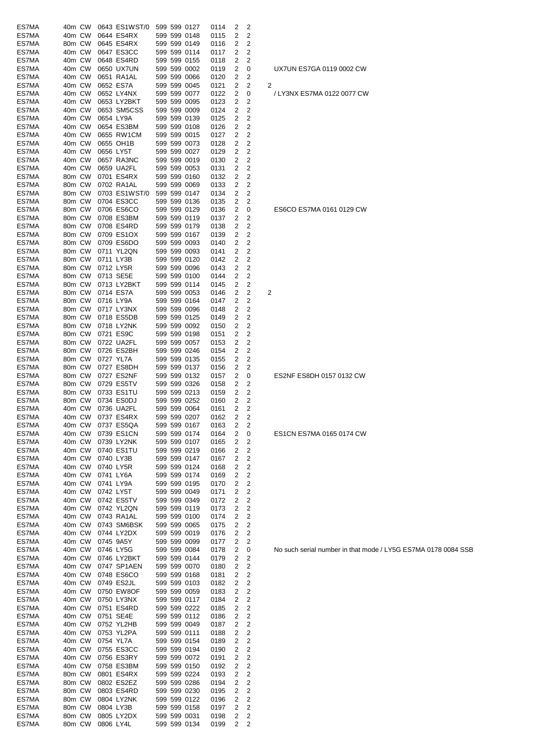| | | | | | | | | | | | | |
|---|---|---|---|---|---|---|---|---|---|---|---|---|
| ES7MA | 40m | CW | 0643 | ES1WST/0 | 599 | 599 | 0127 | 0114 | 2 | 2 | | |
| ES7MA | 40m | CW | 0644 | ES4RX | 599 | 599 | 0148 | 0115 | 2 | 2 | | |
| ES7MA | 80m | CW | 0645 | ES4RX | 599 | 599 | 0149 | 0116 | 2 | 2 | | |
| ES7MA | 40m | CW | 0647 | ES3CC | 599 | 599 | 0114 | 0117 | 2 | 2 | | |
| ES7MA | 40m | CW | 0648 | ES4RD | 599 | 599 | 0155 | 0118 | 2 | 2 | | |
| ES7MA | 40m | CW | 0650 | UX7UN | 599 | 599 | 0002 | 0119 | 2 | 0 | | UX7UN ES7GA 0119 0002 CW |
| ES7MA | 40m | CW | 0651 | RA1AL | 599 | 599 | 0066 | 0120 | 2 | 2 | | |
| ES7MA | 40m | CW | 0652 | ES7A | 599 | 599 | 0045 | 0121 | 2 | 2 | 2 | |
| ES7MA | 40m | CW | 0652 | LY4NX | 599 | 599 | 0077 | 0122 | 2 | 0 | | / LY3NX ES7MA 0122 0077 CW |
| ES7MA | 40m | CW | 0653 | LY2BKT | 599 | 599 | 0095 | 0123 | 2 | 2 | | |
| ES7MA | 40m | CW | 0653 | SM5CSS | 599 | 599 | 0009 | 0124 | 2 | 2 | | |
| ES7MA | 40m | CW | 0654 | LY9A | 599 | 599 | 0139 | 0125 | 2 | 2 | | |
| ES7MA | 40m | CW | 0654 | ES3BM | 599 | 599 | 0108 | 0126 | 2 | 2 | | |
| ES7MA | 40m | CW | 0655 | RW1CM | 599 | 599 | 0015 | 0127 | 2 | 2 | | |
| ES7MA | 40m | CW | 0655 | OH1B | 599 | 599 | 0073 | 0128 | 2 | 2 | | |
| ES7MA | 40m | CW | 0656 | LY5T | 599 | 599 | 0027 | 0129 | 2 | 2 | | |
| ES7MA | 40m | CW | 0657 | RA3NC | 599 | 599 | 0019 | 0130 | 2 | 2 | | |
| ES7MA | 40m | CW | 0659 | UA2FL | 599 | 599 | 0053 | 0131 | 2 | 2 | | |
| ES7MA | 80m | CW | 0701 | ES4RX | 599 | 599 | 0160 | 0132 | 2 | 2 | | |
| ES7MA | 80m | CW | 0702 | RA1AL | 599 | 599 | 0069 | 0133 | 2 | 2 | | |
| ES7MA | 80m | CW | 0703 | ES1WST/0 | 599 | 599 | 0147 | 0134 | 2 | 2 | | |
| ES7MA | 80m | CW | 0704 | ES3CC | 599 | 599 | 0136 | 0135 | 2 | 2 | | |
| ES7MA | 80m | CW | 0706 | ES6CO | 599 | 599 | 0129 | 0136 | 2 | 0 | | ES6CO ES7MA 0161 0129 CW |
| ES7MA | 80m | CW | 0708 | ES3BM | 599 | 599 | 0119 | 0137 | 2 | 2 | | |
| ES7MA | 80m | CW | 0708 | ES4RD | 599 | 599 | 0179 | 0138 | 2 | 2 | | |
| ES7MA | 80m | CW | 0709 | ES1OX | 599 | 599 | 0167 | 0139 | 2 | 2 | | |
| ES7MA | 80m | CW | 0709 | ES6DO | 599 | 599 | 0093 | 0140 | 2 | 2 | | |
| ES7MA | 80m | CW | 0711 | YL2QN | 599 | 599 | 0093 | 0141 | 2 | 2 | | |
| ES7MA | 80m | CW | 0711 | LY3B | 599 | 599 | 0120 | 0142 | 2 | 2 | | |
| ES7MA | 80m | CW | 0712 | LY5R | 599 | 599 | 0096 | 0143 | 2 | 2 | | |
| ES7MA | 80m | CW | 0713 | SE5E | 599 | 599 | 0100 | 0144 | 2 | 2 | | |
| ES7MA | 80m | CW | 0713 | LY2BKT | 599 | 599 | 0114 | 0145 | 2 | 2 | | |
| ES7MA | 80m | CW | 0714 | ES7A | 599 | 599 | 0053 | 0146 | 2 | 2 | 2 | |
| ES7MA | 80m | CW | 0716 | LY9A | 599 | 599 | 0164 | 0147 | 2 | 2 | | |
| ES7MA | 80m | CW | 0717 | LY3NX | 599 | 599 | 0096 | 0148 | 2 | 2 | | |
| ES7MA | 80m | CW | 0718 | ES5DB | 599 | 599 | 0125 | 0149 | 2 | 2 | | |
| ES7MA | 80m | CW | 0718 | LY2NK | 599 | 599 | 0092 | 0150 | 2 | 2 | | |
| ES7MA | 80m | CW | 0721 | ES9C | 599 | 599 | 0198 | 0151 | 2 | 2 | | |
| ES7MA | 80m | CW | 0722 | UA2FL | 599 | 599 | 0057 | 0153 | 2 | 2 | | |
| ES7MA | 80m | CW | 0726 | ES2BH | 599 | 599 | 0246 | 0154 | 2 | 2 | | |
| ES7MA | 80m | CW | 0727 | YL7A | 599 | 599 | 0135 | 0155 | 2 | 2 | | |
| ES7MA | 80m | CW | 0727 | ES8DH | 599 | 599 | 0137 | 0156 | 2 | 2 | | |
| ES7MA | 80m | CW | 0727 | ES2NF | 599 | 599 | 0132 | 0157 | 2 | 0 | | ES2NF ES8DH 0157 0132 CW |
| ES7MA | 80m | CW | 0729 | ES5TV | 599 | 599 | 0326 | 0158 | 2 | 2 | | |
| ES7MA | 80m | CW | 0733 | ES1TU | 599 | 599 | 0213 | 0159 | 2 | 2 | | |
| ES7MA | 80m | CW | 0734 | ES0DJ | 599 | 599 | 0252 | 0160 | 2 | 2 | | |
| ES7MA | 40m | CW | 0736 | UA2FL | 599 | 599 | 0064 | 0161 | 2 | 2 | | |
| ES7MA | 40m | CW | 0737 | ES4RX | 599 | 599 | 0207 | 0162 | 2 | 2 | | |
| ES7MA | 40m | CW | 0737 | ES5QA | 599 | 599 | 0167 | 0163 | 2 | 2 | | |
| ES7MA | 40m | CW | 0739 | ES1CN | 599 | 599 | 0174 | 0164 | 2 | 0 | | ES1CN ES7MA 0165 0174 CW |
| ES7MA | 40m | CW | 0739 | LY2NK | 599 | 599 | 0107 | 0165 | 2 | 2 | | |
| ES7MA | 40m | CW | 0740 | ES1TU | 599 | 599 | 0219 | 0166 | 2 | 2 | | |
| ES7MA | 40m | CW | 0740 | LY3B | 599 | 599 | 0147 | 0167 | 2 | 2 | | |
| ES7MA | 40m | CW | 0740 | LY5R | 599 | 599 | 0124 | 0168 | 2 | 2 | | |
| ES7MA | 40m | CW | 0741 | LY6A | 599 | 599 | 0174 | 0169 | 2 | 2 | | |
| ES7MA | 40m | CW | 0741 | LY9A | 599 | 599 | 0195 | 0170 | 2 | 2 | | |
| ES7MA | 40m | CW | 0742 | LY5T | 599 | 599 | 0049 | 0171 | 2 | 2 | | |
| ES7MA | 40m | CW | 0742 | ES5TV | 599 | 599 | 0349 | 0172 | 2 | 2 | | |
| ES7MA | 40m | CW | 0742 | YL2QN | 599 | 599 | 0119 | 0173 | 2 | 2 | | |
| ES7MA | 40m | CW | 0743 | RA1AL | 599 | 599 | 0100 | 0174 | 2 | 2 | | |
| ES7MA | 40m | CW | 0743 | SM6BSK | 599 | 599 | 0065 | 0175 | 2 | 2 | | |
| ES7MA | 40m | CW | 0744 | LY2DX | 599 | 599 | 0019 | 0176 | 2 | 2 | | |
| ES7MA | 40m | CW | 0745 | 9A5Y | 599 | 599 | 0099 | 0177 | 2 | 2 | | |
| ES7MA | 40m | CW | 0746 | LY5G | 599 | 599 | 0084 | 0178 | 2 | 0 | | No such serial number in that mode / LY5G ES7MA 0178 0084 SSB |
| ES7MA | 40m | CW | 0746 | LY2BKT | 599 | 599 | 0144 | 0179 | 2 | 2 | | |
| ES7MA | 40m | CW | 0747 | SP1AEN | 599 | 599 | 0070 | 0180 | 2 | 2 | | |
| ES7MA | 40m | CW | 0748 | ES6CO | 599 | 599 | 0168 | 0181 | 2 | 2 | | |
| ES7MA | 40m | CW | 0749 | ES2JL | 599 | 599 | 0103 | 0182 | 2 | 2 | | |
| ES7MA | 40m | CW | 0750 | EW8OF | 599 | 599 | 0059 | 0183 | 2 | 2 | | |
| ES7MA | 40m | CW | 0750 | LY3NX | 599 | 599 | 0117 | 0184 | 2 | 2 | | |
| ES7MA | 40m | CW | 0751 | ES4RD | 599 | 599 | 0222 | 0185 | 2 | 2 | | |
| ES7MA | 40m | CW | 0751 | SE4E | 599 | 599 | 0112 | 0186 | 2 | 2 | | |
| ES7MA | 40m | CW | 0752 | YL2HB | 599 | 599 | 0049 | 0187 | 2 | 2 | | |
| ES7MA | 40m | CW | 0753 | YL2PA | 599 | 599 | 0111 | 0188 | 2 | 2 | | |
| ES7MA | 40m | CW | 0754 | YL7A | 599 | 599 | 0154 | 0189 | 2 | 2 | | |
| ES7MA | 40m | CW | 0755 | ES3CC | 599 | 599 | 0194 | 0190 | 2 | 2 | | |
| ES7MA | 40m | CW | 0756 | ES3RY | 599 | 599 | 0072 | 0191 | 2 | 2 | | |
| ES7MA | 40m | CW | 0758 | ES3BM | 599 | 599 | 0150 | 0192 | 2 | 2 | | |
| ES7MA | 80m | CW | 0801 | ES4RX | 599 | 599 | 0224 | 0193 | 2 | 2 | | |
| ES7MA | 80m | CW | 0802 | ES2EZ | 599 | 599 | 0286 | 0194 | 2 | 2 | | |
| ES7MA | 80m | CW | 0803 | ES4RD | 599 | 599 | 0230 | 0195 | 2 | 2 | | |
| ES7MA | 80m | CW | 0804 | LY2NK | 599 | 599 | 0122 | 0196 | 2 | 2 | | |
| ES7MA | 80m | CW | 0804 | LY3B | 599 | 599 | 0158 | 0197 | 2 | 2 | | |
| ES7MA | 80m | CW | 0805 | LY2DX | 599 | 599 | 0031 | 0198 | 2 | 2 | | |
| ES7MA | 80m | CW | 0806 | LY4L | 599 | 599 | 0134 | 0199 | 2 | 2 | | |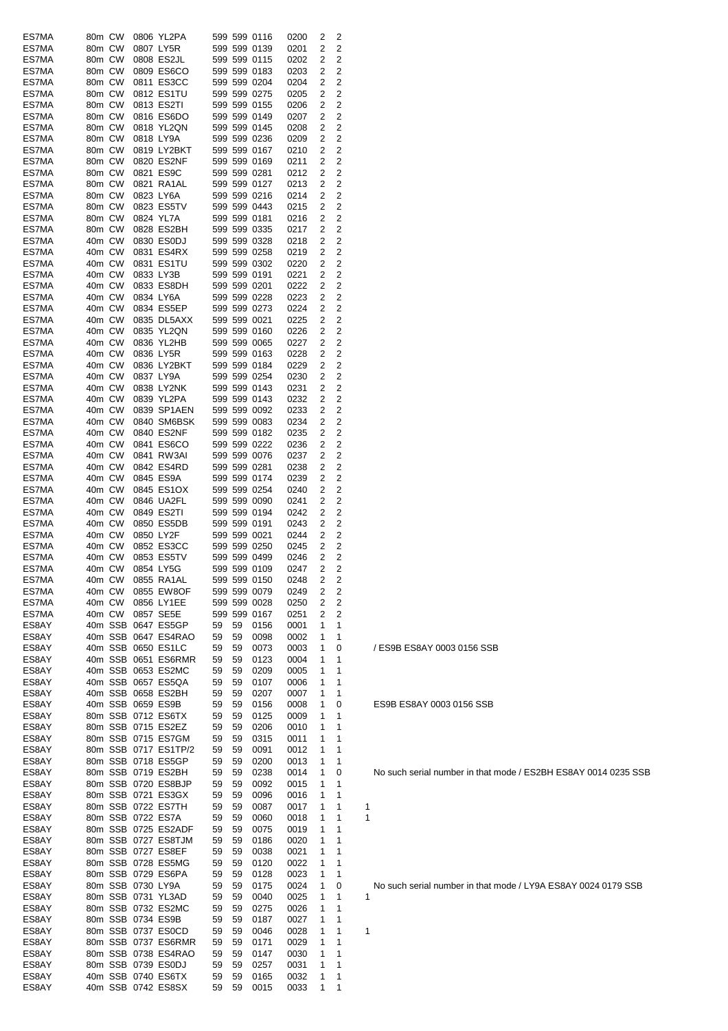| | | | | | | | | | | | | |
|---|---|---|---|---|---|---|---|---|---|---|---|---|
| ES7MA | 80m | CW | 0806 | YL2PA | 599 | 599 | 0116 | 0200 | 2 | 2 | | |
| ES7MA | 80m | CW | 0807 | LY5R | 599 | 599 | 0139 | 0201 | 2 | 2 | | |
| ES7MA | 80m | CW | 0808 | ES2JL | 599 | 599 | 0115 | 0202 | 2 | 2 | | |
| ES7MA | 80m | CW | 0809 | ES6CO | 599 | 599 | 0183 | 0203 | 2 | 2 | | |
| ES7MA | 80m | CW | 0811 | ES3CC | 599 | 599 | 0204 | 0204 | 2 | 2 | | |
| ES7MA | 80m | CW | 0812 | ES1TU | 599 | 599 | 0275 | 0205 | 2 | 2 | | |
| ES7MA | 80m | CW | 0813 | ES2TI | 599 | 599 | 0155 | 0206 | 2 | 2 | | |
| ES7MA | 80m | CW | 0816 | ES6DO | 599 | 599 | 0149 | 0207 | 2 | 2 | | |
| ES7MA | 80m | CW | 0818 | YL2QN | 599 | 599 | 0145 | 0208 | 2 | 2 | | |
| ES7MA | 80m | CW | 0818 | LY9A | 599 | 599 | 0236 | 0209 | 2 | 2 | | |
| ES7MA | 80m | CW | 0819 | LY2BKT | 599 | 599 | 0167 | 0210 | 2 | 2 | | |
| ES7MA | 80m | CW | 0820 | ES2NF | 599 | 599 | 0169 | 0211 | 2 | 2 | | |
| ES7MA | 80m | CW | 0821 | ES9C | 599 | 599 | 0281 | 0212 | 2 | 2 | | |
| ES7MA | 80m | CW | 0821 | RA1AL | 599 | 599 | 0127 | 0213 | 2 | 2 | | |
| ES7MA | 80m | CW | 0823 | LY6A | 599 | 599 | 0216 | 0214 | 2 | 2 | | |
| ES7MA | 80m | CW | 0823 | ES5TV | 599 | 599 | 0443 | 0215 | 2 | 2 | | |
| ES7MA | 80m | CW | 0824 | YL7A | 599 | 599 | 0181 | 0216 | 2 | 2 | | |
| ES7MA | 80m | CW | 0828 | ES2BH | 599 | 599 | 0335 | 0217 | 2 | 2 | | |
| ES7MA | 40m | CW | 0830 | ES0DJ | 599 | 599 | 0328 | 0218 | 2 | 2 | | |
| ES7MA | 40m | CW | 0831 | ES4RX | 599 | 599 | 0258 | 0219 | 2 | 2 | | |
| ES7MA | 40m | CW | 0831 | ES1TU | 599 | 599 | 0302 | 0220 | 2 | 2 | | |
| ES7MA | 40m | CW | 0833 | LY3B | 599 | 599 | 0191 | 0221 | 2 | 2 | | |
| ES7MA | 40m | CW | 0833 | ES8DH | 599 | 599 | 0201 | 0222 | 2 | 2 | | |
| ES7MA | 40m | CW | 0834 | LY6A | 599 | 599 | 0228 | 0223 | 2 | 2 | | |
| ES7MA | 40m | CW | 0834 | ES5EP | 599 | 599 | 0273 | 0224 | 2 | 2 | | |
| ES7MA | 40m | CW | 0835 | DL5AXX | 599 | 599 | 0021 | 0225 | 2 | 2 | | |
| ES7MA | 40m | CW | 0835 | YL2QN | 599 | 599 | 0160 | 0226 | 2 | 2 | | |
| ES7MA | 40m | CW | 0836 | YL2HB | 599 | 599 | 0065 | 0227 | 2 | 2 | | |
| ES7MA | 40m | CW | 0836 | LY5R | 599 | 599 | 0163 | 0228 | 2 | 2 | | |
| ES7MA | 40m | CW | 0836 | LY2BKT | 599 | 599 | 0184 | 0229 | 2 | 2 | | |
| ES7MA | 40m | CW | 0837 | LY9A | 599 | 599 | 0254 | 0230 | 2 | 2 | | |
| ES7MA | 40m | CW | 0838 | LY2NK | 599 | 599 | 0143 | 0231 | 2 | 2 | | |
| ES7MA | 40m | CW | 0839 | YL2PA | 599 | 599 | 0143 | 0232 | 2 | 2 | | |
| ES7MA | 40m | CW | 0839 | SP1AEN | 599 | 599 | 0092 | 0233 | 2 | 2 | | |
| ES7MA | 40m | CW | 0840 | SM6BSK | 599 | 599 | 0083 | 0234 | 2 | 2 | | |
| ES7MA | 40m | CW | 0840 | ES2NF | 599 | 599 | 0182 | 0235 | 2 | 2 | | |
| ES7MA | 40m | CW | 0841 | ES6CO | 599 | 599 | 0222 | 0236 | 2 | 2 | | |
| ES7MA | 40m | CW | 0841 | RW3AI | 599 | 599 | 0076 | 0237 | 2 | 2 | | |
| ES7MA | 40m | CW | 0842 | ES4RD | 599 | 599 | 0281 | 0238 | 2 | 2 | | |
| ES7MA | 40m | CW | 0845 | ES9A | 599 | 599 | 0174 | 0239 | 2 | 2 | | |
| ES7MA | 40m | CW | 0845 | ES1OX | 599 | 599 | 0254 | 0240 | 2 | 2 | | |
| ES7MA | 40m | CW | 0846 | UA2FL | 599 | 599 | 0090 | 0241 | 2 | 2 | | |
| ES7MA | 40m | CW | 0849 | ES2TI | 599 | 599 | 0194 | 0242 | 2 | 2 | | |
| ES7MA | 40m | CW | 0850 | ES5DB | 599 | 599 | 0191 | 0243 | 2 | 2 | | |
| ES7MA | 40m | CW | 0850 | LY2F | 599 | 599 | 0021 | 0244 | 2 | 2 | | |
| ES7MA | 40m | CW | 0852 | ES3CC | 599 | 599 | 0250 | 0245 | 2 | 2 | | |
| ES7MA | 40m | CW | 0853 | ES5TV | 599 | 599 | 0499 | 0246 | 2 | 2 | | |
| ES7MA | 40m | CW | 0854 | LY5G | 599 | 599 | 0109 | 0247 | 2 | 2 | | |
| ES7MA | 40m | CW | 0855 | RA1AL | 599 | 599 | 0150 | 0248 | 2 | 2 | | |
| ES7MA | 40m | CW | 0855 | EW8OF | 599 | 599 | 0079 | 0249 | 2 | 2 | | |
| ES7MA | 40m | CW | 0856 | LY1EE | 599 | 599 | 0028 | 0250 | 2 | 2 | | |
| ES7MA | 40m | CW | 0857 | SE5E | 599 | 599 | 0167 | 0251 | 2 | 2 | | |
| ES8AY | 40m | SSB | 0647 | ES5GP | 59 | 59 | 0156 | 0001 | 1 | 1 | | |
| ES8AY | 40m | SSB | 0647 | ES4RAO | 59 | 59 | 0098 | 0002 | 1 | 1 | | |
| ES8AY | 40m | SSB | 0650 | ES1LC | 59 | 59 | 0073 | 0003 | 1 | 0 | | / ES9B ES8AY 0003 0156 SSB |
| ES8AY | 40m | SSB | 0651 | ES6RMR | 59 | 59 | 0123 | 0004 | 1 | 1 | | |
| ES8AY | 40m | SSB | 0653 | ES2MC | 59 | 59 | 0209 | 0005 | 1 | 1 | | |
| ES8AY | 40m | SSB | 0657 | ES5QA | 59 | 59 | 0107 | 0006 | 1 | 1 | | |
| ES8AY | 40m | SSB | 0658 | ES2BH | 59 | 59 | 0207 | 0007 | 1 | 1 | | |
| ES8AY | 40m | SSB | 0659 | ES9B | 59 | 59 | 0156 | 0008 | 1 | 0 | | ES9B ES8AY 0003 0156 SSB |
| ES8AY | 80m | SSB | 0712 | ES6TX | 59 | 59 | 0125 | 0009 | 1 | 1 | | |
| ES8AY | 80m | SSB | 0715 | ES2EZ | 59 | 59 | 0206 | 0010 | 1 | 1 | | |
| ES8AY | 80m | SSB | 0715 | ES7GM | 59 | 59 | 0315 | 0011 | 1 | 1 | | |
| ES8AY | 80m | SSB | 0717 | ES1TP/2 | 59 | 59 | 0091 | 0012 | 1 | 1 | | |
| ES8AY | 80m | SSB | 0718 | ES5GP | 59 | 59 | 0200 | 0013 | 1 | 1 | | |
| ES8AY | 80m | SSB | 0719 | ES2BH | 59 | 59 | 0238 | 0014 | 1 | 0 | | No such serial number in that mode / ES2BH ES8AY 0014 0235 SSB |
| ES8AY | 80m | SSB | 0720 | ES8BJP | 59 | 59 | 0092 | 0015 | 1 | 1 | | |
| ES8AY | 80m | SSB | 0721 | ES3GX | 59 | 59 | 0096 | 0016 | 1 | 1 | | |
| ES8AY | 80m | SSB | 0722 | ES7TH | 59 | 59 | 0087 | 0017 | 1 | 1 | 1 | |
| ES8AY | 80m | SSB | 0722 | ES7A | 59 | 59 | 0060 | 0018 | 1 | 1 | 1 | |
| ES8AY | 80m | SSB | 0725 | ES2ADF | 59 | 59 | 0075 | 0019 | 1 | 1 | | |
| ES8AY | 80m | SSB | 0727 | ES8TJM | 59 | 59 | 0186 | 0020 | 1 | 1 | | |
| ES8AY | 80m | SSB | 0727 | ES8EF | 59 | 59 | 0038 | 0021 | 1 | 1 | | |
| ES8AY | 80m | SSB | 0728 | ES5MG | 59 | 59 | 0120 | 0022 | 1 | 1 | | |
| ES8AY | 80m | SSB | 0729 | ES6PA | 59 | 59 | 0128 | 0023 | 1 | 1 | | |
| ES8AY | 80m | SSB | 0730 | LY9A | 59 | 59 | 0175 | 0024 | 1 | 0 | | No such serial number in that mode / LY9A ES8AY 0024 0179 SSB |
| ES8AY | 80m | SSB | 0731 | YL3AD | 59 | 59 | 0040 | 0025 | 1 | 1 | 1 | |
| ES8AY | 80m | SSB | 0732 | ES2MC | 59 | 59 | 0275 | 0026 | 1 | 1 | | |
| ES8AY | 80m | SSB | 0734 | ES9B | 59 | 59 | 0187 | 0027 | 1 | 1 | | |
| ES8AY | 80m | SSB | 0737 | ES0CD | 59 | 59 | 0046 | 0028 | 1 | 1 | 1 | |
| ES8AY | 80m | SSB | 0737 | ES6RMR | 59 | 59 | 0171 | 0029 | 1 | 1 | | |
| ES8AY | 80m | SSB | 0738 | ES4RAO | 59 | 59 | 0147 | 0030 | 1 | 1 | | |
| ES8AY | 80m | SSB | 0739 | ES0DJ | 59 | 59 | 0257 | 0031 | 1 | 1 | | |
| ES8AY | 40m | SSB | 0740 | ES6TX | 59 | 59 | 0165 | 0032 | 1 | 1 | | |
| ES8AY | 40m | SSB | 0742 | ES8SX | 59 | 59 | 0015 | 0033 | 1 | 1 | | |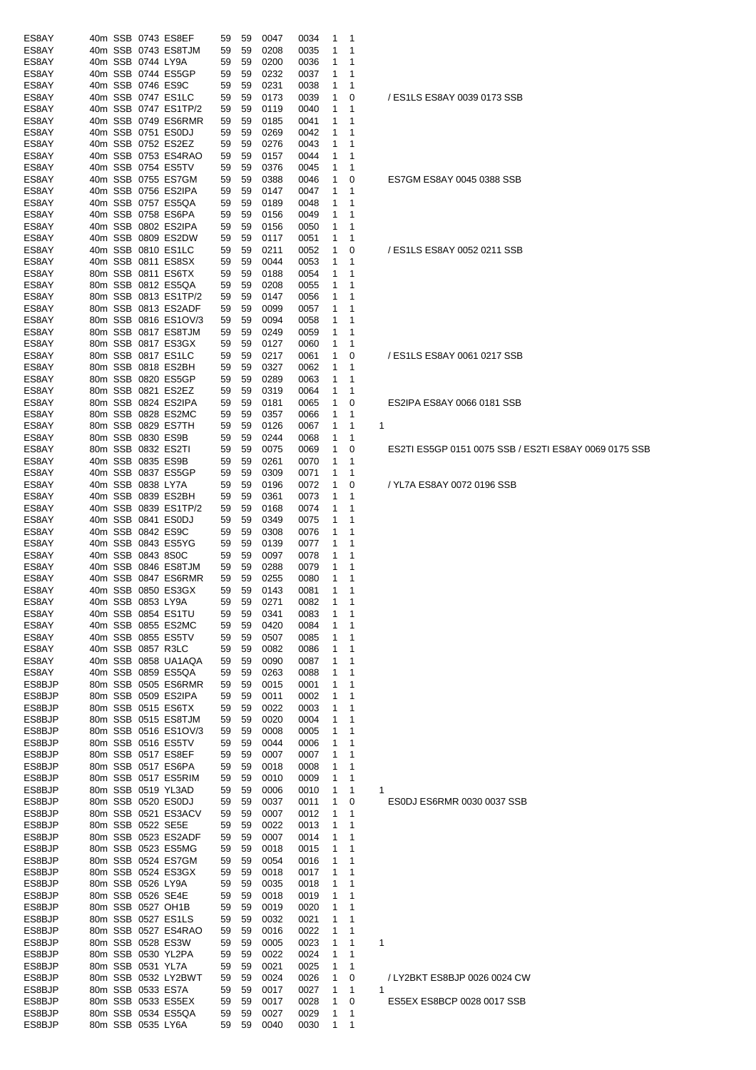| | | | | | | | | | | | | |
|---|---|---|---|---|---|---|---|---|---|---|---|---|
| ES8AY | 40m | SSB | 0743 | ES8EF | 59 | 59 | 0047 | 0034 | 1 | 1 | | |
| ES8AY | 40m | SSB | 0743 | ES8TJM | 59 | 59 | 0208 | 0035 | 1 | 1 | | |
| ES8AY | 40m | SSB | 0744 | LY9A | 59 | 59 | 0200 | 0036 | 1 | 1 | | |
| ES8AY | 40m | SSB | 0744 | ES5GP | 59 | 59 | 0232 | 0037 | 1 | 1 | | |
| ES8AY | 40m | SSB | 0746 | ES9C | 59 | 59 | 0231 | 0038 | 1 | 1 | | |
| ES8AY | 40m | SSB | 0747 | ES1LC | 59 | 59 | 0173 | 0039 | 1 | 0 | | / ES1LS ES8AY 0039 0173 SSB |
| ES8AY | 40m | SSB | 0747 | ES1TP/2 | 59 | 59 | 0119 | 0040 | 1 | 1 | | |
| ES8AY | 40m | SSB | 0749 | ES6RMR | 59 | 59 | 0185 | 0041 | 1 | 1 | | |
| ES8AY | 40m | SSB | 0751 | ES0DJ | 59 | 59 | 0269 | 0042 | 1 | 1 | | |
| ES8AY | 40m | SSB | 0752 | ES2EZ | 59 | 59 | 0276 | 0043 | 1 | 1 | | |
| ES8AY | 40m | SSB | 0753 | ES4RAO | 59 | 59 | 0157 | 0044 | 1 | 1 | | |
| ES8AY | 40m | SSB | 0754 | ES5TV | 59 | 59 | 0376 | 0045 | 1 | 1 | | |
| ES8AY | 40m | SSB | 0755 | ES7GM | 59 | 59 | 0388 | 0046 | 1 | 0 | | ES7GM ES8AY 0045 0388 SSB |
| ES8AY | 40m | SSB | 0756 | ES2IPA | 59 | 59 | 0147 | 0047 | 1 | 1 | | |
| ES8AY | 40m | SSB | 0757 | ES5QA | 59 | 59 | 0189 | 0048 | 1 | 1 | | |
| ES8AY | 40m | SSB | 0758 | ES6PA | 59 | 59 | 0156 | 0049 | 1 | 1 | | |
| ES8AY | 40m | SSB | 0802 | ES2IPA | 59 | 59 | 0156 | 0050 | 1 | 1 | | |
| ES8AY | 40m | SSB | 0809 | ES2DW | 59 | 59 | 0117 | 0051 | 1 | 1 | | |
| ES8AY | 40m | SSB | 0810 | ES1LC | 59 | 59 | 0211 | 0052 | 1 | 0 | | / ES1LS ES8AY 0052 0211 SSB |
| ES8AY | 40m | SSB | 0811 | ES8SX | 59 | 59 | 0044 | 0053 | 1 | 1 | | |
| ES8AY | 80m | SSB | 0811 | ES6TX | 59 | 59 | 0188 | 0054 | 1 | 1 | | |
| ES8AY | 80m | SSB | 0812 | ES5QA | 59 | 59 | 0208 | 0055 | 1 | 1 | | |
| ES8AY | 80m | SSB | 0813 | ES1TP/2 | 59 | 59 | 0147 | 0056 | 1 | 1 | | |
| ES8AY | 80m | SSB | 0813 | ES2ADF | 59 | 59 | 0099 | 0057 | 1 | 1 | | |
| ES8AY | 80m | SSB | 0816 | ES1OV/3 | 59 | 59 | 0094 | 0058 | 1 | 1 | | |
| ES8AY | 80m | SSB | 0817 | ES8TJM | 59 | 59 | 0249 | 0059 | 1 | 1 | | |
| ES8AY | 80m | SSB | 0817 | ES3GX | 59 | 59 | 0127 | 0060 | 1 | 1 | | |
| ES8AY | 80m | SSB | 0817 | ES1LC | 59 | 59 | 0217 | 0061 | 1 | 0 | | / ES1LS ES8AY 0061 0217 SSB |
| ES8AY | 80m | SSB | 0818 | ES2BH | 59 | 59 | 0327 | 0062 | 1 | 1 | | |
| ES8AY | 80m | SSB | 0820 | ES5GP | 59 | 59 | 0289 | 0063 | 1 | 1 | | |
| ES8AY | 80m | SSB | 0821 | ES2EZ | 59 | 59 | 0319 | 0064 | 1 | 1 | | |
| ES8AY | 80m | SSB | 0824 | ES2IPA | 59 | 59 | 0181 | 0065 | 1 | 0 | | ES2IPA ES8AY 0066 0181 SSB |
| ES8AY | 80m | SSB | 0828 | ES2MC | 59 | 59 | 0357 | 0066 | 1 | 1 | | |
| ES8AY | 80m | SSB | 0829 | ES7TH | 59 | 59 | 0126 | 0067 | 1 | 1 | 1 | |
| ES8AY | 80m | SSB | 0830 | ES9B | 59 | 59 | 0244 | 0068 | 1 | 1 | | |
| ES8AY | 80m | SSB | 0832 | ES2TI | 59 | 59 | 0075 | 0069 | 1 | 0 | | ES2TI ES5GP 0151 0075 SSB / ES2TI ES8AY 0069 0175 SSB |
| ES8AY | 40m | SSB | 0835 | ES9B | 59 | 59 | 0261 | 0070 | 1 | 1 | | |
| ES8AY | 40m | SSB | 0837 | ES5GP | 59 | 59 | 0309 | 0071 | 1 | 1 | | |
| ES8AY | 40m | SSB | 0838 | LY7A | 59 | 59 | 0196 | 0072 | 1 | 0 | | / YL7A ES8AY 0072 0196 SSB |
| ES8AY | 40m | SSB | 0839 | ES2BH | 59 | 59 | 0361 | 0073 | 1 | 1 | | |
| ES8AY | 40m | SSB | 0839 | ES1TP/2 | 59 | 59 | 0168 | 0074 | 1 | 1 | | |
| ES8AY | 40m | SSB | 0841 | ES0DJ | 59 | 59 | 0349 | 0075 | 1 | 1 | | |
| ES8AY | 40m | SSB | 0842 | ES9C | 59 | 59 | 0308 | 0076 | 1 | 1 | | |
| ES8AY | 40m | SSB | 0843 | ES5YG | 59 | 59 | 0139 | 0077 | 1 | 1 | | |
| ES8AY | 40m | SSB | 0843 | 8S0C | 59 | 59 | 0097 | 0078 | 1 | 1 | | |
| ES8AY | 40m | SSB | 0846 | ES8TJM | 59 | 59 | 0288 | 0079 | 1 | 1 | | |
| ES8AY | 40m | SSB | 0847 | ES6RMR | 59 | 59 | 0255 | 0080 | 1 | 1 | | |
| ES8AY | 40m | SSB | 0850 | ES3GX | 59 | 59 | 0143 | 0081 | 1 | 1 | | |
| ES8AY | 40m | SSB | 0853 | LY9A | 59 | 59 | 0271 | 0082 | 1 | 1 | | |
| ES8AY | 40m | SSB | 0854 | ES1TU | 59 | 59 | 0341 | 0083 | 1 | 1 | | |
| ES8AY | 40m | SSB | 0855 | ES2MC | 59 | 59 | 0420 | 0084 | 1 | 1 | | |
| ES8AY | 40m | SSB | 0855 | ES5TV | 59 | 59 | 0507 | 0085 | 1 | 1 | | |
| ES8AY | 40m | SSB | 0857 | R3LC | 59 | 59 | 0082 | 0086 | 1 | 1 | | |
| ES8AY | 40m | SSB | 0858 | UA1AQA | 59 | 59 | 0090 | 0087 | 1 | 1 | | |
| ES8AY | 40m | SSB | 0859 | ES5QA | 59 | 59 | 0263 | 0088 | 1 | 1 | | |
| ES8BJP | 80m | SSB | 0505 | ES6RMR | 59 | 59 | 0015 | 0001 | 1 | 1 | | |
| ES8BJP | 80m | SSB | 0509 | ES2IPA | 59 | 59 | 0011 | 0002 | 1 | 1 | | |
| ES8BJP | 80m | SSB | 0515 | ES6TX | 59 | 59 | 0022 | 0003 | 1 | 1 | | |
| ES8BJP | 80m | SSB | 0515 | ES8TJM | 59 | 59 | 0020 | 0004 | 1 | 1 | | |
| ES8BJP | 80m | SSB | 0516 | ES1OV/3 | 59 | 59 | 0008 | 0005 | 1 | 1 | | |
| ES8BJP | 80m | SSB | 0516 | ES5TV | 59 | 59 | 0044 | 0006 | 1 | 1 | | |
| ES8BJP | 80m | SSB | 0517 | ES8EF | 59 | 59 | 0007 | 0007 | 1 | 1 | | |
| ES8BJP | 80m | SSB | 0517 | ES6PA | 59 | 59 | 0018 | 0008 | 1 | 1 | | |
| ES8BJP | 80m | SSB | 0517 | ES5RIM | 59 | 59 | 0010 | 0009 | 1 | 1 | | |
| ES8BJP | 80m | SSB | 0519 | YL3AD | 59 | 59 | 0006 | 0010 | 1 | 1 | 1 | |
| ES8BJP | 80m | SSB | 0520 | ES0DJ | 59 | 59 | 0037 | 0011 | 1 | 0 | | ES0DJ ES6RMR 0030 0037 SSB |
| ES8BJP | 80m | SSB | 0521 | ES3ACV | 59 | 59 | 0007 | 0012 | 1 | 1 | | |
| ES8BJP | 80m | SSB | 0522 | SE5E | 59 | 59 | 0022 | 0013 | 1 | 1 | | |
| ES8BJP | 80m | SSB | 0523 | ES2ADF | 59 | 59 | 0007 | 0014 | 1 | 1 | | |
| ES8BJP | 80m | SSB | 0523 | ES5MG | 59 | 59 | 0018 | 0015 | 1 | 1 | | |
| ES8BJP | 80m | SSB | 0524 | ES7GM | 59 | 59 | 0054 | 0016 | 1 | 1 | | |
| ES8BJP | 80m | SSB | 0524 | ES3GX | 59 | 59 | 0018 | 0017 | 1 | 1 | | |
| ES8BJP | 80m | SSB | 0526 | LY9A | 59 | 59 | 0035 | 0018 | 1 | 1 | | |
| ES8BJP | 80m | SSB | 0526 | SE4E | 59 | 59 | 0018 | 0019 | 1 | 1 | | |
| ES8BJP | 80m | SSB | 0527 | OH1B | 59 | 59 | 0019 | 0020 | 1 | 1 | | |
| ES8BJP | 80m | SSB | 0527 | ES1LS | 59 | 59 | 0032 | 0021 | 1 | 1 | | |
| ES8BJP | 80m | SSB | 0527 | ES4RAO | 59 | 59 | 0016 | 0022 | 1 | 1 | | |
| ES8BJP | 80m | SSB | 0528 | ES3W | 59 | 59 | 0005 | 0023 | 1 | 1 | 1 | |
| ES8BJP | 80m | SSB | 0530 | YL2PA | 59 | 59 | 0022 | 0024 | 1 | 1 | | |
| ES8BJP | 80m | SSB | 0531 | YL7A | 59 | 59 | 0021 | 0025 | 1 | 1 | | |
| ES8BJP | 80m | SSB | 0532 | LY2BWT | 59 | 59 | 0024 | 0026 | 1 | 0 | | / LY2BKT ES8BJP 0026 0024 CW |
| ES8BJP | 80m | SSB | 0533 | ES7A | 59 | 59 | 0017 | 0027 | 1 | 1 | 1 | |
| ES8BJP | 80m | SSB | 0533 | ES5EX | 59 | 59 | 0017 | 0028 | 1 | 0 | | ES5EX ES8BCP 0028 0017 SSB |
| ES8BJP | 80m | SSB | 0534 | ES5QA | 59 | 59 | 0027 | 0029 | 1 | 1 | | |
| ES8BJP | 80m | SSB | 0535 | LY6A | 59 | 59 | 0040 | 0030 | 1 | 1 | | |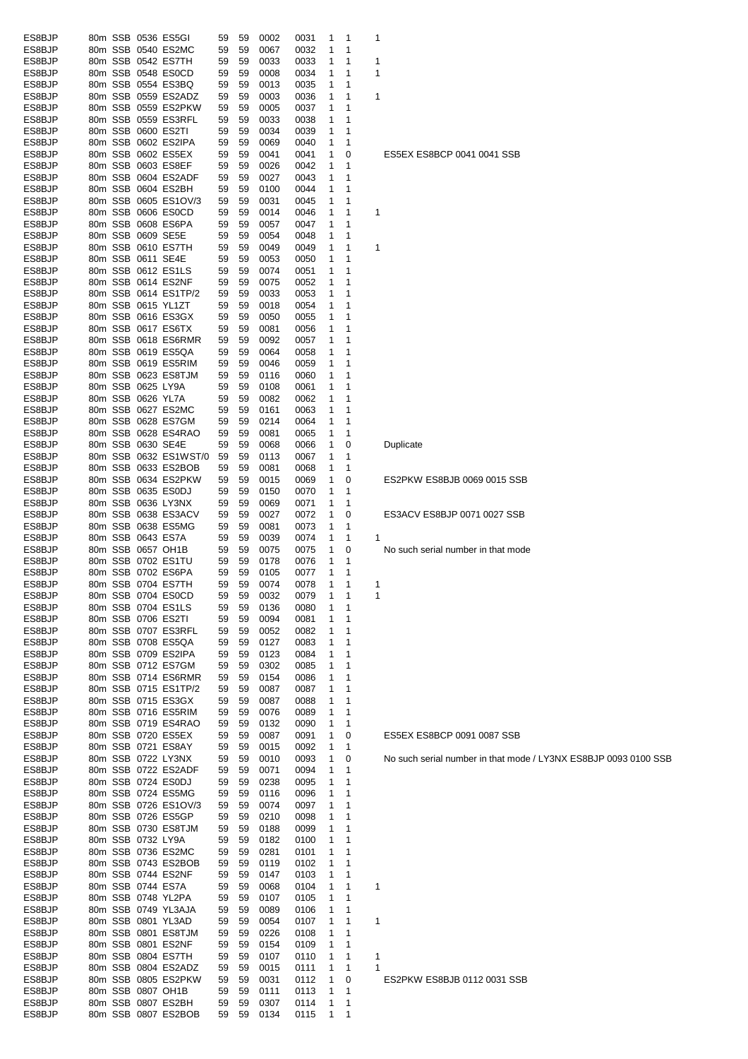| | | | | | | | | | | | | |
|---|---|---|---|---|---|---|---|---|---|---|---|---|
| ES8BJP | 80m | SSB | 0536 | ES5GI | 59 | 59 | 0002 | 0031 | 1 | 1 | 1 | |
| ES8BJP | 80m | SSB | 0540 | ES2MC | 59 | 59 | 0067 | 0032 | 1 | 1 | | |
| ES8BJP | 80m | SSB | 0542 | ES7TH | 59 | 59 | 0033 | 0033 | 1 | 1 | 1 | |
| ES8BJP | 80m | SSB | 0548 | ES0CD | 59 | 59 | 0008 | 0034 | 1 | 1 | 1 | |
| ES8BJP | 80m | SSB | 0554 | ES3BQ | 59 | 59 | 0013 | 0035 | 1 | 1 | | |
| ES8BJP | 80m | SSB | 0559 | ES2ADZ | 59 | 59 | 0003 | 0036 | 1 | 1 | 1 | |
| ES8BJP | 80m | SSB | 0559 | ES2PKW | 59 | 59 | 0005 | 0037 | 1 | 1 | | |
| ES8BJP | 80m | SSB | 0559 | ES3RFL | 59 | 59 | 0033 | 0038 | 1 | 1 | | |
| ES8BJP | 80m | SSB | 0600 | ES2TI | 59 | 59 | 0034 | 0039 | 1 | 1 | | |
| ES8BJP | 80m | SSB | 0602 | ES2IPA | 59 | 59 | 0069 | 0040 | 1 | 1 | | |
| ES8BJP | 80m | SSB | 0602 | ES5EX | 59 | 59 | 0041 | 0041 | 1 | 0 | | ES5EX ES8BCP 0041 0041 SSB |
| ES8BJP | 80m | SSB | 0603 | ES8EF | 59 | 59 | 0026 | 0042 | 1 | 1 | | |
| ES8BJP | 80m | SSB | 0604 | ES2ADF | 59 | 59 | 0027 | 0043 | 1 | 1 | | |
| ES8BJP | 80m | SSB | 0604 | ES2BH | 59 | 59 | 0100 | 0044 | 1 | 1 | | |
| ES8BJP | 80m | SSB | 0605 | ES1OV/3 | 59 | 59 | 0031 | 0045 | 1 | 1 | | |
| ES8BJP | 80m | SSB | 0606 | ES0CD | 59 | 59 | 0014 | 0046 | 1 | 1 | 1 | |
| ES8BJP | 80m | SSB | 0608 | ES6PA | 59 | 59 | 0057 | 0047 | 1 | 1 | | |
| ES8BJP | 80m | SSB | 0609 | SE5E | 59 | 59 | 0054 | 0048 | 1 | 1 | | |
| ES8BJP | 80m | SSB | 0610 | ES7TH | 59 | 59 | 0049 | 0049 | 1 | 1 | 1 | |
| ES8BJP | 80m | SSB | 0611 | SE4E | 59 | 59 | 0053 | 0050 | 1 | 1 | | |
| ES8BJP | 80m | SSB | 0612 | ES1LS | 59 | 59 | 0074 | 0051 | 1 | 1 | | |
| ES8BJP | 80m | SSB | 0614 | ES2NF | 59 | 59 | 0075 | 0052 | 1 | 1 | | |
| ES8BJP | 80m | SSB | 0614 | ES1TP/2 | 59 | 59 | 0033 | 0053 | 1 | 1 | | |
| ES8BJP | 80m | SSB | 0615 | YL1ZT | 59 | 59 | 0018 | 0054 | 1 | 1 | | |
| ES8BJP | 80m | SSB | 0616 | ES3GX | 59 | 59 | 0050 | 0055 | 1 | 1 | | |
| ES8BJP | 80m | SSB | 0617 | ES6TX | 59 | 59 | 0081 | 0056 | 1 | 1 | | |
| ES8BJP | 80m | SSB | 0618 | ES6RMR | 59 | 59 | 0092 | 0057 | 1 | 1 | | |
| ES8BJP | 80m | SSB | 0619 | ES5QA | 59 | 59 | 0064 | 0058 | 1 | 1 | | |
| ES8BJP | 80m | SSB | 0619 | ES5RIM | 59 | 59 | 0046 | 0059 | 1 | 1 | | |
| ES8BJP | 80m | SSB | 0623 | ES8TJM | 59 | 59 | 0116 | 0060 | 1 | 1 | | |
| ES8BJP | 80m | SSB | 0625 | LY9A | 59 | 59 | 0108 | 0061 | 1 | 1 | | |
| ES8BJP | 80m | SSB | 0626 | YL7A | 59 | 59 | 0082 | 0062 | 1 | 1 | | |
| ES8BJP | 80m | SSB | 0627 | ES2MC | 59 | 59 | 0161 | 0063 | 1 | 1 | | |
| ES8BJP | 80m | SSB | 0628 | ES7GM | 59 | 59 | 0214 | 0064 | 1 | 1 | | |
| ES8BJP | 80m | SSB | 0628 | ES4RAO | 59 | 59 | 0081 | 0065 | 1 | 1 | | |
| ES8BJP | 80m | SSB | 0630 | SE4E | 59 | 59 | 0068 | 0066 | 1 | 0 | | Duplicate |
| ES8BJP | 80m | SSB | 0632 | ES1WST/0 | 59 | 59 | 0113 | 0067 | 1 | 1 | | |
| ES8BJP | 80m | SSB | 0633 | ES2BOB | 59 | 59 | 0081 | 0068 | 1 | 1 | | |
| ES8BJP | 80m | SSB | 0634 | ES2PKW | 59 | 59 | 0015 | 0069 | 1 | 0 | | ES2PKW ES8BJB 0069 0015 SSB |
| ES8BJP | 80m | SSB | 0635 | ES0DJ | 59 | 59 | 0150 | 0070 | 1 | 1 | | |
| ES8BJP | 80m | SSB | 0636 | LY3NX | 59 | 59 | 0069 | 0071 | 1 | 1 | | |
| ES8BJP | 80m | SSB | 0638 | ES3ACV | 59 | 59 | 0027 | 0072 | 1 | 0 | | ES3ACV ES8BJP 0071 0027 SSB |
| ES8BJP | 80m | SSB | 0638 | ES5MG | 59 | 59 | 0081 | 0073 | 1 | 1 | | |
| ES8BJP | 80m | SSB | 0643 | ES7A | 59 | 59 | 0039 | 0074 | 1 | 1 | 1 | |
| ES8BJP | 80m | SSB | 0657 | OH1B | 59 | 59 | 0075 | 0075 | 1 | 0 | | No such serial number in that mode |
| ES8BJP | 80m | SSB | 0702 | ES1TU | 59 | 59 | 0178 | 0076 | 1 | 1 | | |
| ES8BJP | 80m | SSB | 0702 | ES6PA | 59 | 59 | 0105 | 0077 | 1 | 1 | | |
| ES8BJP | 80m | SSB | 0704 | ES7TH | 59 | 59 | 0074 | 0078 | 1 | 1 | 1 | |
| ES8BJP | 80m | SSB | 0704 | ES0CD | 59 | 59 | 0032 | 0079 | 1 | 1 | 1 | |
| ES8BJP | 80m | SSB | 0704 | ES1LS | 59 | 59 | 0136 | 0080 | 1 | 1 | | |
| ES8BJP | 80m | SSB | 0706 | ES2TI | 59 | 59 | 0094 | 0081 | 1 | 1 | | |
| ES8BJP | 80m | SSB | 0707 | ES3RFL | 59 | 59 | 0052 | 0082 | 1 | 1 | | |
| ES8BJP | 80m | SSB | 0708 | ES5QA | 59 | 59 | 0127 | 0083 | 1 | 1 | | |
| ES8BJP | 80m | SSB | 0709 | ES2IPA | 59 | 59 | 0123 | 0084 | 1 | 1 | | |
| ES8BJP | 80m | SSB | 0712 | ES7GM | 59 | 59 | 0302 | 0085 | 1 | 1 | | |
| ES8BJP | 80m | SSB | 0714 | ES6RMR | 59 | 59 | 0154 | 0086 | 1 | 1 | | |
| ES8BJP | 80m | SSB | 0715 | ES1TP/2 | 59 | 59 | 0087 | 0087 | 1 | 1 | | |
| ES8BJP | 80m | SSB | 0715 | ES3GX | 59 | 59 | 0087 | 0088 | 1 | 1 | | |
| ES8BJP | 80m | SSB | 0716 | ES5RIM | 59 | 59 | 0076 | 0089 | 1 | 1 | | |
| ES8BJP | 80m | SSB | 0719 | ES4RAO | 59 | 59 | 0132 | 0090 | 1 | 1 | | |
| ES8BJP | 80m | SSB | 0720 | ES5EX | 59 | 59 | 0087 | 0091 | 1 | 0 | | ES5EX ES8BCP 0091 0087 SSB |
| ES8BJP | 80m | SSB | 0721 | ES8AY | 59 | 59 | 0015 | 0092 | 1 | 1 | | |
| ES8BJP | 80m | SSB | 0722 | LY3NX | 59 | 59 | 0010 | 0093 | 1 | 0 | | No such serial number in that mode / LY3NX ES8BJP 0093 0100 SSB |
| ES8BJP | 80m | SSB | 0722 | ES2ADF | 59 | 59 | 0071 | 0094 | 1 | 1 | | |
| ES8BJP | 80m | SSB | 0724 | ES0DJ | 59 | 59 | 0238 | 0095 | 1 | 1 | | |
| ES8BJP | 80m | SSB | 0724 | ES5MG | 59 | 59 | 0116 | 0096 | 1 | 1 | | |
| ES8BJP | 80m | SSB | 0726 | ES1OV/3 | 59 | 59 | 0074 | 0097 | 1 | 1 | | |
| ES8BJP | 80m | SSB | 0726 | ES5GP | 59 | 59 | 0210 | 0098 | 1 | 1 | | |
| ES8BJP | 80m | SSB | 0730 | ES8TJM | 59 | 59 | 0188 | 0099 | 1 | 1 | | |
| ES8BJP | 80m | SSB | 0732 | LY9A | 59 | 59 | 0182 | 0100 | 1 | 1 | | |
| ES8BJP | 80m | SSB | 0736 | ES2MC | 59 | 59 | 0281 | 0101 | 1 | 1 | | |
| ES8BJP | 80m | SSB | 0743 | ES2BOB | 59 | 59 | 0119 | 0102 | 1 | 1 | | |
| ES8BJP | 80m | SSB | 0744 | ES2NF | 59 | 59 | 0147 | 0103 | 1 | 1 | | |
| ES8BJP | 80m | SSB | 0744 | ES7A | 59 | 59 | 0068 | 0104 | 1 | 1 | 1 | |
| ES8BJP | 80m | SSB | 0748 | YL2PA | 59 | 59 | 0107 | 0105 | 1 | 1 | | |
| ES8BJP | 80m | SSB | 0749 | YL3AJA | 59 | 59 | 0089 | 0106 | 1 | 1 | | |
| ES8BJP | 80m | SSB | 0801 | YL3AD | 59 | 59 | 0054 | 0107 | 1 | 1 | 1 | |
| ES8BJP | 80m | SSB | 0801 | ES8TJM | 59 | 59 | 0226 | 0108 | 1 | 1 | | |
| ES8BJP | 80m | SSB | 0801 | ES2NF | 59 | 59 | 0154 | 0109 | 1 | 1 | | |
| ES8BJP | 80m | SSB | 0804 | ES7TH | 59 | 59 | 0107 | 0110 | 1 | 1 | 1 | |
| ES8BJP | 80m | SSB | 0804 | ES2ADZ | 59 | 59 | 0015 | 0111 | 1 | 1 | 1 | |
| ES8BJP | 80m | SSB | 0805 | ES2PKW | 59 | 59 | 0031 | 0112 | 1 | 0 | | ES2PKW ES8BJB 0112 0031 SSB |
| ES8BJP | 80m | SSB | 0807 | OH1B | 59 | 59 | 0111 | 0113 | 1 | 1 | | |
| ES8BJP | 80m | SSB | 0807 | ES2BH | 59 | 59 | 0307 | 0114 | 1 | 1 | | |
| ES8BJP | 80m | SSB | 0807 | ES2BOB | 59 | 59 | 0134 | 0115 | 1 | 1 | | |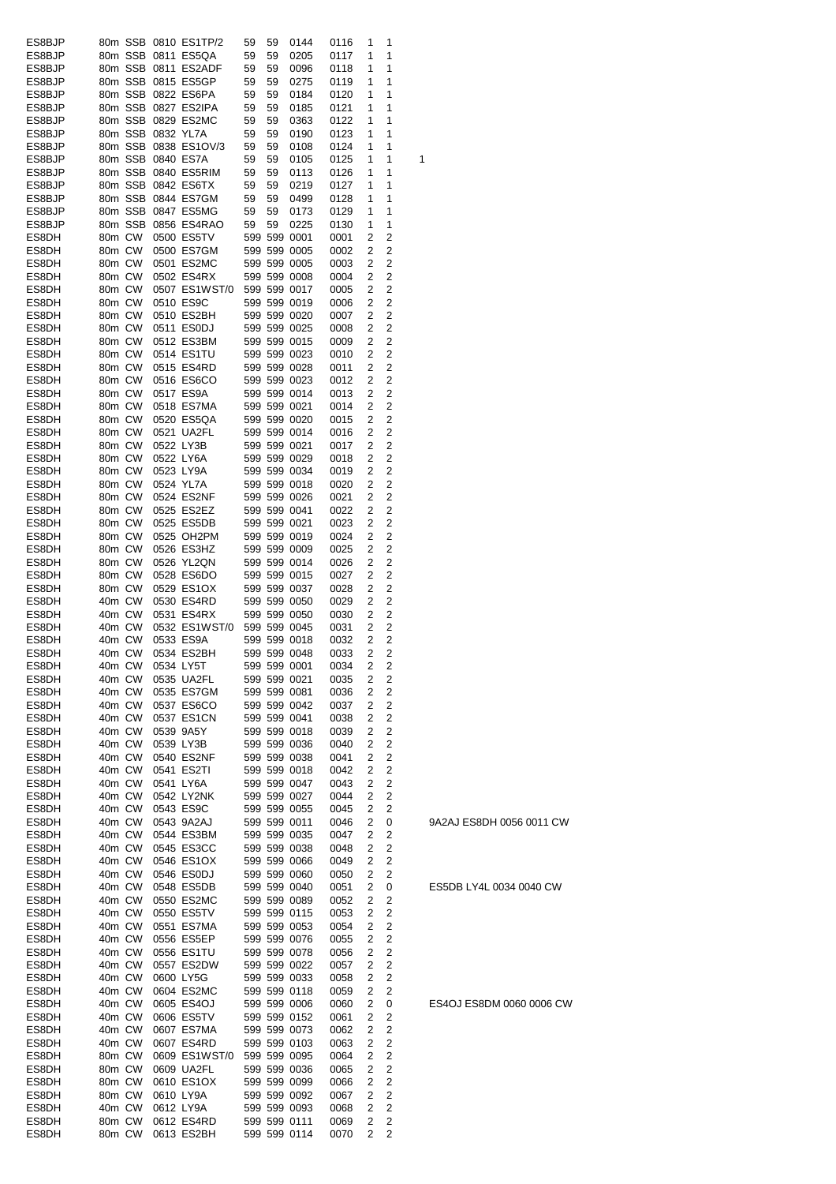| | | | | | | | | | | | | |
|---|---|---|---|---|---|---|---|---|---|---|---|---|
| ES8BJP | 80m | SSB | 0810 | ES1TP/2 | 59 | 59 | 0144 | 0116 | 1 | 1 | | |
| ES8BJP | 80m | SSB | 0811 | ES5QA | 59 | 59 | 0205 | 0117 | 1 | 1 | | |
| ES8BJP | 80m | SSB | 0811 | ES2ADF | 59 | 59 | 0096 | 0118 | 1 | 1 | | |
| ES8BJP | 80m | SSB | 0815 | ES5GP | 59 | 59 | 0275 | 0119 | 1 | 1 | | |
| ES8BJP | 80m | SSB | 0822 | ES6PA | 59 | 59 | 0184 | 0120 | 1 | 1 | | |
| ES8BJP | 80m | SSB | 0827 | ES2IPA | 59 | 59 | 0185 | 0121 | 1 | 1 | | |
| ES8BJP | 80m | SSB | 0829 | ES2MC | 59 | 59 | 0363 | 0122 | 1 | 1 | | |
| ES8BJP | 80m | SSB | 0832 | YL7A | 59 | 59 | 0190 | 0123 | 1 | 1 | | |
| ES8BJP | 80m | SSB | 0838 | ES1OV/3 | 59 | 59 | 0108 | 0124 | 1 | 1 | | |
| ES8BJP | 80m | SSB | 0840 | ES7A | 59 | 59 | 0105 | 0125 | 1 | 1 | 1 | |
| ES8BJP | 80m | SSB | 0840 | ES5RIM | 59 | 59 | 0113 | 0126 | 1 | 1 | | |
| ES8BJP | 80m | SSB | 0842 | ES6TX | 59 | 59 | 0219 | 0127 | 1 | 1 | | |
| ES8BJP | 80m | SSB | 0844 | ES7GM | 59 | 59 | 0499 | 0128 | 1 | 1 | | |
| ES8BJP | 80m | SSB | 0847 | ES5MG | 59 | 59 | 0173 | 0129 | 1 | 1 | | |
| ES8BJP | 80m | SSB | 0856 | ES4RAO | 59 | 59 | 0225 | 0130 | 1 | 1 | | |
| ES8DH | 80m | CW | 0500 | ES5TV | 599 | 599 | 0001 | 0001 | 2 | 2 | | |
| ES8DH | 80m | CW | 0500 | ES7GM | 599 | 599 | 0005 | 0002 | 2 | 2 | | |
| ES8DH | 80m | CW | 0501 | ES2MC | 599 | 599 | 0005 | 0003 | 2 | 2 | | |
| ES8DH | 80m | CW | 0502 | ES4RX | 599 | 599 | 0008 | 0004 | 2 | 2 | | |
| ES8DH | 80m | CW | 0507 | ES1WST/0 | 599 | 599 | 0017 | 0005 | 2 | 2 | | |
| ES8DH | 80m | CW | 0510 | ES9C | 599 | 599 | 0019 | 0006 | 2 | 2 | | |
| ES8DH | 80m | CW | 0510 | ES2BH | 599 | 599 | 0020 | 0007 | 2 | 2 | | |
| ES8DH | 80m | CW | 0511 | ES0DJ | 599 | 599 | 0025 | 0008 | 2 | 2 | | |
| ES8DH | 80m | CW | 0512 | ES3BM | 599 | 599 | 0015 | 0009 | 2 | 2 | | |
| ES8DH | 80m | CW | 0514 | ES1TU | 599 | 599 | 0023 | 0010 | 2 | 2 | | |
| ES8DH | 80m | CW | 0515 | ES4RD | 599 | 599 | 0028 | 0011 | 2 | 2 | | |
| ES8DH | 80m | CW | 0516 | ES6CO | 599 | 599 | 0023 | 0012 | 2 | 2 | | |
| ES8DH | 80m | CW | 0517 | ES9A | 599 | 599 | 0014 | 0013 | 2 | 2 | | |
| ES8DH | 80m | CW | 0518 | ES7MA | 599 | 599 | 0021 | 0014 | 2 | 2 | | |
| ES8DH | 80m | CW | 0520 | ES5QA | 599 | 599 | 0020 | 0015 | 2 | 2 | | |
| ES8DH | 80m | CW | 0521 | UA2FL | 599 | 599 | 0014 | 0016 | 2 | 2 | | |
| ES8DH | 80m | CW | 0522 | LY3B | 599 | 599 | 0021 | 0017 | 2 | 2 | | |
| ES8DH | 80m | CW | 0522 | LY6A | 599 | 599 | 0029 | 0018 | 2 | 2 | | |
| ES8DH | 80m | CW | 0523 | LY9A | 599 | 599 | 0034 | 0019 | 2 | 2 | | |
| ES8DH | 80m | CW | 0524 | YL7A | 599 | 599 | 0018 | 0020 | 2 | 2 | | |
| ES8DH | 80m | CW | 0524 | ES2NF | 599 | 599 | 0026 | 0021 | 2 | 2 | | |
| ES8DH | 80m | CW | 0525 | ES2EZ | 599 | 599 | 0041 | 0022 | 2 | 2 | | |
| ES8DH | 80m | CW | 0525 | ES5DB | 599 | 599 | 0021 | 0023 | 2 | 2 | | |
| ES8DH | 80m | CW | 0525 | OH2PM | 599 | 599 | 0019 | 0024 | 2 | 2 | | |
| ES8DH | 80m | CW | 0526 | ES3HZ | 599 | 599 | 0009 | 0025 | 2 | 2 | | |
| ES8DH | 80m | CW | 0526 | YL2QN | 599 | 599 | 0014 | 0026 | 2 | 2 | | |
| ES8DH | 80m | CW | 0528 | ES6DO | 599 | 599 | 0015 | 0027 | 2 | 2 | | |
| ES8DH | 80m | CW | 0529 | ES1OX | 599 | 599 | 0037 | 0028 | 2 | 2 | | |
| ES8DH | 40m | CW | 0530 | ES4RD | 599 | 599 | 0050 | 0029 | 2 | 2 | | |
| ES8DH | 40m | CW | 0531 | ES4RX | 599 | 599 | 0050 | 0030 | 2 | 2 | | |
| ES8DH | 40m | CW | 0532 | ES1WST/0 | 599 | 599 | 0045 | 0031 | 2 | 2 | | |
| ES8DH | 40m | CW | 0533 | ES9A | 599 | 599 | 0018 | 0032 | 2 | 2 | | |
| ES8DH | 40m | CW | 0534 | ES2BH | 599 | 599 | 0048 | 0033 | 2 | 2 | | |
| ES8DH | 40m | CW | 0534 | LY5T | 599 | 599 | 0001 | 0034 | 2 | 2 | | |
| ES8DH | 40m | CW | 0535 | UA2FL | 599 | 599 | 0021 | 0035 | 2 | 2 | | |
| ES8DH | 40m | CW | 0535 | ES7GM | 599 | 599 | 0081 | 0036 | 2 | 2 | | |
| ES8DH | 40m | CW | 0537 | ES6CO | 599 | 599 | 0042 | 0037 | 2 | 2 | | |
| ES8DH | 40m | CW | 0537 | ES1CN | 599 | 599 | 0041 | 0038 | 2 | 2 | | |
| ES8DH | 40m | CW | 0539 | 9A5Y | 599 | 599 | 0018 | 0039 | 2 | 2 | | |
| ES8DH | 40m | CW | 0539 | LY3B | 599 | 599 | 0036 | 0040 | 2 | 2 | | |
| ES8DH | 40m | CW | 0540 | ES2NF | 599 | 599 | 0038 | 0041 | 2 | 2 | | |
| ES8DH | 40m | CW | 0541 | ES2TI | 599 | 599 | 0018 | 0042 | 2 | 2 | | |
| ES8DH | 40m | CW | 0541 | LY6A | 599 | 599 | 0047 | 0043 | 2 | 2 | | |
| ES8DH | 40m | CW | 0542 | LY2NK | 599 | 599 | 0027 | 0044 | 2 | 2 | | |
| ES8DH | 40m | CW | 0543 | ES9C | 599 | 599 | 0055 | 0045 | 2 | 2 | | |
| ES8DH | 40m | CW | 0543 | 9A2AJ | 599 | 599 | 0011 | 0046 | 2 | 0 | | 9A2AJ ES8DH 0056 0011 CW |
| ES8DH | 40m | CW | 0544 | ES3BM | 599 | 599 | 0035 | 0047 | 2 | 2 | | |
| ES8DH | 40m | CW | 0545 | ES3CC | 599 | 599 | 0038 | 0048 | 2 | 2 | | |
| ES8DH | 40m | CW | 0546 | ES1OX | 599 | 599 | 0066 | 0049 | 2 | 2 | | |
| ES8DH | 40m | CW | 0546 | ES0DJ | 599 | 599 | 0060 | 0050 | 2 | 2 | | |
| ES8DH | 40m | CW | 0548 | ES5DB | 599 | 599 | 0040 | 0051 | 2 | 0 | | ES5DB LY4L 0034 0040 CW |
| ES8DH | 40m | CW | 0550 | ES2MC | 599 | 599 | 0089 | 0052 | 2 | 2 | | |
| ES8DH | 40m | CW | 0550 | ES5TV | 599 | 599 | 0115 | 0053 | 2 | 2 | | |
| ES8DH | 40m | CW | 0551 | ES7MA | 599 | 599 | 0053 | 0054 | 2 | 2 | | |
| ES8DH | 40m | CW | 0556 | ES5EP | 599 | 599 | 0076 | 0055 | 2 | 2 | | |
| ES8DH | 40m | CW | 0556 | ES1TU | 599 | 599 | 0078 | 0056 | 2 | 2 | | |
| ES8DH | 40m | CW | 0557 | ES2DW | 599 | 599 | 0022 | 0057 | 2 | 2 | | |
| ES8DH | 40m | CW | 0600 | LY5G | 599 | 599 | 0033 | 0058 | 2 | 2 | | |
| ES8DH | 40m | CW | 0604 | ES2MC | 599 | 599 | 0118 | 0059 | 2 | 2 | | |
| ES8DH | 40m | CW | 0605 | ES4OJ | 599 | 599 | 0006 | 0060 | 2 | 0 | | ES4OJ ES8DM 0060 0006 CW |
| ES8DH | 40m | CW | 0606 | ES5TV | 599 | 599 | 0152 | 0061 | 2 | 2 | | |
| ES8DH | 40m | CW | 0607 | ES7MA | 599 | 599 | 0073 | 0062 | 2 | 2 | | |
| ES8DH | 40m | CW | 0607 | ES4RD | 599 | 599 | 0103 | 0063 | 2 | 2 | | |
| ES8DH | 80m | CW | 0609 | ES1WST/0 | 599 | 599 | 0095 | 0064 | 2 | 2 | | |
| ES8DH | 80m | CW | 0609 | UA2FL | 599 | 599 | 0036 | 0065 | 2 | 2 | | |
| ES8DH | 80m | CW | 0610 | ES1OX | 599 | 599 | 0099 | 0066 | 2 | 2 | | |
| ES8DH | 80m | CW | 0610 | LY9A | 599 | 599 | 0092 | 0067 | 2 | 2 | | |
| ES8DH | 40m | CW | 0612 | LY9A | 599 | 599 | 0093 | 0068 | 2 | 2 | | |
| ES8DH | 80m | CW | 0612 | ES4RD | 599 | 599 | 0111 | 0069 | 2 | 2 | | |
| ES8DH | 80m | CW | 0613 | ES2BH | 599 | 599 | 0114 | 0070 | 2 | 2 | | |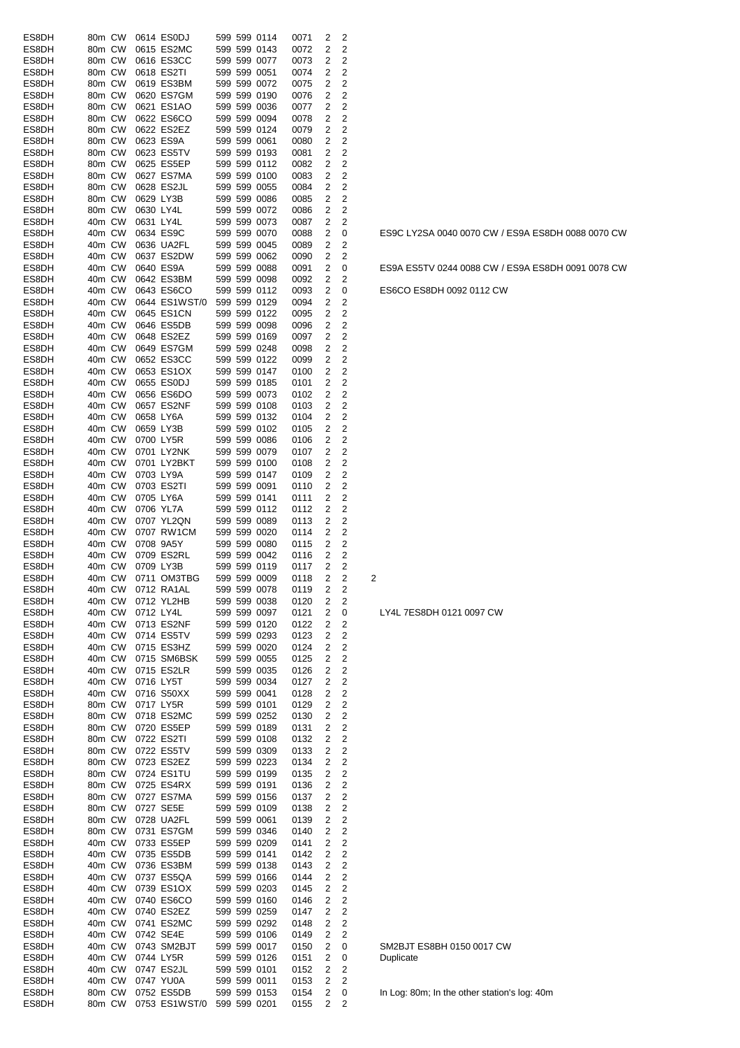| Call | Band | Mode | Time | Worked | RST Sent | RST Rcvd | Exch Rcvd | Exch Sent | Pts | Status | Extra | Notes |
|---|---|---|---|---|---|---|---|---|---|---|---|---|
| ES8DH | 80m | CW | 0614 | ES0DJ | 599 | 599 | 0114 | 0071 | 2 | 2 | | |
| ES8DH | 80m | CW | 0615 | ES2MC | 599 | 599 | 0143 | 0072 | 2 | 2 | | |
| ES8DH | 80m | CW | 0616 | ES3CC | 599 | 599 | 0077 | 0073 | 2 | 2 | | |
| ES8DH | 80m | CW | 0618 | ES2TI | 599 | 599 | 0051 | 0074 | 2 | 2 | | |
| ES8DH | 80m | CW | 0619 | ES3BM | 599 | 599 | 0072 | 0075 | 2 | 2 | | |
| ES8DH | 80m | CW | 0620 | ES7GM | 599 | 599 | 0190 | 0076 | 2 | 2 | | |
| ES8DH | 80m | CW | 0621 | ES1AO | 599 | 599 | 0036 | 0077 | 2 | 2 | | |
| ES8DH | 80m | CW | 0622 | ES6CO | 599 | 599 | 0094 | 0078 | 2 | 2 | | |
| ES8DH | 80m | CW | 0622 | ES2EZ | 599 | 599 | 0124 | 0079 | 2 | 2 | | |
| ES8DH | 80m | CW | 0623 | ES9A | 599 | 599 | 0061 | 0080 | 2 | 2 | | |
| ES8DH | 80m | CW | 0623 | ES5TV | 599 | 599 | 0193 | 0081 | 2 | 2 | | |
| ES8DH | 80m | CW | 0625 | ES5EP | 599 | 599 | 0112 | 0082 | 2 | 2 | | |
| ES8DH | 80m | CW | 0627 | ES7MA | 599 | 599 | 0100 | 0083 | 2 | 2 | | |
| ES8DH | 80m | CW | 0628 | ES2JL | 599 | 599 | 0055 | 0084 | 2 | 2 | | |
| ES8DH | 80m | CW | 0629 | LY3B | 599 | 599 | 0086 | 0085 | 2 | 2 | | |
| ES8DH | 80m | CW | 0630 | LY4L | 599 | 599 | 0072 | 0086 | 2 | 2 | | |
| ES8DH | 40m | CW | 0631 | LY4L | 599 | 599 | 0073 | 0087 | 2 | 2 | | |
| ES8DH | 40m | CW | 0634 | ES9C | 599 | 599 | 0070 | 0088 | 2 | 0 | | ES9C LY2SA 0040 0070 CW / ES9A ES8DH 0088 0070 CW |
| ES8DH | 40m | CW | 0636 | UA2FL | 599 | 599 | 0045 | 0089 | 2 | 2 | | |
| ES8DH | 40m | CW | 0637 | ES2DW | 599 | 599 | 0062 | 0090 | 2 | 2 | | |
| ES8DH | 40m | CW | 0640 | ES9A | 599 | 599 | 0088 | 0091 | 2 | 0 | | ES9A ES5TV 0244 0088 CW / ES9A ES8DH 0091 0078 CW |
| ES8DH | 40m | CW | 0642 | ES3BM | 599 | 599 | 0098 | 0092 | 2 | 2 | | |
| ES8DH | 40m | CW | 0643 | ES6CO | 599 | 599 | 0112 | 0093 | 2 | 0 | | ES6CO ES8DH 0092 0112 CW |
| ES8DH | 40m | CW | 0644 | ES1WST/0 | 599 | 599 | 0129 | 0094 | 2 | 2 | | |
| ES8DH | 40m | CW | 0645 | ES1CN | 599 | 599 | 0122 | 0095 | 2 | 2 | | |
| ES8DH | 40m | CW | 0646 | ES5DB | 599 | 599 | 0098 | 0096 | 2 | 2 | | |
| ES8DH | 40m | CW | 0648 | ES2EZ | 599 | 599 | 0169 | 0097 | 2 | 2 | | |
| ES8DH | 40m | CW | 0649 | ES7GM | 599 | 599 | 0248 | 0098 | 2 | 2 | | |
| ES8DH | 40m | CW | 0652 | ES3CC | 599 | 599 | 0122 | 0099 | 2 | 2 | | |
| ES8DH | 40m | CW | 0653 | ES1OX | 599 | 599 | 0147 | 0100 | 2 | 2 | | |
| ES8DH | 40m | CW | 0655 | ES0DJ | 599 | 599 | 0185 | 0101 | 2 | 2 | | |
| ES8DH | 40m | CW | 0656 | ES6DO | 599 | 599 | 0073 | 0102 | 2 | 2 | | |
| ES8DH | 40m | CW | 0657 | ES2NF | 599 | 599 | 0108 | 0103 | 2 | 2 | | |
| ES8DH | 40m | CW | 0658 | LY6A | 599 | 599 | 0132 | 0104 | 2 | 2 | | |
| ES8DH | 40m | CW | 0659 | LY3B | 599 | 599 | 0102 | 0105 | 2 | 2 | | |
| ES8DH | 40m | CW | 0700 | LY5R | 599 | 599 | 0086 | 0106 | 2 | 2 | | |
| ES8DH | 40m | CW | 0701 | LY2NK | 599 | 599 | 0079 | 0107 | 2 | 2 | | |
| ES8DH | 40m | CW | 0701 | LY2BKT | 599 | 599 | 0100 | 0108 | 2 | 2 | | |
| ES8DH | 40m | CW | 0703 | LY9A | 599 | 599 | 0147 | 0109 | 2 | 2 | | |
| ES8DH | 40m | CW | 0703 | ES2TI | 599 | 599 | 0091 | 0110 | 2 | 2 | | |
| ES8DH | 40m | CW | 0705 | LY6A | 599 | 599 | 0141 | 0111 | 2 | 2 | | |
| ES8DH | 40m | CW | 0706 | YL7A | 599 | 599 | 0112 | 0112 | 2 | 2 | | |
| ES8DH | 40m | CW | 0707 | YL2QN | 599 | 599 | 0089 | 0113 | 2 | 2 | | |
| ES8DH | 40m | CW | 0707 | RW1CM | 599 | 599 | 0020 | 0114 | 2 | 2 | | |
| ES8DH | 40m | CW | 0708 | 9A5Y | 599 | 599 | 0080 | 0115 | 2 | 2 | | |
| ES8DH | 40m | CW | 0709 | ES2RL | 599 | 599 | 0042 | 0116 | 2 | 2 | | |
| ES8DH | 40m | CW | 0709 | LY3B | 599 | 599 | 0119 | 0117 | 2 | 2 | | |
| ES8DH | 40m | CW | 0711 | OM3TBG | 599 | 599 | 0009 | 0118 | 2 | 2 | 2 | |
| ES8DH | 40m | CW | 0712 | RA1AL | 599 | 599 | 0078 | 0119 | 2 | 2 | | |
| ES8DH | 40m | CW | 0712 | YL2HB | 599 | 599 | 0038 | 0120 | 2 | 2 | | |
| ES8DH | 40m | CW | 0712 | LY4L | 599 | 599 | 0097 | 0121 | 2 | 0 | | LY4L 7ES8DH 0121 0097 CW |
| ES8DH | 40m | CW | 0713 | ES2NF | 599 | 599 | 0120 | 0122 | 2 | 2 | | |
| ES8DH | 40m | CW | 0714 | ES5TV | 599 | 599 | 0293 | 0123 | 2 | 2 | | |
| ES8DH | 40m | CW | 0715 | ES3HZ | 599 | 599 | 0020 | 0124 | 2 | 2 | | |
| ES8DH | 40m | CW | 0715 | SM6BSK | 599 | 599 | 0055 | 0125 | 2 | 2 | | |
| ES8DH | 40m | CW | 0715 | ES2LR | 599 | 599 | 0035 | 0126 | 2 | 2 | | |
| ES8DH | 40m | CW | 0716 | LY5T | 599 | 599 | 0034 | 0127 | 2 | 2 | | |
| ES8DH | 40m | CW | 0716 | S50XX | 599 | 599 | 0041 | 0128 | 2 | 2 | | |
| ES8DH | 80m | CW | 0717 | LY5R | 599 | 599 | 0101 | 0129 | 2 | 2 | | |
| ES8DH | 80m | CW | 0718 | ES2MC | 599 | 599 | 0252 | 0130 | 2 | 2 | | |
| ES8DH | 80m | CW | 0720 | ES5EP | 599 | 599 | 0189 | 0131 | 2 | 2 | | |
| ES8DH | 80m | CW | 0722 | ES2TI | 599 | 599 | 0108 | 0132 | 2 | 2 | | |
| ES8DH | 80m | CW | 0722 | ES5TV | 599 | 599 | 0309 | 0133 | 2 | 2 | | |
| ES8DH | 80m | CW | 0723 | ES2EZ | 599 | 599 | 0223 | 0134 | 2 | 2 | | |
| ES8DH | 80m | CW | 0724 | ES1TU | 599 | 599 | 0199 | 0135 | 2 | 2 | | |
| ES8DH | 80m | CW | 0725 | ES4RX | 599 | 599 | 0191 | 0136 | 2 | 2 | | |
| ES8DH | 80m | CW | 0727 | ES7MA | 599 | 599 | 0156 | 0137 | 2 | 2 | | |
| ES8DH | 80m | CW | 0727 | SE5E | 599 | 599 | 0109 | 0138 | 2 | 2 | | |
| ES8DH | 80m | CW | 0728 | UA2FL | 599 | 599 | 0061 | 0139 | 2 | 2 | | |
| ES8DH | 80m | CW | 0731 | ES7GM | 599 | 599 | 0346 | 0140 | 2 | 2 | | |
| ES8DH | 40m | CW | 0733 | ES5EP | 599 | 599 | 0209 | 0141 | 2 | 2 | | |
| ES8DH | 40m | CW | 0735 | ES5DB | 599 | 599 | 0141 | 0142 | 2 | 2 | | |
| ES8DH | 40m | CW | 0736 | ES3BM | 599 | 599 | 0138 | 0143 | 2 | 2 | | |
| ES8DH | 40m | CW | 0737 | ES5QA | 599 | 599 | 0166 | 0144 | 2 | 2 | | |
| ES8DH | 40m | CW | 0739 | ES1OX | 599 | 599 | 0203 | 0145 | 2 | 2 | | |
| ES8DH | 40m | CW | 0740 | ES6CO | 599 | 599 | 0160 | 0146 | 2 | 2 | | |
| ES8DH | 40m | CW | 0740 | ES2EZ | 599 | 599 | 0259 | 0147 | 2 | 2 | | |
| ES8DH | 40m | CW | 0741 | ES2MC | 599 | 599 | 0292 | 0148 | 2 | 2 | | |
| ES8DH | 40m | CW | 0742 | SE4E | 599 | 599 | 0106 | 0149 | 2 | 2 | | |
| ES8DH | 40m | CW | 0743 | SM2BJT | 599 | 599 | 0017 | 0150 | 2 | 0 | | SM2BJT ES8BH 0150 0017 CW |
| ES8DH | 40m | CW | 0744 | LY5R | 599 | 599 | 0126 | 0151 | 2 | 0 | | Duplicate |
| ES8DH | 40m | CW | 0747 | ES2JL | 599 | 599 | 0101 | 0152 | 2 | 2 | | |
| ES8DH | 40m | CW | 0747 | YU0A | 599 | 599 | 0011 | 0153 | 2 | 2 | | |
| ES8DH | 80m | CW | 0752 | ES5DB | 599 | 599 | 0153 | 0154 | 2 | 0 | | In Log: 80m; In the other station's log: 40m |
| ES8DH | 80m | CW | 0753 | ES1WST/0 | 599 | 599 | 0201 | 0155 | 2 | 2 | | |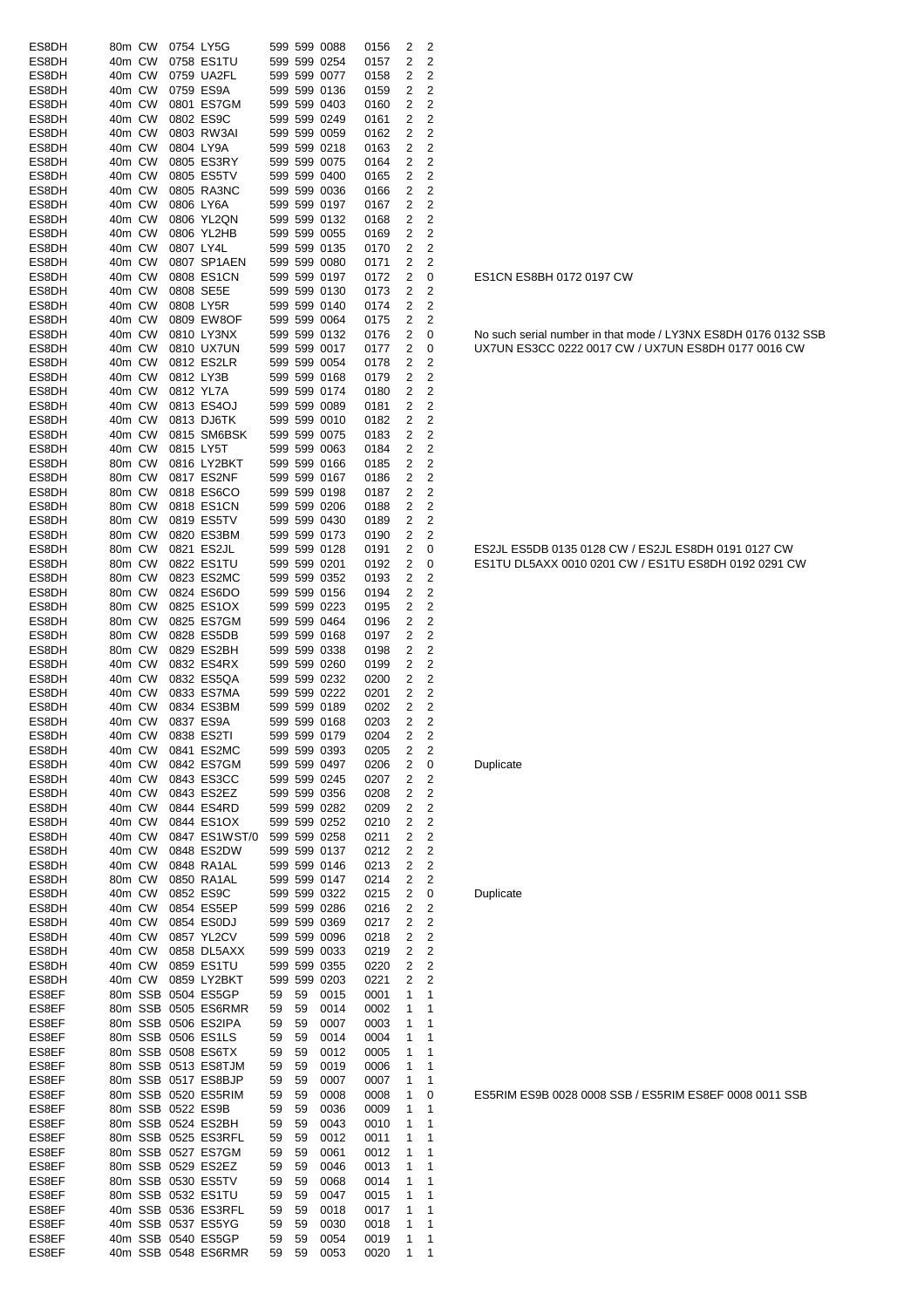| | | | | | | | | | | | |
|---|---|---|---|---|---|---|---|---|---|---|---|
| ES8DH | 80m | CW | 0754 | LY5G | 599 | 599 | 0088 | 0156 | 2 | 2 | |
| ES8DH | 40m | CW | 0758 | ES1TU | 599 | 599 | 0254 | 0157 | 2 | 2 | |
| ES8DH | 40m | CW | 0759 | UA2FL | 599 | 599 | 0077 | 0158 | 2 | 2 | |
| ES8DH | 40m | CW | 0759 | ES9A | 599 | 599 | 0136 | 0159 | 2 | 2 | |
| ES8DH | 40m | CW | 0801 | ES7GM | 599 | 599 | 0403 | 0160 | 2 | 2 | |
| ES8DH | 40m | CW | 0802 | ES9C | 599 | 599 | 0249 | 0161 | 2 | 2 | |
| ES8DH | 40m | CW | 0803 | RW3AI | 599 | 599 | 0059 | 0162 | 2 | 2 | |
| ES8DH | 40m | CW | 0804 | LY9A | 599 | 599 | 0218 | 0163 | 2 | 2 | |
| ES8DH | 40m | CW | 0805 | ES3RY | 599 | 599 | 0075 | 0164 | 2 | 2 | |
| ES8DH | 40m | CW | 0805 | ES5TV | 599 | 599 | 0400 | 0165 | 2 | 2 | |
| ES8DH | 40m | CW | 0805 | RA3NC | 599 | 599 | 0036 | 0166 | 2 | 2 | |
| ES8DH | 40m | CW | 0806 | LY6A | 599 | 599 | 0197 | 0167 | 2 | 2 | |
| ES8DH | 40m | CW | 0806 | YL2QN | 599 | 599 | 0132 | 0168 | 2 | 2 | |
| ES8DH | 40m | CW | 0806 | YL2HB | 599 | 599 | 0055 | 0169 | 2 | 2 | |
| ES8DH | 40m | CW | 0807 | LY4L | 599 | 599 | 0135 | 0170 | 2 | 2 | |
| ES8DH | 40m | CW | 0807 | SP1AEN | 599 | 599 | 0080 | 0171 | 2 | 2 | |
| ES8DH | 40m | CW | 0808 | ES1CN | 599 | 599 | 0197 | 0172 | 2 | 0 | ES1CN ES8BH 0172 0197 CW |
| ES8DH | 40m | CW | 0808 | SE5E | 599 | 599 | 0130 | 0173 | 2 | 2 | |
| ES8DH | 40m | CW | 0808 | LY5R | 599 | 599 | 0140 | 0174 | 2 | 2 | |
| ES8DH | 40m | CW | 0809 | EW8OF | 599 | 599 | 0064 | 0175 | 2 | 2 | |
| ES8DH | 40m | CW | 0810 | LY3NX | 599 | 599 | 0132 | 0176 | 2 | 0 | No such serial number in that mode / LY3NX ES8DH 0176 0132 SSB |
| ES8DH | 40m | CW | 0810 | UX7UN | 599 | 599 | 0017 | 0177 | 2 | 0 | UX7UN ES3CC 0222 0017 CW / UX7UN ES8DH 0177 0016 CW |
| ES8DH | 40m | CW | 0812 | ES2LR | 599 | 599 | 0054 | 0178 | 2 | 2 | |
| ES8DH | 40m | CW | 0812 | LY3B | 599 | 599 | 0168 | 0179 | 2 | 2 | |
| ES8DH | 40m | CW | 0812 | YL7A | 599 | 599 | 0174 | 0180 | 2 | 2 | |
| ES8DH | 40m | CW | 0813 | ES4OJ | 599 | 599 | 0089 | 0181 | 2 | 2 | |
| ES8DH | 40m | CW | 0813 | DJ6TK | 599 | 599 | 0010 | 0182 | 2 | 2 | |
| ES8DH | 40m | CW | 0815 | SM6BSK | 599 | 599 | 0075 | 0183 | 2 | 2 | |
| ES8DH | 40m | CW | 0815 | LY5T | 599 | 599 | 0063 | 0184 | 2 | 2 | |
| ES8DH | 80m | CW | 0816 | LY2BKT | 599 | 599 | 0166 | 0185 | 2 | 2 | |
| ES8DH | 80m | CW | 0817 | ES2NF | 599 | 599 | 0167 | 0186 | 2 | 2 | |
| ES8DH | 80m | CW | 0818 | ES6CO | 599 | 599 | 0198 | 0187 | 2 | 2 | |
| ES8DH | 80m | CW | 0818 | ES1CN | 599 | 599 | 0206 | 0188 | 2 | 2 | |
| ES8DH | 80m | CW | 0819 | ES5TV | 599 | 599 | 0430 | 0189 | 2 | 2 | |
| ES8DH | 80m | CW | 0820 | ES3BM | 599 | 599 | 0173 | 0190 | 2 | 2 | |
| ES8DH | 80m | CW | 0821 | ES2JL | 599 | 599 | 0128 | 0191 | 2 | 0 | ES2JL ES5DB 0135 0128 CW / ES2JL ES8DH 0191 0127 CW |
| ES8DH | 80m | CW | 0822 | ES1TU | 599 | 599 | 0201 | 0192 | 2 | 0 | ES1TU DL5AXX 0010 0201 CW / ES1TU ES8DH 0192 0291 CW |
| ES8DH | 80m | CW | 0823 | ES2MC | 599 | 599 | 0352 | 0193 | 2 | 2 | |
| ES8DH | 80m | CW | 0824 | ES6DO | 599 | 599 | 0156 | 0194 | 2 | 2 | |
| ES8DH | 80m | CW | 0825 | ES1OX | 599 | 599 | 0223 | 0195 | 2 | 2 | |
| ES8DH | 80m | CW | 0825 | ES7GM | 599 | 599 | 0464 | 0196 | 2 | 2 | |
| ES8DH | 80m | CW | 0828 | ES5DB | 599 | 599 | 0168 | 0197 | 2 | 2 | |
| ES8DH | 80m | CW | 0829 | ES2BH | 599 | 599 | 0338 | 0198 | 2 | 2 | |
| ES8DH | 40m | CW | 0832 | ES4RX | 599 | 599 | 0260 | 0199 | 2 | 2 | |
| ES8DH | 40m | CW | 0832 | ES5QA | 599 | 599 | 0232 | 0200 | 2 | 2 | |
| ES8DH | 40m | CW | 0833 | ES7MA | 599 | 599 | 0222 | 0201 | 2 | 2 | |
| ES8DH | 40m | CW | 0834 | ES3BM | 599 | 599 | 0189 | 0202 | 2 | 2 | |
| ES8DH | 40m | CW | 0837 | ES9A | 599 | 599 | 0168 | 0203 | 2 | 2 | |
| ES8DH | 40m | CW | 0838 | ES2TI | 599 | 599 | 0179 | 0204 | 2 | 2 | |
| ES8DH | 40m | CW | 0841 | ES2MC | 599 | 599 | 0393 | 0205 | 2 | 2 | |
| ES8DH | 40m | CW | 0842 | ES7GM | 599 | 599 | 0497 | 0206 | 2 | 0 | Duplicate |
| ES8DH | 40m | CW | 0843 | ES3CC | 599 | 599 | 0245 | 0207 | 2 | 2 | |
| ES8DH | 40m | CW | 0843 | ES2EZ | 599 | 599 | 0356 | 0208 | 2 | 2 | |
| ES8DH | 40m | CW | 0844 | ES4RD | 599 | 599 | 0282 | 0209 | 2 | 2 | |
| ES8DH | 40m | CW | 0844 | ES1OX | 599 | 599 | 0252 | 0210 | 2 | 2 | |
| ES8DH | 40m | CW | 0847 | ES1WST/0 | 599 | 599 | 0258 | 0211 | 2 | 2 | |
| ES8DH | 40m | CW | 0848 | ES2DW | 599 | 599 | 0137 | 0212 | 2 | 2 | |
| ES8DH | 40m | CW | 0848 | RA1AL | 599 | 599 | 0146 | 0213 | 2 | 2 | |
| ES8DH | 80m | CW | 0850 | RA1AL | 599 | 599 | 0147 | 0214 | 2 | 2 | |
| ES8DH | 40m | CW | 0852 | ES9C | 599 | 599 | 0322 | 0215 | 2 | 0 | Duplicate |
| ES8DH | 40m | CW | 0854 | ES5EP | 599 | 599 | 0286 | 0216 | 2 | 2 | |
| ES8DH | 40m | CW | 0854 | ES0DJ | 599 | 599 | 0369 | 0217 | 2 | 2 | |
| ES8DH | 40m | CW | 0857 | YL2CV | 599 | 599 | 0096 | 0218 | 2 | 2 | |
| ES8DH | 40m | CW | 0858 | DL5AXX | 599 | 599 | 0033 | 0219 | 2 | 2 | |
| ES8DH | 40m | CW | 0859 | ES1TU | 599 | 599 | 0355 | 0220 | 2 | 2 | |
| ES8DH | 40m | CW | 0859 | LY2BKT | 599 | 599 | 0203 | 0221 | 2 | 2 | |
| ES8EF | 80m | SSB | 0504 | ES5GP | 59 | 59 | 0015 | 0001 | 1 | 1 | |
| ES8EF | 80m | SSB | 0505 | ES6RMR | 59 | 59 | 0014 | 0002 | 1 | 1 | |
| ES8EF | 80m | SSB | 0506 | ES2IPA | 59 | 59 | 0007 | 0003 | 1 | 1 | |
| ES8EF | 80m | SSB | 0506 | ES1LS | 59 | 59 | 0014 | 0004 | 1 | 1 | |
| ES8EF | 80m | SSB | 0508 | ES6TX | 59 | 59 | 0012 | 0005 | 1 | 1 | |
| ES8EF | 80m | SSB | 0513 | ES8TJM | 59 | 59 | 0019 | 0006 | 1 | 1 | |
| ES8EF | 80m | SSB | 0517 | ES8BJP | 59 | 59 | 0007 | 0007 | 1 | 1 | |
| ES8EF | 80m | SSB | 0520 | ES5RIM | 59 | 59 | 0008 | 0008 | 1 | 0 | ES5RIM ES9B 0028 0008 SSB / ES5RIM ES8EF 0008 0011 SSB |
| ES8EF | 80m | SSB | 0522 | ES9B | 59 | 59 | 0036 | 0009 | 1 | 1 | |
| ES8EF | 80m | SSB | 0524 | ES2BH | 59 | 59 | 0043 | 0010 | 1 | 1 | |
| ES8EF | 80m | SSB | 0525 | ES3RFL | 59 | 59 | 0012 | 0011 | 1 | 1 | |
| ES8EF | 80m | SSB | 0527 | ES7GM | 59 | 59 | 0061 | 0012 | 1 | 1 | |
| ES8EF | 80m | SSB | 0529 | ES2EZ | 59 | 59 | 0046 | 0013 | 1 | 1 | |
| ES8EF | 80m | SSB | 0530 | ES5TV | 59 | 59 | 0068 | 0014 | 1 | 1 | |
| ES8EF | 80m | SSB | 0532 | ES1TU | 59 | 59 | 0047 | 0015 | 1 | 1 | |
| ES8EF | 40m | SSB | 0536 | ES3RFL | 59 | 59 | 0018 | 0017 | 1 | 1 | |
| ES8EF | 40m | SSB | 0537 | ES5YG | 59 | 59 | 0030 | 0018 | 1 | 1 | |
| ES8EF | 40m | SSB | 0540 | ES5GP | 59 | 59 | 0054 | 0019 | 1 | 1 | |
| ES8EF | 40m | SSB | 0548 | ES6RMR | 59 | 59 | 0053 | 0020 | 1 | 1 | |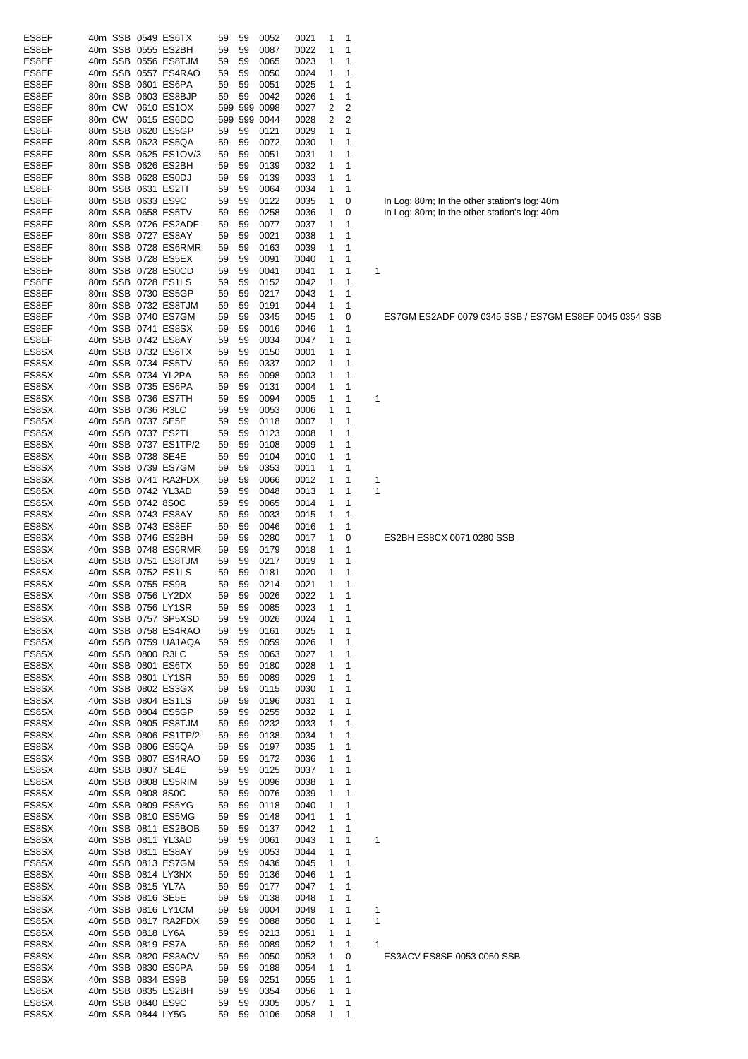| | | | | | | | | | | | | |
|---|---|---|---|---|---|---|---|---|---|---|---|---|
| ES8EF | 40m | SSB | 0549 | ES6TX | 59 | 59 | 0052 | 0021 | 1 | 1 | | |
| ES8EF | 40m | SSB | 0555 | ES2BH | 59 | 59 | 0087 | 0022 | 1 | 1 | | |
| ES8EF | 40m | SSB | 0556 | ES8TJM | 59 | 59 | 0065 | 0023 | 1 | 1 | | |
| ES8EF | 40m | SSB | 0557 | ES4RAO | 59 | 59 | 0050 | 0024 | 1 | 1 | | |
| ES8EF | 80m | SSB | 0601 | ES6PA | 59 | 59 | 0051 | 0025 | 1 | 1 | | |
| ES8EF | 80m | SSB | 0603 | ES8BJP | 59 | 59 | 0042 | 0026 | 1 | 1 | | |
| ES8EF | 80m | CW | 0610 | ES1OX | 599 | 599 | 0098 | 0027 | 2 | 2 | | |
| ES8EF | 80m | CW | 0615 | ES6DO | 599 | 599 | 0044 | 0028 | 2 | 2 | | |
| ES8EF | 80m | SSB | 0620 | ES5GP | 59 | 59 | 0121 | 0029 | 1 | 1 | | |
| ES8EF | 80m | SSB | 0623 | ES5QA | 59 | 59 | 0072 | 0030 | 1 | 1 | | |
| ES8EF | 80m | SSB | 0625 | ES1OV/3 | 59 | 59 | 0051 | 0031 | 1 | 1 | | |
| ES8EF | 80m | SSB | 0626 | ES2BH | 59 | 59 | 0139 | 0032 | 1 | 1 | | |
| ES8EF | 80m | SSB | 0628 | ES0DJ | 59 | 59 | 0139 | 0033 | 1 | 1 | | |
| ES8EF | 80m | SSB | 0631 | ES2TI | 59 | 59 | 0064 | 0034 | 1 | 1 | | |
| ES8EF | 80m | SSB | 0633 | ES9C | 59 | 59 | 0122 | 0035 | 1 | 0 | | In Log: 80m; In the other station's log: 40m |
| ES8EF | 80m | SSB | 0658 | ES5TV | 59 | 59 | 0258 | 0036 | 1 | 0 | | In Log: 80m; In the other station's log: 40m |
| ES8EF | 80m | SSB | 0726 | ES2ADF | 59 | 59 | 0077 | 0037 | 1 | 1 | | |
| ES8EF | 80m | SSB | 0727 | ES8AY | 59 | 59 | 0021 | 0038 | 1 | 1 | | |
| ES8EF | 80m | SSB | 0728 | ES6RMR | 59 | 59 | 0163 | 0039 | 1 | 1 | | |
| ES8EF | 80m | SSB | 0728 | ES5EX | 59 | 59 | 0091 | 0040 | 1 | 1 | | |
| ES8EF | 80m | SSB | 0728 | ES0CD | 59 | 59 | 0041 | 0041 | 1 | 1 | 1 | |
| ES8EF | 80m | SSB | 0728 | ES1LS | 59 | 59 | 0152 | 0042 | 1 | 1 | | |
| ES8EF | 80m | SSB | 0730 | ES5GP | 59 | 59 | 0217 | 0043 | 1 | 1 | | |
| ES8EF | 80m | SSB | 0732 | ES8TJM | 59 | 59 | 0191 | 0044 | 1 | 1 | | |
| ES8EF | 40m | SSB | 0740 | ES7GM | 59 | 59 | 0345 | 0045 | 1 | 0 | | ES7GM ES2ADF 0079 0345 SSB / ES7GM ES8EF 0045 0354 SSB |
| ES8EF | 40m | SSB | 0741 | ES8SX | 59 | 59 | 0016 | 0046 | 1 | 1 | | |
| ES8EF | 40m | SSB | 0742 | ES8AY | 59 | 59 | 0034 | 0047 | 1 | 1 | | |
| ES8SX | 40m | SSB | 0732 | ES6TX | 59 | 59 | 0150 | 0001 | 1 | 1 | | |
| ES8SX | 40m | SSB | 0734 | ES5TV | 59 | 59 | 0337 | 0002 | 1 | 1 | | |
| ES8SX | 40m | SSB | 0734 | YL2PA | 59 | 59 | 0098 | 0003 | 1 | 1 | | |
| ES8SX | 40m | SSB | 0735 | ES6PA | 59 | 59 | 0131 | 0004 | 1 | 1 | | |
| ES8SX | 40m | SSB | 0736 | ES7TH | 59 | 59 | 0094 | 0005 | 1 | 1 | 1 | |
| ES8SX | 40m | SSB | 0736 | R3LC | 59 | 59 | 0053 | 0006 | 1 | 1 | | |
| ES8SX | 40m | SSB | 0737 | SE5E | 59 | 59 | 0118 | 0007 | 1 | 1 | | |
| ES8SX | 40m | SSB | 0737 | ES2TI | 59 | 59 | 0123 | 0008 | 1 | 1 | | |
| ES8SX | 40m | SSB | 0737 | ES1TP/2 | 59 | 59 | 0108 | 0009 | 1 | 1 | | |
| ES8SX | 40m | SSB | 0738 | SE4E | 59 | 59 | 0104 | 0010 | 1 | 1 | | |
| ES8SX | 40m | SSB | 0739 | ES7GM | 59 | 59 | 0353 | 0011 | 1 | 1 | | |
| ES8SX | 40m | SSB | 0741 | RA2FDX | 59 | 59 | 0066 | 0012 | 1 | 1 | 1 | |
| ES8SX | 40m | SSB | 0742 | YL3AD | 59 | 59 | 0048 | 0013 | 1 | 1 | 1 | |
| ES8SX | 40m | SSB | 0742 | 8S0C | 59 | 59 | 0065 | 0014 | 1 | 1 | | |
| ES8SX | 40m | SSB | 0743 | ES8AY | 59 | 59 | 0033 | 0015 | 1 | 1 | | |
| ES8SX | 40m | SSB | 0743 | ES8EF | 59 | 59 | 0046 | 0016 | 1 | 1 | | |
| ES8SX | 40m | SSB | 0746 | ES2BH | 59 | 59 | 0280 | 0017 | 1 | 0 | | ES2BH ES8CX 0071 0280 SSB |
| ES8SX | 40m | SSB | 0748 | ES6RMR | 59 | 59 | 0179 | 0018 | 1 | 1 | | |
| ES8SX | 40m | SSB | 0751 | ES8TJM | 59 | 59 | 0217 | 0019 | 1 | 1 | | |
| ES8SX | 40m | SSB | 0752 | ES1LS | 59 | 59 | 0181 | 0020 | 1 | 1 | | |
| ES8SX | 40m | SSB | 0755 | ES9B | 59 | 59 | 0214 | 0021 | 1 | 1 | | |
| ES8SX | 40m | SSB | 0756 | LY2DX | 59 | 59 | 0026 | 0022 | 1 | 1 | | |
| ES8SX | 40m | SSB | 0756 | LY1SR | 59 | 59 | 0085 | 0023 | 1 | 1 | | |
| ES8SX | 40m | SSB | 0757 | SP5XSD | 59 | 59 | 0026 | 0024 | 1 | 1 | | |
| ES8SX | 40m | SSB | 0758 | ES4RAO | 59 | 59 | 0161 | 0025 | 1 | 1 | | |
| ES8SX | 40m | SSB | 0759 | UA1AQA | 59 | 59 | 0059 | 0026 | 1 | 1 | | |
| ES8SX | 40m | SSB | 0800 | R3LC | 59 | 59 | 0063 | 0027 | 1 | 1 | | |
| ES8SX | 40m | SSB | 0801 | ES6TX | 59 | 59 | 0180 | 0028 | 1 | 1 | | |
| ES8SX | 40m | SSB | 0801 | LY1SR | 59 | 59 | 0089 | 0029 | 1 | 1 | | |
| ES8SX | 40m | SSB | 0802 | ES3GX | 59 | 59 | 0115 | 0030 | 1 | 1 | | |
| ES8SX | 40m | SSB | 0804 | ES1LS | 59 | 59 | 0196 | 0031 | 1 | 1 | | |
| ES8SX | 40m | SSB | 0804 | ES5GP | 59 | 59 | 0255 | 0032 | 1 | 1 | | |
| ES8SX | 40m | SSB | 0805 | ES8TJM | 59 | 59 | 0232 | 0033 | 1 | 1 | | |
| ES8SX | 40m | SSB | 0806 | ES1TP/2 | 59 | 59 | 0138 | 0034 | 1 | 1 | | |
| ES8SX | 40m | SSB | 0806 | ES5QA | 59 | 59 | 0197 | 0035 | 1 | 1 | | |
| ES8SX | 40m | SSB | 0807 | ES4RAO | 59 | 59 | 0172 | 0036 | 1 | 1 | | |
| ES8SX | 40m | SSB | 0807 | SE4E | 59 | 59 | 0125 | 0037 | 1 | 1 | | |
| ES8SX | 40m | SSB | 0808 | ES5RIM | 59 | 59 | 0096 | 0038 | 1 | 1 | | |
| ES8SX | 40m | SSB | 0808 | 8S0C | 59 | 59 | 0076 | 0039 | 1 | 1 | | |
| ES8SX | 40m | SSB | 0809 | ES5YG | 59 | 59 | 0118 | 0040 | 1 | 1 | | |
| ES8SX | 40m | SSB | 0810 | ES5MG | 59 | 59 | 0148 | 0041 | 1 | 1 | | |
| ES8SX | 40m | SSB | 0811 | ES2BOB | 59 | 59 | 0137 | 0042 | 1 | 1 | | |
| ES8SX | 40m | SSB | 0811 | YL3AD | 59 | 59 | 0061 | 0043 | 1 | 1 | 1 | |
| ES8SX | 40m | SSB | 0811 | ES8AY | 59 | 59 | 0053 | 0044 | 1 | 1 | | |
| ES8SX | 40m | SSB | 0813 | ES7GM | 59 | 59 | 0436 | 0045 | 1 | 1 | | |
| ES8SX | 40m | SSB | 0814 | LY3NX | 59 | 59 | 0136 | 0046 | 1 | 1 | | |
| ES8SX | 40m | SSB | 0815 | YL7A | 59 | 59 | 0177 | 0047 | 1 | 1 | | |
| ES8SX | 40m | SSB | 0816 | SE5E | 59 | 59 | 0138 | 0048 | 1 | 1 | | |
| ES8SX | 40m | SSB | 0816 | LY1CM | 59 | 59 | 0004 | 0049 | 1 | 1 | 1 | |
| ES8SX | 40m | SSB | 0817 | RA2FDX | 59 | 59 | 0088 | 0050 | 1 | 1 | 1 | |
| ES8SX | 40m | SSB | 0818 | LY6A | 59 | 59 | 0213 | 0051 | 1 | 1 | | |
| ES8SX | 40m | SSB | 0819 | ES7A | 59 | 59 | 0089 | 0052 | 1 | 1 | 1 | |
| ES8SX | 40m | SSB | 0820 | ES3ACV | 59 | 59 | 0050 | 0053 | 1 | 0 | | ES3ACV ES8SE 0053 0050 SSB |
| ES8SX | 40m | SSB | 0830 | ES6PA | 59 | 59 | 0188 | 0054 | 1 | 1 | | |
| ES8SX | 40m | SSB | 0834 | ES9B | 59 | 59 | 0251 | 0055 | 1 | 1 | | |
| ES8SX | 40m | SSB | 0835 | ES2BH | 59 | 59 | 0354 | 0056 | 1 | 1 | | |
| ES8SX | 40m | SSB | 0840 | ES9C | 59 | 59 | 0305 | 0057 | 1 | 1 | | |
| ES8SX | 40m | SSB | 0844 | LY5G | 59 | 59 | 0106 | 0058 | 1 | 1 | | |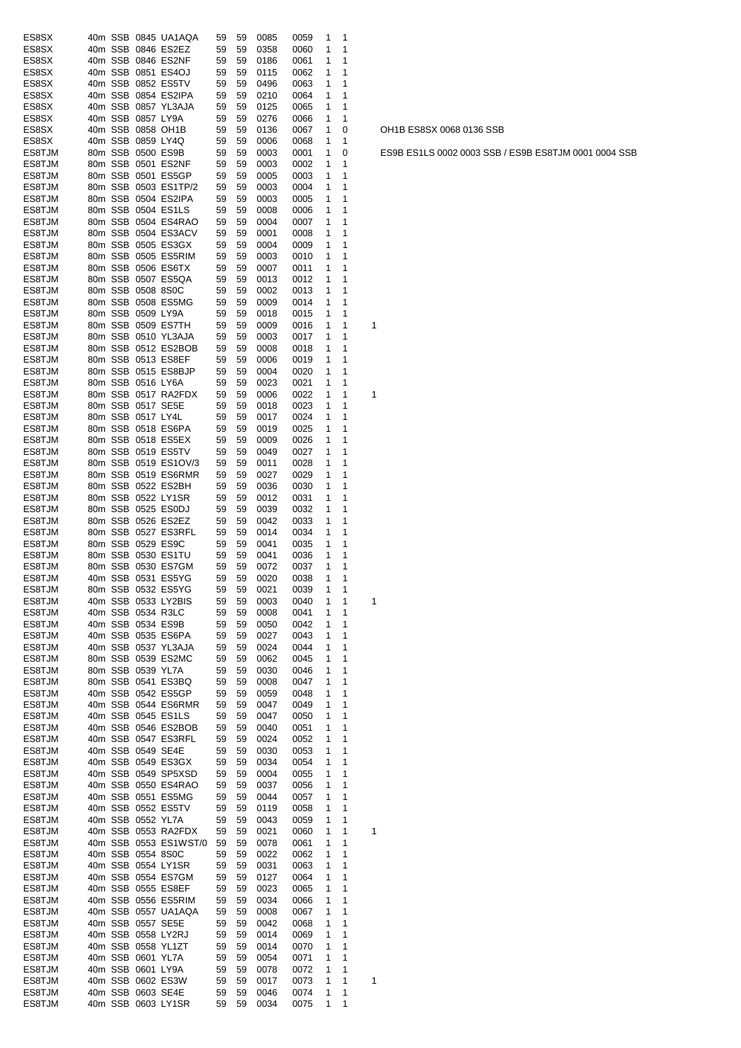| | | | | | | | | | | | | |
|---|---|---|---|---|---|---|---|---|---|---|---|---|
| ES8SX | 40m | SSB | 0845 | UA1AQA | 59 | 59 | 0085 | 0059 | 1 | 1 | | |
| ES8SX | 40m | SSB | 0846 | ES2EZ | 59 | 59 | 0358 | 0060 | 1 | 1 | | |
| ES8SX | 40m | SSB | 0846 | ES2NF | 59 | 59 | 0186 | 0061 | 1 | 1 | | |
| ES8SX | 40m | SSB | 0851 | ES4OJ | 59 | 59 | 0115 | 0062 | 1 | 1 | | |
| ES8SX | 40m | SSB | 0852 | ES5TV | 59 | 59 | 0496 | 0063 | 1 | 1 | | |
| ES8SX | 40m | SSB | 0854 | ES2IPA | 59 | 59 | 0210 | 0064 | 1 | 1 | | |
| ES8SX | 40m | SSB | 0857 | YL3AJA | 59 | 59 | 0125 | 0065 | 1 | 1 | | |
| ES8SX | 40m | SSB | 0857 | LY9A | 59 | 59 | 0276 | 0066 | 1 | 1 | | |
| ES8SX | 40m | SSB | 0858 | OH1B | 59 | 59 | 0136 | 0067 | 1 | 0 | | OH1B ES8SX 0068 0136 SSB |
| ES8SX | 40m | SSB | 0859 | LY4Q | 59 | 59 | 0006 | 0068 | 1 | 1 | | |
| ES8TJM | 80m | SSB | 0500 | ES9B | 59 | 59 | 0003 | 0001 | 1 | 0 | | ES9B ES1LS 0002 0003 SSB / ES9B ES8TJM 0001 0004 SSB |
| ES8TJM | 80m | SSB | 0501 | ES2NF | 59 | 59 | 0003 | 0002 | 1 | 1 | | |
| ES8TJM | 80m | SSB | 0501 | ES5GP | 59 | 59 | 0005 | 0003 | 1 | 1 | | |
| ES8TJM | 80m | SSB | 0503 | ES1TP/2 | 59 | 59 | 0003 | 0004 | 1 | 1 | | |
| ES8TJM | 80m | SSB | 0504 | ES2IPA | 59 | 59 | 0003 | 0005 | 1 | 1 | | |
| ES8TJM | 80m | SSB | 0504 | ES1LS | 59 | 59 | 0008 | 0006 | 1 | 1 | | |
| ES8TJM | 80m | SSB | 0504 | ES4RAO | 59 | 59 | 0004 | 0007 | 1 | 1 | | |
| ES8TJM | 80m | SSB | 0504 | ES3ACV | 59 | 59 | 0001 | 0008 | 1 | 1 | | |
| ES8TJM | 80m | SSB | 0505 | ES3GX | 59 | 59 | 0004 | 0009 | 1 | 1 | | |
| ES8TJM | 80m | SSB | 0505 | ES5RIM | 59 | 59 | 0003 | 0010 | 1 | 1 | | |
| ES8TJM | 80m | SSB | 0506 | ES6TX | 59 | 59 | 0007 | 0011 | 1 | 1 | | |
| ES8TJM | 80m | SSB | 0507 | ES5QA | 59 | 59 | 0013 | 0012 | 1 | 1 | | |
| ES8TJM | 80m | SSB | 0508 | 8S0C | 59 | 59 | 0002 | 0013 | 1 | 1 | | |
| ES8TJM | 80m | SSB | 0508 | ES5MG | 59 | 59 | 0009 | 0014 | 1 | 1 | | |
| ES8TJM | 80m | SSB | 0509 | LY9A | 59 | 59 | 0018 | 0015 | 1 | 1 | | |
| ES8TJM | 80m | SSB | 0509 | ES7TH | 59 | 59 | 0009 | 0016 | 1 | 1 | 1 | |
| ES8TJM | 80m | SSB | 0510 | YL3AJA | 59 | 59 | 0003 | 0017 | 1 | 1 | | |
| ES8TJM | 80m | SSB | 0512 | ES2BOB | 59 | 59 | 0008 | 0018 | 1 | 1 | | |
| ES8TJM | 80m | SSB | 0513 | ES8EF | 59 | 59 | 0006 | 0019 | 1 | 1 | | |
| ES8TJM | 80m | SSB | 0515 | ES8BJP | 59 | 59 | 0004 | 0020 | 1 | 1 | | |
| ES8TJM | 80m | SSB | 0516 | LY6A | 59 | 59 | 0023 | 0021 | 1 | 1 | | |
| ES8TJM | 80m | SSB | 0517 | RA2FDX | 59 | 59 | 0006 | 0022 | 1 | 1 | 1 | |
| ES8TJM | 80m | SSB | 0517 | SE5E | 59 | 59 | 0018 | 0023 | 1 | 1 | | |
| ES8TJM | 80m | SSB | 0517 | LY4L | 59 | 59 | 0017 | 0024 | 1 | 1 | | |
| ES8TJM | 80m | SSB | 0518 | ES6PA | 59 | 59 | 0019 | 0025 | 1 | 1 | | |
| ES8TJM | 80m | SSB | 0518 | ES5EX | 59 | 59 | 0009 | 0026 | 1 | 1 | | |
| ES8TJM | 80m | SSB | 0519 | ES5TV | 59 | 59 | 0049 | 0027 | 1 | 1 | | |
| ES8TJM | 80m | SSB | 0519 | ES1OV/3 | 59 | 59 | 0011 | 0028 | 1 | 1 | | |
| ES8TJM | 80m | SSB | 0519 | ES6RMR | 59 | 59 | 0027 | 0029 | 1 | 1 | | |
| ES8TJM | 80m | SSB | 0522 | ES2BH | 59 | 59 | 0036 | 0030 | 1 | 1 | | |
| ES8TJM | 80m | SSB | 0522 | LY1SR | 59 | 59 | 0012 | 0031 | 1 | 1 | | |
| ES8TJM | 80m | SSB | 0525 | ES0DJ | 59 | 59 | 0039 | 0032 | 1 | 1 | | |
| ES8TJM | 80m | SSB | 0526 | ES2EZ | 59 | 59 | 0042 | 0033 | 1 | 1 | | |
| ES8TJM | 80m | SSB | 0527 | ES3RFL | 59 | 59 | 0014 | 0034 | 1 | 1 | | |
| ES8TJM | 80m | SSB | 0529 | ES9C | 59 | 59 | 0041 | 0035 | 1 | 1 | | |
| ES8TJM | 80m | SSB | 0530 | ES1TU | 59 | 59 | 0041 | 0036 | 1 | 1 | | |
| ES8TJM | 80m | SSB | 0530 | ES7GM | 59 | 59 | 0072 | 0037 | 1 | 1 | | |
| ES8TJM | 40m | SSB | 0531 | ES5YG | 59 | 59 | 0020 | 0038 | 1 | 1 | | |
| ES8TJM | 80m | SSB | 0532 | ES5YG | 59 | 59 | 0021 | 0039 | 1 | 1 | | |
| ES8TJM | 40m | SSB | 0533 | LY2BIS | 59 | 59 | 0003 | 0040 | 1 | 1 | 1 | |
| ES8TJM | 40m | SSB | 0534 | R3LC | 59 | 59 | 0008 | 0041 | 1 | 1 | | |
| ES8TJM | 40m | SSB | 0534 | ES9B | 59 | 59 | 0050 | 0042 | 1 | 1 | | |
| ES8TJM | 40m | SSB | 0535 | ES6PA | 59 | 59 | 0027 | 0043 | 1 | 1 | | |
| ES8TJM | 40m | SSB | 0537 | YL3AJA | 59 | 59 | 0024 | 0044 | 1 | 1 | | |
| ES8TJM | 80m | SSB | 0539 | ES2MC | 59 | 59 | 0062 | 0045 | 1 | 1 | | |
| ES8TJM | 80m | SSB | 0539 | YL7A | 59 | 59 | 0030 | 0046 | 1 | 1 | | |
| ES8TJM | 80m | SSB | 0541 | ES3BQ | 59 | 59 | 0008 | 0047 | 1 | 1 | | |
| ES8TJM | 40m | SSB | 0542 | ES5GP | 59 | 59 | 0059 | 0048 | 1 | 1 | | |
| ES8TJM | 40m | SSB | 0544 | ES6RMR | 59 | 59 | 0047 | 0049 | 1 | 1 | | |
| ES8TJM | 40m | SSB | 0545 | ES1LS | 59 | 59 | 0047 | 0050 | 1 | 1 | | |
| ES8TJM | 40m | SSB | 0546 | ES2BOB | 59 | 59 | 0040 | 0051 | 1 | 1 | | |
| ES8TJM | 40m | SSB | 0547 | ES3RFL | 59 | 59 | 0024 | 0052 | 1 | 1 | | |
| ES8TJM | 40m | SSB | 0549 | SE4E | 59 | 59 | 0030 | 0053 | 1 | 1 | | |
| ES8TJM | 40m | SSB | 0549 | ES3GX | 59 | 59 | 0034 | 0054 | 1 | 1 | | |
| ES8TJM | 40m | SSB | 0549 | SP5XSD | 59 | 59 | 0004 | 0055 | 1 | 1 | | |
| ES8TJM | 40m | SSB | 0550 | ES4RAO | 59 | 59 | 0037 | 0056 | 1 | 1 | | |
| ES8TJM | 40m | SSB | 0551 | ES5MG | 59 | 59 | 0044 | 0057 | 1 | 1 | | |
| ES8TJM | 40m | SSB | 0552 | ES5TV | 59 | 59 | 0119 | 0058 | 1 | 1 | | |
| ES8TJM | 40m | SSB | 0552 | YL7A | 59 | 59 | 0043 | 0059 | 1 | 1 | | |
| ES8TJM | 40m | SSB | 0553 | RA2FDX | 59 | 59 | 0021 | 0060 | 1 | 1 | 1 | |
| ES8TJM | 40m | SSB | 0553 | ES1WST/0 | 59 | 59 | 0078 | 0061 | 1 | 1 | | |
| ES8TJM | 40m | SSB | 0554 | 8S0C | 59 | 59 | 0022 | 0062 | 1 | 1 | | |
| ES8TJM | 40m | SSB | 0554 | LY1SR | 59 | 59 | 0031 | 0063 | 1 | 1 | | |
| ES8TJM | 40m | SSB | 0554 | ES7GM | 59 | 59 | 0127 | 0064 | 1 | 1 | | |
| ES8TJM | 40m | SSB | 0555 | ES8EF | 59 | 59 | 0023 | 0065 | 1 | 1 | | |
| ES8TJM | 40m | SSB | 0556 | ES5RIM | 59 | 59 | 0034 | 0066 | 1 | 1 | | |
| ES8TJM | 40m | SSB | 0557 | UA1AQA | 59 | 59 | 0008 | 0067 | 1 | 1 | | |
| ES8TJM | 40m | SSB | 0557 | SE5E | 59 | 59 | 0042 | 0068 | 1 | 1 | | |
| ES8TJM | 40m | SSB | 0558 | LY2RJ | 59 | 59 | 0014 | 0069 | 1 | 1 | | |
| ES8TJM | 40m | SSB | 0558 | YL1ZT | 59 | 59 | 0014 | 0070 | 1 | 1 | | |
| ES8TJM | 40m | SSB | 0601 | YL7A | 59 | 59 | 0054 | 0071 | 1 | 1 | | |
| ES8TJM | 40m | SSB | 0601 | LY9A | 59 | 59 | 0078 | 0072 | 1 | 1 | | |
| ES8TJM | 40m | SSB | 0602 | ES3W | 59 | 59 | 0017 | 0073 | 1 | 1 | 1 | |
| ES8TJM | 40m | SSB | 0603 | SE4E | 59 | 59 | 0046 | 0074 | 1 | 1 | | |
| ES8TJM | 40m | SSB | 0603 | LY1SR | 59 | 59 | 0034 | 0075 | 1 | 1 | | |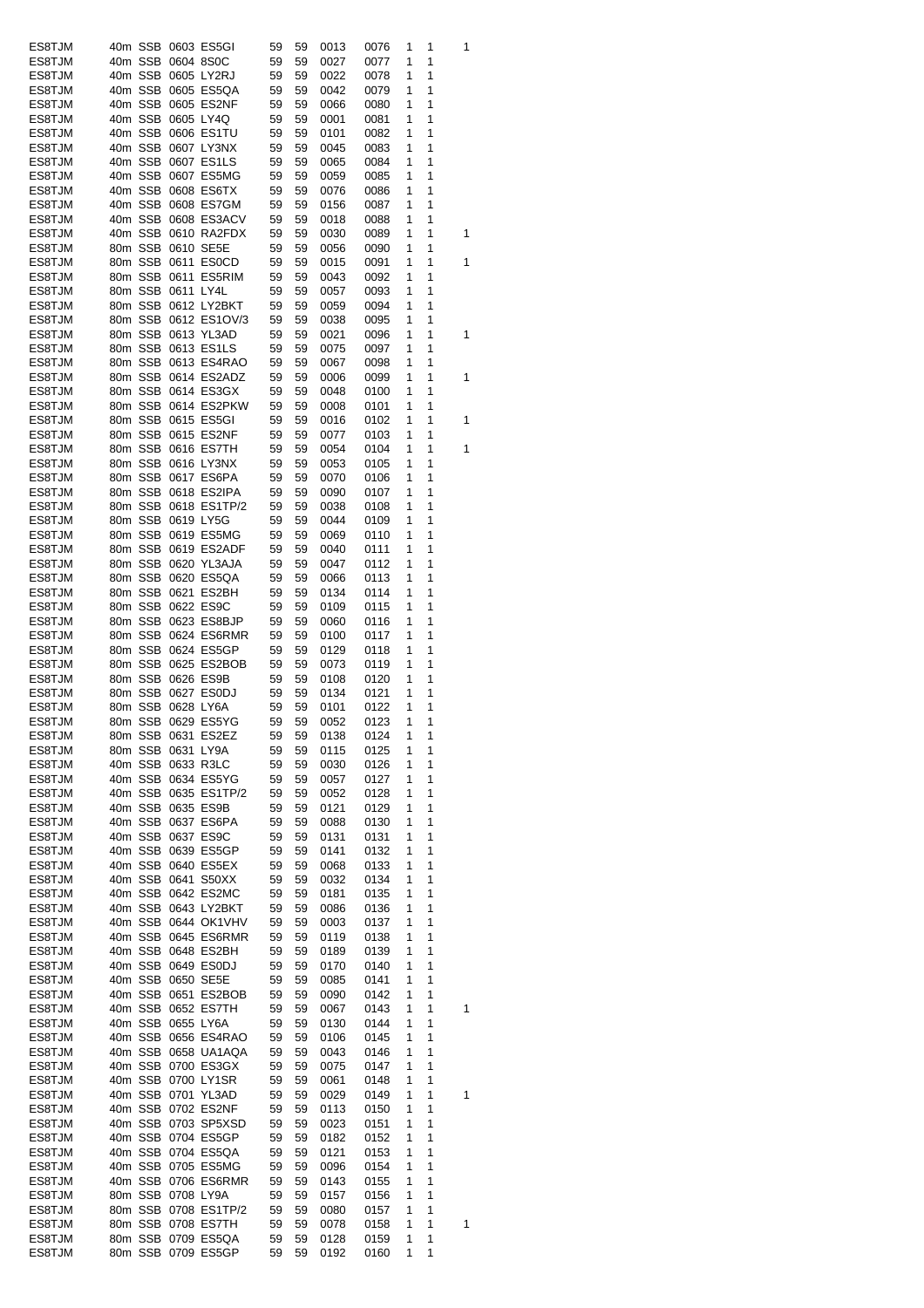| | | | | | | | | | | | |
|---|---|---|---|---|---|---|---|---|---|---|---|
| ES8TJM | 40m | SSB | 0603 | ES5GI | 59 | 59 | 0013 | 0076 | 1 | 1 | 1 |
| ES8TJM | 40m | SSB | 0604 | 8S0C | 59 | 59 | 0027 | 0077 | 1 | 1 | |
| ES8TJM | 40m | SSB | 0605 | LY2RJ | 59 | 59 | 0022 | 0078 | 1 | 1 | |
| ES8TJM | 40m | SSB | 0605 | ES5QA | 59 | 59 | 0042 | 0079 | 1 | 1 | |
| ES8TJM | 40m | SSB | 0605 | ES2NF | 59 | 59 | 0066 | 0080 | 1 | 1 | |
| ES8TJM | 40m | SSB | 0605 | LY4Q | 59 | 59 | 0001 | 0081 | 1 | 1 | |
| ES8TJM | 40m | SSB | 0606 | ES1TU | 59 | 59 | 0101 | 0082 | 1 | 1 | |
| ES8TJM | 40m | SSB | 0607 | LY3NX | 59 | 59 | 0045 | 0083 | 1 | 1 | |
| ES8TJM | 40m | SSB | 0607 | ES1LS | 59 | 59 | 0065 | 0084 | 1 | 1 | |
| ES8TJM | 40m | SSB | 0607 | ES5MG | 59 | 59 | 0059 | 0085 | 1 | 1 | |
| ES8TJM | 40m | SSB | 0608 | ES6TX | 59 | 59 | 0076 | 0086 | 1 | 1 | |
| ES8TJM | 40m | SSB | 0608 | ES7GM | 59 | 59 | 0156 | 0087 | 1 | 1 | |
| ES8TJM | 40m | SSB | 0608 | ES3ACV | 59 | 59 | 0018 | 0088 | 1 | 1 | |
| ES8TJM | 40m | SSB | 0610 | RA2FDX | 59 | 59 | 0030 | 0089 | 1 | 1 | 1 |
| ES8TJM | 40m | SSB | 0610 | SE5E | 59 | 59 | 0056 | 0090 | 1 | 1 | |
| ES8TJM | 80m | SSB | 0611 | ES0CD | 59 | 59 | 0015 | 0091 | 1 | 1 | 1 |
| ES8TJM | 80m | SSB | 0611 | ES5RIM | 59 | 59 | 0043 | 0092 | 1 | 1 | |
| ES8TJM | 80m | SSB | 0611 | LY4L | 59 | 59 | 0057 | 0093 | 1 | 1 | |
| ES8TJM | 80m | SSB | 0612 | LY2BKT | 59 | 59 | 0059 | 0094 | 1 | 1 | |
| ES8TJM | 80m | SSB | 0612 | ES1OV/3 | 59 | 59 | 0038 | 0095 | 1 | 1 | |
| ES8TJM | 80m | SSB | 0613 | YL3AD | 59 | 59 | 0021 | 0096 | 1 | 1 | 1 |
| ES8TJM | 80m | SSB | 0613 | ES1LS | 59 | 59 | 0075 | 0097 | 1 | 1 | |
| ES8TJM | 80m | SSB | 0613 | ES4RAO | 59 | 59 | 0067 | 0098 | 1 | 1 | |
| ES8TJM | 80m | SSB | 0614 | ES2ADZ | 59 | 59 | 0006 | 0099 | 1 | 1 | 1 |
| ES8TJM | 80m | SSB | 0614 | ES3GX | 59 | 59 | 0048 | 0100 | 1 | 1 | |
| ES8TJM | 80m | SSB | 0614 | ES2PKW | 59 | 59 | 0008 | 0101 | 1 | 1 | |
| ES8TJM | 80m | SSB | 0615 | ES5GI | 59 | 59 | 0016 | 0102 | 1 | 1 | 1 |
| ES8TJM | 80m | SSB | 0615 | ES2NF | 59 | 59 | 0077 | 0103 | 1 | 1 | |
| ES8TJM | 80m | SSB | 0616 | ES7TH | 59 | 59 | 0054 | 0104 | 1 | 1 | 1 |
| ES8TJM | 80m | SSB | 0616 | LY3NX | 59 | 59 | 0053 | 0105 | 1 | 1 | |
| ES8TJM | 80m | SSB | 0617 | ES6PA | 59 | 59 | 0070 | 0106 | 1 | 1 | |
| ES8TJM | 80m | SSB | 0618 | ES2IPA | 59 | 59 | 0090 | 0107 | 1 | 1 | |
| ES8TJM | 80m | SSB | 0618 | ES1TP/2 | 59 | 59 | 0038 | 0108 | 1 | 1 | |
| ES8TJM | 80m | SSB | 0619 | LY5G | 59 | 59 | 0044 | 0109 | 1 | 1 | |
| ES8TJM | 80m | SSB | 0619 | ES5MG | 59 | 59 | 0069 | 0110 | 1 | 1 | |
| ES8TJM | 80m | SSB | 0619 | ES2ADF | 59 | 59 | 0040 | 0111 | 1 | 1 | |
| ES8TJM | 80m | SSB | 0620 | YL3AJA | 59 | 59 | 0047 | 0112 | 1 | 1 | |
| ES8TJM | 80m | SSB | 0620 | ES5QA | 59 | 59 | 0066 | 0113 | 1 | 1 | |
| ES8TJM | 80m | SSB | 0621 | ES2BH | 59 | 59 | 0134 | 0114 | 1 | 1 | |
| ES8TJM | 80m | SSB | 0622 | ES9C | 59 | 59 | 0109 | 0115 | 1 | 1 | |
| ES8TJM | 80m | SSB | 0623 | ES8BJP | 59 | 59 | 0060 | 0116 | 1 | 1 | |
| ES8TJM | 80m | SSB | 0624 | ES6RMR | 59 | 59 | 0100 | 0117 | 1 | 1 | |
| ES8TJM | 80m | SSB | 0624 | ES5GP | 59 | 59 | 0129 | 0118 | 1 | 1 | |
| ES8TJM | 80m | SSB | 0625 | ES2BOB | 59 | 59 | 0073 | 0119 | 1 | 1 | |
| ES8TJM | 80m | SSB | 0626 | ES9B | 59 | 59 | 0108 | 0120 | 1 | 1 | |
| ES8TJM | 80m | SSB | 0627 | ES0DJ | 59 | 59 | 0134 | 0121 | 1 | 1 | |
| ES8TJM | 80m | SSB | 0628 | LY6A | 59 | 59 | 0101 | 0122 | 1 | 1 | |
| ES8TJM | 80m | SSB | 0629 | ES5YG | 59 | 59 | 0052 | 0123 | 1 | 1 | |
| ES8TJM | 80m | SSB | 0631 | ES2EZ | 59 | 59 | 0138 | 0124 | 1 | 1 | |
| ES8TJM | 80m | SSB | 0631 | LY9A | 59 | 59 | 0115 | 0125 | 1 | 1 | |
| ES8TJM | 40m | SSB | 0633 | R3LC | 59 | 59 | 0030 | 0126 | 1 | 1 | |
| ES8TJM | 40m | SSB | 0634 | ES5YG | 59 | 59 | 0057 | 0127 | 1 | 1 | |
| ES8TJM | 40m | SSB | 0635 | ES1TP/2 | 59 | 59 | 0052 | 0128 | 1 | 1 | |
| ES8TJM | 40m | SSB | 0635 | ES9B | 59 | 59 | 0121 | 0129 | 1 | 1 | |
| ES8TJM | 40m | SSB | 0637 | ES6PA | 59 | 59 | 0088 | 0130 | 1 | 1 | |
| ES8TJM | 40m | SSB | 0637 | ES9C | 59 | 59 | 0131 | 0131 | 1 | 1 | |
| ES8TJM | 40m | SSB | 0639 | ES5GP | 59 | 59 | 0141 | 0132 | 1 | 1 | |
| ES8TJM | 40m | SSB | 0640 | ES5EX | 59 | 59 | 0068 | 0133 | 1 | 1 | |
| ES8TJM | 40m | SSB | 0641 | S50XX | 59 | 59 | 0032 | 0134 | 1 | 1 | |
| ES8TJM | 40m | SSB | 0642 | ES2MC | 59 | 59 | 0181 | 0135 | 1 | 1 | |
| ES8TJM | 40m | SSB | 0643 | LY2BKT | 59 | 59 | 0086 | 0136 | 1 | 1 | |
| ES8TJM | 40m | SSB | 0644 | OK1VHV | 59 | 59 | 0003 | 0137 | 1 | 1 | |
| ES8TJM | 40m | SSB | 0645 | ES6RMR | 59 | 59 | 0119 | 0138 | 1 | 1 | |
| ES8TJM | 40m | SSB | 0648 | ES2BH | 59 | 59 | 0189 | 0139 | 1 | 1 | |
| ES8TJM | 40m | SSB | 0649 | ES0DJ | 59 | 59 | 0170 | 0140 | 1 | 1 | |
| ES8TJM | 40m | SSB | 0650 | SE5E | 59 | 59 | 0085 | 0141 | 1 | 1 | |
| ES8TJM | 40m | SSB | 0651 | ES2BOB | 59 | 59 | 0090 | 0142 | 1 | 1 | |
| ES8TJM | 40m | SSB | 0652 | ES7TH | 59 | 59 | 0067 | 0143 | 1 | 1 | 1 |
| ES8TJM | 40m | SSB | 0655 | LY6A | 59 | 59 | 0130 | 0144 | 1 | 1 | |
| ES8TJM | 40m | SSB | 0656 | ES4RAO | 59 | 59 | 0106 | 0145 | 1 | 1 | |
| ES8TJM | 40m | SSB | 0658 | UA1AQA | 59 | 59 | 0043 | 0146 | 1 | 1 | |
| ES8TJM | 40m | SSB | 0700 | ES3GX | 59 | 59 | 0075 | 0147 | 1 | 1 | |
| ES8TJM | 40m | SSB | 0700 | LY1SR | 59 | 59 | 0061 | 0148 | 1 | 1 | |
| ES8TJM | 40m | SSB | 0701 | YL3AD | 59 | 59 | 0029 | 0149 | 1 | 1 | 1 |
| ES8TJM | 40m | SSB | 0702 | ES2NF | 59 | 59 | 0113 | 0150 | 1 | 1 | |
| ES8TJM | 40m | SSB | 0703 | SP5XSD | 59 | 59 | 0023 | 0151 | 1 | 1 | |
| ES8TJM | 40m | SSB | 0704 | ES5GP | 59 | 59 | 0182 | 0152 | 1 | 1 | |
| ES8TJM | 40m | SSB | 0704 | ES5QA | 59 | 59 | 0121 | 0153 | 1 | 1 | |
| ES8TJM | 40m | SSB | 0705 | ES5MG | 59 | 59 | 0096 | 0154 | 1 | 1 | |
| ES8TJM | 40m | SSB | 0706 | ES6RMR | 59 | 59 | 0143 | 0155 | 1 | 1 | |
| ES8TJM | 80m | SSB | 0708 | LY9A | 59 | 59 | 0157 | 0156 | 1 | 1 | |
| ES8TJM | 80m | SSB | 0708 | ES1TP/2 | 59 | 59 | 0080 | 0157 | 1 | 1 | |
| ES8TJM | 80m | SSB | 0708 | ES7TH | 59 | 59 | 0078 | 0158 | 1 | 1 | 1 |
| ES8TJM | 80m | SSB | 0709 | ES5QA | 59 | 59 | 0128 | 0159 | 1 | 1 | |
| ES8TJM | 80m | SSB | 0709 | ES5GP | 59 | 59 | 0192 | 0160 | 1 | 1 | |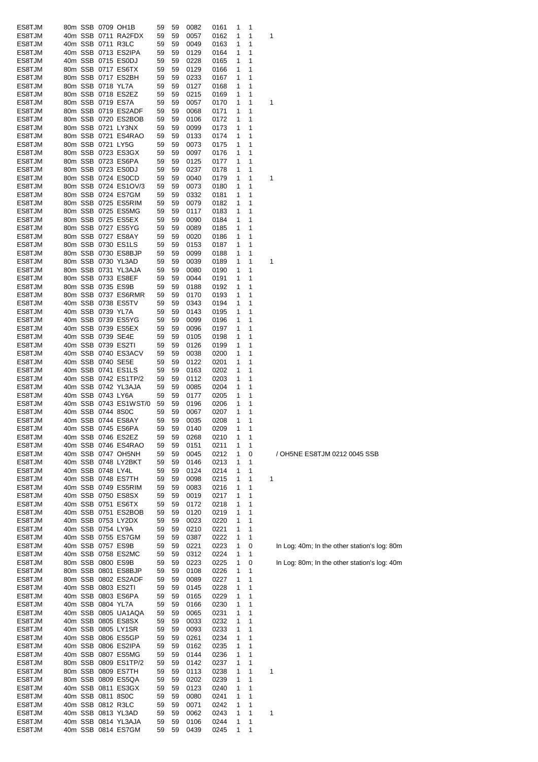| | | | | | | | | | | | | |
|---|---|---|---|---|---|---|---|---|---|---|---|---|
| ES8TJM | 80m | SSB | 0709 | OH1B | 59 | 59 | 0082 | 0161 | 1 | 1 | | |
| ES8TJM | 40m | SSB | 0711 | RA2FDX | 59 | 59 | 0057 | 0162 | 1 | 1 | 1 | |
| ES8TJM | 40m | SSB | 0711 | R3LC | 59 | 59 | 0049 | 0163 | 1 | 1 | | |
| ES8TJM | 40m | SSB | 0713 | ES2IPA | 59 | 59 | 0129 | 0164 | 1 | 1 | | |
| ES8TJM | 40m | SSB | 0715 | ES0DJ | 59 | 59 | 0228 | 0165 | 1 | 1 | | |
| ES8TJM | 80m | SSB | 0717 | ES6TX | 59 | 59 | 0129 | 0166 | 1 | 1 | | |
| ES8TJM | 80m | SSB | 0717 | ES2BH | 59 | 59 | 0233 | 0167 | 1 | 1 | | |
| ES8TJM | 80m | SSB | 0718 | YL7A | 59 | 59 | 0127 | 0168 | 1 | 1 | | |
| ES8TJM | 80m | SSB | 0718 | ES2EZ | 59 | 59 | 0215 | 0169 | 1 | 1 | | |
| ES8TJM | 80m | SSB | 0719 | ES7A | 59 | 59 | 0057 | 0170 | 1 | 1 | 1 | |
| ES8TJM | 80m | SSB | 0719 | ES2ADF | 59 | 59 | 0068 | 0171 | 1 | 1 | | |
| ES8TJM | 80m | SSB | 0720 | ES2BOB | 59 | 59 | 0106 | 0172 | 1 | 1 | | |
| ES8TJM | 80m | SSB | 0721 | LY3NX | 59 | 59 | 0099 | 0173 | 1 | 1 | | |
| ES8TJM | 80m | SSB | 0721 | ES4RAO | 59 | 59 | 0133 | 0174 | 1 | 1 | | |
| ES8TJM | 80m | SSB | 0721 | LY5G | 59 | 59 | 0073 | 0175 | 1 | 1 | | |
| ES8TJM | 80m | SSB | 0723 | ES3GX | 59 | 59 | 0097 | 0176 | 1 | 1 | | |
| ES8TJM | 80m | SSB | 0723 | ES6PA | 59 | 59 | 0125 | 0177 | 1 | 1 | | |
| ES8TJM | 80m | SSB | 0723 | ES0DJ | 59 | 59 | 0237 | 0178 | 1 | 1 | | |
| ES8TJM | 80m | SSB | 0724 | ES0CD | 59 | 59 | 0040 | 0179 | 1 | 1 | 1 | |
| ES8TJM | 80m | SSB | 0724 | ES1OV/3 | 59 | 59 | 0073 | 0180 | 1 | 1 | | |
| ES8TJM | 80m | SSB | 0724 | ES7GM | 59 | 59 | 0332 | 0181 | 1 | 1 | | |
| ES8TJM | 80m | SSB | 0725 | ES5RIM | 59 | 59 | 0079 | 0182 | 1 | 1 | | |
| ES8TJM | 80m | SSB | 0725 | ES5MG | 59 | 59 | 0117 | 0183 | 1 | 1 | | |
| ES8TJM | 80m | SSB | 0725 | ES5EX | 59 | 59 | 0090 | 0184 | 1 | 1 | | |
| ES8TJM | 80m | SSB | 0727 | ES5YG | 59 | 59 | 0089 | 0185 | 1 | 1 | | |
| ES8TJM | 80m | SSB | 0727 | ES8AY | 59 | 59 | 0020 | 0186 | 1 | 1 | | |
| ES8TJM | 80m | SSB | 0730 | ES1LS | 59 | 59 | 0153 | 0187 | 1 | 1 | | |
| ES8TJM | 80m | SSB | 0730 | ES8BJP | 59 | 59 | 0099 | 0188 | 1 | 1 | | |
| ES8TJM | 80m | SSB | 0730 | YL3AD | 59 | 59 | 0039 | 0189 | 1 | 1 | 1 | |
| ES8TJM | 80m | SSB | 0731 | YL3AJA | 59 | 59 | 0080 | 0190 | 1 | 1 | | |
| ES8TJM | 80m | SSB | 0733 | ES8EF | 59 | 59 | 0044 | 0191 | 1 | 1 | | |
| ES8TJM | 80m | SSB | 0735 | ES9B | 59 | 59 | 0188 | 0192 | 1 | 1 | | |
| ES8TJM | 80m | SSB | 0737 | ES6RMR | 59 | 59 | 0170 | 0193 | 1 | 1 | | |
| ES8TJM | 40m | SSB | 0738 | ES5TV | 59 | 59 | 0343 | 0194 | 1 | 1 | | |
| ES8TJM | 40m | SSB | 0739 | YL7A | 59 | 59 | 0143 | 0195 | 1 | 1 | | |
| ES8TJM | 40m | SSB | 0739 | ES5YG | 59 | 59 | 0099 | 0196 | 1 | 1 | | |
| ES8TJM | 40m | SSB | 0739 | ES5EX | 59 | 59 | 0096 | 0197 | 1 | 1 | | |
| ES8TJM | 40m | SSB | 0739 | SE4E | 59 | 59 | 0105 | 0198 | 1 | 1 | | |
| ES8TJM | 40m | SSB | 0739 | ES2TI | 59 | 59 | 0126 | 0199 | 1 | 1 | | |
| ES8TJM | 40m | SSB | 0740 | ES3ACV | 59 | 59 | 0038 | 0200 | 1 | 1 | | |
| ES8TJM | 40m | SSB | 0740 | SE5E | 59 | 59 | 0122 | 0201 | 1 | 1 | | |
| ES8TJM | 40m | SSB | 0741 | ES1LS | 59 | 59 | 0163 | 0202 | 1 | 1 | | |
| ES8TJM | 40m | SSB | 0742 | ES1TP/2 | 59 | 59 | 0112 | 0203 | 1 | 1 | | |
| ES8TJM | 40m | SSB | 0742 | YL3AJA | 59 | 59 | 0085 | 0204 | 1 | 1 | | |
| ES8TJM | 40m | SSB | 0743 | LY6A | 59 | 59 | 0177 | 0205 | 1 | 1 | | |
| ES8TJM | 40m | SSB | 0743 | ES1WST/0 | 59 | 59 | 0196 | 0206 | 1 | 1 | | |
| ES8TJM | 40m | SSB | 0744 | 8S0C | 59 | 59 | 0067 | 0207 | 1 | 1 | | |
| ES8TJM | 40m | SSB | 0744 | ES8AY | 59 | 59 | 0035 | 0208 | 1 | 1 | | |
| ES8TJM | 40m | SSB | 0745 | ES6PA | 59 | 59 | 0140 | 0209 | 1 | 1 | | |
| ES8TJM | 40m | SSB | 0746 | ES2EZ | 59 | 59 | 0268 | 0210 | 1 | 1 | | |
| ES8TJM | 40m | SSB | 0746 | ES4RAO | 59 | 59 | 0151 | 0211 | 1 | 1 | | |
| ES8TJM | 40m | SSB | 0747 | OH5NH | 59 | 59 | 0045 | 0212 | 1 | 0 | | / OH5NE ES8TJM 0212 0045 SSB |
| ES8TJM | 40m | SSB | 0748 | LY2BKT | 59 | 59 | 0146 | 0213 | 1 | 1 | | |
| ES8TJM | 40m | SSB | 0748 | LY4L | 59 | 59 | 0124 | 0214 | 1 | 1 | | |
| ES8TJM | 40m | SSB | 0748 | ES7TH | 59 | 59 | 0098 | 0215 | 1 | 1 | 1 | |
| ES8TJM | 40m | SSB | 0749 | ES5RIM | 59 | 59 | 0083 | 0216 | 1 | 1 | | |
| ES8TJM | 40m | SSB | 0750 | ES8SX | 59 | 59 | 0019 | 0217 | 1 | 1 | | |
| ES8TJM | 40m | SSB | 0751 | ES6TX | 59 | 59 | 0172 | 0218 | 1 | 1 | | |
| ES8TJM | 40m | SSB | 0751 | ES2BOB | 59 | 59 | 0120 | 0219 | 1 | 1 | | |
| ES8TJM | 40m | SSB | 0753 | LY2DX | 59 | 59 | 0023 | 0220 | 1 | 1 | | |
| ES8TJM | 40m | SSB | 0754 | LY9A | 59 | 59 | 0210 | 0221 | 1 | 1 | | |
| ES8TJM | 40m | SSB | 0755 | ES7GM | 59 | 59 | 0387 | 0222 | 1 | 1 | | |
| ES8TJM | 40m | SSB | 0757 | ES9B | 59 | 59 | 0221 | 0223 | 1 | 0 | | In Log: 40m; In the other station's log: 80m |
| ES8TJM | 40m | SSB | 0758 | ES2MC | 59 | 59 | 0312 | 0224 | 1 | 1 | | |
| ES8TJM | 80m | SSB | 0800 | ES9B | 59 | 59 | 0223 | 0225 | 1 | 0 | | In Log: 80m; In the other station's log: 40m |
| ES8TJM | 80m | SSB | 0801 | ES8BJP | 59 | 59 | 0108 | 0226 | 1 | 1 | | |
| ES8TJM | 80m | SSB | 0802 | ES2ADF | 59 | 59 | 0089 | 0227 | 1 | 1 | | |
| ES8TJM | 40m | SSB | 0803 | ES2TI | 59 | 59 | 0145 | 0228 | 1 | 1 | | |
| ES8TJM | 40m | SSB | 0803 | ES6PA | 59 | 59 | 0165 | 0229 | 1 | 1 | | |
| ES8TJM | 40m | SSB | 0804 | YL7A | 59 | 59 | 0166 | 0230 | 1 | 1 | | |
| ES8TJM | 40m | SSB | 0805 | UA1AQA | 59 | 59 | 0065 | 0231 | 1 | 1 | | |
| ES8TJM | 40m | SSB | 0805 | ES8SX | 59 | 59 | 0033 | 0232 | 1 | 1 | | |
| ES8TJM | 40m | SSB | 0805 | LY1SR | 59 | 59 | 0093 | 0233 | 1 | 1 | | |
| ES8TJM | 40m | SSB | 0806 | ES5GP | 59 | 59 | 0261 | 0234 | 1 | 1 | | |
| ES8TJM | 40m | SSB | 0806 | ES2IPA | 59 | 59 | 0162 | 0235 | 1 | 1 | | |
| ES8TJM | 40m | SSB | 0807 | ES5MG | 59 | 59 | 0144 | 0236 | 1 | 1 | | |
| ES8TJM | 80m | SSB | 0809 | ES1TP/2 | 59 | 59 | 0142 | 0237 | 1 | 1 | | |
| ES8TJM | 80m | SSB | 0809 | ES7TH | 59 | 59 | 0113 | 0238 | 1 | 1 | 1 | |
| ES8TJM | 80m | SSB | 0809 | ES5QA | 59 | 59 | 0202 | 0239 | 1 | 1 | | |
| ES8TJM | 40m | SSB | 0811 | ES3GX | 59 | 59 | 0123 | 0240 | 1 | 1 | | |
| ES8TJM | 40m | SSB | 0811 | 8S0C | 59 | 59 | 0080 | 0241 | 1 | 1 | | |
| ES8TJM | 40m | SSB | 0812 | R3LC | 59 | 59 | 0071 | 0242 | 1 | 1 | | |
| ES8TJM | 40m | SSB | 0813 | YL3AD | 59 | 59 | 0062 | 0243 | 1 | 1 | 1 | |
| ES8TJM | 40m | SSB | 0814 | YL3AJA | 59 | 59 | 0106 | 0244 | 1 | 1 | | |
| ES8TJM | 40m | SSB | 0814 | ES7GM | 59 | 59 | 0439 | 0245 | 1 | 1 | | |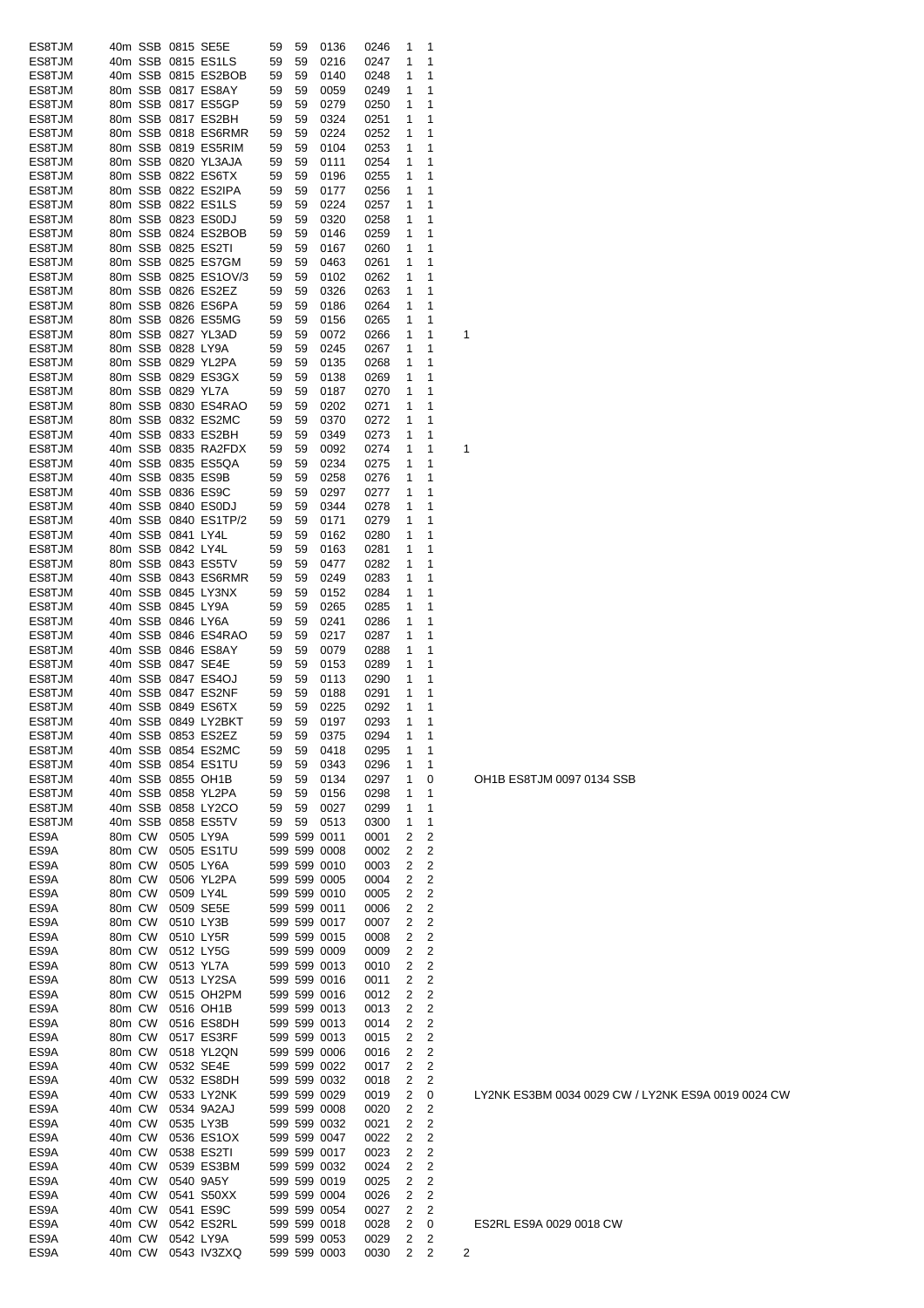| | | | | | | | | | | | | |
|---|---|---|---|---|---|---|---|---|---|---|---|---|
| ES8TJM | 40m | SSB | 0815 | SE5E | 59 | 59 | 0136 | 0246 | 1 | 1 | | |
| ES8TJM | 40m | SSB | 0815 | ES1LS | 59 | 59 | 0216 | 0247 | 1 | 1 | | |
| ES8TJM | 40m | SSB | 0815 | ES2BOB | 59 | 59 | 0140 | 0248 | 1 | 1 | | |
| ES8TJM | 80m | SSB | 0817 | ES8AY | 59 | 59 | 0059 | 0249 | 1 | 1 | | |
| ES8TJM | 80m | SSB | 0817 | ES5GP | 59 | 59 | 0279 | 0250 | 1 | 1 | | |
| ES8TJM | 80m | SSB | 0817 | ES2BH | 59 | 59 | 0324 | 0251 | 1 | 1 | | |
| ES8TJM | 80m | SSB | 0818 | ES6RMR | 59 | 59 | 0224 | 0252 | 1 | 1 | | |
| ES8TJM | 80m | SSB | 0819 | ES5RIM | 59 | 59 | 0104 | 0253 | 1 | 1 | | |
| ES8TJM | 80m | SSB | 0820 | YL3AJA | 59 | 59 | 0111 | 0254 | 1 | 1 | | |
| ES8TJM | 80m | SSB | 0822 | ES6TX | 59 | 59 | 0196 | 0255 | 1 | 1 | | |
| ES8TJM | 80m | SSB | 0822 | ES2IPA | 59 | 59 | 0177 | 0256 | 1 | 1 | | |
| ES8TJM | 80m | SSB | 0822 | ES1LS | 59 | 59 | 0224 | 0257 | 1 | 1 | | |
| ES8TJM | 80m | SSB | 0823 | ES0DJ | 59 | 59 | 0320 | 0258 | 1 | 1 | | |
| ES8TJM | 80m | SSB | 0824 | ES2BOB | 59 | 59 | 0146 | 0259 | 1 | 1 | | |
| ES8TJM | 80m | SSB | 0825 | ES2TI | 59 | 59 | 0167 | 0260 | 1 | 1 | | |
| ES8TJM | 80m | SSB | 0825 | ES7GM | 59 | 59 | 0463 | 0261 | 1 | 1 | | |
| ES8TJM | 80m | SSB | 0825 | ES1OV/3 | 59 | 59 | 0102 | 0262 | 1 | 1 | | |
| ES8TJM | 80m | SSB | 0826 | ES2EZ | 59 | 59 | 0326 | 0263 | 1 | 1 | | |
| ES8TJM | 80m | SSB | 0826 | ES6PA | 59 | 59 | 0186 | 0264 | 1 | 1 | | |
| ES8TJM | 80m | SSB | 0826 | ES5MG | 59 | 59 | 0156 | 0265 | 1 | 1 | | |
| ES8TJM | 80m | SSB | 0827 | YL3AD | 59 | 59 | 0072 | 0266 | 1 | 1 | 1 | |
| ES8TJM | 80m | SSB | 0828 | LY9A | 59 | 59 | 0245 | 0267 | 1 | 1 | | |
| ES8TJM | 80m | SSB | 0829 | YL2PA | 59 | 59 | 0135 | 0268 | 1 | 1 | | |
| ES8TJM | 80m | SSB | 0829 | ES3GX | 59 | 59 | 0138 | 0269 | 1 | 1 | | |
| ES8TJM | 80m | SSB | 0829 | YL7A | 59 | 59 | 0187 | 0270 | 1 | 1 | | |
| ES8TJM | 80m | SSB | 0830 | ES4RAO | 59 | 59 | 0202 | 0271 | 1 | 1 | | |
| ES8TJM | 80m | SSB | 0832 | ES2MC | 59 | 59 | 0370 | 0272 | 1 | 1 | | |
| ES8TJM | 40m | SSB | 0833 | ES2BH | 59 | 59 | 0349 | 0273 | 1 | 1 | | |
| ES8TJM | 40m | SSB | 0835 | RA2FDX | 59 | 59 | 0092 | 0274 | 1 | 1 | 1 | |
| ES8TJM | 40m | SSB | 0835 | ES5QA | 59 | 59 | 0234 | 0275 | 1 | 1 | | |
| ES8TJM | 40m | SSB | 0835 | ES9B | 59 | 59 | 0258 | 0276 | 1 | 1 | | |
| ES8TJM | 40m | SSB | 0836 | ES9C | 59 | 59 | 0297 | 0277 | 1 | 1 | | |
| ES8TJM | 40m | SSB | 0840 | ES0DJ | 59 | 59 | 0344 | 0278 | 1 | 1 | | |
| ES8TJM | 40m | SSB | 0840 | ES1TP/2 | 59 | 59 | 0171 | 0279 | 1 | 1 | | |
| ES8TJM | 40m | SSB | 0841 | LY4L | 59 | 59 | 0162 | 0280 | 1 | 1 | | |
| ES8TJM | 80m | SSB | 0842 | LY4L | 59 | 59 | 0163 | 0281 | 1 | 1 | | |
| ES8TJM | 80m | SSB | 0843 | ES5TV | 59 | 59 | 0477 | 0282 | 1 | 1 | | |
| ES8TJM | 40m | SSB | 0843 | ES6RMR | 59 | 59 | 0249 | 0283 | 1 | 1 | | |
| ES8TJM | 40m | SSB | 0845 | LY3NX | 59 | 59 | 0152 | 0284 | 1 | 1 | | |
| ES8TJM | 40m | SSB | 0845 | LY9A | 59 | 59 | 0265 | 0285 | 1 | 1 | | |
| ES8TJM | 40m | SSB | 0846 | LY6A | 59 | 59 | 0241 | 0286 | 1 | 1 | | |
| ES8TJM | 40m | SSB | 0846 | ES4RAO | 59 | 59 | 0217 | 0287 | 1 | 1 | | |
| ES8TJM | 40m | SSB | 0846 | ES8AY | 59 | 59 | 0079 | 0288 | 1 | 1 | | |
| ES8TJM | 40m | SSB | 0847 | SE4E | 59 | 59 | 0153 | 0289 | 1 | 1 | | |
| ES8TJM | 40m | SSB | 0847 | ES4OJ | 59 | 59 | 0113 | 0290 | 1 | 1 | | |
| ES8TJM | 40m | SSB | 0847 | ES2NF | 59 | 59 | 0188 | 0291 | 1 | 1 | | |
| ES8TJM | 40m | SSB | 0849 | ES6TX | 59 | 59 | 0225 | 0292 | 1 | 1 | | |
| ES8TJM | 40m | SSB | 0849 | LY2BKT | 59 | 59 | 0197 | 0293 | 1 | 1 | | |
| ES8TJM | 40m | SSB | 0853 | ES2EZ | 59 | 59 | 0375 | 0294 | 1 | 1 | | |
| ES8TJM | 40m | SSB | 0854 | ES2MC | 59 | 59 | 0418 | 0295 | 1 | 1 | | |
| ES8TJM | 40m | SSB | 0854 | ES1TU | 59 | 59 | 0343 | 0296 | 1 | 1 | | |
| ES8TJM | 40m | SSB | 0855 | OH1B | 59 | 59 | 0134 | 0297 | 1 | 0 | | OH1B ES8TJM 0097 0134 SSB |
| ES8TJM | 40m | SSB | 0858 | YL2PA | 59 | 59 | 0156 | 0298 | 1 | 1 | | |
| ES8TJM | 40m | SSB | 0858 | LY2CO | 59 | 59 | 0027 | 0299 | 1 | 1 | | |
| ES8TJM | 40m | SSB | 0858 | ES5TV | 59 | 59 | 0513 | 0300 | 1 | 1 | | |
| ES9A | 80m | CW | 0505 | LY9A | 599 | 599 | 0011 | 0001 | 2 | 2 | | |
| ES9A | 80m | CW | 0505 | ES1TU | 599 | 599 | 0008 | 0002 | 2 | 2 | | |
| ES9A | 80m | CW | 0505 | LY6A | 599 | 599 | 0010 | 0003 | 2 | 2 | | |
| ES9A | 80m | CW | 0506 | YL2PA | 599 | 599 | 0005 | 0004 | 2 | 2 | | |
| ES9A | 80m | CW | 0509 | LY4L | 599 | 599 | 0010 | 0005 | 2 | 2 | | |
| ES9A | 80m | CW | 0509 | SE5E | 599 | 599 | 0011 | 0006 | 2 | 2 | | |
| ES9A | 80m | CW | 0510 | LY3B | 599 | 599 | 0017 | 0007 | 2 | 2 | | |
| ES9A | 80m | CW | 0510 | LY5R | 599 | 599 | 0015 | 0008 | 2 | 2 | | |
| ES9A | 80m | CW | 0512 | LY5G | 599 | 599 | 0009 | 0009 | 2 | 2 | | |
| ES9A | 80m | CW | 0513 | YL7A | 599 | 599 | 0013 | 0010 | 2 | 2 | | |
| ES9A | 80m | CW | 0513 | LY2SA | 599 | 599 | 0016 | 0011 | 2 | 2 | | |
| ES9A | 80m | CW | 0515 | OH2PM | 599 | 599 | 0016 | 0012 | 2 | 2 | | |
| ES9A | 80m | CW | 0516 | OH1B | 599 | 599 | 0013 | 0013 | 2 | 2 | | |
| ES9A | 80m | CW | 0516 | ES8DH | 599 | 599 | 0013 | 0014 | 2 | 2 | | |
| ES9A | 80m | CW | 0517 | ES3RF | 599 | 599 | 0013 | 0015 | 2 | 2 | | |
| ES9A | 80m | CW | 0518 | YL2QN | 599 | 599 | 0006 | 0016 | 2 | 2 | | |
| ES9A | 40m | CW | 0532 | SE4E | 599 | 599 | 0022 | 0017 | 2 | 2 | | |
| ES9A | 40m | CW | 0532 | ES8DH | 599 | 599 | 0032 | 0018 | 2 | 2 | | |
| ES9A | 40m | CW | 0533 | LY2NK | 599 | 599 | 0029 | 0019 | 2 | 0 | | LY2NK ES3BM 0034 0029 CW / LY2NK ES9A 0019 0024 CW |
| ES9A | 40m | CW | 0534 | 9A2AJ | 599 | 599 | 0008 | 0020 | 2 | 2 | | |
| ES9A | 40m | CW | 0535 | LY3B | 599 | 599 | 0032 | 0021 | 2 | 2 | | |
| ES9A | 40m | CW | 0536 | ES1OX | 599 | 599 | 0047 | 0022 | 2 | 2 | | |
| ES9A | 40m | CW | 0538 | ES2TI | 599 | 599 | 0017 | 0023 | 2 | 2 | | |
| ES9A | 40m | CW | 0539 | ES3BM | 599 | 599 | 0032 | 0024 | 2 | 2 | | |
| ES9A | 40m | CW | 0540 | 9A5Y | 599 | 599 | 0019 | 0025 | 2 | 2 | | |
| ES9A | 40m | CW | 0541 | S50XX | 599 | 599 | 0004 | 0026 | 2 | 2 | | |
| ES9A | 40m | CW | 0541 | ES9C | 599 | 599 | 0054 | 0027 | 2 | 2 | | |
| ES9A | 40m | CW | 0542 | ES2RL | 599 | 599 | 0018 | 0028 | 2 | 0 | | ES2RL ES9A 0029 0018 CW |
| ES9A | 40m | CW | 0542 | LY9A | 599 | 599 | 0053 | 0029 | 2 | 2 | | |
| ES9A | 40m | CW | 0543 | IV3ZXQ | 599 | 599 | 0003 | 0030 | 2 | 2 | 2 | |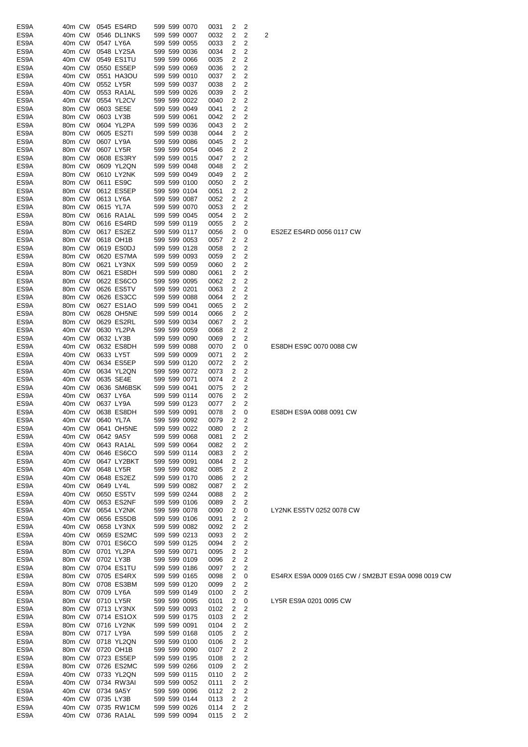| | | | | | | | | | | | | |
|---|---|---|---|---|---|---|---|---|---|---|---|---|
| ES9A | 40m | CW | 0545 | ES4RD | 599 | 599 | 0070 | 0031 | 2 | 2 | | |
| ES9A | 40m | CW | 0546 | DL1NKS | 599 | 599 | 0007 | 0032 | 2 | 2 | 2 | |
| ES9A | 40m | CW | 0547 | LY6A | 599 | 599 | 0055 | 0033 | 2 | 2 | | |
| ES9A | 40m | CW | 0548 | LY2SA | 599 | 599 | 0036 | 0034 | 2 | 2 | | |
| ES9A | 40m | CW | 0549 | ES1TU | 599 | 599 | 0066 | 0035 | 2 | 2 | | |
| ES9A | 40m | CW | 0550 | ES5EP | 599 | 599 | 0069 | 0036 | 2 | 2 | | |
| ES9A | 40m | CW | 0551 | HA3OU | 599 | 599 | 0010 | 0037 | 2 | 2 | | |
| ES9A | 40m | CW | 0552 | LY5R | 599 | 599 | 0037 | 0038 | 2 | 2 | | |
| ES9A | 40m | CW | 0553 | RA1AL | 599 | 599 | 0026 | 0039 | 2 | 2 | | |
| ES9A | 40m | CW | 0554 | YL2CV | 599 | 599 | 0022 | 0040 | 2 | 2 | | |
| ES9A | 80m | CW | 0603 | SE5E | 599 | 599 | 0049 | 0041 | 2 | 2 | | |
| ES9A | 80m | CW | 0603 | LY3B | 599 | 599 | 0061 | 0042 | 2 | 2 | | |
| ES9A | 80m | CW | 0604 | YL2PA | 599 | 599 | 0036 | 0043 | 2 | 2 | | |
| ES9A | 80m | CW | 0605 | ES2TI | 599 | 599 | 0038 | 0044 | 2 | 2 | | |
| ES9A | 80m | CW | 0607 | LY9A | 599 | 599 | 0086 | 0045 | 2 | 2 | | |
| ES9A | 80m | CW | 0607 | LY5R | 599 | 599 | 0054 | 0046 | 2 | 2 | | |
| ES9A | 80m | CW | 0608 | ES3RY | 599 | 599 | 0015 | 0047 | 2 | 2 | | |
| ES9A | 80m | CW | 0609 | YL2QN | 599 | 599 | 0048 | 0048 | 2 | 2 | | |
| ES9A | 80m | CW | 0610 | LY2NK | 599 | 599 | 0049 | 0049 | 2 | 2 | | |
| ES9A | 80m | CW | 0611 | ES9C | 599 | 599 | 0100 | 0050 | 2 | 2 | | |
| ES9A | 80m | CW | 0612 | ES5EP | 599 | 599 | 0104 | 0051 | 2 | 2 | | |
| ES9A | 80m | CW | 0613 | LY6A | 599 | 599 | 0087 | 0052 | 2 | 2 | | |
| ES9A | 80m | CW | 0615 | YL7A | 599 | 599 | 0070 | 0053 | 2 | 2 | | |
| ES9A | 80m | CW | 0616 | RA1AL | 599 | 599 | 0045 | 0054 | 2 | 2 | | |
| ES9A | 80m | CW | 0616 | ES4RD | 599 | 599 | 0119 | 0055 | 2 | 2 | | |
| ES9A | 80m | CW | 0617 | ES2EZ | 599 | 599 | 0117 | 0056 | 2 | 0 | | ES2EZ ES4RD 0056 0117 CW |
| ES9A | 80m | CW | 0618 | OH1B | 599 | 599 | 0053 | 0057 | 2 | 2 | | |
| ES9A | 80m | CW | 0619 | ES0DJ | 599 | 599 | 0128 | 0058 | 2 | 2 | | |
| ES9A | 80m | CW | 0620 | ES7MA | 599 | 599 | 0093 | 0059 | 2 | 2 | | |
| ES9A | 80m | CW | 0621 | LY3NX | 599 | 599 | 0059 | 0060 | 2 | 2 | | |
| ES9A | 80m | CW | 0621 | ES8DH | 599 | 599 | 0080 | 0061 | 2 | 2 | | |
| ES9A | 80m | CW | 0622 | ES6CO | 599 | 599 | 0095 | 0062 | 2 | 2 | | |
| ES9A | 80m | CW | 0626 | ES5TV | 599 | 599 | 0201 | 0063 | 2 | 2 | | |
| ES9A | 80m | CW | 0626 | ES3CC | 599 | 599 | 0088 | 0064 | 2 | 2 | | |
| ES9A | 80m | CW | 0627 | ES1AO | 599 | 599 | 0041 | 0065 | 2 | 2 | | |
| ES9A | 80m | CW | 0628 | OH5NE | 599 | 599 | 0014 | 0066 | 2 | 2 | | |
| ES9A | 80m | CW | 0629 | ES2RL | 599 | 599 | 0034 | 0067 | 2 | 2 | | |
| ES9A | 40m | CW | 0630 | YL2PA | 599 | 599 | 0059 | 0068 | 2 | 2 | | |
| ES9A | 40m | CW | 0632 | LY3B | 599 | 599 | 0090 | 0069 | 2 | 2 | | |
| ES9A | 40m | CW | 0632 | ES8DH | 599 | 599 | 0088 | 0070 | 2 | 0 | | ES8DH ES9C 0070 0088 CW |
| ES9A | 40m | CW | 0633 | LY5T | 599 | 599 | 0009 | 0071 | 2 | 2 | | |
| ES9A | 40m | CW | 0634 | ES5EP | 599 | 599 | 0120 | 0072 | 2 | 2 | | |
| ES9A | 40m | CW | 0634 | YL2QN | 599 | 599 | 0072 | 0073 | 2 | 2 | | |
| ES9A | 40m | CW | 0635 | SE4E | 599 | 599 | 0071 | 0074 | 2 | 2 | | |
| ES9A | 40m | CW | 0636 | SM6BSK | 599 | 599 | 0041 | 0075 | 2 | 2 | | |
| ES9A | 40m | CW | 0637 | LY6A | 599 | 599 | 0114 | 0076 | 2 | 2 | | |
| ES9A | 40m | CW | 0637 | LY9A | 599 | 599 | 0123 | 0077 | 2 | 2 | | |
| ES9A | 40m | CW | 0638 | ES8DH | 599 | 599 | 0091 | 0078 | 2 | 0 | | ES8DH ES9A 0088 0091 CW |
| ES9A | 40m | CW | 0640 | YL7A | 599 | 599 | 0092 | 0079 | 2 | 2 | | |
| ES9A | 40m | CW | 0641 | OH5NE | 599 | 599 | 0022 | 0080 | 2 | 2 | | |
| ES9A | 40m | CW | 0642 | 9A5Y | 599 | 599 | 0068 | 0081 | 2 | 2 | | |
| ES9A | 40m | CW | 0643 | RA1AL | 599 | 599 | 0064 | 0082 | 2 | 2 | | |
| ES9A | 40m | CW | 0646 | ES6CO | 599 | 599 | 0114 | 0083 | 2 | 2 | | |
| ES9A | 40m | CW | 0647 | LY2BKT | 599 | 599 | 0091 | 0084 | 2 | 2 | | |
| ES9A | 40m | CW | 0648 | LY5R | 599 | 599 | 0082 | 0085 | 2 | 2 | | |
| ES9A | 40m | CW | 0648 | ES2EZ | 599 | 599 | 0170 | 0086 | 2 | 2 | | |
| ES9A | 40m | CW | 0649 | LY4L | 599 | 599 | 0082 | 0087 | 2 | 2 | | |
| ES9A | 40m | CW | 0650 | ES5TV | 599 | 599 | 0244 | 0088 | 2 | 2 | | |
| ES9A | 40m | CW | 0653 | ES2NF | 599 | 599 | 0106 | 0089 | 2 | 2 | | |
| ES9A | 40m | CW | 0654 | LY2NK | 599 | 599 | 0078 | 0090 | 2 | 0 | | LY2NK ES5TV 0252 0078 CW |
| ES9A | 40m | CW | 0656 | ES5DB | 599 | 599 | 0106 | 0091 | 2 | 2 | | |
| ES9A | 40m | CW | 0658 | LY3NX | 599 | 599 | 0082 | 0092 | 2 | 2 | | |
| ES9A | 40m | CW | 0659 | ES2MC | 599 | 599 | 0213 | 0093 | 2 | 2 | | |
| ES9A | 80m | CW | 0701 | ES6CO | 599 | 599 | 0125 | 0094 | 2 | 2 | | |
| ES9A | 80m | CW | 0701 | YL2PA | 599 | 599 | 0071 | 0095 | 2 | 2 | | |
| ES9A | 80m | CW | 0702 | LY3B | 599 | 599 | 0109 | 0096 | 2 | 2 | | |
| ES9A | 80m | CW | 0704 | ES1TU | 599 | 599 | 0186 | 0097 | 2 | 2 | | |
| ES9A | 80m | CW | 0705 | ES4RX | 599 | 599 | 0165 | 0098 | 2 | 0 | | ES4RX ES9A 0009 0165 CW / SM2BJT ES9A 0098 0019 CW |
| ES9A | 80m | CW | 0708 | ES3BM | 599 | 599 | 0120 | 0099 | 2 | 2 | | |
| ES9A | 80m | CW | 0709 | LY6A | 599 | 599 | 0149 | 0100 | 2 | 2 | | |
| ES9A | 80m | CW | 0710 | LY5R | 599 | 599 | 0095 | 0101 | 2 | 0 | | LY5R ES9A 0201 0095 CW |
| ES9A | 80m | CW | 0713 | LY3NX | 599 | 599 | 0093 | 0102 | 2 | 2 | | |
| ES9A | 80m | CW | 0714 | ES1OX | 599 | 599 | 0175 | 0103 | 2 | 2 | | |
| ES9A | 80m | CW | 0716 | LY2NK | 599 | 599 | 0091 | 0104 | 2 | 2 | | |
| ES9A | 80m | CW | 0717 | LY9A | 599 | 599 | 0168 | 0105 | 2 | 2 | | |
| ES9A | 80m | CW | 0718 | YL2QN | 599 | 599 | 0100 | 0106 | 2 | 2 | | |
| ES9A | 80m | CW | 0720 | OH1B | 599 | 599 | 0090 | 0107 | 2 | 2 | | |
| ES9A | 80m | CW | 0723 | ES5EP | 599 | 599 | 0195 | 0108 | 2 | 2 | | |
| ES9A | 80m | CW | 0726 | ES2MC | 599 | 599 | 0266 | 0109 | 2 | 2 | | |
| ES9A | 40m | CW | 0733 | YL2QN | 599 | 599 | 0115 | 0110 | 2 | 2 | | |
| ES9A | 40m | CW | 0734 | RW3AI | 599 | 599 | 0052 | 0111 | 2 | 2 | | |
| ES9A | 40m | CW | 0734 | 9A5Y | 599 | 599 | 0096 | 0112 | 2 | 2 | | |
| ES9A | 40m | CW | 0735 | LY3B | 599 | 599 | 0144 | 0113 | 2 | 2 | | |
| ES9A | 40m | CW | 0735 | RW1CM | 599 | 599 | 0026 | 0114 | 2 | 2 | | |
| ES9A | 40m | CW | 0736 | RA1AL | 599 | 599 | 0094 | 0115 | 2 | 2 | | |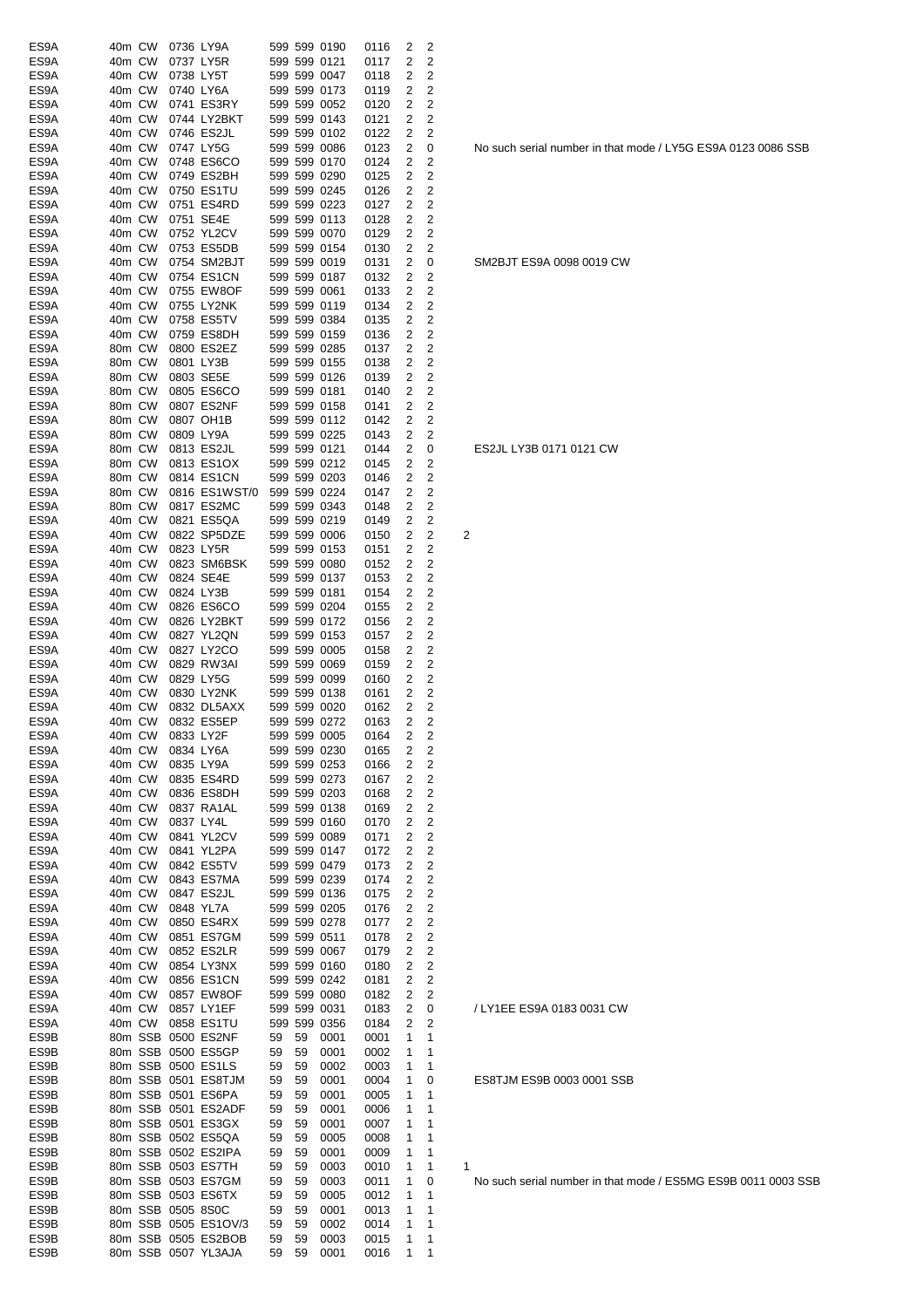| Call | Band | Mode | Time | Worked | RST S | RST R | Exch | Serial | | | | Note |
|---|---|---|---|---|---|---|---|---|---|---|---|---|
| ES9A | 40m | CW | 0736 | LY9A | 599 | 599 | 0190 | 0116 | 2 | 2 | | |
| ES9A | 40m | CW | 0737 | LY5R | 599 | 599 | 0121 | 0117 | 2 | 2 | | |
| ES9A | 40m | CW | 0738 | LY5T | 599 | 599 | 0047 | 0118 | 2 | 2 | | |
| ES9A | 40m | CW | 0740 | LY6A | 599 | 599 | 0173 | 0119 | 2 | 2 | | |
| ES9A | 40m | CW | 0741 | ES3RY | 599 | 599 | 0052 | 0120 | 2 | 2 | | |
| ES9A | 40m | CW | 0744 | LY2BKT | 599 | 599 | 0143 | 0121 | 2 | 2 | | |
| ES9A | 40m | CW | 0746 | ES2JL | 599 | 599 | 0102 | 0122 | 2 | 2 | | |
| ES9A | 40m | CW | 0747 | LY5G | 599 | 599 | 0086 | 0123 | 2 | 0 | | No such serial number in that mode / LY5G ES9A 0123 0086 SSB |
| ES9A | 40m | CW | 0748 | ES6CO | 599 | 599 | 0170 | 0124 | 2 | 2 | | |
| ES9A | 40m | CW | 0749 | ES2BH | 599 | 599 | 0290 | 0125 | 2 | 2 | | |
| ES9A | 40m | CW | 0750 | ES1TU | 599 | 599 | 0245 | 0126 | 2 | 2 | | |
| ES9A | 40m | CW | 0751 | ES4RD | 599 | 599 | 0223 | 0127 | 2 | 2 | | |
| ES9A | 40m | CW | 0751 | SE4E | 599 | 599 | 0113 | 0128 | 2 | 2 | | |
| ES9A | 40m | CW | 0752 | YL2CV | 599 | 599 | 0070 | 0129 | 2 | 2 | | |
| ES9A | 40m | CW | 0753 | ES5DB | 599 | 599 | 0154 | 0130 | 2 | 2 | | |
| ES9A | 40m | CW | 0754 | SM2BJT | 599 | 599 | 0019 | 0131 | 2 | 0 | | SM2BJT ES9A 0098 0019 CW |
| ES9A | 40m | CW | 0754 | ES1CN | 599 | 599 | 0187 | 0132 | 2 | 2 | | |
| ES9A | 40m | CW | 0755 | EW8OF | 599 | 599 | 0061 | 0133 | 2 | 2 | | |
| ES9A | 40m | CW | 0755 | LY2NK | 599 | 599 | 0119 | 0134 | 2 | 2 | | |
| ES9A | 40m | CW | 0758 | ES5TV | 599 | 599 | 0384 | 0135 | 2 | 2 | | |
| ES9A | 40m | CW | 0759 | ES8DH | 599 | 599 | 0159 | 0136 | 2 | 2 | | |
| ES9A | 80m | CW | 0800 | ES2EZ | 599 | 599 | 0285 | 0137 | 2 | 2 | | |
| ES9A | 80m | CW | 0801 | LY3B | 599 | 599 | 0155 | 0138 | 2 | 2 | | |
| ES9A | 80m | CW | 0803 | SE5E | 599 | 599 | 0126 | 0139 | 2 | 2 | | |
| ES9A | 80m | CW | 0805 | ES6CO | 599 | 599 | 0181 | 0140 | 2 | 2 | | |
| ES9A | 80m | CW | 0807 | ES2NF | 599 | 599 | 0158 | 0141 | 2 | 2 | | |
| ES9A | 80m | CW | 0807 | OH1B | 599 | 599 | 0112 | 0142 | 2 | 2 | | |
| ES9A | 80m | CW | 0809 | LY9A | 599 | 599 | 0225 | 0143 | 2 | 2 | | |
| ES9A | 80m | CW | 0813 | ES2JL | 599 | 599 | 0121 | 0144 | 2 | 0 | | ES2JL LY3B 0171 0121 CW |
| ES9A | 80m | CW | 0813 | ES1OX | 599 | 599 | 0212 | 0145 | 2 | 2 | | |
| ES9A | 80m | CW | 0814 | ES1CN | 599 | 599 | 0203 | 0146 | 2 | 2 | | |
| ES9A | 80m | CW | 0816 | ES1WST/0 | 599 | 599 | 0224 | 0147 | 2 | 2 | | |
| ES9A | 80m | CW | 0817 | ES2MC | 599 | 599 | 0343 | 0148 | 2 | 2 | | |
| ES9A | 40m | CW | 0821 | ES5QA | 599 | 599 | 0219 | 0149 | 2 | 2 | | |
| ES9A | 40m | CW | 0822 | SP5DZE | 599 | 599 | 0006 | 0150 | 2 | 2 | 2 | |
| ES9A | 40m | CW | 0823 | LY5R | 599 | 599 | 0153 | 0151 | 2 | 2 | | |
| ES9A | 40m | CW | 0823 | SM6BSK | 599 | 599 | 0080 | 0152 | 2 | 2 | | |
| ES9A | 40m | CW | 0824 | SE4E | 599 | 599 | 0137 | 0153 | 2 | 2 | | |
| ES9A | 40m | CW | 0824 | LY3B | 599 | 599 | 0181 | 0154 | 2 | 2 | | |
| ES9A | 40m | CW | 0826 | ES6CO | 599 | 599 | 0204 | 0155 | 2 | 2 | | |
| ES9A | 40m | CW | 0826 | LY2BKT | 599 | 599 | 0172 | 0156 | 2 | 2 | | |
| ES9A | 40m | CW | 0827 | YL2QN | 599 | 599 | 0153 | 0157 | 2 | 2 | | |
| ES9A | 40m | CW | 0827 | LY2CO | 599 | 599 | 0005 | 0158 | 2 | 2 | | |
| ES9A | 40m | CW | 0829 | RW3AI | 599 | 599 | 0069 | 0159 | 2 | 2 | | |
| ES9A | 40m | CW | 0829 | LY5G | 599 | 599 | 0099 | 0160 | 2 | 2 | | |
| ES9A | 40m | CW | 0830 | LY2NK | 599 | 599 | 0138 | 0161 | 2 | 2 | | |
| ES9A | 40m | CW | 0832 | DL5AXX | 599 | 599 | 0020 | 0162 | 2 | 2 | | |
| ES9A | 40m | CW | 0832 | ES5EP | 599 | 599 | 0272 | 0163 | 2 | 2 | | |
| ES9A | 40m | CW | 0833 | LY2F | 599 | 599 | 0005 | 0164 | 2 | 2 | | |
| ES9A | 40m | CW | 0834 | LY6A | 599 | 599 | 0230 | 0165 | 2 | 2 | | |
| ES9A | 40m | CW | 0835 | LY9A | 599 | 599 | 0253 | 0166 | 2 | 2 | | |
| ES9A | 40m | CW | 0835 | ES4RD | 599 | 599 | 0273 | 0167 | 2 | 2 | | |
| ES9A | 40m | CW | 0836 | ES8DH | 599 | 599 | 0203 | 0168 | 2 | 2 | | |
| ES9A | 40m | CW | 0837 | RA1AL | 599 | 599 | 0138 | 0169 | 2 | 2 | | |
| ES9A | 40m | CW | 0837 | LY4L | 599 | 599 | 0160 | 0170 | 2 | 2 | | |
| ES9A | 40m | CW | 0841 | YL2CV | 599 | 599 | 0089 | 0171 | 2 | 2 | | |
| ES9A | 40m | CW | 0841 | YL2PA | 599 | 599 | 0147 | 0172 | 2 | 2 | | |
| ES9A | 40m | CW | 0842 | ES5TV | 599 | 599 | 0479 | 0173 | 2 | 2 | | |
| ES9A | 40m | CW | 0843 | ES7MA | 599 | 599 | 0239 | 0174 | 2 | 2 | | |
| ES9A | 40m | CW | 0847 | ES2JL | 599 | 599 | 0136 | 0175 | 2 | 2 | | |
| ES9A | 40m | CW | 0848 | YL7A | 599 | 599 | 0205 | 0176 | 2 | 2 | | |
| ES9A | 40m | CW | 0850 | ES4RX | 599 | 599 | 0278 | 0177 | 2 | 2 | | |
| ES9A | 40m | CW | 0851 | ES7GM | 599 | 599 | 0511 | 0178 | 2 | 2 | | |
| ES9A | 40m | CW | 0852 | ES2LR | 599 | 599 | 0067 | 0179 | 2 | 2 | | |
| ES9A | 40m | CW | 0854 | LY3NX | 599 | 599 | 0160 | 0180 | 2 | 2 | | |
| ES9A | 40m | CW | 0856 | ES1CN | 599 | 599 | 0242 | 0181 | 2 | 2 | | |
| ES9A | 40m | CW | 0857 | EW8OF | 599 | 599 | 0080 | 0182 | 2 | 2 | | |
| ES9A | 40m | CW | 0857 | LY1EF | 599 | 599 | 0031 | 0183 | 2 | 0 | | / LY1EE ES9A 0183 0031 CW |
| ES9A | 40m | CW | 0858 | ES1TU | 599 | 599 | 0356 | 0184 | 2 | 2 | | |
| ES9B | 80m | SSB | 0500 | ES2NF | 59 | 59 | 0001 | 0001 | 1 | 1 | | |
| ES9B | 80m | SSB | 0500 | ES5GP | 59 | 59 | 0001 | 0002 | 1 | 1 | | |
| ES9B | 80m | SSB | 0500 | ES1LS | 59 | 59 | 0002 | 0003 | 1 | 1 | | |
| ES9B | 80m | SSB | 0501 | ES8TJM | 59 | 59 | 0001 | 0004 | 1 | 0 | | ES8TJM ES9B 0003 0001 SSB |
| ES9B | 80m | SSB | 0501 | ES6PA | 59 | 59 | 0001 | 0005 | 1 | 1 | | |
| ES9B | 80m | SSB | 0501 | ES2ADF | 59 | 59 | 0001 | 0006 | 1 | 1 | | |
| ES9B | 80m | SSB | 0501 | ES3GX | 59 | 59 | 0001 | 0007 | 1 | 1 | | |
| ES9B | 80m | SSB | 0502 | ES5QA | 59 | 59 | 0005 | 0008 | 1 | 1 | | |
| ES9B | 80m | SSB | 0502 | ES2IPA | 59 | 59 | 0001 | 0009 | 1 | 1 | | |
| ES9B | 80m | SSB | 0503 | ES7TH | 59 | 59 | 0003 | 0010 | 1 | 1 | 1 | |
| ES9B | 80m | SSB | 0503 | ES7GM | 59 | 59 | 0003 | 0011 | 1 | 0 | | No such serial number in that mode / ES5MG ES9B 0011 0003 SSB |
| ES9B | 80m | SSB | 0503 | ES6TX | 59 | 59 | 0005 | 0012 | 1 | 1 | | |
| ES9B | 80m | SSB | 0505 | 8S0C | 59 | 59 | 0001 | 0013 | 1 | 1 | | |
| ES9B | 80m | SSB | 0505 | ES1OV/3 | 59 | 59 | 0002 | 0014 | 1 | 1 | | |
| ES9B | 80m | SSB | 0505 | ES2BOB | 59 | 59 | 0003 | 0015 | 1 | 1 | | |
| ES9B | 80m | SSB | 0507 | YL3AJA | 59 | 59 | 0001 | 0016 | 1 | 1 | | |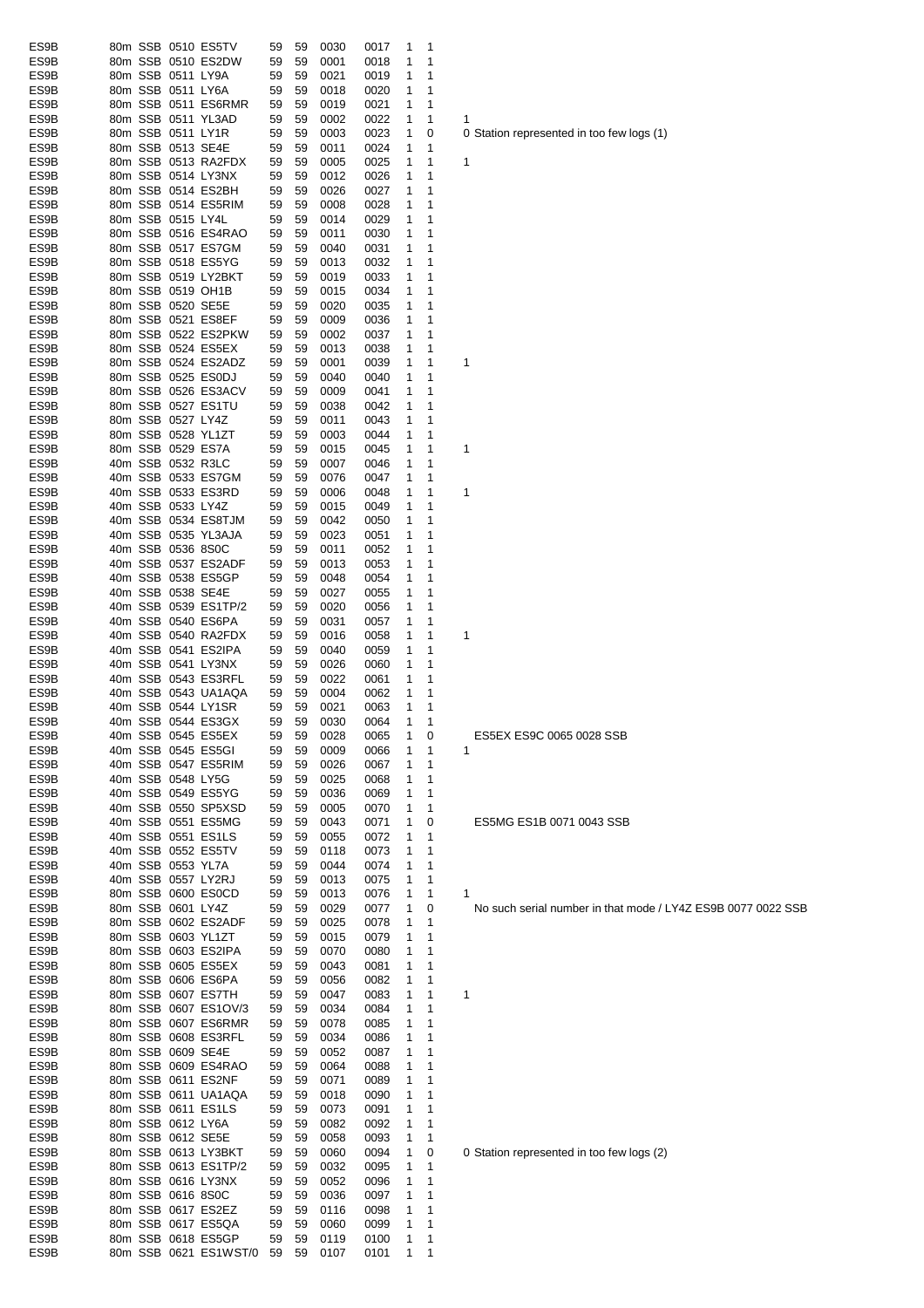| | | | | | | | | | | | | |
|---|---|---|---|---|---|---|---|---|---|---|---|---|
| ES9B | 80m | SSB | 0510 | ES5TV | 59 | 59 | 0030 | 0017 | 1 | 1 | | |
| ES9B | 80m | SSB | 0510 | ES2DW | 59 | 59 | 0001 | 0018 | 1 | 1 | | |
| ES9B | 80m | SSB | 0511 | LY9A | 59 | 59 | 0021 | 0019 | 1 | 1 | | |
| ES9B | 80m | SSB | 0511 | LY6A | 59 | 59 | 0018 | 0020 | 1 | 1 | | |
| ES9B | 80m | SSB | 0511 | ES6RMR | 59 | 59 | 0019 | 0021 | 1 | 1 | | |
| ES9B | 80m | SSB | 0511 | YL3AD | 59 | 59 | 0002 | 0022 | 1 | 1 | 1 | |
| ES9B | 80m | SSB | 0511 | LY1R | 59 | 59 | 0003 | 0023 | 1 | 0 | 0 | Station represented in too few logs (1) |
| ES9B | 80m | SSB | 0513 | SE4E | 59 | 59 | 0011 | 0024 | 1 | 1 | | |
| ES9B | 80m | SSB | 0513 | RA2FDX | 59 | 59 | 0005 | 0025 | 1 | 1 | 1 | |
| ES9B | 80m | SSB | 0514 | LY3NX | 59 | 59 | 0012 | 0026 | 1 | 1 | | |
| ES9B | 80m | SSB | 0514 | ES2BH | 59 | 59 | 0026 | 0027 | 1 | 1 | | |
| ES9B | 80m | SSB | 0514 | ES5RIM | 59 | 59 | 0008 | 0028 | 1 | 1 | | |
| ES9B | 80m | SSB | 0515 | LY4L | 59 | 59 | 0014 | 0029 | 1 | 1 | | |
| ES9B | 80m | SSB | 0516 | ES4RAO | 59 | 59 | 0011 | 0030 | 1 | 1 | | |
| ES9B | 80m | SSB | 0517 | ES7GM | 59 | 59 | 0040 | 0031 | 1 | 1 | | |
| ES9B | 80m | SSB | 0518 | ES5YG | 59 | 59 | 0013 | 0032 | 1 | 1 | | |
| ES9B | 80m | SSB | 0519 | LY2BKT | 59 | 59 | 0019 | 0033 | 1 | 1 | | |
| ES9B | 80m | SSB | 0519 | OH1B | 59 | 59 | 0015 | 0034 | 1 | 1 | | |
| ES9B | 80m | SSB | 0520 | SE5E | 59 | 59 | 0020 | 0035 | 1 | 1 | | |
| ES9B | 80m | SSB | 0521 | ES8EF | 59 | 59 | 0009 | 0036 | 1 | 1 | | |
| ES9B | 80m | SSB | 0522 | ES2PKW | 59 | 59 | 0002 | 0037 | 1 | 1 | | |
| ES9B | 80m | SSB | 0524 | ES5EX | 59 | 59 | 0013 | 0038 | 1 | 1 | | |
| ES9B | 80m | SSB | 0524 | ES2ADZ | 59 | 59 | 0001 | 0039 | 1 | 1 | 1 | |
| ES9B | 80m | SSB | 0525 | ES0DJ | 59 | 59 | 0040 | 0040 | 1 | 1 | | |
| ES9B | 80m | SSB | 0526 | ES3ACV | 59 | 59 | 0009 | 0041 | 1 | 1 | | |
| ES9B | 80m | SSB | 0527 | ES1TU | 59 | 59 | 0038 | 0042 | 1 | 1 | | |
| ES9B | 80m | SSB | 0527 | LY4Z | 59 | 59 | 0011 | 0043 | 1 | 1 | | |
| ES9B | 80m | SSB | 0528 | YL1ZT | 59 | 59 | 0003 | 0044 | 1 | 1 | | |
| ES9B | 80m | SSB | 0529 | ES7A | 59 | 59 | 0015 | 0045 | 1 | 1 | 1 | |
| ES9B | 40m | SSB | 0532 | R3LC | 59 | 59 | 0007 | 0046 | 1 | 1 | | |
| ES9B | 40m | SSB | 0533 | ES7GM | 59 | 59 | 0076 | 0047 | 1 | 1 | | |
| ES9B | 40m | SSB | 0533 | ES3RD | 59 | 59 | 0006 | 0048 | 1 | 1 | 1 | |
| ES9B | 40m | SSB | 0533 | LY4Z | 59 | 59 | 0015 | 0049 | 1 | 1 | | |
| ES9B | 40m | SSB | 0534 | ES8TJM | 59 | 59 | 0042 | 0050 | 1 | 1 | | |
| ES9B | 40m | SSB | 0535 | YL3AJA | 59 | 59 | 0023 | 0051 | 1 | 1 | | |
| ES9B | 40m | SSB | 0536 | 8S0C | 59 | 59 | 0011 | 0052 | 1 | 1 | | |
| ES9B | 40m | SSB | 0537 | ES2ADF | 59 | 59 | 0013 | 0053 | 1 | 1 | | |
| ES9B | 40m | SSB | 0538 | ES5GP | 59 | 59 | 0048 | 0054 | 1 | 1 | | |
| ES9B | 40m | SSB | 0538 | SE4E | 59 | 59 | 0027 | 0055 | 1 | 1 | | |
| ES9B | 40m | SSB | 0539 | ES1TP/2 | 59 | 59 | 0020 | 0056 | 1 | 1 | | |
| ES9B | 40m | SSB | 0540 | ES6PA | 59 | 59 | 0031 | 0057 | 1 | 1 | | |
| ES9B | 40m | SSB | 0540 | RA2FDX | 59 | 59 | 0016 | 0058 | 1 | 1 | 1 | |
| ES9B | 40m | SSB | 0541 | ES2IPA | 59 | 59 | 0040 | 0059 | 1 | 1 | | |
| ES9B | 40m | SSB | 0541 | LY3NX | 59 | 59 | 0026 | 0060 | 1 | 1 | | |
| ES9B | 40m | SSB | 0543 | ES3RFL | 59 | 59 | 0022 | 0061 | 1 | 1 | | |
| ES9B | 40m | SSB | 0543 | UA1AQA | 59 | 59 | 0004 | 0062 | 1 | 1 | | |
| ES9B | 40m | SSB | 0544 | LY1SR | 59 | 59 | 0021 | 0063 | 1 | 1 | | |
| ES9B | 40m | SSB | 0544 | ES3GX | 59 | 59 | 0030 | 0064 | 1 | 1 | | |
| ES9B | 40m | SSB | 0545 | ES5EX | 59 | 59 | 0028 | 0065 | 1 | 0 | | ES5EX ES9C 0065 0028 SSB |
| ES9B | 40m | SSB | 0545 | ES5GI | 59 | 59 | 0009 | 0066 | 1 | 1 | 1 | |
| ES9B | 40m | SSB | 0547 | ES5RIM | 59 | 59 | 0026 | 0067 | 1 | 1 | | |
| ES9B | 40m | SSB | 0548 | LY5G | 59 | 59 | 0025 | 0068 | 1 | 1 | | |
| ES9B | 40m | SSB | 0549 | ES5YG | 59 | 59 | 0036 | 0069 | 1 | 1 | | |
| ES9B | 40m | SSB | 0550 | SP5XSD | 59 | 59 | 0005 | 0070 | 1 | 1 | | |
| ES9B | 40m | SSB | 0551 | ES5MG | 59 | 59 | 0043 | 0071 | 1 | 0 | | ES5MG ES1B 0071 0043 SSB |
| ES9B | 40m | SSB | 0551 | ES1LS | 59 | 59 | 0055 | 0072 | 1 | 1 | | |
| ES9B | 40m | SSB | 0552 | ES5TV | 59 | 59 | 0118 | 0073 | 1 | 1 | | |
| ES9B | 40m | SSB | 0553 | YL7A | 59 | 59 | 0044 | 0074 | 1 | 1 | | |
| ES9B | 40m | SSB | 0557 | LY2RJ | 59 | 59 | 0013 | 0075 | 1 | 1 | | |
| ES9B | 80m | SSB | 0600 | ES0CD | 59 | 59 | 0013 | 0076 | 1 | 1 | 1 | |
| ES9B | 80m | SSB | 0601 | LY4Z | 59 | 59 | 0029 | 0077 | 1 | 0 | | No such serial number in that mode / LY4Z ES9B 0077 0022 SSB |
| ES9B | 80m | SSB | 0602 | ES2ADF | 59 | 59 | 0025 | 0078 | 1 | 1 | | |
| ES9B | 80m | SSB | 0603 | YL1ZT | 59 | 59 | 0015 | 0079 | 1 | 1 | | |
| ES9B | 80m | SSB | 0603 | ES2IPA | 59 | 59 | 0070 | 0080 | 1 | 1 | | |
| ES9B | 80m | SSB | 0605 | ES5EX | 59 | 59 | 0043 | 0081 | 1 | 1 | | |
| ES9B | 80m | SSB | 0606 | ES6PA | 59 | 59 | 0056 | 0082 | 1 | 1 | | |
| ES9B | 80m | SSB | 0607 | ES7TH | 59 | 59 | 0047 | 0083 | 1 | 1 | 1 | |
| ES9B | 80m | SSB | 0607 | ES1OV/3 | 59 | 59 | 0034 | 0084 | 1 | 1 | | |
| ES9B | 80m | SSB | 0607 | ES6RMR | 59 | 59 | 0078 | 0085 | 1 | 1 | | |
| ES9B | 80m | SSB | 0608 | ES3RFL | 59 | 59 | 0034 | 0086 | 1 | 1 | | |
| ES9B | 80m | SSB | 0609 | SE4E | 59 | 59 | 0052 | 0087 | 1 | 1 | | |
| ES9B | 80m | SSB | 0609 | ES4RAO | 59 | 59 | 0064 | 0088 | 1 | 1 | | |
| ES9B | 80m | SSB | 0611 | ES2NF | 59 | 59 | 0071 | 0089 | 1 | 1 | | |
| ES9B | 80m | SSB | 0611 | UA1AQA | 59 | 59 | 0018 | 0090 | 1 | 1 | | |
| ES9B | 80m | SSB | 0611 | ES1LS | 59 | 59 | 0073 | 0091 | 1 | 1 | | |
| ES9B | 80m | SSB | 0612 | LY6A | 59 | 59 | 0082 | 0092 | 1 | 1 | | |
| ES9B | 80m | SSB | 0612 | SE5E | 59 | 59 | 0058 | 0093 | 1 | 1 | | |
| ES9B | 80m | SSB | 0613 | LY3BKT | 59 | 59 | 0060 | 0094 | 1 | 0 | 0 | Station represented in too few logs (2) |
| ES9B | 80m | SSB | 0613 | ES1TP/2 | 59 | 59 | 0032 | 0095 | 1 | 1 | | |
| ES9B | 80m | SSB | 0616 | LY3NX | 59 | 59 | 0052 | 0096 | 1 | 1 | | |
| ES9B | 80m | SSB | 0616 | 8S0C | 59 | 59 | 0036 | 0097 | 1 | 1 | | |
| ES9B | 80m | SSB | 0617 | ES2EZ | 59 | 59 | 0116 | 0098 | 1 | 1 | | |
| ES9B | 80m | SSB | 0617 | ES5QA | 59 | 59 | 0060 | 0099 | 1 | 1 | | |
| ES9B | 80m | SSB | 0618 | ES5GP | 59 | 59 | 0119 | 0100 | 1 | 1 | | |
| ES9B | 80m | SSB | 0621 | ES1WST/0 | 59 | 59 | 0107 | 0101 | 1 | 1 | | |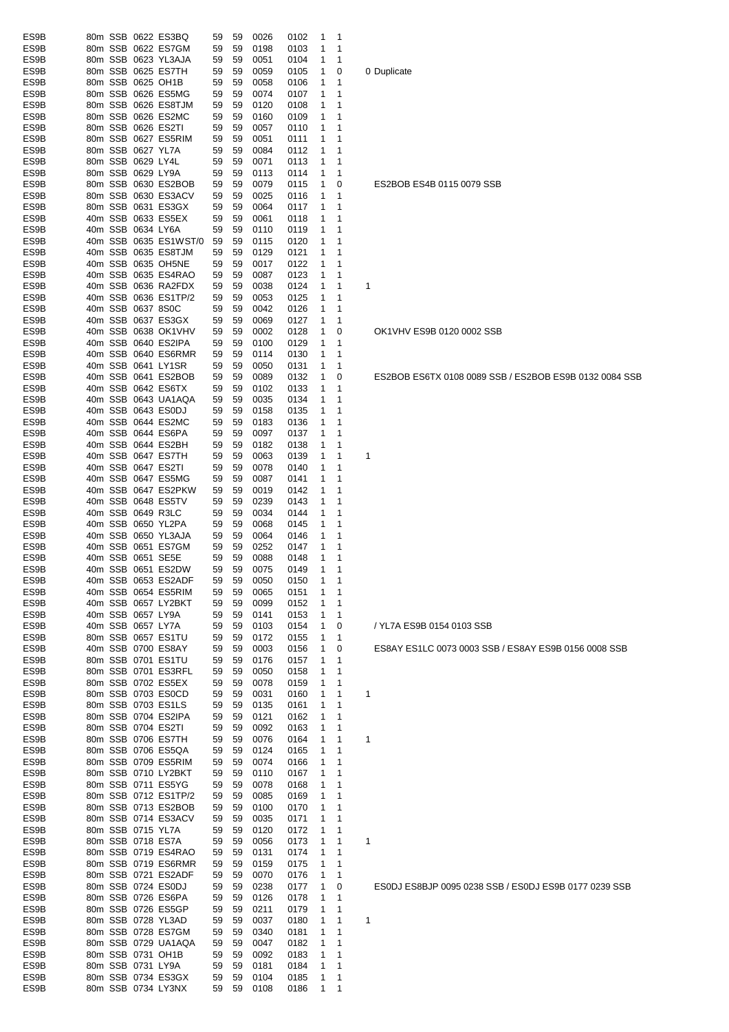| | | | | | | | | | | | | |
|---|---|---|---|---|---|---|---|---|---|---|---|---|
| ES9B | 80m | SSB | 0622 | ES3BQ | 59 | 59 | 0026 | 0102 | 1 | 1 | | |
| ES9B | 80m | SSB | 0622 | ES7GM | 59 | 59 | 0198 | 0103 | 1 | 1 | | |
| ES9B | 80m | SSB | 0623 | YL3AJA | 59 | 59 | 0051 | 0104 | 1 | 1 | | |
| ES9B | 80m | SSB | 0625 | ES7TH | 59 | 59 | 0059 | 0105 | 1 | 0 | 0 | Duplicate |
| ES9B | 80m | SSB | 0625 | OH1B | 59 | 59 | 0058 | 0106 | 1 | 1 | | |
| ES9B | 80m | SSB | 0626 | ES5MG | 59 | 59 | 0074 | 0107 | 1 | 1 | | |
| ES9B | 80m | SSB | 0626 | ES8TJM | 59 | 59 | 0120 | 0108 | 1 | 1 | | |
| ES9B | 80m | SSB | 0626 | ES2MC | 59 | 59 | 0160 | 0109 | 1 | 1 | | |
| ES9B | 80m | SSB | 0626 | ES2TI | 59 | 59 | 0057 | 0110 | 1 | 1 | | |
| ES9B | 80m | SSB | 0627 | ES5RIM | 59 | 59 | 0051 | 0111 | 1 | 1 | | |
| ES9B | 80m | SSB | 0627 | YL7A | 59 | 59 | 0084 | 0112 | 1 | 1 | | |
| ES9B | 80m | SSB | 0629 | LY4L | 59 | 59 | 0071 | 0113 | 1 | 1 | | |
| ES9B | 80m | SSB | 0629 | LY9A | 59 | 59 | 0113 | 0114 | 1 | 1 | | |
| ES9B | 80m | SSB | 0630 | ES2BOB | 59 | 59 | 0079 | 0115 | 1 | 0 | | ES2BOB ES4B 0115 0079 SSB |
| ES9B | 80m | SSB | 0630 | ES3ACV | 59 | 59 | 0025 | 0116 | 1 | 1 | | |
| ES9B | 80m | SSB | 0631 | ES3GX | 59 | 59 | 0064 | 0117 | 1 | 1 | | |
| ES9B | 40m | SSB | 0633 | ES5EX | 59 | 59 | 0061 | 0118 | 1 | 1 | | |
| ES9B | 40m | SSB | 0634 | LY6A | 59 | 59 | 0110 | 0119 | 1 | 1 | | |
| ES9B | 40m | SSB | 0635 | ES1WST/0 | 59 | 59 | 0115 | 0120 | 1 | 1 | | |
| ES9B | 40m | SSB | 0635 | ES8TJM | 59 | 59 | 0129 | 0121 | 1 | 1 | | |
| ES9B | 40m | SSB | 0635 | OH5NE | 59 | 59 | 0017 | 0122 | 1 | 1 | | |
| ES9B | 40m | SSB | 0635 | ES4RAO | 59 | 59 | 0087 | 0123 | 1 | 1 | | |
| ES9B | 40m | SSB | 0636 | RA2FDX | 59 | 59 | 0038 | 0124 | 1 | 1 | 1 | |
| ES9B | 40m | SSB | 0636 | ES1TP/2 | 59 | 59 | 0053 | 0125 | 1 | 1 | | |
| ES9B | 40m | SSB | 0637 | 8S0C | 59 | 59 | 0042 | 0126 | 1 | 1 | | |
| ES9B | 40m | SSB | 0637 | ES3GX | 59 | 59 | 0069 | 0127 | 1 | 1 | | |
| ES9B | 40m | SSB | 0638 | OK1VHV | 59 | 59 | 0002 | 0128 | 1 | 0 | | OK1VHV ES9B 0120 0002 SSB |
| ES9B | 40m | SSB | 0640 | ES2IPA | 59 | 59 | 0100 | 0129 | 1 | 1 | | |
| ES9B | 40m | SSB | 0640 | ES6RMR | 59 | 59 | 0114 | 0130 | 1 | 1 | | |
| ES9B | 40m | SSB | 0641 | LY1SR | 59 | 59 | 0050 | 0131 | 1 | 1 | | |
| ES9B | 40m | SSB | 0641 | ES2BOB | 59 | 59 | 0089 | 0132 | 1 | 0 | | ES2BOB ES6TX 0108 0089 SSB / ES2BOB ES9B 0132 0084 SSB |
| ES9B | 40m | SSB | 0642 | ES6TX | 59 | 59 | 0102 | 0133 | 1 | 1 | | |
| ES9B | 40m | SSB | 0643 | UA1AQA | 59 | 59 | 0035 | 0134 | 1 | 1 | | |
| ES9B | 40m | SSB | 0643 | ES0DJ | 59 | 59 | 0158 | 0135 | 1 | 1 | | |
| ES9B | 40m | SSB | 0644 | ES2MC | 59 | 59 | 0183 | 0136 | 1 | 1 | | |
| ES9B | 40m | SSB | 0644 | ES6PA | 59 | 59 | 0097 | 0137 | 1 | 1 | | |
| ES9B | 40m | SSB | 0644 | ES2BH | 59 | 59 | 0182 | 0138 | 1 | 1 | | |
| ES9B | 40m | SSB | 0647 | ES7TH | 59 | 59 | 0063 | 0139 | 1 | 1 | 1 | |
| ES9B | 40m | SSB | 0647 | ES2TI | 59 | 59 | 0078 | 0140 | 1 | 1 | | |
| ES9B | 40m | SSB | 0647 | ES5MG | 59 | 59 | 0087 | 0141 | 1 | 1 | | |
| ES9B | 40m | SSB | 0647 | ES2PKW | 59 | 59 | 0019 | 0142 | 1 | 1 | | |
| ES9B | 40m | SSB | 0648 | ES5TV | 59 | 59 | 0239 | 0143 | 1 | 1 | | |
| ES9B | 40m | SSB | 0649 | R3LC | 59 | 59 | 0034 | 0144 | 1 | 1 | | |
| ES9B | 40m | SSB | 0650 | YL2PA | 59 | 59 | 0068 | 0145 | 1 | 1 | | |
| ES9B | 40m | SSB | 0650 | YL3AJA | 59 | 59 | 0064 | 0146 | 1 | 1 | | |
| ES9B | 40m | SSB | 0651 | ES7GM | 59 | 59 | 0252 | 0147 | 1 | 1 | | |
| ES9B | 40m | SSB | 0651 | SE5E | 59 | 59 | 0088 | 0148 | 1 | 1 | | |
| ES9B | 40m | SSB | 0651 | ES2DW | 59 | 59 | 0075 | 0149 | 1 | 1 | | |
| ES9B | 40m | SSB | 0653 | ES2ADF | 59 | 59 | 0050 | 0150 | 1 | 1 | | |
| ES9B | 40m | SSB | 0654 | ES5RIM | 59 | 59 | 0065 | 0151 | 1 | 1 | | |
| ES9B | 40m | SSB | 0657 | LY2BKT | 59 | 59 | 0099 | 0152 | 1 | 1 | | |
| ES9B | 40m | SSB | 0657 | LY9A | 59 | 59 | 0141 | 0153 | 1 | 1 | | |
| ES9B | 40m | SSB | 0657 | LY7A | 59 | 59 | 0103 | 0154 | 1 | 0 | | / YL7A ES9B 0154 0103 SSB |
| ES9B | 80m | SSB | 0657 | ES1TU | 59 | 59 | 0172 | 0155 | 1 | 1 | | |
| ES9B | 40m | SSB | 0700 | ES8AY | 59 | 59 | 0003 | 0156 | 1 | 0 | | ES8AY ES1LC 0073 0003 SSB / ES8AY ES9B 0156 0008 SSB |
| ES9B | 80m | SSB | 0701 | ES1TU | 59 | 59 | 0176 | 0157 | 1 | 1 | | |
| ES9B | 80m | SSB | 0701 | ES3RFL | 59 | 59 | 0050 | 0158 | 1 | 1 | | |
| ES9B | 80m | SSB | 0702 | ES5EX | 59 | 59 | 0078 | 0159 | 1 | 1 | | |
| ES9B | 80m | SSB | 0703 | ES0CD | 59 | 59 | 0031 | 0160 | 1 | 1 | 1 | |
| ES9B | 80m | SSB | 0703 | ES1LS | 59 | 59 | 0135 | 0161 | 1 | 1 | | |
| ES9B | 80m | SSB | 0704 | ES2IPA | 59 | 59 | 0121 | 0162 | 1 | 1 | | |
| ES9B | 80m | SSB | 0704 | ES2TI | 59 | 59 | 0092 | 0163 | 1 | 1 | | |
| ES9B | 80m | SSB | 0706 | ES7TH | 59 | 59 | 0076 | 0164 | 1 | 1 | 1 | |
| ES9B | 80m | SSB | 0706 | ES5QA | 59 | 59 | 0124 | 0165 | 1 | 1 | | |
| ES9B | 80m | SSB | 0709 | ES5RIM | 59 | 59 | 0074 | 0166 | 1 | 1 | | |
| ES9B | 80m | SSB | 0710 | LY2BKT | 59 | 59 | 0110 | 0167 | 1 | 1 | | |
| ES9B | 80m | SSB | 0711 | ES5YG | 59 | 59 | 0078 | 0168 | 1 | 1 | | |
| ES9B | 80m | SSB | 0712 | ES1TP/2 | 59 | 59 | 0085 | 0169 | 1 | 1 | | |
| ES9B | 80m | SSB | 0713 | ES2BOB | 59 | 59 | 0100 | 0170 | 1 | 1 | | |
| ES9B | 80m | SSB | 0714 | ES3ACV | 59 | 59 | 0035 | 0171 | 1 | 1 | | |
| ES9B | 80m | SSB | 0715 | YL7A | 59 | 59 | 0120 | 0172 | 1 | 1 | | |
| ES9B | 80m | SSB | 0718 | ES7A | 59 | 59 | 0056 | 0173 | 1 | 1 | 1 | |
| ES9B | 80m | SSB | 0719 | ES4RAO | 59 | 59 | 0131 | 0174 | 1 | 1 | | |
| ES9B | 80m | SSB | 0719 | ES6RMR | 59 | 59 | 0159 | 0175 | 1 | 1 | | |
| ES9B | 80m | SSB | 0721 | ES2ADF | 59 | 59 | 0070 | 0176 | 1 | 1 | | |
| ES9B | 80m | SSB | 0724 | ES0DJ | 59 | 59 | 0238 | 0177 | 1 | 0 | | ES0DJ ES8BJP 0095 0238 SSB / ES0DJ ES9B 0177 0239 SSB |
| ES9B | 80m | SSB | 0726 | ES6PA | 59 | 59 | 0126 | 0178 | 1 | 1 | | |
| ES9B | 80m | SSB | 0726 | ES5GP | 59 | 59 | 0211 | 0179 | 1 | 1 | | |
| ES9B | 80m | SSB | 0728 | YL3AD | 59 | 59 | 0037 | 0180 | 1 | 1 | 1 | |
| ES9B | 80m | SSB | 0728 | ES7GM | 59 | 59 | 0340 | 0181 | 1 | 1 | | |
| ES9B | 80m | SSB | 0729 | UA1AQA | 59 | 59 | 0047 | 0182 | 1 | 1 | | |
| ES9B | 80m | SSB | 0731 | OH1B | 59 | 59 | 0092 | 0183 | 1 | 1 | | |
| ES9B | 80m | SSB | 0731 | LY9A | 59 | 59 | 0181 | 0184 | 1 | 1 | | |
| ES9B | 80m | SSB | 0734 | ES3GX | 59 | 59 | 0104 | 0185 | 1 | 1 | | |
| ES9B | 80m | SSB | 0734 | LY3NX | 59 | 59 | 0108 | 0186 | 1 | 1 | | |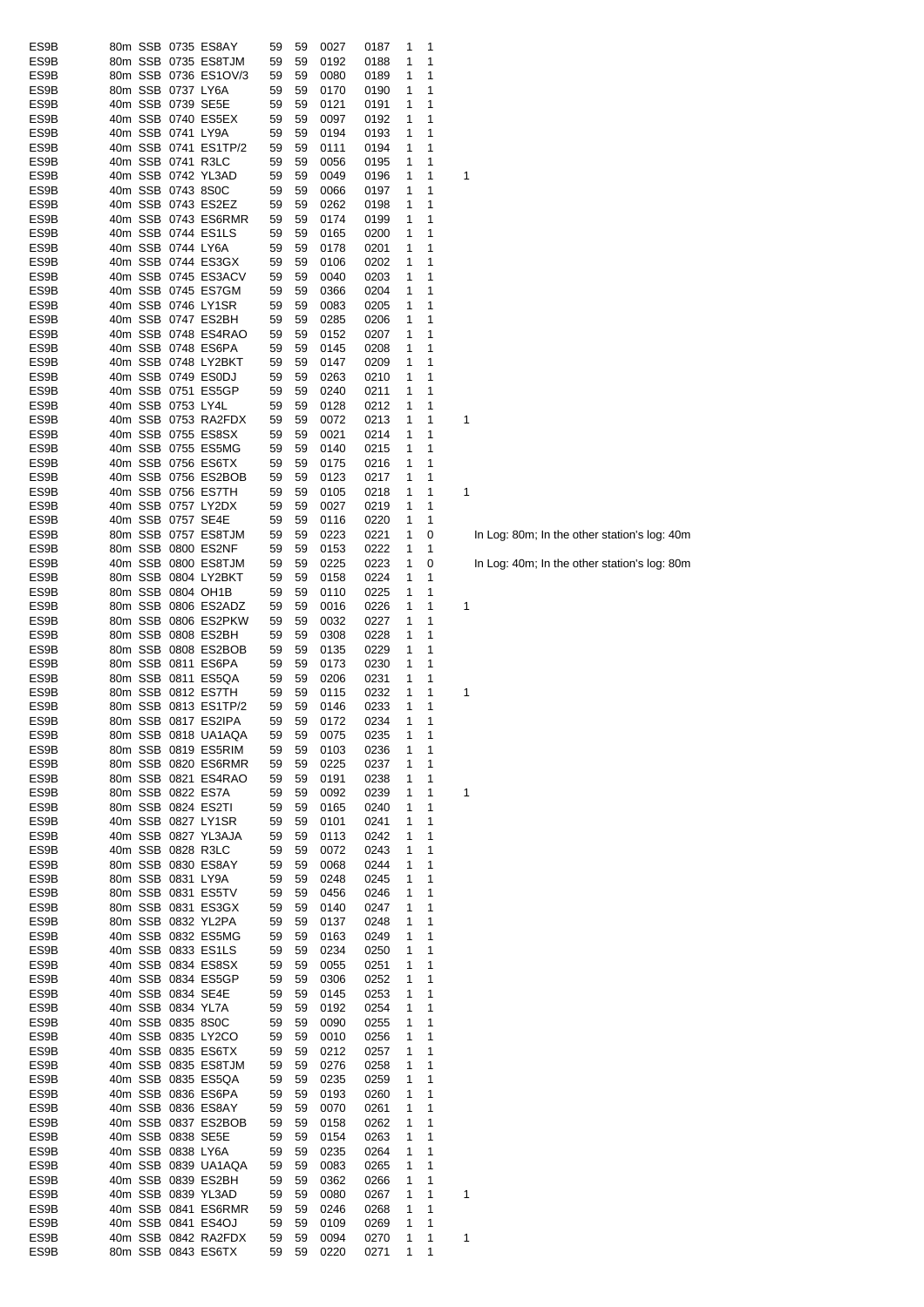| | | | | | | | | | | | | |
|---|---|---|---|---|---|---|---|---|---|---|---|---|
| ES9B | 80m | SSB | 0735 | ES8AY | 59 | 59 | 0027 | 0187 | 1 | 1 | | |
| ES9B | 80m | SSB | 0735 | ES8TJM | 59 | 59 | 0192 | 0188 | 1 | 1 | | |
| ES9B | 80m | SSB | 0736 | ES1OV/3 | 59 | 59 | 0080 | 0189 | 1 | 1 | | |
| ES9B | 80m | SSB | 0737 | LY6A | 59 | 59 | 0170 | 0190 | 1 | 1 | | |
| ES9B | 40m | SSB | 0739 | SE5E | 59 | 59 | 0121 | 0191 | 1 | 1 | | |
| ES9B | 40m | SSB | 0740 | ES5EX | 59 | 59 | 0097 | 0192 | 1 | 1 | | |
| ES9B | 40m | SSB | 0741 | LY9A | 59 | 59 | 0194 | 0193 | 1 | 1 | | |
| ES9B | 40m | SSB | 0741 | ES1TP/2 | 59 | 59 | 0111 | 0194 | 1 | 1 | | |
| ES9B | 40m | SSB | 0741 | R3LC | 59 | 59 | 0056 | 0195 | 1 | 1 | | |
| ES9B | 40m | SSB | 0742 | YL3AD | 59 | 59 | 0049 | 0196 | 1 | 1 | 1 | |
| ES9B | 40m | SSB | 0743 | 8S0C | 59 | 59 | 0066 | 0197 | 1 | 1 | | |
| ES9B | 40m | SSB | 0743 | ES2EZ | 59 | 59 | 0262 | 0198 | 1 | 1 | | |
| ES9B | 40m | SSB | 0743 | ES6RMR | 59 | 59 | 0174 | 0199 | 1 | 1 | | |
| ES9B | 40m | SSB | 0744 | ES1LS | 59 | 59 | 0165 | 0200 | 1 | 1 | | |
| ES9B | 40m | SSB | 0744 | LY6A | 59 | 59 | 0178 | 0201 | 1 | 1 | | |
| ES9B | 40m | SSB | 0744 | ES3GX | 59 | 59 | 0106 | 0202 | 1 | 1 | | |
| ES9B | 40m | SSB | 0745 | ES3ACV | 59 | 59 | 0040 | 0203 | 1 | 1 | | |
| ES9B | 40m | SSB | 0745 | ES7GM | 59 | 59 | 0366 | 0204 | 1 | 1 | | |
| ES9B | 40m | SSB | 0746 | LY1SR | 59 | 59 | 0083 | 0205 | 1 | 1 | | |
| ES9B | 40m | SSB | 0747 | ES2BH | 59 | 59 | 0285 | 0206 | 1 | 1 | | |
| ES9B | 40m | SSB | 0748 | ES4RAO | 59 | 59 | 0152 | 0207 | 1 | 1 | | |
| ES9B | 40m | SSB | 0748 | ES6PA | 59 | 59 | 0145 | 0208 | 1 | 1 | | |
| ES9B | 40m | SSB | 0748 | LY2BKT | 59 | 59 | 0147 | 0209 | 1 | 1 | | |
| ES9B | 40m | SSB | 0749 | ES0DJ | 59 | 59 | 0263 | 0210 | 1 | 1 | | |
| ES9B | 40m | SSB | 0751 | ES5GP | 59 | 59 | 0240 | 0211 | 1 | 1 | | |
| ES9B | 40m | SSB | 0753 | LY4L | 59 | 59 | 0128 | 0212 | 1 | 1 | | |
| ES9B | 40m | SSB | 0753 | RA2FDX | 59 | 59 | 0072 | 0213 | 1 | 1 | 1 | |
| ES9B | 40m | SSB | 0755 | ES8SX | 59 | 59 | 0021 | 0214 | 1 | 1 | | |
| ES9B | 40m | SSB | 0755 | ES5MG | 59 | 59 | 0140 | 0215 | 1 | 1 | | |
| ES9B | 40m | SSB | 0756 | ES6TX | 59 | 59 | 0175 | 0216 | 1 | 1 | | |
| ES9B | 40m | SSB | 0756 | ES2BOB | 59 | 59 | 0123 | 0217 | 1 | 1 | | |
| ES9B | 40m | SSB | 0756 | ES7TH | 59 | 59 | 0105 | 0218 | 1 | 1 | 1 | |
| ES9B | 40m | SSB | 0757 | LY2DX | 59 | 59 | 0027 | 0219 | 1 | 1 | | |
| ES9B | 40m | SSB | 0757 | SE4E | 59 | 59 | 0116 | 0220 | 1 | 1 | | |
| ES9B | 80m | SSB | 0757 | ES8TJM | 59 | 59 | 0223 | 0221 | 1 | 0 | | In Log: 80m; In the other station's log: 40m |
| ES9B | 80m | SSB | 0800 | ES2NF | 59 | 59 | 0153 | 0222 | 1 | 1 | | |
| ES9B | 40m | SSB | 0800 | ES8TJM | 59 | 59 | 0225 | 0223 | 1 | 0 | | In Log: 40m; In the other station's log: 80m |
| ES9B | 80m | SSB | 0804 | LY2BKT | 59 | 59 | 0158 | 0224 | 1 | 1 | | |
| ES9B | 80m | SSB | 0804 | OH1B | 59 | 59 | 0110 | 0225 | 1 | 1 | | |
| ES9B | 80m | SSB | 0806 | ES2ADZ | 59 | 59 | 0016 | 0226 | 1 | 1 | 1 | |
| ES9B | 80m | SSB | 0806 | ES2PKW | 59 | 59 | 0032 | 0227 | 1 | 1 | | |
| ES9B | 80m | SSB | 0808 | ES2BH | 59 | 59 | 0308 | 0228 | 1 | 1 | | |
| ES9B | 80m | SSB | 0808 | ES2BOB | 59 | 59 | 0135 | 0229 | 1 | 1 | | |
| ES9B | 80m | SSB | 0811 | ES6PA | 59 | 59 | 0173 | 0230 | 1 | 1 | | |
| ES9B | 80m | SSB | 0811 | ES5QA | 59 | 59 | 0206 | 0231 | 1 | 1 | | |
| ES9B | 80m | SSB | 0812 | ES7TH | 59 | 59 | 0115 | 0232 | 1 | 1 | 1 | |
| ES9B | 80m | SSB | 0813 | ES1TP/2 | 59 | 59 | 0146 | 0233 | 1 | 1 | | |
| ES9B | 80m | SSB | 0817 | ES2IPA | 59 | 59 | 0172 | 0234 | 1 | 1 | | |
| ES9B | 80m | SSB | 0818 | UA1AQA | 59 | 59 | 0075 | 0235 | 1 | 1 | | |
| ES9B | 80m | SSB | 0819 | ES5RIM | 59 | 59 | 0103 | 0236 | 1 | 1 | | |
| ES9B | 80m | SSB | 0820 | ES6RMR | 59 | 59 | 0225 | 0237 | 1 | 1 | | |
| ES9B | 80m | SSB | 0821 | ES4RAO | 59 | 59 | 0191 | 0238 | 1 | 1 | | |
| ES9B | 80m | SSB | 0822 | ES7A | 59 | 59 | 0092 | 0239 | 1 | 1 | 1 | |
| ES9B | 80m | SSB | 0824 | ES2TI | 59 | 59 | 0165 | 0240 | 1 | 1 | | |
| ES9B | 40m | SSB | 0827 | LY1SR | 59 | 59 | 0101 | 0241 | 1 | 1 | | |
| ES9B | 40m | SSB | 0827 | YL3AJA | 59 | 59 | 0113 | 0242 | 1 | 1 | | |
| ES9B | 40m | SSB | 0828 | R3LC | 59 | 59 | 0072 | 0243 | 1 | 1 | | |
| ES9B | 80m | SSB | 0830 | ES8AY | 59 | 59 | 0068 | 0244 | 1 | 1 | | |
| ES9B | 80m | SSB | 0831 | LY9A | 59 | 59 | 0248 | 0245 | 1 | 1 | | |
| ES9B | 80m | SSB | 0831 | ES5TV | 59 | 59 | 0456 | 0246 | 1 | 1 | | |
| ES9B | 80m | SSB | 0831 | ES3GX | 59 | 59 | 0140 | 0247 | 1 | 1 | | |
| ES9B | 80m | SSB | 0832 | YL2PA | 59 | 59 | 0137 | 0248 | 1 | 1 | | |
| ES9B | 40m | SSB | 0832 | ES5MG | 59 | 59 | 0163 | 0249 | 1 | 1 | | |
| ES9B | 40m | SSB | 0833 | ES1LS | 59 | 59 | 0234 | 0250 | 1 | 1 | | |
| ES9B | 40m | SSB | 0834 | ES8SX | 59 | 59 | 0055 | 0251 | 1 | 1 | | |
| ES9B | 40m | SSB | 0834 | ES5GP | 59 | 59 | 0306 | 0252 | 1 | 1 | | |
| ES9B | 40m | SSB | 0834 | SE4E | 59 | 59 | 0145 | 0253 | 1 | 1 | | |
| ES9B | 40m | SSB | 0834 | YL7A | 59 | 59 | 0192 | 0254 | 1 | 1 | | |
| ES9B | 40m | SSB | 0835 | 8S0C | 59 | 59 | 0090 | 0255 | 1 | 1 | | |
| ES9B | 40m | SSB | 0835 | LY2CO | 59 | 59 | 0010 | 0256 | 1 | 1 | | |
| ES9B | 40m | SSB | 0835 | ES6TX | 59 | 59 | 0212 | 0257 | 1 | 1 | | |
| ES9B | 40m | SSB | 0835 | ES8TJM | 59 | 59 | 0276 | 0258 | 1 | 1 | | |
| ES9B | 40m | SSB | 0835 | ES5QA | 59 | 59 | 0235 | 0259 | 1 | 1 | | |
| ES9B | 40m | SSB | 0836 | ES6PA | 59 | 59 | 0193 | 0260 | 1 | 1 | | |
| ES9B | 40m | SSB | 0836 | ES8AY | 59 | 59 | 0070 | 0261 | 1 | 1 | | |
| ES9B | 40m | SSB | 0837 | ES2BOB | 59 | 59 | 0158 | 0262 | 1 | 1 | | |
| ES9B | 40m | SSB | 0838 | SE5E | 59 | 59 | 0154 | 0263 | 1 | 1 | | |
| ES9B | 40m | SSB | 0838 | LY6A | 59 | 59 | 0235 | 0264 | 1 | 1 | | |
| ES9B | 40m | SSB | 0839 | UA1AQA | 59 | 59 | 0083 | 0265 | 1 | 1 | | |
| ES9B | 40m | SSB | 0839 | ES2BH | 59 | 59 | 0362 | 0266 | 1 | 1 | | |
| ES9B | 40m | SSB | 0839 | YL3AD | 59 | 59 | 0080 | 0267 | 1 | 1 | 1 | |
| ES9B | 40m | SSB | 0841 | ES6RMR | 59 | 59 | 0246 | 0268 | 1 | 1 | | |
| ES9B | 40m | SSB | 0841 | ES4OJ | 59 | 59 | 0109 | 0269 | 1 | 1 | | |
| ES9B | 40m | SSB | 0842 | RA2FDX | 59 | 59 | 0094 | 0270 | 1 | 1 | 1 | |
| ES9B | 80m | SSB | 0843 | ES6TX | 59 | 59 | 0220 | 0271 | 1 | 1 | | |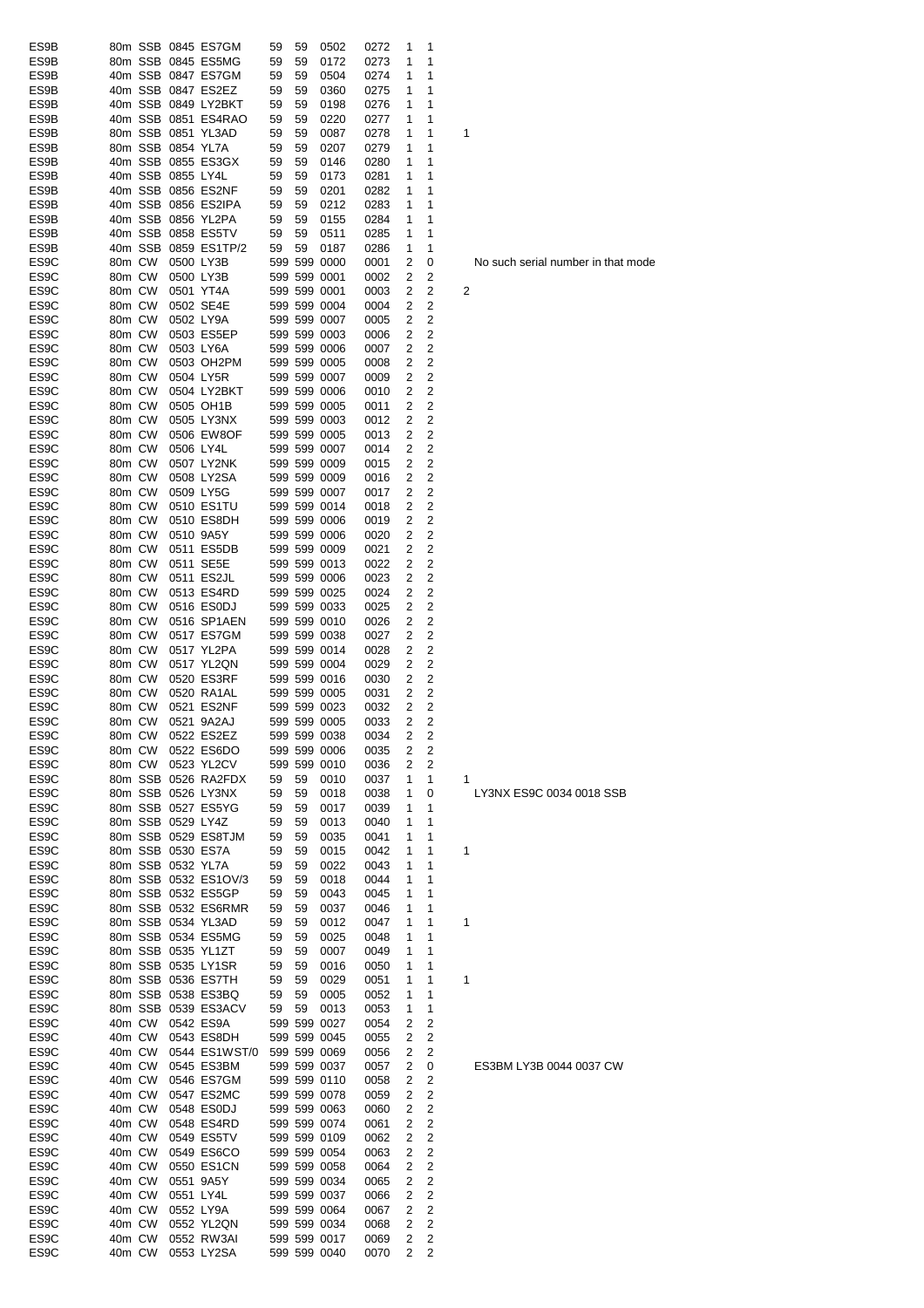| | | | | | | | | | | | | |
|---|---|---|---|---|---|---|---|---|---|---|---|---|
| ES9B | 80m | SSB | 0845 | ES7GM | 59 | 59 | 0502 | 0272 | 1 | 1 | | |
| ES9B | 80m | SSB | 0845 | ES5MG | 59 | 59 | 0172 | 0273 | 1 | 1 | | |
| ES9B | 40m | SSB | 0847 | ES7GM | 59 | 59 | 0504 | 0274 | 1 | 1 | | |
| ES9B | 40m | SSB | 0847 | ES2EZ | 59 | 59 | 0360 | 0275 | 1 | 1 | | |
| ES9B | 40m | SSB | 0849 | LY2BKT | 59 | 59 | 0198 | 0276 | 1 | 1 | | |
| ES9B | 40m | SSB | 0851 | ES4RAO | 59 | 59 | 0220 | 0277 | 1 | 1 | | |
| ES9B | 80m | SSB | 0851 | YL3AD | 59 | 59 | 0087 | 0278 | 1 | 1 | 1 | |
| ES9B | 80m | SSB | 0854 | YL7A | 59 | 59 | 0207 | 0279 | 1 | 1 | | |
| ES9B | 40m | SSB | 0855 | ES3GX | 59 | 59 | 0146 | 0280 | 1 | 1 | | |
| ES9B | 40m | SSB | 0855 | LY4L | 59 | 59 | 0173 | 0281 | 1 | 1 | | |
| ES9B | 40m | SSB | 0856 | ES2NF | 59 | 59 | 0201 | 0282 | 1 | 1 | | |
| ES9B | 40m | SSB | 0856 | ES2IPA | 59 | 59 | 0212 | 0283 | 1 | 1 | | |
| ES9B | 40m | SSB | 0856 | YL2PA | 59 | 59 | 0155 | 0284 | 1 | 1 | | |
| ES9B | 40m | SSB | 0858 | ES5TV | 59 | 59 | 0511 | 0285 | 1 | 1 | | |
| ES9B | 40m | SSB | 0859 | ES1TP/2 | 59 | 59 | 0187 | 0286 | 1 | 1 | | |
| ES9C | 80m | CW | 0500 | LY3B | 599 | 599 | 0000 | 0001 | 2 | 0 | | No such serial number in that mode |
| ES9C | 80m | CW | 0500 | LY3B | 599 | 599 | 0001 | 0002 | 2 | 2 | | |
| ES9C | 80m | CW | 0501 | YT4A | 599 | 599 | 0001 | 0003 | 2 | 2 | 2 | |
| ES9C | 80m | CW | 0502 | SE4E | 599 | 599 | 0004 | 0004 | 2 | 2 | | |
| ES9C | 80m | CW | 0502 | LY9A | 599 | 599 | 0007 | 0005 | 2 | 2 | | |
| ES9C | 80m | CW | 0503 | ES5EP | 599 | 599 | 0003 | 0006 | 2 | 2 | | |
| ES9C | 80m | CW | 0503 | LY6A | 599 | 599 | 0006 | 0007 | 2 | 2 | | |
| ES9C | 80m | CW | 0503 | OH2PM | 599 | 599 | 0005 | 0008 | 2 | 2 | | |
| ES9C | 80m | CW | 0504 | LY5R | 599 | 599 | 0007 | 0009 | 2 | 2 | | |
| ES9C | 80m | CW | 0504 | LY2BKT | 599 | 599 | 0006 | 0010 | 2 | 2 | | |
| ES9C | 80m | CW | 0505 | OH1B | 599 | 599 | 0005 | 0011 | 2 | 2 | | |
| ES9C | 80m | CW | 0505 | LY3NX | 599 | 599 | 0003 | 0012 | 2 | 2 | | |
| ES9C | 80m | CW | 0506 | EW8OF | 599 | 599 | 0005 | 0013 | 2 | 2 | | |
| ES9C | 80m | CW | 0506 | LY4L | 599 | 599 | 0007 | 0014 | 2 | 2 | | |
| ES9C | 80m | CW | 0507 | LY2NK | 599 | 599 | 0009 | 0015 | 2 | 2 | | |
| ES9C | 80m | CW | 0508 | LY2SA | 599 | 599 | 0009 | 0016 | 2 | 2 | | |
| ES9C | 80m | CW | 0509 | LY5G | 599 | 599 | 0007 | 0017 | 2 | 2 | | |
| ES9C | 80m | CW | 0510 | ES1TU | 599 | 599 | 0014 | 0018 | 2 | 2 | | |
| ES9C | 80m | CW | 0510 | ES8DH | 599 | 599 | 0006 | 0019 | 2 | 2 | | |
| ES9C | 80m | CW | 0510 | 9A5Y | 599 | 599 | 0006 | 0020 | 2 | 2 | | |
| ES9C | 80m | CW | 0511 | ES5DB | 599 | 599 | 0009 | 0021 | 2 | 2 | | |
| ES9C | 80m | CW | 0511 | SE5E | 599 | 599 | 0013 | 0022 | 2 | 2 | | |
| ES9C | 80m | CW | 0511 | ES2JL | 599 | 599 | 0006 | 0023 | 2 | 2 | | |
| ES9C | 80m | CW | 0513 | ES4RD | 599 | 599 | 0025 | 0024 | 2 | 2 | | |
| ES9C | 80m | CW | 0516 | ES0DJ | 599 | 599 | 0033 | 0025 | 2 | 2 | | |
| ES9C | 80m | CW | 0516 | SP1AEN | 599 | 599 | 0010 | 0026 | 2 | 2 | | |
| ES9C | 80m | CW | 0517 | ES7GM | 599 | 599 | 0038 | 0027 | 2 | 2 | | |
| ES9C | 80m | CW | 0517 | YL2PA | 599 | 599 | 0014 | 0028 | 2 | 2 | | |
| ES9C | 80m | CW | 0517 | YL2QN | 599 | 599 | 0004 | 0029 | 2 | 2 | | |
| ES9C | 80m | CW | 0520 | ES3RF | 599 | 599 | 0016 | 0030 | 2 | 2 | | |
| ES9C | 80m | CW | 0520 | RA1AL | 599 | 599 | 0005 | 0031 | 2 | 2 | | |
| ES9C | 80m | CW | 0521 | ES2NF | 599 | 599 | 0023 | 0032 | 2 | 2 | | |
| ES9C | 80m | CW | 0521 | 9A2AJ | 599 | 599 | 0005 | 0033 | 2 | 2 | | |
| ES9C | 80m | CW | 0522 | ES2EZ | 599 | 599 | 0038 | 0034 | 2 | 2 | | |
| ES9C | 80m | CW | 0522 | ES6DO | 599 | 599 | 0006 | 0035 | 2 | 2 | | |
| ES9C | 80m | CW | 0523 | YL2CV | 599 | 599 | 0010 | 0036 | 2 | 2 | | |
| ES9C | 80m | SSB | 0526 | RA2FDX | 59 | 59 | 0010 | 0037 | 1 | 1 | 1 | |
| ES9C | 80m | SSB | 0526 | LY3NX | 59 | 59 | 0018 | 0038 | 1 | 0 | | LY3NX ES9C 0034 0018 SSB |
| ES9C | 80m | SSB | 0527 | ES5YG | 59 | 59 | 0017 | 0039 | 1 | 1 | | |
| ES9C | 80m | SSB | 0529 | LY4Z | 59 | 59 | 0013 | 0040 | 1 | 1 | | |
| ES9C | 80m | SSB | 0529 | ES8TJM | 59 | 59 | 0035 | 0041 | 1 | 1 | | |
| ES9C | 80m | SSB | 0530 | ES7A | 59 | 59 | 0015 | 0042 | 1 | 1 | 1 | |
| ES9C | 80m | SSB | 0532 | YL7A | 59 | 59 | 0022 | 0043 | 1 | 1 | | |
| ES9C | 80m | SSB | 0532 | ES1OV/3 | 59 | 59 | 0018 | 0044 | 1 | 1 | | |
| ES9C | 80m | SSB | 0532 | ES5GP | 59 | 59 | 0043 | 0045 | 1 | 1 | | |
| ES9C | 80m | SSB | 0532 | ES6RMR | 59 | 59 | 0037 | 0046 | 1 | 1 | | |
| ES9C | 80m | SSB | 0534 | YL3AD | 59 | 59 | 0012 | 0047 | 1 | 1 | 1 | |
| ES9C | 80m | SSB | 0534 | ES5MG | 59 | 59 | 0025 | 0048 | 1 | 1 | | |
| ES9C | 80m | SSB | 0535 | YL1ZT | 59 | 59 | 0007 | 0049 | 1 | 1 | | |
| ES9C | 80m | SSB | 0535 | LY1SR | 59 | 59 | 0016 | 0050 | 1 | 1 | | |
| ES9C | 80m | SSB | 0536 | ES7TH | 59 | 59 | 0029 | 0051 | 1 | 1 | 1 | |
| ES9C | 80m | SSB | 0538 | ES3BQ | 59 | 59 | 0005 | 0052 | 1 | 1 | | |
| ES9C | 80m | SSB | 0539 | ES3ACV | 59 | 59 | 0013 | 0053 | 1 | 1 | | |
| ES9C | 40m | CW | 0542 | ES9A | 599 | 599 | 0027 | 0054 | 2 | 2 | | |
| ES9C | 40m | CW | 0543 | ES8DH | 599 | 599 | 0045 | 0055 | 2 | 2 | | |
| ES9C | 40m | CW | 0544 | ES1WST/0 | 599 | 599 | 0069 | 0056 | 2 | 2 | | |
| ES9C | 40m | CW | 0545 | ES3BM | 599 | 599 | 0037 | 0057 | 2 | 0 | | ES3BM LY3B 0044 0037 CW |
| ES9C | 40m | CW | 0546 | ES7GM | 599 | 599 | 0110 | 0058 | 2 | 2 | | |
| ES9C | 40m | CW | 0547 | ES2MC | 599 | 599 | 0078 | 0059 | 2 | 2 | | |
| ES9C | 40m | CW | 0548 | ES0DJ | 599 | 599 | 0063 | 0060 | 2 | 2 | | |
| ES9C | 40m | CW | 0548 | ES4RD | 599 | 599 | 0074 | 0061 | 2 | 2 | | |
| ES9C | 40m | CW | 0549 | ES5TV | 599 | 599 | 0109 | 0062 | 2 | 2 | | |
| ES9C | 40m | CW | 0549 | ES6CO | 599 | 599 | 0054 | 0063 | 2 | 2 | | |
| ES9C | 40m | CW | 0550 | ES1CN | 599 | 599 | 0058 | 0064 | 2 | 2 | | |
| ES9C | 40m | CW | 0551 | 9A5Y | 599 | 599 | 0034 | 0065 | 2 | 2 | | |
| ES9C | 40m | CW | 0551 | LY4L | 599 | 599 | 0037 | 0066 | 2 | 2 | | |
| ES9C | 40m | CW | 0552 | LY9A | 599 | 599 | 0064 | 0067 | 2 | 2 | | |
| ES9C | 40m | CW | 0552 | YL2QN | 599 | 599 | 0034 | 0068 | 2 | 2 | | |
| ES9C | 40m | CW | 0552 | RW3AI | 599 | 599 | 0017 | 0069 | 2 | 2 | | |
| ES9C | 40m | CW | 0553 | LY2SA | 599 | 599 | 0040 | 0070 | 2 | 2 | | |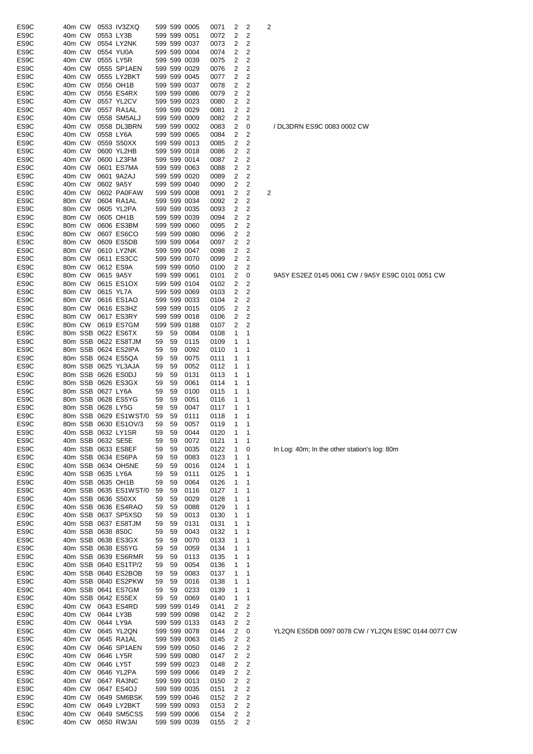| | | | | | | | | | | | | |
|---|---|---|---|---|---|---|---|---|---|---|---|---|
| ES9C | 40m | CW | 0553 | IV3ZXQ | 599 | 599 | 0005 | 0071 | 2 | 2 | 2 | |
| ES9C | 40m | CW | 0553 | LY3B | 599 | 599 | 0051 | 0072 | 2 | 2 | | |
| ES9C | 40m | CW | 0554 | LY2NK | 599 | 599 | 0037 | 0073 | 2 | 2 | | |
| ES9C | 40m | CW | 0554 | YU0A | 599 | 599 | 0004 | 0074 | 2 | 2 | | |
| ES9C | 40m | CW | 0555 | LY5R | 599 | 599 | 0039 | 0075 | 2 | 2 | | |
| ES9C | 40m | CW | 0555 | SP1AEN | 599 | 599 | 0029 | 0076 | 2 | 2 | | |
| ES9C | 40m | CW | 0555 | LY2BKT | 599 | 599 | 0045 | 0077 | 2 | 2 | | |
| ES9C | 40m | CW | 0556 | OH1B | 599 | 599 | 0037 | 0078 | 2 | 2 | | |
| ES9C | 40m | CW | 0556 | ES4RX | 599 | 599 | 0086 | 0079 | 2 | 2 | | |
| ES9C | 40m | CW | 0557 | YL2CV | 599 | 599 | 0023 | 0080 | 2 | 2 | | |
| ES9C | 40m | CW | 0557 | RA1AL | 599 | 599 | 0029 | 0081 | 2 | 2 | | |
| ES9C | 40m | CW | 0558 | SM5ALJ | 599 | 599 | 0009 | 0082 | 2 | 2 | | |
| ES9C | 40m | CW | 0558 | DL3BRN | 599 | 599 | 0002 | 0083 | 2 | 0 | | / DL3DRN ES9C 0083 0002 CW |
| ES9C | 40m | CW | 0558 | LY6A | 599 | 599 | 0065 | 0084 | 2 | 2 | | |
| ES9C | 40m | CW | 0559 | S50XX | 599 | 599 | 0013 | 0085 | 2 | 2 | | |
| ES9C | 40m | CW | 0600 | YL2HB | 599 | 599 | 0018 | 0086 | 2 | 2 | | |
| ES9C | 40m | CW | 0600 | LZ3FM | 599 | 599 | 0014 | 0087 | 2 | 2 | | |
| ES9C | 40m | CW | 0601 | ES7MA | 599 | 599 | 0063 | 0088 | 2 | 2 | | |
| ES9C | 40m | CW | 0601 | 9A2AJ | 599 | 599 | 0020 | 0089 | 2 | 2 | | |
| ES9C | 40m | CW | 0602 | 9A5Y | 599 | 599 | 0040 | 0090 | 2 | 2 | | |
| ES9C | 40m | CW | 0602 | PA0FAW | 599 | 599 | 0008 | 0091 | 2 | 2 | 2 | |
| ES9C | 80m | CW | 0604 | RA1AL | 599 | 599 | 0034 | 0092 | 2 | 2 | | |
| ES9C | 80m | CW | 0605 | YL2PA | 599 | 599 | 0035 | 0093 | 2 | 2 | | |
| ES9C | 80m | CW | 0605 | OH1B | 599 | 599 | 0039 | 0094 | 2 | 2 | | |
| ES9C | 80m | CW | 0606 | ES3BM | 599 | 599 | 0060 | 0095 | 2 | 2 | | |
| ES9C | 80m | CW | 0607 | ES6CO | 599 | 599 | 0080 | 0096 | 2 | 2 | | |
| ES9C | 80m | CW | 0609 | ES5DB | 599 | 599 | 0064 | 0097 | 2 | 2 | | |
| ES9C | 80m | CW | 0610 | LY2NK | 599 | 599 | 0047 | 0098 | 2 | 2 | | |
| ES9C | 80m | CW | 0611 | ES3CC | 599 | 599 | 0070 | 0099 | 2 | 2 | | |
| ES9C | 80m | CW | 0612 | ES9A | 599 | 599 | 0050 | 0100 | 2 | 2 | | |
| ES9C | 80m | CW | 0615 | 9A5Y | 599 | 599 | 0061 | 0101 | 2 | 0 | | 9A5Y ES2EZ 0145 0061 CW / 9A5Y ES9C 0101 0051 CW |
| ES9C | 80m | CW | 0615 | ES1OX | 599 | 599 | 0104 | 0102 | 2 | 2 | | |
| ES9C | 80m | CW | 0615 | YL7A | 599 | 599 | 0069 | 0103 | 2 | 2 | | |
| ES9C | 80m | CW | 0616 | ES1AO | 599 | 599 | 0033 | 0104 | 2 | 2 | | |
| ES9C | 80m | CW | 0616 | ES3HZ | 599 | 599 | 0015 | 0105 | 2 | 2 | | |
| ES9C | 80m | CW | 0617 | ES3RY | 599 | 599 | 0018 | 0106 | 2 | 2 | | |
| ES9C | 80m | CW | 0619 | ES7GM | 599 | 599 | 0188 | 0107 | 2 | 2 | | |
| ES9C | 80m | SSB | 0622 | ES6TX | 59 | 59 | 0084 | 0108 | 1 | 1 | | |
| ES9C | 80m | SSB | 0622 | ES8TJM | 59 | 59 | 0115 | 0109 | 1 | 1 | | |
| ES9C | 80m | SSB | 0624 | ES2IPA | 59 | 59 | 0092 | 0110 | 1 | 1 | | |
| ES9C | 80m | SSB | 0624 | ES5QA | 59 | 59 | 0075 | 0111 | 1 | 1 | | |
| ES9C | 80m | SSB | 0625 | YL3AJA | 59 | 59 | 0052 | 0112 | 1 | 1 | | |
| ES9C | 80m | SSB | 0626 | ES0DJ | 59 | 59 | 0131 | 0113 | 1 | 1 | | |
| ES9C | 80m | SSB | 0626 | ES3GX | 59 | 59 | 0061 | 0114 | 1 | 1 | | |
| ES9C | 80m | SSB | 0627 | LY6A | 59 | 59 | 0100 | 0115 | 1 | 1 | | |
| ES9C | 80m | SSB | 0628 | ES5YG | 59 | 59 | 0051 | 0116 | 1 | 1 | | |
| ES9C | 80m | SSB | 0628 | LY5G | 59 | 59 | 0047 | 0117 | 1 | 1 | | |
| ES9C | 80m | SSB | 0629 | ES1WST/0 | 59 | 59 | 0111 | 0118 | 1 | 1 | | |
| ES9C | 80m | SSB | 0630 | ES1OV/3 | 59 | 59 | 0057 | 0119 | 1 | 1 | | |
| ES9C | 40m | SSB | 0632 | LY1SR | 59 | 59 | 0044 | 0120 | 1 | 1 | | |
| ES9C | 40m | SSB | 0632 | SE5E | 59 | 59 | 0072 | 0121 | 1 | 1 | | |
| ES9C | 40m | SSB | 0633 | ES8EF | 59 | 59 | 0035 | 0122 | 1 | 0 | | In Log: 40m; In the other station's log: 80m |
| ES9C | 40m | SSB | 0634 | ES6PA | 59 | 59 | 0083 | 0123 | 1 | 1 | | |
| ES9C | 40m | SSB | 0634 | OH5NE | 59 | 59 | 0016 | 0124 | 1 | 1 | | |
| ES9C | 40m | SSB | 0635 | LY6A | 59 | 59 | 0111 | 0125 | 1 | 1 | | |
| ES9C | 40m | SSB | 0635 | OH1B | 59 | 59 | 0064 | 0126 | 1 | 1 | | |
| ES9C | 40m | SSB | 0635 | ES1WST/0 | 59 | 59 | 0116 | 0127 | 1 | 1 | | |
| ES9C | 40m | SSB | 0636 | S50XX | 59 | 59 | 0029 | 0128 | 1 | 1 | | |
| ES9C | 40m | SSB | 0636 | ES4RAO | 59 | 59 | 0088 | 0129 | 1 | 1 | | |
| ES9C | 40m | SSB | 0637 | SP5XSD | 59 | 59 | 0013 | 0130 | 1 | 1 | | |
| ES9C | 40m | SSB | 0637 | ES8TJM | 59 | 59 | 0131 | 0131 | 1 | 1 | | |
| ES9C | 40m | SSB | 0638 | 8S0C | 59 | 59 | 0043 | 0132 | 1 | 1 | | |
| ES9C | 40m | SSB | 0638 | ES3GX | 59 | 59 | 0070 | 0133 | 1 | 1 | | |
| ES9C | 40m | SSB | 0638 | ES5YG | 59 | 59 | 0059 | 0134 | 1 | 1 | | |
| ES9C | 40m | SSB | 0639 | ES6RMR | 59 | 59 | 0113 | 0135 | 1 | 1 | | |
| ES9C | 40m | SSB | 0640 | ES1TP/2 | 59 | 59 | 0054 | 0136 | 1 | 1 | | |
| ES9C | 40m | SSB | 0640 | ES2BOB | 59 | 59 | 0083 | 0137 | 1 | 1 | | |
| ES9C | 40m | SSB | 0640 | ES2PKW | 59 | 59 | 0016 | 0138 | 1 | 1 | | |
| ES9C | 40m | SSB | 0641 | ES7GM | 59 | 59 | 0233 | 0139 | 1 | 1 | | |
| ES9C | 40m | SSB | 0642 | ES5EX | 59 | 59 | 0069 | 0140 | 1 | 1 | | |
| ES9C | 40m | CW | 0643 | ES4RD | 599 | 599 | 0149 | 0141 | 2 | 2 | | |
| ES9C | 40m | CW | 0644 | LY3B | 599 | 599 | 0098 | 0142 | 2 | 2 | | |
| ES9C | 40m | CW | 0644 | LY9A | 599 | 599 | 0133 | 0143 | 2 | 2 | | |
| ES9C | 40m | CW | 0645 | YL2QN | 599 | 599 | 0078 | 0144 | 2 | 0 | | YL2QN ES5DB 0097 0078 CW / YL2QN ES9C 0144 0077 CW |
| ES9C | 40m | CW | 0645 | RA1AL | 599 | 599 | 0063 | 0145 | 2 | 2 | | |
| ES9C | 40m | CW | 0646 | SP1AEN | 599 | 599 | 0050 | 0146 | 2 | 2 | | |
| ES9C | 40m | CW | 0646 | LY5R | 599 | 599 | 0080 | 0147 | 2 | 2 | | |
| ES9C | 40m | CW | 0646 | LY5T | 599 | 599 | 0023 | 0148 | 2 | 2 | | |
| ES9C | 40m | CW | 0646 | YL2PA | 599 | 599 | 0066 | 0149 | 2 | 2 | | |
| ES9C | 40m | CW | 0647 | RA3NC | 599 | 599 | 0013 | 0150 | 2 | 2 | | |
| ES9C | 40m | CW | 0647 | ES4OJ | 599 | 599 | 0035 | 0151 | 2 | 2 | | |
| ES9C | 40m | CW | 0649 | SM6BSK | 599 | 599 | 0046 | 0152 | 2 | 2 | | |
| ES9C | 40m | CW | 0649 | LY2BKT | 599 | 599 | 0093 | 0153 | 2 | 2 | | |
| ES9C | 40m | CW | 0649 | SM5CSS | 599 | 599 | 0006 | 0154 | 2 | 2 | | |
| ES9C | 40m | CW | 0650 | RW3AI | 599 | 599 | 0039 | 0155 | 2 | 2 | | |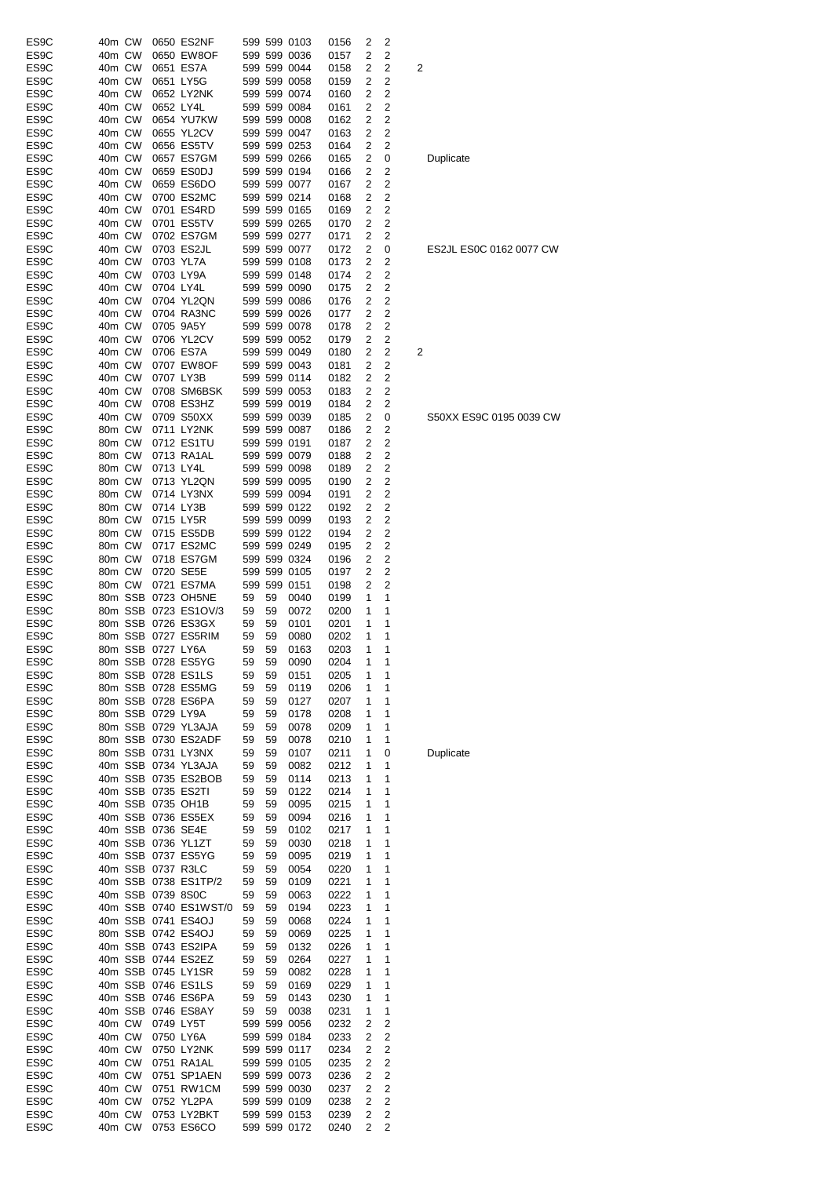| | | | | | | | | | | | | |
|---|---|---|---|---|---|---|---|---|---|---|---|---|
| ES9C | 40m | CW | 0650 | ES2NF | 599 | 599 | 0103 | 0156 | 2 | 2 | | |
| ES9C | 40m | CW | 0650 | EW8OF | 599 | 599 | 0036 | 0157 | 2 | 2 | | |
| ES9C | 40m | CW | 0651 | ES7A | 599 | 599 | 0044 | 0158 | 2 | 2 | 2 | |
| ES9C | 40m | CW | 0651 | LY5G | 599 | 599 | 0058 | 0159 | 2 | 2 | | |
| ES9C | 40m | CW | 0652 | LY2NK | 599 | 599 | 0074 | 0160 | 2 | 2 | | |
| ES9C | 40m | CW | 0652 | LY4L | 599 | 599 | 0084 | 0161 | 2 | 2 | | |
| ES9C | 40m | CW | 0654 | YU7KW | 599 | 599 | 0008 | 0162 | 2 | 2 | | |
| ES9C | 40m | CW | 0655 | YL2CV | 599 | 599 | 0047 | 0163 | 2 | 2 | | |
| ES9C | 40m | CW | 0656 | ES5TV | 599 | 599 | 0253 | 0164 | 2 | 2 | | |
| ES9C | 40m | CW | 0657 | ES7GM | 599 | 599 | 0266 | 0165 | 2 | 0 | | Duplicate |
| ES9C | 40m | CW | 0659 | ES0DJ | 599 | 599 | 0194 | 0166 | 2 | 2 | | |
| ES9C | 40m | CW | 0659 | ES6DO | 599 | 599 | 0077 | 0167 | 2 | 2 | | |
| ES9C | 40m | CW | 0700 | ES2MC | 599 | 599 | 0214 | 0168 | 2 | 2 | | |
| ES9C | 40m | CW | 0701 | ES4RD | 599 | 599 | 0165 | 0169 | 2 | 2 | | |
| ES9C | 40m | CW | 0701 | ES5TV | 599 | 599 | 0265 | 0170 | 2 | 2 | | |
| ES9C | 40m | CW | 0702 | ES7GM | 599 | 599 | 0277 | 0171 | 2 | 2 | | |
| ES9C | 40m | CW | 0703 | ES2JL | 599 | 599 | 0077 | 0172 | 2 | 0 | | ES2JL ES0C 0162 0077 CW |
| ES9C | 40m | CW | 0703 | YL7A | 599 | 599 | 0108 | 0173 | 2 | 2 | | |
| ES9C | 40m | CW | 0703 | LY9A | 599 | 599 | 0148 | 0174 | 2 | 2 | | |
| ES9C | 40m | CW | 0704 | LY4L | 599 | 599 | 0090 | 0175 | 2 | 2 | | |
| ES9C | 40m | CW | 0704 | YL2QN | 599 | 599 | 0086 | 0176 | 2 | 2 | | |
| ES9C | 40m | CW | 0704 | RA3NC | 599 | 599 | 0026 | 0177 | 2 | 2 | | |
| ES9C | 40m | CW | 0705 | 9A5Y | 599 | 599 | 0078 | 0178 | 2 | 2 | | |
| ES9C | 40m | CW | 0706 | YL2CV | 599 | 599 | 0052 | 0179 | 2 | 2 | | |
| ES9C | 40m | CW | 0706 | ES7A | 599 | 599 | 0049 | 0180 | 2 | 2 | 2 | |
| ES9C | 40m | CW | 0707 | EW8OF | 599 | 599 | 0043 | 0181 | 2 | 2 | | |
| ES9C | 40m | CW | 0707 | LY3B | 599 | 599 | 0114 | 0182 | 2 | 2 | | |
| ES9C | 40m | CW | 0708 | SM6BSK | 599 | 599 | 0053 | 0183 | 2 | 2 | | |
| ES9C | 40m | CW | 0708 | ES3HZ | 599 | 599 | 0019 | 0184 | 2 | 2 | | |
| ES9C | 40m | CW | 0709 | S50XX | 599 | 599 | 0039 | 0185 | 2 | 0 | | S50XX ES9C 0195 0039 CW |
| ES9C | 80m | CW | 0711 | LY2NK | 599 | 599 | 0087 | 0186 | 2 | 2 | | |
| ES9C | 80m | CW | 0712 | ES1TU | 599 | 599 | 0191 | 0187 | 2 | 2 | | |
| ES9C | 80m | CW | 0713 | RA1AL | 599 | 599 | 0079 | 0188 | 2 | 2 | | |
| ES9C | 80m | CW | 0713 | LY4L | 599 | 599 | 0098 | 0189 | 2 | 2 | | |
| ES9C | 80m | CW | 0713 | YL2QN | 599 | 599 | 0095 | 0190 | 2 | 2 | | |
| ES9C | 80m | CW | 0714 | LY3NX | 599 | 599 | 0094 | 0191 | 2 | 2 | | |
| ES9C | 80m | CW | 0714 | LY3B | 599 | 599 | 0122 | 0192 | 2 | 2 | | |
| ES9C | 80m | CW | 0715 | LY5R | 599 | 599 | 0099 | 0193 | 2 | 2 | | |
| ES9C | 80m | CW | 0715 | ES5DB | 599 | 599 | 0122 | 0194 | 2 | 2 | | |
| ES9C | 80m | CW | 0717 | ES2MC | 599 | 599 | 0249 | 0195 | 2 | 2 | | |
| ES9C | 80m | CW | 0718 | ES7GM | 599 | 599 | 0324 | 0196 | 2 | 2 | | |
| ES9C | 80m | CW | 0720 | SE5E | 599 | 599 | 0105 | 0197 | 2 | 2 | | |
| ES9C | 80m | CW | 0721 | ES7MA | 599 | 599 | 0151 | 0198 | 2 | 2 | | |
| ES9C | 80m | SSB | 0723 | OH5NE | 59 | 59 | 0040 | 0199 | 1 | 1 | | |
| ES9C | 80m | SSB | 0723 | ES1OV/3 | 59 | 59 | 0072 | 0200 | 1 | 1 | | |
| ES9C | 80m | SSB | 0726 | ES3GX | 59 | 59 | 0101 | 0201 | 1 | 1 | | |
| ES9C | 80m | SSB | 0727 | ES5RIM | 59 | 59 | 0080 | 0202 | 1 | 1 | | |
| ES9C | 80m | SSB | 0727 | LY6A | 59 | 59 | 0163 | 0203 | 1 | 1 | | |
| ES9C | 80m | SSB | 0728 | ES5YG | 59 | 59 | 0090 | 0204 | 1 | 1 | | |
| ES9C | 80m | SSB | 0728 | ES1LS | 59 | 59 | 0151 | 0205 | 1 | 1 | | |
| ES9C | 80m | SSB | 0728 | ES5MG | 59 | 59 | 0119 | 0206 | 1 | 1 | | |
| ES9C | 80m | SSB | 0728 | ES6PA | 59 | 59 | 0127 | 0207 | 1 | 1 | | |
| ES9C | 80m | SSB | 0729 | LY9A | 59 | 59 | 0178 | 0208 | 1 | 1 | | |
| ES9C | 80m | SSB | 0729 | YL3AJA | 59 | 59 | 0078 | 0209 | 1 | 1 | | |
| ES9C | 80m | SSB | 0730 | ES2ADF | 59 | 59 | 0078 | 0210 | 1 | 1 | | |
| ES9C | 80m | SSB | 0731 | LY3NX | 59 | 59 | 0107 | 0211 | 1 | 0 | | Duplicate |
| ES9C | 40m | SSB | 0734 | YL3AJA | 59 | 59 | 0082 | 0212 | 1 | 1 | | |
| ES9C | 40m | SSB | 0735 | ES2BOB | 59 | 59 | 0114 | 0213 | 1 | 1 | | |
| ES9C | 40m | SSB | 0735 | ES2TI | 59 | 59 | 0122 | 0214 | 1 | 1 | | |
| ES9C | 40m | SSB | 0735 | OH1B | 59 | 59 | 0095 | 0215 | 1 | 1 | | |
| ES9C | 40m | SSB | 0736 | ES5EX | 59 | 59 | 0094 | 0216 | 1 | 1 | | |
| ES9C | 40m | SSB | 0736 | SE4E | 59 | 59 | 0102 | 0217 | 1 | 1 | | |
| ES9C | 40m | SSB | 0736 | YL1ZT | 59 | 59 | 0030 | 0218 | 1 | 1 | | |
| ES9C | 40m | SSB | 0737 | ES5YG | 59 | 59 | 0095 | 0219 | 1 | 1 | | |
| ES9C | 40m | SSB | 0737 | R3LC | 59 | 59 | 0054 | 0220 | 1 | 1 | | |
| ES9C | 40m | SSB | 0738 | ES1TP/2 | 59 | 59 | 0109 | 0221 | 1 | 1 | | |
| ES9C | 40m | SSB | 0739 | 8S0C | 59 | 59 | 0063 | 0222 | 1 | 1 | | |
| ES9C | 40m | SSB | 0740 | ES1WST/0 | 59 | 59 | 0194 | 0223 | 1 | 1 | | |
| ES9C | 40m | SSB | 0741 | ES4OJ | 59 | 59 | 0068 | 0224 | 1 | 1 | | |
| ES9C | 80m | SSB | 0742 | ES4OJ | 59 | 59 | 0069 | 0225 | 1 | 1 | | |
| ES9C | 40m | SSB | 0743 | ES2IPA | 59 | 59 | 0132 | 0226 | 1 | 1 | | |
| ES9C | 40m | SSB | 0744 | ES2EZ | 59 | 59 | 0264 | 0227 | 1 | 1 | | |
| ES9C | 40m | SSB | 0745 | LY1SR | 59 | 59 | 0082 | 0228 | 1 | 1 | | |
| ES9C | 40m | SSB | 0746 | ES1LS | 59 | 59 | 0169 | 0229 | 1 | 1 | | |
| ES9C | 40m | SSB | 0746 | ES6PA | 59 | 59 | 0143 | 0230 | 1 | 1 | | |
| ES9C | 40m | SSB | 0746 | ES8AY | 59 | 59 | 0038 | 0231 | 1 | 1 | | |
| ES9C | 40m | CW | 0749 | LY5T | 599 | 599 | 0056 | 0232 | 2 | 2 | | |
| ES9C | 40m | CW | 0750 | LY6A | 599 | 599 | 0184 | 0233 | 2 | 2 | | |
| ES9C | 40m | CW | 0750 | LY2NK | 599 | 599 | 0117 | 0234 | 2 | 2 | | |
| ES9C | 40m | CW | 0751 | RA1AL | 599 | 599 | 0105 | 0235 | 2 | 2 | | |
| ES9C | 40m | CW | 0751 | SP1AEN | 599 | 599 | 0073 | 0236 | 2 | 2 | | |
| ES9C | 40m | CW | 0751 | RW1CM | 599 | 599 | 0030 | 0237 | 2 | 2 | | |
| ES9C | 40m | CW | 0752 | YL2PA | 599 | 599 | 0109 | 0238 | 2 | 2 | | |
| ES9C | 40m | CW | 0753 | LY2BKT | 599 | 599 | 0153 | 0239 | 2 | 2 | | |
| ES9C | 40m | CW | 0753 | ES6CO | 599 | 599 | 0172 | 0240 | 2 | 2 | | |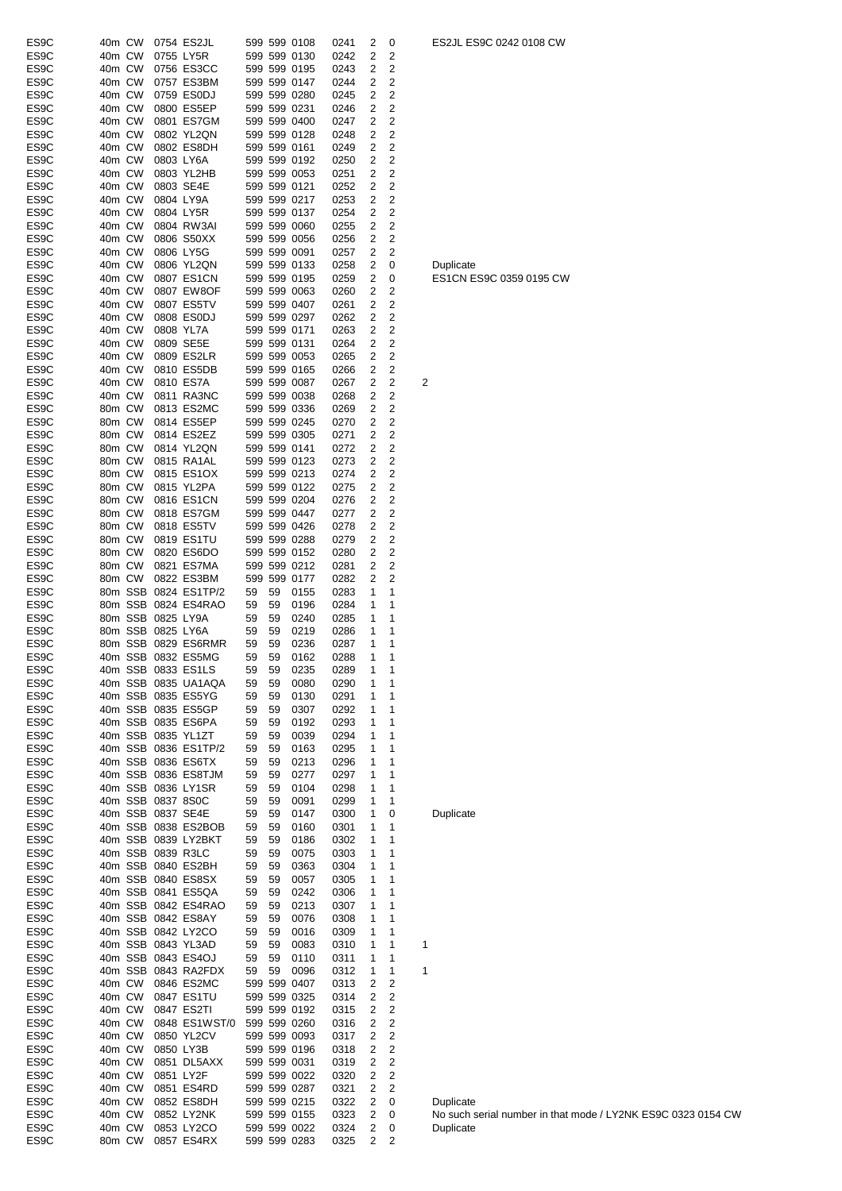| | | | | | | | | | | | | |
|---|---|---|---|---|---|---|---|---|---|---|---|---|
| ES9C | 40m | CW | 0754 | ES2JL | 599 | 599 | 0108 | 0241 | 2 | 0 | | ES2JL ES9C 0242 0108 CW |
| ES9C | 40m | CW | 0755 | LY5R | 599 | 599 | 0130 | 0242 | 2 | 2 | | |
| ES9C | 40m | CW | 0756 | ES3CC | 599 | 599 | 0195 | 0243 | 2 | 2 | | |
| ES9C | 40m | CW | 0757 | ES3BM | 599 | 599 | 0147 | 0244 | 2 | 2 | | |
| ES9C | 40m | CW | 0759 | ES0DJ | 599 | 599 | 0280 | 0245 | 2 | 2 | | |
| ES9C | 40m | CW | 0800 | ES5EP | 599 | 599 | 0231 | 0246 | 2 | 2 | | |
| ES9C | 40m | CW | 0801 | ES7GM | 599 | 599 | 0400 | 0247 | 2 | 2 | | |
| ES9C | 40m | CW | 0802 | YL2QN | 599 | 599 | 0128 | 0248 | 2 | 2 | | |
| ES9C | 40m | CW | 0802 | ES8DH | 599 | 599 | 0161 | 0249 | 2 | 2 | | |
| ES9C | 40m | CW | 0803 | LY6A | 599 | 599 | 0192 | 0250 | 2 | 2 | | |
| ES9C | 40m | CW | 0803 | YL2HB | 599 | 599 | 0053 | 0251 | 2 | 2 | | |
| ES9C | 40m | CW | 0803 | SE4E | 599 | 599 | 0121 | 0252 | 2 | 2 | | |
| ES9C | 40m | CW | 0804 | LY9A | 599 | 599 | 0217 | 0253 | 2 | 2 | | |
| ES9C | 40m | CW | 0804 | LY5R | 599 | 599 | 0137 | 0254 | 2 | 2 | | |
| ES9C | 40m | CW | 0804 | RW3AI | 599 | 599 | 0060 | 0255 | 2 | 2 | | |
| ES9C | 40m | CW | 0806 | S50XX | 599 | 599 | 0056 | 0256 | 2 | 2 | | |
| ES9C | 40m | CW | 0806 | LY5G | 599 | 599 | 0091 | 0257 | 2 | 2 | | |
| ES9C | 40m | CW | 0806 | YL2QN | 599 | 599 | 0133 | 0258 | 2 | 0 | | Duplicate |
| ES9C | 40m | CW | 0807 | ES1CN | 599 | 599 | 0195 | 0259 | 2 | 0 | | ES1CN ES9C 0359 0195 CW |
| ES9C | 40m | CW | 0807 | EW8OF | 599 | 599 | 0063 | 0260 | 2 | 2 | | |
| ES9C | 40m | CW | 0807 | ES5TV | 599 | 599 | 0407 | 0261 | 2 | 2 | | |
| ES9C | 40m | CW | 0808 | ES0DJ | 599 | 599 | 0297 | 0262 | 2 | 2 | | |
| ES9C | 40m | CW | 0808 | YL7A | 599 | 599 | 0171 | 0263 | 2 | 2 | | |
| ES9C | 40m | CW | 0809 | SE5E | 599 | 599 | 0131 | 0264 | 2 | 2 | | |
| ES9C | 40m | CW | 0809 | ES2LR | 599 | 599 | 0053 | 0265 | 2 | 2 | | |
| ES9C | 40m | CW | 0810 | ES5DB | 599 | 599 | 0165 | 0266 | 2 | 2 | | |
| ES9C | 40m | CW | 0810 | ES7A | 599 | 599 | 0087 | 0267 | 2 | 2 | 2 | |
| ES9C | 40m | CW | 0811 | RA3NC | 599 | 599 | 0038 | 0268 | 2 | 2 | | |
| ES9C | 80m | CW | 0813 | ES2MC | 599 | 599 | 0336 | 0269 | 2 | 2 | | |
| ES9C | 80m | CW | 0814 | ES5EP | 599 | 599 | 0245 | 0270 | 2 | 2 | | |
| ES9C | 80m | CW | 0814 | ES2EZ | 599 | 599 | 0305 | 0271 | 2 | 2 | | |
| ES9C | 80m | CW | 0814 | YL2QN | 599 | 599 | 0141 | 0272 | 2 | 2 | | |
| ES9C | 80m | CW | 0815 | RA1AL | 599 | 599 | 0123 | 0273 | 2 | 2 | | |
| ES9C | 80m | CW | 0815 | ES1OX | 599 | 599 | 0213 | 0274 | 2 | 2 | | |
| ES9C | 80m | CW | 0815 | YL2PA | 599 | 599 | 0122 | 0275 | 2 | 2 | | |
| ES9C | 80m | CW | 0816 | ES1CN | 599 | 599 | 0204 | 0276 | 2 | 2 | | |
| ES9C | 80m | CW | 0818 | ES7GM | 599 | 599 | 0447 | 0277 | 2 | 2 | | |
| ES9C | 80m | CW | 0818 | ES5TV | 599 | 599 | 0426 | 0278 | 2 | 2 | | |
| ES9C | 80m | CW | 0819 | ES1TU | 599 | 599 | 0288 | 0279 | 2 | 2 | | |
| ES9C | 80m | CW | 0820 | ES6DO | 599 | 599 | 0152 | 0280 | 2 | 2 | | |
| ES9C | 80m | CW | 0821 | ES7MA | 599 | 599 | 0212 | 0281 | 2 | 2 | | |
| ES9C | 80m | CW | 0822 | ES3BM | 599 | 599 | 0177 | 0282 | 2 | 2 | | |
| ES9C | 80m | SSB | 0824 | ES1TP/2 | 59 | 59 | 0155 | 0283 | 1 | 1 | | |
| ES9C | 80m | SSB | 0824 | ES4RAO | 59 | 59 | 0196 | 0284 | 1 | 1 | | |
| ES9C | 80m | SSB | 0825 | LY9A | 59 | 59 | 0240 | 0285 | 1 | 1 | | |
| ES9C | 80m | SSB | 0825 | LY6A | 59 | 59 | 0219 | 0286 | 1 | 1 | | |
| ES9C | 80m | SSB | 0829 | ES6RMR | 59 | 59 | 0236 | 0287 | 1 | 1 | | |
| ES9C | 40m | SSB | 0832 | ES5MG | 59 | 59 | 0162 | 0288 | 1 | 1 | | |
| ES9C | 40m | SSB | 0833 | ES1LS | 59 | 59 | 0235 | 0289 | 1 | 1 | | |
| ES9C | 40m | SSB | 0835 | UA1AQA | 59 | 59 | 0080 | 0290 | 1 | 1 | | |
| ES9C | 40m | SSB | 0835 | ES5YG | 59 | 59 | 0130 | 0291 | 1 | 1 | | |
| ES9C | 40m | SSB | 0835 | ES5GP | 59 | 59 | 0307 | 0292 | 1 | 1 | | |
| ES9C | 40m | SSB | 0835 | ES6PA | 59 | 59 | 0192 | 0293 | 1 | 1 | | |
| ES9C | 40m | SSB | 0835 | YL1ZT | 59 | 59 | 0039 | 0294 | 1 | 1 | | |
| ES9C | 40m | SSB | 0836 | ES1TP/2 | 59 | 59 | 0163 | 0295 | 1 | 1 | | |
| ES9C | 40m | SSB | 0836 | ES6TX | 59 | 59 | 0213 | 0296 | 1 | 1 | | |
| ES9C | 40m | SSB | 0836 | ES8TJM | 59 | 59 | 0277 | 0297 | 1 | 1 | | |
| ES9C | 40m | SSB | 0836 | LY1SR | 59 | 59 | 0104 | 0298 | 1 | 1 | | |
| ES9C | 40m | SSB | 0837 | 8S0C | 59 | 59 | 0091 | 0299 | 1 | 1 | | |
| ES9C | 40m | SSB | 0837 | SE4E | 59 | 59 | 0147 | 0300 | 1 | 0 | | Duplicate |
| ES9C | 40m | SSB | 0838 | ES2BOB | 59 | 59 | 0160 | 0301 | 1 | 1 | | |
| ES9C | 40m | SSB | 0839 | LY2BKT | 59 | 59 | 0186 | 0302 | 1 | 1 | | |
| ES9C | 40m | SSB | 0839 | R3LC | 59 | 59 | 0075 | 0303 | 1 | 1 | | |
| ES9C | 40m | SSB | 0840 | ES2BH | 59 | 59 | 0363 | 0304 | 1 | 1 | | |
| ES9C | 40m | SSB | 0840 | ES8SX | 59 | 59 | 0057 | 0305 | 1 | 1 | | |
| ES9C | 40m | SSB | 0841 | ES5QA | 59 | 59 | 0242 | 0306 | 1 | 1 | | |
| ES9C | 40m | SSB | 0842 | ES4RAO | 59 | 59 | 0213 | 0307 | 1 | 1 | | |
| ES9C | 40m | SSB | 0842 | ES8AY | 59 | 59 | 0076 | 0308 | 1 | 1 | | |
| ES9C | 40m | SSB | 0842 | LY2CO | 59 | 59 | 0016 | 0309 | 1 | 1 | | |
| ES9C | 40m | SSB | 0843 | YL3AD | 59 | 59 | 0083 | 0310 | 1 | 1 | 1 | |
| ES9C | 40m | SSB | 0843 | ES4OJ | 59 | 59 | 0110 | 0311 | 1 | 1 | | |
| ES9C | 40m | SSB | 0843 | RA2FDX | 59 | 59 | 0096 | 0312 | 1 | 1 | 1 | |
| ES9C | 40m | CW | 0846 | ES2MC | 599 | 599 | 0407 | 0313 | 2 | 2 | | |
| ES9C | 40m | CW | 0847 | ES1TU | 599 | 599 | 0325 | 0314 | 2 | 2 | | |
| ES9C | 40m | CW | 0847 | ES2TI | 599 | 599 | 0192 | 0315 | 2 | 2 | | |
| ES9C | 40m | CW | 0848 | ES1WST/0 | 599 | 599 | 0260 | 0316 | 2 | 2 | | |
| ES9C | 40m | CW | 0850 | YL2CV | 599 | 599 | 0093 | 0317 | 2 | 2 | | |
| ES9C | 40m | CW | 0850 | LY3B | 599 | 599 | 0196 | 0318 | 2 | 2 | | |
| ES9C | 40m | CW | 0851 | DL5AXX | 599 | 599 | 0031 | 0319 | 2 | 2 | | |
| ES9C | 40m | CW | 0851 | LY2F | 599 | 599 | 0022 | 0320 | 2 | 2 | | |
| ES9C | 40m | CW | 0851 | ES4RD | 599 | 599 | 0287 | 0321 | 2 | 2 | | |
| ES9C | 40m | CW | 0852 | ES8DH | 599 | 599 | 0215 | 0322 | 2 | 0 | | Duplicate |
| ES9C | 40m | CW | 0852 | LY2NK | 599 | 599 | 0155 | 0323 | 2 | 0 | | No such serial number in that mode / LY2NK ES9C 0323 0154 CW |
| ES9C | 40m | CW | 0853 | LY2CO | 599 | 599 | 0022 | 0324 | 2 | 0 | | Duplicate |
| ES9C | 80m | CW | 0857 | ES4RX | 599 | 599 | 0283 | 0325 | 2 | 2 | | |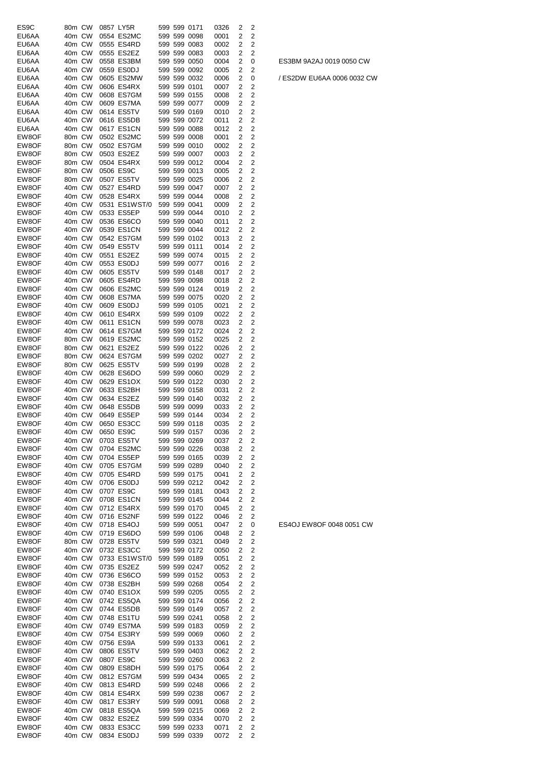| | | | | | | | | | | | | |
|---|---|---|---|---|---|---|---|---|---|---|---|---|
| ES9C | 80m | CW | 0857 | LY5R | 599 | 599 | 0171 | 0326 | 2 | 2 | |
| EU6AA | 40m | CW | 0554 | ES2MC | 599 | 599 | 0098 | 0001 | 2 | 2 | |
| EU6AA | 40m | CW | 0555 | ES4RD | 599 | 599 | 0083 | 0002 | 2 | 2 | |
| EU6AA | 40m | CW | 0555 | ES2EZ | 599 | 599 | 0083 | 0003 | 2 | 2 | |
| EU6AA | 40m | CW | 0558 | ES3BM | 599 | 599 | 0050 | 0004 | 2 | 0 | ES3BM 9A2AJ 0019 0050 CW |
| EU6AA | 40m | CW | 0559 | ES0DJ | 599 | 599 | 0092 | 0005 | 2 | 2 | |
| EU6AA | 40m | CW | 0605 | ES2MW | 599 | 599 | 0032 | 0006 | 2 | 0 | / ES2DW EU6AA 0006 0032 CW |
| EU6AA | 40m | CW | 0606 | ES4RX | 599 | 599 | 0101 | 0007 | 2 | 2 | |
| EU6AA | 40m | CW | 0608 | ES7GM | 599 | 599 | 0155 | 0008 | 2 | 2 | |
| EU6AA | 40m | CW | 0609 | ES7MA | 599 | 599 | 0077 | 0009 | 2 | 2 | |
| EU6AA | 40m | CW | 0614 | ES5TV | 599 | 599 | 0169 | 0010 | 2 | 2 | |
| EU6AA | 40m | CW | 0616 | ES5DB | 599 | 599 | 0072 | 0011 | 2 | 2 | |
| EU6AA | 40m | CW | 0617 | ES1CN | 599 | 599 | 0088 | 0012 | 2 | 2 | |
| EW8OF | 80m | CW | 0502 | ES2MC | 599 | 599 | 0008 | 0001 | 2 | 2 | |
| EW8OF | 80m | CW | 0502 | ES7GM | 599 | 599 | 0010 | 0002 | 2 | 2 | |
| EW8OF | 80m | CW | 0503 | ES2EZ | 599 | 599 | 0007 | 0003 | 2 | 2 | |
| EW8OF | 80m | CW | 0504 | ES4RX | 599 | 599 | 0012 | 0004 | 2 | 2 | |
| EW8OF | 80m | CW | 0506 | ES9C | 599 | 599 | 0013 | 0005 | 2 | 2 | |
| EW8OF | 80m | CW | 0507 | ES5TV | 599 | 599 | 0025 | 0006 | 2 | 2 | |
| EW8OF | 40m | CW | 0527 | ES4RD | 599 | 599 | 0047 | 0007 | 2 | 2 | |
| EW8OF | 40m | CW | 0528 | ES4RX | 599 | 599 | 0044 | 0008 | 2 | 2 | |
| EW8OF | 40m | CW | 0531 | ES1WST/0 | 599 | 599 | 0041 | 0009 | 2 | 2 | |
| EW8OF | 40m | CW | 0533 | ES5EP | 599 | 599 | 0044 | 0010 | 2 | 2 | |
| EW8OF | 40m | CW | 0536 | ES6CO | 599 | 599 | 0040 | 0011 | 2 | 2 | |
| EW8OF | 40m | CW | 0539 | ES1CN | 599 | 599 | 0044 | 0012 | 2 | 2 | |
| EW8OF | 40m | CW | 0542 | ES7GM | 599 | 599 | 0102 | 0013 | 2 | 2 | |
| EW8OF | 40m | CW | 0549 | ES5TV | 599 | 599 | 0111 | 0014 | 2 | 2 | |
| EW8OF | 40m | CW | 0551 | ES2EZ | 599 | 599 | 0074 | 0015 | 2 | 2 | |
| EW8OF | 40m | CW | 0553 | ES0DJ | 599 | 599 | 0077 | 0016 | 2 | 2 | |
| EW8OF | 40m | CW | 0605 | ES5TV | 599 | 599 | 0148 | 0017 | 2 | 2 | |
| EW8OF | 40m | CW | 0605 | ES4RD | 599 | 599 | 0098 | 0018 | 2 | 2 | |
| EW8OF | 40m | CW | 0606 | ES2MC | 599 | 599 | 0124 | 0019 | 2 | 2 | |
| EW8OF | 40m | CW | 0608 | ES7MA | 599 | 599 | 0075 | 0020 | 2 | 2 | |
| EW8OF | 40m | CW | 0609 | ES0DJ | 599 | 599 | 0105 | 0021 | 2 | 2 | |
| EW8OF | 40m | CW | 0610 | ES4RX | 599 | 599 | 0109 | 0022 | 2 | 2 | |
| EW8OF | 40m | CW | 0611 | ES1CN | 599 | 599 | 0078 | 0023 | 2 | 2 | |
| EW8OF | 40m | CW | 0614 | ES7GM | 599 | 599 | 0172 | 0024 | 2 | 2 | |
| EW8OF | 80m | CW | 0619 | ES2MC | 599 | 599 | 0152 | 0025 | 2 | 2 | |
| EW8OF | 80m | CW | 0621 | ES2EZ | 599 | 599 | 0122 | 0026 | 2 | 2 | |
| EW8OF | 80m | CW | 0624 | ES7GM | 599 | 599 | 0202 | 0027 | 2 | 2 | |
| EW8OF | 80m | CW | 0625 | ES5TV | 599 | 599 | 0199 | 0028 | 2 | 2 | |
| EW8OF | 40m | CW | 0628 | ES6DO | 599 | 599 | 0060 | 0029 | 2 | 2 | |
| EW8OF | 40m | CW | 0629 | ES1OX | 599 | 599 | 0122 | 0030 | 2 | 2 | |
| EW8OF | 40m | CW | 0633 | ES2BH | 599 | 599 | 0158 | 0031 | 2 | 2 | |
| EW8OF | 40m | CW | 0634 | ES2EZ | 599 | 599 | 0140 | 0032 | 2 | 2 | |
| EW8OF | 40m | CW | 0648 | ES5DB | 599 | 599 | 0099 | 0033 | 2 | 2 | |
| EW8OF | 40m | CW | 0649 | ES5EP | 599 | 599 | 0144 | 0034 | 2 | 2 | |
| EW8OF | 40m | CW | 0650 | ES3CC | 599 | 599 | 0118 | 0035 | 2 | 2 | |
| EW8OF | 40m | CW | 0650 | ES9C | 599 | 599 | 0157 | 0036 | 2 | 2 | |
| EW8OF | 40m | CW | 0703 | ES5TV | 599 | 599 | 0269 | 0037 | 2 | 2 | |
| EW8OF | 40m | CW | 0704 | ES2MC | 599 | 599 | 0226 | 0038 | 2 | 2 | |
| EW8OF | 40m | CW | 0704 | ES5EP | 599 | 599 | 0165 | 0039 | 2 | 2 | |
| EW8OF | 40m | CW | 0705 | ES7GM | 599 | 599 | 0289 | 0040 | 2 | 2 | |
| EW8OF | 40m | CW | 0705 | ES4RD | 599 | 599 | 0175 | 0041 | 2 | 2 | |
| EW8OF | 40m | CW | 0706 | ES0DJ | 599 | 599 | 0212 | 0042 | 2 | 2 | |
| EW8OF | 40m | CW | 0707 | ES9C | 599 | 599 | 0181 | 0043 | 2 | 2 | |
| EW8OF | 40m | CW | 0708 | ES1CN | 599 | 599 | 0145 | 0044 | 2 | 2 | |
| EW8OF | 40m | CW | 0712 | ES4RX | 599 | 599 | 0170 | 0045 | 2 | 2 | |
| EW8OF | 40m | CW | 0716 | ES2NF | 599 | 599 | 0122 | 0046 | 2 | 2 | |
| EW8OF | 40m | CW | 0718 | ES4OJ | 599 | 599 | 0051 | 0047 | 2 | 0 | ES4OJ EW8OF 0048 0051 CW |
| EW8OF | 40m | CW | 0719 | ES6DO | 599 | 599 | 0106 | 0048 | 2 | 2 | |
| EW8OF | 80m | CW | 0728 | ES5TV | 599 | 599 | 0321 | 0049 | 2 | 2 | |
| EW8OF | 40m | CW | 0732 | ES3CC | 599 | 599 | 0172 | 0050 | 2 | 2 | |
| EW8OF | 40m | CW | 0733 | ES1WST/0 | 599 | 599 | 0189 | 0051 | 2 | 2 | |
| EW8OF | 40m | CW | 0735 | ES2EZ | 599 | 599 | 0247 | 0052 | 2 | 2 | |
| EW8OF | 40m | CW | 0736 | ES6CO | 599 | 599 | 0152 | 0053 | 2 | 2 | |
| EW8OF | 40m | CW | 0738 | ES2BH | 599 | 599 | 0268 | 0054 | 2 | 2 | |
| EW8OF | 40m | CW | 0740 | ES1OX | 599 | 599 | 0205 | 0055 | 2 | 2 | |
| EW8OF | 40m | CW | 0742 | ES5QA | 599 | 599 | 0174 | 0056 | 2 | 2 | |
| EW8OF | 40m | CW | 0744 | ES5DB | 599 | 599 | 0149 | 0057 | 2 | 2 | |
| EW8OF | 40m | CW | 0748 | ES1TU | 599 | 599 | 0241 | 0058 | 2 | 2 | |
| EW8OF | 40m | CW | 0749 | ES7MA | 599 | 599 | 0183 | 0059 | 2 | 2 | |
| EW8OF | 40m | CW | 0754 | ES3RY | 599 | 599 | 0069 | 0060 | 2 | 2 | |
| EW8OF | 40m | CW | 0756 | ES9A | 599 | 599 | 0133 | 0061 | 2 | 2 | |
| EW8OF | 40m | CW | 0806 | ES5TV | 599 | 599 | 0403 | 0062 | 2 | 2 | |
| EW8OF | 40m | CW | 0807 | ES9C | 599 | 599 | 0260 | 0063 | 2 | 2 | |
| EW8OF | 40m | CW | 0809 | ES8DH | 599 | 599 | 0175 | 0064 | 2 | 2 | |
| EW8OF | 40m | CW | 0812 | ES7GM | 599 | 599 | 0434 | 0065 | 2 | 2 | |
| EW8OF | 40m | CW | 0813 | ES4RD | 599 | 599 | 0248 | 0066 | 2 | 2 | |
| EW8OF | 40m | CW | 0814 | ES4RX | 599 | 599 | 0238 | 0067 | 2 | 2 | |
| EW8OF | 40m | CW | 0817 | ES3RY | 599 | 599 | 0091 | 0068 | 2 | 2 | |
| EW8OF | 40m | CW | 0818 | ES5QA | 599 | 599 | 0215 | 0069 | 2 | 2 | |
| EW8OF | 40m | CW | 0832 | ES2EZ | 599 | 599 | 0334 | 0070 | 2 | 2 | |
| EW8OF | 40m | CW | 0833 | ES3CC | 599 | 599 | 0233 | 0071 | 2 | 2 | |
| EW8OF | 40m | CW | 0834 | ES0DJ | 599 | 599 | 0339 | 0072 | 2 | 2 | |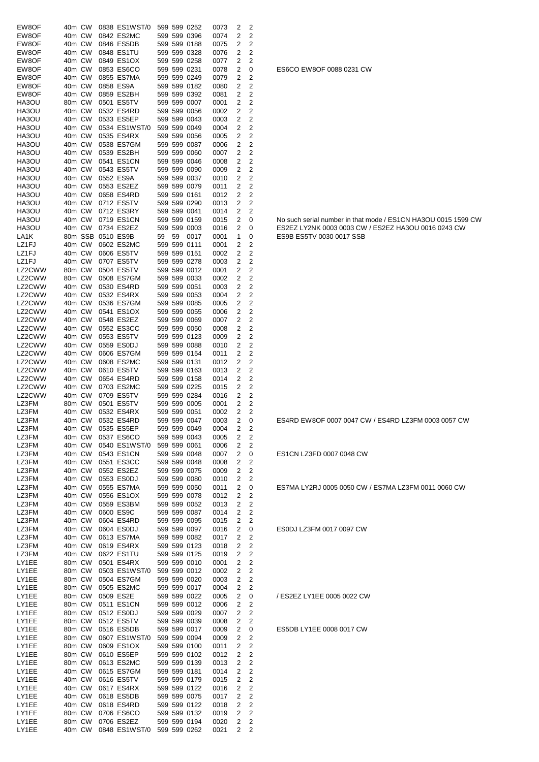| | | | | | | | | | | | |
|---|---|---|---|---|---|---|---|---|---|---|---|
| EW8OF | 40m | CW | 0838 | ES1WST/0 | 599 | 599 | 0252 | 0073 | 2 | 2 | |
| EW8OF | 40m | CW | 0842 | ES2MC | 599 | 599 | 0396 | 0074 | 2 | 2 | |
| EW8OF | 40m | CW | 0846 | ES5DB | 599 | 599 | 0188 | 0075 | 2 | 2 | |
| EW8OF | 40m | CW | 0848 | ES1TU | 599 | 599 | 0328 | 0076 | 2 | 2 | |
| EW8OF | 40m | CW | 0849 | ES1OX | 599 | 599 | 0258 | 0077 | 2 | 2 | |
| EW8OF | 40m | CW | 0853 | ES6CO | 599 | 599 | 0231 | 0078 | 2 | 0 | ES6CO EW8OF 0088 0231 CW |
| EW8OF | 40m | CW | 0855 | ES7MA | 599 | 599 | 0249 | 0079 | 2 | 2 | |
| EW8OF | 40m | CW | 0858 | ES9A | 599 | 599 | 0182 | 0080 | 2 | 2 | |
| EW8OF | 40m | CW | 0859 | ES2BH | 599 | 599 | 0392 | 0081 | 2 | 2 | |
| HA3OU | 80m | CW | 0501 | ES5TV | 599 | 599 | 0007 | 0001 | 2 | 2 | |
| HA3OU | 40m | CW | 0532 | ES4RD | 599 | 599 | 0056 | 0002 | 2 | 2 | |
| HA3OU | 40m | CW | 0533 | ES5EP | 599 | 599 | 0043 | 0003 | 2 | 2 | |
| HA3OU | 40m | CW | 0534 | ES1WST/0 | 599 | 599 | 0049 | 0004 | 2 | 2 | |
| HA3OU | 40m | CW | 0535 | ES4RX | 599 | 599 | 0056 | 0005 | 2 | 2 | |
| HA3OU | 40m | CW | 0538 | ES7GM | 599 | 599 | 0087 | 0006 | 2 | 2 | |
| HA3OU | 40m | CW | 0539 | ES2BH | 599 | 599 | 0060 | 0007 | 2 | 2 | |
| HA3OU | 40m | CW | 0541 | ES1CN | 599 | 599 | 0046 | 0008 | 2 | 2 | |
| HA3OU | 40m | CW | 0543 | ES5TV | 599 | 599 | 0090 | 0009 | 2 | 2 | |
| HA3OU | 40m | CW | 0552 | ES9A | 599 | 599 | 0037 | 0010 | 2 | 2 | |
| HA3OU | 40m | CW | 0553 | ES2EZ | 599 | 599 | 0079 | 0011 | 2 | 2 | |
| HA3OU | 40m | CW | 0658 | ES4RD | 599 | 599 | 0161 | 0012 | 2 | 2 | |
| HA3OU | 40m | CW | 0712 | ES5TV | 599 | 599 | 0290 | 0013 | 2 | 2 | |
| HA3OU | 40m | CW | 0712 | ES3RY | 599 | 599 | 0041 | 0014 | 2 | 2 | |
| HA3OU | 40m | CW | 0719 | ES1CN | 599 | 599 | 0159 | 0015 | 2 | 0 | No such serial number in that mode / ES1CN HA3OU 0015 1599 CW |
| HA3OU | 40m | CW | 0734 | ES2EZ | 599 | 599 | 0003 | 0016 | 2 | 0 | ES2EZ LY2NK 0003 0003 CW / ES2EZ HA3OU 0016 0243 CW |
| LA1K | 80m | SSB | 0510 | ES9B | 59 | 59 | 0017 | 0001 | 1 | 0 | ES9B ES5TV 0030 0017 SSB |
| LZ1FJ | 40m | CW | 0602 | ES2MC | 599 | 599 | 0111 | 0001 | 2 | 2 | |
| LZ1FJ | 40m | CW | 0606 | ES5TV | 599 | 599 | 0151 | 0002 | 2 | 2 | |
| LZ1FJ | 40m | CW | 0707 | ES5TV | 599 | 599 | 0278 | 0003 | 2 | 2 | |
| LZ2CWW | 80m | CW | 0504 | ES5TV | 599 | 599 | 0012 | 0001 | 2 | 2 | |
| LZ2CWW | 80m | CW | 0508 | ES7GM | 599 | 599 | 0033 | 0002 | 2 | 2 | |
| LZ2CWW | 40m | CW | 0530 | ES4RD | 599 | 599 | 0051 | 0003 | 2 | 2 | |
| LZ2CWW | 40m | CW | 0532 | ES4RX | 599 | 599 | 0053 | 0004 | 2 | 2 | |
| LZ2CWW | 40m | CW | 0536 | ES7GM | 599 | 599 | 0085 | 0005 | 2 | 2 | |
| LZ2CWW | 40m | CW | 0541 | ES1OX | 599 | 599 | 0055 | 0006 | 2 | 2 | |
| LZ2CWW | 40m | CW | 0548 | ES2EZ | 599 | 599 | 0069 | 0007 | 2 | 2 | |
| LZ2CWW | 40m | CW | 0552 | ES3CC | 599 | 599 | 0050 | 0008 | 2 | 2 | |
| LZ2CWW | 40m | CW | 0553 | ES5TV | 599 | 599 | 0123 | 0009 | 2 | 2 | |
| LZ2CWW | 40m | CW | 0559 | ES0DJ | 599 | 599 | 0088 | 0010 | 2 | 2 | |
| LZ2CWW | 40m | CW | 0606 | ES7GM | 599 | 599 | 0154 | 0011 | 2 | 2 | |
| LZ2CWW | 40m | CW | 0608 | ES2MC | 599 | 599 | 0131 | 0012 | 2 | 2 | |
| LZ2CWW | 40m | CW | 0610 | ES5TV | 599 | 599 | 0163 | 0013 | 2 | 2 | |
| LZ2CWW | 40m | CW | 0654 | ES4RD | 599 | 599 | 0158 | 0014 | 2 | 2 | |
| LZ2CWW | 40m | CW | 0703 | ES2MC | 599 | 599 | 0225 | 0015 | 2 | 2 | |
| LZ2CWW | 40m | CW | 0709 | ES5TV | 599 | 599 | 0284 | 0016 | 2 | 2 | |
| LZ3FM | 80m | CW | 0501 | ES5TV | 599 | 599 | 0005 | 0001 | 2 | 2 | |
| LZ3FM | 40m | CW | 0532 | ES4RX | 599 | 599 | 0051 | 0002 | 2 | 2 | |
| LZ3FM | 40m | CW | 0532 | ES4RD | 599 | 599 | 0047 | 0003 | 2 | 0 | ES4RD EW8OF 0007 0047 CW / ES4RD LZ3FM 0003 0057 CW |
| LZ3FM | 40m | CW | 0535 | ES5EP | 599 | 599 | 0049 | 0004 | 2 | 2 | |
| LZ3FM | 40m | CW | 0537 | ES6CO | 599 | 599 | 0043 | 0005 | 2 | 2 | |
| LZ3FM | 40m | CW | 0540 | ES1WST/0 | 599 | 599 | 0061 | 0006 | 2 | 2 | |
| LZ3FM | 40m | CW | 0543 | ES1CN | 599 | 599 | 0048 | 0007 | 2 | 0 | ES1CN LZ3FD 0007 0048 CW |
| LZ3FM | 40m | CW | 0551 | ES3CC | 599 | 599 | 0048 | 0008 | 2 | 2 | |
| LZ3FM | 40m | CW | 0552 | ES2EZ | 599 | 599 | 0075 | 0009 | 2 | 2 | |
| LZ3FM | 40m | CW | 0553 | ES0DJ | 599 | 599 | 0080 | 0010 | 2 | 2 | |
| LZ3FM | 40m | CW | 0555 | ES7MA | 599 | 599 | 0050 | 0011 | 2 | 0 | ES7MA LY2RJ 0005 0050 CW / ES7MA LZ3FM 0011 0060 CW |
| LZ3FM | 40m | CW | 0556 | ES1OX | 599 | 599 | 0078 | 0012 | 2 | 2 | |
| LZ3FM | 40m | CW | 0559 | ES3BM | 599 | 599 | 0052 | 0013 | 2 | 2 | |
| LZ3FM | 40m | CW | 0600 | ES9C | 599 | 599 | 0087 | 0014 | 2 | 2 | |
| LZ3FM | 40m | CW | 0604 | ES4RD | 599 | 599 | 0095 | 0015 | 2 | 2 | |
| LZ3FM | 40m | CW | 0604 | ES0DJ | 599 | 599 | 0097 | 0016 | 2 | 0 | ES0DJ LZ3FM 0017 0097 CW |
| LZ3FM | 40m | CW | 0613 | ES7MA | 599 | 599 | 0082 | 0017 | 2 | 2 | |
| LZ3FM | 40m | CW | 0619 | ES4RX | 599 | 599 | 0123 | 0018 | 2 | 2 | |
| LZ3FM | 40m | CW | 0622 | ES1TU | 599 | 599 | 0125 | 0019 | 2 | 2 | |
| LY1EE | 80m | CW | 0501 | ES4RX | 599 | 599 | 0010 | 0001 | 2 | 2 | |
| LY1EE | 80m | CW | 0503 | ES1WST/0 | 599 | 599 | 0012 | 0002 | 2 | 2 | |
| LY1EE | 80m | CW | 0504 | ES7GM | 599 | 599 | 0020 | 0003 | 2 | 2 | |
| LY1EE | 80m | CW | 0505 | ES2MC | 599 | 599 | 0017 | 0004 | 2 | 2 | |
| LY1EE | 80m | CW | 0509 | ES2E | 599 | 599 | 0022 | 0005 | 2 | 0 | / ES2EZ LY1EE 0005 0022 CW |
| LY1EE | 80m | CW | 0511 | ES1CN | 599 | 599 | 0012 | 0006 | 2 | 2 | |
| LY1EE | 80m | CW | 0512 | ES0DJ | 599 | 599 | 0029 | 0007 | 2 | 2 | |
| LY1EE | 80m | CW | 0512 | ES5TV | 599 | 599 | 0039 | 0008 | 2 | 2 | |
| LY1EE | 80m | CW | 0516 | ES5DB | 599 | 599 | 0017 | 0009 | 2 | 0 | ES5DB LY1EE 0008 0017 CW |
| LY1EE | 80m | CW | 0607 | ES1WST/0 | 599 | 599 | 0094 | 0009 | 2 | 2 | |
| LY1EE | 80m | CW | 0609 | ES1OX | 599 | 599 | 0100 | 0011 | 2 | 2 | |
| LY1EE | 80m | CW | 0610 | ES5EP | 599 | 599 | 0102 | 0012 | 2 | 2 | |
| LY1EE | 80m | CW | 0613 | ES2MC | 599 | 599 | 0139 | 0013 | 2 | 2 | |
| LY1EE | 40m | CW | 0615 | ES7GM | 599 | 599 | 0181 | 0014 | 2 | 2 | |
| LY1EE | 40m | CW | 0616 | ES5TV | 599 | 599 | 0179 | 0015 | 2 | 2 | |
| LY1EE | 40m | CW | 0617 | ES4RX | 599 | 599 | 0122 | 0016 | 2 | 2 | |
| LY1EE | 40m | CW | 0618 | ES5DB | 599 | 599 | 0075 | 0017 | 2 | 2 | |
| LY1EE | 40m | CW | 0618 | ES4RD | 599 | 599 | 0122 | 0018 | 2 | 2 | |
| LY1EE | 80m | CW | 0706 | ES6CO | 599 | 599 | 0132 | 0019 | 2 | 2 | |
| LY1EE | 80m | CW | 0706 | ES2EZ | 599 | 599 | 0194 | 0020 | 2 | 2 | |
| LY1EE | 40m | CW | 0848 | ES1WST/0 | 599 | 599 | 0262 | 0021 | 2 | 2 | |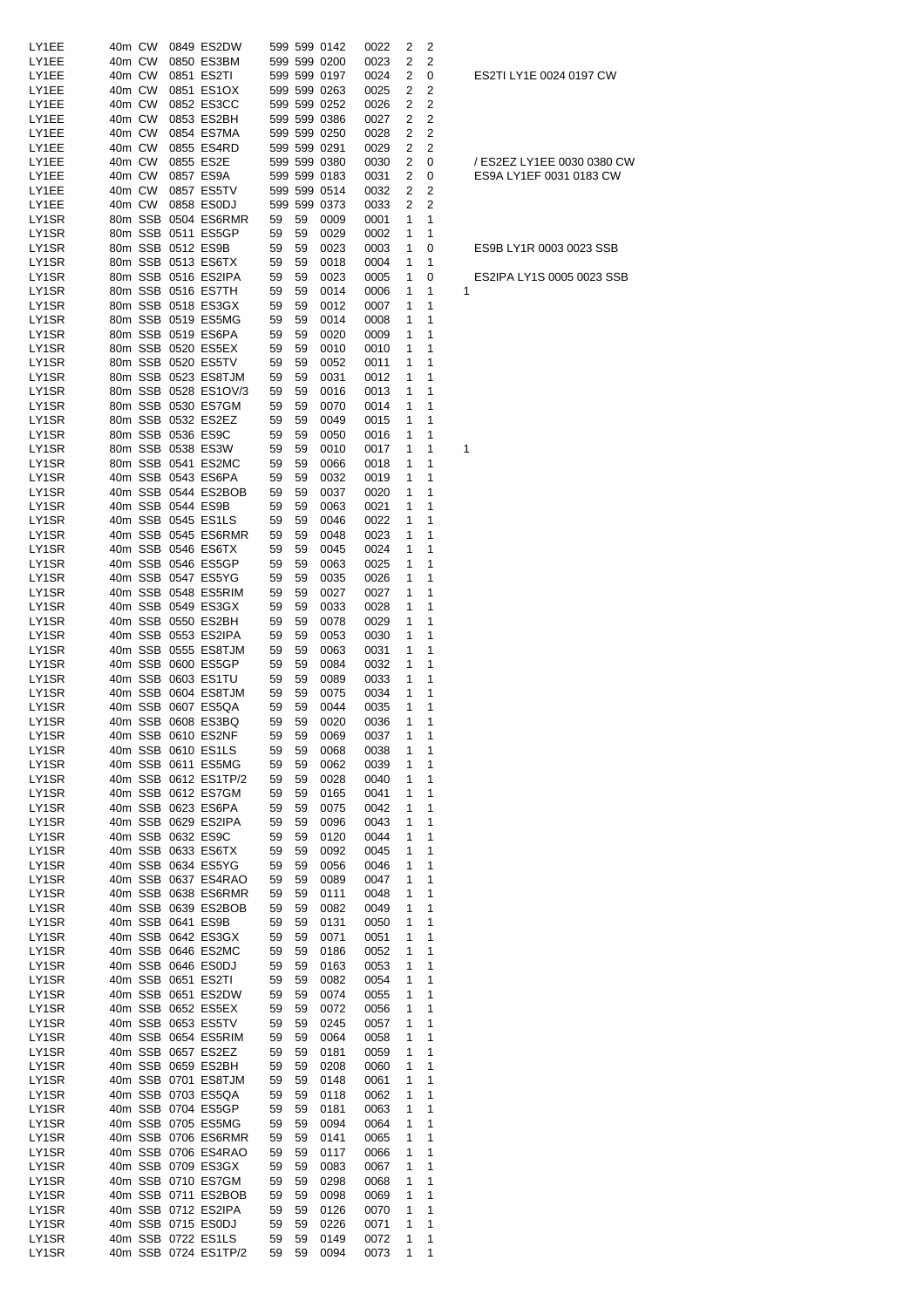| | | | | | | | | | | | | |
|---|---|---|---|---|---|---|---|---|---|---|---|---|
| LY1EE | 40m | CW | 0849 | ES2DW | 599 | 599 | 0142 | 0022 | 2 | 2 | | |
| LY1EE | 40m | CW | 0850 | ES3BM | 599 | 599 | 0200 | 0023 | 2 | 2 | | |
| LY1EE | 40m | CW | 0851 | ES2TI | 599 | 599 | 0197 | 0024 | 2 | 0 | | ES2TI LY1E 0024 0197 CW |
| LY1EE | 40m | CW | 0851 | ES1OX | 599 | 599 | 0263 | 0025 | 2 | 2 | | |
| LY1EE | 40m | CW | 0852 | ES3CC | 599 | 599 | 0252 | 0026 | 2 | 2 | | |
| LY1EE | 40m | CW | 0853 | ES2BH | 599 | 599 | 0386 | 0027 | 2 | 2 | | |
| LY1EE | 40m | CW | 0854 | ES7MA | 599 | 599 | 0250 | 0028 | 2 | 2 | | |
| LY1EE | 40m | CW | 0855 | ES4RD | 599 | 599 | 0291 | 0029 | 2 | 2 | | |
| LY1EE | 40m | CW | 0855 | ES2E | 599 | 599 | 0380 | 0030 | 2 | 0 | | / ES2EZ LY1EE 0030 0380 CW |
| LY1EE | 40m | CW | 0857 | ES9A | 599 | 599 | 0183 | 0031 | 2 | 0 | | ES9A LY1EF 0031 0183 CW |
| LY1EE | 40m | CW | 0857 | ES5TV | 599 | 599 | 0514 | 0032 | 2 | 2 | | |
| LY1EE | 40m | CW | 0858 | ES0DJ | 599 | 599 | 0373 | 0033 | 2 | 2 | | |
| LY1SR | 80m | SSB | 0504 | ES6RMR | 59 | 59 | 0009 | 0001 | 1 | 1 | | |
| LY1SR | 80m | SSB | 0511 | ES5GP | 59 | 59 | 0029 | 0002 | 1 | 1 | | |
| LY1SR | 80m | SSB | 0512 | ES9B | 59 | 59 | 0023 | 0003 | 1 | 0 | | ES9B LY1R 0003 0023 SSB |
| LY1SR | 80m | SSB | 0513 | ES6TX | 59 | 59 | 0018 | 0004 | 1 | 1 | | |
| LY1SR | 80m | SSB | 0516 | ES2IPA | 59 | 59 | 0023 | 0005 | 1 | 0 | | ES2IPA LY1S 0005 0023 SSB |
| LY1SR | 80m | SSB | 0516 | ES7TH | 59 | 59 | 0014 | 0006 | 1 | 1 | 1 | |
| LY1SR | 80m | SSB | 0518 | ES3GX | 59 | 59 | 0012 | 0007 | 1 | 1 | | |
| LY1SR | 80m | SSB | 0519 | ES5MG | 59 | 59 | 0014 | 0008 | 1 | 1 | | |
| LY1SR | 80m | SSB | 0519 | ES6PA | 59 | 59 | 0020 | 0009 | 1 | 1 | | |
| LY1SR | 80m | SSB | 0520 | ES5EX | 59 | 59 | 0010 | 0010 | 1 | 1 | | |
| LY1SR | 80m | SSB | 0520 | ES5TV | 59 | 59 | 0052 | 0011 | 1 | 1 | | |
| LY1SR | 80m | SSB | 0523 | ES8TJM | 59 | 59 | 0031 | 0012 | 1 | 1 | | |
| LY1SR | 80m | SSB | 0528 | ES1OV/3 | 59 | 59 | 0016 | 0013 | 1 | 1 | | |
| LY1SR | 80m | SSB | 0530 | ES7GM | 59 | 59 | 0070 | 0014 | 1 | 1 | | |
| LY1SR | 80m | SSB | 0532 | ES2EZ | 59 | 59 | 0049 | 0015 | 1 | 1 | | |
| LY1SR | 80m | SSB | 0536 | ES9C | 59 | 59 | 0050 | 0016 | 1 | 1 | | |
| LY1SR | 80m | SSB | 0538 | ES3W | 59 | 59 | 0010 | 0017 | 1 | 1 | 1 | |
| LY1SR | 80m | SSB | 0541 | ES2MC | 59 | 59 | 0066 | 0018 | 1 | 1 | | |
| LY1SR | 40m | SSB | 0543 | ES6PA | 59 | 59 | 0032 | 0019 | 1 | 1 | | |
| LY1SR | 40m | SSB | 0544 | ES2BOB | 59 | 59 | 0037 | 0020 | 1 | 1 | | |
| LY1SR | 40m | SSB | 0544 | ES9B | 59 | 59 | 0063 | 0021 | 1 | 1 | | |
| LY1SR | 40m | SSB | 0545 | ES1LS | 59 | 59 | 0046 | 0022 | 1 | 1 | | |
| LY1SR | 40m | SSB | 0545 | ES6RMR | 59 | 59 | 0048 | 0023 | 1 | 1 | | |
| LY1SR | 40m | SSB | 0546 | ES6TX | 59 | 59 | 0045 | 0024 | 1 | 1 | | |
| LY1SR | 40m | SSB | 0546 | ES5GP | 59 | 59 | 0063 | 0025 | 1 | 1 | | |
| LY1SR | 40m | SSB | 0547 | ES5YG | 59 | 59 | 0035 | 0026 | 1 | 1 | | |
| LY1SR | 40m | SSB | 0548 | ES5RIM | 59 | 59 | 0027 | 0027 | 1 | 1 | | |
| LY1SR | 40m | SSB | 0549 | ES3GX | 59 | 59 | 0033 | 0028 | 1 | 1 | | |
| LY1SR | 40m | SSB | 0550 | ES2BH | 59 | 59 | 0078 | 0029 | 1 | 1 | | |
| LY1SR | 40m | SSB | 0553 | ES2IPA | 59 | 59 | 0053 | 0030 | 1 | 1 | | |
| LY1SR | 40m | SSB | 0555 | ES8TJM | 59 | 59 | 0063 | 0031 | 1 | 1 | | |
| LY1SR | 40m | SSB | 0600 | ES5GP | 59 | 59 | 0084 | 0032 | 1 | 1 | | |
| LY1SR | 40m | SSB | 0603 | ES1TU | 59 | 59 | 0089 | 0033 | 1 | 1 | | |
| LY1SR | 40m | SSB | 0604 | ES8TJM | 59 | 59 | 0075 | 0034 | 1 | 1 | | |
| LY1SR | 40m | SSB | 0607 | ES5QA | 59 | 59 | 0044 | 0035 | 1 | 1 | | |
| LY1SR | 40m | SSB | 0608 | ES3BQ | 59 | 59 | 0020 | 0036 | 1 | 1 | | |
| LY1SR | 40m | SSB | 0610 | ES2NF | 59 | 59 | 0069 | 0037 | 1 | 1 | | |
| LY1SR | 40m | SSB | 0610 | ES1LS | 59 | 59 | 0068 | 0038 | 1 | 1 | | |
| LY1SR | 40m | SSB | 0611 | ES5MG | 59 | 59 | 0062 | 0039 | 1 | 1 | | |
| LY1SR | 40m | SSB | 0612 | ES1TP/2 | 59 | 59 | 0028 | 0040 | 1 | 1 | | |
| LY1SR | 40m | SSB | 0612 | ES7GM | 59 | 59 | 0165 | 0041 | 1 | 1 | | |
| LY1SR | 40m | SSB | 0623 | ES6PA | 59 | 59 | 0075 | 0042 | 1 | 1 | | |
| LY1SR | 40m | SSB | 0629 | ES2IPA | 59 | 59 | 0096 | 0043 | 1 | 1 | | |
| LY1SR | 40m | SSB | 0632 | ES9C | 59 | 59 | 0120 | 0044 | 1 | 1 | | |
| LY1SR | 40m | SSB | 0633 | ES6TX | 59 | 59 | 0092 | 0045 | 1 | 1 | | |
| LY1SR | 40m | SSB | 0634 | ES5YG | 59 | 59 | 0056 | 0046 | 1 | 1 | | |
| LY1SR | 40m | SSB | 0637 | ES4RAO | 59 | 59 | 0089 | 0047 | 1 | 1 | | |
| LY1SR | 40m | SSB | 0638 | ES6RMR | 59 | 59 | 0111 | 0048 | 1 | 1 | | |
| LY1SR | 40m | SSB | 0639 | ES2BOB | 59 | 59 | 0082 | 0049 | 1 | 1 | | |
| LY1SR | 40m | SSB | 0641 | ES9B | 59 | 59 | 0131 | 0050 | 1 | 1 | | |
| LY1SR | 40m | SSB | 0642 | ES3GX | 59 | 59 | 0071 | 0051 | 1 | 1 | | |
| LY1SR | 40m | SSB | 0646 | ES2MC | 59 | 59 | 0186 | 0052 | 1 | 1 | | |
| LY1SR | 40m | SSB | 0646 | ES0DJ | 59 | 59 | 0163 | 0053 | 1 | 1 | | |
| LY1SR | 40m | SSB | 0651 | ES2TI | 59 | 59 | 0082 | 0054 | 1 | 1 | | |
| LY1SR | 40m | SSB | 0651 | ES2DW | 59 | 59 | 0074 | 0055 | 1 | 1 | | |
| LY1SR | 40m | SSB | 0652 | ES5EX | 59 | 59 | 0072 | 0056 | 1 | 1 | | |
| LY1SR | 40m | SSB | 0653 | ES5TV | 59 | 59 | 0245 | 0057 | 1 | 1 | | |
| LY1SR | 40m | SSB | 0654 | ES5RIM | 59 | 59 | 0064 | 0058 | 1 | 1 | | |
| LY1SR | 40m | SSB | 0657 | ES2EZ | 59 | 59 | 0181 | 0059 | 1 | 1 | | |
| LY1SR | 40m | SSB | 0659 | ES2BH | 59 | 59 | 0208 | 0060 | 1 | 1 | | |
| LY1SR | 40m | SSB | 0701 | ES8TJM | 59 | 59 | 0148 | 0061 | 1 | 1 | | |
| LY1SR | 40m | SSB | 0703 | ES5QA | 59 | 59 | 0118 | 0062 | 1 | 1 | | |
| LY1SR | 40m | SSB | 0704 | ES5GP | 59 | 59 | 0181 | 0063 | 1 | 1 | | |
| LY1SR | 40m | SSB | 0705 | ES5MG | 59 | 59 | 0094 | 0064 | 1 | 1 | | |
| LY1SR | 40m | SSB | 0706 | ES6RMR | 59 | 59 | 0141 | 0065 | 1 | 1 | | |
| LY1SR | 40m | SSB | 0706 | ES4RAO | 59 | 59 | 0117 | 0066 | 1 | 1 | | |
| LY1SR | 40m | SSB | 0709 | ES3GX | 59 | 59 | 0083 | 0067 | 1 | 1 | | |
| LY1SR | 40m | SSB | 0710 | ES7GM | 59 | 59 | 0298 | 0068 | 1 | 1 | | |
| LY1SR | 40m | SSB | 0711 | ES2BOB | 59 | 59 | 0098 | 0069 | 1 | 1 | | |
| LY1SR | 40m | SSB | 0712 | ES2IPA | 59 | 59 | 0126 | 0070 | 1 | 1 | | |
| LY1SR | 40m | SSB | 0715 | ES0DJ | 59 | 59 | 0226 | 0071 | 1 | 1 | | |
| LY1SR | 40m | SSB | 0722 | ES1LS | 59 | 59 | 0149 | 0072 | 1 | 1 | | |
| LY1SR | 40m | SSB | 0724 | ES1TP/2 | 59 | 59 | 0094 | 0073 | 1 | 1 | | |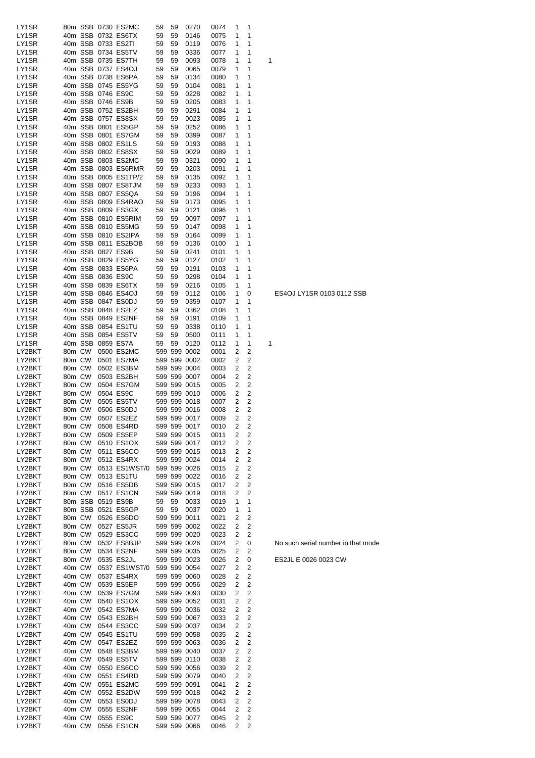| | | | | | | | | | | | | |
|---|---|---|---|---|---|---|---|---|---|---|---|---|
| LY1SR | 80m | SSB | 0730 | ES2MC | 59 | 59 | 0270 | 0074 | 1 | 1 | | |
| LY1SR | 40m | SSB | 0732 | ES6TX | 59 | 59 | 0146 | 0075 | 1 | 1 | | |
| LY1SR | 40m | SSB | 0733 | ES2TI | 59 | 59 | 0119 | 0076 | 1 | 1 | | |
| LY1SR | 40m | SSB | 0734 | ES5TV | 59 | 59 | 0336 | 0077 | 1 | 1 | | |
| LY1SR | 40m | SSB | 0735 | ES7TH | 59 | 59 | 0093 | 0078 | 1 | 1 | 1 | |
| LY1SR | 40m | SSB | 0737 | ES4OJ | 59 | 59 | 0065 | 0079 | 1 | 1 | | |
| LY1SR | 40m | SSB | 0738 | ES6PA | 59 | 59 | 0134 | 0080 | 1 | 1 | | |
| LY1SR | 40m | SSB | 0745 | ES5YG | 59 | 59 | 0104 | 0081 | 1 | 1 | | |
| LY1SR | 40m | SSB | 0746 | ES9C | 59 | 59 | 0228 | 0082 | 1 | 1 | | |
| LY1SR | 40m | SSB | 0746 | ES9B | 59 | 59 | 0205 | 0083 | 1 | 1 | | |
| LY1SR | 40m | SSB | 0752 | ES2BH | 59 | 59 | 0291 | 0084 | 1 | 1 | | |
| LY1SR | 40m | SSB | 0757 | ES8SX | 59 | 59 | 0023 | 0085 | 1 | 1 | | |
| LY1SR | 40m | SSB | 0801 | ES5GP | 59 | 59 | 0252 | 0086 | 1 | 1 | | |
| LY1SR | 40m | SSB | 0801 | ES7GM | 59 | 59 | 0399 | 0087 | 1 | 1 | | |
| LY1SR | 40m | SSB | 0802 | ES1LS | 59 | 59 | 0193 | 0088 | 1 | 1 | | |
| LY1SR | 40m | SSB | 0802 | ES8SX | 59 | 59 | 0029 | 0089 | 1 | 1 | | |
| LY1SR | 40m | SSB | 0803 | ES2MC | 59 | 59 | 0321 | 0090 | 1 | 1 | | |
| LY1SR | 40m | SSB | 0803 | ES6RMR | 59 | 59 | 0203 | 0091 | 1 | 1 | | |
| LY1SR | 40m | SSB | 0805 | ES1TP/2 | 59 | 59 | 0135 | 0092 | 1 | 1 | | |
| LY1SR | 40m | SSB | 0807 | ES8TJM | 59 | 59 | 0233 | 0093 | 1 | 1 | | |
| LY1SR | 40m | SSB | 0807 | ES5QA | 59 | 59 | 0196 | 0094 | 1 | 1 | | |
| LY1SR | 40m | SSB | 0809 | ES4RAO | 59 | 59 | 0173 | 0095 | 1 | 1 | | |
| LY1SR | 40m | SSB | 0809 | ES3GX | 59 | 59 | 0121 | 0096 | 1 | 1 | | |
| LY1SR | 40m | SSB | 0810 | ES5RIM | 59 | 59 | 0097 | 0097 | 1 | 1 | | |
| LY1SR | 40m | SSB | 0810 | ES5MG | 59 | 59 | 0147 | 0098 | 1 | 1 | | |
| LY1SR | 40m | SSB | 0810 | ES2IPA | 59 | 59 | 0164 | 0099 | 1 | 1 | | |
| LY1SR | 40m | SSB | 0811 | ES2BOB | 59 | 59 | 0136 | 0100 | 1 | 1 | | |
| LY1SR | 40m | SSB | 0827 | ES9B | 59 | 59 | 0241 | 0101 | 1 | 1 | | |
| LY1SR | 40m | SSB | 0829 | ES5YG | 59 | 59 | 0127 | 0102 | 1 | 1 | | |
| LY1SR | 40m | SSB | 0833 | ES6PA | 59 | 59 | 0191 | 0103 | 1 | 1 | | |
| LY1SR | 40m | SSB | 0836 | ES9C | 59 | 59 | 0298 | 0104 | 1 | 1 | | |
| LY1SR | 40m | SSB | 0839 | ES6TX | 59 | 59 | 0216 | 0105 | 1 | 1 | | |
| LY1SR | 40m | SSB | 0846 | ES4OJ | 59 | 59 | 0112 | 0106 | 1 | 0 | | ES4OJ LY1SR 0103 0112 SSB |
| LY1SR | 40m | SSB | 0847 | ES0DJ | 59 | 59 | 0359 | 0107 | 1 | 1 | | |
| LY1SR | 40m | SSB | 0848 | ES2EZ | 59 | 59 | 0362 | 0108 | 1 | 1 | | |
| LY1SR | 40m | SSB | 0849 | ES2NF | 59 | 59 | 0191 | 0109 | 1 | 1 | | |
| LY1SR | 40m | SSB | 0854 | ES1TU | 59 | 59 | 0338 | 0110 | 1 | 1 | | |
| LY1SR | 40m | SSB | 0854 | ES5TV | 59 | 59 | 0500 | 0111 | 1 | 1 | | |
| LY1SR | 40m | SSB | 0859 | ES7A | 59 | 59 | 0120 | 0112 | 1 | 1 | 1 | |
| LY2BKT | 80m | CW | 0500 | ES2MC | 599 | 599 | 0002 | 0001 | 2 | 2 | | |
| LY2BKT | 80m | CW | 0501 | ES7MA | 599 | 599 | 0002 | 0002 | 2 | 2 | | |
| LY2BKT | 80m | CW | 0502 | ES3BM | 599 | 599 | 0004 | 0003 | 2 | 2 | | |
| LY2BKT | 80m | CW | 0503 | ES2BH | 599 | 599 | 0007 | 0004 | 2 | 2 | | |
| LY2BKT | 80m | CW | 0504 | ES7GM | 599 | 599 | 0015 | 0005 | 2 | 2 | | |
| LY2BKT | 80m | CW | 0504 | ES9C | 599 | 599 | 0010 | 0006 | 2 | 2 | | |
| LY2BKT | 80m | CW | 0505 | ES5TV | 599 | 599 | 0018 | 0007 | 2 | 2 | | |
| LY2BKT | 80m | CW | 0506 | ES0DJ | 599 | 599 | 0016 | 0008 | 2 | 2 | | |
| LY2BKT | 80m | CW | 0507 | ES2EZ | 599 | 599 | 0017 | 0009 | 2 | 2 | | |
| LY2BKT | 80m | CW | 0508 | ES4RD | 599 | 599 | 0017 | 0010 | 2 | 2 | | |
| LY2BKT | 80m | CW | 0509 | ES5EP | 599 | 599 | 0015 | 0011 | 2 | 2 | | |
| LY2BKT | 80m | CW | 0510 | ES1OX | 599 | 599 | 0017 | 0012 | 2 | 2 | | |
| LY2BKT | 80m | CW | 0511 | ES6CO | 599 | 599 | 0015 | 0013 | 2 | 2 | | |
| LY2BKT | 80m | CW | 0512 | ES4RX | 599 | 599 | 0024 | 0014 | 2 | 2 | | |
| LY2BKT | 80m | CW | 0513 | ES1WST/0 | 599 | 599 | 0026 | 0015 | 2 | 2 | | |
| LY2BKT | 80m | CW | 0513 | ES1TU | 599 | 599 | 0022 | 0016 | 2 | 2 | | |
| LY2BKT | 80m | CW | 0516 | ES5DB | 599 | 599 | 0015 | 0017 | 2 | 2 | | |
| LY2BKT | 80m | CW | 0517 | ES1CN | 599 | 599 | 0019 | 0018 | 2 | 2 | | |
| LY2BKT | 80m | SSB | 0519 | ES9B | 59 | 59 | 0033 | 0019 | 1 | 1 | | |
| LY2BKT | 80m | SSB | 0521 | ES5GP | 59 | 59 | 0037 | 0020 | 1 | 1 | | |
| LY2BKT | 80m | CW | 0526 | ES6DO | 599 | 599 | 0011 | 0021 | 2 | 2 | | |
| LY2BKT | 80m | CW | 0527 | ES5JR | 599 | 599 | 0002 | 0022 | 2 | 2 | | |
| LY2BKT | 80m | CW | 0529 | ES3CC | 599 | 599 | 0020 | 0023 | 2 | 2 | | |
| LY2BKT | 80m | CW | 0532 | ES8BJP | 599 | 599 | 0026 | 0024 | 2 | 0 | | No such serial number in that mode |
| LY2BKT | 80m | CW | 0534 | ES2NF | 599 | 599 | 0035 | 0025 | 2 | 2 | | |
| LY2BKT | 80m | CW | 0535 | ES2JL | 599 | 599 | 0023 | 0026 | 2 | 0 | | ES2JL E 0026 0023 CW |
| LY2BKT | 40m | CW | 0537 | ES1WST/0 | 599 | 599 | 0054 | 0027 | 2 | 2 | | |
| LY2BKT | 40m | CW | 0537 | ES4RX | 599 | 599 | 0060 | 0028 | 2 | 2 | | |
| LY2BKT | 40m | CW | 0539 | ES5EP | 599 | 599 | 0056 | 0029 | 2 | 2 | | |
| LY2BKT | 40m | CW | 0539 | ES7GM | 599 | 599 | 0093 | 0030 | 2 | 2 | | |
| LY2BKT | 40m | CW | 0540 | ES1OX | 599 | 599 | 0052 | 0031 | 2 | 2 | | |
| LY2BKT | 40m | CW | 0542 | ES7MA | 599 | 599 | 0036 | 0032 | 2 | 2 | | |
| LY2BKT | 40m | CW | 0543 | ES2BH | 599 | 599 | 0067 | 0033 | 2 | 2 | | |
| LY2BKT | 40m | CW | 0544 | ES3CC | 599 | 599 | 0037 | 0034 | 2 | 2 | | |
| LY2BKT | 40m | CW | 0545 | ES1TU | 599 | 599 | 0058 | 0035 | 2 | 2 | | |
| LY2BKT | 40m | CW | 0547 | ES2EZ | 599 | 599 | 0063 | 0036 | 2 | 2 | | |
| LY2BKT | 40m | CW | 0548 | ES3BM | 599 | 599 | 0040 | 0037 | 2 | 2 | | |
| LY2BKT | 40m | CW | 0549 | ES5TV | 599 | 599 | 0110 | 0038 | 2 | 2 | | |
| LY2BKT | 40m | CW | 0550 | ES6CO | 599 | 599 | 0056 | 0039 | 2 | 2 | | |
| LY2BKT | 40m | CW | 0551 | ES4RD | 599 | 599 | 0079 | 0040 | 2 | 2 | | |
| LY2BKT | 40m | CW | 0551 | ES2MC | 599 | 599 | 0091 | 0041 | 2 | 2 | | |
| LY2BKT | 40m | CW | 0552 | ES2DW | 599 | 599 | 0018 | 0042 | 2 | 2 | | |
| LY2BKT | 40m | CW | 0553 | ES0DJ | 599 | 599 | 0078 | 0043 | 2 | 2 | | |
| LY2BKT | 40m | CW | 0555 | ES2NF | 599 | 599 | 0055 | 0044 | 2 | 2 | | |
| LY2BKT | 40m | CW | 0555 | ES9C | 599 | 599 | 0077 | 0045 | 2 | 2 | | |
| LY2BKT | 40m | CW | 0556 | ES1CN | 599 | 599 | 0066 | 0046 | 2 | 2 | | |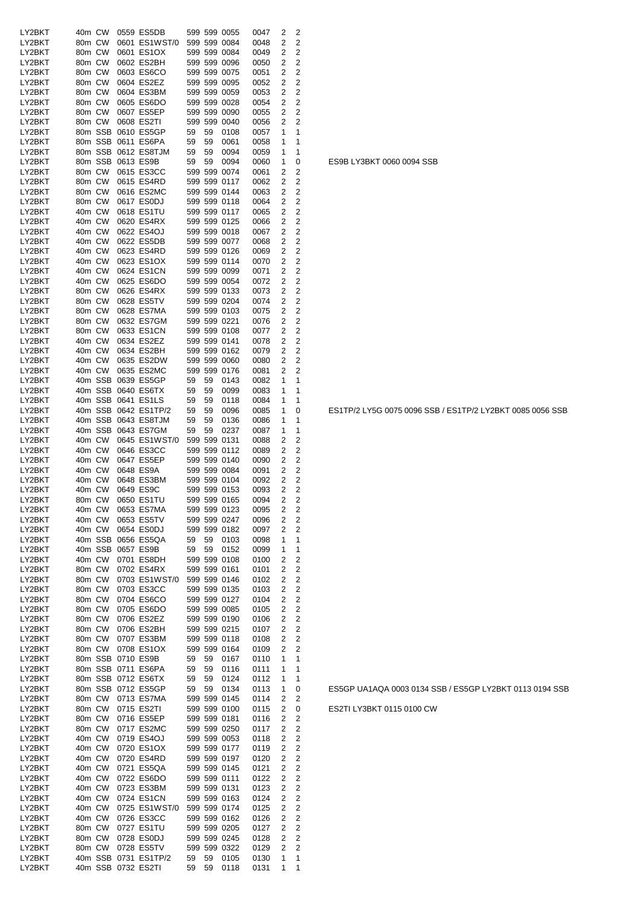| | | | | | | | | | | | |
|---|---|---|---|---|---|---|---|---|---|---|---|
| LY2BKT | 40m | CW | 0559 | ES5DB | 599 | 599 | 0055 | 0047 | 2 | 2 | |
| LY2BKT | 80m | CW | 0601 | ES1WST/0 | 599 | 599 | 0084 | 0048 | 2 | 2 | |
| LY2BKT | 80m | CW | 0601 | ES1OX | 599 | 599 | 0084 | 0049 | 2 | 2 | |
| LY2BKT | 80m | CW | 0602 | ES2BH | 599 | 599 | 0096 | 0050 | 2 | 2 | |
| LY2BKT | 80m | CW | 0603 | ES6CO | 599 | 599 | 0075 | 0051 | 2 | 2 | |
| LY2BKT | 80m | CW | 0604 | ES2EZ | 599 | 599 | 0095 | 0052 | 2 | 2 | |
| LY2BKT | 80m | CW | 0604 | ES3BM | 599 | 599 | 0059 | 0053 | 2 | 2 | |
| LY2BKT | 80m | CW | 0605 | ES6DO | 599 | 599 | 0028 | 0054 | 2 | 2 | |
| LY2BKT | 80m | CW | 0607 | ES5EP | 599 | 599 | 0090 | 0055 | 2 | 2 | |
| LY2BKT | 80m | CW | 0608 | ES2TI | 599 | 599 | 0040 | 0056 | 2 | 2 | |
| LY2BKT | 80m | SSB | 0610 | ES5GP | 59 | 59 | 0108 | 0057 | 1 | 1 | |
| LY2BKT | 80m | SSB | 0611 | ES6PA | 59 | 59 | 0061 | 0058 | 1 | 1 | |
| LY2BKT | 80m | SSB | 0612 | ES8TJM | 59 | 59 | 0094 | 0059 | 1 | 1 | |
| LY2BKT | 80m | SSB | 0613 | ES9B | 59 | 59 | 0094 | 0060 | 1 | 0 | ES9B LY3BKT 0060 0094 SSB |
| LY2BKT | 80m | CW | 0615 | ES3CC | 599 | 599 | 0074 | 0061 | 2 | 2 | |
| LY2BKT | 80m | CW | 0615 | ES4RD | 599 | 599 | 0117 | 0062 | 2 | 2 | |
| LY2BKT | 80m | CW | 0616 | ES2MC | 599 | 599 | 0144 | 0063 | 2 | 2 | |
| LY2BKT | 80m | CW | 0617 | ES0DJ | 599 | 599 | 0118 | 0064 | 2 | 2 | |
| LY2BKT | 40m | CW | 0618 | ES1TU | 599 | 599 | 0117 | 0065 | 2 | 2 | |
| LY2BKT | 40m | CW | 0620 | ES4RX | 599 | 599 | 0125 | 0066 | 2 | 2 | |
| LY2BKT | 40m | CW | 0622 | ES4OJ | 599 | 599 | 0018 | 0067 | 2 | 2 | |
| LY2BKT | 40m | CW | 0622 | ES5DB | 599 | 599 | 0077 | 0068 | 2 | 2 | |
| LY2BKT | 40m | CW | 0623 | ES4RD | 599 | 599 | 0126 | 0069 | 2 | 2 | |
| LY2BKT | 40m | CW | 0623 | ES1OX | 599 | 599 | 0114 | 0070 | 2 | 2 | |
| LY2BKT | 40m | CW | 0624 | ES1CN | 599 | 599 | 0099 | 0071 | 2 | 2 | |
| LY2BKT | 40m | CW | 0625 | ES6DO | 599 | 599 | 0054 | 0072 | 2 | 2 | |
| LY2BKT | 80m | CW | 0626 | ES4RX | 599 | 599 | 0133 | 0073 | 2 | 2 | |
| LY2BKT | 80m | CW | 0628 | ES5TV | 599 | 599 | 0204 | 0074 | 2 | 2 | |
| LY2BKT | 80m | CW | 0628 | ES7MA | 599 | 599 | 0103 | 0075 | 2 | 2 | |
| LY2BKT | 80m | CW | 0632 | ES7GM | 599 | 599 | 0221 | 0076 | 2 | 2 | |
| LY2BKT | 80m | CW | 0633 | ES1CN | 599 | 599 | 0108 | 0077 | 2 | 2 | |
| LY2BKT | 40m | CW | 0634 | ES2EZ | 599 | 599 | 0141 | 0078 | 2 | 2 | |
| LY2BKT | 40m | CW | 0634 | ES2BH | 599 | 599 | 0162 | 0079 | 2 | 2 | |
| LY2BKT | 40m | CW | 0635 | ES2DW | 599 | 599 | 0060 | 0080 | 2 | 2 | |
| LY2BKT | 40m | CW | 0635 | ES2MC | 599 | 599 | 0176 | 0081 | 2 | 2 | |
| LY2BKT | 40m | SSB | 0639 | ES5GP | 59 | 59 | 0143 | 0082 | 1 | 1 | |
| LY2BKT | 40m | SSB | 0640 | ES6TX | 59 | 59 | 0099 | 0083 | 1 | 1 | |
| LY2BKT | 40m | SSB | 0641 | ES1LS | 59 | 59 | 0118 | 0084 | 1 | 1 | |
| LY2BKT | 40m | SSB | 0642 | ES1TP/2 | 59 | 59 | 0096 | 0085 | 1 | 0 | ES1TP/2 LY5G 0075 0096 SSB / ES1TP/2 LY2BKT 0085 0056 SSB |
| LY2BKT | 40m | SSB | 0643 | ES8TJM | 59 | 59 | 0136 | 0086 | 1 | 1 | |
| LY2BKT | 40m | SSB | 0643 | ES7GM | 59 | 59 | 0237 | 0087 | 1 | 1 | |
| LY2BKT | 40m | CW | 0645 | ES1WST/0 | 599 | 599 | 0131 | 0088 | 2 | 2 | |
| LY2BKT | 40m | CW | 0646 | ES3CC | 599 | 599 | 0112 | 0089 | 2 | 2 | |
| LY2BKT | 40m | CW | 0647 | ES5EP | 599 | 599 | 0140 | 0090 | 2 | 2 | |
| LY2BKT | 40m | CW | 0648 | ES9A | 599 | 599 | 0084 | 0091 | 2 | 2 | |
| LY2BKT | 40m | CW | 0648 | ES3BM | 599 | 599 | 0104 | 0092 | 2 | 2 | |
| LY2BKT | 40m | CW | 0649 | ES9C | 599 | 599 | 0153 | 0093 | 2 | 2 | |
| LY2BKT | 80m | CW | 0650 | ES1TU | 599 | 599 | 0165 | 0094 | 2 | 2 | |
| LY2BKT | 40m | CW | 0653 | ES7MA | 599 | 599 | 0123 | 0095 | 2 | 2 | |
| LY2BKT | 40m | CW | 0653 | ES5TV | 599 | 599 | 0247 | 0096 | 2 | 2 | |
| LY2BKT | 40m | CW | 0654 | ES0DJ | 599 | 599 | 0182 | 0097 | 2 | 2 | |
| LY2BKT | 40m | SSB | 0656 | ES5QA | 59 | 59 | 0103 | 0098 | 1 | 1 | |
| LY2BKT | 40m | SSB | 0657 | ES9B | 59 | 59 | 0152 | 0099 | 1 | 1 | |
| LY2BKT | 40m | CW | 0701 | ES8DH | 599 | 599 | 0108 | 0100 | 2 | 2 | |
| LY2BKT | 80m | CW | 0702 | ES4RX | 599 | 599 | 0161 | 0101 | 2 | 2 | |
| LY2BKT | 80m | CW | 0703 | ES1WST/0 | 599 | 599 | 0146 | 0102 | 2 | 2 | |
| LY2BKT | 80m | CW | 0703 | ES3CC | 599 | 599 | 0135 | 0103 | 2 | 2 | |
| LY2BKT | 80m | CW | 0704 | ES6CO | 599 | 599 | 0127 | 0104 | 2 | 2 | |
| LY2BKT | 80m | CW | 0705 | ES6DO | 599 | 599 | 0085 | 0105 | 2 | 2 | |
| LY2BKT | 80m | CW | 0706 | ES2EZ | 599 | 599 | 0190 | 0106 | 2 | 2 | |
| LY2BKT | 80m | CW | 0706 | ES2BH | 599 | 599 | 0215 | 0107 | 2 | 2 | |
| LY2BKT | 80m | CW | 0707 | ES3BM | 599 | 599 | 0118 | 0108 | 2 | 2 | |
| LY2BKT | 80m | CW | 0708 | ES1OX | 599 | 599 | 0164 | 0109 | 2 | 2 | |
| LY2BKT | 80m | SSB | 0710 | ES9B | 59 | 59 | 0167 | 0110 | 1 | 1 | |
| LY2BKT | 80m | SSB | 0711 | ES6PA | 59 | 59 | 0116 | 0111 | 1 | 1 | |
| LY2BKT | 80m | SSB | 0712 | ES6TX | 59 | 59 | 0124 | 0112 | 1 | 1 | |
| LY2BKT | 80m | SSB | 0712 | ES5GP | 59 | 59 | 0134 | 0113 | 1 | 0 | ES5GP UA1AQA 0003 0134 SSB / ES5GP LY2BKT 0113 0194 SSB |
| LY2BKT | 80m | CW | 0713 | ES7MA | 599 | 599 | 0145 | 0114 | 2 | 2 | |
| LY2BKT | 80m | CW | 0715 | ES2TI | 599 | 599 | 0100 | 0115 | 2 | 0 | ES2TI LY3BKT 0115 0100 CW |
| LY2BKT | 80m | CW | 0716 | ES5EP | 599 | 599 | 0181 | 0116 | 2 | 2 | |
| LY2BKT | 80m | CW | 0717 | ES2MC | 599 | 599 | 0250 | 0117 | 2 | 2 | |
| LY2BKT | 40m | CW | 0719 | ES4OJ | 599 | 599 | 0053 | 0118 | 2 | 2 | |
| LY2BKT | 40m | CW | 0720 | ES1OX | 599 | 599 | 0177 | 0119 | 2 | 2 | |
| LY2BKT | 40m | CW | 0720 | ES4RD | 599 | 599 | 0197 | 0120 | 2 | 2 | |
| LY2BKT | 40m | CW | 0721 | ES5QA | 599 | 599 | 0145 | 0121 | 2 | 2 | |
| LY2BKT | 40m | CW | 0722 | ES6DO | 599 | 599 | 0111 | 0122 | 2 | 2 | |
| LY2BKT | 40m | CW | 0723 | ES3BM | 599 | 599 | 0131 | 0123 | 2 | 2 | |
| LY2BKT | 40m | CW | 0724 | ES1CN | 599 | 599 | 0163 | 0124 | 2 | 2 | |
| LY2BKT | 40m | CW | 0725 | ES1WST/0 | 599 | 599 | 0174 | 0125 | 2 | 2 | |
| LY2BKT | 40m | CW | 0726 | ES3CC | 599 | 599 | 0162 | 0126 | 2 | 2 | |
| LY2BKT | 80m | CW | 0727 | ES1TU | 599 | 599 | 0205 | 0127 | 2 | 2 | |
| LY2BKT | 80m | CW | 0728 | ES0DJ | 599 | 599 | 0245 | 0128 | 2 | 2 | |
| LY2BKT | 80m | CW | 0728 | ES5TV | 599 | 599 | 0322 | 0129 | 2 | 2 | |
| LY2BKT | 40m | SSB | 0731 | ES1TP/2 | 59 | 59 | 0105 | 0130 | 1 | 1 | |
| LY2BKT | 40m | SSB | 0732 | ES2TI | 59 | 59 | 0118 | 0131 | 1 | 1 | |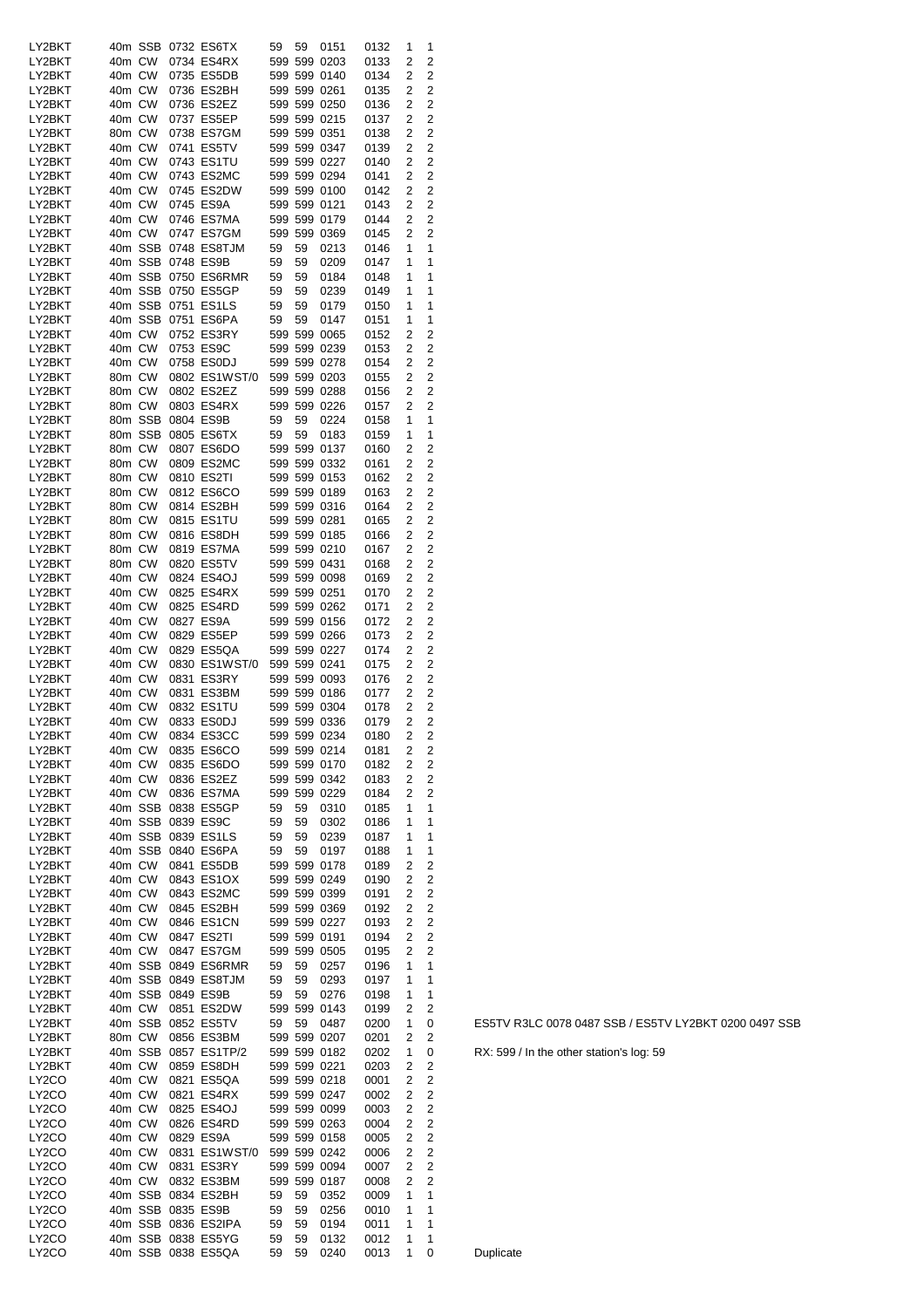| | | | | | | | | | | | | |
|---|---|---|---|---|---|---|---|---|---|---|---|---|
| LY2BKT | 40m | SSB | 0732 | ES6TX | 59 | 59 | 0151 | 0132 | 1 | 1 | |
| LY2BKT | 40m | CW | 0734 | ES4RX | 599 | 599 | 0203 | 0133 | 2 | 2 | |
| LY2BKT | 40m | CW | 0735 | ES5DB | 599 | 599 | 0140 | 0134 | 2 | 2 | |
| LY2BKT | 40m | CW | 0736 | ES2BH | 599 | 599 | 0261 | 0135 | 2 | 2 | |
| LY2BKT | 40m | CW | 0736 | ES2EZ | 599 | 599 | 0250 | 0136 | 2 | 2 | |
| LY2BKT | 40m | CW | 0737 | ES5EP | 599 | 599 | 0215 | 0137 | 2 | 2 | |
| LY2BKT | 80m | CW | 0738 | ES7GM | 599 | 599 | 0351 | 0138 | 2 | 2 | |
| LY2BKT | 40m | CW | 0741 | ES5TV | 599 | 599 | 0347 | 0139 | 2 | 2 | |
| LY2BKT | 40m | CW | 0743 | ES1TU | 599 | 599 | 0227 | 0140 | 2 | 2 | |
| LY2BKT | 40m | CW | 0743 | ES2MC | 599 | 599 | 0294 | 0141 | 2 | 2 | |
| LY2BKT | 40m | CW | 0745 | ES2DW | 599 | 599 | 0100 | 0142 | 2 | 2 | |
| LY2BKT | 40m | CW | 0745 | ES9A | 599 | 599 | 0121 | 0143 | 2 | 2 | |
| LY2BKT | 40m | CW | 0746 | ES7MA | 599 | 599 | 0179 | 0144 | 2 | 2 | |
| LY2BKT | 40m | CW | 0747 | ES7GM | 599 | 599 | 0369 | 0145 | 2 | 2 | |
| LY2BKT | 40m | SSB | 0748 | ES8TJM | 59 | 59 | 0213 | 0146 | 1 | 1 | |
| LY2BKT | 40m | SSB | 0748 | ES9B | 59 | 59 | 0209 | 0147 | 1 | 1 | |
| LY2BKT | 40m | SSB | 0750 | ES6RMR | 59 | 59 | 0184 | 0148 | 1 | 1 | |
| LY2BKT | 40m | SSB | 0750 | ES5GP | 59 | 59 | 0239 | 0149 | 1 | 1 | |
| LY2BKT | 40m | SSB | 0751 | ES1LS | 59 | 59 | 0179 | 0150 | 1 | 1 | |
| LY2BKT | 40m | SSB | 0751 | ES6PA | 59 | 59 | 0147 | 0151 | 1 | 1 | |
| LY2BKT | 40m | CW | 0752 | ES3RY | 599 | 599 | 0065 | 0152 | 2 | 2 | |
| LY2BKT | 40m | CW | 0753 | ES9C | 599 | 599 | 0239 | 0153 | 2 | 2 | |
| LY2BKT | 40m | CW | 0758 | ES0DJ | 599 | 599 | 0278 | 0154 | 2 | 2 | |
| LY2BKT | 80m | CW | 0802 | ES1WST/0 | 599 | 599 | 0203 | 0155 | 2 | 2 | |
| LY2BKT | 80m | CW | 0802 | ES2EZ | 599 | 599 | 0288 | 0156 | 2 | 2 | |
| LY2BKT | 80m | CW | 0803 | ES4RX | 599 | 599 | 0226 | 0157 | 2 | 2 | |
| LY2BKT | 80m | SSB | 0804 | ES9B | 59 | 59 | 0224 | 0158 | 1 | 1 | |
| LY2BKT | 80m | SSB | 0805 | ES6TX | 59 | 59 | 0183 | 0159 | 1 | 1 | |
| LY2BKT | 80m | CW | 0807 | ES6DO | 599 | 599 | 0137 | 0160 | 2 | 2 | |
| LY2BKT | 80m | CW | 0809 | ES2MC | 599 | 599 | 0332 | 0161 | 2 | 2 | |
| LY2BKT | 80m | CW | 0810 | ES2TI | 599 | 599 | 0153 | 0162 | 2 | 2 | |
| LY2BKT | 80m | CW | 0812 | ES6CO | 599 | 599 | 0189 | 0163 | 2 | 2 | |
| LY2BKT | 80m | CW | 0814 | ES2BH | 599 | 599 | 0316 | 0164 | 2 | 2 | |
| LY2BKT | 80m | CW | 0815 | ES1TU | 599 | 599 | 0281 | 0165 | 2 | 2 | |
| LY2BKT | 80m | CW | 0816 | ES8DH | 599 | 599 | 0185 | 0166 | 2 | 2 | |
| LY2BKT | 80m | CW | 0819 | ES7MA | 599 | 599 | 0210 | 0167 | 2 | 2 | |
| LY2BKT | 80m | CW | 0820 | ES5TV | 599 | 599 | 0431 | 0168 | 2 | 2 | |
| LY2BKT | 40m | CW | 0824 | ES4OJ | 599 | 599 | 0098 | 0169 | 2 | 2 | |
| LY2BKT | 40m | CW | 0825 | ES4RX | 599 | 599 | 0251 | 0170 | 2 | 2 | |
| LY2BKT | 40m | CW | 0825 | ES4RD | 599 | 599 | 0262 | 0171 | 2 | 2 | |
| LY2BKT | 40m | CW | 0827 | ES9A | 599 | 599 | 0156 | 0172 | 2 | 2 | |
| LY2BKT | 40m | CW | 0829 | ES5EP | 599 | 599 | 0266 | 0173 | 2 | 2 | |
| LY2BKT | 40m | CW | 0829 | ES5QA | 599 | 599 | 0227 | 0174 | 2 | 2 | |
| LY2BKT | 40m | CW | 0830 | ES1WST/0 | 599 | 599 | 0241 | 0175 | 2 | 2 | |
| LY2BKT | 40m | CW | 0831 | ES3RY | 599 | 599 | 0093 | 0176 | 2 | 2 | |
| LY2BKT | 40m | CW | 0831 | ES3BM | 599 | 599 | 0186 | 0177 | 2 | 2 | |
| LY2BKT | 40m | CW | 0832 | ES1TU | 599 | 599 | 0304 | 0178 | 2 | 2 | |
| LY2BKT | 40m | CW | 0833 | ES0DJ | 599 | 599 | 0336 | 0179 | 2 | 2 | |
| LY2BKT | 40m | CW | 0834 | ES3CC | 599 | 599 | 0234 | 0180 | 2 | 2 | |
| LY2BKT | 40m | CW | 0835 | ES6CO | 599 | 599 | 0214 | 0181 | 2 | 2 | |
| LY2BKT | 40m | CW | 0835 | ES6DO | 599 | 599 | 0170 | 0182 | 2 | 2 | |
| LY2BKT | 40m | CW | 0836 | ES2EZ | 599 | 599 | 0342 | 0183 | 2 | 2 | |
| LY2BKT | 40m | CW | 0836 | ES7MA | 599 | 599 | 0229 | 0184 | 2 | 2 | |
| LY2BKT | 40m | SSB | 0838 | ES5GP | 59 | 59 | 0310 | 0185 | 1 | 1 | |
| LY2BKT | 40m | SSB | 0839 | ES9C | 59 | 59 | 0302 | 0186 | 1 | 1 | |
| LY2BKT | 40m | SSB | 0839 | ES1LS | 59 | 59 | 0239 | 0187 | 1 | 1 | |
| LY2BKT | 40m | SSB | 0840 | ES6PA | 59 | 59 | 0197 | 0188 | 1 | 1 | |
| LY2BKT | 40m | CW | 0841 | ES5DB | 599 | 599 | 0178 | 0189 | 2 | 2 | |
| LY2BKT | 40m | CW | 0843 | ES1OX | 599 | 599 | 0249 | 0190 | 2 | 2 | |
| LY2BKT | 40m | CW | 0843 | ES2MC | 599 | 599 | 0399 | 0191 | 2 | 2 | |
| LY2BKT | 40m | CW | 0845 | ES2BH | 599 | 599 | 0369 | 0192 | 2 | 2 | |
| LY2BKT | 40m | CW | 0846 | ES1CN | 599 | 599 | 0227 | 0193 | 2 | 2 | |
| LY2BKT | 40m | CW | 0847 | ES2TI | 599 | 599 | 0191 | 0194 | 2 | 2 | |
| LY2BKT | 40m | CW | 0847 | ES7GM | 599 | 599 | 0505 | 0195 | 2 | 2 | |
| LY2BKT | 40m | SSB | 0849 | ES6RMR | 59 | 59 | 0257 | 0196 | 1 | 1 | |
| LY2BKT | 40m | SSB | 0849 | ES8TJM | 59 | 59 | 0293 | 0197 | 1 | 1 | |
| LY2BKT | 40m | SSB | 0849 | ES9B | 59 | 59 | 0276 | 0198 | 1 | 1 | |
| LY2BKT | 40m | CW | 0851 | ES2DW | 599 | 599 | 0143 | 0199 | 2 | 2 | |
| LY2BKT | 40m | SSB | 0852 | ES5TV | 59 | 59 | 0487 | 0200 | 1 | 0 | ES5TV R3LC 0078 0487 SSB / ES5TV LY2BKT 0200 0497 SSB |
| LY2BKT | 80m | CW | 0856 | ES3BM | 599 | 599 | 0207 | 0201 | 2 | 2 | |
| LY2BKT | 40m | SSB | 0857 | ES1TP/2 | 59 | 59 | 0182 | 0202 | 1 | 0 | RX: 599 / In the other station's log: 59 |
| LY2BKT | 40m | CW | 0859 | ES8DH | 599 | 599 | 0221 | 0203 | 2 | 2 | |
| LY2CO | 40m | CW | 0821 | ES5QA | 599 | 599 | 0218 | 0001 | 2 | 2 | |
| LY2CO | 40m | CW | 0821 | ES4RX | 599 | 599 | 0247 | 0002 | 2 | 2 | |
| LY2CO | 40m | CW | 0825 | ES4OJ | 599 | 599 | 0099 | 0003 | 2 | 2 | |
| LY2CO | 40m | CW | 0826 | ES4RD | 599 | 599 | 0263 | 0004 | 2 | 2 | |
| LY2CO | 40m | CW | 0829 | ES9A | 599 | 599 | 0158 | 0005 | 2 | 2 | |
| LY2CO | 40m | CW | 0831 | ES1WST/0 | 599 | 599 | 0242 | 0006 | 2 | 2 | |
| LY2CO | 40m | CW | 0831 | ES3RY | 599 | 599 | 0094 | 0007 | 2 | 2 | |
| LY2CO | 40m | CW | 0832 | ES3BM | 599 | 599 | 0187 | 0008 | 2 | 2 | |
| LY2CO | 40m | SSB | 0834 | ES2BH | 59 | 59 | 0352 | 0009 | 1 | 1 | |
| LY2CO | 40m | SSB | 0835 | ES9B | 59 | 59 | 0256 | 0010 | 1 | 1 | |
| LY2CO | 40m | SSB | 0836 | ES2IPA | 59 | 59 | 0194 | 0011 | 1 | 1 | |
| LY2CO | 40m | SSB | 0838 | ES5YG | 59 | 59 | 0132 | 0012 | 1 | 1 | |
| LY2CO | 40m | SSB | 0838 | ES5QA | 59 | 59 | 0240 | 0013 | 1 | 0 | Duplicate |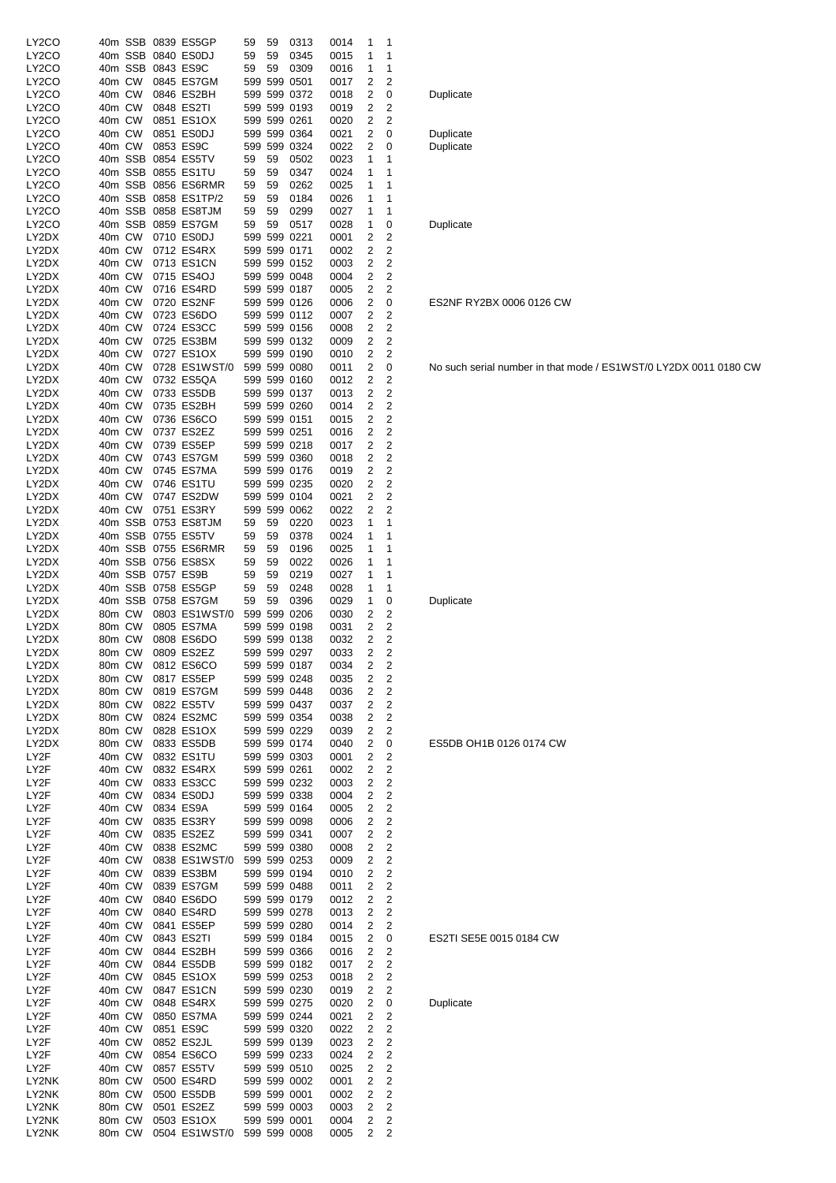| | | | | | | | | | | | |
|---|---|---|---|---|---|---|---|---|---|---|---|
| LY2CO | 40m | SSB | 0839 | ES5GP | 59 | 59 | 0313 | 0014 | 1 | 1 | |
| LY2CO | 40m | SSB | 0840 | ES0DJ | 59 | 59 | 0345 | 0015 | 1 | 1 | |
| LY2CO | 40m | SSB | 0843 | ES9C | 59 | 59 | 0309 | 0016 | 1 | 1 | |
| LY2CO | 40m | CW | 0845 | ES7GM | 599 | 599 | 0501 | 0017 | 2 | 2 | |
| LY2CO | 40m | CW | 0846 | ES2BH | 599 | 599 | 0372 | 0018 | 2 | 0 | Duplicate |
| LY2CO | 40m | CW | 0848 | ES2TI | 599 | 599 | 0193 | 0019 | 2 | 2 | |
| LY2CO | 40m | CW | 0851 | ES1OX | 599 | 599 | 0261 | 0020 | 2 | 2 | |
| LY2CO | 40m | CW | 0851 | ES0DJ | 599 | 599 | 0364 | 0021 | 2 | 0 | Duplicate |
| LY2CO | 40m | CW | 0853 | ES9C | 599 | 599 | 0324 | 0022 | 2 | 0 | Duplicate |
| LY2CO | 40m | SSB | 0854 | ES5TV | 59 | 59 | 0502 | 0023 | 1 | 1 | |
| LY2CO | 40m | SSB | 0855 | ES1TU | 59 | 59 | 0347 | 0024 | 1 | 1 | |
| LY2CO | 40m | SSB | 0856 | ES6RMR | 59 | 59 | 0262 | 0025 | 1 | 1 | |
| LY2CO | 40m | SSB | 0858 | ES1TP/2 | 59 | 59 | 0184 | 0026 | 1 | 1 | |
| LY2CO | 40m | SSB | 0858 | ES8TJM | 59 | 59 | 0299 | 0027 | 1 | 1 | |
| LY2CO | 40m | SSB | 0859 | ES7GM | 59 | 59 | 0517 | 0028 | 1 | 0 | Duplicate |
| LY2DX | 40m | CW | 0710 | ES0DJ | 599 | 599 | 0221 | 0001 | 2 | 2 | |
| LY2DX | 40m | CW | 0712 | ES4RX | 599 | 599 | 0171 | 0002 | 2 | 2 | |
| LY2DX | 40m | CW | 0713 | ES1CN | 599 | 599 | 0152 | 0003 | 2 | 2 | |
| LY2DX | 40m | CW | 0715 | ES4OJ | 599 | 599 | 0048 | 0004 | 2 | 2 | |
| LY2DX | 40m | CW | 0716 | ES4RD | 599 | 599 | 0187 | 0005 | 2 | 2 | |
| LY2DX | 40m | CW | 0720 | ES2NF | 599 | 599 | 0126 | 0006 | 2 | 0 | ES2NF RY2BX 0006 0126 CW |
| LY2DX | 40m | CW | 0723 | ES6DO | 599 | 599 | 0112 | 0007 | 2 | 2 | |
| LY2DX | 40m | CW | 0724 | ES3CC | 599 | 599 | 0156 | 0008 | 2 | 2 | |
| LY2DX | 40m | CW | 0725 | ES3BM | 599 | 599 | 0132 | 0009 | 2 | 2 | |
| LY2DX | 40m | CW | 0727 | ES1OX | 599 | 599 | 0190 | 0010 | 2 | 2 | |
| LY2DX | 40m | CW | 0728 | ES1WST/0 | 599 | 599 | 0080 | 0011 | 2 | 0 | No such serial number in that mode / ES1WST/0 LY2DX 0011 0180 CW |
| LY2DX | 40m | CW | 0732 | ES5QA | 599 | 599 | 0160 | 0012 | 2 | 2 | |
| LY2DX | 40m | CW | 0733 | ES5DB | 599 | 599 | 0137 | 0013 | 2 | 2 | |
| LY2DX | 40m | CW | 0735 | ES2BH | 599 | 599 | 0260 | 0014 | 2 | 2 | |
| LY2DX | 40m | CW | 0736 | ES6CO | 599 | 599 | 0151 | 0015 | 2 | 2 | |
| LY2DX | 40m | CW | 0737 | ES2EZ | 599 | 599 | 0251 | 0016 | 2 | 2 | |
| LY2DX | 40m | CW | 0739 | ES5EP | 599 | 599 | 0218 | 0017 | 2 | 2 | |
| LY2DX | 40m | CW | 0743 | ES7GM | 599 | 599 | 0360 | 0018 | 2 | 2 | |
| LY2DX | 40m | CW | 0745 | ES7MA | 599 | 599 | 0176 | 0019 | 2 | 2 | |
| LY2DX | 40m | CW | 0746 | ES1TU | 599 | 599 | 0235 | 0020 | 2 | 2 | |
| LY2DX | 40m | CW | 0747 | ES2DW | 599 | 599 | 0104 | 0021 | 2 | 2 | |
| LY2DX | 40m | CW | 0751 | ES3RY | 599 | 599 | 0062 | 0022 | 2 | 2 | |
| LY2DX | 40m | SSB | 0753 | ES8TJM | 59 | 59 | 0220 | 0023 | 1 | 1 | |
| LY2DX | 40m | SSB | 0755 | ES5TV | 59 | 59 | 0378 | 0024 | 1 | 1 | |
| LY2DX | 40m | SSB | 0755 | ES6RMR | 59 | 59 | 0196 | 0025 | 1 | 1 | |
| LY2DX | 40m | SSB | 0756 | ES8SX | 59 | 59 | 0022 | 0026 | 1 | 1 | |
| LY2DX | 40m | SSB | 0757 | ES9B | 59 | 59 | 0219 | 0027 | 1 | 1 | |
| LY2DX | 40m | SSB | 0758 | ES5GP | 59 | 59 | 0248 | 0028 | 1 | 1 | |
| LY2DX | 40m | SSB | 0758 | ES7GM | 59 | 59 | 0396 | 0029 | 1 | 0 | Duplicate |
| LY2DX | 80m | CW | 0803 | ES1WST/0 | 599 | 599 | 0206 | 0030 | 2 | 2 | |
| LY2DX | 80m | CW | 0805 | ES7MA | 599 | 599 | 0198 | 0031 | 2 | 2 | |
| LY2DX | 80m | CW | 0808 | ES6DO | 599 | 599 | 0138 | 0032 | 2 | 2 | |
| LY2DX | 80m | CW | 0809 | ES2EZ | 599 | 599 | 0297 | 0033 | 2 | 2 | |
| LY2DX | 80m | CW | 0812 | ES6CO | 599 | 599 | 0187 | 0034 | 2 | 2 | |
| LY2DX | 80m | CW | 0817 | ES5EP | 599 | 599 | 0248 | 0035 | 2 | 2 | |
| LY2DX | 80m | CW | 0819 | ES7GM | 599 | 599 | 0448 | 0036 | 2 | 2 | |
| LY2DX | 80m | CW | 0822 | ES5TV | 599 | 599 | 0437 | 0037 | 2 | 2 | |
| LY2DX | 80m | CW | 0824 | ES2MC | 599 | 599 | 0354 | 0038 | 2 | 2 | |
| LY2DX | 80m | CW | 0828 | ES1OX | 599 | 599 | 0229 | 0039 | 2 | 2 | |
| LY2DX | 80m | CW | 0833 | ES5DB | 599 | 599 | 0174 | 0040 | 2 | 0 | ES5DB OH1B 0126 0174 CW |
| LY2F | 40m | CW | 0832 | ES1TU | 599 | 599 | 0303 | 0001 | 2 | 2 | |
| LY2F | 40m | CW | 0832 | ES4RX | 599 | 599 | 0261 | 0002 | 2 | 2 | |
| LY2F | 40m | CW | 0833 | ES3CC | 599 | 599 | 0232 | 0003 | 2 | 2 | |
| LY2F | 40m | CW | 0834 | ES0DJ | 599 | 599 | 0338 | 0004 | 2 | 2 | |
| LY2F | 40m | CW | 0834 | ES9A | 599 | 599 | 0164 | 0005 | 2 | 2 | |
| LY2F | 40m | CW | 0835 | ES3RY | 599 | 599 | 0098 | 0006 | 2 | 2 | |
| LY2F | 40m | CW | 0835 | ES2EZ | 599 | 599 | 0341 | 0007 | 2 | 2 | |
| LY2F | 40m | CW | 0838 | ES2MC | 599 | 599 | 0380 | 0008 | 2 | 2 | |
| LY2F | 40m | CW | 0838 | ES1WST/0 | 599 | 599 | 0253 | 0009 | 2 | 2 | |
| LY2F | 40m | CW | 0839 | ES3BM | 599 | 599 | 0194 | 0010 | 2 | 2 | |
| LY2F | 40m | CW | 0839 | ES7GM | 599 | 599 | 0488 | 0011 | 2 | 2 | |
| LY2F | 40m | CW | 0840 | ES6DO | 599 | 599 | 0179 | 0012 | 2 | 2 | |
| LY2F | 40m | CW | 0840 | ES4RD | 599 | 599 | 0278 | 0013 | 2 | 2 | |
| LY2F | 40m | CW | 0841 | ES5EP | 599 | 599 | 0280 | 0014 | 2 | 2 | |
| LY2F | 40m | CW | 0843 | ES2TI | 599 | 599 | 0184 | 0015 | 2 | 0 | ES2TI SE5E 0015 0184 CW |
| LY2F | 40m | CW | 0844 | ES2BH | 599 | 599 | 0366 | 0016 | 2 | 2 | |
| LY2F | 40m | CW | 0844 | ES5DB | 599 | 599 | 0182 | 0017 | 2 | 2 | |
| LY2F | 40m | CW | 0845 | ES1OX | 599 | 599 | 0253 | 0018 | 2 | 2 | |
| LY2F | 40m | CW | 0847 | ES1CN | 599 | 599 | 0230 | 0019 | 2 | 2 | |
| LY2F | 40m | CW | 0848 | ES4RX | 599 | 599 | 0275 | 0020 | 2 | 0 | Duplicate |
| LY2F | 40m | CW | 0850 | ES7MA | 599 | 599 | 0244 | 0021 | 2 | 2 | |
| LY2F | 40m | CW | 0851 | ES9C | 599 | 599 | 0320 | 0022 | 2 | 2 | |
| LY2F | 40m | CW | 0852 | ES2JL | 599 | 599 | 0139 | 0023 | 2 | 2 | |
| LY2F | 40m | CW | 0854 | ES6CO | 599 | 599 | 0233 | 0024 | 2 | 2 | |
| LY2F | 40m | CW | 0857 | ES5TV | 599 | 599 | 0510 | 0025 | 2 | 2 | |
| LY2NK | 80m | CW | 0500 | ES4RD | 599 | 599 | 0002 | 0001 | 2 | 2 | |
| LY2NK | 80m | CW | 0500 | ES5DB | 599 | 599 | 0001 | 0002 | 2 | 2 | |
| LY2NK | 80m | CW | 0501 | ES2EZ | 599 | 599 | 0003 | 0003 | 2 | 2 | |
| LY2NK | 80m | CW | 0503 | ES1OX | 599 | 599 | 0001 | 0004 | 2 | 2 | |
| LY2NK | 80m | CW | 0504 | ES1WST/0 | 599 | 599 | 0008 | 0005 | 2 | 2 | |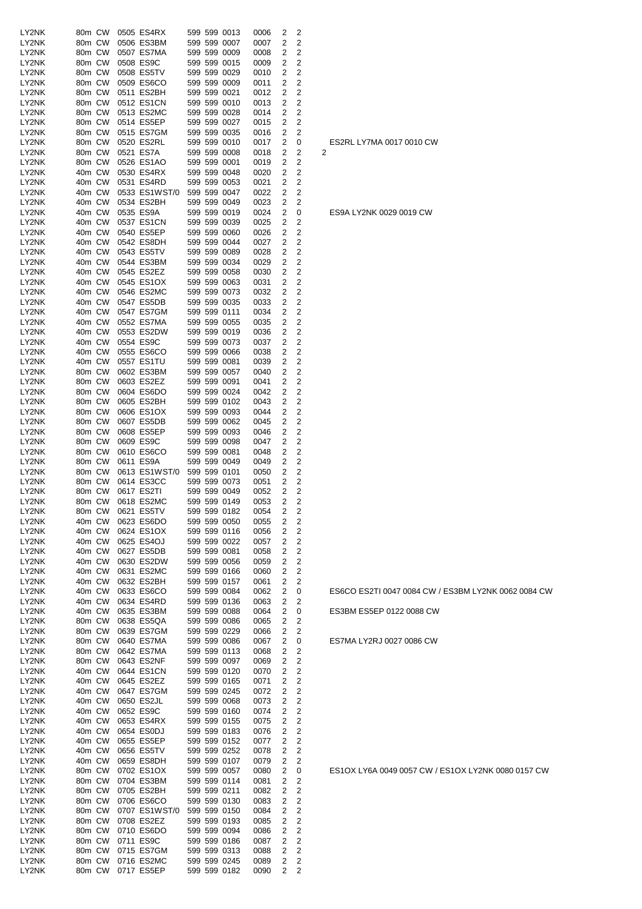| | | | | | | | | | | | |
|---|---|---|---|---|---|---|---|---|---|---|---|
| LY2NK | 80m | CW | 0505 | ES4RX | 599 | 599 | 0013 | 0006 | 2 | 2 | |
| LY2NK | 80m | CW | 0506 | ES3BM | 599 | 599 | 0007 | 0007 | 2 | 2 | |
| LY2NK | 80m | CW | 0507 | ES7MA | 599 | 599 | 0009 | 0008 | 2 | 2 | |
| LY2NK | 80m | CW | 0508 | ES9C | 599 | 599 | 0015 | 0009 | 2 | 2 | |
| LY2NK | 80m | CW | 0508 | ES5TV | 599 | 599 | 0029 | 0010 | 2 | 2 | |
| LY2NK | 80m | CW | 0509 | ES6CO | 599 | 599 | 0009 | 0011 | 2 | 2 | |
| LY2NK | 80m | CW | 0511 | ES2BH | 599 | 599 | 0021 | 0012 | 2 | 2 | |
| LY2NK | 80m | CW | 0512 | ES1CN | 599 | 599 | 0010 | 0013 | 2 | 2 | |
| LY2NK | 80m | CW | 0513 | ES2MC | 599 | 599 | 0028 | 0014 | 2 | 2 | |
| LY2NK | 80m | CW | 0514 | ES5EP | 599 | 599 | 0027 | 0015 | 2 | 2 | |
| LY2NK | 80m | CW | 0515 | ES7GM | 599 | 599 | 0035 | 0016 | 2 | 2 | |
| LY2NK | 80m | CW | 0520 | ES2RL | 599 | 599 | 0010 | 0017 | 2 | 0 | ES2RL LY7MA 0017 0010 CW |
| LY2NK | 80m | CW | 0521 | ES7A | 599 | 599 | 0008 | 0018 | 2 | 2 | 2 |
| LY2NK | 80m | CW | 0526 | ES1AO | 599 | 599 | 0001 | 0019 | 2 | 2 | |
| LY2NK | 40m | CW | 0530 | ES4RX | 599 | 599 | 0048 | 0020 | 2 | 2 | |
| LY2NK | 40m | CW | 0531 | ES4RD | 599 | 599 | 0053 | 0021 | 2 | 2 | |
| LY2NK | 40m | CW | 0533 | ES1WST/0 | 599 | 599 | 0047 | 0022 | 2 | 2 | |
| LY2NK | 40m | CW | 0534 | ES2BH | 599 | 599 | 0049 | 0023 | 2 | 2 | |
| LY2NK | 40m | CW | 0535 | ES9A | 599 | 599 | 0019 | 0024 | 2 | 0 | ES9A LY2NK 0029 0019 CW |
| LY2NK | 40m | CW | 0537 | ES1CN | 599 | 599 | 0039 | 0025 | 2 | 2 | |
| LY2NK | 40m | CW | 0540 | ES5EP | 599 | 599 | 0060 | 0026 | 2 | 2 | |
| LY2NK | 40m | CW | 0542 | ES8DH | 599 | 599 | 0044 | 0027 | 2 | 2 | |
| LY2NK | 40m | CW | 0543 | ES5TV | 599 | 599 | 0089 | 0028 | 2 | 2 | |
| LY2NK | 40m | CW | 0544 | ES3BM | 599 | 599 | 0034 | 0029 | 2 | 2 | |
| LY2NK | 40m | CW | 0545 | ES2EZ | 599 | 599 | 0058 | 0030 | 2 | 2 | |
| LY2NK | 40m | CW | 0545 | ES1OX | 599 | 599 | 0063 | 0031 | 2 | 2 | |
| LY2NK | 40m | CW | 0546 | ES2MC | 599 | 599 | 0073 | 0032 | 2 | 2 | |
| LY2NK | 40m | CW | 0547 | ES5DB | 599 | 599 | 0035 | 0033 | 2 | 2 | |
| LY2NK | 40m | CW | 0547 | ES7GM | 599 | 599 | 0111 | 0034 | 2 | 2 | |
| LY2NK | 40m | CW | 0552 | ES7MA | 599 | 599 | 0055 | 0035 | 2 | 2 | |
| LY2NK | 40m | CW | 0553 | ES2DW | 599 | 599 | 0019 | 0036 | 2 | 2 | |
| LY2NK | 40m | CW | 0554 | ES9C | 599 | 599 | 0073 | 0037 | 2 | 2 | |
| LY2NK | 40m | CW | 0555 | ES6CO | 599 | 599 | 0066 | 0038 | 2 | 2 | |
| LY2NK | 40m | CW | 0557 | ES1TU | 599 | 599 | 0081 | 0039 | 2 | 2 | |
| LY2NK | 80m | CW | 0602 | ES3BM | 599 | 599 | 0057 | 0040 | 2 | 2 | |
| LY2NK | 80m | CW | 0603 | ES2EZ | 599 | 599 | 0091 | 0041 | 2 | 2 | |
| LY2NK | 80m | CW | 0604 | ES6DO | 599 | 599 | 0024 | 0042 | 2 | 2 | |
| LY2NK | 80m | CW | 0605 | ES2BH | 599 | 599 | 0102 | 0043 | 2 | 2 | |
| LY2NK | 80m | CW | 0606 | ES1OX | 599 | 599 | 0093 | 0044 | 2 | 2 | |
| LY2NK | 80m | CW | 0607 | ES5DB | 599 | 599 | 0062 | 0045 | 2 | 2 | |
| LY2NK | 80m | CW | 0608 | ES5EP | 599 | 599 | 0093 | 0046 | 2 | 2 | |
| LY2NK | 80m | CW | 0609 | ES9C | 599 | 599 | 0098 | 0047 | 2 | 2 | |
| LY2NK | 80m | CW | 0610 | ES6CO | 599 | 599 | 0081 | 0048 | 2 | 2 | |
| LY2NK | 80m | CW | 0611 | ES9A | 599 | 599 | 0049 | 0049 | 2 | 2 | |
| LY2NK | 80m | CW | 0613 | ES1WST/0 | 599 | 599 | 0101 | 0050 | 2 | 2 | |
| LY2NK | 80m | CW | 0614 | ES3CC | 599 | 599 | 0073 | 0051 | 2 | 2 | |
| LY2NK | 80m | CW | 0617 | ES2TI | 599 | 599 | 0049 | 0052 | 2 | 2 | |
| LY2NK | 80m | CW | 0618 | ES2MC | 599 | 599 | 0149 | 0053 | 2 | 2 | |
| LY2NK | 80m | CW | 0621 | ES5TV | 599 | 599 | 0182 | 0054 | 2 | 2 | |
| LY2NK | 40m | CW | 0623 | ES6DO | 599 | 599 | 0050 | 0055 | 2 | 2 | |
| LY2NK | 40m | CW | 0624 | ES1OX | 599 | 599 | 0116 | 0056 | 2 | 2 | |
| LY2NK | 40m | CW | 0625 | ES4OJ | 599 | 599 | 0022 | 0057 | 2 | 2 | |
| LY2NK | 40m | CW | 0627 | ES5DB | 599 | 599 | 0081 | 0058 | 2 | 2 | |
| LY2NK | 40m | CW | 0630 | ES2DW | 599 | 599 | 0056 | 0059 | 2 | 2 | |
| LY2NK | 40m | CW | 0631 | ES2MC | 599 | 599 | 0166 | 0060 | 2 | 2 | |
| LY2NK | 40m | CW | 0632 | ES2BH | 599 | 599 | 0157 | 0061 | 2 | 2 | |
| LY2NK | 40m | CW | 0633 | ES6CO | 599 | 599 | 0084 | 0062 | 2 | 0 | ES6CO ES2TI 0047 0084 CW / ES3BM LY2NK 0062 0084 CW |
| LY2NK | 40m | CW | 0634 | ES4RD | 599 | 599 | 0136 | 0063 | 2 | 2 | |
| LY2NK | 40m | CW | 0635 | ES3BM | 599 | 599 | 0088 | 0064 | 2 | 0 | ES3BM ES5EP 0122 0088 CW |
| LY2NK | 80m | CW | 0638 | ES5QA | 599 | 599 | 0086 | 0065 | 2 | 2 | |
| LY2NK | 80m | CW | 0639 | ES7GM | 599 | 599 | 0229 | 0066 | 2 | 2 | |
| LY2NK | 80m | CW | 0640 | ES7MA | 599 | 599 | 0086 | 0067 | 2 | 0 | ES7MA LY2RJ 0027 0086 CW |
| LY2NK | 80m | CW | 0642 | ES7MA | 599 | 599 | 0113 | 0068 | 2 | 2 | |
| LY2NK | 80m | CW | 0643 | ES2NF | 599 | 599 | 0097 | 0069 | 2 | 2 | |
| LY2NK | 40m | CW | 0644 | ES1CN | 599 | 599 | 0120 | 0070 | 2 | 2 | |
| LY2NK | 40m | CW | 0645 | ES2EZ | 599 | 599 | 0165 | 0071 | 2 | 2 | |
| LY2NK | 40m | CW | 0647 | ES7GM | 599 | 599 | 0245 | 0072 | 2 | 2 | |
| LY2NK | 40m | CW | 0650 | ES2JL | 599 | 599 | 0068 | 0073 | 2 | 2 | |
| LY2NK | 40m | CW | 0652 | ES9C | 599 | 599 | 0160 | 0074 | 2 | 2 | |
| LY2NK | 40m | CW | 0653 | ES4RX | 599 | 599 | 0155 | 0075 | 2 | 2 | |
| LY2NK | 40m | CW | 0654 | ES0DJ | 599 | 599 | 0183 | 0076 | 2 | 2 | |
| LY2NK | 40m | CW | 0655 | ES5EP | 599 | 599 | 0152 | 0077 | 2 | 2 | |
| LY2NK | 40m | CW | 0656 | ES5TV | 599 | 599 | 0252 | 0078 | 2 | 2 | |
| LY2NK | 40m | CW | 0659 | ES8DH | 599 | 599 | 0107 | 0079 | 2 | 2 | |
| LY2NK | 80m | CW | 0702 | ES1OX | 599 | 599 | 0057 | 0080 | 2 | 0 | ES1OX LY6A 0049 0057 CW / ES1OX LY2NK 0080 0157 CW |
| LY2NK | 80m | CW | 0704 | ES3BM | 599 | 599 | 0114 | 0081 | 2 | 2 | |
| LY2NK | 80m | CW | 0705 | ES2BH | 599 | 599 | 0211 | 0082 | 2 | 2 | |
| LY2NK | 80m | CW | 0706 | ES6CO | 599 | 599 | 0130 | 0083 | 2 | 2 | |
| LY2NK | 80m | CW | 0707 | ES1WST/0 | 599 | 599 | 0150 | 0084 | 2 | 2 | |
| LY2NK | 80m | CW | 0708 | ES2EZ | 599 | 599 | 0193 | 0085 | 2 | 2 | |
| LY2NK | 80m | CW | 0710 | ES6DO | 599 | 599 | 0094 | 0086 | 2 | 2 | |
| LY2NK | 80m | CW | 0711 | ES9C | 599 | 599 | 0186 | 0087 | 2 | 2 | |
| LY2NK | 80m | CW | 0715 | ES7GM | 599 | 599 | 0313 | 0088 | 2 | 2 | |
| LY2NK | 80m | CW | 0716 | ES2MC | 599 | 599 | 0245 | 0089 | 2 | 2 | |
| LY2NK | 80m | CW | 0717 | ES5EP | 599 | 599 | 0182 | 0090 | 2 | 2 | |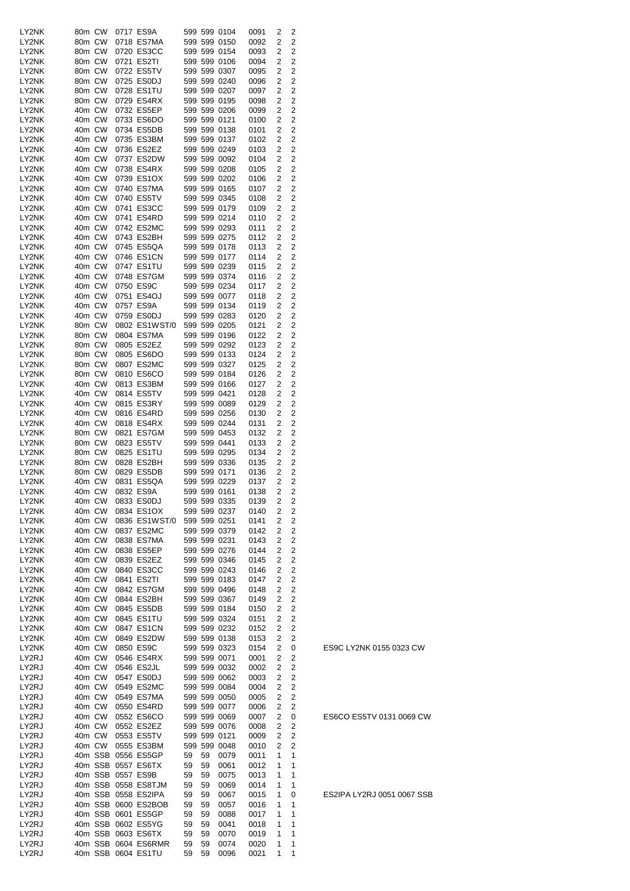| | | | | | | | | | | | |
|---|---|---|---|---|---|---|---|---|---|---|---|
| LY2NK | 80m | CW | 0717 | ES9A | 599 | 599 | 0104 | 0091 | 2 | 2 | |
| LY2NK | 80m | CW | 0718 | ES7MA | 599 | 599 | 0150 | 0092 | 2 | 2 | |
| LY2NK | 80m | CW | 0720 | ES3CC | 599 | 599 | 0154 | 0093 | 2 | 2 | |
| LY2NK | 80m | CW | 0721 | ES2TI | 599 | 599 | 0106 | 0094 | 2 | 2 | |
| LY2NK | 80m | CW | 0722 | ES5TV | 599 | 599 | 0307 | 0095 | 2 | 2 | |
| LY2NK | 80m | CW | 0725 | ES0DJ | 599 | 599 | 0240 | 0096 | 2 | 2 | |
| LY2NK | 80m | CW | 0728 | ES1TU | 599 | 599 | 0207 | 0097 | 2 | 2 | |
| LY2NK | 80m | CW | 0729 | ES4RX | 599 | 599 | 0195 | 0098 | 2 | 2 | |
| LY2NK | 40m | CW | 0732 | ES5EP | 599 | 599 | 0206 | 0099 | 2 | 2 | |
| LY2NK | 40m | CW | 0733 | ES6DO | 599 | 599 | 0121 | 0100 | 2 | 2 | |
| LY2NK | 40m | CW | 0734 | ES5DB | 599 | 599 | 0138 | 0101 | 2 | 2 | |
| LY2NK | 40m | CW | 0735 | ES3BM | 599 | 599 | 0137 | 0102 | 2 | 2 | |
| LY2NK | 40m | CW | 0736 | ES2EZ | 599 | 599 | 0249 | 0103 | 2 | 2 | |
| LY2NK | 40m | CW | 0737 | ES2DW | 599 | 599 | 0092 | 0104 | 2 | 2 | |
| LY2NK | 40m | CW | 0738 | ES4RX | 599 | 599 | 0208 | 0105 | 2 | 2 | |
| LY2NK | 40m | CW | 0739 | ES1OX | 599 | 599 | 0202 | 0106 | 2 | 2 | |
| LY2NK | 40m | CW | 0740 | ES7MA | 599 | 599 | 0165 | 0107 | 2 | 2 | |
| LY2NK | 40m | CW | 0740 | ES5TV | 599 | 599 | 0345 | 0108 | 2 | 2 | |
| LY2NK | 40m | CW | 0741 | ES3CC | 599 | 599 | 0179 | 0109 | 2 | 2 | |
| LY2NK | 40m | CW | 0741 | ES4RD | 599 | 599 | 0214 | 0110 | 2 | 2 | |
| LY2NK | 40m | CW | 0742 | ES2MC | 599 | 599 | 0293 | 0111 | 2 | 2 | |
| LY2NK | 40m | CW | 0743 | ES2BH | 599 | 599 | 0275 | 0112 | 2 | 2 | |
| LY2NK | 40m | CW | 0745 | ES5QA | 599 | 599 | 0178 | 0113 | 2 | 2 | |
| LY2NK | 40m | CW | 0746 | ES1CN | 599 | 599 | 0177 | 0114 | 2 | 2 | |
| LY2NK | 40m | CW | 0747 | ES1TU | 599 | 599 | 0239 | 0115 | 2 | 2 | |
| LY2NK | 40m | CW | 0748 | ES7GM | 599 | 599 | 0374 | 0116 | 2 | 2 | |
| LY2NK | 40m | CW | 0750 | ES9C | 599 | 599 | 0234 | 0117 | 2 | 2 | |
| LY2NK | 40m | CW | 0751 | ES4OJ | 599 | 599 | 0077 | 0118 | 2 | 2 | |
| LY2NK | 40m | CW | 0757 | ES9A | 599 | 599 | 0134 | 0119 | 2 | 2 | |
| LY2NK | 40m | CW | 0759 | ES0DJ | 599 | 599 | 0283 | 0120 | 2 | 2 | |
| LY2NK | 80m | CW | 0802 | ES1WST/0 | 599 | 599 | 0205 | 0121 | 2 | 2 | |
| LY2NK | 80m | CW | 0804 | ES7MA | 599 | 599 | 0196 | 0122 | 2 | 2 | |
| LY2NK | 80m | CW | 0805 | ES2EZ | 599 | 599 | 0292 | 0123 | 2 | 2 | |
| LY2NK | 80m | CW | 0805 | ES6DO | 599 | 599 | 0133 | 0124 | 2 | 2 | |
| LY2NK | 80m | CW | 0807 | ES2MC | 599 | 599 | 0327 | 0125 | 2 | 2 | |
| LY2NK | 80m | CW | 0810 | ES6CO | 599 | 599 | 0184 | 0126 | 2 | 2 | |
| LY2NK | 40m | CW | 0813 | ES3BM | 599 | 599 | 0166 | 0127 | 2 | 2 | |
| LY2NK | 40m | CW | 0814 | ES5TV | 599 | 599 | 0421 | 0128 | 2 | 2 | |
| LY2NK | 40m | CW | 0815 | ES3RY | 599 | 599 | 0089 | 0129 | 2 | 2 | |
| LY2NK | 40m | CW | 0816 | ES4RD | 599 | 599 | 0256 | 0130 | 2 | 2 | |
| LY2NK | 40m | CW | 0818 | ES4RX | 599 | 599 | 0244 | 0131 | 2 | 2 | |
| LY2NK | 80m | CW | 0821 | ES7GM | 599 | 599 | 0453 | 0132 | 2 | 2 | |
| LY2NK | 80m | CW | 0823 | ES5TV | 599 | 599 | 0441 | 0133 | 2 | 2 | |
| LY2NK | 80m | CW | 0825 | ES1TU | 599 | 599 | 0295 | 0134 | 2 | 2 | |
| LY2NK | 80m | CW | 0828 | ES2BH | 599 | 599 | 0336 | 0135 | 2 | 2 | |
| LY2NK | 80m | CW | 0829 | ES5DB | 599 | 599 | 0171 | 0136 | 2 | 2 | |
| LY2NK | 40m | CW | 0831 | ES5QA | 599 | 599 | 0229 | 0137 | 2 | 2 | |
| LY2NK | 40m | CW | 0832 | ES9A | 599 | 599 | 0161 | 0138 | 2 | 2 | |
| LY2NK | 40m | CW | 0833 | ES0DJ | 599 | 599 | 0335 | 0139 | 2 | 2 | |
| LY2NK | 40m | CW | 0834 | ES1OX | 599 | 599 | 0237 | 0140 | 2 | 2 | |
| LY2NK | 40m | CW | 0836 | ES1WST/0 | 599 | 599 | 0251 | 0141 | 2 | 2 | |
| LY2NK | 40m | CW | 0837 | ES2MC | 599 | 599 | 0379 | 0142 | 2 | 2 | |
| LY2NK | 40m | CW | 0838 | ES7MA | 599 | 599 | 0231 | 0143 | 2 | 2 | |
| LY2NK | 40m | CW | 0838 | ES5EP | 599 | 599 | 0276 | 0144 | 2 | 2 | |
| LY2NK | 40m | CW | 0839 | ES2EZ | 599 | 599 | 0346 | 0145 | 2 | 2 | |
| LY2NK | 40m | CW | 0840 | ES3CC | 599 | 599 | 0243 | 0146 | 2 | 2 | |
| LY2NK | 40m | CW | 0841 | ES2TI | 599 | 599 | 0183 | 0147 | 2 | 2 | |
| LY2NK | 40m | CW | 0842 | ES7GM | 599 | 599 | 0496 | 0148 | 2 | 2 | |
| LY2NK | 40m | CW | 0844 | ES2BH | 599 | 599 | 0367 | 0149 | 2 | 2 | |
| LY2NK | 40m | CW | 0845 | ES5DB | 599 | 599 | 0184 | 0150 | 2 | 2 | |
| LY2NK | 40m | CW | 0845 | ES1TU | 599 | 599 | 0324 | 0151 | 2 | 2 | |
| LY2NK | 40m | CW | 0847 | ES1CN | 599 | 599 | 0232 | 0152 | 2 | 2 | |
| LY2NK | 40m | CW | 0849 | ES2DW | 599 | 599 | 0138 | 0153 | 2 | 2 | |
| LY2NK | 40m | CW | 0850 | ES9C | 599 | 599 | 0323 | 0154 | 2 | 0 | ES9C LY2NK 0155 0323 CW |
| LY2RJ | 40m | CW | 0546 | ES4RX | 599 | 599 | 0071 | 0001 | 2 | 2 | |
| LY2RJ | 40m | CW | 0546 | ES2JL | 599 | 599 | 0032 | 0002 | 2 | 2 | |
| LY2RJ | 40m | CW | 0547 | ES0DJ | 599 | 599 | 0062 | 0003 | 2 | 2 | |
| LY2RJ | 40m | CW | 0549 | ES2MC | 599 | 599 | 0084 | 0004 | 2 | 2 | |
| LY2RJ | 40m | CW | 0549 | ES7MA | 599 | 599 | 0050 | 0005 | 2 | 2 | |
| LY2RJ | 40m | CW | 0550 | ES4RD | 599 | 599 | 0077 | 0006 | 2 | 2 | |
| LY2RJ | 40m | CW | 0552 | ES6CO | 599 | 599 | 0069 | 0007 | 2 | 0 | ES6CO ES5TV 0131 0069 CW |
| LY2RJ | 40m | CW | 0552 | ES2EZ | 599 | 599 | 0076 | 0008 | 2 | 2 | |
| LY2RJ | 40m | CW | 0553 | ES5TV | 599 | 599 | 0121 | 0009 | 2 | 2 | |
| LY2RJ | 40m | CW | 0555 | ES3BM | 599 | 599 | 0048 | 0010 | 2 | 2 | |
| LY2RJ | 40m | SSB | 0556 | ES5GP | 59 | 59 | 0079 | 0011 | 1 | 1 | |
| LY2RJ | 40m | SSB | 0557 | ES6TX | 59 | 59 | 0061 | 0012 | 1 | 1 | |
| LY2RJ | 40m | SSB | 0557 | ES9B | 59 | 59 | 0075 | 0013 | 1 | 1 | |
| LY2RJ | 40m | SSB | 0558 | ES8TJM | 59 | 59 | 0069 | 0014 | 1 | 1 | |
| LY2RJ | 40m | SSB | 0558 | ES2IPA | 59 | 59 | 0067 | 0015 | 1 | 0 | ES2IPA LY2RJ 0051 0067 SSB |
| LY2RJ | 40m | SSB | 0600 | ES2BOB | 59 | 59 | 0057 | 0016 | 1 | 1 | |
| LY2RJ | 40m | SSB | 0601 | ES5GP | 59 | 59 | 0088 | 0017 | 1 | 1 | |
| LY2RJ | 40m | SSB | 0602 | ES5YG | 59 | 59 | 0041 | 0018 | 1 | 1 | |
| LY2RJ | 40m | SSB | 0603 | ES6TX | 59 | 59 | 0070 | 0019 | 1 | 1 | |
| LY2RJ | 40m | SSB | 0604 | ES6RMR | 59 | 59 | 0074 | 0020 | 1 | 1 | |
| LY2RJ | 40m | SSB | 0604 | ES1TU | 59 | 59 | 0096 | 0021 | 1 | 1 | |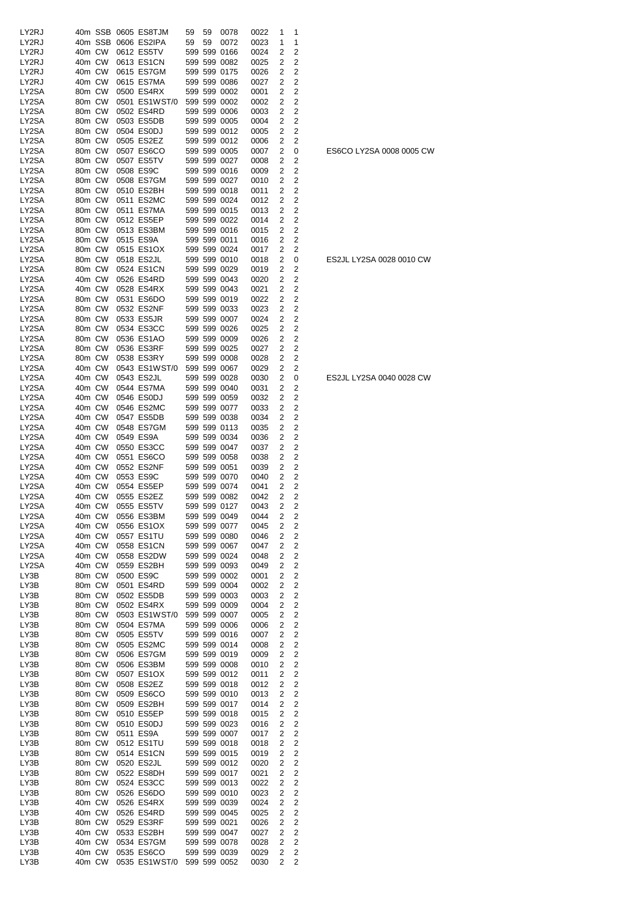| | | | | | | | | | | | |
|---|---|---|---|---|---|---|---|---|---|---|---|
| LY2RJ | 40m | SSB | 0605 | ES8TJM | 59 | 59 | 0078 | 0022 | 1 | 1 | |
| LY2RJ | 40m | SSB | 0606 | ES2IPA | 59 | 59 | 0072 | 0023 | 1 | 1 | |
| LY2RJ | 40m | CW | 0612 | ES5TV | 599 | 599 | 0166 | 0024 | 2 | 2 | |
| LY2RJ | 40m | CW | 0613 | ES1CN | 599 | 599 | 0082 | 0025 | 2 | 2 | |
| LY2RJ | 40m | CW | 0615 | ES7GM | 599 | 599 | 0175 | 0026 | 2 | 2 | |
| LY2RJ | 40m | CW | 0615 | ES7MA | 599 | 599 | 0086 | 0027 | 2 | 2 | |
| LY2SA | 80m | CW | 0500 | ES4RX | 599 | 599 | 0002 | 0001 | 2 | 2 | |
| LY2SA | 80m | CW | 0501 | ES1WST/0 | 599 | 599 | 0002 | 0002 | 2 | 2 | |
| LY2SA | 80m | CW | 0502 | ES4RD | 599 | 599 | 0006 | 0003 | 2 | 2 | |
| LY2SA | 80m | CW | 0503 | ES5DB | 599 | 599 | 0005 | 0004 | 2 | 2 | |
| LY2SA | 80m | CW | 0504 | ES0DJ | 599 | 599 | 0012 | 0005 | 2 | 2 | |
| LY2SA | 80m | CW | 0505 | ES2EZ | 599 | 599 | 0012 | 0006 | 2 | 2 | |
| LY2SA | 80m | CW | 0507 | ES6CO | 599 | 599 | 0005 | 0007 | 2 | 0 | ES6CO LY2SA 0008 0005 CW |
| LY2SA | 80m | CW | 0507 | ES5TV | 599 | 599 | 0027 | 0008 | 2 | 2 | |
| LY2SA | 80m | CW | 0508 | ES9C | 599 | 599 | 0016 | 0009 | 2 | 2 | |
| LY2SA | 80m | CW | 0508 | ES7GM | 599 | 599 | 0027 | 0010 | 2 | 2 | |
| LY2SA | 80m | CW | 0510 | ES2BH | 599 | 599 | 0018 | 0011 | 2 | 2 | |
| LY2SA | 80m | CW | 0511 | ES2MC | 599 | 599 | 0024 | 0012 | 2 | 2 | |
| LY2SA | 80m | CW | 0511 | ES7MA | 599 | 599 | 0015 | 0013 | 2 | 2 | |
| LY2SA | 80m | CW | 0512 | ES5EP | 599 | 599 | 0022 | 0014 | 2 | 2 | |
| LY2SA | 80m | CW | 0513 | ES3BM | 599 | 599 | 0016 | 0015 | 2 | 2 | |
| LY2SA | 80m | CW | 0515 | ES9A | 599 | 599 | 0011 | 0016 | 2 | 2 | |
| LY2SA | 80m | CW | 0515 | ES1OX | 599 | 599 | 0024 | 0017 | 2 | 2 | |
| LY2SA | 80m | CW | 0518 | ES2JL | 599 | 599 | 0010 | 0018 | 2 | 0 | ES2JL LY2SA 0028 0010 CW |
| LY2SA | 80m | CW | 0524 | ES1CN | 599 | 599 | 0029 | 0019 | 2 | 2 | |
| LY2SA | 40m | CW | 0526 | ES4RD | 599 | 599 | 0043 | 0020 | 2 | 2 | |
| LY2SA | 40m | CW | 0528 | ES4RX | 599 | 599 | 0043 | 0021 | 2 | 2 | |
| LY2SA | 80m | CW | 0531 | ES6DO | 599 | 599 | 0019 | 0022 | 2 | 2 | |
| LY2SA | 80m | CW | 0532 | ES2NF | 599 | 599 | 0033 | 0023 | 2 | 2 | |
| LY2SA | 80m | CW | 0533 | ES5JR | 599 | 599 | 0007 | 0024 | 2 | 2 | |
| LY2SA | 80m | CW | 0534 | ES3CC | 599 | 599 | 0026 | 0025 | 2 | 2 | |
| LY2SA | 80m | CW | 0536 | ES1AO | 599 | 599 | 0009 | 0026 | 2 | 2 | |
| LY2SA | 80m | CW | 0536 | ES3RF | 599 | 599 | 0025 | 0027 | 2 | 2 | |
| LY2SA | 80m | CW | 0538 | ES3RY | 599 | 599 | 0008 | 0028 | 2 | 2 | |
| LY2SA | 40m | CW | 0543 | ES1WST/0 | 599 | 599 | 0067 | 0029 | 2 | 2 | |
| LY2SA | 40m | CW | 0543 | ES2JL | 599 | 599 | 0028 | 0030 | 2 | 0 | ES2JL LY2SA 0040 0028 CW |
| LY2SA | 40m | CW | 0544 | ES7MA | 599 | 599 | 0040 | 0031 | 2 | 2 | |
| LY2SA | 40m | CW | 0546 | ES0DJ | 599 | 599 | 0059 | 0032 | 2 | 2 | |
| LY2SA | 40m | CW | 0546 | ES2MC | 599 | 599 | 0077 | 0033 | 2 | 2 | |
| LY2SA | 40m | CW | 0547 | ES5DB | 599 | 599 | 0038 | 0034 | 2 | 2 | |
| LY2SA | 40m | CW | 0548 | ES7GM | 599 | 599 | 0113 | 0035 | 2 | 2 | |
| LY2SA | 40m | CW | 0549 | ES9A | 599 | 599 | 0034 | 0036 | 2 | 2 | |
| LY2SA | 40m | CW | 0550 | ES3CC | 599 | 599 | 0047 | 0037 | 2 | 2 | |
| LY2SA | 40m | CW | 0551 | ES6CO | 599 | 599 | 0058 | 0038 | 2 | 2 | |
| LY2SA | 40m | CW | 0552 | ES2NF | 599 | 599 | 0051 | 0039 | 2 | 2 | |
| LY2SA | 40m | CW | 0553 | ES9C | 599 | 599 | 0070 | 0040 | 2 | 2 | |
| LY2SA | 40m | CW | 0554 | ES5EP | 599 | 599 | 0074 | 0041 | 2 | 2 | |
| LY2SA | 40m | CW | 0555 | ES2EZ | 599 | 599 | 0082 | 0042 | 2 | 2 | |
| LY2SA | 40m | CW | 0555 | ES5TV | 599 | 599 | 0127 | 0043 | 2 | 2 | |
| LY2SA | 40m | CW | 0556 | ES3BM | 599 | 599 | 0049 | 0044 | 2 | 2 | |
| LY2SA | 40m | CW | 0556 | ES1OX | 599 | 599 | 0077 | 0045 | 2 | 2 | |
| LY2SA | 40m | CW | 0557 | ES1TU | 599 | 599 | 0080 | 0046 | 2 | 2 | |
| LY2SA | 40m | CW | 0558 | ES1CN | 599 | 599 | 0067 | 0047 | 2 | 2 | |
| LY2SA | 40m | CW | 0558 | ES2DW | 599 | 599 | 0024 | 0048 | 2 | 2 | |
| LY2SA | 40m | CW | 0559 | ES2BH | 599 | 599 | 0093 | 0049 | 2 | 2 | |
| LY3B | 80m | CW | 0500 | ES9C | 599 | 599 | 0002 | 0001 | 2 | 2 | |
| LY3B | 80m | CW | 0501 | ES4RD | 599 | 599 | 0004 | 0002 | 2 | 2 | |
| LY3B | 80m | CW | 0502 | ES5DB | 599 | 599 | 0003 | 0003 | 2 | 2 | |
| LY3B | 80m | CW | 0502 | ES4RX | 599 | 599 | 0009 | 0004 | 2 | 2 | |
| LY3B | 80m | CW | 0503 | ES1WST/0 | 599 | 599 | 0007 | 0005 | 2 | 2 | |
| LY3B | 80m | CW | 0504 | ES7MA | 599 | 599 | 0006 | 0006 | 2 | 2 | |
| LY3B | 80m | CW | 0505 | ES5TV | 599 | 599 | 0016 | 0007 | 2 | 2 | |
| LY3B | 80m | CW | 0505 | ES2MC | 599 | 599 | 0014 | 0008 | 2 | 2 | |
| LY3B | 80m | CW | 0506 | ES7GM | 599 | 599 | 0019 | 0009 | 2 | 2 | |
| LY3B | 80m | CW | 0506 | ES3BM | 599 | 599 | 0008 | 0010 | 2 | 2 | |
| LY3B | 80m | CW | 0507 | ES1OX | 599 | 599 | 0012 | 0011 | 2 | 2 | |
| LY3B | 80m | CW | 0508 | ES2EZ | 599 | 599 | 0018 | 0012 | 2 | 2 | |
| LY3B | 80m | CW | 0509 | ES6CO | 599 | 599 | 0010 | 0013 | 2 | 2 | |
| LY3B | 80m | CW | 0509 | ES2BH | 599 | 599 | 0017 | 0014 | 2 | 2 | |
| LY3B | 80m | CW | 0510 | ES5EP | 599 | 599 | 0018 | 0015 | 2 | 2 | |
| LY3B | 80m | CW | 0510 | ES0DJ | 599 | 599 | 0023 | 0016 | 2 | 2 | |
| LY3B | 80m | CW | 0511 | ES9A | 599 | 599 | 0007 | 0017 | 2 | 2 | |
| LY3B | 80m | CW | 0512 | ES1TU | 599 | 599 | 0018 | 0018 | 2 | 2 | |
| LY3B | 80m | CW | 0514 | ES1CN | 599 | 599 | 0015 | 0019 | 2 | 2 | |
| LY3B | 80m | CW | 0520 | ES2JL | 599 | 599 | 0012 | 0020 | 2 | 2 | |
| LY3B | 80m | CW | 0522 | ES8DH | 599 | 599 | 0017 | 0021 | 2 | 2 | |
| LY3B | 80m | CW | 0524 | ES3CC | 599 | 599 | 0013 | 0022 | 2 | 2 | |
| LY3B | 80m | CW | 0526 | ES6DO | 599 | 599 | 0010 | 0023 | 2 | 2 | |
| LY3B | 40m | CW | 0526 | ES4RX | 599 | 599 | 0039 | 0024 | 2 | 2 | |
| LY3B | 40m | CW | 0526 | ES4RD | 599 | 599 | 0045 | 0025 | 2 | 2 | |
| LY3B | 80m | CW | 0529 | ES3RF | 599 | 599 | 0021 | 0026 | 2 | 2 | |
| LY3B | 40m | CW | 0533 | ES2BH | 599 | 599 | 0047 | 0027 | 2 | 2 | |
| LY3B | 40m | CW | 0534 | ES7GM | 599 | 599 | 0078 | 0028 | 2 | 2 | |
| LY3B | 40m | CW | 0535 | ES6CO | 599 | 599 | 0039 | 0029 | 2 | 2 | |
| LY3B | 40m | CW | 0535 | ES1WST/0 | 599 | 599 | 0052 | 0030 | 2 | 2 | |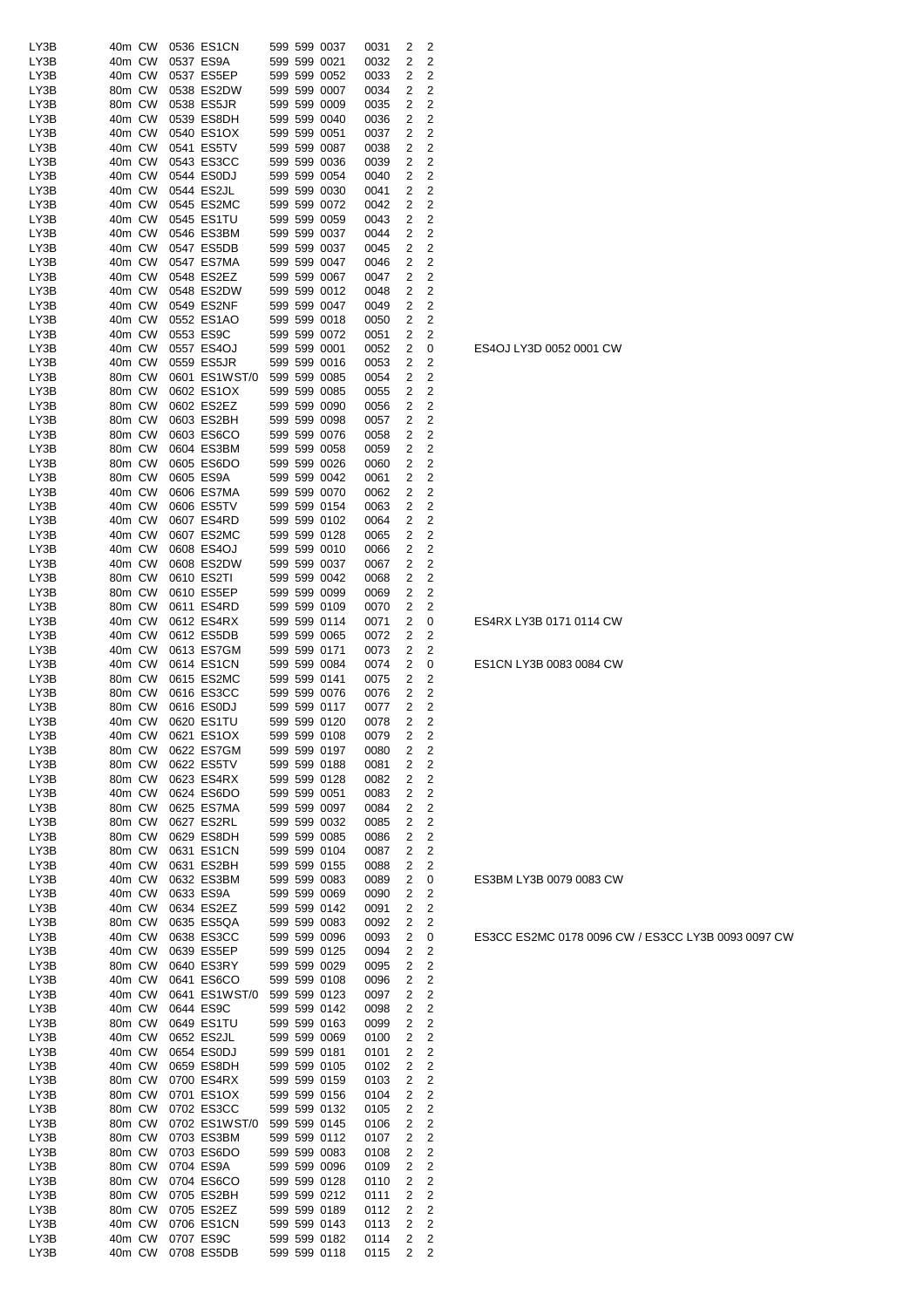| | | | | | | | | | | | |
|---|---|---|---|---|---|---|---|---|---|---|---|
| LY3B | 40m | CW | 0536 | ES1CN | 599 | 599 | 0037 | 0031 | 2 | 2 | |
| LY3B | 40m | CW | 0537 | ES9A | 599 | 599 | 0021 | 0032 | 2 | 2 | |
| LY3B | 40m | CW | 0537 | ES5EP | 599 | 599 | 0052 | 0033 | 2 | 2 | |
| LY3B | 80m | CW | 0538 | ES2DW | 599 | 599 | 0007 | 0034 | 2 | 2 | |
| LY3B | 80m | CW | 0538 | ES5JR | 599 | 599 | 0009 | 0035 | 2 | 2 | |
| LY3B | 40m | CW | 0539 | ES8DH | 599 | 599 | 0040 | 0036 | 2 | 2 | |
| LY3B | 40m | CW | 0540 | ES1OX | 599 | 599 | 0051 | 0037 | 2 | 2 | |
| LY3B | 40m | CW | 0541 | ES5TV | 599 | 599 | 0087 | 0038 | 2 | 2 | |
| LY3B | 40m | CW | 0543 | ES3CC | 599 | 599 | 0036 | 0039 | 2 | 2 | |
| LY3B | 40m | CW | 0544 | ES0DJ | 599 | 599 | 0054 | 0040 | 2 | 2 | |
| LY3B | 40m | CW | 0544 | ES2JL | 599 | 599 | 0030 | 0041 | 2 | 2 | |
| LY3B | 40m | CW | 0545 | ES2MC | 599 | 599 | 0072 | 0042 | 2 | 2 | |
| LY3B | 40m | CW | 0545 | ES1TU | 599 | 599 | 0059 | 0043 | 2 | 2 | |
| LY3B | 40m | CW | 0546 | ES3BM | 599 | 599 | 0037 | 0044 | 2 | 2 | |
| LY3B | 40m | CW | 0547 | ES5DB | 599 | 599 | 0037 | 0045 | 2 | 2 | |
| LY3B | 40m | CW | 0547 | ES7MA | 599 | 599 | 0047 | 0046 | 2 | 2 | |
| LY3B | 40m | CW | 0548 | ES2EZ | 599 | 599 | 0067 | 0047 | 2 | 2 | |
| LY3B | 40m | CW | 0548 | ES2DW | 599 | 599 | 0012 | 0048 | 2 | 2 | |
| LY3B | 40m | CW | 0549 | ES2NF | 599 | 599 | 0047 | 0049 | 2 | 2 | |
| LY3B | 40m | CW | 0552 | ES1AO | 599 | 599 | 0018 | 0050 | 2 | 2 | |
| LY3B | 40m | CW | 0553 | ES9C | 599 | 599 | 0072 | 0051 | 2 | 2 | |
| LY3B | 40m | CW | 0557 | ES4OJ | 599 | 599 | 0001 | 0052 | 2 | 0 | ES4OJ LY3D 0052 0001 CW |
| LY3B | 40m | CW | 0559 | ES5JR | 599 | 599 | 0016 | 0053 | 2 | 2 | |
| LY3B | 80m | CW | 0601 | ES1WST/0 | 599 | 599 | 0085 | 0054 | 2 | 2 | |
| LY3B | 80m | CW | 0602 | ES1OX | 599 | 599 | 0085 | 0055 | 2 | 2 | |
| LY3B | 80m | CW | 0602 | ES2EZ | 599 | 599 | 0090 | 0056 | 2 | 2 | |
| LY3B | 80m | CW | 0603 | ES2BH | 599 | 599 | 0098 | 0057 | 2 | 2 | |
| LY3B | 80m | CW | 0603 | ES6CO | 599 | 599 | 0076 | 0058 | 2 | 2 | |
| LY3B | 80m | CW | 0604 | ES3BM | 599 | 599 | 0058 | 0059 | 2 | 2 | |
| LY3B | 80m | CW | 0605 | ES6DO | 599 | 599 | 0026 | 0060 | 2 | 2 | |
| LY3B | 80m | CW | 0605 | ES9A | 599 | 599 | 0042 | 0061 | 2 | 2 | |
| LY3B | 40m | CW | 0606 | ES7MA | 599 | 599 | 0070 | 0062 | 2 | 2 | |
| LY3B | 40m | CW | 0606 | ES5TV | 599 | 599 | 0154 | 0063 | 2 | 2 | |
| LY3B | 40m | CW | 0607 | ES4RD | 599 | 599 | 0102 | 0064 | 2 | 2 | |
| LY3B | 40m | CW | 0607 | ES2MC | 599 | 599 | 0128 | 0065 | 2 | 2 | |
| LY3B | 40m | CW | 0608 | ES4OJ | 599 | 599 | 0010 | 0066 | 2 | 2 | |
| LY3B | 40m | CW | 0608 | ES2DW | 599 | 599 | 0037 | 0067 | 2 | 2 | |
| LY3B | 80m | CW | 0610 | ES2TI | 599 | 599 | 0042 | 0068 | 2 | 2 | |
| LY3B | 80m | CW | 0610 | ES5EP | 599 | 599 | 0099 | 0069 | 2 | 2 | |
| LY3B | 80m | CW | 0611 | ES4RD | 599 | 599 | 0109 | 0070 | 2 | 2 | |
| LY3B | 40m | CW | 0612 | ES4RX | 599 | 599 | 0114 | 0071 | 2 | 0 | ES4RX LY3B 0171 0114 CW |
| LY3B | 40m | CW | 0612 | ES5DB | 599 | 599 | 0065 | 0072 | 2 | 2 | |
| LY3B | 40m | CW | 0613 | ES7GM | 599 | 599 | 0171 | 0073 | 2 | 2 | |
| LY3B | 40m | CW | 0614 | ES1CN | 599 | 599 | 0084 | 0074 | 2 | 0 | ES1CN LY3B 0083 0084 CW |
| LY3B | 80m | CW | 0615 | ES2MC | 599 | 599 | 0141 | 0075 | 2 | 2 | |
| LY3B | 80m | CW | 0616 | ES3CC | 599 | 599 | 0076 | 0076 | 2 | 2 | |
| LY3B | 80m | CW | 0616 | ES0DJ | 599 | 599 | 0117 | 0077 | 2 | 2 | |
| LY3B | 40m | CW | 0620 | ES1TU | 599 | 599 | 0120 | 0078 | 2 | 2 | |
| LY3B | 40m | CW | 0621 | ES1OX | 599 | 599 | 0108 | 0079 | 2 | 2 | |
| LY3B | 80m | CW | 0622 | ES7GM | 599 | 599 | 0197 | 0080 | 2 | 2 | |
| LY3B | 80m | CW | 0622 | ES5TV | 599 | 599 | 0188 | 0081 | 2 | 2 | |
| LY3B | 80m | CW | 0623 | ES4RX | 599 | 599 | 0128 | 0082 | 2 | 2 | |
| LY3B | 40m | CW | 0624 | ES6DO | 599 | 599 | 0051 | 0083 | 2 | 2 | |
| LY3B | 80m | CW | 0625 | ES7MA | 599 | 599 | 0097 | 0084 | 2 | 2 | |
| LY3B | 80m | CW | 0627 | ES2RL | 599 | 599 | 0032 | 0085 | 2 | 2 | |
| LY3B | 80m | CW | 0629 | ES8DH | 599 | 599 | 0085 | 0086 | 2 | 2 | |
| LY3B | 80m | CW | 0631 | ES1CN | 599 | 599 | 0104 | 0087 | 2 | 2 | |
| LY3B | 40m | CW | 0631 | ES2BH | 599 | 599 | 0155 | 0088 | 2 | 2 | |
| LY3B | 40m | CW | 0632 | ES3BM | 599 | 599 | 0083 | 0089 | 2 | 0 | ES3BM LY3B 0079 0083 CW |
| LY3B | 40m | CW | 0633 | ES9A | 599 | 599 | 0069 | 0090 | 2 | 2 | |
| LY3B | 40m | CW | 0634 | ES2EZ | 599 | 599 | 0142 | 0091 | 2 | 2 | |
| LY3B | 80m | CW | 0635 | ES5QA | 599 | 599 | 0083 | 0092 | 2 | 2 | |
| LY3B | 40m | CW | 0638 | ES3CC | 599 | 599 | 0096 | 0093 | 2 | 0 | ES3CC ES2MC 0178 0096 CW / ES3CC LY3B 0093 0097 CW |
| LY3B | 40m | CW | 0639 | ES5EP | 599 | 599 | 0125 | 0094 | 2 | 2 | |
| LY3B | 80m | CW | 0640 | ES3RY | 599 | 599 | 0029 | 0095 | 2 | 2 | |
| LY3B | 40m | CW | 0641 | ES6CO | 599 | 599 | 0108 | 0096 | 2 | 2 | |
| LY3B | 40m | CW | 0641 | ES1WST/0 | 599 | 599 | 0123 | 0097 | 2 | 2 | |
| LY3B | 40m | CW | 0644 | ES9C | 599 | 599 | 0142 | 0098 | 2 | 2 | |
| LY3B | 80m | CW | 0649 | ES1TU | 599 | 599 | 0163 | 0099 | 2 | 2 | |
| LY3B | 40m | CW | 0652 | ES2JL | 599 | 599 | 0069 | 0100 | 2 | 2 | |
| LY3B | 40m | CW | 0654 | ES0DJ | 599 | 599 | 0181 | 0101 | 2 | 2 | |
| LY3B | 40m | CW | 0659 | ES8DH | 599 | 599 | 0105 | 0102 | 2 | 2 | |
| LY3B | 80m | CW | 0700 | ES4RX | 599 | 599 | 0159 | 0103 | 2 | 2 | |
| LY3B | 80m | CW | 0701 | ES1OX | 599 | 599 | 0156 | 0104 | 2 | 2 | |
| LY3B | 80m | CW | 0702 | ES3CC | 599 | 599 | 0132 | 0105 | 2 | 2 | |
| LY3B | 80m | CW | 0702 | ES1WST/0 | 599 | 599 | 0145 | 0106 | 2 | 2 | |
| LY3B | 80m | CW | 0703 | ES3BM | 599 | 599 | 0112 | 0107 | 2 | 2 | |
| LY3B | 80m | CW | 0703 | ES6DO | 599 | 599 | 0083 | 0108 | 2 | 2 | |
| LY3B | 80m | CW | 0704 | ES9A | 599 | 599 | 0096 | 0109 | 2 | 2 | |
| LY3B | 80m | CW | 0704 | ES6CO | 599 | 599 | 0128 | 0110 | 2 | 2 | |
| LY3B | 80m | CW | 0705 | ES2BH | 599 | 599 | 0212 | 0111 | 2 | 2 | |
| LY3B | 80m | CW | 0705 | ES2EZ | 599 | 599 | 0189 | 0112 | 2 | 2 | |
| LY3B | 40m | CW | 0706 | ES1CN | 599 | 599 | 0143 | 0113 | 2 | 2 | |
| LY3B | 40m | CW | 0707 | ES9C | 599 | 599 | 0182 | 0114 | 2 | 2 | |
| LY3B | 40m | CW | 0708 | ES5DB | 599 | 599 | 0118 | 0115 | 2 | 2 | |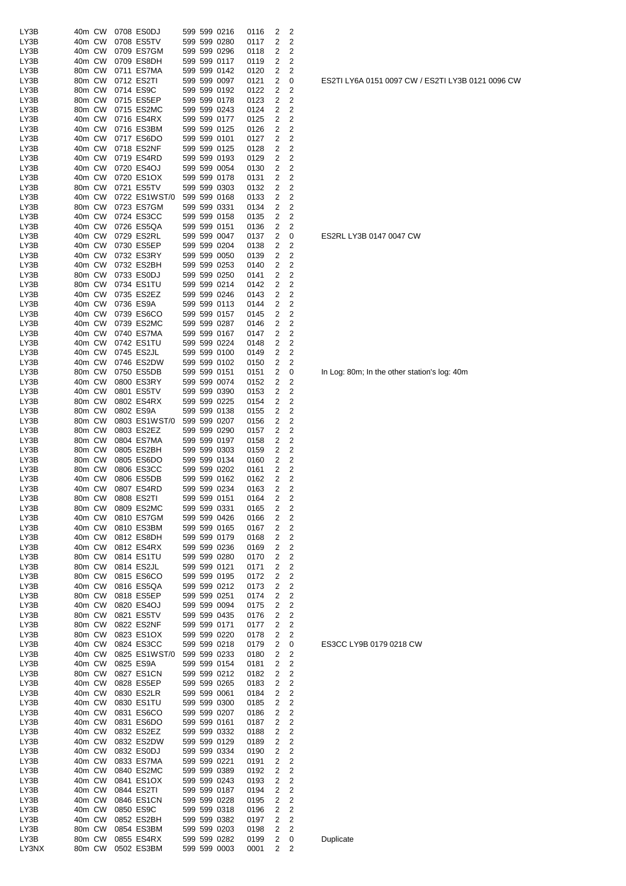| | | | | | | | | | | | | |
|---|---|---|---|---|---|---|---|---|---|---|---|---|
| LY3B | 40m | CW | 0708 | ES0DJ | 599 | 599 | 0216 | 0116 | 2 | 2 | |
| LY3B | 40m | CW | 0708 | ES5TV | 599 | 599 | 0280 | 0117 | 2 | 2 | |
| LY3B | 40m | CW | 0709 | ES7GM | 599 | 599 | 0296 | 0118 | 2 | 2 | |
| LY3B | 40m | CW | 0709 | ES8DH | 599 | 599 | 0117 | 0119 | 2 | 2 | |
| LY3B | 80m | CW | 0711 | ES7MA | 599 | 599 | 0142 | 0120 | 2 | 2 | |
| LY3B | 80m | CW | 0712 | ES2TI | 599 | 599 | 0097 | 0121 | 2 | 0 | ES2TI LY6A 0151 0097 CW / ES2TI LY3B 0121 0096 CW |
| LY3B | 80m | CW | 0714 | ES9C | 599 | 599 | 0192 | 0122 | 2 | 2 | |
| LY3B | 80m | CW | 0715 | ES5EP | 599 | 599 | 0178 | 0123 | 2 | 2 | |
| LY3B | 80m | CW | 0715 | ES2MC | 599 | 599 | 0243 | 0124 | 2 | 2 | |
| LY3B | 40m | CW | 0716 | ES4RX | 599 | 599 | 0177 | 0125 | 2 | 2 | |
| LY3B | 40m | CW | 0716 | ES3BM | 599 | 599 | 0125 | 0126 | 2 | 2 | |
| LY3B | 40m | CW | 0717 | ES6DO | 599 | 599 | 0101 | 0127 | 2 | 2 | |
| LY3B | 40m | CW | 0718 | ES2NF | 599 | 599 | 0125 | 0128 | 2 | 2 | |
| LY3B | 40m | CW | 0719 | ES4RD | 599 | 599 | 0193 | 0129 | 2 | 2 | |
| LY3B | 40m | CW | 0720 | ES4OJ | 599 | 599 | 0054 | 0130 | 2 | 2 | |
| LY3B | 40m | CW | 0720 | ES1OX | 599 | 599 | 0178 | 0131 | 2 | 2 | |
| LY3B | 80m | CW | 0721 | ES5TV | 599 | 599 | 0303 | 0132 | 2 | 2 | |
| LY3B | 40m | CW | 0722 | ES1WST/0 | 599 | 599 | 0168 | 0133 | 2 | 2 | |
| LY3B | 80m | CW | 0723 | ES7GM | 599 | 599 | 0331 | 0134 | 2 | 2 | |
| LY3B | 40m | CW | 0724 | ES3CC | 599 | 599 | 0158 | 0135 | 2 | 2 | |
| LY3B | 40m | CW | 0726 | ES5QA | 599 | 599 | 0151 | 0136 | 2 | 2 | |
| LY3B | 40m | CW | 0729 | ES2RL | 599 | 599 | 0047 | 0137 | 2 | 0 | ES2RL LY3B 0147 0047 CW |
| LY3B | 40m | CW | 0730 | ES5EP | 599 | 599 | 0204 | 0138 | 2 | 2 | |
| LY3B | 40m | CW | 0732 | ES3RY | 599 | 599 | 0050 | 0139 | 2 | 2 | |
| LY3B | 40m | CW | 0732 | ES2BH | 599 | 599 | 0253 | 0140 | 2 | 2 | |
| LY3B | 80m | CW | 0733 | ES0DJ | 599 | 599 | 0250 | 0141 | 2 | 2 | |
| LY3B | 80m | CW | 0734 | ES1TU | 599 | 599 | 0214 | 0142 | 2 | 2 | |
| LY3B | 40m | CW | 0735 | ES2EZ | 599 | 599 | 0246 | 0143 | 2 | 2 | |
| LY3B | 40m | CW | 0736 | ES9A | 599 | 599 | 0113 | 0144 | 2 | 2 | |
| LY3B | 40m | CW | 0739 | ES6CO | 599 | 599 | 0157 | 0145 | 2 | 2 | |
| LY3B | 40m | CW | 0739 | ES2MC | 599 | 599 | 0287 | 0146 | 2 | 2 | |
| LY3B | 40m | CW | 0740 | ES7MA | 599 | 599 | 0167 | 0147 | 2 | 2 | |
| LY3B | 40m | CW | 0742 | ES1TU | 599 | 599 | 0224 | 0148 | 2 | 2 | |
| LY3B | 40m | CW | 0745 | ES2JL | 599 | 599 | 0100 | 0149 | 2 | 2 | |
| LY3B | 40m | CW | 0746 | ES2DW | 599 | 599 | 0102 | 0150 | 2 | 2 | |
| LY3B | 80m | CW | 0750 | ES5DB | 599 | 599 | 0151 | 0151 | 2 | 0 | In Log: 80m; In the other station's log: 40m |
| LY3B | 40m | CW | 0800 | ES3RY | 599 | 599 | 0074 | 0152 | 2 | 2 | |
| LY3B | 40m | CW | 0801 | ES5TV | 599 | 599 | 0390 | 0153 | 2 | 2 | |
| LY3B | 80m | CW | 0802 | ES4RX | 599 | 599 | 0225 | 0154 | 2 | 2 | |
| LY3B | 80m | CW | 0802 | ES9A | 599 | 599 | 0138 | 0155 | 2 | 2 | |
| LY3B | 80m | CW | 0803 | ES1WST/0 | 599 | 599 | 0207 | 0156 | 2 | 2 | |
| LY3B | 80m | CW | 0803 | ES2EZ | 599 | 599 | 0290 | 0157 | 2 | 2 | |
| LY3B | 80m | CW | 0804 | ES7MA | 599 | 599 | 0197 | 0158 | 2 | 2 | |
| LY3B | 80m | CW | 0805 | ES2BH | 599 | 599 | 0303 | 0159 | 2 | 2 | |
| LY3B | 80m | CW | 0805 | ES6DO | 599 | 599 | 0134 | 0160 | 2 | 2 | |
| LY3B | 80m | CW | 0806 | ES3CC | 599 | 599 | 0202 | 0161 | 2 | 2 | |
| LY3B | 40m | CW | 0806 | ES5DB | 599 | 599 | 0162 | 0162 | 2 | 2 | |
| LY3B | 40m | CW | 0807 | ES4RD | 599 | 599 | 0234 | 0163 | 2 | 2 | |
| LY3B | 80m | CW | 0808 | ES2TI | 599 | 599 | 0151 | 0164 | 2 | 2 | |
| LY3B | 80m | CW | 0809 | ES2MC | 599 | 599 | 0331 | 0165 | 2 | 2 | |
| LY3B | 40m | CW | 0810 | ES7GM | 599 | 599 | 0426 | 0166 | 2 | 2 | |
| LY3B | 40m | CW | 0810 | ES3BM | 599 | 599 | 0165 | 0167 | 2 | 2 | |
| LY3B | 40m | CW | 0812 | ES8DH | 599 | 599 | 0179 | 0168 | 2 | 2 | |
| LY3B | 40m | CW | 0812 | ES4RX | 599 | 599 | 0236 | 0169 | 2 | 2 | |
| LY3B | 80m | CW | 0814 | ES1TU | 599 | 599 | 0280 | 0170 | 2 | 2 | |
| LY3B | 80m | CW | 0814 | ES2JL | 599 | 599 | 0121 | 0171 | 2 | 2 | |
| LY3B | 80m | CW | 0815 | ES6CO | 599 | 599 | 0195 | 0172 | 2 | 2 | |
| LY3B | 40m | CW | 0816 | ES5QA | 599 | 599 | 0212 | 0173 | 2 | 2 | |
| LY3B | 80m | CW | 0818 | ES5EP | 599 | 599 | 0251 | 0174 | 2 | 2 | |
| LY3B | 40m | CW | 0820 | ES4OJ | 599 | 599 | 0094 | 0175 | 2 | 2 | |
| LY3B | 80m | CW | 0821 | ES5TV | 599 | 599 | 0435 | 0176 | 2 | 2 | |
| LY3B | 80m | CW | 0822 | ES2NF | 599 | 599 | 0171 | 0177 | 2 | 2 | |
| LY3B | 80m | CW | 0823 | ES1OX | 599 | 599 | 0220 | 0178 | 2 | 2 | |
| LY3B | 40m | CW | 0824 | ES3CC | 599 | 599 | 0218 | 0179 | 2 | 0 | ES3CC LY9B 0179 0218 CW |
| LY3B | 40m | CW | 0825 | ES1WST/0 | 599 | 599 | 0233 | 0180 | 2 | 2 | |
| LY3B | 40m | CW | 0825 | ES9A | 599 | 599 | 0154 | 0181 | 2 | 2 | |
| LY3B | 80m | CW | 0827 | ES1CN | 599 | 599 | 0212 | 0182 | 2 | 2 | |
| LY3B | 40m | CW | 0828 | ES5EP | 599 | 599 | 0265 | 0183 | 2 | 2 | |
| LY3B | 40m | CW | 0830 | ES2LR | 599 | 599 | 0061 | 0184 | 2 | 2 | |
| LY3B | 40m | CW | 0830 | ES1TU | 599 | 599 | 0300 | 0185 | 2 | 2 | |
| LY3B | 40m | CW | 0831 | ES6CO | 599 | 599 | 0207 | 0186 | 2 | 2 | |
| LY3B | 40m | CW | 0831 | ES6DO | 599 | 599 | 0161 | 0187 | 2 | 2 | |
| LY3B | 40m | CW | 0832 | ES2EZ | 599 | 599 | 0332 | 0188 | 2 | 2 | |
| LY3B | 40m | CW | 0832 | ES2DW | 599 | 599 | 0129 | 0189 | 2 | 2 | |
| LY3B | 40m | CW | 0832 | ES0DJ | 599 | 599 | 0334 | 0190 | 2 | 2 | |
| LY3B | 40m | CW | 0833 | ES7MA | 599 | 599 | 0221 | 0191 | 2 | 2 | |
| LY3B | 40m | CW | 0840 | ES2MC | 599 | 599 | 0389 | 0192 | 2 | 2 | |
| LY3B | 40m | CW | 0841 | ES1OX | 599 | 599 | 0243 | 0193 | 2 | 2 | |
| LY3B | 40m | CW | 0844 | ES2TI | 599 | 599 | 0187 | 0194 | 2 | 2 | |
| LY3B | 40m | CW | 0846 | ES1CN | 599 | 599 | 0228 | 0195 | 2 | 2 | |
| LY3B | 40m | CW | 0850 | ES9C | 599 | 599 | 0318 | 0196 | 2 | 2 | |
| LY3B | 40m | CW | 0852 | ES2BH | 599 | 599 | 0382 | 0197 | 2 | 2 | |
| LY3B | 80m | CW | 0854 | ES3BM | 599 | 599 | 0203 | 0198 | 2 | 2 | |
| LY3B | 80m | CW | 0855 | ES4RX | 599 | 599 | 0282 | 0199 | 2 | 0 | Duplicate |
| LY3NX | 80m | CW | 0502 | ES3BM | 599 | 599 | 0003 | 0001 | 2 | 2 | |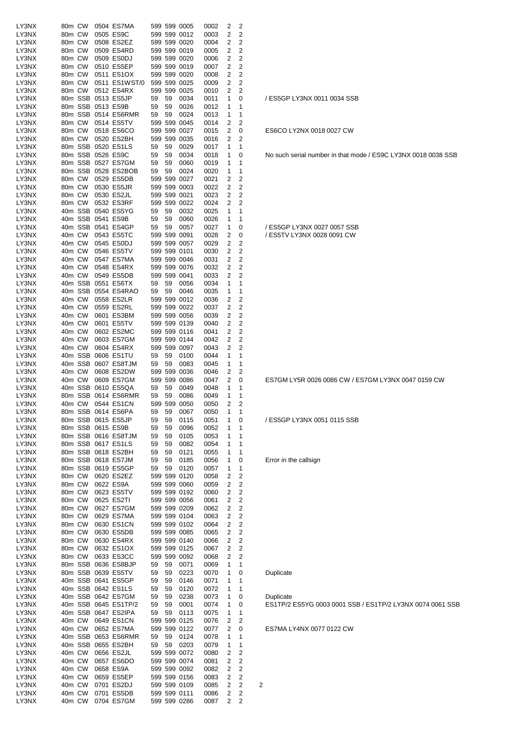| | | | | | | | | | | | | |
|---|---|---|---|---|---|---|---|---|---|---|---|---|
| LY3NX | 80m | CW | 0504 | ES7MA | 599 | 599 | 0005 | 0002 | 2 | 2 | | |
| LY3NX | 80m | CW | 0505 | ES9C | 599 | 599 | 0012 | 0003 | 2 | 2 | | |
| LY3NX | 80m | CW | 0508 | ES2EZ | 599 | 599 | 0020 | 0004 | 2 | 2 | | |
| LY3NX | 80m | CW | 0509 | ES4RD | 599 | 599 | 0019 | 0005 | 2 | 2 | | |
| LY3NX | 80m | CW | 0509 | ES0DJ | 599 | 599 | 0020 | 0006 | 2 | 2 | | |
| LY3NX | 80m | CW | 0510 | ES5EP | 599 | 599 | 0019 | 0007 | 2 | 2 | | |
| LY3NX | 80m | CW | 0511 | ES1OX | 599 | 599 | 0020 | 0008 | 2 | 2 | | |
| LY3NX | 80m | CW | 0511 | ES1WST/0 | 599 | 599 | 0025 | 0009 | 2 | 2 | | |
| LY3NX | 80m | CW | 0512 | ES4RX | 599 | 599 | 0025 | 0010 | 2 | 2 | | |
| LY3NX | 80m | SSB | 0513 | ES5JP | 59 | 59 | 0034 | 0011 | 1 | 0 | | / ES5GP LY3NX 0011 0034 SSB |
| LY3NX | 80m | SSB | 0513 | ES9B | 59 | 59 | 0026 | 0012 | 1 | 1 | | |
| LY3NX | 80m | SSB | 0514 | ES6RMR | 59 | 59 | 0024 | 0013 | 1 | 1 | | |
| LY3NX | 80m | CW | 0514 | ES5TV | 599 | 599 | 0045 | 0014 | 2 | 2 | | |
| LY3NX | 80m | CW | 0518 | ES6CO | 599 | 599 | 0027 | 0015 | 2 | 0 | | ES6CO LY2NX 0018 0027 CW |
| LY3NX | 80m | CW | 0520 | ES2BH | 599 | 599 | 0035 | 0016 | 2 | 2 | | |
| LY3NX | 80m | SSB | 0520 | ES1LS | 59 | 59 | 0029 | 0017 | 1 | 1 | | |
| LY3NX | 80m | SSB | 0526 | ES9C | 59 | 59 | 0034 | 0018 | 1 | 0 | | No such serial number in that mode / ES9C LY3NX 0018 0038 SSB |
| LY3NX | 80m | SSB | 0527 | ES7GM | 59 | 59 | 0060 | 0019 | 1 | 1 | | |
| LY3NX | 80m | SSB | 0528 | ES2BOB | 59 | 59 | 0024 | 0020 | 1 | 1 | | |
| LY3NX | 80m | CW | 0529 | ES5DB | 599 | 599 | 0027 | 0021 | 2 | 2 | | |
| LY3NX | 80m | CW | 0530 | ES5JR | 599 | 599 | 0003 | 0022 | 2 | 2 | | |
| LY3NX | 80m | CW | 0530 | ES2JL | 599 | 599 | 0021 | 0023 | 2 | 2 | | |
| LY3NX | 80m | CW | 0532 | ES3RF | 599 | 599 | 0022 | 0024 | 2 | 2 | | |
| LY3NX | 40m | SSB | 0540 | ES5YG | 59 | 59 | 0032 | 0025 | 1 | 1 | | |
| LY3NX | 40m | SSB | 0541 | ES9B | 59 | 59 | 0060 | 0026 | 1 | 1 | | |
| LY3NX | 40m | SSB | 0541 | ES4GP | 59 | 59 | 0057 | 0027 | 1 | 0 | | / ES5GP LY3NX 0027 0057 SSB |
| LY3NX | 40m | CW | 0543 | ES5TC | 599 | 599 | 0091 | 0028 | 2 | 0 | | / ES5TV LY3NX 0028 0091 CW |
| LY3NX | 40m | CW | 0545 | ES0DJ | 599 | 599 | 0057 | 0029 | 2 | 2 | | |
| LY3NX | 40m | CW | 0546 | ES5TV | 599 | 599 | 0101 | 0030 | 2 | 2 | | |
| LY3NX | 40m | CW | 0547 | ES7MA | 599 | 599 | 0046 | 0031 | 2 | 2 | | |
| LY3NX | 40m | CW | 0548 | ES4RX | 599 | 599 | 0076 | 0032 | 2 | 2 | | |
| LY3NX | 40m | CW | 0549 | ES5DB | 599 | 599 | 0041 | 0033 | 2 | 2 | | |
| LY3NX | 40m | SSB | 0551 | ES6TX | 59 | 59 | 0056 | 0034 | 1 | 1 | | |
| LY3NX | 40m | SSB | 0554 | ES4RAO | 59 | 59 | 0046 | 0035 | 1 | 1 | | |
| LY3NX | 40m | CW | 0558 | ES2LR | 599 | 599 | 0012 | 0036 | 2 | 2 | | |
| LY3NX | 40m | CW | 0559 | ES2RL | 599 | 599 | 0022 | 0037 | 2 | 2 | | |
| LY3NX | 40m | CW | 0601 | ES3BM | 599 | 599 | 0056 | 0039 | 2 | 2 | | |
| LY3NX | 40m | CW | 0601 | ES5TV | 599 | 599 | 0139 | 0040 | 2 | 2 | | |
| LY3NX | 40m | CW | 0602 | ES2MC | 599 | 599 | 0116 | 0041 | 2 | 2 | | |
| LY3NX | 40m | CW | 0603 | ES7GM | 599 | 599 | 0144 | 0042 | 2 | 2 | | |
| LY3NX | 40m | CW | 0604 | ES4RX | 599 | 599 | 0097 | 0043 | 2 | 2 | | |
| LY3NX | 40m | SSB | 0606 | ES1TU | 59 | 59 | 0100 | 0044 | 1 | 1 | | |
| LY3NX | 40m | SSB | 0607 | ES8TJM | 59 | 59 | 0083 | 0045 | 1 | 1 | | |
| LY3NX | 40m | CW | 0608 | ES2DW | 599 | 599 | 0036 | 0046 | 2 | 2 | | |
| LY3NX | 40m | CW | 0609 | ES7GM | 599 | 599 | 0086 | 0047 | 2 | 0 | | ES7GM LY5R 0026 0086 CW / ES7GM LY3NX 0047 0159 CW |
| LY3NX | 40m | SSB | 0610 | ES5QA | 59 | 59 | 0049 | 0048 | 1 | 1 | | |
| LY3NX | 80m | SSB | 0614 | ES6RMR | 59 | 59 | 0086 | 0049 | 1 | 1 | | |
| LY3NX | 40m | CW | 0544 | ES1CN | 599 | 599 | 0050 | 0050 | 2 | 2 | | |
| LY3NX | 80m | SSB | 0614 | ES6PA | 59 | 59 | 0067 | 0050 | 1 | 1 | | |
| LY3NX | 80m | SSB | 0615 | ES5JP | 59 | 59 | 0115 | 0051 | 1 | 0 | | / ES5GP LY3NX 0051 0115 SSB |
| LY3NX | 80m | SSB | 0615 | ES9B | 59 | 59 | 0096 | 0052 | 1 | 1 | | |
| LY3NX | 80m | SSB | 0616 | ES8TJM | 59 | 59 | 0105 | 0053 | 1 | 1 | | |
| LY3NX | 80m | SSB | 0617 | ES1LS | 59 | 59 | 0082 | 0054 | 1 | 1 | | |
| LY3NX | 80m | SSB | 0618 | ES2BH | 59 | 59 | 0121 | 0055 | 1 | 1 | | |
| LY3NX | 80m | SSB | 0618 | ES7JM | 59 | 59 | 0185 | 0056 | 1 | 0 | | Error in the callsign |
| LY3NX | 80m | SSB | 0619 | ES5GP | 59 | 59 | 0120 | 0057 | 1 | 1 | | |
| LY3NX | 80m | CW | 0620 | ES2EZ | 599 | 599 | 0120 | 0058 | 2 | 2 | | |
| LY3NX | 80m | CW | 0622 | ES9A | 599 | 599 | 0060 | 0059 | 2 | 2 | | |
| LY3NX | 80m | CW | 0623 | ES5TV | 599 | 599 | 0192 | 0060 | 2 | 2 | | |
| LY3NX | 80m | CW | 0625 | ES2TI | 599 | 599 | 0056 | 0061 | 2 | 2 | | |
| LY3NX | 80m | CW | 0627 | ES7GM | 599 | 599 | 0209 | 0062 | 2 | 2 | | |
| LY3NX | 80m | CW | 0629 | ES7MA | 599 | 599 | 0104 | 0063 | 2 | 2 | | |
| LY3NX | 80m | CW | 0630 | ES1CN | 599 | 599 | 0102 | 0064 | 2 | 2 | | |
| LY3NX | 80m | CW | 0630 | ES5DB | 599 | 599 | 0085 | 0065 | 2 | 2 | | |
| LY3NX | 80m | CW | 0630 | ES4RX | 599 | 599 | 0140 | 0066 | 2 | 2 | | |
| LY3NX | 80m | CW | 0632 | ES1OX | 599 | 599 | 0125 | 0067 | 2 | 2 | | |
| LY3NX | 80m | CW | 0633 | ES3CC | 599 | 599 | 0092 | 0068 | 2 | 2 | | |
| LY3NX | 80m | SSB | 0636 | ES8BJP | 59 | 59 | 0071 | 0069 | 1 | 1 | | |
| LY3NX | 80m | SSB | 0639 | ES5TV | 59 | 59 | 0223 | 0070 | 1 | 0 | | Duplicate |
| LY3NX | 40m | SSB | 0641 | ES5GP | 59 | 59 | 0146 | 0071 | 1 | 1 | | |
| LY3NX | 40m | SSB | 0642 | ES1LS | 59 | 59 | 0120 | 0072 | 1 | 1 | | |
| LY3NX | 40m | SSB | 0642 | ES7GM | 59 | 59 | 0238 | 0073 | 1 | 0 | | Duplicate |
| LY3NX | 40m | SSB | 0645 | ES1TP/2 | 59 | 59 | 0001 | 0074 | 1 | 0 | | ES1TP/2 ES5YG 0003 0001 SSB / ES1TP/2 LY3NX 0074 0061 SSB |
| LY3NX | 40m | SSB | 0647 | ES2IPA | 59 | 59 | 0113 | 0075 | 1 | 1 | | |
| LY3NX | 40m | CW | 0649 | ES1CN | 599 | 599 | 0125 | 0076 | 2 | 2 | | |
| LY3NX | 40m | CW | 0652 | ES7MA | 599 | 599 | 0122 | 0077 | 2 | 0 | | ES7MA LY4NX 0077 0122 CW |
| LY3NX | 40m | SSB | 0653 | ES6RMR | 59 | 59 | 0124 | 0078 | 1 | 1 | | |
| LY3NX | 40m | SSB | 0655 | ES2BH | 59 | 59 | 0203 | 0079 | 1 | 1 | | |
| LY3NX | 40m | CW | 0656 | ES2JL | 599 | 599 | 0072 | 0080 | 2 | 2 | | |
| LY3NX | 40m | CW | 0657 | ES6DO | 599 | 599 | 0074 | 0081 | 2 | 2 | | |
| LY3NX | 40m | CW | 0658 | ES9A | 599 | 599 | 0092 | 0082 | 2 | 2 | | |
| LY3NX | 40m | CW | 0659 | ES5EP | 599 | 599 | 0156 | 0083 | 2 | 2 | | |
| LY3NX | 40m | CW | 0701 | ES2DJ | 599 | 599 | 0109 | 0085 | 2 | 2 | 2 | |
| LY3NX | 40m | CW | 0701 | ES5DB | 599 | 599 | 0111 | 0086 | 2 | 2 | | |
| LY3NX | 40m | CW | 0704 | ES7GM | 599 | 599 | 0286 | 0087 | 2 | 2 | | |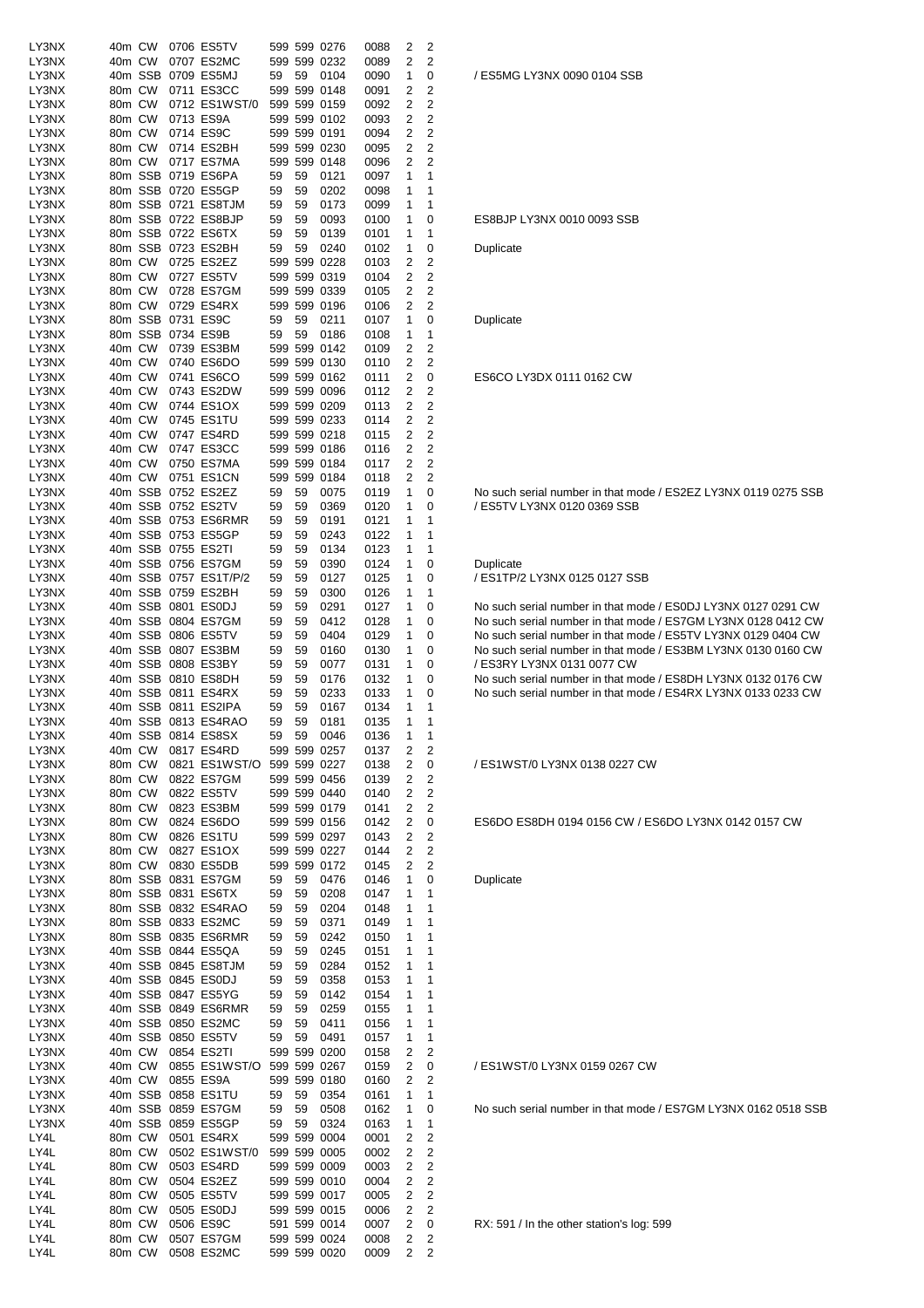| | | | | | | | | | | | |
|---|---|---|---|---|---|---|---|---|---|---|---|
| LY3NX | 40m | CW | 0706 | ES5TV | 599 | 599 | 0276 | 0088 | 2 | 2 | |
| LY3NX | 40m | CW | 0707 | ES2MC | 599 | 599 | 0232 | 0089 | 2 | 2 | |
| LY3NX | 40m | SSB | 0709 | ES5MJ | 59 | 59 | 0104 | 0090 | 1 | 0 | / ES5MG LY3NX 0090 0104 SSB |
| LY3NX | 80m | CW | 0711 | ES3CC | 599 | 599 | 0148 | 0091 | 2 | 2 | |
| LY3NX | 80m | CW | 0712 | ES1WST/0 | 599 | 599 | 0159 | 0092 | 2 | 2 | |
| LY3NX | 80m | CW | 0713 | ES9A | 599 | 599 | 0102 | 0093 | 2 | 2 | |
| LY3NX | 80m | CW | 0714 | ES9C | 599 | 599 | 0191 | 0094 | 2 | 2 | |
| LY3NX | 80m | CW | 0714 | ES2BH | 599 | 599 | 0230 | 0095 | 2 | 2 | |
| LY3NX | 80m | CW | 0717 | ES7MA | 599 | 599 | 0148 | 0096 | 2 | 2 | |
| LY3NX | 80m | SSB | 0719 | ES6PA | 59 | 59 | 0121 | 0097 | 1 | 1 | |
| LY3NX | 80m | SSB | 0720 | ES5GP | 59 | 59 | 0202 | 0098 | 1 | 1 | |
| LY3NX | 80m | SSB | 0721 | ES8TJM | 59 | 59 | 0173 | 0099 | 1 | 1 | |
| LY3NX | 80m | SSB | 0722 | ES8BJP | 59 | 59 | 0093 | 0100 | 1 | 0 | ES8BJP LY3NX 0010 0093 SSB |
| LY3NX | 80m | SSB | 0722 | ES6TX | 59 | 59 | 0139 | 0101 | 1 | 1 | |
| LY3NX | 80m | SSB | 0723 | ES2BH | 59 | 59 | 0240 | 0102 | 1 | 0 | Duplicate |
| LY3NX | 80m | CW | 0725 | ES2EZ | 599 | 599 | 0228 | 0103 | 2 | 2 | |
| LY3NX | 80m | CW | 0727 | ES5TV | 599 | 599 | 0319 | 0104 | 2 | 2 | |
| LY3NX | 80m | CW | 0728 | ES7GM | 599 | 599 | 0339 | 0105 | 2 | 2 | |
| LY3NX | 80m | CW | 0729 | ES4RX | 599 | 599 | 0196 | 0106 | 2 | 2 | |
| LY3NX | 80m | SSB | 0731 | ES9C | 59 | 59 | 0211 | 0107 | 1 | 0 | Duplicate |
| LY3NX | 80m | SSB | 0734 | ES9B | 59 | 59 | 0186 | 0108 | 1 | 1 | |
| LY3NX | 40m | CW | 0739 | ES3BM | 599 | 599 | 0142 | 0109 | 2 | 2 | |
| LY3NX | 40m | CW | 0740 | ES6DO | 599 | 599 | 0130 | 0110 | 2 | 2 | |
| LY3NX | 40m | CW | 0741 | ES6CO | 599 | 599 | 0162 | 0111 | 2 | 0 | ES6CO LY3DX 0111 0162 CW |
| LY3NX | 40m | CW | 0743 | ES2DW | 599 | 599 | 0096 | 0112 | 2 | 2 | |
| LY3NX | 40m | CW | 0744 | ES1OX | 599 | 599 | 0209 | 0113 | 2 | 2 | |
| LY3NX | 40m | CW | 0745 | ES1TU | 599 | 599 | 0233 | 0114 | 2 | 2 | |
| LY3NX | 40m | CW | 0747 | ES4RD | 599 | 599 | 0218 | 0115 | 2 | 2 | |
| LY3NX | 40m | CW | 0747 | ES3CC | 599 | 599 | 0186 | 0116 | 2 | 2 | |
| LY3NX | 40m | CW | 0750 | ES7MA | 599 | 599 | 0184 | 0117 | 2 | 2 | |
| LY3NX | 40m | CW | 0751 | ES1CN | 599 | 599 | 0184 | 0118 | 2 | 2 | |
| LY3NX | 40m | SSB | 0752 | ES2EZ | 59 | 59 | 0075 | 0119 | 1 | 0 | No such serial number in that mode / ES2EZ LY3NX 0119 0275 SSB |
| LY3NX | 40m | SSB | 0752 | ES2TV | 59 | 59 | 0369 | 0120 | 1 | 0 | / ES5TV LY3NX 0120 0369 SSB |
| LY3NX | 40m | SSB | 0753 | ES6RMR | 59 | 59 | 0191 | 0121 | 1 | 1 | |
| LY3NX | 40m | SSB | 0753 | ES5GP | 59 | 59 | 0243 | 0122 | 1 | 1 | |
| LY3NX | 40m | SSB | 0755 | ES2TI | 59 | 59 | 0134 | 0123 | 1 | 1 | |
| LY3NX | 40m | SSB | 0756 | ES7GM | 59 | 59 | 0390 | 0124 | 1 | 0 | Duplicate |
| LY3NX | 40m | SSB | 0757 | ES1T/P/2 | 59 | 59 | 0127 | 0125 | 1 | 0 | / ES1TP/2 LY3NX 0125 0127 SSB |
| LY3NX | 40m | SSB | 0759 | ES2BH | 59 | 59 | 0300 | 0126 | 1 | 1 | |
| LY3NX | 40m | SSB | 0801 | ES0DJ | 59 | 59 | 0291 | 0127 | 1 | 0 | No such serial number in that mode / ES0DJ LY3NX 0127 0291 CW |
| LY3NX | 40m | SSB | 0804 | ES7GM | 59 | 59 | 0412 | 0128 | 1 | 0 | No such serial number in that mode / ES7GM LY3NX 0128 0412 CW |
| LY3NX | 40m | SSB | 0806 | ES5TV | 59 | 59 | 0404 | 0129 | 1 | 0 | No such serial number in that mode / ES5TV LY3NX 0129 0404 CW |
| LY3NX | 40m | SSB | 0807 | ES3BM | 59 | 59 | 0160 | 0130 | 1 | 0 | No such serial number in that mode / ES3BM LY3NX 0130 0160 CW |
| LY3NX | 40m | SSB | 0808 | ES3BY | 59 | 59 | 0077 | 0131 | 1 | 0 | / ES3RY LY3NX 0131 0077 CW |
| LY3NX | 40m | SSB | 0810 | ES8DH | 59 | 59 | 0176 | 0132 | 1 | 0 | No such serial number in that mode / ES8DH LY3NX 0132 0176 CW |
| LY3NX | 40m | SSB | 0811 | ES4RX | 59 | 59 | 0233 | 0133 | 1 | 0 | No such serial number in that mode / ES4RX LY3NX 0133 0233 CW |
| LY3NX | 40m | SSB | 0811 | ES2IPA | 59 | 59 | 0167 | 0134 | 1 | 1 | |
| LY3NX | 40m | SSB | 0813 | ES4RAO | 59 | 59 | 0181 | 0135 | 1 | 1 | |
| LY3NX | 40m | SSB | 0814 | ES8SX | 59 | 59 | 0046 | 0136 | 1 | 1 | |
| LY3NX | 40m | CW | 0817 | ES4RD | 599 | 599 | 0257 | 0137 | 2 | 2 | |
| LY3NX | 80m | CW | 0821 | ES1WST/O | 599 | 599 | 0227 | 0138 | 2 | 0 | / ES1WST/0 LY3NX 0138 0227 CW |
| LY3NX | 80m | CW | 0822 | ES7GM | 599 | 599 | 0456 | 0139 | 2 | 2 | |
| LY3NX | 80m | CW | 0822 | ES5TV | 599 | 599 | 0440 | 0140 | 2 | 2 | |
| LY3NX | 80m | CW | 0823 | ES3BM | 599 | 599 | 0179 | 0141 | 2 | 2 | |
| LY3NX | 80m | CW | 0824 | ES6DO | 599 | 599 | 0156 | 0142 | 2 | 0 | ES6DO ES8DH 0194 0156 CW / ES6DO LY3NX 0142 0157 CW |
| LY3NX | 80m | CW | 0826 | ES1TU | 599 | 599 | 0297 | 0143 | 2 | 2 | |
| LY3NX | 80m | CW | 0827 | ES1OX | 599 | 599 | 0227 | 0144 | 2 | 2 | |
| LY3NX | 80m | CW | 0830 | ES5DB | 599 | 599 | 0172 | 0145 | 2 | 2 | |
| LY3NX | 80m | SSB | 0831 | ES7GM | 59 | 59 | 0476 | 0146 | 1 | 0 | Duplicate |
| LY3NX | 80m | SSB | 0831 | ES6TX | 59 | 59 | 0208 | 0147 | 1 | 1 | |
| LY3NX | 80m | SSB | 0832 | ES4RAO | 59 | 59 | 0204 | 0148 | 1 | 1 | |
| LY3NX | 80m | SSB | 0833 | ES2MC | 59 | 59 | 0371 | 0149 | 1 | 1 | |
| LY3NX | 80m | SSB | 0835 | ES6RMR | 59 | 59 | 0242 | 0150 | 1 | 1 | |
| LY3NX | 40m | SSB | 0844 | ES5QA | 59 | 59 | 0245 | 0151 | 1 | 1 | |
| LY3NX | 40m | SSB | 0845 | ES8TJM | 59 | 59 | 0284 | 0152 | 1 | 1 | |
| LY3NX | 40m | SSB | 0845 | ES0DJ | 59 | 59 | 0358 | 0153 | 1 | 1 | |
| LY3NX | 40m | SSB | 0847 | ES5YG | 59 | 59 | 0142 | 0154 | 1 | 1 | |
| LY3NX | 40m | SSB | 0849 | ES6RMR | 59 | 59 | 0259 | 0155 | 1 | 1 | |
| LY3NX | 40m | SSB | 0850 | ES2MC | 59 | 59 | 0411 | 0156 | 1 | 1 | |
| LY3NX | 40m | SSB | 0850 | ES5TV | 59 | 59 | 0491 | 0157 | 1 | 1 | |
| LY3NX | 40m | CW | 0854 | ES2TI | 599 | 599 | 0200 | 0158 | 2 | 2 | |
| LY3NX | 40m | CW | 0855 | ES1WST/O | 599 | 599 | 0267 | 0159 | 2 | 0 | / ES1WST/0 LY3NX 0159 0267 CW |
| LY3NX | 40m | CW | 0855 | ES9A | 599 | 599 | 0180 | 0160 | 2 | 2 | |
| LY3NX | 40m | SSB | 0858 | ES1TU | 59 | 59 | 0354 | 0161 | 1 | 1 | |
| LY3NX | 40m | SSB | 0859 | ES7GM | 59 | 59 | 0508 | 0162 | 1 | 0 | No such serial number in that mode / ES7GM LY3NX 0162 0518 SSB |
| LY3NX | 40m | SSB | 0859 | ES5GP | 59 | 59 | 0324 | 0163 | 1 | 1 | |
| LY4L | 80m | CW | 0501 | ES4RX | 599 | 599 | 0004 | 0001 | 2 | 2 | |
| LY4L | 80m | CW | 0502 | ES1WST/0 | 599 | 599 | 0005 | 0002 | 2 | 2 | |
| LY4L | 80m | CW | 0503 | ES4RD | 599 | 599 | 0009 | 0003 | 2 | 2 | |
| LY4L | 80m | CW | 0504 | ES2EZ | 599 | 599 | 0010 | 0004 | 2 | 2 | |
| LY4L | 80m | CW | 0505 | ES5TV | 599 | 599 | 0017 | 0005 | 2 | 2 | |
| LY4L | 80m | CW | 0505 | ES0DJ | 599 | 599 | 0015 | 0006 | 2 | 2 | |
| LY4L | 80m | CW | 0506 | ES9C | 591 | 599 | 0014 | 0007 | 2 | 0 | RX: 591 / In the other station's log: 599 |
| LY4L | 80m | CW | 0507 | ES7GM | 599 | 599 | 0024 | 0008 | 2 | 2 | |
| LY4L | 80m | CW | 0508 | ES2MC | 599 | 599 | 0020 | 0009 | 2 | 2 | |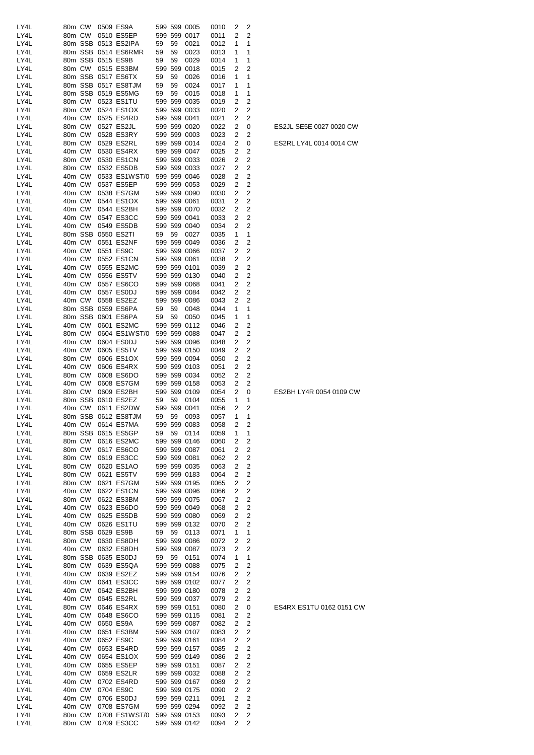| | | | | | | | | | | | |
|---|---|---|---|---|---|---|---|---|---|---|---|
| LY4L | 80m | CW | 0509 | ES9A | 599 | 599 | 0005 | 0010 | 2 | 2 | |
| LY4L | 80m | CW | 0510 | ES5EP | 599 | 599 | 0017 | 0011 | 2 | 2 | |
| LY4L | 80m | SSB | 0513 | ES2IPA | 59 | 59 | 0021 | 0012 | 1 | 1 | |
| LY4L | 80m | SSB | 0514 | ES6RMR | 59 | 59 | 0023 | 0013 | 1 | 1 | |
| LY4L | 80m | SSB | 0515 | ES9B | 59 | 59 | 0029 | 0014 | 1 | 1 | |
| LY4L | 80m | CW | 0515 | ES3BM | 599 | 599 | 0018 | 0015 | 2 | 2 | |
| LY4L | 80m | SSB | 0517 | ES6TX | 59 | 59 | 0026 | 0016 | 1 | 1 | |
| LY4L | 80m | SSB | 0517 | ES8TJM | 59 | 59 | 0024 | 0017 | 1 | 1 | |
| LY4L | 80m | SSB | 0519 | ES5MG | 59 | 59 | 0015 | 0018 | 1 | 1 | |
| LY4L | 80m | CW | 0523 | ES1TU | 599 | 599 | 0035 | 0019 | 2 | 2 | |
| LY4L | 80m | CW | 0524 | ES1OX | 599 | 599 | 0033 | 0020 | 2 | 2 | |
| LY4L | 40m | CW | 0525 | ES4RD | 599 | 599 | 0041 | 0021 | 2 | 2 | |
| LY4L | 80m | CW | 0527 | ES2JL | 599 | 599 | 0020 | 0022 | 2 | 0 | ES2JL SE5E 0027 0020 CW |
| LY4L | 80m | CW | 0528 | ES3RY | 599 | 599 | 0003 | 0023 | 2 | 2 | |
| LY4L | 80m | CW | 0529 | ES2RL | 599 | 599 | 0014 | 0024 | 2 | 0 | ES2RL LY4L 0014 0014 CW |
| LY4L | 40m | CW | 0530 | ES4RX | 599 | 599 | 0047 | 0025 | 2 | 2 | |
| LY4L | 80m | CW | 0530 | ES1CN | 599 | 599 | 0033 | 0026 | 2 | 2 | |
| LY4L | 80m | CW | 0532 | ES5DB | 599 | 599 | 0033 | 0027 | 2 | 2 | |
| LY4L | 40m | CW | 0533 | ES1WST/0 | 599 | 599 | 0046 | 0028 | 2 | 2 | |
| LY4L | 40m | CW | 0537 | ES5EP | 599 | 599 | 0053 | 0029 | 2 | 2 | |
| LY4L | 40m | CW | 0538 | ES7GM | 599 | 599 | 0090 | 0030 | 2 | 2 | |
| LY4L | 40m | CW | 0544 | ES1OX | 599 | 599 | 0061 | 0031 | 2 | 2 | |
| LY4L | 40m | CW | 0544 | ES2BH | 599 | 599 | 0070 | 0032 | 2 | 2 | |
| LY4L | 40m | CW | 0547 | ES3CC | 599 | 599 | 0041 | 0033 | 2 | 2 | |
| LY4L | 40m | CW | 0549 | ES5DB | 599 | 599 | 0040 | 0034 | 2 | 2 | |
| LY4L | 80m | SSB | 0550 | ES2TI | 59 | 59 | 0027 | 0035 | 1 | 1 | |
| LY4L | 40m | CW | 0551 | ES2NF | 599 | 599 | 0049 | 0036 | 2 | 2 | |
| LY4L | 40m | CW | 0551 | ES9C | 599 | 599 | 0066 | 0037 | 2 | 2 | |
| LY4L | 40m | CW | 0552 | ES1CN | 599 | 599 | 0061 | 0038 | 2 | 2 | |
| LY4L | 40m | CW | 0555 | ES2MC | 599 | 599 | 0101 | 0039 | 2 | 2 | |
| LY4L | 40m | CW | 0556 | ES5TV | 599 | 599 | 0130 | 0040 | 2 | 2 | |
| LY4L | 40m | CW | 0557 | ES6CO | 599 | 599 | 0068 | 0041 | 2 | 2 | |
| LY4L | 40m | CW | 0557 | ES0DJ | 599 | 599 | 0084 | 0042 | 2 | 2 | |
| LY4L | 40m | CW | 0558 | ES2EZ | 599 | 599 | 0086 | 0043 | 2 | 2 | |
| LY4L | 80m | SSB | 0559 | ES6PA | 59 | 59 | 0048 | 0044 | 1 | 1 | |
| LY4L | 80m | SSB | 0601 | ES6PA | 59 | 59 | 0050 | 0045 | 1 | 1 | |
| LY4L | 40m | CW | 0601 | ES2MC | 599 | 599 | 0112 | 0046 | 2 | 2 | |
| LY4L | 80m | CW | 0604 | ES1WST/0 | 599 | 599 | 0088 | 0047 | 2 | 2 | |
| LY4L | 40m | CW | 0604 | ES0DJ | 599 | 599 | 0096 | 0048 | 2 | 2 | |
| LY4L | 40m | CW | 0605 | ES5TV | 599 | 599 | 0150 | 0049 | 2 | 2 | |
| LY4L | 80m | CW | 0606 | ES1OX | 599 | 599 | 0094 | 0050 | 2 | 2 | |
| LY4L | 40m | CW | 0606 | ES4RX | 599 | 599 | 0103 | 0051 | 2 | 2 | |
| LY4L | 80m | CW | 0608 | ES6DO | 599 | 599 | 0034 | 0052 | 2 | 2 | |
| LY4L | 40m | CW | 0608 | ES7GM | 599 | 599 | 0158 | 0053 | 2 | 2 | |
| LY4L | 80m | CW | 0609 | ES2BH | 599 | 599 | 0109 | 0054 | 2 | 0 | ES2BH LY4R 0054 0109 CW |
| LY4L | 80m | SSB | 0610 | ES2EZ | 59 | 59 | 0104 | 0055 | 1 | 1 | |
| LY4L | 40m | CW | 0611 | ES2DW | 599 | 599 | 0041 | 0056 | 2 | 2 | |
| LY4L | 80m | SSB | 0612 | ES8TJM | 59 | 59 | 0093 | 0057 | 1 | 1 | |
| LY4L | 40m | CW | 0614 | ES7MA | 599 | 599 | 0083 | 0058 | 2 | 2 | |
| LY4L | 80m | SSB | 0615 | ES5GP | 59 | 59 | 0114 | 0059 | 1 | 1 | |
| LY4L | 80m | CW | 0616 | ES2MC | 599 | 599 | 0146 | 0060 | 2 | 2 | |
| LY4L | 80m | CW | 0617 | ES6CO | 599 | 599 | 0087 | 0061 | 2 | 2 | |
| LY4L | 80m | CW | 0619 | ES3CC | 599 | 599 | 0081 | 0062 | 2 | 2 | |
| LY4L | 80m | CW | 0620 | ES1AO | 599 | 599 | 0035 | 0063 | 2 | 2 | |
| LY4L | 80m | CW | 0621 | ES5TV | 599 | 599 | 0183 | 0064 | 2 | 2 | |
| LY4L | 80m | CW | 0621 | ES7GM | 599 | 599 | 0195 | 0065 | 2 | 2 | |
| LY4L | 40m | CW | 0622 | ES1CN | 599 | 599 | 0096 | 0066 | 2 | 2 | |
| LY4L | 80m | CW | 0622 | ES3BM | 599 | 599 | 0075 | 0067 | 2 | 2 | |
| LY4L | 40m | CW | 0623 | ES6DO | 599 | 599 | 0049 | 0068 | 2 | 2 | |
| LY4L | 40m | CW | 0625 | ES5DB | 599 | 599 | 0080 | 0069 | 2 | 2 | |
| LY4L | 40m | CW | 0626 | ES1TU | 599 | 599 | 0132 | 0070 | 2 | 2 | |
| LY4L | 80m | SSB | 0629 | ES9B | 59 | 59 | 0113 | 0071 | 1 | 1 | |
| LY4L | 80m | CW | 0630 | ES8DH | 599 | 599 | 0086 | 0072 | 2 | 2 | |
| LY4L | 40m | CW | 0632 | ES8DH | 599 | 599 | 0087 | 0073 | 2 | 2 | |
| LY4L | 80m | SSB | 0635 | ES0DJ | 59 | 59 | 0151 | 0074 | 1 | 1 | |
| LY4L | 80m | CW | 0639 | ES5QA | 599 | 599 | 0088 | 0075 | 2 | 2 | |
| LY4L | 40m | CW | 0639 | ES2EZ | 599 | 599 | 0154 | 0076 | 2 | 2 | |
| LY4L | 40m | CW | 0641 | ES3CC | 599 | 599 | 0102 | 0077 | 2 | 2 | |
| LY4L | 40m | CW | 0642 | ES2BH | 599 | 599 | 0180 | 0078 | 2 | 2 | |
| LY4L | 40m | CW | 0645 | ES2RL | 599 | 599 | 0037 | 0079 | 2 | 2 | |
| LY4L | 80m | CW | 0646 | ES4RX | 599 | 599 | 0151 | 0080 | 2 | 0 | ES4RX ES1TU 0162 0151 CW |
| LY4L | 40m | CW | 0648 | ES6CO | 599 | 599 | 0115 | 0081 | 2 | 2 | |
| LY4L | 40m | CW | 0650 | ES9A | 599 | 599 | 0087 | 0082 | 2 | 2 | |
| LY4L | 40m | CW | 0651 | ES3BM | 599 | 599 | 0107 | 0083 | 2 | 2 | |
| LY4L | 40m | CW | 0652 | ES9C | 599 | 599 | 0161 | 0084 | 2 | 2 | |
| LY4L | 40m | CW | 0653 | ES4RD | 599 | 599 | 0157 | 0085 | 2 | 2 | |
| LY4L | 40m | CW | 0654 | ES1OX | 599 | 599 | 0149 | 0086 | 2 | 2 | |
| LY4L | 40m | CW | 0655 | ES5EP | 599 | 599 | 0151 | 0087 | 2 | 2 | |
| LY4L | 40m | CW | 0659 | ES2LR | 599 | 599 | 0032 | 0088 | 2 | 2 | |
| LY4L | 40m | CW | 0702 | ES4RD | 599 | 599 | 0167 | 0089 | 2 | 2 | |
| LY4L | 40m | CW | 0704 | ES9C | 599 | 599 | 0175 | 0090 | 2 | 2 | |
| LY4L | 40m | CW | 0706 | ES0DJ | 599 | 599 | 0211 | 0091 | 2 | 2 | |
| LY4L | 40m | CW | 0708 | ES7GM | 599 | 599 | 0294 | 0092 | 2 | 2 | |
| LY4L | 80m | CW | 0708 | ES1WST/0 | 599 | 599 | 0153 | 0093 | 2 | 2 | |
| LY4L | 80m | CW | 0709 | ES3CC | 599 | 599 | 0142 | 0094 | 2 | 2 | |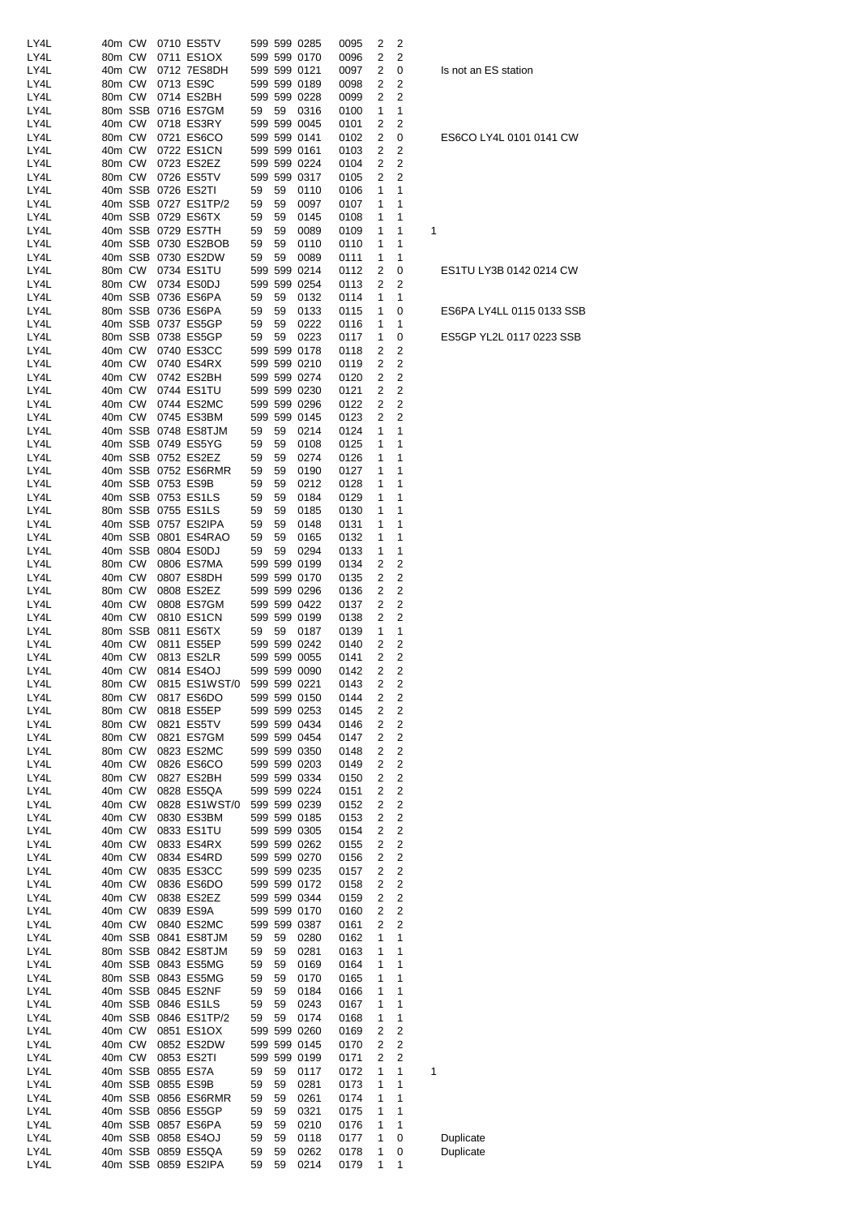| | | | | | | | | | | | | |
|---|---|---|---|---|---|---|---|---|---|---|---|---|
| LY4L | 40m | CW | 0710 | ES5TV | 599 | 599 | 0285 | 0095 | 2 | 2 | | |
| LY4L | 80m | CW | 0711 | ES1OX | 599 | 599 | 0170 | 0096 | 2 | 2 | | |
| LY4L | 40m | CW | 0712 | 7ES8DH | 599 | 599 | 0121 | 0097 | 2 | 0 | | Is not an ES station |
| LY4L | 80m | CW | 0713 | ES9C | 599 | 599 | 0189 | 0098 | 2 | 2 | | |
| LY4L | 80m | CW | 0714 | ES2BH | 599 | 599 | 0228 | 0099 | 2 | 2 | | |
| LY4L | 80m | SSB | 0716 | ES7GM | 59 | 59 | 0316 | 0100 | 1 | 1 | | |
| LY4L | 40m | CW | 0718 | ES3RY | 599 | 599 | 0045 | 0101 | 2 | 2 | | |
| LY4L | 80m | CW | 0721 | ES6CO | 599 | 599 | 0141 | 0102 | 2 | 0 | | ES6CO LY4L 0101 0141 CW |
| LY4L | 40m | CW | 0722 | ES1CN | 599 | 599 | 0161 | 0103 | 2 | 2 | | |
| LY4L | 80m | CW | 0723 | ES2EZ | 599 | 599 | 0224 | 0104 | 2 | 2 | | |
| LY4L | 80m | CW | 0726 | ES5TV | 599 | 599 | 0317 | 0105 | 2 | 2 | | |
| LY4L | 40m | SSB | 0726 | ES2TI | 59 | 59 | 0110 | 0106 | 1 | 1 | | |
| LY4L | 40m | SSB | 0727 | ES1TP/2 | 59 | 59 | 0097 | 0107 | 1 | 1 | | |
| LY4L | 40m | SSB | 0729 | ES6TX | 59 | 59 | 0145 | 0108 | 1 | 1 | | |
| LY4L | 40m | SSB | 0729 | ES7TH | 59 | 59 | 0089 | 0109 | 1 | 1 | 1 | |
| LY4L | 40m | SSB | 0730 | ES2BOB | 59 | 59 | 0110 | 0110 | 1 | 1 | | |
| LY4L | 40m | SSB | 0730 | ES2DW | 59 | 59 | 0089 | 0111 | 1 | 1 | | |
| LY4L | 80m | CW | 0734 | ES1TU | 599 | 599 | 0214 | 0112 | 2 | 0 | | ES1TU LY3B 0142 0214 CW |
| LY4L | 80m | CW | 0734 | ES0DJ | 599 | 599 | 0254 | 0113 | 2 | 2 | | |
| LY4L | 40m | SSB | 0736 | ES6PA | 59 | 59 | 0132 | 0114 | 1 | 1 | | |
| LY4L | 80m | SSB | 0736 | ES6PA | 59 | 59 | 0133 | 0115 | 1 | 0 | | ES6PA LY4LL 0115 0133 SSB |
| LY4L | 40m | SSB | 0737 | ES5GP | 59 | 59 | 0222 | 0116 | 1 | 1 | | |
| LY4L | 80m | SSB | 0738 | ES5GP | 59 | 59 | 0223 | 0117 | 1 | 0 | | ES5GP YL2L 0117 0223 SSB |
| LY4L | 40m | CW | 0740 | ES3CC | 599 | 599 | 0178 | 0118 | 2 | 2 | | |
| LY4L | 40m | CW | 0740 | ES4RX | 599 | 599 | 0210 | 0119 | 2 | 2 | | |
| LY4L | 40m | CW | 0742 | ES2BH | 599 | 599 | 0274 | 0120 | 2 | 2 | | |
| LY4L | 40m | CW | 0744 | ES1TU | 599 | 599 | 0230 | 0121 | 2 | 2 | | |
| LY4L | 40m | CW | 0744 | ES2MC | 599 | 599 | 0296 | 0122 | 2 | 2 | | |
| LY4L | 40m | CW | 0745 | ES3BM | 599 | 599 | 0145 | 0123 | 2 | 2 | | |
| LY4L | 40m | SSB | 0748 | ES8TJM | 59 | 59 | 0214 | 0124 | 1 | 1 | | |
| LY4L | 40m | SSB | 0749 | ES5YG | 59 | 59 | 0108 | 0125 | 1 | 1 | | |
| LY4L | 40m | SSB | 0752 | ES2EZ | 59 | 59 | 0274 | 0126 | 1 | 1 | | |
| LY4L | 40m | SSB | 0752 | ES6RMR | 59 | 59 | 0190 | 0127 | 1 | 1 | | |
| LY4L | 40m | SSB | 0753 | ES9B | 59 | 59 | 0212 | 0128 | 1 | 1 | | |
| LY4L | 40m | SSB | 0753 | ES1LS | 59 | 59 | 0184 | 0129 | 1 | 1 | | |
| LY4L | 80m | SSB | 0755 | ES1LS | 59 | 59 | 0185 | 0130 | 1 | 1 | | |
| LY4L | 40m | SSB | 0757 | ES2IPA | 59 | 59 | 0148 | 0131 | 1 | 1 | | |
| LY4L | 40m | SSB | 0801 | ES4RAO | 59 | 59 | 0165 | 0132 | 1 | 1 | | |
| LY4L | 40m | SSB | 0804 | ES0DJ | 59 | 59 | 0294 | 0133 | 1 | 1 | | |
| LY4L | 80m | CW | 0806 | ES7MA | 599 | 599 | 0199 | 0134 | 2 | 2 | | |
| LY4L | 40m | CW | 0807 | ES8DH | 599 | 599 | 0170 | 0135 | 2 | 2 | | |
| LY4L | 80m | CW | 0808 | ES2EZ | 599 | 599 | 0296 | 0136 | 2 | 2 | | |
| LY4L | 40m | CW | 0808 | ES7GM | 599 | 599 | 0422 | 0137 | 2 | 2 | | |
| LY4L | 40m | CW | 0810 | ES1CN | 599 | 599 | 0199 | 0138 | 2 | 2 | | |
| LY4L | 80m | SSB | 0811 | ES6TX | 59 | 59 | 0187 | 0139 | 1 | 1 | | |
| LY4L | 40m | CW | 0811 | ES5EP | 599 | 599 | 0242 | 0140 | 2 | 2 | | |
| LY4L | 40m | CW | 0813 | ES2LR | 599 | 599 | 0055 | 0141 | 2 | 2 | | |
| LY4L | 40m | CW | 0814 | ES4OJ | 599 | 599 | 0090 | 0142 | 2 | 2 | | |
| LY4L | 80m | CW | 0815 | ES1WST/0 | 599 | 599 | 0221 | 0143 | 2 | 2 | | |
| LY4L | 80m | CW | 0817 | ES6DO | 599 | 599 | 0150 | 0144 | 2 | 2 | | |
| LY4L | 80m | CW | 0818 | ES5EP | 599 | 599 | 0253 | 0145 | 2 | 2 | | |
| LY4L | 80m | CW | 0821 | ES5TV | 599 | 599 | 0434 | 0146 | 2 | 2 | | |
| LY4L | 80m | CW | 0821 | ES7GM | 599 | 599 | 0454 | 0147 | 2 | 2 | | |
| LY4L | 80m | CW | 0823 | ES2MC | 599 | 599 | 0350 | 0148 | 2 | 2 | | |
| LY4L | 40m | CW | 0826 | ES6CO | 599 | 599 | 0203 | 0149 | 2 | 2 | | |
| LY4L | 80m | CW | 0827 | ES2BH | 599 | 599 | 0334 | 0150 | 2 | 2 | | |
| LY4L | 40m | CW | 0828 | ES5QA | 599 | 599 | 0224 | 0151 | 2 | 2 | | |
| LY4L | 40m | CW | 0828 | ES1WST/0 | 599 | 599 | 0239 | 0152 | 2 | 2 | | |
| LY4L | 40m | CW | 0830 | ES3BM | 599 | 599 | 0185 | 0153 | 2 | 2 | | |
| LY4L | 40m | CW | 0833 | ES1TU | 599 | 599 | 0305 | 0154 | 2 | 2 | | |
| LY4L | 40m | CW | 0833 | ES4RX | 599 | 599 | 0262 | 0155 | 2 | 2 | | |
| LY4L | 40m | CW | 0834 | ES4RD | 599 | 599 | 0270 | 0156 | 2 | 2 | | |
| LY4L | 40m | CW | 0835 | ES3CC | 599 | 599 | 0235 | 0157 | 2 | 2 | | |
| LY4L | 40m | CW | 0836 | ES6DO | 599 | 599 | 0172 | 0158 | 2 | 2 | | |
| LY4L | 40m | CW | 0838 | ES2EZ | 599 | 599 | 0344 | 0159 | 2 | 2 | | |
| LY4L | 40m | CW | 0839 | ES9A | 599 | 599 | 0170 | 0160 | 2 | 2 | | |
| LY4L | 40m | CW | 0840 | ES2MC | 599 | 599 | 0387 | 0161 | 2 | 2 | | |
| LY4L | 40m | SSB | 0841 | ES8TJM | 59 | 59 | 0280 | 0162 | 1 | 1 | | |
| LY4L | 80m | SSB | 0842 | ES8TJM | 59 | 59 | 0281 | 0163 | 1 | 1 | | |
| LY4L | 40m | SSB | 0843 | ES5MG | 59 | 59 | 0169 | 0164 | 1 | 1 | | |
| LY4L | 80m | SSB | 0843 | ES5MG | 59 | 59 | 0170 | 0165 | 1 | 1 | | |
| LY4L | 40m | SSB | 0845 | ES2NF | 59 | 59 | 0184 | 0166 | 1 | 1 | | |
| LY4L | 40m | SSB | 0846 | ES1LS | 59 | 59 | 0243 | 0167 | 1 | 1 | | |
| LY4L | 40m | SSB | 0846 | ES1TP/2 | 59 | 59 | 0174 | 0168 | 1 | 1 | | |
| LY4L | 40m | CW | 0851 | ES1OX | 599 | 599 | 0260 | 0169 | 2 | 2 | | |
| LY4L | 40m | CW | 0852 | ES2DW | 599 | 599 | 0145 | 0170 | 2 | 2 | | |
| LY4L | 40m | CW | 0853 | ES2TI | 599 | 599 | 0199 | 0171 | 2 | 2 | | |
| LY4L | 40m | SSB | 0855 | ES7A | 59 | 59 | 0117 | 0172 | 1 | 1 | 1 | |
| LY4L | 40m | SSB | 0855 | ES9B | 59 | 59 | 0281 | 0173 | 1 | 1 | | |
| LY4L | 40m | SSB | 0856 | ES6RMR | 59 | 59 | 0261 | 0174 | 1 | 1 | | |
| LY4L | 40m | SSB | 0856 | ES5GP | 59 | 59 | 0321 | 0175 | 1 | 1 | | |
| LY4L | 40m | SSB | 0857 | ES6PA | 59 | 59 | 0210 | 0176 | 1 | 1 | | |
| LY4L | 40m | SSB | 0858 | ES4OJ | 59 | 59 | 0118 | 0177 | 1 | 0 | | Duplicate |
| LY4L | 40m | SSB | 0859 | ES5QA | 59 | 59 | 0262 | 0178 | 1 | 0 | | Duplicate |
| LY4L | 40m | SSB | 0859 | ES2IPA | 59 | 59 | 0214 | 0179 | 1 | 1 | | |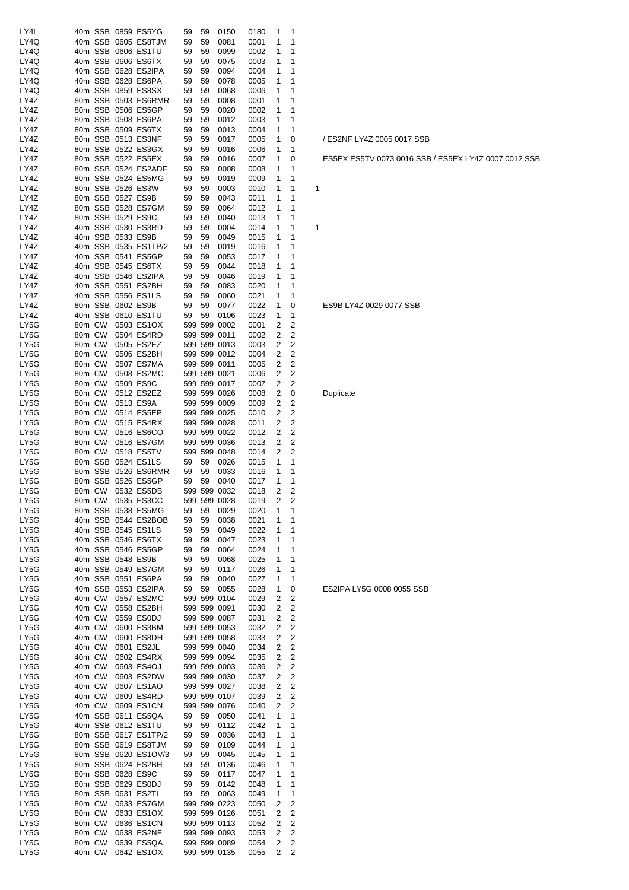| | | | | | | | | | | | | |
|---|---|---|---|---|---|---|---|---|---|---|---|---|
| LY4L | 40m | SSB | 0859 | ES5YG | 59 | 59 | 0150 | 0180 | 1 | 1 | | |
| LY4Q | 40m | SSB | 0605 | ES8TJM | 59 | 59 | 0081 | 0001 | 1 | 1 | | |
| LY4Q | 40m | SSB | 0606 | ES1TU | 59 | 59 | 0099 | 0002 | 1 | 1 | | |
| LY4Q | 40m | SSB | 0606 | ES6TX | 59 | 59 | 0075 | 0003 | 1 | 1 | | |
| LY4Q | 40m | SSB | 0628 | ES2IPA | 59 | 59 | 0094 | 0004 | 1 | 1 | | |
| LY4Q | 40m | SSB | 0628 | ES6PA | 59 | 59 | 0078 | 0005 | 1 | 1 | | |
| LY4Q | 40m | SSB | 0859 | ES8SX | 59 | 59 | 0068 | 0006 | 1 | 1 | | |
| LY4Z | 80m | SSB | 0503 | ES6RMR | 59 | 59 | 0008 | 0001 | 1 | 1 | | |
| LY4Z | 80m | SSB | 0506 | ES5GP | 59 | 59 | 0020 | 0002 | 1 | 1 | | |
| LY4Z | 80m | SSB | 0508 | ES6PA | 59 | 59 | 0012 | 0003 | 1 | 1 | | |
| LY4Z | 80m | SSB | 0509 | ES6TX | 59 | 59 | 0013 | 0004 | 1 | 1 | | |
| LY4Z | 80m | SSB | 0513 | ES3NF | 59 | 59 | 0017 | 0005 | 1 | 0 | | / ES2NF LY4Z 0005 0017 SSB |
| LY4Z | 80m | SSB | 0522 | ES3GX | 59 | 59 | 0016 | 0006 | 1 | 1 | | |
| LY4Z | 80m | SSB | 0522 | ES5EX | 59 | 59 | 0016 | 0007 | 1 | 0 | | ES5EX ES5TV 0073 0016 SSB / ES5EX LY4Z 0007 0012 SSB |
| LY4Z | 80m | SSB | 0524 | ES2ADF | 59 | 59 | 0008 | 0008 | 1 | 1 | | |
| LY4Z | 80m | SSB | 0524 | ES5MG | 59 | 59 | 0019 | 0009 | 1 | 1 | | |
| LY4Z | 80m | SSB | 0526 | ES3W | 59 | 59 | 0003 | 0010 | 1 | 1 | 1 | |
| LY4Z | 80m | SSB | 0527 | ES9B | 59 | 59 | 0043 | 0011 | 1 | 1 | | |
| LY4Z | 80m | SSB | 0528 | ES7GM | 59 | 59 | 0064 | 0012 | 1 | 1 | | |
| LY4Z | 80m | SSB | 0529 | ES9C | 59 | 59 | 0040 | 0013 | 1 | 1 | | |
| LY4Z | 40m | SSB | 0530 | ES3RD | 59 | 59 | 0004 | 0014 | 1 | 1 | 1 | |
| LY4Z | 40m | SSB | 0533 | ES9B | 59 | 59 | 0049 | 0015 | 1 | 1 | | |
| LY4Z | 40m | SSB | 0535 | ES1TP/2 | 59 | 59 | 0019 | 0016 | 1 | 1 | | |
| LY4Z | 40m | SSB | 0541 | ES5GP | 59 | 59 | 0053 | 0017 | 1 | 1 | | |
| LY4Z | 40m | SSB | 0545 | ES6TX | 59 | 59 | 0044 | 0018 | 1 | 1 | | |
| LY4Z | 40m | SSB | 0546 | ES2IPA | 59 | 59 | 0046 | 0019 | 1 | 1 | | |
| LY4Z | 40m | SSB | 0551 | ES2BH | 59 | 59 | 0083 | 0020 | 1 | 1 | | |
| LY4Z | 40m | SSB | 0556 | ES1LS | 59 | 59 | 0060 | 0021 | 1 | 1 | | |
| LY4Z | 80m | SSB | 0602 | ES9B | 59 | 59 | 0077 | 0022 | 1 | 0 | | ES9B LY4Z 0029 0077 SSB |
| LY4Z | 40m | SSB | 0610 | ES1TU | 59 | 59 | 0106 | 0023 | 1 | 1 | | |
| LY5G | 80m | CW | 0503 | ES1OX | 599 | 599 | 0002 | 0001 | 2 | 2 | | |
| LY5G | 80m | CW | 0504 | ES4RD | 599 | 599 | 0011 | 0002 | 2 | 2 | | |
| LY5G | 80m | CW | 0505 | ES2EZ | 599 | 599 | 0013 | 0003 | 2 | 2 | | |
| LY5G | 80m | CW | 0506 | ES2BH | 599 | 599 | 0012 | 0004 | 2 | 2 | | |
| LY5G | 80m | CW | 0507 | ES7MA | 599 | 599 | 0011 | 0005 | 2 | 2 | | |
| LY5G | 80m | CW | 0508 | ES2MC | 599 | 599 | 0021 | 0006 | 2 | 2 | | |
| LY5G | 80m | CW | 0509 | ES9C | 599 | 599 | 0017 | 0007 | 2 | 2 | | |
| LY5G | 80m | CW | 0512 | ES2EZ | 599 | 599 | 0026 | 0008 | 2 | 0 | | Duplicate |
| LY5G | 80m | CW | 0513 | ES9A | 599 | 599 | 0009 | 0009 | 2 | 2 | | |
| LY5G | 80m | CW | 0514 | ES5EP | 599 | 599 | 0025 | 0010 | 2 | 2 | | |
| LY5G | 80m | CW | 0515 | ES4RX | 599 | 599 | 0028 | 0011 | 2 | 2 | | |
| LY5G | 80m | CW | 0516 | ES6CO | 599 | 599 | 0022 | 0012 | 2 | 2 | | |
| LY5G | 80m | CW | 0516 | ES7GM | 599 | 599 | 0036 | 0013 | 2 | 2 | | |
| LY5G | 80m | CW | 0518 | ES5TV | 599 | 599 | 0048 | 0014 | 2 | 2 | | |
| LY5G | 80m | SSB | 0524 | ES1LS | 59 | 59 | 0026 | 0015 | 1 | 1 | | |
| LY5G | 80m | SSB | 0526 | ES6RMR | 59 | 59 | 0033 | 0016 | 1 | 1 | | |
| LY5G | 80m | SSB | 0526 | ES5GP | 59 | 59 | 0040 | 0017 | 1 | 1 | | |
| LY5G | 80m | CW | 0532 | ES5DB | 599 | 599 | 0032 | 0018 | 2 | 2 | | |
| LY5G | 80m | CW | 0535 | ES3CC | 599 | 599 | 0028 | 0019 | 2 | 2 | | |
| LY5G | 80m | SSB | 0538 | ES5MG | 59 | 59 | 0029 | 0020 | 1 | 1 | | |
| LY5G | 40m | SSB | 0544 | ES2BOB | 59 | 59 | 0038 | 0021 | 1 | 1 | | |
| LY5G | 40m | SSB | 0545 | ES1LS | 59 | 59 | 0049 | 0022 | 1 | 1 | | |
| LY5G | 40m | SSB | 0546 | ES6TX | 59 | 59 | 0047 | 0023 | 1 | 1 | | |
| LY5G | 40m | SSB | 0546 | ES5GP | 59 | 59 | 0064 | 0024 | 1 | 1 | | |
| LY5G | 40m | SSB | 0548 | ES9B | 59 | 59 | 0068 | 0025 | 1 | 1 | | |
| LY5G | 40m | SSB | 0549 | ES7GM | 59 | 59 | 0117 | 0026 | 1 | 1 | | |
| LY5G | 40m | SSB | 0551 | ES6PA | 59 | 59 | 0040 | 0027 | 1 | 1 | | |
| LY5G | 40m | SSB | 0553 | ES2IPA | 59 | 59 | 0055 | 0028 | 1 | 0 | | ES2IPA LY5G 0008 0055 SSB |
| LY5G | 40m | CW | 0557 | ES2MC | 599 | 599 | 0104 | 0029 | 2 | 2 | | |
| LY5G | 40m | CW | 0558 | ES2BH | 599 | 599 | 0091 | 0030 | 2 | 2 | | |
| LY5G | 40m | CW | 0559 | ES0DJ | 599 | 599 | 0087 | 0031 | 2 | 2 | | |
| LY5G | 40m | CW | 0600 | ES3BM | 599 | 599 | 0053 | 0032 | 2 | 2 | | |
| LY5G | 40m | CW | 0600 | ES8DH | 599 | 599 | 0058 | 0033 | 2 | 2 | | |
| LY5G | 40m | CW | 0601 | ES2JL | 599 | 599 | 0040 | 0034 | 2 | 2 | | |
| LY5G | 40m | CW | 0602 | ES4RX | 599 | 599 | 0094 | 0035 | 2 | 2 | | |
| LY5G | 40m | CW | 0603 | ES4OJ | 599 | 599 | 0003 | 0036 | 2 | 2 | | |
| LY5G | 40m | CW | 0603 | ES2DW | 599 | 599 | 0030 | 0037 | 2 | 2 | | |
| LY5G | 40m | CW | 0607 | ES1AO | 599 | 599 | 0027 | 0038 | 2 | 2 | | |
| LY5G | 40m | CW | 0609 | ES4RD | 599 | 599 | 0107 | 0039 | 2 | 2 | | |
| LY5G | 40m | CW | 0609 | ES1CN | 599 | 599 | 0076 | 0040 | 2 | 2 | | |
| LY5G | 40m | SSB | 0611 | ES5QA | 59 | 59 | 0050 | 0041 | 1 | 1 | | |
| LY5G | 40m | SSB | 0612 | ES1TU | 59 | 59 | 0112 | 0042 | 1 | 1 | | |
| LY5G | 80m | SSB | 0617 | ES1TP/2 | 59 | 59 | 0036 | 0043 | 1 | 1 | | |
| LY5G | 80m | SSB | 0619 | ES8TJM | 59 | 59 | 0109 | 0044 | 1 | 1 | | |
| LY5G | 80m | SSB | 0620 | ES1OV/3 | 59 | 59 | 0045 | 0045 | 1 | 1 | | |
| LY5G | 80m | SSB | 0624 | ES2BH | 59 | 59 | 0136 | 0046 | 1 | 1 | | |
| LY5G | 80m | SSB | 0628 | ES9C | 59 | 59 | 0117 | 0047 | 1 | 1 | | |
| LY5G | 80m | SSB | 0629 | ES0DJ | 59 | 59 | 0142 | 0048 | 1 | 1 | | |
| LY5G | 80m | SSB | 0631 | ES2TI | 59 | 59 | 0063 | 0049 | 1 | 1 | | |
| LY5G | 80m | CW | 0633 | ES7GM | 599 | 599 | 0223 | 0050 | 2 | 2 | | |
| LY5G | 80m | CW | 0633 | ES1OX | 599 | 599 | 0126 | 0051 | 2 | 2 | | |
| LY5G | 80m | CW | 0636 | ES1CN | 599 | 599 | 0113 | 0052 | 2 | 2 | | |
| LY5G | 80m | CW | 0638 | ES2NF | 599 | 599 | 0093 | 0053 | 2 | 2 | | |
| LY5G | 80m | CW | 0639 | ES5QA | 599 | 599 | 0089 | 0054 | 2 | 2 | | |
| LY5G | 40m | CW | 0642 | ES1OX | 599 | 599 | 0135 | 0055 | 2 | 2 | | |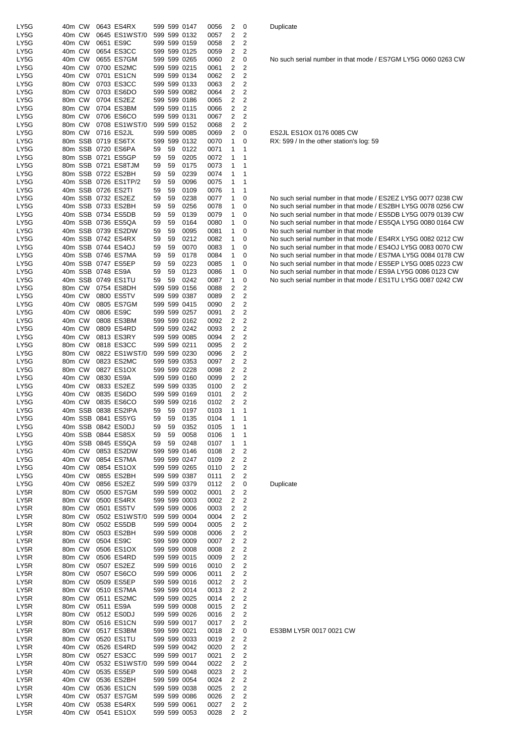| | | | | | | | | | | | |
|---|---|---|---|---|---|---|---|---|---|---|---|
| LY5G | 40m | CW | 0643 | ES4RX | 599 | 599 | 0147 | 0056 | 2 | 0 | Duplicate |
| LY5G | 40m | CW | 0645 | ES1WST/0 | 599 | 599 | 0132 | 0057 | 2 | 2 | |
| LY5G | 40m | CW | 0651 | ES9C | 599 | 599 | 0159 | 0058 | 2 | 2 | |
| LY5G | 40m | CW | 0654 | ES3CC | 599 | 599 | 0125 | 0059 | 2 | 2 | |
| LY5G | 40m | CW | 0655 | ES7GM | 599 | 599 | 0265 | 0060 | 2 | 0 | No such serial number in that mode / ES7GM LY5G 0060 0263 CW |
| LY5G | 40m | CW | 0700 | ES2MC | 599 | 599 | 0215 | 0061 | 2 | 2 | |
| LY5G | 40m | CW | 0701 | ES1CN | 599 | 599 | 0134 | 0062 | 2 | 2 | |
| LY5G | 80m | CW | 0703 | ES3CC | 599 | 599 | 0133 | 0063 | 2 | 2 | |
| LY5G | 80m | CW | 0703 | ES6DO | 599 | 599 | 0082 | 0064 | 2 | 2 | |
| LY5G | 80m | CW | 0704 | ES2EZ | 599 | 599 | 0186 | 0065 | 2 | 2 | |
| LY5G | 80m | CW | 0704 | ES3BM | 599 | 599 | 0115 | 0066 | 2 | 2 | |
| LY5G | 80m | CW | 0706 | ES6CO | 599 | 599 | 0131 | 0067 | 2 | 2 | |
| LY5G | 80m | CW | 0708 | ES1WST/0 | 599 | 599 | 0152 | 0068 | 2 | 2 | |
| LY5G | 80m | CW | 0716 | ES2JL | 599 | 599 | 0085 | 0069 | 2 | 0 | ES2JL ES1OX 0176 0085 CW |
| LY5G | 80m | SSB | 0719 | ES6TX | 599 | 599 | 0132 | 0070 | 1 | 0 | RX: 599 / In the other station's log: 59 |
| LY5G | 80m | SSB | 0720 | ES6PA | 59 | 59 | 0122 | 0071 | 1 | 1 | |
| LY5G | 80m | SSB | 0721 | ES5GP | 59 | 59 | 0205 | 0072 | 1 | 1 | |
| LY5G | 80m | SSB | 0721 | ES8TJM | 59 | 59 | 0175 | 0073 | 1 | 1 | |
| LY5G | 80m | SSB | 0722 | ES2BH | 59 | 59 | 0239 | 0074 | 1 | 1 | |
| LY5G | 40m | SSB | 0726 | ES1TP/2 | 59 | 59 | 0096 | 0075 | 1 | 1 | |
| LY5G | 40m | SSB | 0726 | ES2TI | 59 | 59 | 0109 | 0076 | 1 | 1 | |
| LY5G | 40m | SSB | 0732 | ES2EZ | 59 | 59 | 0238 | 0077 | 1 | 0 | No such serial number in that mode / ES2EZ LY5G 0077 0238 CW |
| LY5G | 40m | SSB | 0733 | ES2BH | 59 | 59 | 0256 | 0078 | 1 | 0 | No such serial number in that mode / ES2BH LY5G 0078 0256 CW |
| LY5G | 40m | SSB | 0734 | ES5DB | 59 | 59 | 0139 | 0079 | 1 | 0 | No such serial number in that mode / ES5DB LY5G 0079 0139 CW |
| LY5G | 40m | SSB | 0736 | ES5QA | 59 | 59 | 0164 | 0080 | 1 | 0 | No such serial number in that mode / ES5QA LY5G 0080 0164 CW |
| LY5G | 40m | SSB | 0739 | ES2DW | 59 | 59 | 0095 | 0081 | 1 | 0 | No such serial number in that mode |
| LY5G | 40m | SSB | 0742 | ES4RX | 59 | 59 | 0212 | 0082 | 1 | 0 | No such serial number in that mode / ES4RX LY5G 0082 0212 CW |
| LY5G | 40m | SSB | 0744 | ES4OJ | 59 | 59 | 0070 | 0083 | 1 | 0 | No such serial number in that mode / ES4OJ LY5G 0083 0070 CW |
| LY5G | 40m | SSB | 0746 | ES7MA | 59 | 59 | 0178 | 0084 | 1 | 0 | No such serial number in that mode / ES7MA LY5G 0084 0178 CW |
| LY5G | 40m | SSB | 0747 | ES5EP | 59 | 59 | 0223 | 0085 | 1 | 0 | No such serial number in that mode / ES5EP LY5G 0085 0223 CW |
| LY5G | 40m | SSB | 0748 | ES9A | 59 | 59 | 0123 | 0086 | 1 | 0 | No such serial number in that mode / ES9A LY5G 0086 0123 CW |
| LY5G | 40m | SSB | 0749 | ES1TU | 59 | 59 | 0242 | 0087 | 1 | 0 | No such serial number in that mode / ES1TU LY5G 0087 0242 CW |
| LY5G | 80m | CW | 0754 | ES8DH | 599 | 599 | 0156 | 0088 | 2 | 2 | |
| LY5G | 40m | CW | 0800 | ES5TV | 599 | 599 | 0387 | 0089 | 2 | 2 | |
| LY5G | 40m | CW | 0805 | ES7GM | 599 | 599 | 0415 | 0090 | 2 | 2 | |
| LY5G | 40m | CW | 0806 | ES9C | 599 | 599 | 0257 | 0091 | 2 | 2 | |
| LY5G | 40m | CW | 0808 | ES3BM | 599 | 599 | 0162 | 0092 | 2 | 2 | |
| LY5G | 40m | CW | 0809 | ES4RD | 599 | 599 | 0242 | 0093 | 2 | 2 | |
| LY5G | 40m | CW | 0813 | ES3RY | 599 | 599 | 0085 | 0094 | 2 | 2 | |
| LY5G | 80m | CW | 0818 | ES3CC | 599 | 599 | 0211 | 0095 | 2 | 2 | |
| LY5G | 80m | CW | 0822 | ES1WST/0 | 599 | 599 | 0230 | 0096 | 2 | 2 | |
| LY5G | 80m | CW | 0823 | ES2MC | 599 | 599 | 0353 | 0097 | 2 | 2 | |
| LY5G | 80m | CW | 0827 | ES1OX | 599 | 599 | 0228 | 0098 | 2 | 2 | |
| LY5G | 40m | CW | 0830 | ES9A | 599 | 599 | 0160 | 0099 | 2 | 2 | |
| LY5G | 40m | CW | 0833 | ES2EZ | 599 | 599 | 0335 | 0100 | 2 | 2 | |
| LY5G | 40m | CW | 0835 | ES6DO | 599 | 599 | 0169 | 0101 | 2 | 2 | |
| LY5G | 40m | CW | 0835 | ES6CO | 599 | 599 | 0216 | 0102 | 2 | 2 | |
| LY5G | 40m | SSB | 0838 | ES2IPA | 59 | 59 | 0197 | 0103 | 1 | 1 | |
| LY5G | 40m | SSB | 0841 | ES5YG | 59 | 59 | 0135 | 0104 | 1 | 1 | |
| LY5G | 40m | SSB | 0842 | ES0DJ | 59 | 59 | 0352 | 0105 | 1 | 1 | |
| LY5G | 40m | SSB | 0844 | ES8SX | 59 | 59 | 0058 | 0106 | 1 | 1 | |
| LY5G | 40m | SSB | 0845 | ES5QA | 59 | 59 | 0248 | 0107 | 1 | 1 | |
| LY5G | 40m | CW | 0853 | ES2DW | 599 | 599 | 0146 | 0108 | 2 | 2 | |
| LY5G | 40m | CW | 0854 | ES7MA | 599 | 599 | 0247 | 0109 | 2 | 2 | |
| LY5G | 40m | CW | 0854 | ES1OX | 599 | 599 | 0265 | 0110 | 2 | 2 | |
| LY5G | 40m | CW | 0855 | ES2BH | 599 | 599 | 0387 | 0111 | 2 | 2 | |
| LY5G | 40m | CW | 0856 | ES2EZ | 599 | 599 | 0379 | 0112 | 2 | 0 | Duplicate |
| LY5R | 80m | CW | 0500 | ES7GM | 599 | 599 | 0002 | 0001 | 2 | 2 | |
| LY5R | 80m | CW | 0500 | ES4RX | 599 | 599 | 0003 | 0002 | 2 | 2 | |
| LY5R | 80m | CW | 0501 | ES5TV | 599 | 599 | 0006 | 0003 | 2 | 2 | |
| LY5R | 80m | CW | 0502 | ES1WST/0 | 599 | 599 | 0004 | 0004 | 2 | 2 | |
| LY5R | 80m | CW | 0502 | ES5DB | 599 | 599 | 0004 | 0005 | 2 | 2 | |
| LY5R | 80m | CW | 0503 | ES2BH | 599 | 599 | 0008 | 0006 | 2 | 2 | |
| LY5R | 80m | CW | 0504 | ES9C | 599 | 599 | 0009 | 0007 | 2 | 2 | |
| LY5R | 80m | CW | 0506 | ES1OX | 599 | 599 | 0008 | 0008 | 2 | 2 | |
| LY5R | 80m | CW | 0506 | ES4RD | 599 | 599 | 0015 | 0009 | 2 | 2 | |
| LY5R | 80m | CW | 0507 | ES2EZ | 599 | 599 | 0016 | 0010 | 2 | 2 | |
| LY5R | 80m | CW | 0507 | ES6CO | 599 | 599 | 0006 | 0011 | 2 | 2 | |
| LY5R | 80m | CW | 0509 | ES5EP | 599 | 599 | 0016 | 0012 | 2 | 2 | |
| LY5R | 80m | CW | 0510 | ES7MA | 599 | 599 | 0014 | 0013 | 2 | 2 | |
| LY5R | 80m | CW | 0511 | ES2MC | 599 | 599 | 0025 | 0014 | 2 | 2 | |
| LY5R | 80m | CW | 0511 | ES9A | 599 | 599 | 0008 | 0015 | 2 | 2 | |
| LY5R | 80m | CW | 0512 | ES0DJ | 599 | 599 | 0026 | 0016 | 2 | 2 | |
| LY5R | 80m | CW | 0516 | ES1CN | 599 | 599 | 0017 | 0017 | 2 | 2 | |
| LY5R | 80m | CW | 0517 | ES3BM | 599 | 599 | 0021 | 0018 | 2 | 0 | ES3BM LY5R 0017 0021 CW |
| LY5R | 80m | CW | 0520 | ES1TU | 599 | 599 | 0033 | 0019 | 2 | 2 | |
| LY5R | 40m | CW | 0526 | ES4RD | 599 | 599 | 0042 | 0020 | 2 | 2 | |
| LY5R | 80m | CW | 0527 | ES3CC | 599 | 599 | 0017 | 0021 | 2 | 2 | |
| LY5R | 40m | CW | 0532 | ES1WST/0 | 599 | 599 | 0044 | 0022 | 2 | 2 | |
| LY5R | 40m | CW | 0535 | ES5EP | 599 | 599 | 0048 | 0023 | 2 | 2 | |
| LY5R | 40m | CW | 0536 | ES2BH | 599 | 599 | 0054 | 0024 | 2 | 2 | |
| LY5R | 40m | CW | 0536 | ES1CN | 599 | 599 | 0038 | 0025 | 2 | 2 | |
| LY5R | 40m | CW | 0537 | ES7GM | 599 | 599 | 0086 | 0026 | 2 | 2 | |
| LY5R | 40m | CW | 0538 | ES4RX | 599 | 599 | 0061 | 0027 | 2 | 2 | |
| LY5R | 40m | CW | 0541 | ES1OX | 599 | 599 | 0053 | 0028 | 2 | 2 | |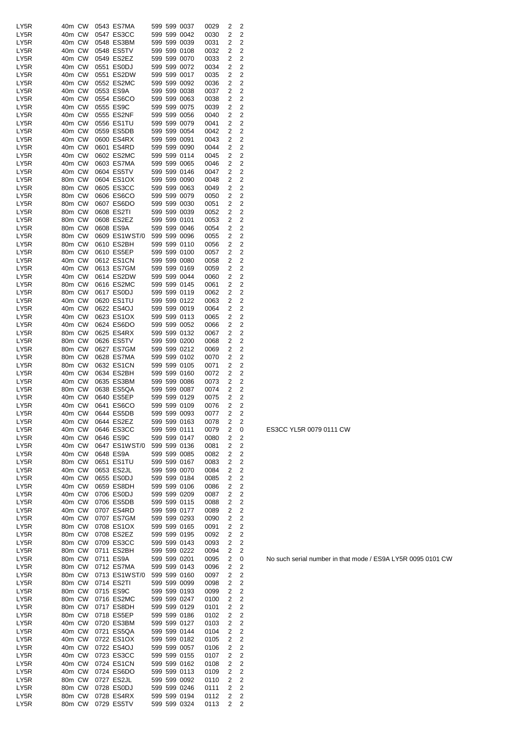| | | | | | | | | | | | | |
|---|---|---|---|---|---|---|---|---|---|---|---|---|
| LY5R | 40m | CW | 0543 | ES7MA | 599 | 599 | 0037 | 0029 | 2 | 2 | |
| LY5R | 40m | CW | 0547 | ES3CC | 599 | 599 | 0042 | 0030 | 2 | 2 | |
| LY5R | 40m | CW | 0548 | ES3BM | 599 | 599 | 0039 | 0031 | 2 | 2 | |
| LY5R | 40m | CW | 0548 | ES5TV | 599 | 599 | 0108 | 0032 | 2 | 2 | |
| LY5R | 40m | CW | 0549 | ES2EZ | 599 | 599 | 0070 | 0033 | 2 | 2 | |
| LY5R | 40m | CW | 0551 | ES0DJ | 599 | 599 | 0072 | 0034 | 2 | 2 | |
| LY5R | 40m | CW | 0551 | ES2DW | 599 | 599 | 0017 | 0035 | 2 | 2 | |
| LY5R | 40m | CW | 0552 | ES2MC | 599 | 599 | 0092 | 0036 | 2 | 2 | |
| LY5R | 40m | CW | 0553 | ES9A | 599 | 599 | 0038 | 0037 | 2 | 2 | |
| LY5R | 40m | CW | 0554 | ES6CO | 599 | 599 | 0063 | 0038 | 2 | 2 | |
| LY5R | 40m | CW | 0555 | ES9C | 599 | 599 | 0075 | 0039 | 2 | 2 | |
| LY5R | 40m | CW | 0555 | ES2NF | 599 | 599 | 0056 | 0040 | 2 | 2 | |
| LY5R | 40m | CW | 0556 | ES1TU | 599 | 599 | 0079 | 0041 | 2 | 2 | |
| LY5R | 40m | CW | 0559 | ES5DB | 599 | 599 | 0054 | 0042 | 2 | 2 | |
| LY5R | 40m | CW | 0600 | ES4RX | 599 | 599 | 0091 | 0043 | 2 | 2 | |
| LY5R | 40m | CW | 0601 | ES4RD | 599 | 599 | 0090 | 0044 | 2 | 2 | |
| LY5R | 40m | CW | 0602 | ES2MC | 599 | 599 | 0114 | 0045 | 2 | 2 | |
| LY5R | 40m | CW | 0603 | ES7MA | 599 | 599 | 0065 | 0046 | 2 | 2 | |
| LY5R | 40m | CW | 0604 | ES5TV | 599 | 599 | 0146 | 0047 | 2 | 2 | |
| LY5R | 80m | CW | 0604 | ES1OX | 599 | 599 | 0090 | 0048 | 2 | 2 | |
| LY5R | 80m | CW | 0605 | ES3CC | 599 | 599 | 0063 | 0049 | 2 | 2 | |
| LY5R | 80m | CW | 0606 | ES6CO | 599 | 599 | 0079 | 0050 | 2 | 2 | |
| LY5R | 80m | CW | 0607 | ES6DO | 599 | 599 | 0030 | 0051 | 2 | 2 | |
| LY5R | 80m | CW | 0608 | ES2TI | 599 | 599 | 0039 | 0052 | 2 | 2 | |
| LY5R | 80m | CW | 0608 | ES2EZ | 599 | 599 | 0101 | 0053 | 2 | 2 | |
| LY5R | 80m | CW | 0608 | ES9A | 599 | 599 | 0046 | 0054 | 2 | 2 | |
| LY5R | 80m | CW | 0609 | ES1WST/0 | 599 | 599 | 0096 | 0055 | 2 | 2 | |
| LY5R | 80m | CW | 0610 | ES2BH | 599 | 599 | 0110 | 0056 | 2 | 2 | |
| LY5R | 80m | CW | 0610 | ES5EP | 599 | 599 | 0100 | 0057 | 2 | 2 | |
| LY5R | 40m | CW | 0612 | ES1CN | 599 | 599 | 0080 | 0058 | 2 | 2 | |
| LY5R | 40m | CW | 0613 | ES7GM | 599 | 599 | 0169 | 0059 | 2 | 2 | |
| LY5R | 40m | CW | 0614 | ES2DW | 599 | 599 | 0044 | 0060 | 2 | 2 | |
| LY5R | 80m | CW | 0616 | ES2MC | 599 | 599 | 0145 | 0061 | 2 | 2 | |
| LY5R | 80m | CW | 0617 | ES0DJ | 599 | 599 | 0119 | 0062 | 2 | 2 | |
| LY5R | 40m | CW | 0620 | ES1TU | 599 | 599 | 0122 | 0063 | 2 | 2 | |
| LY5R | 40m | CW | 0622 | ES4OJ | 599 | 599 | 0019 | 0064 | 2 | 2 | |
| LY5R | 40m | CW | 0623 | ES1OX | 599 | 599 | 0113 | 0065 | 2 | 2 | |
| LY5R | 40m | CW | 0624 | ES6DO | 599 | 599 | 0052 | 0066 | 2 | 2 | |
| LY5R | 80m | CW | 0625 | ES4RX | 599 | 599 | 0132 | 0067 | 2 | 2 | |
| LY5R | 80m | CW | 0626 | ES5TV | 599 | 599 | 0200 | 0068 | 2 | 2 | |
| LY5R | 80m | CW | 0627 | ES7GM | 599 | 599 | 0212 | 0069 | 2 | 2 | |
| LY5R | 80m | CW | 0628 | ES7MA | 599 | 599 | 0102 | 0070 | 2 | 2 | |
| LY5R | 80m | CW | 0632 | ES1CN | 599 | 599 | 0105 | 0071 | 2 | 2 | |
| LY5R | 40m | CW | 0634 | ES2BH | 599 | 599 | 0160 | 0072 | 2 | 2 | |
| LY5R | 40m | CW | 0635 | ES3BM | 599 | 599 | 0086 | 0073 | 2 | 2 | |
| LY5R | 80m | CW | 0638 | ES5QA | 599 | 599 | 0087 | 0074 | 2 | 2 | |
| LY5R | 40m | CW | 0640 | ES5EP | 599 | 599 | 0129 | 0075 | 2 | 2 | |
| LY5R | 40m | CW | 0641 | ES6CO | 599 | 599 | 0109 | 0076 | 2 | 2 | |
| LY5R | 40m | CW | 0644 | ES5DB | 599 | 599 | 0093 | 0077 | 2 | 2 | |
| LY5R | 40m | CW | 0644 | ES2EZ | 599 | 599 | 0163 | 0078 | 2 | 2 | |
| LY5R | 40m | CW | 0646 | ES3CC | 599 | 599 | 0111 | 0079 | 2 | 0 | ES3CC YL5R 0079 0111 CW |
| LY5R | 40m | CW | 0646 | ES9C | 599 | 599 | 0147 | 0080 | 2 | 2 | |
| LY5R | 40m | CW | 0647 | ES1WST/0 | 599 | 599 | 0136 | 0081 | 2 | 2 | |
| LY5R | 40m | CW | 0648 | ES9A | 599 | 599 | 0085 | 0082 | 2 | 2 | |
| LY5R | 80m | CW | 0651 | ES1TU | 599 | 599 | 0167 | 0083 | 2 | 2 | |
| LY5R | 40m | CW | 0653 | ES2JL | 599 | 599 | 0070 | 0084 | 2 | 2 | |
| LY5R | 40m | CW | 0655 | ES0DJ | 599 | 599 | 0184 | 0085 | 2 | 2 | |
| LY5R | 40m | CW | 0659 | ES8DH | 599 | 599 | 0106 | 0086 | 2 | 2 | |
| LY5R | 40m | CW | 0706 | ES0DJ | 599 | 599 | 0209 | 0087 | 2 | 2 | |
| LY5R | 40m | CW | 0706 | ES5DB | 599 | 599 | 0115 | 0088 | 2 | 2 | |
| LY5R | 40m | CW | 0707 | ES4RD | 599 | 599 | 0177 | 0089 | 2 | 2 | |
| LY5R | 40m | CW | 0707 | ES7GM | 599 | 599 | 0293 | 0090 | 2 | 2 | |
| LY5R | 80m | CW | 0708 | ES1OX | 599 | 599 | 0165 | 0091 | 2 | 2 | |
| LY5R | 80m | CW | 0708 | ES2EZ | 599 | 599 | 0195 | 0092 | 2 | 2 | |
| LY5R | 80m | CW | 0709 | ES3CC | 599 | 599 | 0143 | 0093 | 2 | 2 | |
| LY5R | 80m | CW | 0711 | ES2BH | 599 | 599 | 0222 | 0094 | 2 | 2 | |
| LY5R | 80m | CW | 0711 | ES9A | 599 | 599 | 0201 | 0095 | 2 | 0 | No such serial number in that mode / ES9A LY5R 0095 0101 CW |
| LY5R | 80m | CW | 0712 | ES7MA | 599 | 599 | 0143 | 0096 | 2 | 2 | |
| LY5R | 80m | CW | 0713 | ES1WST/0 | 599 | 599 | 0160 | 0097 | 2 | 2 | |
| LY5R | 80m | CW | 0714 | ES2TI | 599 | 599 | 0099 | 0098 | 2 | 2 | |
| LY5R | 80m | CW | 0715 | ES9C | 599 | 599 | 0193 | 0099 | 2 | 2 | |
| LY5R | 80m | CW | 0716 | ES2MC | 599 | 599 | 0247 | 0100 | 2 | 2 | |
| LY5R | 80m | CW | 0717 | ES8DH | 599 | 599 | 0129 | 0101 | 2 | 2 | |
| LY5R | 80m | CW | 0718 | ES5EP | 599 | 599 | 0186 | 0102 | 2 | 2 | |
| LY5R | 40m | CW | 0720 | ES3BM | 599 | 599 | 0127 | 0103 | 2 | 2 | |
| LY5R | 40m | CW | 0721 | ES5QA | 599 | 599 | 0144 | 0104 | 2 | 2 | |
| LY5R | 40m | CW | 0722 | ES1OX | 599 | 599 | 0182 | 0105 | 2 | 2 | |
| LY5R | 40m | CW | 0722 | ES4OJ | 599 | 599 | 0057 | 0106 | 2 | 2 | |
| LY5R | 40m | CW | 0723 | ES3CC | 599 | 599 | 0155 | 0107 | 2 | 2 | |
| LY5R | 40m | CW | 0724 | ES1CN | 599 | 599 | 0162 | 0108 | 2 | 2 | |
| LY5R | 40m | CW | 0724 | ES6DO | 599 | 599 | 0113 | 0109 | 2 | 2 | |
| LY5R | 80m | CW | 0727 | ES2JL | 599 | 599 | 0092 | 0110 | 2 | 2 | |
| LY5R | 80m | CW | 0728 | ES0DJ | 599 | 599 | 0246 | 0111 | 2 | 2 | |
| LY5R | 80m | CW | 0728 | ES4RX | 599 | 599 | 0194 | 0112 | 2 | 2 | |
| LY5R | 80m | CW | 0729 | ES5TV | 599 | 599 | 0324 | 0113 | 2 | 2 | |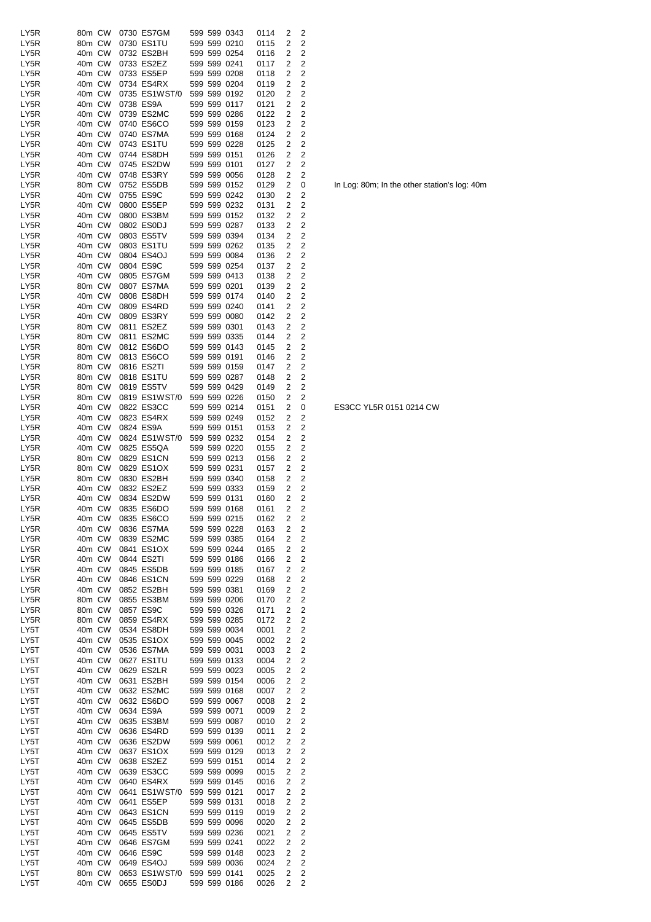| | | | | | | | | | | | | |
|---|---|---|---|---|---|---|---|---|---|---|---|---|
| LY5R | 80m | CW | 0730 | ES7GM | 599 | 599 | 0343 | 0114 | 2 | 2 | |
| LY5R | 80m | CW | 0730 | ES1TU | 599 | 599 | 0210 | 0115 | 2 | 2 | |
| LY5R | 40m | CW | 0732 | ES2BH | 599 | 599 | 0254 | 0116 | 2 | 2 | |
| LY5R | 40m | CW | 0733 | ES2EZ | 599 | 599 | 0241 | 0117 | 2 | 2 | |
| LY5R | 40m | CW | 0733 | ES5EP | 599 | 599 | 0208 | 0118 | 2 | 2 | |
| LY5R | 40m | CW | 0734 | ES4RX | 599 | 599 | 0204 | 0119 | 2 | 2 | |
| LY5R | 40m | CW | 0735 | ES1WST/0 | 599 | 599 | 0192 | 0120 | 2 | 2 | |
| LY5R | 40m | CW | 0738 | ES9A | 599 | 599 | 0117 | 0121 | 2 | 2 | |
| LY5R | 40m | CW | 0739 | ES2MC | 599 | 599 | 0286 | 0122 | 2 | 2 | |
| LY5R | 40m | CW | 0740 | ES6CO | 599 | 599 | 0159 | 0123 | 2 | 2 | |
| LY5R | 40m | CW | 0740 | ES7MA | 599 | 599 | 0168 | 0124 | 2 | 2 | |
| LY5R | 40m | CW | 0743 | ES1TU | 599 | 599 | 0228 | 0125 | 2 | 2 | |
| LY5R | 40m | CW | 0744 | ES8DH | 599 | 599 | 0151 | 0126 | 2 | 2 | |
| LY5R | 40m | CW | 0745 | ES2DW | 599 | 599 | 0101 | 0127 | 2 | 2 | |
| LY5R | 40m | CW | 0748 | ES3RY | 599 | 599 | 0056 | 0128 | 2 | 2 | |
| LY5R | 80m | CW | 0752 | ES5DB | 599 | 599 | 0152 | 0129 | 2 | 0 | In Log: 80m; In the other station's log: 40m |
| LY5R | 40m | CW | 0755 | ES9C | 599 | 599 | 0242 | 0130 | 2 | 2 | |
| LY5R | 40m | CW | 0800 | ES5EP | 599 | 599 | 0232 | 0131 | 2 | 2 | |
| LY5R | 40m | CW | 0800 | ES3BM | 599 | 599 | 0152 | 0132 | 2 | 2 | |
| LY5R | 40m | CW | 0802 | ES0DJ | 599 | 599 | 0287 | 0133 | 2 | 2 | |
| LY5R | 40m | CW | 0803 | ES5TV | 599 | 599 | 0394 | 0134 | 2 | 2 | |
| LY5R | 40m | CW | 0803 | ES1TU | 599 | 599 | 0262 | 0135 | 2 | 2 | |
| LY5R | 40m | CW | 0804 | ES4OJ | 599 | 599 | 0084 | 0136 | 2 | 2 | |
| LY5R | 40m | CW | 0804 | ES9C | 599 | 599 | 0254 | 0137 | 2 | 2 | |
| LY5R | 40m | CW | 0805 | ES7GM | 599 | 599 | 0413 | 0138 | 2 | 2 | |
| LY5R | 80m | CW | 0807 | ES7MA | 599 | 599 | 0201 | 0139 | 2 | 2 | |
| LY5R | 40m | CW | 0808 | ES8DH | 599 | 599 | 0174 | 0140 | 2 | 2 | |
| LY5R | 40m | CW | 0809 | ES4RD | 599 | 599 | 0240 | 0141 | 2 | 2 | |
| LY5R | 40m | CW | 0809 | ES3RY | 599 | 599 | 0080 | 0142 | 2 | 2 | |
| LY5R | 80m | CW | 0811 | ES2EZ | 599 | 599 | 0301 | 0143 | 2 | 2 | |
| LY5R | 80m | CW | 0811 | ES2MC | 599 | 599 | 0335 | 0144 | 2 | 2 | |
| LY5R | 80m | CW | 0812 | ES6DO | 599 | 599 | 0143 | 0145 | 2 | 2 | |
| LY5R | 80m | CW | 0813 | ES6CO | 599 | 599 | 0191 | 0146 | 2 | 2 | |
| LY5R | 80m | CW | 0816 | ES2TI | 599 | 599 | 0159 | 0147 | 2 | 2 | |
| LY5R | 80m | CW | 0818 | ES1TU | 599 | 599 | 0287 | 0148 | 2 | 2 | |
| LY5R | 80m | CW | 0819 | ES5TV | 599 | 599 | 0429 | 0149 | 2 | 2 | |
| LY5R | 80m | CW | 0819 | ES1WST/0 | 599 | 599 | 0226 | 0150 | 2 | 2 | |
| LY5R | 40m | CW | 0822 | ES3CC | 599 | 599 | 0214 | 0151 | 2 | 0 | ES3CC YL5R 0151 0214 CW |
| LY5R | 40m | CW | 0823 | ES4RX | 599 | 599 | 0249 | 0152 | 2 | 2 | |
| LY5R | 40m | CW | 0824 | ES9A | 599 | 599 | 0151 | 0153 | 2 | 2 | |
| LY5R | 40m | CW | 0824 | ES1WST/0 | 599 | 599 | 0232 | 0154 | 2 | 2 | |
| LY5R | 40m | CW | 0825 | ES5QA | 599 | 599 | 0220 | 0155 | 2 | 2 | |
| LY5R | 80m | CW | 0829 | ES1CN | 599 | 599 | 0213 | 0156 | 2 | 2 | |
| LY5R | 80m | CW | 0829 | ES1OX | 599 | 599 | 0231 | 0157 | 2 | 2 | |
| LY5R | 80m | CW | 0830 | ES2BH | 599 | 599 | 0340 | 0158 | 2 | 2 | |
| LY5R | 40m | CW | 0832 | ES2EZ | 599 | 599 | 0333 | 0159 | 2 | 2 | |
| LY5R | 40m | CW | 0834 | ES2DW | 599 | 599 | 0131 | 0160 | 2 | 2 | |
| LY5R | 40m | CW | 0835 | ES6DO | 599 | 599 | 0168 | 0161 | 2 | 2 | |
| LY5R | 40m | CW | 0835 | ES6CO | 599 | 599 | 0215 | 0162 | 2 | 2 | |
| LY5R | 40m | CW | 0836 | ES7MA | 599 | 599 | 0228 | 0163 | 2 | 2 | |
| LY5R | 40m | CW | 0839 | ES2MC | 599 | 599 | 0385 | 0164 | 2 | 2 | |
| LY5R | 40m | CW | 0841 | ES1OX | 599 | 599 | 0244 | 0165 | 2 | 2 | |
| LY5R | 40m | CW | 0844 | ES2TI | 599 | 599 | 0186 | 0166 | 2 | 2 | |
| LY5R | 40m | CW | 0845 | ES5DB | 599 | 599 | 0185 | 0167 | 2 | 2 | |
| LY5R | 40m | CW | 0846 | ES1CN | 599 | 599 | 0229 | 0168 | 2 | 2 | |
| LY5R | 40m | CW | 0852 | ES2BH | 599 | 599 | 0381 | 0169 | 2 | 2 | |
| LY5R | 80m | CW | 0855 | ES3BM | 599 | 599 | 0206 | 0170 | 2 | 2 | |
| LY5R | 80m | CW | 0857 | ES9C | 599 | 599 | 0326 | 0171 | 2 | 2 | |
| LY5R | 80m | CW | 0859 | ES4RX | 599 | 599 | 0285 | 0172 | 2 | 2 | |
| LY5T | 40m | CW | 0534 | ES8DH | 599 | 599 | 0034 | 0001 | 2 | 2 | |
| LY5T | 40m | CW | 0535 | ES1OX | 599 | 599 | 0045 | 0002 | 2 | 2 | |
| LY5T | 40m | CW | 0536 | ES7MA | 599 | 599 | 0031 | 0003 | 2 | 2 | |
| LY5T | 40m | CW | 0627 | ES1TU | 599 | 599 | 0133 | 0004 | 2 | 2 | |
| LY5T | 40m | CW | 0629 | ES2LR | 599 | 599 | 0023 | 0005 | 2 | 2 | |
| LY5T | 40m | CW | 0631 | ES2BH | 599 | 599 | 0154 | 0006 | 2 | 2 | |
| LY5T | 40m | CW | 0632 | ES2MC | 599 | 599 | 0168 | 0007 | 2 | 2 | |
| LY5T | 40m | CW | 0632 | ES6DO | 599 | 599 | 0067 | 0008 | 2 | 2 | |
| LY5T | 40m | CW | 0634 | ES9A | 599 | 599 | 0071 | 0009 | 2 | 2 | |
| LY5T | 40m | CW | 0635 | ES3BM | 599 | 599 | 0087 | 0010 | 2 | 2 | |
| LY5T | 40m | CW | 0636 | ES4RD | 599 | 599 | 0139 | 0011 | 2 | 2 | |
| LY5T | 40m | CW | 0636 | ES2DW | 599 | 599 | 0061 | 0012 | 2 | 2 | |
| LY5T | 40m | CW | 0637 | ES1OX | 599 | 599 | 0129 | 0013 | 2 | 2 | |
| LY5T | 40m | CW | 0638 | ES2EZ | 599 | 599 | 0151 | 0014 | 2 | 2 | |
| LY5T | 40m | CW | 0639 | ES3CC | 599 | 599 | 0099 | 0015 | 2 | 2 | |
| LY5T | 40m | CW | 0640 | ES4RX | 599 | 599 | 0145 | 0016 | 2 | 2 | |
| LY5T | 40m | CW | 0641 | ES1WST/0 | 599 | 599 | 0121 | 0017 | 2 | 2 | |
| LY5T | 40m | CW | 0641 | ES5EP | 599 | 599 | 0131 | 0018 | 2 | 2 | |
| LY5T | 40m | CW | 0643 | ES1CN | 599 | 599 | 0119 | 0019 | 2 | 2 | |
| LY5T | 40m | CW | 0645 | ES5DB | 599 | 599 | 0096 | 0020 | 2 | 2 | |
| LY5T | 40m | CW | 0645 | ES5TV | 599 | 599 | 0236 | 0021 | 2 | 2 | |
| LY5T | 40m | CW | 0646 | ES7GM | 599 | 599 | 0241 | 0022 | 2 | 2 | |
| LY5T | 40m | CW | 0646 | ES9C | 599 | 599 | 0148 | 0023 | 2 | 2 | |
| LY5T | 40m | CW | 0649 | ES4OJ | 599 | 599 | 0036 | 0024 | 2 | 2 | |
| LY5T | 80m | CW | 0653 | ES1WST/0 | 599 | 599 | 0141 | 0025 | 2 | 2 | |
| LY5T | 40m | CW | 0655 | ES0DJ | 599 | 599 | 0186 | 0026 | 2 | 2 | |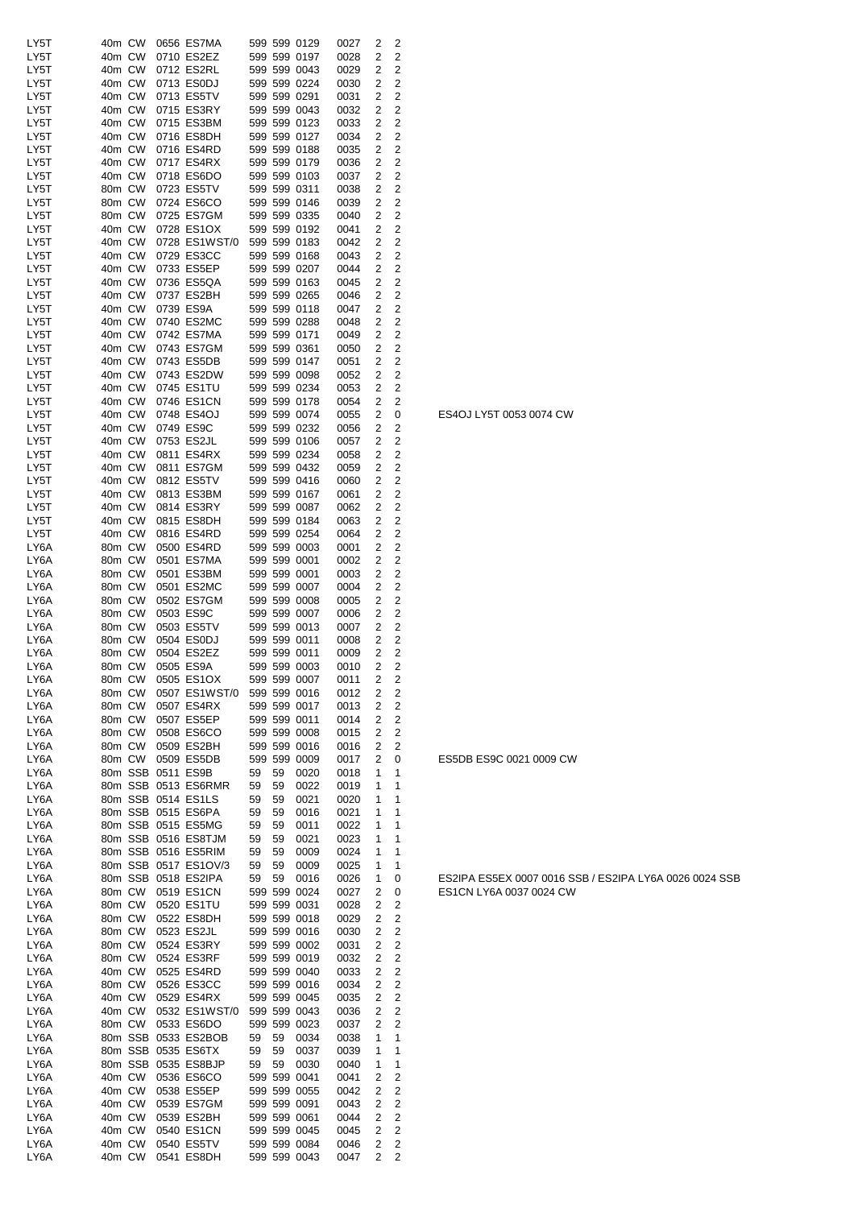| | | | | | | | | | | | |
|---|---|---|---|---|---|---|---|---|---|---|---|
| LY5T | 40m | CW | 0656 | ES7MA | 599 | 599 | 0129 | 0027 | 2 | 2 | |
| LY5T | 40m | CW | 0710 | ES2EZ | 599 | 599 | 0197 | 0028 | 2 | 2 | |
| LY5T | 40m | CW | 0712 | ES2RL | 599 | 599 | 0043 | 0029 | 2 | 2 | |
| LY5T | 40m | CW | 0713 | ES0DJ | 599 | 599 | 0224 | 0030 | 2 | 2 | |
| LY5T | 40m | CW | 0713 | ES5TV | 599 | 599 | 0291 | 0031 | 2 | 2 | |
| LY5T | 40m | CW | 0715 | ES3RY | 599 | 599 | 0043 | 0032 | 2 | 2 | |
| LY5T | 40m | CW | 0715 | ES3BM | 599 | 599 | 0123 | 0033 | 2 | 2 | |
| LY5T | 40m | CW | 0716 | ES8DH | 599 | 599 | 0127 | 0034 | 2 | 2 | |
| LY5T | 40m | CW | 0716 | ES4RD | 599 | 599 | 0188 | 0035 | 2 | 2 | |
| LY5T | 40m | CW | 0717 | ES4RX | 599 | 599 | 0179 | 0036 | 2 | 2 | |
| LY5T | 40m | CW | 0718 | ES6DO | 599 | 599 | 0103 | 0037 | 2 | 2 | |
| LY5T | 80m | CW | 0723 | ES5TV | 599 | 599 | 0311 | 0038 | 2 | 2 | |
| LY5T | 80m | CW | 0724 | ES6CO | 599 | 599 | 0146 | 0039 | 2 | 2 | |
| LY5T | 80m | CW | 0725 | ES7GM | 599 | 599 | 0335 | 0040 | 2 | 2 | |
| LY5T | 40m | CW | 0728 | ES1OX | 599 | 599 | 0192 | 0041 | 2 | 2 | |
| LY5T | 40m | CW | 0728 | ES1WST/0 | 599 | 599 | 0183 | 0042 | 2 | 2 | |
| LY5T | 40m | CW | 0729 | ES3CC | 599 | 599 | 0168 | 0043 | 2 | 2 | |
| LY5T | 40m | CW | 0733 | ES5EP | 599 | 599 | 0207 | 0044 | 2 | 2 | |
| LY5T | 40m | CW | 0736 | ES5QA | 599 | 599 | 0163 | 0045 | 2 | 2 | |
| LY5T | 40m | CW | 0737 | ES2BH | 599 | 599 | 0265 | 0046 | 2 | 2 | |
| LY5T | 40m | CW | 0739 | ES9A | 599 | 599 | 0118 | 0047 | 2 | 2 | |
| LY5T | 40m | CW | 0740 | ES2MC | 599 | 599 | 0288 | 0048 | 2 | 2 | |
| LY5T | 40m | CW | 0742 | ES7MA | 599 | 599 | 0171 | 0049 | 2 | 2 | |
| LY5T | 40m | CW | 0743 | ES7GM | 599 | 599 | 0361 | 0050 | 2 | 2 | |
| LY5T | 40m | CW | 0743 | ES5DB | 599 | 599 | 0147 | 0051 | 2 | 2 | |
| LY5T | 40m | CW | 0743 | ES2DW | 599 | 599 | 0098 | 0052 | 2 | 2 | |
| LY5T | 40m | CW | 0745 | ES1TU | 599 | 599 | 0234 | 0053 | 2 | 2 | |
| LY5T | 40m | CW | 0746 | ES1CN | 599 | 599 | 0178 | 0054 | 2 | 2 | |
| LY5T | 40m | CW | 0748 | ES4OJ | 599 | 599 | 0074 | 0055 | 2 | 0 | ES4OJ LY5T 0053 0074 CW |
| LY5T | 40m | CW | 0749 | ES9C | 599 | 599 | 0232 | 0056 | 2 | 2 | |
| LY5T | 40m | CW | 0753 | ES2JL | 599 | 599 | 0106 | 0057 | 2 | 2 | |
| LY5T | 40m | CW | 0811 | ES4RX | 599 | 599 | 0234 | 0058 | 2 | 2 | |
| LY5T | 40m | CW | 0811 | ES7GM | 599 | 599 | 0432 | 0059 | 2 | 2 | |
| LY5T | 40m | CW | 0812 | ES5TV | 599 | 599 | 0416 | 0060 | 2 | 2 | |
| LY5T | 40m | CW | 0813 | ES3BM | 599 | 599 | 0167 | 0061 | 2 | 2 | |
| LY5T | 40m | CW | 0814 | ES3RY | 599 | 599 | 0087 | 0062 | 2 | 2 | |
| LY5T | 40m | CW | 0815 | ES8DH | 599 | 599 | 0184 | 0063 | 2 | 2 | |
| LY5T | 40m | CW | 0816 | ES4RD | 599 | 599 | 0254 | 0064 | 2 | 2 | |
| LY6A | 80m | CW | 0500 | ES4RD | 599 | 599 | 0003 | 0001 | 2 | 2 | |
| LY6A | 80m | CW | 0501 | ES7MA | 599 | 599 | 0001 | 0002 | 2 | 2 | |
| LY6A | 80m | CW | 0501 | ES3BM | 599 | 599 | 0001 | 0003 | 2 | 2 | |
| LY6A | 80m | CW | 0501 | ES2MC | 599 | 599 | 0007 | 0004 | 2 | 2 | |
| LY6A | 80m | CW | 0502 | ES7GM | 599 | 599 | 0008 | 0005 | 2 | 2 | |
| LY6A | 80m | CW | 0503 | ES9C | 599 | 599 | 0007 | 0006 | 2 | 2 | |
| LY6A | 80m | CW | 0503 | ES5TV | 599 | 599 | 0013 | 0007 | 2 | 2 | |
| LY6A | 80m | CW | 0504 | ES0DJ | 599 | 599 | 0011 | 0008 | 2 | 2 | |
| LY6A | 80m | CW | 0504 | ES2EZ | 599 | 599 | 0011 | 0009 | 2 | 2 | |
| LY6A | 80m | CW | 0505 | ES9A | 599 | 599 | 0003 | 0010 | 2 | 2 | |
| LY6A | 80m | CW | 0505 | ES1OX | 599 | 599 | 0007 | 0011 | 2 | 2 | |
| LY6A | 80m | CW | 0507 | ES1WST/0 | 599 | 599 | 0016 | 0012 | 2 | 2 | |
| LY6A | 80m | CW | 0507 | ES4RX | 599 | 599 | 0017 | 0013 | 2 | 2 | |
| LY6A | 80m | CW | 0507 | ES5EP | 599 | 599 | 0011 | 0014 | 2 | 2 | |
| LY6A | 80m | CW | 0508 | ES6CO | 599 | 599 | 0008 | 0015 | 2 | 2 | |
| LY6A | 80m | CW | 0509 | ES2BH | 599 | 599 | 0016 | 0016 | 2 | 2 | |
| LY6A | 80m | CW | 0509 | ES5DB | 599 | 599 | 0009 | 0017 | 2 | 0 | ES5DB ES9C 0021 0009 CW |
| LY6A | 80m | SSB | 0511 | ES9B | 59 | 59 | 0020 | 0018 | 1 | 1 | |
| LY6A | 80m | SSB | 0513 | ES6RMR | 59 | 59 | 0022 | 0019 | 1 | 1 | |
| LY6A | 80m | SSB | 0514 | ES1LS | 59 | 59 | 0021 | 0020 | 1 | 1 | |
| LY6A | 80m | SSB | 0515 | ES6PA | 59 | 59 | 0016 | 0021 | 1 | 1 | |
| LY6A | 80m | SSB | 0515 | ES5MG | 59 | 59 | 0011 | 0022 | 1 | 1 | |
| LY6A | 80m | SSB | 0516 | ES8TJM | 59 | 59 | 0021 | 0023 | 1 | 1 | |
| LY6A | 80m | SSB | 0516 | ES5RIM | 59 | 59 | 0009 | 0024 | 1 | 1 | |
| LY6A | 80m | SSB | 0517 | ES1OV/3 | 59 | 59 | 0009 | 0025 | 1 | 1 | |
| LY6A | 80m | SSB | 0518 | ES2IPA | 59 | 59 | 0016 | 0026 | 1 | 0 | ES2IPA ES5EX 0007 0016 SSB / ES2IPA LY6A 0026 0024 SSB |
| LY6A | 80m | CW | 0519 | ES1CN | 599 | 599 | 0024 | 0027 | 2 | 0 | ES1CN LY6A 0037 0024 CW |
| LY6A | 80m | CW | 0520 | ES1TU | 599 | 599 | 0031 | 0028 | 2 | 2 | |
| LY6A | 80m | CW | 0522 | ES8DH | 599 | 599 | 0018 | 0029 | 2 | 2 | |
| LY6A | 80m | CW | 0523 | ES2JL | 599 | 599 | 0016 | 0030 | 2 | 2 | |
| LY6A | 80m | CW | 0524 | ES3RY | 599 | 599 | 0002 | 0031 | 2 | 2 | |
| LY6A | 80m | CW | 0524 | ES3RF | 599 | 599 | 0019 | 0032 | 2 | 2 | |
| LY6A | 40m | CW | 0525 | ES4RD | 599 | 599 | 0040 | 0033 | 2 | 2 | |
| LY6A | 80m | CW | 0526 | ES3CC | 599 | 599 | 0016 | 0034 | 2 | 2 | |
| LY6A | 40m | CW | 0529 | ES4RX | 599 | 599 | 0045 | 0035 | 2 | 2 | |
| LY6A | 40m | CW | 0532 | ES1WST/0 | 599 | 599 | 0043 | 0036 | 2 | 2 | |
| LY6A | 80m | CW | 0533 | ES6DO | 599 | 599 | 0023 | 0037 | 2 | 2 | |
| LY6A | 80m | SSB | 0533 | ES2BOB | 59 | 59 | 0034 | 0038 | 1 | 1 | |
| LY6A | 80m | SSB | 0535 | ES6TX | 59 | 59 | 0037 | 0039 | 1 | 1 | |
| LY6A | 80m | SSB | 0535 | ES8BJP | 59 | 59 | 0030 | 0040 | 1 | 1 | |
| LY6A | 40m | CW | 0536 | ES6CO | 599 | 599 | 0041 | 0041 | 2 | 2 | |
| LY6A | 40m | CW | 0538 | ES5EP | 599 | 599 | 0055 | 0042 | 2 | 2 | |
| LY6A | 40m | CW | 0539 | ES7GM | 599 | 599 | 0091 | 0043 | 2 | 2 | |
| LY6A | 40m | CW | 0539 | ES2BH | 599 | 599 | 0061 | 0044 | 2 | 2 | |
| LY6A | 40m | CW | 0540 | ES1CN | 599 | 599 | 0045 | 0045 | 2 | 2 | |
| LY6A | 40m | CW | 0540 | ES5TV | 599 | 599 | 0084 | 0046 | 2 | 2 | |
| LY6A | 40m | CW | 0541 | ES8DH | 599 | 599 | 0043 | 0047 | 2 | 2 | |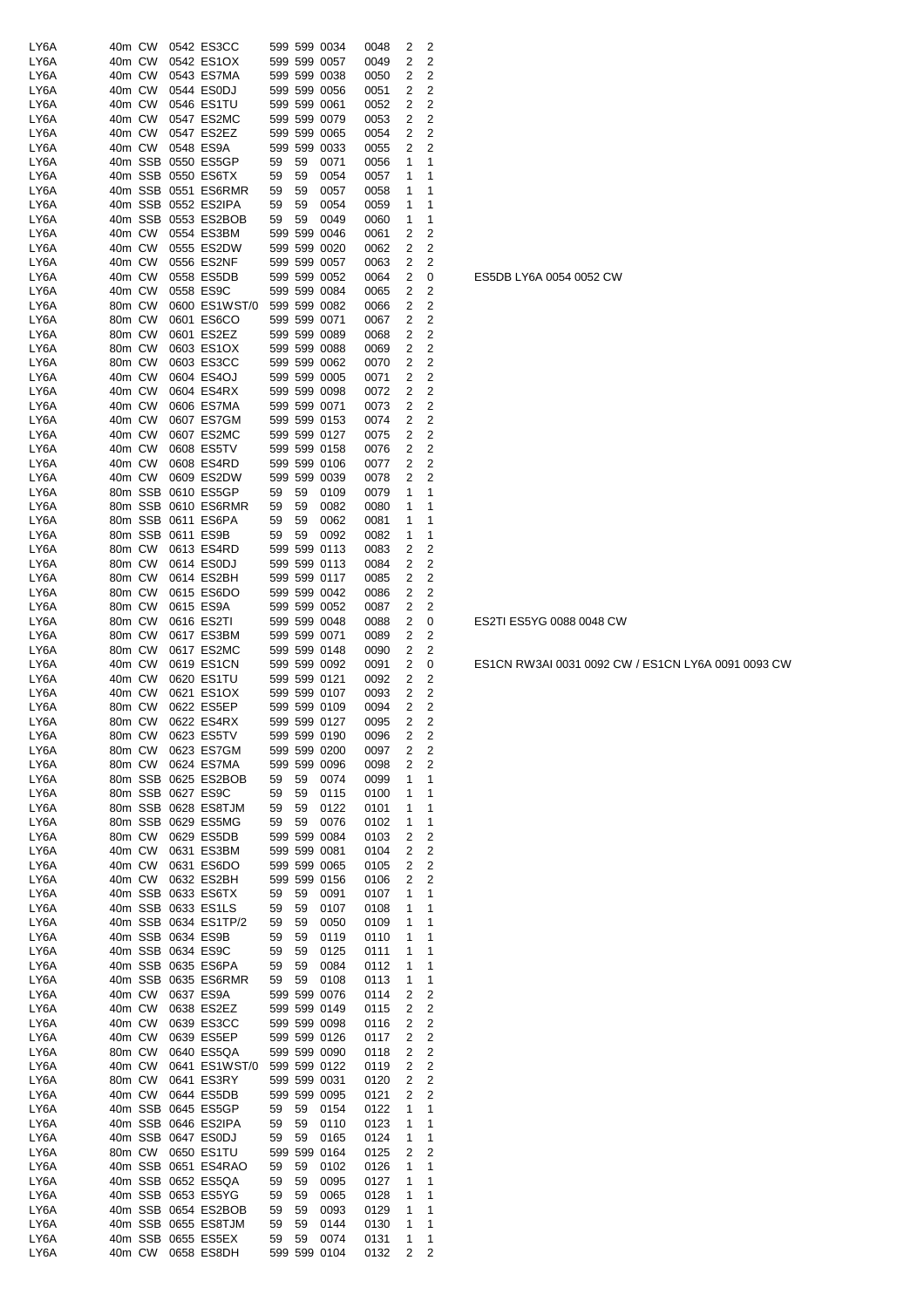| | | | | | | | | | | | |
|---|---|---|---|---|---|---|---|---|---|---|---|
| LY6A | 40m | CW | 0542 | ES3CC | 599 | 599 | 0034 | 0048 | 2 | 2 | |
| LY6A | 40m | CW | 0542 | ES1OX | 599 | 599 | 0057 | 0049 | 2 | 2 | |
| LY6A | 40m | CW | 0543 | ES7MA | 599 | 599 | 0038 | 0050 | 2 | 2 | |
| LY6A | 40m | CW | 0544 | ES0DJ | 599 | 599 | 0056 | 0051 | 2 | 2 | |
| LY6A | 40m | CW | 0546 | ES1TU | 599 | 599 | 0061 | 0052 | 2 | 2 | |
| LY6A | 40m | CW | 0547 | ES2MC | 599 | 599 | 0079 | 0053 | 2 | 2 | |
| LY6A | 40m | CW | 0547 | ES2EZ | 599 | 599 | 0065 | 0054 | 2 | 2 | |
| LY6A | 40m | CW | 0548 | ES9A | 599 | 599 | 0033 | 0055 | 2 | 2 | |
| LY6A | 40m | SSB | 0550 | ES5GP | 59 | 59 | 0071 | 0056 | 1 | 1 | |
| LY6A | 40m | SSB | 0550 | ES6TX | 59 | 59 | 0054 | 0057 | 1 | 1 | |
| LY6A | 40m | SSB | 0551 | ES6RMR | 59 | 59 | 0057 | 0058 | 1 | 1 | |
| LY6A | 40m | SSB | 0552 | ES2IPA | 59 | 59 | 0054 | 0059 | 1 | 1 | |
| LY6A | 40m | SSB | 0553 | ES2BOB | 59 | 59 | 0049 | 0060 | 1 | 1 | |
| LY6A | 40m | CW | 0554 | ES3BM | 599 | 599 | 0046 | 0061 | 2 | 2 | |
| LY6A | 40m | CW | 0555 | ES2DW | 599 | 599 | 0020 | 0062 | 2 | 2 | |
| LY6A | 40m | CW | 0556 | ES2NF | 599 | 599 | 0057 | 0063 | 2 | 2 | |
| LY6A | 40m | CW | 0558 | ES5DB | 599 | 599 | 0052 | 0064 | 2 | 0 | ES5DB LY6A 0054 0052 CW |
| LY6A | 40m | CW | 0558 | ES9C | 599 | 599 | 0084 | 0065 | 2 | 2 | |
| LY6A | 80m | CW | 0600 | ES1WST/0 | 599 | 599 | 0082 | 0066 | 2 | 2 | |
| LY6A | 80m | CW | 0601 | ES6CO | 599 | 599 | 0071 | 0067 | 2 | 2 | |
| LY6A | 80m | CW | 0601 | ES2EZ | 599 | 599 | 0089 | 0068 | 2 | 2 | |
| LY6A | 80m | CW | 0603 | ES1OX | 599 | 599 | 0088 | 0069 | 2 | 2 | |
| LY6A | 80m | CW | 0603 | ES3CC | 599 | 599 | 0062 | 0070 | 2 | 2 | |
| LY6A | 40m | CW | 0604 | ES4OJ | 599 | 599 | 0005 | 0071 | 2 | 2 | |
| LY6A | 40m | CW | 0604 | ES4RX | 599 | 599 | 0098 | 0072 | 2 | 2 | |
| LY6A | 40m | CW | 0606 | ES7MA | 599 | 599 | 0071 | 0073 | 2 | 2 | |
| LY6A | 40m | CW | 0607 | ES7GM | 599 | 599 | 0153 | 0074 | 2 | 2 | |
| LY6A | 40m | CW | 0607 | ES2MC | 599 | 599 | 0127 | 0075 | 2 | 2 | |
| LY6A | 40m | CW | 0608 | ES5TV | 599 | 599 | 0158 | 0076 | 2 | 2 | |
| LY6A | 40m | CW | 0608 | ES4RD | 599 | 599 | 0106 | 0077 | 2 | 2 | |
| LY6A | 40m | CW | 0609 | ES2DW | 599 | 599 | 0039 | 0078 | 2 | 2 | |
| LY6A | 80m | SSB | 0610 | ES5GP | 59 | 59 | 0109 | 0079 | 1 | 1 | |
| LY6A | 80m | SSB | 0610 | ES6RMR | 59 | 59 | 0082 | 0080 | 1 | 1 | |
| LY6A | 80m | SSB | 0611 | ES6PA | 59 | 59 | 0062 | 0081 | 1 | 1 | |
| LY6A | 80m | SSB | 0611 | ES9B | 59 | 59 | 0092 | 0082 | 1 | 1 | |
| LY6A | 80m | CW | 0613 | ES4RD | 599 | 599 | 0113 | 0083 | 2 | 2 | |
| LY6A | 80m | CW | 0614 | ES0DJ | 599 | 599 | 0113 | 0084 | 2 | 2 | |
| LY6A | 80m | CW | 0614 | ES2BH | 599 | 599 | 0117 | 0085 | 2 | 2 | |
| LY6A | 80m | CW | 0615 | ES6DO | 599 | 599 | 0042 | 0086 | 2 | 2 | |
| LY6A | 80m | CW | 0615 | ES9A | 599 | 599 | 0052 | 0087 | 2 | 2 | |
| LY6A | 80m | CW | 0616 | ES2TI | 599 | 599 | 0048 | 0088 | 2 | 0 | ES2TI ES5YG 0088 0048 CW |
| LY6A | 80m | CW | 0617 | ES3BM | 599 | 599 | 0071 | 0089 | 2 | 2 | |
| LY6A | 80m | CW | 0617 | ES2MC | 599 | 599 | 0148 | 0090 | 2 | 2 | |
| LY6A | 40m | CW | 0619 | ES1CN | 599 | 599 | 0092 | 0091 | 2 | 0 | ES1CN RW3AI 0031 0092 CW / ES1CN LY6A 0091 0093 CW |
| LY6A | 40m | CW | 0620 | ES1TU | 599 | 599 | 0121 | 0092 | 2 | 2 | |
| LY6A | 40m | CW | 0621 | ES1OX | 599 | 599 | 0107 | 0093 | 2 | 2 | |
| LY6A | 80m | CW | 0622 | ES5EP | 599 | 599 | 0109 | 0094 | 2 | 2 | |
| LY6A | 80m | CW | 0622 | ES4RX | 599 | 599 | 0127 | 0095 | 2 | 2 | |
| LY6A | 80m | CW | 0623 | ES5TV | 599 | 599 | 0190 | 0096 | 2 | 2 | |
| LY6A | 80m | CW | 0623 | ES7GM | 599 | 599 | 0200 | 0097 | 2 | 2 | |
| LY6A | 80m | CW | 0624 | ES7MA | 599 | 599 | 0096 | 0098 | 2 | 2 | |
| LY6A | 80m | SSB | 0625 | ES2BOB | 59 | 59 | 0074 | 0099 | 1 | 1 | |
| LY6A | 80m | SSB | 0627 | ES9C | 59 | 59 | 0115 | 0100 | 1 | 1 | |
| LY6A | 80m | SSB | 0628 | ES8TJM | 59 | 59 | 0122 | 0101 | 1 | 1 | |
| LY6A | 80m | SSB | 0629 | ES5MG | 59 | 59 | 0076 | 0102 | 1 | 1 | |
| LY6A | 80m | CW | 0629 | ES5DB | 599 | 599 | 0084 | 0103 | 2 | 2 | |
| LY6A | 40m | CW | 0631 | ES3BM | 599 | 599 | 0081 | 0104 | 2 | 2 | |
| LY6A | 40m | CW | 0631 | ES6DO | 599 | 599 | 0065 | 0105 | 2 | 2 | |
| LY6A | 40m | CW | 0632 | ES2BH | 599 | 599 | 0156 | 0106 | 2 | 2 | |
| LY6A | 40m | SSB | 0633 | ES6TX | 59 | 59 | 0091 | 0107 | 1 | 1 | |
| LY6A | 40m | SSB | 0633 | ES1LS | 59 | 59 | 0107 | 0108 | 1 | 1 | |
| LY6A | 40m | SSB | 0634 | ES1TP/2 | 59 | 59 | 0050 | 0109 | 1 | 1 | |
| LY6A | 40m | SSB | 0634 | ES9B | 59 | 59 | 0119 | 0110 | 1 | 1 | |
| LY6A | 40m | SSB | 0634 | ES9C | 59 | 59 | 0125 | 0111 | 1 | 1 | |
| LY6A | 40m | SSB | 0635 | ES6PA | 59 | 59 | 0084 | 0112 | 1 | 1 | |
| LY6A | 40m | SSB | 0635 | ES6RMR | 59 | 59 | 0108 | 0113 | 1 | 1 | |
| LY6A | 40m | CW | 0637 | ES9A | 599 | 599 | 0076 | 0114 | 2 | 2 | |
| LY6A | 40m | CW | 0638 | ES2EZ | 599 | 599 | 0149 | 0115 | 2 | 2 | |
| LY6A | 40m | CW | 0639 | ES3CC | 599 | 599 | 0098 | 0116 | 2 | 2 | |
| LY6A | 40m | CW | 0639 | ES5EP | 599 | 599 | 0126 | 0117 | 2 | 2 | |
| LY6A | 80m | CW | 0640 | ES5QA | 599 | 599 | 0090 | 0118 | 2 | 2 | |
| LY6A | 40m | CW | 0641 | ES1WST/0 | 599 | 599 | 0122 | 0119 | 2 | 2 | |
| LY6A | 80m | CW | 0641 | ES3RY | 599 | 599 | 0031 | 0120 | 2 | 2 | |
| LY6A | 40m | CW | 0644 | ES5DB | 599 | 599 | 0095 | 0121 | 2 | 2 | |
| LY6A | 40m | SSB | 0645 | ES5GP | 59 | 59 | 0154 | 0122 | 1 | 1 | |
| LY6A | 40m | SSB | 0646 | ES2IPA | 59 | 59 | 0110 | 0123 | 1 | 1 | |
| LY6A | 40m | SSB | 0647 | ES0DJ | 59 | 59 | 0165 | 0124 | 1 | 1 | |
| LY6A | 80m | CW | 0650 | ES1TU | 599 | 599 | 0164 | 0125 | 2 | 2 | |
| LY6A | 40m | SSB | 0651 | ES4RAO | 59 | 59 | 0102 | 0126 | 1 | 1 | |
| LY6A | 40m | SSB | 0652 | ES5QA | 59 | 59 | 0095 | 0127 | 1 | 1 | |
| LY6A | 40m | SSB | 0653 | ES5YG | 59 | 59 | 0065 | 0128 | 1 | 1 | |
| LY6A | 40m | SSB | 0654 | ES2BOB | 59 | 59 | 0093 | 0129 | 1 | 1 | |
| LY6A | 40m | SSB | 0655 | ES8TJM | 59 | 59 | 0144 | 0130 | 1 | 1 | |
| LY6A | 40m | SSB | 0655 | ES5EX | 59 | 59 | 0074 | 0131 | 1 | 1 | |
| LY6A | 40m | CW | 0658 | ES8DH | 599 | 599 | 0104 | 0132 | 2 | 2 | |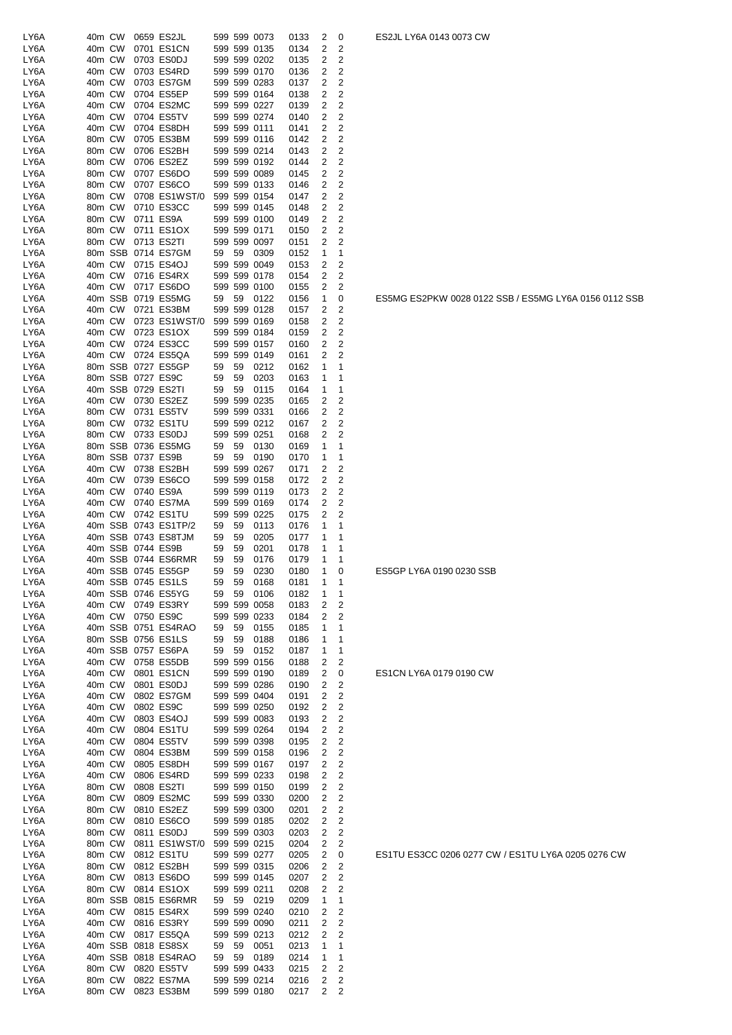| | | | | | | | | | | | |
|---|---|---|---|---|---|---|---|---|---|---|---|
| LY6A | 40m | CW | 0659 | ES2JL | 599 | 599 | 0073 | 0133 | 2 | 0 | ES2JL LY6A 0143 0073 CW |
| LY6A | 40m | CW | 0701 | ES1CN | 599 | 599 | 0135 | 0134 | 2 | 2 | |
| LY6A | 40m | CW | 0703 | ES0DJ | 599 | 599 | 0202 | 0135 | 2 | 2 | |
| LY6A | 40m | CW | 0703 | ES4RD | 599 | 599 | 0170 | 0136 | 2 | 2 | |
| LY6A | 40m | CW | 0703 | ES7GM | 599 | 599 | 0283 | 0137 | 2 | 2 | |
| LY6A | 40m | CW | 0704 | ES5EP | 599 | 599 | 0164 | 0138 | 2 | 2 | |
| LY6A | 40m | CW | 0704 | ES2MC | 599 | 599 | 0227 | 0139 | 2 | 2 | |
| LY6A | 40m | CW | 0704 | ES5TV | 599 | 599 | 0274 | 0140 | 2 | 2 | |
| LY6A | 40m | CW | 0704 | ES8DH | 599 | 599 | 0111 | 0141 | 2 | 2 | |
| LY6A | 80m | CW | 0705 | ES3BM | 599 | 599 | 0116 | 0142 | 2 | 2 | |
| LY6A | 80m | CW | 0706 | ES2BH | 599 | 599 | 0214 | 0143 | 2 | 2 | |
| LY6A | 80m | CW | 0706 | ES2EZ | 599 | 599 | 0192 | 0144 | 2 | 2 | |
| LY6A | 80m | CW | 0707 | ES6DO | 599 | 599 | 0089 | 0145 | 2 | 2 | |
| LY6A | 80m | CW | 0707 | ES6CO | 599 | 599 | 0133 | 0146 | 2 | 2 | |
| LY6A | 80m | CW | 0708 | ES1WST/0 | 599 | 599 | 0154 | 0147 | 2 | 2 | |
| LY6A | 80m | CW | 0710 | ES3CC | 599 | 599 | 0145 | 0148 | 2 | 2 | |
| LY6A | 80m | CW | 0711 | ES9A | 599 | 599 | 0100 | 0149 | 2 | 2 | |
| LY6A | 80m | CW | 0711 | ES1OX | 599 | 599 | 0171 | 0150 | 2 | 2 | |
| LY6A | 80m | CW | 0713 | ES2TI | 599 | 599 | 0097 | 0151 | 2 | 2 | |
| LY6A | 80m | SSB | 0714 | ES7GM | 59 | 59 | 0309 | 0152 | 1 | 1 | |
| LY6A | 40m | CW | 0715 | ES4OJ | 599 | 599 | 0049 | 0153 | 2 | 2 | |
| LY6A | 40m | CW | 0716 | ES4RX | 599 | 599 | 0178 | 0154 | 2 | 2 | |
| LY6A | 40m | CW | 0717 | ES6DO | 599 | 599 | 0100 | 0155 | 2 | 2 | |
| LY6A | 40m | SSB | 0719 | ES5MG | 59 | 59 | 0122 | 0156 | 1 | 0 | ES5MG ES2PKW 0028 0122 SSB / ES5MG LY6A 0156 0112 SSB |
| LY6A | 40m | CW | 0721 | ES3BM | 599 | 599 | 0128 | 0157 | 2 | 2 | |
| LY6A | 40m | CW | 0723 | ES1WST/0 | 599 | 599 | 0169 | 0158 | 2 | 2 | |
| LY6A | 40m | CW | 0723 | ES1OX | 599 | 599 | 0184 | 0159 | 2 | 2 | |
| LY6A | 40m | CW | 0724 | ES3CC | 599 | 599 | 0157 | 0160 | 2 | 2 | |
| LY6A | 40m | CW | 0724 | ES5QA | 599 | 599 | 0149 | 0161 | 2 | 2 | |
| LY6A | 80m | SSB | 0727 | ES5GP | 59 | 59 | 0212 | 0162 | 1 | 1 | |
| LY6A | 80m | SSB | 0727 | ES9C | 59 | 59 | 0203 | 0163 | 1 | 1 | |
| LY6A | 40m | SSB | 0729 | ES2TI | 59 | 59 | 0115 | 0164 | 1 | 1 | |
| LY6A | 40m | CW | 0730 | ES2EZ | 599 | 599 | 0235 | 0165 | 2 | 2 | |
| LY6A | 80m | CW | 0731 | ES5TV | 599 | 599 | 0331 | 0166 | 2 | 2 | |
| LY6A | 80m | CW | 0732 | ES1TU | 599 | 599 | 0212 | 0167 | 2 | 2 | |
| LY6A | 80m | CW | 0733 | ES0DJ | 599 | 599 | 0251 | 0168 | 2 | 2 | |
| LY6A | 80m | SSB | 0736 | ES5MG | 59 | 59 | 0130 | 0169 | 1 | 1 | |
| LY6A | 80m | SSB | 0737 | ES9B | 59 | 59 | 0190 | 0170 | 1 | 1 | |
| LY6A | 40m | CW | 0738 | ES2BH | 599 | 599 | 0267 | 0171 | 2 | 2 | |
| LY6A | 40m | CW | 0739 | ES6CO | 599 | 599 | 0158 | 0172 | 2 | 2 | |
| LY6A | 40m | CW | 0740 | ES9A | 599 | 599 | 0119 | 0173 | 2 | 2 | |
| LY6A | 40m | CW | 0740 | ES7MA | 599 | 599 | 0169 | 0174 | 2 | 2 | |
| LY6A | 40m | CW | 0742 | ES1TU | 599 | 599 | 0225 | 0175 | 2 | 2 | |
| LY6A | 40m | SSB | 0743 | ES1TP/2 | 59 | 59 | 0113 | 0176 | 1 | 1 | |
| LY6A | 40m | SSB | 0743 | ES8TJM | 59 | 59 | 0205 | 0177 | 1 | 1 | |
| LY6A | 40m | SSB | 0744 | ES9B | 59 | 59 | 0201 | 0178 | 1 | 1 | |
| LY6A | 40m | SSB | 0744 | ES6RMR | 59 | 59 | 0176 | 0179 | 1 | 1 | |
| LY6A | 40m | SSB | 0745 | ES5GP | 59 | 59 | 0230 | 0180 | 1 | 0 | ES5GP LY6A 0190 0230 SSB |
| LY6A | 40m | SSB | 0745 | ES1LS | 59 | 59 | 0168 | 0181 | 1 | 1 | |
| LY6A | 40m | SSB | 0746 | ES5YG | 59 | 59 | 0106 | 0182 | 1 | 1 | |
| LY6A | 40m | CW | 0749 | ES3RY | 599 | 599 | 0058 | 0183 | 2 | 2 | |
| LY6A | 40m | CW | 0750 | ES9C | 599 | 599 | 0233 | 0184 | 2 | 2 | |
| LY6A | 40m | SSB | 0751 | ES4RAO | 59 | 59 | 0155 | 0185 | 1 | 1 | |
| LY6A | 80m | SSB | 0756 | ES1LS | 59 | 59 | 0188 | 0186 | 1 | 1 | |
| LY6A | 40m | SSB | 0757 | ES6PA | 59 | 59 | 0152 | 0187 | 1 | 1 | |
| LY6A | 40m | CW | 0758 | ES5DB | 599 | 599 | 0156 | 0188 | 2 | 2 | |
| LY6A | 40m | CW | 0801 | ES1CN | 599 | 599 | 0190 | 0189 | 2 | 0 | ES1CN LY6A 0179 0190 CW |
| LY6A | 40m | CW | 0801 | ES0DJ | 599 | 599 | 0286 | 0190 | 2 | 2 | |
| LY6A | 40m | CW | 0802 | ES7GM | 599 | 599 | 0404 | 0191 | 2 | 2 | |
| LY6A | 40m | CW | 0802 | ES9C | 599 | 599 | 0250 | 0192 | 2 | 2 | |
| LY6A | 40m | CW | 0803 | ES4OJ | 599 | 599 | 0083 | 0193 | 2 | 2 | |
| LY6A | 40m | CW | 0804 | ES1TU | 599 | 599 | 0264 | 0194 | 2 | 2 | |
| LY6A | 40m | CW | 0804 | ES5TV | 599 | 599 | 0398 | 0195 | 2 | 2 | |
| LY6A | 40m | CW | 0804 | ES3BM | 599 | 599 | 0158 | 0196 | 2 | 2 | |
| LY6A | 40m | CW | 0805 | ES8DH | 599 | 599 | 0167 | 0197 | 2 | 2 | |
| LY6A | 40m | CW | 0806 | ES4RD | 599 | 599 | 0233 | 0198 | 2 | 2 | |
| LY6A | 80m | CW | 0808 | ES2TI | 599 | 599 | 0150 | 0199 | 2 | 2 | |
| LY6A | 80m | CW | 0809 | ES2MC | 599 | 599 | 0330 | 0200 | 2 | 2 | |
| LY6A | 80m | CW | 0810 | ES2EZ | 599 | 599 | 0300 | 0201 | 2 | 2 | |
| LY6A | 80m | CW | 0810 | ES6CO | 599 | 599 | 0185 | 0202 | 2 | 2 | |
| LY6A | 80m | CW | 0811 | ES0DJ | 599 | 599 | 0303 | 0203 | 2 | 2 | |
| LY6A | 80m | CW | 0811 | ES1WST/0 | 599 | 599 | 0215 | 0204 | 2 | 2 | |
| LY6A | 80m | CW | 0812 | ES1TU | 599 | 599 | 0277 | 0205 | 2 | 0 | ES1TU ES3CC 0206 0277 CW / ES1TU LY6A 0205 0276 CW |
| LY6A | 80m | CW | 0812 | ES2BH | 599 | 599 | 0315 | 0206 | 2 | 2 | |
| LY6A | 80m | CW | 0813 | ES6DO | 599 | 599 | 0145 | 0207 | 2 | 2 | |
| LY6A | 80m | CW | 0814 | ES1OX | 599 | 599 | 0211 | 0208 | 2 | 2 | |
| LY6A | 80m | SSB | 0815 | ES6RMR | 59 | 59 | 0219 | 0209 | 1 | 1 | |
| LY6A | 40m | CW | 0815 | ES4RX | 599 | 599 | 0240 | 0210 | 2 | 2 | |
| LY6A | 40m | CW | 0816 | ES3RY | 599 | 599 | 0090 | 0211 | 2 | 2 | |
| LY6A | 40m | CW | 0817 | ES5QA | 599 | 599 | 0213 | 0212 | 2 | 2 | |
| LY6A | 40m | SSB | 0818 | ES8SX | 59 | 59 | 0051 | 0213 | 1 | 1 | |
| LY6A | 40m | SSB | 0818 | ES4RAO | 59 | 59 | 0189 | 0214 | 1 | 1 | |
| LY6A | 80m | CW | 0820 | ES5TV | 599 | 599 | 0433 | 0215 | 2 | 2 | |
| LY6A | 80m | CW | 0822 | ES7MA | 599 | 599 | 0214 | 0216 | 2 | 2 | |
| LY6A | 80m | CW | 0823 | ES3BM | 599 | 599 | 0180 | 0217 | 2 | 2 | |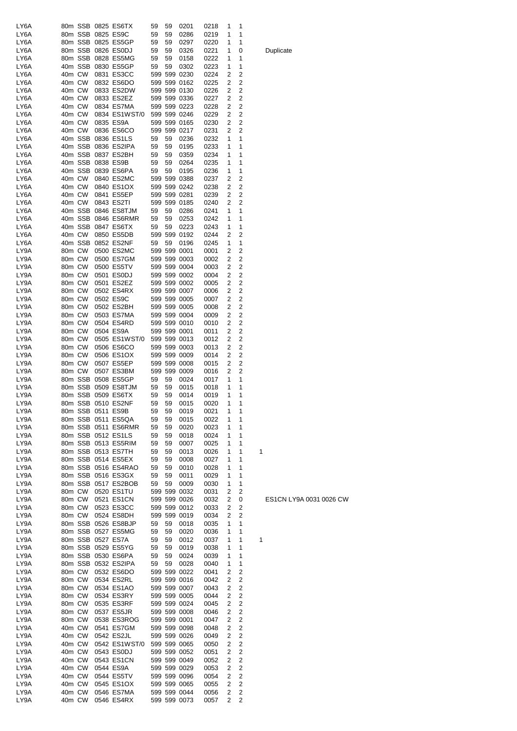| | | | | | | | | | | | | |
|---|---|---|---|---|---|---|---|---|---|---|---|---|
| LY6A | 80m | SSB | 0825 | ES6TX | 59 | 59 | 0201 | 0218 | 1 | 1 | | |
| LY6A | 80m | SSB | 0825 | ES9C | 59 | 59 | 0286 | 0219 | 1 | 1 | | |
| LY6A | 80m | SSB | 0825 | ES5GP | 59 | 59 | 0297 | 0220 | 1 | 1 | | |
| LY6A | 80m | SSB | 0826 | ES0DJ | 59 | 59 | 0326 | 0221 | 1 | 0 | | Duplicate |
| LY6A | 80m | SSB | 0828 | ES5MG | 59 | 59 | 0158 | 0222 | 1 | 1 | | |
| LY6A | 40m | SSB | 0830 | ES5GP | 59 | 59 | 0302 | 0223 | 1 | 1 | | |
| LY6A | 40m | CW | 0831 | ES3CC | 599 | 599 | 0230 | 0224 | 2 | 2 | | |
| LY6A | 40m | CW | 0832 | ES6DO | 599 | 599 | 0162 | 0225 | 2 | 2 | | |
| LY6A | 40m | CW | 0833 | ES2DW | 599 | 599 | 0130 | 0226 | 2 | 2 | | |
| LY6A | 40m | CW | 0833 | ES2EZ | 599 | 599 | 0336 | 0227 | 2 | 2 | | |
| LY6A | 40m | CW | 0834 | ES7MA | 599 | 599 | 0223 | 0228 | 2 | 2 | | |
| LY6A | 40m | CW | 0834 | ES1WST/0 | 599 | 599 | 0246 | 0229 | 2 | 2 | | |
| LY6A | 40m | CW | 0835 | ES9A | 599 | 599 | 0165 | 0230 | 2 | 2 | | |
| LY6A | 40m | CW | 0836 | ES6CO | 599 | 599 | 0217 | 0231 | 2 | 2 | | |
| LY6A | 40m | SSB | 0836 | ES1LS | 59 | 59 | 0236 | 0232 | 1 | 1 | | |
| LY6A | 40m | SSB | 0836 | ES2IPA | 59 | 59 | 0195 | 0233 | 1 | 1 | | |
| LY6A | 40m | SSB | 0837 | ES2BH | 59 | 59 | 0359 | 0234 | 1 | 1 | | |
| LY6A | 40m | SSB | 0838 | ES9B | 59 | 59 | 0264 | 0235 | 1 | 1 | | |
| LY6A | 40m | SSB | 0839 | ES6PA | 59 | 59 | 0195 | 0236 | 1 | 1 | | |
| LY6A | 40m | CW | 0840 | ES2MC | 599 | 599 | 0388 | 0237 | 2 | 2 | | |
| LY6A | 40m | CW | 0840 | ES1OX | 599 | 599 | 0242 | 0238 | 2 | 2 | | |
| LY6A | 40m | CW | 0841 | ES5EP | 599 | 599 | 0281 | 0239 | 2 | 2 | | |
| LY6A | 40m | CW | 0843 | ES2TI | 599 | 599 | 0185 | 0240 | 2 | 2 | | |
| LY6A | 40m | SSB | 0846 | ES8TJM | 59 | 59 | 0286 | 0241 | 1 | 1 | | |
| LY6A | 40m | SSB | 0846 | ES6RMR | 59 | 59 | 0253 | 0242 | 1 | 1 | | |
| LY6A | 40m | SSB | 0847 | ES6TX | 59 | 59 | 0223 | 0243 | 1 | 1 | | |
| LY6A | 40m | CW | 0850 | ES5DB | 599 | 599 | 0192 | 0244 | 2 | 2 | | |
| LY6A | 40m | SSB | 0852 | ES2NF | 59 | 59 | 0196 | 0245 | 1 | 1 | | |
| LY9A | 80m | CW | 0500 | ES2MC | 599 | 599 | 0001 | 0001 | 2 | 2 | | |
| LY9A | 80m | CW | 0500 | ES7GM | 599 | 599 | 0003 | 0002 | 2 | 2 | | |
| LY9A | 80m | CW | 0500 | ES5TV | 599 | 599 | 0004 | 0003 | 2 | 2 | | |
| LY9A | 80m | CW | 0501 | ES0DJ | 599 | 599 | 0002 | 0004 | 2 | 2 | | |
| LY9A | 80m | CW | 0501 | ES2EZ | 599 | 599 | 0002 | 0005 | 2 | 2 | | |
| LY9A | 80m | CW | 0502 | ES4RX | 599 | 599 | 0007 | 0006 | 2 | 2 | | |
| LY9A | 80m | CW | 0502 | ES9C | 599 | 599 | 0005 | 0007 | 2 | 2 | | |
| LY9A | 80m | CW | 0502 | ES2BH | 599 | 599 | 0005 | 0008 | 2 | 2 | | |
| LY9A | 80m | CW | 0503 | ES7MA | 599 | 599 | 0004 | 0009 | 2 | 2 | | |
| LY9A | 80m | CW | 0504 | ES4RD | 599 | 599 | 0010 | 0010 | 2 | 2 | | |
| LY9A | 80m | CW | 0504 | ES9A | 599 | 599 | 0001 | 0011 | 2 | 2 | | |
| LY9A | 80m | CW | 0505 | ES1WST/0 | 599 | 599 | 0013 | 0012 | 2 | 2 | | |
| LY9A | 80m | CW | 0506 | ES6CO | 599 | 599 | 0003 | 0013 | 2 | 2 | | |
| LY9A | 80m | CW | 0506 | ES1OX | 599 | 599 | 0009 | 0014 | 2 | 2 | | |
| LY9A | 80m | CW | 0507 | ES5EP | 599 | 599 | 0008 | 0015 | 2 | 2 | | |
| LY9A | 80m | CW | 0507 | ES3BM | 599 | 599 | 0009 | 0016 | 2 | 2 | | |
| LY9A | 80m | SSB | 0508 | ES5GP | 59 | 59 | 0024 | 0017 | 1 | 1 | | |
| LY9A | 80m | SSB | 0509 | ES8TJM | 59 | 59 | 0015 | 0018 | 1 | 1 | | |
| LY9A | 80m | SSB | 0509 | ES6TX | 59 | 59 | 0014 | 0019 | 1 | 1 | | |
| LY9A | 80m | SSB | 0510 | ES2NF | 59 | 59 | 0015 | 0020 | 1 | 1 | | |
| LY9A | 80m | SSB | 0511 | ES9B | 59 | 59 | 0019 | 0021 | 1 | 1 | | |
| LY9A | 80m | SSB | 0511 | ES5QA | 59 | 59 | 0015 | 0022 | 1 | 1 | | |
| LY9A | 80m | SSB | 0511 | ES6RMR | 59 | 59 | 0020 | 0023 | 1 | 1 | | |
| LY9A | 80m | SSB | 0512 | ES1LS | 59 | 59 | 0018 | 0024 | 1 | 1 | | |
| LY9A | 80m | SSB | 0513 | ES5RIM | 59 | 59 | 0007 | 0025 | 1 | 1 | | |
| LY9A | 80m | SSB | 0513 | ES7TH | 59 | 59 | 0013 | 0026 | 1 | 1 | 1 | |
| LY9A | 80m | SSB | 0514 | ES5EX | 59 | 59 | 0008 | 0027 | 1 | 1 | | |
| LY9A | 80m | SSB | 0516 | ES4RAO | 59 | 59 | 0010 | 0028 | 1 | 1 | | |
| LY9A | 80m | SSB | 0516 | ES3GX | 59 | 59 | 0011 | 0029 | 1 | 1 | | |
| LY9A | 80m | SSB | 0517 | ES2BOB | 59 | 59 | 0009 | 0030 | 1 | 1 | | |
| LY9A | 80m | CW | 0520 | ES1TU | 599 | 599 | 0032 | 0031 | 2 | 2 | | |
| LY9A | 80m | CW | 0521 | ES1CN | 599 | 599 | 0026 | 0032 | 2 | 0 | | ES1CN LY9A 0031 0026 CW |
| LY9A | 80m | CW | 0523 | ES3CC | 599 | 599 | 0012 | 0033 | 2 | 2 | | |
| LY9A | 80m | CW | 0524 | ES8DH | 599 | 599 | 0019 | 0034 | 2 | 2 | | |
| LY9A | 80m | SSB | 0526 | ES8BJP | 59 | 59 | 0018 | 0035 | 1 | 1 | | |
| LY9A | 80m | SSB | 0527 | ES5MG | 59 | 59 | 0020 | 0036 | 1 | 1 | | |
| LY9A | 80m | SSB | 0527 | ES7A | 59 | 59 | 0012 | 0037 | 1 | 1 | 1 | |
| LY9A | 80m | SSB | 0529 | ES5YG | 59 | 59 | 0019 | 0038 | 1 | 1 | | |
| LY9A | 80m | SSB | 0530 | ES6PA | 59 | 59 | 0024 | 0039 | 1 | 1 | | |
| LY9A | 80m | SSB | 0532 | ES2IPA | 59 | 59 | 0028 | 0040 | 1 | 1 | | |
| LY9A | 80m | CW | 0532 | ES6DO | 599 | 599 | 0022 | 0041 | 2 | 2 | | |
| LY9A | 80m | CW | 0534 | ES2RL | 599 | 599 | 0016 | 0042 | 2 | 2 | | |
| LY9A | 80m | CW | 0534 | ES1AO | 599 | 599 | 0007 | 0043 | 2 | 2 | | |
| LY9A | 80m | CW | 0534 | ES3RY | 599 | 599 | 0005 | 0044 | 2 | 2 | | |
| LY9A | 80m | CW | 0535 | ES3RF | 599 | 599 | 0024 | 0045 | 2 | 2 | | |
| LY9A | 80m | CW | 0537 | ES5JR | 599 | 599 | 0008 | 0046 | 2 | 2 | | |
| LY9A | 80m | CW | 0538 | ES3ROG | 599 | 599 | 0001 | 0047 | 2 | 2 | | |
| LY9A | 40m | CW | 0541 | ES7GM | 599 | 599 | 0098 | 0048 | 2 | 2 | | |
| LY9A | 40m | CW | 0542 | ES2JL | 599 | 599 | 0026 | 0049 | 2 | 2 | | |
| LY9A | 40m | CW | 0542 | ES1WST/0 | 599 | 599 | 0065 | 0050 | 2 | 2 | | |
| LY9A | 40m | CW | 0543 | ES0DJ | 599 | 599 | 0052 | 0051 | 2 | 2 | | |
| LY9A | 40m | CW | 0543 | ES1CN | 599 | 599 | 0049 | 0052 | 2 | 2 | | |
| LY9A | 40m | CW | 0544 | ES9A | 599 | 599 | 0029 | 0053 | 2 | 2 | | |
| LY9A | 40m | CW | 0544 | ES5TV | 599 | 599 | 0096 | 0054 | 2 | 2 | | |
| LY9A | 40m | CW | 0545 | ES1OX | 599 | 599 | 0065 | 0055 | 2 | 2 | | |
| LY9A | 40m | CW | 0546 | ES7MA | 599 | 599 | 0044 | 0056 | 2 | 2 | | |
| LY9A | 40m | CW | 0546 | ES4RX | 599 | 599 | 0073 | 0057 | 2 | 2 | | |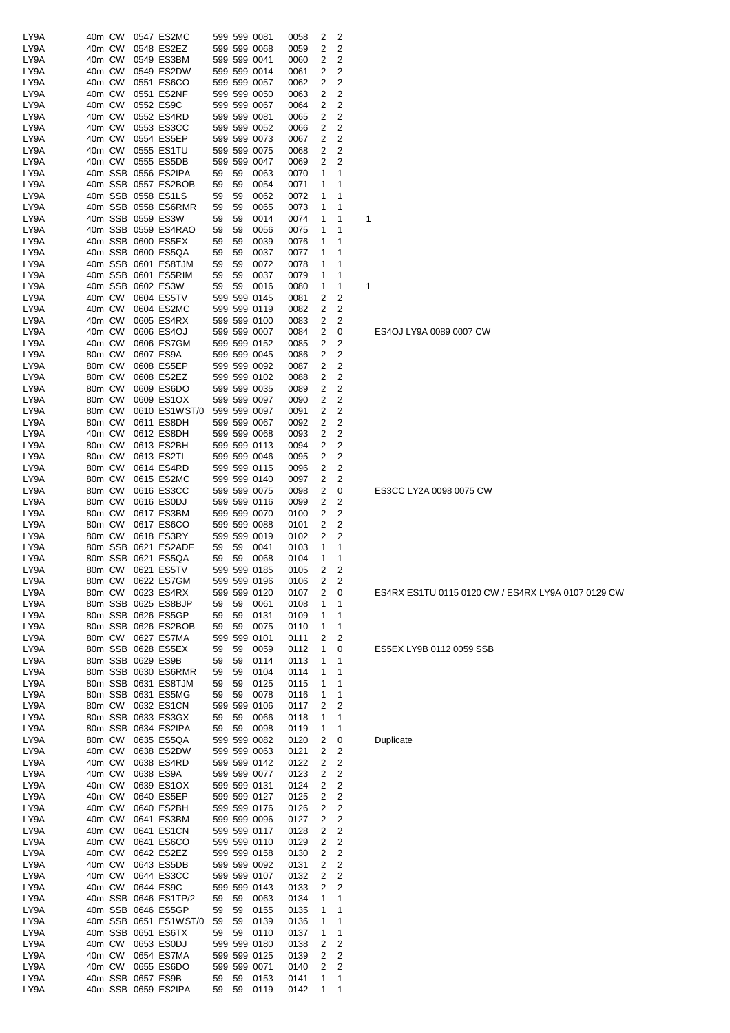| | | | | | | | | | | | | |
|---|---|---|---|---|---|---|---|---|---|---|---|---|
| LY9A | 40m | CW | 0547 | ES2MC | 599 | 599 | 0081 | 0058 | 2 | 2 | | |
| LY9A | 40m | CW | 0548 | ES2EZ | 599 | 599 | 0068 | 0059 | 2 | 2 | | |
| LY9A | 40m | CW | 0549 | ES3BM | 599 | 599 | 0041 | 0060 | 2 | 2 | | |
| LY9A | 40m | CW | 0549 | ES2DW | 599 | 599 | 0014 | 0061 | 2 | 2 | | |
| LY9A | 40m | CW | 0551 | ES6CO | 599 | 599 | 0057 | 0062 | 2 | 2 | | |
| LY9A | 40m | CW | 0551 | ES2NF | 599 | 599 | 0050 | 0063 | 2 | 2 | | |
| LY9A | 40m | CW | 0552 | ES9C | 599 | 599 | 0067 | 0064 | 2 | 2 | | |
| LY9A | 40m | CW | 0552 | ES4RD | 599 | 599 | 0081 | 0065 | 2 | 2 | | |
| LY9A | 40m | CW | 0553 | ES3CC | 599 | 599 | 0052 | 0066 | 2 | 2 | | |
| LY9A | 40m | CW | 0554 | ES5EP | 599 | 599 | 0073 | 0067 | 2 | 2 | | |
| LY9A | 40m | CW | 0555 | ES1TU | 599 | 599 | 0075 | 0068 | 2 | 2 | | |
| LY9A | 40m | CW | 0555 | ES5DB | 599 | 599 | 0047 | 0069 | 2 | 2 | | |
| LY9A | 40m | SSB | 0556 | ES2IPA | 59 | 59 | 0063 | 0070 | 1 | 1 | | |
| LY9A | 40m | SSB | 0557 | ES2BOB | 59 | 59 | 0054 | 0071 | 1 | 1 | | |
| LY9A | 40m | SSB | 0558 | ES1LS | 59 | 59 | 0062 | 0072 | 1 | 1 | | |
| LY9A | 40m | SSB | 0558 | ES6RMR | 59 | 59 | 0065 | 0073 | 1 | 1 | | |
| LY9A | 40m | SSB | 0559 | ES3W | 59 | 59 | 0014 | 0074 | 1 | 1 | 1 | |
| LY9A | 40m | SSB | 0559 | ES4RAO | 59 | 59 | 0056 | 0075 | 1 | 1 | | |
| LY9A | 40m | SSB | 0600 | ES5EX | 59 | 59 | 0039 | 0076 | 1 | 1 | | |
| LY9A | 40m | SSB | 0600 | ES5QA | 59 | 59 | 0037 | 0077 | 1 | 1 | | |
| LY9A | 40m | SSB | 0601 | ES8TJM | 59 | 59 | 0072 | 0078 | 1 | 1 | | |
| LY9A | 40m | SSB | 0601 | ES5RIM | 59 | 59 | 0037 | 0079 | 1 | 1 | | |
| LY9A | 40m | SSB | 0602 | ES3W | 59 | 59 | 0016 | 0080 | 1 | 1 | 1 | |
| LY9A | 40m | CW | 0604 | ES5TV | 599 | 599 | 0145 | 0081 | 2 | 2 | | |
| LY9A | 40m | CW | 0604 | ES2MC | 599 | 599 | 0119 | 0082 | 2 | 2 | | |
| LY9A | 40m | CW | 0605 | ES4RX | 599 | 599 | 0100 | 0083 | 2 | 2 | | |
| LY9A | 40m | CW | 0606 | ES4OJ | 599 | 599 | 0007 | 0084 | 2 | 0 | | ES4OJ LY9A 0089 0007 CW |
| LY9A | 40m | CW | 0606 | ES7GM | 599 | 599 | 0152 | 0085 | 2 | 2 | | |
| LY9A | 80m | CW | 0607 | ES9A | 599 | 599 | 0045 | 0086 | 2 | 2 | | |
| LY9A | 80m | CW | 0608 | ES5EP | 599 | 599 | 0092 | 0087 | 2 | 2 | | |
| LY9A | 80m | CW | 0608 | ES2EZ | 599 | 599 | 0102 | 0088 | 2 | 2 | | |
| LY9A | 80m | CW | 0609 | ES6DO | 599 | 599 | 0035 | 0089 | 2 | 2 | | |
| LY9A | 80m | CW | 0609 | ES1OX | 599 | 599 | 0097 | 0090 | 2 | 2 | | |
| LY9A | 80m | CW | 0610 | ES1WST/0 | 599 | 599 | 0097 | 0091 | 2 | 2 | | |
| LY9A | 80m | CW | 0611 | ES8DH | 599 | 599 | 0067 | 0092 | 2 | 2 | | |
| LY9A | 40m | CW | 0612 | ES8DH | 599 | 599 | 0068 | 0093 | 2 | 2 | | |
| LY9A | 80m | CW | 0613 | ES2BH | 599 | 599 | 0113 | 0094 | 2 | 2 | | |
| LY9A | 80m | CW | 0613 | ES2TI | 599 | 599 | 0046 | 0095 | 2 | 2 | | |
| LY9A | 80m | CW | 0614 | ES4RD | 599 | 599 | 0115 | 0096 | 2 | 2 | | |
| LY9A | 80m | CW | 0615 | ES2MC | 599 | 599 | 0140 | 0097 | 2 | 2 | | |
| LY9A | 80m | CW | 0616 | ES3CC | 599 | 599 | 0075 | 0098 | 2 | 0 | | ES3CC LY2A 0098 0075 CW |
| LY9A | 80m | CW | 0616 | ES0DJ | 599 | 599 | 0116 | 0099 | 2 | 2 | | |
| LY9A | 80m | CW | 0617 | ES3BM | 599 | 599 | 0070 | 0100 | 2 | 2 | | |
| LY9A | 80m | CW | 0617 | ES6CO | 599 | 599 | 0088 | 0101 | 2 | 2 | | |
| LY9A | 80m | CW | 0618 | ES3RY | 599 | 599 | 0019 | 0102 | 2 | 2 | | |
| LY9A | 80m | SSB | 0621 | ES2ADF | 59 | 59 | 0041 | 0103 | 1 | 1 | | |
| LY9A | 80m | SSB | 0621 | ES5QA | 59 | 59 | 0068 | 0104 | 1 | 1 | | |
| LY9A | 80m | CW | 0621 | ES5TV | 599 | 599 | 0185 | 0105 | 2 | 2 | | |
| LY9A | 80m | CW | 0622 | ES7GM | 599 | 599 | 0196 | 0106 | 2 | 2 | | |
| LY9A | 80m | CW | 0623 | ES4RX | 599 | 599 | 0120 | 0107 | 2 | 0 | | ES4RX ES1TU 0115 0120 CW / ES4RX LY9A 0107 0129 CW |
| LY9A | 80m | SSB | 0625 | ES8BJP | 59 | 59 | 0061 | 0108 | 1 | 1 | | |
| LY9A | 80m | SSB | 0626 | ES5GP | 59 | 59 | 0131 | 0109 | 1 | 1 | | |
| LY9A | 80m | SSB | 0626 | ES2BOB | 59 | 59 | 0075 | 0110 | 1 | 1 | | |
| LY9A | 80m | CW | 0627 | ES7MA | 599 | 599 | 0101 | 0111 | 2 | 2 | | |
| LY9A | 80m | SSB | 0628 | ES5EX | 59 | 59 | 0059 | 0112 | 1 | 0 | | ES5EX LY9B 0112 0059 SSB |
| LY9A | 80m | SSB | 0629 | ES9B | 59 | 59 | 0114 | 0113 | 1 | 1 | | |
| LY9A | 80m | SSB | 0630 | ES6RMR | 59 | 59 | 0104 | 0114 | 1 | 1 | | |
| LY9A | 80m | SSB | 0631 | ES8TJM | 59 | 59 | 0125 | 0115 | 1 | 1 | | |
| LY9A | 80m | SSB | 0631 | ES5MG | 59 | 59 | 0078 | 0116 | 1 | 1 | | |
| LY9A | 80m | CW | 0632 | ES1CN | 599 | 599 | 0106 | 0117 | 2 | 2 | | |
| LY9A | 80m | SSB | 0633 | ES3GX | 59 | 59 | 0066 | 0118 | 1 | 1 | | |
| LY9A | 80m | SSB | 0634 | ES2IPA | 59 | 59 | 0098 | 0119 | 1 | 1 | | |
| LY9A | 80m | CW | 0635 | ES5QA | 599 | 599 | 0082 | 0120 | 2 | 0 | | Duplicate |
| LY9A | 40m | CW | 0638 | ES2DW | 599 | 599 | 0063 | 0121 | 2 | 2 | | |
| LY9A | 40m | CW | 0638 | ES4RD | 599 | 599 | 0142 | 0122 | 2 | 2 | | |
| LY9A | 40m | CW | 0638 | ES9A | 599 | 599 | 0077 | 0123 | 2 | 2 | | |
| LY9A | 40m | CW | 0639 | ES1OX | 599 | 599 | 0131 | 0124 | 2 | 2 | | |
| LY9A | 40m | CW | 0640 | ES5EP | 599 | 599 | 0127 | 0125 | 2 | 2 | | |
| LY9A | 40m | CW | 0640 | ES2BH | 599 | 599 | 0176 | 0126 | 2 | 2 | | |
| LY9A | 40m | CW | 0641 | ES3BM | 599 | 599 | 0096 | 0127 | 2 | 2 | | |
| LY9A | 40m | CW | 0641 | ES1CN | 599 | 599 | 0117 | 0128 | 2 | 2 | | |
| LY9A | 40m | CW | 0641 | ES6CO | 599 | 599 | 0110 | 0129 | 2 | 2 | | |
| LY9A | 40m | CW | 0642 | ES2EZ | 599 | 599 | 0158 | 0130 | 2 | 2 | | |
| LY9A | 40m | CW | 0643 | ES5DB | 599 | 599 | 0092 | 0131 | 2 | 2 | | |
| LY9A | 40m | CW | 0644 | ES3CC | 599 | 599 | 0107 | 0132 | 2 | 2 | | |
| LY9A | 40m | CW | 0644 | ES9C | 599 | 599 | 0143 | 0133 | 2 | 2 | | |
| LY9A | 40m | SSB | 0646 | ES1TP/2 | 59 | 59 | 0063 | 0134 | 1 | 1 | | |
| LY9A | 40m | SSB | 0646 | ES5GP | 59 | 59 | 0155 | 0135 | 1 | 1 | | |
| LY9A | 40m | SSB | 0651 | ES1WST/0 | 59 | 59 | 0139 | 0136 | 1 | 1 | | |
| LY9A | 40m | SSB | 0651 | ES6TX | 59 | 59 | 0110 | 0137 | 1 | 1 | | |
| LY9A | 40m | CW | 0653 | ES0DJ | 599 | 599 | 0180 | 0138 | 2 | 2 | | |
| LY9A | 40m | CW | 0654 | ES7MA | 599 | 599 | 0125 | 0139 | 2 | 2 | | |
| LY9A | 40m | CW | 0655 | ES6DO | 599 | 599 | 0071 | 0140 | 2 | 2 | | |
| LY9A | 40m | SSB | 0657 | ES9B | 59 | 59 | 0153 | 0141 | 1 | 1 | | |
| LY9A | 40m | SSB | 0659 | ES2IPA | 59 | 59 | 0119 | 0142 | 1 | 1 | | |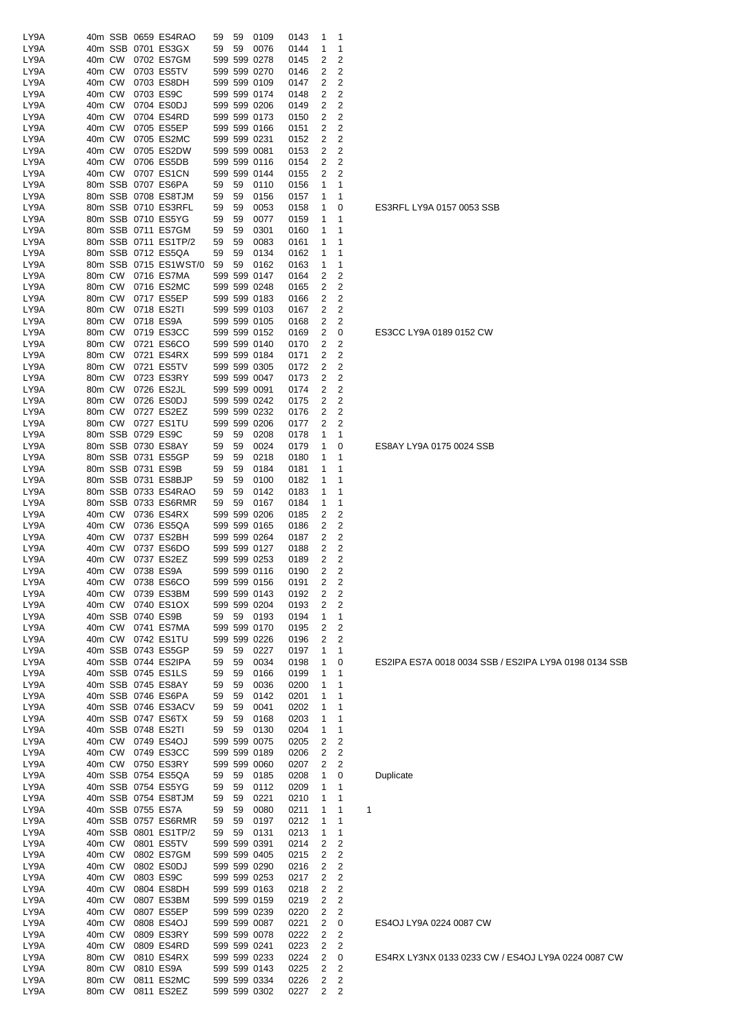| | | | | | | | | | | | | |
|---|---|---|---|---|---|---|---|---|---|---|---|---|
| LY9A | 40m | SSB | 0659 | ES4RAO | 59 | 59 | 0109 | 0143 | 1 | 1 | | |
| LY9A | 40m | SSB | 0701 | ES3GX | 59 | 59 | 0076 | 0144 | 1 | 1 | | |
| LY9A | 40m | CW | 0702 | ES7GM | 599 | 599 | 0278 | 0145 | 2 | 2 | | |
| LY9A | 40m | CW | 0703 | ES5TV | 599 | 599 | 0270 | 0146 | 2 | 2 | | |
| LY9A | 40m | CW | 0703 | ES8DH | 599 | 599 | 0109 | 0147 | 2 | 2 | | |
| LY9A | 40m | CW | 0703 | ES9C | 599 | 599 | 0174 | 0148 | 2 | 2 | | |
| LY9A | 40m | CW | 0704 | ES0DJ | 599 | 599 | 0206 | 0149 | 2 | 2 | | |
| LY9A | 40m | CW | 0704 | ES4RD | 599 | 599 | 0173 | 0150 | 2 | 2 | | |
| LY9A | 40m | CW | 0705 | ES5EP | 599 | 599 | 0166 | 0151 | 2 | 2 | | |
| LY9A | 40m | CW | 0705 | ES2MC | 599 | 599 | 0231 | 0152 | 2 | 2 | | |
| LY9A | 40m | CW | 0705 | ES2DW | 599 | 599 | 0081 | 0153 | 2 | 2 | | |
| LY9A | 40m | CW | 0706 | ES5DB | 599 | 599 | 0116 | 0154 | 2 | 2 | | |
| LY9A | 40m | CW | 0707 | ES1CN | 599 | 599 | 0144 | 0155 | 2 | 2 | | |
| LY9A | 80m | SSB | 0707 | ES6PA | 59 | 59 | 0110 | 0156 | 1 | 1 | | |
| LY9A | 80m | SSB | 0708 | ES8TJM | 59 | 59 | 0156 | 0157 | 1 | 1 | | |
| LY9A | 80m | SSB | 0710 | ES3RFL | 59 | 59 | 0053 | 0158 | 1 | 0 | | ES3RFL LY9A 0157 0053 SSB |
| LY9A | 80m | SSB | 0710 | ES5YG | 59 | 59 | 0077 | 0159 | 1 | 1 | | |
| LY9A | 80m | SSB | 0711 | ES7GM | 59 | 59 | 0301 | 0160 | 1 | 1 | | |
| LY9A | 80m | SSB | 0711 | ES1TP/2 | 59 | 59 | 0083 | 0161 | 1 | 1 | | |
| LY9A | 80m | SSB | 0712 | ES5QA | 59 | 59 | 0134 | 0162 | 1 | 1 | | |
| LY9A | 80m | SSB | 0715 | ES1WST/0 | 59 | 59 | 0162 | 0163 | 1 | 1 | | |
| LY9A | 80m | CW | 0716 | ES7MA | 599 | 599 | 0147 | 0164 | 2 | 2 | | |
| LY9A | 80m | CW | 0716 | ES2MC | 599 | 599 | 0248 | 0165 | 2 | 2 | | |
| LY9A | 80m | CW | 0717 | ES5EP | 599 | 599 | 0183 | 0166 | 2 | 2 | | |
| LY9A | 80m | CW | 0718 | ES2TI | 599 | 599 | 0103 | 0167 | 2 | 2 | | |
| LY9A | 80m | CW | 0718 | ES9A | 599 | 599 | 0105 | 0168 | 2 | 2 | | |
| LY9A | 80m | CW | 0719 | ES3CC | 599 | 599 | 0152 | 0169 | 2 | 0 | | ES3CC LY9A 0189 0152 CW |
| LY9A | 80m | CW | 0721 | ES6CO | 599 | 599 | 0140 | 0170 | 2 | 2 | | |
| LY9A | 80m | CW | 0721 | ES4RX | 599 | 599 | 0184 | 0171 | 2 | 2 | | |
| LY9A | 80m | CW | 0721 | ES5TV | 599 | 599 | 0305 | 0172 | 2 | 2 | | |
| LY9A | 80m | CW | 0723 | ES3RY | 599 | 599 | 0047 | 0173 | 2 | 2 | | |
| LY9A | 80m | CW | 0726 | ES2JL | 599 | 599 | 0091 | 0174 | 2 | 2 | | |
| LY9A | 80m | CW | 0726 | ES0DJ | 599 | 599 | 0242 | 0175 | 2 | 2 | | |
| LY9A | 80m | CW | 0727 | ES2EZ | 599 | 599 | 0232 | 0176 | 2 | 2 | | |
| LY9A | 80m | CW | 0727 | ES1TU | 599 | 599 | 0206 | 0177 | 2 | 2 | | |
| LY9A | 80m | SSB | 0729 | ES9C | 59 | 59 | 0208 | 0178 | 1 | 1 | | |
| LY9A | 80m | SSB | 0730 | ES8AY | 59 | 59 | 0024 | 0179 | 1 | 0 | | ES8AY LY9A 0175 0024 SSB |
| LY9A | 80m | SSB | 0731 | ES5GP | 59 | 59 | 0218 | 0180 | 1 | 1 | | |
| LY9A | 80m | SSB | 0731 | ES9B | 59 | 59 | 0184 | 0181 | 1 | 1 | | |
| LY9A | 80m | SSB | 0731 | ES8BJP | 59 | 59 | 0100 | 0182 | 1 | 1 | | |
| LY9A | 80m | SSB | 0733 | ES4RAO | 59 | 59 | 0142 | 0183 | 1 | 1 | | |
| LY9A | 80m | SSB | 0733 | ES6RMR | 59 | 59 | 0167 | 0184 | 1 | 1 | | |
| LY9A | 40m | CW | 0736 | ES4RX | 599 | 599 | 0206 | 0185 | 2 | 2 | | |
| LY9A | 40m | CW | 0736 | ES5QA | 599 | 599 | 0165 | 0186 | 2 | 2 | | |
| LY9A | 40m | CW | 0737 | ES2BH | 599 | 599 | 0264 | 0187 | 2 | 2 | | |
| LY9A | 40m | CW | 0737 | ES6DO | 599 | 599 | 0127 | 0188 | 2 | 2 | | |
| LY9A | 40m | CW | 0737 | ES2EZ | 599 | 599 | 0253 | 0189 | 2 | 2 | | |
| LY9A | 40m | CW | 0738 | ES9A | 599 | 599 | 0116 | 0190 | 2 | 2 | | |
| LY9A | 40m | CW | 0738 | ES6CO | 599 | 599 | 0156 | 0191 | 2 | 2 | | |
| LY9A | 40m | CW | 0739 | ES3BM | 599 | 599 | 0143 | 0192 | 2 | 2 | | |
| LY9A | 40m | CW | 0740 | ES1OX | 599 | 599 | 0204 | 0193 | 2 | 2 | | |
| LY9A | 40m | SSB | 0740 | ES9B | 59 | 59 | 0193 | 0194 | 1 | 1 | | |
| LY9A | 40m | CW | 0741 | ES7MA | 599 | 599 | 0170 | 0195 | 2 | 2 | | |
| LY9A | 40m | CW | 0742 | ES1TU | 599 | 599 | 0226 | 0196 | 2 | 2 | | |
| LY9A | 40m | SSB | 0743 | ES5GP | 59 | 59 | 0227 | 0197 | 1 | 1 | | |
| LY9A | 40m | SSB | 0744 | ES2IPA | 59 | 59 | 0034 | 0198 | 1 | 0 | | ES2IPA ES7A 0018 0034 SSB / ES2IPA LY9A 0198 0134 SSB |
| LY9A | 40m | SSB | 0745 | ES1LS | 59 | 59 | 0166 | 0199 | 1 | 1 | | |
| LY9A | 40m | SSB | 0745 | ES8AY | 59 | 59 | 0036 | 0200 | 1 | 1 | | |
| LY9A | 40m | SSB | 0746 | ES6PA | 59 | 59 | 0142 | 0201 | 1 | 1 | | |
| LY9A | 40m | SSB | 0746 | ES3ACV | 59 | 59 | 0041 | 0202 | 1 | 1 | | |
| LY9A | 40m | SSB | 0747 | ES6TX | 59 | 59 | 0168 | 0203 | 1 | 1 | | |
| LY9A | 40m | SSB | 0748 | ES2TI | 59 | 59 | 0130 | 0204 | 1 | 1 | | |
| LY9A | 40m | CW | 0749 | ES4OJ | 599 | 599 | 0075 | 0205 | 2 | 2 | | |
| LY9A | 40m | CW | 0749 | ES3CC | 599 | 599 | 0189 | 0206 | 2 | 2 | | |
| LY9A | 40m | CW | 0750 | ES3RY | 599 | 599 | 0060 | 0207 | 2 | 2 | | |
| LY9A | 40m | SSB | 0754 | ES5QA | 59 | 59 | 0185 | 0208 | 1 | 0 | | Duplicate |
| LY9A | 40m | SSB | 0754 | ES5YG | 59 | 59 | 0112 | 0209 | 1 | 1 | | |
| LY9A | 40m | SSB | 0754 | ES8TJM | 59 | 59 | 0221 | 0210 | 1 | 1 | | |
| LY9A | 40m | SSB | 0755 | ES7A | 59 | 59 | 0080 | 0211 | 1 | 1 | 1 | |
| LY9A | 40m | SSB | 0757 | ES6RMR | 59 | 59 | 0197 | 0212 | 1 | 1 | | |
| LY9A | 40m | SSB | 0801 | ES1TP/2 | 59 | 59 | 0131 | 0213 | 1 | 1 | | |
| LY9A | 40m | CW | 0801 | ES5TV | 599 | 599 | 0391 | 0214 | 2 | 2 | | |
| LY9A | 40m | CW | 0802 | ES7GM | 599 | 599 | 0405 | 0215 | 2 | 2 | | |
| LY9A | 40m | CW | 0802 | ES0DJ | 599 | 599 | 0290 | 0216 | 2 | 2 | | |
| LY9A | 40m | CW | 0803 | ES9C | 599 | 599 | 0253 | 0217 | 2 | 2 | | |
| LY9A | 40m | CW | 0804 | ES8DH | 599 | 599 | 0163 | 0218 | 2 | 2 | | |
| LY9A | 40m | CW | 0807 | ES3BM | 599 | 599 | 0159 | 0219 | 2 | 2 | | |
| LY9A | 40m | CW | 0807 | ES5EP | 599 | 599 | 0239 | 0220 | 2 | 2 | | |
| LY9A | 40m | CW | 0808 | ES4OJ | 599 | 599 | 0087 | 0221 | 2 | 0 | | ES4OJ LY9A 0224 0087 CW |
| LY9A | 40m | CW | 0809 | ES3RY | 599 | 599 | 0078 | 0222 | 2 | 2 | | |
| LY9A | 40m | CW | 0809 | ES4RD | 599 | 599 | 0241 | 0223 | 2 | 2 | | |
| LY9A | 80m | CW | 0810 | ES4RX | 599 | 599 | 0233 | 0224 | 2 | 0 | | ES4RX LY3NX 0133 0233 CW / ES4OJ LY9A 0224 0087 CW |
| LY9A | 80m | CW | 0810 | ES9A | 599 | 599 | 0143 | 0225 | 2 | 2 | | |
| LY9A | 80m | CW | 0811 | ES2MC | 599 | 599 | 0334 | 0226 | 2 | 2 | | |
| LY9A | 80m | CW | 0811 | ES2EZ | 599 | 599 | 0302 | 0227 | 2 | 2 | | |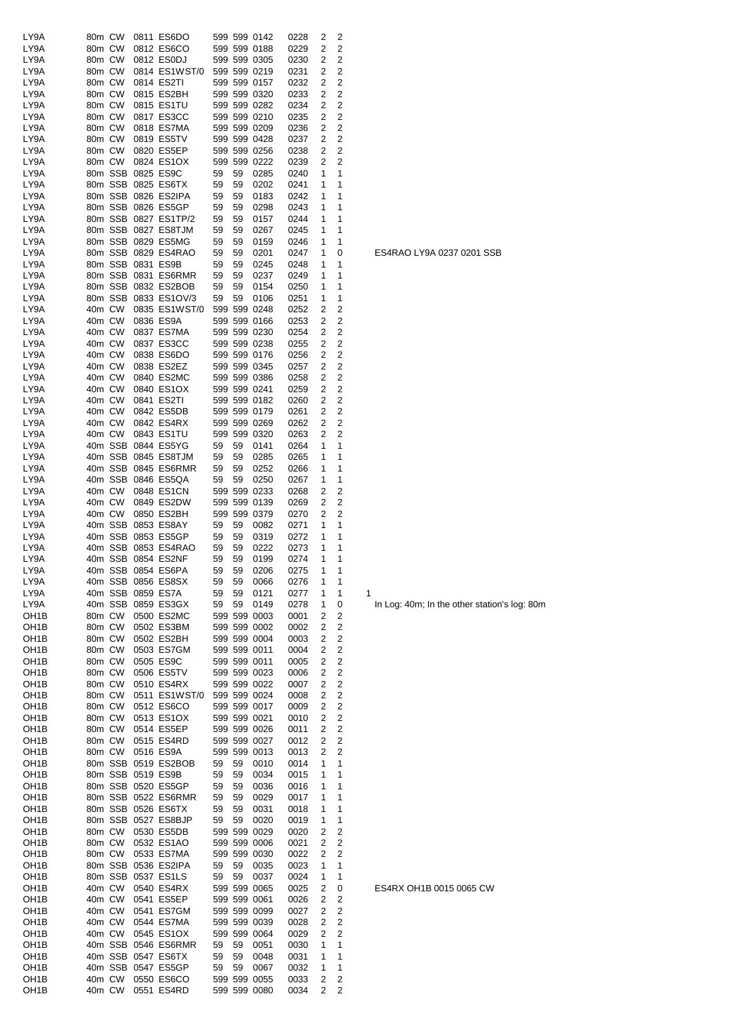| | | | | | | | | | | | | | |
|---|---|---|---|---|---|---|---|---|---|---|---|---|---|
| LY9A | 80m | CW | 0811 | ES6DO | 599 | 599 | 0142 | 0228 | 2 | 2 | | |
| LY9A | 80m | CW | 0812 | ES6CO | 599 | 599 | 0188 | 0229 | 2 | 2 | | |
| LY9A | 80m | CW | 0812 | ES0DJ | 599 | 599 | 0305 | 0230 | 2 | 2 | | |
| LY9A | 80m | CW | 0814 | ES1WST/0 | 599 | 599 | 0219 | 0231 | 2 | 2 | | |
| LY9A | 80m | CW | 0814 | ES2TI | 599 | 599 | 0157 | 0232 | 2 | 2 | | |
| LY9A | 80m | CW | 0815 | ES2BH | 599 | 599 | 0320 | 0233 | 2 | 2 | | |
| LY9A | 80m | CW | 0815 | ES1TU | 599 | 599 | 0282 | 0234 | 2 | 2 | | |
| LY9A | 80m | CW | 0817 | ES3CC | 599 | 599 | 0210 | 0235 | 2 | 2 | | |
| LY9A | 80m | CW | 0818 | ES7MA | 599 | 599 | 0209 | 0236 | 2 | 2 | | |
| LY9A | 80m | CW | 0819 | ES5TV | 599 | 599 | 0428 | 0237 | 2 | 2 | | |
| LY9A | 80m | CW | 0820 | ES5EP | 599 | 599 | 0256 | 0238 | 2 | 2 | | |
| LY9A | 80m | CW | 0824 | ES1OX | 599 | 599 | 0222 | 0239 | 2 | 2 | | |
| LY9A | 80m | SSB | 0825 | ES9C | 59 | 59 | 0285 | 0240 | 1 | 1 | | |
| LY9A | 80m | SSB | 0825 | ES6TX | 59 | 59 | 0202 | 0241 | 1 | 1 | | |
| LY9A | 80m | SSB | 0826 | ES2IPA | 59 | 59 | 0183 | 0242 | 1 | 1 | | |
| LY9A | 80m | SSB | 0826 | ES5GP | 59 | 59 | 0298 | 0243 | 1 | 1 | | |
| LY9A | 80m | SSB | 0827 | ES1TP/2 | 59 | 59 | 0157 | 0244 | 1 | 1 | | |
| LY9A | 80m | SSB | 0827 | ES8TJM | 59 | 59 | 0267 | 0245 | 1 | 1 | | |
| LY9A | 80m | SSB | 0829 | ES5MG | 59 | 59 | 0159 | 0246 | 1 | 1 | | |
| LY9A | 80m | SSB | 0829 | ES4RAO | 59 | 59 | 0201 | 0247 | 1 | 0 | | ES4RAO LY9A 0237 0201 SSB |
| LY9A | 80m | SSB | 0831 | ES9B | 59 | 59 | 0245 | 0248 | 1 | 1 | | |
| LY9A | 80m | SSB | 0831 | ES6RMR | 59 | 59 | 0237 | 0249 | 1 | 1 | | |
| LY9A | 80m | SSB | 0832 | ES2BOB | 59 | 59 | 0154 | 0250 | 1 | 1 | | |
| LY9A | 80m | SSB | 0833 | ES1OV/3 | 59 | 59 | 0106 | 0251 | 1 | 1 | | |
| LY9A | 40m | CW | 0835 | ES1WST/0 | 599 | 599 | 0248 | 0252 | 2 | 2 | | |
| LY9A | 40m | CW | 0836 | ES9A | 599 | 599 | 0166 | 0253 | 2 | 2 | | |
| LY9A | 40m | CW | 0837 | ES7MA | 599 | 599 | 0230 | 0254 | 2 | 2 | | |
| LY9A | 40m | CW | 0837 | ES3CC | 599 | 599 | 0238 | 0255 | 2 | 2 | | |
| LY9A | 40m | CW | 0838 | ES6DO | 599 | 599 | 0176 | 0256 | 2 | 2 | | |
| LY9A | 40m | CW | 0838 | ES2EZ | 599 | 599 | 0345 | 0257 | 2 | 2 | | |
| LY9A | 40m | CW | 0840 | ES2MC | 599 | 599 | 0386 | 0258 | 2 | 2 | | |
| LY9A | 40m | CW | 0840 | ES1OX | 599 | 599 | 0241 | 0259 | 2 | 2 | | |
| LY9A | 40m | CW | 0841 | ES2TI | 599 | 599 | 0182 | 0260 | 2 | 2 | | |
| LY9A | 40m | CW | 0842 | ES5DB | 599 | 599 | 0179 | 0261 | 2 | 2 | | |
| LY9A | 40m | CW | 0842 | ES4RX | 599 | 599 | 0269 | 0262 | 2 | 2 | | |
| LY9A | 40m | CW | 0843 | ES1TU | 599 | 599 | 0320 | 0263 | 2 | 2 | | |
| LY9A | 40m | SSB | 0844 | ES5YG | 59 | 59 | 0141 | 0264 | 1 | 1 | | |
| LY9A | 40m | SSB | 0845 | ES8TJM | 59 | 59 | 0285 | 0265 | 1 | 1 | | |
| LY9A | 40m | SSB | 0845 | ES6RMR | 59 | 59 | 0252 | 0266 | 1 | 1 | | |
| LY9A | 40m | SSB | 0846 | ES5QA | 59 | 59 | 0250 | 0267 | 1 | 1 | | |
| LY9A | 40m | CW | 0848 | ES1CN | 599 | 599 | 0233 | 0268 | 2 | 2 | | |
| LY9A | 40m | CW | 0849 | ES2DW | 599 | 599 | 0139 | 0269 | 2 | 2 | | |
| LY9A | 40m | CW | 0850 | ES2BH | 599 | 599 | 0379 | 0270 | 2 | 2 | | |
| LY9A | 40m | SSB | 0853 | ES8AY | 59 | 59 | 0082 | 0271 | 1 | 1 | | |
| LY9A | 40m | SSB | 0853 | ES5GP | 59 | 59 | 0319 | 0272 | 1 | 1 | | |
| LY9A | 40m | SSB | 0853 | ES4RAO | 59 | 59 | 0222 | 0273 | 1 | 1 | | |
| LY9A | 40m | SSB | 0854 | ES2NF | 59 | 59 | 0199 | 0274 | 1 | 1 | | |
| LY9A | 40m | SSB | 0854 | ES6PA | 59 | 59 | 0206 | 0275 | 1 | 1 | | |
| LY9A | 40m | SSB | 0856 | ES8SX | 59 | 59 | 0066 | 0276 | 1 | 1 | | |
| LY9A | 40m | SSB | 0859 | ES7A | 59 | 59 | 0121 | 0277 | 1 | 1 | 1 | |
| LY9A | 40m | SSB | 0859 | ES3GX | 59 | 59 | 0149 | 0278 | 1 | 0 | | In Log: 40m; In the other station's log: 80m |
| OH1B | 80m | CW | 0500 | ES2MC | 599 | 599 | 0003 | 0001 | 2 | 2 | | |
| OH1B | 80m | CW | 0502 | ES3BM | 599 | 599 | 0002 | 0002 | 2 | 2 | | |
| OH1B | 80m | CW | 0502 | ES2BH | 599 | 599 | 0004 | 0003 | 2 | 2 | | |
| OH1B | 80m | CW | 0503 | ES7GM | 599 | 599 | 0011 | 0004 | 2 | 2 | | |
| OH1B | 80m | CW | 0505 | ES9C | 599 | 599 | 0011 | 0005 | 2 | 2 | | |
| OH1B | 80m | CW | 0506 | ES5TV | 599 | 599 | 0023 | 0006 | 2 | 2 | | |
| OH1B | 80m | CW | 0510 | ES4RX | 599 | 599 | 0022 | 0007 | 2 | 2 | | |
| OH1B | 80m | CW | 0511 | ES1WST/0 | 599 | 599 | 0024 | 0008 | 2 | 2 | | |
| OH1B | 80m | CW | 0512 | ES6CO | 599 | 599 | 0017 | 0009 | 2 | 2 | | |
| OH1B | 80m | CW | 0513 | ES1OX | 599 | 599 | 0021 | 0010 | 2 | 2 | | |
| OH1B | 80m | CW | 0514 | ES5EP | 599 | 599 | 0026 | 0011 | 2 | 2 | | |
| OH1B | 80m | CW | 0515 | ES4RD | 599 | 599 | 0027 | 0012 | 2 | 2 | | |
| OH1B | 80m | CW | 0516 | ES9A | 599 | 599 | 0013 | 0013 | 2 | 2 | | |
| OH1B | 80m | SSB | 0519 | ES2BOB | 59 | 59 | 0010 | 0014 | 1 | 1 | | |
| OH1B | 80m | SSB | 0519 | ES9B | 59 | 59 | 0034 | 0015 | 1 | 1 | | |
| OH1B | 80m | SSB | 0520 | ES5GP | 59 | 59 | 0036 | 0016 | 1 | 1 | | |
| OH1B | 80m | SSB | 0522 | ES6RMR | 59 | 59 | 0029 | 0017 | 1 | 1 | | |
| OH1B | 80m | SSB | 0526 | ES6TX | 59 | 59 | 0031 | 0018 | 1 | 1 | | |
| OH1B | 80m | SSB | 0527 | ES8BJP | 59 | 59 | 0020 | 0019 | 1 | 1 | | |
| OH1B | 80m | CW | 0530 | ES5DB | 599 | 599 | 0029 | 0020 | 2 | 2 | | |
| OH1B | 80m | CW | 0532 | ES1AO | 599 | 599 | 0006 | 0021 | 2 | 2 | | |
| OH1B | 80m | CW | 0533 | ES7MA | 599 | 599 | 0030 | 0022 | 2 | 2 | | |
| OH1B | 80m | SSB | 0536 | ES2IPA | 59 | 59 | 0035 | 0023 | 1 | 1 | | |
| OH1B | 80m | SSB | 0537 | ES1LS | 59 | 59 | 0037 | 0024 | 1 | 1 | | |
| OH1B | 40m | CW | 0540 | ES4RX | 599 | 599 | 0065 | 0025 | 2 | 0 | | ES4RX OH1B 0015 0065 CW |
| OH1B | 40m | CW | 0541 | ES5EP | 599 | 599 | 0061 | 0026 | 2 | 2 | | |
| OH1B | 40m | CW | 0541 | ES7GM | 599 | 599 | 0099 | 0027 | 2 | 2 | | |
| OH1B | 40m | CW | 0544 | ES7MA | 599 | 599 | 0039 | 0028 | 2 | 2 | | |
| OH1B | 40m | CW | 0545 | ES1OX | 599 | 599 | 0064 | 0029 | 2 | 2 | | |
| OH1B | 40m | SSB | 0546 | ES6RMR | 59 | 59 | 0051 | 0030 | 1 | 1 | | |
| OH1B | 40m | SSB | 0547 | ES6TX | 59 | 59 | 0048 | 0031 | 1 | 1 | | |
| OH1B | 40m | SSB | 0547 | ES5GP | 59 | 59 | 0067 | 0032 | 1 | 1 | | |
| OH1B | 40m | CW | 0550 | ES6CO | 599 | 599 | 0055 | 0033 | 2 | 2 | | |
| OH1B | 40m | CW | 0551 | ES4RD | 599 | 599 | 0080 | 0034 | 2 | 2 | | |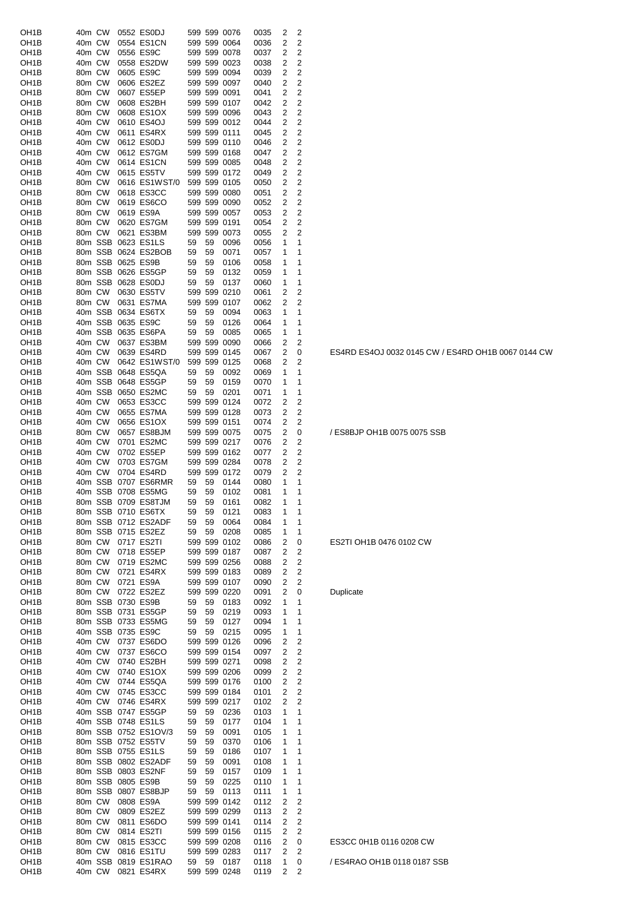| | | | | | | | | | | | | |
|---|---|---|---|---|---|---|---|---|---|---|---|---|
| OH1B | 40m | CW | 0552 | ES0DJ | 599 | 599 | 0076 | 0035 | 2 | 2 | | |
| OH1B | 40m | CW | 0554 | ES1CN | 599 | 599 | 0064 | 0036 | 2 | 2 | | |
| OH1B | 40m | CW | 0556 | ES9C | 599 | 599 | 0078 | 0037 | 2 | 2 | | |
| OH1B | 40m | CW | 0558 | ES2DW | 599 | 599 | 0023 | 0038 | 2 | 2 | | |
| OH1B | 80m | CW | 0605 | ES9C | 599 | 599 | 0094 | 0039 | 2 | 2 | | |
| OH1B | 80m | CW | 0606 | ES2EZ | 599 | 599 | 0097 | 0040 | 2 | 2 | | |
| OH1B | 80m | CW | 0607 | ES5EP | 599 | 599 | 0091 | 0041 | 2 | 2 | | |
| OH1B | 80m | CW | 0608 | ES2BH | 599 | 599 | 0107 | 0042 | 2 | 2 | | |
| OH1B | 80m | CW | 0608 | ES1OX | 599 | 599 | 0096 | 0043 | 2 | 2 | | |
| OH1B | 40m | CW | 0610 | ES4OJ | 599 | 599 | 0012 | 0044 | 2 | 2 | | |
| OH1B | 40m | CW | 0611 | ES4RX | 599 | 599 | 0111 | 0045 | 2 | 2 | | |
| OH1B | 40m | CW | 0612 | ES0DJ | 599 | 599 | 0110 | 0046 | 2 | 2 | | |
| OH1B | 40m | CW | 0612 | ES7GM | 599 | 599 | 0168 | 0047 | 2 | 2 | | |
| OH1B | 40m | CW | 0614 | ES1CN | 599 | 599 | 0085 | 0048 | 2 | 2 | | |
| OH1B | 40m | CW | 0615 | ES5TV | 599 | 599 | 0172 | 0049 | 2 | 2 | | |
| OH1B | 80m | CW | 0616 | ES1WST/0 | 599 | 599 | 0105 | 0050 | 2 | 2 | | |
| OH1B | 80m | CW | 0618 | ES3CC | 599 | 599 | 0080 | 0051 | 2 | 2 | | |
| OH1B | 80m | CW | 0619 | ES6CO | 599 | 599 | 0090 | 0052 | 2 | 2 | | |
| OH1B | 80m | CW | 0619 | ES9A | 599 | 599 | 0057 | 0053 | 2 | 2 | | |
| OH1B | 80m | CW | 0620 | ES7GM | 599 | 599 | 0191 | 0054 | 2 | 2 | | |
| OH1B | 80m | CW | 0621 | ES3BM | 599 | 599 | 0073 | 0055 | 2 | 2 | | |
| OH1B | 80m | SSB | 0623 | ES1LS | 59 | 59 | 0096 | 0056 | 1 | 1 | | |
| OH1B | 80m | SSB | 0624 | ES2BOB | 59 | 59 | 0071 | 0057 | 1 | 1 | | |
| OH1B | 80m | SSB | 0625 | ES9B | 59 | 59 | 0106 | 0058 | 1 | 1 | | |
| OH1B | 80m | SSB | 0626 | ES5GP | 59 | 59 | 0132 | 0059 | 1 | 1 | | |
| OH1B | 80m | SSB | 0628 | ES0DJ | 59 | 59 | 0137 | 0060 | 1 | 1 | | |
| OH1B | 80m | CW | 0630 | ES5TV | 599 | 599 | 0210 | 0061 | 2 | 2 | | |
| OH1B | 80m | CW | 0631 | ES7MA | 599 | 599 | 0107 | 0062 | 2 | 2 | | |
| OH1B | 40m | SSB | 0634 | ES6TX | 59 | 59 | 0094 | 0063 | 1 | 1 | | |
| OH1B | 40m | SSB | 0635 | ES9C | 59 | 59 | 0126 | 0064 | 1 | 1 | | |
| OH1B | 40m | SSB | 0635 | ES6PA | 59 | 59 | 0085 | 0065 | 1 | 1 | | |
| OH1B | 40m | CW | 0637 | ES3BM | 599 | 599 | 0090 | 0066 | 2 | 2 | | |
| OH1B | 40m | CW | 0639 | ES4RD | 599 | 599 | 0145 | 0067 | 2 | 0 | ES4RD ES4OJ 0032 0145 CW / ES4RD OH1B 0067 0144 CW | |
| OH1B | 40m | CW | 0642 | ES1WST/0 | 599 | 599 | 0125 | 0068 | 2 | 2 | | |
| OH1B | 40m | SSB | 0648 | ES5QA | 59 | 59 | 0092 | 0069 | 1 | 1 | | |
| OH1B | 40m | SSB | 0648 | ES5GP | 59 | 59 | 0159 | 0070 | 1 | 1 | | |
| OH1B | 40m | SSB | 0650 | ES2MC | 59 | 59 | 0201 | 0071 | 1 | 1 | | |
| OH1B | 40m | CW | 0653 | ES3CC | 599 | 599 | 0124 | 0072 | 2 | 2 | | |
| OH1B | 40m | CW | 0655 | ES7MA | 599 | 599 | 0128 | 0073 | 2 | 2 | | |
| OH1B | 40m | CW | 0656 | ES1OX | 599 | 599 | 0151 | 0074 | 2 | 2 | | |
| OH1B | 80m | CW | 0657 | ES8BJM | 599 | 599 | 0075 | 0075 | 2 | 0 | / ES8BJP OH1B 0075 0075 SSB | |
| OH1B | 40m | CW | 0701 | ES2MC | 599 | 599 | 0217 | 0076 | 2 | 2 | | |
| OH1B | 40m | CW | 0702 | ES5EP | 599 | 599 | 0162 | 0077 | 2 | 2 | | |
| OH1B | 40m | CW | 0703 | ES7GM | 599 | 599 | 0284 | 0078 | 2 | 2 | | |
| OH1B | 40m | CW | 0704 | ES4RD | 599 | 599 | 0172 | 0079 | 2 | 2 | | |
| OH1B | 40m | SSB | 0707 | ES6RMR | 59 | 59 | 0144 | 0080 | 1 | 1 | | |
| OH1B | 40m | SSB | 0708 | ES5MG | 59 | 59 | 0102 | 0081 | 1 | 1 | | |
| OH1B | 80m | SSB | 0709 | ES8TJM | 59 | 59 | 0161 | 0082 | 1 | 1 | | |
| OH1B | 80m | SSB | 0710 | ES6TX | 59 | 59 | 0121 | 0083 | 1 | 1 | | |
| OH1B | 80m | SSB | 0712 | ES2ADF | 59 | 59 | 0064 | 0084 | 1 | 1 | | |
| OH1B | 80m | SSB | 0715 | ES2EZ | 59 | 59 | 0208 | 0085 | 1 | 1 | | |
| OH1B | 80m | CW | 0717 | ES2TI | 599 | 599 | 0102 | 0086 | 2 | 0 | ES2TI OH1B 0476 0102 CW | |
| OH1B | 80m | CW | 0718 | ES5EP | 599 | 599 | 0187 | 0087 | 2 | 2 | | |
| OH1B | 80m | CW | 0719 | ES2MC | 599 | 599 | 0256 | 0088 | 2 | 2 | | |
| OH1B | 80m | CW | 0721 | ES4RX | 599 | 599 | 0183 | 0089 | 2 | 2 | | |
| OH1B | 80m | CW | 0721 | ES9A | 599 | 599 | 0107 | 0090 | 2 | 2 | | |
| OH1B | 80m | CW | 0722 | ES2EZ | 599 | 599 | 0220 | 0091 | 2 | 0 | Duplicate | |
| OH1B | 80m | SSB | 0730 | ES9B | 59 | 59 | 0183 | 0092 | 1 | 1 | | |
| OH1B | 80m | SSB | 0731 | ES5GP | 59 | 59 | 0219 | 0093 | 1 | 1 | | |
| OH1B | 80m | SSB | 0733 | ES5MG | 59 | 59 | 0127 | 0094 | 1 | 1 | | |
| OH1B | 40m | SSB | 0735 | ES9C | 59 | 59 | 0215 | 0095 | 1 | 1 | | |
| OH1B | 40m | CW | 0737 | ES6DO | 599 | 599 | 0126 | 0096 | 2 | 2 | | |
| OH1B | 40m | CW | 0737 | ES6CO | 599 | 599 | 0154 | 0097 | 2 | 2 | | |
| OH1B | 40m | CW | 0740 | ES2BH | 599 | 599 | 0271 | 0098 | 2 | 2 | | |
| OH1B | 40m | CW | 0740 | ES1OX | 599 | 599 | 0206 | 0099 | 2 | 2 | | |
| OH1B | 40m | CW | 0744 | ES5QA | 599 | 599 | 0176 | 0100 | 2 | 2 | | |
| OH1B | 40m | CW | 0745 | ES3CC | 599 | 599 | 0184 | 0101 | 2 | 2 | | |
| OH1B | 40m | CW | 0746 | ES4RX | 599 | 599 | 0217 | 0102 | 2 | 2 | | |
| OH1B | 40m | SSB | 0747 | ES5GP | 59 | 59 | 0236 | 0103 | 1 | 1 | | |
| OH1B | 40m | SSB | 0748 | ES1LS | 59 | 59 | 0177 | 0104 | 1 | 1 | | |
| OH1B | 80m | SSB | 0752 | ES1OV/3 | 59 | 59 | 0091 | 0105 | 1 | 1 | | |
| OH1B | 80m | SSB | 0752 | ES5TV | 59 | 59 | 0370 | 0106 | 1 | 1 | | |
| OH1B | 80m | SSB | 0755 | ES1LS | 59 | 59 | 0186 | 0107 | 1 | 1 | | |
| OH1B | 80m | SSB | 0802 | ES2ADF | 59 | 59 | 0091 | 0108 | 1 | 1 | | |
| OH1B | 80m | SSB | 0803 | ES2NF | 59 | 59 | 0157 | 0109 | 1 | 1 | | |
| OH1B | 80m | SSB | 0805 | ES9B | 59 | 59 | 0225 | 0110 | 1 | 1 | | |
| OH1B | 80m | SSB | 0807 | ES8BJP | 59 | 59 | 0113 | 0111 | 1 | 1 | | |
| OH1B | 80m | CW | 0808 | ES9A | 599 | 599 | 0142 | 0112 | 2 | 2 | | |
| OH1B | 80m | CW | 0809 | ES2EZ | 599 | 599 | 0299 | 0113 | 2 | 2 | | |
| OH1B | 80m | CW | 0811 | ES6DO | 599 | 599 | 0141 | 0114 | 2 | 2 | | |
| OH1B | 80m | CW | 0814 | ES2TI | 599 | 599 | 0156 | 0115 | 2 | 2 | | |
| OH1B | 80m | CW | 0815 | ES3CC | 599 | 599 | 0208 | 0116 | 2 | 0 | ES3CC 0H1B 0116 0208 CW | |
| OH1B | 80m | CW | 0816 | ES1TU | 599 | 599 | 0283 | 0117 | 2 | 2 | | |
| OH1B | 40m | SSB | 0819 | ES1RAO | 59 | 59 | 0187 | 0118 | 1 | 0 | / ES4RAO OH1B 0118 0187 SSB | |
| OH1B | 40m | CW | 0821 | ES4RX | 599 | 599 | 0248 | 0119 | 2 | 2 | | |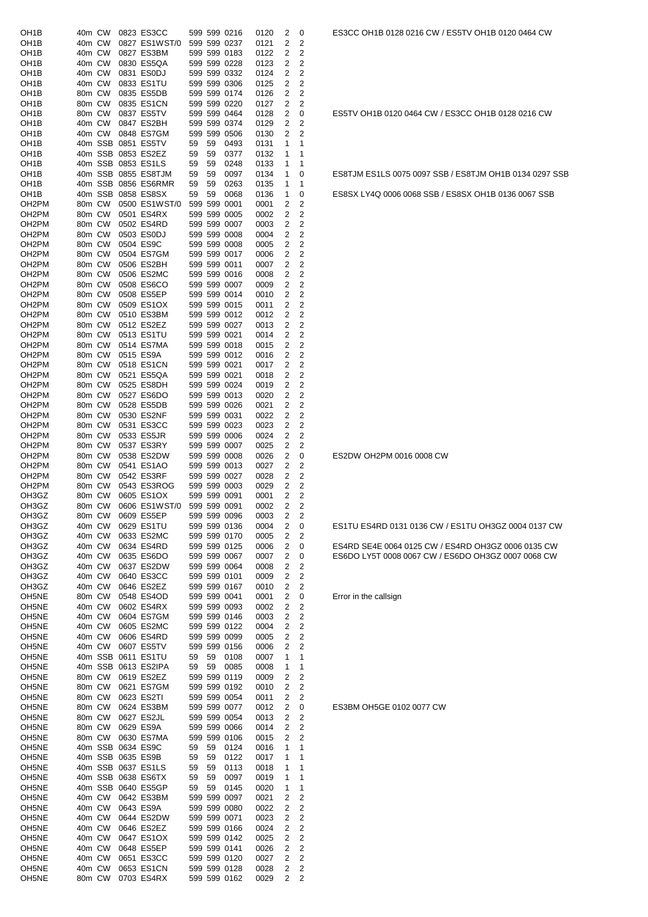| | | | | | | | | | | | |
|---|---|---|---|---|---|---|---|---|---|---|---|
| OH1B | 40m | CW | 0823 | ES3CC | 599 | 599 | 0216 | 0120 | 2 | 0 | ES3CC OH1B 0128 0216 CW / ES5TV OH1B 0120 0464 CW |
| OH1B | 40m | CW | 0827 | ES1WST/0 | 599 | 599 | 0237 | 0121 | 2 | 2 | |
| OH1B | 40m | CW | 0827 | ES3BM | 599 | 599 | 0183 | 0122 | 2 | 2 | |
| OH1B | 40m | CW | 0830 | ES5QA | 599 | 599 | 0228 | 0123 | 2 | 2 | |
| OH1B | 40m | CW | 0831 | ES0DJ | 599 | 599 | 0332 | 0124 | 2 | 2 | |
| OH1B | 40m | CW | 0833 | ES1TU | 599 | 599 | 0306 | 0125 | 2 | 2 | |
| OH1B | 80m | CW | 0835 | ES5DB | 599 | 599 | 0174 | 0126 | 2 | 2 | |
| OH1B | 80m | CW | 0835 | ES1CN | 599 | 599 | 0220 | 0127 | 2 | 2 | |
| OH1B | 80m | CW | 0837 | ES5TV | 599 | 599 | 0464 | 0128 | 2 | 0 | ES5TV OH1B 0120 0464 CW / ES3CC OH1B 0128 0216 CW |
| OH1B | 40m | CW | 0847 | ES2BH | 599 | 599 | 0374 | 0129 | 2 | 2 | |
| OH1B | 40m | CW | 0848 | ES7GM | 599 | 599 | 0506 | 0130 | 2 | 2 | |
| OH1B | 40m | SSB | 0851 | ES5TV | 59 | 59 | 0493 | 0131 | 1 | 1 | |
| OH1B | 40m | SSB | 0853 | ES2EZ | 59 | 59 | 0377 | 0132 | 1 | 1 | |
| OH1B | 40m | SSB | 0853 | ES1LS | 59 | 59 | 0248 | 0133 | 1 | 1 | |
| OH1B | 40m | SSB | 0855 | ES8TJM | 59 | 59 | 0097 | 0134 | 1 | 0 | ES8TJM ES1LS 0075 0097 SSB / ES8TJM OH1B 0134 0297 SSB |
| OH1B | 40m | SSB | 0856 | ES6RMR | 59 | 59 | 0263 | 0135 | 1 | 1 | |
| OH1B | 40m | SSB | 0858 | ES8SX | 59 | 59 | 0068 | 0136 | 1 | 0 | ES8SX LY4Q 0006 0068 SSB / ES8SX OH1B 0136 0067 SSB |
| OH2PM | 80m | CW | 0500 | ES1WST/0 | 599 | 599 | 0001 | 0001 | 2 | 2 | |
| OH2PM | 80m | CW | 0501 | ES4RX | 599 | 599 | 0005 | 0002 | 2 | 2 | |
| OH2PM | 80m | CW | 0502 | ES4RD | 599 | 599 | 0007 | 0003 | 2 | 2 | |
| OH2PM | 80m | CW | 0503 | ES0DJ | 599 | 599 | 0008 | 0004 | 2 | 2 | |
| OH2PM | 80m | CW | 0504 | ES9C | 599 | 599 | 0008 | 0005 | 2 | 2 | |
| OH2PM | 80m | CW | 0504 | ES7GM | 599 | 599 | 0017 | 0006 | 2 | 2 | |
| OH2PM | 80m | CW | 0506 | ES2BH | 599 | 599 | 0011 | 0007 | 2 | 2 | |
| OH2PM | 80m | CW | 0506 | ES2MC | 599 | 599 | 0016 | 0008 | 2 | 2 | |
| OH2PM | 80m | CW | 0508 | ES6CO | 599 | 599 | 0007 | 0009 | 2 | 2 | |
| OH2PM | 80m | CW | 0508 | ES5EP | 599 | 599 | 0014 | 0010 | 2 | 2 | |
| OH2PM | 80m | CW | 0509 | ES1OX | 599 | 599 | 0015 | 0011 | 2 | 2 | |
| OH2PM | 80m | CW | 0510 | ES3BM | 599 | 599 | 0012 | 0012 | 2 | 2 | |
| OH2PM | 80m | CW | 0512 | ES2EZ | 599 | 599 | 0027 | 0013 | 2 | 2 | |
| OH2PM | 80m | CW | 0513 | ES1TU | 599 | 599 | 0021 | 0014 | 2 | 2 | |
| OH2PM | 80m | CW | 0514 | ES7MA | 599 | 599 | 0018 | 0015 | 2 | 2 | |
| OH2PM | 80m | CW | 0515 | ES9A | 599 | 599 | 0012 | 0016 | 2 | 2 | |
| OH2PM | 80m | CW | 0518 | ES1CN | 599 | 599 | 0021 | 0017 | 2 | 2 | |
| OH2PM | 80m | CW | 0521 | ES5QA | 599 | 599 | 0021 | 0018 | 2 | 2 | |
| OH2PM | 80m | CW | 0525 | ES8DH | 599 | 599 | 0024 | 0019 | 2 | 2 | |
| OH2PM | 80m | CW | 0527 | ES6DO | 599 | 599 | 0013 | 0020 | 2 | 2 | |
| OH2PM | 80m | CW | 0528 | ES5DB | 599 | 599 | 0026 | 0021 | 2 | 2 | |
| OH2PM | 80m | CW | 0530 | ES2NF | 599 | 599 | 0031 | 0022 | 2 | 2 | |
| OH2PM | 80m | CW | 0531 | ES3CC | 599 | 599 | 0023 | 0023 | 2 | 2 | |
| OH2PM | 80m | CW | 0533 | ES5JR | 599 | 599 | 0006 | 0024 | 2 | 2 | |
| OH2PM | 80m | CW | 0537 | ES3RY | 599 | 599 | 0007 | 0025 | 2 | 2 | |
| OH2PM | 80m | CW | 0538 | ES2DW | 599 | 599 | 0008 | 0026 | 2 | 0 | ES2DW OH2PM 0016 0008 CW |
| OH2PM | 80m | CW | 0541 | ES1AO | 599 | 599 | 0013 | 0027 | 2 | 2 | |
| OH2PM | 80m | CW | 0542 | ES3RF | 599 | 599 | 0027 | 0028 | 2 | 2 | |
| OH2PM | 80m | CW | 0543 | ES3ROG | 599 | 599 | 0003 | 0029 | 2 | 2 | |
| OH3GZ | 80m | CW | 0605 | ES1OX | 599 | 599 | 0091 | 0001 | 2 | 2 | |
| OH3GZ | 80m | CW | 0606 | ES1WST/0 | 599 | 599 | 0091 | 0002 | 2 | 2 | |
| OH3GZ | 80m | CW | 0609 | ES5EP | 599 | 599 | 0096 | 0003 | 2 | 2 | |
| OH3GZ | 40m | CW | 0629 | ES1TU | 599 | 599 | 0136 | 0004 | 2 | 0 | ES1TU ES4RD 0131 0136 CW / ES1TU OH3GZ 0004 0137 CW |
| OH3GZ | 40m | CW | 0633 | ES2MC | 599 | 599 | 0170 | 0005 | 2 | 2 | |
| OH3GZ | 40m | CW | 0634 | ES4RD | 599 | 599 | 0125 | 0006 | 2 | 0 | ES4RD SE4E 0064 0125 CW / ES4RD OH3GZ 0006 0135 CW |
| OH3GZ | 40m | CW | 0635 | ES6DO | 599 | 599 | 0067 | 0007 | 2 | 0 | ES6DO LY5T 0008 0067 CW / ES6DO OH3GZ 0007 0068 CW |
| OH3GZ | 40m | CW | 0637 | ES2DW | 599 | 599 | 0064 | 0008 | 2 | 2 | |
| OH3GZ | 40m | CW | 0640 | ES3CC | 599 | 599 | 0101 | 0009 | 2 | 2 | |
| OH3GZ | 40m | CW | 0646 | ES2EZ | 599 | 599 | 0167 | 0010 | 2 | 2 | |
| OH5NE | 80m | CW | 0548 | ES4OD | 599 | 599 | 0041 | 0001 | 2 | 0 | Error in the callsign |
| OH5NE | 40m | CW | 0602 | ES4RX | 599 | 599 | 0093 | 0002 | 2 | 2 | |
| OH5NE | 40m | CW | 0604 | ES7GM | 599 | 599 | 0146 | 0003 | 2 | 2 | |
| OH5NE | 40m | CW | 0605 | ES2MC | 599 | 599 | 0122 | 0004 | 2 | 2 | |
| OH5NE | 40m | CW | 0606 | ES4RD | 599 | 599 | 0099 | 0005 | 2 | 2 | |
| OH5NE | 40m | CW | 0607 | ES5TV | 599 | 599 | 0156 | 0006 | 2 | 2 | |
| OH5NE | 40m | SSB | 0611 | ES1TU | 59 | 59 | 0108 | 0007 | 1 | 1 | |
| OH5NE | 40m | SSB | 0613 | ES2IPA | 59 | 59 | 0085 | 0008 | 1 | 1 | |
| OH5NE | 80m | CW | 0619 | ES2EZ | 599 | 599 | 0119 | 0009 | 2 | 2 | |
| OH5NE | 80m | CW | 0621 | ES7GM | 599 | 599 | 0192 | 0010 | 2 | 2 | |
| OH5NE | 80m | CW | 0623 | ES2TI | 599 | 599 | 0054 | 0011 | 2 | 2 | |
| OH5NE | 80m | CW | 0624 | ES3BM | 599 | 599 | 0077 | 0012 | 2 | 0 | ES3BM OH5GE 0102 0077 CW |
| OH5NE | 80m | CW | 0627 | ES2JL | 599 | 599 | 0054 | 0013 | 2 | 2 | |
| OH5NE | 80m | CW | 0629 | ES9A | 599 | 599 | 0066 | 0014 | 2 | 2 | |
| OH5NE | 80m | CW | 0630 | ES7MA | 599 | 599 | 0106 | 0015 | 2 | 2 | |
| OH5NE | 40m | SSB | 0634 | ES9C | 59 | 59 | 0124 | 0016 | 1 | 1 | |
| OH5NE | 40m | SSB | 0635 | ES9B | 59 | 59 | 0122 | 0017 | 1 | 1 | |
| OH5NE | 40m | SSB | 0637 | ES1LS | 59 | 59 | 0113 | 0018 | 1 | 1 | |
| OH5NE | 40m | SSB | 0638 | ES6TX | 59 | 59 | 0097 | 0019 | 1 | 1 | |
| OH5NE | 40m | SSB | 0640 | ES5GP | 59 | 59 | 0145 | 0020 | 1 | 1 | |
| OH5NE | 40m | CW | 0642 | ES3BM | 599 | 599 | 0097 | 0021 | 2 | 2 | |
| OH5NE | 40m | CW | 0643 | ES9A | 599 | 599 | 0080 | 0022 | 2 | 2 | |
| OH5NE | 40m | CW | 0644 | ES2DW | 599 | 599 | 0071 | 0023 | 2 | 2 | |
| OH5NE | 40m | CW | 0646 | ES2EZ | 599 | 599 | 0166 | 0024 | 2 | 2 | |
| OH5NE | 40m | CW | 0647 | ES1OX | 599 | 599 | 0142 | 0025 | 2 | 2 | |
| OH5NE | 40m | CW | 0648 | ES5EP | 599 | 599 | 0141 | 0026 | 2 | 2 | |
| OH5NE | 40m | CW | 0651 | ES3CC | 599 | 599 | 0120 | 0027 | 2 | 2 | |
| OH5NE | 40m | CW | 0653 | ES1CN | 599 | 599 | 0128 | 0028 | 2 | 2 | |
| OH5NE | 80m | CW | 0703 | ES4RX | 599 | 599 | 0162 | 0029 | 2 | 2 | |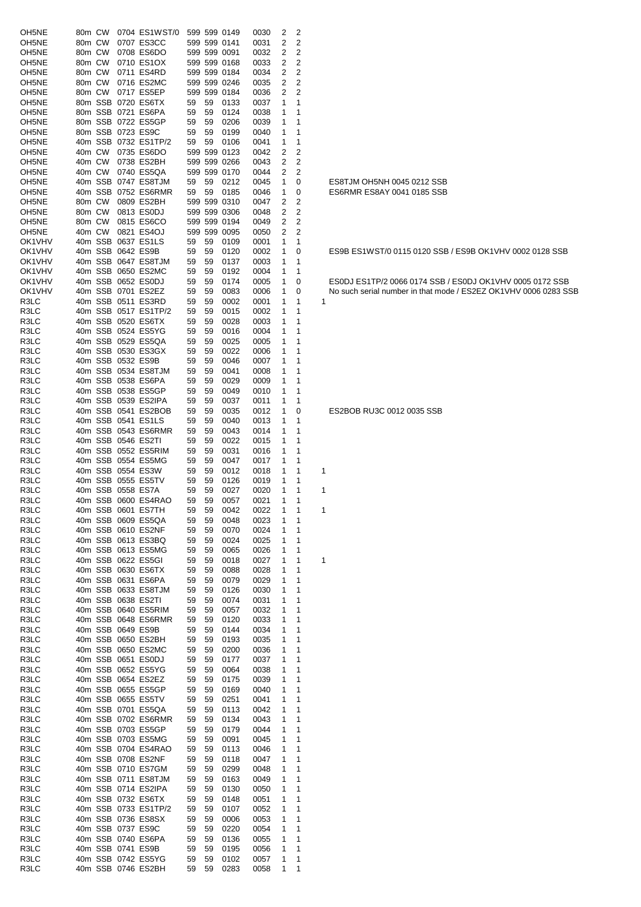| | | | | | | | | | | | | |
|---|---|---|---|---|---|---|---|---|---|---|---|---|
| OH5NE | 80m | CW | 0704 | ES1WST/0 | 599 | 599 | 0149 | 0030 | 2 | 2 | | |
| OH5NE | 80m | CW | 0707 | ES3CC | 599 | 599 | 0141 | 0031 | 2 | 2 | | |
| OH5NE | 80m | CW | 0708 | ES6DO | 599 | 599 | 0091 | 0032 | 2 | 2 | | |
| OH5NE | 80m | CW | 0710 | ES1OX | 599 | 599 | 0168 | 0033 | 2 | 2 | | |
| OH5NE | 80m | CW | 0711 | ES4RD | 599 | 599 | 0184 | 0034 | 2 | 2 | | |
| OH5NE | 80m | CW | 0716 | ES2MC | 599 | 599 | 0246 | 0035 | 2 | 2 | | |
| OH5NE | 80m | CW | 0717 | ES5EP | 599 | 599 | 0184 | 0036 | 2 | 2 | | |
| OH5NE | 80m | SSB | 0720 | ES6TX | 59 | 59 | 0133 | 0037 | 1 | 1 | | |
| OH5NE | 80m | SSB | 0721 | ES6PA | 59 | 59 | 0124 | 0038 | 1 | 1 | | |
| OH5NE | 80m | SSB | 0722 | ES5GP | 59 | 59 | 0206 | 0039 | 1 | 1 | | |
| OH5NE | 80m | SSB | 0723 | ES9C | 59 | 59 | 0199 | 0040 | 1 | 1 | | |
| OH5NE | 40m | SSB | 0732 | ES1TP/2 | 59 | 59 | 0106 | 0041 | 1 | 1 | | |
| OH5NE | 40m | CW | 0735 | ES6DO | 599 | 599 | 0123 | 0042 | 2 | 2 | | |
| OH5NE | 40m | CW | 0738 | ES2BH | 599 | 599 | 0266 | 0043 | 2 | 2 | | |
| OH5NE | 40m | CW | 0740 | ES5QA | 599 | 599 | 0170 | 0044 | 2 | 2 | | |
| OH5NE | 40m | SSB | 0747 | ES8TJM | 59 | 59 | 0212 | 0045 | 1 | 0 | | ES8TJM OH5NH 0045 0212 SSB |
| OH5NE | 40m | SSB | 0752 | ES6RMR | 59 | 59 | 0185 | 0046 | 1 | 0 | | ES6RMR ES8AY 0041 0185 SSB |
| OH5NE | 80m | CW | 0809 | ES2BH | 599 | 599 | 0310 | 0047 | 2 | 2 | | |
| OH5NE | 80m | CW | 0813 | ES0DJ | 599 | 599 | 0306 | 0048 | 2 | 2 | | |
| OH5NE | 80m | CW | 0815 | ES6CO | 599 | 599 | 0194 | 0049 | 2 | 2 | | |
| OH5NE | 40m | CW | 0821 | ES4OJ | 599 | 599 | 0095 | 0050 | 2 | 2 | | |
| OK1VHV | 40m | SSB | 0637 | ES1LS | 59 | 59 | 0109 | 0001 | 1 | 1 | | |
| OK1VHV | 40m | SSB | 0642 | ES9B | 59 | 59 | 0120 | 0002 | 1 | 0 | | ES9B ES1WST/0 0115 0120 SSB / ES9B OK1VHV 0002 0128 SSB |
| OK1VHV | 40m | SSB | 0647 | ES8TJM | 59 | 59 | 0137 | 0003 | 1 | 1 | | |
| OK1VHV | 40m | SSB | 0650 | ES2MC | 59 | 59 | 0192 | 0004 | 1 | 1 | | |
| OK1VHV | 40m | SSB | 0652 | ES0DJ | 59 | 59 | 0174 | 0005 | 1 | 0 | | ES0DJ ES1TP/2 0066 0174 SSB / ES0DJ OK1VHV 0005 0172 SSB |
| OK1VHV | 40m | SSB | 0701 | ES2EZ | 59 | 59 | 0083 | 0006 | 1 | 0 | | No such serial number in that mode / ES2EZ OK1VHV 0006 0283 SSB |
| R3LC | 40m | SSB | 0511 | ES3RD | 59 | 59 | 0002 | 0001 | 1 | 1 | 1 | |
| R3LC | 40m | SSB | 0517 | ES1TP/2 | 59 | 59 | 0015 | 0002 | 1 | 1 | | |
| R3LC | 40m | SSB | 0520 | ES6TX | 59 | 59 | 0028 | 0003 | 1 | 1 | | |
| R3LC | 40m | SSB | 0524 | ES5YG | 59 | 59 | 0016 | 0004 | 1 | 1 | | |
| R3LC | 40m | SSB | 0529 | ES5QA | 59 | 59 | 0025 | 0005 | 1 | 1 | | |
| R3LC | 40m | SSB | 0530 | ES3GX | 59 | 59 | 0022 | 0006 | 1 | 1 | | |
| R3LC | 40m | SSB | 0532 | ES9B | 59 | 59 | 0046 | 0007 | 1 | 1 | | |
| R3LC | 40m | SSB | 0534 | ES8TJM | 59 | 59 | 0041 | 0008 | 1 | 1 | | |
| R3LC | 40m | SSB | 0538 | ES6PA | 59 | 59 | 0029 | 0009 | 1 | 1 | | |
| R3LC | 40m | SSB | 0538 | ES5GP | 59 | 59 | 0049 | 0010 | 1 | 1 | | |
| R3LC | 40m | SSB | 0539 | ES2IPA | 59 | 59 | 0037 | 0011 | 1 | 1 | | |
| R3LC | 40m | SSB | 0541 | ES2BOB | 59 | 59 | 0035 | 0012 | 1 | 0 | | ES2BOB RU3C 0012 0035 SSB |
| R3LC | 40m | SSB | 0541 | ES1LS | 59 | 59 | 0040 | 0013 | 1 | 1 | | |
| R3LC | 40m | SSB | 0543 | ES6RMR | 59 | 59 | 0043 | 0014 | 1 | 1 | | |
| R3LC | 40m | SSB | 0546 | ES2TI | 59 | 59 | 0022 | 0015 | 1 | 1 | | |
| R3LC | 40m | SSB | 0552 | ES5RIM | 59 | 59 | 0031 | 0016 | 1 | 1 | | |
| R3LC | 40m | SSB | 0554 | ES5MG | 59 | 59 | 0047 | 0017 | 1 | 1 | | |
| R3LC | 40m | SSB | 0554 | ES3W | 59 | 59 | 0012 | 0018 | 1 | 1 | 1 | |
| R3LC | 40m | SSB | 0555 | ES5TV | 59 | 59 | 0126 | 0019 | 1 | 1 | | |
| R3LC | 40m | SSB | 0558 | ES7A | 59 | 59 | 0027 | 0020 | 1 | 1 | 1 | |
| R3LC | 40m | SSB | 0600 | ES4RAO | 59 | 59 | 0057 | 0021 | 1 | 1 | | |
| R3LC | 40m | SSB | 0601 | ES7TH | 59 | 59 | 0042 | 0022 | 1 | 1 | 1 | |
| R3LC | 40m | SSB | 0609 | ES5QA | 59 | 59 | 0048 | 0023 | 1 | 1 | | |
| R3LC | 40m | SSB | 0610 | ES2NF | 59 | 59 | 0070 | 0024 | 1 | 1 | | |
| R3LC | 40m | SSB | 0613 | ES3BQ | 59 | 59 | 0024 | 0025 | 1 | 1 | | |
| R3LC | 40m | SSB | 0613 | ES5MG | 59 | 59 | 0065 | 0026 | 1 | 1 | | |
| R3LC | 40m | SSB | 0622 | ES5GI | 59 | 59 | 0018 | 0027 | 1 | 1 | 1 | |
| R3LC | 40m | SSB | 0630 | ES6TX | 59 | 59 | 0088 | 0028 | 1 | 1 | | |
| R3LC | 40m | SSB | 0631 | ES6PA | 59 | 59 | 0079 | 0029 | 1 | 1 | | |
| R3LC | 40m | SSB | 0633 | ES8TJM | 59 | 59 | 0126 | 0030 | 1 | 1 | | |
| R3LC | 40m | SSB | 0638 | ES2TI | 59 | 59 | 0074 | 0031 | 1 | 1 | | |
| R3LC | 40m | SSB | 0640 | ES5RIM | 59 | 59 | 0057 | 0032 | 1 | 1 | | |
| R3LC | 40m | SSB | 0648 | ES6RMR | 59 | 59 | 0120 | 0033 | 1 | 1 | | |
| R3LC | 40m | SSB | 0649 | ES9B | 59 | 59 | 0144 | 0034 | 1 | 1 | | |
| R3LC | 40m | SSB | 0650 | ES2BH | 59 | 59 | 0193 | 0035 | 1 | 1 | | |
| R3LC | 40m | SSB | 0650 | ES2MC | 59 | 59 | 0200 | 0036 | 1 | 1 | | |
| R3LC | 40m | SSB | 0651 | ES0DJ | 59 | 59 | 0177 | 0037 | 1 | 1 | | |
| R3LC | 40m | SSB | 0652 | ES5YG | 59 | 59 | 0064 | 0038 | 1 | 1 | | |
| R3LC | 40m | SSB | 0654 | ES2EZ | 59 | 59 | 0175 | 0039 | 1 | 1 | | |
| R3LC | 40m | SSB | 0655 | ES5GP | 59 | 59 | 0169 | 0040 | 1 | 1 | | |
| R3LC | 40m | SSB | 0655 | ES5TV | 59 | 59 | 0251 | 0041 | 1 | 1 | | |
| R3LC | 40m | SSB | 0701 | ES5QA | 59 | 59 | 0113 | 0042 | 1 | 1 | | |
| R3LC | 40m | SSB | 0702 | ES6RMR | 59 | 59 | 0134 | 0043 | 1 | 1 | | |
| R3LC | 40m | SSB | 0703 | ES5GP | 59 | 59 | 0179 | 0044 | 1 | 1 | | |
| R3LC | 40m | SSB | 0703 | ES5MG | 59 | 59 | 0091 | 0045 | 1 | 1 | | |
| R3LC | 40m | SSB | 0704 | ES4RAO | 59 | 59 | 0113 | 0046 | 1 | 1 | | |
| R3LC | 40m | SSB | 0708 | ES2NF | 59 | 59 | 0118 | 0047 | 1 | 1 | | |
| R3LC | 40m | SSB | 0710 | ES7GM | 59 | 59 | 0299 | 0048 | 1 | 1 | | |
| R3LC | 40m | SSB | 0711 | ES8TJM | 59 | 59 | 0163 | 0049 | 1 | 1 | | |
| R3LC | 40m | SSB | 0714 | ES2IPA | 59 | 59 | 0130 | 0050 | 1 | 1 | | |
| R3LC | 40m | SSB | 0732 | ES6TX | 59 | 59 | 0148 | 0051 | 1 | 1 | | |
| R3LC | 40m | SSB | 0733 | ES1TP/2 | 59 | 59 | 0107 | 0052 | 1 | 1 | | |
| R3LC | 40m | SSB | 0736 | ES8SX | 59 | 59 | 0006 | 0053 | 1 | 1 | | |
| R3LC | 40m | SSB | 0737 | ES9C | 59 | 59 | 0220 | 0054 | 1 | 1 | | |
| R3LC | 40m | SSB | 0740 | ES6PA | 59 | 59 | 0136 | 0055 | 1 | 1 | | |
| R3LC | 40m | SSB | 0741 | ES9B | 59 | 59 | 0195 | 0056 | 1 | 1 | | |
| R3LC | 40m | SSB | 0742 | ES5YG | 59 | 59 | 0102 | 0057 | 1 | 1 | | |
| R3LC | 40m | SSB | 0746 | ES2BH | 59 | 59 | 0283 | 0058 | 1 | 1 | | |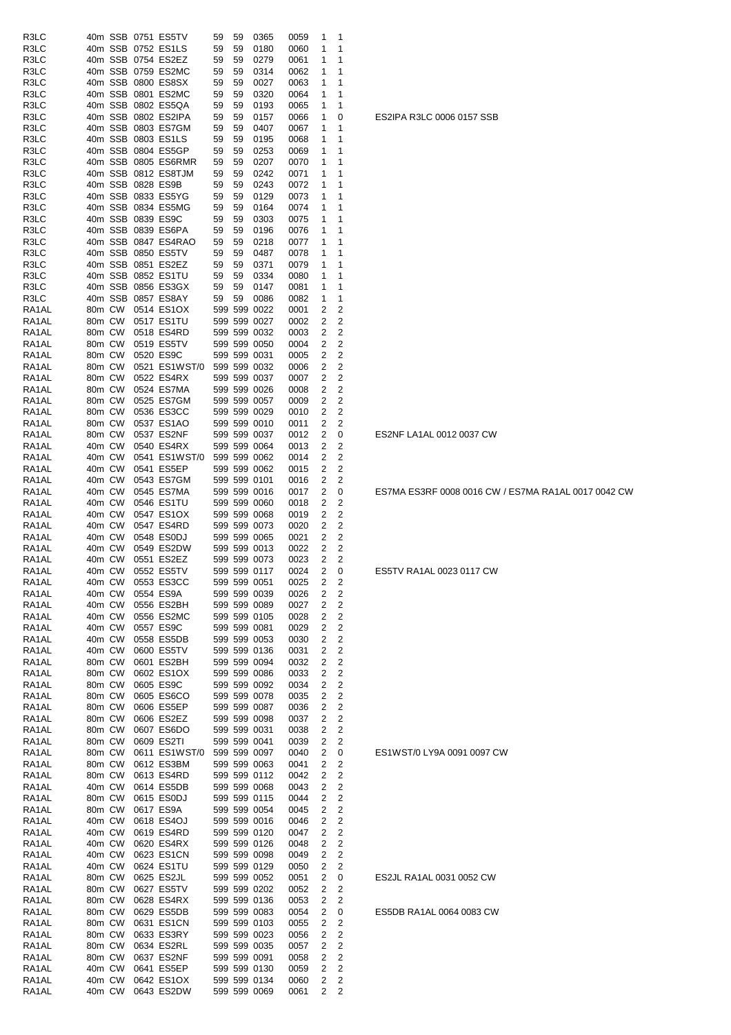| | | | | | | | | | | | |
|---|---|---|---|---|---|---|---|---|---|---|---|
| R3LC | 40m | SSB | 0751 | ES5TV | 59 | 59 | 0365 | 0059 | 1 | 1 | |
| R3LC | 40m | SSB | 0752 | ES1LS | 59 | 59 | 0180 | 0060 | 1 | 1 | |
| R3LC | 40m | SSB | 0754 | ES2EZ | 59 | 59 | 0279 | 0061 | 1 | 1 | |
| R3LC | 40m | SSB | 0759 | ES2MC | 59 | 59 | 0314 | 0062 | 1 | 1 | |
| R3LC | 40m | SSB | 0800 | ES8SX | 59 | 59 | 0027 | 0063 | 1 | 1 | |
| R3LC | 40m | SSB | 0801 | ES2MC | 59 | 59 | 0320 | 0064 | 1 | 1 | |
| R3LC | 40m | SSB | 0802 | ES5QA | 59 | 59 | 0193 | 0065 | 1 | 1 | |
| R3LC | 40m | SSB | 0802 | ES2IPA | 59 | 59 | 0157 | 0066 | 1 | 0 | ES2IPA R3LC 0006 0157 SSB |
| R3LC | 40m | SSB | 0803 | ES7GM | 59 | 59 | 0407 | 0067 | 1 | 1 | |
| R3LC | 40m | SSB | 0803 | ES1LS | 59 | 59 | 0195 | 0068 | 1 | 1 | |
| R3LC | 40m | SSB | 0804 | ES5GP | 59 | 59 | 0253 | 0069 | 1 | 1 | |
| R3LC | 40m | SSB | 0805 | ES6RMR | 59 | 59 | 0207 | 0070 | 1 | 1 | |
| R3LC | 40m | SSB | 0812 | ES8TJM | 59 | 59 | 0242 | 0071 | 1 | 1 | |
| R3LC | 40m | SSB | 0828 | ES9B | 59 | 59 | 0243 | 0072 | 1 | 1 | |
| R3LC | 40m | SSB | 0833 | ES5YG | 59 | 59 | 0129 | 0073 | 1 | 1 | |
| R3LC | 40m | SSB | 0834 | ES5MG | 59 | 59 | 0164 | 0074 | 1 | 1 | |
| R3LC | 40m | SSB | 0839 | ES9C | 59 | 59 | 0303 | 0075 | 1 | 1 | |
| R3LC | 40m | SSB | 0839 | ES6PA | 59 | 59 | 0196 | 0076 | 1 | 1 | |
| R3LC | 40m | SSB | 0847 | ES4RAO | 59 | 59 | 0218 | 0077 | 1 | 1 | |
| R3LC | 40m | SSB | 0850 | ES5TV | 59 | 59 | 0487 | 0078 | 1 | 1 | |
| R3LC | 40m | SSB | 0851 | ES2EZ | 59 | 59 | 0371 | 0079 | 1 | 1 | |
| R3LC | 40m | SSB | 0852 | ES1TU | 59 | 59 | 0334 | 0080 | 1 | 1 | |
| R3LC | 40m | SSB | 0856 | ES3GX | 59 | 59 | 0147 | 0081 | 1 | 1 | |
| R3LC | 40m | SSB | 0857 | ES8AY | 59 | 59 | 0086 | 0082 | 1 | 1 | |
| RA1AL | 80m | CW | 0514 | ES1OX | 599 | 599 | 0022 | 0001 | 2 | 2 | |
| RA1AL | 80m | CW | 0517 | ES1TU | 599 | 599 | 0027 | 0002 | 2 | 2 | |
| RA1AL | 80m | CW | 0518 | ES4RD | 599 | 599 | 0032 | 0003 | 2 | 2 | |
| RA1AL | 80m | CW | 0519 | ES5TV | 599 | 599 | 0050 | 0004 | 2 | 2 | |
| RA1AL | 80m | CW | 0520 | ES9C | 599 | 599 | 0031 | 0005 | 2 | 2 | |
| RA1AL | 80m | CW | 0521 | ES1WST/0 | 599 | 599 | 0032 | 0006 | 2 | 2 | |
| RA1AL | 80m | CW | 0522 | ES4RX | 599 | 599 | 0037 | 0007 | 2 | 2 | |
| RA1AL | 80m | CW | 0524 | ES7MA | 599 | 599 | 0026 | 0008 | 2 | 2 | |
| RA1AL | 80m | CW | 0525 | ES7GM | 599 | 599 | 0057 | 0009 | 2 | 2 | |
| RA1AL | 80m | CW | 0536 | ES3CC | 599 | 599 | 0029 | 0010 | 2 | 2 | |
| RA1AL | 80m | CW | 0537 | ES1AO | 599 | 599 | 0010 | 0011 | 2 | 2 | |
| RA1AL | 80m | CW | 0537 | ES2NF | 599 | 599 | 0037 | 0012 | 2 | 0 | ES2NF LA1AL 0012 0037 CW |
| RA1AL | 40m | CW | 0540 | ES4RX | 599 | 599 | 0064 | 0013 | 2 | 2 | |
| RA1AL | 40m | CW | 0541 | ES1WST/0 | 599 | 599 | 0062 | 0014 | 2 | 2 | |
| RA1AL | 40m | CW | 0541 | ES5EP | 599 | 599 | 0062 | 0015 | 2 | 2 | |
| RA1AL | 40m | CW | 0543 | ES7GM | 599 | 599 | 0101 | 0016 | 2 | 2 | |
| RA1AL | 40m | CW | 0545 | ES7MA | 599 | 599 | 0016 | 0017 | 2 | 0 | ES7MA ES3RF 0008 0016 CW / ES7MA RA1AL 0017 0042 CW |
| RA1AL | 40m | CW | 0546 | ES1TU | 599 | 599 | 0060 | 0018 | 2 | 2 | |
| RA1AL | 40m | CW | 0547 | ES1OX | 599 | 599 | 0068 | 0019 | 2 | 2 | |
| RA1AL | 40m | CW | 0547 | ES4RD | 599 | 599 | 0073 | 0020 | 2 | 2 | |
| RA1AL | 40m | CW | 0548 | ES0DJ | 599 | 599 | 0065 | 0021 | 2 | 2 | |
| RA1AL | 40m | CW | 0549 | ES2DW | 599 | 599 | 0013 | 0022 | 2 | 2 | |
| RA1AL | 40m | CW | 0551 | ES2EZ | 599 | 599 | 0073 | 0023 | 2 | 2 | |
| RA1AL | 40m | CW | 0552 | ES5TV | 599 | 599 | 0117 | 0024 | 2 | 0 | ES5TV RA1AL 0023 0117 CW |
| RA1AL | 40m | CW | 0553 | ES3CC | 599 | 599 | 0051 | 0025 | 2 | 2 | |
| RA1AL | 40m | CW | 0554 | ES9A | 599 | 599 | 0039 | 0026 | 2 | 2 | |
| RA1AL | 40m | CW | 0556 | ES2BH | 599 | 599 | 0089 | 0027 | 2 | 2 | |
| RA1AL | 40m | CW | 0556 | ES2MC | 599 | 599 | 0105 | 0028 | 2 | 2 | |
| RA1AL | 40m | CW | 0557 | ES9C | 599 | 599 | 0081 | 0029 | 2 | 2 | |
| RA1AL | 40m | CW | 0558 | ES5DB | 599 | 599 | 0053 | 0030 | 2 | 2 | |
| RA1AL | 40m | CW | 0600 | ES5TV | 599 | 599 | 0136 | 0031 | 2 | 2 | |
| RA1AL | 80m | CW | 0601 | ES2BH | 599 | 599 | 0094 | 0032 | 2 | 2 | |
| RA1AL | 80m | CW | 0602 | ES1OX | 599 | 599 | 0086 | 0033 | 2 | 2 | |
| RA1AL | 80m | CW | 0605 | ES9C | 599 | 599 | 0092 | 0034 | 2 | 2 | |
| RA1AL | 80m | CW | 0605 | ES6CO | 599 | 599 | 0078 | 0035 | 2 | 2 | |
| RA1AL | 80m | CW | 0606 | ES5EP | 599 | 599 | 0087 | 0036 | 2 | 2 | |
| RA1AL | 80m | CW | 0606 | ES2EZ | 599 | 599 | 0098 | 0037 | 2 | 2 | |
| RA1AL | 80m | CW | 0607 | ES6DO | 599 | 599 | 0031 | 0038 | 2 | 2 | |
| RA1AL | 80m | CW | 0609 | ES2TI | 599 | 599 | 0041 | 0039 | 2 | 2 | |
| RA1AL | 80m | CW | 0611 | ES1WST/0 | 599 | 599 | 0097 | 0040 | 2 | 0 | ES1WST/0 LY9A 0091 0097 CW |
| RA1AL | 80m | CW | 0612 | ES3BM | 599 | 599 | 0063 | 0041 | 2 | 2 | |
| RA1AL | 80m | CW | 0613 | ES4RD | 599 | 599 | 0112 | 0042 | 2 | 2 | |
| RA1AL | 40m | CW | 0614 | ES5DB | 599 | 599 | 0068 | 0043 | 2 | 2 | |
| RA1AL | 80m | CW | 0615 | ES0DJ | 599 | 599 | 0115 | 0044 | 2 | 2 | |
| RA1AL | 80m | CW | 0617 | ES9A | 599 | 599 | 0054 | 0045 | 2 | 2 | |
| RA1AL | 40m | CW | 0618 | ES4OJ | 599 | 599 | 0016 | 0046 | 2 | 2 | |
| RA1AL | 40m | CW | 0619 | ES4RD | 599 | 599 | 0120 | 0047 | 2 | 2 | |
| RA1AL | 40m | CW | 0620 | ES4RX | 599 | 599 | 0126 | 0048 | 2 | 2 | |
| RA1AL | 40m | CW | 0623 | ES1CN | 599 | 599 | 0098 | 0049 | 2 | 2 | |
| RA1AL | 40m | CW | 0624 | ES1TU | 599 | 599 | 0129 | 0050 | 2 | 2 | |
| RA1AL | 80m | CW | 0625 | ES2JL | 599 | 599 | 0052 | 0051 | 2 | 0 | ES2JL RA1AL 0031 0052 CW |
| RA1AL | 80m | CW | 0627 | ES5TV | 599 | 599 | 0202 | 0052 | 2 | 2 | |
| RA1AL | 80m | CW | 0628 | ES4RX | 599 | 599 | 0136 | 0053 | 2 | 2 | |
| RA1AL | 80m | CW | 0629 | ES5DB | 599 | 599 | 0083 | 0054 | 2 | 0 | ES5DB RA1AL 0064 0083 CW |
| RA1AL | 80m | CW | 0631 | ES1CN | 599 | 599 | 0103 | 0055 | 2 | 2 | |
| RA1AL | 80m | CW | 0633 | ES3RY | 599 | 599 | 0023 | 0056 | 2 | 2 | |
| RA1AL | 80m | CW | 0634 | ES2RL | 599 | 599 | 0035 | 0057 | 2 | 2 | |
| RA1AL | 80m | CW | 0637 | ES2NF | 599 | 599 | 0091 | 0058 | 2 | 2 | |
| RA1AL | 40m | CW | 0641 | ES5EP | 599 | 599 | 0130 | 0059 | 2 | 2 | |
| RA1AL | 40m | CW | 0642 | ES1OX | 599 | 599 | 0134 | 0060 | 2 | 2 | |
| RA1AL | 40m | CW | 0643 | ES2DW | 599 | 599 | 0069 | 0061 | 2 | 2 | |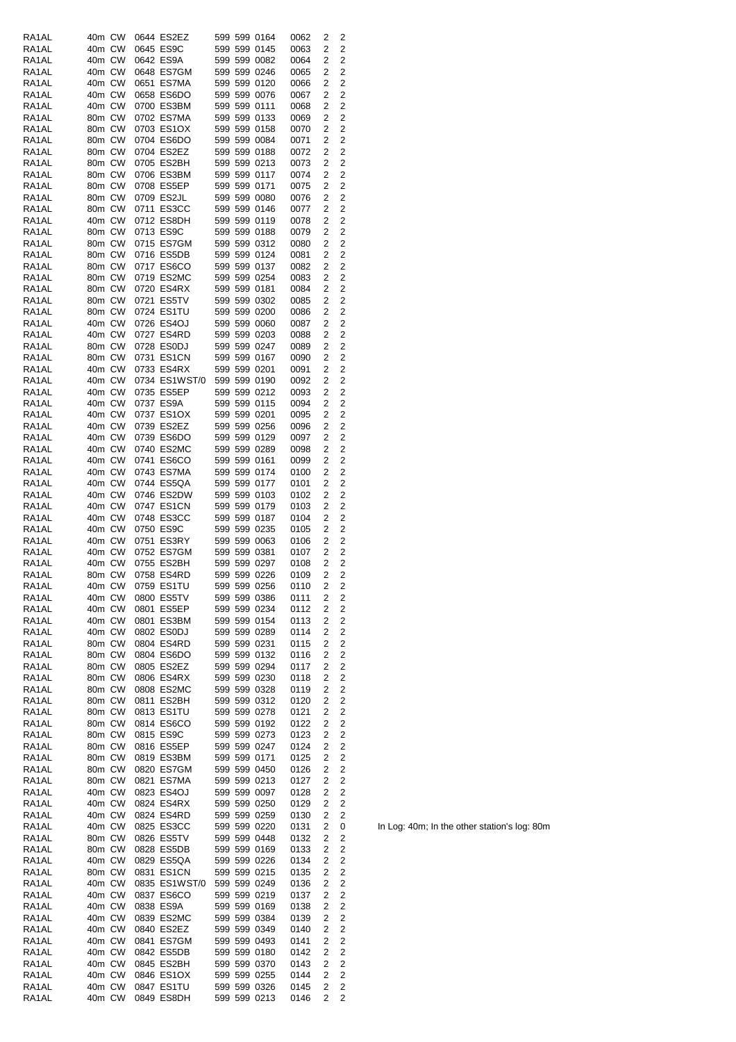| | | | | | | | | | | | |
|---|---|---|---|---|---|---|---|---|---|---|---|
| RA1AL | 40m | CW | 0644 | ES2EZ | 599 | 599 | 0164 | 0062 | 2 | 2 | |
| RA1AL | 40m | CW | 0645 | ES9C | 599 | 599 | 0145 | 0063 | 2 | 2 | |
| RA1AL | 40m | CW | 0642 | ES9A | 599 | 599 | 0082 | 0064 | 2 | 2 | |
| RA1AL | 40m | CW | 0648 | ES7GM | 599 | 599 | 0246 | 0065 | 2 | 2 | |
| RA1AL | 40m | CW | 0651 | ES7MA | 599 | 599 | 0120 | 0066 | 2 | 2 | |
| RA1AL | 40m | CW | 0658 | ES6DO | 599 | 599 | 0076 | 0067 | 2 | 2 | |
| RA1AL | 40m | CW | 0700 | ES3BM | 599 | 599 | 0111 | 0068 | 2 | 2 | |
| RA1AL | 80m | CW | 0702 | ES7MA | 599 | 599 | 0133 | 0069 | 2 | 2 | |
| RA1AL | 80m | CW | 0703 | ES1OX | 599 | 599 | 0158 | 0070 | 2 | 2 | |
| RA1AL | 80m | CW | 0704 | ES6DO | 599 | 599 | 0084 | 0071 | 2 | 2 | |
| RA1AL | 80m | CW | 0704 | ES2EZ | 599 | 599 | 0188 | 0072 | 2 | 2 | |
| RA1AL | 80m | CW | 0705 | ES2BH | 599 | 599 | 0213 | 0073 | 2 | 2 | |
| RA1AL | 80m | CW | 0706 | ES3BM | 599 | 599 | 0117 | 0074 | 2 | 2 | |
| RA1AL | 80m | CW | 0708 | ES5EP | 599 | 599 | 0171 | 0075 | 2 | 2 | |
| RA1AL | 80m | CW | 0709 | ES2JL | 599 | 599 | 0080 | 0076 | 2 | 2 | |
| RA1AL | 80m | CW | 0711 | ES3CC | 599 | 599 | 0146 | 0077 | 2 | 2 | |
| RA1AL | 40m | CW | 0712 | ES8DH | 599 | 599 | 0119 | 0078 | 2 | 2 | |
| RA1AL | 80m | CW | 0713 | ES9C | 599 | 599 | 0188 | 0079 | 2 | 2 | |
| RA1AL | 80m | CW | 0715 | ES7GM | 599 | 599 | 0312 | 0080 | 2 | 2 | |
| RA1AL | 80m | CW | 0716 | ES5DB | 599 | 599 | 0124 | 0081 | 2 | 2 | |
| RA1AL | 80m | CW | 0717 | ES6CO | 599 | 599 | 0137 | 0082 | 2 | 2 | |
| RA1AL | 80m | CW | 0719 | ES2MC | 599 | 599 | 0254 | 0083 | 2 | 2 | |
| RA1AL | 80m | CW | 0720 | ES4RX | 599 | 599 | 0181 | 0084 | 2 | 2 | |
| RA1AL | 80m | CW | 0721 | ES5TV | 599 | 599 | 0302 | 0085 | 2 | 2 | |
| RA1AL | 80m | CW | 0724 | ES1TU | 599 | 599 | 0200 | 0086 | 2 | 2 | |
| RA1AL | 40m | CW | 0726 | ES4OJ | 599 | 599 | 0060 | 0087 | 2 | 2 | |
| RA1AL | 40m | CW | 0727 | ES4RD | 599 | 599 | 0203 | 0088 | 2 | 2 | |
| RA1AL | 80m | CW | 0728 | ES0DJ | 599 | 599 | 0247 | 0089 | 2 | 2 | |
| RA1AL | 80m | CW | 0731 | ES1CN | 599 | 599 | 0167 | 0090 | 2 | 2 | |
| RA1AL | 40m | CW | 0733 | ES4RX | 599 | 599 | 0201 | 0091 | 2 | 2 | |
| RA1AL | 40m | CW | 0734 | ES1WST/0 | 599 | 599 | 0190 | 0092 | 2 | 2 | |
| RA1AL | 40m | CW | 0735 | ES5EP | 599 | 599 | 0212 | 0093 | 2 | 2 | |
| RA1AL | 40m | CW | 0737 | ES9A | 599 | 599 | 0115 | 0094 | 2 | 2 | |
| RA1AL | 40m | CW | 0737 | ES1OX | 599 | 599 | 0201 | 0095 | 2 | 2 | |
| RA1AL | 40m | CW | 0739 | ES2EZ | 599 | 599 | 0256 | 0096 | 2 | 2 | |
| RA1AL | 40m | CW | 0739 | ES6DO | 599 | 599 | 0129 | 0097 | 2 | 2 | |
| RA1AL | 40m | CW | 0740 | ES2MC | 599 | 599 | 0289 | 0098 | 2 | 2 | |
| RA1AL | 40m | CW | 0741 | ES6CO | 599 | 599 | 0161 | 0099 | 2 | 2 | |
| RA1AL | 40m | CW | 0743 | ES7MA | 599 | 599 | 0174 | 0100 | 2 | 2 | |
| RA1AL | 40m | CW | 0744 | ES5QA | 599 | 599 | 0177 | 0101 | 2 | 2 | |
| RA1AL | 40m | CW | 0746 | ES2DW | 599 | 599 | 0103 | 0102 | 2 | 2 | |
| RA1AL | 40m | CW | 0747 | ES1CN | 599 | 599 | 0179 | 0103 | 2 | 2 | |
| RA1AL | 40m | CW | 0748 | ES3CC | 599 | 599 | 0187 | 0104 | 2 | 2 | |
| RA1AL | 40m | CW | 0750 | ES9C | 599 | 599 | 0235 | 0105 | 2 | 2 | |
| RA1AL | 40m | CW | 0751 | ES3RY | 599 | 599 | 0063 | 0106 | 2 | 2 | |
| RA1AL | 40m | CW | 0752 | ES7GM | 599 | 599 | 0381 | 0107 | 2 | 2 | |
| RA1AL | 40m | CW | 0755 | ES2BH | 599 | 599 | 0297 | 0108 | 2 | 2 | |
| RA1AL | 80m | CW | 0758 | ES4RD | 599 | 599 | 0226 | 0109 | 2 | 2 | |
| RA1AL | 40m | CW | 0759 | ES1TU | 599 | 599 | 0256 | 0110 | 2 | 2 | |
| RA1AL | 40m | CW | 0800 | ES5TV | 599 | 599 | 0386 | 0111 | 2 | 2 | |
| RA1AL | 40m | CW | 0801 | ES5EP | 599 | 599 | 0234 | 0112 | 2 | 2 | |
| RA1AL | 40m | CW | 0801 | ES3BM | 599 | 599 | 0154 | 0113 | 2 | 2 | |
| RA1AL | 40m | CW | 0802 | ES0DJ | 599 | 599 | 0289 | 0114 | 2 | 2 | |
| RA1AL | 80m | CW | 0804 | ES4RD | 599 | 599 | 0231 | 0115 | 2 | 2 | |
| RA1AL | 80m | CW | 0804 | ES6DO | 599 | 599 | 0132 | 0116 | 2 | 2 | |
| RA1AL | 80m | CW | 0805 | ES2EZ | 599 | 599 | 0294 | 0117 | 2 | 2 | |
| RA1AL | 80m | CW | 0806 | ES4RX | 599 | 599 | 0230 | 0118 | 2 | 2 | |
| RA1AL | 80m | CW | 0808 | ES2MC | 599 | 599 | 0328 | 0119 | 2 | 2 | |
| RA1AL | 80m | CW | 0811 | ES2BH | 599 | 599 | 0312 | 0120 | 2 | 2 | |
| RA1AL | 80m | CW | 0813 | ES1TU | 599 | 599 | 0278 | 0121 | 2 | 2 | |
| RA1AL | 80m | CW | 0814 | ES6CO | 599 | 599 | 0192 | 0122 | 2 | 2 | |
| RA1AL | 80m | CW | 0815 | ES9C | 599 | 599 | 0273 | 0123 | 2 | 2 | |
| RA1AL | 80m | CW | 0816 | ES5EP | 599 | 599 | 0247 | 0124 | 2 | 2 | |
| RA1AL | 80m | CW | 0819 | ES3BM | 599 | 599 | 0171 | 0125 | 2 | 2 | |
| RA1AL | 80m | CW | 0820 | ES7GM | 599 | 599 | 0450 | 0126 | 2 | 2 | |
| RA1AL | 80m | CW | 0821 | ES7MA | 599 | 599 | 0213 | 0127 | 2 | 2 | |
| RA1AL | 40m | CW | 0823 | ES4OJ | 599 | 599 | 0097 | 0128 | 2 | 2 | |
| RA1AL | 40m | CW | 0824 | ES4RX | 599 | 599 | 0250 | 0129 | 2 | 2 | |
| RA1AL | 40m | CW | 0824 | ES4RD | 599 | 599 | 0259 | 0130 | 2 | 2 | |
| RA1AL | 40m | CW | 0825 | ES3CC | 599 | 599 | 0220 | 0131 | 2 | 0 | In Log: 40m; In the other station's log: 80m |
| RA1AL | 80m | CW | 0826 | ES5TV | 599 | 599 | 0448 | 0132 | 2 | 2 | |
| RA1AL | 80m | CW | 0828 | ES5DB | 599 | 599 | 0169 | 0133 | 2 | 2 | |
| RA1AL | 40m | CW | 0829 | ES5QA | 599 | 599 | 0226 | 0134 | 2 | 2 | |
| RA1AL | 80m | CW | 0831 | ES1CN | 599 | 599 | 0215 | 0135 | 2 | 2 | |
| RA1AL | 40m | CW | 0835 | ES1WST/0 | 599 | 599 | 0249 | 0136 | 2 | 2 | |
| RA1AL | 40m | CW | 0837 | ES6CO | 599 | 599 | 0219 | 0137 | 2 | 2 | |
| RA1AL | 40m | CW | 0838 | ES9A | 599 | 599 | 0169 | 0138 | 2 | 2 | |
| RA1AL | 40m | CW | 0839 | ES2MC | 599 | 599 | 0384 | 0139 | 2 | 2 | |
| RA1AL | 40m | CW | 0840 | ES2EZ | 599 | 599 | 0349 | 0140 | 2 | 2 | |
| RA1AL | 40m | CW | 0841 | ES7GM | 599 | 599 | 0493 | 0141 | 2 | 2 | |
| RA1AL | 40m | CW | 0842 | ES5DB | 599 | 599 | 0180 | 0142 | 2 | 2 | |
| RA1AL | 40m | CW | 0845 | ES2BH | 599 | 599 | 0370 | 0143 | 2 | 2 | |
| RA1AL | 40m | CW | 0846 | ES1OX | 599 | 599 | 0255 | 0144 | 2 | 2 | |
| RA1AL | 40m | CW | 0847 | ES1TU | 599 | 599 | 0326 | 0145 | 2 | 2 | |
| RA1AL | 40m | CW | 0849 | ES8DH | 599 | 599 | 0213 | 0146 | 2 | 2 | |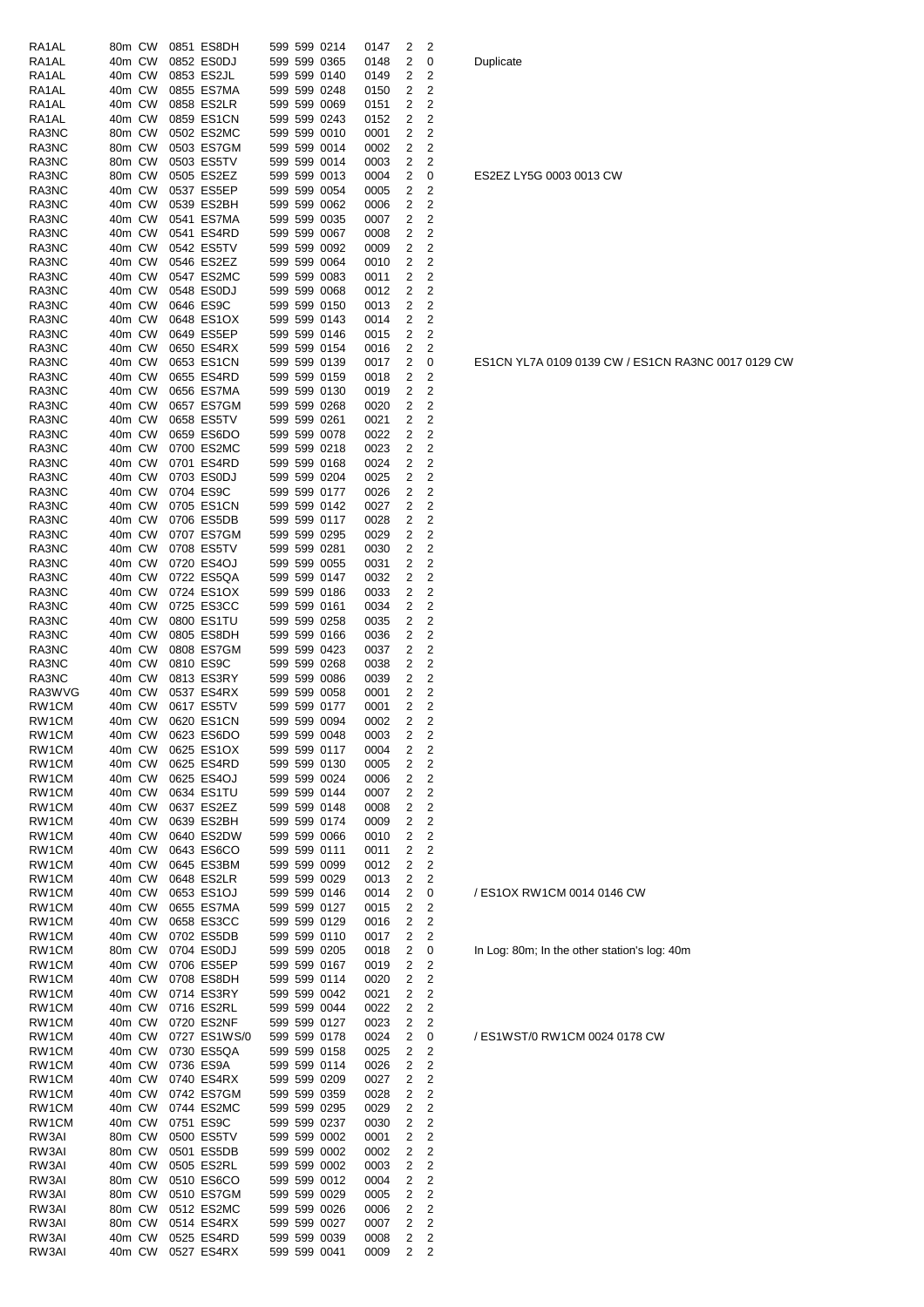| | | | | | | | | | | | |
|---|---|---|---|---|---|---|---|---|---|---|---|
| RA1AL | 80m | CW | 0851 | ES8DH | 599 | 599 | 0214 | 0147 | 2 | 2 | |
| RA1AL | 40m | CW | 0852 | ES0DJ | 599 | 599 | 0365 | 0148 | 2 | 0 | Duplicate |
| RA1AL | 40m | CW | 0853 | ES2JL | 599 | 599 | 0140 | 0149 | 2 | 2 | |
| RA1AL | 40m | CW | 0855 | ES7MA | 599 | 599 | 0248 | 0150 | 2 | 2 | |
| RA1AL | 40m | CW | 0858 | ES2LR | 599 | 599 | 0069 | 0151 | 2 | 2 | |
| RA1AL | 40m | CW | 0859 | ES1CN | 599 | 599 | 0243 | 0152 | 2 | 2 | |
| RA3NC | 80m | CW | 0502 | ES2MC | 599 | 599 | 0010 | 0001 | 2 | 2 | |
| RA3NC | 80m | CW | 0503 | ES7GM | 599 | 599 | 0014 | 0002 | 2 | 2 | |
| RA3NC | 80m | CW | 0503 | ES5TV | 599 | 599 | 0014 | 0003 | 2 | 2 | |
| RA3NC | 80m | CW | 0505 | ES2EZ | 599 | 599 | 0013 | 0004 | 2 | 0 | ES2EZ LY5G 0003 0013 CW |
| RA3NC | 40m | CW | 0537 | ES5EP | 599 | 599 | 0054 | 0005 | 2 | 2 | |
| RA3NC | 40m | CW | 0539 | ES2BH | 599 | 599 | 0062 | 0006 | 2 | 2 | |
| RA3NC | 40m | CW | 0541 | ES7MA | 599 | 599 | 0035 | 0007 | 2 | 2 | |
| RA3NC | 40m | CW | 0541 | ES4RD | 599 | 599 | 0067 | 0008 | 2 | 2 | |
| RA3NC | 40m | CW | 0542 | ES5TV | 599 | 599 | 0092 | 0009 | 2 | 2 | |
| RA3NC | 40m | CW | 0546 | ES2EZ | 599 | 599 | 0064 | 0010 | 2 | 2 | |
| RA3NC | 40m | CW | 0547 | ES2MC | 599 | 599 | 0083 | 0011 | 2 | 2 | |
| RA3NC | 40m | CW | 0548 | ES0DJ | 599 | 599 | 0068 | 0012 | 2 | 2 | |
| RA3NC | 40m | CW | 0646 | ES9C | 599 | 599 | 0150 | 0013 | 2 | 2 | |
| RA3NC | 40m | CW | 0648 | ES1OX | 599 | 599 | 0143 | 0014 | 2 | 2 | |
| RA3NC | 40m | CW | 0649 | ES5EP | 599 | 599 | 0146 | 0015 | 2 | 2 | |
| RA3NC | 40m | CW | 0650 | ES4RX | 599 | 599 | 0154 | 0016 | 2 | 2 | |
| RA3NC | 40m | CW | 0653 | ES1CN | 599 | 599 | 0139 | 0017 | 2 | 0 | ES1CN YL7A 0109 0139 CW / ES1CN RA3NC 0017 0129 CW |
| RA3NC | 40m | CW | 0655 | ES4RD | 599 | 599 | 0159 | 0018 | 2 | 2 | |
| RA3NC | 40m | CW | 0656 | ES7MA | 599 | 599 | 0130 | 0019 | 2 | 2 | |
| RA3NC | 40m | CW | 0657 | ES7GM | 599 | 599 | 0268 | 0020 | 2 | 2 | |
| RA3NC | 40m | CW | 0658 | ES5TV | 599 | 599 | 0261 | 0021 | 2 | 2 | |
| RA3NC | 40m | CW | 0659 | ES6DO | 599 | 599 | 0078 | 0022 | 2 | 2 | |
| RA3NC | 40m | CW | 0700 | ES2MC | 599 | 599 | 0218 | 0023 | 2 | 2 | |
| RA3NC | 40m | CW | 0701 | ES4RD | 599 | 599 | 0168 | 0024 | 2 | 2 | |
| RA3NC | 40m | CW | 0703 | ES0DJ | 599 | 599 | 0204 | 0025 | 2 | 2 | |
| RA3NC | 40m | CW | 0704 | ES9C | 599 | 599 | 0177 | 0026 | 2 | 2 | |
| RA3NC | 40m | CW | 0705 | ES1CN | 599 | 599 | 0142 | 0027 | 2 | 2 | |
| RA3NC | 40m | CW | 0706 | ES5DB | 599 | 599 | 0117 | 0028 | 2 | 2 | |
| RA3NC | 40m | CW | 0707 | ES7GM | 599 | 599 | 0295 | 0029 | 2 | 2 | |
| RA3NC | 40m | CW | 0708 | ES5TV | 599 | 599 | 0281 | 0030 | 2 | 2 | |
| RA3NC | 40m | CW | 0720 | ES4OJ | 599 | 599 | 0055 | 0031 | 2 | 2 | |
| RA3NC | 40m | CW | 0722 | ES5QA | 599 | 599 | 0147 | 0032 | 2 | 2 | |
| RA3NC | 40m | CW | 0724 | ES1OX | 599 | 599 | 0186 | 0033 | 2 | 2 | |
| RA3NC | 40m | CW | 0725 | ES3CC | 599 | 599 | 0161 | 0034 | 2 | 2 | |
| RA3NC | 40m | CW | 0800 | ES1TU | 599 | 599 | 0258 | 0035 | 2 | 2 | |
| RA3NC | 40m | CW | 0805 | ES8DH | 599 | 599 | 0166 | 0036 | 2 | 2 | |
| RA3NC | 40m | CW | 0808 | ES7GM | 599 | 599 | 0423 | 0037 | 2 | 2 | |
| RA3NC | 40m | CW | 0810 | ES9C | 599 | 599 | 0268 | 0038 | 2 | 2 | |
| RA3NC | 40m | CW | 0813 | ES3RY | 599 | 599 | 0086 | 0039 | 2 | 2 | |
| RA3WVG | 40m | CW | 0537 | ES4RX | 599 | 599 | 0058 | 0001 | 2 | 2 | |
| RW1CM | 40m | CW | 0617 | ES5TV | 599 | 599 | 0177 | 0001 | 2 | 2 | |
| RW1CM | 40m | CW | 0620 | ES1CN | 599 | 599 | 0094 | 0002 | 2 | 2 | |
| RW1CM | 40m | CW | 0623 | ES6DO | 599 | 599 | 0048 | 0003 | 2 | 2 | |
| RW1CM | 40m | CW | 0625 | ES1OX | 599 | 599 | 0117 | 0004 | 2 | 2 | |
| RW1CM | 40m | CW | 0625 | ES4RD | 599 | 599 | 0130 | 0005 | 2 | 2 | |
| RW1CM | 40m | CW | 0625 | ES4OJ | 599 | 599 | 0024 | 0006 | 2 | 2 | |
| RW1CM | 40m | CW | 0634 | ES1TU | 599 | 599 | 0144 | 0007 | 2 | 2 | |
| RW1CM | 40m | CW | 0637 | ES2EZ | 599 | 599 | 0148 | 0008 | 2 | 2 | |
| RW1CM | 40m | CW | 0639 | ES2BH | 599 | 599 | 0174 | 0009 | 2 | 2 | |
| RW1CM | 40m | CW | 0640 | ES2DW | 599 | 599 | 0066 | 0010 | 2 | 2 | |
| RW1CM | 40m | CW | 0643 | ES6CO | 599 | 599 | 0111 | 0011 | 2 | 2 | |
| RW1CM | 40m | CW | 0645 | ES3BM | 599 | 599 | 0099 | 0012 | 2 | 2 | |
| RW1CM | 40m | CW | 0648 | ES2LR | 599 | 599 | 0029 | 0013 | 2 | 2 | |
| RW1CM | 40m | CW | 0653 | ES1OJ | 599 | 599 | 0146 | 0014 | 2 | 0 | / ES1OX RW1CM 0014 0146 CW |
| RW1CM | 40m | CW | 0655 | ES7MA | 599 | 599 | 0127 | 0015 | 2 | 2 | |
| RW1CM | 40m | CW | 0658 | ES3CC | 599 | 599 | 0129 | 0016 | 2 | 2 | |
| RW1CM | 40m | CW | 0702 | ES5DB | 599 | 599 | 0110 | 0017 | 2 | 2 | |
| RW1CM | 80m | CW | 0704 | ES0DJ | 599 | 599 | 0205 | 0018 | 2 | 0 | In Log: 80m; In the other station's log: 40m |
| RW1CM | 40m | CW | 0706 | ES5EP | 599 | 599 | 0167 | 0019 | 2 | 2 | |
| RW1CM | 40m | CW | 0708 | ES8DH | 599 | 599 | 0114 | 0020 | 2 | 2 | |
| RW1CM | 40m | CW | 0714 | ES3RY | 599 | 599 | 0042 | 0021 | 2 | 2 | |
| RW1CM | 40m | CW | 0716 | ES2RL | 599 | 599 | 0044 | 0022 | 2 | 2 | |
| RW1CM | 40m | CW | 0720 | ES2NF | 599 | 599 | 0127 | 0023 | 2 | 2 | |
| RW1CM | 40m | CW | 0727 | ES1WS/0 | 599 | 599 | 0178 | 0024 | 2 | 0 | / ES1WST/0 RW1CM 0024 0178 CW |
| RW1CM | 40m | CW | 0730 | ES5QA | 599 | 599 | 0158 | 0025 | 2 | 2 | |
| RW1CM | 40m | CW | 0736 | ES9A | 599 | 599 | 0114 | 0026 | 2 | 2 | |
| RW1CM | 40m | CW | 0740 | ES4RX | 599 | 599 | 0209 | 0027 | 2 | 2 | |
| RW1CM | 40m | CW | 0742 | ES7GM | 599 | 599 | 0359 | 0028 | 2 | 2 | |
| RW1CM | 40m | CW | 0744 | ES2MC | 599 | 599 | 0295 | 0029 | 2 | 2 | |
| RW1CM | 40m | CW | 0751 | ES9C | 599 | 599 | 0237 | 0030 | 2 | 2 | |
| RW3AI | 80m | CW | 0500 | ES5TV | 599 | 599 | 0002 | 0001 | 2 | 2 | |
| RW3AI | 80m | CW | 0501 | ES5DB | 599 | 599 | 0002 | 0002 | 2 | 2 | |
| RW3AI | 40m | CW | 0505 | ES2RL | 599 | 599 | 0002 | 0003 | 2 | 2 | |
| RW3AI | 80m | CW | 0510 | ES6CO | 599 | 599 | 0012 | 0004 | 2 | 2 | |
| RW3AI | 80m | CW | 0510 | ES7GM | 599 | 599 | 0029 | 0005 | 2 | 2 | |
| RW3AI | 80m | CW | 0512 | ES2MC | 599 | 599 | 0026 | 0006 | 2 | 2 | |
| RW3AI | 80m | CW | 0514 | ES4RX | 599 | 599 | 0027 | 0007 | 2 | 2 | |
| RW3AI | 40m | CW | 0525 | ES4RD | 599 | 599 | 0039 | 0008 | 2 | 2 | |
| RW3AI | 40m | CW | 0527 | ES4RX | 599 | 599 | 0041 | 0009 | 2 | 2 | |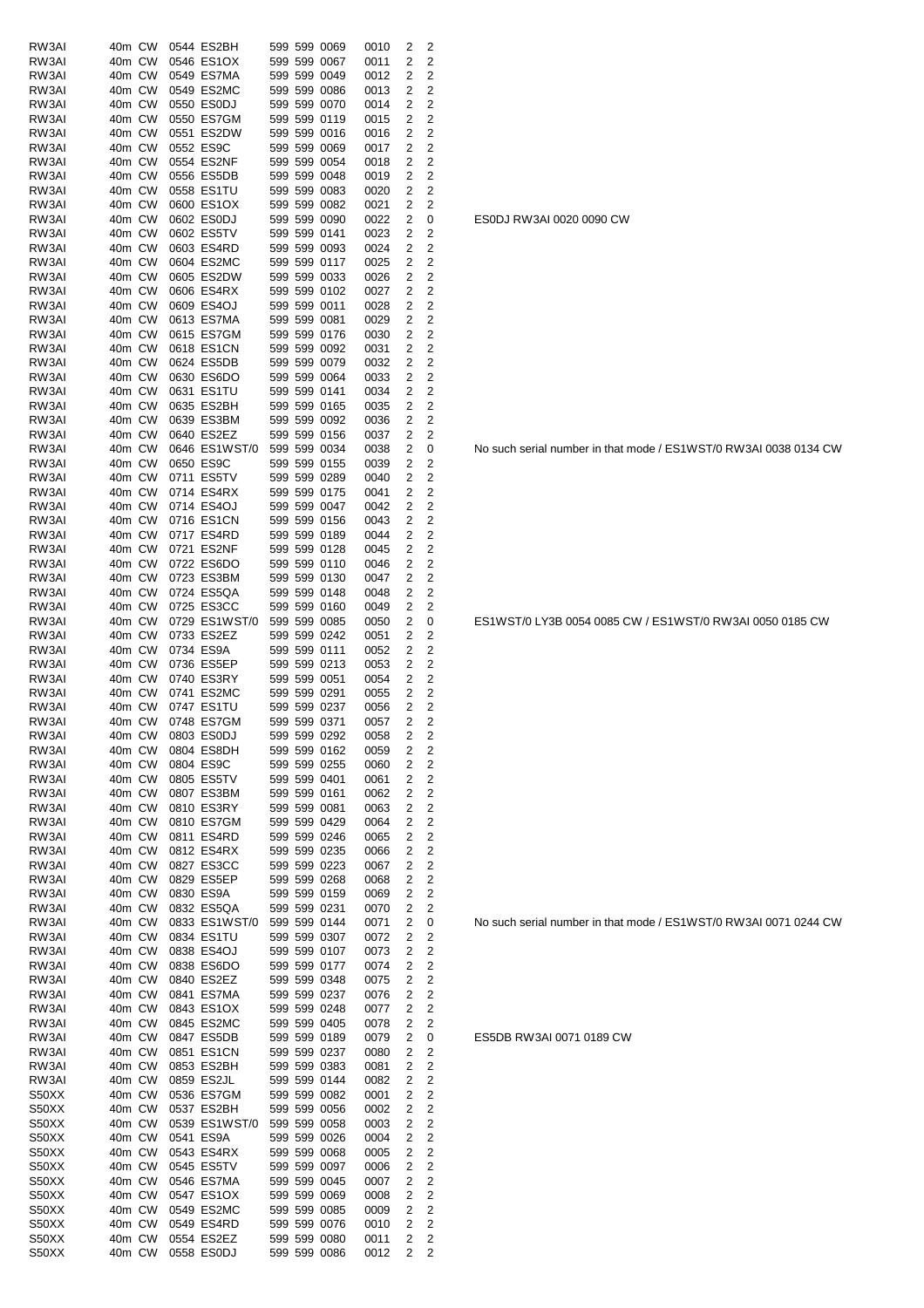| | | | | | | | | | | | |
|---|---|---|---|---|---|---|---|---|---|---|---|
| RW3AI | 40m | CW | 0544 | ES2BH | 599 | 599 | 0069 | 0010 | 2 | 2 | |
| RW3AI | 40m | CW | 0546 | ES1OX | 599 | 599 | 0067 | 0011 | 2 | 2 | |
| RW3AI | 40m | CW | 0549 | ES7MA | 599 | 599 | 0049 | 0012 | 2 | 2 | |
| RW3AI | 40m | CW | 0549 | ES2MC | 599 | 599 | 0086 | 0013 | 2 | 2 | |
| RW3AI | 40m | CW | 0550 | ES0DJ | 599 | 599 | 0070 | 0014 | 2 | 2 | |
| RW3AI | 40m | CW | 0550 | ES7GM | 599 | 599 | 0119 | 0015 | 2 | 2 | |
| RW3AI | 40m | CW | 0551 | ES2DW | 599 | 599 | 0016 | 0016 | 2 | 2 | |
| RW3AI | 40m | CW | 0552 | ES9C | 599 | 599 | 0069 | 0017 | 2 | 2 | |
| RW3AI | 40m | CW | 0554 | ES2NF | 599 | 599 | 0054 | 0018 | 2 | 2 | |
| RW3AI | 40m | CW | 0556 | ES5DB | 599 | 599 | 0048 | 0019 | 2 | 2 | |
| RW3AI | 40m | CW | 0558 | ES1TU | 599 | 599 | 0083 | 0020 | 2 | 2 | |
| RW3AI | 40m | CW | 0600 | ES1OX | 599 | 599 | 0082 | 0021 | 2 | 2 | |
| RW3AI | 40m | CW | 0602 | ES0DJ | 599 | 599 | 0090 | 0022 | 2 | 0 | ES0DJ RW3AI 0020 0090 CW |
| RW3AI | 40m | CW | 0602 | ES5TV | 599 | 599 | 0141 | 0023 | 2 | 2 | |
| RW3AI | 40m | CW | 0603 | ES4RD | 599 | 599 | 0093 | 0024 | 2 | 2 | |
| RW3AI | 40m | CW | 0604 | ES2MC | 599 | 599 | 0117 | 0025 | 2 | 2 | |
| RW3AI | 40m | CW | 0605 | ES2DW | 599 | 599 | 0033 | 0026 | 2 | 2 | |
| RW3AI | 40m | CW | 0606 | ES4RX | 599 | 599 | 0102 | 0027 | 2 | 2 | |
| RW3AI | 40m | CW | 0609 | ES4OJ | 599 | 599 | 0011 | 0028 | 2 | 2 | |
| RW3AI | 40m | CW | 0613 | ES7MA | 599 | 599 | 0081 | 0029 | 2 | 2 | |
| RW3AI | 40m | CW | 0615 | ES7GM | 599 | 599 | 0176 | 0030 | 2 | 2 | |
| RW3AI | 40m | CW | 0618 | ES1CN | 599 | 599 | 0092 | 0031 | 2 | 2 | |
| RW3AI | 40m | CW | 0624 | ES5DB | 599 | 599 | 0079 | 0032 | 2 | 2 | |
| RW3AI | 40m | CW | 0630 | ES6DO | 599 | 599 | 0064 | 0033 | 2 | 2 | |
| RW3AI | 40m | CW | 0631 | ES1TU | 599 | 599 | 0141 | 0034 | 2 | 2 | |
| RW3AI | 40m | CW | 0635 | ES2BH | 599 | 599 | 0165 | 0035 | 2 | 2 | |
| RW3AI | 40m | CW | 0639 | ES3BM | 599 | 599 | 0092 | 0036 | 2 | 2 | |
| RW3AI | 40m | CW | 0640 | ES2EZ | 599 | 599 | 0156 | 0037 | 2 | 2 | |
| RW3AI | 40m | CW | 0646 | ES1WST/0 | 599 | 599 | 0034 | 0038 | 2 | 0 | No such serial number in that mode / ES1WST/0 RW3AI 0038 0134 CW |
| RW3AI | 40m | CW | 0650 | ES9C | 599 | 599 | 0155 | 0039 | 2 | 2 | |
| RW3AI | 40m | CW | 0711 | ES5TV | 599 | 599 | 0289 | 0040 | 2 | 2 | |
| RW3AI | 40m | CW | 0714 | ES4RX | 599 | 599 | 0175 | 0041 | 2 | 2 | |
| RW3AI | 40m | CW | 0714 | ES4OJ | 599 | 599 | 0047 | 0042 | 2 | 2 | |
| RW3AI | 40m | CW | 0716 | ES1CN | 599 | 599 | 0156 | 0043 | 2 | 2 | |
| RW3AI | 40m | CW | 0717 | ES4RD | 599 | 599 | 0189 | 0044 | 2 | 2 | |
| RW3AI | 40m | CW | 0721 | ES2NF | 599 | 599 | 0128 | 0045 | 2 | 2 | |
| RW3AI | 40m | CW | 0722 | ES6DO | 599 | 599 | 0110 | 0046 | 2 | 2 | |
| RW3AI | 40m | CW | 0723 | ES3BM | 599 | 599 | 0130 | 0047 | 2 | 2 | |
| RW3AI | 40m | CW | 0724 | ES5QA | 599 | 599 | 0148 | 0048 | 2 | 2 | |
| RW3AI | 40m | CW | 0725 | ES3CC | 599 | 599 | 0160 | 0049 | 2 | 2 | |
| RW3AI | 40m | CW | 0729 | ES1WST/0 | 599 | 599 | 0085 | 0050 | 2 | 0 | ES1WST/0 LY3B 0054 0085 CW / ES1WST/0 RW3AI 0050 0185 CW |
| RW3AI | 40m | CW | 0733 | ES2EZ | 599 | 599 | 0242 | 0051 | 2 | 2 | |
| RW3AI | 40m | CW | 0734 | ES9A | 599 | 599 | 0111 | 0052 | 2 | 2 | |
| RW3AI | 40m | CW | 0736 | ES5EP | 599 | 599 | 0213 | 0053 | 2 | 2 | |
| RW3AI | 40m | CW | 0740 | ES3RY | 599 | 599 | 0051 | 0054 | 2 | 2 | |
| RW3AI | 40m | CW | 0741 | ES2MC | 599 | 599 | 0291 | 0055 | 2 | 2 | |
| RW3AI | 40m | CW | 0747 | ES1TU | 599 | 599 | 0237 | 0056 | 2 | 2 | |
| RW3AI | 40m | CW | 0748 | ES7GM | 599 | 599 | 0371 | 0057 | 2 | 2 | |
| RW3AI | 40m | CW | 0803 | ES0DJ | 599 | 599 | 0292 | 0058 | 2 | 2 | |
| RW3AI | 40m | CW | 0804 | ES8DH | 599 | 599 | 0162 | 0059 | 2 | 2 | |
| RW3AI | 40m | CW | 0804 | ES9C | 599 | 599 | 0255 | 0060 | 2 | 2 | |
| RW3AI | 40m | CW | 0805 | ES5TV | 599 | 599 | 0401 | 0061 | 2 | 2 | |
| RW3AI | 40m | CW | 0807 | ES3BM | 599 | 599 | 0161 | 0062 | 2 | 2 | |
| RW3AI | 40m | CW | 0810 | ES3RY | 599 | 599 | 0081 | 0063 | 2 | 2 | |
| RW3AI | 40m | CW | 0810 | ES7GM | 599 | 599 | 0429 | 0064 | 2 | 2 | |
| RW3AI | 40m | CW | 0811 | ES4RD | 599 | 599 | 0246 | 0065 | 2 | 2 | |
| RW3AI | 40m | CW | 0812 | ES4RX | 599 | 599 | 0235 | 0066 | 2 | 2 | |
| RW3AI | 40m | CW | 0827 | ES3CC | 599 | 599 | 0223 | 0067 | 2 | 2 | |
| RW3AI | 40m | CW | 0829 | ES5EP | 599 | 599 | 0268 | 0068 | 2 | 2 | |
| RW3AI | 40m | CW | 0830 | ES9A | 599 | 599 | 0159 | 0069 | 2 | 2 | |
| RW3AI | 40m | CW | 0832 | ES5QA | 599 | 599 | 0231 | 0070 | 2 | 2 | |
| RW3AI | 40m | CW | 0833 | ES1WST/0 | 599 | 599 | 0144 | 0071 | 2 | 0 | No such serial number in that mode / ES1WST/0 RW3AI 0071 0244 CW |
| RW3AI | 40m | CW | 0834 | ES1TU | 599 | 599 | 0307 | 0072 | 2 | 2 | |
| RW3AI | 40m | CW | 0838 | ES4OJ | 599 | 599 | 0107 | 0073 | 2 | 2 | |
| RW3AI | 40m | CW | 0838 | ES6DO | 599 | 599 | 0177 | 0074 | 2 | 2 | |
| RW3AI | 40m | CW | 0840 | ES2EZ | 599 | 599 | 0348 | 0075 | 2 | 2 | |
| RW3AI | 40m | CW | 0841 | ES7MA | 599 | 599 | 0237 | 0076 | 2 | 2 | |
| RW3AI | 40m | CW | 0843 | ES1OX | 599 | 599 | 0248 | 0077 | 2 | 2 | |
| RW3AI | 40m | CW | 0845 | ES2MC | 599 | 599 | 0405 | 0078 | 2 | 2 | |
| RW3AI | 40m | CW | 0847 | ES5DB | 599 | 599 | 0189 | 0079 | 2 | 0 | ES5DB RW3AI 0071 0189 CW |
| RW3AI | 40m | CW | 0851 | ES1CN | 599 | 599 | 0237 | 0080 | 2 | 2 | |
| RW3AI | 40m | CW | 0853 | ES2BH | 599 | 599 | 0383 | 0081 | 2 | 2 | |
| RW3AI | 40m | CW | 0859 | ES2JL | 599 | 599 | 0144 | 0082 | 2 | 2 | |
| S50XX | 40m | CW | 0536 | ES7GM | 599 | 599 | 0082 | 0001 | 2 | 2 | |
| S50XX | 40m | CW | 0537 | ES2BH | 599 | 599 | 0056 | 0002 | 2 | 2 | |
| S50XX | 40m | CW | 0539 | ES1WST/0 | 599 | 599 | 0058 | 0003 | 2 | 2 | |
| S50XX | 40m | CW | 0541 | ES9A | 599 | 599 | 0026 | 0004 | 2 | 2 | |
| S50XX | 40m | CW | 0543 | ES4RX | 599 | 599 | 0068 | 0005 | 2 | 2 | |
| S50XX | 40m | CW | 0545 | ES5TV | 599 | 599 | 0097 | 0006 | 2 | 2 | |
| S50XX | 40m | CW | 0546 | ES7MA | 599 | 599 | 0045 | 0007 | 2 | 2 | |
| S50XX | 40m | CW | 0547 | ES1OX | 599 | 599 | 0069 | 0008 | 2 | 2 | |
| S50XX | 40m | CW | 0549 | ES2MC | 599 | 599 | 0085 | 0009 | 2 | 2 | |
| S50XX | 40m | CW | 0549 | ES4RD | 599 | 599 | 0076 | 0010 | 2 | 2 | |
| S50XX | 40m | CW | 0554 | ES2EZ | 599 | 599 | 0080 | 0011 | 2 | 2 | |
| S50XX | 40m | CW | 0558 | ES0DJ | 599 | 599 | 0086 | 0012 | 2 | 2 | |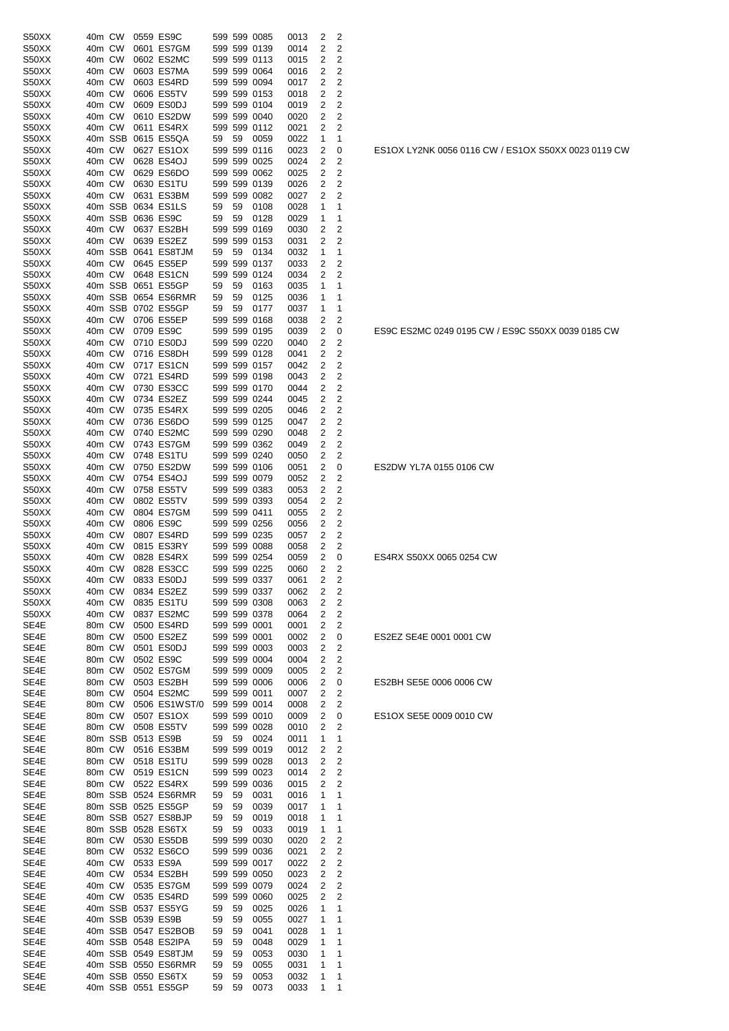| | | | | | | | | | | | | |
|---|---|---|---|---|---|---|---|---|---|---|---|---|
| S50XX | 40m | CW | 0559 | ES9C | 599 | 599 | 0085 | 0013 | 2 | 2 | |
| S50XX | 40m | CW | 0601 | ES7GM | 599 | 599 | 0139 | 0014 | 2 | 2 | |
| S50XX | 40m | CW | 0602 | ES2MC | 599 | 599 | 0113 | 0015 | 2 | 2 | |
| S50XX | 40m | CW | 0603 | ES7MA | 599 | 599 | 0064 | 0016 | 2 | 2 | |
| S50XX | 40m | CW | 0603 | ES4RD | 599 | 599 | 0094 | 0017 | 2 | 2 | |
| S50XX | 40m | CW | 0606 | ES5TV | 599 | 599 | 0153 | 0018 | 2 | 2 | |
| S50XX | 40m | CW | 0609 | ES0DJ | 599 | 599 | 0104 | 0019 | 2 | 2 | |
| S50XX | 40m | CW | 0610 | ES2DW | 599 | 599 | 0040 | 0020 | 2 | 2 | |
| S50XX | 40m | CW | 0611 | ES4RX | 599 | 599 | 0112 | 0021 | 2 | 2 | |
| S50XX | 40m | SSB | 0615 | ES5QA | 59 | 59 | 0059 | 0022 | 1 | 1 | |
| S50XX | 40m | CW | 0627 | ES1OX | 599 | 599 | 0116 | 0023 | 2 | 0 | ES1OX LY2NK 0056 0116 CW / ES1OX S50XX 0023 0119 CW |
| S50XX | 40m | CW | 0628 | ES4OJ | 599 | 599 | 0025 | 0024 | 2 | 2 | |
| S50XX | 40m | CW | 0629 | ES6DO | 599 | 599 | 0062 | 0025 | 2 | 2 | |
| S50XX | 40m | CW | 0630 | ES1TU | 599 | 599 | 0139 | 0026 | 2 | 2 | |
| S50XX | 40m | CW | 0631 | ES3BM | 599 | 599 | 0082 | 0027 | 2 | 2 | |
| S50XX | 40m | SSB | 0634 | ES1LS | 59 | 59 | 0108 | 0028 | 1 | 1 | |
| S50XX | 40m | SSB | 0636 | ES9C | 59 | 59 | 0128 | 0029 | 1 | 1 | |
| S50XX | 40m | CW | 0637 | ES2BH | 599 | 599 | 0169 | 0030 | 2 | 2 | |
| S50XX | 40m | CW | 0639 | ES2EZ | 599 | 599 | 0153 | 0031 | 2 | 2 | |
| S50XX | 40m | SSB | 0641 | ES8TJM | 59 | 59 | 0134 | 0032 | 1 | 1 | |
| S50XX | 40m | CW | 0645 | ES5EP | 599 | 599 | 0137 | 0033 | 2 | 2 | |
| S50XX | 40m | CW | 0648 | ES1CN | 599 | 599 | 0124 | 0034 | 2 | 2 | |
| S50XX | 40m | SSB | 0651 | ES5GP | 59 | 59 | 0163 | 0035 | 1 | 1 | |
| S50XX | 40m | SSB | 0654 | ES6RMR | 59 | 59 | 0125 | 0036 | 1 | 1 | |
| S50XX | 40m | SSB | 0702 | ES5GP | 59 | 59 | 0177 | 0037 | 1 | 1 | |
| S50XX | 40m | CW | 0706 | ES5EP | 599 | 599 | 0168 | 0038 | 2 | 2 | |
| S50XX | 40m | CW | 0709 | ES9C | 599 | 599 | 0195 | 0039 | 2 | 0 | ES9C ES2MC 0249 0195 CW / ES9C S50XX 0039 0185 CW |
| S50XX | 40m | CW | 0710 | ES0DJ | 599 | 599 | 0220 | 0040 | 2 | 2 | |
| S50XX | 40m | CW | 0716 | ES8DH | 599 | 599 | 0128 | 0041 | 2 | 2 | |
| S50XX | 40m | CW | 0717 | ES1CN | 599 | 599 | 0157 | 0042 | 2 | 2 | |
| S50XX | 40m | CW | 0721 | ES4RD | 599 | 599 | 0198 | 0043 | 2 | 2 | |
| S50XX | 40m | CW | 0730 | ES3CC | 599 | 599 | 0170 | 0044 | 2 | 2 | |
| S50XX | 40m | CW | 0734 | ES2EZ | 599 | 599 | 0244 | 0045 | 2 | 2 | |
| S50XX | 40m | CW | 0735 | ES4RX | 599 | 599 | 0205 | 0046 | 2 | 2 | |
| S50XX | 40m | CW | 0736 | ES6DO | 599 | 599 | 0125 | 0047 | 2 | 2 | |
| S50XX | 40m | CW | 0740 | ES2MC | 599 | 599 | 0290 | 0048 | 2 | 2 | |
| S50XX | 40m | CW | 0743 | ES7GM | 599 | 599 | 0362 | 0049 | 2 | 2 | |
| S50XX | 40m | CW | 0748 | ES1TU | 599 | 599 | 0240 | 0050 | 2 | 2 | |
| S50XX | 40m | CW | 0750 | ES2DW | 599 | 599 | 0106 | 0051 | 2 | 0 | ES2DW YL7A 0155 0106 CW |
| S50XX | 40m | CW | 0754 | ES4OJ | 599 | 599 | 0079 | 0052 | 2 | 2 | |
| S50XX | 40m | CW | 0758 | ES5TV | 599 | 599 | 0383 | 0053 | 2 | 2 | |
| S50XX | 40m | CW | 0802 | ES5TV | 599 | 599 | 0393 | 0054 | 2 | 2 | |
| S50XX | 40m | CW | 0804 | ES7GM | 599 | 599 | 0411 | 0055 | 2 | 2 | |
| S50XX | 40m | CW | 0806 | ES9C | 599 | 599 | 0256 | 0056 | 2 | 2 | |
| S50XX | 40m | CW | 0807 | ES4RD | 599 | 599 | 0235 | 0057 | 2 | 2 | |
| S50XX | 40m | CW | 0815 | ES3RY | 599 | 599 | 0088 | 0058 | 2 | 2 | |
| S50XX | 40m | CW | 0828 | ES4RX | 599 | 599 | 0254 | 0059 | 2 | 0 | ES4RX S50XX 0065 0254 CW |
| S50XX | 40m | CW | 0828 | ES3CC | 599 | 599 | 0225 | 0060 | 2 | 2 | |
| S50XX | 40m | CW | 0833 | ES0DJ | 599 | 599 | 0337 | 0061 | 2 | 2 | |
| S50XX | 40m | CW | 0834 | ES2EZ | 599 | 599 | 0337 | 0062 | 2 | 2 | |
| S50XX | 40m | CW | 0835 | ES1TU | 599 | 599 | 0308 | 0063 | 2 | 2 | |
| S50XX | 40m | CW | 0837 | ES2MC | 599 | 599 | 0378 | 0064 | 2 | 2 | |
| SE4E | 80m | CW | 0500 | ES4RD | 599 | 599 | 0001 | 0001 | 2 | 2 | |
| SE4E | 80m | CW | 0500 | ES2EZ | 599 | 599 | 0001 | 0002 | 2 | 0 | ES2EZ SE4E 0001 0001 CW |
| SE4E | 80m | CW | 0501 | ES0DJ | 599 | 599 | 0003 | 0003 | 2 | 2 | |
| SE4E | 80m | CW | 0502 | ES9C | 599 | 599 | 0004 | 0004 | 2 | 2 | |
| SE4E | 80m | CW | 0502 | ES7GM | 599 | 599 | 0009 | 0005 | 2 | 2 | |
| SE4E | 80m | CW | 0503 | ES2BH | 599 | 599 | 0006 | 0006 | 2 | 0 | ES2BH SE5E 0006 0006 CW |
| SE4E | 80m | CW | 0504 | ES2MC | 599 | 599 | 0011 | 0007 | 2 | 2 | |
| SE4E | 80m | CW | 0506 | ES1WST/0 | 599 | 599 | 0014 | 0008 | 2 | 2 | |
| SE4E | 80m | CW | 0507 | ES1OX | 599 | 599 | 0010 | 0009 | 2 | 0 | ES1OX SE5E 0009 0010 CW |
| SE4E | 80m | CW | 0508 | ES5TV | 599 | 599 | 0028 | 0010 | 2 | 2 | |
| SE4E | 80m | SSB | 0513 | ES9B | 59 | 59 | 0024 | 0011 | 1 | 1 | |
| SE4E | 80m | CW | 0516 | ES3BM | 599 | 599 | 0019 | 0012 | 2 | 2 | |
| SE4E | 80m | CW | 0518 | ES1TU | 599 | 599 | 0028 | 0013 | 2 | 2 | |
| SE4E | 80m | CW | 0519 | ES1CN | 599 | 599 | 0023 | 0014 | 2 | 2 | |
| SE4E | 80m | CW | 0522 | ES4RX | 599 | 599 | 0036 | 0015 | 2 | 2 | |
| SE4E | 80m | SSB | 0524 | ES6RMR | 59 | 59 | 0031 | 0016 | 1 | 1 | |
| SE4E | 80m | SSB | 0525 | ES5GP | 59 | 59 | 0039 | 0017 | 1 | 1 | |
| SE4E | 80m | SSB | 0527 | ES8BJP | 59 | 59 | 0019 | 0018 | 1 | 1 | |
| SE4E | 80m | SSB | 0528 | ES6TX | 59 | 59 | 0033 | 0019 | 1 | 1 | |
| SE4E | 80m | CW | 0530 | ES5DB | 599 | 599 | 0030 | 0020 | 2 | 2 | |
| SE4E | 80m | CW | 0532 | ES6CO | 599 | 599 | 0036 | 0021 | 2 | 2 | |
| SE4E | 40m | CW | 0533 | ES9A | 599 | 599 | 0017 | 0022 | 2 | 2 | |
| SE4E | 40m | CW | 0534 | ES2BH | 599 | 599 | 0050 | 0023 | 2 | 2 | |
| SE4E | 40m | CW | 0535 | ES7GM | 599 | 599 | 0079 | 0024 | 2 | 2 | |
| SE4E | 40m | CW | 0535 | ES4RD | 599 | 599 | 0060 | 0025 | 2 | 2 | |
| SE4E | 40m | SSB | 0537 | ES5YG | 59 | 59 | 0025 | 0026 | 1 | 1 | |
| SE4E | 40m | SSB | 0539 | ES9B | 59 | 59 | 0055 | 0027 | 1 | 1 | |
| SE4E | 40m | SSB | 0547 | ES2BOB | 59 | 59 | 0041 | 0028 | 1 | 1 | |
| SE4E | 40m | SSB | 0548 | ES2IPA | 59 | 59 | 0048 | 0029 | 1 | 1 | |
| SE4E | 40m | SSB | 0549 | ES8TJM | 59 | 59 | 0053 | 0030 | 1 | 1 | |
| SE4E | 40m | SSB | 0550 | ES6RMR | 59 | 59 | 0055 | 0031 | 1 | 1 | |
| SE4E | 40m | SSB | 0550 | ES6TX | 59 | 59 | 0053 | 0032 | 1 | 1 | |
| SE4E | 40m | SSB | 0551 | ES5GP | 59 | 59 | 0073 | 0033 | 1 | 1 | |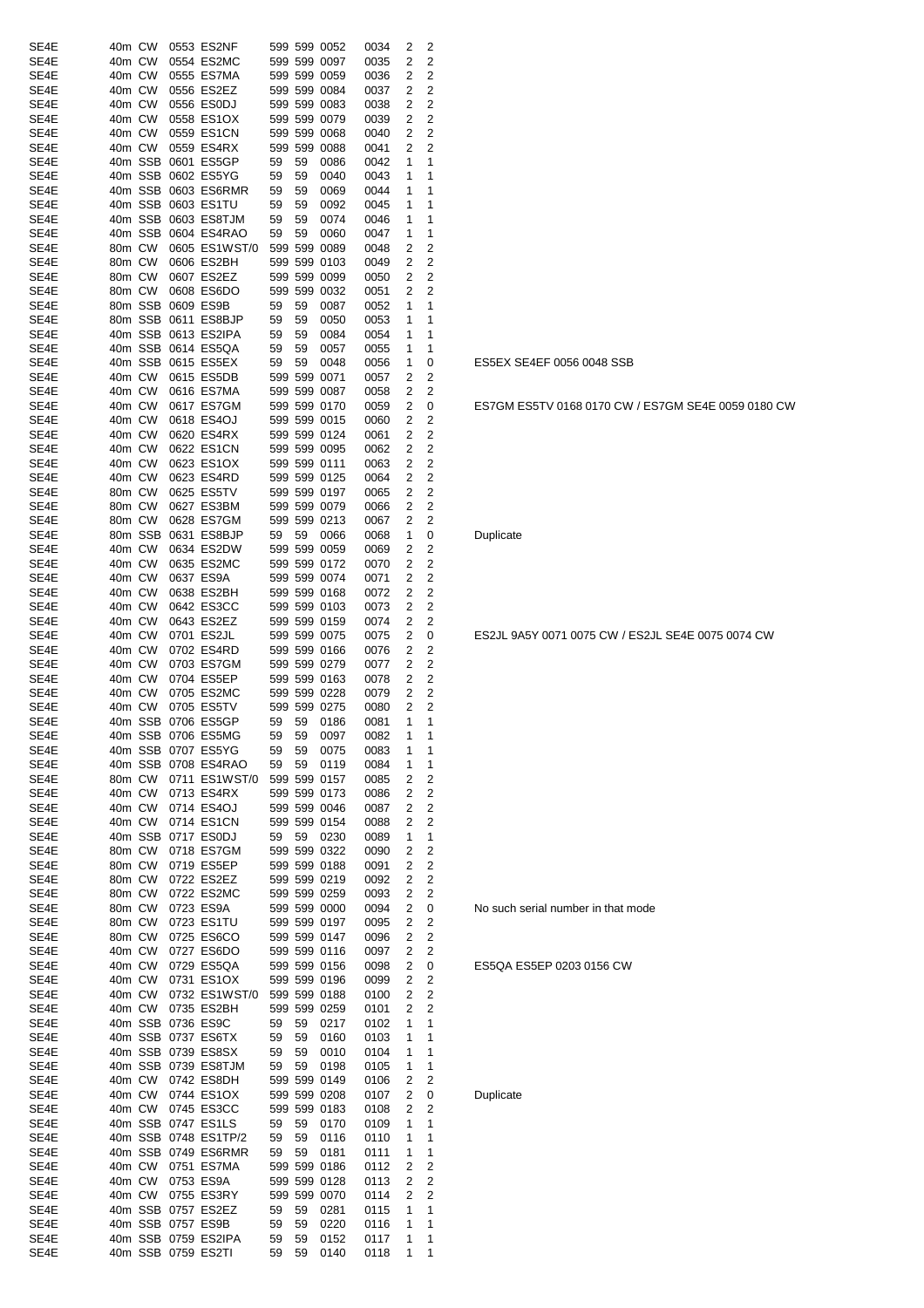| | | | | | | | | | | | |
|---|---|---|---|---|---|---|---|---|---|---|---|
| SE4E | 40m | CW | 0553 | ES2NF | 599 | 599 | 0052 | 0034 | 2 | 2 | |
| SE4E | 40m | CW | 0554 | ES2MC | 599 | 599 | 0097 | 0035 | 2 | 2 | |
| SE4E | 40m | CW | 0555 | ES7MA | 599 | 599 | 0059 | 0036 | 2 | 2 | |
| SE4E | 40m | CW | 0556 | ES2EZ | 599 | 599 | 0084 | 0037 | 2 | 2 | |
| SE4E | 40m | CW | 0556 | ES0DJ | 599 | 599 | 0083 | 0038 | 2 | 2 | |
| SE4E | 40m | CW | 0558 | ES1OX | 599 | 599 | 0079 | 0039 | 2 | 2 | |
| SE4E | 40m | CW | 0559 | ES1CN | 599 | 599 | 0068 | 0040 | 2 | 2 | |
| SE4E | 40m | CW | 0559 | ES4RX | 599 | 599 | 0088 | 0041 | 2 | 2 | |
| SE4E | 40m | SSB | 0601 | ES5GP | 59 | 59 | 0086 | 0042 | 1 | 1 | |
| SE4E | 40m | SSB | 0602 | ES5YG | 59 | 59 | 0040 | 0043 | 1 | 1 | |
| SE4E | 40m | SSB | 0603 | ES6RMR | 59 | 59 | 0069 | 0044 | 1 | 1 | |
| SE4E | 40m | SSB | 0603 | ES1TU | 59 | 59 | 0092 | 0045 | 1 | 1 | |
| SE4E | 40m | SSB | 0603 | ES8TJM | 59 | 59 | 0074 | 0046 | 1 | 1 | |
| SE4E | 40m | SSB | 0604 | ES4RAO | 59 | 59 | 0060 | 0047 | 1 | 1 | |
| SE4E | 80m | CW | 0605 | ES1WST/0 | 599 | 599 | 0089 | 0048 | 2 | 2 | |
| SE4E | 80m | CW | 0606 | ES2BH | 599 | 599 | 0103 | 0049 | 2 | 2 | |
| SE4E | 80m | CW | 0607 | ES2EZ | 599 | 599 | 0099 | 0050 | 2 | 2 | |
| SE4E | 80m | CW | 0608 | ES6DO | 599 | 599 | 0032 | 0051 | 2 | 2 | |
| SE4E | 80m | SSB | 0609 | ES9B | 59 | 59 | 0087 | 0052 | 1 | 1 | |
| SE4E | 80m | SSB | 0611 | ES8BJP | 59 | 59 | 0050 | 0053 | 1 | 1 | |
| SE4E | 40m | SSB | 0613 | ES2IPA | 59 | 59 | 0084 | 0054 | 1 | 1 | |
| SE4E | 40m | SSB | 0614 | ES5QA | 59 | 59 | 0057 | 0055 | 1 | 1 | |
| SE4E | 40m | SSB | 0615 | ES5EX | 59 | 59 | 0048 | 0056 | 1 | 0 | ES5EX SE4EF 0056 0048 SSB |
| SE4E | 40m | CW | 0615 | ES5DB | 599 | 599 | 0071 | 0057 | 2 | 2 | |
| SE4E | 40m | CW | 0616 | ES7MA | 599 | 599 | 0087 | 0058 | 2 | 2 | |
| SE4E | 40m | CW | 0617 | ES7GM | 599 | 599 | 0170 | 0059 | 2 | 0 | ES7GM ES5TV 0168 0170 CW / ES7GM SE4E 0059 0180 CW |
| SE4E | 40m | CW | 0618 | ES4OJ | 599 | 599 | 0015 | 0060 | 2 | 2 | |
| SE4E | 40m | CW | 0620 | ES4RX | 599 | 599 | 0124 | 0061 | 2 | 2 | |
| SE4E | 40m | CW | 0622 | ES1CN | 599 | 599 | 0095 | 0062 | 2 | 2 | |
| SE4E | 40m | CW | 0623 | ES1OX | 599 | 599 | 0111 | 0063 | 2 | 2 | |
| SE4E | 40m | CW | 0623 | ES4RD | 599 | 599 | 0125 | 0064 | 2 | 2 | |
| SE4E | 80m | CW | 0625 | ES5TV | 599 | 599 | 0197 | 0065 | 2 | 2 | |
| SE4E | 80m | CW | 0627 | ES3BM | 599 | 599 | 0079 | 0066 | 2 | 2 | |
| SE4E | 80m | CW | 0628 | ES7GM | 599 | 599 | 0213 | 0067 | 2 | 2 | |
| SE4E | 80m | SSB | 0631 | ES8BJP | 59 | 59 | 0066 | 0068 | 1 | 0 | Duplicate |
| SE4E | 40m | CW | 0634 | ES2DW | 599 | 599 | 0059 | 0069 | 2 | 2 | |
| SE4E | 40m | CW | 0635 | ES2MC | 599 | 599 | 0172 | 0070 | 2 | 2 | |
| SE4E | 40m | CW | 0637 | ES9A | 599 | 599 | 0074 | 0071 | 2 | 2 | |
| SE4E | 40m | CW | 0638 | ES2BH | 599 | 599 | 0168 | 0072 | 2 | 2 | |
| SE4E | 40m | CW | 0642 | ES3CC | 599 | 599 | 0103 | 0073 | 2 | 2 | |
| SE4E | 40m | CW | 0643 | ES2EZ | 599 | 599 | 0159 | 0074 | 2 | 2 | |
| SE4E | 40m | CW | 0701 | ES2JL | 599 | 599 | 0075 | 0075 | 2 | 0 | ES2JL 9A5Y 0071 0075 CW / ES2JL SE4E 0075 0074 CW |
| SE4E | 40m | CW | 0702 | ES4RD | 599 | 599 | 0166 | 0076 | 2 | 2 | |
| SE4E | 40m | CW | 0703 | ES7GM | 599 | 599 | 0279 | 0077 | 2 | 2 | |
| SE4E | 40m | CW | 0704 | ES5EP | 599 | 599 | 0163 | 0078 | 2 | 2 | |
| SE4E | 40m | CW | 0705 | ES2MC | 599 | 599 | 0228 | 0079 | 2 | 2 | |
| SE4E | 40m | CW | 0705 | ES5TV | 599 | 599 | 0275 | 0080 | 2 | 2 | |
| SE4E | 40m | SSB | 0706 | ES5GP | 59 | 59 | 0186 | 0081 | 1 | 1 | |
| SE4E | 40m | SSB | 0706 | ES5MG | 59 | 59 | 0097 | 0082 | 1 | 1 | |
| SE4E | 40m | SSB | 0707 | ES5YG | 59 | 59 | 0075 | 0083 | 1 | 1 | |
| SE4E | 40m | SSB | 0708 | ES4RAO | 59 | 59 | 0119 | 0084 | 1 | 1 | |
| SE4E | 80m | CW | 0711 | ES1WST/0 | 599 | 599 | 0157 | 0085 | 2 | 2 | |
| SE4E | 40m | CW | 0713 | ES4RX | 599 | 599 | 0173 | 0086 | 2 | 2 | |
| SE4E | 40m | CW | 0714 | ES4OJ | 599 | 599 | 0046 | 0087 | 2 | 2 | |
| SE4E | 40m | CW | 0714 | ES1CN | 599 | 599 | 0154 | 0088 | 2 | 2 | |
| SE4E | 40m | SSB | 0717 | ES0DJ | 59 | 59 | 0230 | 0089 | 1 | 1 | |
| SE4E | 80m | CW | 0718 | ES7GM | 599 | 599 | 0322 | 0090 | 2 | 2 | |
| SE4E | 80m | CW | 0719 | ES5EP | 599 | 599 | 0188 | 0091 | 2 | 2 | |
| SE4E | 80m | CW | 0722 | ES2EZ | 599 | 599 | 0219 | 0092 | 2 | 2 | |
| SE4E | 80m | CW | 0722 | ES2MC | 599 | 599 | 0259 | 0093 | 2 | 2 | |
| SE4E | 80m | CW | 0723 | ES9A | 599 | 599 | 0000 | 0094 | 2 | 0 | No such serial number in that mode |
| SE4E | 80m | CW | 0723 | ES1TU | 599 | 599 | 0197 | 0095 | 2 | 2 | |
| SE4E | 80m | CW | 0725 | ES6CO | 599 | 599 | 0147 | 0096 | 2 | 2 | |
| SE4E | 40m | CW | 0727 | ES6DO | 599 | 599 | 0116 | 0097 | 2 | 2 | |
| SE4E | 40m | CW | 0729 | ES5QA | 599 | 599 | 0156 | 0098 | 2 | 0 | ES5QA ES5EP 0203 0156 CW |
| SE4E | 40m | CW | 0731 | ES1OX | 599 | 599 | 0196 | 0099 | 2 | 2 | |
| SE4E | 40m | CW | 0732 | ES1WST/0 | 599 | 599 | 0188 | 0100 | 2 | 2 | |
| SE4E | 40m | CW | 0735 | ES2BH | 599 | 599 | 0259 | 0101 | 2 | 2 | |
| SE4E | 40m | SSB | 0736 | ES9C | 59 | 59 | 0217 | 0102 | 1 | 1 | |
| SE4E | 40m | SSB | 0737 | ES6TX | 59 | 59 | 0160 | 0103 | 1 | 1 | |
| SE4E | 40m | SSB | 0739 | ES8SX | 59 | 59 | 0010 | 0104 | 1 | 1 | |
| SE4E | 40m | SSB | 0739 | ES8TJM | 59 | 59 | 0198 | 0105 | 1 | 1 | |
| SE4E | 40m | CW | 0742 | ES8DH | 599 | 599 | 0149 | 0106 | 2 | 2 | |
| SE4E | 40m | CW | 0744 | ES1OX | 599 | 599 | 0208 | 0107 | 2 | 0 | Duplicate |
| SE4E | 40m | CW | 0745 | ES3CC | 599 | 599 | 0183 | 0108 | 2 | 2 | |
| SE4E | 40m | SSB | 0747 | ES1LS | 59 | 59 | 0170 | 0109 | 1 | 1 | |
| SE4E | 40m | SSB | 0748 | ES1TP/2 | 59 | 59 | 0116 | 0110 | 1 | 1 | |
| SE4E | 40m | SSB | 0749 | ES6RMR | 59 | 59 | 0181 | 0111 | 1 | 1 | |
| SE4E | 40m | CW | 0751 | ES7MA | 599 | 599 | 0186 | 0112 | 2 | 2 | |
| SE4E | 40m | CW | 0753 | ES9A | 599 | 599 | 0128 | 0113 | 2 | 2 | |
| SE4E | 40m | CW | 0755 | ES3RY | 599 | 599 | 0070 | 0114 | 2 | 2 | |
| SE4E | 40m | SSB | 0757 | ES2EZ | 59 | 59 | 0281 | 0115 | 1 | 1 | |
| SE4E | 40m | SSB | 0757 | ES9B | 59 | 59 | 0220 | 0116 | 1 | 1 | |
| SE4E | 40m | SSB | 0759 | ES2IPA | 59 | 59 | 0152 | 0117 | 1 | 1 | |
| SE4E | 40m | SSB | 0759 | ES2TI | 59 | 59 | 0140 | 0118 | 1 | 1 | |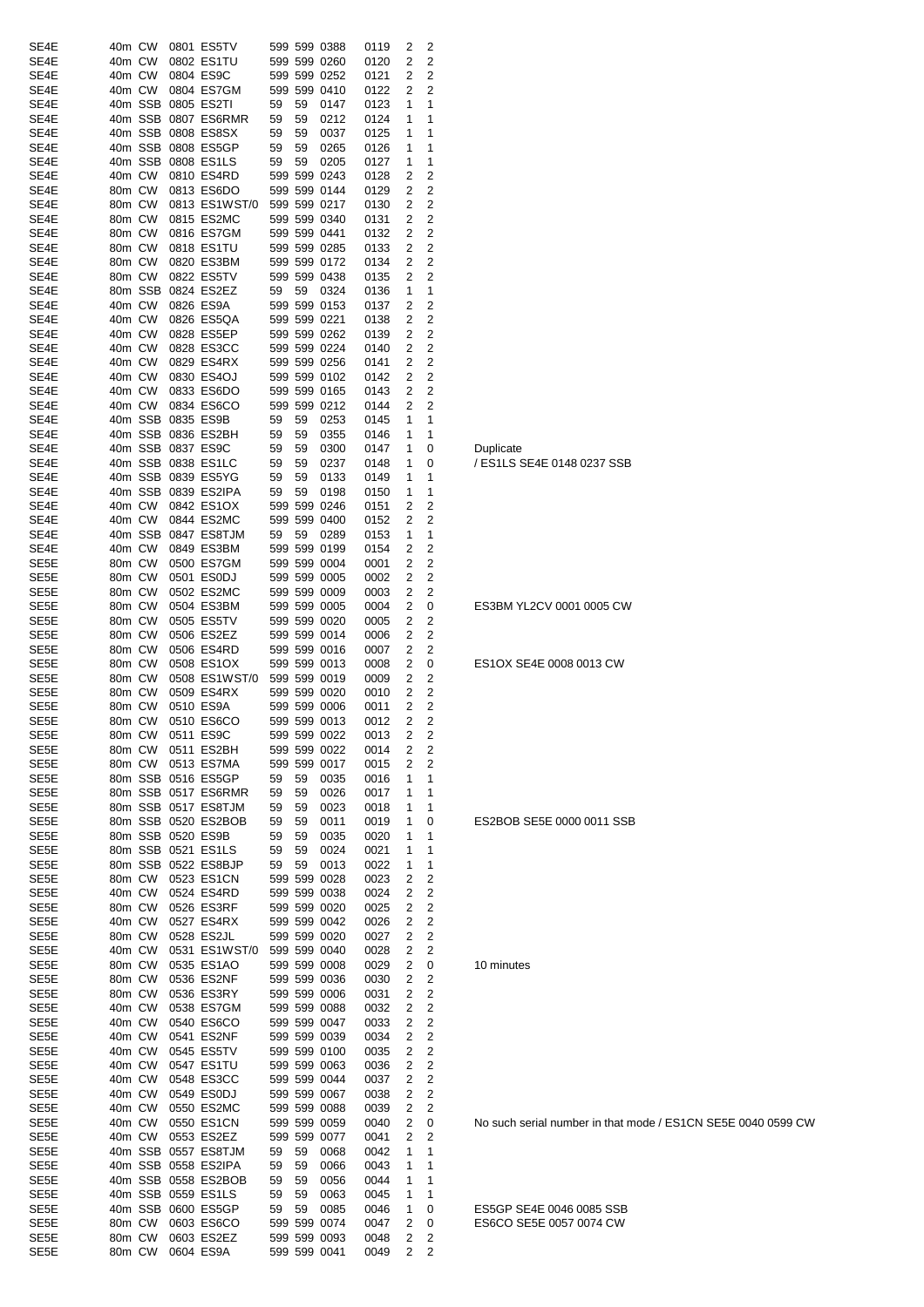| | | | | | | | | | | | |
|---|---|---|---|---|---|---|---|---|---|---|---|
| SE4E | 40m | CW | 0801 | ES5TV | 599 | 599 | 0388 | 0119 | 2 | 2 | |
| SE4E | 40m | CW | 0802 | ES1TU | 599 | 599 | 0260 | 0120 | 2 | 2 | |
| SE4E | 40m | CW | 0804 | ES9C | 599 | 599 | 0252 | 0121 | 2 | 2 | |
| SE4E | 40m | CW | 0804 | ES7GM | 599 | 599 | 0410 | 0122 | 2 | 2 | |
| SE4E | 40m | SSB | 0805 | ES2TI | 59 | 59 | 0147 | 0123 | 1 | 1 | |
| SE4E | 40m | SSB | 0807 | ES6RMR | 59 | 59 | 0212 | 0124 | 1 | 1 | |
| SE4E | 40m | SSB | 0808 | ES8SX | 59 | 59 | 0037 | 0125 | 1 | 1 | |
| SE4E | 40m | SSB | 0808 | ES5GP | 59 | 59 | 0265 | 0126 | 1 | 1 | |
| SE4E | 40m | SSB | 0808 | ES1LS | 59 | 59 | 0205 | 0127 | 1 | 1 | |
| SE4E | 40m | CW | 0810 | ES4RD | 599 | 599 | 0243 | 0128 | 2 | 2 | |
| SE4E | 80m | CW | 0813 | ES6DO | 599 | 599 | 0144 | 0129 | 2 | 2 | |
| SE4E | 80m | CW | 0813 | ES1WST/0 | 599 | 599 | 0217 | 0130 | 2 | 2 | |
| SE4E | 80m | CW | 0815 | ES2MC | 599 | 599 | 0340 | 0131 | 2 | 2 | |
| SE4E | 80m | CW | 0816 | ES7GM | 599 | 599 | 0441 | 0132 | 2 | 2 | |
| SE4E | 80m | CW | 0818 | ES1TU | 599 | 599 | 0285 | 0133 | 2 | 2 | |
| SE4E | 80m | CW | 0820 | ES3BM | 599 | 599 | 0172 | 0134 | 2 | 2 | |
| SE4E | 80m | CW | 0822 | ES5TV | 599 | 599 | 0438 | 0135 | 2 | 2 | |
| SE4E | 80m | SSB | 0824 | ES2EZ | 59 | 59 | 0324 | 0136 | 1 | 1 | |
| SE4E | 40m | CW | 0826 | ES9A | 599 | 599 | 0153 | 0137 | 2 | 2 | |
| SE4E | 40m | CW | 0826 | ES5QA | 599 | 599 | 0221 | 0138 | 2 | 2 | |
| SE4E | 40m | CW | 0828 | ES5EP | 599 | 599 | 0262 | 0139 | 2 | 2 | |
| SE4E | 40m | CW | 0828 | ES3CC | 599 | 599 | 0224 | 0140 | 2 | 2 | |
| SE4E | 40m | CW | 0829 | ES4RX | 599 | 599 | 0256 | 0141 | 2 | 2 | |
| SE4E | 40m | CW | 0830 | ES4OJ | 599 | 599 | 0102 | 0142 | 2 | 2 | |
| SE4E | 40m | CW | 0833 | ES6DO | 599 | 599 | 0165 | 0143 | 2 | 2 | |
| SE4E | 40m | CW | 0834 | ES6CO | 599 | 599 | 0212 | 0144 | 2 | 2 | |
| SE4E | 40m | SSB | 0835 | ES9B | 59 | 59 | 0253 | 0145 | 1 | 1 | |
| SE4E | 40m | SSB | 0836 | ES2BH | 59 | 59 | 0355 | 0146 | 1 | 1 | |
| SE4E | 40m | SSB | 0837 | ES9C | 59 | 59 | 0300 | 0147 | 1 | 0 | Duplicate |
| SE4E | 40m | SSB | 0838 | ES1LC | 59 | 59 | 0237 | 0148 | 1 | 0 | / ES1LS SE4E 0148 0237 SSB |
| SE4E | 40m | SSB | 0839 | ES5YG | 59 | 59 | 0133 | 0149 | 1 | 1 | |
| SE4E | 40m | SSB | 0839 | ES2IPA | 59 | 59 | 0198 | 0150 | 1 | 1 | |
| SE4E | 40m | CW | 0842 | ES1OX | 599 | 599 | 0246 | 0151 | 2 | 2 | |
| SE4E | 40m | CW | 0844 | ES2MC | 599 | 599 | 0400 | 0152 | 2 | 2 | |
| SE4E | 40m | SSB | 0847 | ES8TJM | 59 | 59 | 0289 | 0153 | 1 | 1 | |
| SE4E | 40m | CW | 0849 | ES3BM | 599 | 599 | 0199 | 0154 | 2 | 2 | |
| SE5E | 80m | CW | 0500 | ES7GM | 599 | 599 | 0004 | 0001 | 2 | 2 | |
| SE5E | 80m | CW | 0501 | ES0DJ | 599 | 599 | 0005 | 0002 | 2 | 2 | |
| SE5E | 80m | CW | 0502 | ES2MC | 599 | 599 | 0009 | 0003 | 2 | 2 | |
| SE5E | 80m | CW | 0504 | ES3BM | 599 | 599 | 0005 | 0004 | 2 | 0 | ES3BM YL2CV 0001 0005 CW |
| SE5E | 80m | CW | 0505 | ES5TV | 599 | 599 | 0020 | 0005 | 2 | 2 | |
| SE5E | 80m | CW | 0506 | ES2EZ | 599 | 599 | 0014 | 0006 | 2 | 2 | |
| SE5E | 80m | CW | 0506 | ES4RD | 599 | 599 | 0016 | 0007 | 2 | 2 | |
| SE5E | 80m | CW | 0508 | ES1OX | 599 | 599 | 0013 | 0008 | 2 | 0 | ES1OX SE4E 0008 0013 CW |
| SE5E | 80m | CW | 0508 | ES1WST/0 | 599 | 599 | 0019 | 0009 | 2 | 2 | |
| SE5E | 80m | CW | 0509 | ES4RX | 599 | 599 | 0020 | 0010 | 2 | 2 | |
| SE5E | 80m | CW | 0510 | ES9A | 599 | 599 | 0006 | 0011 | 2 | 2 | |
| SE5E | 80m | CW | 0510 | ES6CO | 599 | 599 | 0013 | 0012 | 2 | 2 | |
| SE5E | 80m | CW | 0511 | ES9C | 599 | 599 | 0022 | 0013 | 2 | 2 | |
| SE5E | 80m | CW | 0511 | ES2BH | 599 | 599 | 0022 | 0014 | 2 | 2 | |
| SE5E | 80m | CW | 0513 | ES7MA | 599 | 599 | 0017 | 0015 | 2 | 2 | |
| SE5E | 80m | SSB | 0516 | ES5GP | 59 | 59 | 0035 | 0016 | 1 | 1 | |
| SE5E | 80m | SSB | 0517 | ES6RMR | 59 | 59 | 0026 | 0017 | 1 | 1 | |
| SE5E | 80m | SSB | 0517 | ES8TJM | 59 | 59 | 0023 | 0018 | 1 | 1 | |
| SE5E | 80m | SSB | 0520 | ES2BOB | 59 | 59 | 0011 | 0019 | 1 | 0 | ES2BOB SE5E 0000 0011 SSB |
| SE5E | 80m | SSB | 0520 | ES9B | 59 | 59 | 0035 | 0020 | 1 | 1 | |
| SE5E | 80m | SSB | 0521 | ES1LS | 59 | 59 | 0024 | 0021 | 1 | 1 | |
| SE5E | 80m | SSB | 0522 | ES8BJP | 59 | 59 | 0013 | 0022 | 1 | 1 | |
| SE5E | 80m | CW | 0523 | ES1CN | 599 | 599 | 0028 | 0023 | 2 | 2 | |
| SE5E | 40m | CW | 0524 | ES4RD | 599 | 599 | 0038 | 0024 | 2 | 2 | |
| SE5E | 80m | CW | 0526 | ES3RF | 599 | 599 | 0020 | 0025 | 2 | 2 | |
| SE5E | 40m | CW | 0527 | ES4RX | 599 | 599 | 0042 | 0026 | 2 | 2 | |
| SE5E | 80m | CW | 0528 | ES2JL | 599 | 599 | 0020 | 0027 | 2 | 2 | |
| SE5E | 40m | CW | 0531 | ES1WST/0 | 599 | 599 | 0040 | 0028 | 2 | 2 | |
| SE5E | 80m | CW | 0535 | ES1AO | 599 | 599 | 0008 | 0029 | 2 | 0 | 10 minutes |
| SE5E | 80m | CW | 0536 | ES2NF | 599 | 599 | 0036 | 0030 | 2 | 2 | |
| SE5E | 80m | CW | 0536 | ES3RY | 599 | 599 | 0006 | 0031 | 2 | 2 | |
| SE5E | 40m | CW | 0538 | ES7GM | 599 | 599 | 0088 | 0032 | 2 | 2 | |
| SE5E | 40m | CW | 0540 | ES6CO | 599 | 599 | 0047 | 0033 | 2 | 2 | |
| SE5E | 40m | CW | 0541 | ES2NF | 599 | 599 | 0039 | 0034 | 2 | 2 | |
| SE5E | 40m | CW | 0545 | ES5TV | 599 | 599 | 0100 | 0035 | 2 | 2 | |
| SE5E | 40m | CW | 0547 | ES1TU | 599 | 599 | 0063 | 0036 | 2 | 2 | |
| SE5E | 40m | CW | 0548 | ES3CC | 599 | 599 | 0044 | 0037 | 2 | 2 | |
| SE5E | 40m | CW | 0549 | ES0DJ | 599 | 599 | 0067 | 0038 | 2 | 2 | |
| SE5E | 40m | CW | 0550 | ES2MC | 599 | 599 | 0088 | 0039 | 2 | 2 | |
| SE5E | 40m | CW | 0550 | ES1CN | 599 | 599 | 0059 | 0040 | 2 | 0 | No such serial number in that mode / ES1CN SE5E 0040 0599 CW |
| SE5E | 40m | CW | 0553 | ES2EZ | 599 | 599 | 0077 | 0041 | 2 | 2 | |
| SE5E | 40m | SSB | 0557 | ES8TJM | 59 | 59 | 0068 | 0042 | 1 | 1 | |
| SE5E | 40m | SSB | 0558 | ES2IPA | 59 | 59 | 0066 | 0043 | 1 | 1 | |
| SE5E | 40m | SSB | 0558 | ES2BOB | 59 | 59 | 0056 | 0044 | 1 | 1 | |
| SE5E | 40m | SSB | 0559 | ES1LS | 59 | 59 | 0063 | 0045 | 1 | 1 | |
| SE5E | 40m | SSB | 0600 | ES5GP | 59 | 59 | 0085 | 0046 | 1 | 0 | ES5GP SE4E 0046 0085 SSB |
| SE5E | 80m | CW | 0603 | ES6CO | 599 | 599 | 0074 | 0047 | 2 | 0 | ES6CO SE5E 0057 0074 CW |
| SE5E | 80m | CW | 0603 | ES2EZ | 599 | 599 | 0093 | 0048 | 2 | 2 | |
| SE5E | 80m | CW | 0604 | ES9A | 599 | 599 | 0041 | 0049 | 2 | 2 | |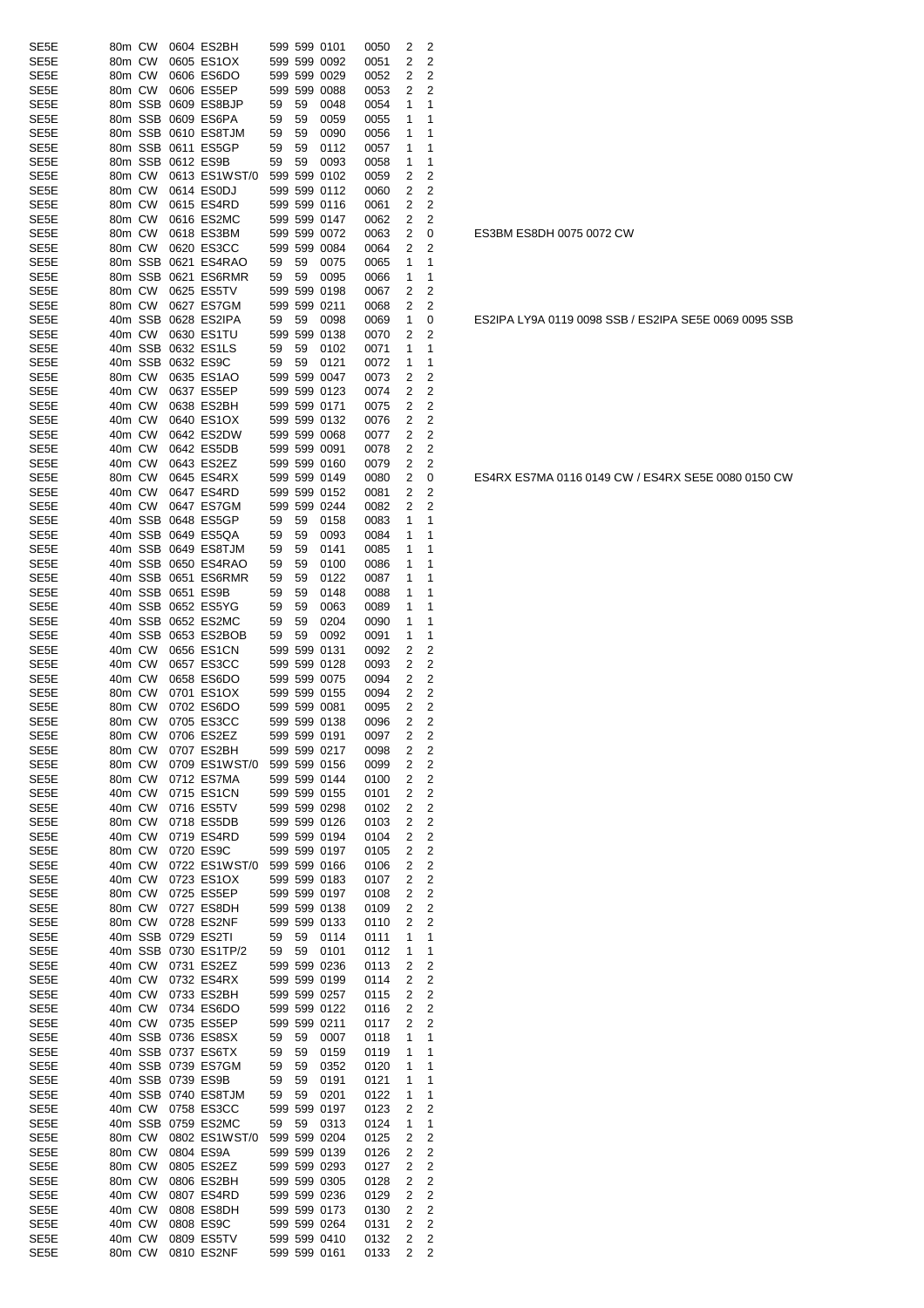| | | | | | | | | | | | |
|---|---|---|---|---|---|---|---|---|---|---|---|
| SE5E | 80m | CW | 0604 | ES2BH | 599 | 599 | 0101 | 0050 | 2 | 2 | |
| SE5E | 80m | CW | 0605 | ES1OX | 599 | 599 | 0092 | 0051 | 2 | 2 | |
| SE5E | 80m | CW | 0606 | ES6DO | 599 | 599 | 0029 | 0052 | 2 | 2 | |
| SE5E | 80m | CW | 0606 | ES5EP | 599 | 599 | 0088 | 0053 | 2 | 2 | |
| SE5E | 80m | SSB | 0609 | ES8BJP | 59 | 59 | 0048 | 0054 | 1 | 1 | |
| SE5E | 80m | SSB | 0609 | ES6PA | 59 | 59 | 0059 | 0055 | 1 | 1 | |
| SE5E | 80m | SSB | 0610 | ES8TJM | 59 | 59 | 0090 | 0056 | 1 | 1 | |
| SE5E | 80m | SSB | 0611 | ES5GP | 59 | 59 | 0112 | 0057 | 1 | 1 | |
| SE5E | 80m | SSB | 0612 | ES9B | 59 | 59 | 0093 | 0058 | 1 | 1 | |
| SE5E | 80m | CW | 0613 | ES1WST/0 | 599 | 599 | 0102 | 0059 | 2 | 2 | |
| SE5E | 80m | CW | 0614 | ES0DJ | 599 | 599 | 0112 | 0060 | 2 | 2 | |
| SE5E | 80m | CW | 0615 | ES4RD | 599 | 599 | 0116 | 0061 | 2 | 2 | |
| SE5E | 80m | CW | 0616 | ES2MC | 599 | 599 | 0147 | 0062 | 2 | 2 | |
| SE5E | 80m | CW | 0618 | ES3BM | 599 | 599 | 0072 | 0063 | 2 | 0 | ES3BM ES8DH 0075 0072 CW |
| SE5E | 80m | CW | 0620 | ES3CC | 599 | 599 | 0084 | 0064 | 2 | 2 | |
| SE5E | 80m | SSB | 0621 | ES4RAO | 59 | 59 | 0075 | 0065 | 1 | 1 | |
| SE5E | 80m | SSB | 0621 | ES6RMR | 59 | 59 | 0095 | 0066 | 1 | 1 | |
| SE5E | 80m | CW | 0625 | ES5TV | 599 | 599 | 0198 | 0067 | 2 | 2 | |
| SE5E | 80m | CW | 0627 | ES7GM | 599 | 599 | 0211 | 0068 | 2 | 2 | |
| SE5E | 40m | SSB | 0628 | ES2IPA | 59 | 59 | 0098 | 0069 | 1 | 0 | ES2IPA LY9A 0119 0098 SSB / ES2IPA SE5E 0069 0095 SSB |
| SE5E | 40m | CW | 0630 | ES1TU | 599 | 599 | 0138 | 0070 | 2 | 2 | |
| SE5E | 40m | SSB | 0632 | ES1LS | 59 | 59 | 0102 | 0071 | 1 | 1 | |
| SE5E | 40m | SSB | 0632 | ES9C | 59 | 59 | 0121 | 0072 | 1 | 1 | |
| SE5E | 80m | CW | 0635 | ES1AO | 599 | 599 | 0047 | 0073 | 2 | 2 | |
| SE5E | 40m | CW | 0637 | ES5EP | 599 | 599 | 0123 | 0074 | 2 | 2 | |
| SE5E | 40m | CW | 0638 | ES2BH | 599 | 599 | 0171 | 0075 | 2 | 2 | |
| SE5E | 40m | CW | 0640 | ES1OX | 599 | 599 | 0132 | 0076 | 2 | 2 | |
| SE5E | 40m | CW | 0642 | ES2DW | 599 | 599 | 0068 | 0077 | 2 | 2 | |
| SE5E | 40m | CW | 0642 | ES5DB | 599 | 599 | 0091 | 0078 | 2 | 2 | |
| SE5E | 40m | CW | 0643 | ES2EZ | 599 | 599 | 0160 | 0079 | 2 | 2 | |
| SE5E | 80m | CW | 0645 | ES4RX | 599 | 599 | 0149 | 0080 | 2 | 0 | ES4RX ES7MA 0116 0149 CW / ES4RX SE5E 0080 0150 CW |
| SE5E | 40m | CW | 0647 | ES4RD | 599 | 599 | 0152 | 0081 | 2 | 2 | |
| SE5E | 40m | CW | 0647 | ES7GM | 599 | 599 | 0244 | 0082 | 2 | 2 | |
| SE5E | 40m | SSB | 0648 | ES5GP | 59 | 59 | 0158 | 0083 | 1 | 1 | |
| SE5E | 40m | SSB | 0649 | ES5QA | 59 | 59 | 0093 | 0084 | 1 | 1 | |
| SE5E | 40m | SSB | 0649 | ES8TJM | 59 | 59 | 0141 | 0085 | 1 | 1 | |
| SE5E | 40m | SSB | 0650 | ES4RAO | 59 | 59 | 0100 | 0086 | 1 | 1 | |
| SE5E | 40m | SSB | 0651 | ES6RMR | 59 | 59 | 0122 | 0087 | 1 | 1 | |
| SE5E | 40m | SSB | 0651 | ES9B | 59 | 59 | 0148 | 0088 | 1 | 1 | |
| SE5E | 40m | SSB | 0652 | ES5YG | 59 | 59 | 0063 | 0089 | 1 | 1 | |
| SE5E | 40m | SSB | 0652 | ES2MC | 59 | 59 | 0204 | 0090 | 1 | 1 | |
| SE5E | 40m | SSB | 0653 | ES2BOB | 59 | 59 | 0092 | 0091 | 1 | 1 | |
| SE5E | 40m | CW | 0656 | ES1CN | 599 | 599 | 0131 | 0092 | 2 | 2 | |
| SE5E | 40m | CW | 0657 | ES3CC | 599 | 599 | 0128 | 0093 | 2 | 2 | |
| SE5E | 40m | CW | 0658 | ES6DO | 599 | 599 | 0075 | 0094 | 2 | 2 | |
| SE5E | 80m | CW | 0701 | ES1OX | 599 | 599 | 0155 | 0094 | 2 | 2 | |
| SE5E | 80m | CW | 0702 | ES6DO | 599 | 599 | 0081 | 0095 | 2 | 2 | |
| SE5E | 80m | CW | 0705 | ES3CC | 599 | 599 | 0138 | 0096 | 2 | 2 | |
| SE5E | 80m | CW | 0706 | ES2EZ | 599 | 599 | 0191 | 0097 | 2 | 2 | |
| SE5E | 80m | CW | 0707 | ES2BH | 599 | 599 | 0217 | 0098 | 2 | 2 | |
| SE5E | 80m | CW | 0709 | ES1WST/0 | 599 | 599 | 0156 | 0099 | 2 | 2 | |
| SE5E | 80m | CW | 0712 | ES7MA | 599 | 599 | 0144 | 0100 | 2 | 2 | |
| SE5E | 40m | CW | 0715 | ES1CN | 599 | 599 | 0155 | 0101 | 2 | 2 | |
| SE5E | 40m | CW | 0716 | ES5TV | 599 | 599 | 0298 | 0102 | 2 | 2 | |
| SE5E | 80m | CW | 0718 | ES5DB | 599 | 599 | 0126 | 0103 | 2 | 2 | |
| SE5E | 40m | CW | 0719 | ES4RD | 599 | 599 | 0194 | 0104 | 2 | 2 | |
| SE5E | 80m | CW | 0720 | ES9C | 599 | 599 | 0197 | 0105 | 2 | 2 | |
| SE5E | 40m | CW | 0722 | ES1WST/0 | 599 | 599 | 0166 | 0106 | 2 | 2 | |
| SE5E | 40m | CW | 0723 | ES1OX | 599 | 599 | 0183 | 0107 | 2 | 2 | |
| SE5E | 80m | CW | 0725 | ES5EP | 599 | 599 | 0197 | 0108 | 2 | 2 | |
| SE5E | 80m | CW | 0727 | ES8DH | 599 | 599 | 0138 | 0109 | 2 | 2 | |
| SE5E | 80m | CW | 0728 | ES2NF | 599 | 599 | 0133 | 0110 | 2 | 2 | |
| SE5E | 40m | SSB | 0729 | ES2TI | 59 | 59 | 0114 | 0111 | 1 | 1 | |
| SE5E | 40m | SSB | 0730 | ES1TP/2 | 59 | 59 | 0101 | 0112 | 1 | 1 | |
| SE5E | 40m | CW | 0731 | ES2EZ | 599 | 599 | 0236 | 0113 | 2 | 2 | |
| SE5E | 40m | CW | 0732 | ES4RX | 599 | 599 | 0199 | 0114 | 2 | 2 | |
| SE5E | 40m | CW | 0733 | ES2BH | 599 | 599 | 0257 | 0115 | 2 | 2 | |
| SE5E | 40m | CW | 0734 | ES6DO | 599 | 599 | 0122 | 0116 | 2 | 2 | |
| SE5E | 40m | CW | 0735 | ES5EP | 599 | 599 | 0211 | 0117 | 2 | 2 | |
| SE5E | 40m | SSB | 0736 | ES8SX | 59 | 59 | 0007 | 0118 | 1 | 1 | |
| SE5E | 40m | SSB | 0737 | ES6TX | 59 | 59 | 0159 | 0119 | 1 | 1 | |
| SE5E | 40m | SSB | 0739 | ES7GM | 59 | 59 | 0352 | 0120 | 1 | 1 | |
| SE5E | 40m | SSB | 0739 | ES9B | 59 | 59 | 0191 | 0121 | 1 | 1 | |
| SE5E | 40m | SSB | 0740 | ES8TJM | 59 | 59 | 0201 | 0122 | 1 | 1 | |
| SE5E | 40m | CW | 0758 | ES3CC | 599 | 599 | 0197 | 0123 | 2 | 2 | |
| SE5E | 40m | SSB | 0759 | ES2MC | 59 | 59 | 0313 | 0124 | 1 | 1 | |
| SE5E | 80m | CW | 0802 | ES1WST/0 | 599 | 599 | 0204 | 0125 | 2 | 2 | |
| SE5E | 80m | CW | 0804 | ES9A | 599 | 599 | 0139 | 0126 | 2 | 2 | |
| SE5E | 80m | CW | 0805 | ES2EZ | 599 | 599 | 0293 | 0127 | 2 | 2 | |
| SE5E | 80m | CW | 0806 | ES2BH | 599 | 599 | 0305 | 0128 | 2 | 2 | |
| SE5E | 40m | CW | 0807 | ES4RD | 599 | 599 | 0236 | 0129 | 2 | 2 | |
| SE5E | 40m | CW | 0808 | ES8DH | 599 | 599 | 0173 | 0130 | 2 | 2 | |
| SE5E | 40m | CW | 0808 | ES9C | 599 | 599 | 0264 | 0131 | 2 | 2 | |
| SE5E | 40m | CW | 0809 | ES5TV | 599 | 599 | 0410 | 0132 | 2 | 2 | |
| SE5E | 80m | CW | 0810 | ES2NF | 599 | 599 | 0161 | 0133 | 2 | 2 | |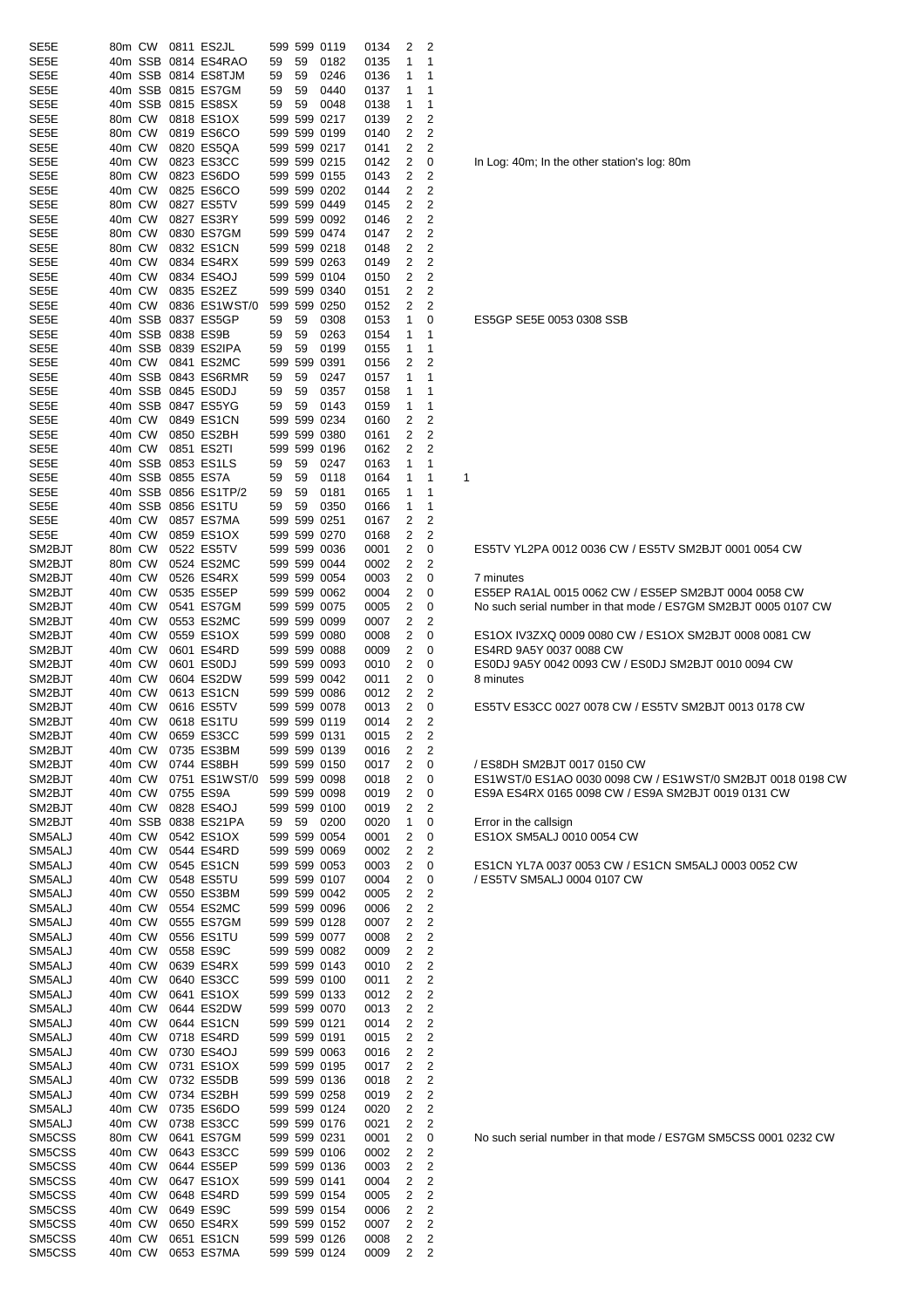| | | | | | | | | | | | | |
|---|---|---|---|---|---|---|---|---|---|---|---|---|
| SE5E | 80m | CW | 0811 | ES2JL | 599 | 599 | 0119 | 0134 | 2 | 2 | | |
| SE5E | 40m | SSB | 0814 | ES4RAO | 59 | 59 | 0182 | 0135 | 1 | 1 | | |
| SE5E | 40m | SSB | 0814 | ES8TJM | 59 | 59 | 0246 | 0136 | 1 | 1 | | |
| SE5E | 40m | SSB | 0815 | ES7GM | 59 | 59 | 0440 | 0137 | 1 | 1 | | |
| SE5E | 40m | SSB | 0815 | ES8SX | 59 | 59 | 0048 | 0138 | 1 | 1 | | |
| SE5E | 80m | CW | 0818 | ES1OX | 599 | 599 | 0217 | 0139 | 2 | 2 | | |
| SE5E | 80m | CW | 0819 | ES6CO | 599 | 599 | 0199 | 0140 | 2 | 2 | | |
| SE5E | 40m | CW | 0820 | ES5QA | 599 | 599 | 0217 | 0141 | 2 | 2 | | |
| SE5E | 40m | CW | 0823 | ES3CC | 599 | 599 | 0215 | 0142 | 2 | 0 | | In Log: 40m; In the other station's log: 80m |
| SE5E | 80m | CW | 0823 | ES6DO | 599 | 599 | 0155 | 0143 | 2 | 2 | | |
| SE5E | 40m | CW | 0825 | ES6CO | 599 | 599 | 0202 | 0144 | 2 | 2 | | |
| SE5E | 80m | CW | 0827 | ES5TV | 599 | 599 | 0449 | 0145 | 2 | 2 | | |
| SE5E | 40m | CW | 0827 | ES3RY | 599 | 599 | 0092 | 0146 | 2 | 2 | | |
| SE5E | 80m | CW | 0830 | ES7GM | 599 | 599 | 0474 | 0147 | 2 | 2 | | |
| SE5E | 80m | CW | 0832 | ES1CN | 599 | 599 | 0218 | 0148 | 2 | 2 | | |
| SE5E | 40m | CW | 0834 | ES4RX | 599 | 599 | 0263 | 0149 | 2 | 2 | | |
| SE5E | 40m | CW | 0834 | ES4OJ | 599 | 599 | 0104 | 0150 | 2 | 2 | | |
| SE5E | 40m | CW | 0835 | ES2EZ | 599 | 599 | 0340 | 0151 | 2 | 2 | | |
| SE5E | 40m | CW | 0836 | ES1WST/0 | 599 | 599 | 0250 | 0152 | 2 | 2 | | |
| SE5E | 40m | SSB | 0837 | ES5GP | 59 | 59 | 0308 | 0153 | 1 | 0 | | ES5GP SE5E 0053 0308 SSB |
| SE5E | 40m | SSB | 0838 | ES9B | 59 | 59 | 0263 | 0154 | 1 | 1 | | |
| SE5E | 40m | SSB | 0839 | ES2IPA | 59 | 59 | 0199 | 0155 | 1 | 1 | | |
| SE5E | 40m | CW | 0841 | ES2MC | 599 | 599 | 0391 | 0156 | 2 | 2 | | |
| SE5E | 40m | SSB | 0843 | ES6RMR | 59 | 59 | 0247 | 0157 | 1 | 1 | | |
| SE5E | 40m | SSB | 0845 | ES0DJ | 59 | 59 | 0357 | 0158 | 1 | 1 | | |
| SE5E | 40m | SSB | 0847 | ES5YG | 59 | 59 | 0143 | 0159 | 1 | 1 | | |
| SE5E | 40m | CW | 0849 | ES1CN | 599 | 599 | 0234 | 0160 | 2 | 2 | | |
| SE5E | 40m | CW | 0850 | ES2BH | 599 | 599 | 0380 | 0161 | 2 | 2 | | |
| SE5E | 40m | CW | 0851 | ES2TI | 599 | 599 | 0196 | 0162 | 2 | 2 | | |
| SE5E | 40m | SSB | 0853 | ES1LS | 59 | 59 | 0247 | 0163 | 1 | 1 | | |
| SE5E | 40m | SSB | 0855 | ES7A | 59 | 59 | 0118 | 0164 | 1 | 1 | 1 | |
| SE5E | 40m | SSB | 0856 | ES1TP/2 | 59 | 59 | 0181 | 0165 | 1 | 1 | | |
| SE5E | 40m | SSB | 0856 | ES1TU | 59 | 59 | 0350 | 0166 | 1 | 1 | | |
| SE5E | 40m | CW | 0857 | ES7MA | 599 | 599 | 0251 | 0167 | 2 | 2 | | |
| SE5E | 40m | CW | 0859 | ES1OX | 599 | 599 | 0270 | 0168 | 2 | 2 | | |
| SM2BJT | 80m | CW | 0522 | ES5TV | 599 | 599 | 0036 | 0001 | 2 | 0 | | ES5TV YL2PA 0012 0036 CW / ES5TV SM2BJT 0001 0054 CW |
| SM2BJT | 80m | CW | 0524 | ES2MC | 599 | 599 | 0044 | 0002 | 2 | 2 | | |
| SM2BJT | 40m | CW | 0526 | ES4RX | 599 | 599 | 0054 | 0003 | 2 | 0 | | 7 minutes |
| SM2BJT | 40m | CW | 0535 | ES5EP | 599 | 599 | 0062 | 0004 | 2 | 0 | | ES5EP RA1AL 0015 0062 CW / ES5EP SM2BJT 0004 0058 CW |
| SM2BJT | 40m | CW | 0541 | ES7GM | 599 | 599 | 0075 | 0005 | 2 | 0 | | No such serial number in that mode / ES7GM SM2BJT 0005 0107 CW |
| SM2BJT | 40m | CW | 0553 | ES2MC | 599 | 599 | 0099 | 0007 | 2 | 2 | | |
| SM2BJT | 40m | CW | 0559 | ES1OX | 599 | 599 | 0080 | 0008 | 2 | 0 | | ES1OX IV3ZXQ 0009 0080 CW / ES1OX SM2BJT 0008 0081 CW |
| SM2BJT | 40m | CW | 0601 | ES4RD | 599 | 599 | 0088 | 0009 | 2 | 0 | | ES4RD 9A5Y 0037 0088 CW |
| SM2BJT | 40m | CW | 0601 | ES0DJ | 599 | 599 | 0093 | 0010 | 2 | 0 | | ES0DJ 9A5Y 0042 0093 CW / ES0DJ SM2BJT 0010 0094 CW |
| SM2BJT | 40m | CW | 0604 | ES2DW | 599 | 599 | 0042 | 0011 | 2 | 0 | | 8 minutes |
| SM2BJT | 40m | CW | 0613 | ES1CN | 599 | 599 | 0086 | 0012 | 2 | 2 | | |
| SM2BJT | 40m | CW | 0616 | ES5TV | 599 | 599 | 0078 | 0013 | 2 | 0 | | ES5TV ES3CC 0027 0078 CW / ES5TV SM2BJT 0013 0178 CW |
| SM2BJT | 40m | CW | 0618 | ES1TU | 599 | 599 | 0119 | 0014 | 2 | 2 | | |
| SM2BJT | 40m | CW | 0659 | ES3CC | 599 | 599 | 0131 | 0015 | 2 | 2 | | |
| SM2BJT | 40m | CW | 0735 | ES3BM | 599 | 599 | 0139 | 0016 | 2 | 2 | | |
| SM2BJT | 40m | CW | 0744 | ES8BH | 599 | 599 | 0150 | 0017 | 2 | 0 | | / ES8DH SM2BJT 0017 0150 CW |
| SM2BJT | 40m | CW | 0751 | ES1WST/0 | 599 | 599 | 0098 | 0018 | 2 | 0 | | ES1WST/0 ES1AO 0030 0098 CW / ES1WST/0 SM2BJT 0018 0198 CW |
| SM2BJT | 40m | CW | 0755 | ES9A | 599 | 599 | 0098 | 0019 | 2 | 0 | | ES9A ES4RX 0165 0098 CW / ES9A SM2BJT 0019 0131 CW |
| SM2BJT | 40m | CW | 0828 | ES4OJ | 599 | 599 | 0100 | 0019 | 2 | 2 | | |
| SM2BJT | 40m | SSB | 0838 | ES21PA | 59 | 59 | 0200 | 0020 | 1 | 0 | | Error in the callsign |
| SM5ALJ | 40m | CW | 0542 | ES1OX | 599 | 599 | 0054 | 0001 | 2 | 0 | | ES1OX SM5ALJ 0010 0054 CW |
| SM5ALJ | 40m | CW | 0544 | ES4RD | 599 | 599 | 0069 | 0002 | 2 | 2 | | |
| SM5ALJ | 40m | CW | 0545 | ES1CN | 599 | 599 | 0053 | 0003 | 2 | 0 | | ES1CN YL7A 0037 0053 CW / ES1CN SM5ALJ 0003 0052 CW |
| SM5ALJ | 40m | CW | 0548 | ES5TU | 599 | 599 | 0107 | 0004 | 2 | 0 | | / ES5TV SM5ALJ 0004 0107 CW |
| SM5ALJ | 40m | CW | 0550 | ES3BM | 599 | 599 | 0042 | 0005 | 2 | 2 | | |
| SM5ALJ | 40m | CW | 0554 | ES2MC | 599 | 599 | 0096 | 0006 | 2 | 2 | | |
| SM5ALJ | 40m | CW | 0555 | ES7GM | 599 | 599 | 0128 | 0007 | 2 | 2 | | |
| SM5ALJ | 40m | CW | 0556 | ES1TU | 599 | 599 | 0077 | 0008 | 2 | 2 | | |
| SM5ALJ | 40m | CW | 0558 | ES9C | 599 | 599 | 0082 | 0009 | 2 | 2 | | |
| SM5ALJ | 40m | CW | 0639 | ES4RX | 599 | 599 | 0143 | 0010 | 2 | 2 | | |
| SM5ALJ | 40m | CW | 0640 | ES3CC | 599 | 599 | 0100 | 0011 | 2 | 2 | | |
| SM5ALJ | 40m | CW | 0641 | ES1OX | 599 | 599 | 0133 | 0012 | 2 | 2 | | |
| SM5ALJ | 40m | CW | 0644 | ES2DW | 599 | 599 | 0070 | 0013 | 2 | 2 | | |
| SM5ALJ | 40m | CW | 0644 | ES1CN | 599 | 599 | 0121 | 0014 | 2 | 2 | | |
| SM5ALJ | 40m | CW | 0718 | ES4RD | 599 | 599 | 0191 | 0015 | 2 | 2 | | |
| SM5ALJ | 40m | CW | 0730 | ES4OJ | 599 | 599 | 0063 | 0016 | 2 | 2 | | |
| SM5ALJ | 40m | CW | 0731 | ES1OX | 599 | 599 | 0195 | 0017 | 2 | 2 | | |
| SM5ALJ | 40m | CW | 0732 | ES5DB | 599 | 599 | 0136 | 0018 | 2 | 2 | | |
| SM5ALJ | 40m | CW | 0734 | ES2BH | 599 | 599 | 0258 | 0019 | 2 | 2 | | |
| SM5ALJ | 40m | CW | 0735 | ES6DO | 599 | 599 | 0124 | 0020 | 2 | 2 | | |
| SM5ALJ | 40m | CW | 0738 | ES3CC | 599 | 599 | 0176 | 0021 | 2 | 2 | | |
| SM5CSS | 80m | CW | 0641 | ES7GM | 599 | 599 | 0231 | 0001 | 2 | 0 | | No such serial number in that mode / ES7GM SM5CSS 0001 0232 CW |
| SM5CSS | 40m | CW | 0643 | ES3CC | 599 | 599 | 0106 | 0002 | 2 | 2 | | |
| SM5CSS | 40m | CW | 0644 | ES5EP | 599 | 599 | 0136 | 0003 | 2 | 2 | | |
| SM5CSS | 40m | CW | 0647 | ES1OX | 599 | 599 | 0141 | 0004 | 2 | 2 | | |
| SM5CSS | 40m | CW | 0648 | ES4RD | 599 | 599 | 0154 | 0005 | 2 | 2 | | |
| SM5CSS | 40m | CW | 0649 | ES9C | 599 | 599 | 0154 | 0006 | 2 | 2 | | |
| SM5CSS | 40m | CW | 0650 | ES4RX | 599 | 599 | 0152 | 0007 | 2 | 2 | | |
| SM5CSS | 40m | CW | 0651 | ES1CN | 599 | 599 | 0126 | 0008 | 2 | 2 | | |
| SM5CSS | 40m | CW | 0653 | ES7MA | 599 | 599 | 0124 | 0009 | 2 | 2 | | |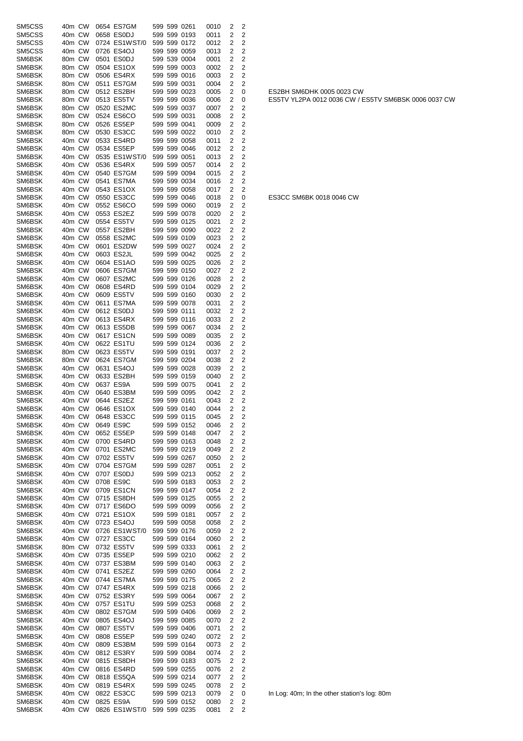| | | | | | | | | | | | |
|---|---|---|---|---|---|---|---|---|---|---|---|
| SM5CSS | 40m | CW | 0654 | ES7GM | 599 | 599 | 0261 | 0010 | 2 | 2 | |
| SM5CSS | 40m | CW | 0658 | ES0DJ | 599 | 599 | 0193 | 0011 | 2 | 2 | |
| SM5CSS | 40m | CW | 0724 | ES1WST/0 | 599 | 599 | 0172 | 0012 | 2 | 2 | |
| SM5CSS | 40m | CW | 0726 | ES4OJ | 599 | 599 | 0059 | 0013 | 2 | 2 | |
| SM6BSK | 80m | CW | 0501 | ES0DJ | 599 | 539 | 0004 | 0001 | 2 | 2 | |
| SM6BSK | 80m | CW | 0504 | ES1OX | 599 | 599 | 0003 | 0002 | 2 | 2 | |
| SM6BSK | 80m | CW | 0506 | ES4RX | 599 | 599 | 0016 | 0003 | 2 | 2 | |
| SM6BSK | 80m | CW | 0511 | ES7GM | 599 | 599 | 0031 | 0004 | 2 | 2 | |
| SM6BSK | 80m | CW | 0512 | ES2BH | 599 | 599 | 0023 | 0005 | 2 | 0 | ES2BH SM6DHK 0005 0023 CW |
| SM6BSK | 80m | CW | 0513 | ES5TV | 599 | 599 | 0036 | 0006 | 2 | 0 | ES5TV YL2PA 0012 0036 CW / ES5TV SM6BSK 0006 0037 CW |
| SM6BSK | 80m | CW | 0520 | ES2MC | 599 | 599 | 0037 | 0007 | 2 | 2 | |
| SM6BSK | 80m | CW | 0524 | ES6CO | 599 | 599 | 0031 | 0008 | 2 | 2 | |
| SM6BSK | 80m | CW | 0526 | ES5EP | 599 | 599 | 0041 | 0009 | 2 | 2 | |
| SM6BSK | 80m | CW | 0530 | ES3CC | 599 | 599 | 0022 | 0010 | 2 | 2 | |
| SM6BSK | 40m | CW | 0533 | ES4RD | 599 | 599 | 0058 | 0011 | 2 | 2 | |
| SM6BSK | 40m | CW | 0534 | ES5EP | 599 | 599 | 0046 | 0012 | 2 | 2 | |
| SM6BSK | 40m | CW | 0535 | ES1WST/0 | 599 | 599 | 0051 | 0013 | 2 | 2 | |
| SM6BSK | 40m | CW | 0536 | ES4RX | 599 | 599 | 0057 | 0014 | 2 | 2 | |
| SM6BSK | 40m | CW | 0540 | ES7GM | 599 | 599 | 0094 | 0015 | 2 | 2 | |
| SM6BSK | 40m | CW | 0541 | ES7MA | 599 | 599 | 0034 | 0016 | 2 | 2 | |
| SM6BSK | 40m | CW | 0543 | ES1OX | 599 | 599 | 0058 | 0017 | 2 | 2 | |
| SM6BSK | 40m | CW | 0550 | ES3CC | 599 | 599 | 0046 | 0018 | 2 | 0 | ES3CC SM6BK 0018 0046 CW |
| SM6BSK | 40m | CW | 0552 | ES6CO | 599 | 599 | 0060 | 0019 | 2 | 2 | |
| SM6BSK | 40m | CW | 0553 | ES2EZ | 599 | 599 | 0078 | 0020 | 2 | 2 | |
| SM6BSK | 40m | CW | 0554 | ES5TV | 599 | 599 | 0125 | 0021 | 2 | 2 | |
| SM6BSK | 40m | CW | 0557 | ES2BH | 599 | 599 | 0090 | 0022 | 2 | 2 | |
| SM6BSK | 40m | CW | 0558 | ES2MC | 599 | 599 | 0109 | 0023 | 2 | 2 | |
| SM6BSK | 40m | CW | 0601 | ES2DW | 599 | 599 | 0027 | 0024 | 2 | 2 | |
| SM6BSK | 40m | CW | 0603 | ES2JL | 599 | 599 | 0042 | 0025 | 2 | 2 | |
| SM6BSK | 40m | CW | 0604 | ES1AO | 599 | 599 | 0025 | 0026 | 2 | 2 | |
| SM6BSK | 40m | CW | 0606 | ES7GM | 599 | 599 | 0150 | 0027 | 2 | 2 | |
| SM6BSK | 40m | CW | 0607 | ES2MC | 599 | 599 | 0126 | 0028 | 2 | 2 | |
| SM6BSK | 40m | CW | 0608 | ES4RD | 599 | 599 | 0104 | 0029 | 2 | 2 | |
| SM6BSK | 40m | CW | 0609 | ES5TV | 599 | 599 | 0160 | 0030 | 2 | 2 | |
| SM6BSK | 40m | CW | 0611 | ES7MA | 599 | 599 | 0078 | 0031 | 2 | 2 | |
| SM6BSK | 40m | CW | 0612 | ES0DJ | 599 | 599 | 0111 | 0032 | 2 | 2 | |
| SM6BSK | 40m | CW | 0613 | ES4RX | 599 | 599 | 0116 | 0033 | 2 | 2 | |
| SM6BSK | 40m | CW | 0613 | ES5DB | 599 | 599 | 0067 | 0034 | 2 | 2 | |
| SM6BSK | 40m | CW | 0617 | ES1CN | 599 | 599 | 0089 | 0035 | 2 | 2 | |
| SM6BSK | 40m | CW | 0622 | ES1TU | 599 | 599 | 0124 | 0036 | 2 | 2 | |
| SM6BSK | 80m | CW | 0623 | ES5TV | 599 | 599 | 0191 | 0037 | 2 | 2 | |
| SM6BSK | 80m | CW | 0624 | ES7GM | 599 | 599 | 0204 | 0038 | 2 | 2 | |
| SM6BSK | 40m | CW | 0631 | ES4OJ | 599 | 599 | 0028 | 0039 | 2 | 2 | |
| SM6BSK | 40m | CW | 0633 | ES2BH | 599 | 599 | 0159 | 0040 | 2 | 2 | |
| SM6BSK | 40m | CW | 0637 | ES9A | 599 | 599 | 0075 | 0041 | 2 | 2 | |
| SM6BSK | 40m | CW | 0640 | ES3BM | 599 | 599 | 0095 | 0042 | 2 | 2 | |
| SM6BSK | 40m | CW | 0644 | ES2EZ | 599 | 599 | 0161 | 0043 | 2 | 2 | |
| SM6BSK | 40m | CW | 0646 | ES1OX | 599 | 599 | 0140 | 0044 | 2 | 2 | |
| SM6BSK | 40m | CW | 0648 | ES3CC | 599 | 599 | 0115 | 0045 | 2 | 2 | |
| SM6BSK | 40m | CW | 0649 | ES9C | 599 | 599 | 0152 | 0046 | 2 | 2 | |
| SM6BSK | 40m | CW | 0652 | ES5EP | 599 | 599 | 0148 | 0047 | 2 | 2 | |
| SM6BSK | 40m | CW | 0700 | ES4RD | 599 | 599 | 0163 | 0048 | 2 | 2 | |
| SM6BSK | 40m | CW | 0701 | ES2MC | 599 | 599 | 0219 | 0049 | 2 | 2 | |
| SM6BSK | 40m | CW | 0702 | ES5TV | 599 | 599 | 0267 | 0050 | 2 | 2 | |
| SM6BSK | 40m | CW | 0704 | ES7GM | 599 | 599 | 0287 | 0051 | 2 | 2 | |
| SM6BSK | 40m | CW | 0707 | ES0DJ | 599 | 599 | 0213 | 0052 | 2 | 2 | |
| SM6BSK | 40m | CW | 0708 | ES9C | 599 | 599 | 0183 | 0053 | 2 | 2 | |
| SM6BSK | 40m | CW | 0709 | ES1CN | 599 | 599 | 0147 | 0054 | 2 | 2 | |
| SM6BSK | 40m | CW | 0715 | ES8DH | 599 | 599 | 0125 | 0055 | 2 | 2 | |
| SM6BSK | 40m | CW | 0717 | ES6DO | 599 | 599 | 0099 | 0056 | 2 | 2 | |
| SM6BSK | 40m | CW | 0721 | ES1OX | 599 | 599 | 0181 | 0057 | 2 | 2 | |
| SM6BSK | 40m | CW | 0723 | ES4OJ | 599 | 599 | 0058 | 0058 | 2 | 2 | |
| SM6BSK | 40m | CW | 0726 | ES1WST/0 | 599 | 599 | 0176 | 0059 | 2 | 2 | |
| SM6BSK | 40m | CW | 0727 | ES3CC | 599 | 599 | 0164 | 0060 | 2 | 2 | |
| SM6BSK | 80m | CW | 0732 | ES5TV | 599 | 599 | 0333 | 0061 | 2 | 2 | |
| SM6BSK | 40m | CW | 0735 | ES5EP | 599 | 599 | 0210 | 0062 | 2 | 2 | |
| SM6BSK | 40m | CW | 0737 | ES3BM | 599 | 599 | 0140 | 0063 | 2 | 2 | |
| SM6BSK | 40m | CW | 0741 | ES2EZ | 599 | 599 | 0260 | 0064 | 2 | 2 | |
| SM6BSK | 40m | CW | 0744 | ES7MA | 599 | 599 | 0175 | 0065 | 2 | 2 | |
| SM6BSK | 40m | CW | 0747 | ES4RX | 599 | 599 | 0218 | 0066 | 2 | 2 | |
| SM6BSK | 40m | CW | 0752 | ES3RY | 599 | 599 | 0064 | 0067 | 2 | 2 | |
| SM6BSK | 40m | CW | 0757 | ES1TU | 599 | 599 | 0253 | 0068 | 2 | 2 | |
| SM6BSK | 40m | CW | 0802 | ES7GM | 599 | 599 | 0406 | 0069 | 2 | 2 | |
| SM6BSK | 40m | CW | 0805 | ES4OJ | 599 | 599 | 0085 | 0070 | 2 | 2 | |
| SM6BSK | 40m | CW | 0807 | ES5TV | 599 | 599 | 0406 | 0071 | 2 | 2 | |
| SM6BSK | 40m | CW | 0808 | ES5EP | 599 | 599 | 0240 | 0072 | 2 | 2 | |
| SM6BSK | 40m | CW | 0809 | ES3BM | 599 | 599 | 0164 | 0073 | 2 | 2 | |
| SM6BSK | 40m | CW | 0812 | ES3RY | 599 | 599 | 0084 | 0074 | 2 | 2 | |
| SM6BSK | 40m | CW | 0815 | ES8DH | 599 | 599 | 0183 | 0075 | 2 | 2 | |
| SM6BSK | 40m | CW | 0816 | ES4RD | 599 | 599 | 0255 | 0076 | 2 | 2 | |
| SM6BSK | 40m | CW | 0818 | ES5QA | 599 | 599 | 0214 | 0077 | 2 | 2 | |
| SM6BSK | 40m | CW | 0819 | ES4RX | 599 | 599 | 0245 | 0078 | 2 | 2 | |
| SM6BSK | 40m | CW | 0822 | ES3CC | 599 | 599 | 0213 | 0079 | 2 | 0 | In Log: 40m; In the other station's log: 80m |
| SM6BSK | 40m | CW | 0825 | ES9A | 599 | 599 | 0152 | 0080 | 2 | 2 | |
| SM6BSK | 40m | CW | 0826 | ES1WST/0 | 599 | 599 | 0235 | 0081 | 2 | 2 | |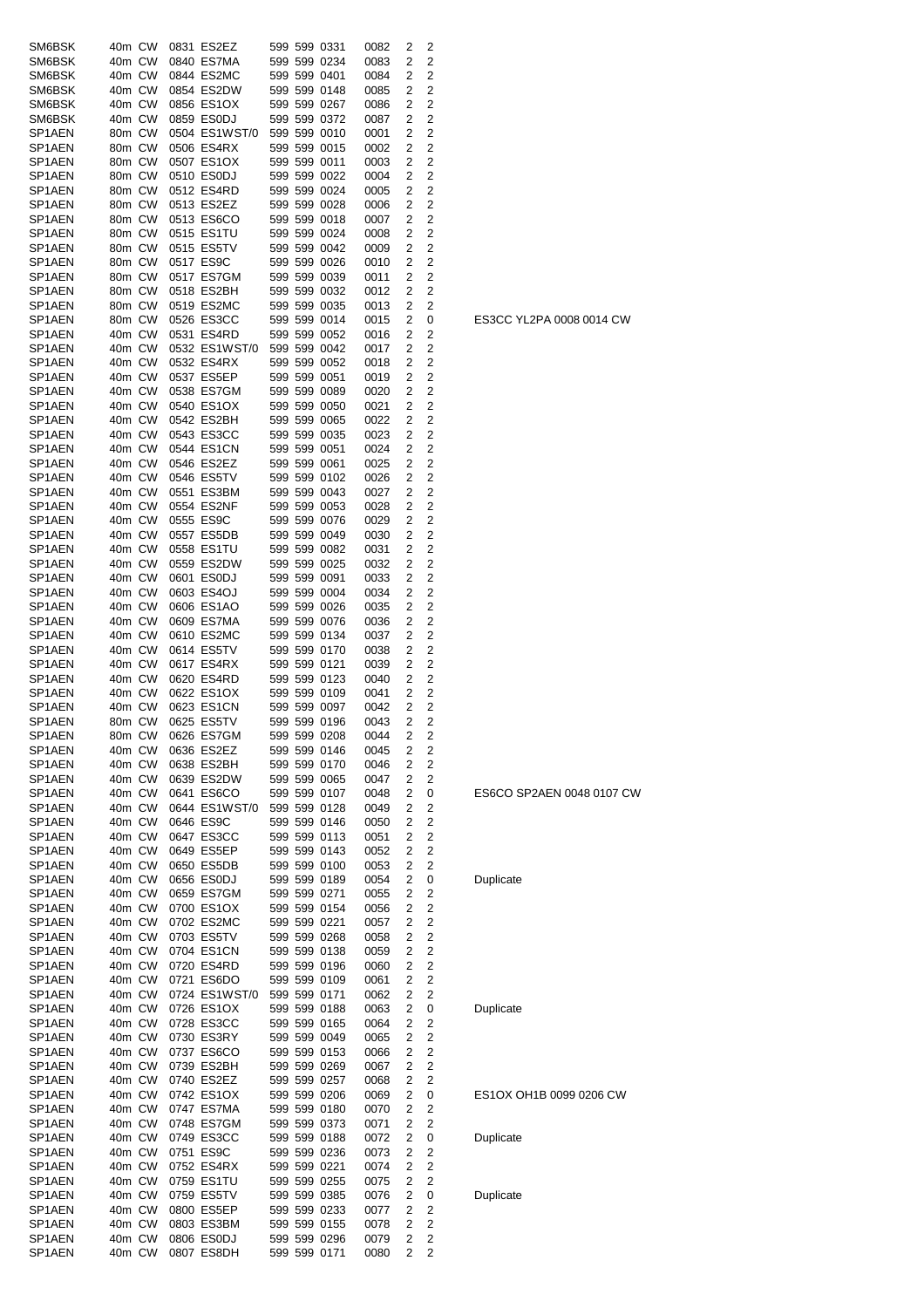| | | | | | | | | | | | |
|---|---|---|---|---|---|---|---|---|---|---|---|
| SM6BSK | 40m | CW | 0831 | ES2EZ | 599 | 599 | 0331 | 0082 | 2 | 2 | |
| SM6BSK | 40m | CW | 0840 | ES7MA | 599 | 599 | 0234 | 0083 | 2 | 2 | |
| SM6BSK | 40m | CW | 0844 | ES2MC | 599 | 599 | 0401 | 0084 | 2 | 2 | |
| SM6BSK | 40m | CW | 0854 | ES2DW | 599 | 599 | 0148 | 0085 | 2 | 2 | |
| SM6BSK | 40m | CW | 0856 | ES1OX | 599 | 599 | 0267 | 0086 | 2 | 2 | |
| SM6BSK | 40m | CW | 0859 | ES0DJ | 599 | 599 | 0372 | 0087 | 2 | 2 | |
| SP1AEN | 80m | CW | 0504 | ES1WST/0 | 599 | 599 | 0010 | 0001 | 2 | 2 | |
| SP1AEN | 80m | CW | 0506 | ES4RX | 599 | 599 | 0015 | 0002 | 2 | 2 | |
| SP1AEN | 80m | CW | 0507 | ES1OX | 599 | 599 | 0011 | 0003 | 2 | 2 | |
| SP1AEN | 80m | CW | 0510 | ES0DJ | 599 | 599 | 0022 | 0004 | 2 | 2 | |
| SP1AEN | 80m | CW | 0512 | ES4RD | 599 | 599 | 0024 | 0005 | 2 | 2 | |
| SP1AEN | 80m | CW | 0513 | ES2EZ | 599 | 599 | 0028 | 0006 | 2 | 2 | |
| SP1AEN | 80m | CW | 0513 | ES6CO | 599 | 599 | 0018 | 0007 | 2 | 2 | |
| SP1AEN | 80m | CW | 0515 | ES1TU | 599 | 599 | 0024 | 0008 | 2 | 2 | |
| SP1AEN | 80m | CW | 0515 | ES5TV | 599 | 599 | 0042 | 0009 | 2 | 2 | |
| SP1AEN | 80m | CW | 0517 | ES9C | 599 | 599 | 0026 | 0010 | 2 | 2 | |
| SP1AEN | 80m | CW | 0517 | ES7GM | 599 | 599 | 0039 | 0011 | 2 | 2 | |
| SP1AEN | 80m | CW | 0518 | ES2BH | 599 | 599 | 0032 | 0012 | 2 | 2 | |
| SP1AEN | 80m | CW | 0519 | ES2MC | 599 | 599 | 0035 | 0013 | 2 | 2 | |
| SP1AEN | 80m | CW | 0526 | ES3CC | 599 | 599 | 0014 | 0015 | 2 | 0 | ES3CC YL2PA 0008 0014 CW |
| SP1AEN | 40m | CW | 0531 | ES4RD | 599 | 599 | 0052 | 0016 | 2 | 2 | |
| SP1AEN | 40m | CW | 0532 | ES1WST/0 | 599 | 599 | 0042 | 0017 | 2 | 2 | |
| SP1AEN | 40m | CW | 0532 | ES4RX | 599 | 599 | 0052 | 0018 | 2 | 2 | |
| SP1AEN | 40m | CW | 0537 | ES5EP | 599 | 599 | 0051 | 0019 | 2 | 2 | |
| SP1AEN | 40m | CW | 0538 | ES7GM | 599 | 599 | 0089 | 0020 | 2 | 2 | |
| SP1AEN | 40m | CW | 0540 | ES1OX | 599 | 599 | 0050 | 0021 | 2 | 2 | |
| SP1AEN | 40m | CW | 0542 | ES2BH | 599 | 599 | 0065 | 0022 | 2 | 2 | |
| SP1AEN | 40m | CW | 0543 | ES3CC | 599 | 599 | 0035 | 0023 | 2 | 2 | |
| SP1AEN | 40m | CW | 0544 | ES1CN | 599 | 599 | 0051 | 0024 | 2 | 2 | |
| SP1AEN | 40m | CW | 0546 | ES2EZ | 599 | 599 | 0061 | 0025 | 2 | 2 | |
| SP1AEN | 40m | CW | 0546 | ES5TV | 599 | 599 | 0102 | 0026 | 2 | 2 | |
| SP1AEN | 40m | CW | 0551 | ES3BM | 599 | 599 | 0043 | 0027 | 2 | 2 | |
| SP1AEN | 40m | CW | 0554 | ES2NF | 599 | 599 | 0053 | 0028 | 2 | 2 | |
| SP1AEN | 40m | CW | 0555 | ES9C | 599 | 599 | 0076 | 0029 | 2 | 2 | |
| SP1AEN | 40m | CW | 0557 | ES5DB | 599 | 599 | 0049 | 0030 | 2 | 2 | |
| SP1AEN | 40m | CW | 0558 | ES1TU | 599 | 599 | 0082 | 0031 | 2 | 2 | |
| SP1AEN | 40m | CW | 0559 | ES2DW | 599 | 599 | 0025 | 0032 | 2 | 2 | |
| SP1AEN | 40m | CW | 0601 | ES0DJ | 599 | 599 | 0091 | 0033 | 2 | 2 | |
| SP1AEN | 40m | CW | 0603 | ES4OJ | 599 | 599 | 0004 | 0034 | 2 | 2 | |
| SP1AEN | 40m | CW | 0606 | ES1AO | 599 | 599 | 0026 | 0035 | 2 | 2 | |
| SP1AEN | 40m | CW | 0609 | ES7MA | 599 | 599 | 0076 | 0036 | 2 | 2 | |
| SP1AEN | 40m | CW | 0610 | ES2MC | 599 | 599 | 0134 | 0037 | 2 | 2 | |
| SP1AEN | 40m | CW | 0614 | ES5TV | 599 | 599 | 0170 | 0038 | 2 | 2 | |
| SP1AEN | 40m | CW | 0617 | ES4RX | 599 | 599 | 0121 | 0039 | 2 | 2 | |
| SP1AEN | 40m | CW | 0620 | ES4RD | 599 | 599 | 0123 | 0040 | 2 | 2 | |
| SP1AEN | 40m | CW | 0622 | ES1OX | 599 | 599 | 0109 | 0041 | 2 | 2 | |
| SP1AEN | 40m | CW | 0623 | ES1CN | 599 | 599 | 0097 | 0042 | 2 | 2 | |
| SP1AEN | 80m | CW | 0625 | ES5TV | 599 | 599 | 0196 | 0043 | 2 | 2 | |
| SP1AEN | 80m | CW | 0626 | ES7GM | 599 | 599 | 0208 | 0044 | 2 | 2 | |
| SP1AEN | 40m | CW | 0636 | ES2EZ | 599 | 599 | 0146 | 0045 | 2 | 2 | |
| SP1AEN | 40m | CW | 0638 | ES2BH | 599 | 599 | 0170 | 0046 | 2 | 2 | |
| SP1AEN | 40m | CW | 0639 | ES2DW | 599 | 599 | 0065 | 0047 | 2 | 2 | |
| SP1AEN | 40m | CW | 0641 | ES6CO | 599 | 599 | 0107 | 0048 | 2 | 0 | ES6CO SP2AEN 0048 0107 CW |
| SP1AEN | 40m | CW | 0644 | ES1WST/0 | 599 | 599 | 0128 | 0049 | 2 | 2 | |
| SP1AEN | 40m | CW | 0646 | ES9C | 599 | 599 | 0146 | 0050 | 2 | 2 | |
| SP1AEN | 40m | CW | 0647 | ES3CC | 599 | 599 | 0113 | 0051 | 2 | 2 | |
| SP1AEN | 40m | CW | 0649 | ES5EP | 599 | 599 | 0143 | 0052 | 2 | 2 | |
| SP1AEN | 40m | CW | 0650 | ES5DB | 599 | 599 | 0100 | 0053 | 2 | 2 | |
| SP1AEN | 40m | CW | 0656 | ES0DJ | 599 | 599 | 0189 | 0054 | 2 | 0 | Duplicate |
| SP1AEN | 40m | CW | 0659 | ES7GM | 599 | 599 | 0271 | 0055 | 2 | 2 | |
| SP1AEN | 40m | CW | 0700 | ES1OX | 599 | 599 | 0154 | 0056 | 2 | 2 | |
| SP1AEN | 40m | CW | 0702 | ES2MC | 599 | 599 | 0221 | 0057 | 2 | 2 | |
| SP1AEN | 40m | CW | 0703 | ES5TV | 599 | 599 | 0268 | 0058 | 2 | 2 | |
| SP1AEN | 40m | CW | 0704 | ES1CN | 599 | 599 | 0138 | 0059 | 2 | 2 | |
| SP1AEN | 40m | CW | 0720 | ES4RD | 599 | 599 | 0196 | 0060 | 2 | 2 | |
| SP1AEN | 40m | CW | 0721 | ES6DO | 599 | 599 | 0109 | 0061 | 2 | 2 | |
| SP1AEN | 40m | CW | 0724 | ES1WST/0 | 599 | 599 | 0171 | 0062 | 2 | 2 | |
| SP1AEN | 40m | CW | 0726 | ES1OX | 599 | 599 | 0188 | 0063 | 2 | 0 | Duplicate |
| SP1AEN | 40m | CW | 0728 | ES3CC | 599 | 599 | 0165 | 0064 | 2 | 2 | |
| SP1AEN | 40m | CW | 0730 | ES3RY | 599 | 599 | 0049 | 0065 | 2 | 2 | |
| SP1AEN | 40m | CW | 0737 | ES6CO | 599 | 599 | 0153 | 0066 | 2 | 2 | |
| SP1AEN | 40m | CW | 0739 | ES2BH | 599 | 599 | 0269 | 0067 | 2 | 2 | |
| SP1AEN | 40m | CW | 0740 | ES2EZ | 599 | 599 | 0257 | 0068 | 2 | 2 | |
| SP1AEN | 40m | CW | 0742 | ES1OX | 599 | 599 | 0206 | 0069 | 2 | 0 | ES1OX OH1B 0099 0206 CW |
| SP1AEN | 40m | CW | 0747 | ES7MA | 599 | 599 | 0180 | 0070 | 2 | 2 | |
| SP1AEN | 40m | CW | 0748 | ES7GM | 599 | 599 | 0373 | 0071 | 2 | 2 | |
| SP1AEN | 40m | CW | 0749 | ES3CC | 599 | 599 | 0188 | 0072 | 2 | 0 | Duplicate |
| SP1AEN | 40m | CW | 0751 | ES9C | 599 | 599 | 0236 | 0073 | 2 | 2 | |
| SP1AEN | 40m | CW | 0752 | ES4RX | 599 | 599 | 0221 | 0074 | 2 | 2 | |
| SP1AEN | 40m | CW | 0759 | ES1TU | 599 | 599 | 0255 | 0075 | 2 | 2 | |
| SP1AEN | 40m | CW | 0759 | ES5TV | 599 | 599 | 0385 | 0076 | 2 | 0 | Duplicate |
| SP1AEN | 40m | CW | 0800 | ES5EP | 599 | 599 | 0233 | 0077 | 2 | 2 | |
| SP1AEN | 40m | CW | 0803 | ES3BM | 599 | 599 | 0155 | 0078 | 2 | 2 | |
| SP1AEN | 40m | CW | 0806 | ES0DJ | 599 | 599 | 0296 | 0079 | 2 | 2 | |
| SP1AEN | 40m | CW | 0807 | ES8DH | 599 | 599 | 0171 | 0080 | 2 | 2 | |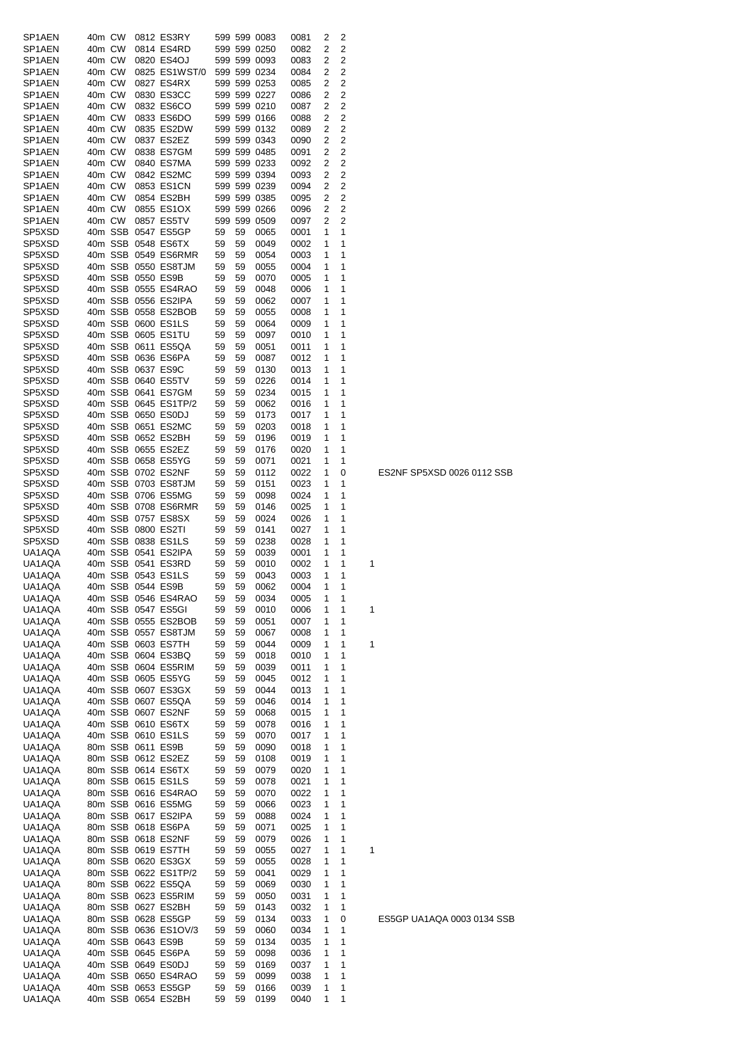| | | | | | | | | | | | | |
|---|---|---|---|---|---|---|---|---|---|---|---|---|
| SP1AEN | 40m | CW | 0812 | ES3RY | 599 | 599 | 0083 | 0081 | 2 | 2 | | |
| SP1AEN | 40m | CW | 0814 | ES4RD | 599 | 599 | 0250 | 0082 | 2 | 2 | | |
| SP1AEN | 40m | CW | 0820 | ES4OJ | 599 | 599 | 0093 | 0083 | 2 | 2 | | |
| SP1AEN | 40m | CW | 0825 | ES1WST/0 | 599 | 599 | 0234 | 0084 | 2 | 2 | | |
| SP1AEN | 40m | CW | 0827 | ES4RX | 599 | 599 | 0253 | 0085 | 2 | 2 | | |
| SP1AEN | 40m | CW | 0830 | ES3CC | 599 | 599 | 0227 | 0086 | 2 | 2 | | |
| SP1AEN | 40m | CW | 0832 | ES6CO | 599 | 599 | 0210 | 0087 | 2 | 2 | | |
| SP1AEN | 40m | CW | 0833 | ES6DO | 599 | 599 | 0166 | 0088 | 2 | 2 | | |
| SP1AEN | 40m | CW | 0835 | ES2DW | 599 | 599 | 0132 | 0089 | 2 | 2 | | |
| SP1AEN | 40m | CW | 0837 | ES2EZ | 599 | 599 | 0343 | 0090 | 2 | 2 | | |
| SP1AEN | 40m | CW | 0838 | ES7GM | 599 | 599 | 0485 | 0091 | 2 | 2 | | |
| SP1AEN | 40m | CW | 0840 | ES7MA | 599 | 599 | 0233 | 0092 | 2 | 2 | | |
| SP1AEN | 40m | CW | 0842 | ES2MC | 599 | 599 | 0394 | 0093 | 2 | 2 | | |
| SP1AEN | 40m | CW | 0853 | ES1CN | 599 | 599 | 0239 | 0094 | 2 | 2 | | |
| SP1AEN | 40m | CW | 0854 | ES2BH | 599 | 599 | 0385 | 0095 | 2 | 2 | | |
| SP1AEN | 40m | CW | 0855 | ES1OX | 599 | 599 | 0266 | 0096 | 2 | 2 | | |
| SP1AEN | 40m | CW | 0857 | ES5TV | 599 | 599 | 0509 | 0097 | 2 | 2 | | |
| SP5XSD | 40m | SSB | 0547 | ES5GP | 59 | 59 | 0065 | 0001 | 1 | 1 | | |
| SP5XSD | 40m | SSB | 0548 | ES6TX | 59 | 59 | 0049 | 0002 | 1 | 1 | | |
| SP5XSD | 40m | SSB | 0549 | ES6RMR | 59 | 59 | 0054 | 0003 | 1 | 1 | | |
| SP5XSD | 40m | SSB | 0550 | ES8TJM | 59 | 59 | 0055 | 0004 | 1 | 1 | | |
| SP5XSD | 40m | SSB | 0550 | ES9B | 59 | 59 | 0070 | 0005 | 1 | 1 | | |
| SP5XSD | 40m | SSB | 0555 | ES4RAO | 59 | 59 | 0048 | 0006 | 1 | 1 | | |
| SP5XSD | 40m | SSB | 0556 | ES2IPA | 59 | 59 | 0062 | 0007 | 1 | 1 | | |
| SP5XSD | 40m | SSB | 0558 | ES2BOB | 59 | 59 | 0055 | 0008 | 1 | 1 | | |
| SP5XSD | 40m | SSB | 0600 | ES1LS | 59 | 59 | 0064 | 0009 | 1 | 1 | | |
| SP5XSD | 40m | SSB | 0605 | ES1TU | 59 | 59 | 0097 | 0010 | 1 | 1 | | |
| SP5XSD | 40m | SSB | 0611 | ES5QA | 59 | 59 | 0051 | 0011 | 1 | 1 | | |
| SP5XSD | 40m | SSB | 0636 | ES6PA | 59 | 59 | 0087 | 0012 | 1 | 1 | | |
| SP5XSD | 40m | SSB | 0637 | ES9C | 59 | 59 | 0130 | 0013 | 1 | 1 | | |
| SP5XSD | 40m | SSB | 0640 | ES5TV | 59 | 59 | 0226 | 0014 | 1 | 1 | | |
| SP5XSD | 40m | SSB | 0641 | ES7GM | 59 | 59 | 0234 | 0015 | 1 | 1 | | |
| SP5XSD | 40m | SSB | 0645 | ES1TP/2 | 59 | 59 | 0062 | 0016 | 1 | 1 | | |
| SP5XSD | 40m | SSB | 0650 | ES0DJ | 59 | 59 | 0173 | 0017 | 1 | 1 | | |
| SP5XSD | 40m | SSB | 0651 | ES2MC | 59 | 59 | 0203 | 0018 | 1 | 1 | | |
| SP5XSD | 40m | SSB | 0652 | ES2BH | 59 | 59 | 0196 | 0019 | 1 | 1 | | |
| SP5XSD | 40m | SSB | 0655 | ES2EZ | 59 | 59 | 0176 | 0020 | 1 | 1 | | |
| SP5XSD | 40m | SSB | 0658 | ES5YG | 59 | 59 | 0071 | 0021 | 1 | 1 | | |
| SP5XSD | 40m | SSB | 0702 | ES2NF | 59 | 59 | 0112 | 0022 | 1 | 0 | | ES2NF SP5XSD 0026 0112 SSB |
| SP5XSD | 40m | SSB | 0703 | ES8TJM | 59 | 59 | 0151 | 0023 | 1 | 1 | | |
| SP5XSD | 40m | SSB | 0706 | ES5MG | 59 | 59 | 0098 | 0024 | 1 | 1 | | |
| SP5XSD | 40m | SSB | 0708 | ES6RMR | 59 | 59 | 0146 | 0025 | 1 | 1 | | |
| SP5XSD | 40m | SSB | 0757 | ES8SX | 59 | 59 | 0024 | 0026 | 1 | 1 | | |
| SP5XSD | 40m | SSB | 0800 | ES2TI | 59 | 59 | 0141 | 0027 | 1 | 1 | | |
| SP5XSD | 40m | SSB | 0838 | ES1LS | 59 | 59 | 0238 | 0028 | 1 | 1 | | |
| UA1AQA | 40m | SSB | 0541 | ES2IPA | 59 | 59 | 0039 | 0001 | 1 | 1 | | |
| UA1AQA | 40m | SSB | 0541 | ES3RD | 59 | 59 | 0010 | 0002 | 1 | 1 | 1 | |
| UA1AQA | 40m | SSB | 0543 | ES1LS | 59 | 59 | 0043 | 0003 | 1 | 1 | | |
| UA1AQA | 40m | SSB | 0544 | ES9B | 59 | 59 | 0062 | 0004 | 1 | 1 | | |
| UA1AQA | 40m | SSB | 0546 | ES4RAO | 59 | 59 | 0034 | 0005 | 1 | 1 | | |
| UA1AQA | 40m | SSB | 0547 | ES5GI | 59 | 59 | 0010 | 0006 | 1 | 1 | 1 | |
| UA1AQA | 40m | SSB | 0555 | ES2BOB | 59 | 59 | 0051 | 0007 | 1 | 1 | | |
| UA1AQA | 40m | SSB | 0557 | ES8TJM | 59 | 59 | 0067 | 0008 | 1 | 1 | | |
| UA1AQA | 40m | SSB | 0603 | ES7TH | 59 | 59 | 0044 | 0009 | 1 | 1 | 1 | |
| UA1AQA | 40m | SSB | 0604 | ES3BQ | 59 | 59 | 0018 | 0010 | 1 | 1 | | |
| UA1AQA | 40m | SSB | 0604 | ES5RIM | 59 | 59 | 0039 | 0011 | 1 | 1 | | |
| UA1AQA | 40m | SSB | 0605 | ES5YG | 59 | 59 | 0045 | 0012 | 1 | 1 | | |
| UA1AQA | 40m | SSB | 0607 | ES3GX | 59 | 59 | 0044 | 0013 | 1 | 1 | | |
| UA1AQA | 40m | SSB | 0607 | ES5QA | 59 | 59 | 0046 | 0014 | 1 | 1 | | |
| UA1AQA | 40m | SSB | 0607 | ES2NF | 59 | 59 | 0068 | 0015 | 1 | 1 | | |
| UA1AQA | 40m | SSB | 0610 | ES6TX | 59 | 59 | 0078 | 0016 | 1 | 1 | | |
| UA1AQA | 40m | SSB | 0610 | ES1LS | 59 | 59 | 0070 | 0017 | 1 | 1 | | |
| UA1AQA | 80m | SSB | 0611 | ES9B | 59 | 59 | 0090 | 0018 | 1 | 1 | | |
| UA1AQA | 80m | SSB | 0612 | ES2EZ | 59 | 59 | 0108 | 0019 | 1 | 1 | | |
| UA1AQA | 80m | SSB | 0614 | ES6TX | 59 | 59 | 0079 | 0020 | 1 | 1 | | |
| UA1AQA | 80m | SSB | 0615 | ES1LS | 59 | 59 | 0078 | 0021 | 1 | 1 | | |
| UA1AQA | 80m | SSB | 0616 | ES4RAO | 59 | 59 | 0070 | 0022 | 1 | 1 | | |
| UA1AQA | 80m | SSB | 0616 | ES5MG | 59 | 59 | 0066 | 0023 | 1 | 1 | | |
| UA1AQA | 80m | SSB | 0617 | ES2IPA | 59 | 59 | 0088 | 0024 | 1 | 1 | | |
| UA1AQA | 80m | SSB | 0618 | ES6PA | 59 | 59 | 0071 | 0025 | 1 | 1 | | |
| UA1AQA | 80m | SSB | 0618 | ES2NF | 59 | 59 | 0079 | 0026 | 1 | 1 | | |
| UA1AQA | 80m | SSB | 0619 | ES7TH | 59 | 59 | 0055 | 0027 | 1 | 1 | 1 | |
| UA1AQA | 80m | SSB | 0620 | ES3GX | 59 | 59 | 0055 | 0028 | 1 | 1 | | |
| UA1AQA | 80m | SSB | 0622 | ES1TP/2 | 59 | 59 | 0041 | 0029 | 1 | 1 | | |
| UA1AQA | 80m | SSB | 0622 | ES5QA | 59 | 59 | 0069 | 0030 | 1 | 1 | | |
| UA1AQA | 80m | SSB | 0623 | ES5RIM | 59 | 59 | 0050 | 0031 | 1 | 1 | | |
| UA1AQA | 80m | SSB | 0627 | ES2BH | 59 | 59 | 0143 | 0032 | 1 | 1 | | |
| UA1AQA | 80m | SSB | 0628 | ES5GP | 59 | 59 | 0134 | 0033 | 1 | 0 | | ES5GP UA1AQA 0003 0134 SSB |
| UA1AQA | 80m | SSB | 0636 | ES1OV/3 | 59 | 59 | 0060 | 0034 | 1 | 1 | | |
| UA1AQA | 40m | SSB | 0643 | ES9B | 59 | 59 | 0134 | 0035 | 1 | 1 | | |
| UA1AQA | 40m | SSB | 0645 | ES6PA | 59 | 59 | 0098 | 0036 | 1 | 1 | | |
| UA1AQA | 40m | SSB | 0649 | ES0DJ | 59 | 59 | 0169 | 0037 | 1 | 1 | | |
| UA1AQA | 40m | SSB | 0650 | ES4RAO | 59 | 59 | 0099 | 0038 | 1 | 1 | | |
| UA1AQA | 40m | SSB | 0653 | ES5GP | 59 | 59 | 0166 | 0039 | 1 | 1 | | |
| UA1AQA | 40m | SSB | 0654 | ES2BH | 59 | 59 | 0199 | 0040 | 1 | 1 | | |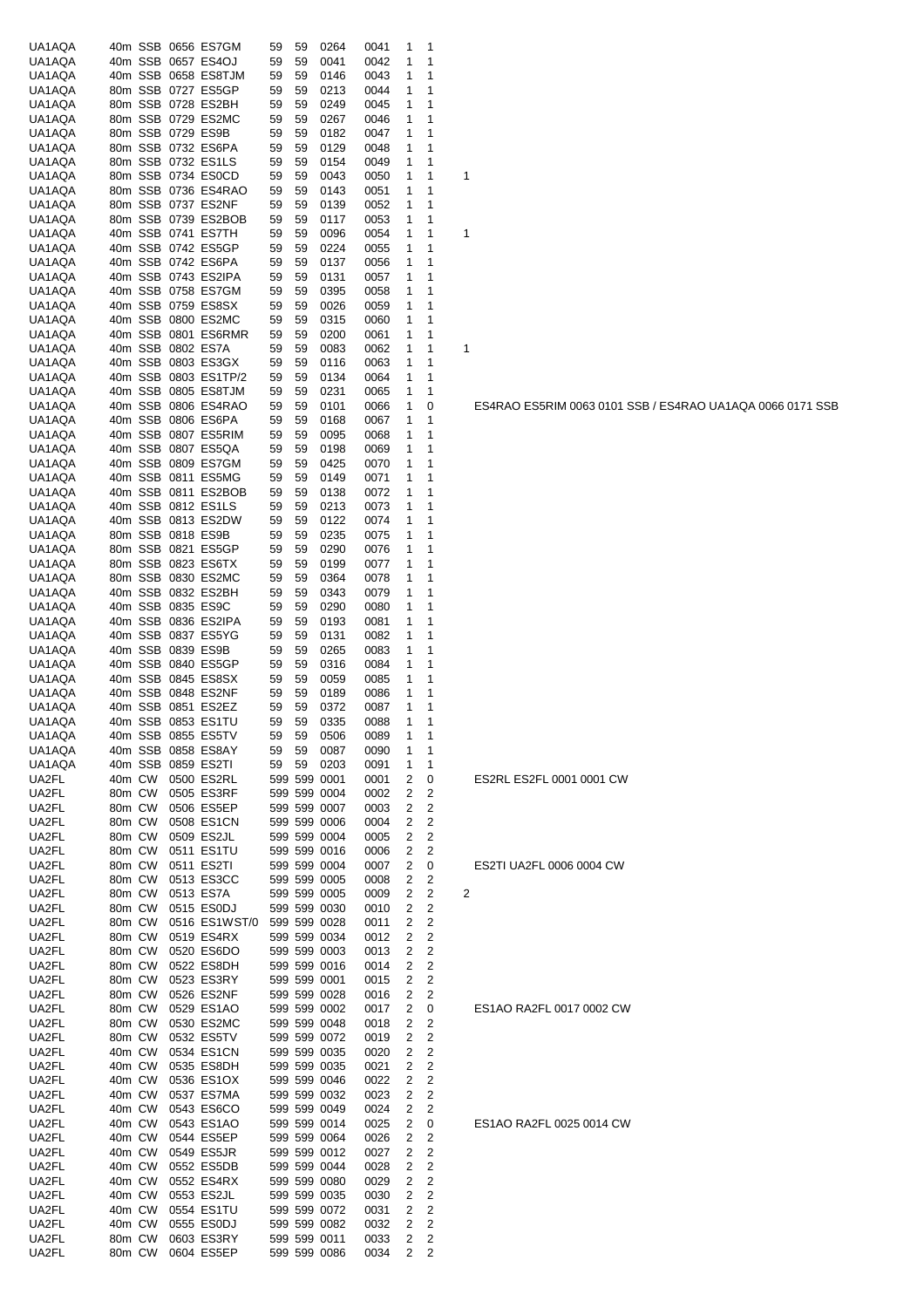| | | | | | | | | | | | | |
|---|---|---|---|---|---|---|---|---|---|---|---|---|
| UA1AQA | 40m | SSB | 0656 | ES7GM | 59 | 59 | 0264 | 0041 | 1 | 1 | | |
| UA1AQA | 40m | SSB | 0657 | ES4OJ | 59 | 59 | 0041 | 0042 | 1 | 1 | | |
| UA1AQA | 40m | SSB | 0658 | ES8TJM | 59 | 59 | 0146 | 0043 | 1 | 1 | | |
| UA1AQA | 80m | SSB | 0727 | ES5GP | 59 | 59 | 0213 | 0044 | 1 | 1 | | |
| UA1AQA | 80m | SSB | 0728 | ES2BH | 59 | 59 | 0249 | 0045 | 1 | 1 | | |
| UA1AQA | 80m | SSB | 0729 | ES2MC | 59 | 59 | 0267 | 0046 | 1 | 1 | | |
| UA1AQA | 80m | SSB | 0729 | ES9B | 59 | 59 | 0182 | 0047 | 1 | 1 | | |
| UA1AQA | 80m | SSB | 0732 | ES6PA | 59 | 59 | 0129 | 0048 | 1 | 1 | | |
| UA1AQA | 80m | SSB | 0732 | ES1LS | 59 | 59 | 0154 | 0049 | 1 | 1 | | |
| UA1AQA | 80m | SSB | 0734 | ES0CD | 59 | 59 | 0043 | 0050 | 1 | 1 | 1 | |
| UA1AQA | 80m | SSB | 0736 | ES4RAO | 59 | 59 | 0143 | 0051 | 1 | 1 | | |
| UA1AQA | 80m | SSB | 0737 | ES2NF | 59 | 59 | 0139 | 0052 | 1 | 1 | | |
| UA1AQA | 80m | SSB | 0739 | ES2BOB | 59 | 59 | 0117 | 0053 | 1 | 1 | | |
| UA1AQA | 40m | SSB | 0741 | ES7TH | 59 | 59 | 0096 | 0054 | 1 | 1 | 1 | |
| UA1AQA | 40m | SSB | 0742 | ES5GP | 59 | 59 | 0224 | 0055 | 1 | 1 | | |
| UA1AQA | 40m | SSB | 0742 | ES6PA | 59 | 59 | 0137 | 0056 | 1 | 1 | | |
| UA1AQA | 40m | SSB | 0743 | ES2IPA | 59 | 59 | 0131 | 0057 | 1 | 1 | | |
| UA1AQA | 40m | SSB | 0758 | ES7GM | 59 | 59 | 0395 | 0058 | 1 | 1 | | |
| UA1AQA | 40m | SSB | 0759 | ES8SX | 59 | 59 | 0026 | 0059 | 1 | 1 | | |
| UA1AQA | 40m | SSB | 0800 | ES2MC | 59 | 59 | 0315 | 0060 | 1 | 1 | | |
| UA1AQA | 40m | SSB | 0801 | ES6RMR | 59 | 59 | 0200 | 0061 | 1 | 1 | | |
| UA1AQA | 40m | SSB | 0802 | ES7A | 59 | 59 | 0083 | 0062 | 1 | 1 | 1 | |
| UA1AQA | 40m | SSB | 0803 | ES3GX | 59 | 59 | 0116 | 0063 | 1 | 1 | | |
| UA1AQA | 40m | SSB | 0803 | ES1TP/2 | 59 | 59 | 0134 | 0064 | 1 | 1 | | |
| UA1AQA | 40m | SSB | 0805 | ES8TJM | 59 | 59 | 0231 | 0065 | 1 | 1 | | |
| UA1AQA | 40m | SSB | 0806 | ES4RAO | 59 | 59 | 0101 | 0066 | 1 | 0 | | ES4RAO ES5RIM 0063 0101 SSB / ES4RAO UA1AQA 0066 0171 SSB |
| UA1AQA | 40m | SSB | 0806 | ES6PA | 59 | 59 | 0168 | 0067 | 1 | 1 | | |
| UA1AQA | 40m | SSB | 0807 | ES5RIM | 59 | 59 | 0095 | 0068 | 1 | 1 | | |
| UA1AQA | 40m | SSB | 0807 | ES5QA | 59 | 59 | 0198 | 0069 | 1 | 1 | | |
| UA1AQA | 40m | SSB | 0809 | ES7GM | 59 | 59 | 0425 | 0070 | 1 | 1 | | |
| UA1AQA | 40m | SSB | 0811 | ES5MG | 59 | 59 | 0149 | 0071 | 1 | 1 | | |
| UA1AQA | 40m | SSB | 0811 | ES2BOB | 59 | 59 | 0138 | 0072 | 1 | 1 | | |
| UA1AQA | 40m | SSB | 0812 | ES1LS | 59 | 59 | 0213 | 0073 | 1 | 1 | | |
| UA1AQA | 40m | SSB | 0813 | ES2DW | 59 | 59 | 0122 | 0074 | 1 | 1 | | |
| UA1AQA | 80m | SSB | 0818 | ES9B | 59 | 59 | 0235 | 0075 | 1 | 1 | | |
| UA1AQA | 80m | SSB | 0821 | ES5GP | 59 | 59 | 0290 | 0076 | 1 | 1 | | |
| UA1AQA | 80m | SSB | 0823 | ES6TX | 59 | 59 | 0199 | 0077 | 1 | 1 | | |
| UA1AQA | 80m | SSB | 0830 | ES2MC | 59 | 59 | 0364 | 0078 | 1 | 1 | | |
| UA1AQA | 40m | SSB | 0832 | ES2BH | 59 | 59 | 0343 | 0079 | 1 | 1 | | |
| UA1AQA | 40m | SSB | 0835 | ES9C | 59 | 59 | 0290 | 0080 | 1 | 1 | | |
| UA1AQA | 40m | SSB | 0836 | ES2IPA | 59 | 59 | 0193 | 0081 | 1 | 1 | | |
| UA1AQA | 40m | SSB | 0837 | ES5YG | 59 | 59 | 0131 | 0082 | 1 | 1 | | |
| UA1AQA | 40m | SSB | 0839 | ES9B | 59 | 59 | 0265 | 0083 | 1 | 1 | | |
| UA1AQA | 40m | SSB | 0840 | ES5GP | 59 | 59 | 0316 | 0084 | 1 | 1 | | |
| UA1AQA | 40m | SSB | 0845 | ES8SX | 59 | 59 | 0059 | 0085 | 1 | 1 | | |
| UA1AQA | 40m | SSB | 0848 | ES2NF | 59 | 59 | 0189 | 0086 | 1 | 1 | | |
| UA1AQA | 40m | SSB | 0851 | ES2EZ | 59 | 59 | 0372 | 0087 | 1 | 1 | | |
| UA1AQA | 40m | SSB | 0853 | ES1TU | 59 | 59 | 0335 | 0088 | 1 | 1 | | |
| UA1AQA | 40m | SSB | 0855 | ES5TV | 59 | 59 | 0506 | 0089 | 1 | 1 | | |
| UA1AQA | 40m | SSB | 0858 | ES8AY | 59 | 59 | 0087 | 0090 | 1 | 1 | | |
| UA1AQA | 40m | SSB | 0859 | ES2TI | 59 | 59 | 0203 | 0091 | 1 | 1 | | |
| UA2FL | 40m | CW | 0500 | ES2RL | 599 | 599 | 0001 | 0001 | 2 | 0 | | ES2RL ES2FL 0001 0001 CW |
| UA2FL | 80m | CW | 0505 | ES3RF | 599 | 599 | 0004 | 0002 | 2 | 2 | | |
| UA2FL | 80m | CW | 0506 | ES5EP | 599 | 599 | 0007 | 0003 | 2 | 2 | | |
| UA2FL | 80m | CW | 0508 | ES1CN | 599 | 599 | 0006 | 0004 | 2 | 2 | | |
| UA2FL | 80m | CW | 0509 | ES2JL | 599 | 599 | 0004 | 0005 | 2 | 2 | | |
| UA2FL | 80m | CW | 0511 | ES1TU | 599 | 599 | 0016 | 0006 | 2 | 2 | | |
| UA2FL | 80m | CW | 0511 | ES2TI | 599 | 599 | 0004 | 0007 | 2 | 0 | | ES2TI UA2FL 0006 0004 CW |
| UA2FL | 80m | CW | 0513 | ES3CC | 599 | 599 | 0005 | 0008 | 2 | 2 | | |
| UA2FL | 80m | CW | 0513 | ES7A | 599 | 599 | 0005 | 0009 | 2 | 2 | 2 | |
| UA2FL | 80m | CW | 0515 | ES0DJ | 599 | 599 | 0030 | 0010 | 2 | 2 | | |
| UA2FL | 80m | CW | 0516 | ES1WST/0 | 599 | 599 | 0028 | 0011 | 2 | 2 | | |
| UA2FL | 80m | CW | 0519 | ES4RX | 599 | 599 | 0034 | 0012 | 2 | 2 | | |
| UA2FL | 80m | CW | 0520 | ES6DO | 599 | 599 | 0003 | 0013 | 2 | 2 | | |
| UA2FL | 80m | CW | 0522 | ES8DH | 599 | 599 | 0016 | 0014 | 2 | 2 | | |
| UA2FL | 80m | CW | 0523 | ES3RY | 599 | 599 | 0001 | 0015 | 2 | 2 | | |
| UA2FL | 80m | CW | 0526 | ES2NF | 599 | 599 | 0028 | 0016 | 2 | 2 | | |
| UA2FL | 80m | CW | 0529 | ES1AO | 599 | 599 | 0002 | 0017 | 2 | 0 | | ES1AO RA2FL 0017 0002 CW |
| UA2FL | 80m | CW | 0530 | ES2MC | 599 | 599 | 0048 | 0018 | 2 | 2 | | |
| UA2FL | 80m | CW | 0532 | ES5TV | 599 | 599 | 0072 | 0019 | 2 | 2 | | |
| UA2FL | 40m | CW | 0534 | ES1CN | 599 | 599 | 0035 | 0020 | 2 | 2 | | |
| UA2FL | 40m | CW | 0535 | ES8DH | 599 | 599 | 0035 | 0021 | 2 | 2 | | |
| UA2FL | 40m | CW | 0536 | ES1OX | 599 | 599 | 0046 | 0022 | 2 | 2 | | |
| UA2FL | 40m | CW | 0537 | ES7MA | 599 | 599 | 0032 | 0023 | 2 | 2 | | |
| UA2FL | 40m | CW | 0543 | ES6CO | 599 | 599 | 0049 | 0024 | 2 | 2 | | |
| UA2FL | 40m | CW | 0543 | ES1AO | 599 | 599 | 0014 | 0025 | 2 | 0 | | ES1AO RA2FL 0025 0014 CW |
| UA2FL | 40m | CW | 0544 | ES5EP | 599 | 599 | 0064 | 0026 | 2 | 2 | | |
| UA2FL | 40m | CW | 0549 | ES5JR | 599 | 599 | 0012 | 0027 | 2 | 2 | | |
| UA2FL | 40m | CW | 0552 | ES5DB | 599 | 599 | 0044 | 0028 | 2 | 2 | | |
| UA2FL | 40m | CW | 0552 | ES4RX | 599 | 599 | 0080 | 0029 | 2 | 2 | | |
| UA2FL | 40m | CW | 0553 | ES2JL | 599 | 599 | 0035 | 0030 | 2 | 2 | | |
| UA2FL | 40m | CW | 0554 | ES1TU | 599 | 599 | 0072 | 0031 | 2 | 2 | | |
| UA2FL | 40m | CW | 0555 | ES0DJ | 599 | 599 | 0082 | 0032 | 2 | 2 | | |
| UA2FL | 80m | CW | 0603 | ES3RY | 599 | 599 | 0011 | 0033 | 2 | 2 | | |
| UA2FL | 80m | CW | 0604 | ES5EP | 599 | 599 | 0086 | 0034 | 2 | 2 | | |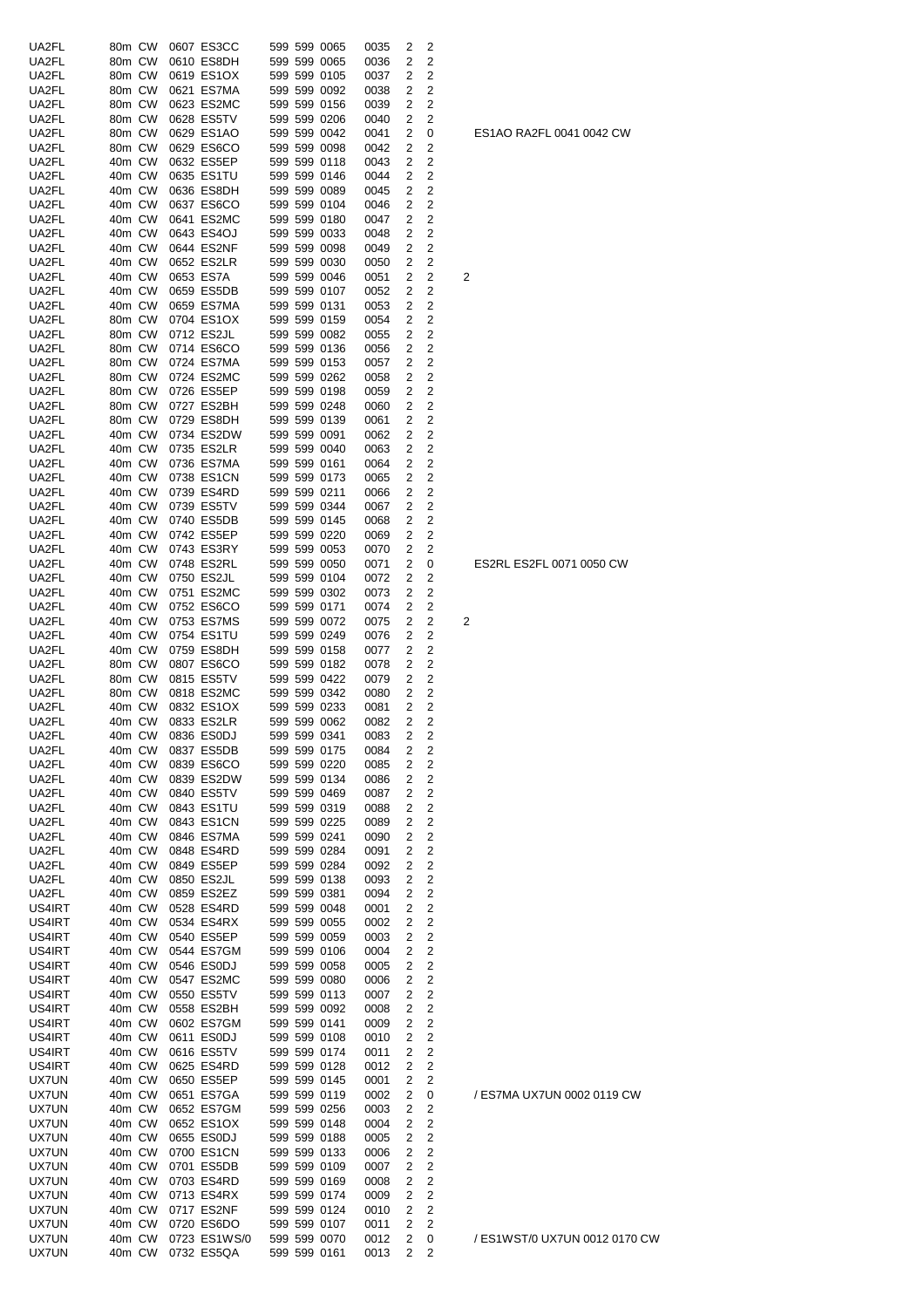| | | | | | | | | | | | | |
|---|---|---|---|---|---|---|---|---|---|---|---|---|
| UA2FL | 80m | CW | 0607 | ES3CC | 599 | 599 | 0065 | 0035 | 2 | 2 | | |
| UA2FL | 80m | CW | 0610 | ES8DH | 599 | 599 | 0065 | 0036 | 2 | 2 | | |
| UA2FL | 80m | CW | 0619 | ES1OX | 599 | 599 | 0105 | 0037 | 2 | 2 | | |
| UA2FL | 80m | CW | 0621 | ES7MA | 599 | 599 | 0092 | 0038 | 2 | 2 | | |
| UA2FL | 80m | CW | 0623 | ES2MC | 599 | 599 | 0156 | 0039 | 2 | 2 | | |
| UA2FL | 80m | CW | 0628 | ES5TV | 599 | 599 | 0206 | 0040 | 2 | 2 | | |
| UA2FL | 80m | CW | 0629 | ES1AO | 599 | 599 | 0042 | 0041 | 2 | 0 | | ES1AO RA2FL 0041 0042 CW |
| UA2FL | 80m | CW | 0629 | ES6CO | 599 | 599 | 0098 | 0042 | 2 | 2 | | |
| UA2FL | 40m | CW | 0632 | ES5EP | 599 | 599 | 0118 | 0043 | 2 | 2 | | |
| UA2FL | 40m | CW | 0635 | ES1TU | 599 | 599 | 0146 | 0044 | 2 | 2 | | |
| UA2FL | 40m | CW | 0636 | ES8DH | 599 | 599 | 0089 | 0045 | 2 | 2 | | |
| UA2FL | 40m | CW | 0637 | ES6CO | 599 | 599 | 0104 | 0046 | 2 | 2 | | |
| UA2FL | 40m | CW | 0641 | ES2MC | 599 | 599 | 0180 | 0047 | 2 | 2 | | |
| UA2FL | 40m | CW | 0643 | ES4OJ | 599 | 599 | 0033 | 0048 | 2 | 2 | | |
| UA2FL | 40m | CW | 0644 | ES2NF | 599 | 599 | 0098 | 0049 | 2 | 2 | | |
| UA2FL | 40m | CW | 0652 | ES2LR | 599 | 599 | 0030 | 0050 | 2 | 2 | | |
| UA2FL | 40m | CW | 0653 | ES7A | 599 | 599 | 0046 | 0051 | 2 | 2 | 2 | |
| UA2FL | 40m | CW | 0659 | ES5DB | 599 | 599 | 0107 | 0052 | 2 | 2 | | |
| UA2FL | 40m | CW | 0659 | ES7MA | 599 | 599 | 0131 | 0053 | 2 | 2 | | |
| UA2FL | 80m | CW | 0704 | ES1OX | 599 | 599 | 0159 | 0054 | 2 | 2 | | |
| UA2FL | 80m | CW | 0712 | ES2JL | 599 | 599 | 0082 | 0055 | 2 | 2 | | |
| UA2FL | 80m | CW | 0714 | ES6CO | 599 | 599 | 0136 | 0056 | 2 | 2 | | |
| UA2FL | 80m | CW | 0724 | ES7MA | 599 | 599 | 0153 | 0057 | 2 | 2 | | |
| UA2FL | 80m | CW | 0724 | ES2MC | 599 | 599 | 0262 | 0058 | 2 | 2 | | |
| UA2FL | 80m | CW | 0726 | ES5EP | 599 | 599 | 0198 | 0059 | 2 | 2 | | |
| UA2FL | 80m | CW | 0727 | ES2BH | 599 | 599 | 0248 | 0060 | 2 | 2 | | |
| UA2FL | 80m | CW | 0729 | ES8DH | 599 | 599 | 0139 | 0061 | 2 | 2 | | |
| UA2FL | 40m | CW | 0734 | ES2DW | 599 | 599 | 0091 | 0062 | 2 | 2 | | |
| UA2FL | 40m | CW | 0735 | ES2LR | 599 | 599 | 0040 | 0063 | 2 | 2 | | |
| UA2FL | 40m | CW | 0736 | ES7MA | 599 | 599 | 0161 | 0064 | 2 | 2 | | |
| UA2FL | 40m | CW | 0738 | ES1CN | 599 | 599 | 0173 | 0065 | 2 | 2 | | |
| UA2FL | 40m | CW | 0739 | ES4RD | 599 | 599 | 0211 | 0066 | 2 | 2 | | |
| UA2FL | 40m | CW | 0739 | ES5TV | 599 | 599 | 0344 | 0067 | 2 | 2 | | |
| UA2FL | 40m | CW | 0740 | ES5DB | 599 | 599 | 0145 | 0068 | 2 | 2 | | |
| UA2FL | 40m | CW | 0742 | ES5EP | 599 | 599 | 0220 | 0069 | 2 | 2 | | |
| UA2FL | 40m | CW | 0743 | ES3RY | 599 | 599 | 0053 | 0070 | 2 | 2 | | |
| UA2FL | 40m | CW | 0748 | ES2RL | 599 | 599 | 0050 | 0071 | 2 | 0 | | ES2RL ES2FL 0071 0050 CW |
| UA2FL | 40m | CW | 0750 | ES2JL | 599 | 599 | 0104 | 0072 | 2 | 2 | | |
| UA2FL | 40m | CW | 0751 | ES2MC | 599 | 599 | 0302 | 0073 | 2 | 2 | | |
| UA2FL | 40m | CW | 0752 | ES6CO | 599 | 599 | 0171 | 0074 | 2 | 2 | | |
| UA2FL | 40m | CW | 0753 | ES7MS | 599 | 599 | 0072 | 0075 | 2 | 2 | 2 | |
| UA2FL | 40m | CW | 0754 | ES1TU | 599 | 599 | 0249 | 0076 | 2 | 2 | | |
| UA2FL | 40m | CW | 0759 | ES8DH | 599 | 599 | 0158 | 0077 | 2 | 2 | | |
| UA2FL | 80m | CW | 0807 | ES6CO | 599 | 599 | 0182 | 0078 | 2 | 2 | | |
| UA2FL | 80m | CW | 0815 | ES5TV | 599 | 599 | 0422 | 0079 | 2 | 2 | | |
| UA2FL | 80m | CW | 0818 | ES2MC | 599 | 599 | 0342 | 0080 | 2 | 2 | | |
| UA2FL | 40m | CW | 0832 | ES1OX | 599 | 599 | 0233 | 0081 | 2 | 2 | | |
| UA2FL | 40m | CW | 0833 | ES2LR | 599 | 599 | 0062 | 0082 | 2 | 2 | | |
| UA2FL | 40m | CW | 0836 | ES0DJ | 599 | 599 | 0341 | 0083 | 2 | 2 | | |
| UA2FL | 40m | CW | 0837 | ES5DB | 599 | 599 | 0175 | 0084 | 2 | 2 | | |
| UA2FL | 40m | CW | 0839 | ES6CO | 599 | 599 | 0220 | 0085 | 2 | 2 | | |
| UA2FL | 40m | CW | 0839 | ES2DW | 599 | 599 | 0134 | 0086 | 2 | 2 | | |
| UA2FL | 40m | CW | 0840 | ES5TV | 599 | 599 | 0469 | 0087 | 2 | 2 | | |
| UA2FL | 40m | CW | 0843 | ES1TU | 599 | 599 | 0319 | 0088 | 2 | 2 | | |
| UA2FL | 40m | CW | 0843 | ES1CN | 599 | 599 | 0225 | 0089 | 2 | 2 | | |
| UA2FL | 40m | CW | 0846 | ES7MA | 599 | 599 | 0241 | 0090 | 2 | 2 | | |
| UA2FL | 40m | CW | 0848 | ES4RD | 599 | 599 | 0284 | 0091 | 2 | 2 | | |
| UA2FL | 40m | CW | 0849 | ES5EP | 599 | 599 | 0284 | 0092 | 2 | 2 | | |
| UA2FL | 40m | CW | 0850 | ES2JL | 599 | 599 | 0138 | 0093 | 2 | 2 | | |
| UA2FL | 40m | CW | 0859 | ES2EZ | 599 | 599 | 0381 | 0094 | 2 | 2 | | |
| US4IRT | 40m | CW | 0528 | ES4RD | 599 | 599 | 0048 | 0001 | 2 | 2 | | |
| US4IRT | 40m | CW | 0534 | ES4RX | 599 | 599 | 0055 | 0002 | 2 | 2 | | |
| US4IRT | 40m | CW | 0540 | ES5EP | 599 | 599 | 0059 | 0003 | 2 | 2 | | |
| US4IRT | 40m | CW | 0544 | ES7GM | 599 | 599 | 0106 | 0004 | 2 | 2 | | |
| US4IRT | 40m | CW | 0546 | ES0DJ | 599 | 599 | 0058 | 0005 | 2 | 2 | | |
| US4IRT | 40m | CW | 0547 | ES2MC | 599 | 599 | 0080 | 0006 | 2 | 2 | | |
| US4IRT | 40m | CW | 0550 | ES5TV | 599 | 599 | 0113 | 0007 | 2 | 2 | | |
| US4IRT | 40m | CW | 0558 | ES2BH | 599 | 599 | 0092 | 0008 | 2 | 2 | | |
| US4IRT | 40m | CW | 0602 | ES7GM | 599 | 599 | 0141 | 0009 | 2 | 2 | | |
| US4IRT | 40m | CW | 0611 | ES0DJ | 599 | 599 | 0108 | 0010 | 2 | 2 | | |
| US4IRT | 40m | CW | 0616 | ES5TV | 599 | 599 | 0174 | 0011 | 2 | 2 | | |
| US4IRT | 40m | CW | 0625 | ES4RD | 599 | 599 | 0128 | 0012 | 2 | 2 | | |
| UX7UN | 40m | CW | 0650 | ES5EP | 599 | 599 | 0145 | 0001 | 2 | 2 | | |
| UX7UN | 40m | CW | 0651 | ES7GA | 599 | 599 | 0119 | 0002 | 2 | 0 | | / ES7MA UX7UN 0002 0119 CW |
| UX7UN | 40m | CW | 0652 | ES7GM | 599 | 599 | 0256 | 0003 | 2 | 2 | | |
| UX7UN | 40m | CW | 0652 | ES1OX | 599 | 599 | 0148 | 0004 | 2 | 2 | | |
| UX7UN | 40m | CW | 0655 | ES0DJ | 599 | 599 | 0188 | 0005 | 2 | 2 | | |
| UX7UN | 40m | CW | 0700 | ES1CN | 599 | 599 | 0133 | 0006 | 2 | 2 | | |
| UX7UN | 40m | CW | 0701 | ES5DB | 599 | 599 | 0109 | 0007 | 2 | 2 | | |
| UX7UN | 40m | CW | 0703 | ES4RD | 599 | 599 | 0169 | 0008 | 2 | 2 | | |
| UX7UN | 40m | CW | 0713 | ES4RX | 599 | 599 | 0174 | 0009 | 2 | 2 | | |
| UX7UN | 40m | CW | 0717 | ES2NF | 599 | 599 | 0124 | 0010 | 2 | 2 | | |
| UX7UN | 40m | CW | 0720 | ES6DO | 599 | 599 | 0107 | 0011 | 2 | 2 | | |
| UX7UN | 40m | CW | 0723 | ES1WS/0 | 599 | 599 | 0070 | 0012 | 2 | 0 | | / ES1WST/0 UX7UN 0012 0170 CW |
| UX7UN | 40m | CW | 0732 | ES5QA | 599 | 599 | 0161 | 0013 | 2 | 2 | | |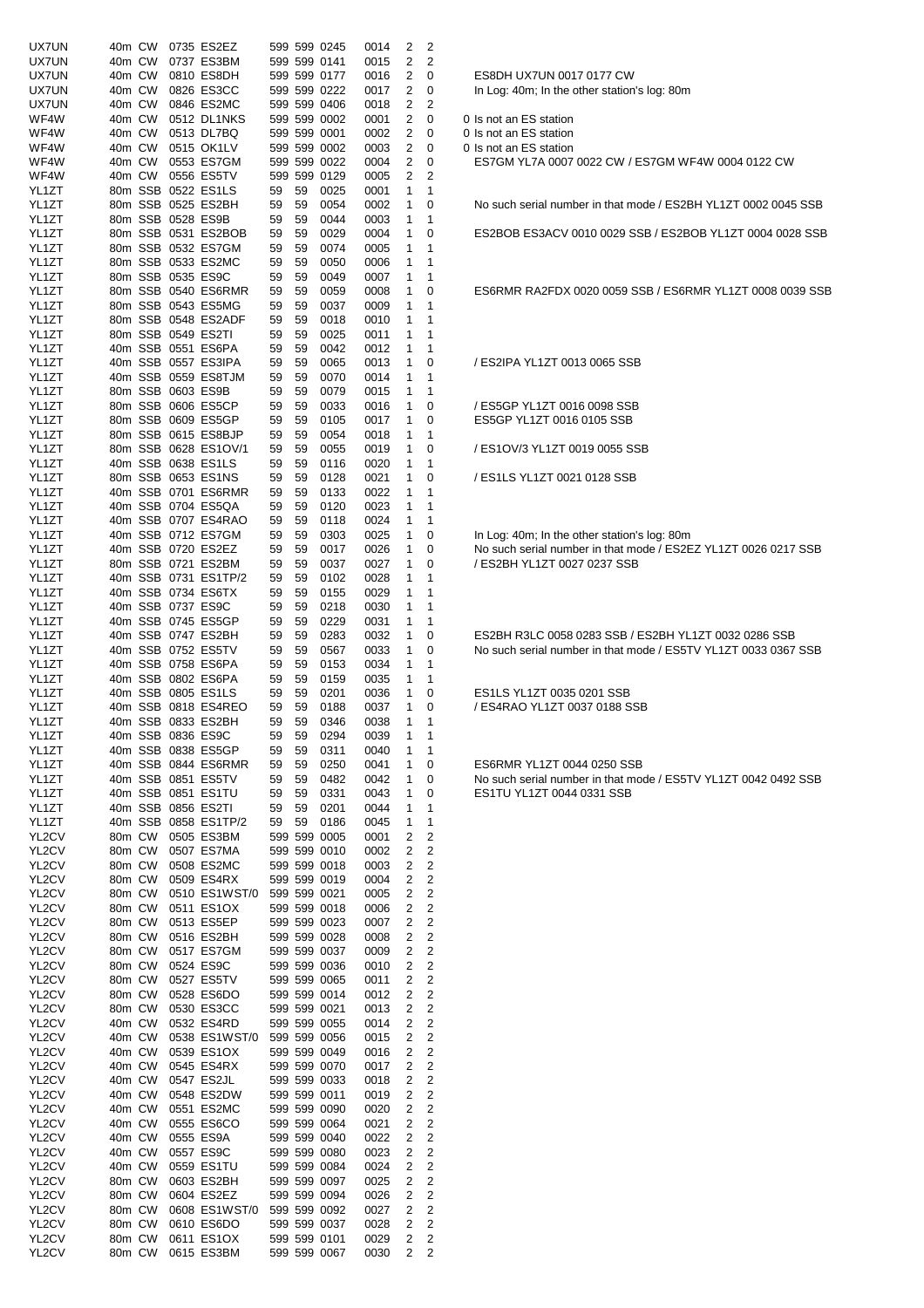| | | | | | | | | | | | |
|---|---|---|---|---|---|---|---|---|---|---|---|
| UX7UN | 40m | CW | 0735 | ES2EZ | 599 | 599 | 0245 | 0014 | 2 | 2 | |
| UX7UN | 40m | CW | 0737 | ES3BM | 599 | 599 | 0141 | 0015 | 2 | 2 | |
| UX7UN | 40m | CW | 0810 | ES8DH | 599 | 599 | 0177 | 0016 | 2 | 0 | ES8DH UX7UN 0017 0177 CW |
| UX7UN | 40m | CW | 0826 | ES3CC | 599 | 599 | 0222 | 0017 | 2 | 0 | In Log: 40m; In the other station's log: 80m |
| UX7UN | 40m | CW | 0846 | ES2MC | 599 | 599 | 0406 | 0018 | 2 | 2 | |
| WF4W | 40m | CW | 0512 | DL1NKS | 599 | 599 | 0002 | 0001 | 2 | 0 | 0 Is not an ES station |
| WF4W | 40m | CW | 0513 | DL7BQ | 599 | 599 | 0001 | 0002 | 2 | 0 | 0 Is not an ES station |
| WF4W | 40m | CW | 0515 | OK1LV | 599 | 599 | 0002 | 0003 | 2 | 0 | 0 Is not an ES station |
| WF4W | 40m | CW | 0553 | ES7GM | 599 | 599 | 0022 | 0004 | 2 | 0 | ES7GM YL7A 0007 0022 CW / ES7GM WF4W 0004 0122 CW |
| WF4W | 40m | CW | 0556 | ES5TV | 599 | 599 | 0129 | 0005 | 2 | 2 | |
| YL1ZT | 80m | SSB | 0522 | ES1LS | 59 | 59 | 0025 | 0001 | 1 | 1 | |
| YL1ZT | 80m | SSB | 0525 | ES2BH | 59 | 59 | 0054 | 0002 | 1 | 0 | No such serial number in that mode / ES2BH YL1ZT 0002 0045 SSB |
| YL1ZT | 80m | SSB | 0528 | ES9B | 59 | 59 | 0044 | 0003 | 1 | 1 | |
| YL1ZT | 80m | SSB | 0531 | ES2BOB | 59 | 59 | 0029 | 0004 | 1 | 0 | ES2BOB ES3ACV 0010 0029 SSB / ES2BOB YL1ZT 0004 0028 SSB |
| YL1ZT | 80m | SSB | 0532 | ES7GM | 59 | 59 | 0074 | 0005 | 1 | 1 | |
| YL1ZT | 80m | SSB | 0533 | ES2MC | 59 | 59 | 0050 | 0006 | 1 | 1 | |
| YL1ZT | 80m | SSB | 0535 | ES9C | 59 | 59 | 0049 | 0007 | 1 | 1 | |
| YL1ZT | 80m | SSB | 0540 | ES6RMR | 59 | 59 | 0059 | 0008 | 1 | 0 | ES6RMR RA2FDX 0020 0059 SSB / ES6RMR YL1ZT 0008 0039 SSB |
| YL1ZT | 80m | SSB | 0543 | ES5MG | 59 | 59 | 0037 | 0009 | 1 | 1 | |
| YL1ZT | 80m | SSB | 0548 | ES2ADF | 59 | 59 | 0018 | 0010 | 1 | 1 | |
| YL1ZT | 80m | SSB | 0549 | ES2TI | 59 | 59 | 0025 | 0011 | 1 | 1 | |
| YL1ZT | 40m | SSB | 0551 | ES6PA | 59 | 59 | 0042 | 0012 | 1 | 1 | |
| YL1ZT | 40m | SSB | 0557 | ES3IPA | 59 | 59 | 0065 | 0013 | 1 | 0 | / ES2IPA YL1ZT 0013 0065 SSB |
| YL1ZT | 40m | SSB | 0559 | ES8TJM | 59 | 59 | 0070 | 0014 | 1 | 1 | |
| YL1ZT | 80m | SSB | 0603 | ES9B | 59 | 59 | 0079 | 0015 | 1 | 1 | |
| YL1ZT | 80m | SSB | 0606 | ES5CP | 59 | 59 | 0033 | 0016 | 1 | 0 | / ES5GP YL1ZT 0016 0098 SSB |
| YL1ZT | 80m | SSB | 0609 | ES5GP | 59 | 59 | 0105 | 0017 | 1 | 0 | ES5GP YL1ZT 0016 0105 SSB |
| YL1ZT | 80m | SSB | 0615 | ES8BJP | 59 | 59 | 0054 | 0018 | 1 | 1 | |
| YL1ZT | 80m | SSB | 0628 | ES1OV/1 | 59 | 59 | 0055 | 0019 | 1 | 0 | / ES1OV/3 YL1ZT 0019 0055 SSB |
| YL1ZT | 40m | SSB | 0638 | ES1LS | 59 | 59 | 0116 | 0020 | 1 | 1 | |
| YL1ZT | 80m | SSB | 0653 | ES1NS | 59 | 59 | 0128 | 0021 | 1 | 0 | / ES1LS YL1ZT 0021 0128 SSB |
| YL1ZT | 40m | SSB | 0701 | ES6RMR | 59 | 59 | 0133 | 0022 | 1 | 1 | |
| YL1ZT | 40m | SSB | 0704 | ES5QA | 59 | 59 | 0120 | 0023 | 1 | 1 | |
| YL1ZT | 40m | SSB | 0707 | ES4RAO | 59 | 59 | 0118 | 0024 | 1 | 1 | |
| YL1ZT | 40m | SSB | 0712 | ES7GM | 59 | 59 | 0303 | 0025 | 1 | 0 | In Log: 40m; In the other station's log: 80m |
| YL1ZT | 40m | SSB | 0720 | ES2EZ | 59 | 59 | 0017 | 0026 | 1 | 0 | No such serial number in that mode / ES2EZ YL1ZT 0026 0217 SSB |
| YL1ZT | 80m | SSB | 0721 | ES2BM | 59 | 59 | 0037 | 0027 | 1 | 0 | / ES2BH YL1ZT 0027 0237 SSB |
| YL1ZT | 40m | SSB | 0731 | ES1TP/2 | 59 | 59 | 0102 | 0028 | 1 | 1 | |
| YL1ZT | 40m | SSB | 0734 | ES6TX | 59 | 59 | 0155 | 0029 | 1 | 1 | |
| YL1ZT | 40m | SSB | 0737 | ES9C | 59 | 59 | 0218 | 0030 | 1 | 1 | |
| YL1ZT | 40m | SSB | 0745 | ES5GP | 59 | 59 | 0229 | 0031 | 1 | 1 | |
| YL1ZT | 40m | SSB | 0747 | ES2BH | 59 | 59 | 0283 | 0032 | 1 | 0 | ES2BH R3LC 0058 0283 SSB / ES2BH YL1ZT 0032 0286 SSB |
| YL1ZT | 40m | SSB | 0752 | ES5TV | 59 | 59 | 0567 | 0033 | 1 | 0 | No such serial number in that mode / ES5TV YL1ZT 0033 0367 SSB |
| YL1ZT | 40m | SSB | 0758 | ES6PA | 59 | 59 | 0153 | 0034 | 1 | 1 | |
| YL1ZT | 40m | SSB | 0802 | ES6PA | 59 | 59 | 0159 | 0035 | 1 | 1 | |
| YL1ZT | 40m | SSB | 0805 | ES1LS | 59 | 59 | 0201 | 0036 | 1 | 0 | ES1LS YL1ZT 0035 0201 SSB |
| YL1ZT | 40m | SSB | 0818 | ES4REO | 59 | 59 | 0188 | 0037 | 1 | 0 | / ES4RAO YL1ZT 0037 0188 SSB |
| YL1ZT | 40m | SSB | 0833 | ES2BH | 59 | 59 | 0346 | 0038 | 1 | 1 | |
| YL1ZT | 40m | SSB | 0836 | ES9C | 59 | 59 | 0294 | 0039 | 1 | 1 | |
| YL1ZT | 40m | SSB | 0838 | ES5GP | 59 | 59 | 0311 | 0040 | 1 | 1 | |
| YL1ZT | 40m | SSB | 0844 | ES6RMR | 59 | 59 | 0250 | 0041 | 1 | 0 | ES6RMR YL1ZT 0044 0250 SSB |
| YL1ZT | 40m | SSB | 0851 | ES5TV | 59 | 59 | 0482 | 0042 | 1 | 0 | No such serial number in that mode / ES5TV YL1ZT 0042 0492 SSB |
| YL1ZT | 40m | SSB | 0851 | ES1TU | 59 | 59 | 0331 | 0043 | 1 | 0 | ES1TU YL1ZT 0044 0331 SSB |
| YL1ZT | 40m | SSB | 0856 | ES2TI | 59 | 59 | 0201 | 0044 | 1 | 1 | |
| YL1ZT | 40m | SSB | 0858 | ES1TP/2 | 59 | 59 | 0186 | 0045 | 1 | 1 | |
| YL2CV | 80m | CW | 0505 | ES3BM | 599 | 599 | 0005 | 0001 | 2 | 2 | |
| YL2CV | 80m | CW | 0507 | ES7MA | 599 | 599 | 0010 | 0002 | 2 | 2 | |
| YL2CV | 80m | CW | 0508 | ES2MC | 599 | 599 | 0018 | 0003 | 2 | 2 | |
| YL2CV | 80m | CW | 0509 | ES4RX | 599 | 599 | 0019 | 0004 | 2 | 2 | |
| YL2CV | 80m | CW | 0510 | ES1WST/0 | 599 | 599 | 0021 | 0005 | 2 | 2 | |
| YL2CV | 80m | CW | 0511 | ES1OX | 599 | 599 | 0018 | 0006 | 2 | 2 | |
| YL2CV | 80m | CW | 0513 | ES5EP | 599 | 599 | 0023 | 0007 | 2 | 2 | |
| YL2CV | 80m | CW | 0516 | ES2BH | 599 | 599 | 0028 | 0008 | 2 | 2 | |
| YL2CV | 80m | CW | 0517 | ES7GM | 599 | 599 | 0037 | 0009 | 2 | 2 | |
| YL2CV | 80m | CW | 0524 | ES9C | 599 | 599 | 0036 | 0010 | 2 | 2 | |
| YL2CV | 80m | CW | 0527 | ES5TV | 599 | 599 | 0065 | 0011 | 2 | 2 | |
| YL2CV | 80m | CW | 0528 | ES6DO | 599 | 599 | 0014 | 0012 | 2 | 2 | |
| YL2CV | 80m | CW | 0530 | ES3CC | 599 | 599 | 0021 | 0013 | 2 | 2 | |
| YL2CV | 40m | CW | 0532 | ES4RD | 599 | 599 | 0055 | 0014 | 2 | 2 | |
| YL2CV | 40m | CW | 0538 | ES1WST/0 | 599 | 599 | 0056 | 0015 | 2 | 2 | |
| YL2CV | 40m | CW | 0539 | ES1OX | 599 | 599 | 0049 | 0016 | 2 | 2 | |
| YL2CV | 40m | CW | 0545 | ES4RX | 599 | 599 | 0070 | 0017 | 2 | 2 | |
| YL2CV | 40m | CW | 0547 | ES2JL | 599 | 599 | 0033 | 0018 | 2 | 2 | |
| YL2CV | 40m | CW | 0548 | ES2DW | 599 | 599 | 0011 | 0019 | 2 | 2 | |
| YL2CV | 40m | CW | 0551 | ES2MC | 599 | 599 | 0090 | 0020 | 2 | 2 | |
| YL2CV | 40m | CW | 0555 | ES6CO | 599 | 599 | 0064 | 0021 | 2 | 2 | |
| YL2CV | 40m | CW | 0555 | ES9A | 599 | 599 | 0040 | 0022 | 2 | 2 | |
| YL2CV | 40m | CW | 0557 | ES9C | 599 | 599 | 0080 | 0023 | 2 | 2 | |
| YL2CV | 40m | CW | 0559 | ES1TU | 599 | 599 | 0084 | 0024 | 2 | 2 | |
| YL2CV | 80m | CW | 0603 | ES2BH | 599 | 599 | 0097 | 0025 | 2 | 2 | |
| YL2CV | 80m | CW | 0604 | ES2EZ | 599 | 599 | 0094 | 0026 | 2 | 2 | |
| YL2CV | 80m | CW | 0608 | ES1WST/0 | 599 | 599 | 0092 | 0027 | 2 | 2 | |
| YL2CV | 80m | CW | 0610 | ES6DO | 599 | 599 | 0037 | 0028 | 2 | 2 | |
| YL2CV | 80m | CW | 0611 | ES1OX | 599 | 599 | 0101 | 0029 | 2 | 2 | |
| YL2CV | 80m | CW | 0615 | ES3BM | 599 | 599 | 0067 | 0030 | 2 | 2 | |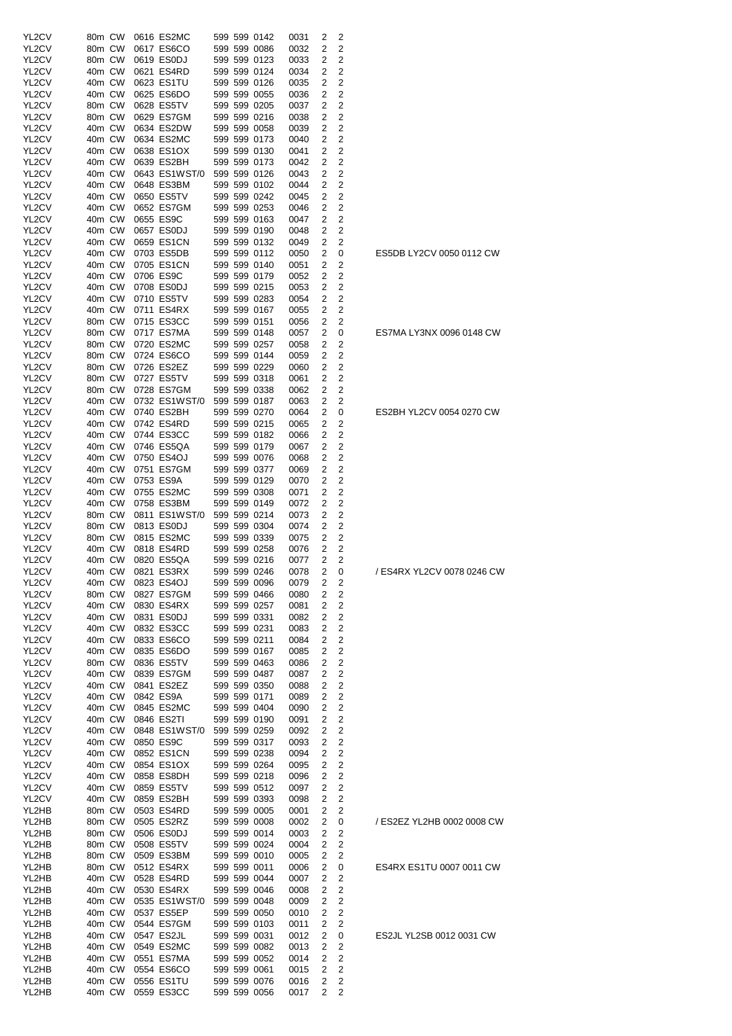| | | | | | | | | | | | | |
|---|---|---|---|---|---|---|---|---|---|---|---|---|
| YL2CV | 80m | CW | 0616 | ES2MC | 599 | 599 | 0142 | 0031 | 2 | 2 | |
| YL2CV | 80m | CW | 0617 | ES6CO | 599 | 599 | 0086 | 0032 | 2 | 2 | |
| YL2CV | 80m | CW | 0619 | ES0DJ | 599 | 599 | 0123 | 0033 | 2 | 2 | |
| YL2CV | 40m | CW | 0621 | ES4RD | 599 | 599 | 0124 | 0034 | 2 | 2 | |
| YL2CV | 40m | CW | 0623 | ES1TU | 599 | 599 | 0126 | 0035 | 2 | 2 | |
| YL2CV | 40m | CW | 0625 | ES6DO | 599 | 599 | 0055 | 0036 | 2 | 2 | |
| YL2CV | 80m | CW | 0628 | ES5TV | 599 | 599 | 0205 | 0037 | 2 | 2 | |
| YL2CV | 80m | CW | 0629 | ES7GM | 599 | 599 | 0216 | 0038 | 2 | 2 | |
| YL2CV | 40m | CW | 0634 | ES2DW | 599 | 599 | 0058 | 0039 | 2 | 2 | |
| YL2CV | 40m | CW | 0634 | ES2MC | 599 | 599 | 0173 | 0040 | 2 | 2 | |
| YL2CV | 40m | CW | 0638 | ES1OX | 599 | 599 | 0130 | 0041 | 2 | 2 | |
| YL2CV | 40m | CW | 0639 | ES2BH | 599 | 599 | 0173 | 0042 | 2 | 2 | |
| YL2CV | 40m | CW | 0643 | ES1WST/0 | 599 | 599 | 0126 | 0043 | 2 | 2 | |
| YL2CV | 40m | CW | 0648 | ES3BM | 599 | 599 | 0102 | 0044 | 2 | 2 | |
| YL2CV | 40m | CW | 0650 | ES5TV | 599 | 599 | 0242 | 0045 | 2 | 2 | |
| YL2CV | 40m | CW | 0652 | ES7GM | 599 | 599 | 0253 | 0046 | 2 | 2 | |
| YL2CV | 40m | CW | 0655 | ES9C | 599 | 599 | 0163 | 0047 | 2 | 2 | |
| YL2CV | 40m | CW | 0657 | ES0DJ | 599 | 599 | 0190 | 0048 | 2 | 2 | |
| YL2CV | 40m | CW | 0659 | ES1CN | 599 | 599 | 0132 | 0049 | 2 | 2 | |
| YL2CV | 40m | CW | 0703 | ES5DB | 599 | 599 | 0112 | 0050 | 2 | 0 | ES5DB LY2CV 0050 0112 CW |
| YL2CV | 40m | CW | 0705 | ES1CN | 599 | 599 | 0140 | 0051 | 2 | 2 | |
| YL2CV | 40m | CW | 0706 | ES9C | 599 | 599 | 0179 | 0052 | 2 | 2 | |
| YL2CV | 40m | CW | 0708 | ES0DJ | 599 | 599 | 0215 | 0053 | 2 | 2 | |
| YL2CV | 40m | CW | 0710 | ES5TV | 599 | 599 | 0283 | 0054 | 2 | 2 | |
| YL2CV | 40m | CW | 0711 | ES4RX | 599 | 599 | 0167 | 0055 | 2 | 2 | |
| YL2CV | 80m | CW | 0715 | ES3CC | 599 | 599 | 0151 | 0056 | 2 | 2 | |
| YL2CV | 80m | CW | 0717 | ES7MA | 599 | 599 | 0148 | 0057 | 2 | 0 | ES7MA LY3NX 0096 0148 CW |
| YL2CV | 80m | CW | 0720 | ES2MC | 599 | 599 | 0257 | 0058 | 2 | 2 | |
| YL2CV | 80m | CW | 0724 | ES6CO | 599 | 599 | 0144 | 0059 | 2 | 2 | |
| YL2CV | 80m | CW | 0726 | ES2EZ | 599 | 599 | 0229 | 0060 | 2 | 2 | |
| YL2CV | 80m | CW | 0727 | ES5TV | 599 | 599 | 0318 | 0061 | 2 | 2 | |
| YL2CV | 80m | CW | 0728 | ES7GM | 599 | 599 | 0338 | 0062 | 2 | 2 | |
| YL2CV | 40m | CW | 0732 | ES1WST/0 | 599 | 599 | 0187 | 0063 | 2 | 2 | |
| YL2CV | 40m | CW | 0740 | ES2BH | 599 | 599 | 0270 | 0064 | 2 | 0 | ES2BH YL2CV 0054 0270 CW |
| YL2CV | 40m | CW | 0742 | ES4RD | 599 | 599 | 0215 | 0065 | 2 | 2 | |
| YL2CV | 40m | CW | 0744 | ES3CC | 599 | 599 | 0182 | 0066 | 2 | 2 | |
| YL2CV | 40m | CW | 0746 | ES5QA | 599 | 599 | 0179 | 0067 | 2 | 2 | |
| YL2CV | 40m | CW | 0750 | ES4OJ | 599 | 599 | 0076 | 0068 | 2 | 2 | |
| YL2CV | 40m | CW | 0751 | ES7GM | 599 | 599 | 0377 | 0069 | 2 | 2 | |
| YL2CV | 40m | CW | 0753 | ES9A | 599 | 599 | 0129 | 0070 | 2 | 2 | |
| YL2CV | 40m | CW | 0755 | ES2MC | 599 | 599 | 0308 | 0071 | 2 | 2 | |
| YL2CV | 40m | CW | 0758 | ES3BM | 599 | 599 | 0149 | 0072 | 2 | 2 | |
| YL2CV | 80m | CW | 0811 | ES1WST/0 | 599 | 599 | 0214 | 0073 | 2 | 2 | |
| YL2CV | 80m | CW | 0813 | ES0DJ | 599 | 599 | 0304 | 0074 | 2 | 2 | |
| YL2CV | 80m | CW | 0815 | ES2MC | 599 | 599 | 0339 | 0075 | 2 | 2 | |
| YL2CV | 40m | CW | 0818 | ES4RD | 599 | 599 | 0258 | 0076 | 2 | 2 | |
| YL2CV | 40m | CW | 0820 | ES5QA | 599 | 599 | 0216 | 0077 | 2 | 2 | |
| YL2CV | 40m | CW | 0821 | ES3RX | 599 | 599 | 0246 | 0078 | 2 | 0 | / ES4RX YL2CV 0078 0246 CW |
| YL2CV | 40m | CW | 0823 | ES4OJ | 599 | 599 | 0096 | 0079 | 2 | 2 | |
| YL2CV | 80m | CW | 0827 | ES7GM | 599 | 599 | 0466 | 0080 | 2 | 2 | |
| YL2CV | 40m | CW | 0830 | ES4RX | 599 | 599 | 0257 | 0081 | 2 | 2 | |
| YL2CV | 40m | CW | 0831 | ES0DJ | 599 | 599 | 0331 | 0082 | 2 | 2 | |
| YL2CV | 40m | CW | 0832 | ES3CC | 599 | 599 | 0231 | 0083 | 2 | 2 | |
| YL2CV | 40m | CW | 0833 | ES6CO | 599 | 599 | 0211 | 0084 | 2 | 2 | |
| YL2CV | 40m | CW | 0835 | ES6DO | 599 | 599 | 0167 | 0085 | 2 | 2 | |
| YL2CV | 80m | CW | 0836 | ES5TV | 599 | 599 | 0463 | 0086 | 2 | 2 | |
| YL2CV | 40m | CW | 0839 | ES7GM | 599 | 599 | 0487 | 0087 | 2 | 2 | |
| YL2CV | 40m | CW | 0841 | ES2EZ | 599 | 599 | 0350 | 0088 | 2 | 2 | |
| YL2CV | 40m | CW | 0842 | ES9A | 599 | 599 | 0171 | 0089 | 2 | 2 | |
| YL2CV | 40m | CW | 0845 | ES2MC | 599 | 599 | 0404 | 0090 | 2 | 2 | |
| YL2CV | 40m | CW | 0846 | ES2TI | 599 | 599 | 0190 | 0091 | 2 | 2 | |
| YL2CV | 40m | CW | 0848 | ES1WST/0 | 599 | 599 | 0259 | 0092 | 2 | 2 | |
| YL2CV | 40m | CW | 0850 | ES9C | 599 | 599 | 0317 | 0093 | 2 | 2 | |
| YL2CV | 40m | CW | 0852 | ES1CN | 599 | 599 | 0238 | 0094 | 2 | 2 | |
| YL2CV | 40m | CW | 0854 | ES1OX | 599 | 599 | 0264 | 0095 | 2 | 2 | |
| YL2CV | 40m | CW | 0858 | ES8DH | 599 | 599 | 0218 | 0096 | 2 | 2 | |
| YL2CV | 40m | CW | 0859 | ES5TV | 599 | 599 | 0512 | 0097 | 2 | 2 | |
| YL2CV | 40m | CW | 0859 | ES2BH | 599 | 599 | 0393 | 0098 | 2 | 2 | |
| YL2HB | 80m | CW | 0503 | ES4RD | 599 | 599 | 0005 | 0001 | 2 | 2 | |
| YL2HB | 80m | CW | 0505 | ES2RZ | 599 | 599 | 0008 | 0002 | 2 | 0 | / ES2EZ YL2HB 0002 0008 CW |
| YL2HB | 80m | CW | 0506 | ES0DJ | 599 | 599 | 0014 | 0003 | 2 | 2 | |
| YL2HB | 80m | CW | 0508 | ES5TV | 599 | 599 | 0024 | 0004 | 2 | 2 | |
| YL2HB | 80m | CW | 0509 | ES3BM | 599 | 599 | 0010 | 0005 | 2 | 2 | |
| YL2HB | 80m | CW | 0512 | ES4RX | 599 | 599 | 0011 | 0006 | 2 | 0 | ES4RX ES1TU 0007 0011 CW |
| YL2HB | 40m | CW | 0528 | ES4RD | 599 | 599 | 0044 | 0007 | 2 | 2 | |
| YL2HB | 40m | CW | 0530 | ES4RX | 599 | 599 | 0046 | 0008 | 2 | 2 | |
| YL2HB | 40m | CW | 0535 | ES1WST/0 | 599 | 599 | 0048 | 0009 | 2 | 2 | |
| YL2HB | 40m | CW | 0537 | ES5EP | 599 | 599 | 0050 | 0010 | 2 | 2 | |
| YL2HB | 40m | CW | 0544 | ES7GM | 599 | 599 | 0103 | 0011 | 2 | 2 | |
| YL2HB | 40m | CW | 0547 | ES2JL | 599 | 599 | 0031 | 0012 | 2 | 0 | ES2JL YL2SB 0012 0031 CW |
| YL2HB | 40m | CW | 0549 | ES2MC | 599 | 599 | 0082 | 0013 | 2 | 2 | |
| YL2HB | 40m | CW | 0551 | ES7MA | 599 | 599 | 0052 | 0014 | 2 | 2 | |
| YL2HB | 40m | CW | 0554 | ES6CO | 599 | 599 | 0061 | 0015 | 2 | 2 | |
| YL2HB | 40m | CW | 0556 | ES1TU | 599 | 599 | 0076 | 0016 | 2 | 2 | |
| YL2HB | 40m | CW | 0559 | ES3CC | 599 | 599 | 0056 | 0017 | 2 | 2 | |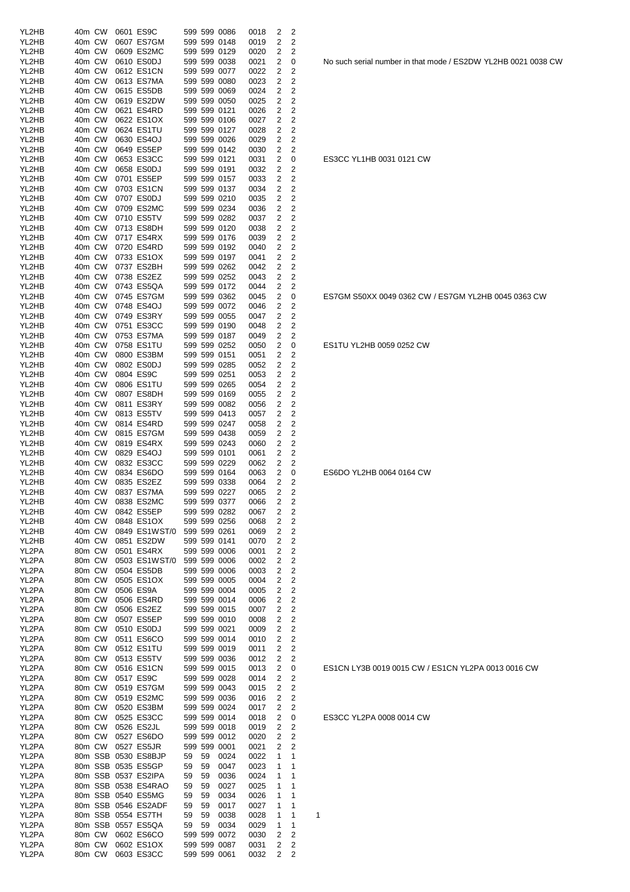| | | | | | | | | | | | | |
|---|---|---|---|---|---|---|---|---|---|---|---|---|
| YL2HB | 40m | CW | 0601 | ES9C | 599 | 599 | 0086 | 0018 | 2 | 2 | | |
| YL2HB | 40m | CW | 0607 | ES7GM | 599 | 599 | 0148 | 0019 | 2 | 2 | | |
| YL2HB | 40m | CW | 0609 | ES2MC | 599 | 599 | 0129 | 0020 | 2 | 2 | | |
| YL2HB | 40m | CW | 0610 | ES0DJ | 599 | 599 | 0038 | 0021 | 2 | 0 | | No such serial number in that mode / ES2DW YL2HB 0021 0038 CW |
| YL2HB | 40m | CW | 0612 | ES1CN | 599 | 599 | 0077 | 0022 | 2 | 2 | | |
| YL2HB | 40m | CW | 0613 | ES7MA | 599 | 599 | 0080 | 0023 | 2 | 2 | | |
| YL2HB | 40m | CW | 0615 | ES5DB | 599 | 599 | 0069 | 0024 | 2 | 2 | | |
| YL2HB | 40m | CW | 0619 | ES2DW | 599 | 599 | 0050 | 0025 | 2 | 2 | | |
| YL2HB | 40m | CW | 0621 | ES4RD | 599 | 599 | 0121 | 0026 | 2 | 2 | | |
| YL2HB | 40m | CW | 0622 | ES1OX | 599 | 599 | 0106 | 0027 | 2 | 2 | | |
| YL2HB | 40m | CW | 0624 | ES1TU | 599 | 599 | 0127 | 0028 | 2 | 2 | | |
| YL2HB | 40m | CW | 0630 | ES4OJ | 599 | 599 | 0026 | 0029 | 2 | 2 | | |
| YL2HB | 40m | CW | 0649 | ES5EP | 599 | 599 | 0142 | 0030 | 2 | 2 | | |
| YL2HB | 40m | CW | 0653 | ES3CC | 599 | 599 | 0121 | 0031 | 2 | 0 | | ES3CC YL1HB 0031 0121 CW |
| YL2HB | 40m | CW | 0658 | ES0DJ | 599 | 599 | 0191 | 0032 | 2 | 2 | | |
| YL2HB | 40m | CW | 0701 | ES5EP | 599 | 599 | 0157 | 0033 | 2 | 2 | | |
| YL2HB | 40m | CW | 0703 | ES1CN | 599 | 599 | 0137 | 0034 | 2 | 2 | | |
| YL2HB | 40m | CW | 0707 | ES0DJ | 599 | 599 | 0210 | 0035 | 2 | 2 | | |
| YL2HB | 40m | CW | 0709 | ES2MC | 599 | 599 | 0234 | 0036 | 2 | 2 | | |
| YL2HB | 40m | CW | 0710 | ES5TV | 599 | 599 | 0282 | 0037 | 2 | 2 | | |
| YL2HB | 40m | CW | 0713 | ES8DH | 599 | 599 | 0120 | 0038 | 2 | 2 | | |
| YL2HB | 40m | CW | 0717 | ES4RX | 599 | 599 | 0176 | 0039 | 2 | 2 | | |
| YL2HB | 40m | CW | 0720 | ES4RD | 599 | 599 | 0192 | 0040 | 2 | 2 | | |
| YL2HB | 40m | CW | 0733 | ES1OX | 599 | 599 | 0197 | 0041 | 2 | 2 | | |
| YL2HB | 40m | CW | 0737 | ES2BH | 599 | 599 | 0262 | 0042 | 2 | 2 | | |
| YL2HB | 40m | CW | 0738 | ES2EZ | 599 | 599 | 0252 | 0043 | 2 | 2 | | |
| YL2HB | 40m | CW | 0743 | ES5QA | 599 | 599 | 0172 | 0044 | 2 | 2 | | |
| YL2HB | 40m | CW | 0745 | ES7GM | 599 | 599 | 0362 | 0045 | 2 | 0 | | ES7GM S50XX 0049 0362 CW / ES7GM YL2HB 0045 0363 CW |
| YL2HB | 40m | CW | 0748 | ES4OJ | 599 | 599 | 0072 | 0046 | 2 | 2 | | |
| YL2HB | 40m | CW | 0749 | ES3RY | 599 | 599 | 0055 | 0047 | 2 | 2 | | |
| YL2HB | 40m | CW | 0751 | ES3CC | 599 | 599 | 0190 | 0048 | 2 | 2 | | |
| YL2HB | 40m | CW | 0753 | ES7MA | 599 | 599 | 0187 | 0049 | 2 | 2 | | |
| YL2HB | 40m | CW | 0758 | ES1TU | 599 | 599 | 0252 | 0050 | 2 | 0 | | ES1TU YL2HB 0059 0252 CW |
| YL2HB | 40m | CW | 0800 | ES3BM | 599 | 599 | 0151 | 0051 | 2 | 2 | | |
| YL2HB | 40m | CW | 0802 | ES0DJ | 599 | 599 | 0285 | 0052 | 2 | 2 | | |
| YL2HB | 40m | CW | 0804 | ES9C | 599 | 599 | 0251 | 0053 | 2 | 2 | | |
| YL2HB | 40m | CW | 0806 | ES1TU | 599 | 599 | 0265 | 0054 | 2 | 2 | | |
| YL2HB | 40m | CW | 0807 | ES8DH | 599 | 599 | 0169 | 0055 | 2 | 2 | | |
| YL2HB | 40m | CW | 0811 | ES3RY | 599 | 599 | 0082 | 0056 | 2 | 2 | | |
| YL2HB | 40m | CW | 0813 | ES5TV | 599 | 599 | 0413 | 0057 | 2 | 2 | | |
| YL2HB | 40m | CW | 0814 | ES4RD | 599 | 599 | 0247 | 0058 | 2 | 2 | | |
| YL2HB | 40m | CW | 0815 | ES7GM | 599 | 599 | 0438 | 0059 | 2 | 2 | | |
| YL2HB | 40m | CW | 0819 | ES4RX | 599 | 599 | 0243 | 0060 | 2 | 2 | | |
| YL2HB | 40m | CW | 0829 | ES4OJ | 599 | 599 | 0101 | 0061 | 2 | 2 | | |
| YL2HB | 40m | CW | 0832 | ES3CC | 599 | 599 | 0229 | 0062 | 2 | 2 | | |
| YL2HB | 40m | CW | 0834 | ES6DO | 599 | 599 | 0164 | 0063 | 2 | 0 | | ES6DO YL2HB 0064 0164 CW |
| YL2HB | 40m | CW | 0835 | ES2EZ | 599 | 599 | 0338 | 0064 | 2 | 2 | | |
| YL2HB | 40m | CW | 0837 | ES7MA | 599 | 599 | 0227 | 0065 | 2 | 2 | | |
| YL2HB | 40m | CW | 0838 | ES2MC | 599 | 599 | 0377 | 0066 | 2 | 2 | | |
| YL2HB | 40m | CW | 0842 | ES5EP | 599 | 599 | 0282 | 0067 | 2 | 2 | | |
| YL2HB | 40m | CW | 0848 | ES1OX | 599 | 599 | 0256 | 0068 | 2 | 2 | | |
| YL2HB | 40m | CW | 0849 | ES1WST/0 | 599 | 599 | 0261 | 0069 | 2 | 2 | | |
| YL2HB | 40m | CW | 0851 | ES2DW | 599 | 599 | 0141 | 0070 | 2 | 2 | | |
| YL2PA | 80m | CW | 0501 | ES4RX | 599 | 599 | 0006 | 0001 | 2 | 2 | | |
| YL2PA | 80m | CW | 0503 | ES1WST/0 | 599 | 599 | 0006 | 0002 | 2 | 2 | | |
| YL2PA | 80m | CW | 0504 | ES5DB | 599 | 599 | 0006 | 0003 | 2 | 2 | | |
| YL2PA | 80m | CW | 0505 | ES1OX | 599 | 599 | 0005 | 0004 | 2 | 2 | | |
| YL2PA | 80m | CW | 0506 | ES9A | 599 | 599 | 0004 | 0005 | 2 | 2 | | |
| YL2PA | 80m | CW | 0506 | ES4RD | 599 | 599 | 0014 | 0006 | 2 | 2 | | |
| YL2PA | 80m | CW | 0506 | ES2EZ | 599 | 599 | 0015 | 0007 | 2 | 2 | | |
| YL2PA | 80m | CW | 0507 | ES5EP | 599 | 599 | 0010 | 0008 | 2 | 2 | | |
| YL2PA | 80m | CW | 0510 | ES0DJ | 599 | 599 | 0021 | 0009 | 2 | 2 | | |
| YL2PA | 80m | CW | 0511 | ES6CO | 599 | 599 | 0014 | 0010 | 2 | 2 | | |
| YL2PA | 80m | CW | 0512 | ES1TU | 599 | 599 | 0019 | 0011 | 2 | 2 | | |
| YL2PA | 80m | CW | 0513 | ES5TV | 599 | 599 | 0036 | 0012 | 2 | 2 | | |
| YL2PA | 80m | CW | 0516 | ES1CN | 599 | 599 | 0015 | 0013 | 2 | 0 | | ES1CN LY3B 0019 0015 CW / ES1CN YL2PA 0013 0016 CW |
| YL2PA | 80m | CW | 0517 | ES9C | 599 | 599 | 0028 | 0014 | 2 | 2 | | |
| YL2PA | 80m | CW | 0519 | ES7GM | 599 | 599 | 0043 | 0015 | 2 | 2 | | |
| YL2PA | 80m | CW | 0519 | ES2MC | 599 | 599 | 0036 | 0016 | 2 | 2 | | |
| YL2PA | 80m | CW | 0520 | ES3BM | 599 | 599 | 0024 | 0017 | 2 | 2 | | |
| YL2PA | 80m | CW | 0525 | ES3CC | 599 | 599 | 0014 | 0018 | 2 | 0 | | ES3CC YL2PA 0008 0014 CW |
| YL2PA | 80m | CW | 0526 | ES2JL | 599 | 599 | 0018 | 0019 | 2 | 2 | | |
| YL2PA | 80m | CW | 0527 | ES6DO | 599 | 599 | 0012 | 0020 | 2 | 2 | | |
| YL2PA | 80m | CW | 0527 | ES5JR | 599 | 599 | 0001 | 0021 | 2 | 2 | | |
| YL2PA | 80m | SSB | 0530 | ES8BJP | 59 | 59 | 0024 | 0022 | 1 | 1 | | |
| YL2PA | 80m | SSB | 0535 | ES5GP | 59 | 59 | 0047 | 0023 | 1 | 1 | | |
| YL2PA | 80m | SSB | 0537 | ES2IPA | 59 | 59 | 0036 | 0024 | 1 | 1 | | |
| YL2PA | 80m | SSB | 0538 | ES4RAO | 59 | 59 | 0027 | 0025 | 1 | 1 | | |
| YL2PA | 80m | SSB | 0540 | ES5MG | 59 | 59 | 0034 | 0026 | 1 | 1 | | |
| YL2PA | 80m | SSB | 0546 | ES2ADF | 59 | 59 | 0017 | 0027 | 1 | 1 | | |
| YL2PA | 80m | SSB | 0554 | ES7TH | 59 | 59 | 0038 | 0028 | 1 | 1 | 1 | |
| YL2PA | 80m | SSB | 0557 | ES5QA | 59 | 59 | 0034 | 0029 | 1 | 1 | | |
| YL2PA | 80m | CW | 0602 | ES6CO | 599 | 599 | 0072 | 0030 | 2 | 2 | | |
| YL2PA | 80m | CW | 0602 | ES1OX | 599 | 599 | 0087 | 0031 | 2 | 2 | | |
| YL2PA | 80m | CW | 0603 | ES3CC | 599 | 599 | 0061 | 0032 | 2 | 2 | | |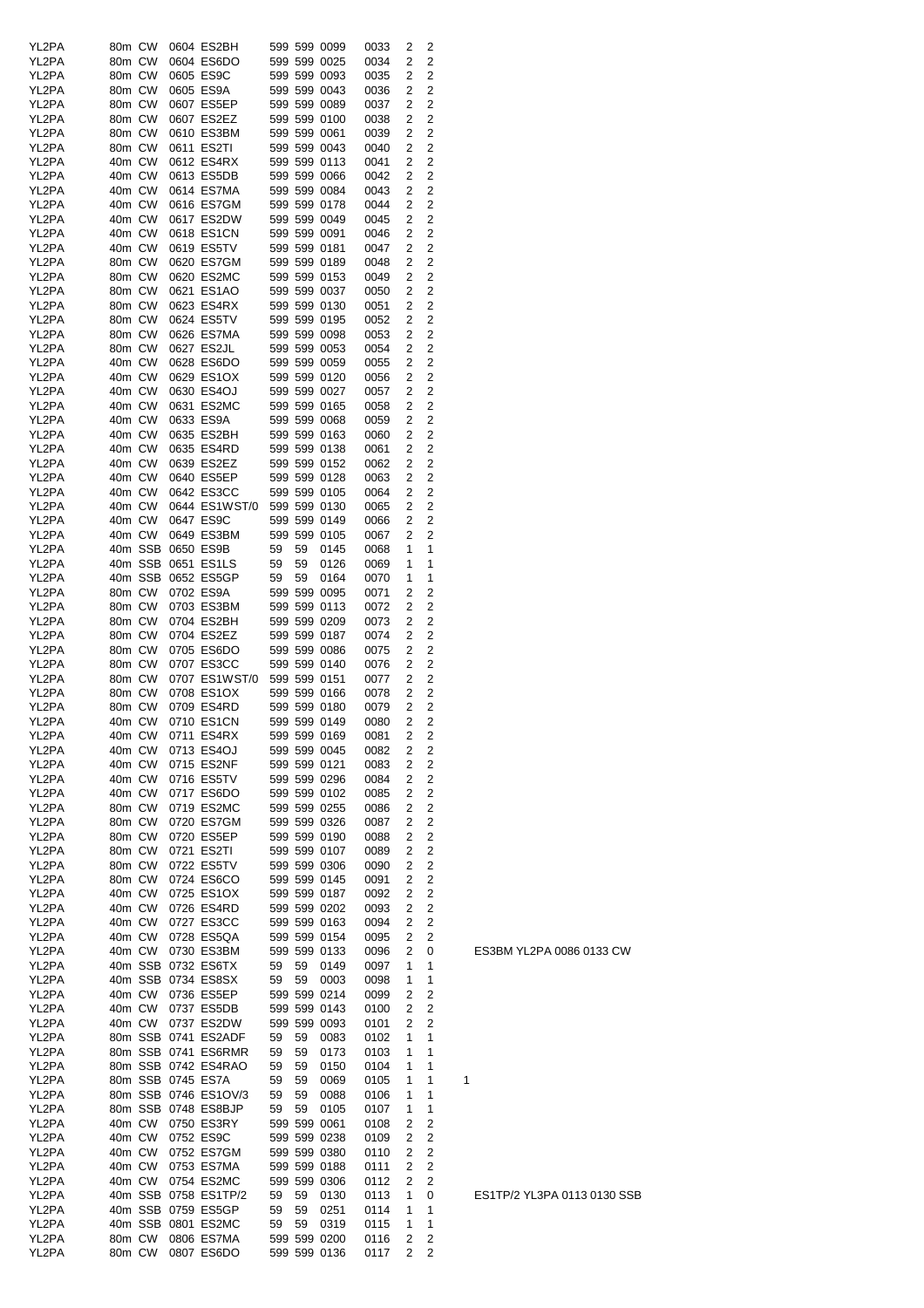| | | | | | | | | | | | | |
|---|---|---|---|---|---|---|---|---|---|---|---|---|
| YL2PA | 80m | CW | 0604 | ES2BH | 599 | 599 | 0099 | 0033 | 2 | 2 | | |
| YL2PA | 80m | CW | 0604 | ES6DO | 599 | 599 | 0025 | 0034 | 2 | 2 | | |
| YL2PA | 80m | CW | 0605 | ES9C | 599 | 599 | 0093 | 0035 | 2 | 2 | | |
| YL2PA | 80m | CW | 0605 | ES9A | 599 | 599 | 0043 | 0036 | 2 | 2 | | |
| YL2PA | 80m | CW | 0607 | ES5EP | 599 | 599 | 0089 | 0037 | 2 | 2 | | |
| YL2PA | 80m | CW | 0607 | ES2EZ | 599 | 599 | 0100 | 0038 | 2 | 2 | | |
| YL2PA | 80m | CW | 0610 | ES3BM | 599 | 599 | 0061 | 0039 | 2 | 2 | | |
| YL2PA | 80m | CW | 0611 | ES2TI | 599 | 599 | 0043 | 0040 | 2 | 2 | | |
| YL2PA | 40m | CW | 0612 | ES4RX | 599 | 599 | 0113 | 0041 | 2 | 2 | | |
| YL2PA | 40m | CW | 0613 | ES5DB | 599 | 599 | 0066 | 0042 | 2 | 2 | | |
| YL2PA | 40m | CW | 0614 | ES7MA | 599 | 599 | 0084 | 0043 | 2 | 2 | | |
| YL2PA | 40m | CW | 0616 | ES7GM | 599 | 599 | 0178 | 0044 | 2 | 2 | | |
| YL2PA | 40m | CW | 0617 | ES2DW | 599 | 599 | 0049 | 0045 | 2 | 2 | | |
| YL2PA | 40m | CW | 0618 | ES1CN | 599 | 599 | 0091 | 0046 | 2 | 2 | | |
| YL2PA | 40m | CW | 0619 | ES5TV | 599 | 599 | 0181 | 0047 | 2 | 2 | | |
| YL2PA | 80m | CW | 0620 | ES7GM | 599 | 599 | 0189 | 0048 | 2 | 2 | | |
| YL2PA | 80m | CW | 0620 | ES2MC | 599 | 599 | 0153 | 0049 | 2 | 2 | | |
| YL2PA | 80m | CW | 0621 | ES1AO | 599 | 599 | 0037 | 0050 | 2 | 2 | | |
| YL2PA | 80m | CW | 0623 | ES4RX | 599 | 599 | 0130 | 0051 | 2 | 2 | | |
| YL2PA | 80m | CW | 0624 | ES5TV | 599 | 599 | 0195 | 0052 | 2 | 2 | | |
| YL2PA | 80m | CW | 0626 | ES7MA | 599 | 599 | 0098 | 0053 | 2 | 2 | | |
| YL2PA | 80m | CW | 0627 | ES2JL | 599 | 599 | 0053 | 0054 | 2 | 2 | | |
| YL2PA | 40m | CW | 0628 | ES6DO | 599 | 599 | 0059 | 0055 | 2 | 2 | | |
| YL2PA | 40m | CW | 0629 | ES1OX | 599 | 599 | 0120 | 0056 | 2 | 2 | | |
| YL2PA | 40m | CW | 0630 | ES4OJ | 599 | 599 | 0027 | 0057 | 2 | 2 | | |
| YL2PA | 40m | CW | 0631 | ES2MC | 599 | 599 | 0165 | 0058 | 2 | 2 | | |
| YL2PA | 40m | CW | 0633 | ES9A | 599 | 599 | 0068 | 0059 | 2 | 2 | | |
| YL2PA | 40m | CW | 0635 | ES2BH | 599 | 599 | 0163 | 0060 | 2 | 2 | | |
| YL2PA | 40m | CW | 0635 | ES4RD | 599 | 599 | 0138 | 0061 | 2 | 2 | | |
| YL2PA | 40m | CW | 0639 | ES2EZ | 599 | 599 | 0152 | 0062 | 2 | 2 | | |
| YL2PA | 40m | CW | 0640 | ES5EP | 599 | 599 | 0128 | 0063 | 2 | 2 | | |
| YL2PA | 40m | CW | 0642 | ES3CC | 599 | 599 | 0105 | 0064 | 2 | 2 | | |
| YL2PA | 40m | CW | 0644 | ES1WST/0 | 599 | 599 | 0130 | 0065 | 2 | 2 | | |
| YL2PA | 40m | CW | 0647 | ES9C | 599 | 599 | 0149 | 0066 | 2 | 2 | | |
| YL2PA | 40m | CW | 0649 | ES3BM | 599 | 599 | 0105 | 0067 | 2 | 2 | | |
| YL2PA | 40m | SSB | 0650 | ES9B | 59 | 59 | 0145 | 0068 | 1 | 1 | | |
| YL2PA | 40m | SSB | 0651 | ES1LS | 59 | 59 | 0126 | 0069 | 1 | 1 | | |
| YL2PA | 40m | SSB | 0652 | ES5GP | 59 | 59 | 0164 | 0070 | 1 | 1 | | |
| YL2PA | 80m | CW | 0702 | ES9A | 599 | 599 | 0095 | 0071 | 2 | 2 | | |
| YL2PA | 80m | CW | 0703 | ES3BM | 599 | 599 | 0113 | 0072 | 2 | 2 | | |
| YL2PA | 80m | CW | 0704 | ES2BH | 599 | 599 | 0209 | 0073 | 2 | 2 | | |
| YL2PA | 80m | CW | 0704 | ES2EZ | 599 | 599 | 0187 | 0074 | 2 | 2 | | |
| YL2PA | 80m | CW | 0705 | ES6DO | 599 | 599 | 0086 | 0075 | 2 | 2 | | |
| YL2PA | 80m | CW | 0707 | ES3CC | 599 | 599 | 0140 | 0076 | 2 | 2 | | |
| YL2PA | 80m | CW | 0707 | ES1WST/0 | 599 | 599 | 0151 | 0077 | 2 | 2 | | |
| YL2PA | 80m | CW | 0708 | ES1OX | 599 | 599 | 0166 | 0078 | 2 | 2 | | |
| YL2PA | 80m | CW | 0709 | ES4RD | 599 | 599 | 0180 | 0079 | 2 | 2 | | |
| YL2PA | 40m | CW | 0710 | ES1CN | 599 | 599 | 0149 | 0080 | 2 | 2 | | |
| YL2PA | 40m | CW | 0711 | ES4RX | 599 | 599 | 0169 | 0081 | 2 | 2 | | |
| YL2PA | 40m | CW | 0713 | ES4OJ | 599 | 599 | 0045 | 0082 | 2 | 2 | | |
| YL2PA | 40m | CW | 0715 | ES2NF | 599 | 599 | 0121 | 0083 | 2 | 2 | | |
| YL2PA | 40m | CW | 0716 | ES5TV | 599 | 599 | 0296 | 0084 | 2 | 2 | | |
| YL2PA | 40m | CW | 0717 | ES6DO | 599 | 599 | 0102 | 0085 | 2 | 2 | | |
| YL2PA | 80m | CW | 0719 | ES2MC | 599 | 599 | 0255 | 0086 | 2 | 2 | | |
| YL2PA | 80m | CW | 0720 | ES7GM | 599 | 599 | 0326 | 0087 | 2 | 2 | | |
| YL2PA | 80m | CW | 0720 | ES5EP | 599 | 599 | 0190 | 0088 | 2 | 2 | | |
| YL2PA | 80m | CW | 0721 | ES2TI | 599 | 599 | 0107 | 0089 | 2 | 2 | | |
| YL2PA | 80m | CW | 0722 | ES5TV | 599 | 599 | 0306 | 0090 | 2 | 2 | | |
| YL2PA | 80m | CW | 0724 | ES6CO | 599 | 599 | 0145 | 0091 | 2 | 2 | | |
| YL2PA | 40m | CW | 0725 | ES1OX | 599 | 599 | 0187 | 0092 | 2 | 2 | | |
| YL2PA | 40m | CW | 0726 | ES4RD | 599 | 599 | 0202 | 0093 | 2 | 2 | | |
| YL2PA | 40m | CW | 0727 | ES3CC | 599 | 599 | 0163 | 0094 | 2 | 2 | | |
| YL2PA | 40m | CW | 0728 | ES5QA | 599 | 599 | 0154 | 0095 | 2 | 2 | | |
| YL2PA | 40m | CW | 0730 | ES3BM | 599 | 599 | 0133 | 0096 | 2 | 0 | | ES3BM YL2PA 0086 0133 CW |
| YL2PA | 40m | SSB | 0732 | ES6TX | 59 | 59 | 0149 | 0097 | 1 | 1 | | |
| YL2PA | 40m | SSB | 0734 | ES8SX | 59 | 59 | 0003 | 0098 | 1 | 1 | | |
| YL2PA | 40m | CW | 0736 | ES5EP | 599 | 599 | 0214 | 0099 | 2 | 2 | | |
| YL2PA | 40m | CW | 0737 | ES5DB | 599 | 599 | 0143 | 0100 | 2 | 2 | | |
| YL2PA | 40m | CW | 0737 | ES2DW | 599 | 599 | 0093 | 0101 | 2 | 2 | | |
| YL2PA | 80m | SSB | 0741 | ES2ADF | 59 | 59 | 0083 | 0102 | 1 | 1 | | |
| YL2PA | 80m | SSB | 0741 | ES6RMR | 59 | 59 | 0173 | 0103 | 1 | 1 | | |
| YL2PA | 80m | SSB | 0742 | ES4RAO | 59 | 59 | 0150 | 0104 | 1 | 1 | | |
| YL2PA | 80m | SSB | 0745 | ES7A | 59 | 59 | 0069 | 0105 | 1 | 1 | 1 | |
| YL2PA | 80m | SSB | 0746 | ES1OV/3 | 59 | 59 | 0088 | 0106 | 1 | 1 | | |
| YL2PA | 80m | SSB | 0748 | ES8BJP | 59 | 59 | 0105 | 0107 | 1 | 1 | | |
| YL2PA | 40m | CW | 0750 | ES3RY | 599 | 599 | 0061 | 0108 | 2 | 2 | | |
| YL2PA | 40m | CW | 0752 | ES9C | 599 | 599 | 0238 | 0109 | 2 | 2 | | |
| YL2PA | 40m | CW | 0752 | ES7GM | 599 | 599 | 0380 | 0110 | 2 | 2 | | |
| YL2PA | 40m | CW | 0753 | ES7MA | 599 | 599 | 0188 | 0111 | 2 | 2 | | |
| YL2PA | 40m | CW | 0754 | ES2MC | 599 | 599 | 0306 | 0112 | 2 | 2 | | |
| YL2PA | 40m | SSB | 0758 | ES1TP/2 | 59 | 59 | 0130 | 0113 | 1 | 0 | | ES1TP/2 YL3PA 0113 0130 SSB |
| YL2PA | 40m | SSB | 0759 | ES5GP | 59 | 59 | 0251 | 0114 | 1 | 1 | | |
| YL2PA | 40m | SSB | 0801 | ES2MC | 59 | 59 | 0319 | 0115 | 1 | 1 | | |
| YL2PA | 80m | CW | 0806 | ES7MA | 599 | 599 | 0200 | 0116 | 2 | 2 | | |
| YL2PA | 80m | CW | 0807 | ES6DO | 599 | 599 | 0136 | 0117 | 2 | 2 | | |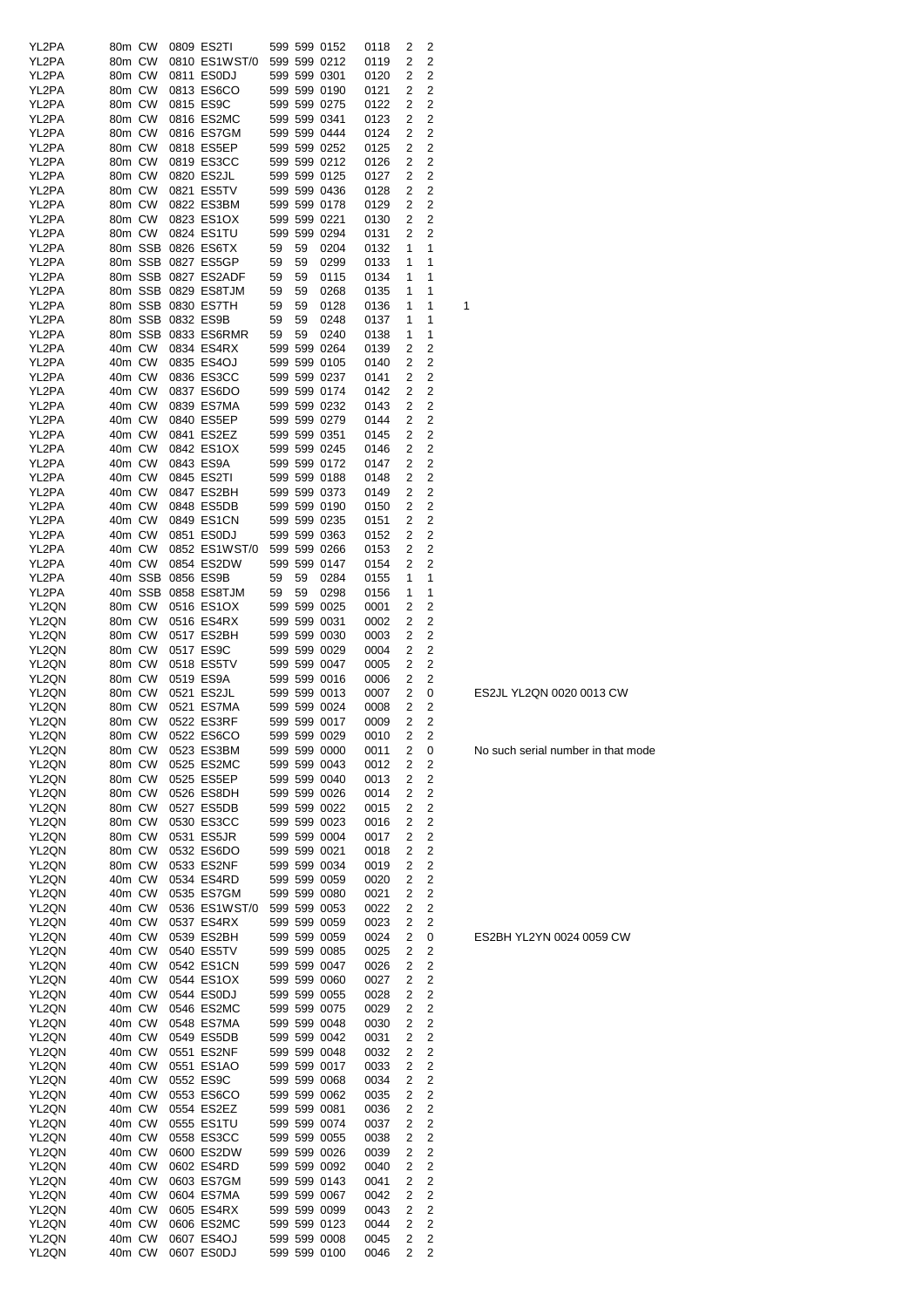| | | | | | | | | | | | | |
|---|---|---|---|---|---|---|---|---|---|---|---|---|
| YL2PA | 80m | CW | 0809 | ES2TI | 599 | 599 | 0152 | 0118 | 2 | 2 | | |
| YL2PA | 80m | CW | 0810 | ES1WST/0 | 599 | 599 | 0212 | 0119 | 2 | 2 | | |
| YL2PA | 80m | CW | 0811 | ES0DJ | 599 | 599 | 0301 | 0120 | 2 | 2 | | |
| YL2PA | 80m | CW | 0813 | ES6CO | 599 | 599 | 0190 | 0121 | 2 | 2 | | |
| YL2PA | 80m | CW | 0815 | ES9C | 599 | 599 | 0275 | 0122 | 2 | 2 | | |
| YL2PA | 80m | CW | 0816 | ES2MC | 599 | 599 | 0341 | 0123 | 2 | 2 | | |
| YL2PA | 80m | CW | 0816 | ES7GM | 599 | 599 | 0444 | 0124 | 2 | 2 | | |
| YL2PA | 80m | CW | 0818 | ES5EP | 599 | 599 | 0252 | 0125 | 2 | 2 | | |
| YL2PA | 80m | CW | 0819 | ES3CC | 599 | 599 | 0212 | 0126 | 2 | 2 | | |
| YL2PA | 80m | CW | 0820 | ES2JL | 599 | 599 | 0125 | 0127 | 2 | 2 | | |
| YL2PA | 80m | CW | 0821 | ES5TV | 599 | 599 | 0436 | 0128 | 2 | 2 | | |
| YL2PA | 80m | CW | 0822 | ES3BM | 599 | 599 | 0178 | 0129 | 2 | 2 | | |
| YL2PA | 80m | CW | 0823 | ES1OX | 599 | 599 | 0221 | 0130 | 2 | 2 | | |
| YL2PA | 80m | CW | 0824 | ES1TU | 599 | 599 | 0294 | 0131 | 2 | 2 | | |
| YL2PA | 80m | SSB | 0826 | ES6TX | 59 | 59 | 0204 | 0132 | 1 | 1 | | |
| YL2PA | 80m | SSB | 0827 | ES5GP | 59 | 59 | 0299 | 0133 | 1 | 1 | | |
| YL2PA | 80m | SSB | 0827 | ES2ADF | 59 | 59 | 0115 | 0134 | 1 | 1 | | |
| YL2PA | 80m | SSB | 0829 | ES8TJM | 59 | 59 | 0268 | 0135 | 1 | 1 | | |
| YL2PA | 80m | SSB | 0830 | ES7TH | 59 | 59 | 0128 | 0136 | 1 | 1 | 1 | |
| YL2PA | 80m | SSB | 0832 | ES9B | 59 | 59 | 0248 | 0137 | 1 | 1 | | |
| YL2PA | 80m | SSB | 0833 | ES6RMR | 59 | 59 | 0240 | 0138 | 1 | 1 | | |
| YL2PA | 40m | CW | 0834 | ES4RX | 599 | 599 | 0264 | 0139 | 2 | 2 | | |
| YL2PA | 40m | CW | 0835 | ES4OJ | 599 | 599 | 0105 | 0140 | 2 | 2 | | |
| YL2PA | 40m | CW | 0836 | ES3CC | 599 | 599 | 0237 | 0141 | 2 | 2 | | |
| YL2PA | 40m | CW | 0837 | ES6DO | 599 | 599 | 0174 | 0142 | 2 | 2 | | |
| YL2PA | 40m | CW | 0839 | ES7MA | 599 | 599 | 0232 | 0143 | 2 | 2 | | |
| YL2PA | 40m | CW | 0840 | ES5EP | 599 | 599 | 0279 | 0144 | 2 | 2 | | |
| YL2PA | 40m | CW | 0841 | ES2EZ | 599 | 599 | 0351 | 0145 | 2 | 2 | | |
| YL2PA | 40m | CW | 0842 | ES1OX | 599 | 599 | 0245 | 0146 | 2 | 2 | | |
| YL2PA | 40m | CW | 0843 | ES9A | 599 | 599 | 0172 | 0147 | 2 | 2 | | |
| YL2PA | 40m | CW | 0845 | ES2TI | 599 | 599 | 0188 | 0148 | 2 | 2 | | |
| YL2PA | 40m | CW | 0847 | ES2BH | 599 | 599 | 0373 | 0149 | 2 | 2 | | |
| YL2PA | 40m | CW | 0848 | ES5DB | 599 | 599 | 0190 | 0150 | 2 | 2 | | |
| YL2PA | 40m | CW | 0849 | ES1CN | 599 | 599 | 0235 | 0151 | 2 | 2 | | |
| YL2PA | 40m | CW | 0851 | ES0DJ | 599 | 599 | 0363 | 0152 | 2 | 2 | | |
| YL2PA | 40m | CW | 0852 | ES1WST/0 | 599 | 599 | 0266 | 0153 | 2 | 2 | | |
| YL2PA | 40m | CW | 0854 | ES2DW | 599 | 599 | 0147 | 0154 | 2 | 2 | | |
| YL2PA | 40m | SSB | 0856 | ES9B | 59 | 59 | 0284 | 0155 | 1 | 1 | | |
| YL2PA | 40m | SSB | 0858 | ES8TJM | 59 | 59 | 0298 | 0156 | 1 | 1 | | |
| YL2QN | 80m | CW | 0516 | ES1OX | 599 | 599 | 0025 | 0001 | 2 | 2 | | |
| YL2QN | 80m | CW | 0516 | ES4RX | 599 | 599 | 0031 | 0002 | 2 | 2 | | |
| YL2QN | 80m | CW | 0517 | ES2BH | 599 | 599 | 0030 | 0003 | 2 | 2 | | |
| YL2QN | 80m | CW | 0517 | ES9C | 599 | 599 | 0029 | 0004 | 2 | 2 | | |
| YL2QN | 80m | CW | 0518 | ES5TV | 599 | 599 | 0047 | 0005 | 2 | 2 | | |
| YL2QN | 80m | CW | 0519 | ES9A | 599 | 599 | 0016 | 0006 | 2 | 2 | | |
| YL2QN | 80m | CW | 0521 | ES2JL | 599 | 599 | 0013 | 0007 | 2 | 0 | | ES2JL YL2QN 0020 0013 CW |
| YL2QN | 80m | CW | 0521 | ES7MA | 599 | 599 | 0024 | 0008 | 2 | 2 | | |
| YL2QN | 80m | CW | 0522 | ES3RF | 599 | 599 | 0017 | 0009 | 2 | 2 | | |
| YL2QN | 80m | CW | 0522 | ES6CO | 599 | 599 | 0029 | 0010 | 2 | 2 | | |
| YL2QN | 80m | CW | 0523 | ES3BM | 599 | 599 | 0000 | 0011 | 2 | 0 | | No such serial number in that mode |
| YL2QN | 80m | CW | 0525 | ES2MC | 599 | 599 | 0043 | 0012 | 2 | 2 | | |
| YL2QN | 80m | CW | 0525 | ES5EP | 599 | 599 | 0040 | 0013 | 2 | 2 | | |
| YL2QN | 80m | CW | 0526 | ES8DH | 599 | 599 | 0026 | 0014 | 2 | 2 | | |
| YL2QN | 80m | CW | 0527 | ES5DB | 599 | 599 | 0022 | 0015 | 2 | 2 | | |
| YL2QN | 80m | CW | 0530 | ES3CC | 599 | 599 | 0023 | 0016 | 2 | 2 | | |
| YL2QN | 80m | CW | 0531 | ES5JR | 599 | 599 | 0004 | 0017 | 2 | 2 | | |
| YL2QN | 80m | CW | 0532 | ES6DO | 599 | 599 | 0021 | 0018 | 2 | 2 | | |
| YL2QN | 80m | CW | 0533 | ES2NF | 599 | 599 | 0034 | 0019 | 2 | 2 | | |
| YL2QN | 40m | CW | 0534 | ES4RD | 599 | 599 | 0059 | 0020 | 2 | 2 | | |
| YL2QN | 40m | CW | 0535 | ES7GM | 599 | 599 | 0080 | 0021 | 2 | 2 | | |
| YL2QN | 40m | CW | 0536 | ES1WST/0 | 599 | 599 | 0053 | 0022 | 2 | 2 | | |
| YL2QN | 40m | CW | 0537 | ES4RX | 599 | 599 | 0059 | 0023 | 2 | 2 | | |
| YL2QN | 40m | CW | 0539 | ES2BH | 599 | 599 | 0059 | 0024 | 2 | 0 | | ES2BH YL2YN 0024 0059 CW |
| YL2QN | 40m | CW | 0540 | ES5TV | 599 | 599 | 0085 | 0025 | 2 | 2 | | |
| YL2QN | 40m | CW | 0542 | ES1CN | 599 | 599 | 0047 | 0026 | 2 | 2 | | |
| YL2QN | 40m | CW | 0544 | ES1OX | 599 | 599 | 0060 | 0027 | 2 | 2 | | |
| YL2QN | 40m | CW | 0544 | ES0DJ | 599 | 599 | 0055 | 0028 | 2 | 2 | | |
| YL2QN | 40m | CW | 0546 | ES2MC | 599 | 599 | 0075 | 0029 | 2 | 2 | | |
| YL2QN | 40m | CW | 0548 | ES7MA | 599 | 599 | 0048 | 0030 | 2 | 2 | | |
| YL2QN | 40m | CW | 0549 | ES5DB | 599 | 599 | 0042 | 0031 | 2 | 2 | | |
| YL2QN | 40m | CW | 0551 | ES2NF | 599 | 599 | 0048 | 0032 | 2 | 2 | | |
| YL2QN | 40m | CW | 0551 | ES1AO | 599 | 599 | 0017 | 0033 | 2 | 2 | | |
| YL2QN | 40m | CW | 0552 | ES9C | 599 | 599 | 0068 | 0034 | 2 | 2 | | |
| YL2QN | 40m | CW | 0553 | ES6CO | 599 | 599 | 0062 | 0035 | 2 | 2 | | |
| YL2QN | 40m | CW | 0554 | ES2EZ | 599 | 599 | 0081 | 0036 | 2 | 2 | | |
| YL2QN | 40m | CW | 0555 | ES1TU | 599 | 599 | 0074 | 0037 | 2 | 2 | | |
| YL2QN | 40m | CW | 0558 | ES3CC | 599 | 599 | 0055 | 0038 | 2 | 2 | | |
| YL2QN | 40m | CW | 0600 | ES2DW | 599 | 599 | 0026 | 0039 | 2 | 2 | | |
| YL2QN | 40m | CW | 0602 | ES4RD | 599 | 599 | 0092 | 0040 | 2 | 2 | | |
| YL2QN | 40m | CW | 0603 | ES7GM | 599 | 599 | 0143 | 0041 | 2 | 2 | | |
| YL2QN | 40m | CW | 0604 | ES7MA | 599 | 599 | 0067 | 0042 | 2 | 2 | | |
| YL2QN | 40m | CW | 0605 | ES4RX | 599 | 599 | 0099 | 0043 | 2 | 2 | | |
| YL2QN | 40m | CW | 0606 | ES2MC | 599 | 599 | 0123 | 0044 | 2 | 2 | | |
| YL2QN | 40m | CW | 0607 | ES4OJ | 599 | 599 | 0008 | 0045 | 2 | 2 | | |
| YL2QN | 40m | CW | 0607 | ES0DJ | 599 | 599 | 0100 | 0046 | 2 | 2 | | |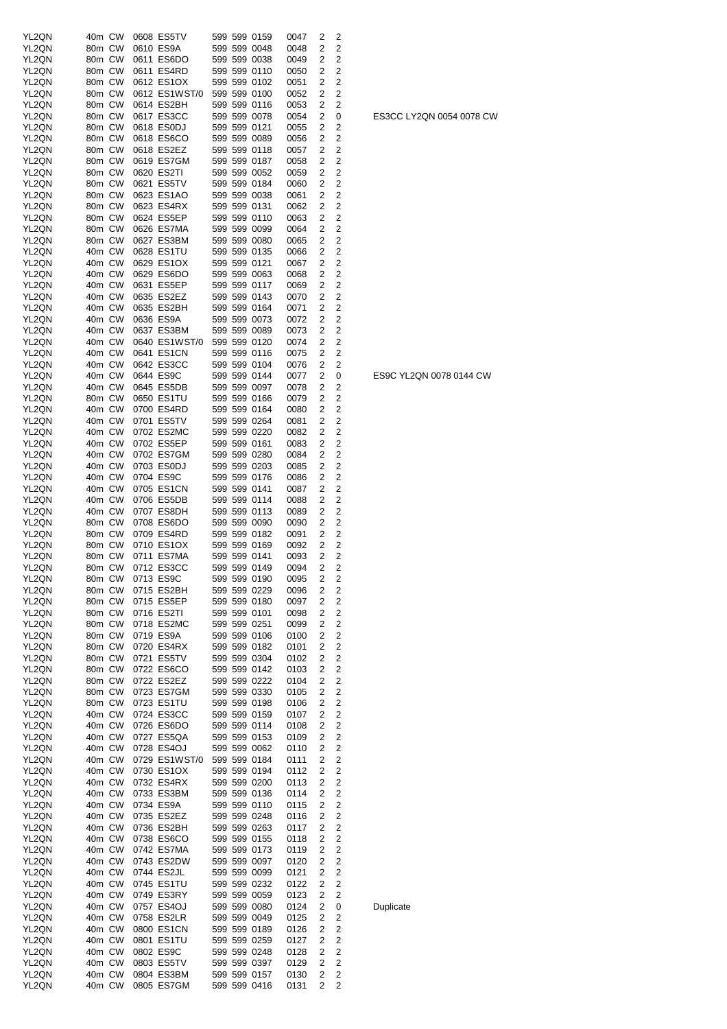| | | | | | | | | | | | |
|---|---|---|---|---|---|---|---|---|---|---|---|
| YL2QN | 40m | CW | 0608 | ES5TV | 599 | 599 | 0159 | 0047 | 2 | 2 | |
| YL2QN | 80m | CW | 0610 | ES9A | 599 | 599 | 0048 | 0048 | 2 | 2 | |
| YL2QN | 80m | CW | 0611 | ES6DO | 599 | 599 | 0038 | 0049 | 2 | 2 | |
| YL2QN | 80m | CW | 0611 | ES4RD | 599 | 599 | 0110 | 0050 | 2 | 2 | |
| YL2QN | 80m | CW | 0612 | ES1OX | 599 | 599 | 0102 | 0051 | 2 | 2 | |
| YL2QN | 80m | CW | 0612 | ES1WST/0 | 599 | 599 | 0100 | 0052 | 2 | 2 | |
| YL2QN | 80m | CW | 0614 | ES2BH | 599 | 599 | 0116 | 0053 | 2 | 2 | |
| YL2QN | 80m | CW | 0617 | ES3CC | 599 | 599 | 0078 | 0054 | 2 | 0 | ES3CC LY2QN 0054 0078 CW |
| YL2QN | 80m | CW | 0618 | ES0DJ | 599 | 599 | 0121 | 0055 | 2 | 2 | |
| YL2QN | 80m | CW | 0618 | ES6CO | 599 | 599 | 0089 | 0056 | 2 | 2 | |
| YL2QN | 80m | CW | 0618 | ES2EZ | 599 | 599 | 0118 | 0057 | 2 | 2 | |
| YL2QN | 80m | CW | 0619 | ES7GM | 599 | 599 | 0187 | 0058 | 2 | 2 | |
| YL2QN | 80m | CW | 0620 | ES2TI | 599 | 599 | 0052 | 0059 | 2 | 2 | |
| YL2QN | 80m | CW | 0621 | ES5TV | 599 | 599 | 0184 | 0060 | 2 | 2 | |
| YL2QN | 80m | CW | 0623 | ES1AO | 599 | 599 | 0038 | 0061 | 2 | 2 | |
| YL2QN | 80m | CW | 0623 | ES4RX | 599 | 599 | 0131 | 0062 | 2 | 2 | |
| YL2QN | 80m | CW | 0624 | ES5EP | 599 | 599 | 0110 | 0063 | 2 | 2 | |
| YL2QN | 80m | CW | 0626 | ES7MA | 599 | 599 | 0099 | 0064 | 2 | 2 | |
| YL2QN | 80m | CW | 0627 | ES3BM | 599 | 599 | 0080 | 0065 | 2 | 2 | |
| YL2QN | 40m | CW | 0628 | ES1TU | 599 | 599 | 0135 | 0066 | 2 | 2 | |
| YL2QN | 40m | CW | 0629 | ES1OX | 599 | 599 | 0121 | 0067 | 2 | 2 | |
| YL2QN | 40m | CW | 0629 | ES6DO | 599 | 599 | 0063 | 0068 | 2 | 2 | |
| YL2QN | 40m | CW | 0631 | ES5EP | 599 | 599 | 0117 | 0069 | 2 | 2 | |
| YL2QN | 40m | CW | 0635 | ES2EZ | 599 | 599 | 0143 | 0070 | 2 | 2 | |
| YL2QN | 40m | CW | 0635 | ES2BH | 599 | 599 | 0164 | 0071 | 2 | 2 | |
| YL2QN | 40m | CW | 0636 | ES9A | 599 | 599 | 0073 | 0072 | 2 | 2 | |
| YL2QN | 40m | CW | 0637 | ES3BM | 599 | 599 | 0089 | 0073 | 2 | 2 | |
| YL2QN | 40m | CW | 0640 | ES1WST/0 | 599 | 599 | 0120 | 0074 | 2 | 2 | |
| YL2QN | 40m | CW | 0641 | ES1CN | 599 | 599 | 0116 | 0075 | 2 | 2 | |
| YL2QN | 40m | CW | 0642 | ES3CC | 599 | 599 | 0104 | 0076 | 2 | 2 | |
| YL2QN | 40m | CW | 0644 | ES9C | 599 | 599 | 0144 | 0077 | 2 | 0 | ES9C YL2QN 0078 0144 CW |
| YL2QN | 40m | CW | 0645 | ES5DB | 599 | 599 | 0097 | 0078 | 2 | 2 | |
| YL2QN | 80m | CW | 0650 | ES1TU | 599 | 599 | 0166 | 0079 | 2 | 2 | |
| YL2QN | 40m | CW | 0700 | ES4RD | 599 | 599 | 0164 | 0080 | 2 | 2 | |
| YL2QN | 40m | CW | 0701 | ES5TV | 599 | 599 | 0264 | 0081 | 2 | 2 | |
| YL2QN | 40m | CW | 0702 | ES2MC | 599 | 599 | 0220 | 0082 | 2 | 2 | |
| YL2QN | 40m | CW | 0702 | ES5EP | 599 | 599 | 0161 | 0083 | 2 | 2 | |
| YL2QN | 40m | CW | 0702 | ES7GM | 599 | 599 | 0280 | 0084 | 2 | 2 | |
| YL2QN | 40m | CW | 0703 | ES0DJ | 599 | 599 | 0203 | 0085 | 2 | 2 | |
| YL2QN | 40m | CW | 0704 | ES9C | 599 | 599 | 0176 | 0086 | 2 | 2 | |
| YL2QN | 40m | CW | 0705 | ES1CN | 599 | 599 | 0141 | 0087 | 2 | 2 | |
| YL2QN | 40m | CW | 0706 | ES5DB | 599 | 599 | 0114 | 0088 | 2 | 2 | |
| YL2QN | 40m | CW | 0707 | ES8DH | 599 | 599 | 0113 | 0089 | 2 | 2 | |
| YL2QN | 80m | CW | 0708 | ES6DO | 599 | 599 | 0090 | 0090 | 2 | 2 | |
| YL2QN | 80m | CW | 0709 | ES4RD | 599 | 599 | 0182 | 0091 | 2 | 2 | |
| YL2QN | 80m | CW | 0710 | ES1OX | 599 | 599 | 0169 | 0092 | 2 | 2 | |
| YL2QN | 80m | CW | 0711 | ES7MA | 599 | 599 | 0141 | 0093 | 2 | 2 | |
| YL2QN | 80m | CW | 0712 | ES3CC | 599 | 599 | 0149 | 0094 | 2 | 2 | |
| YL2QN | 80m | CW | 0713 | ES9C | 599 | 599 | 0190 | 0095 | 2 | 2 | |
| YL2QN | 80m | CW | 0715 | ES2BH | 599 | 599 | 0229 | 0096 | 2 | 2 | |
| YL2QN | 80m | CW | 0715 | ES5EP | 599 | 599 | 0180 | 0097 | 2 | 2 | |
| YL2QN | 80m | CW | 0716 | ES2TI | 599 | 599 | 0101 | 0098 | 2 | 2 | |
| YL2QN | 80m | CW | 0718 | ES2MC | 599 | 599 | 0251 | 0099 | 2 | 2 | |
| YL2QN | 80m | CW | 0719 | ES9A | 599 | 599 | 0106 | 0100 | 2 | 2 | |
| YL2QN | 80m | CW | 0720 | ES4RX | 599 | 599 | 0182 | 0101 | 2 | 2 | |
| YL2QN | 80m | CW | 0721 | ES5TV | 599 | 599 | 0304 | 0102 | 2 | 2 | |
| YL2QN | 80m | CW | 0722 | ES6CO | 599 | 599 | 0142 | 0103 | 2 | 2 | |
| YL2QN | 80m | CW | 0722 | ES2EZ | 599 | 599 | 0222 | 0104 | 2 | 2 | |
| YL2QN | 80m | CW | 0723 | ES7GM | 599 | 599 | 0330 | 0105 | 2 | 2 | |
| YL2QN | 80m | CW | 0723 | ES1TU | 599 | 599 | 0198 | 0106 | 2 | 2 | |
| YL2QN | 40m | CW | 0724 | ES3CC | 599 | 599 | 0159 | 0107 | 2 | 2 | |
| YL2QN | 40m | CW | 0726 | ES6DO | 599 | 599 | 0114 | 0108 | 2 | 2 | |
| YL2QN | 40m | CW | 0727 | ES5QA | 599 | 599 | 0153 | 0109 | 2 | 2 | |
| YL2QN | 40m | CW | 0728 | ES4OJ | 599 | 599 | 0062 | 0110 | 2 | 2 | |
| YL2QN | 40m | CW | 0729 | ES1WST/0 | 599 | 599 | 0184 | 0111 | 2 | 2 | |
| YL2QN | 40m | CW | 0730 | ES1OX | 599 | 599 | 0194 | 0112 | 2 | 2 | |
| YL2QN | 40m | CW | 0732 | ES4RX | 599 | 599 | 0200 | 0113 | 2 | 2 | |
| YL2QN | 40m | CW | 0733 | ES3BM | 599 | 599 | 0136 | 0114 | 2 | 2 | |
| YL2QN | 40m | CW | 0734 | ES9A | 599 | 599 | 0110 | 0115 | 2 | 2 | |
| YL2QN | 40m | CW | 0735 | ES2EZ | 599 | 599 | 0248 | 0116 | 2 | 2 | |
| YL2QN | 40m | CW | 0736 | ES2BH | 599 | 599 | 0263 | 0117 | 2 | 2 | |
| YL2QN | 40m | CW | 0738 | ES6CO | 599 | 599 | 0155 | 0118 | 2 | 2 | |
| YL2QN | 40m | CW | 0742 | ES7MA | 599 | 599 | 0173 | 0119 | 2 | 2 | |
| YL2QN | 40m | CW | 0743 | ES2DW | 599 | 599 | 0097 | 0120 | 2 | 2 | |
| YL2QN | 40m | CW | 0744 | ES2JL | 599 | 599 | 0099 | 0121 | 2 | 2 | |
| YL2QN | 40m | CW | 0745 | ES1TU | 599 | 599 | 0232 | 0122 | 2 | 2 | |
| YL2QN | 40m | CW | 0749 | ES3RY | 599 | 599 | 0059 | 0123 | 2 | 2 | |
| YL2QN | 40m | CW | 0757 | ES4OJ | 599 | 599 | 0080 | 0124 | 2 | 0 | Duplicate |
| YL2QN | 40m | CW | 0758 | ES2LR | 599 | 599 | 0049 | 0125 | 2 | 2 | |
| YL2QN | 40m | CW | 0800 | ES1CN | 599 | 599 | 0189 | 0126 | 2 | 2 | |
| YL2QN | 40m | CW | 0801 | ES1TU | 599 | 599 | 0259 | 0127 | 2 | 2 | |
| YL2QN | 40m | CW | 0802 | ES9C | 599 | 599 | 0248 | 0128 | 2 | 2 | |
| YL2QN | 40m | CW | 0803 | ES5TV | 599 | 599 | 0397 | 0129 | 2 | 2 | |
| YL2QN | 40m | CW | 0804 | ES3BM | 599 | 599 | 0157 | 0130 | 2 | 2 | |
| YL2QN | 40m | CW | 0805 | ES7GM | 599 | 599 | 0416 | 0131 | 2 | 2 | |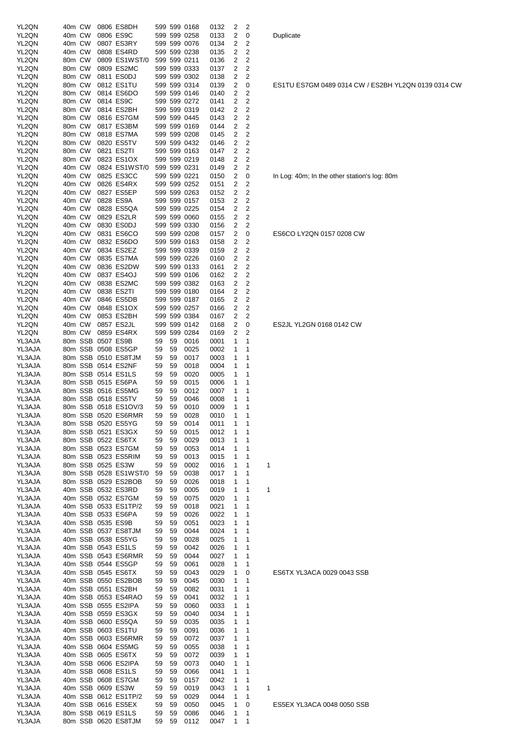| | | | | | | | | | | | | |
|---|---|---|---|---|---|---|---|---|---|---|---|---|
| YL2QN | 40m | CW | 0806 | ES8DH | 599 | 599 | 0168 | 0132 | 2 | 2 | | |
| YL2QN | 40m | CW | 0806 | ES9C | 599 | 599 | 0258 | 0133 | 2 | 0 | | Duplicate |
| YL2QN | 40m | CW | 0807 | ES3RY | 599 | 599 | 0076 | 0134 | 2 | 2 | | |
| YL2QN | 40m | CW | 0808 | ES4RD | 599 | 599 | 0238 | 0135 | 2 | 2 | | |
| YL2QN | 80m | CW | 0809 | ES1WST/0 | 599 | 599 | 0211 | 0136 | 2 | 2 | | |
| YL2QN | 80m | CW | 0809 | ES2MC | 599 | 599 | 0333 | 0137 | 2 | 2 | | |
| YL2QN | 80m | CW | 0811 | ES0DJ | 599 | 599 | 0302 | 0138 | 2 | 2 | | |
| YL2QN | 80m | CW | 0812 | ES1TU | 599 | 599 | 0314 | 0139 | 2 | 0 | | ES1TU ES7GM 0489 0314 CW / ES2BH YL2QN 0139 0314 CW |
| YL2QN | 80m | CW | 0814 | ES6DO | 599 | 599 | 0146 | 0140 | 2 | 2 | | |
| YL2QN | 80m | CW | 0814 | ES9C | 599 | 599 | 0272 | 0141 | 2 | 2 | | |
| YL2QN | 80m | CW | 0814 | ES2BH | 599 | 599 | 0319 | 0142 | 2 | 2 | | |
| YL2QN | 80m | CW | 0816 | ES7GM | 599 | 599 | 0445 | 0143 | 2 | 2 | | |
| YL2QN | 80m | CW | 0817 | ES3BM | 599 | 599 | 0169 | 0144 | 2 | 2 | | |
| YL2QN | 80m | CW | 0818 | ES7MA | 599 | 599 | 0208 | 0145 | 2 | 2 | | |
| YL2QN | 80m | CW | 0820 | ES5TV | 599 | 599 | 0432 | 0146 | 2 | 2 | | |
| YL2QN | 80m | CW | 0821 | ES2TI | 599 | 599 | 0163 | 0147 | 2 | 2 | | |
| YL2QN | 80m | CW | 0823 | ES1OX | 599 | 599 | 0219 | 0148 | 2 | 2 | | |
| YL2QN | 40m | CW | 0824 | ES1WST/0 | 599 | 599 | 0231 | 0149 | 2 | 2 | | |
| YL2QN | 40m | CW | 0825 | ES3CC | 599 | 599 | 0221 | 0150 | 2 | 0 | | In Log: 40m; In the other station's log: 80m |
| YL2QN | 40m | CW | 0826 | ES4RX | 599 | 599 | 0252 | 0151 | 2 | 2 | | |
| YL2QN | 40m | CW | 0827 | ES5EP | 599 | 599 | 0263 | 0152 | 2 | 2 | | |
| YL2QN | 40m | CW | 0828 | ES9A | 599 | 599 | 0157 | 0153 | 2 | 2 | | |
| YL2QN | 40m | CW | 0828 | ES5QA | 599 | 599 | 0225 | 0154 | 2 | 2 | | |
| YL2QN | 40m | CW | 0829 | ES2LR | 599 | 599 | 0060 | 0155 | 2 | 2 | | |
| YL2QN | 40m | CW | 0830 | ES0DJ | 599 | 599 | 0330 | 0156 | 2 | 2 | | |
| YL2QN | 40m | CW | 0831 | ES6CO | 599 | 599 | 0208 | 0157 | 2 | 0 | | ES6CO LY2QN 0157 0208 CW |
| YL2QN | 40m | CW | 0832 | ES6DO | 599 | 599 | 0163 | 0158 | 2 | 2 | | |
| YL2QN | 40m | CW | 0834 | ES2EZ | 599 | 599 | 0339 | 0159 | 2 | 2 | | |
| YL2QN | 40m | CW | 0835 | ES7MA | 599 | 599 | 0226 | 0160 | 2 | 2 | | |
| YL2QN | 40m | CW | 0836 | ES2DW | 599 | 599 | 0133 | 0161 | 2 | 2 | | |
| YL2QN | 40m | CW | 0837 | ES4OJ | 599 | 599 | 0106 | 0162 | 2 | 2 | | |
| YL2QN | 40m | CW | 0838 | ES2MC | 599 | 599 | 0382 | 0163 | 2 | 2 | | |
| YL2QN | 40m | CW | 0838 | ES2TI | 599 | 599 | 0180 | 0164 | 2 | 2 | | |
| YL2QN | 40m | CW | 0846 | ES5DB | 599 | 599 | 0187 | 0165 | 2 | 2 | | |
| YL2QN | 40m | CW | 0848 | ES1OX | 599 | 599 | 0257 | 0166 | 2 | 2 | | |
| YL2QN | 40m | CW | 0853 | ES2BH | 599 | 599 | 0384 | 0167 | 2 | 2 | | |
| YL2QN | 40m | CW | 0857 | ES2JL | 599 | 599 | 0142 | 0168 | 2 | 0 | | ES2JL YL2GN 0168 0142 CW |
| YL2QN | 80m | CW | 0859 | ES4RX | 599 | 599 | 0284 | 0169 | 2 | 2 | | |
| YL3AJA | 80m | SSB | 0507 | ES9B | 59 | 59 | 0016 | 0001 | 1 | 1 | | |
| YL3AJA | 80m | SSB | 0508 | ES5GP | 59 | 59 | 0025 | 0002 | 1 | 1 | | |
| YL3AJA | 80m | SSB | 0510 | ES8TJM | 59 | 59 | 0017 | 0003 | 1 | 1 | | |
| YL3AJA | 80m | SSB | 0514 | ES2NF | 59 | 59 | 0018 | 0004 | 1 | 1 | | |
| YL3AJA | 80m | SSB | 0514 | ES1LS | 59 | 59 | 0020 | 0005 | 1 | 1 | | |
| YL3AJA | 80m | SSB | 0515 | ES6PA | 59 | 59 | 0015 | 0006 | 1 | 1 | | |
| YL3AJA | 80m | SSB | 0516 | ES5MG | 59 | 59 | 0012 | 0007 | 1 | 1 | | |
| YL3AJA | 80m | SSB | 0518 | ES5TV | 59 | 59 | 0046 | 0008 | 1 | 1 | | |
| YL3AJA | 80m | SSB | 0518 | ES1OV/3 | 59 | 59 | 0010 | 0009 | 1 | 1 | | |
| YL3AJA | 80m | SSB | 0520 | ES6RMR | 59 | 59 | 0028 | 0010 | 1 | 1 | | |
| YL3AJA | 80m | SSB | 0520 | ES5YG | 59 | 59 | 0014 | 0011 | 1 | 1 | | |
| YL3AJA | 80m | SSB | 0521 | ES3GX | 59 | 59 | 0015 | 0012 | 1 | 1 | | |
| YL3AJA | 80m | SSB | 0522 | ES6TX | 59 | 59 | 0029 | 0013 | 1 | 1 | | |
| YL3AJA | 80m | SSB | 0523 | ES7GM | 59 | 59 | 0053 | 0014 | 1 | 1 | | |
| YL3AJA | 80m | SSB | 0523 | ES5RIM | 59 | 59 | 0013 | 0015 | 1 | 1 | | |
| YL3AJA | 80m | SSB | 0525 | ES3W | 59 | 59 | 0002 | 0016 | 1 | 1 | 1 | |
| YL3AJA | 80m | SSB | 0528 | ES1WST/0 | 59 | 59 | 0038 | 0017 | 1 | 1 | | |
| YL3AJA | 80m | SSB | 0529 | ES2BOB | 59 | 59 | 0026 | 0018 | 1 | 1 | | |
| YL3AJA | 40m | SSB | 0532 | ES3RD | 59 | 59 | 0005 | 0019 | 1 | 1 | 1 | |
| YL3AJA | 40m | SSB | 0532 | ES7GM | 59 | 59 | 0075 | 0020 | 1 | 1 | | |
| YL3AJA | 40m | SSB | 0533 | ES1TP/2 | 59 | 59 | 0018 | 0021 | 1 | 1 | | |
| YL3AJA | 40m | SSB | 0533 | ES6PA | 59 | 59 | 0026 | 0022 | 1 | 1 | | |
| YL3AJA | 40m | SSB | 0535 | ES9B | 59 | 59 | 0051 | 0023 | 1 | 1 | | |
| YL3AJA | 40m | SSB | 0537 | ES8TJM | 59 | 59 | 0044 | 0024 | 1 | 1 | | |
| YL3AJA | 40m | SSB | 0538 | ES5YG | 59 | 59 | 0028 | 0025 | 1 | 1 | | |
| YL3AJA | 40m | SSB | 0543 | ES1LS | 59 | 59 | 0042 | 0026 | 1 | 1 | | |
| YL3AJA | 40m | SSB | 0543 | ES6RMR | 59 | 59 | 0044 | 0027 | 1 | 1 | | |
| YL3AJA | 40m | SSB | 0544 | ES5GP | 59 | 59 | 0061 | 0028 | 1 | 1 | | |
| YL3AJA | 40m | SSB | 0545 | ES6TX | 59 | 59 | 0043 | 0029 | 1 | 0 | | ES6TX YL3ACA 0029 0043 SSB |
| YL3AJA | 40m | SSB | 0550 | ES2BOB | 59 | 59 | 0045 | 0030 | 1 | 1 | | |
| YL3AJA | 40m | SSB | 0551 | ES2BH | 59 | 59 | 0082 | 0031 | 1 | 1 | | |
| YL3AJA | 40m | SSB | 0553 | ES4RAO | 59 | 59 | 0041 | 0032 | 1 | 1 | | |
| YL3AJA | 40m | SSB | 0555 | ES2IPA | 59 | 59 | 0060 | 0033 | 1 | 1 | | |
| YL3AJA | 40m | SSB | 0559 | ES3GX | 59 | 59 | 0040 | 0034 | 1 | 1 | | |
| YL3AJA | 40m | SSB | 0600 | ES5QA | 59 | 59 | 0035 | 0035 | 1 | 1 | | |
| YL3AJA | 40m | SSB | 0603 | ES1TU | 59 | 59 | 0091 | 0036 | 1 | 1 | | |
| YL3AJA | 40m | SSB | 0603 | ES6RMR | 59 | 59 | 0072 | 0037 | 1 | 1 | | |
| YL3AJA | 40m | SSB | 0604 | ES5MG | 59 | 59 | 0055 | 0038 | 1 | 1 | | |
| YL3AJA | 40m | SSB | 0605 | ES6TX | 59 | 59 | 0072 | 0039 | 1 | 1 | | |
| YL3AJA | 40m | SSB | 0606 | ES2IPA | 59 | 59 | 0073 | 0040 | 1 | 1 | | |
| YL3AJA | 40m | SSB | 0608 | ES1LS | 59 | 59 | 0066 | 0041 | 1 | 1 | | |
| YL3AJA | 40m | SSB | 0608 | ES7GM | 59 | 59 | 0157 | 0042 | 1 | 1 | | |
| YL3AJA | 40m | SSB | 0609 | ES3W | 59 | 59 | 0019 | 0043 | 1 | 1 | 1 | |
| YL3AJA | 40m | SSB | 0612 | ES1TP/2 | 59 | 59 | 0029 | 0044 | 1 | 1 | | |
| YL3AJA | 40m | SSB | 0616 | ES5EX | 59 | 59 | 0050 | 0045 | 1 | 0 | | ES5EX YL3ACA 0048 0050 SSB |
| YL3AJA | 80m | SSB | 0619 | ES1LS | 59 | 59 | 0086 | 0046 | 1 | 1 | | |
| YL3AJA | 80m | SSB | 0620 | ES8TJM | 59 | 59 | 0112 | 0047 | 1 | 1 | | |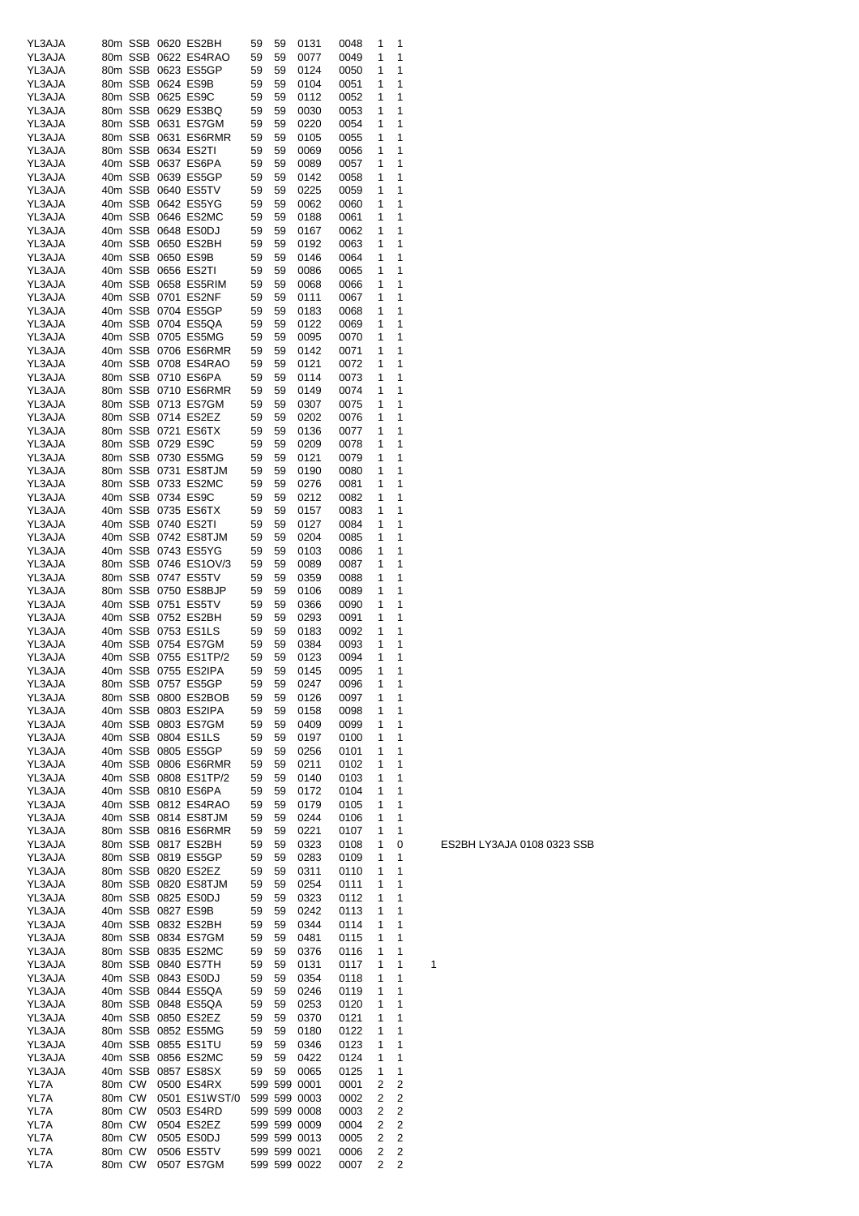| | | | | | | | | | | | | |
|---|---|---|---|---|---|---|---|---|---|---|---|---|
| YL3AJA | 80m | SSB | 0620 | ES2BH | 59 | 59 | 0131 | 0048 | 1 | 1 | | |
| YL3AJA | 80m | SSB | 0622 | ES4RAO | 59 | 59 | 0077 | 0049 | 1 | 1 | | |
| YL3AJA | 80m | SSB | 0623 | ES5GP | 59 | 59 | 0124 | 0050 | 1 | 1 | | |
| YL3AJA | 80m | SSB | 0624 | ES9B | 59 | 59 | 0104 | 0051 | 1 | 1 | | |
| YL3AJA | 80m | SSB | 0625 | ES9C | 59 | 59 | 0112 | 0052 | 1 | 1 | | |
| YL3AJA | 80m | SSB | 0629 | ES3BQ | 59 | 59 | 0030 | 0053 | 1 | 1 | | |
| YL3AJA | 80m | SSB | 0631 | ES7GM | 59 | 59 | 0220 | 0054 | 1 | 1 | | |
| YL3AJA | 80m | SSB | 0631 | ES6RMR | 59 | 59 | 0105 | 0055 | 1 | 1 | | |
| YL3AJA | 80m | SSB | 0634 | ES2TI | 59 | 59 | 0069 | 0056 | 1 | 1 | | |
| YL3AJA | 40m | SSB | 0637 | ES6PA | 59 | 59 | 0089 | 0057 | 1 | 1 | | |
| YL3AJA | 40m | SSB | 0639 | ES5GP | 59 | 59 | 0142 | 0058 | 1 | 1 | | |
| YL3AJA | 40m | SSB | 0640 | ES5TV | 59 | 59 | 0225 | 0059 | 1 | 1 | | |
| YL3AJA | 40m | SSB | 0642 | ES5YG | 59 | 59 | 0062 | 0060 | 1 | 1 | | |
| YL3AJA | 40m | SSB | 0646 | ES2MC | 59 | 59 | 0188 | 0061 | 1 | 1 | | |
| YL3AJA | 40m | SSB | 0648 | ES0DJ | 59 | 59 | 0167 | 0062 | 1 | 1 | | |
| YL3AJA | 40m | SSB | 0650 | ES2BH | 59 | 59 | 0192 | 0063 | 1 | 1 | | |
| YL3AJA | 40m | SSB | 0650 | ES9B | 59 | 59 | 0146 | 0064 | 1 | 1 | | |
| YL3AJA | 40m | SSB | 0656 | ES2TI | 59 | 59 | 0086 | 0065 | 1 | 1 | | |
| YL3AJA | 40m | SSB | 0658 | ES5RIM | 59 | 59 | 0068 | 0066 | 1 | 1 | | |
| YL3AJA | 40m | SSB | 0701 | ES2NF | 59 | 59 | 0111 | 0067 | 1 | 1 | | |
| YL3AJA | 40m | SSB | 0704 | ES5GP | 59 | 59 | 0183 | 0068 | 1 | 1 | | |
| YL3AJA | 40m | SSB | 0704 | ES5QA | 59 | 59 | 0122 | 0069 | 1 | 1 | | |
| YL3AJA | 40m | SSB | 0705 | ES5MG | 59 | 59 | 0095 | 0070 | 1 | 1 | | |
| YL3AJA | 40m | SSB | 0706 | ES6RMR | 59 | 59 | 0142 | 0071 | 1 | 1 | | |
| YL3AJA | 40m | SSB | 0708 | ES4RAO | 59 | 59 | 0121 | 0072 | 1 | 1 | | |
| YL3AJA | 80m | SSB | 0710 | ES6PA | 59 | 59 | 0114 | 0073 | 1 | 1 | | |
| YL3AJA | 80m | SSB | 0710 | ES6RMR | 59 | 59 | 0149 | 0074 | 1 | 1 | | |
| YL3AJA | 80m | SSB | 0713 | ES7GM | 59 | 59 | 0307 | 0075 | 1 | 1 | | |
| YL3AJA | 80m | SSB | 0714 | ES2EZ | 59 | 59 | 0202 | 0076 | 1 | 1 | | |
| YL3AJA | 80m | SSB | 0721 | ES6TX | 59 | 59 | 0136 | 0077 | 1 | 1 | | |
| YL3AJA | 80m | SSB | 0729 | ES9C | 59 | 59 | 0209 | 0078 | 1 | 1 | | |
| YL3AJA | 80m | SSB | 0730 | ES5MG | 59 | 59 | 0121 | 0079 | 1 | 1 | | |
| YL3AJA | 80m | SSB | 0731 | ES8TJM | 59 | 59 | 0190 | 0080 | 1 | 1 | | |
| YL3AJA | 80m | SSB | 0733 | ES2MC | 59 | 59 | 0276 | 0081 | 1 | 1 | | |
| YL3AJA | 40m | SSB | 0734 | ES9C | 59 | 59 | 0212 | 0082 | 1 | 1 | | |
| YL3AJA | 40m | SSB | 0735 | ES6TX | 59 | 59 | 0157 | 0083 | 1 | 1 | | |
| YL3AJA | 40m | SSB | 0740 | ES2TI | 59 | 59 | 0127 | 0084 | 1 | 1 | | |
| YL3AJA | 40m | SSB | 0742 | ES8TJM | 59 | 59 | 0204 | 0085 | 1 | 1 | | |
| YL3AJA | 40m | SSB | 0743 | ES5YG | 59 | 59 | 0103 | 0086 | 1 | 1 | | |
| YL3AJA | 80m | SSB | 0746 | ES1OV/3 | 59 | 59 | 0089 | 0087 | 1 | 1 | | |
| YL3AJA | 80m | SSB | 0747 | ES5TV | 59 | 59 | 0359 | 0088 | 1 | 1 | | |
| YL3AJA | 80m | SSB | 0750 | ES8BJP | 59 | 59 | 0106 | 0089 | 1 | 1 | | |
| YL3AJA | 40m | SSB | 0751 | ES5TV | 59 | 59 | 0366 | 0090 | 1 | 1 | | |
| YL3AJA | 40m | SSB | 0752 | ES2BH | 59 | 59 | 0293 | 0091 | 1 | 1 | | |
| YL3AJA | 40m | SSB | 0753 | ES1LS | 59 | 59 | 0183 | 0092 | 1 | 1 | | |
| YL3AJA | 40m | SSB | 0754 | ES7GM | 59 | 59 | 0384 | 0093 | 1 | 1 | | |
| YL3AJA | 40m | SSB | 0755 | ES1TP/2 | 59 | 59 | 0123 | 0094 | 1 | 1 | | |
| YL3AJA | 40m | SSB | 0755 | ES2IPA | 59 | 59 | 0145 | 0095 | 1 | 1 | | |
| YL3AJA | 80m | SSB | 0757 | ES5GP | 59 | 59 | 0247 | 0096 | 1 | 1 | | |
| YL3AJA | 80m | SSB | 0800 | ES2BOB | 59 | 59 | 0126 | 0097 | 1 | 1 | | |
| YL3AJA | 40m | SSB | 0803 | ES2IPA | 59 | 59 | 0158 | 0098 | 1 | 1 | | |
| YL3AJA | 40m | SSB | 0803 | ES7GM | 59 | 59 | 0409 | 0099 | 1 | 1 | | |
| YL3AJA | 40m | SSB | 0804 | ES1LS | 59 | 59 | 0197 | 0100 | 1 | 1 | | |
| YL3AJA | 40m | SSB | 0805 | ES5GP | 59 | 59 | 0256 | 0101 | 1 | 1 | | |
| YL3AJA | 40m | SSB | 0806 | ES6RMR | 59 | 59 | 0211 | 0102 | 1 | 1 | | |
| YL3AJA | 40m | SSB | 0808 | ES1TP/2 | 59 | 59 | 0140 | 0103 | 1 | 1 | | |
| YL3AJA | 40m | SSB | 0810 | ES6PA | 59 | 59 | 0172 | 0104 | 1 | 1 | | |
| YL3AJA | 40m | SSB | 0812 | ES4RAO | 59 | 59 | 0179 | 0105 | 1 | 1 | | |
| YL3AJA | 40m | SSB | 0814 | ES8TJM | 59 | 59 | 0244 | 0106 | 1 | 1 | | |
| YL3AJA | 80m | SSB | 0816 | ES6RMR | 59 | 59 | 0221 | 0107 | 1 | 1 | | |
| YL3AJA | 80m | SSB | 0817 | ES2BH | 59 | 59 | 0323 | 0108 | 1 | 0 | | ES2BH LY3AJA 0108 0323 SSB |
| YL3AJA | 80m | SSB | 0819 | ES5GP | 59 | 59 | 0283 | 0109 | 1 | 1 | | |
| YL3AJA | 80m | SSB | 0820 | ES2EZ | 59 | 59 | 0311 | 0110 | 1 | 1 | | |
| YL3AJA | 80m | SSB | 0820 | ES8TJM | 59 | 59 | 0254 | 0111 | 1 | 1 | | |
| YL3AJA | 80m | SSB | 0825 | ES0DJ | 59 | 59 | 0323 | 0112 | 1 | 1 | | |
| YL3AJA | 40m | SSB | 0827 | ES9B | 59 | 59 | 0242 | 0113 | 1 | 1 | | |
| YL3AJA | 40m | SSB | 0832 | ES2BH | 59 | 59 | 0344 | 0114 | 1 | 1 | | |
| YL3AJA | 80m | SSB | 0834 | ES7GM | 59 | 59 | 0481 | 0115 | 1 | 1 | | |
| YL3AJA | 80m | SSB | 0835 | ES2MC | 59 | 59 | 0376 | 0116 | 1 | 1 | | |
| YL3AJA | 80m | SSB | 0840 | ES7TH | 59 | 59 | 0131 | 0117 | 1 | 1 | 1 | |
| YL3AJA | 40m | SSB | 0843 | ES0DJ | 59 | 59 | 0354 | 0118 | 1 | 1 | | |
| YL3AJA | 40m | SSB | 0844 | ES5QA | 59 | 59 | 0246 | 0119 | 1 | 1 | | |
| YL3AJA | 80m | SSB | 0848 | ES5QA | 59 | 59 | 0253 | 0120 | 1 | 1 | | |
| YL3AJA | 40m | SSB | 0850 | ES2EZ | 59 | 59 | 0370 | 0121 | 1 | 1 | | |
| YL3AJA | 80m | SSB | 0852 | ES5MG | 59 | 59 | 0180 | 0122 | 1 | 1 | | |
| YL3AJA | 40m | SSB | 0855 | ES1TU | 59 | 59 | 0346 | 0123 | 1 | 1 | | |
| YL3AJA | 40m | SSB | 0856 | ES2MC | 59 | 59 | 0422 | 0124 | 1 | 1 | | |
| YL3AJA | 40m | SSB | 0857 | ES8SX | 59 | 59 | 0065 | 0125 | 1 | 1 | | |
| YL7A | 80m | CW | 0500 | ES4RX | 599 | 599 | 0001 | 0001 | 2 | 2 | | |
| YL7A | 80m | CW | 0501 | ES1WST/0 | 599 | 599 | 0003 | 0002 | 2 | 2 | | |
| YL7A | 80m | CW | 0503 | ES4RD | 599 | 599 | 0008 | 0003 | 2 | 2 | | |
| YL7A | 80m | CW | 0504 | ES2EZ | 599 | 599 | 0009 | 0004 | 2 | 2 | | |
| YL7A | 80m | CW | 0505 | ES0DJ | 599 | 599 | 0013 | 0005 | 2 | 2 | | |
| YL7A | 80m | CW | 0506 | ES5TV | 599 | 599 | 0021 | 0006 | 2 | 2 | | |
| YL7A | 80m | CW | 0507 | ES7GM | 599 | 599 | 0022 | 0007 | 2 | 2 | | |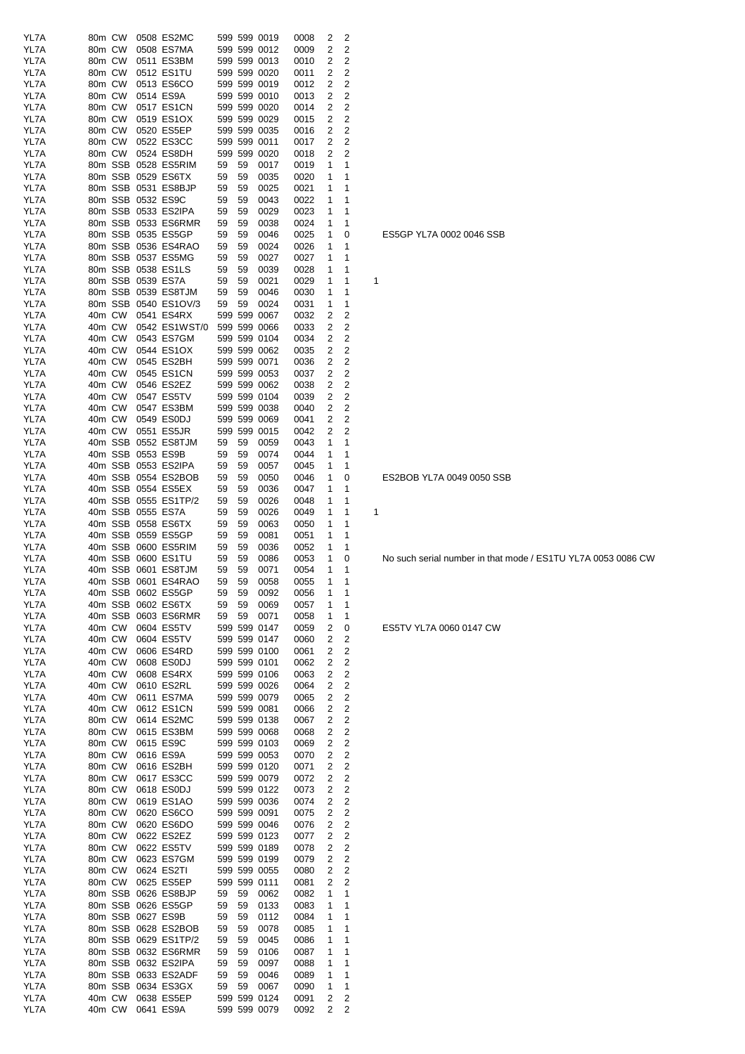| | | | | | | | | | | | | |
|---|---|---|---|---|---|---|---|---|---|---|---|---|
| YL7A | 80m | CW | 0508 | ES2MC | 599 | 599 | 0019 | 0008 | 2 | 2 | | |
| YL7A | 80m | CW | 0508 | ES7MA | 599 | 599 | 0012 | 0009 | 2 | 2 | | |
| YL7A | 80m | CW | 0511 | ES3BM | 599 | 599 | 0013 | 0010 | 2 | 2 | | |
| YL7A | 80m | CW | 0512 | ES1TU | 599 | 599 | 0020 | 0011 | 2 | 2 | | |
| YL7A | 80m | CW | 0513 | ES6CO | 599 | 599 | 0019 | 0012 | 2 | 2 | | |
| YL7A | 80m | CW | 0514 | ES9A | 599 | 599 | 0010 | 0013 | 2 | 2 | | |
| YL7A | 80m | CW | 0517 | ES1CN | 599 | 599 | 0020 | 0014 | 2 | 2 | | |
| YL7A | 80m | CW | 0519 | ES1OX | 599 | 599 | 0029 | 0015 | 2 | 2 | | |
| YL7A | 80m | CW | 0520 | ES5EP | 599 | 599 | 0035 | 0016 | 2 | 2 | | |
| YL7A | 80m | CW | 0522 | ES3CC | 599 | 599 | 0011 | 0017 | 2 | 2 | | |
| YL7A | 80m | CW | 0524 | ES8DH | 599 | 599 | 0020 | 0018 | 2 | 2 | | |
| YL7A | 80m | SSB | 0528 | ES5RIM | 59 | 59 | 0017 | 0019 | 1 | 1 | | |
| YL7A | 80m | SSB | 0529 | ES6TX | 59 | 59 | 0035 | 0020 | 1 | 1 | | |
| YL7A | 80m | SSB | 0531 | ES8BJP | 59 | 59 | 0025 | 0021 | 1 | 1 | | |
| YL7A | 80m | SSB | 0532 | ES9C | 59 | 59 | 0043 | 0022 | 1 | 1 | | |
| YL7A | 80m | SSB | 0533 | ES2IPA | 59 | 59 | 0029 | 0023 | 1 | 1 | | |
| YL7A | 80m | SSB | 0533 | ES6RMR | 59 | 59 | 0038 | 0024 | 1 | 1 | | |
| YL7A | 80m | SSB | 0535 | ES5GP | 59 | 59 | 0046 | 0025 | 1 | 0 | | ES5GP YL7A 0002 0046 SSB |
| YL7A | 80m | SSB | 0536 | ES4RAO | 59 | 59 | 0024 | 0026 | 1 | 1 | | |
| YL7A | 80m | SSB | 0537 | ES5MG | 59 | 59 | 0027 | 0027 | 1 | 1 | | |
| YL7A | 80m | SSB | 0538 | ES1LS | 59 | 59 | 0039 | 0028 | 1 | 1 | | |
| YL7A | 80m | SSB | 0539 | ES7A | 59 | 59 | 0021 | 0029 | 1 | 1 | 1 | |
| YL7A | 80m | SSB | 0539 | ES8TJM | 59 | 59 | 0046 | 0030 | 1 | 1 | | |
| YL7A | 80m | SSB | 0540 | ES1OV/3 | 59 | 59 | 0024 | 0031 | 1 | 1 | | |
| YL7A | 40m | CW | 0541 | ES4RX | 599 | 599 | 0067 | 0032 | 2 | 2 | | |
| YL7A | 40m | CW | 0542 | ES1WST/0 | 599 | 599 | 0066 | 0033 | 2 | 2 | | |
| YL7A | 40m | CW | 0543 | ES7GM | 599 | 599 | 0104 | 0034 | 2 | 2 | | |
| YL7A | 40m | CW | 0544 | ES1OX | 599 | 599 | 0062 | 0035 | 2 | 2 | | |
| YL7A | 40m | CW | 0545 | ES2BH | 599 | 599 | 0071 | 0036 | 2 | 2 | | |
| YL7A | 40m | CW | 0545 | ES1CN | 599 | 599 | 0053 | 0037 | 2 | 2 | | |
| YL7A | 40m | CW | 0546 | ES2EZ | 599 | 599 | 0062 | 0038 | 2 | 2 | | |
| YL7A | 40m | CW | 0547 | ES5TV | 599 | 599 | 0104 | 0039 | 2 | 2 | | |
| YL7A | 40m | CW | 0547 | ES3BM | 599 | 599 | 0038 | 0040 | 2 | 2 | | |
| YL7A | 40m | CW | 0549 | ES0DJ | 599 | 599 | 0069 | 0041 | 2 | 2 | | |
| YL7A | 40m | CW | 0551 | ES5JR | 599 | 599 | 0015 | 0042 | 2 | 2 | | |
| YL7A | 40m | SSB | 0552 | ES8TJM | 59 | 59 | 0059 | 0043 | 1 | 1 | | |
| YL7A | 40m | SSB | 0553 | ES9B | 59 | 59 | 0074 | 0044 | 1 | 1 | | |
| YL7A | 40m | SSB | 0553 | ES2IPA | 59 | 59 | 0057 | 0045 | 1 | 1 | | |
| YL7A | 40m | SSB | 0554 | ES2BOB | 59 | 59 | 0050 | 0046 | 1 | 0 | | ES2BOB YL7A 0049 0050 SSB |
| YL7A | 40m | SSB | 0554 | ES5EX | 59 | 59 | 0036 | 0047 | 1 | 1 | | |
| YL7A | 40m | SSB | 0555 | ES1TP/2 | 59 | 59 | 0026 | 0048 | 1 | 1 | | |
| YL7A | 40m | SSB | 0555 | ES7A | 59 | 59 | 0026 | 0049 | 1 | 1 | 1 | |
| YL7A | 40m | SSB | 0558 | ES6TX | 59 | 59 | 0063 | 0050 | 1 | 1 | | |
| YL7A | 40m | SSB | 0559 | ES5GP | 59 | 59 | 0081 | 0051 | 1 | 1 | | |
| YL7A | 40m | SSB | 0600 | ES5RIM | 59 | 59 | 0036 | 0052 | 1 | 1 | | |
| YL7A | 40m | SSB | 0600 | ES1TU | 59 | 59 | 0086 | 0053 | 1 | 0 | | No such serial number in that mode / ES1TU YL7A 0053 0086 CW |
| YL7A | 40m | SSB | 0601 | ES8TJM | 59 | 59 | 0071 | 0054 | 1 | 1 | | |
| YL7A | 40m | SSB | 0601 | ES4RAO | 59 | 59 | 0058 | 0055 | 1 | 1 | | |
| YL7A | 40m | SSB | 0602 | ES5GP | 59 | 59 | 0092 | 0056 | 1 | 1 | | |
| YL7A | 40m | SSB | 0602 | ES6TX | 59 | 59 | 0069 | 0057 | 1 | 1 | | |
| YL7A | 40m | SSB | 0603 | ES6RMR | 59 | 59 | 0071 | 0058 | 1 | 1 | | |
| YL7A | 40m | CW | 0604 | ES5TV | 599 | 599 | 0147 | 0059 | 2 | 0 | | ES5TV YL7A 0060 0147 CW |
| YL7A | 40m | CW | 0604 | ES5TV | 599 | 599 | 0147 | 0060 | 2 | 2 | | |
| YL7A | 40m | CW | 0606 | ES4RD | 599 | 599 | 0100 | 0061 | 2 | 2 | | |
| YL7A | 40m | CW | 0608 | ES0DJ | 599 | 599 | 0101 | 0062 | 2 | 2 | | |
| YL7A | 40m | CW | 0608 | ES4RX | 599 | 599 | 0106 | 0063 | 2 | 2 | | |
| YL7A | 40m | CW | 0610 | ES2RL | 599 | 599 | 0026 | 0064 | 2 | 2 | | |
| YL7A | 40m | CW | 0611 | ES7MA | 599 | 599 | 0079 | 0065 | 2 | 2 | | |
| YL7A | 40m | CW | 0612 | ES1CN | 599 | 599 | 0081 | 0066 | 2 | 2 | | |
| YL7A | 80m | CW | 0614 | ES2MC | 599 | 599 | 0138 | 0067 | 2 | 2 | | |
| YL7A | 80m | CW | 0615 | ES3BM | 599 | 599 | 0068 | 0068 | 2 | 2 | | |
| YL7A | 80m | CW | 0615 | ES9C | 599 | 599 | 0103 | 0069 | 2 | 2 | | |
| YL7A | 80m | CW | 0616 | ES9A | 599 | 599 | 0053 | 0070 | 2 | 2 | | |
| YL7A | 80m | CW | 0616 | ES2BH | 599 | 599 | 0120 | 0071 | 2 | 2 | | |
| YL7A | 80m | CW | 0617 | ES3CC | 599 | 599 | 0079 | 0072 | 2 | 2 | | |
| YL7A | 80m | CW | 0618 | ES0DJ | 599 | 599 | 0122 | 0073 | 2 | 2 | | |
| YL7A | 80m | CW | 0619 | ES1AO | 599 | 599 | 0036 | 0074 | 2 | 2 | | |
| YL7A | 80m | CW | 0620 | ES6CO | 599 | 599 | 0091 | 0075 | 2 | 2 | | |
| YL7A | 80m | CW | 0620 | ES6DO | 599 | 599 | 0046 | 0076 | 2 | 2 | | |
| YL7A | 80m | CW | 0622 | ES2EZ | 599 | 599 | 0123 | 0077 | 2 | 2 | | |
| YL7A | 80m | CW | 0622 | ES5TV | 599 | 599 | 0189 | 0078 | 2 | 2 | | |
| YL7A | 80m | CW | 0623 | ES7GM | 599 | 599 | 0199 | 0079 | 2 | 2 | | |
| YL7A | 80m | CW | 0624 | ES2TI | 599 | 599 | 0055 | 0080 | 2 | 2 | | |
| YL7A | 80m | CW | 0625 | ES5EP | 599 | 599 | 0111 | 0081 | 2 | 2 | | |
| YL7A | 80m | SSB | 0626 | ES8BJP | 59 | 59 | 0062 | 0082 | 1 | 1 | | |
| YL7A | 80m | SSB | 0626 | ES5GP | 59 | 59 | 0133 | 0083 | 1 | 1 | | |
| YL7A | 80m | SSB | 0627 | ES9B | 59 | 59 | 0112 | 0084 | 1 | 1 | | |
| YL7A | 80m | SSB | 0628 | ES2BOB | 59 | 59 | 0078 | 0085 | 1 | 1 | | |
| YL7A | 80m | SSB | 0629 | ES1TP/2 | 59 | 59 | 0045 | 0086 | 1 | 1 | | |
| YL7A | 80m | SSB | 0632 | ES6RMR | 59 | 59 | 0106 | 0087 | 1 | 1 | | |
| YL7A | 80m | SSB | 0632 | ES2IPA | 59 | 59 | 0097 | 0088 | 1 | 1 | | |
| YL7A | 80m | SSB | 0633 | ES2ADF | 59 | 59 | 0046 | 0089 | 1 | 1 | | |
| YL7A | 80m | SSB | 0634 | ES3GX | 59 | 59 | 0067 | 0090 | 1 | 1 | | |
| YL7A | 40m | CW | 0638 | ES5EP | 599 | 599 | 0124 | 0091 | 2 | 2 | | |
| YL7A | 40m | CW | 0641 | ES9A | 599 | 599 | 0079 | 0092 | 2 | 2 | | |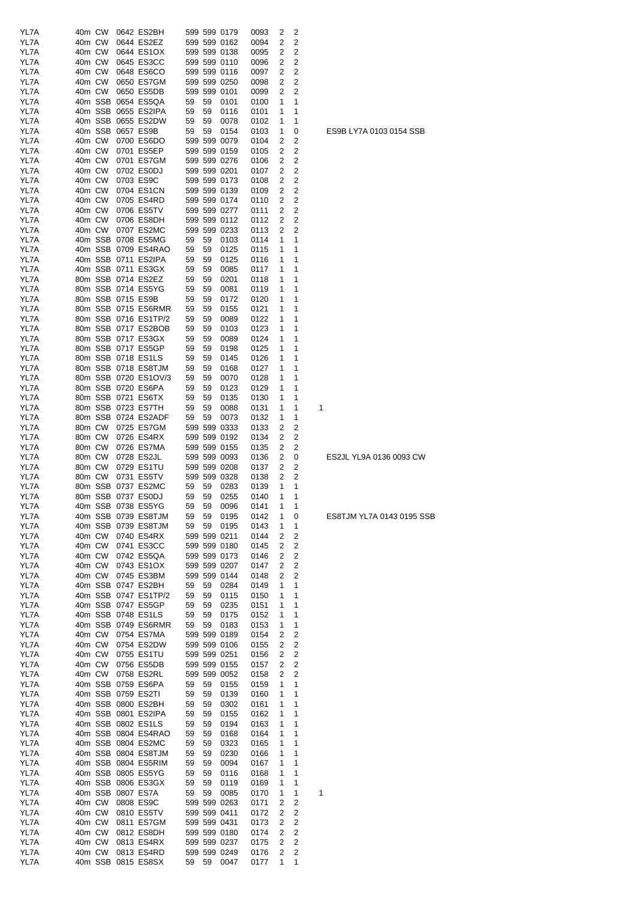| | | | | | | | | | | | | |
|---|---|---|---|---|---|---|---|---|---|---|---|---|
| YL7A | 40m | CW | 0642 | ES2BH | 599 | 599 | 0179 | 0093 | 2 | 2 | | |
| YL7A | 40m | CW | 0644 | ES2EZ | 599 | 599 | 0162 | 0094 | 2 | 2 | | |
| YL7A | 40m | CW | 0644 | ES1OX | 599 | 599 | 0138 | 0095 | 2 | 2 | | |
| YL7A | 40m | CW | 0645 | ES3CC | 599 | 599 | 0110 | 0096 | 2 | 2 | | |
| YL7A | 40m | CW | 0648 | ES6CO | 599 | 599 | 0116 | 0097 | 2 | 2 | | |
| YL7A | 40m | CW | 0650 | ES7GM | 599 | 599 | 0250 | 0098 | 2 | 2 | | |
| YL7A | 40m | CW | 0650 | ES5DB | 599 | 599 | 0101 | 0099 | 2 | 2 | | |
| YL7A | 40m | SSB | 0654 | ES5QA | 59 | 59 | 0101 | 0100 | 1 | 1 | | |
| YL7A | 40m | SSB | 0655 | ES2IPA | 59 | 59 | 0116 | 0101 | 1 | 1 | | |
| YL7A | 40m | SSB | 0655 | ES2DW | 59 | 59 | 0078 | 0102 | 1 | 1 | | |
| YL7A | 40m | SSB | 0657 | ES9B | 59 | 59 | 0154 | 0103 | 1 | 0 | | ES9B LY7A 0103 0154 SSB |
| YL7A | 40m | CW | 0700 | ES6DO | 599 | 599 | 0079 | 0104 | 2 | 2 | | |
| YL7A | 40m | CW | 0701 | ES5EP | 599 | 599 | 0159 | 0105 | 2 | 2 | | |
| YL7A | 40m | CW | 0701 | ES7GM | 599 | 599 | 0276 | 0106 | 2 | 2 | | |
| YL7A | 40m | CW | 0702 | ES0DJ | 599 | 599 | 0201 | 0107 | 2 | 2 | | |
| YL7A | 40m | CW | 0703 | ES9C | 599 | 599 | 0173 | 0108 | 2 | 2 | | |
| YL7A | 40m | CW | 0704 | ES1CN | 599 | 599 | 0139 | 0109 | 2 | 2 | | |
| YL7A | 40m | CW | 0705 | ES4RD | 599 | 599 | 0174 | 0110 | 2 | 2 | | |
| YL7A | 40m | CW | 0706 | ES5TV | 599 | 599 | 0277 | 0111 | 2 | 2 | | |
| YL7A | 40m | CW | 0706 | ES8DH | 599 | 599 | 0112 | 0112 | 2 | 2 | | |
| YL7A | 40m | CW | 0707 | ES2MC | 599 | 599 | 0233 | 0113 | 2 | 2 | | |
| YL7A | 40m | SSB | 0708 | ES5MG | 59 | 59 | 0103 | 0114 | 1 | 1 | | |
| YL7A | 40m | SSB | 0709 | ES4RAO | 59 | 59 | 0125 | 0115 | 1 | 1 | | |
| YL7A | 40m | SSB | 0711 | ES2IPA | 59 | 59 | 0125 | 0116 | 1 | 1 | | |
| YL7A | 40m | SSB | 0711 | ES3GX | 59 | 59 | 0085 | 0117 | 1 | 1 | | |
| YL7A | 80m | SSB | 0714 | ES2EZ | 59 | 59 | 0201 | 0118 | 1 | 1 | | |
| YL7A | 80m | SSB | 0714 | ES5YG | 59 | 59 | 0081 | 0119 | 1 | 1 | | |
| YL7A | 80m | SSB | 0715 | ES9B | 59 | 59 | 0172 | 0120 | 1 | 1 | | |
| YL7A | 80m | SSB | 0715 | ES6RMR | 59 | 59 | 0155 | 0121 | 1 | 1 | | |
| YL7A | 80m | SSB | 0716 | ES1TP/2 | 59 | 59 | 0089 | 0122 | 1 | 1 | | |
| YL7A | 80m | SSB | 0717 | ES2BOB | 59 | 59 | 0103 | 0123 | 1 | 1 | | |
| YL7A | 80m | SSB | 0717 | ES3GX | 59 | 59 | 0089 | 0124 | 1 | 1 | | |
| YL7A | 80m | SSB | 0717 | ES5GP | 59 | 59 | 0198 | 0125 | 1 | 1 | | |
| YL7A | 80m | SSB | 0718 | ES1LS | 59 | 59 | 0145 | 0126 | 1 | 1 | | |
| YL7A | 80m | SSB | 0718 | ES8TJM | 59 | 59 | 0168 | 0127 | 1 | 1 | | |
| YL7A | 80m | SSB | 0720 | ES1OV/3 | 59 | 59 | 0070 | 0128 | 1 | 1 | | |
| YL7A | 80m | SSB | 0720 | ES6PA | 59 | 59 | 0123 | 0129 | 1 | 1 | | |
| YL7A | 80m | SSB | 0721 | ES6TX | 59 | 59 | 0135 | 0130 | 1 | 1 | | |
| YL7A | 80m | SSB | 0723 | ES7TH | 59 | 59 | 0088 | 0131 | 1 | 1 | 1 | |
| YL7A | 80m | SSB | 0724 | ES2ADF | 59 | 59 | 0073 | 0132 | 1 | 1 | | |
| YL7A | 80m | CW | 0725 | ES7GM | 599 | 599 | 0333 | 0133 | 2 | 2 | | |
| YL7A | 80m | CW | 0726 | ES4RX | 599 | 599 | 0192 | 0134 | 2 | 2 | | |
| YL7A | 80m | CW | 0726 | ES7MA | 599 | 599 | 0155 | 0135 | 2 | 2 | | |
| YL7A | 80m | CW | 0728 | ES2JL | 599 | 599 | 0093 | 0136 | 2 | 0 | | ES2JL YL9A 0136 0093 CW |
| YL7A | 80m | CW | 0729 | ES1TU | 599 | 599 | 0208 | 0137 | 2 | 2 | | |
| YL7A | 80m | CW | 0731 | ES5TV | 599 | 599 | 0328 | 0138 | 2 | 2 | | |
| YL7A | 80m | SSB | 0737 | ES2MC | 59 | 59 | 0283 | 0139 | 1 | 1 | | |
| YL7A | 80m | SSB | 0737 | ES0DJ | 59 | 59 | 0255 | 0140 | 1 | 1 | | |
| YL7A | 40m | SSB | 0738 | ES5YG | 59 | 59 | 0096 | 0141 | 1 | 1 | | |
| YL7A | 40m | SSB | 0739 | ES8TJM | 59 | 59 | 0195 | 0142 | 1 | 0 | | ES8TJM YL7A 0143 0195 SSB |
| YL7A | 40m | SSB | 0739 | ES8TJM | 59 | 59 | 0195 | 0143 | 1 | 1 | | |
| YL7A | 40m | CW | 0740 | ES4RX | 599 | 599 | 0211 | 0144 | 2 | 2 | | |
| YL7A | 40m | CW | 0741 | ES3CC | 599 | 599 | 0180 | 0145 | 2 | 2 | | |
| YL7A | 40m | CW | 0742 | ES5QA | 599 | 599 | 0173 | 0146 | 2 | 2 | | |
| YL7A | 40m | CW | 0743 | ES1OX | 599 | 599 | 0207 | 0147 | 2 | 2 | | |
| YL7A | 40m | CW | 0745 | ES3BM | 599 | 599 | 0144 | 0148 | 2 | 2 | | |
| YL7A | 40m | SSB | 0747 | ES2BH | 59 | 59 | 0284 | 0149 | 1 | 1 | | |
| YL7A | 40m | SSB | 0747 | ES1TP/2 | 59 | 59 | 0115 | 0150 | 1 | 1 | | |
| YL7A | 40m | SSB | 0747 | ES5GP | 59 | 59 | 0235 | 0151 | 1 | 1 | | |
| YL7A | 40m | SSB | 0748 | ES1LS | 59 | 59 | 0175 | 0152 | 1 | 1 | | |
| YL7A | 40m | SSB | 0749 | ES6RMR | 59 | 59 | 0183 | 0153 | 1 | 1 | | |
| YL7A | 40m | CW | 0754 | ES7MA | 599 | 599 | 0189 | 0154 | 2 | 2 | | |
| YL7A | 40m | CW | 0754 | ES2DW | 599 | 599 | 0106 | 0155 | 2 | 2 | | |
| YL7A | 40m | CW | 0755 | ES1TU | 599 | 599 | 0251 | 0156 | 2 | 2 | | |
| YL7A | 40m | CW | 0756 | ES5DB | 599 | 599 | 0155 | 0157 | 2 | 2 | | |
| YL7A | 40m | CW | 0758 | ES2RL | 599 | 599 | 0052 | 0158 | 2 | 2 | | |
| YL7A | 40m | SSB | 0759 | ES6PA | 59 | 59 | 0155 | 0159 | 1 | 1 | | |
| YL7A | 40m | SSB | 0759 | ES2TI | 59 | 59 | 0139 | 0160 | 1 | 1 | | |
| YL7A | 40m | SSB | 0800 | ES2BH | 59 | 59 | 0302 | 0161 | 1 | 1 | | |
| YL7A | 40m | SSB | 0801 | ES2IPA | 59 | 59 | 0155 | 0162 | 1 | 1 | | |
| YL7A | 40m | SSB | 0802 | ES1LS | 59 | 59 | 0194 | 0163 | 1 | 1 | | |
| YL7A | 40m | SSB | 0804 | ES4RAO | 59 | 59 | 0168 | 0164 | 1 | 1 | | |
| YL7A | 40m | SSB | 0804 | ES2MC | 59 | 59 | 0323 | 0165 | 1 | 1 | | |
| YL7A | 40m | SSB | 0804 | ES8TJM | 59 | 59 | 0230 | 0166 | 1 | 1 | | |
| YL7A | 40m | SSB | 0804 | ES5RIM | 59 | 59 | 0094 | 0167 | 1 | 1 | | |
| YL7A | 40m | SSB | 0805 | ES5YG | 59 | 59 | 0116 | 0168 | 1 | 1 | | |
| YL7A | 40m | SSB | 0806 | ES3GX | 59 | 59 | 0119 | 0169 | 1 | 1 | | |
| YL7A | 40m | SSB | 0807 | ES7A | 59 | 59 | 0085 | 0170 | 1 | 1 | 1 | |
| YL7A | 40m | CW | 0808 | ES9C | 599 | 599 | 0263 | 0171 | 2 | 2 | | |
| YL7A | 40m | CW | 0810 | ES5TV | 599 | 599 | 0411 | 0172 | 2 | 2 | | |
| YL7A | 40m | CW | 0811 | ES7GM | 599 | 599 | 0431 | 0173 | 2 | 2 | | |
| YL7A | 40m | CW | 0812 | ES8DH | 599 | 599 | 0180 | 0174 | 2 | 2 | | |
| YL7A | 40m | CW | 0813 | ES4RX | 599 | 599 | 0237 | 0175 | 2 | 2 | | |
| YL7A | 40m | CW | 0813 | ES4RD | 599 | 599 | 0249 | 0176 | 2 | 2 | | |
| YL7A | 40m | SSB | 0815 | ES8SX | 59 | 59 | 0047 | 0177 | 1 | 1 | | |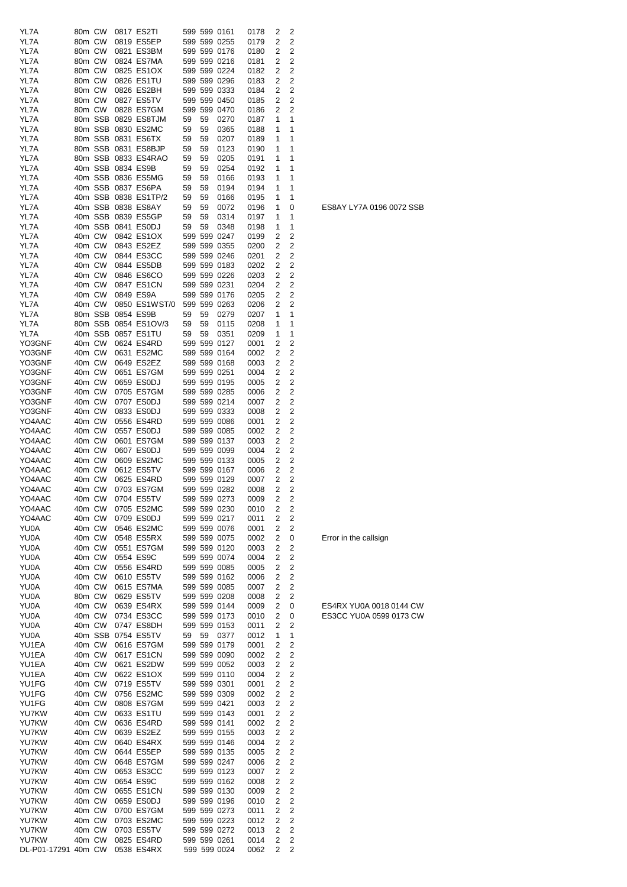| | | | | | | | | | | | | |
|---|---|---|---|---|---|---|---|---|---|---|---|---|
| YL7A | 80m | CW | 0817 | ES2TI | 599 | 599 | 0161 | 0178 | 2 | 2 | |
| YL7A | 80m | CW | 0819 | ES5EP | 599 | 599 | 0255 | 0179 | 2 | 2 | |
| YL7A | 80m | CW | 0821 | ES3BM | 599 | 599 | 0176 | 0180 | 2 | 2 | |
| YL7A | 80m | CW | 0824 | ES7MA | 599 | 599 | 0216 | 0181 | 2 | 2 | |
| YL7A | 80m | CW | 0825 | ES1OX | 599 | 599 | 0224 | 0182 | 2 | 2 | |
| YL7A | 80m | CW | 0826 | ES1TU | 599 | 599 | 0296 | 0183 | 2 | 2 | |
| YL7A | 80m | CW | 0826 | ES2BH | 599 | 599 | 0333 | 0184 | 2 | 2 | |
| YL7A | 80m | CW | 0827 | ES5TV | 599 | 599 | 0450 | 0185 | 2 | 2 | |
| YL7A | 80m | CW | 0828 | ES7GM | 599 | 599 | 0470 | 0186 | 2 | 2 | |
| YL7A | 80m | SSB | 0829 | ES8TJM | 59 | 59 | 0270 | 0187 | 1 | 1 | |
| YL7A | 80m | SSB | 0830 | ES2MC | 59 | 59 | 0365 | 0188 | 1 | 1 | |
| YL7A | 80m | SSB | 0831 | ES6TX | 59 | 59 | 0207 | 0189 | 1 | 1 | |
| YL7A | 80m | SSB | 0831 | ES8BJP | 59 | 59 | 0123 | 0190 | 1 | 1 | |
| YL7A | 80m | SSB | 0833 | ES4RAO | 59 | 59 | 0205 | 0191 | 1 | 1 | |
| YL7A | 40m | SSB | 0834 | ES9B | 59 | 59 | 0254 | 0192 | 1 | 1 | |
| YL7A | 40m | SSB | 0836 | ES5MG | 59 | 59 | 0166 | 0193 | 1 | 1 | |
| YL7A | 40m | SSB | 0837 | ES6PA | 59 | 59 | 0194 | 0194 | 1 | 1 | |
| YL7A | 40m | SSB | 0838 | ES1TP/2 | 59 | 59 | 0166 | 0195 | 1 | 1 | |
| YL7A | 40m | SSB | 0838 | ES8AY | 59 | 59 | 0072 | 0196 | 1 | 0 | ES8AY LY7A 0196 0072 SSB |
| YL7A | 40m | SSB | 0839 | ES5GP | 59 | 59 | 0314 | 0197 | 1 | 1 | |
| YL7A | 40m | SSB | 0841 | ES0DJ | 59 | 59 | 0348 | 0198 | 1 | 1 | |
| YL7A | 40m | CW | 0842 | ES1OX | 599 | 599 | 0247 | 0199 | 2 | 2 | |
| YL7A | 40m | CW | 0843 | ES2EZ | 599 | 599 | 0355 | 0200 | 2 | 2 | |
| YL7A | 40m | CW | 0844 | ES3CC | 599 | 599 | 0246 | 0201 | 2 | 2 | |
| YL7A | 40m | CW | 0844 | ES5DB | 599 | 599 | 0183 | 0202 | 2 | 2 | |
| YL7A | 40m | CW | 0846 | ES6CO | 599 | 599 | 0226 | 0203 | 2 | 2 | |
| YL7A | 40m | CW | 0847 | ES1CN | 599 | 599 | 0231 | 0204 | 2 | 2 | |
| YL7A | 40m | CW | 0849 | ES9A | 599 | 599 | 0176 | 0205 | 2 | 2 | |
| YL7A | 40m | CW | 0850 | ES1WST/0 | 599 | 599 | 0263 | 0206 | 2 | 2 | |
| YL7A | 80m | SSB | 0854 | ES9B | 59 | 59 | 0279 | 0207 | 1 | 1 | |
| YL7A | 80m | SSB | 0854 | ES1OV/3 | 59 | 59 | 0115 | 0208 | 1 | 1 | |
| YL7A | 40m | SSB | 0857 | ES1TU | 59 | 59 | 0351 | 0209 | 1 | 1 | |
| YO3GNF | 40m | CW | 0624 | ES4RD | 599 | 599 | 0127 | 0001 | 2 | 2 | |
| YO3GNF | 40m | CW | 0631 | ES2MC | 599 | 599 | 0164 | 0002 | 2 | 2 | |
| YO3GNF | 40m | CW | 0649 | ES2EZ | 599 | 599 | 0168 | 0003 | 2 | 2 | |
| YO3GNF | 40m | CW | 0651 | ES7GM | 599 | 599 | 0251 | 0004 | 2 | 2 | |
| YO3GNF | 40m | CW | 0659 | ES0DJ | 599 | 599 | 0195 | 0005 | 2 | 2 | |
| YO3GNF | 40m | CW | 0705 | ES7GM | 599 | 599 | 0285 | 0006 | 2 | 2 | |
| YO3GNF | 40m | CW | 0707 | ES0DJ | 599 | 599 | 0214 | 0007 | 2 | 2 | |
| YO3GNF | 40m | CW | 0833 | ES0DJ | 599 | 599 | 0333 | 0008 | 2 | 2 | |
| YO4AAC | 40m | CW | 0556 | ES4RD | 599 | 599 | 0086 | 0001 | 2 | 2 | |
| YO4AAC | 40m | CW | 0557 | ES0DJ | 599 | 599 | 0085 | 0002 | 2 | 2 | |
| YO4AAC | 40m | CW | 0601 | ES7GM | 599 | 599 | 0137 | 0003 | 2 | 2 | |
| YO4AAC | 40m | CW | 0607 | ES0DJ | 599 | 599 | 0099 | 0004 | 2 | 2 | |
| YO4AAC | 40m | CW | 0609 | ES2MC | 599 | 599 | 0133 | 0005 | 2 | 2 | |
| YO4AAC | 40m | CW | 0612 | ES5TV | 599 | 599 | 0167 | 0006 | 2 | 2 | |
| YO4AAC | 40m | CW | 0625 | ES4RD | 599 | 599 | 0129 | 0007 | 2 | 2 | |
| YO4AAC | 40m | CW | 0703 | ES7GM | 599 | 599 | 0282 | 0008 | 2 | 2 | |
| YO4AAC | 40m | CW | 0704 | ES5TV | 599 | 599 | 0273 | 0009 | 2 | 2 | |
| YO4AAC | 40m | CW | 0705 | ES2MC | 599 | 599 | 0230 | 0010 | 2 | 2 | |
| YO4AAC | 40m | CW | 0709 | ES0DJ | 599 | 599 | 0217 | 0011 | 2 | 2 | |
| YU0A | 40m | CW | 0546 | ES2MC | 599 | 599 | 0076 | 0001 | 2 | 2 | |
| YU0A | 40m | CW | 0548 | ES5RX | 599 | 599 | 0075 | 0002 | 2 | 0 | Error in the callsign |
| YU0A | 40m | CW | 0551 | ES7GM | 599 | 599 | 0120 | 0003 | 2 | 2 | |
| YU0A | 40m | CW | 0554 | ES9C | 599 | 599 | 0074 | 0004 | 2 | 2 | |
| YU0A | 40m | CW | 0556 | ES4RD | 599 | 599 | 0085 | 0005 | 2 | 2 | |
| YU0A | 40m | CW | 0610 | ES5TV | 599 | 599 | 0162 | 0006 | 2 | 2 | |
| YU0A | 40m | CW | 0615 | ES7MA | 599 | 599 | 0085 | 0007 | 2 | 2 | |
| YU0A | 80m | CW | 0629 | ES5TV | 599 | 599 | 0208 | 0008 | 2 | 2 | |
| YU0A | 40m | CW | 0639 | ES4RX | 599 | 599 | 0144 | 0009 | 2 | 0 | ES4RX YU0A 0018 0144 CW |
| YU0A | 40m | CW | 0734 | ES3CC | 599 | 599 | 0173 | 0010 | 2 | 0 | ES3CC YU0A 0599 0173 CW |
| YU0A | 40m | CW | 0747 | ES8DH | 599 | 599 | 0153 | 0011 | 2 | 2 | |
| YU0A | 40m | SSB | 0754 | ES5TV | 59 | 59 | 0377 | 0012 | 1 | 1 | |
| YU1EA | 40m | CW | 0616 | ES7GM | 599 | 599 | 0179 | 0001 | 2 | 2 | |
| YU1EA | 40m | CW | 0617 | ES1CN | 599 | 599 | 0090 | 0002 | 2 | 2 | |
| YU1EA | 40m | CW | 0621 | ES2DW | 599 | 599 | 0052 | 0003 | 2 | 2 | |
| YU1EA | 40m | CW | 0622 | ES1OX | 599 | 599 | 0110 | 0004 | 2 | 2 | |
| YU1FG | 40m | CW | 0719 | ES5TV | 599 | 599 | 0301 | 0001 | 2 | 2 | |
| YU1FG | 40m | CW | 0756 | ES2MC | 599 | 599 | 0309 | 0002 | 2 | 2 | |
| YU1FG | 40m | CW | 0808 | ES7GM | 599 | 599 | 0421 | 0003 | 2 | 2 | |
| YU7KW | 40m | CW | 0633 | ES1TU | 599 | 599 | 0143 | 0001 | 2 | 2 | |
| YU7KW | 40m | CW | 0636 | ES4RD | 599 | 599 | 0141 | 0002 | 2 | 2 | |
| YU7KW | 40m | CW | 0639 | ES2EZ | 599 | 599 | 0155 | 0003 | 2 | 2 | |
| YU7KW | 40m | CW | 0640 | ES4RX | 599 | 599 | 0146 | 0004 | 2 | 2 | |
| YU7KW | 40m | CW | 0644 | ES5EP | 599 | 599 | 0135 | 0005 | 2 | 2 | |
| YU7KW | 40m | CW | 0648 | ES7GM | 599 | 599 | 0247 | 0006 | 2 | 2 | |
| YU7KW | 40m | CW | 0653 | ES3CC | 599 | 599 | 0123 | 0007 | 2 | 2 | |
| YU7KW | 40m | CW | 0654 | ES9C | 599 | 599 | 0162 | 0008 | 2 | 2 | |
| YU7KW | 40m | CW | 0655 | ES1CN | 599 | 599 | 0130 | 0009 | 2 | 2 | |
| YU7KW | 40m | CW | 0659 | ES0DJ | 599 | 599 | 0196 | 0010 | 2 | 2 | |
| YU7KW | 40m | CW | 0700 | ES7GM | 599 | 599 | 0273 | 0011 | 2 | 2 | |
| YU7KW | 40m | CW | 0703 | ES2MC | 599 | 599 | 0223 | 0012 | 2 | 2 | |
| YU7KW | 40m | CW | 0703 | ES5TV | 599 | 599 | 0272 | 0013 | 2 | 2 | |
| YU7KW | 40m | CW | 0825 | ES4RD | 599 | 599 | 0261 | 0014 | 2 | 2 | |
| DL-P01-17291 | 40m | CW | 0538 | ES4RX | 599 | 599 | 0024 | 0062 | 2 | 2 | |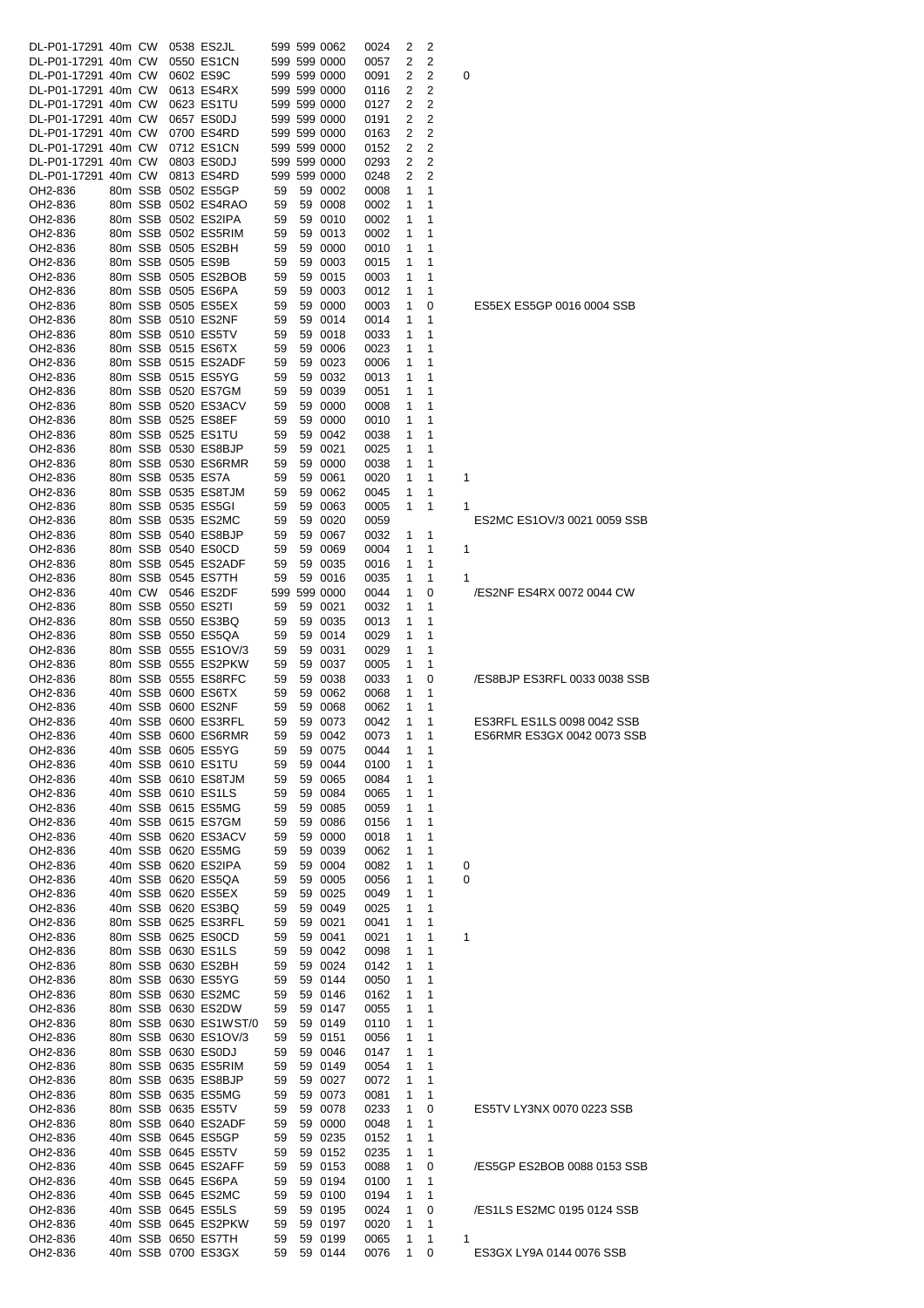| | | | | | | | | | | | | |
|---|---|---|---|---|---|---|---|---|---|---|---|---|
| DL-P01-17291 | 40m | CW | 0538 | ES2JL | 599 | 599 | 0062 | 0024 | 2 | 2 | | |
| DL-P01-17291 | 40m | CW | 0550 | ES1CN | 599 | 599 | 0000 | 0057 | 2 | 2 | | |
| DL-P01-17291 | 40m | CW | 0602 | ES9C | 599 | 599 | 0000 | 0091 | 2 | 2 | 0 | |
| DL-P01-17291 | 40m | CW | 0613 | ES4RX | 599 | 599 | 0000 | 0116 | 2 | 2 | | |
| DL-P01-17291 | 40m | CW | 0623 | ES1TU | 599 | 599 | 0000 | 0127 | 2 | 2 | | |
| DL-P01-17291 | 40m | CW | 0657 | ES0DJ | 599 | 599 | 0000 | 0191 | 2 | 2 | | |
| DL-P01-17291 | 40m | CW | 0700 | ES4RD | 599 | 599 | 0000 | 0163 | 2 | 2 | | |
| DL-P01-17291 | 40m | CW | 0712 | ES1CN | 599 | 599 | 0000 | 0152 | 2 | 2 | | |
| DL-P01-17291 | 40m | CW | 0803 | ES0DJ | 599 | 599 | 0000 | 0293 | 2 | 2 | | |
| DL-P01-17291 | 40m | CW | 0813 | ES4RD | 599 | 599 | 0000 | 0248 | 2 | 2 | | |
| OH2-836 | 80m | SSB | 0502 | ES5GP | 59 | 59 | 0002 | 0008 | 1 | 1 | | |
| OH2-836 | 80m | SSB | 0502 | ES4RAO | 59 | 59 | 0008 | 0002 | 1 | 1 | | |
| OH2-836 | 80m | SSB | 0502 | ES2IPA | 59 | 59 | 0010 | 0002 | 1 | 1 | | |
| OH2-836 | 80m | SSB | 0502 | ES5RIM | 59 | 59 | 0013 | 0002 | 1 | 1 | | |
| OH2-836 | 80m | SSB | 0505 | ES2BH | 59 | 59 | 0000 | 0010 | 1 | 1 | | |
| OH2-836 | 80m | SSB | 0505 | ES9B | 59 | 59 | 0003 | 0015 | 1 | 1 | | |
| OH2-836 | 80m | SSB | 0505 | ES2BOB | 59 | 59 | 0015 | 0003 | 1 | 1 | | |
| OH2-836 | 80m | SSB | 0505 | ES6PA | 59 | 59 | 0003 | 0012 | 1 | 1 | | |
| OH2-836 | 80m | SSB | 0505 | ES5EX | 59 | 59 | 0000 | 0003 | 1 | 0 | | ES5EX ES5GP 0016 0004 SSB |
| OH2-836 | 80m | SSB | 0510 | ES2NF | 59 | 59 | 0014 | 0014 | 1 | 1 | | |
| OH2-836 | 80m | SSB | 0510 | ES5TV | 59 | 59 | 0018 | 0033 | 1 | 1 | | |
| OH2-836 | 80m | SSB | 0515 | ES6TX | 59 | 59 | 0006 | 0023 | 1 | 1 | | |
| OH2-836 | 80m | SSB | 0515 | ES2ADF | 59 | 59 | 0023 | 0006 | 1 | 1 | | |
| OH2-836 | 80m | SSB | 0515 | ES5YG | 59 | 59 | 0032 | 0013 | 1 | 1 | | |
| OH2-836 | 80m | SSB | 0520 | ES7GM | 59 | 59 | 0039 | 0051 | 1 | 1 | | |
| OH2-836 | 80m | SSB | 0520 | ES3ACV | 59 | 59 | 0000 | 0008 | 1 | 1 | | |
| OH2-836 | 80m | SSB | 0525 | ES8EF | 59 | 59 | 0000 | 0010 | 1 | 1 | | |
| OH2-836 | 80m | SSB | 0525 | ES1TU | 59 | 59 | 0042 | 0038 | 1 | 1 | | |
| OH2-836 | 80m | SSB | 0530 | ES8BJP | 59 | 59 | 0021 | 0025 | 1 | 1 | | |
| OH2-836 | 80m | SSB | 0530 | ES6RMR | 59 | 59 | 0000 | 0038 | 1 | 1 | | |
| OH2-836 | 80m | SSB | 0535 | ES7A | 59 | 59 | 0061 | 0020 | 1 | 1 | 1 | |
| OH2-836 | 80m | SSB | 0535 | ES8TJM | 59 | 59 | 0062 | 0045 | 1 | 1 | | |
| OH2-836 | 80m | SSB | 0535 | ES5GI | 59 | 59 | 0063 | 0005 | 1 | 1 | 1 | |
| OH2-836 | 80m | SSB | 0535 | ES2MC | 59 | 59 | 0020 | 0059 | | | | ES2MC ES1OV/3 0021 0059 SSB |
| OH2-836 | 80m | SSB | 0540 | ES8BJP | 59 | 59 | 0067 | 0032 | 1 | 1 | | |
| OH2-836 | 80m | SSB | 0540 | ES0CD | 59 | 59 | 0069 | 0004 | 1 | 1 | 1 | |
| OH2-836 | 80m | SSB | 0545 | ES2ADF | 59 | 59 | 0035 | 0016 | 1 | 1 | | |
| OH2-836 | 80m | SSB | 0545 | ES7TH | 59 | 59 | 0016 | 0035 | 1 | 1 | 1 | |
| OH2-836 | 40m | CW | 0546 | ES2DF | 599 | 599 | 0000 | 0044 | 1 | 0 | | /ES2NF ES4RX 0072 0044 CW |
| OH2-836 | 80m | SSB | 0550 | ES2TI | 59 | 59 | 0021 | 0032 | 1 | 1 | | |
| OH2-836 | 80m | SSB | 0550 | ES3BQ | 59 | 59 | 0035 | 0013 | 1 | 1 | | |
| OH2-836 | 80m | SSB | 0550 | ES5QA | 59 | 59 | 0014 | 0029 | 1 | 1 | | |
| OH2-836 | 80m | SSB | 0555 | ES1OV/3 | 59 | 59 | 0031 | 0029 | 1 | 1 | | |
| OH2-836 | 80m | SSB | 0555 | ES2PKW | 59 | 59 | 0037 | 0005 | 1 | 1 | | |
| OH2-836 | 80m | SSB | 0555 | ES8RFC | 59 | 59 | 0038 | 0033 | 1 | 0 | | /ES8BJP ES3RFL 0033 0038 SSB |
| OH2-836 | 40m | SSB | 0600 | ES6TX | 59 | 59 | 0062 | 0068 | 1 | 1 | | |
| OH2-836 | 40m | SSB | 0600 | ES2NF | 59 | 59 | 0068 | 0062 | 1 | 1 | | |
| OH2-836 | 40m | SSB | 0600 | ES3RFL | 59 | 59 | 0073 | 0042 | 1 | 1 | | ES3RFL ES1LS 0098 0042 SSB |
| OH2-836 | 40m | SSB | 0600 | ES6RMR | 59 | 59 | 0042 | 0073 | 1 | 1 | | ES6RMR ES3GX 0042 0073 SSB |
| OH2-836 | 40m | SSB | 0605 | ES5YG | 59 | 59 | 0075 | 0044 | 1 | 1 | | |
| OH2-836 | 40m | SSB | 0610 | ES1TU | 59 | 59 | 0044 | 0100 | 1 | 1 | | |
| OH2-836 | 40m | SSB | 0610 | ES8TJM | 59 | 59 | 0065 | 0084 | 1 | 1 | | |
| OH2-836 | 40m | SSB | 0610 | ES1LS | 59 | 59 | 0084 | 0065 | 1 | 1 | | |
| OH2-836 | 40m | SSB | 0615 | ES5MG | 59 | 59 | 0085 | 0059 | 1 | 1 | | |
| OH2-836 | 40m | SSB | 0615 | ES7GM | 59 | 59 | 0086 | 0156 | 1 | 1 | | |
| OH2-836 | 40m | SSB | 0620 | ES3ACV | 59 | 59 | 0000 | 0018 | 1 | 1 | | |
| OH2-836 | 40m | SSB | 0620 | ES5MG | 59 | 59 | 0039 | 0062 | 1 | 1 | | |
| OH2-836 | 40m | SSB | 0620 | ES2IPA | 59 | 59 | 0004 | 0082 | 1 | 1 | 0 | |
| OH2-836 | 40m | SSB | 0620 | ES5QA | 59 | 59 | 0005 | 0056 | 1 | 1 | 0 | |
| OH2-836 | 40m | SSB | 0620 | ES5EX | 59 | 59 | 0025 | 0049 | 1 | 1 | | |
| OH2-836 | 40m | SSB | 0620 | ES3BQ | 59 | 59 | 0049 | 0025 | 1 | 1 | | |
| OH2-836 | 80m | SSB | 0625 | ES3RFL | 59 | 59 | 0021 | 0041 | 1 | 1 | | |
| OH2-836 | 80m | SSB | 0625 | ES0CD | 59 | 59 | 0041 | 0021 | 1 | 1 | 1 | |
| OH2-836 | 80m | SSB | 0630 | ES1LS | 59 | 59 | 0042 | 0098 | 1 | 1 | | |
| OH2-836 | 80m | SSB | 0630 | ES2BH | 59 | 59 | 0024 | 0142 | 1 | 1 | | |
| OH2-836 | 80m | SSB | 0630 | ES5YG | 59 | 59 | 0144 | 0050 | 1 | 1 | | |
| OH2-836 | 80m | SSB | 0630 | ES2MC | 59 | 59 | 0146 | 0162 | 1 | 1 | | |
| OH2-836 | 80m | SSB | 0630 | ES2DW | 59 | 59 | 0147 | 0055 | 1 | 1 | | |
| OH2-836 | 80m | SSB | 0630 | ES1WST/0 | 59 | 59 | 0149 | 0110 | 1 | 1 | | |
| OH2-836 | 80m | SSB | 0630 | ES1OV/3 | 59 | 59 | 0151 | 0056 | 1 | 1 | | |
| OH2-836 | 80m | SSB | 0630 | ES0DJ | 59 | 59 | 0046 | 0147 | 1 | 1 | | |
| OH2-836 | 80m | SSB | 0635 | ES5RIM | 59 | 59 | 0149 | 0054 | 1 | 1 | | |
| OH2-836 | 80m | SSB | 0635 | ES8BJP | 59 | 59 | 0027 | 0072 | 1 | 1 | | |
| OH2-836 | 80m | SSB | 0635 | ES5MG | 59 | 59 | 0073 | 0081 | 1 | 1 | | |
| OH2-836 | 80m | SSB | 0635 | ES5TV | 59 | 59 | 0078 | 0233 | 1 | 0 | | ES5TV LY3NX 0070 0223 SSB |
| OH2-836 | 80m | SSB | 0640 | ES2ADF | 59 | 59 | 0000 | 0048 | 1 | 1 | | |
| OH2-836 | 40m | SSB | 0645 | ES5GP | 59 | 59 | 0235 | 0152 | 1 | 1 | | |
| OH2-836 | 40m | SSB | 0645 | ES5TV | 59 | 59 | 0152 | 0235 | 1 | 1 | | |
| OH2-836 | 40m | SSB | 0645 | ES2AFF | 59 | 59 | 0153 | 0088 | 1 | 0 | | /ES5GP ES2BOB 0088 0153 SSB |
| OH2-836 | 40m | SSB | 0645 | ES6PA | 59 | 59 | 0194 | 0100 | 1 | 1 | | |
| OH2-836 | 40m | SSB | 0645 | ES2MC | 59 | 59 | 0100 | 0194 | 1 | 1 | | |
| OH2-836 | 40m | SSB | 0645 | ES5LS | 59 | 59 | 0195 | 0024 | 1 | 0 | | /ES1LS ES2MC 0195 0124 SSB |
| OH2-836 | 40m | SSB | 0645 | ES2PKW | 59 | 59 | 0197 | 0020 | 1 | 1 | | |
| OH2-836 | 40m | SSB | 0650 | ES7TH | 59 | 59 | 0199 | 0065 | 1 | 1 | 1 | |
| OH2-836 | 40m | SSB | 0700 | ES3GX | 59 | 59 | 0144 | 0076 | 1 | 0 | | ES3GX LY9A 0144 0076 SSB |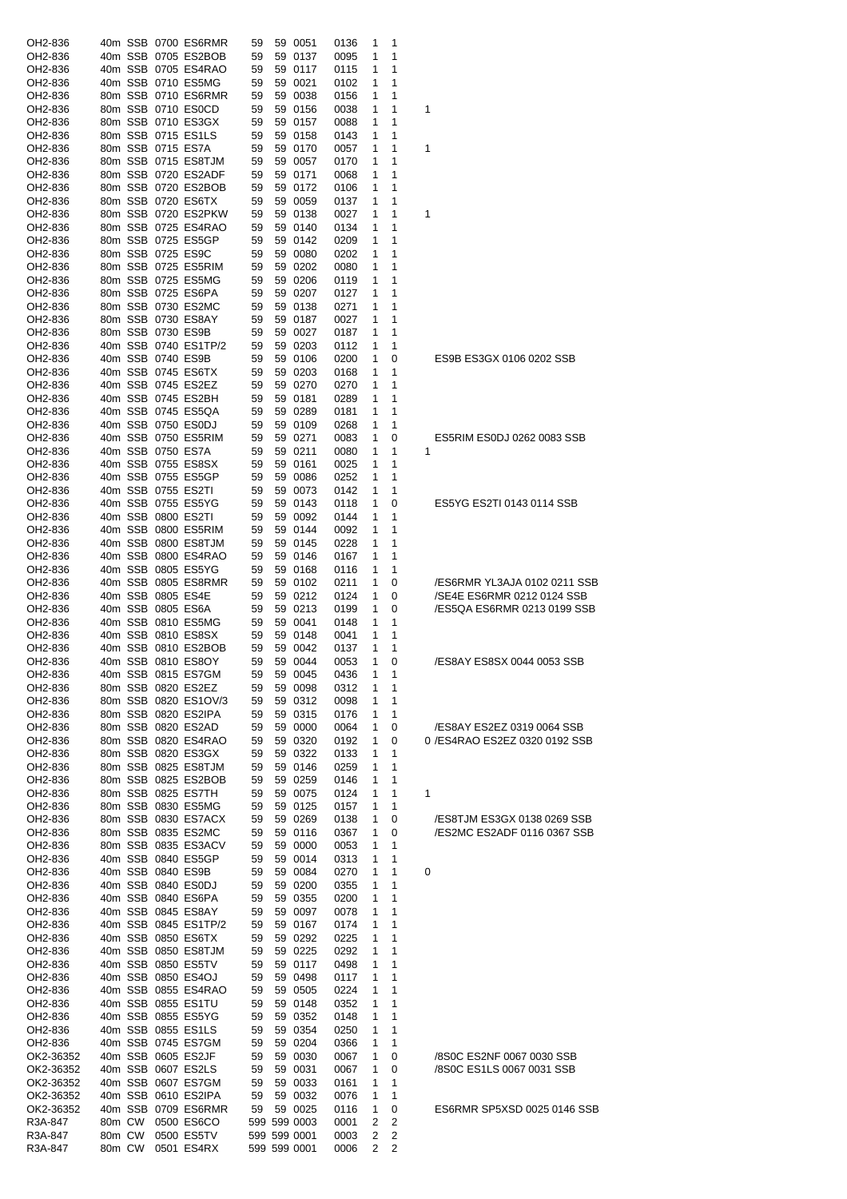| | | | | | | | | | | | | |
|---|---|---|---|---|---|---|---|---|---|---|---|---|
| OH2-836 | 40m | SSB | 0700 | ES6RMR | 59 | 59 | 0051 | 0136 | 1 | 1 | | |
| OH2-836 | 40m | SSB | 0705 | ES2BOB | 59 | 59 | 0137 | 0095 | 1 | 1 | | |
| OH2-836 | 40m | SSB | 0705 | ES4RAO | 59 | 59 | 0117 | 0115 | 1 | 1 | | |
| OH2-836 | 40m | SSB | 0710 | ES5MG | 59 | 59 | 0021 | 0102 | 1 | 1 | | |
| OH2-836 | 80m | SSB | 0710 | ES6RMR | 59 | 59 | 0038 | 0156 | 1 | 1 | | |
| OH2-836 | 80m | SSB | 0710 | ES0CD | 59 | 59 | 0156 | 0038 | 1 | 1 | 1 | |
| OH2-836 | 80m | SSB | 0710 | ES3GX | 59 | 59 | 0157 | 0088 | 1 | 1 | | |
| OH2-836 | 80m | SSB | 0715 | ES1LS | 59 | 59 | 0158 | 0143 | 1 | 1 | | |
| OH2-836 | 80m | SSB | 0715 | ES7A | 59 | 59 | 0170 | 0057 | 1 | 1 | 1 | |
| OH2-836 | 80m | SSB | 0715 | ES8TJM | 59 | 59 | 0057 | 0170 | 1 | 1 | | |
| OH2-836 | 80m | SSB | 0720 | ES2ADF | 59 | 59 | 0171 | 0068 | 1 | 1 | | |
| OH2-836 | 80m | SSB | 0720 | ES2BOB | 59 | 59 | 0172 | 0106 | 1 | 1 | | |
| OH2-836 | 80m | SSB | 0720 | ES6TX | 59 | 59 | 0059 | 0137 | 1 | 1 | | |
| OH2-836 | 80m | SSB | 0720 | ES2PKW | 59 | 59 | 0138 | 0027 | 1 | 1 | 1 | |
| OH2-836 | 80m | SSB | 0725 | ES4RAO | 59 | 59 | 0140 | 0134 | 1 | 1 | | |
| OH2-836 | 80m | SSB | 0725 | ES5GP | 59 | 59 | 0142 | 0209 | 1 | 1 | | |
| OH2-836 | 80m | SSB | 0725 | ES9C | 59 | 59 | 0080 | 0202 | 1 | 1 | | |
| OH2-836 | 80m | SSB | 0725 | ES5RIM | 59 | 59 | 0202 | 0080 | 1 | 1 | | |
| OH2-836 | 80m | SSB | 0725 | ES5MG | 59 | 59 | 0206 | 0119 | 1 | 1 | | |
| OH2-836 | 80m | SSB | 0725 | ES6PA | 59 | 59 | 0207 | 0127 | 1 | 1 | | |
| OH2-836 | 80m | SSB | 0730 | ES2MC | 59 | 59 | 0138 | 0271 | 1 | 1 | | |
| OH2-836 | 80m | SSB | 0730 | ES8AY | 59 | 59 | 0187 | 0027 | 1 | 1 | | |
| OH2-836 | 80m | SSB | 0730 | ES9B | 59 | 59 | 0027 | 0187 | 1 | 1 | | |
| OH2-836 | 40m | SSB | 0740 | ES1TP/2 | 59 | 59 | 0203 | 0112 | 1 | 1 | | |
| OH2-836 | 40m | SSB | 0740 | ES9B | 59 | 59 | 0106 | 0200 | 1 | 0 | | ES9B ES3GX 0106 0202 SSB |
| OH2-836 | 40m | SSB | 0745 | ES6TX | 59 | 59 | 0203 | 0168 | 1 | 1 | | |
| OH2-836 | 40m | SSB | 0745 | ES2EZ | 59 | 59 | 0270 | 0270 | 1 | 1 | | |
| OH2-836 | 40m | SSB | 0745 | ES2BH | 59 | 59 | 0181 | 0289 | 1 | 1 | | |
| OH2-836 | 40m | SSB | 0745 | ES5QA | 59 | 59 | 0289 | 0181 | 1 | 1 | | |
| OH2-836 | 40m | SSB | 0750 | ES0DJ | 59 | 59 | 0109 | 0268 | 1 | 1 | | |
| OH2-836 | 40m | SSB | 0750 | ES5RIM | 59 | 59 | 0271 | 0083 | 1 | 0 | | ES5RIM ES0DJ 0262 0083 SSB |
| OH2-836 | 40m | SSB | 0750 | ES7A | 59 | 59 | 0211 | 0080 | 1 | 1 | 1 | |
| OH2-836 | 40m | SSB | 0755 | ES8SX | 59 | 59 | 0161 | 0025 | 1 | 1 | | |
| OH2-836 | 40m | SSB | 0755 | ES5GP | 59 | 59 | 0086 | 0252 | 1 | 1 | | |
| OH2-836 | 40m | SSB | 0755 | ES2TI | 59 | 59 | 0073 | 0142 | 1 | 1 | | |
| OH2-836 | 40m | SSB | 0755 | ES5YG | 59 | 59 | 0143 | 0118 | 1 | 0 | | ES5YG ES2TI 0143 0114 SSB |
| OH2-836 | 40m | SSB | 0800 | ES2TI | 59 | 59 | 0092 | 0144 | 1 | 1 | | |
| OH2-836 | 40m | SSB | 0800 | ES5RIM | 59 | 59 | 0144 | 0092 | 1 | 1 | | |
| OH2-836 | 40m | SSB | 0800 | ES8TJM | 59 | 59 | 0145 | 0228 | 1 | 1 | | |
| OH2-836 | 40m | SSB | 0800 | ES4RAO | 59 | 59 | 0146 | 0167 | 1 | 1 | | |
| OH2-836 | 40m | SSB | 0805 | ES5YG | 59 | 59 | 0168 | 0116 | 1 | 1 | | |
| OH2-836 | 40m | SSB | 0805 | ES8RMR | 59 | 59 | 0102 | 0211 | 1 | 0 | | /ES6RMR YL3AJA 0102 0211 SSB |
| OH2-836 | 40m | SSB | 0805 | ES4E | 59 | 59 | 0212 | 0124 | 1 | 0 | | /SE4E ES6RMR 0212 0124 SSB |
| OH2-836 | 40m | SSB | 0805 | ES6A | 59 | 59 | 0213 | 0199 | 1 | 0 | | /ES5QA ES6RMR 0213 0199 SSB |
| OH2-836 | 40m | SSB | 0810 | ES5MG | 59 | 59 | 0041 | 0148 | 1 | 1 | | |
| OH2-836 | 40m | SSB | 0810 | ES8SX | 59 | 59 | 0148 | 0041 | 1 | 1 | | |
| OH2-836 | 40m | SSB | 0810 | ES2BOB | 59 | 59 | 0042 | 0137 | 1 | 1 | | |
| OH2-836 | 40m | SSB | 0810 | ES8OY | 59 | 59 | 0044 | 0053 | 1 | 0 | | /ES8AY ES8SX 0044 0053 SSB |
| OH2-836 | 40m | SSB | 0815 | ES7GM | 59 | 59 | 0045 | 0436 | 1 | 1 | | |
| OH2-836 | 80m | SSB | 0820 | ES2EZ | 59 | 59 | 0098 | 0312 | 1 | 1 | | |
| OH2-836 | 80m | SSB | 0820 | ES1OV/3 | 59 | 59 | 0312 | 0098 | 1 | 1 | | |
| OH2-836 | 80m | SSB | 0820 | ES2IPA | 59 | 59 | 0315 | 0176 | 1 | 1 | | |
| OH2-836 | 80m | SSB | 0820 | ES2AD | 59 | 59 | 0000 | 0064 | 1 | 0 | | /ES8AY ES2EZ 0319 0064 SSB |
| OH2-836 | 80m | SSB | 0820 | ES4RAO | 59 | 59 | 0320 | 0192 | 1 | 0 | 0 | /ES4RAO ES2EZ 0320 0192 SSB |
| OH2-836 | 80m | SSB | 0820 | ES3GX | 59 | 59 | 0322 | 0133 | 1 | 1 | | |
| OH2-836 | 80m | SSB | 0825 | ES8TJM | 59 | 59 | 0146 | 0259 | 1 | 1 | | |
| OH2-836 | 80m | SSB | 0825 | ES2BOB | 59 | 59 | 0259 | 0146 | 1 | 1 | | |
| OH2-836 | 80m | SSB | 0825 | ES7TH | 59 | 59 | 0075 | 0124 | 1 | 1 | 1 | |
| OH2-836 | 80m | SSB | 0830 | ES5MG | 59 | 59 | 0125 | 0157 | 1 | 1 | | |
| OH2-836 | 80m | SSB | 0830 | ES7ACX | 59 | 59 | 0269 | 0138 | 1 | 0 | | /ES8TJM ES3GX 0138 0269 SSB |
| OH2-836 | 80m | SSB | 0835 | ES2MC | 59 | 59 | 0116 | 0367 | 1 | 0 | | /ES2MC ES2ADF 0116 0367 SSB |
| OH2-836 | 80m | SSB | 0835 | ES3ACV | 59 | 59 | 0000 | 0053 | 1 | 1 | | |
| OH2-836 | 40m | SSB | 0840 | ES5GP | 59 | 59 | 0014 | 0313 | 1 | 1 | | |
| OH2-836 | 40m | SSB | 0840 | ES9B | 59 | 59 | 0084 | 0270 | 1 | 1 | 0 | |
| OH2-836 | 40m | SSB | 0840 | ES0DJ | 59 | 59 | 0200 | 0355 | 1 | 1 | | |
| OH2-836 | 40m | SSB | 0840 | ES6PA | 59 | 59 | 0355 | 0200 | 1 | 1 | | |
| OH2-836 | 40m | SSB | 0845 | ES8AY | 59 | 59 | 0097 | 0078 | 1 | 1 | | |
| OH2-836 | 40m | SSB | 0845 | ES1TP/2 | 59 | 59 | 0167 | 0174 | 1 | 1 | | |
| OH2-836 | 40m | SSB | 0850 | ES6TX | 59 | 59 | 0292 | 0225 | 1 | 1 | | |
| OH2-836 | 40m | SSB | 0850 | ES8TJM | 59 | 59 | 0225 | 0292 | 1 | 1 | | |
| OH2-836 | 40m | SSB | 0850 | ES5TV | 59 | 59 | 0117 | 0498 | 1 | 1 | | |
| OH2-836 | 40m | SSB | 0850 | ES4OJ | 59 | 59 | 0498 | 0117 | 1 | 1 | | |
| OH2-836 | 40m | SSB | 0855 | ES4RAO | 59 | 59 | 0505 | 0224 | 1 | 1 | | |
| OH2-836 | 40m | SSB | 0855 | ES1TU | 59 | 59 | 0148 | 0352 | 1 | 1 | | |
| OH2-836 | 40m | SSB | 0855 | ES5YG | 59 | 59 | 0352 | 0148 | 1 | 1 | | |
| OH2-836 | 40m | SSB | 0855 | ES1LS | 59 | 59 | 0354 | 0250 | 1 | 1 | | |
| OH2-836 | 40m | SSB | 0745 | ES7GM | 59 | 59 | 0204 | 0366 | 1 | 1 | | |
| OK2-36352 | 40m | SSB | 0605 | ES2JF | 59 | 59 | 0030 | 0067 | 1 | 0 | | /8S0C ES2NF 0067 0030 SSB |
| OK2-36352 | 40m | SSB | 0607 | ES2LS | 59 | 59 | 0031 | 0067 | 1 | 0 | | /8S0C ES1LS 0067 0031 SSB |
| OK2-36352 | 40m | SSB | 0607 | ES7GM | 59 | 59 | 0033 | 0161 | 1 | 1 | | |
| OK2-36352 | 40m | SSB | 0610 | ES2IPA | 59 | 59 | 0032 | 0076 | 1 | 1 | | |
| OK2-36352 | 40m | SSB | 0709 | ES6RMR | 59 | 59 | 0025 | 0116 | 1 | 0 | | ES6RMR SP5XSD 0025 0146 SSB |
| R3A-847 | 80m | CW | 0500 | ES6CO | 599 | 599 | 0003 | 0001 | 2 | 2 | | |
| R3A-847 | 80m | CW | 0500 | ES5TV | 599 | 599 | 0001 | 0003 | 2 | 2 | | |
| R3A-847 | 80m | CW | 0501 | ES4RX | 599 | 599 | 0001 | 0006 | 2 | 2 | | |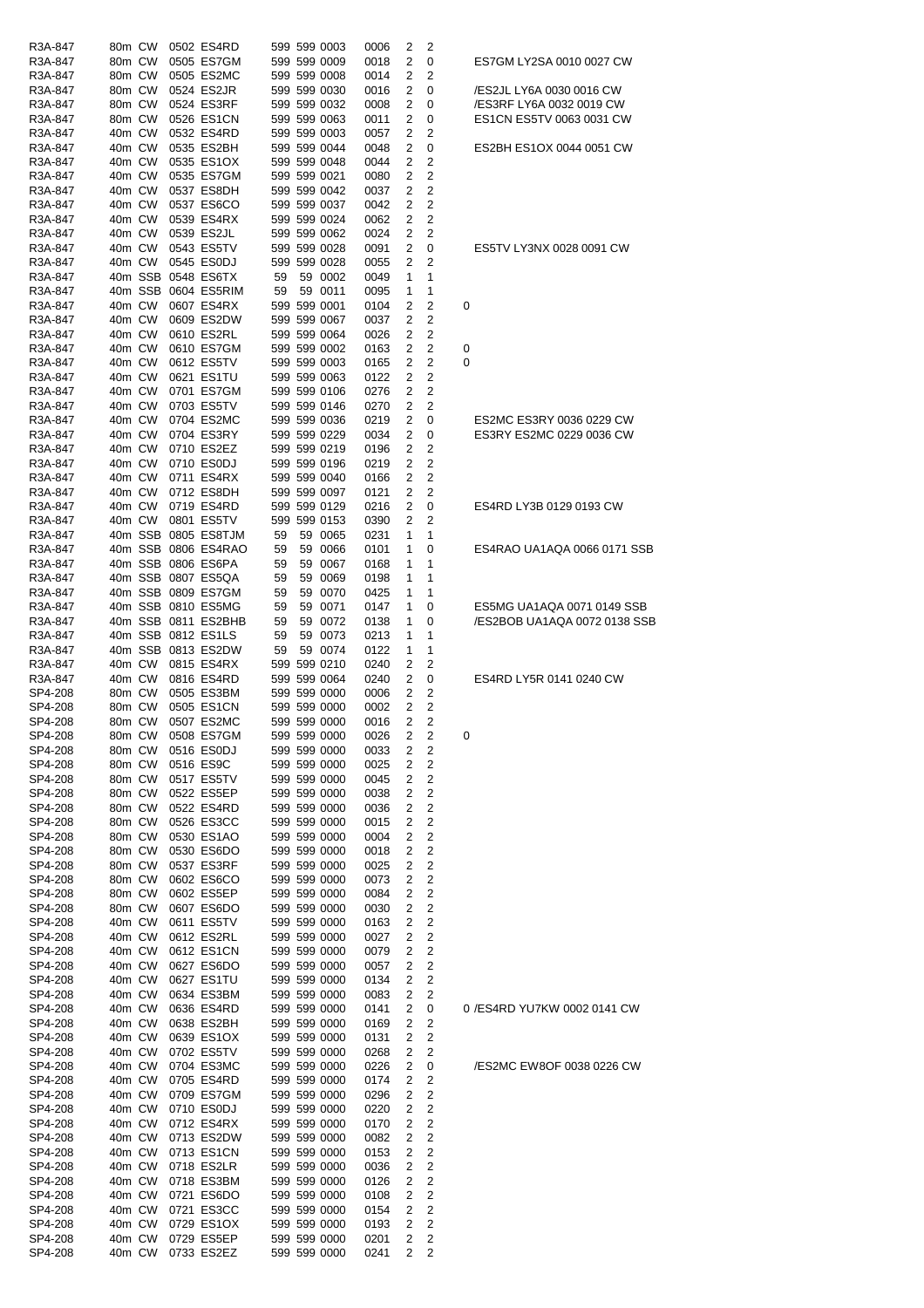```
R3A-847    80m CW    0502 ES4RD       599 599 0003     0006   2   2
R3A-847    80m CW    0505 ES7GM       599 599 0009     0018   2   0      ES7GM LY2SA 0010 0027 CW
R3A-847    80m CW    0505 ES2MC       599 599 0008     0014   2   2
R3A-847    80m CW    0524 ES2JR       599 599 0030     0016   2   0      /ES2JL LY6A 0030 0016 CW
R3A-847    80m CW    0524 ES3RF       599 599 0032     0008   2   0      /ES3RF LY6A 0032 0019 CW
R3A-847    80m CW    0526 ES1CN       599 599 0063     0011   2   0      ES1CN ES5TV 0063 0031 CW
R3A-847    40m CW    0532 ES4RD       599 599 0003     0057   2   2
R3A-847    40m CW    0535 ES2BH       599 599 0044     0048   2   0      ES2BH ES1OX 0044 0051 CW
R3A-847    40m CW    0535 ES1OX       599 599 0048     0044   2   2
R3A-847    40m CW    0535 ES7GM       599 599 0021     0080   2   2
R3A-847    40m CW    0537 ES8DH       599 599 0042     0037   2   2
R3A-847    40m CW    0537 ES6CO       599 599 0037     0042   2   2
R3A-847    40m CW    0539 ES4RX       599 599 0024     0062   2   2
R3A-847    40m CW    0539 ES2JL       599 599 0062     0024   2   2
R3A-847    40m CW    0543 ES5TV       599 599 0028     0091   2   0      ES5TV LY3NX 0028 0091 CW
R3A-847    40m CW    0545 ES0DJ       599 599 0028     0055   2   2
R3A-847    40m SSB   0548 ES6TX       59  59  0002     0049   1   1
R3A-847    40m SSB   0604 ES5RIM      59  59  0011     0095   1   1
R3A-847    40m CW    0607 ES4RX       599 599 0001     0104   2   2   0
R3A-847    40m CW    0609 ES2DW       599 599 0067     0037   2   2
R3A-847    40m CW    0610 ES2RL       599 599 0064     0026   2   2
R3A-847    40m CW    0610 ES7GM       599 599 0002     0163   2   2   0
R3A-847    40m CW    0612 ES5TV       599 599 0003     0165   2   2   0
R3A-847    40m CW    0621 ES1TU       599 599 0063     0122   2   2
R3A-847    40m CW    0701 ES7GM       599 599 0106     0276   2   2
R3A-847    40m CW    0703 ES5TV       599 599 0146     0270   2   2
R3A-847    40m CW    0704 ES2MC       599 599 0036     0219   2   0      ES2MC ES3RY 0036 0229 CW
R3A-847    40m CW    0704 ES3RY       599 599 0229     0034   2   0      ES3RY ES2MC 0229 0036 CW
R3A-847    40m CW    0710 ES2EZ       599 599 0219     0196   2   2
R3A-847    40m CW    0710 ES0DJ       599 599 0196     0219   2   2
R3A-847    40m CW    0711 ES4RX       599 599 0040     0166   2   2
R3A-847    40m CW    0712 ES8DH       599 599 0097     0121   2   2
R3A-847    40m CW    0719 ES4RD       599 599 0129     0216   2   0      ES4RD LY3B 0129 0193 CW
R3A-847    40m CW    0801 ES5TV       599 599 0153     0390   2   2
R3A-847    40m SSB   0805 ES8TJM      59  59  0065     0231   1   1
R3A-847    40m SSB   0806 ES4RAO      59  59  0066     0101   1   0      ES4RAO UA1AQA 0066 0171 SSB
R3A-847    40m SSB   0806 ES6PA       59  59  0067     0168   1   1
R3A-847    40m SSB   0807 ES5QA       59  59  0069     0198   1   1
R3A-847    40m SSB   0809 ES7GM       59  59  0070     0425   1   1
R3A-847    40m SSB   0810 ES5MG       59  59  0071     0147   1   0      ES5MG UA1AQA 0071 0149 SSB
R3A-847    40m SSB   0811 ES2BHB      59  59  0072     0138   1   0      /ES2BOB UA1AQA 0072 0138 SSB
R3A-847    40m SSB   0812 ES1LS       59  59  0073     0213   1   1
R3A-847    40m SSB   0813 ES2DW       59  59  0074     0122   1   1
R3A-847    40m CW    0815 ES4RX       599 599 0210     0240   2   2
R3A-847    40m CW    0816 ES4RD       599 599 0064     0240   2   0      ES4RD LY5R 0141 0240 CW
SP4-208    80m CW    0505 ES3BM       599 599 0000     0006   2   2
SP4-208    80m CW    0505 ES1CN       599 599 0000     0002   2   2
SP4-208    80m CW    0507 ES2MC       599 599 0000     0016   2   2
SP4-208    80m CW    0508 ES7GM       599 599 0000     0026   2   2   0
SP4-208    80m CW    0516 ES0DJ       599 599 0000     0033   2   2
SP4-208    80m CW    0516 ES9C        599 599 0000     0025   2   2
SP4-208    80m CW    0517 ES5TV       599 599 0000     0045   2   2
SP4-208    80m CW    0522 ES5EP       599 599 0000     0038   2   2
SP4-208    80m CW    0522 ES4RD       599 599 0000     0036   2   2
SP4-208    80m CW    0526 ES3CC       599 599 0000     0015   2   2
SP4-208    80m CW    0530 ES1AO       599 599 0000     0004   2   2
SP4-208    80m CW    0530 ES6DO       599 599 0000     0018   2   2
SP4-208    80m CW    0537 ES3RF       599 599 0000     0025   2   2
SP4-208    80m CW    0602 ES6CO       599 599 0000     0073   2   2
SP4-208    80m CW    0602 ES5EP       599 599 0000     0084   2   2
SP4-208    80m CW    0607 ES6DO       599 599 0000     0030   2   2
SP4-208    40m CW    0611 ES5TV       599 599 0000     0163   2   2
SP4-208    40m CW    0612 ES2RL       599 599 0000     0027   2   2
SP4-208    40m CW    0612 ES1CN       599 599 0000     0079   2   2
SP4-208    40m CW    0627 ES6DO       599 599 0000     0057   2   2
SP4-208    40m CW    0627 ES1TU       599 599 0000     0134   2   2
SP4-208    40m CW    0634 ES3BM       599 599 0000     0083   2   2
SP4-208    40m CW    0636 ES4RD       599 599 0000     0141   2   0   0 /ES4RD YU7KW 0002 0141 CW
SP4-208    40m CW    0638 ES2BH       599 599 0000     0169   2   2
SP4-208    40m CW    0639 ES1OX       599 599 0000     0131   2   2
SP4-208    40m CW    0702 ES5TV       599 599 0000     0268   2   2
SP4-208    40m CW    0704 ES3MC       599 599 0000     0226   2   0      /ES2MC EW8OF 0038 0226 CW
SP4-208    40m CW    0705 ES4RD       599 599 0000     0174   2   2
SP4-208    40m CW    0709 ES7GM       599 599 0000     0296   2   2
SP4-208    40m CW    0710 ES0DJ       599 599 0000     0220   2   2
SP4-208    40m CW    0712 ES4RX       599 599 0000     0170   2   2
SP4-208    40m CW    0713 ES2DW       599 599 0000     0082   2   2
SP4-208    40m CW    0713 ES1CN       599 599 0000     0153   2   2
SP4-208    40m CW    0718 ES2LR       599 599 0000     0036   2   2
SP4-208    40m CW    0718 ES3BM       599 599 0000     0126   2   2
SP4-208    40m CW    0721 ES6DO       599 599 0000     0108   2   2
SP4-208    40m CW    0721 ES3CC       599 599 0000     0154   2   2
SP4-208    40m CW    0729 ES1OX       599 599 0000     0193   2   2
SP4-208    40m CW    0729 ES5EP       599 599 0000     0201   2   2
SP4-208    40m CW    0733 ES2EZ       599 599 0000     0241   2   2
```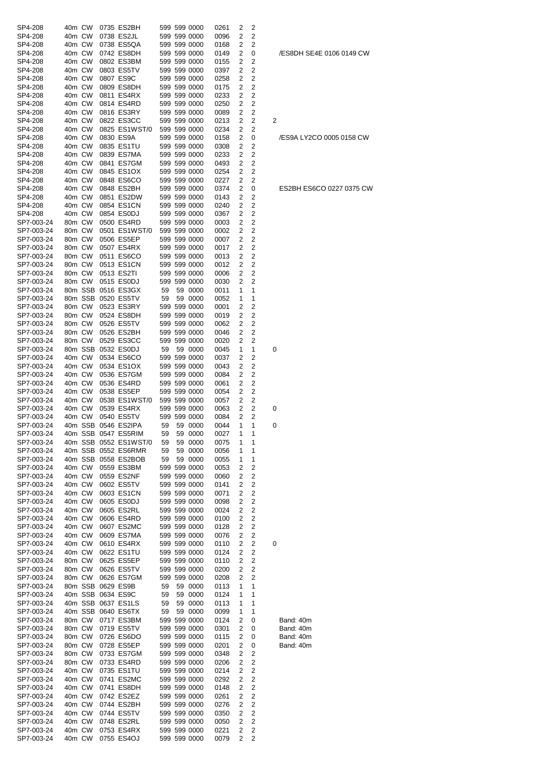| | | | | | | | | | | | | |
|---|---|---|---|---|---|---|---|---|---|---|---|---|
| SP4-208 | 40m | CW | 0735 | ES2BH | 599 | 599 | 0000 | 0261 | 2 | 2 | | |
| SP4-208 | 40m | CW | 0738 | ES2JL | 599 | 599 | 0000 | 0096 | 2 | 2 | | |
| SP4-208 | 40m | CW | 0738 | ES5QA | 599 | 599 | 0000 | 0168 | 2 | 2 | | |
| SP4-208 | 40m | CW | 0742 | ES8DH | 599 | 599 | 0000 | 0149 | 2 | 0 | | /ES8DH SE4E 0106 0149 CW |
| SP4-208 | 40m | CW | 0802 | ES3BM | 599 | 599 | 0000 | 0155 | 2 | 2 | | |
| SP4-208 | 40m | CW | 0803 | ES5TV | 599 | 599 | 0000 | 0397 | 2 | 2 | | |
| SP4-208 | 40m | CW | 0807 | ES9C | 599 | 599 | 0000 | 0258 | 2 | 2 | | |
| SP4-208 | 40m | CW | 0809 | ES8DH | 599 | 599 | 0000 | 0175 | 2 | 2 | | |
| SP4-208 | 40m | CW | 0811 | ES4RX | 599 | 599 | 0000 | 0233 | 2 | 2 | | |
| SP4-208 | 40m | CW | 0814 | ES4RD | 599 | 599 | 0000 | 0250 | 2 | 2 | | |
| SP4-208 | 40m | CW | 0816 | ES3RY | 599 | 599 | 0000 | 0089 | 2 | 2 | | |
| SP4-208 | 40m | CW | 0822 | ES3CC | 599 | 599 | 0000 | 0213 | 2 | 2 | 2 | |
| SP4-208 | 40m | CW | 0825 | ES1WST/0 | 599 | 599 | 0000 | 0234 | 2 | 2 | | |
| SP4-208 | 40m | CW | 0830 | ES9A | 599 | 599 | 0000 | 0158 | 2 | 0 | | /ES9A LY2CO 0005 0158 CW |
| SP4-208 | 40m | CW | 0835 | ES1TU | 599 | 599 | 0000 | 0308 | 2 | 2 | | |
| SP4-208 | 40m | CW | 0839 | ES7MA | 599 | 599 | 0000 | 0233 | 2 | 2 | | |
| SP4-208 | 40m | CW | 0841 | ES7GM | 599 | 599 | 0000 | 0493 | 2 | 2 | | |
| SP4-208 | 40m | CW | 0845 | ES1OX | 599 | 599 | 0000 | 0254 | 2 | 2 | | |
| SP4-208 | 40m | CW | 0848 | ES6CO | 599 | 599 | 0000 | 0227 | 2 | 2 | | |
| SP4-208 | 40m | CW | 0848 | ES2BH | 599 | 599 | 0000 | 0374 | 2 | 0 | | ES2BH ES6CO 0227 0375 CW |
| SP4-208 | 40m | CW | 0851 | ES2DW | 599 | 599 | 0000 | 0143 | 2 | 2 | | |
| SP4-208 | 40m | CW | 0854 | ES1CN | 599 | 599 | 0000 | 0240 | 2 | 2 | | |
| SP4-208 | 40m | CW | 0854 | ES0DJ | 599 | 599 | 0000 | 0367 | 2 | 2 | | |
| SP7-003-24 | 80m | CW | 0500 | ES4RD | 599 | 599 | 0000 | 0003 | 2 | 2 | | |
| SP7-003-24 | 80m | CW | 0501 | ES1WST/0 | 599 | 599 | 0000 | 0002 | 2 | 2 | | |
| SP7-003-24 | 80m | CW | 0506 | ES5EP | 599 | 599 | 0000 | 0007 | 2 | 2 | | |
| SP7-003-24 | 80m | CW | 0507 | ES4RX | 599 | 599 | 0000 | 0017 | 2 | 2 | | |
| SP7-003-24 | 80m | CW | 0511 | ES6CO | 599 | 599 | 0000 | 0013 | 2 | 2 | | |
| SP7-003-24 | 80m | CW | 0513 | ES1CN | 599 | 599 | 0000 | 0012 | 2 | 2 | | |
| SP7-003-24 | 80m | CW | 0513 | ES2TI | 599 | 599 | 0000 | 0006 | 2 | 2 | | |
| SP7-003-24 | 80m | CW | 0515 | ES0DJ | 599 | 599 | 0000 | 0030 | 2 | 2 | | |
| SP7-003-24 | 80m | SSB | 0516 | ES3GX | 59 | 59 | 0000 | 0011 | 1 | 1 | | |
| SP7-003-24 | 80m | SSB | 0520 | ES5TV | 59 | 59 | 0000 | 0052 | 1 | 1 | | |
| SP7-003-24 | 80m | CW | 0523 | ES3RY | 599 | 599 | 0000 | 0001 | 2 | 2 | | |
| SP7-003-24 | 80m | CW | 0524 | ES8DH | 599 | 599 | 0000 | 0019 | 2 | 2 | | |
| SP7-003-24 | 80m | CW | 0526 | ES5TV | 599 | 599 | 0000 | 0062 | 2 | 2 | | |
| SP7-003-24 | 80m | CW | 0526 | ES2BH | 599 | 599 | 0000 | 0046 | 2 | 2 | | |
| SP7-003-24 | 80m | CW | 0529 | ES3CC | 599 | 599 | 0000 | 0020 | 2 | 2 | | |
| SP7-003-24 | 80m | SSB | 0532 | ES0DJ | 59 | 59 | 0000 | 0045 | 1 | 1 | 0 | |
| SP7-003-24 | 40m | CW | 0534 | ES6CO | 599 | 599 | 0000 | 0037 | 2 | 2 | | |
| SP7-003-24 | 40m | CW | 0534 | ES1OX | 599 | 599 | 0000 | 0043 | 2 | 2 | | |
| SP7-003-24 | 40m | CW | 0536 | ES7GM | 599 | 599 | 0000 | 0084 | 2 | 2 | | |
| SP7-003-24 | 40m | CW | 0536 | ES4RD | 599 | 599 | 0000 | 0061 | 2 | 2 | | |
| SP7-003-24 | 40m | CW | 0538 | ES5EP | 599 | 599 | 0000 | 0054 | 2 | 2 | | |
| SP7-003-24 | 40m | CW | 0538 | ES1WST/0 | 599 | 599 | 0000 | 0057 | 2 | 2 | | |
| SP7-003-24 | 40m | CW | 0539 | ES4RX | 599 | 599 | 0000 | 0063 | 2 | 2 | 0 | |
| SP7-003-24 | 40m | CW | 0540 | ES5TV | 599 | 599 | 0000 | 0084 | 2 | 2 | | |
| SP7-003-24 | 40m | SSB | 0546 | ES2IPA | 59 | 59 | 0000 | 0044 | 1 | 1 | 0 | |
| SP7-003-24 | 40m | SSB | 0547 | ES5RIM | 59 | 59 | 0000 | 0027 | 1 | 1 | | |
| SP7-003-24 | 40m | SSB | 0552 | ES1WST/0 | 59 | 59 | 0000 | 0075 | 1 | 1 | | |
| SP7-003-24 | 40m | SSB | 0552 | ES6RMR | 59 | 59 | 0000 | 0056 | 1 | 1 | | |
| SP7-003-24 | 40m | SSB | 0558 | ES2BOB | 59 | 59 | 0000 | 0055 | 1 | 1 | | |
| SP7-003-24 | 40m | CW | 0559 | ES3BM | 599 | 599 | 0000 | 0053 | 2 | 2 | | |
| SP7-003-24 | 40m | CW | 0559 | ES2NF | 599 | 599 | 0000 | 0060 | 2 | 2 | | |
| SP7-003-24 | 40m | CW | 0602 | ES5TV | 599 | 599 | 0000 | 0141 | 2 | 2 | | |
| SP7-003-24 | 40m | CW | 0603 | ES1CN | 599 | 599 | 0000 | 0071 | 2 | 2 | | |
| SP7-003-24 | 40m | CW | 0605 | ES0DJ | 599 | 599 | 0000 | 0098 | 2 | 2 | | |
| SP7-003-24 | 40m | CW | 0605 | ES2RL | 599 | 599 | 0000 | 0024 | 2 | 2 | | |
| SP7-003-24 | 40m | CW | 0606 | ES4RD | 599 | 599 | 0000 | 0100 | 2 | 2 | | |
| SP7-003-24 | 40m | CW | 0607 | ES2MC | 599 | 599 | 0000 | 0128 | 2 | 2 | | |
| SP7-003-24 | 40m | CW | 0609 | ES7MA | 599 | 599 | 0000 | 0076 | 2 | 2 | | |
| SP7-003-24 | 40m | CW | 0610 | ES4RX | 599 | 599 | 0000 | 0110 | 2 | 2 | 0 | |
| SP7-003-24 | 40m | CW | 0622 | ES1TU | 599 | 599 | 0000 | 0124 | 2 | 2 | | |
| SP7-003-24 | 80m | CW | 0625 | ES5EP | 599 | 599 | 0000 | 0110 | 2 | 2 | | |
| SP7-003-24 | 80m | CW | 0626 | ES5TV | 599 | 599 | 0000 | 0200 | 2 | 2 | | |
| SP7-003-24 | 80m | CW | 0626 | ES7GM | 599 | 599 | 0000 | 0208 | 2 | 2 | | |
| SP7-003-24 | 80m | SSB | 0629 | ES9B | 59 | 59 | 0000 | 0113 | 1 | 1 | | |
| SP7-003-24 | 40m | SSB | 0634 | ES9C | 59 | 59 | 0000 | 0124 | 1 | 1 | | |
| SP7-003-24 | 40m | SSB | 0637 | ES1LS | 59 | 59 | 0000 | 0113 | 1 | 1 | | |
| SP7-003-24 | 40m | SSB | 0640 | ES6TX | 59 | 59 | 0000 | 0099 | 1 | 1 | | |
| SP7-003-24 | 80m | CW | 0717 | ES3BM | 599 | 599 | 0000 | 0124 | 2 | 0 | | Band: 40m |
| SP7-003-24 | 80m | CW | 0719 | ES5TV | 599 | 599 | 0000 | 0301 | 2 | 0 | | Band: 40m |
| SP7-003-24 | 80m | CW | 0726 | ES6DO | 599 | 599 | 0000 | 0115 | 2 | 0 | | Band: 40m |
| SP7-003-24 | 80m | CW | 0728 | ES5EP | 599 | 599 | 0000 | 0201 | 2 | 0 | | Band: 40m |
| SP7-003-24 | 80m | CW | 0733 | ES7GM | 599 | 599 | 0000 | 0348 | 2 | 2 | | |
| SP7-003-24 | 80m | CW | 0733 | ES4RD | 599 | 599 | 0000 | 0206 | 2 | 2 | | |
| SP7-003-24 | 40m | CW | 0735 | ES1TU | 599 | 599 | 0000 | 0214 | 2 | 2 | | |
| SP7-003-24 | 40m | CW | 0741 | ES2MC | 599 | 599 | 0000 | 0292 | 2 | 2 | | |
| SP7-003-24 | 40m | CW | 0741 | ES8DH | 599 | 599 | 0000 | 0148 | 2 | 2 | | |
| SP7-003-24 | 40m | CW | 0742 | ES2EZ | 599 | 599 | 0000 | 0261 | 2 | 2 | | |
| SP7-003-24 | 40m | CW | 0744 | ES2BH | 599 | 599 | 0000 | 0276 | 2 | 2 | | |
| SP7-003-24 | 40m | CW | 0744 | ES5TV | 599 | 599 | 0000 | 0350 | 2 | 2 | | |
| SP7-003-24 | 40m | CW | 0748 | ES2RL | 599 | 599 | 0000 | 0050 | 2 | 2 | | |
| SP7-003-24 | 40m | CW | 0753 | ES4RX | 599 | 599 | 0000 | 0221 | 2 | 2 | | |
| SP7-003-24 | 40m | CW | 0755 | ES4OJ | 599 | 599 | 0000 | 0079 | 2 | 2 | | |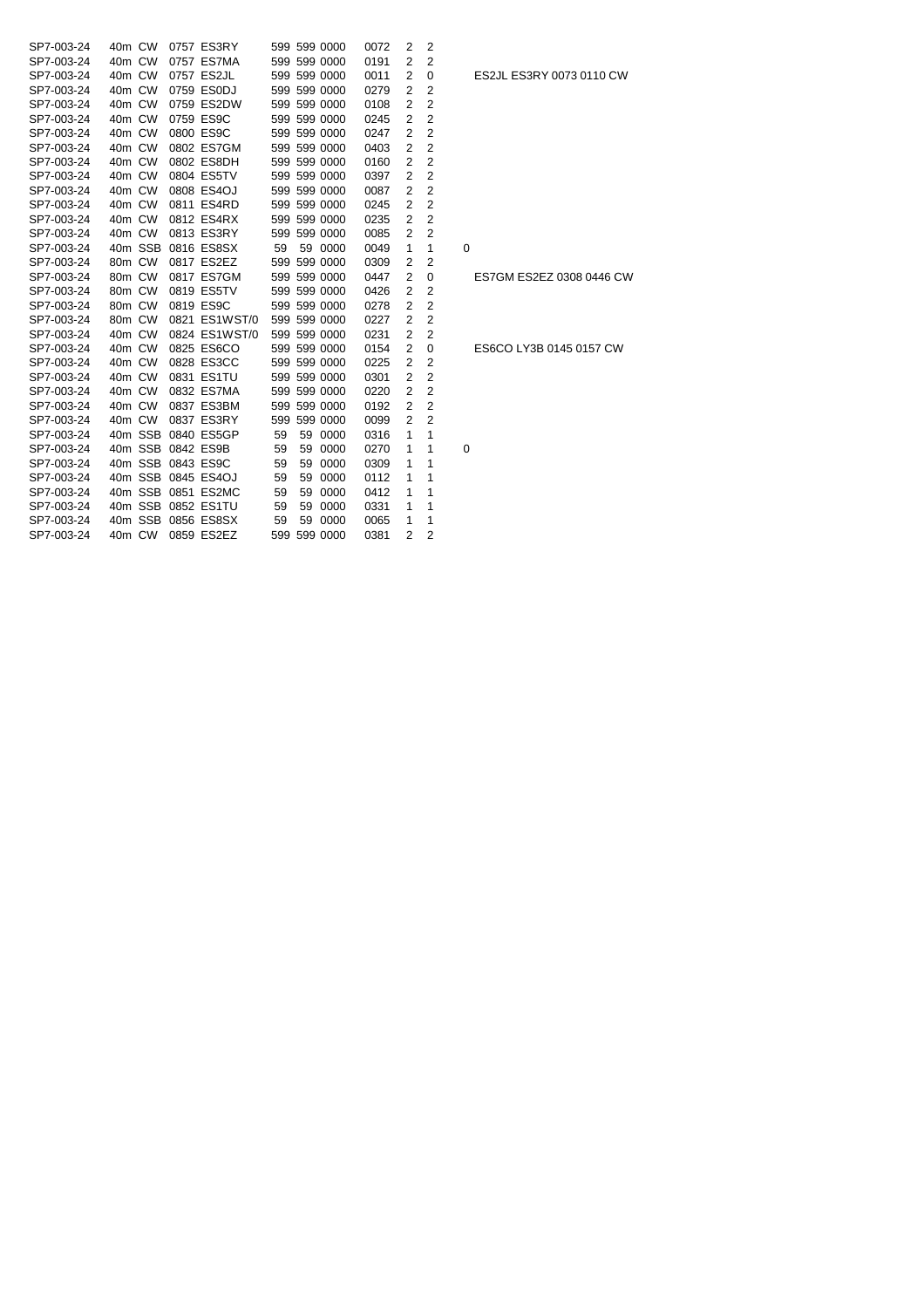| | | | | | | | | | | | | |
|---|---|---|---|---|---|---|---|---|---|---|---|---|
| SP7-003-24 | 40m | CW | 0757 | ES3RY | 599 | 599 | 0000 | 0072 | 2 | 2 | | |
| SP7-003-24 | 40m | CW | 0757 | ES7MA | 599 | 599 | 0000 | 0191 | 2 | 2 | | |
| SP7-003-24 | 40m | CW | 0757 | ES2JL | 599 | 599 | 0000 | 0011 | 2 | 0 | | ES2JL ES3RY 0073 0110 CW |
| SP7-003-24 | 40m | CW | 0759 | ES0DJ | 599 | 599 | 0000 | 0279 | 2 | 2 | | |
| SP7-003-24 | 40m | CW | 0759 | ES2DW | 599 | 599 | 0000 | 0108 | 2 | 2 | | |
| SP7-003-24 | 40m | CW | 0759 | ES9C | 599 | 599 | 0000 | 0245 | 2 | 2 | | |
| SP7-003-24 | 40m | CW | 0800 | ES9C | 599 | 599 | 0000 | 0247 | 2 | 2 | | |
| SP7-003-24 | 40m | CW | 0802 | ES7GM | 599 | 599 | 0000 | 0403 | 2 | 2 | | |
| SP7-003-24 | 40m | CW | 0802 | ES8DH | 599 | 599 | 0000 | 0160 | 2 | 2 | | |
| SP7-003-24 | 40m | CW | 0804 | ES5TV | 599 | 599 | 0000 | 0397 | 2 | 2 | | |
| SP7-003-24 | 40m | CW | 0808 | ES4OJ | 599 | 599 | 0000 | 0087 | 2 | 2 | | |
| SP7-003-24 | 40m | CW | 0811 | ES4RD | 599 | 599 | 0000 | 0245 | 2 | 2 | | |
| SP7-003-24 | 40m | CW | 0812 | ES4RX | 599 | 599 | 0000 | 0235 | 2 | 2 | | |
| SP7-003-24 | 40m | CW | 0813 | ES3RY | 599 | 599 | 0000 | 0085 | 2 | 2 | | |
| SP7-003-24 | 40m | SSB | 0816 | ES8SX | 59 | 59 | 0000 | 0049 | 1 | 1 | 0 | |
| SP7-003-24 | 80m | CW | 0817 | ES2EZ | 599 | 599 | 0000 | 0309 | 2 | 2 | | |
| SP7-003-24 | 80m | CW | 0817 | ES7GM | 599 | 599 | 0000 | 0447 | 2 | 0 | | ES7GM ES2EZ 0308 0446 CW |
| SP7-003-24 | 80m | CW | 0819 | ES5TV | 599 | 599 | 0000 | 0426 | 2 | 2 | | |
| SP7-003-24 | 80m | CW | 0819 | ES9C | 599 | 599 | 0000 | 0278 | 2 | 2 | | |
| SP7-003-24 | 80m | CW | 0821 | ES1WST/0 | 599 | 599 | 0000 | 0227 | 2 | 2 | | |
| SP7-003-24 | 40m | CW | 0824 | ES1WST/0 | 599 | 599 | 0000 | 0231 | 2 | 2 | | |
| SP7-003-24 | 40m | CW | 0825 | ES6CO | 599 | 599 | 0000 | 0154 | 2 | 0 | | ES6CO LY3B 0145 0157 CW |
| SP7-003-24 | 40m | CW | 0828 | ES3CC | 599 | 599 | 0000 | 0225 | 2 | 2 | | |
| SP7-003-24 | 40m | CW | 0831 | ES1TU | 599 | 599 | 0000 | 0301 | 2 | 2 | | |
| SP7-003-24 | 40m | CW | 0832 | ES7MA | 599 | 599 | 0000 | 0220 | 2 | 2 | | |
| SP7-003-24 | 40m | CW | 0837 | ES3BM | 599 | 599 | 0000 | 0192 | 2 | 2 | | |
| SP7-003-24 | 40m | CW | 0837 | ES3RY | 599 | 599 | 0000 | 0099 | 2 | 2 | | |
| SP7-003-24 | 40m | SSB | 0840 | ES5GP | 59 | 59 | 0000 | 0316 | 1 | 1 | | |
| SP7-003-24 | 40m | SSB | 0842 | ES9B | 59 | 59 | 0000 | 0270 | 1 | 1 | 0 | |
| SP7-003-24 | 40m | SSB | 0843 | ES9C | 59 | 59 | 0000 | 0309 | 1 | 1 | | |
| SP7-003-24 | 40m | SSB | 0845 | ES4OJ | 59 | 59 | 0000 | 0112 | 1 | 1 | | |
| SP7-003-24 | 40m | SSB | 0851 | ES2MC | 59 | 59 | 0000 | 0412 | 1 | 1 | | |
| SP7-003-24 | 40m | SSB | 0852 | ES1TU | 59 | 59 | 0000 | 0331 | 1 | 1 | | |
| SP7-003-24 | 40m | SSB | 0856 | ES8SX | 59 | 59 | 0000 | 0065 | 1 | 1 | | |
| SP7-003-24 | 40m | CW | 0859 | ES2EZ | 599 | 599 | 0000 | 0381 | 2 | 2 | | |